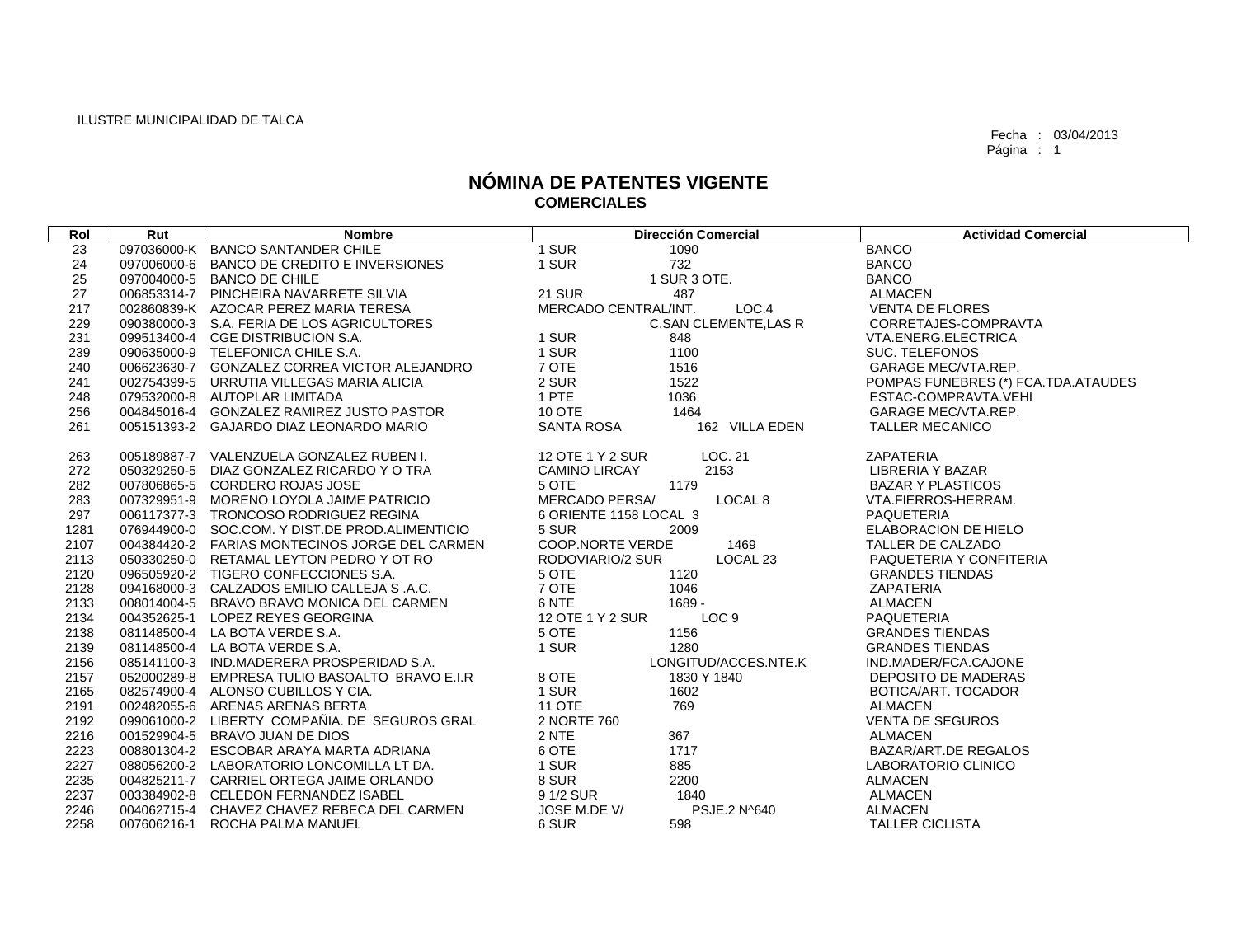ILUSTRE MUNICIPALIDAD DE TALCA

Fecha : 03/04/2013

# NÓMINA DE PATENTES VIGENTE
## COMERCIALES

| Rol | Rut | Nombre | Dirección Comercial | Actividad Comercial |
|---|---|---|---|---|
| 23 | 097036000-K | BANCO SANTANDER CHILE | 1 SUR 1090 | BANCO |
| 24 | 097006000-6 | BANCO DE CREDITO E INVERSIONES | 1 SUR 732 | BANCO |
| 25 | 097004000-5 | BANCO DE CHILE | 1 SUR 3 OTE. | BANCO |
| 27 | 006853314-7 | PINCHEIRA NAVARRETE SILVIA | 21 SUR 487 | ALMACEN |
| 217 | 002860839-K | AZOCAR PEREZ MARIA TERESA | MERCADO CENTRAL/INT. LOC.4 | VENTA DE FLORES |
| 229 | 090380000-3 | S.A. FERIA DE LOS AGRICULTORES | C.SAN CLEMENTE,LAS R | CORRETAJES-COMPRAVTA |
| 231 | 099513400-4 | CGE DISTRIBUCION S.A. | 1 SUR 848 | VTA.ENERG.ELECTRICA |
| 239 | 090635000-9 | TELEFONICA CHILE S.A. | 1 SUR 1100 | SUC. TELEFONOS |
| 240 | 006623630-7 | GONZALEZ CORREA VICTOR ALEJANDRO | 7 OTE 1516 | GARAGE MEC/VTA.REP. |
| 241 | 002754399-5 | URRUTIA VILLEGAS MARIA ALICIA | 2 SUR 1522 | POMPAS FUNEBRES (*) FCA.TDA.ATAUDES |
| 248 | 079532000-8 | AUTOPLAR LIMITADA | 1 PTE 1036 | ESTAC-COMPRAVTA.VEHI |
| 256 | 004845016-4 | GONZALEZ RAMIREZ JUSTO PASTOR | 10 OTE 1464 | GARAGE MEC/VTA.REP. |
| 261 | 005151393-2 | GAJARDO DIAZ LEONARDO MARIO | SANTA ROSA 162 VILLA EDEN | TALLER MECANICO |
| 263 | 005189887-7 | VALENZUELA GONZALEZ RUBEN I. | 12 OTE 1 Y 2 SUR LOC. 21 | ZAPATERIA |
| 272 | 050329250-5 | DIAZ GONZALEZ RICARDO Y O TRA | CAMINO LIRCAY 2153 | LIBRERIA Y BAZAR |
| 282 | 007806865-5 | CORDERO ROJAS JOSE | 5 OTE 1179 | BAZAR Y PLASTICOS |
| 283 | 007329951-9 | MORENO LOYOLA JAIME PATRICIO | MERCADO PERSA/ LOCAL 8 | VTA.FIERROS-HERRAM. |
| 297 | 006117377-3 | TRONCOSO RODRIGUEZ REGINA | 6 ORIENTE 1158 LOCAL 3 | PAQUETERIA |
| 1281 | 076944900-0 | SOC.COM. Y DIST.DE PROD.ALIMENTICIO | 5 SUR 2009 | ELABORACION DE HIELO |
| 2107 | 004384420-2 | FARIAS MONTECINOS JORGE DEL CARMEN | COOP.NORTE VERDE 1469 | TALLER DE CALZADO |
| 2113 | 050330250-0 | RETAMAL LEYTON PEDRO Y OT RO | RODOVIARIO/2 SUR LOCAL 23 | PAQUETERIA Y CONFITERIA |
| 2120 | 096505920-2 | TIGERO CONFECCIONES S.A. | 5 OTE 1120 | GRANDES TIENDAS |
| 2128 | 094168000-3 | CALZADOS EMILIO CALLEJA S .A.C. | 7 OTE 1046 | ZAPATERIA |
| 2133 | 008014004-5 | BRAVO BRAVO MONICA DEL CARMEN | 6 NTE 1689 - | ALMACEN |
| 2134 | 004352625-1 | LOPEZ REYES GEORGINA | 12 OTE 1 Y 2 SUR LOC 9 | PAQUETERIA |
| 2138 | 081148500-4 | LA BOTA VERDE S.A. | 5 OTE 1156 | GRANDES TIENDAS |
| 2139 | 081148500-4 | LA BOTA VERDE S.A. | 1 SUR 1280 | GRANDES TIENDAS |
| 2156 | 085141100-3 | IND.MADERERA PROSPERIDAD S.A. | LONGITUD/ACCES.NTE.K | IND.MADER/FCA.CAJONE |
| 2157 | 052000289-8 | EMPRESA TULIO BASOALTO BRAVO E.I.R | 8 OTE 1830 Y 1840 | DEPOSITO DE MADERAS |
| 2165 | 082574900-4 | ALONSO CUBILLOS Y CIA. | 1 SUR 1602 | BOTICA/ART. TOCADOR |
| 2191 | 002482055-6 | ARENAS ARENAS BERTA | 11 OTE 769 | ALMACEN |
| 2192 | 099061000-2 | LIBERTY COMPAÑIA. DE SEGUROS GRAL | 2 NORTE 760 | VENTA DE SEGUROS |
| 2216 | 001529904-5 | BRAVO JUAN DE DIOS | 2 NTE 367 | ALMACEN |
| 2223 | 008801304-2 | ESCOBAR ARAYA MARTA ADRIANA | 6 OTE 1717 | BAZAR/ART.DE REGALOS |
| 2227 | 088056200-2 | LABORATORIO LONCOMILLA LT DA. | 1 SUR 885 | LABORATORIO CLINICO |
| 2235 | 004825211-7 | CARRIEL ORTEGA JAIME ORLANDO | 8 SUR 2200 | ALMACEN |
| 2237 | 003384902-8 | CELEDON FERNANDEZ ISABEL | 9 1/2 SUR 1840 | ALMACEN |
| 2246 | 004062715-4 | CHAVEZ CHAVEZ REBECA DEL CARMEN | JOSE M.DE V/ PSJE.2 N^640 | ALMACEN |
| 2258 | 007606216-1 | ROCHA PALMA MANUEL | 6 SUR 598 | TALLER CICLISTA |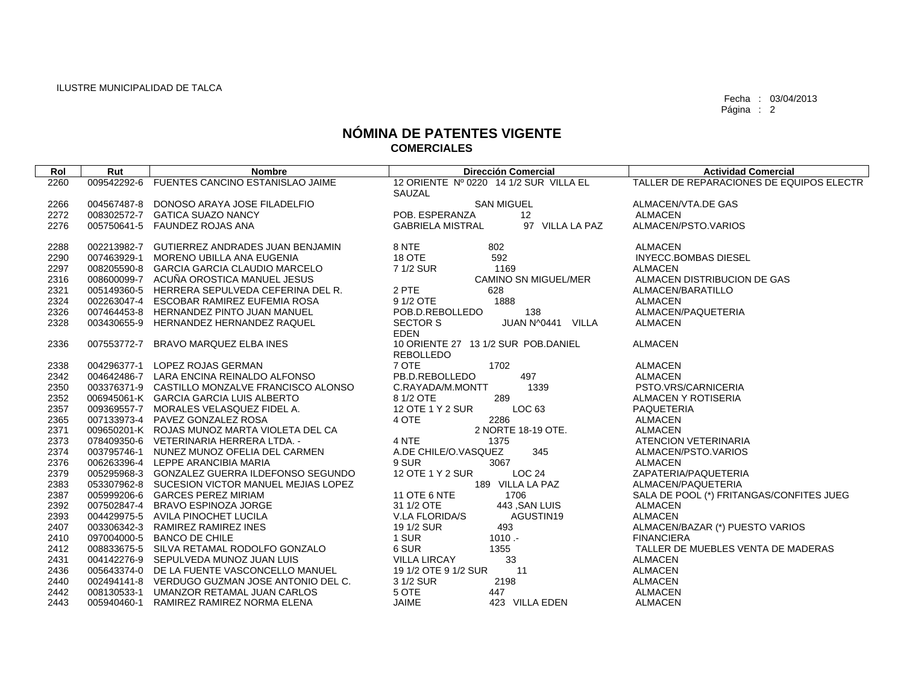ILUSTRE MUNICIPALIDAD DE TALCA

Fecha : 03/04/2013

# NÓMINA DE PATENTES VIGENTE
## COMERCIALES

| Rol | Rut | Nombre | Dirección Comercial | Actividad Comercial |
|---|---|---|---|---|
| 2260 | 009542292-6 | FUENTES CANCINO ESTANISLAO JAIME | 12 ORIENTE Nº 0220 14 1/2 SUR VILLA EL SAUZAL | TALLER DE REPARACIONES DE EQUIPOS ELECTR |
| 2266 | 004567487-8 | DONOSO ARAYA JOSE FILADELFIO | SAN MIGUEL | ALMACEN/VTA.DE GAS |
| 2272 | 008302572-7 | GATICA SUAZO NANCY | POB. ESPERANZA 12 | ALMACEN |
| 2276 | 005750641-5 | FAUNDEZ ROJAS ANA | GABRIELA MISTRAL 97 VILLA LA PAZ | ALMACEN/PSTO.VARIOS |
| 2288 | 002213982-7 | GUTIERREZ ANDRADES JUAN BENJAMIN | 8 NTE 802 | ALMACEN |
| 2290 | 007463929-1 | MORENO UBILLA ANA EUGENIA | 18 OTE 592 | INYECC.BOMBAS DIESEL |
| 2297 | 008205590-8 | GARCIA GARCIA CLAUDIO MARCELO | 7 1/2 SUR 1169 | ALMACEN |
| 2316 | 008600099-7 | ACUÑA OROSTICA MANUEL JESUS | CAMINO SN MIGUEL/MER | ALMACEN DISTRIBUCION DE GAS |
| 2321 | 005149360-5 | HERRERA SEPULVEDA CEFERINA DEL R. | 2 PTE 628 | ALMACEN/BARATILLO |
| 2324 | 002263047-4 | ESCOBAR RAMIREZ EUFEMIA ROSA | 9 1/2 OTE 1888 | ALMACEN |
| 2326 | 007464453-8 | HERNANDEZ PINTO JUAN MANUEL | POB.D.REBOLLEDO 138 | ALMACEN/PAQUETERIA |
| 2328 | 003430655-9 | HERNANDEZ HERNANDEZ RAQUEL | SECTOR S JUAN N^0441 VILLA EDEN | ALMACEN |
| 2336 | 007553772-7 | BRAVO MARQUEZ ELBA INES | 10 ORIENTE 27 13 1/2 SUR POB.DANIEL REBOLLEDO | ALMACEN |
| 2338 | 004296377-1 | LOPEZ ROJAS GERMAN | 7 OTE 1702 | ALMACEN |
| 2342 | 004642486-7 | LARA ENCINA REINALDO ALFONSO | PB.D.REBOLLEDO 497 | ALMACEN |
| 2350 | 003376371-9 | CASTILLO MONZALVE FRANCISCO ALONSO | C.RAYADA/M.MONTT 1339 | PSTO.VRS/CARNICERIA |
| 2352 | 006945061-K | GARCIA GARCIA LUIS ALBERTO | 8 1/2 OTE 289 | ALMACEN Y ROTISERIA |
| 2357 | 009369557-7 | MORALES VELASQUEZ FIDEL A. | 12 OTE 1 Y 2 SUR LOC 63 | PAQUETERIA |
| 2365 | 007133973-4 | PAVEZ GONZALEZ ROSA | 4 OTE 2286 | ALMACEN |
| 2371 | 009650201-K | ROJAS MUNOZ MARTA VIOLETA DEL CA | 2 NORTE 18-19 OTE. | ALMACEN |
| 2373 | 078409350-6 | VETERINARIA HERRERA LTDA. - | 4 NTE 1375 | ATENCION VETERINARIA |
| 2374 | 003795746-1 | NUNEZ MUNOZ OFELIA DEL CARMEN | A.DE CHILE/O.VASQUEZ 345 | ALMACEN/PSTO.VARIOS |
| 2376 | 006263396-4 | LEPPE ARANCIBIA MARIA | 9 SUR 3067 | ALMACEN |
| 2379 | 005295968-3 | GONZALEZ GUERRA ILDEFONSO SEGUNDO | 12 OTE 1 Y 2 SUR LOC 24 | ZAPATERIA/PAQUETERIA |
| 2383 | 053307962-8 | SUCESION VICTOR MANUEL MEJIAS LOPEZ | 189 VILLA LA PAZ | ALMACEN/PAQUETERIA |
| 2387 | 005999206-6 | GARCES PEREZ MIRIAM | 11 OTE 6 NTE 1706 | SALA DE POOL (*) FRITANGAS/CONFITES JUEG |
| 2392 | 007502847-4 | BRAVO ESPINOZA JORGE | 31 1/2 OTE 443 ,SAN LUIS | ALMACEN |
| 2393 | 004429975-5 | AVILA PINOCHET LUCILA | V.LA FLORIDA/S AGUSTIN19 | ALMACEN |
| 2407 | 003306342-3 | RAMIREZ RAMIREZ INES | 19 1/2 SUR 493 | ALMACEN/BAZAR (*) PUESTO VARIOS |
| 2410 | 097004000-5 | BANCO DE CHILE | 1 SUR 1010 .- | FINANCIERA |
| 2412 | 008833675-5 | SILVA RETAMAL RODOLFO GONZALO | 6 SUR 1355 | TALLER DE MUEBLES VENTA DE MADERAS |
| 2431 | 004142276-9 | SEPULVEDA MUNOZ JUAN LUIS | VILLA LIRCAY 33 | ALMACEN |
| 2436 | 005643374-0 | DE LA FUENTE VASCONCELLO MANUEL | 19 1/2 OTE 9 1/2 SUR 11 | ALMACEN |
| 2440 | 002494141-8 | VERDUGO GUZMAN JOSE ANTONIO DEL C. | 3 1/2 SUR 2198 | ALMACEN |
| 2442 | 008130533-1 | UMANZOR RETAMAL JUAN CARLOS | 5 OTE 447 | ALMACEN |
| 2443 | 005940460-1 | RAMIREZ RAMIREZ NORMA ELENA | JAIME 423 VILLA EDEN | ALMACEN |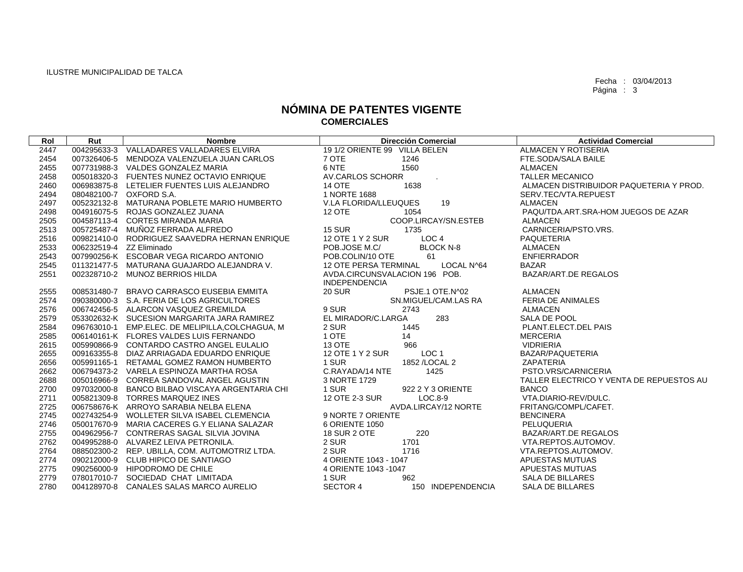ILUSTRE MUNICIPALIDAD DE TALCA

Fecha : 03/04/2013

Página : 3

# NÓMINA DE PATENTES VIGENTE
## COMERCIALES

| Rol | Rut | Nombre | Dirección Comercial | Actividad Comercial |
|---|---|---|---|---|
| 2447 | 004295633-3 | VALLADARES VALLADARES ELVIRA | 19 1/2 ORIENTE 99 VILLA BELEN | ALMACEN Y ROTISERIA |
| 2454 | 007326406-5 | MENDOZA VALENZUELA JUAN CARLOS | 7 OTE 1246 | FTE.SODA/SALA BAILE |
| 2455 | 007731988-3 | VALDES GONZALEZ MARIA | 6 NTE 1560 | ALMACEN |
| 2458 | 005018320-3 | FUENTES NUNEZ OCTAVIO ENRIQUE | AV.CARLOS SCHORR . | TALLER MECANICO |
| 2460 | 006983875-8 | LETELIER FUENTES LUIS ALEJANDRO | 14 OTE 1638 | ALMACEN DISTRIBUIDOR PAQUETERIA Y PROD. |
| 2494 | 080482100-7 | OXFORD S.A. | 1 NORTE 1688 | SERV.TEC/VTA.REPUEST |
| 2497 | 005232132-8 | MATURANA POBLETE MARIO HUMBERTO | V.LA FLORIDA/LLEUQUES 19 | ALMACEN |
| 2498 | 004916075-5 | ROJAS GONZALEZ JUANA | 12 OTE 1054 | PAQU/TDA.ART.SRA-HOM JUEGOS DE AZAR |
| 2505 | 004587113-4 | CORTES MIRANDA MARIA | COOP.LIRCAY/SN.ESTEB | ALMACEN |
| 2513 | 005725487-4 | MUÑOZ FERRADA ALFREDO | 15 SUR 1735 | CARNICERIA/PSTO.VRS. |
| 2516 | 009821410-0 | RODRIGUEZ SAAVEDRA HERNAN ENRIQUE | 12 OTE 1 Y 2 SUR LOC 4 | PAQUETERIA |
| 2533 | 006232519-4 | ZZ Eliminado | POB.JOSE M.C/ BLOCK N-8 | ALMACEN |
| 2543 | 007990256-K | ESCOBAR VEGA RICARDO ANTONIO | POB.COLIN/10 OTE 61 | ENFIERRADOR |
| 2545 | 011321477-5 | MATURANA GUAJARDO ALEJANDRA V. | 12 OTE PERSA TERMINAL LOCAL N^64 | BAZAR |
| 2551 | 002328710-2 | MUNOZ BERRIOS HILDA | AVDA.CIRCUNSVALACION 196 POB. INDEPENDENCIA | BAZAR/ART.DE REGALOS |
| 2555 | 008531480-7 | BRAVO CARRASCO EUSEBIA EMMITA | 20 SUR PSJE.1 OTE.N^02 | ALMACEN |
| 2574 | 090380000-3 | S.A. FERIA DE LOS AGRICULTORES | SN.MIGUEL/CAM.LAS RA | FERIA DE ANIMALES |
| 2576 | 006742456-5 | ALARCON VASQUEZ GREMILDA | 9 SUR 2743 | ALMACEN |
| 2579 | 053302632-K | SUCESION MARGARITA JARA RAMIREZ | EL MIRADOR/C.LARGA 283 | SALA DE POOL |
| 2584 | 096763010-1 | EMP.ELEC. DE MELIPILLA,COLCHAGUA, M | 2 SUR 1445 | PLANT.ELECT.DEL PAIS |
| 2585 | 006140161-K | FLORES VALDES LUIS FERNANDO | 1 OTE 14 | MERCERIA |
| 2615 | 005990866-9 | CONTARDO CASTRO ANGEL EULALIO | 13 OTE 966 | VIDRIERIA |
| 2655 | 009163355-8 | DIAZ ARRIAGADA EDUARDO ENRIQUE | 12 OTE 1 Y 2 SUR LOC 1 | BAZAR/PAQUETERIA |
| 2656 | 005991165-1 | RETAMAL GOMEZ RAMON HUMBERTO | 1 SUR 1852 /LOCAL 2 | ZAPATERIA |
| 2662 | 006794373-2 | VARELA ESPINOZA MARTHA ROSA | C.RAYADA/14 NTE 1425 | PSTO.VRS/CARNICERIA |
| 2688 | 005016966-9 | CORREA SANDOVAL ANGEL AGUSTIN | 3 NORTE 1729 | TALLER ELECTRICO Y VENTA DE REPUESTOS AU |
| 2700 | 097032000-8 | BANCO BILBAO VISCAYA ARGENTARIA CHI | 1 SUR 922 2 Y 3 ORIENTE | BANCO |
| 2711 | 005821309-8 | TORRES MARQUEZ INES | 12 OTE 2-3 SUR LOC.8-9 | VTA.DIARIO-REV/DULC. |
| 2725 | 006758676-K | ARROYO SARABIA NELBA ELENA | AVDA.LIRCAY/12 NORTE | FRITANG/COMPL/CAFET. |
| 2745 | 002743254-9 | WOLLETER SILVA ISABEL CLEMENCIA | 9 NORTE 7 ORIENTE | BENCINERA |
| 2746 | 050017670-9 | MARIA CACERES G.Y ELIANA SALAZAR | 6 ORIENTE 1050 | PELUQUERIA |
| 2755 | 004962956-7 | CONTRERAS SAGAL SILVIA JOVINA | 18 SUR 2 OTE 220 | BAZAR/ART.DE REGALOS |
| 2762 | 004995288-0 | ALVAREZ LEIVA PETRONILA. | 2 SUR 1701 | VTA.REPTOS.AUTOMOV. |
| 2764 | 088502300-2 | REP. UBILLA, COM. AUTOMOTRIZ LTDA. | 2 SUR 1716 | VTA.REPTOS.AUTOMOV. |
| 2774 | 090212000-9 | CLUB HIPICO DE SANTIAGO | 4 ORIENTE 1043 - 1047 | APUESTAS MUTUAS |
| 2775 | 090256000-9 | HIPODROMO DE CHILE | 4 ORIENTE 1043 -1047 | APUESTAS MUTUAS |
| 2779 | 078017010-7 | SOCIEDAD CHAT LIMITADA | 1 SUR 962 | SALA DE BILLARES |
| 2780 | 004128970-8 | CANALES SALAS MARCO AURELIO | SECTOR 4 150 INDEPENDENCIA | SALA DE BILLARES |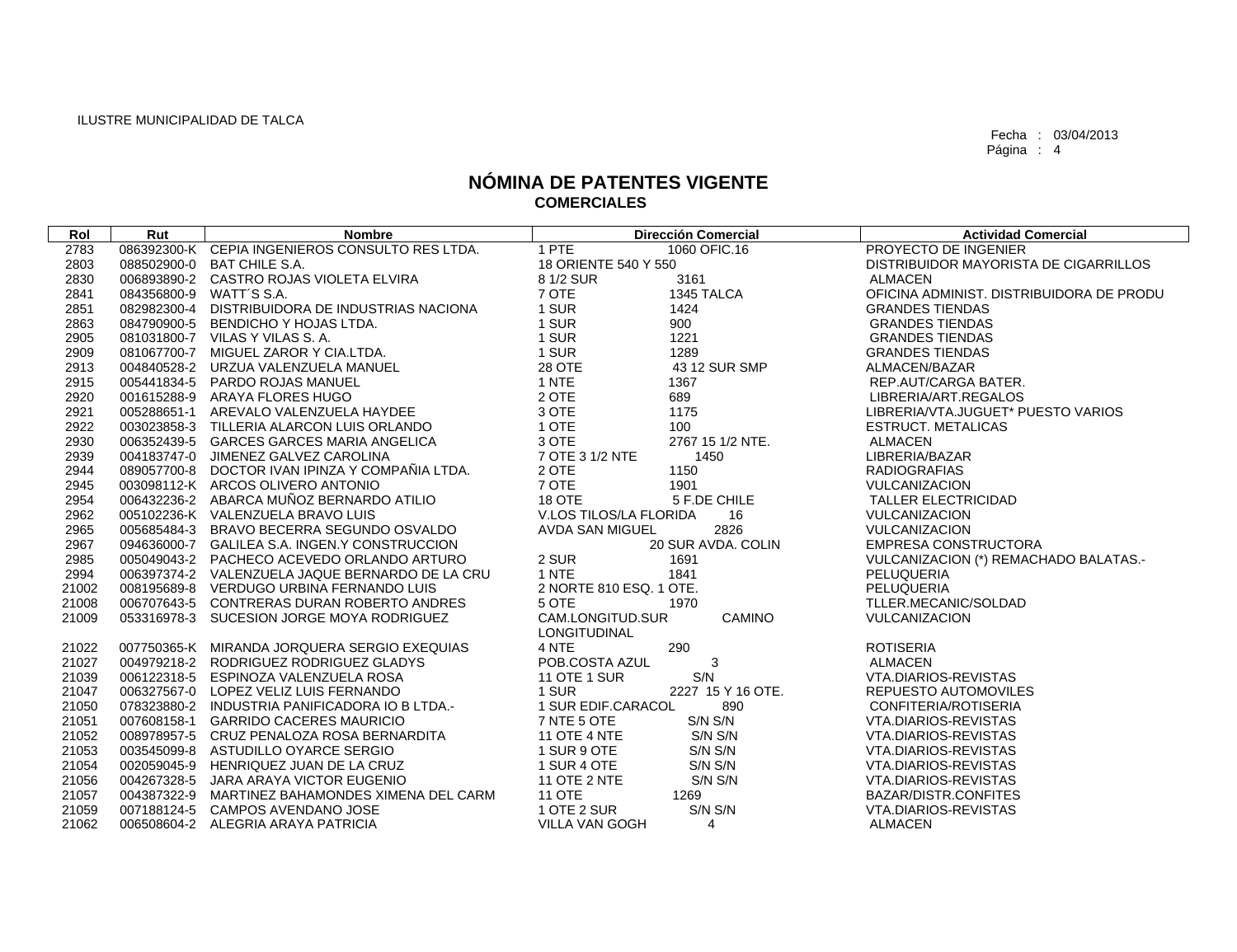ILUSTRE MUNICIPALIDAD DE TALCA

Fecha : 03/04/2013

# NÓMINA DE PATENTES VIGENTE
## COMERCIALES

| Rol | Rut | Nombre | Dirección Comercial | Actividad Comercial |
|---|---|---|---|---|
| 2783 | 086392300-K | CEPIA INGENIEROS CONSULTO RES LTDA. | 1 PTE 1060 OFIC.16 | PROYECTO DE INGENIER |
| 2803 | 088502900-0 | BAT CHILE S.A. | 18 ORIENTE 540 Y 550 | DISTRIBUIDOR MAYORISTA DE CIGARRILLOS |
| 2830 | 006893890-2 | CASTRO ROJAS VIOLETA ELVIRA | 8 1/2 SUR 3161 | ALMACEN |
| 2841 | 084356800-9 | WATT´S S.A. | 7 OTE 1345 TALCA | OFICINA ADMINIST. DISTRIBUIDORA DE PRODU |
| 2851 | 082982300-4 | DISTRIBUIDORA DE INDUSTRIAS NACIONA | 1 SUR 1424 | GRANDES TIENDAS |
| 2863 | 084790900-5 | BENDICHO Y HOJAS LTDA. | 1 SUR 900 | GRANDES TIENDAS |
| 2905 | 081031800-7 | VILAS Y VILAS S. A. | 1 SUR 1221 | GRANDES TIENDAS |
| 2909 | 081067700-7 | MIGUEL ZAROR Y CIA.LTDA. | 1 SUR 1289 | GRANDES TIENDAS |
| 2913 | 004840528-2 | URZUA VALENZUELA MANUEL | 28 OTE 43 12 SUR SMP | ALMACEN/BAZAR |
| 2915 | 005441834-5 | PARDO ROJAS MANUEL | 1 NTE 1367 | REP.AUT/CARGA BATER. |
| 2920 | 001615288-9 | ARAYA FLORES HUGO | 2 OTE 689 | LIBRERIA/ART.REGALOS |
| 2921 | 005288651-1 | AREVALO VALENZUELA HAYDEE | 3 OTE 1175 | LIBRERIA/VTA.JUGUET* PUESTO VARIOS |
| 2922 | 003023858-3 | TILLERIA ALARCON LUIS ORLANDO | 1 OTE 100 | ESTRUCT. METALICAS |
| 2930 | 006352439-5 | GARCES GARCES MARIA ANGELICA | 3 OTE 2767 15 1/2 NTE. | ALMACEN |
| 2939 | 004183747-0 | JIMENEZ GALVEZ CAROLINA | 7 OTE 3 1/2 NTE 1450 | LIBRERIA/BAZAR |
| 2944 | 089057700-8 | DOCTOR IVAN IPINZA Y COMPAÑIA LTDA. | 2 OTE 1150 | RADIOGRAFIAS |
| 2945 | 003098112-K | ARCOS OLIVERO ANTONIO | 7 OTE 1901 | VULCANIZACION |
| 2954 | 006432236-2 | ABARCA MUÑOZ BERNARDO ATILIO | 18 OTE 5 F.DE CHILE | TALLER ELECTRICIDAD |
| 2962 | 005102236-K | VALENZUELA BRAVO LUIS | V.LOS TILOS/LA FLORIDA 16 | VULCANIZACION |
| 2965 | 005685484-3 | BRAVO BECERRA SEGUNDO OSVALDO | AVDA SAN MIGUEL 2826 | VULCANIZACION |
| 2967 | 094636000-7 | GALILEA S.A. INGEN.Y CONSTRUCCION | 20 SUR AVDA. COLIN | EMPRESA CONSTRUCTORA |
| 2985 | 005049043-2 | PACHECO ACEVEDO ORLANDO ARTURO | 2 SUR 1691 | VULCANIZACION (*) REMACHADO BALATAS.- |
| 2994 | 006397374-2 | VALENZUELA JAQUE BERNARDO DE LA CRU | 1 NTE 1841 | PELUQUERIA |
| 21002 | 008195689-8 | VERDUGO URBINA FERNANDO LUIS | 2 NORTE 810 ESQ. 1 OTE. | PELUQUERIA |
| 21008 | 006707643-5 | CONTRERAS DURAN ROBERTO ANDRES | 5 OTE 1970 | TLLER.MECANIC/SOLDAD |
| 21009 | 053316978-3 | SUCESION JORGE MOYA RODRIGUEZ | CAM.LONGITUD.SUR CAMINO LONGITUDINAL | VULCANIZACION |
| 21022 | 007750365-K | MIRANDA JORQUERA SERGIO EXEQUIAS | 4 NTE 290 | ROTISERIA |
| 21027 | 004979218-2 | RODRIGUEZ RODRIGUEZ GLADYS | POB.COSTA AZUL 3 | ALMACEN |
| 21039 | 006122318-5 | ESPINOZA VALENZUELA ROSA | 11 OTE 1 SUR S/N | VTA.DIARIOS-REVISTAS |
| 21047 | 006327567-0 | LOPEZ VELIZ LUIS FERNANDO | 1 SUR 2227 15 Y 16 OTE. | REPUESTO AUTOMOVILES |
| 21050 | 078323880-2 | INDUSTRIA PANIFICADORA IO B LTDA.- | 1 SUR EDIF.CARACOL 890 | CONFITERIA/ROTISERIA |
| 21051 | 007608158-1 | GARRIDO CACERES MAURICIO | 7 NTE 5 OTE S/N S/N | VTA.DIARIOS-REVISTAS |
| 21052 | 008978957-5 | CRUZ PENALOZA ROSA BERNARDITA | 11 OTE 4 NTE S/N S/N | VTA.DIARIOS-REVISTAS |
| 21053 | 003545099-8 | ASTUDILLO OYARCE SERGIO | 1 SUR 9 OTE S/N S/N | VTA.DIARIOS-REVISTAS |
| 21054 | 002059045-9 | HENRIQUEZ JUAN DE LA CRUZ | 1 SUR 4 OTE S/N S/N | VTA.DIARIOS-REVISTAS |
| 21056 | 004267328-5 | JARA ARAYA VICTOR EUGENIO | 11 OTE 2 NTE S/N S/N | VTA.DIARIOS-REVISTAS |
| 21057 | 004387322-9 | MARTINEZ BAHAMONDES XIMENA DEL CARM | 11 OTE 1269 | BAZAR/DISTR.CONFITES |
| 21059 | 007188124-5 | CAMPOS AVENDANO JOSE | 1 OTE 2 SUR S/N S/N | VTA.DIARIOS-REVISTAS |
| 21062 | 006508604-2 | ALEGRIA ARAYA PATRICIA | VILLA VAN GOGH 4 | ALMACEN |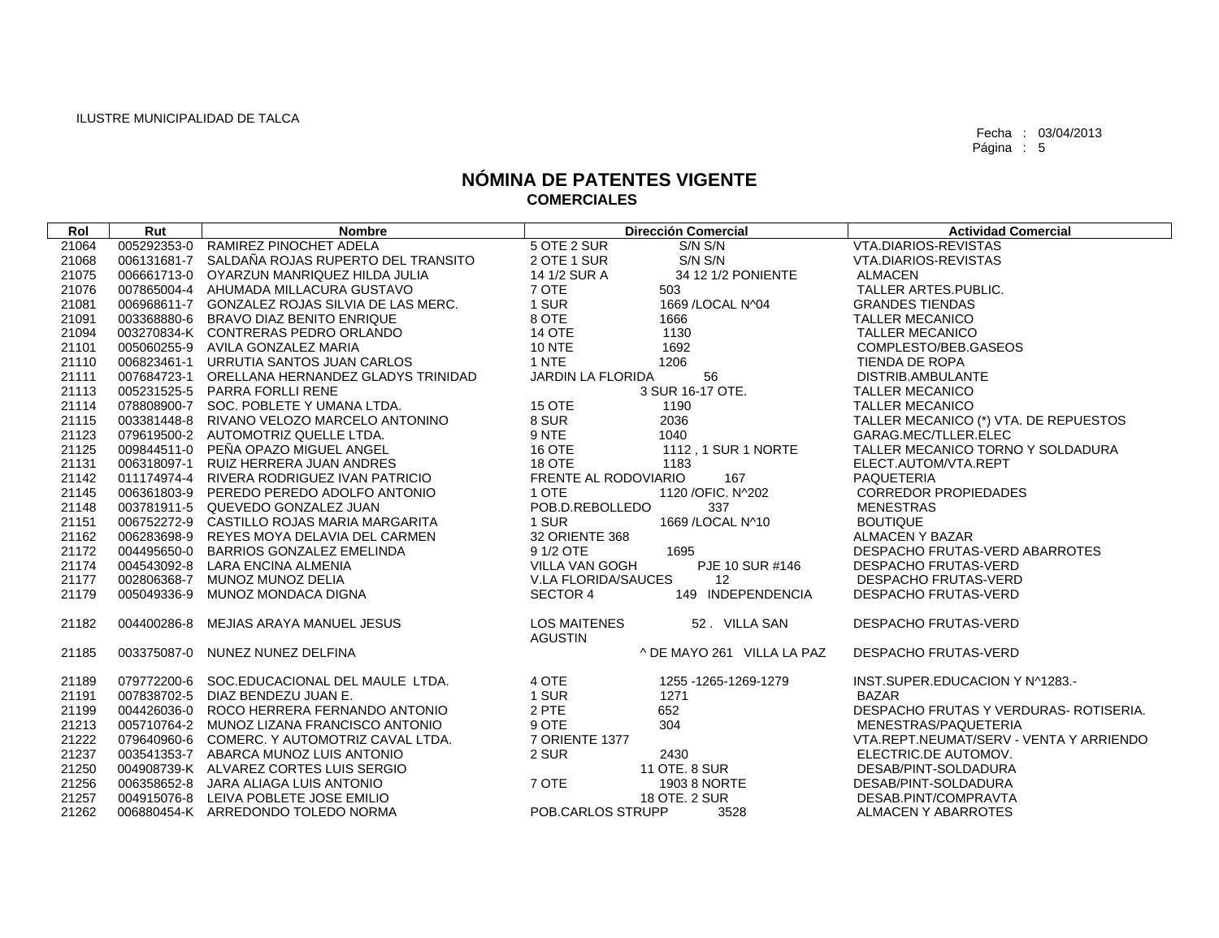ILUSTRE MUNICIPALIDAD DE TALCA

Fecha : 03/04/2013

# NÓMINA DE PATENTES VIGENTE
## COMERCIALES

| Rol | Rut | Nombre | Dirección Comercial | Actividad Comercial |
|---|---|---|---|---|
| 21064 | 005292353-0 | RAMIREZ PINOCHET ADELA | 5 OTE 2 SUR S/N S/N | VTA.DIARIOS-REVISTAS |
| 21068 | 006131681-7 | SALDAÑA ROJAS RUPERTO DEL TRANSITO | 2 OTE 1 SUR S/N S/N | VTA.DIARIOS-REVISTAS |
| 21075 | 006661713-0 | OYARZUN MANRIQUEZ HILDA JULIA | 14 1/2 SUR A 34 12 1/2 PONIENTE | ALMACEN |
| 21076 | 007865004-4 | AHUMADA MILLACURA GUSTAVO | 7 OTE 503 | TALLER ARTES.PUBLIC. |
| 21081 | 006968611-7 | GONZALEZ ROJAS SILVIA DE LAS MERC. | 1 SUR 1669 /LOCAL N^04 | GRANDES TIENDAS |
| 21091 | 003368880-6 | BRAVO DIAZ BENITO ENRIQUE | 8 OTE 1666 | TALLER MECANICO |
| 21094 | 003270834-K | CONTRERAS PEDRO ORLANDO | 14 OTE 1130 | TALLER MECANICO |
| 21101 | 005060255-9 | AVILA GONZALEZ MARIA | 10 NTE 1692 | COMPLESTO/BEB.GASEOS |
| 21110 | 006823461-1 | URRUTIA SANTOS JUAN CARLOS | 1 NTE 1206 | TIENDA DE ROPA |
| 21111 | 007684723-1 | ORELLANA HERNANDEZ GLADYS TRINIDAD | JARDIN LA FLORIDA 56 | DISTRIB.AMBULANTE |
| 21113 | 005231525-5 | PARRA FORLLI RENE | 3 SUR 16-17 OTE. | TALLER MECANICO |
| 21114 | 078808900-7 | SOC. POBLETE Y UMANA LTDA. | 15 OTE 1190 | TALLER MECANICO |
| 21115 | 003381448-8 | RIVANO VELOZO MARCELO ANTONINO | 8 SUR 2036 | TALLER MECANICO (*) VTA. DE REPUESTOS |
| 21123 | 079619500-2 | AUTOMOTRIZ QUELLE LTDA. | 9 NTE 1040 | GARAG.MEC/TLLER.ELEC |
| 21125 | 009844511-0 | PEÑA OPAZO MIGUEL ANGEL | 16 OTE 1112 , 1 SUR 1 NORTE | TALLER MECANICO TORNO Y SOLDADURA |
| 21131 | 006318097-1 | RUIZ HERRERA JUAN ANDRES | 18 OTE 1183 | ELECT.AUTOM/VTA.REPT |
| 21142 | 011174974-4 | RIVERA RODRIGUEZ IVAN PATRICIO | FRENTE AL RODOVIARIO 167 | PAQUETERIA |
| 21145 | 006361803-9 | PEREDO PEREDO ADOLFO ANTONIO | 1 OTE 1120 /OFIC. N^202 | CORREDOR PROPIEDADES |
| 21148 | 003781911-5 | QUEVEDO GONZALEZ JUAN | POB.D.REBOLLEDO 337 | MENESTRAS |
| 21151 | 006752272-9 | CASTILLO ROJAS MARIA MARGARITA | 1 SUR 1669 /LOCAL N^10 | BOUTIQUE |
| 21162 | 006283698-9 | REYES MOYA DELAVIA DEL CARMEN | 32 ORIENTE 368 | ALMACEN Y BAZAR |
| 21172 | 004495650-0 | BARRIOS GONZALEZ EMELINDA | 9 1/2 OTE 1695 | DESPACHO FRUTAS-VERD ABARROTES |
| 21174 | 004543092-8 | LARA ENCINA ALMENIA | VILLA VAN GOGH PJE 10 SUR #146 | DESPACHO FRUTAS-VERD |
| 21177 | 002806368-7 | MUNOZ MUNOZ DELIA | V.LA FLORIDA/SAUCES 12 | DESPACHO FRUTAS-VERD |
| 21179 | 005049336-9 | MUNOZ MONDACA DIGNA | SECTOR 4 149 INDEPENDENCIA | DESPACHO FRUTAS-VERD |
| 21182 | 004400286-8 | MEJIAS ARAYA MANUEL JESUS | LOS MAITENES 52 . VILLA SAN AGUSTIN | DESPACHO FRUTAS-VERD |
| 21185 | 003375087-0 | NUNEZ NUNEZ DELFINA | ^ DE MAYO 261 VILLA LA PAZ | DESPACHO FRUTAS-VERD |
| 21189 | 079772200-6 | SOC.EDUCACIONAL DEL MAULE LTDA. | 4 OTE 1255 -1265-1269-1279 | INST.SUPER.EDUCACION Y N^1283.- |
| 21191 | 007838702-5 | DIAZ BENDEZU JUAN E. | 1 SUR 1271 | BAZAR |
| 21199 | 004426036-0 | ROCO HERRERA FERNANDO ANTONIO | 2 PTE 652 | DESPACHO FRUTAS Y VERDURAS- ROTISERIA. |
| 21213 | 005710764-2 | MUNOZ LIZANA FRANCISCO ANTONIO | 9 OTE 304 | MENESTRAS/PAQUETERIA |
| 21222 | 079640960-6 | COMERC. Y AUTOMOTRIZ CAVAL LTDA. | 7 ORIENTE 1377 | VTA.REPT.NEUMAT/SERV - VENTA Y ARRIENDO |
| 21237 | 003541353-7 | ABARCA MUNOZ LUIS ANTONIO | 2 SUR 2430 | ELECTRIC.DE AUTOMOV. |
| 21250 | 004908739-K | ALVAREZ CORTES LUIS SERGIO | 11 OTE. 8 SUR | DESAB/PINT-SOLDADURA |
| 21256 | 006358652-8 | JARA ALIAGA LUIS ANTONIO | 7 OTE 1903 8 NORTE | DESAB/PINT-SOLDADURA |
| 21257 | 004915076-8 | LEIVA POBLETE JOSE EMILIO | 18 OTE. 2 SUR | DESAB.PINT/COMPRAVTA |
| 21262 | 006880454-K | ARREDONDO TOLEDO NORMA | POB.CARLOS STRUPP 3528 | ALMACEN Y ABARROTES |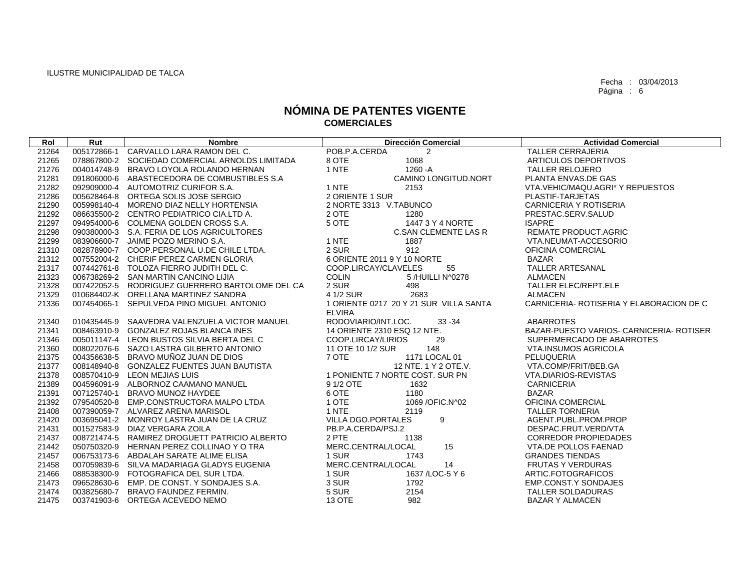ILUSTRE MUNICIPALIDAD DE TALCA

Fecha : 03/04/2013

# NÓMINA DE PATENTES VIGENTE
## COMERCIALES

| Rol | Rut | Nombre | Dirección Comercial | Actividad Comercial |
|---|---|---|---|---|
| 21264 | 005172866-1 | CARVALLO LARA RAMON DEL C. | POB.P.A.CERDA 2 | TALLER CERRAJERIA |
| 21265 | 078867800-2 | SOCIEDAD COMERCIAL ARNOLDS LIMITADA | 8 OTE 1068 | ARTICULOS DEPORTIVOS |
| 21276 | 004014748-9 | BRAVO LOYOLA ROLANDO HERNAN | 1 NTE 1260 -A | TALLER RELOJERO |
| 21281 | 091806000-6 | ABASTECEDORA DE COMBUSTIBLES S.A | CAMINO LONGITUD.NORT | PLANTA ENVAS.DE GAS |
| 21282 | 092909000-4 | AUTOMOTRIZ CURIFOR S.A. | 1 NTE 2153 | VTA.VEHIC/MAQU.AGRI* Y REPUESTOS |
| 21286 | 005628464-8 | ORTEGA SOLIS JOSE SERGIO | 2 ORIENTE 1 SUR | PLASTIF-TARJETAS |
| 21290 | 005998140-4 | MORENO DIAZ NELLY HORTENSIA | 2 NORTE 3313 V.TABUNCO | CARNICERIA Y ROTISERIA |
| 21292 | 086635500-2 | CENTRO PEDIATRICO CIA.LTD A. | 2 OTE 1280 | PRESTAC.SERV.SALUD |
| 21297 | 094954000-6 | COLMENA GOLDEN CROSS S.A. | 5 OTE 1447 3 Y 4 NORTE | ISAPRE |
| 21298 | 090380000-3 | S.A. FERIA DE LOS AGRICULTORES | C.SAN CLEMENTE LAS R | REMATE PRODUCT.AGRIC |
| 21299 | 083906600-7 | JAIME POZO MERINO S.A. | 1 NTE 1887 | VTA.NEUMAT-ACCESORIO |
| 21310 | 082878900-7 | COOP.PERSONAL U.DE CHILE LTDA. | 2 SUR 912 | OFICINA COMERCIAL |
| 21312 | 007552004-2 | CHERIF PEREZ CARMEN GLORIA | 6 ORIENTE 2011 9 Y 10 NORTE | BAZAR |
| 21317 | 007442761-8 | TOLOZA FIERRO JUDITH DEL C. | COOP.LIRCAY/CLAVELES 55 | TALLER ARTESANAL |
| 21323 | 006738269-2 | SAN MARTIN CANCINO LIJIA | COLIN 5 /HUILLI N^0278 | ALMACEN |
| 21328 | 007422052-5 | RODRIGUEZ GUERRERO BARTOLOME DEL CA | 2 SUR 498 | TALLER ELEC/REPT.ELE |
| 21329 | 010684402-K | ORELLANA MARTINEZ SANDRA | 4 1/2 SUR 2683 | ALMACEN |
| 21336 | 007454065-1 | SEPULVEDA PINO MIGUEL ANTONIO | 1 ORIENTE 0217 20 Y 21 SUR VILLA SANTA ELVIRA | CARNICERIA- ROTISERIA Y ELABORACION DE C |
| 21340 | 010435445-9 | SAAVEDRA VALENZUELA VICTOR MANUEL | RODOVIARIO/INT.LOC. 33 -34 | ABARROTES |
| 21341 | 008463910-9 | GONZALEZ ROJAS BLANCA INES | 14 ORIENTE 2310 ESQ 12 NTE. | BAZAR-PUESTO VARIOS- CARNICERIA- ROTISER |
| 21346 | 005011147-4 | LEON BUSTOS SILVIA BERTA DEL C | COOP.LIRCAY/LIRIOS 29 | SUPERMERCADO DE ABARROTES |
| 21360 | 008022076-6 | SAZO LASTRA GILBERTO ANTONIO | 11 OTE 10 1/2 SUR 148 | VTA.INSUMOS AGRICOLA |
| 21375 | 004356638-5 | BRAVO MUÑOZ JUAN DE DIOS | 7 OTE 1171 LOCAL 01 | PELUQUERIA |
| 21377 | 008148940-8 | GONZALEZ FUENTES JUAN BAUTISTA | 12 NTE. 1 Y 2 OTE.V. | VTA.COMP/FRIT/BEB.GA |
| 21378 | 008570410-9 | LEON MEJIAS LUIS | 1 PONIENTE 7 NORTE COST. SUR PN | VTA.DIARIOS-REVISTAS |
| 21389 | 004596091-9 | ALBORNOZ CAAMANO MANUEL | 9 1/2 OTE 1632 | CARNICERIA |
| 21391 | 007125740-1 | BRAVO MUNOZ HAYDEE | 6 OTE 1180 | BAZAR |
| 21392 | 079540520-8 | EMP.CONSTRUCTORA MALPO LTDA | 1 OTE 1069 /OFIC.N^02 | OFICINA COMERCIAL |
| 21408 | 007390059-7 | ALVAREZ ARENA MARISOL | 1 NTE 2119 | TALLER TORNERIA |
| 21420 | 003695041-2 | MONROY LASTRA JUAN DE LA CRUZ | VILLA DGO.PORTALES 9 | AGENT.PUBL.PROM.PROP |
| 21431 | 001527583-9 | DIAZ VERGARA ZOILA | PB.P.A.CERDA/PSJ.2 | DESPAC.FRUT.VERD/VTA |
| 21437 | 008721474-5 | RAMIREZ DROGUETT PATRICIO ALBERTO | 2 PTE 1138 | CORREDOR PROPIEDADES |
| 21442 | 050750320-9 | HERNAN PEREZ COLLINAO Y O TRA | MERC.CENTRAL/LOCAL 15 | VTA.DE POLLOS FAENAD |
| 21457 | 006753173-6 | ABDALAH SARATE ALIME ELISA | 1 SUR 1743 | GRANDES TIENDAS |
| 21458 | 007059839-6 | SILVA MADARIAGA GLADYS EUGENIA | MERC.CENTRAL/LOCAL 14 | FRUTAS Y VERDURAS |
| 21466 | 088538300-9 | FOTOGRAFICA DEL SUR LTDA. | 1 SUR 1637 /LOC-5 Y 6 | ARTIC.FOTOGRAFICOS |
| 21473 | 096528630-6 | EMP. DE CONST. Y SONDAJES S.A. | 3 SUR 1792 | EMP.CONST.Y SONDAJES |
| 21474 | 003825680-7 | BRAVO FAUNDEZ FERMIN. | 5 SUR 2154 | TALLER SOLDADURAS |
| 21475 | 003741903-6 | ORTEGA ACEVEDO NEMO | 13 OTE 982 | BAZAR Y ALMACEN |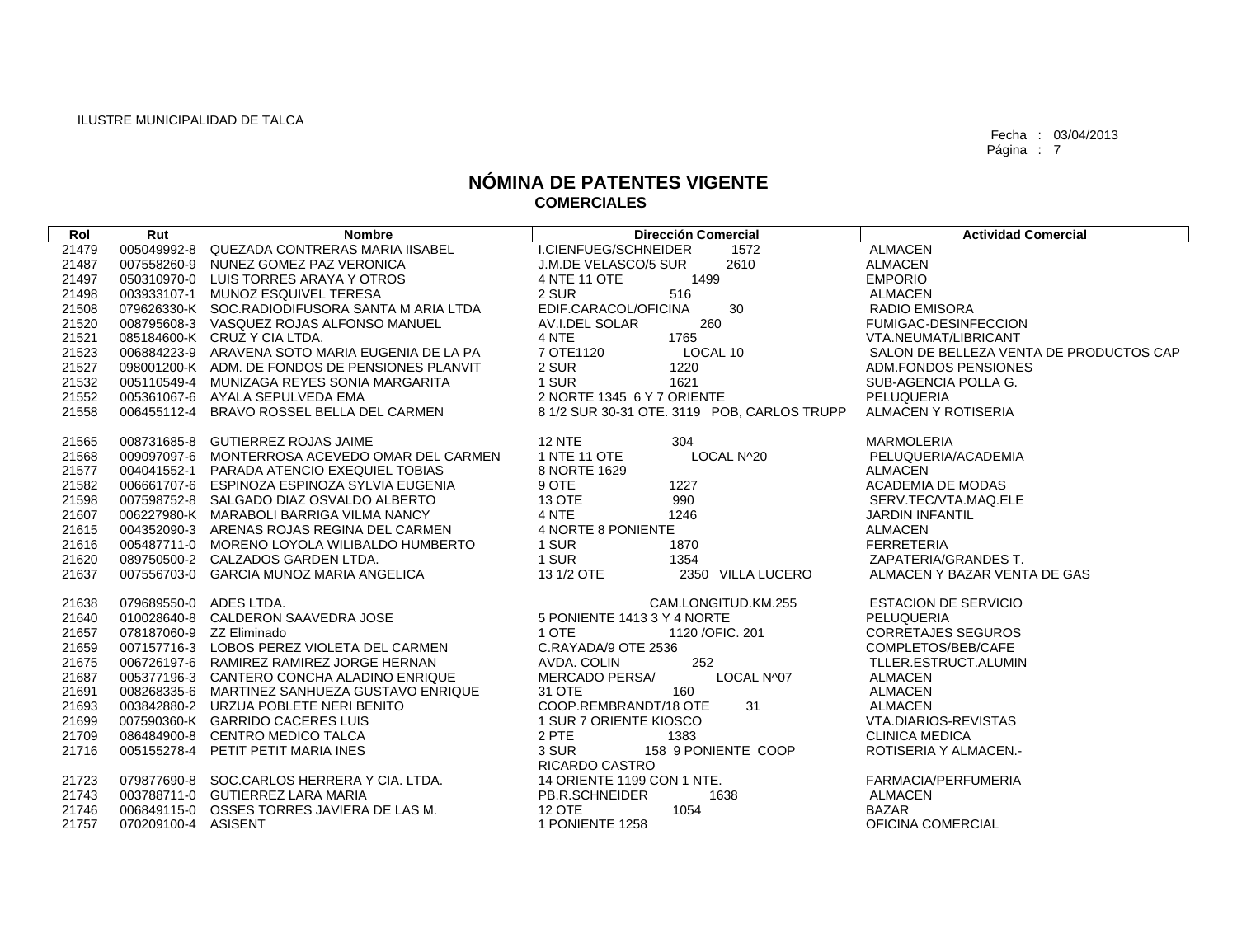ILUSTRE MUNICIPALIDAD DE TALCA

Fecha : 03/04/2013

# NÓMINA DE PATENTES VIGENTE
## COMERCIALES

| Rol | Rut | Nombre | Dirección Comercial | Actividad Comercial |
|---|---|---|---|---|
| 21479 | 005049992-8 | QUEZADA CONTRERAS MARIA IISABEL | I.CIENFUEG/SCHNEIDER 1572 | ALMACEN |
| 21487 | 007558260-9 | NUNEZ GOMEZ PAZ VERONICA | J.M.DE VELASCO/5 SUR 2610 | ALMACEN |
| 21497 | 050310970-0 | LUIS TORRES ARAYA Y OTROS | 4 NTE 11 OTE 1499 | EMPORIO |
| 21498 | 003933107-1 | MUNOZ ESQUIVEL TERESA | 2 SUR 516 | ALMACEN |
| 21508 | 079626330-K | SOC.RADIODIFUSORA SANTA M ARIA LTDA | EDIF.CARACOL/OFICINA 30 | RADIO EMISORA |
| 21520 | 008795608-3 | VASQUEZ ROJAS ALFONSO MANUEL | AV.I.DEL SOLAR 260 | FUMIGAC-DESINFECCION |
| 21521 | 085184600-K | CRUZ Y CIA LTDA. | 4 NTE 1765 | VTA.NEUMAT/LIBRICANT |
| 21523 | 006884223-9 | ARAVENA SOTO MARIA EUGENIA DE LA PA | 7 OTE1120 LOCAL 10 | SALON DE BELLEZA VENTA DE PRODUCTOS CAP |
| 21527 | 098001200-K | ADM. DE FONDOS DE PENSIONES PLANVIT | 2 SUR 1220 | ADM.FONDOS PENSIONES |
| 21532 | 005110549-4 | MUNIZAGA REYES SONIA MARGARITA | 1 SUR 1621 | SUB-AGENCIA POLLA G. |
| 21552 | 005361067-6 | AYALA SEPULVEDA EMA | 2 NORTE 1345 6 Y 7 ORIENTE | PELUQUERIA |
| 21558 | 006455112-4 | BRAVO ROSSEL BELLA DEL CARMEN | 8 1/2 SUR 30-31 OTE. 3119 POB, CARLOS TRUPP | ALMACEN Y ROTISERIA |
| 21565 | 008731685-8 | GUTIERREZ ROJAS JAIME | 12 NTE 304 | MARMOLERIA |
| 21568 | 009097097-6 | MONTERROSA ACEVEDO OMAR DEL CARMEN | 1 NTE 11 OTE LOCAL N^20 | PELUQUERIA/ACADEMIA |
| 21577 | 004041552-1 | PARADA ATENCIO EXEQUIEL TOBIAS | 8 NORTE 1629 | ALMACEN |
| 21582 | 006661707-6 | ESPINOZA ESPINOZA SYLVIA EUGENIA | 9 OTE 1227 | ACADEMIA DE MODAS |
| 21598 | 007598752-8 | SALGADO DIAZ OSVALDO ALBERTO | 13 OTE 990 | SERV.TEC/VTA.MAQ.ELE |
| 21607 | 006227980-K | MARABOLI BARRIGA VILMA NANCY | 4 NTE 1246 | JARDIN INFANTIL |
| 21615 | 004352090-3 | ARENAS ROJAS REGINA DEL CARMEN | 4 NORTE 8 PONIENTE | ALMACEN |
| 21616 | 005487711-0 | MORENO LOYOLA WILIBALDO HUMBERTO | 1 SUR 1870 | FERRETERIA |
| 21620 | 089750500-2 | CALZADOS GARDEN LTDA. | 1 SUR 1354 | ZAPATERIA/GRANDES T. |
| 21637 | 007556703-0 | GARCIA MUNOZ MARIA ANGELICA | 13 1/2 OTE 2350 VILLA LUCERO | ALMACEN Y BAZAR VENTA DE GAS |
| 21638 | 079689550-0 | ADES LTDA. | CAM.LONGITUD.KM.255 | ESTACION DE SERVICIO |
| 21640 | 010028640-8 | CALDERON SAAVEDRA JOSE | 5 PONIENTE 1413 3 Y 4 NORTE | PELUQUERIA |
| 21657 | 078187060-9 | ZZ Eliminado | 1 OTE 1120 /OFIC. 201 | CORRETAJES SEGUROS |
| 21659 | 007157716-3 | LOBOS PEREZ VIOLETA DEL CARMEN | C.RAYADA/9 OTE 2536 | COMPLETOS/BEB/CAFE |
| 21675 | 006726197-6 | RAMIREZ RAMIREZ JORGE HERNAN | AVDA. COLIN 252 | TLLER.ESTRUCT.ALUMIN |
| 21687 | 005377196-3 | CANTERO CONCHA ALADINO ENRIQUE | MERCADO PERSA/ LOCAL N^07 | ALMACEN |
| 21691 | 008268335-6 | MARTINEZ SANHUEZA GUSTAVO ENRIQUE | 31 OTE 160 | ALMACEN |
| 21693 | 003842880-2 | URZUA POBLETE NERI BENITO | COOP.REMBRANDT/18 OTE 31 | ALMACEN |
| 21699 | 007590360-K | GARRIDO CACERES LUIS | 1 SUR 7 ORIENTE KIOSCO | VTA.DIARIOS-REVISTAS |
| 21709 | 086484900-8 | CENTRO MEDICO TALCA | 2 PTE 1383 | CLINICA MEDICA |
| 21716 | 005155278-4 | PETIT PETIT MARIA INES | 3 SUR 158 9 PONIENTE COOP RICARDO CASTRO | ROTISERIA Y ALMACEN.- |
| 21723 | 079877690-8 | SOC.CARLOS HERRERA Y CIA. LTDA. | 14 ORIENTE 1199 CON 1 NTE. | FARMACIA/PERFUMERIA |
| 21743 | 003788711-0 | GUTIERREZ LARA MARIA | PB.R.SCHNEIDER 1638 | ALMACEN |
| 21746 | 006849115-0 | OSSES TORRES JAVIERA DE LAS M. | 12 OTE 1054 | BAZAR |
| 21757 | 070209100-4 | ASISENT | 1 PONIENTE 1258 | OFICINA COMERCIAL |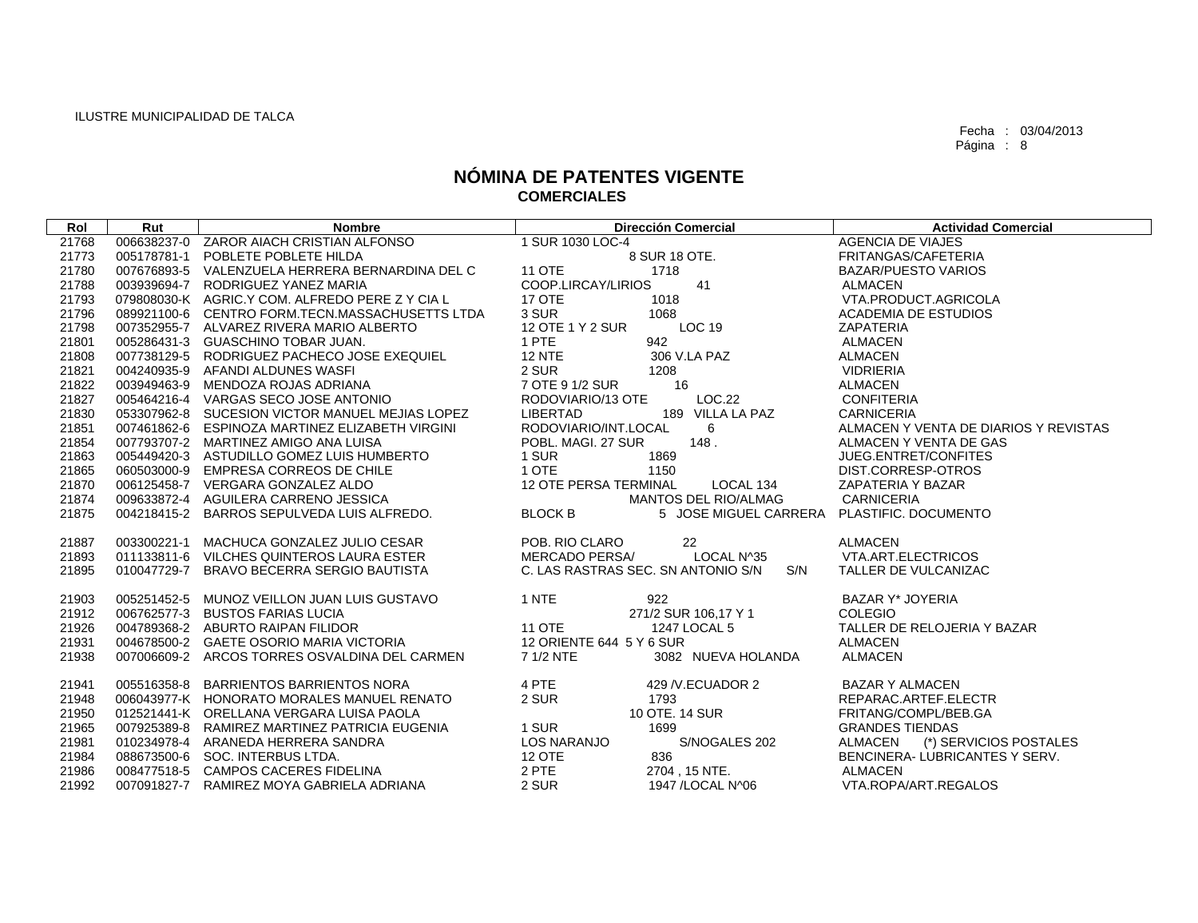ILUSTRE MUNICIPALIDAD DE TALCA

Fecha : 03/04/2013
Página : 8

# NÓMINA DE PATENTES VIGENTE
## COMERCIALES

| Rol | Rut | Nombre | Dirección Comercial | Actividad Comercial |
|---|---|---|---|---|
| 21768 | 006638237-0 | ZAROR AIACH CRISTIAN ALFONSO | 1 SUR 1030 LOC-4 | AGENCIA DE VIAJES |
| 21773 | 005178781-1 | POBLETE POBLETE HILDA | 8 SUR 18 OTE. | FRITANGAS/CAFETERIA |
| 21780 | 007676893-5 | VALENZUELA HERRERA BERNARDINA DEL C | 11 OTE 1718 | BAZAR/PUESTO VARIOS |
| 21788 | 003939694-7 | RODRIGUEZ YANEZ MARIA | COOP.LIRCAY/LIRIOS 41 | ALMACEN |
| 21793 | 079808030-K | AGRIC.Y COM. ALFREDO PERE Z Y CIA L | 17 OTE 1018 | VTA.PRODUCT.AGRICOLA |
| 21796 | 089921100-6 | CENTRO FORM.TECN.MASSACHUSETTS LTDA | 3 SUR 1068 | ACADEMIA DE ESTUDIOS |
| 21798 | 007352955-7 | ALVAREZ RIVERA MARIO ALBERTO | 12 OTE 1 Y 2 SUR LOC 19 | ZAPATERIA |
| 21801 | 005286431-3 | GUASCHINO TOBAR JUAN. | 1 PTE 942 | ALMACEN |
| 21808 | 007738129-5 | RODRIGUEZ PACHECO JOSE EXEQUIEL | 12 NTE 306 V.LA PAZ | ALMACEN |
| 21821 | 004240935-9 | AFANDI ALDUNES WASFI | 2 SUR 1208 | VIDRIERIA |
| 21822 | 003949463-9 | MENDOZA ROJAS ADRIANA | 7 OTE 9 1/2 SUR 16 | ALMACEN |
| 21827 | 005464216-4 | VARGAS SECO JOSE ANTONIO | RODOVIARIO/13 OTE LOC.22 | CONFITERIA |
| 21830 | 053307962-8 | SUCESION VICTOR MANUEL MEJIAS LOPEZ | LIBERTAD 189 VILLA LA PAZ | CARNICERIA |
| 21851 | 007461862-6 | ESPINOZA MARTINEZ ELIZABETH VIRGINI | RODOVIARIO/INT.LOCAL 6 | ALMACEN Y VENTA DE DIARIOS Y REVISTAS |
| 21854 | 007793707-2 | MARTINEZ AMIGO ANA LUISA | POBL. MAGI. 27 SUR 148 . | ALMACEN Y VENTA DE GAS |
| 21863 | 005449420-3 | ASTUDILLO GOMEZ LUIS HUMBERTO | 1 SUR 1869 | JUEG.ENTRET/CONFITES |
| 21865 | 060503000-9 | EMPRESA CORREOS DE CHILE | 1 OTE 1150 | DIST.CORRESP-OTROS |
| 21870 | 006125458-7 | VERGARA GONZALEZ ALDO | 12 OTE PERSA TERMINAL LOCAL 134 | ZAPATERIA Y BAZAR |
| 21874 | 009633872-4 | AGUILERA CARRENO JESSICA | MANTOS DEL RIO/ALMAG | CARNICERIA |
| 21875 | 004218415-2 | BARROS SEPULVEDA LUIS ALFREDO. | BLOCK B 5 JOSE MIGUEL CARRERA | PLASTIFIC. DOCUMENTO |
| 21887 | 003300221-1 | MACHUCA GONZALEZ JULIO CESAR | POB. RIO CLARO 22 | ALMACEN |
| 21893 | 011133811-6 | VILCHES QUINTEROS LAURA ESTER | MERCADO PERSA/ LOCAL N^35 | VTA.ART.ELECTRICOS |
| 21895 | 010047729-7 | BRAVO BECERRA SERGIO BAUTISTA | C. LAS RASTRAS SEC. SN ANTONIO S/N S/N | TALLER DE VULCANIZAC |
| 21903 | 005251452-5 | MUNOZ VEILLON JUAN LUIS GUSTAVO | 1 NTE 922 | BAZAR Y* JOYERIA |
| 21912 | 006762577-3 | BUSTOS FARIAS LUCIA | 271/2 SUR 106,17 Y 1 | COLEGIO |
| 21926 | 004789368-2 | ABURTO RAIPAN FILIDOR | 11 OTE 1247 LOCAL 5 | TALLER DE RELOJERIA Y BAZAR |
| 21931 | 004678500-2 | GAETE OSORIO MARIA VICTORIA | 12 ORIENTE 644 5 Y 6 SUR | ALMACEN |
| 21938 | 007006609-2 | ARCOS TORRES OSVALDINA DEL CARMEN | 7 1/2 NTE 3082 NUEVA HOLANDA | ALMACEN |
| 21941 | 005516358-8 | BARRIENTOS BARRIENTOS NORA | 4 PTE 429 /V.ECUADOR 2 | BAZAR Y ALMACEN |
| 21948 | 006043977-K | HONORATO MORALES MANUEL RENATO | 2 SUR 1793 | REPARAC.ARTEF.ELECTR |
| 21950 | 012521441-K | ORELLANA VERGARA LUISA PAOLA | 10 OTE. 14 SUR | FRITANG/COMPL/BEB.GA |
| 21965 | 007925389-8 | RAMIREZ MARTINEZ PATRICIA EUGENIA | 1 SUR 1699 | GRANDES TIENDAS |
| 21981 | 010234978-4 | ARANEDA HERRERA SANDRA | LOS NARANJO S/NOGALES 202 | ALMACEN (*) SERVICIOS POSTALES |
| 21984 | 088673500-6 | SOC. INTERBUS LTDA. | 12 OTE 836 | BENCINERA- LUBRICANTES Y SERV. |
| 21986 | 008477518-5 | CAMPOS CACERES FIDELINA | 2 PTE 2704 , 15 NTE. | ALMACEN |
| 21992 | 007091827-7 | RAMIREZ MOYA GABRIELA ADRIANA | 2 SUR 1947 /LOCAL N^06 | VTA.ROPA/ART.REGALOS |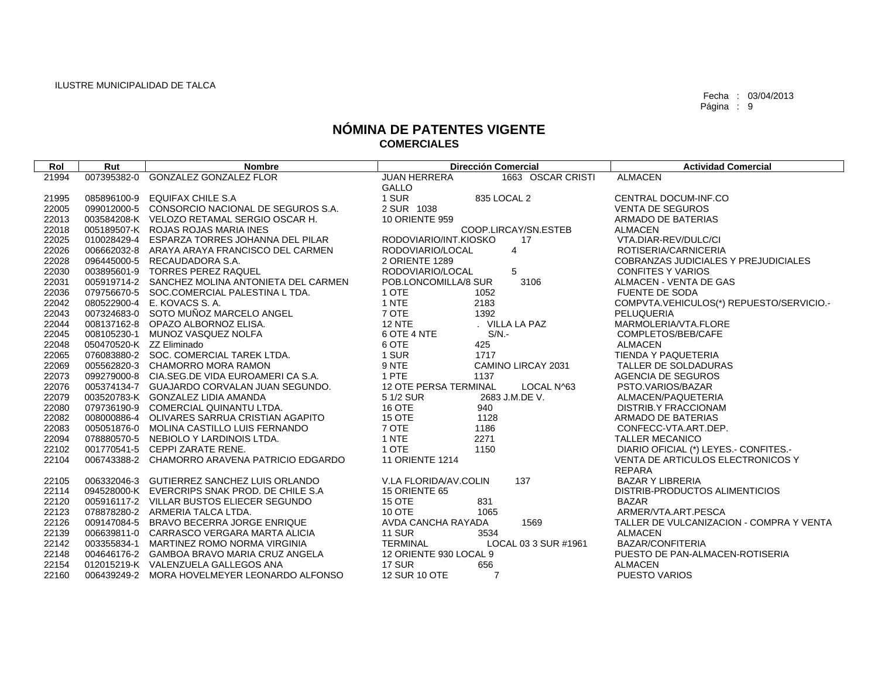ILUSTRE MUNICIPALIDAD DE TALCA

Fecha : 03/04/2013

# NÓMINA DE PATENTES VIGENTE
## COMERCIALES

| Rol | Rut | Nombre | Dirección Comercial | Actividad Comercial |
|---|---|---|---|---|
| 21994 | 007395382-0 | GONZALEZ GONZALEZ FLOR | JUAN HERRERA 1663 OSCAR CRISTI GALLO | ALMACEN |
| 21995 | 085896100-9 | EQUIFAX CHILE S.A | 1 SUR 835 LOCAL 2 | CENTRAL DOCUM-INF.CO |
| 22005 | 099012000-5 | CONSORCIO NACIONAL DE SEGUROS S.A. | 2 SUR 1038 | VENTA DE SEGUROS |
| 22013 | 003584208-K | VELOZO RETAMAL SERGIO OSCAR H. | 10 ORIENTE 959 | ARMADO DE BATERIAS |
| 22018 | 005189507-K | ROJAS ROJAS MARIA INES | COOP.LIRCAY/SN.ESTEB | ALMACEN |
| 22025 | 010028429-4 | ESPARZA TORRES JOHANNA DEL PILAR | RODOVIARIO/INT.KIOSKO 17 | VTA.DIAR-REV/DULC/CI |
| 22026 | 006662032-8 | ARAYA ARAYA FRANCISCO DEL CARMEN | RODOVIARIO/LOCAL 4 | ROTISERIA/CARNICERIA |
| 22028 | 096445000-5 | RECAUDADORA S.A. | 2 ORIENTE 1289 | COBRANZAS JUDICIALES Y PREJUDICIALES |
| 22030 | 003895601-9 | TORRES PEREZ RAQUEL | RODOVIARIO/LOCAL 5 | CONFITES Y VARIOS |
| 22031 | 005919714-2 | SANCHEZ MOLINA ANTONIETA DEL CARMEN | POB.LONCOMILLA/8 SUR 3106 | ALMACEN - VENTA DE GAS |
| 22036 | 079756670-5 | SOC.COMERCIAL PALESTINA L TDA. | 1 OTE 1052 | FUENTE DE SODA |
| 22042 | 080522900-4 | E. KOVACS S. A. | 1 NTE 2183 | COMPVTA.VEHICULOS(*) REPUESTO/SERVICIO.- |
| 22043 | 007324683-0 | SOTO MUÑOZ MARCELO ANGEL | 7 OTE 1392 | PELUQUERIA |
| 22044 | 008137162-8 | OPAZO ALBORNOZ ELISA. | 12 NTE . VILLA LA PAZ | MARMOLERIA/VTA.FLORE |
| 22045 | 008105230-1 | MUNOZ VASQUEZ NOLFA | 6 OTE 4 NTE S/N.- | COMPLETOS/BEB/CAFE |
| 22048 | 050470520-K | ZZ Eliminado | 6 OTE 425 | ALMACEN |
| 22065 | 076083880-2 | SOC. COMERCIAL TAREK LTDA. | 1 SUR 1717 | TIENDA Y PAQUETERIA |
| 22069 | 005562820-3 | CHAMORRO MORA RAMON | 9 NTE CAMINO LIRCAY 2031 | TALLER DE SOLDADURAS |
| 22073 | 099279000-8 | CIA.SEG.DE VIDA EUROAMERI CA S.A. | 1 PTE 1137 | AGENCIA DE SEGUROS |
| 22076 | 005374134-7 | GUAJARDO CORVALAN JUAN SEGUNDO. | 12 OTE PERSA TERMINAL LOCAL N^63 | PSTO.VARIOS/BAZAR |
| 22079 | 003520783-K | GONZALEZ LIDIA AMANDA | 5 1/2 SUR 2683 J.M.DE V. | ALMACEN/PAQUETERIA |
| 22080 | 079736190-9 | COMERCIAL QUINANTU LTDA. | 16 OTE 940 | DISTRIB.Y FRACCIONAM |
| 22082 | 008000886-4 | OLIVARES SARRUA CRISTIAN AGAPITO | 15 OTE 1128 | ARMADO DE BATERIAS |
| 22083 | 005051876-0 | MOLINA CASTILLO LUIS FERNANDO | 7 OTE 1186 | CONFECC-VTA.ART.DEP. |
| 22094 | 078880570-5 | NEBIOLO Y LARDINOIS LTDA. | 1 NTE 2271 | TALLER MECANICO |
| 22102 | 001770541-5 | CEPPI ZARATE RENE. | 1 OTE 1150 | DIARIO OFICIAL (*) LEYES.- CONFITES.- |
| 22104 | 006743388-2 | CHAMORRO ARAVENA PATRICIO EDGARDO | 11 ORIENTE 1214 | VENTA DE ARTICULOS ELECTRONICOS Y REPARA |
| 22105 | 006332046-3 | GUTIERREZ SANCHEZ LUIS ORLANDO | V.LA FLORIDA/AV.COLIN 137 | BAZAR Y LIBRERIA |
| 22114 | 094528000-K | EVERCRIPS SNAK PROD. DE CHILE S.A | 15 ORIENTE 65 | DISTRIB-PRODUCTOS ALIMENTICIOS |
| 22120 | 005916117-2 | VILLAR BUSTOS ELIECER SEGUNDO | 15 OTE 831 | BAZAR |
| 22123 | 078878280-2 | ARMERIA TALCA LTDA. | 10 OTE 1065 | ARMER/VTA.ART.PESCA |
| 22126 | 009147084-5 | BRAVO BECERRA JORGE ENRIQUE | AVDA CANCHA RAYADA 1569 | TALLER DE VULCANIZACION - COMPRA Y VENTA |
| 22139 | 006639811-0 | CARRASCO VERGARA MARTA ALICIA | 11 SUR 3534 | ALMACEN |
| 22142 | 003355834-1 | MARTINEZ ROMO NORMA VIRGINIA | TERMINAL LOCAL 03 3 SUR #1961 | BAZAR/CONFITERIA |
| 22148 | 004646176-2 | GAMBOA BRAVO MARIA CRUZ ANGELA | 12 ORIENTE 930 LOCAL 9 | PUESTO DE PAN-ALMACEN-ROTISERIA |
| 22154 | 012015219-K | VALENZUELA GALLEGOS ANA | 17 SUR 656 | ALMACEN |
| 22160 | 006439249-2 | MORA HOVELMEYER LEONARDO ALFONSO | 12 SUR 10 OTE 7 | PUESTO VARIOS |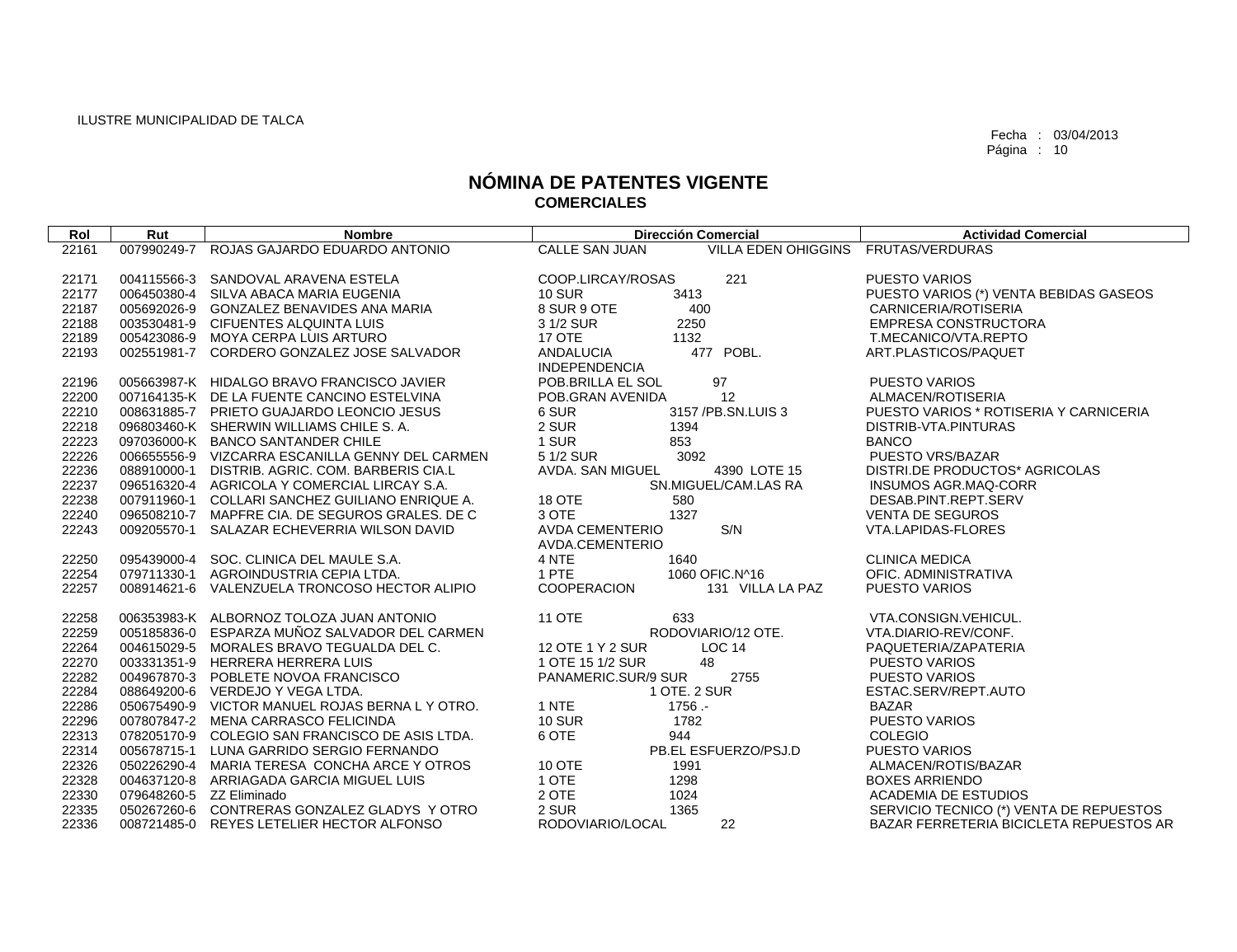ILUSTRE MUNICIPALIDAD DE TALCA

Fecha : 03/04/2013

# NÓMINA DE PATENTES VIGENTE
## COMERCIALES

| Rol | Rut | Nombre | Dirección Comercial | Actividad Comercial |
|---|---|---|---|---|
| 22161 | 007990249-7 | ROJAS GAJARDO EDUARDO ANTONIO | CALLE SAN JUAN VILLA EDEN OHIGGINS | FRUTAS/VERDURAS |
| 22171 | 004115566-3 | SANDOVAL ARAVENA ESTELA | COOP.LIRCAY/ROSAS 221 | PUESTO VARIOS |
| 22177 | 006450380-4 | SILVA ABACA MARIA EUGENIA | 10 SUR 3413 | PUESTO VARIOS (*) VENTA BEBIDAS GASEOS |
| 22187 | 005692026-9 | GONZALEZ BENAVIDES ANA MARIA | 8 SUR 9 OTE 400 | CARNICERIA/ROTISERIA |
| 22188 | 003530481-9 | CIFUENTES ALQUINTA LUIS | 3 1/2 SUR 2250 | EMPRESA CONSTRUCTORA |
| 22189 | 005423086-9 | MOYA CERPA LUIS ARTURO | 17 OTE 1132 | T.MECANICO/VTA.REPTO |
| 22193 | 002551981-7 | CORDERO GONZALEZ JOSE SALVADOR | ANDALUCIA 477 POBL. INDEPENDENCIA | ART.PLASTICOS/PAQUET |
| 22196 | 005663987-K | HIDALGO BRAVO FRANCISCO JAVIER | POB.BRILLA EL SOL 97 | PUESTO VARIOS |
| 22200 | 007164135-K | DE LA FUENTE CANCINO ESTELVINA | POB.GRAN AVENIDA 12 | ALMACEN/ROTISERIA |
| 22210 | 008631885-7 | PRIETO GUAJARDO LEONCIO JESUS | 6 SUR 3157 /PB.SN.LUIS 3 | PUESTO VARIOS * ROTISERIA Y CARNICERIA |
| 22218 | 096803460-K | SHERWIN WILLIAMS CHILE S. A. | 2 SUR 1394 | DISTRIB-VTA.PINTURAS |
| 22223 | 097036000-K | BANCO SANTANDER CHILE | 1 SUR 853 | BANCO |
| 22226 | 006655556-9 | VIZCARRA ESCANILLA GENNY DEL CARMEN | 5 1/2 SUR 3092 | PUESTO VRS/BAZAR |
| 22236 | 088910000-1 | DISTRIB. AGRIC. COM. BARBERIS CIA.L | AVDA. SAN MIGUEL 4390 LOTE 15 | DISTRI.DE PRODUCTOS* AGRICOLAS |
| 22237 | 096516320-4 | AGRICOLA Y COMERCIAL LIRCAY S.A. | SN.MIGUEL/CAM.LAS RA | INSUMOS AGR.MAQ-CORR |
| 22238 | 007911960-1 | COLLARI SANCHEZ GUILIANO ENRIQUE A. | 18 OTE 580 | DESAB.PINT.REPT.SERV |
| 22240 | 096508210-7 | MAPFRE CIA. DE SEGUROS GRALES. DE C | 3 OTE 1327 | VENTA DE SEGUROS |
| 22243 | 009205570-1 | SALAZAR ECHEVERRIA WILSON DAVID | AVDA CEMENTERIO S/N AVDA.CEMENTERIO | VTA.LAPIDAS-FLORES |
| 22250 | 095439000-4 | SOC. CLINICA DEL MAULE S.A. | 4 NTE 1640 | CLINICA MEDICA |
| 22254 | 079711330-1 | AGROINDUSTRIA CEPIA LTDA. | 1 PTE 1060 OFIC.N^16 | OFIC. ADMINISTRATIVA |
| 22257 | 008914621-6 | VALENZUELA TRONCOSO HECTOR ALIPIO | COOPERACION 131 VILLA LA PAZ | PUESTO VARIOS |
| 22258 | 006353983-K | ALBORNOZ TOLOZA JUAN ANTONIO | 11 OTE 633 | VTA.CONSIGN.VEHICUL. |
| 22259 | 005185836-0 | ESPARZA MUÑOZ SALVADOR DEL CARMEN | RODOVIARIO/12 OTE. | VTA.DIARIO-REV/CONF. |
| 22264 | 004615029-5 | MORALES BRAVO TEGUALDA DEL C. | 12 OTE 1 Y 2 SUR LOC 14 | PAQUETERIA/ZAPATERIA |
| 22270 | 003331351-9 | HERRERA HERRERA LUIS | 1 OTE 15 1/2 SUR 48 | PUESTO VARIOS |
| 22282 | 004967870-3 | POBLETE NOVOA FRANCISCO | PANAMERIC.SUR/9 SUR 2755 | PUESTO VARIOS |
| 22284 | 088649200-6 | VERDEJO Y VEGA LTDA. | 1 OTE. 2 SUR | ESTAC.SERV/REPT.AUTO |
| 22286 | 050675490-9 | VICTOR MANUEL ROJAS BERNA L Y OTRO. | 1 NTE 1756 .- | BAZAR |
| 22296 | 007807847-2 | MENA CARRASCO FELICINDA | 10 SUR 1782 | PUESTO VARIOS |
| 22313 | 078205170-9 | COLEGIO SAN FRANCISCO DE ASIS LTDA. | 6 OTE 944 | COLEGIO |
| 22314 | 005678715-1 | LUNA GARRIDO SERGIO FERNANDO | PB.EL ESFUERZO/PSJ.D | PUESTO VARIOS |
| 22326 | 050226290-4 | MARIA TERESA CONCHA ARCE Y OTROS | 10 OTE 1991 | ALMACEN/ROTIS/BAZAR |
| 22328 | 004637120-8 | ARRIAGADA GARCIA MIGUEL LUIS | 1 OTE 1298 | BOXES ARRIENDO |
| 22330 | 079648260-5 | ZZ Eliminado | 2 OTE 1024 | ACADEMIA DE ESTUDIOS |
| 22335 | 050267260-6 | CONTRERAS GONZALEZ GLADYS Y OTRO | 2 SUR 1365 | SERVICIO TECNICO (*) VENTA DE REPUESTOS |
| 22336 | 008721485-0 | REYES LETELIER HECTOR ALFONSO | RODOVIARIO/LOCAL 22 | BAZAR FERRETERIA BICICLETA REPUESTOS AR |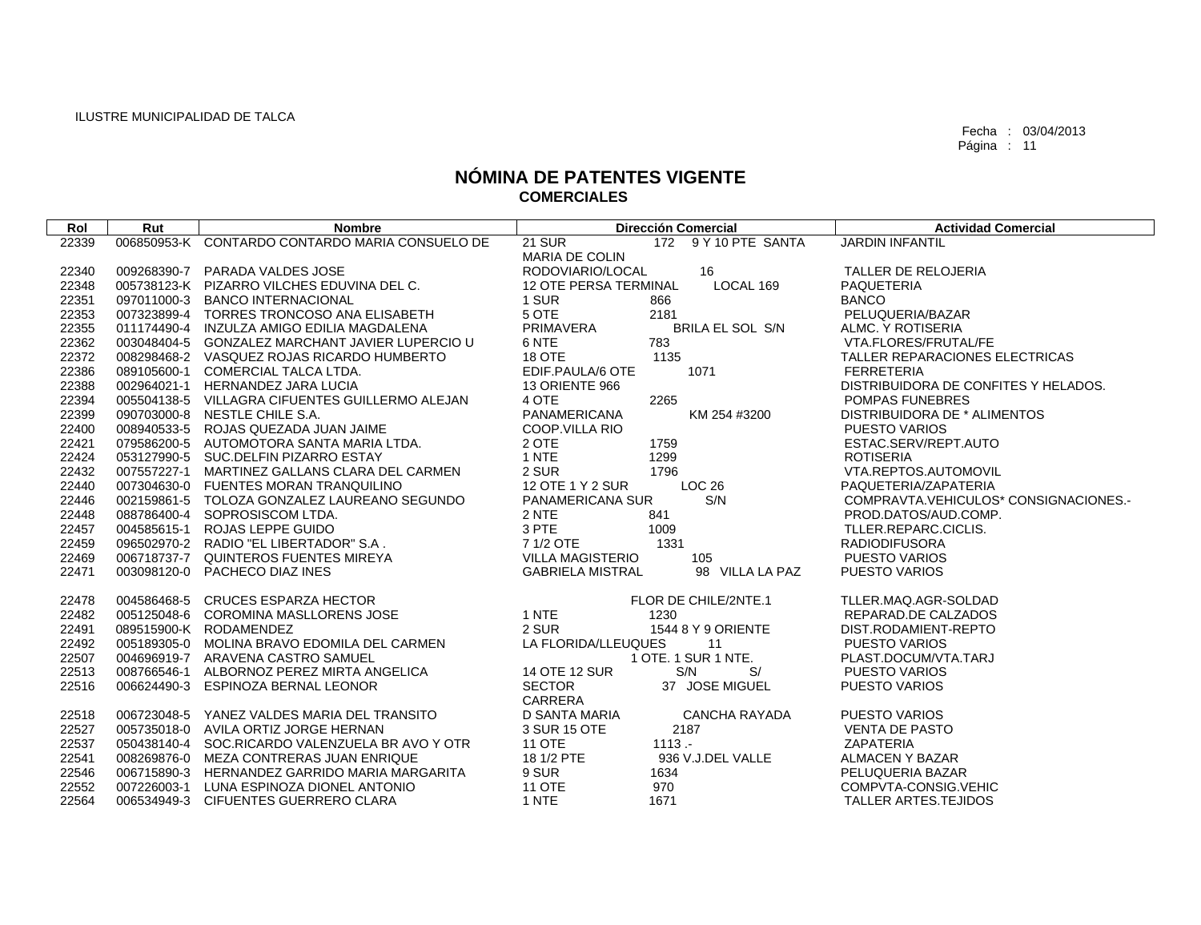ILUSTRE MUNICIPALIDAD DE TALCA

Fecha : 03/04/2013

# NÓMINA DE PATENTES VIGENTE
## COMERCIALES

| Rol | Rut | Nombre | Dirección Comercial | Actividad Comercial |
|---|---|---|---|---|
| 22339 | 006850953-K | CONTARDO CONTARDO MARIA CONSUELO DE | 21 SUR 172 9 Y 10 PTE SANTA MARIA DE COLIN | JARDIN INFANTIL |
| 22340 | 009268390-7 | PARADA VALDES JOSE | RODOVIARIO/LOCAL 16 | TALLER DE RELOJERIA |
| 22348 | 005738123-K | PIZARRO VILCHES EDUVINA DEL C. | 12 OTE PERSA TERMINAL LOCAL 169 | PAQUETERIA |
| 22351 | 097011000-3 | BANCO INTERNACIONAL | 1 SUR 866 | BANCO |
| 22353 | 007323899-4 | TORRES TRONCOSO ANA ELISABETH | 5 OTE 2181 | PELUQUERIA/BAZAR |
| 22355 | 011174490-4 | INZULZA AMIGO EDILIA MAGDALENA | PRIMAVERA BRILA EL SOL S/N | ALMC. Y ROTISERIA |
| 22362 | 003048404-5 | GONZALEZ MARCHANT JAVIER LUPERCIO U | 6 NTE 783 | VTA.FLORES/FRUTAL/FE |
| 22372 | 008298468-2 | VASQUEZ ROJAS RICARDO HUMBERTO | 18 OTE 1135 | TALLER REPARACIONES ELECTRICAS |
| 22386 | 089105600-1 | COMERCIAL TALCA LTDA. | EDIF.PAULA/6 OTE 1071 | FERRETERIA |
| 22388 | 002964021-1 | HERNANDEZ JARA LUCIA | 13 ORIENTE 966 | DISTRIBUIDORA DE CONFITES Y HELADOS. |
| 22394 | 005504138-5 | VILLAGRA CIFUENTES GUILLERMO ALEJAN | 4 OTE 2265 | POMPAS FUNEBRES |
| 22399 | 090703000-8 | NESTLE CHILE S.A. | PANAMERICANA KM 254 #3200 | DISTRIBUIDORA DE * ALIMENTOS |
| 22400 | 008940533-5 | ROJAS QUEZADA JUAN JAIME | COOP.VILLA RIO | PUESTO VARIOS |
| 22421 | 079586200-5 | AUTOMOTORA SANTA MARIA LTDA. | 2 OTE 1759 | ESTAC.SERV/REPT.AUTO |
| 22424 | 053127990-5 | SUC.DELFIN PIZARRO ESTAY | 1 NTE 1299 | ROTISERIA |
| 22432 | 007557227-1 | MARTINEZ GALLANS CLARA DEL CARMEN | 2 SUR 1796 | VTA.REPTOS.AUTOMOVIL |
| 22440 | 007304630-0 | FUENTES MORAN TRANQUILINO | 12 OTE 1 Y 2 SUR LOC 26 | PAQUETERIA/ZAPATERIA |
| 22446 | 002159861-5 | TOLOZA GONZALEZ LAUREANO SEGUNDO | PANAMERICANA SUR S/N | COMPRAVTA.VEHICULOS* CONSIGNACIONES.- |
| 22448 | 088786400-4 | SOPROSISCOM LTDA. | 2 NTE 841 | PROD.DATOS/AUD.COMP. |
| 22457 | 004585615-1 | ROJAS LEPPE GUIDO | 3 PTE 1009 | TLLER.REPARC.CICLIS. |
| 22459 | 096502970-2 | RADIO "EL LIBERTADOR" S.A . | 7 1/2 OTE 1331 | RADIODIFUSORA |
| 22469 | 006718737-7 | QUINTEROS FUENTES MIREYA | VILLA MAGISTERIO 105 | PUESTO VARIOS |
| 22471 | 003098120-0 | PACHECO DIAZ INES | GABRIELA MISTRAL 98 VILLA LA PAZ | PUESTO VARIOS |
| 22478 | 004586468-5 | CRUCES ESPARZA HECTOR | FLOR DE CHILE/2NTE.1 | TLLER.MAQ.AGR-SOLDAD |
| 22482 | 005125048-6 | COROMINA MASLLORENS JOSE | 1 NTE 1230 | REPARAD.DE CALZADOS |
| 22491 | 089515900-K | RODAMENDEZ | 2 SUR 1544 8 Y 9 ORIENTE | DIST.RODAMIENT-REPTO |
| 22492 | 005189305-0 | MOLINA BRAVO EDOMILA DEL CARMEN | LA FLORIDA/LLEUQUES 11 | PUESTO VARIOS |
| 22507 | 004696919-7 | ARAVENA CASTRO SAMUEL | 1 OTE. 1 SUR 1 NTE. | PLAST.DOCUM/VTA.TARJ |
| 22513 | 008766546-1 | ALBORNOZ PEREZ MIRTA ANGELICA | 14 OTE 12 SUR S/N S/ | PUESTO VARIOS |
| 22516 | 006624490-3 | ESPINOZA BERNAL LEONOR | SECTOR 37 JOSE MIGUEL CARRERA | PUESTO VARIOS |
| 22518 | 006723048-5 | YANEZ VALDES MARIA DEL TRANSITO | D SANTA MARIA CANCHA RAYADA | PUESTO VARIOS |
| 22527 | 005735018-0 | AVILA ORTIZ JORGE HERNAN | 3 SUR 15 OTE 2187 | VENTA DE PASTO |
| 22537 | 050438140-4 | SOC.RICARDO VALENZUELA BR AVO Y OTR | 11 OTE 1113 .- | ZAPATERIA |
| 22541 | 008269876-0 | MEZA CONTRERAS JUAN ENRIQUE | 18 1/2 PTE 936 V.J.DEL VALLE | ALMACEN Y BAZAR |
| 22546 | 006715890-3 | HERNANDEZ GARRIDO MARIA MARGARITA | 9 SUR 1634 | PELUQUERIA BAZAR |
| 22552 | 007226003-1 | LUNA ESPINOZA DIONEL ANTONIO | 11 OTE 970 | COMPVTA-CONSIG.VEHIC |
| 22564 | 006534949-3 | CIFUENTES GUERRERO CLARA | 1 NTE 1671 | TALLER ARTES.TEJIDOS |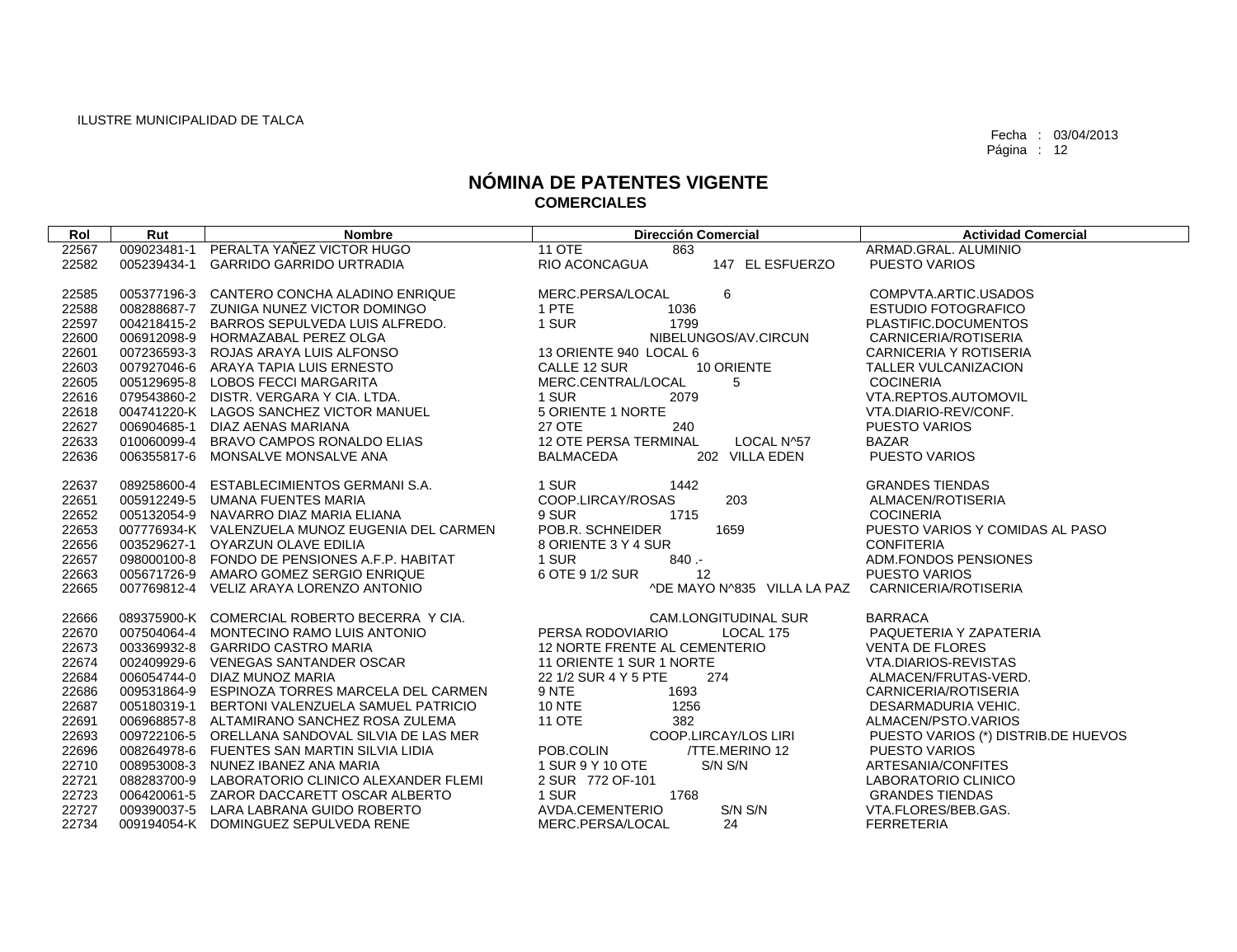ILUSTRE MUNICIPALIDAD DE TALCA

Fecha : 03/04/2013
Página : 12

# NÓMINA DE PATENTES VIGENTE
## COMERCIALES

| Rol | Rut | Nombre | Dirección Comercial | Actividad Comercial |
|---|---|---|---|---|
| 22567 | 009023481-1 | PERALTA YAÑEZ VICTOR HUGO | 11 OTE 863 | ARMAD.GRAL. ALUMINIO |
| 22582 | 005239434-1 | GARRIDO GARRIDO URTRADIA | RIO ACONCAGUA 147 EL ESFUERZO | PUESTO VARIOS |
| 22585 | 005377196-3 | CANTERO CONCHA ALADINO ENRIQUE | MERC.PERSA/LOCAL 6 | COMPVTA.ARTIC.USADOS |
| 22588 | 008288687-7 | ZUNIGA NUNEZ VICTOR DOMINGO | 1 PTE 1036 | ESTUDIO FOTOGRAFICO |
| 22597 | 004218415-2 | BARROS SEPULVEDA LUIS ALFREDO. | 1 SUR 1799 | PLASTIFIC.DOCUMENTOS |
| 22600 | 006912098-9 | HORMAZABAL PEREZ OLGA | NIBELUNGOS/AV.CIRCUN | CARNICERIA/ROTISERIA |
| 22601 | 007236593-3 | ROJAS ARAYA LUIS ALFONSO | 13 ORIENTE 940 LOCAL 6 | CARNICERIA Y ROTISERIA |
| 22603 | 007927046-6 | ARAYA TAPIA LUIS ERNESTO | CALLE 12 SUR 10 ORIENTE | TALLER VULCANIZACION |
| 22605 | 005129695-8 | LOBOS FECCI MARGARITA | MERC.CENTRAL/LOCAL 5 | COCINERIA |
| 22616 | 079543860-2 | DISTR. VERGARA Y CIA. LTDA. | 1 SUR 2079 | VTA.REPTOS.AUTOMOVIL |
| 22618 | 004741220-K | LAGOS SANCHEZ VICTOR MANUEL | 5 ORIENTE 1 NORTE | VTA.DIARIO-REV/CONF. |
| 22627 | 006904685-1 | DIAZ AENAS MARIANA | 27 OTE 240 | PUESTO VARIOS |
| 22633 | 010060099-4 | BRAVO CAMPOS RONALDO ELIAS | 12 OTE PERSA TERMINAL LOCAL N^57 | BAZAR |
| 22636 | 006355817-6 | MONSALVE MONSALVE ANA | BALMACEDA 202 VILLA EDEN | PUESTO VARIOS |
| 22637 | 089258600-4 | ESTABLECIMIENTOS GERMANI S.A. | 1 SUR 1442 | GRANDES TIENDAS |
| 22651 | 005912249-5 | UMANA FUENTES MARIA | COOP.LIRCAY/ROSAS 203 | ALMACEN/ROTISERIA |
| 22652 | 005132054-9 | NAVARRO DIAZ MARIA ELIANA | 9 SUR 1715 | COCINERIA |
| 22653 | 007776934-K | VALENZUELA MUNOZ EUGENIA DEL CARMEN | POB.R. SCHNEIDER 1659 | PUESTO VARIOS Y COMIDAS AL PASO |
| 22656 | 003529627-1 | OYARZUN OLAVE EDILIA | 8 ORIENTE 3 Y 4 SUR | CONFITERIA |
| 22657 | 098000100-8 | FONDO DE PENSIONES A.F.P. HABITAT | 1 SUR 840 .- | ADM.FONDOS PENSIONES |
| 22663 | 005671726-9 | AMARO GOMEZ SERGIO ENRIQUE | 6 OTE 9 1/2 SUR 12 | PUESTO VARIOS |
| 22665 | 007769812-4 | VELIZ ARAYA LORENZO ANTONIO | ^DE MAYO N^835 VILLA LA PAZ | CARNICERIA/ROTISERIA |
| 22666 | 089375900-K | COMERCIAL ROBERTO BECERRA Y CIA. | CAM.LONGITUDINAL SUR | BARRACA |
| 22670 | 007504064-4 | MONTECINO RAMO LUIS ANTONIO | PERSA RODOVIARIO LOCAL 175 | PAQUETERIA Y ZAPATERIA |
| 22673 | 003369932-8 | GARRIDO CASTRO MARIA | 12 NORTE FRENTE AL CEMENTERIO | VENTA DE FLORES |
| 22674 | 002409929-6 | VENEGAS SANTANDER OSCAR | 11 ORIENTE 1 SUR 1 NORTE | VTA.DIARIOS-REVISTAS |
| 22684 | 006054744-0 | DIAZ MUNOZ MARIA | 22 1/2 SUR 4 Y 5 PTE 274 | ALMACEN/FRUTAS-VERD. |
| 22686 | 009531864-9 | ESPINOZA TORRES MARCELA DEL CARMEN | 9 NTE 1693 | CARNICERIA/ROTISERIA |
| 22687 | 005180319-1 | BERTONI VALENZUELA SAMUEL PATRICIO | 10 NTE 1256 | DESARMADURIA VEHIC. |
| 22691 | 006968857-8 | ALTAMIRANO SANCHEZ ROSA ZULEMA | 11 OTE 382 | ALMACEN/PSTO.VARIOS |
| 22693 | 009722106-5 | ORELLANA SANDOVAL SILVIA DE LAS MER | COOP.LIRCAY/LOS LIRI | PUESTO VARIOS (*) DISTRIB.DE HUEVOS |
| 22696 | 008264978-6 | FUENTES SAN MARTIN SILVIA LIDIA | POB.COLIN /TTE.MERINO 12 | PUESTO VARIOS |
| 22710 | 008953008-3 | NUNEZ IBANEZ ANA MARIA | 1 SUR 9 Y 10 OTE S/N S/N | ARTESANIA/CONFITES |
| 22721 | 088283700-9 | LABORATORIO CLINICO ALEXANDER FLEMI | 2 SUR 772 OF-101 | LABORATORIO CLINICO |
| 22723 | 006420061-5 | ZAROR DACCARETT OSCAR ALBERTO | 1 SUR 1768 | GRANDES TIENDAS |
| 22727 | 009390037-5 | LARA LABRANA GUIDO ROBERTO | AVDA.CEMENTERIO S/N S/N | VTA.FLORES/BEB.GAS. |
| 22734 | 009194054-K | DOMINGUEZ SEPULVEDA RENE | MERC.PERSA/LOCAL 24 | FERRETERIA |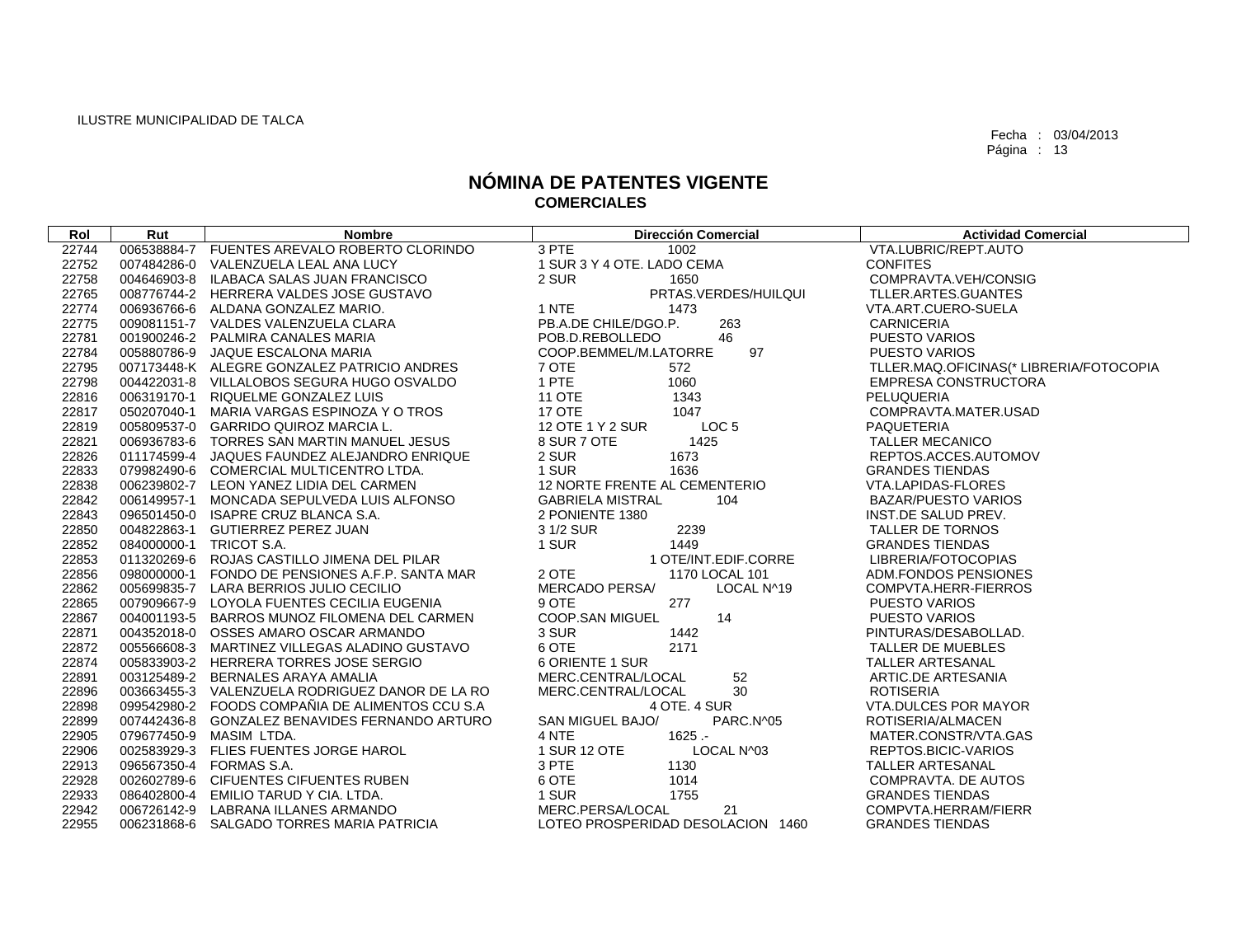ILUSTRE MUNICIPALIDAD DE TALCA

Fecha : 03/04/2013
Página : 13

# NÓMINA DE PATENTES VIGENTE
## COMERCIALES

| Rol | Rut | Nombre | Dirección Comercial | Actividad Comercial |
|---|---|---|---|---|
| 22744 | 006538884-7 | FUENTES AREVALO ROBERTO CLORINDO | 3 PTE 1002 | VTA.LUBRIC/REPT.AUTO |
| 22752 | 007484286-0 | VALENZUELA LEAL ANA LUCY | 1 SUR 3 Y 4 OTE. LADO CEMA | CONFITES |
| 22758 | 004646903-8 | ILABACA SALAS JUAN FRANCISCO | 2 SUR 1650 | COMPRAVTA.VEH/CONSIG |
| 22765 | 008776744-2 | HERRERA VALDES JOSE GUSTAVO | PRTAS.VERDES/HUILQUI | TLLER.ARTES.GUANTES |
| 22774 | 006936766-6 | ALDANA GONZALEZ MARIO. | 1 NTE 1473 | VTA.ART.CUERO-SUELA |
| 22775 | 009081151-7 | VALDES VALENZUELA CLARA | PB.A.DE CHILE/DGO.P. 263 | CARNICERIA |
| 22781 | 001900246-2 | PALMIRA CANALES MARIA | POB.D.REBOLLEDO 46 | PUESTO VARIOS |
| 22784 | 005880786-9 | JAQUE ESCALONA MARIA | COOP.BEMMEL/M.LATORRE 97 | PUESTO VARIOS |
| 22795 | 007173448-K | ALEGRE GONZALEZ PATRICIO ANDRES | 7 OTE 572 | TLLER.MAQ.OFICINAS(* LIBRERIA/FOTOCOPIA |
| 22798 | 004422031-8 | VILLALOBOS SEGURA HUGO OSVALDO | 1 PTE 1060 | EMPRESA CONSTRUCTORA |
| 22816 | 006319170-1 | RIQUELME GONZALEZ LUIS | 11 OTE 1343 | PELUQUERIA |
| 22817 | 050207040-1 | MARIA VARGAS ESPINOZA Y O TROS | 17 OTE 1047 | COMPRAVTA.MATER.USAD |
| 22819 | 005809537-0 | GARRIDO QUIROZ MARCIA L. | 12 OTE 1 Y 2 SUR LOC 5 | PAQUETERIA |
| 22821 | 006936783-6 | TORRES SAN MARTIN MANUEL JESUS | 8 SUR 7 OTE 1425 | TALLER MECANICO |
| 22826 | 011174599-4 | JAQUES FAUNDEZ ALEJANDRO ENRIQUE | 2 SUR 1673 | REPTOS.ACCES.AUTOMOV |
| 22833 | 079982490-6 | COMERCIAL MULTICENTRO LTDA. | 1 SUR 1636 | GRANDES TIENDAS |
| 22838 | 006239802-7 | LEON YANEZ LIDIA DEL CARMEN | 12 NORTE FRENTE AL CEMENTERIO | VTA.LAPIDAS-FLORES |
| 22842 | 006149957-1 | MONCADA SEPULVEDA LUIS ALFONSO | GABRIELA MISTRAL 104 | BAZAR/PUESTO VARIOS |
| 22843 | 096501450-0 | ISAPRE CRUZ BLANCA S.A. | 2 PONIENTE 1380 | INST.DE SALUD PREV. |
| 22850 | 004822863-1 | GUTIERREZ PEREZ JUAN | 3 1/2 SUR 2239 | TALLER DE TORNOS |
| 22852 | 084000000-1 | TRICOT S.A. | 1 SUR 1449 | GRANDES TIENDAS |
| 22853 | 011320269-6 | ROJAS CASTILLO JIMENA DEL PILAR | 1 OTE/INT.EDIF.CORRE | LIBRERIA/FOTOCOPIAS |
| 22856 | 098000000-1 | FONDO DE PENSIONES A.F.P. SANTA MAR | 2 OTE 1170 LOCAL 101 | ADM.FONDOS PENSIONES |
| 22862 | 005699835-7 | LARA BERRIOS JULIO CECILIO | MERCADO PERSA/ LOCAL N^19 | COMPVTA.HERR-FIERROS |
| 22865 | 007909667-9 | LOYOLA FUENTES CECILIA EUGENIA | 9 OTE 277 | PUESTO VARIOS |
| 22867 | 004001193-5 | BARROS MUNOZ FILOMENA DEL CARMEN | COOP.SAN MIGUEL 14 | PUESTO VARIOS |
| 22871 | 004352018-0 | OSSES AMARO OSCAR ARMANDO | 3 SUR 1442 | PINTURAS/DESABOLLAD. |
| 22872 | 005566608-3 | MARTINEZ VILLEGAS ALADINO GUSTAVO | 6 OTE 2171 | TALLER DE MUEBLES |
| 22874 | 005833903-2 | HERRERA TORRES JOSE SERGIO | 6 ORIENTE 1 SUR | TALLER ARTESANAL |
| 22891 | 003125489-2 | BERNALES ARAYA AMALIA | MERC.CENTRAL/LOCAL 52 | ARTIC.DE ARTESANIA |
| 22896 | 003663455-3 | VALENZUELA RODRIGUEZ DANOR DE LA RO | MERC.CENTRAL/LOCAL 30 | ROTISERIA |
| 22898 | 099542980-2 | FOODS COMPAÑIA DE ALIMENTOS CCU S.A | 4 OTE. 4 SUR | VTA.DULCES POR MAYOR |
| 22899 | 007442436-8 | GONZALEZ BENAVIDES FERNANDO ARTURO | SAN MIGUEL BAJO/ PARC.N^05 | ROTISERIA/ALMACEN |
| 22905 | 079677450-9 | MASIM LTDA. | 4 NTE 1625 .- | MATER.CONSTR/VTA.GAS |
| 22906 | 002583929-3 | FLIES FUENTES JORGE HAROL | 1 SUR 12 OTE LOCAL N^03 | REPTOS.BICIC-VARIOS |
| 22913 | 096567350-4 | FORMAS S.A. | 3 PTE 1130 | TALLER ARTESANAL |
| 22928 | 002602789-6 | CIFUENTES CIFUENTES RUBEN | 6 OTE 1014 | COMPRAVTA. DE AUTOS |
| 22933 | 086402800-4 | EMILIO TARUD Y CIA. LTDA. | 1 SUR 1755 | GRANDES TIENDAS |
| 22942 | 006726142-9 | LABRANA ILLANES ARMANDO | MERC.PERSA/LOCAL 21 | COMPVTA.HERRAM/FIERR |
| 22955 | 006231868-6 | SALGADO TORRES MARIA PATRICIA | LOTEO PROSPERIDAD DESOLACION 1460 | GRANDES TIENDAS |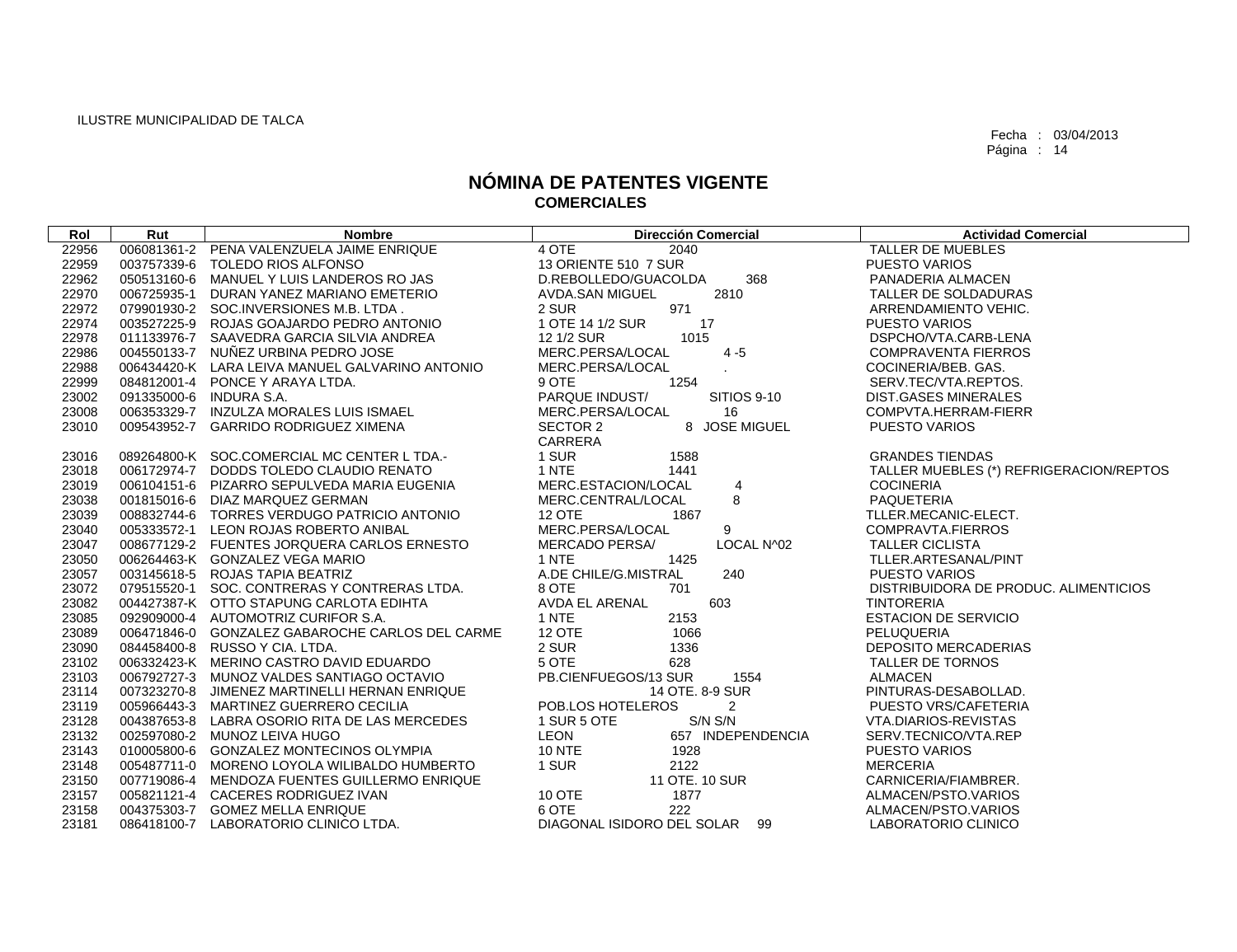ILUSTRE MUNICIPALIDAD DE TALCA

Fecha : 03/04/2013

# NÓMINA DE PATENTES VIGENTE
## COMERCIALES

| Rol | Rut | Nombre | Dirección Comercial | Actividad Comercial |
|---|---|---|---|---|
| 22956 | 006081361-2 | PENA VALENZUELA JAIME ENRIQUE | 4 OTE 2040 | TALLER DE MUEBLES |
| 22959 | 003757339-6 | TOLEDO RIOS ALFONSO | 13 ORIENTE 510 7 SUR | PUESTO VARIOS |
| 22962 | 050513160-6 | MANUEL Y LUIS LANDEROS RO JAS | D.REBOLLEDO/GUACOLDA 368 | PANADERIA ALMACEN |
| 22970 | 006725935-1 | DURAN YANEZ MARIANO EMETERIO | AVDA.SAN MIGUEL 2810 | TALLER DE SOLDADURAS |
| 22972 | 079901930-2 | SOC.INVERSIONES M.B. LTDA . | 2 SUR 971 | ARRENDAMIENTO VEHIC. |
| 22974 | 003527225-9 | ROJAS GOAJARDO PEDRO ANTONIO | 1 OTE 14 1/2 SUR 17 | PUESTO VARIOS |
| 22978 | 011133976-7 | SAAVEDRA GARCIA SILVIA ANDREA | 12 1/2 SUR 1015 | DSPCHO/VTA.CARB-LENA |
| 22986 | 004550133-7 | NUÑEZ URBINA PEDRO JOSE | MERC.PERSA/LOCAL 4 -5 | COMPRAVENTA FIERROS |
| 22988 | 006434420-K | LARA LEIVA MANUEL GALVARINO ANTONIO | MERC.PERSA/LOCAL . | COCINERIA/BEB. GAS. |
| 22999 | 084812001-4 | PONCE Y ARAYA LTDA. | 9 OTE 1254 | SERV.TEC/VTA.REPTOS. |
| 23002 | 091335000-6 | INDURA S.A. | PARQUE INDUST/ SITIOS 9-10 | DIST.GASES MINERALES |
| 23008 | 006353329-7 | INZULZA MORALES LUIS ISMAEL | MERC.PERSA/LOCAL 16 | COMPVTA.HERRAM-FIERR |
| 23010 | 009543952-7 | GARRIDO RODRIGUEZ XIMENA | SECTOR 2 8 JOSE MIGUEL CARRERA | PUESTO VARIOS |
| 23016 | 089264800-K | SOC.COMERCIAL MC CENTER L TDA.- | 1 SUR 1588 | GRANDES TIENDAS |
| 23018 | 006172974-7 | DODDS TOLEDO CLAUDIO RENATO | 1 NTE 1441 | TALLER MUEBLES (*) REFRIGERACION/REPTOS |
| 23019 | 006104151-6 | PIZARRO SEPULVEDA MARIA EUGENIA | MERC.ESTACION/LOCAL 4 | COCINERIA |
| 23038 | 001815016-6 | DIAZ MARQUEZ GERMAN | MERC.CENTRAL/LOCAL 8 | PAQUETERIA |
| 23039 | 008832744-6 | TORRES VERDUGO PATRICIO ANTONIO | 12 OTE 1867 | TLLER.MECANIC-ELECT. |
| 23040 | 005333572-1 | LEON ROJAS ROBERTO ANIBAL | MERC.PERSA/LOCAL 9 | COMPRAVTA.FIERROS |
| 23047 | 008677129-2 | FUENTES JORQUERA CARLOS ERNESTO | MERCADO PERSA/ LOCAL N^02 | TALLER CICLISTA |
| 23050 | 006264463-K | GONZALEZ VEGA MARIO | 1 NTE 1425 | TLLER.ARTESANAL/PINT |
| 23057 | 003145618-5 | ROJAS TAPIA BEATRIZ | A.DE CHILE/G.MISTRAL 240 | PUESTO VARIOS |
| 23072 | 079515520-1 | SOC. CONTRERAS Y CONTRERAS LTDA. | 8 OTE 701 | DISTRIBUIDORA DE PRODUC. ALIMENTICIOS |
| 23082 | 004427387-K | OTTO STAPUNG CARLOTA EDIHTA | AVDA EL ARENAL 603 | TINTORERIA |
| 23085 | 092909000-4 | AUTOMOTRIZ CURIFOR S.A. | 1 NTE 2153 | ESTACION DE SERVICIO |
| 23089 | 006471846-0 | GONZALEZ GABAROCHE CARLOS DEL CARME | 12 OTE 1066 | PELUQUERIA |
| 23090 | 084458400-8 | RUSSO Y CIA. LTDA. | 2 SUR 1336 | DEPOSITO MERCADERIAS |
| 23102 | 006332423-K | MERINO CASTRO DAVID EDUARDO | 5 OTE 628 | TALLER DE TORNOS |
| 23103 | 006792727-3 | MUNOZ VALDES SANTIAGO OCTAVIO | PB.CIENFUEGOS/13 SUR 1554 | ALMACEN |
| 23114 | 007323270-8 | JIMENEZ MARTINELLI HERNAN ENRIQUE | 14 OTE. 8-9 SUR | PINTURAS-DESABOLLAD. |
| 23119 | 005966443-3 | MARTINEZ GUERRERO CECILIA | POB.LOS HOTELEROS 2 | PUESTO VRS/CAFETERIA |
| 23128 | 004387653-8 | LABRA OSORIO RITA DE LAS MERCEDES | 1 SUR 5 OTE S/N S/N | VTA.DIARIOS-REVISTAS |
| 23132 | 002597080-2 | MUNOZ LEIVA HUGO | LEON 657 INDEPENDENCIA | SERV.TECNICO/VTA.REP |
| 23143 | 010005800-6 | GONZALEZ MONTECINOS OLYMPIA | 10 NTE 1928 | PUESTO VARIOS |
| 23148 | 005487711-0 | MORENO LOYOLA WILIBALDO HUMBERTO | 1 SUR 2122 | MERCERIA |
| 23150 | 007719086-4 | MENDOZA FUENTES GUILLERMO ENRIQUE | 11 OTE. 10 SUR | CARNICERIA/FIAMBRER. |
| 23157 | 005821121-4 | CACERES RODRIGUEZ IVAN | 10 OTE 1877 | ALMACEN/PSTO.VARIOS |
| 23158 | 004375303-7 | GOMEZ MELLA ENRIQUE | 6 OTE 222 | ALMACEN/PSTO.VARIOS |
| 23181 | 086418100-7 | LABORATORIO CLINICO LTDA. | DIAGONAL ISIDORO DEL SOLAR 99 | LABORATORIO CLINICO |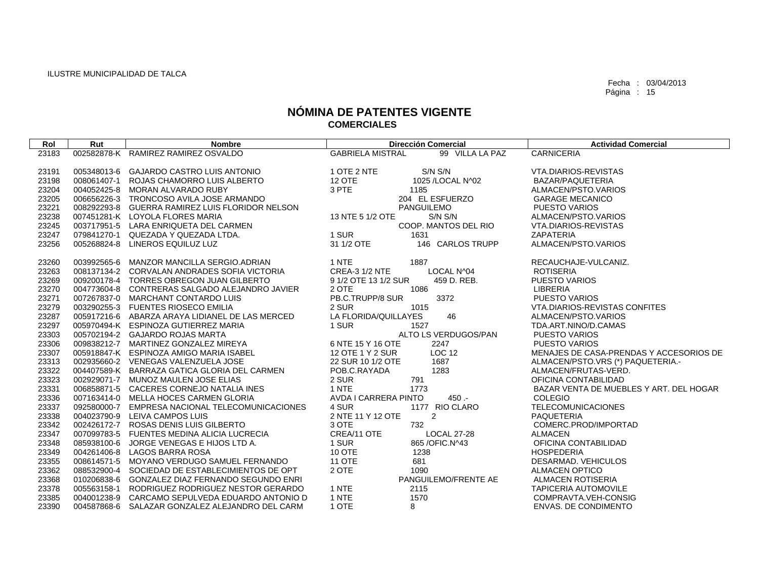ILUSTRE MUNICIPALIDAD DE TALCA

Fecha : 03/04/2013
Página : 15

# NÓMINA DE PATENTES VIGENTE
## COMERCIALES

| Rol | Rut | Nombre | Dirección Comercial | Actividad Comercial |
|---|---|---|---|---|
| 23183 | 002582878-K | RAMIREZ RAMIREZ OSVALDO | GABRIELA MISTRAL 99 VILLA LA PAZ | CARNICERIA |
| 23191 | 005348013-6 | GAJARDO CASTRO LUIS ANTONIO | 1 OTE 2 NTE S/N S/N | VTA.DIARIOS-REVISTAS |
| 23198 | 008061407-1 | ROJAS CHAMORRO LUIS ALBERTO | 12 OTE 1025 /LOCAL N^02 | BAZAR/PAQUETERIA |
| 23204 | 004052425-8 | MORAN ALVARADO RUBY | 3 PTE 1185 | ALMACEN/PSTO.VARIOS |
| 23205 | 006656226-3 | TRONCOSO AVILA JOSE ARMANDO | 204 EL ESFUERZO | GARAGE MECANICO |
| 23221 | 008292293-8 | GUERRA RAMIREZ LUIS FLORIDOR NELSON | PANGUILEMO | PUESTO VARIOS |
| 23238 | 007451281-K | LOYOLA FLORES MARIA | 13 NTE 5 1/2 OTE S/N S/N | ALMACEN/PSTO.VARIOS |
| 23245 | 003717951-5 | LARA ENRIQUETA DEL CARMEN | COOP. MANTOS DEL RIO | VTA.DIARIOS-REVISTAS |
| 23247 | 079841270-1 | QUEZADA Y QUEZADA LTDA. | 1 SUR 1631 | ZAPATERIA |
| 23256 | 005268824-8 | LINEROS EQUILUZ LUZ | 31 1/2 OTE 146 CARLOS TRUPP | ALMACEN/PSTO.VARIOS |
| 23260 | 003992565-6 | MANZOR MANCILLA SERGIO.ADRIAN | 1 NTE 1887 | RECAUCHAJE-VULCANIZ. |
| 23263 | 008137134-2 | CORVALAN ANDRADES SOFIA VICTORIA | CREA-3 1/2 NTE LOCAL N^04 | ROTISERIA |
| 23269 | 009200178-4 | TORRES OBREGON JUAN GILBERTO | 9 1/2 OTE 13 1/2 SUR 459 D. REB. | PUESTO VARIOS |
| 23270 | 004773604-8 | CONTRERAS SALGADO ALEJANDRO JAVIER | 2 OTE 1086 | LIBRERIA |
| 23271 | 007267837-0 | MARCHANT CONTARDO LUIS | PB.C.TRUPP/8 SUR 3372 | PUESTO VARIOS |
| 23279 | 003290255-3 | FUENTES RIOSECO EMILIA | 2 SUR 1015 | VTA.DIARIOS-REVISTAS CONFITES |
| 23287 | 005917216-6 | ABARZA ARAYA LIDIANEL DE LAS MERCED | LA FLORIDA/QUILLAYES 46 | ALMACEN/PSTO.VARIOS |
| 23297 | 005970494-K | ESPINOZA GUTIERREZ MARIA | 1 SUR 1527 | TDA.ART.NINO/D.CAMAS |
| 23303 | 005702194-2 | GAJARDO ROJAS MARTA | ALTO LS VERDUGOS/PAN | PUESTO VARIOS |
| 23306 | 009838212-7 | MARTINEZ GONZALEZ MIREYA | 6 NTE 15 Y 16 OTE 2247 | PUESTO VARIOS |
| 23307 | 005918847-K | ESPINOZA AMIGO MARIA ISABEL | 12 OTE 1 Y 2 SUR LOC 12 | MENAJES DE CASA-PRENDAS Y ACCESORIOS DE |
| 23313 | 002935660-2 | VENEGAS VALENZUELA JOSE | 22 SUR 10 1/2 OTE 1687 | ALMACEN/PSTO.VRS (*) PAQUETERIA.- |
| 23322 | 004407589-K | BARRAZA GATICA GLORIA DEL CARMEN | POB.C.RAYADA 1283 | ALMACEN/FRUTAS-VERD. |
| 23323 | 002929071-7 | MUNOZ MAULEN JOSE ELIAS | 2 SUR 791 | OFICINA CONTABILIDAD |
| 23331 | 006858871-5 | CACERES CORNEJO NATALIA INES | 1 NTE 1773 | BAZAR VENTA DE MUEBLES Y ART. DEL HOGAR |
| 23336 | 007163414-0 | MELLA HOCES CARMEN GLORIA | AVDA I CARRERA PINTO 450 .- | COLEGIO |
| 23337 | 092580000-7 | EMPRESA NACIONAL TELECOMUNICACIONES | 4 SUR 1177 RIO CLARO | TELECOMUNICACIONES |
| 23338 | 004023790-9 | LEIVA CAMPOS LUIS | 2 NTE 11 Y 12 OTE 2 | PAQUETERIA |
| 23342 | 002426172-7 | ROSAS DENIS LUIS GILBERTO | 3 OTE 732 | COMERC.PROD/IMPORTAD |
| 23347 | 007099783-5 | FUENTES MEDINA ALICIA LUCRECIA | CREA/11 OTE LOCAL 27-28 | ALMACEN |
| 23348 | 085938100-6 | JORGE VENEGAS E HIJOS LTD A. | 1 SUR 865 /OFIC.N^43 | OFICINA CONTABILIDAD |
| 23349 | 004261406-8 | LAGOS BARRA ROSA | 10 OTE 1238 | HOSPEDERIA |
| 23355 | 008614571-5 | MOYANO VERDUGO SAMUEL FERNANDO | 11 OTE 681 | DESARMAD. VEHICULOS |
| 23362 | 088532900-4 | SOCIEDAD DE ESTABLECIMIENTOS DE OPT | 2 OTE 1090 | ALMACEN OPTICO |
| 23368 | 010206838-6 | GONZALEZ DIAZ FERNANDO SEGUNDO ENRI | PANGUILEMO/FRENTE AE | ALMACEN ROTISERIA |
| 23378 | 005563158-1 | RODRIGUEZ RODRIGUEZ NESTOR GERARDO | 1 NTE 2115 | TAPICERIA AUTOMOVILE |
| 23385 | 004001238-9 | CARCAMO SEPULVEDA EDUARDO ANTONIO D | 1 NTE 1570 | COMPRAVTA.VEH-CONSIG |
| 23390 | 004587868-6 | SALAZAR GONZALEZ ALEJANDRO DEL CARM | 1 OTE 8 | ENVAS. DE CONDIMENTO |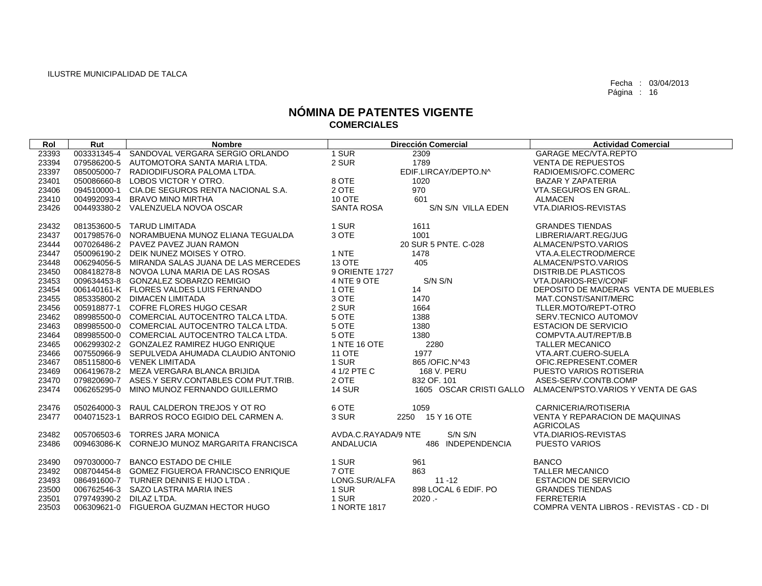ILUSTRE MUNICIPALIDAD DE TALCA

Fecha : 03/04/2013
Página : 16

# NÓMINA DE PATENTES VIGENTE
## COMERCIALES

| Rol | Rut | Nombre | Dirección Comercial | | Actividad Comercial |
|---|---|---|---|---|---|
| 23393 | 003331345-4 | SANDOVAL VERGARA SERGIO ORLANDO | 1 SUR | 2309 | GARAGE MEC/VTA.REPTO |
| 23394 | 079586200-5 | AUTOMOTORA SANTA MARIA LTDA. | 2 SUR | 1789 | VENTA DE REPUESTOS |
| 23397 | 085005000-7 | RADIODIFUSORA PALOMA LTDA. | | EDIF.LIRCAY/DEPTO.N^ | RADIOEMIS/OFC.COMERC |
| 23401 | 050086660-8 | LOBOS VICTOR Y OTRO. | 8 OTE | 1020 | BAZAR Y ZAPATERIA |
| 23406 | 094510000-1 | CIA.DE SEGUROS RENTA NACIONAL S.A. | 2 OTE | 970 | VTA.SEGUROS EN GRAL. |
| 23410 | 004992093-4 | BRAVO MINO MIRTHA | 10 OTE | 601 | ALMACEN |
| 23426 | 004493380-2 | VALENZUELA NOVOA OSCAR | SANTA ROSA | S/N S/N VILLA EDEN | VTA.DIARIOS-REVISTAS |
| 23432 | 081353600-5 | TARUD LIMITADA | 1 SUR | 1611 | GRANDES TIENDAS |
| 23437 | 001798576-0 | NORAMBUENA MUNOZ ELIANA TEGUALDA | 3 OTE | 1001 | LIBRERIA/ART.REG/JUG |
| 23444 | 007026486-2 | PAVEZ PAVEZ JUAN RAMON | | 20 SUR 5 PNTE. C-028 | ALMACEN/PSTO.VARIOS |
| 23447 | 050096190-2 | DEIK NUNEZ MOISES Y OTRO. | 1 NTE | 1478 | VTA.A.ELECTROD/MERCE |
| 23448 | 006294056-5 | MIRANDA SALAS JUANA DE LAS MERCEDES | 13 OTE | 405 | ALMACEN/PSTO.VARIOS |
| 23450 | 008418278-8 | NOVOA LUNA MARIA DE LAS ROSAS | 9 ORIENTE 1727 | | DISTRIB.DE PLASTICOS |
| 23453 | 009634453-8 | GONZALEZ SOBARZO REMIGIO | 4 NTE 9 OTE | S/N S/N | VTA.DIARIOS-REV/CONF |
| 23454 | 006140161-K | FLORES VALDES LUIS FERNANDO | 1 OTE | 14 | DEPOSITO DE MADERAS VENTA DE MUEBLES |
| 23455 | 085335800-2 | DIMACEN LIMITADA | 3 OTE | 1470 | MAT.CONST/SANIT/MERC |
| 23456 | 005918877-1 | COFRE FLORES HUGO CESAR | 2 SUR | 1664 | TLLER.MOTO/REPT-OTRO |
| 23462 | 089985500-0 | COMERCIAL AUTOCENTRO TALCA LTDA. | 5 OTE | 1388 | SERV.TECNICO AUTOMOV |
| 23463 | 089985500-0 | COMERCIAL AUTOCENTRO TALCA LTDA. | 5 OTE | 1380 | ESTACION DE SERVICIO |
| 23464 | 089985500-0 | COMERCIAL AUTOCENTRO TALCA LTDA. | 5 OTE | 1380 | COMPVTA.AUT/REPT/B.B |
| 23465 | 006299302-2 | GONZALEZ RAMIREZ HUGO ENRIQUE | 1 NTE 16 OTE | 2280 | TALLER MECANICO |
| 23466 | 007550966-9 | SEPULVEDA AHUMADA CLAUDIO ANTONIO | 11 OTE | 1977 | VTA.ART.CUERO-SUELA |
| 23467 | 085115800-6 | VENEK LIMITADA | 1 SUR | 865 /OFIC.N^43 | OFIC.REPRESENT.COMER |
| 23469 | 006419678-2 | MEZA VERGARA BLANCA BRIJIDA | 4 1/2 PTE C | 168 V. PERU | PUESTO VARIOS ROTISERIA |
| 23470 | 079820690-7 | ASES.Y SERV.CONTABLES COM PUT.TRIB. | 2 OTE | 832 OF. 101 | ASES-SERV.CONTB.COMP |
| 23474 | 006265295-0 | MINO MUNOZ FERNANDO GUILLERMO | 14 SUR | 1605 OSCAR CRISTI GALLO | ALMACEN/PSTO.VARIOS Y VENTA DE GAS |
| 23476 | 050264000-3 | RAUL CALDERON TREJOS Y OT RO | 6 OTE | 1059 | CARNICERIA/ROTISERIA |
| 23477 | 004071523-1 | BARROS ROCO EGIDIO DEL CARMEN A. | 3 SUR | 2250 15 Y 16 OTE | VENTA Y REPARACION DE MAQUINAS AGRICOLAS |
| 23482 | 005706503-6 | TORRES JARA MONICA | AVDA.C.RAYADA/9 NTE | S/N S/N | VTA.DIARIOS-REVISTAS |
| 23486 | 009463086-K | CORNEJO MUNOZ MARGARITA FRANCISCA | ANDALUCIA | 486 INDEPENDENCIA | PUESTO VARIOS |
| 23490 | 097030000-7 | BANCO ESTADO DE CHILE | 1 SUR | 961 | BANCO |
| 23492 | 008704454-8 | GOMEZ FIGUEROA FRANCISCO ENRIQUE | 7 OTE | 863 | TALLER MECANICO |
| 23493 | 086491600-7 | TURNER DENNIS E HIJO LTDA . | LONG.SUR/ALFA | 11 -12 | ESTACION DE SERVICIO |
| 23500 | 006762546-3 | SAZO LASTRA MARIA INES | 1 SUR | 898 LOCAL 6 EDIF. PO | GRANDES TIENDAS |
| 23501 | 079749390-2 | DILAZ LTDA. | 1 SUR | 2020 .- | FERRETERIA |
| 23503 | 006309621-0 | FIGUEROA GUZMAN HECTOR HUGO | 1 NORTE 1817 | | COMPRA VENTA LIBROS - REVISTAS - CD - DI |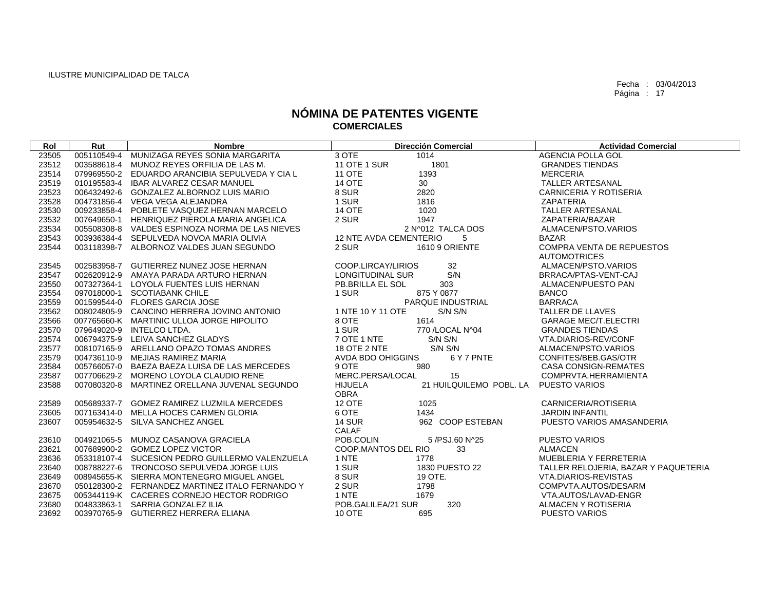ILUSTRE MUNICIPALIDAD DE TALCA

Fecha : 03/04/2013

# NÓMINA DE PATENTES VIGENTE
## COMERCIALES

| Rol | Rut | Nombre | Dirección Comercial | Actividad Comercial |
|---|---|---|---|---|
| 23505 | 005110549-4 | MUNIZAGA REYES SONIA MARGARITA | 3 OTE 1014 | AGENCIA POLLA GOL |
| 23512 | 003588618-4 | MUNOZ REYES ORFILIA DE LAS M. | 11 OTE 1 SUR 1801 | GRANDES TIENDAS |
| 23514 | 079969550-2 | EDUARDO ARANCIBIA SEPULVEDA Y CIA L | 11 OTE 1393 | MERCERIA |
| 23519 | 010195583-4 | IBAR ALVAREZ CESAR MANUEL | 14 OTE 30 | TALLER ARTESANAL |
| 23523 | 006432492-6 | GONZALEZ ALBORNOZ LUIS MARIO | 8 SUR 2820 | CARNICERIA Y ROTISERIA |
| 23528 | 004731856-4 | VEGA VEGA ALEJANDRA | 1 SUR 1816 | ZAPATERIA |
| 23530 | 009233858-4 | POBLETE VASQUEZ HERNAN MARCELO | 14 OTE 1020 | TALLER ARTESANAL |
| 23532 | 007649650-1 | HENRIQUEZ PIEROLA MARIA ANGELICA | 2 SUR 1947 | ZAPATERIA/BAZAR |
| 23534 | 005508308-8 | VALDES ESPINOZA NORMA DE LAS NIEVES | 2 N^012 TALCA DOS | ALMACEN/PSTO.VARIOS |
| 23543 | 003936384-4 | SEPULVEDA NOVOA MARIA OLIVIA | 12 NTE AVDA CEMENTERIO 5 | BAZAR |
| 23544 | 003118398-7 | ALBORNOZ VALDES JUAN SEGUNDO | 2 SUR 1610 9 ORIENTE | COMPRA VENTA DE REPUESTOS AUTOMOTRICES |
| 23545 | 002583958-7 | GUTIERREZ NUNEZ JOSE HERNAN | COOP.LIRCAY/LIRIOS 32 | ALMACEN/PSTO.VARIOS |
| 23547 | 002620912-9 | AMAYA PARADA ARTURO HERNAN | LONGITUDINAL SUR S/N | BRRACA/PTAS-VENT-CAJ |
| 23550 | 007327364-1 | LOYOLA FUENTES LUIS HERNAN | PB.BRILLA EL SOL 303 | ALMACEN/PUESTO PAN |
| 23554 | 097018000-1 | SCOTIABANK CHILE | 1 SUR 875 Y 0877 | BANCO |
| 23559 | 001599544-0 | FLORES GARCIA JOSE | PARQUE INDUSTRIAL | BARRACA |
| 23562 | 008024805-9 | CANCINO HERRERA JOVINO ANTONIO | 1 NTE 10 Y 11 OTE S/N S/N | TALLER DE LLAVES |
| 23566 | 007765660-K | MARTINIC ULLOA JORGE HIPOLITO | 8 OTE 1614 | GARAGE MEC/T.ELECTRI |
| 23570 | 079649020-9 | INTELCO LTDA. | 1 SUR 770 /LOCAL N^04 | GRANDES TIENDAS |
| 23574 | 006794375-9 | LEIVA SANCHEZ GLADYS | 7 OTE 1 NTE S/N S/N | VTA.DIARIOS-REV/CONF |
| 23577 | 008107165-9 | ARELLANO OPAZO TOMAS ANDRES | 18 OTE 2 NTE S/N S/N | ALMACEN/PSTO.VARIOS |
| 23579 | 004736110-9 | MEJIAS RAMIREZ MARIA | AVDA BDO OHIGGINS 6 Y 7 PNTE | CONFITES/BEB.GAS/OTR |
| 23584 | 005766057-0 | BAEZA BAEZA LUISA DE LAS MERCEDES | 9 OTE 980 | CASA CONSIGN-REMATES |
| 23587 | 007706629-2 | MORENO LOYOLA CLAUDIO RENE | MERC.PERSA/LOCAL 15 | COMPRVTA.HERRAMIENTA |
| 23588 | 007080320-8 | MARTINEZ ORELLANA JUVENAL SEGUNDO | HIJUELA 21 HUILQUILEMO POBL. LA OBRA | PUESTO VARIOS |
| 23589 | 005689337-7 | GOMEZ RAMIREZ LUZMILA MERCEDES | 12 OTE 1025 | CARNICERIA/ROTISERIA |
| 23605 | 007163414-0 | MELLA HOCES CARMEN GLORIA | 6 OTE 1434 | JARDIN INFANTIL |
| 23607 | 005954632-5 | SILVA SANCHEZ ANGEL | 14 SUR 962 COOP ESTEBAN CALAF | PUESTO VARIOS AMASANDERIA |
| 23610 | 004921065-5 | MUNOZ CASANOVA GRACIELA | POB.COLIN 5 /PSJ.60 N^25 | PUESTO VARIOS |
| 23621 | 007689900-2 | GOMEZ LOPEZ VICTOR | COOP.MANTOS DEL RIO 33 | ALMACEN |
| 23636 | 053318107-4 | SUCESION PEDRO GUILLERMO VALENZUELA | 1 NTE 1778 | MUEBLERIA Y FERRETERIA |
| 23640 | 008788227-6 | TRONCOSO SEPULVEDA JORGE LUIS | 1 SUR 1830 PUESTO 22 | TALLER RELOJERIA, BAZAR Y PAQUETERIA |
| 23649 | 008945655-K | SIERRA MONTENEGRO MIGUEL ANGEL | 8 SUR 19 OTE. | VTA.DIARIOS-REVISTAS |
| 23670 | 050128300-2 | FERNANDEZ MARTINEZ ITALO FERNANDO Y | 2 SUR 1798 | COMPVTA.AUTOS/DESARM |
| 23675 | 005344119-K | CACERES CORNEJO HECTOR RODRIGO | 1 NTE 1679 | VTA.AUTOS/LAVAD-ENGR |
| 23680 | 004833863-1 | SARRIA GONZALEZ ILIA | POB.GALILEA/21 SUR 320 | ALMACEN Y ROTISERIA |
| 23692 | 003970765-9 | GUTIERREZ HERRERA ELIANA | 10 OTE 695 | PUESTO VARIOS |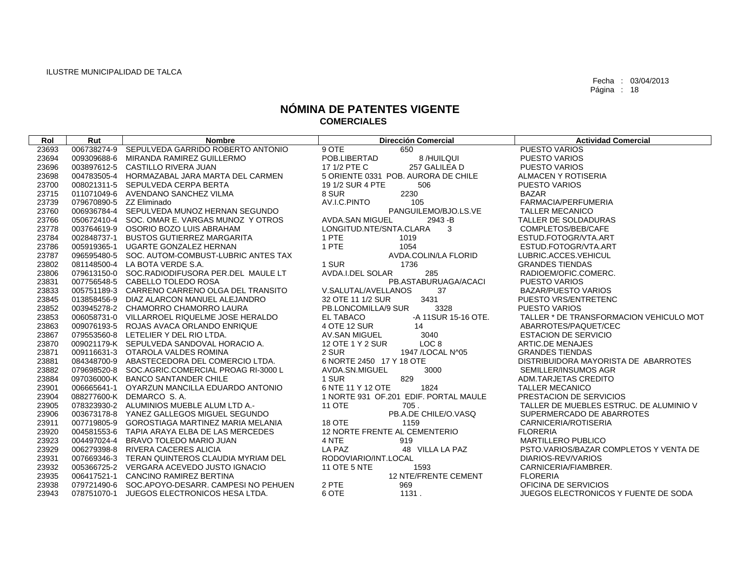ILUSTRE MUNICIPALIDAD DE TALCA

Fecha : 03/04/2013
Página : 18

# NÓMINA DE PATENTES VIGENTE
## COMERCIALES

| Rol | Rut | Nombre | Dirección Comercial | Actividad Comercial |
|---|---|---|---|---|
| 23693 | 006738274-9 | SEPULVEDA GARRIDO ROBERTO ANTONIO | 9 OTE 650 | PUESTO VARIOS |
| 23694 | 009309688-6 | MIRANDA RAMIREZ GUILLERMO | POB.LIBERTAD 8 /HUILQUI | PUESTO VARIOS |
| 23696 | 003897612-5 | CASTILLO RIVERA JUAN | 17 1/2 PTE C 257 GALILEA D | PUESTO VARIOS |
| 23698 | 004783505-4 | HORMAZABAL JARA MARTA DEL CARMEN | 5 ORIENTE 0331 POB. AURORA DE CHILE | ALMACEN Y ROTISERIA |
| 23700 | 008021311-5 | SEPULVEDA CERPA BERTA | 19 1/2 SUR 4 PTE 506 | PUESTO VARIOS |
| 23715 | 011071049-6 | AVENDANO SANCHEZ VILMA | 8 SUR 2230 | BAZAR |
| 23739 | 079670890-5 | ZZ Eliminado | AV.I.C.PINTO 105 | FARMACIA/PERFUMERIA |
| 23760 | 006936784-4 | SEPULVEDA MUNOZ HERNAN SEGUNDO | PANGUILEMO/BJO.LS.VE | TALLER MECANICO |
| 23766 | 050672410-4 | SOC. OMAR E. VARGAS MUNOZ Y OTROS | AVDA.SAN MIGUEL 2943 -B | TALLER DE SOLDADURAS |
| 23778 | 003764619-9 | OSORIO BOZO LUIS ABRAHAM | LONGITUD.NTE/SNTA.CLARA 3 | COMPLETOS/BEB/CAFE |
| 23784 | 002848737-1 | BUSTOS GUTIERREZ MARGARITA | 1 PTE 1019 | ESTUD.FOTOGR/VTA.ART |
| 23786 | 005919365-1 | UGARTE GONZALEZ HERNAN | 1 PTE 1054 | ESTUD.FOTOGR/VTA.ART |
| 23787 | 096595480-5 | SOC. AUTOM-COMBUST-LUBRIC ANTES TAX | AVDA.COLIN/LA FLORID | LUBRIC.ACCES.VEHICUL |
| 23802 | 081148500-4 | LA BOTA VERDE S.A. | 1 SUR 1736 | GRANDES TIENDAS |
| 23806 | 079613150-0 | SOC.RADIODIFUSORA PER.DEL MAULE LT | AVDA.I.DEL SOLAR 285 | RADIOEM/OFIC.COMERC. |
| 23831 | 007756548-5 | CABELLO TOLEDO ROSA | PB.ASTABURUAGA/ACACI | PUESTO VARIOS |
| 23833 | 005751189-3 | CARRENO CARRENO OLGA DEL TRANSITO | V.SALUTAL/AVELLANOS 37 | BAZAR/PUESTO VARIOS |
| 23845 | 013858456-9 | DIAZ ALARCON MANUEL ALEJANDRO | 32 OTE 11 1/2 SUR 3431 | PUESTO VRS/ENTRETENC |
| 23852 | 003945278-2 | CHAMORRO CHAMORRO LAURA | PB.LONCOMILLA/9 SUR 3328 | PUESTO VARIOS |
| 23853 | 006058731-0 | VILLARROEL RIQUELME JOSE HERALDO | EL TABACO -A 11SUR 15-16 OTE. | TALLER * DE TRANSFORMACION VEHICULO MOT |
| 23863 | 009076193-5 | ROJAS AVACA ORLANDO ENRIQUE | 4 OTE 12 SUR 14 | ABARROTES/PAQUET/CEC |
| 23867 | 079553560-8 | LETELIER Y DEL RIO LTDA. | AV.SAN MIGUEL 3040 | ESTACION DE SERVICIO |
| 23870 | 009021179-K | SEPULVEDA SANDOVAL HORACIO A. | 12 OTE 1 Y 2 SUR LOC 8 | ARTIC.DE MENAJES |
| 23871 | 009116631-3 | OTAROLA VALDES ROMINA | 2 SUR 1947 /LOCAL N^05 | GRANDES TIENDAS |
| 23881 | 084348700-9 | ABASTECEDORA DEL COMERCIO LTDA. | 6 NORTE 2450 17 Y 18 OTE | DISTRIBUIDORA MAYORISTA DE ABARROTES |
| 23882 | 079698520-8 | SOC.AGRIC.COMERCIAL PROAG RI-3000 L | AVDA.SN.MIGUEL 3000 | SEMILLER/INSUMOS AGR |
| 23884 | 097036000-K | BANCO SANTANDER CHILE | 1 SUR 829 | ADM.TARJETAS CREDITO |
| 23901 | 006665641-1 | OYARZUN MANCILLA EDUARDO ANTONIO | 6 NTE 11 Y 12 OTE 1824 | TALLER MECANICO |
| 23904 | 088277600-K | DEMARCO S. A. | 1 NORTE 931 OF.201 EDIF. PORTAL MAULE | PRESTACION DE SERVICIOS |
| 23905 | 078323930-2 | ALUMINIOS MUEBLE ALUM LTD A.- | 11 OTE 705 . | TALLER DE MUEBLES ESTRUC. DE ALUMINIO V |
| 23906 | 003673178-8 | YANEZ GALLEGOS MIGUEL SEGUNDO | PB.A.DE CHILE/O.VASQ | SUPERMERCADO DE ABARROTES |
| 23911 | 007719805-9 | GOROSTIAGA MARTINEZ MARIA MELANIA | 18 OTE 1159 | CARNICERIA/ROTISERIA |
| 23920 | 004581553-6 | TAPIA ARAYA ELBA DE LAS MERCEDES | 12 NORTE FRENTE AL CEMENTERIO | FLORERIA |
| 23923 | 004497024-4 | BRAVO TOLEDO MARIO JUAN | 4 NTE 919 | MARTILLERO PUBLICO |
| 23929 | 006279398-8 | RIVERA CACERES ALICIA | LA PAZ 48 VILLA LA PAZ | PSTO.VARIOS/BAZAR COMPLETOS Y VENTA DE |
| 23931 | 007669346-3 | TERAN QUINTEROS CLAUDIA MYRIAM DEL | RODOVIARIO/INT.LOCAL | DIARIOS-REV/VARIOS |
| 23932 | 005366725-2 | VERGARA ACEVEDO JUSTO IGNACIO | 11 OTE 5 NTE 1593 | CARNICERIA/FIAMBRER. |
| 23935 | 006417521-1 | CANCINO RAMIREZ BERTINA | 12 NTE/FRENTE CEMENT | FLORERIA |
| 23938 | 079721490-6 | SOC.APOYO-DESARR. CAMPESI NO PEHUEN | 2 PTE 969 | OFICINA DE SERVICIOS |
| 23943 | 078751070-1 | JUEGOS ELECTRONICOS HESA LTDA. | 6 OTE 1131 . | JUEGOS ELECTRONICOS Y FUENTE DE SODA |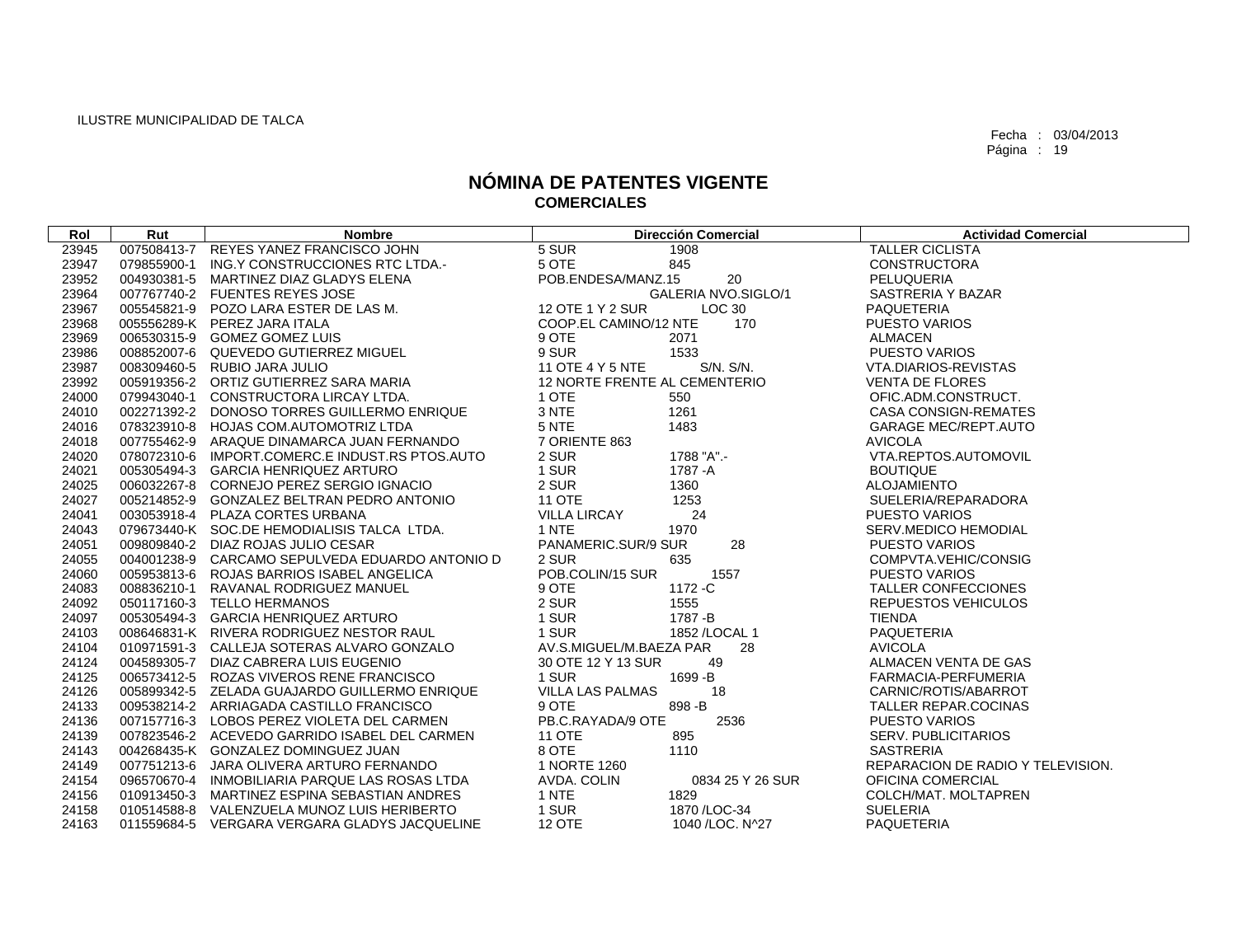ILUSTRE MUNICIPALIDAD DE TALCA

Fecha : 03/04/2013
Página : 19

# NÓMINA DE PATENTES VIGENTE
## COMERCIALES

| Rol | Rut | Nombre | Dirección Comercial | | Actividad Comercial |
|---|---|---|---|---|---|
| 23945 | 007508413-7 | REYES YANEZ FRANCISCO JOHN | 5 SUR | 1908 | TALLER CICLISTA |
| 23947 | 079855900-1 | ING.Y CONSTRUCCIONES RTC LTDA.- | 5 OTE | 845 | CONSTRUCTORA |
| 23952 | 004930381-5 | MARTINEZ DIAZ GLADYS ELENA | POB.ENDESA/MANZ.15 | 20 | PELUQUERIA |
| 23964 | 007767740-2 | FUENTES REYES JOSE | | GALERIA NVO.SIGLO/1 | SASTRERIA Y BAZAR |
| 23967 | 005545821-9 | POZO LARA ESTER DE LAS M. | 12 OTE 1 Y 2 SUR | LOC 30 | PAQUETERIA |
| 23968 | 005556289-K | PEREZ JARA ITALA | COOP.EL CAMINO/12 NTE | 170 | PUESTO VARIOS |
| 23969 | 006530315-9 | GOMEZ GOMEZ LUIS | 9 OTE | 2071 | ALMACEN |
| 23986 | 008852007-6 | QUEVEDO GUTIERREZ MIGUEL | 9 SUR | 1533 | PUESTO VARIOS |
| 23987 | 008309460-5 | RUBIO JARA JULIO | 11 OTE 4 Y 5 NTE | S/N. S/N. | VTA.DIARIOS-REVISTAS |
| 23992 | 005919356-2 | ORTIZ GUTIERREZ SARA MARIA | 12 NORTE FRENTE AL CEMENTERIO | | VENTA DE FLORES |
| 24000 | 079943040-1 | CONSTRUCTORA LIRCAY LTDA. | 1 OTE | 550 | OFIC.ADM.CONSTRUCT. |
| 24010 | 002271392-2 | DONOSO TORRES GUILLERMO ENRIQUE | 3 NTE | 1261 | CASA CONSIGN-REMATES |
| 24016 | 078323910-8 | HOJAS COM.AUTOMOTRIZ LTDA | 5 NTE | 1483 | GARAGE MEC/REPT.AUTO |
| 24018 | 007755462-9 | ARAQUE DINAMARCA JUAN FERNANDO | 7 ORIENTE 863 | | AVICOLA |
| 24020 | 078072310-6 | IMPORT.COMERC.E INDUST.RS PTOS.AUTO | 2 SUR | 1788 "A".- | VTA.REPTOS.AUTOMOVIL |
| 24021 | 005305494-3 | GARCIA HENRIQUEZ ARTURO | 1 SUR | 1787 -A | BOUTIQUE |
| 24025 | 006032267-8 | CORNEJO PEREZ SERGIO IGNACIO | 2 SUR | 1360 | ALOJAMIENTO |
| 24027 | 005214852-9 | GONZALEZ BELTRAN PEDRO ANTONIO | 11 OTE | 1253 | SUELERIA/REPARADORA |
| 24041 | 003053918-4 | PLAZA CORTES URBANA | VILLA LIRCAY | 24 | PUESTO VARIOS |
| 24043 | 079673440-K | SOC.DE HEMODIALISIS TALCA LTDA. | 1 NTE | 1970 | SERV.MEDICO HEMODIAL |
| 24051 | 009809840-2 | DIAZ ROJAS JULIO CESAR | PANAMERIC.SUR/9 SUR | 28 | PUESTO VARIOS |
| 24055 | 004001238-9 | CARCAMO SEPULVEDA EDUARDO ANTONIO D | 2 SUR | 635 | COMPVTA.VEHIC/CONSIG |
| 24060 | 005953813-6 | ROJAS BARRIOS ISABEL ANGELICA | POB.COLIN/15 SUR | 1557 | PUESTO VARIOS |
| 24083 | 008836210-1 | RAVANAL RODRIGUEZ MANUEL | 9 OTE | 1172 -C | TALLER CONFECCIONES |
| 24092 | 050117160-3 | TELLO HERMANOS | 2 SUR | 1555 | REPUESTOS VEHICULOS |
| 24097 | 005305494-3 | GARCIA HENRIQUEZ ARTURO | 1 SUR | 1787 -B | TIENDA |
| 24103 | 008646831-K | RIVERA RODRIGUEZ NESTOR RAUL | 1 SUR | 1852 /LOCAL 1 | PAQUETERIA |
| 24104 | 010971591-3 | CALLEJA SOTERAS ALVARO GONZALO | AV.S.MIGUEL/M.BAEZA PAR | 28 | AVICOLA |
| 24124 | 004589305-7 | DIAZ CABRERA LUIS EUGENIO | 30 OTE 12 Y 13 SUR | 49 | ALMACEN VENTA DE GAS |
| 24125 | 006573412-5 | ROZAS VIVEROS RENE FRANCISCO | 1 SUR | 1699 -B | FARMACIA-PERFUMERIA |
| 24126 | 005899342-5 | ZELADA GUAJARDO GUILLERMO ENRIQUE | VILLA LAS PALMAS | 18 | CARNIC/ROTIS/ABARROT |
| 24133 | 009538214-2 | ARRIAGADA CASTILLO FRANCISCO | 9 OTE | 898 -B | TALLER REPAR.COCINAS |
| 24136 | 007157716-3 | LOBOS PEREZ VIOLETA DEL CARMEN | PB.C.RAYADA/9 OTE | 2536 | PUESTO VARIOS |
| 24139 | 007823546-2 | ACEVEDO GARRIDO ISABEL DEL CARMEN | 11 OTE | 895 | SERV. PUBLICITARIOS |
| 24143 | 004268435-K | GONZALEZ DOMINGUEZ JUAN | 8 OTE | 1110 | SASTRERIA |
| 24149 | 007751213-6 | JARA OLIVERA ARTURO FERNANDO | 1 NORTE 1260 | | REPARACION DE RADIO Y TELEVISION. |
| 24154 | 096570670-4 | INMOBILIARIA PARQUE LAS ROSAS LTDA | AVDA. COLIN | 0834 25 Y 26 SUR | OFICINA COMERCIAL |
| 24156 | 010913450-3 | MARTINEZ ESPINA SEBASTIAN ANDRES | 1 NTE | 1829 | COLCH/MAT. MOLTAPREN |
| 24158 | 010514588-8 | VALENZUELA MUNOZ LUIS HERIBERTO | 1 SUR | 1870 /LOC-34 | SUELERIA |
| 24163 | 011559684-5 | VERGARA VERGARA GLADYS JACQUELINE | 12 OTE | 1040 /LOC. N^27 | PAQUETERIA |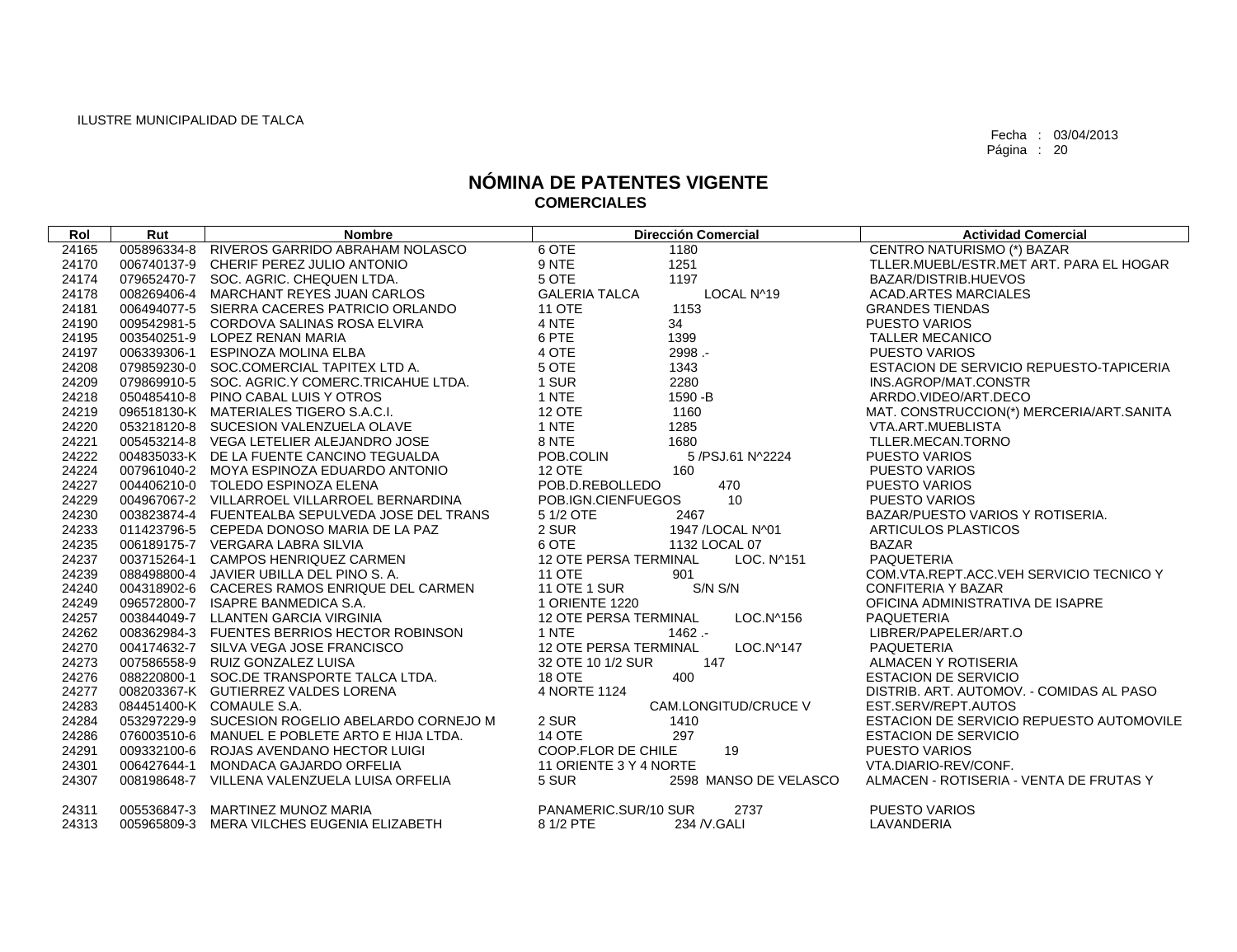ILUSTRE MUNICIPALIDAD DE TALCA

Fecha : 03/04/2013

# NÓMINA DE PATENTES VIGENTE
## COMERCIALES

| Rol | Rut | Nombre | Dirección Comercial | Actividad Comercial |
|---|---|---|---|---|
| 24165 | 005896334-8 | RIVEROS GARRIDO ABRAHAM NOLASCO | 6 OTE 1180 | CENTRO NATURISMO (*) BAZAR |
| 24170 | 006740137-9 | CHERIF PEREZ JULIO ANTONIO | 9 NTE 1251 | TLLER.MUEBL/ESTR.MET ART. PARA EL HOGAR |
| 24174 | 079652470-7 | SOC. AGRIC. CHEQUEN LTDA. | 5 OTE 1197 | BAZAR/DISTRIB.HUEVOS |
| 24178 | 008269406-4 | MARCHANT REYES JUAN CARLOS | GALERIA TALCA LOCAL N^19 | ACAD.ARTES MARCIALES |
| 24181 | 006494077-5 | SIERRA CACERES PATRICIO ORLANDO | 11 OTE 1153 | GRANDES TIENDAS |
| 24190 | 009542981-5 | CORDOVA SALINAS ROSA ELVIRA | 4 NTE 34 | PUESTO VARIOS |
| 24195 | 003540251-9 | LOPEZ RENAN MARIA | 6 PTE 1399 | TALLER MECANICO |
| 24197 | 006339306-1 | ESPINOZA MOLINA ELBA | 4 OTE 2998 .- | PUESTO VARIOS |
| 24208 | 079859230-0 | SOC.COMERCIAL TAPITEX LTD A. | 5 OTE 1343 | ESTACION DE SERVICIO REPUESTO-TAPICERIA |
| 24209 | 079869910-5 | SOC. AGRIC.Y COMERC.TRICAHUE LTDA. | 1 SUR 2280 | INS.AGROP/MAT.CONSTR |
| 24218 | 050485410-8 | PINO CABAL LUIS Y OTROS | 1 NTE 1590 -B | ARRDO.VIDEO/ART.DECO |
| 24219 | 096518130-K | MATERIALES TIGERO S.A.C.I. | 12 OTE 1160 | MAT. CONSTRUCCION(*) MERCERIA/ART.SANITA |
| 24220 | 053218120-8 | SUCESION VALENZUELA OLAVE | 1 NTE 1285 | VTA.ART.MUEBLISTA |
| 24221 | 005453214-8 | VEGA LETELIER ALEJANDRO JOSE | 8 NTE 1680 | TLLER.MECAN.TORNO |
| 24222 | 004835033-K | DE LA FUENTE CANCINO TEGUALDA | POB.COLIN 5 /PSJ.61 N^2224 | PUESTO VARIOS |
| 24224 | 007961040-2 | MOYA ESPINOZA EDUARDO ANTONIO | 12 OTE 160 | PUESTO VARIOS |
| 24227 | 004406210-0 | TOLEDO ESPINOZA ELENA | POB.D.REBOLLEDO 470 | PUESTO VARIOS |
| 24229 | 004967067-2 | VILLARROEL VILLARROEL BERNARDINA | POB.IGN.CIENFUEGOS 10 | PUESTO VARIOS |
| 24230 | 003823874-4 | FUENTEALBA SEPULVEDA JOSE DEL TRANS | 5 1/2 OTE 2467 | BAZAR/PUESTO VARIOS Y ROTISERIA. |
| 24233 | 011423796-5 | CEPEDA DONOSO MARIA DE LA PAZ | 2 SUR 1947 /LOCAL N^01 | ARTICULOS PLASTICOS |
| 24235 | 006189175-7 | VERGARA LABRA SILVIA | 6 OTE 1132 LOCAL 07 | BAZAR |
| 24237 | 003715264-1 | CAMPOS HENRIQUEZ CARMEN | 12 OTE PERSA TERMINAL LOC. N^151 | PAQUETERIA |
| 24239 | 088498800-4 | JAVIER UBILLA DEL PINO S. A. | 11 OTE 901 | COM.VTA.REPT.ACC.VEH SERVICIO TECNICO Y |
| 24240 | 004318902-6 | CACERES RAMOS ENRIQUE DEL CARMEN | 11 OTE 1 SUR S/N S/N | CONFITERIA Y BAZAR |
| 24249 | 096572800-7 | ISAPRE BANMEDICA S.A. | 1 ORIENTE 1220 | OFICINA ADMINISTRATIVA DE ISAPRE |
| 24257 | 003844049-7 | LLANTEN GARCIA VIRGINIA | 12 OTE PERSA TERMINAL LOC.N^156 | PAQUETERIA |
| 24262 | 008362984-3 | FUENTES BERRIOS HECTOR ROBINSON | 1 NTE 1462 .- | LIBRER/PAPELER/ART.O |
| 24270 | 004174632-7 | SILVA VEGA JOSE FRANCISCO | 12 OTE PERSA TERMINAL LOC.N^147 | PAQUETERIA |
| 24273 | 007586558-9 | RUIZ GONZALEZ LUISA | 32 OTE 10 1/2 SUR 147 | ALMACEN Y ROTISERIA |
| 24276 | 088220800-1 | SOC.DE TRANSPORTE TALCA LTDA. | 18 OTE 400 | ESTACION DE SERVICIO |
| 24277 | 008203367-K | GUTIERREZ VALDES LORENA | 4 NORTE 1124 | DISTRIB. ART. AUTOMOV. - COMIDAS AL PASO |
| 24283 | 084451400-K | COMAULE S.A. | CAM.LONGITUD/CRUCE V | EST.SERV/REPT.AUTOS |
| 24284 | 053297229-9 | SUCESION ROGELIO ABELARDO CORNEJO M | 2 SUR 1410 | ESTACION DE SERVICIO REPUESTO AUTOMOVILE |
| 24286 | 076003510-6 | MANUEL E POBLETE ARTO E HIJA LTDA. | 14 OTE 297 | ESTACION DE SERVICIO |
| 24291 | 009332100-6 | ROJAS AVENDANO HECTOR LUIGI | COOP.FLOR DE CHILE 19 | PUESTO VARIOS |
| 24301 | 006427644-1 | MONDACA GAJARDO ORFELIA | 11 ORIENTE 3 Y 4 NORTE | VTA.DIARIO-REV/CONF. |
| 24307 | 008198648-7 | VILLENA VALENZUELA LUISA ORFELIA | 5 SUR 2598 MANSO DE VELASCO | ALMACEN - ROTISERIA - VENTA DE FRUTAS Y |
| 24311 | 005536847-3 | MARTINEZ MUNOZ MARIA | PANAMERIC.SUR/10 SUR 2737 | PUESTO VARIOS |
| 24313 | 005965809-3 | MERA VILCHES EUGENIA ELIZABETH | 8 1/2 PTE 234 /V.GALI | LAVANDERIA |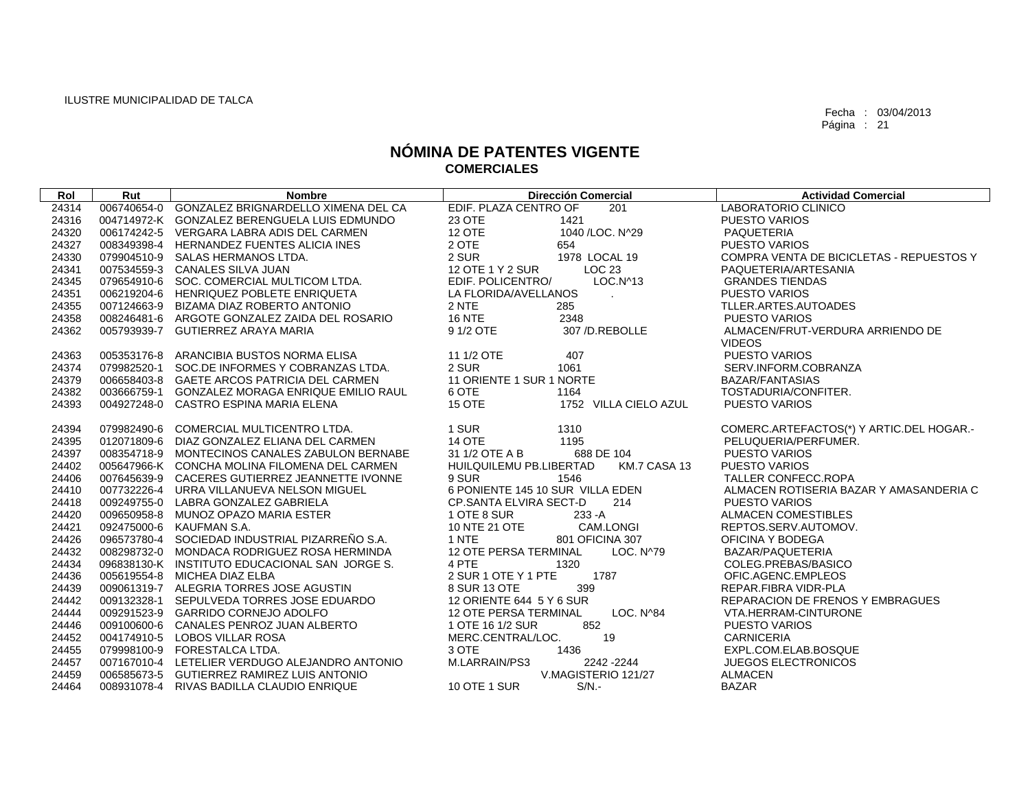ILUSTRE MUNICIPALIDAD DE TALCA

Fecha : 03/04/2013
Página : 21

# NÓMINA DE PATENTES VIGENTE
## COMERCIALES

| Rol | Rut | Nombre | Dirección Comercial | Actividad Comercial |
|---|---|---|---|---|
| 24314 | 006740654-0 | GONZALEZ BRIGNARDELLO XIMENA DEL CA | EDIF. PLAZA CENTRO OF 201 | LABORATORIO CLINICO |
| 24316 | 004714972-K | GONZALEZ BERENGUELA LUIS EDMUNDO | 23 OTE 1421 | PUESTO VARIOS |
| 24320 | 006174242-5 | VERGARA LABRA ADIS DEL CARMEN | 12 OTE 1040 /LOC. N^29 | PAQUETERIA |
| 24327 | 008349398-4 | HERNANDEZ FUENTES ALICIA INES | 2 OTE 654 | PUESTO VARIOS |
| 24330 | 079904510-9 | SALAS HERMANOS LTDA. | 2 SUR 1978 LOCAL 19 | COMPRA VENTA DE BICICLETAS - REPUESTOS Y |
| 24341 | 007534559-3 | CANALES SILVA JUAN | 12 OTE 1 Y 2 SUR LOC 23 | PAQUETERIA/ARTESANIA |
| 24345 | 079654910-6 | SOC. COMERCIAL MULTICOM LTDA. | EDIF. POLICENTRO/ LOC.N^13 | GRANDES TIENDAS |
| 24351 | 006219204-6 | HENRIQUEZ POBLETE ENRIQUETA | LA FLORIDA/AVELLANOS . | PUESTO VARIOS |
| 24355 | 007124663-9 | BIZAMA DIAZ ROBERTO ANTONIO | 2 NTE 285 | TLLER.ARTES.AUTOADES |
| 24358 | 008246481-6 | ARGOTE GONZALEZ ZAIDA DEL ROSARIO | 16 NTE 2348 | PUESTO VARIOS |
| 24362 | 005793939-7 | GUTIERREZ ARAYA MARIA | 9 1/2 OTE 307 /D.REBOLLE | ALMACEN/FRUT-VERDURA ARRIENDO DE VIDEOS |
| 24363 | 005353176-8 | ARANCIBIA BUSTOS NORMA ELISA | 11 1/2 OTE 407 | PUESTO VARIOS |
| 24374 | 079982520-1 | SOC.DE INFORMES Y COBRANZAS LTDA. | 2 SUR 1061 | SERV.INFORM.COBRANZA |
| 24379 | 006658403-8 | GAETE ARCOS PATRICIA DEL CARMEN | 11 ORIENTE 1 SUR 1 NORTE | BAZAR/FANTASIAS |
| 24382 | 003666759-1 | GONZALEZ MORAGA ENRIQUE EMILIO RAUL | 6 OTE 1164 | TOSTADURIA/CONFITER. |
| 24393 | 004927248-0 | CASTRO ESPINA MARIA ELENA | 15 OTE 1752 VILLA CIELO AZUL | PUESTO VARIOS |
| 24394 | 079982490-6 | COMERCIAL MULTICENTRO LTDA. | 1 SUR 1310 | COMERC.ARTEFACTOS(*) Y ARTIC.DEL HOGAR.- |
| 24395 | 012071809-6 | DIAZ GONZALEZ ELIANA DEL CARMEN | 14 OTE 1195 | PELUQUERIA/PERFUMER. |
| 24397 | 008354718-9 | MONTECINOS CANALES ZABULON BERNABE | 31 1/2 OTE A B 688 DE 104 | PUESTO VARIOS |
| 24402 | 005647966-K | CONCHA MOLINA FILOMENA DEL CARMEN | HUILQUILEMU PB.LIBERTAD KM.7 CASA 13 | PUESTO VARIOS |
| 24406 | 007645639-9 | CACERES GUTIERREZ JEANNETTE IVONNE | 9 SUR 1546 | TALLER CONFECC.ROPA |
| 24410 | 007732226-4 | URRA VILLANUEVA NELSON MIGUEL | 6 PONIENTE 145 10 SUR VILLA EDEN | ALMACEN ROTISERIA BAZAR Y AMASANDERIA C |
| 24418 | 009249755-0 | LABRA GONZALEZ GABRIELA | CP.SANTA ELVIRA SECT-D 214 | PUESTO VARIOS |
| 24420 | 009650958-8 | MUNOZ OPAZO MARIA ESTER | 1 OTE 8 SUR 233 -A | ALMACEN COMESTIBLES |
| 24421 | 092475000-6 | KAUFMAN S.A. | 10 NTE 21 OTE CAM.LONGI | REPTOS.SERV.AUTOMOV. |
| 24426 | 096573780-4 | SOCIEDAD INDUSTRIAL PIZARREÑO S.A. | 1 NTE 801 OFICINA 307 | OFICINA Y BODEGA |
| 24432 | 008298732-0 | MONDACA RODRIGUEZ ROSA HERMINDA | 12 OTE PERSA TERMINAL LOC. N^79 | BAZAR/PAQUETERIA |
| 24434 | 096838130-K | INSTITUTO EDUCACIONAL SAN JORGE S. | 4 PTE 1320 | COLEG.PREBAS/BASICO |
| 24436 | 005619554-8 | MICHEA DIAZ ELBA | 2 SUR 1 OTE Y 1 PTE 1787 | OFIC.AGENC.EMPLEOS |
| 24439 | 009061319-7 | ALEGRIA TORRES JOSE AGUSTIN | 8 SUR 13 OTE 399 | REPAR.FIBRA VIDR-PLA |
| 24442 | 009132328-1 | SEPULVEDA TORRES JOSE EDUARDO | 12 ORIENTE 644 5 Y 6 SUR | REPARACION DE FRENOS Y EMBRAGUES |
| 24444 | 009291523-9 | GARRIDO CORNEJO ADOLFO | 12 OTE PERSA TERMINAL LOC. N^84 | VTA.HERRAM-CINTURONE |
| 24446 | 009100600-6 | CANALES PENROZ JUAN ALBERTO | 1 OTE 16 1/2 SUR 852 | PUESTO VARIOS |
| 24452 | 004174910-5 | LOBOS VILLAR ROSA | MERC.CENTRAL/LOC. 19 | CARNICERIA |
| 24455 | 079998100-9 | FORESTALCA LTDA. | 3 OTE 1436 | EXPL.COM.ELAB.BOSQUE |
| 24457 | 007167010-4 | LETELIER VERDUGO ALEJANDRO ANTONIO | M.LARRAIN/PS3 2242 -2244 | JUEGOS ELECTRONICOS |
| 24459 | 006585673-5 | GUTIERREZ RAMIREZ LUIS ANTONIO | V.MAGISTERIO 121/27 | ALMACEN |
| 24464 | 008931078-4 | RIVAS BADILLA CLAUDIO ENRIQUE | 10 OTE 1 SUR S/N.- | BAZAR |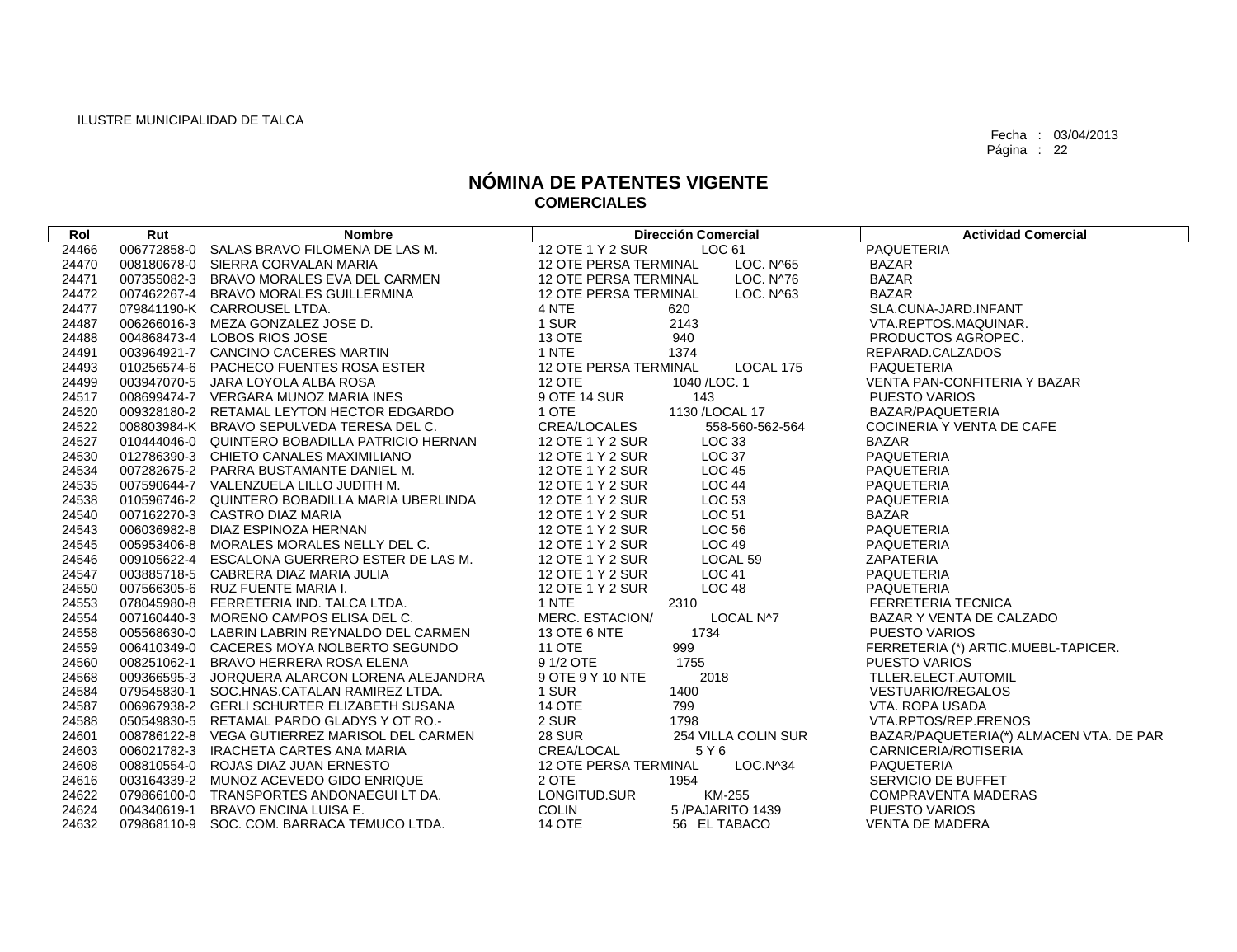ILUSTRE MUNICIPALIDAD DE TALCA

Fecha : 03/04/2013
Página : 22

# NÓMINA DE PATENTES VIGENTE
## COMERCIALES

| Rol | Rut | Nombre | Dirección Comercial | | Actividad Comercial |
|---|---|---|---|---|---|
| 24466 | 006772858-0 | SALAS BRAVO FILOMENA DE LAS M. | 12 OTE 1 Y 2 SUR | LOC 61 | PAQUETERIA |
| 24470 | 008180678-0 | SIERRA CORVALAN MARIA | 12 OTE PERSA TERMINAL | LOC. N^65 | BAZAR |
| 24471 | 007355082-3 | BRAVO MORALES EVA DEL CARMEN | 12 OTE PERSA TERMINAL | LOC. N^76 | BAZAR |
| 24472 | 007462267-4 | BRAVO MORALES GUILLERMINA | 12 OTE PERSA TERMINAL | LOC. N^63 | BAZAR |
| 24477 | 079841190-K | CARROUSEL LTDA. | 4 NTE | 620 | SLA.CUNA-JARD.INFANT |
| 24487 | 006266016-3 | MEZA GONZALEZ JOSE D. | 1 SUR | 2143 | VTA.REPTOS.MAQUINAR. |
| 24488 | 004868473-4 | LOBOS RIOS JOSE | 13 OTE | 940 | PRODUCTOS AGROPEC. |
| 24491 | 003964921-7 | CANCINO CACERES MARTIN | 1 NTE | 1374 | REPARAD.CALZADOS |
| 24493 | 010256574-6 | PACHECO FUENTES ROSA ESTER | 12 OTE PERSA TERMINAL | LOCAL 175 | PAQUETERIA |
| 24499 | 003947070-5 | JARA LOYOLA ALBA ROSA | 12 OTE | 1040 /LOC. 1 | VENTA PAN-CONFITERIA Y BAZAR |
| 24517 | 008699474-7 | VERGARA MUNOZ MARIA INES | 9 OTE 14 SUR | 143 | PUESTO VARIOS |
| 24520 | 009328180-2 | RETAMAL LEYTON HECTOR EDGARDO | 1 OTE | 1130 /LOCAL 17 | BAZAR/PAQUETERIA |
| 24522 | 008803984-K | BRAVO SEPULVEDA TERESA DEL C. | CREA/LOCALES | 558-560-562-564 | COCINERIA Y VENTA DE CAFE |
| 24527 | 010444046-0 | QUINTERO BOBADILLA PATRICIO HERNAN | 12 OTE 1 Y 2 SUR | LOC 33 | BAZAR |
| 24530 | 012786390-3 | CHIETO CANALES MAXIMILIANO | 12 OTE 1 Y 2 SUR | LOC 37 | PAQUETERIA |
| 24534 | 007282675-2 | PARRA BUSTAMANTE DANIEL M. | 12 OTE 1 Y 2 SUR | LOC 45 | PAQUETERIA |
| 24535 | 007590644-7 | VALENZUELA LILLO JUDITH M. | 12 OTE 1 Y 2 SUR | LOC 44 | PAQUETERIA |
| 24538 | 010596746-2 | QUINTERO BOBADILLA MARIA UBERLINDA | 12 OTE 1 Y 2 SUR | LOC 53 | PAQUETERIA |
| 24540 | 007162270-3 | CASTRO DIAZ MARIA | 12 OTE 1 Y 2 SUR | LOC 51 | BAZAR |
| 24543 | 006036982-8 | DIAZ ESPINOZA HERNAN | 12 OTE 1 Y 2 SUR | LOC 56 | PAQUETERIA |
| 24545 | 005953406-8 | MORALES MORALES NELLY DEL C. | 12 OTE 1 Y 2 SUR | LOC 49 | PAQUETERIA |
| 24546 | 009105622-4 | ESCALONA GUERRERO ESTER DE LAS M. | 12 OTE 1 Y 2 SUR | LOCAL 59 | ZAPATERIA |
| 24547 | 003885718-5 | CABRERA DIAZ MARIA JULIA | 12 OTE 1 Y 2 SUR | LOC 41 | PAQUETERIA |
| 24550 | 007566305-6 | RUZ FUENTE MARIA I. | 12 OTE 1 Y 2 SUR | LOC 48 | PAQUETERIA |
| 24553 | 078045980-8 | FERRETERIA IND. TALCA LTDA. | 1 NTE | 2310 | FERRETERIA TECNICA |
| 24554 | 007160440-3 | MORENO CAMPOS ELISA DEL C. | MERC. ESTACION/ | LOCAL N^7 | BAZAR Y VENTA DE CALZADO |
| 24558 | 005568630-0 | LABRIN LABRIN REYNALDO DEL CARMEN | 13 OTE 6 NTE | 1734 | PUESTO VARIOS |
| 24559 | 006410349-0 | CACERES MOYA NOLBERTO SEGUNDO | 11 OTE | 999 | FERRETERIA (*) ARTIC.MUEBL-TAPICER. |
| 24560 | 008251062-1 | BRAVO HERRERA ROSA ELENA | 9 1/2 OTE | 1755 | PUESTO VARIOS |
| 24568 | 009366595-3 | JORQUERA ALARCON LORENA ALEJANDRA | 9 OTE 9 Y 10 NTE | 2018 | TLLER.ELECT.AUTOMIL |
| 24584 | 079545830-1 | SOC.HNAS.CATALAN RAMIREZ LTDA. | 1 SUR | 1400 | VESTUARIO/REGALOS |
| 24587 | 006967938-2 | GERLI SCHURTER ELIZABETH SUSANA | 14 OTE | 799 | VTA. ROPA USADA |
| 24588 | 050549830-5 | RETAMAL PARDO GLADYS Y OT RO.- | 2 SUR | 1798 | VTA.RPTOS/REP.FRENOS |
| 24601 | 008786122-8 | VEGA GUTIERREZ MARISOL DEL CARMEN | 28 SUR | 254 VILLA COLIN SUR | BAZAR/PAQUETERIA(*) ALMACEN VTA. DE PAR |
| 24603 | 006021782-3 | IRACHETA CARTES ANA MARIA | CREA/LOCAL | 5 Y 6 | CARNICERIA/ROTISERIA |
| 24608 | 008810554-0 | ROJAS DIAZ JUAN ERNESTO | 12 OTE PERSA TERMINAL | LOC.N^34 | PAQUETERIA |
| 24616 | 003164339-2 | MUNOZ ACEVEDO GIDO ENRIQUE | 2 OTE | 1954 | SERVICIO DE BUFFET |
| 24622 | 079866100-0 | TRANSPORTES ANDONAEGUI LT DA. | LONGITUD.SUR | KM-255 | COMPRAVENTA MADERAS |
| 24624 | 004340619-1 | BRAVO ENCINA LUISA E. | COLIN | 5 /PAJARITO 1439 | PUESTO VARIOS |
| 24632 | 079868110-9 | SOC. COM. BARRACA TEMUCO LTDA. | 14 OTE | 56 EL TABACO | VENTA DE MADERA |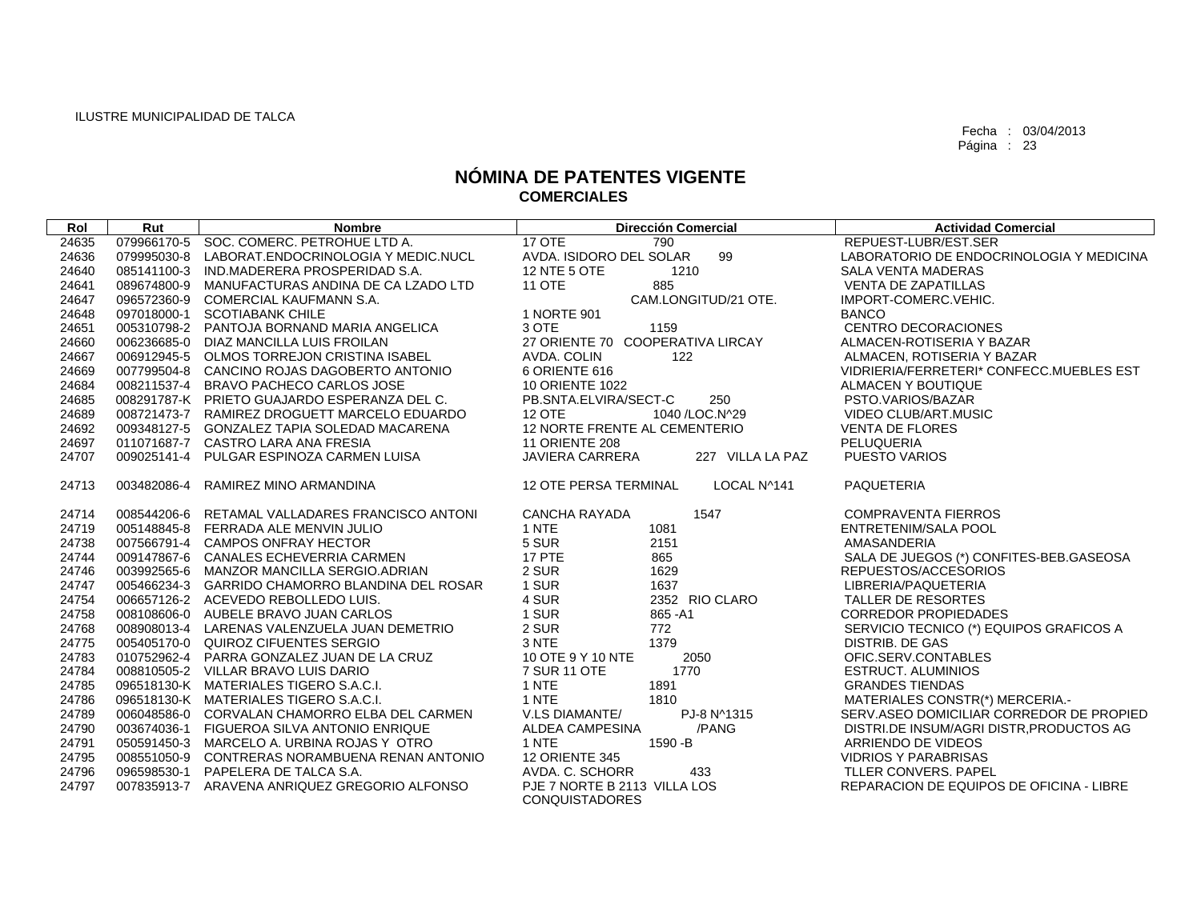ILUSTRE MUNICIPALIDAD DE TALCA

Fecha : 03/04/2013
Página : 23

# NÓMINA DE PATENTES VIGENTE
## COMERCIALES

| Rol | Rut | Nombre | Dirección Comercial | Actividad Comercial |
|---|---|---|---|---|
| 24635 | 079966170-5 | SOC. COMERC. PETROHUE LTD A. | 17 OTE 790 | REPUEST-LUBR/EST.SER |
| 24636 | 079995030-8 | LABORAT.ENDOCRINOLOGIA Y MEDIC.NUCL | AVDA. ISIDORO DEL SOLAR 99 | LABORATORIO DE ENDOCRINOLOGIA Y MEDICINA |
| 24640 | 085141100-3 | IND.MADERERA PROSPERIDAD S.A. | 12 NTE 5 OTE 1210 | SALA VENTA MADERAS |
| 24641 | 089674800-9 | MANUFACTURAS ANDINA DE CA LZADO LTD | 11 OTE 885 | VENTA DE ZAPATILLAS |
| 24647 | 096572360-9 | COMERCIAL KAUFMANN S.A. | CAM.LONGITUD/21 OTE. | IMPORT-COMERC.VEHIC. |
| 24648 | 097018000-1 | SCOTIABANK CHILE | 1 NORTE 901 | BANCO |
| 24651 | 005310798-2 | PANTOJA BORNAND MARIA ANGELICA | 3 OTE 1159 | CENTRO DECORACIONES |
| 24660 | 006236685-0 | DIAZ MANCILLA LUIS FROILAN | 27 ORIENTE 70 COOPERATIVA LIRCAY | ALMACEN-ROTISERIA Y BAZAR |
| 24667 | 006912945-5 | OLMOS TORREJON CRISTINA ISABEL | AVDA. COLIN 122 | ALMACEN, ROTISERIA Y BAZAR |
| 24669 | 007799504-8 | CANCINO ROJAS DAGOBERTO ANTONIO | 6 ORIENTE 616 | VIDRIERIA/FERRETERI* CONFECC.MUEBLES EST |
| 24684 | 008211537-4 | BRAVO PACHECO CARLOS JOSE | 10 ORIENTE 1022 | ALMACEN Y BOUTIQUE |
| 24685 | 008291787-K | PRIETO GUAJARDO ESPERANZA DEL C. | PB.SNTA.ELVIRA/SECT-C 250 | PSTO.VARIOS/BAZAR |
| 24689 | 008721473-7 | RAMIREZ DROGUETT MARCELO EDUARDO | 12 OTE 1040 /LOC.N^29 | VIDEO CLUB/ART.MUSIC |
| 24692 | 009348127-5 | GONZALEZ TAPIA SOLEDAD MACARENA | 12 NORTE FRENTE AL CEMENTERIO | VENTA DE FLORES |
| 24697 | 011071687-7 | CASTRO LARA ANA FRESIA | 11 ORIENTE 208 | PELUQUERIA |
| 24707 | 009025141-4 | PULGAR ESPINOZA CARMEN LUISA | JAVIERA CARRERA 227 VILLA LA PAZ | PUESTO VARIOS |
| 24713 | 003482086-4 | RAMIREZ MINO ARMANDINA | 12 OTE PERSA TERMINAL LOCAL N^141 | PAQUETERIA |
| 24714 | 008544206-6 | RETAMAL VALLADARES FRANCISCO ANTONI | CANCHA RAYADA 1547 | COMPRAVENTA FIERROS |
| 24719 | 005148845-8 | FERRADA ALE MENVIN JULIO | 1 NTE 1081 | ENTRETENIM/SALA POOL |
| 24738 | 007566791-4 | CAMPOS ONFRAY HECTOR | 5 SUR 2151 | AMASANDERIA |
| 24744 | 009147867-6 | CANALES ECHEVERRIA CARMEN | 17 PTE 865 | SALA DE JUEGOS (*) CONFITES-BEB.GASEOSA |
| 24746 | 003992565-6 | MANZOR MANCILLA SERGIO.ADRIAN | 2 SUR 1629 | REPUESTOS/ACCESORIOS |
| 24747 | 005466234-3 | GARRIDO CHAMORRO BLANDINA DEL ROSAR | 1 SUR 1637 | LIBRERIA/PAQUETERIA |
| 24754 | 006657126-2 | ACEVEDO REBOLLEDO LUIS. | 4 SUR 2352 RIO CLARO | TALLER DE RESORTES |
| 24758 | 008108606-0 | AUBELE BRAVO JUAN CARLOS | 1 SUR 865 -A1 | CORREDOR PROPIEDADES |
| 24768 | 008908013-4 | LARENAS VALENZUELA JUAN DEMETRIO | 2 SUR 772 | SERVICIO TECNICO (*) EQUIPOS GRAFICOS A |
| 24775 | 005405170-0 | QUIROZ CIFUENTES SERGIO | 3 NTE 1379 | DISTRIB. DE GAS |
| 24783 | 010752962-4 | PARRA GONZALEZ JUAN DE LA CRUZ | 10 OTE 9 Y 10 NTE 2050 | OFIC.SERV.CONTABLES |
| 24784 | 008810505-2 | VILLAR BRAVO LUIS DARIO | 7 SUR 11 OTE 1770 | ESTRUCT. ALUMINIOS |
| 24785 | 096518130-K | MATERIALES TIGERO S.A.C.I. | 1 NTE 1891 | GRANDES TIENDAS |
| 24786 | 096518130-K | MATERIALES TIGERO S.A.C.I. | 1 NTE 1810 | MATERIALES CONSTR(*) MERCERIA.- |
| 24789 | 006048586-0 | CORVALAN CHAMORRO ELBA DEL CARMEN | V.LS DIAMANTE/ PJ-8 N^1315 | SERV.ASEO DOMICILIAR CORREDOR DE PROPIED |
| 24790 | 003674036-1 | FIGUEROA SILVA ANTONIO ENRIQUE | ALDEA CAMPESINA /PANG | DISTRI.DE INSUM/AGRI DISTR,PRODUCTOS AG |
| 24791 | 050591450-3 | MARCELO A. URBINA ROJAS Y OTRO | 1 NTE 1590 -B | ARRIENDO DE VIDEOS |
| 24795 | 008551050-9 | CONTRERAS NORAMBUENA RENAN ANTONIO | 12 ORIENTE 345 | VIDRIOS Y PARABRISAS |
| 24796 | 096598530-1 | PAPELERA DE TALCA S.A. | AVDA. C. SCHORR 433 | TLLER CONVERS. PAPEL |
| 24797 | 007835913-7 | ARAVENA ANRIQUEZ GREGORIO ALFONSO | PJE 7 NORTE B 2113 VILLA LOS CONQUISTADORES | REPARACION DE EQUIPOS DE OFICINA - LIBRE |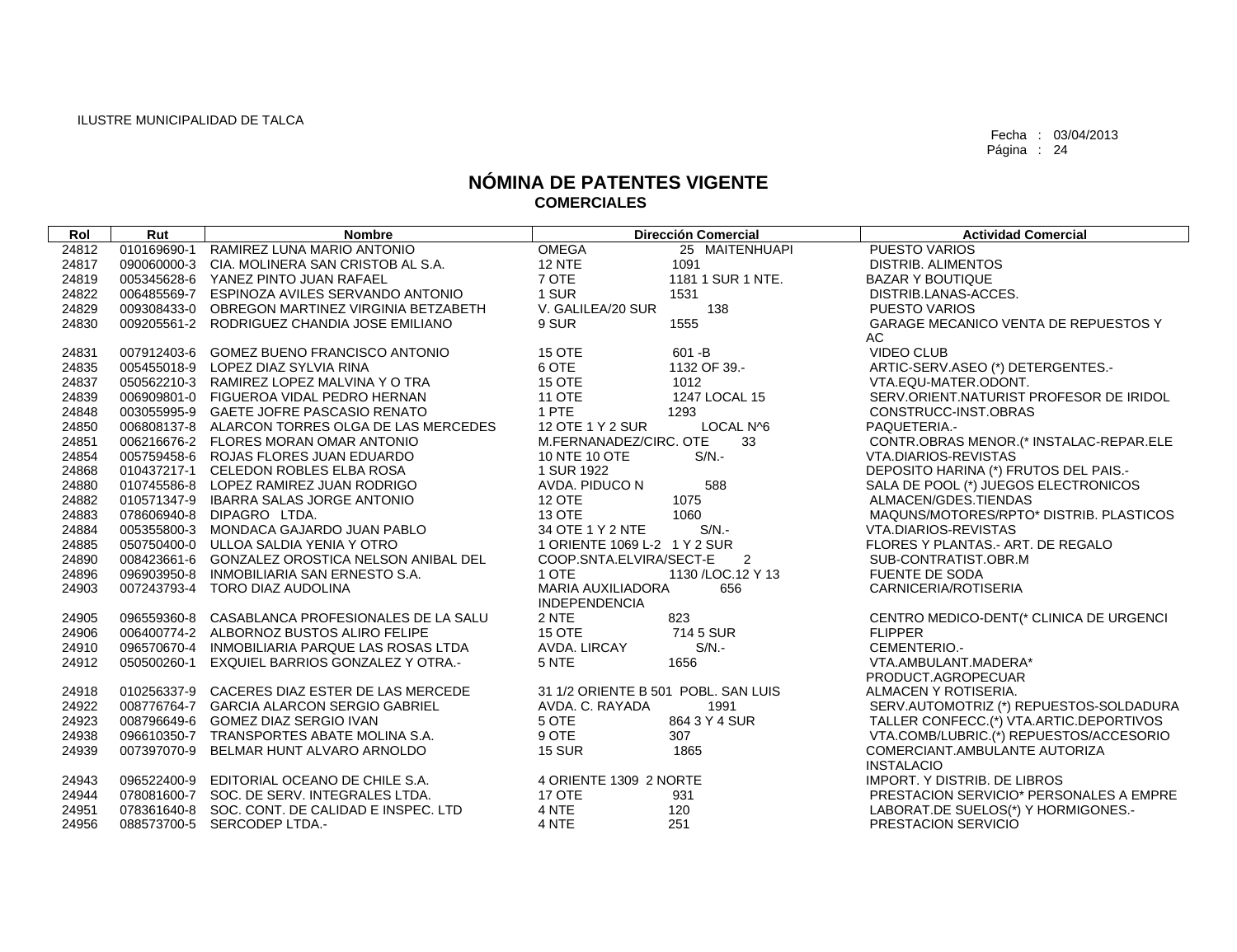ILUSTRE MUNICIPALIDAD DE TALCA

Fecha : 03/04/2013

# NÓMINA DE PATENTES VIGENTE
## COMERCIALES

| Rol | Rut | Nombre | Dirección Comercial | Actividad Comercial |
|---|---|---|---|---|
| 24812 | 010169690-1 | RAMIREZ LUNA MARIO ANTONIO | OMEGA 25 MAITENHUAPI | PUESTO VARIOS |
| 24817 | 090060000-3 | CIA. MOLINERA SAN CRISTOB AL S.A. | 12 NTE 1091 | DISTRIB. ALIMENTOS |
| 24819 | 005345628-6 | YANEZ PINTO JUAN RAFAEL | 7 OTE 1181 1 SUR 1 NTE. | BAZAR Y BOUTIQUE |
| 24822 | 006485569-7 | ESPINOZA AVILES SERVANDO ANTONIO | 1 SUR 1531 | DISTRIB.LANAS-ACCES. |
| 24829 | 009308433-0 | OBREGON MARTINEZ VIRGINIA BETZABETH | V. GALILEA/20 SUR 138 | PUESTO VARIOS |
| 24830 | 009205561-2 | RODRIGUEZ CHANDIA JOSE EMILIANO | 9 SUR 1555 | GARAGE MECANICO VENTA DE REPUESTOS Y AC |
| 24831 | 007912403-6 | GOMEZ BUENO FRANCISCO ANTONIO | 15 OTE 601 -B | VIDEO CLUB |
| 24835 | 005455018-9 | LOPEZ DIAZ SYLVIA RINA | 6 OTE 1132 OF 39.- | ARTIC-SERV.ASEO (*) DETERGENTES.- |
| 24837 | 050562210-3 | RAMIREZ LOPEZ MALVINA Y O TRA | 15 OTE 1012 | VTA.EQU-MATER.ODONT. |
| 24839 | 006909801-0 | FIGUEROA VIDAL PEDRO HERNAN | 11 OTE 1247 LOCAL 15 | SERV.ORIENT.NATURIST PROFESOR DE IRIDOL |
| 24848 | 003055995-9 | GAETE JOFRE PASCASIO RENATO | 1 PTE 1293 | CONSTRUCC-INST.OBRAS |
| 24850 | 006808137-8 | ALARCON TORRES OLGA DE LAS MERCEDES | 12 OTE 1 Y 2 SUR LOCAL N^6 | PAQUETERIA.- |
| 24851 | 006216676-2 | FLORES MORAN OMAR ANTONIO | M.FERNANADEZ/CIRC. OTE 33 | CONTR.OBRAS MENOR.(* INSTALAC-REPAR.ELE |
| 24854 | 005759458-6 | ROJAS FLORES JUAN EDUARDO | 10 NTE 10 OTE S/N.- | VTA.DIARIOS-REVISTAS |
| 24868 | 010437217-1 | CELEDON ROBLES ELBA ROSA | 1 SUR 1922 | DEPOSITO HARINA (*) FRUTOS DEL PAIS.- |
| 24880 | 010745586-8 | LOPEZ RAMIREZ JUAN RODRIGO | AVDA. PIDUCO N 588 | SALA DE POOL (*) JUEGOS ELECTRONICOS |
| 24882 | 010571347-9 | IBARRA SALAS JORGE ANTONIO | 12 OTE 1075 | ALMACEN/GDES.TIENDAS |
| 24883 | 078606940-8 | DIPAGRO LTDA. | 13 OTE 1060 | MAQUNS/MOTORES/RPTO* DISTRIB. PLASTICOS |
| 24884 | 005355800-3 | MONDACA GAJARDO JUAN PABLO | 34 OTE 1 Y 2 NTE S/N.- | VTA.DIARIOS-REVISTAS |
| 24885 | 050750400-0 | ULLOA SALDIA YENIA Y OTRO | 1 ORIENTE 1069 L-2 1 Y 2 SUR | FLORES Y PLANTAS.- ART. DE REGALO |
| 24890 | 008423661-6 | GONZALEZ OROSTICA NELSON ANIBAL DEL | COOP.SNTA.ELVIRA/SECT-E 2 | SUB-CONTRATIST.OBR.M |
| 24896 | 096903950-8 | INMOBILIARIA SAN ERNESTO S.A. | 1 OTE 1130 /LOC.12 Y 13 | FUENTE DE SODA |
| 24903 | 007243793-4 | TORO DIAZ AUDOLINA | MARIA AUXILIADORA 656 INDEPENDENCIA | CARNICERIA/ROTISERIA |
| 24905 | 096559360-8 | CASABLANCA PROFESIONALES DE LA SALU | 2 NTE 823 | CENTRO MEDICO-DENT(* CLINICA DE URGENCI |
| 24906 | 006400774-2 | ALBORNOZ BUSTOS ALIRO FELIPE | 15 OTE 714 5 SUR | FLIPPER |
| 24910 | 096570670-4 | INMOBILIARIA PARQUE LAS ROSAS LTDA | AVDA. LIRCAY S/N.- | CEMENTERIO.- |
| 24912 | 050500260-1 | EXQUIEL BARRIOS GONZALEZ Y OTRA.- | 5 NTE 1656 | VTA.AMBULANT.MADERA* PRODUCT.AGROPECUAR |
| 24918 | 010256337-9 | CACERES DIAZ ESTER DE LAS MERCEDE | 31 1/2 ORIENTE B 501 POBL. SAN LUIS | ALMACEN Y ROTISERIA. |
| 24922 | 008776764-7 | GARCIA ALARCON SERGIO GABRIEL | AVDA. C. RAYADA 1991 | SERV.AUTOMOTRIZ (*) REPUESTOS-SOLDADURA |
| 24923 | 008796649-6 | GOMEZ DIAZ SERGIO IVAN | 5 OTE 864 3 Y 4 SUR | TALLER CONFECC.(*) VTA.ARTIC.DEPORTIVOS |
| 24938 | 096610350-7 | TRANSPORTES ABATE MOLINA S.A. | 9 OTE 307 | VTA.COMB/LUBRIC.(*) REPUESTOS/ACCESORIO |
| 24939 | 007397070-9 | BELMAR HUNT ALVARO ARNOLDO | 15 SUR 1865 | COMERCIANT.AMBULANTE AUTORIZA INSTALACIO |
| 24943 | 096522400-9 | EDITORIAL OCEANO DE CHILE S.A. | 4 ORIENTE 1309 2 NORTE | IMPORT. Y DISTRIB. DE LIBROS |
| 24944 | 078081600-7 | SOC. DE SERV. INTEGRALES LTDA. | 17 OTE 931 | PRESTACION SERVICIO* PERSONALES A EMPRE |
| 24951 | 078361640-8 | SOC. CONT. DE CALIDAD E INSPEC. LTD | 4 NTE 120 | LABORAT.DE SUELOS(*) Y HORMIGONES.- |
| 24956 | 088573700-5 | SERCODEP LTDA.- | 4 NTE 251 | PRESTACION SERVICIO |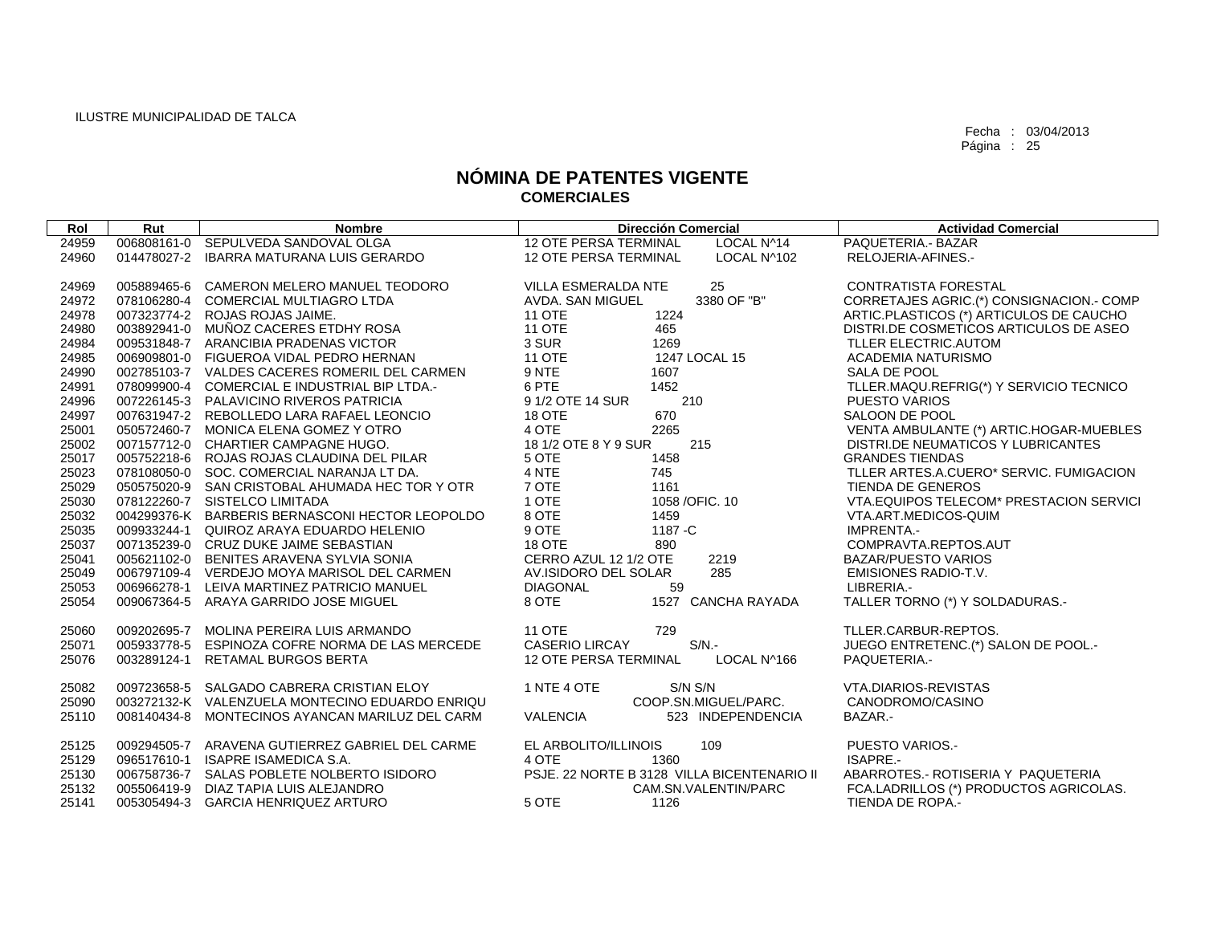ILUSTRE MUNICIPALIDAD DE TALCA

Fecha : 03/04/2013

# NÓMINA DE PATENTES VIGENTE
## COMERCIALES

| Rol | Rut | Nombre | Dirección Comercial | Actividad Comercial |
|---|---|---|---|---|
| 24959 | 006808161-0 | SEPULVEDA SANDOVAL OLGA | 12 OTE PERSA TERMINAL LOCAL N^14 | PAQUETERIA.- BAZAR |
| 24960 | 014478027-2 | IBARRA MATURANA LUIS GERARDO | 12 OTE PERSA TERMINAL LOCAL N^102 | RELOJERIA-AFINES.- |
| 24969 | 005889465-6 | CAMERON MELERO MANUEL TEODORO | VILLA ESMERALDA NTE 25 | CONTRATISTA FORESTAL |
| 24972 | 078106280-4 | COMERCIAL MULTIAGRO LTDA | AVDA. SAN MIGUEL 3380 OF "B" | CORRETAJES AGRIC.(*) CONSIGNACION.- COMP |
| 24978 | 007323774-2 | ROJAS ROJAS JAIME. | 11 OTE 1224 | ARTIC.PLASTICOS (*) ARTICULOS DE CAUCHO |
| 24980 | 003892941-0 | MUÑOZ CACERES ETDHY ROSA | 11 OTE 465 | DISTRI.DE COSMETICOS ARTICULOS DE ASEO |
| 24984 | 009531848-7 | ARANCIBIA PRADENAS VICTOR | 3 SUR 1269 | TLLER ELECTRIC.AUTOM |
| 24985 | 006909801-0 | FIGUEROA VIDAL PEDRO HERNAN | 11 OTE 1247 LOCAL 15 | ACADEMIA NATURISMO |
| 24990 | 002785103-7 | VALDES CACERES ROMERIL DEL CARMEN | 9 NTE 1607 | SALA DE POOL |
| 24991 | 078099900-4 | COMERCIAL E INDUSTRIAL BIP LTDA.- | 6 PTE 1452 | TLLER.MAQU.REFRIG(*) Y SERVICIO TECNICO |
| 24996 | 007226145-3 | PALAVICINO RIVEROS PATRICIA | 9 1/2 OTE 14 SUR 210 | PUESTO VARIOS |
| 24997 | 007631947-2 | REBOLLEDO LARA RAFAEL LEONCIO | 18 OTE 670 | SALOON DE POOL |
| 25001 | 050572460-7 | MONICA ELENA GOMEZ Y OTRO | 4 OTE 2265 | VENTA AMBULANTE (*) ARTIC.HOGAR-MUEBLES |
| 25002 | 007157712-0 | CHARTIER CAMPAGNE HUGO. | 18 1/2 OTE 8 Y 9 SUR 215 | DISTRI.DE NEUMATICOS Y LUBRICANTES |
| 25017 | 005752218-6 | ROJAS ROJAS CLAUDINA DEL PILAR | 5 OTE 1458 | GRANDES TIENDAS |
| 25023 | 078108050-0 | SOC. COMERCIAL NARANJA LT DA. | 4 NTE 745 | TLLER ARTES.A.CUERO* SERVIC. FUMIGACION |
| 25029 | 050575020-9 | SAN CRISTOBAL AHUMADA HEC TOR Y OTR | 7 OTE 1161 | TIENDA DE GENEROS |
| 25030 | 078122260-7 | SISTELCO LIMITADA | 1 OTE 1058 /OFIC. 10 | VTA.EQUIPOS TELECOM* PRESTACION SERVICI |
| 25032 | 004299376-K | BARBERIS BERNASCONI HECTOR LEOPOLDO | 8 OTE 1459 | VTA.ART.MEDICOS-QUIM |
| 25035 | 009933244-1 | QUIROZ ARAYA EDUARDO HELENIO | 9 OTE 1187 -C | IMPRENTA.- |
| 25037 | 007135239-0 | CRUZ DUKE JAIME SEBASTIAN | 18 OTE 890 | COMPRAVTA.REPTOS.AUT |
| 25041 | 005621102-0 | BENITES ARAVENA SYLVIA SONIA | CERRO AZUL 12 1/2 OTE 2219 | BAZAR/PUESTO VARIOS |
| 25049 | 006797109-4 | VERDEJO MOYA MARISOL DEL CARMEN | AV.ISIDORO DEL SOLAR 285 | EMISIONES RADIO-T.V. |
| 25053 | 006966278-1 | LEIVA MARTINEZ PATRICIO MANUEL | DIAGONAL 59 | LIBRERIA.- |
| 25054 | 009067364-5 | ARAYA GARRIDO JOSE MIGUEL | 8 OTE 1527 CANCHA RAYADA | TALLER TORNO (*) Y SOLDADURAS.- |
| 25060 | 009202695-7 | MOLINA PEREIRA LUIS ARMANDO | 11 OTE 729 | TLLER.CARBUR-REPTOS. |
| 25071 | 005933778-5 | ESPINOZA COFRE NORMA DE LAS MERCEDE | CASERIO LIRCAY S/N.- | JUEGO ENTRETENC.(*) SALON DE POOL.- |
| 25076 | 003289124-1 | RETAMAL BURGOS BERTA | 12 OTE PERSA TERMINAL LOCAL N^166 | PAQUETERIA.- |
| 25082 | 009723658-5 | SALGADO CABRERA CRISTIAN ELOY | 1 NTE 4 OTE S/N S/N | VTA.DIARIOS-REVISTAS |
| 25090 | 003272132-K | VALENZUELA MONTECINO EDUARDO ENRIQU | COOP.SN.MIGUEL/PARC. | CANODROMO/CASINO |
| 25110 | 008140434-8 | MONTECINOS AYANCAN MARILUZ DEL CARM | VALENCIA 523 INDEPENDENCIA | BAZAR.- |
| 25125 | 009294505-7 | ARAVENA GUTIERREZ GABRIEL DEL CARME | EL ARBOLITO/ILLINOIS 109 | PUESTO VARIOS.- |
| 25129 | 096517610-1 | ISAPRE ISAMEDICA S.A. | 4 OTE 1360 | ISAPRE.- |
| 25130 | 006758736-7 | SALAS POBLETE NOLBERTO ISIDORO | PSJE. 22 NORTE B 3128 VILLA BICENTENARIO II | ABARROTES.- ROTISERIA Y PAQUETERIA |
| 25132 | 005506419-9 | DIAZ TAPIA LUIS ALEJANDRO | CAM.SN.VALENTIN/PARC | FCA.LADRILLOS (*) PRODUCTOS AGRICOLAS. |
| 25141 | 005305494-3 | GARCIA HENRIQUEZ ARTURO | 5 OTE 1126 | TIENDA DE ROPA.- |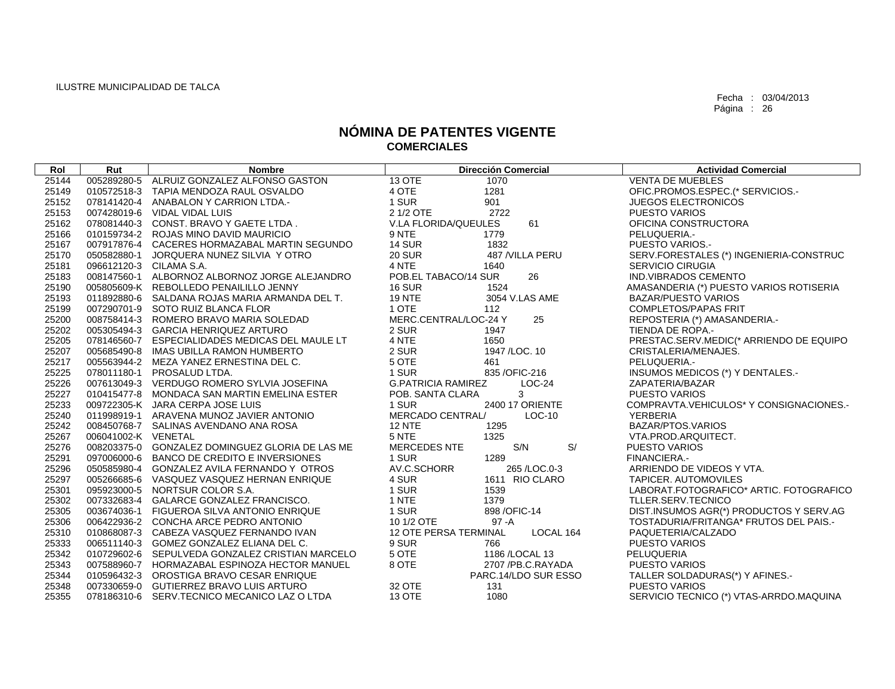ILUSTRE MUNICIPALIDAD DE TALCA

Fecha : 03/04/2013

# NÓMINA DE PATENTES VIGENTE
## COMERCIALES

| Rol | Rut | Nombre | Dirección Comercial | Actividad Comercial |
|---|---|---|---|---|
| 25144 | 005289280-5 | ALRUIZ GONZALEZ ALFONSO GASTON | 13 OTE 1070 | VENTA DE MUEBLES |
| 25149 | 010572518-3 | TAPIA MENDOZA RAUL OSVALDO | 4 OTE 1281 | OFIC.PROMOS.ESPEC.(* SERVICIOS.- |
| 25152 | 078141420-4 | ANABALON Y CARRION LTDA.- | 1 SUR 901 | JUEGOS ELECTRONICOS |
| 25153 | 007428019-6 | VIDAL VIDAL LUIS | 2 1/2 OTE 2722 | PUESTO VARIOS |
| 25162 | 078081440-3 | CONST. BRAVO Y GAETE LTDA . | V.LA FLORIDA/QUEULES 61 | OFICINA CONSTRUCTORA |
| 25166 | 010159734-2 | ROJAS MINO DAVID MAURICIO | 9 NTE 1779 | PELUQUERIA.- |
| 25167 | 007917876-4 | CACERES HORMAZABAL MARTIN SEGUNDO | 14 SUR 1832 | PUESTO VARIOS.- |
| 25170 | 050582880-1 | JORQUERA NUNEZ SILVIA Y OTRO | 20 SUR 487 /VILLA PERU | SERV.FORESTALES (*) INGENIERIA-CONSTRUC |
| 25181 | 096612120-3 | CILAMA S.A. | 4 NTE 1640 | SERVICIO CIRUGIA |
| 25183 | 008147560-1 | ALBORNOZ ALBORNOZ JORGE ALEJANDRO | POB.EL TABACO/14 SUR 26 | IND.VIBRADOS CEMENTO |
| 25190 | 005805609-K | REBOLLEDO PENAILILLO JENNY | 16 SUR 1524 | AMASANDERIA (*) PUESTO VARIOS ROTISERIA |
| 25193 | 011892880-6 | SALDANA ROJAS MARIA ARMANDA DEL T. | 19 NTE 3054 V.LAS AME | BAZAR/PUESTO VARIOS |
| 25199 | 007290701-9 | SOTO RUIZ BLANCA FLOR | 1 OTE 112 | COMPLETOS/PAPAS FRIT |
| 25200 | 008758414-3 | ROMERO BRAVO MARIA SOLEDAD | MERC.CENTRAL/LOC-24 Y 25 | REPOSTERIA (*) AMASANDERIA.- |
| 25202 | 005305494-3 | GARCIA HENRIQUEZ ARTURO | 2 SUR 1947 | TIENDA DE ROPA.- |
| 25205 | 078146560-7 | ESPECIALIDADES MEDICAS DEL MAULE LT | 4 NTE 1650 | PRESTAC.SERV.MEDIC(* ARRIENDO DE EQUIPO |
| 25207 | 005685490-8 | IMAS UBILLA RAMON HUMBERTO | 2 SUR 1947 /LOC. 10 | CRISTALERIA/MENAJES. |
| 25217 | 005563944-2 | MEZA YANEZ ERNESTINA DEL C. | 5 OTE 461 | PELUQUERIA.- |
| 25225 | 078011180-1 | PROSALUD LTDA. | 1 SUR 835 /OFIC-216 | INSUMOS MEDICOS (*) Y DENTALES.- |
| 25226 | 007613049-3 | VERDUGO ROMERO SYLVIA JOSEFINA | G.PATRICIA RAMIREZ LOC-24 | ZAPATERIA/BAZAR |
| 25227 | 010415477-8 | MONDACA SAN MARTIN EMELINA ESTER | POB. SANTA CLARA 3 | PUESTO VARIOS |
| 25233 | 009722305-K | JARA CERPA JOSE LUIS | 1 SUR 2400 17 ORIENTE | COMPRAVTA.VEHICULOS* Y CONSIGNACIONES.- |
| 25240 | 011998919-1 | ARAVENA MUNOZ JAVIER ANTONIO | MERCADO CENTRAL/ LOC-10 | YERBERIA |
| 25242 | 008450768-7 | SALINAS AVENDANO ANA ROSA | 12 NTE 1295 | BAZAR/PTOS.VARIOS |
| 25267 | 006041002-K | VENETAL | 5 NTE 1325 | VTA.PROD.ARQUITECT. |
| 25276 | 008203375-0 | GONZALEZ DOMINGUEZ GLORIA DE LAS ME | MERCEDES NTE S/N S/ | PUESTO VARIOS |
| 25291 | 097006000-6 | BANCO DE CREDITO E INVERSIONES | 1 SUR 1289 | FINANCIERA.- |
| 25296 | 050585980-4 | GONZALEZ AVILA FERNANDO Y OTROS | AV.C.SCHORR 265 /LOC.0-3 | ARRIENDO DE VIDEOS Y VTA. |
| 25297 | 005266685-6 | VASQUEZ VASQUEZ HERNAN ENRIQUE | 4 SUR 1611 RIO CLARO | TAPICER. AUTOMOVILES |
| 25301 | 095923000-5 | NORTSUR COLOR S.A. | 1 SUR 1539 | LABORAT.FOTOGRAFICO* ARTIC. FOTOGRAFICO |
| 25302 | 007332683-4 | GALARCE GONZALEZ FRANCISCO. | 1 NTE 1379 | TLLER.SERV.TECNICO |
| 25305 | 003674036-1 | FIGUEROA SILVA ANTONIO ENRIQUE | 1 SUR 898 /OFIC-14 | DIST.INSUMOS AGR(*) PRODUCTOS Y SERV.AG |
| 25306 | 006422936-2 | CONCHA ARCE PEDRO ANTONIO | 10 1/2 OTE 97 -A | TOSTADURIA/FRITANGA* FRUTOS DEL PAIS.- |
| 25310 | 010868087-3 | CABEZA VASQUEZ FERNANDO IVAN | 12 OTE PERSA TERMINAL LOCAL 164 | PAQUETERIA/CALZADO |
| 25333 | 006511140-3 | GOMEZ GONZALEZ ELIANA DEL C. | 9 SUR 766 | PUESTO VARIOS |
| 25342 | 010729602-6 | SEPULVEDA GONZALEZ CRISTIAN MARCELO | 5 OTE 1186 /LOCAL 13 | PELUQUERIA |
| 25343 | 007588960-7 | HORMAZABAL ESPINOZA HECTOR MANUEL | 8 OTE 2707 /PB.C.RAYADA | PUESTO VARIOS |
| 25344 | 010596432-3 | OROSTIGA BRAVO CESAR ENRIQUE | PARC.14/LDO SUR ESSO | TALLER SOLDADURAS(*) Y AFINES.- |
| 25348 | 007330659-0 | GUTIERREZ BRAVO LUIS ARTURO | 32 OTE 131 | PUESTO VARIOS |
| 25355 | 078186310-6 | SERV.TECNICO MECANICO LAZ O LTDA | 13 OTE 1080 | SERVICIO TECNICO (*) VTAS-ARRDO.MAQUINA |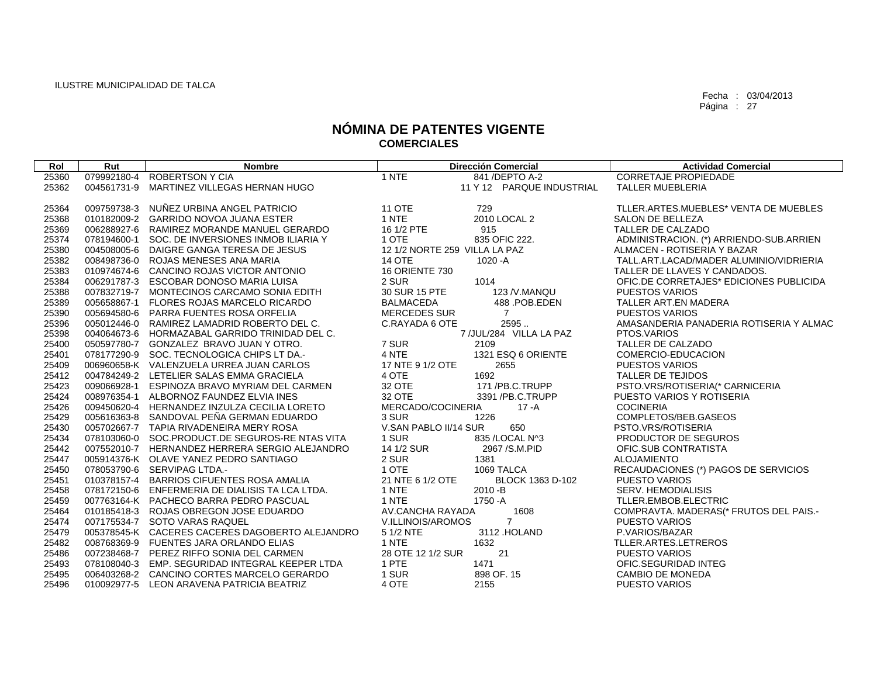ILUSTRE MUNICIPALIDAD DE TALCA

Fecha : 03/04/2013
Página : 27

# NÓMINA DE PATENTES VIGENTE
## COMERCIALES

| Rol | Rut | Nombre | Dirección Comercial | Actividad Comercial |
|---|---|---|---|---|
| 25360 | 079992180-4 | ROBERTSON Y CIA | 1 NTE 841 /DEPTO A-2 | CORRETAJE PROPIEDADE |
| 25362 | 004561731-9 | MARTINEZ VILLEGAS HERNAN HUGO | 11 Y 12 PARQUE INDUSTRIAL | TALLER MUEBLERIA |
| 25364 | 009759738-3 | NUÑEZ URBINA ANGEL PATRICIO | 11 OTE 729 | TLLER.ARTES.MUEBLES* VENTA DE MUEBLES |
| 25368 | 010182009-2 | GARRIDO NOVOA JUANA ESTER | 1 NTE 2010 LOCAL 2 | SALON DE BELLEZA |
| 25369 | 006288927-6 | RAMIREZ MORANDE MANUEL GERARDO | 16 1/2 PTE 915 | TALLER DE CALZADO |
| 25374 | 078194600-1 | SOC. DE INVERSIONES INMOB ILIARIA Y | 1 OTE 835 OFIC 222. | ADMINISTRACION. (*) ARRIENDO-SUB.ARRIEN |
| 25380 | 004508005-6 | DAIGRE GANGA TERESA DE JESUS | 12 1/2 NORTE 259 VILLA LA PAZ | ALMACEN - ROTISERIA Y BAZAR |
| 25382 | 008498736-0 | ROJAS MENESES ANA MARIA | 14 OTE 1020 -A | TALL.ART.LACAD/MADER ALUMINIO/VIDRIERIA |
| 25383 | 010974674-6 | CANCINO ROJAS VICTOR ANTONIO | 16 ORIENTE 730 | TALLER DE LLAVES Y CANDADOS. |
| 25384 | 006291787-3 | ESCOBAR DONOSO MARIA LUISA | 2 SUR 1014 | OFIC.DE CORRETAJES* EDICIONES PUBLICIDA |
| 25388 | 007832719-7 | MONTECINOS CARCAMO SONIA EDITH | 30 SUR 15 PTE 123 /V.MANQU | PUESTOS VARIOS |
| 25389 | 005658867-1 | FLORES ROJAS MARCELO RICARDO | BALMACEDA 488 .POB.EDEN | TALLER ART.EN MADERA |
| 25390 | 005694580-6 | PARRA FUENTES ROSA ORFELIA | MERCEDES SUR 7 | PUESTOS VARIOS |
| 25396 | 005012446-0 | RAMIREZ LAMADRID ROBERTO DEL C. | C.RAYADA 6 OTE 2595 .. | AMASANDERIA PANADERIA ROTISERIA Y ALMAC |
| 25398 | 004064673-6 | HORMAZABAL GARRIDO TRINIDAD DEL C. | 7 /JUL/284 VILLA LA PAZ | PTOS.VARIOS |
| 25400 | 050597780-7 | GONZALEZ BRAVO JUAN Y OTRO. | 7 SUR 2109 | TALLER DE CALZADO |
| 25401 | 078177290-9 | SOC. TECNOLOGICA CHIPS LT DA.- | 4 NTE 1321 ESQ 6 ORIENTE | COMERCIO-EDUCACION |
| 25409 | 006960658-K | VALENZUELA URREA JUAN CARLOS | 17 NTE 9 1/2 OTE 2655 | PUESTOS VARIOS |
| 25412 | 004784249-2 | LETELIER SALAS EMMA GRACIELA | 4 OTE 1692 | TALLER DE TEJIDOS |
| 25423 | 009066928-1 | ESPINOZA BRAVO MYRIAM DEL CARMEN | 32 OTE 171 /PB.C.TRUPP | PSTO.VRS/ROTISERIA(* CARNICERIA |
| 25424 | 008976354-1 | ALBORNOZ FAUNDEZ ELVIA INES | 32 OTE 3391 /PB.C.TRUPP | PUESTO VARIOS Y ROTISERIA |
| 25426 | 009450620-4 | HERNANDEZ INZULZA CECILIA LORETO | MERCADO/COCINERIA 17 -A | COCINERIA |
| 25429 | 005616363-8 | SANDOVAL PEÑA GERMAN EDUARDO | 3 SUR 1226 | COMPLETOS/BEB.GASEOS |
| 25430 | 005702667-7 | TAPIA RIVADENEIRA MERY ROSA | V.SAN PABLO II/14 SUR 650 | PSTO.VRS/ROTISERIA |
| 25434 | 078103060-0 | SOC.PRODUCT.DE SEGUROS-RE NTAS VITA | 1 SUR 835 /LOCAL N^3 | PRODUCTOR DE SEGUROS |
| 25442 | 007552010-7 | HERNANDEZ HERRERA SERGIO ALEJANDRO | 14 1/2 SUR 2967 /S.M.PID | OFIC.SUB CONTRATISTA |
| 25447 | 005914376-K | OLAVE YANEZ PEDRO SANTIAGO | 2 SUR 1381 | ALOJAMIENTO |
| 25450 | 078053790-6 | SERVIPAG LTDA.- | 1 OTE 1069 TALCA | RECAUDACIONES (*) PAGOS DE SERVICIOS |
| 25451 | 010378157-4 | BARRIOS CIFUENTES ROSA AMALIA | 21 NTE 6 1/2 OTE BLOCK 1363 D-102 | PUESTO VARIOS |
| 25458 | 078172150-6 | ENFERMERIA DE DIALISIS TA LCA LTDA. | 1 NTE 2010 -B | SERV. HEMODIALISIS |
| 25459 | 007763164-K | PACHECO BARRA PEDRO PASCUAL | 1 NTE 1750 -A | TLLER.EMBOB.ELECTRIC |
| 25464 | 010185418-3 | ROJAS OBREGON JOSE EDUARDO | AV.CANCHA RAYADA 1608 | COMPRAVTA. MADERAS(* FRUTOS DEL PAIS.- |
| 25474 | 007175534-7 | SOTO VARAS RAQUEL | V.ILLINOIS/AROMOS 7 | PUESTO VARIOS |
| 25479 | 005378545-K | CACERES CACERES DAGOBERTO ALEJANDRO | 5 1/2 NTE 3112 .HOLAND | P.VARIOS/BAZAR |
| 25482 | 008768369-9 | FUENTES JARA ORLANDO ELIAS | 1 NTE 1632 | TLLER.ARTES.LETREROS |
| 25486 | 007238468-7 | PEREZ RIFFO SONIA DEL CARMEN | 28 OTE 12 1/2 SUR 21 | PUESTO VARIOS |
| 25493 | 078108040-3 | EMP. SEGURIDAD INTEGRAL KEEPER LTDA | 1 PTE 1471 | OFIC.SEGURIDAD INTEG |
| 25495 | 006403268-2 | CANCINO CORTES MARCELO GERARDO | 1 SUR 898 OF. 15 | CAMBIO DE MONEDA |
| 25496 | 010092977-5 | LEON ARAVENA PATRICIA BEATRIZ | 4 OTE 2155 | PUESTO VARIOS |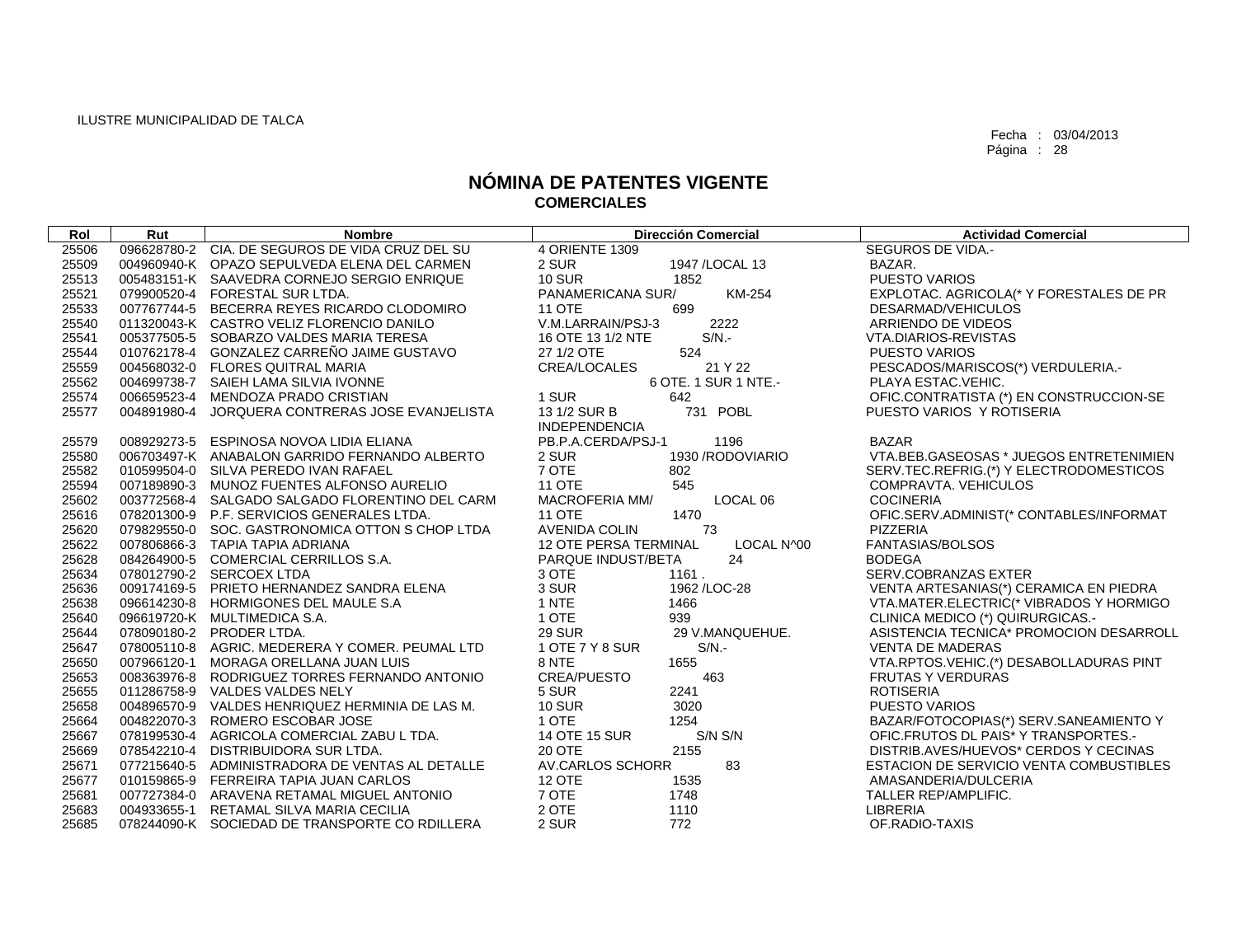ILUSTRE MUNICIPALIDAD DE TALCA

Fecha : 03/04/2013

# NÓMINA DE PATENTES VIGENTE
## COMERCIALES

| Rol | Rut | Nombre | Dirección Comercial | Actividad Comercial |
|---|---|---|---|---|
| 25506 | 096628780-2 | CIA. DE SEGUROS DE VIDA CRUZ DEL SU | 4 ORIENTE 1309 | SEGUROS DE VIDA.- |
| 25509 | 004960940-K | OPAZO SEPULVEDA ELENA DEL CARMEN | 2 SUR 1947 /LOCAL 13 | BAZAR. |
| 25513 | 005483151-K | SAAVEDRA CORNEJO SERGIO ENRIQUE | 10 SUR 1852 | PUESTO VARIOS |
| 25521 | 079900520-4 | FORESTAL SUR LTDA. | PANAMERICANA SUR/ KM-254 | EXPLOTAC. AGRICOLA(* Y FORESTALES DE PR |
| 25533 | 007767744-5 | BECERRA REYES RICARDO CLODOMIRO | 11 OTE 699 | DESARMAD/VEHICULOS |
| 25540 | 011320043-K | CASTRO VELIZ FLORENCIO DANILO | V.M.LARRAIN/PSJ-3 2222 | ARRIENDO DE VIDEOS |
| 25541 | 005377505-5 | SOBARZO VALDES MARIA TERESA | 16 OTE 13 1/2 NTE S/N.- | VTA.DIARIOS-REVISTAS |
| 25544 | 010762178-4 | GONZALEZ CARREÑO JAIME GUSTAVO | 27 1/2 OTE 524 | PUESTO VARIOS |
| 25559 | 004568032-0 | FLORES QUITRAL MARIA | CREA/LOCALES 21 Y 22 | PESCADOS/MARISCOS(*) VERDULERIA.- |
| 25562 | 004699738-7 | SAIEH LAMA SILVIA IVONNE | 6 OTE. 1 SUR 1 NTE.- | PLAYA ESTAC.VEHIC. |
| 25574 | 006659523-4 | MENDOZA PRADO CRISTIAN | 1 SUR 642 | OFIC.CONTRATISTA (*) EN CONSTRUCCION-SE |
| 25577 | 004891980-4 | JORQUERA CONTRERAS JOSE EVANJELISTA | 13 1/2 SUR B 731 POBL INDEPENDENCIA | PUESTO VARIOS Y ROTISERIA |
| 25579 | 008929273-5 | ESPINOSA NOVOA LIDIA ELIANA | PB.P.A.CERDA/PSJ-1 1196 | BAZAR |
| 25580 | 006703497-K | ANABALON GARRIDO FERNANDO ALBERTO | 2 SUR 1930 /RODOVIARIO | VTA.BEB.GASEOSAS * JUEGOS ENTRETENIMIEN |
| 25582 | 010599504-0 | SILVA PEREDO IVAN RAFAEL | 7 OTE 802 | SERV.TEC.REFRIG.(*) Y ELECTRODOMESTICOS |
| 25594 | 007189890-3 | MUNOZ FUENTES ALFONSO AURELIO | 11 OTE 545 | COMPRAVTA. VEHICULOS |
| 25602 | 003772568-4 | SALGADO SALGADO FLORENTINO DEL CARM | MACROFERIA MM/ LOCAL 06 | COCINERIA |
| 25616 | 078201300-9 | P.F. SERVICIOS GENERALES LTDA. | 11 OTE 1470 | OFIC.SERV.ADMINIST(* CONTABLES/INFORMAT |
| 25620 | 079829550-0 | SOC. GASTRONOMICA OTTON S CHOP LTDA | AVENIDA COLIN 73 | PIZZERIA |
| 25622 | 007806866-3 | TAPIA TAPIA ADRIANA | 12 OTE PERSA TERMINAL LOCAL N^00 | FANTASIAS/BOLSOS |
| 25628 | 084264900-5 | COMERCIAL CERRILLOS S.A. | PARQUE INDUST/BETA 24 | BODEGA |
| 25634 | 078012790-2 | SERCOEX LTDA | 3 OTE 1161 . | SERV.COBRANZAS EXTER |
| 25636 | 009174169-5 | PRIETO HERNANDEZ SANDRA ELENA | 3 SUR 1962 /LOC-28 | VENTA ARTESANIAS(*) CERAMICA EN PIEDRA |
| 25638 | 096614230-8 | HORMIGONES DEL MAULE S.A | 1 NTE 1466 | VTA.MATER.ELECTRIC(* VIBRADOS Y HORMIGO |
| 25640 | 096619720-K | MULTIMEDICA S.A. | 1 OTE 939 | CLINICA MEDICO (*) QUIRURGICAS.- |
| 25644 | 078090180-2 | PRODER LTDA. | 29 SUR 29 V.MANQUEHUE. | ASISTENCIA TECNICA* PROMOCION DESARROLL |
| 25647 | 078005110-8 | AGRIC. MEDERERA Y COMER. PEUMAL LTD | 1 OTE 7 Y 8 SUR S/N.- | VENTA DE MADERAS |
| 25650 | 007966120-1 | MORAGA ORELLANA JUAN LUIS | 8 NTE 1655 | VTA.RPTOS.VEHIC.(*) DESABOLLADURAS PINT |
| 25653 | 008363976-8 | RODRIGUEZ TORRES FERNANDO ANTONIO | CREA/PUESTO 463 | FRUTAS Y VERDURAS |
| 25655 | 011286758-9 | VALDES VALDES NELY | 5 SUR 2241 | ROTISERIA |
| 25658 | 004896570-9 | VALDES HENRIQUEZ HERMINIA DE LAS M. | 10 SUR 3020 | PUESTO VARIOS |
| 25664 | 004822070-3 | ROMERO ESCOBAR JOSE | 1 OTE 1254 | BAZAR/FOTOCOPIAS(*) SERV.SANEAMIENTO Y |
| 25667 | 078199530-4 | AGRICOLA COMERCIAL ZABU L TDA. | 14 OTE 15 SUR S/N S/N | OFIC.FRUTOS DL PAIS* Y TRANSPORTES.- |
| 25669 | 078542210-4 | DISTRIBUIDORA SUR LTDA. | 20 OTE 2155 | DISTRIB.AVES/HUEVOS* CERDOS Y CECINAS |
| 25671 | 077215640-5 | ADMINISTRADORA DE VENTAS AL DETALLE | AV.CARLOS SCHORR 83 | ESTACION DE SERVICIO VENTA COMBUSTIBLES |
| 25677 | 010159865-9 | FERREIRA TAPIA JUAN CARLOS | 12 OTE 1535 | AMASANDERIA/DULCERIA |
| 25681 | 007727384-0 | ARAVENA RETAMAL MIGUEL ANTONIO | 7 OTE 1748 | TALLER REP/AMPLIFIC. |
| 25683 | 004933655-1 | RETAMAL SILVA MARIA CECILIA | 2 OTE 1110 | LIBRERIA |
| 25685 | 078244090-K | SOCIEDAD DE TRANSPORTE CO RDILLERA | 2 SUR 772 | OF.RADIO-TAXIS |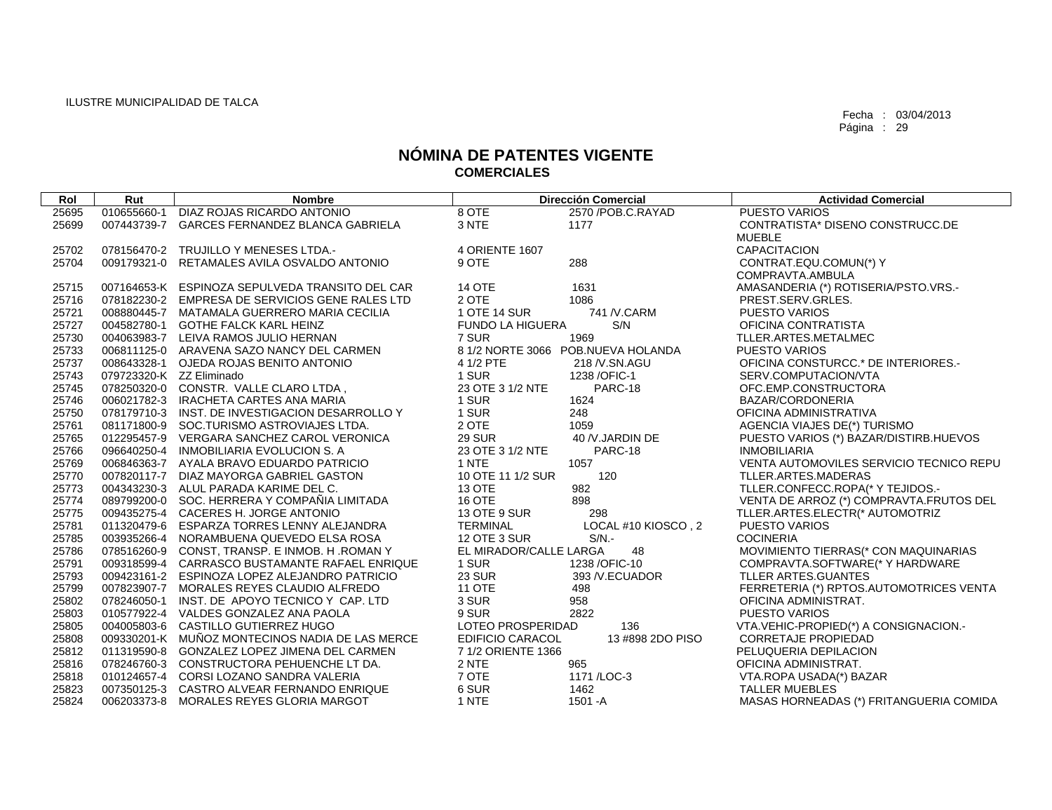ILUSTRE MUNICIPALIDAD DE TALCA

Fecha : 03/04/2013
Página : 29

# NÓMINA DE PATENTES VIGENTE
## COMERCIALES

| Rol | Rut | Nombre | Dirección Comercial | | Actividad Comercial |
|---|---|---|---|---|---|
| 25695 | 010655660-1 | DIAZ ROJAS RICARDO ANTONIO | 8 OTE | 2570 /POB.C.RAYAD | PUESTO VARIOS |
| 25699 | 007443739-7 | GARCES FERNANDEZ BLANCA GABRIELA | 3 NTE | 1177 | CONTRATISTA* DISENO CONSTRUCC.DE MUEBLE |
| 25702 | 078156470-2 | TRUJILLO Y MENESES LTDA.- | 4 ORIENTE 1607 | | CAPACITACION |
| 25704 | 009179321-0 | RETAMALES AVILA OSVALDO ANTONIO | 9 OTE | 288 | CONTRAT.EQU.COMUN(*) Y COMPRAVTA.AMBULA |
| 25715 | 007164653-K | ESPINOZA SEPULVEDA TRANSITO DEL CAR | 14 OTE | 1631 | AMASANDERIA (*) ROTISERIA/PSTO.VRS.- |
| 25716 | 078182230-2 | EMPRESA DE SERVICIOS GENE RALES LTD | 2 OTE | 1086 | PREST.SERV.GRLES. |
| 25721 | 008880445-7 | MATAMALA GUERRERO MARIA CECILIA | 1 OTE 14 SUR | 741 /V.CARM | PUESTO VARIOS |
| 25727 | 004582780-1 | GOTHE FALCK KARL HEINZ | FUNDO LA HIGUERA | S/N | OFICINA CONTRATISTA |
| 25730 | 004063983-7 | LEIVA RAMOS JULIO HERNAN | 7 SUR | 1969 | TLLER.ARTES.METALMEC |
| 25733 | 006811125-0 | ARAVENA SAZO NANCY DEL CARMEN | 8 1/2 NORTE 3066 | POB.NUEVA HOLANDA | PUESTO VARIOS |
| 25737 | 008643328-1 | OJEDA ROJAS BENITO ANTONIO | 4 1/2 PTE | 218 /V.SN.AGU | OFICINA CONSTURCC.* DE INTERIORES.- |
| 25743 | 079723320-K | ZZ Eliminado | 1 SUR | 1238 /OFIC-1 | SERV.COMPUTACION/VTA |
| 25745 | 078250320-0 | CONSTR. VALLE CLARO LTDA , | 23 OTE 3 1/2 NTE | PARC-18 | OFC.EMP.CONSTRUCTORA |
| 25746 | 006021782-3 | IRACHETA CARTES ANA MARIA | 1 SUR | 1624 | BAZAR/CORDONERIA |
| 25750 | 078179710-3 | INST. DE INVESTIGACION DESARROLLO Y | 1 SUR | 248 | OFICINA ADMINISTRATIVA |
| 25761 | 081171800-9 | SOC.TURISMO ASTROVIAJES LTDA. | 2 OTE | 1059 | AGENCIA VIAJES DE(*) TURISMO |
| 25765 | 012295457-9 | VERGARA SANCHEZ CAROL VERONICA | 29 SUR | 40 /V.JARDIN DE | PUESTO VARIOS (*) BAZAR/DISTIRB.HUEVOS |
| 25766 | 096640250-4 | INMOBILIARIA EVOLUCION S. A | 23 OTE 3 1/2 NTE | PARC-18 | INMOBILIARIA |
| 25769 | 006846363-7 | AYALA BRAVO EDUARDO PATRICIO | 1 NTE | 1057 | VENTA AUTOMOVILES SERVICIO TECNICO REPU |
| 25770 | 007820117-7 | DIAZ MAYORGA GABRIEL GASTON | 10 OTE 11 1/2 SUR | 120 | TLLER.ARTES.MADERAS |
| 25773 | 004343230-3 | ALUL PARADA KARIME DEL C. | 13 OTE | 982 | TLLER.CONFECC.ROPA(* Y TEJIDOS.- |
| 25774 | 089799200-0 | SOC. HERRERA Y COMPAÑIA LIMITADA | 16 OTE | 898 | VENTA DE ARROZ (*) COMPRAVTA.FRUTOS DEL |
| 25775 | 009435275-4 | CACERES H. JORGE ANTONIO | 13 OTE 9 SUR | 298 | TLLER.ARTES.ELECTR(* AUTOMOTRIZ |
| 25781 | 011320479-6 | ESPARZA TORRES LENNY ALEJANDRA | TERMINAL | LOCAL #10 KIOSCO , 2 | PUESTO VARIOS |
| 25785 | 003935266-4 | NORAMBUENA QUEVEDO ELSA ROSA | 12 OTE 3 SUR | S/N.- | COCINERIA |
| 25786 | 078516260-9 | CONST, TRANSP. E INMOB. H .ROMAN Y | EL MIRADOR/CALLE LARGA | 48 | MOVIMIENTO TIERRAS(* CON MAQUINARIAS |
| 25791 | 009318599-4 | CARRASCO BUSTAMANTE RAFAEL ENRIQUE | 1 SUR | 1238 /OFIC-10 | COMPRAVTA.SOFTWARE(* Y HARDWARE |
| 25793 | 009423161-2 | ESPINOZA LOPEZ ALEJANDRO PATRICIO | 23 SUR | 393 /V.ECUADOR | TLLER ARTES.GUANTES |
| 25799 | 007823907-7 | MORALES REYES CLAUDIO ALFREDO | 11 OTE | 498 | FERRETERIA (*) RPTOS.AUTOMOTRICES VENTA |
| 25802 | 078246050-1 | INST. DE APOYO TECNICO Y CAP. LTD | 3 SUR | 958 | OFICINA ADMINISTRAT. |
| 25803 | 010577922-4 | VALDES GONZALEZ ANA PAOLA | 9 SUR | 2822 | PUESTO VARIOS |
| 25805 | 004005803-6 | CASTILLO GUTIERREZ HUGO | LOTEO PROSPERIDAD | 136 | VTA.VEHIC-PROPIED(*) A CONSIGNACION.- |
| 25808 | 009330201-K | MUÑOZ MONTECINOS NADIA DE LAS MERCE | EDIFICIO CARACOL | 13 #898 2DO PISO | CORRETAJE PROPIEDAD |
| 25812 | 011319590-8 | GONZALEZ LOPEZ JIMENA DEL CARMEN | 7 1/2 ORIENTE 1366 | | PELUQUERIA DEPILACION |
| 25816 | 078246760-3 | CONSTRUCTORA PEHUENCHE LT DA. | 2 NTE | 965 | OFICINA ADMINISTRAT. |
| 25818 | 010124657-4 | CORSI LOZANO SANDRA VALERIA | 7 OTE | 1171 /LOC-3 | VTA.ROPA USADA(*) BAZAR |
| 25823 | 007350125-3 | CASTRO ALVEAR FERNANDO ENRIQUE | 6 SUR | 1462 | TALLER MUEBLES |
| 25824 | 006203373-8 | MORALES REYES GLORIA MARGOT | 1 NTE | 1501 -A | MASAS HORNEADAS (*) FRITANGUERIA COMIDA |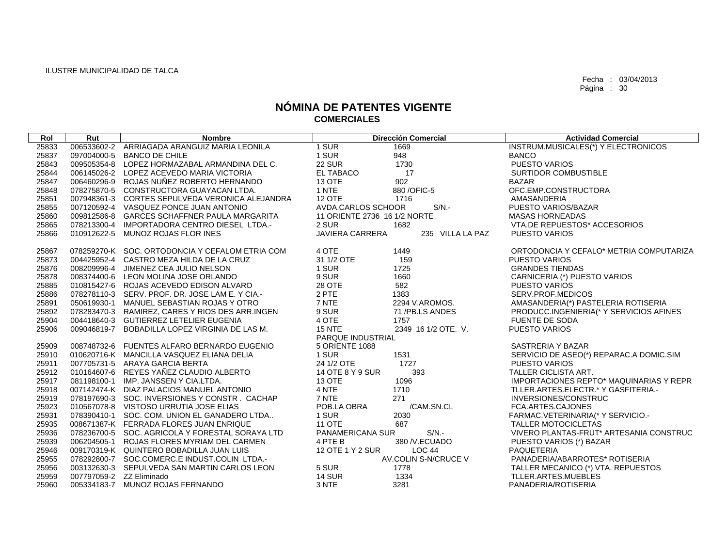ILUSTRE MUNICIPALIDAD DE TALCA

Fecha : 03/04/2013
Página : 30

# NÓMINA DE PATENTES VIGENTE
## COMERCIALES

| Rol | Rut | Nombre | Dirección Comercial | | Actividad Comercial |
|---|---|---|---|---|---|
| 25833 | 006533602-2 | ARRIAGADA ARANGUIZ MARIA LEONILA | 1 SUR | 1669 | INSTRUM.MUSICALES(*) Y ELECTRONICOS |
| 25837 | 097004000-5 | BANCO DE CHILE | 1 SUR | 948 | BANCO |
| 25843 | 009505354-8 | LOPEZ HORMAZABAL ARMANDINA DEL C. | 22 SUR | 1730 | PUESTO VARIOS |
| 25844 | 006145026-2 | LOPEZ ACEVEDO MARIA VICTORIA | EL TABACO | 17 | SURTIDOR COMBUSTIBLE |
| 25847 | 006460296-9 | ROJAS NUÑEZ ROBERTO HERNANDO | 13 OTE | 902 | BAZAR |
| 25848 | 078275870-5 | CONSTRUCTORA GUAYACAN LTDA. | 1 NTE | 880 /OFIC-5 | OFC.EMP.CONSTRUCTORA |
| 25851 | 007948361-3 | CORTES SEPULVEDA VERONICA ALEJANDRA | 12 OTE | 1716 | AMASANDERIA |
| 25855 | 007120592-4 | VASQUEZ PONCE JUAN ANTONIO | AVDA.CARLOS SCHOOR | S/N.- | PUESTO VARIOS/BAZAR |
| 25860 | 009812586-8 | GARCES SCHAFFNER PAULA MARGARITA | 11 ORIENTE 2736 16 1/2 NORTE | | MASAS HORNEADAS |
| 25865 | 078213300-4 | IMPORTADORA CENTRO DIESEL LTDA.- | 2 SUR | 1682 | VTA.DE REPUESTOS* ACCESORIOS |
| 25866 | 010912622-5 | MUNOZ ROJAS FLOR INES | JAVIERA CARRERA | 235 VILLA LA PAZ | PUESTO VARIOS |
| 25867 | 078259270-K | SOC. ORTODONCIA Y CEFALOM ETRIA COM | 4 OTE | 1449 | ORTODONCIA Y CEFALO* METRIA COMPUTARIZA |
| 25873 | 004425952-4 | CASTRO MEZA HILDA DE LA CRUZ | 31 1/2 OTE | 159 | PUESTO VARIOS |
| 25876 | 008209996-4 | JIMENEZ CEA JULIO NELSON | 1 SUR | 1725 | GRANDES TIENDAS |
| 25878 | 008374400-6 | LEON MOLINA JOSE ORLANDO | 9 SUR | 1660 | CARNICERIA (*) PUESTO VARIOS |
| 25885 | 010815427-6 | ROJAS ACEVEDO EDISON ALVARO | 28 OTE | 582 | PUESTO VARIOS |
| 25886 | 078278110-3 | SERV. PROF. DR. JOSE LAM E. Y CIA.- | 2 PTE | 1383 | SERV.PROF.MEDICOS |
| 25891 | 050619930-1 | MANUEL SEBASTIAN ROJAS Y OTRO | 7 NTE | 2294 V.AROMOS. | AMASANDERIA(*) PASTELERIA ROTISERIA |
| 25892 | 078283470-3 | RAMIREZ, CARES Y RIOS DES ARR.INGEN | 9 SUR | 71 /PB.LS ANDES | PRODUCC.INGENIERIA(* Y SERVICIOS AFINES |
| 25904 | 004418640-3 | GUTIERREZ LETELIER EUGENIA | 4 OTE | 1757 | FUENTE DE SODA |
| 25906 | 009046819-7 | BOBADILLA LOPEZ VIRGINIA DE LAS M. | 15 NTE PARQUE INDUSTRIAL | 2349 16 1/2 OTE. V. | PUESTO VARIOS |
| 25909 | 008748732-6 | FUENTES ALFARO BERNARDO EUGENIO | 5 ORIENTE 1088 | | SASTRERIA Y BAZAR |
| 25910 | 010620716-K | MANCILLA VASQUEZ ELIANA DELIA | 1 SUR | 1531 | SERVICIO DE ASEO(*) REPARAC.A DOMIC.SIM |
| 25911 | 007705731-5 | ARAYA GARCIA BERTA | 24 1/2 OTE | 1727 | PUESTO VARIOS |
| 25912 | 010164607-6 | REYES YAÑEZ CLAUDIO ALBERTO | 14 OTE 8 Y 9 SUR | 393 | TALLER CICLISTA ART. |
| 25917 | 081198100-1 | IMP. JANSSEN Y CIA.LTDA. | 13 OTE | 1096 | IMPORTACIONES REPTO* MAQUINARIAS Y REPR |
| 25918 | 007142474-K | DIAZ PALACIOS MANUEL ANTONIO | 4 NTE | 1710 | TLLER.ARTES.ELECTR.* Y GASFITERIA.- |
| 25919 | 078197690-3 | SOC. INVERSIONES Y CONSTR . CACHAP | 7 NTE | 271 | INVERSIONES/CONSTRUC |
| 25923 | 010567078-8 | VISTOSO URRUTIA JOSE ELIAS | POB.LA OBRA | /CAM.SN.CL | FCA.ARTES.CAJONES |
| 25931 | 078390410-1 | SOC. COM. UNION EL GANADERO LTDA.. | 1 SUR | 2030 | FARMAC.VETERINARIA(* Y SERVICIO.- |
| 25935 | 008671387-K | FERRADA FLORES JUAN ENRIQUE | 11 OTE | 687 | TALLER MOTOCICLETAS |
| 25936 | 078236700-5 | SOC. AGRICOLA Y FORESTAL SORAYA LTD | PANAMERICANA SUR | S/N.- | VIVERO PLANTAS-FRUT* ARTESANIA CONSTRUC |
| 25939 | 006204505-1 | ROJAS FLORES MYRIAM DEL CARMEN | 4 PTE B | 380 /V.ECUADO | PUESTO VARIOS (*) BAZAR |
| 25946 | 009170319-K | QUINTERO BOBADILLA JUAN LUIS | 12 OTE 1 Y 2 SUR | LOC 44 | PAQUETERIA |
| 25955 | 078292800-7 | SOC.COMERC.E INDUST.COLIN LTDA.- | | AV.COLIN S-N/CRUCE V | PANADERIA/ABARROTES* ROTISERIA |
| 25956 | 003132630-3 | SEPULVEDA SAN MARTIN CARLOS LEON | 5 SUR | 1778 | TALLER MECANICO (*) VTA. REPUESTOS |
| 25959 | 007797059-2 | ZZ Eliminado | 14 SUR | 1334 | TLLER.ARTES.MUEBLES |
| 25960 | 005334183-7 | MUNOZ ROJAS FERNANDO | 3 NTE | 3281 | PANADERIA/ROTISERIA |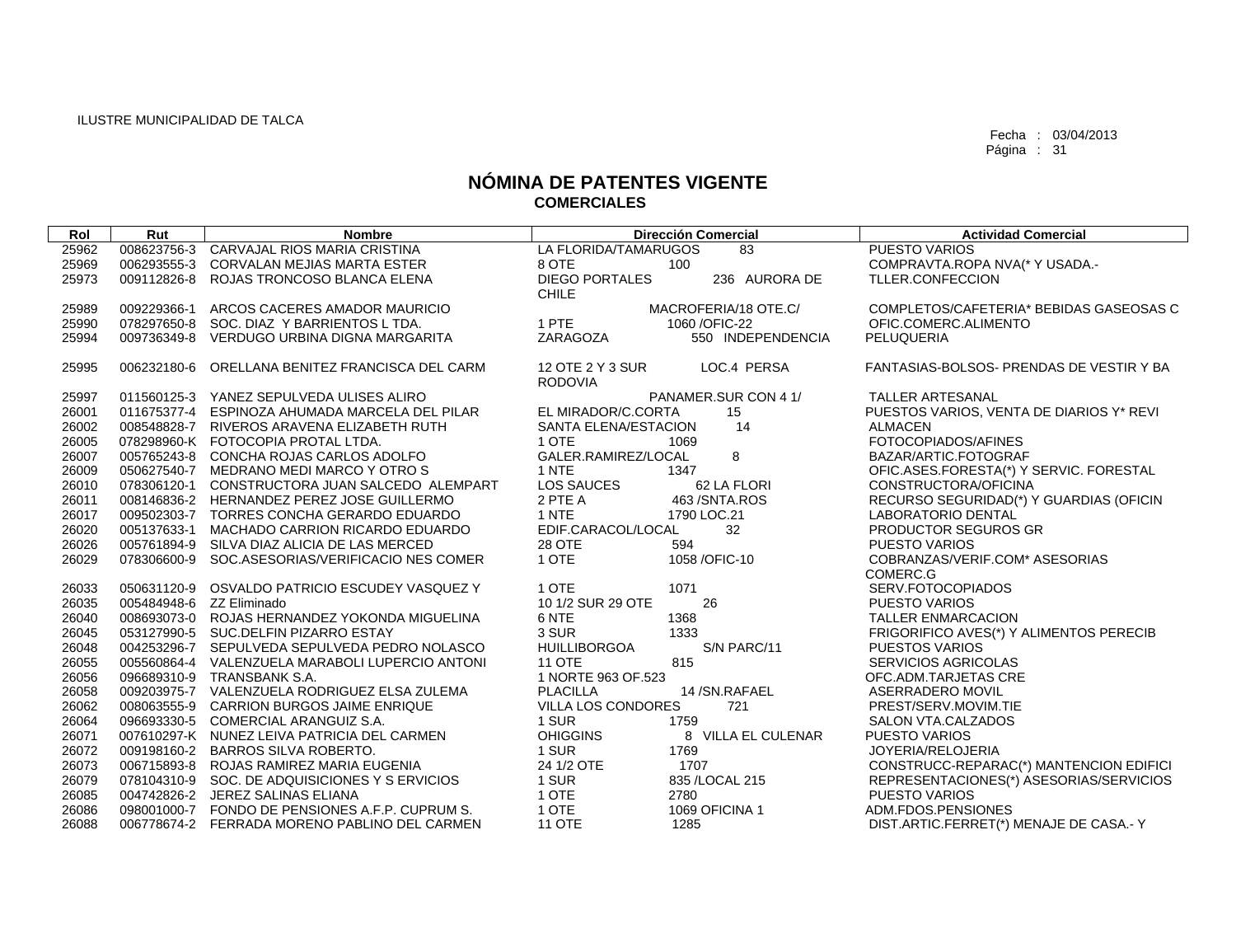ILUSTRE MUNICIPALIDAD DE TALCA

Fecha : 03/04/2013

# NÓMINA DE PATENTES VIGENTE
## COMERCIALES

| Rol | Rut | Nombre | Dirección Comercial | Actividad Comercial |
|---|---|---|---|---|
| 25962 | 008623756-3 | CARVAJAL RIOS MARIA CRISTINA | LA FLORIDA/TAMARUGOS 83 | PUESTO VARIOS |
| 25969 | 006293555-3 | CORVALAN MEJIAS MARTA ESTER | 8 OTE 100 | COMPRAVTA.ROPA NVA(* Y USADA.- |
| 25973 | 009112826-8 | ROJAS TRONCOSO BLANCA ELENA | DIEGO PORTALES 236 AURORA DE CHILE | TLLER.CONFECCION |
| 25989 | 009229366-1 | ARCOS CACERES AMADOR MAURICIO | MACROFERIA/18 OTE.C/ | COMPLETOS/CAFETERIA* BEBIDAS GASEOSAS C |
| 25990 | 078297650-8 | SOC. DIAZ Y BARRIENTOS L TDA. | 1 PTE 1060 /OFIC-22 | OFIC.COMERC.ALIMENTO |
| 25994 | 009736349-8 | VERDUGO URBINA DIGNA MARGARITA | ZARAGOZA 550 INDEPENDENCIA | PELUQUERIA |
| 25995 | 006232180-6 | ORELLANA BENITEZ FRANCISCA DEL CARM | 12 OTE 2 Y 3 SUR LOC.4 PERSA RODOVIA | FANTASIAS-BOLSOS- PRENDAS DE VESTIR Y BA |
| 25997 | 011560125-3 | YANEZ SEPULVEDA ULISES ALIRO | PANAMER.SUR CON 4 1/ | TALLER ARTESANAL |
| 26001 | 011675377-4 | ESPINOZA AHUMADA MARCELA DEL PILAR | EL MIRADOR/C.CORTA 15 | PUESTOS VARIOS, VENTA DE DIARIOS Y* REVI |
| 26002 | 008548828-7 | RIVEROS ARAVENA ELIZABETH RUTH | SANTA ELENA/ESTACION 14 | ALMACEN |
| 26005 | 078298960-K | FOTOCOPIA PROTAL LTDA. | 1 OTE 1069 | FOTOCOPIADOS/AFINES |
| 26007 | 005765243-8 | CONCHA ROJAS CARLOS ADOLFO | GALER.RAMIREZ/LOCAL 8 | BAZAR/ARTIC.FOTOGRAF |
| 26009 | 050627540-7 | MEDRANO MEDI MARCO Y OTRO S | 1 NTE 1347 | OFIC.ASES.FORESTA(*) Y SERVIC. FORESTAL |
| 26010 | 078306120-1 | CONSTRUCTORA JUAN SALCEDO ALEMPART | LOS SAUCES 62 LA FLORI | CONSTRUCTORA/OFICINA |
| 26011 | 008146836-2 | HERNANDEZ PEREZ JOSE GUILLERMO | 2 PTE A 463 /SNTA.ROS | RECURSO SEGURIDAD(*) Y GUARDIAS (OFICIN |
| 26017 | 009502303-7 | TORRES CONCHA GERARDO EDUARDO | 1 NTE 1790 LOC.21 | LABORATORIO DENTAL |
| 26020 | 005137633-1 | MACHADO CARRION RICARDO EDUARDO | EDIF.CARACOL/LOCAL 32 | PRODUCTOR SEGUROS GR |
| 26026 | 005761894-9 | SILVA DIAZ ALICIA DE LAS MERCED | 28 OTE 594 | PUESTO VARIOS |
| 26029 | 078306600-9 | SOC.ASESORIAS/VERIFICACIO NES COMER | 1 OTE 1058 /OFIC-10 | COBRANZAS/VERIF.COM* ASESORIAS COMERC.G |
| 26033 | 050631120-9 | OSVALDO PATRICIO ESCUDEY VASQUEZ Y | 1 OTE 1071 | SERV.FOTOCOPIADOS |
| 26035 | 005484948-6 | ZZ Eliminado | 10 1/2 SUR 29 OTE 26 | PUESTO VARIOS |
| 26040 | 008693073-0 | ROJAS HERNANDEZ YOKONDA MIGUELINA | 6 NTE 1368 | TALLER ENMARCACION |
| 26045 | 053127990-5 | SUC.DELFIN PIZARRO ESTAY | 3 SUR 1333 | FRIGORIFICO AVES(*) Y ALIMENTOS PERECIB |
| 26048 | 004253296-7 | SEPULVEDA SEPULVEDA PEDRO NOLASCO | HUILLIBORGOA S/N PARC/11 | PUESTOS VARIOS |
| 26055 | 005560864-4 | VALENZUELA MARABOLI LUPERCIO ANTONI | 11 OTE 815 | SERVICIOS AGRICOLAS |
| 26056 | 096689310-9 | TRANSBANK S.A. | 1 NORTE 963 OF.523 | OFC.ADM.TARJETAS CRE |
| 26058 | 009203975-7 | VALENZUELA RODRIGUEZ ELSA ZULEMA | PLACILLA 14 /SN.RAFAEL | ASERRADERO MOVIL |
| 26062 | 008063555-9 | CARRION BURGOS JAIME ENRIQUE | VILLA LOS CONDORES 721 | PREST/SERV.MOVIM.TIE |
| 26064 | 096693330-5 | COMERCIAL ARANGUIZ S.A. | 1 SUR 1759 | SALON VTA.CALZADOS |
| 26071 | 007610297-K | NUNEZ LEIVA PATRICIA DEL CARMEN | OHIGGINS 8 VILLA EL CULENAR | PUESTO VARIOS |
| 26072 | 009198160-2 | BARROS SILVA ROBERTO. | 1 SUR 1769 | JOYERIA/RELOJERIA |
| 26073 | 006715893-8 | ROJAS RAMIREZ MARIA EUGENIA | 24 1/2 OTE 1707 | CONSTRUCC-REPARAC(*) MANTENCION EDIFICI |
| 26079 | 078104310-9 | SOC. DE ADQUISICIONES Y S ERVICIOS | 1 SUR 835 /LOCAL 215 | REPRESENTACIONES(*) ASESORIAS/SERVICIOS |
| 26085 | 004742826-2 | JEREZ SALINAS ELIANA | 1 OTE 2780 | PUESTO VARIOS |
| 26086 | 098001000-7 | FONDO DE PENSIONES A.F.P. CUPRUM S. | 1 OTE 1069 OFICINA 1 | ADM.FDOS.PENSIONES |
| 26088 | 006778674-2 | FERRADA MORENO PABLINO DEL CARMEN | 11 OTE 1285 | DIST.ARTIC.FERRET(*) MENAJE DE CASA.- Y |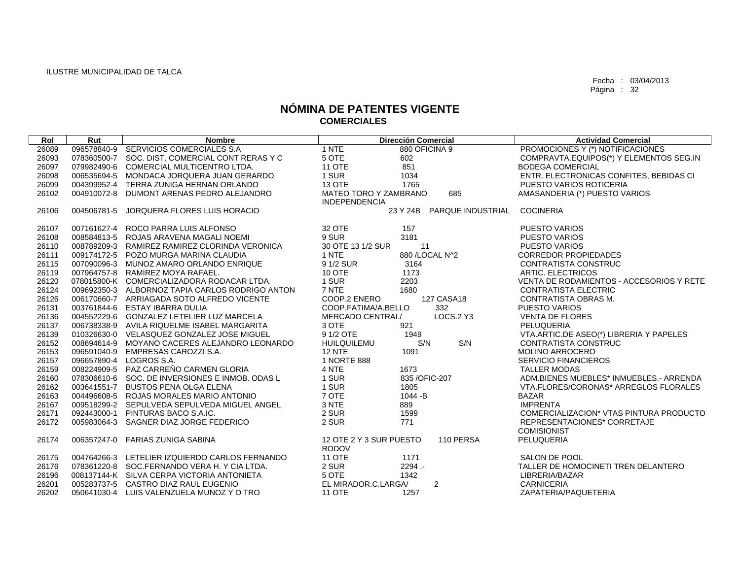ILUSTRE MUNICIPALIDAD DE TALCA

Fecha : 03/04/2013

# NÓMINA DE PATENTES VIGENTE
## COMERCIALES

| Rol | Rut | Nombre | Dirección Comercial | | Actividad Comercial |
|---|---|---|---|---|---|
| 26089 | 096578840-9 | SERVICIOS COMERCIALES S.A | 1 NTE | 880 OFICINA 9 | PROMOCIONES Y (*) NOTIFICACIONES |
| 26093 | 078360500-7 | SOC. DIST. COMERCIAL CONT RERAS Y C | 5 OTE | 602 | COMPRAVTA.EQUIPOS(*) Y ELEMENTOS SEG.IN |
| 26097 | 079982490-6 | COMERCIAL MULTICENTRO LTDA. | 11 OTE | 851 | BODEGA COMERCIAL |
| 26098 | 006535694-5 | MONDACA JORQUERA JUAN GERARDO | 1 SUR | 1034 | ENTR. ELECTRONICAS CONFITES, BEBIDAS CI |
| 26099 | 004399952-4 | TERRA ZUNIGA HERNAN ORLANDO | 13 OTE | 1765 | PUESTO VARIOS ROTICERIA |
| 26102 | 004910072-8 | DUMONT ARENAS PEDRO ALEJANDRO | MATEO TORO Y ZAMBRANO INDEPENDENCIA | 685 | AMASANDERIA (*) PUESTO VARIOS |
| 26106 | 004506781-5 | JORQUERA FLORES LUIS HORACIO | | 23 Y 24B PARQUE INDUSTRIAL | COCINERIA |
| 26107 | 007161627-4 | ROCO PARRA LUIS ALFONSO | 32 OTE | 157 | PUESTO VARIOS |
| 26108 | 008584813-5 | ROJAS ARAVENA MAGALI NOEMI | 9 SUR | 3181 | PUESTO VARIOS |
| 26110 | 008789209-3 | RAMIREZ RAMIREZ CLORINDA VERONICA | 30 OTE 13 1/2 SUR | 11 | PUESTO VARIOS |
| 26111 | 009174172-5 | POZO MURGA MARINA CLAUDIA | 1 NTE | 880 /LOCAL N^2 | CORREDOR PROPIEDADES |
| 26115 | 007090096-3 | MUNOZ AMARO ORLANDO ENRIQUE | 9 1/2 SUR | 3164 | CONTRATISTA CONSTRUC |
| 26119 | 007964757-8 | RAMIREZ MOYA RAFAEL. | 10 OTE | 1173 | ARTIC. ELECTRICOS |
| 26120 | 078015800-K | COMERCIALIZADORA RODACAR LTDA. | 1 SUR | 2203 | VENTA DE RODAMIENTOS - ACCESORIOS Y RETE |
| 26124 | 009692350-3 | ALBORNOZ TAPIA CARLOS RODRIGO ANTON | 7 NTE | 1680 | CONTRATISTA ELECTRIC |
| 26126 | 006170660-7 | ARRIAGADA SOTO ALFREDO VICENTE | COOP.2 ENERO | 127 CASA18 | CONTRATISTA OBRAS M. |
| 26131 | 003761844-6 | ESTAY IBARRA DULIA | COOP.FATIMA/A.BELLO | 332 | PUESTO VARIOS |
| 26136 | 004552229-6 | GONZALEZ LETELIER LUZ MARCELA | MERCADO CENTRAL/ | LOCS.2 Y3 | VENTA DE FLORES |
| 26137 | 006738338-9 | AVILA RIQUELME ISABEL MARGARITA | 3 OTE | 921 | PELUQUERIA |
| 26139 | 010326630-0 | VELASQUEZ GONZALEZ JOSE MIGUEL | 9 1/2 OTE | 1949 | VTA.ARTIC.DE ASEO(*) LIBRERIA Y PAPELES |
| 26152 | 008694614-9 | MOYANO CACERES ALEJANDRO LEONARDO | HUILQUILEMU | S/N S/N | CONTRATISTA CONSTRUC |
| 26153 | 096591040-9 | EMPRESAS CAROZZI S.A. | 12 NTE | 1091 | MOLINO ARROCERO |
| 26157 | 096657890-4 | LOGROS S.A. | 1 NORTE 888 | | SERVICIO FINANCIEROS |
| 26159 | 008224909-5 | PAZ CARREÑO CARMEN GLORIA | 4 NTE | 1673 | TALLER MODAS |
| 26160 | 078306610-6 | SOC. DE INVERSIONES E INMOB. ODAS L | 1 SUR | 835 /OFIC-207 | ADM.BIENES MUEBLES* INMUEBLES.- ARRENDA |
| 26162 | 003641551-7 | BUSTOS PENA OLGA ELENA | 1 SUR | 1805 | VTA.FLORES/CORONAS* ARREGLOS FLORALES |
| 26163 | 004496608-5 | ROJAS MORALES MARIO ANTONIO | 7 OTE | 1044 -B | BAZAR |
| 26167 | 009518299-2 | SEPULVEDA SEPULVEDA MIGUEL ANGEL | 3 NTE | 889 | IMPRENTA |
| 26171 | 092443000-1 | PINTURAS BACO S.A.IC. | 2 SUR | 1599 | COMERCIALIZACION* VTAS PINTURA PRODUCTO |
| 26172 | 005983064-3 | SAGNER DIAZ JORGE FEDERICO | 2 SUR | 771 | REPRESENTACIONES* CORRETAJE COMISIONIST |
| 26174 | 006357247-0 | FARIAS ZUNIGA SABINA | 12 OTE 2 Y 3 SUR PUESTO RODOV | 110 PERSA | PELUQUERIA |
| 26175 | 004764266-3 | LETELIER IZQUIERDO CARLOS FERNANDO | 11 OTE | 1171 | SALON DE POOL |
| 26176 | 078361220-8 | SOC.FERNANDO VERA H. Y CIA LTDA. | 2 SUR | 2294 .- | TALLER DE HOMOCINETI TREN DELANTERO |
| 26196 | 008137144-K | SILVA CERPA VICTORIA ANTONIETA | 5 OTE | 1342 | LIBRERIA/BAZAR |
| 26201 | 005283737-5 | CASTRO DIAZ RAUL EUGENIO | EL MIRADOR.C.LARGA/ | 2 | CARNICERIA |
| 26202 | 050641030-4 | LUIS VALENZUELA MUNOZ Y O TRO | 11 OTE | 1257 | ZAPATERIA/PAQUETERIA |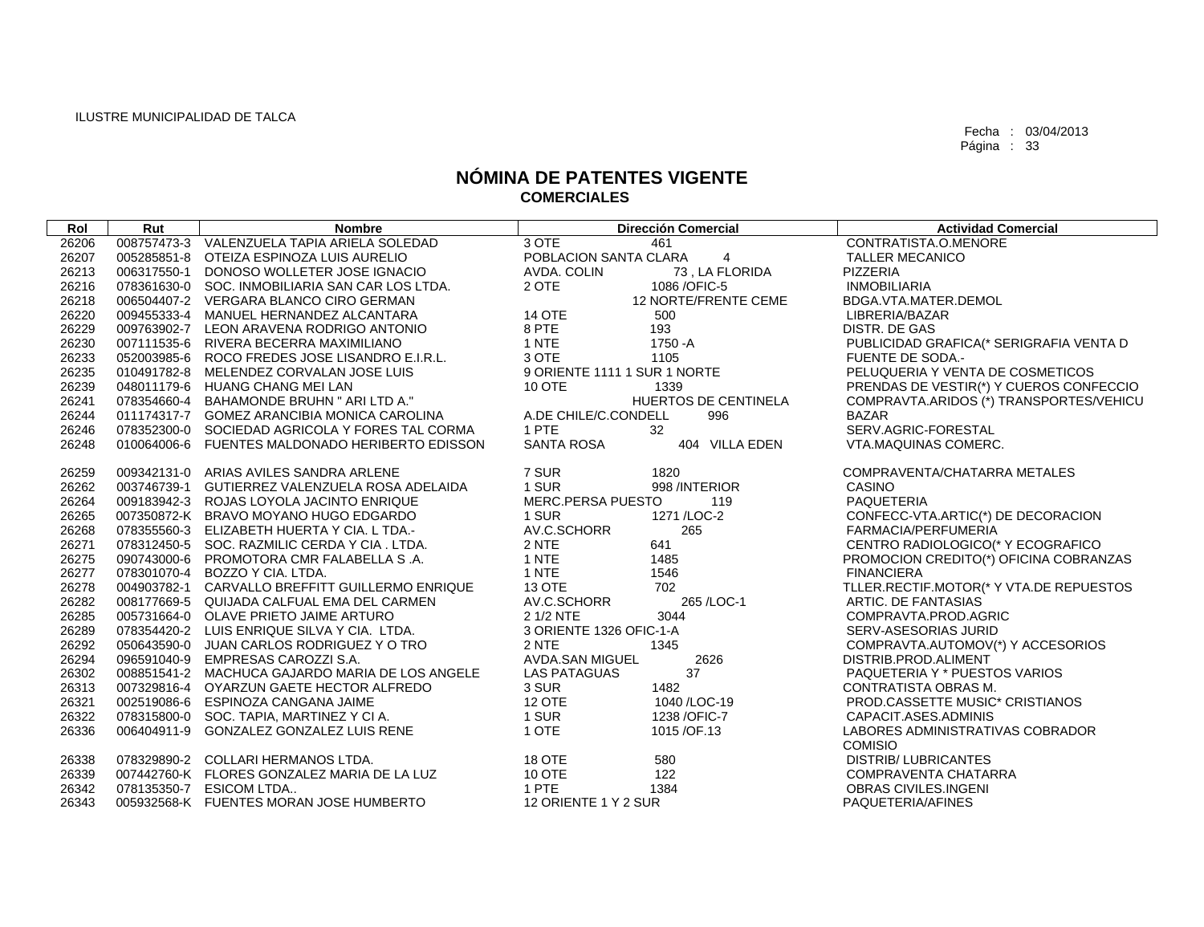ILUSTRE MUNICIPALIDAD DE TALCA

Fecha : 03/04/2013
Página : 33

# NÓMINA DE PATENTES VIGENTE
## COMERCIALES

| Rol | Rut | Nombre | Dirección Comercial | Actividad Comercial |
|---|---|---|---|---|
| 26206 | 008757473-3 | VALENZUELA TAPIA ARIELA SOLEDAD | 3 OTE 461 | CONTRATISTA.O.MENORE |
| 26207 | 005285851-8 | OTEIZA ESPINOZA LUIS AURELIO | POBLACION SANTA CLARA 4 | TALLER MECANICO |
| 26213 | 006317550-1 | DONOSO WOLLETER JOSE IGNACIO | AVDA. COLIN 73 , LA FLORIDA | PIZZERIA |
| 26216 | 078361630-0 | SOC. INMOBILIARIA SAN CAR LOS LTDA. | 2 OTE 1086 /OFIC-5 | INMOBILIARIA |
| 26218 | 006504407-2 | VERGARA BLANCO CIRO GERMAN | 12 NORTE/FRENTE CEME | BDGA.VTA.MATER.DEMOL |
| 26220 | 009455333-4 | MANUEL HERNANDEZ ALCANTARA | 14 OTE 500 | LIBRERIA/BAZAR |
| 26229 | 009763902-7 | LEON ARAVENA RODRIGO ANTONIO | 8 PTE 193 | DISTR. DE GAS |
| 26230 | 007111535-6 | RIVERA BECERRA MAXIMILIANO | 1 NTE 1750 -A | PUBLICIDAD GRAFICA(* SERIGRAFIA VENTA D |
| 26233 | 052003985-6 | ROCO FREDES JOSE LISANDRO E.I.R.L. | 3 OTE 1105 | FUENTE DE SODA.- |
| 26235 | 010491782-8 | MELENDEZ CORVALAN JOSE LUIS | 9 ORIENTE 1111 1 SUR 1 NORTE | PELUQUERIA Y VENTA DE COSMETICOS |
| 26239 | 048011179-6 | HUANG CHANG MEI LAN | 10 OTE 1339 | PRENDAS DE VESTIR(*) Y CUEROS CONFECCIO |
| 26241 | 078354660-4 | BAHAMONDE BRUHN " ARI LTD A." | HUERTOS DE CENTINELA | COMPRAVTA.ARIDOS (*) TRANSPORTES/VEHICU |
| 26244 | 011174317-7 | GOMEZ ARANCIBIA MONICA CAROLINA | A.DE CHILE/C.CONDELL 996 | BAZAR |
| 26246 | 078352300-0 | SOCIEDAD AGRICOLA Y FORES TAL CORMA | 1 PTE 32 | SERV.AGRIC-FORESTAL |
| 26248 | 010064006-6 | FUENTES MALDONADO HERIBERTO EDISSON | SANTA ROSA 404 VILLA EDEN | VTA.MAQUINAS COMERC. |
| 26259 | 009342131-0 | ARIAS AVILES SANDRA ARLENE | 7 SUR 1820 | COMPRAVENTA/CHATARRA METALES |
| 26262 | 003746739-1 | GUTIERREZ VALENZUELA ROSA ADELAIDA | 1 SUR 998 /INTERIOR | CASINO |
| 26264 | 009183942-3 | ROJAS LOYOLA JACINTO ENRIQUE | MERC.PERSA PUESTO 119 | PAQUETERIA |
| 26265 | 007350872-K | BRAVO MOYANO HUGO EDGARDO | 1 SUR 1271 /LOC-2 | CONFECC-VTA.ARTIC(*) DE DECORACION |
| 26268 | 078355560-3 | ELIZABETH HUERTA Y CIA. L TDA.- | AV.C.SCHORR 265 | FARMACIA/PERFUMERIA |
| 26271 | 078312450-5 | SOC. RAZMILIC CERDA Y CIA . LTDA. | 2 NTE 641 | CENTRO RADIOLOGICO(* Y ECOGRAFICO |
| 26275 | 090743000-6 | PROMOTORA CMR FALABELLA S .A. | 1 NTE 1485 | PROMOCION CREDITO(*) OFICINA COBRANZAS |
| 26277 | 078301070-4 | BOZZO Y CIA. LTDA. | 1 NTE 1546 | FINANCIERA |
| 26278 | 004903782-1 | CARVALLO BREFFITT GUILLERMO ENRIQUE | 13 OTE 702 | TLLER.RECTIF.MOTOR(* Y VTA.DE REPUESTOS |
| 26282 | 008177669-5 | QUIJADA CALFUAL EMA DEL CARMEN | AV.C.SCHORR 265 /LOC-1 | ARTIC. DE FANTASIAS |
| 26285 | 005731664-0 | OLAVE PRIETO JAIME ARTURO | 2 1/2 NTE 3044 | COMPRAVTA.PROD.AGRIC |
| 26289 | 078354420-2 | LUIS ENRIQUE SILVA Y CIA. LTDA. | 3 ORIENTE 1326 OFIC-1-A | SERV-ASESORIAS JURID |
| 26292 | 050643590-0 | JUAN CARLOS RODRIGUEZ Y O TRO | 2 NTE 1345 | COMPRAVTA.AUTOMOV(*) Y ACCESORIOS |
| 26294 | 096591040-9 | EMPRESAS CAROZZI S.A. | AVDA.SAN MIGUEL 2626 | DISTRIB.PROD.ALIMENT |
| 26302 | 008851541-2 | MACHUCA GAJARDO MARIA DE LOS ANGELE | LAS PATAGUAS 37 | PAQUETERIA Y * PUESTOS VARIOS |
| 26313 | 007329816-4 | OYARZUN GAETE HECTOR ALFREDO | 3 SUR 1482 | CONTRATISTA OBRAS M. |
| 26321 | 002519086-6 | ESPINOZA CANGANA JAIME | 12 OTE 1040 /LOC-19 | PROD.CASSETTE MUSIC* CRISTIANOS |
| 26322 | 078315800-0 | SOC. TAPIA, MARTINEZ Y CI A. | 1 SUR 1238 /OFIC-7 | CAPACIT.ASES.ADMINIS |
| 26336 | 006404911-9 | GONZALEZ GONZALEZ LUIS RENE | 1 OTE 1015 /OF.13 | LABORES ADMINISTRATIVAS COBRADOR COMISIO |
| 26338 | 078329890-2 | COLLARI HERMANOS LTDA. | 18 OTE 580 | DISTRIB/ LUBRICANTES |
| 26339 | 007442760-K | FLORES GONZALEZ MARIA DE LA LUZ | 10 OTE 122 | COMPRAVENTA CHATARRA |
| 26342 | 078135350-7 | ESICOM LTDA.. | 1 PTE 1384 | OBRAS CIVILES.INGENI |
| 26343 | 005932568-K | FUENTES MORAN JOSE HUMBERTO | 12 ORIENTE 1 Y 2 SUR | PAQUETERIA/AFINES |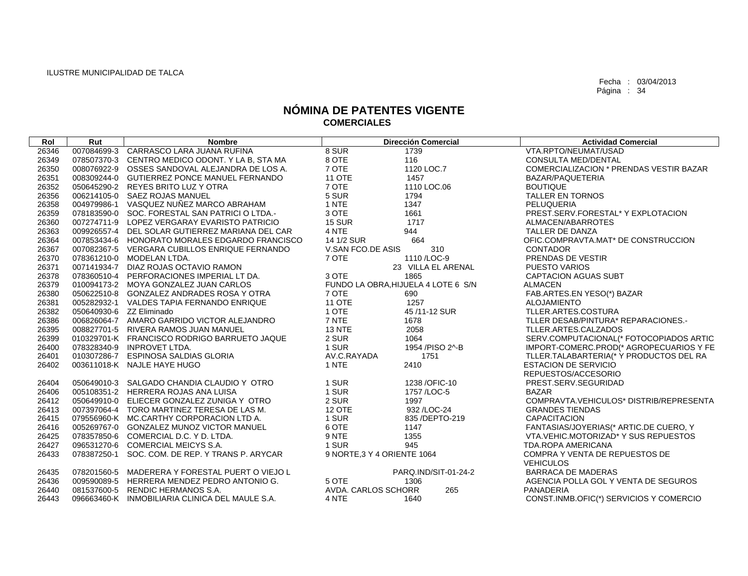ILUSTRE MUNICIPALIDAD DE TALCA

Fecha : 03/04/2013

# NÓMINA DE PATENTES VIGENTE
## COMERCIALES

| Rol | Rut | Nombre | Dirección Comercial | | Actividad Comercial |
|---|---|---|---|---|---|
| 26346 | 007084699-3 | CARRASCO LARA JUANA RUFINA | 8 SUR | 1739 | VTA.RPTO/NEUMAT/USAD |
| 26349 | 078507370-3 | CENTRO MEDICO ODONT. Y LA B, STA MA | 8 OTE | 116 | CONSULTA MED/DENTAL |
| 26350 | 008076922-9 | OSSES SANDOVAL ALEJANDRA DE LOS A. | 7 OTE | 1120 LOC.7 | COMERCIALIZACION * PRENDAS VESTIR BAZAR |
| 26351 | 008309244-0 | GUTIERREZ PONCE MANUEL FERNANDO | 11 OTE | 1457 | BAZAR/PAQUETERIA |
| 26352 | 050645290-2 | REYES BRITO LUZ Y OTRA | 7 OTE | 1110 LOC.06 | BOUTIQUE |
| 26356 | 006214105-0 | SAEZ ROJAS MANUEL | 5 SUR | 1794 | TALLER EN TORNOS |
| 26358 | 004979986-1 | VASQUEZ NUÑEZ MARCO ABRAHAM | 1 NTE | 1347 | PELUQUERIA |
| 26359 | 078183590-0 | SOC. FORESTAL SAN PATRICI O LTDA.- | 3 OTE | 1661 | PREST.SERV.FORESTAL* Y EXPLOTACION |
| 26360 | 007274711-9 | LOPEZ VERGARAY EVARISTO PATRICIO | 15 SUR | 1717 | ALMACEN/ABARROTES |
| 26363 | 009926557-4 | DEL SOLAR GUTIERREZ MARIANA DEL CAR | 4 NTE | 944 | TALLER DE DANZA |
| 26364 | 007853434-6 | HONORATO MORALES EDGARDO FRANCISCO | 14 1/2 SUR | 664 | OFIC.COMPRAVTA.MAT* DE CONSTRUCCION |
| 26367 | 007082367-5 | VERGARA CUBILLOS ENRIQUE FERNANDO | V.SAN FCO.DE ASIS | 310 | CONTADOR |
| 26370 | 078361210-0 | MODELAN LTDA. | 7 OTE | 1110 /LOC-9 | PRENDAS DE VESTIR |
| 26371 | 007141934-7 | DIAZ ROJAS OCTAVIO RAMON | | 23 VILLA EL ARENAL | PUESTO VARIOS |
| 26378 | 078360510-4 | PERFORACIONES IMPERIAL LT DA. | 3 OTE | 1865 | CAPTACION AGUAS SUBT |
| 26379 | 010094173-2 | MOYA GONZALEZ JUAN CARLOS | FUNDO LA OBRA,HIJUELA 4 LOTE 6 S/N | | ALMACEN |
| 26380 | 050622510-8 | GONZALEZ ANDRADES ROSA Y OTRA | 7 OTE | 690 | FAB.ARTES.EN YESO(*) BAZAR |
| 26381 | 005282932-1 | VALDES TAPIA FERNANDO ENRIQUE | 11 OTE | 1257 | ALOJAMIENTO |
| 26382 | 050640930-6 | ZZ Eliminado | 1 OTE | 45 /11-12 SUR | TLLER.ARTES.COSTURA |
| 26386 | 006826064-7 | AMARO GARRIDO VICTOR ALEJANDRO | 7 NTE | 1678 | TLLER DESAB/PINTURA* REPARACIONES.- |
| 26395 | 008827701-5 | RIVERA RAMOS JUAN MANUEL | 13 NTE | 2058 | TLLER.ARTES.CALZADOS |
| 26399 | 010329701-K | FRANCISCO RODRIGO BARRUETO JAQUE | 2 SUR | 1064 | SERV.COMPUTACIONAL(* FOTOCOPIADOS ARTIC |
| 26400 | 078328340-9 | INPROVET LTDA. | 1 SUR | 1954 /PISO 2^-B | IMPORT-COMERC.PROD(* AGROPECUARIOS Y FE |
| 26401 | 010307286-7 | ESPINOSA SALDIAS GLORIA | AV.C.RAYADA | 1751 | TLLER.TALABARTERIA(* Y PRODUCTOS DEL RA |
| 26402 | 003611018-K | NAJLE HAYE HUGO | 1 NTE | 2410 | ESTACION DE SERVICIO REPUESTOS/ACCESORIO |
| 26404 | 050649010-3 | SALGADO CHANDIA CLAUDIO Y OTRO | 1 SUR | 1238 /OFIC-10 | PREST.SERV.SEGURIDAD |
| 26406 | 005108351-2 | HERRERA ROJAS ANA LUISA | 1 SUR | 1757 /LOC-5 | BAZAR |
| 26412 | 050649910-0 | ELIECER GONZALEZ ZUNIGA Y OTRO | 2 SUR | 1997 | COMPRAVTA.VEHICULOS* DISTRIB/REPRESENTA |
| 26413 | 007397064-4 | TORO MARTINEZ TERESA DE LAS M. | 12 OTE | 932 /LOC-24 | GRANDES TIENDAS |
| 26415 | 079556960-K | MC.CARTHY CORPORACION LTD A. | 1 SUR | 835 /DEPTO-219 | CAPACITACION |
| 26416 | 005269767-0 | GONZALEZ MUNOZ VICTOR MANUEL | 6 OTE | 1147 | FANTASIAS/JOYERIAS(* ARTIC.DE CUERO, Y |
| 26425 | 078357850-6 | COMERCIAL D.C. Y D. LTDA. | 9 NTE | 1355 | VTA.VEHIC.MOTORIZAD* Y SUS REPUESTOS |
| 26427 | 096531270-6 | COMERCIAL MEICYS S.A. | 1 SUR | 945 | TDA.ROPA AMERICANA |
| 26433 | 078387250-1 | SOC. COM. DE REP. Y TRANS P. ARYCAR | 9 NORTE,3 Y 4 ORIENTE 1064 | | COMPRA Y VENTA DE REPUESTOS DE VEHICULOS |
| 26435 | 078201560-5 | MADERERA Y FORESTAL PUERT O VIEJO L | | PARQ.IND/SIT-01-24-2 | BARRACA DE MADERAS |
| 26436 | 009590089-5 | HERRERA MENDEZ PEDRO ANTONIO G. | 5 OTE | 1306 | AGENCIA POLLA GOL Y VENTA DE SEGUROS |
| 26440 | 081537600-5 | RENDIC HERMANOS S.A. | AVDA. CARLOS SCHORR | 265 | PANADERIA |
| 26443 | 096663460-K | INMOBILIARIA CLINICA DEL MAULE S.A. | 4 NTE | 1640 | CONST.INMB.OFIC(*) SERVICIOS Y COMERCIO |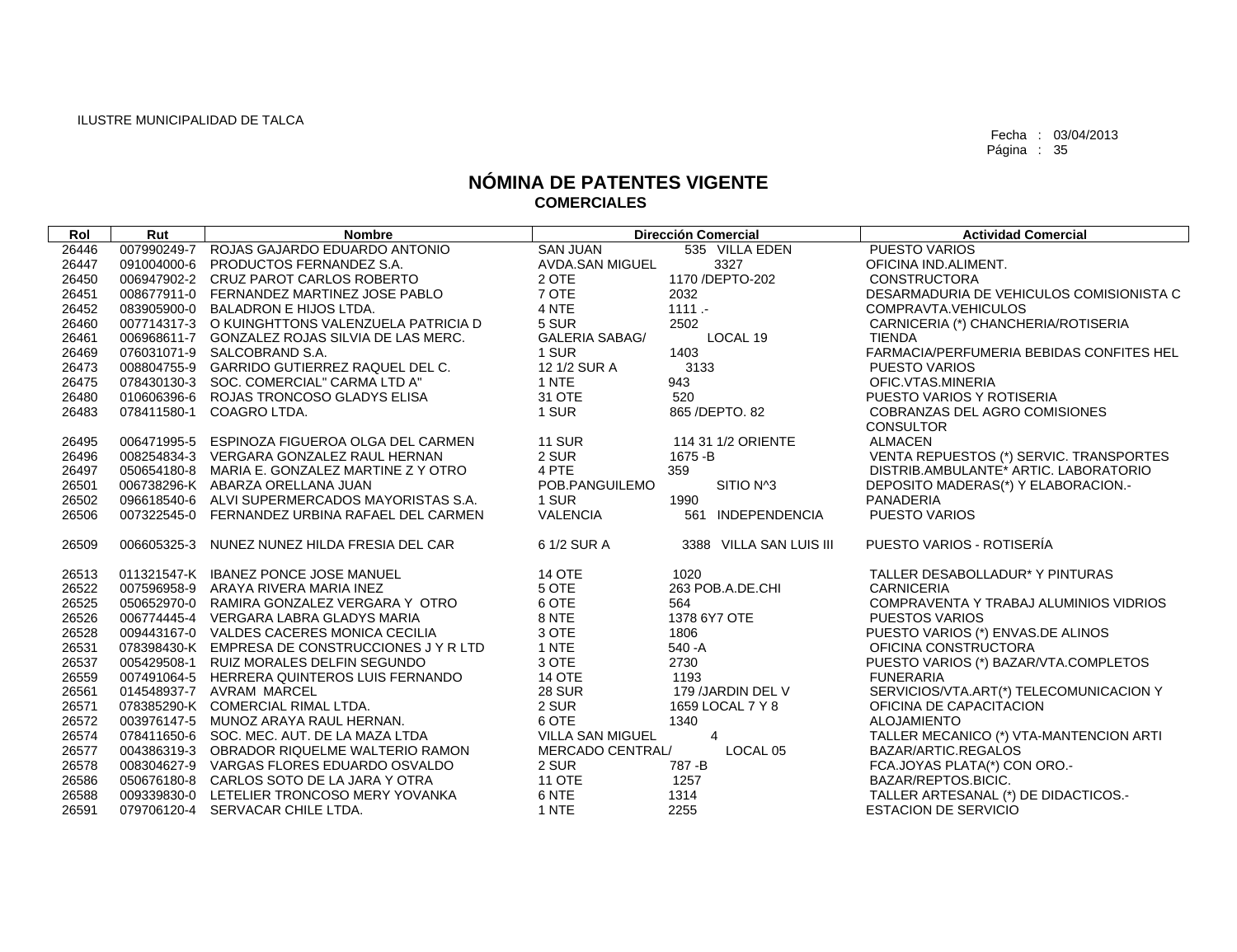ILUSTRE MUNICIPALIDAD DE TALCA

Fecha : 03/04/2013

# NÓMINA DE PATENTES VIGENTE
## COMERCIALES

| Rol | Rut | Nombre | Dirección Comercial | | Actividad Comercial |
|---|---|---|---|---|---|
| 26446 | 007990249-7 | ROJAS GAJARDO EDUARDO ANTONIO | SAN JUAN | 535 VILLA EDEN | PUESTO VARIOS |
| 26447 | 091004000-6 | PRODUCTOS FERNANDEZ S.A. | AVDA.SAN MIGUEL | 3327 | OFICINA IND.ALIMENT. |
| 26450 | 006947902-2 | CRUZ PAROT CARLOS ROBERTO | 2 OTE | 1170 /DEPTO-202 | CONSTRUCTORA |
| 26451 | 008677911-0 | FERNANDEZ MARTINEZ JOSE PABLO | 7 OTE | 2032 | DESARMADURIA DE VEHICULOS COMISIONISTA C |
| 26452 | 083905900-0 | BALADRON E HIJOS LTDA. | 4 NTE | 1111 .- | COMPRAVTA.VEHICULOS |
| 26460 | 007714317-3 | O KUINGHTTONS VALENZUELA PATRICIA D | 5 SUR | 2502 | CARNICERIA (*) CHANCHERIA/ROTISERIA |
| 26461 | 006968611-7 | GONZALEZ ROJAS SILVIA DE LAS MERC. | GALERIA SABAG/ | LOCAL 19 | TIENDA |
| 26469 | 076031071-9 | SALCOBRAND S.A. | 1 SUR | 1403 | FARMACIA/PERFUMERIA BEBIDAS CONFITES HEL |
| 26473 | 008804755-9 | GARRIDO GUTIERREZ RAQUEL DEL C. | 12 1/2 SUR A | 3133 | PUESTO VARIOS |
| 26475 | 078430130-3 | SOC. COMERCIAL" CARMA LTD A" | 1 NTE | 943 | OFIC.VTAS.MINERIA |
| 26480 | 010606396-6 | ROJAS TRONCOSO GLADYS ELISA | 31 OTE | 520 | PUESTO VARIOS Y ROTISERIA |
| 26483 | 078411580-1 | COAGRO LTDA. | 1 SUR | 865 /DEPTO. 82 | COBRANZAS DEL AGRO COMISIONES CONSULTOR |
| 26495 | 006471995-5 | ESPINOZA FIGUEROA OLGA DEL CARMEN | 11 SUR | 114 31 1/2 ORIENTE | ALMACEN |
| 26496 | 008254834-3 | VERGARA GONZALEZ RAUL HERNAN | 2 SUR | 1675 -B | VENTA REPUESTOS (*) SERVIC. TRANSPORTES |
| 26497 | 050654180-8 | MARIA E. GONZALEZ MARTINE Z Y OTRO | 4 PTE | 359 | DISTRIB.AMBULANTE* ARTIC. LABORATORIO |
| 26501 | 006738296-K | ABARZA ORELLANA JUAN | POB.PANGUILEMO | SITIO N^3 | DEPOSITO MADERAS(*) Y ELABORACION.- |
| 26502 | 096618540-6 | ALVI SUPERMERCADOS MAYORISTAS S.A. | 1 SUR | 1990 | PANADERIA |
| 26506 | 007322545-0 | FERNANDEZ URBINA RAFAEL DEL CARMEN | VALENCIA | 561 INDEPENDENCIA | PUESTO VARIOS |
| 26509 | 006605325-3 | NUNEZ NUNEZ HILDA FRESIA DEL CAR | 6 1/2 SUR A | 3388 VILLA SAN LUIS III | PUESTO VARIOS - ROTISERÍA |
| 26513 | 011321547-K | IBANEZ PONCE JOSE MANUEL | 14 OTE | 1020 | TALLER DESABOLLADUR* Y PINTURAS |
| 26522 | 007596958-9 | ARAYA RIVERA MARIA INEZ | 5 OTE | 263 POB.A.DE.CHI | CARNICERIA |
| 26525 | 050652970-0 | RAMIRA GONZALEZ VERGARA Y OTRO | 6 OTE | 564 | COMPRAVENTA Y TRABAJ ALUMINIOS VIDRIOS |
| 26526 | 006774445-4 | VERGARA LABRA GLADYS MARIA | 8 NTE | 1378 6Y7 OTE | PUESTOS VARIOS |
| 26528 | 009443167-0 | VALDES CACERES MONICA CECILIA | 3 OTE | 1806 | PUESTO VARIOS (*) ENVAS.DE ALINOS |
| 26531 | 078398430-K | EMPRESA DE CONSTRUCCIONES J Y R LTD | 1 NTE | 540 -A | OFICINA CONSTRUCTORA |
| 26537 | 005429508-1 | RUIZ MORALES DELFIN SEGUNDO | 3 OTE | 2730 | PUESTO VARIOS (*) BAZAR/VTA.COMPLETOS |
| 26559 | 007491064-5 | HERRERA QUINTEROS LUIS FERNANDO | 14 OTE | 1193 | FUNERARIA |
| 26561 | 014548937-7 | AVRAM MARCEL | 28 SUR | 179 /JARDIN DEL V | SERVICIOS/VTA.ART(*) TELECOMUNICACION Y |
| 26571 | 078385290-K | COMERCIAL RIMAL LTDA. | 2 SUR | 1659 LOCAL 7 Y 8 | OFICINA DE CAPACITACION |
| 26572 | 003976147-5 | MUNOZ ARAYA RAUL HERNAN. | 6 OTE | 1340 | ALOJAMIENTO |
| 26574 | 078411650-6 | SOC. MEC. AUT. DE LA MAZA LTDA | VILLA SAN MIGUEL | 4 | TALLER MECANICO (*) VTA-MANTENCION ARTI |
| 26577 | 004386319-3 | OBRADOR RIQUELME WALTERIO RAMON | MERCADO CENTRAL/ | LOCAL 05 | BAZAR/ARTIC.REGALOS |
| 26578 | 008304627-9 | VARGAS FLORES EDUARDO OSVALDO | 2 SUR | 787 -B | FCA.JOYAS PLATA(*) CON ORO.- |
| 26586 | 050676180-8 | CARLOS SOTO DE LA JARA Y OTRA | 11 OTE | 1257 | BAZAR/REPTOS.BICIC. |
| 26588 | 009339830-0 | LETELIER TRONCOSO MERY YOVANKA | 6 NTE | 1314 | TALLER ARTESANAL (*) DE DIDACTICOS.- |
| 26591 | 079706120-4 | SERVACAR CHILE LTDA. | 1 NTE | 2255 | ESTACION DE SERVICIO |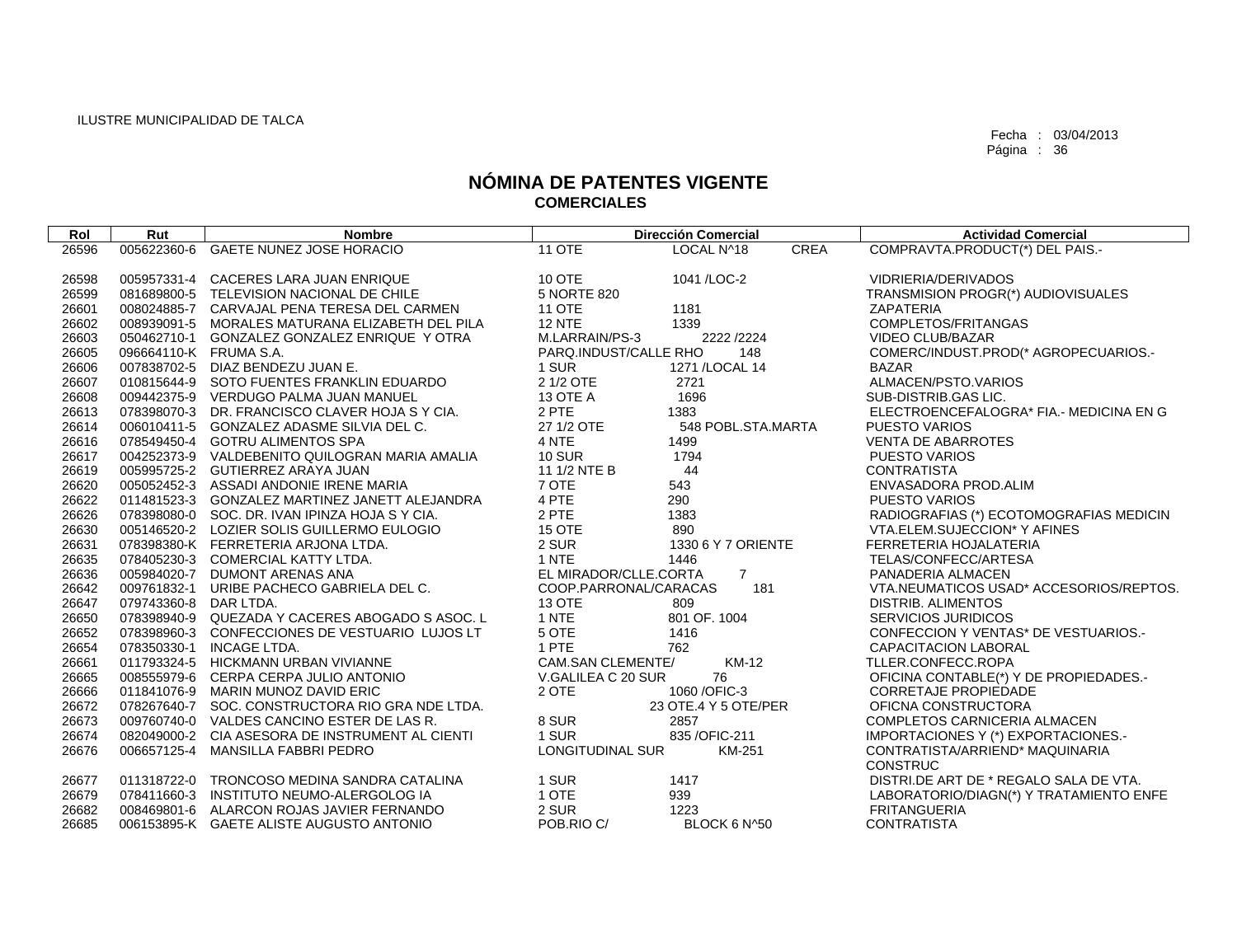ILUSTRE MUNICIPALIDAD DE TALCA

Fecha : 03/04/2013
Página : 36

# NÓMINA DE PATENTES VIGENTE
## COMERCIALES

| Rol | Rut | Nombre | Dirección Comercial | | | Actividad Comercial |
|---|---|---|---|---|---|---|
| 26596 | 005622360-6 | GAETE NUNEZ JOSE HORACIO | 11 OTE | LOCAL N^18 | CREA | COMPRAVTA.PRODUCT(*) DEL PAIS.- |
| 26598 | 005957331-4 | CACERES LARA JUAN ENRIQUE | 10 OTE | 1041 /LOC-2 | | VIDRIERIA/DERIVADOS |
| 26599 | 081689800-5 | TELEVISION NACIONAL DE CHILE | 5 NORTE 820 | | | TRANSMISION PROGR(*) AUDIOVISUALES |
| 26601 | 008024885-7 | CARVAJAL PENA TERESA DEL CARMEN | 11 OTE | 1181 | | ZAPATERIA |
| 26602 | 008939091-5 | MORALES MATURANA ELIZABETH DEL PILA | 12 NTE | 1339 | | COMPLETOS/FRITANGAS |
| 26603 | 050462710-1 | GONZALEZ GONZALEZ ENRIQUE Y OTRA | M.LARRAIN/PS-3 | 2222 /2224 | | VIDEO CLUB/BAZAR |
| 26605 | 096664110-K | FRUMA S.A. | PARQ.INDUST/CALLE RHO | 148 | | COMERC/INDUST.PROD(* AGROPECUARIOS.- |
| 26606 | 007838702-5 | DIAZ BENDEZU JUAN E. | 1 SUR | 1271 /LOCAL 14 | | BAZAR |
| 26607 | 010815644-9 | SOTO FUENTES FRANKLIN EDUARDO | 2 1/2 OTE | 2721 | | ALMACEN/PSTO.VARIOS |
| 26608 | 009442375-9 | VERDUGO PALMA JUAN MANUEL | 13 OTE A | 1696 | | SUB-DISTRIB.GAS LIC. |
| 26613 | 078398070-3 | DR. FRANCISCO CLAVER HOJA S Y CIA. | 2 PTE | 1383 | | ELECTROENCEFALOGRA* FIA.- MEDICINA EN G |
| 26614 | 006010411-5 | GONZALEZ ADASME SILVIA DEL C. | 27 1/2 OTE | 548 POBL.STA.MARTA | | PUESTO VARIOS |
| 26616 | 078549450-4 | GOTRU ALIMENTOS SPA | 4 NTE | 1499 | | VENTA DE ABARROTES |
| 26617 | 004252373-9 | VALDEBENITO QUILOGRAN MARIA AMALIA | 10 SUR | 1794 | | PUESTO VARIOS |
| 26619 | 005995725-2 | GUTIERREZ ARAYA JUAN | 11 1/2 NTE B | 44 | | CONTRATISTA |
| 26620 | 005052452-3 | ASSADI ANDONIE IRENE MARIA | 7 OTE | 543 | | ENVASADORA PROD.ALIM |
| 26622 | 011481523-3 | GONZALEZ MARTINEZ JANETT ALEJANDRA | 4 PTE | 290 | | PUESTO VARIOS |
| 26626 | 078398080-0 | SOC. DR. IVAN IPINZA HOJA S Y CIA. | 2 PTE | 1383 | | RADIOGRAFIAS (*) ECOTOMOGRAFIAS MEDICIN |
| 26630 | 005146520-2 | LOZIER SOLIS GUILLERMO EULOGIO | 15 OTE | 890 | | VTA.ELEM.SUJECCION* Y AFINES |
| 26631 | 078398380-K | FERRETERIA ARJONA LTDA. | 2 SUR | 1330 6 Y 7 ORIENTE | | FERRETERIA HOJALATERIA |
| 26635 | 078405230-3 | COMERCIAL KATTY LTDA. | 1 NTE | 1446 | | TELAS/CONFECC/ARTESA |
| 26636 | 005984020-7 | DUMONT ARENAS ANA | EL MIRADOR/CLLE.CORTA | 7 | | PANADERIA ALMACEN |
| 26642 | 009761832-1 | URIBE PACHECO GABRIELA DEL C. | COOP.PARRONAL/CARACAS | 181 | | VTA.NEUMATICOS USAD* ACCESORIOS/REPTOS. |
| 26647 | 079743360-8 | DAR LTDA. | 13 OTE | 809 | | DISTRIB. ALIMENTOS |
| 26650 | 078398940-9 | QUEZADA Y CACERES ABOGADO S ASOC. L | 1 NTE | 801 OF. 1004 | | SERVICIOS JURIDICOS |
| 26652 | 078398960-3 | CONFECCIONES DE VESTUARIO LUJOS LT | 5 OTE | 1416 | | CONFECCION Y VENTAS* DE VESTUARIOS.- |
| 26654 | 078350330-1 | INCAGE LTDA. | 1 PTE | 762 | | CAPACITACION LABORAL |
| 26661 | 011793324-5 | HICKMANN URBAN VIVIANNE | CAM.SAN CLEMENTE/ | KM-12 | | TLLER.CONFECC.ROPA |
| 26665 | 008555979-6 | CERPA CERPA JULIO ANTONIO | V.GALILEA C 20 SUR | 76 | | OFICINA CONTABLE(*) Y DE PROPIEDADES.- |
| 26666 | 011841076-9 | MARIN MUNOZ DAVID ERIC | 2 OTE | 1060 /OFIC-3 | | CORRETAJE PROPIEDADE |
| 26672 | 078267640-7 | SOC. CONSTRUCTORA RIO GRA NDE LTDA. | | 23 OTE.4 Y 5 OTE/PER | | OFICNA CONSTRUCTORA |
| 26673 | 009760740-0 | VALDES CANCINO ESTER DE LAS R. | 8 SUR | 2857 | | COMPLETOS CARNICERIA ALMACEN |
| 26674 | 082049000-2 | CIA ASESORA DE INSTRUMENT AL CIENTI | 1 SUR | 835 /OFIC-211 | | IMPORTACIONES Y (*) EXPORTACIONES.- |
| 26676 | 006657125-4 | MANSILLA FABBRI PEDRO | LONGITUDINAL SUR | KM-251 | | CONTRATISTA/ARRIEND* MAQUINARIA CONSTRUC |
| 26677 | 011318722-0 | TRONCOSO MEDINA SANDRA CATALINA | 1 SUR | 1417 | | DISTRI.DE ART DE * REGALO SALA DE VTA. |
| 26679 | 078411660-3 | INSTITUTO NEUMO-ALERGOLOG IA | 1 OTE | 939 | | LABORATORIO/DIAGN(*) Y TRATAMIENTO ENFE |
| 26682 | 008469801-6 | ALARCON ROJAS JAVIER FERNANDO | 2 SUR | 1223 | | FRITANGUERIA |
| 26685 | 006153895-K | GAETE ALISTE AUGUSTO ANTONIO | POB.RIO C/ | BLOCK 6 N^50 | | CONTRATISTA |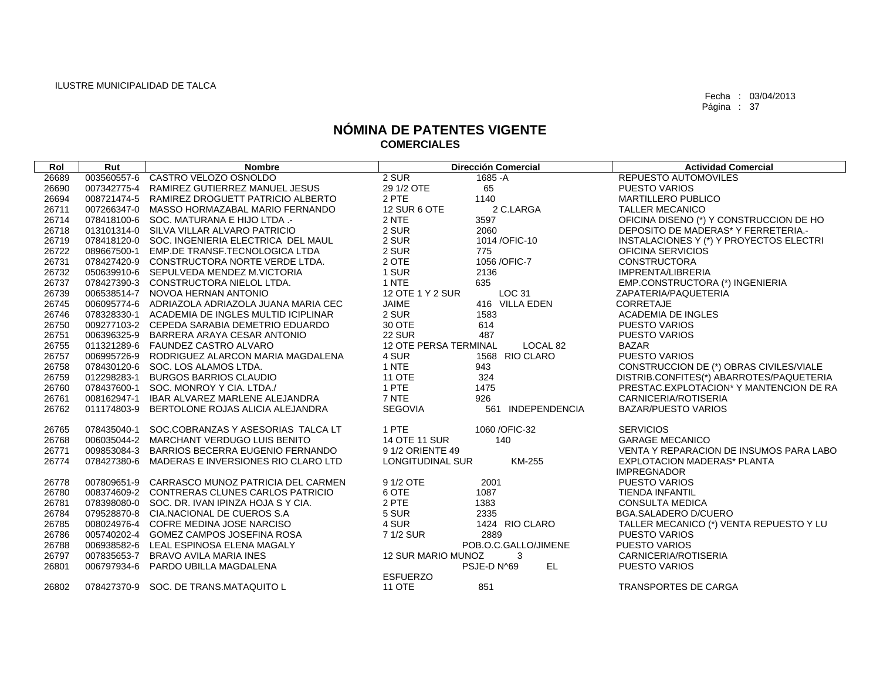ILUSTRE MUNICIPALIDAD DE TALCA

Fecha : 03/04/2013

# NÓMINA DE PATENTES VIGENTE
## COMERCIALES

| Rol | Rut | Nombre | Dirección Comercial | | Actividad Comercial |
|---|---|---|---|---|---|
| 26689 | 003560557-6 | CASTRO VELOZO OSNOLDO | 2 SUR | 1685 -A | REPUESTO AUTOMOVILES |
| 26690 | 007342775-4 | RAMIREZ GUTIERREZ MANUEL JESUS | 29 1/2 OTE | 65 | PUESTO VARIOS |
| 26694 | 008721474-5 | RAMIREZ DROGUETT PATRICIO ALBERTO | 2 PTE | 1140 | MARTILLERO PUBLICO |
| 26711 | 007266347-0 | MASSO HORMAZABAL MARIO FERNANDO | 12 SUR 6 OTE | 2 C.LARGA | TALLER MECANICO |
| 26714 | 078418100-6 | SOC. MATURANA E HIJO LTDA .- | 2 NTE | 3597 | OFICINA DISENO (*) Y CONSTRUCCION DE HO |
| 26718 | 013101314-0 | SILVA VILLAR ALVARO PATRICIO | 2 SUR | 2060 | DEPOSITO DE MADERAS* Y FERRETERIA.- |
| 26719 | 078418120-0 | SOC. INGENIERIA ELECTRICA DEL MAUL | 2 SUR | 1014 /OFIC-10 | INSTALACIONES Y (*) Y PROYECTOS ELECTRI |
| 26722 | 089667500-1 | EMP.DE TRANSF.TECNOLOGICA LTDA | 2 SUR | 775 | OFICINA SERVICIOS |
| 26731 | 078427420-9 | CONSTRUCTORA NORTE VERDE LTDA. | 2 OTE | 1056 /OFIC-7 | CONSTRUCTORA |
| 26732 | 050639910-6 | SEPULVEDA MENDEZ M.VICTORIA | 1 SUR | 2136 | IMPRENTA/LIBRERIA |
| 26737 | 078427390-3 | CONSTRUCTORA NIELOL LTDA. | 1 NTE | 635 | EMP.CONSTRUCTORA (*) INGENIERIA |
| 26739 | 006538514-7 | NOVOA HERNAN ANTONIO | 12 OTE 1 Y 2 SUR | LOC 31 | ZAPATERIA/PAQUETERIA |
| 26745 | 006095774-6 | ADRIAZOLA ADRIAZOLA JUANA MARIA CEC | JAIME | 416 VILLA EDEN | CORRETAJE |
| 26746 | 078328330-1 | ACADEMIA DE INGLES MULTID ICIPLINAR | 2 SUR | 1583 | ACADEMIA DE INGLES |
| 26750 | 009277103-2 | CEPEDA SARABIA DEMETRIO EDUARDO | 30 OTE | 614 | PUESTO VARIOS |
| 26751 | 006396325-9 | BARRERA ARAYA CESAR ANTONIO | 22 SUR | 487 | PUESTO VARIOS |
| 26755 | 011321289-6 | FAUNDEZ CASTRO ALVARO | 12 OTE PERSA TERMINAL | LOCAL 82 | BAZAR |
| 26757 | 006995726-9 | RODRIGUEZ ALARCON MARIA MAGDALENA | 4 SUR | 1568 RIO CLARO | PUESTO VARIOS |
| 26758 | 078430120-6 | SOC. LOS ALAMOS LTDA. | 1 NTE | 943 | CONSTRUCCION DE (*) OBRAS CIVILES/VIALE |
| 26759 | 012298283-1 | BURGOS BARRIOS CLAUDIO | 11 OTE | 324 | DISTRIB.CONFITES(*) ABARROTES/PAQUETERIA |
| 26760 | 078437600-1 | SOC. MONROY Y CIA. LTDA./ | 1 PTE | 1475 | PRESTAC.EXPLOTACION* Y MANTENCION DE RA |
| 26761 | 008162947-1 | IBAR ALVAREZ MARLENE ALEJANDRA | 7 NTE | 926 | CARNICERIA/ROTISERIA |
| 26762 | 011174803-9 | BERTOLONE ROJAS ALICIA ALEJANDRA | SEGOVIA | 561 INDEPENDENCIA | BAZAR/PUESTO VARIOS |
| 26765 | 078435040-1 | SOC.COBRANZAS Y ASESORIAS TALCA LT | 1 PTE | 1060 /OFIC-32 | SERVICIOS |
| 26768 | 006035044-2 | MARCHANT VERDUGO LUIS BENITO | 14 OTE 11 SUR | 140 | GARAGE MECANICO |
| 26771 | 009853084-3 | BARRIOS BECERRA EUGENIO FERNANDO | 9 1/2 ORIENTE 49 | | VENTA Y REPARACION DE INSUMOS PARA LABO |
| 26774 | 078427380-6 | MADERAS E INVERSIONES RIO CLARO LTD | LONGITUDINAL SUR | KM-255 | EXPLOTACION MADERAS* PLANTA IMPREGNADOR |
| 26778 | 007809651-9 | CARRASCO MUNOZ PATRICIA DEL CARMEN | 9 1/2 OTE | 2001 | PUESTO VARIOS |
| 26780 | 008374609-2 | CONTRERAS CLUNES CARLOS PATRICIO | 6 OTE | 1087 | TIENDA INFANTIL |
| 26781 | 078398080-0 | SOC. DR. IVAN IPINZA HOJA S Y CIA. | 2 PTE | 1383 | CONSULTA MEDICA |
| 26784 | 079528870-8 | CIA.NACIONAL DE CUEROS S.A | 5 SUR | 2335 | BGA.SALADERO D/CUERO |
| 26785 | 008024976-4 | COFRE MEDINA JOSE NARCISO | 4 SUR | 1424 RIO CLARO | TALLER MECANICO (*) VENTA REPUESTO Y LU |
| 26786 | 005740202-4 | GOMEZ CAMPOS JOSEFINA ROSA | 7 1/2 SUR | 2889 | PUESTO VARIOS |
| 26788 | 006938582-6 | LEAL ESPINOSA ELENA MAGALY | | POB.O.C.GALLO/JIMENE | PUESTO VARIOS |
| 26797 | 007835653-7 | BRAVO AVILA MARIA INES | 12 SUR MARIO MUNOZ | 3 | CARNICERIA/ROTISERIA |
| 26801 | 006797934-6 | PARDO UBILLA MAGDALENA | ESFUERZO | PSJE-D N^69 EL | PUESTO VARIOS |
| 26802 | 078427370-9 | SOC. DE TRANS.MATAQUITO L | 11 OTE | 851 | TRANSPORTES DE CARGA |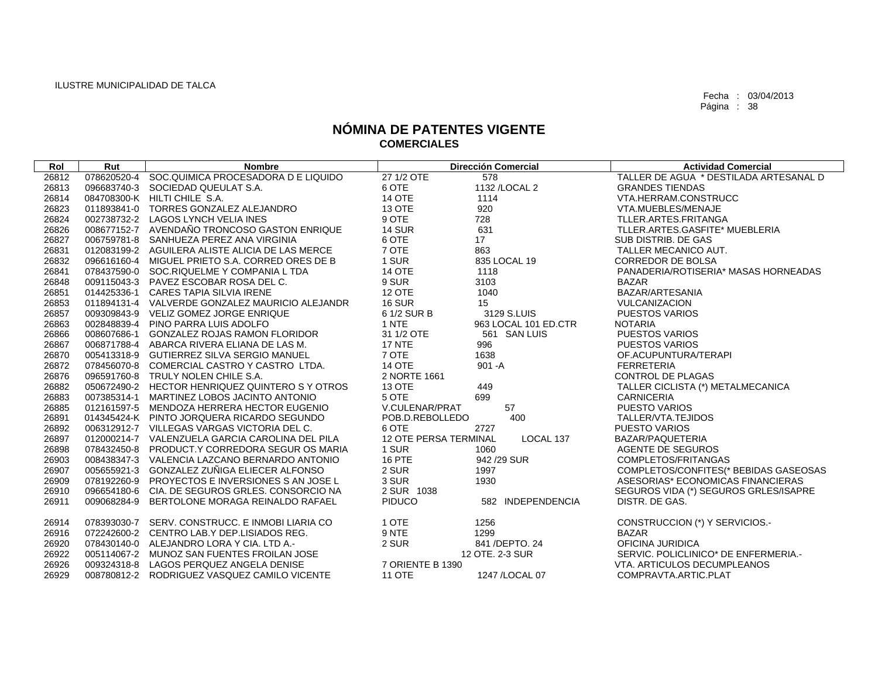ILUSTRE MUNICIPALIDAD DE TALCA

Fecha : 03/04/2013

# NÓMINA DE PATENTES VIGENTE
## COMERCIALES

| Rol | Rut | Nombre | Dirección Comercial | | Actividad Comercial |
|---|---|---|---|---|---|
| 26812 | 078620520-4 | SOC.QUIMICA PROCESADORA D E LIQUIDO | 27 1/2 OTE | 578 | TALLER DE AGUA * DESTILADA ARTESANAL D |
| 26813 | 096683740-3 | SOCIEDAD QUEULAT S.A. | 6 OTE | 1132 /LOCAL 2 | GRANDES TIENDAS |
| 26814 | 084708300-K | HILTI CHILE S.A. | 14 OTE | 1114 | VTA.HERRAM.CONSTRUCC |
| 26823 | 011893841-0 | TORRES GONZALEZ ALEJANDRO | 13 OTE | 920 | VTA.MUEBLES/MENAJE |
| 26824 | 002738732-2 | LAGOS LYNCH VELIA INES | 9 OTE | 728 | TLLER.ARTES.FRITANGA |
| 26826 | 008677152-7 | AVENDAÑO TRONCOSO GASTON ENRIQUE | 14 SUR | 631 | TLLER.ARTES.GASFITE* MUEBLERIA |
| 26827 | 006759781-8 | SANHUEZA PEREZ ANA VIRGINIA | 6 OTE | 17 | SUB DISTRIB. DE GAS |
| 26831 | 012083199-2 | AGUILERA ALISTE ALICIA DE LAS MERCE | 7 OTE | 863 | TALLER MECANICO AUT. |
| 26832 | 096616160-4 | MIGUEL PRIETO S.A. CORRED ORES DE B | 1 SUR | 835 LOCAL 19 | CORREDOR DE BOLSA |
| 26841 | 078437590-0 | SOC.RIQUELME Y COMPANIA L TDA | 14 OTE | 1118 | PANADERIA/ROTISERIA* MASAS HORNEADAS |
| 26848 | 009115043-3 | PAVEZ ESCOBAR ROSA DEL C. | 9 SUR | 3103 | BAZAR |
| 26851 | 014425336-1 | CARES TAPIA SILVIA IRENE | 12 OTE | 1040 | BAZAR/ARTESANIA |
| 26853 | 011894131-4 | VALVERDE GONZALEZ MAURICIO ALEJANDR | 16 SUR | 15 | VULCANIZACION |
| 26857 | 009309843-9 | VELIZ GOMEZ JORGE ENRIQUE | 6 1/2 SUR B | 3129 S.LUIS | PUESTOS VARIOS |
| 26863 | 002848839-4 | PINO PARRA LUIS ADOLFO | 1 NTE | 963 LOCAL 101 ED.CTR | NOTARIA |
| 26866 | 008607686-1 | GONZALEZ ROJAS RAMON FLORIDOR | 31 1/2 OTE | 561 SAN LUIS | PUESTOS VARIOS |
| 26867 | 006871788-4 | ABARCA RIVERA ELIANA DE LAS M. | 17 NTE | 996 | PUESTOS VARIOS |
| 26870 | 005413318-9 | GUTIERREZ SILVA SERGIO MANUEL | 7 OTE | 1638 | OF.ACUPUNTURA/TERAPI |
| 26872 | 078456070-8 | COMERCIAL CASTRO Y CASTRO LTDA. | 14 OTE | 901 -A | FERRETERIA |
| 26876 | 096591760-8 | TRULY NOLEN CHILE S.A. | 2 NORTE 1661 | | CONTROL DE PLAGAS |
| 26882 | 050672490-2 | HECTOR HENRIQUEZ QUINTERO S Y OTROS | 13 OTE | 449 | TALLER CICLISTA (*) METALMECANICA |
| 26883 | 007385314-1 | MARTINEZ LOBOS JACINTO ANTONIO | 5 OTE | 699 | CARNICERIA |
| 26885 | 012161597-5 | MENDOZA HERRERA HECTOR EUGENIO | V.CULENAR/PRAT | 57 | PUESTO VARIOS |
| 26891 | 014345424-K | PINTO JORQUERA RICARDO SEGUNDO | POB.D.REBOLLEDO | 400 | TALLER/VTA.TEJIDOS |
| 26892 | 006312912-7 | VILLEGAS VARGAS VICTORIA DEL C. | 6 OTE | 2727 | PUESTO VARIOS |
| 26897 | 012000214-7 | VALENZUELA GARCIA CAROLINA DEL PILA | 12 OTE PERSA TERMINAL | LOCAL 137 | BAZAR/PAQUETERIA |
| 26898 | 078432450-8 | PRODUCT.Y CORREDORA SEGUR OS MARIA | 1 SUR | 1060 | AGENTE DE SEGUROS |
| 26903 | 008438347-3 | VALENCIA LAZCANO BERNARDO ANTONIO | 16 PTE | 942 /29 SUR | COMPLETOS/FRITANGAS |
| 26907 | 005655921-3 | GONZALEZ ZUÑIGA ELIECER ALFONSO | 2 SUR | 1997 | COMPLETOS/CONFITES(* BEBIDAS GASEOSAS |
| 26909 | 078192260-9 | PROYECTOS E INVERSIONES S AN JOSE L | 3 SUR | 1930 | ASESORIAS* ECONOMICAS FINANCIERAS |
| 26910 | 096654180-6 | CIA. DE SEGUROS GRLES. CONSORCIO NA | 2 SUR 1038 | | SEGUROS VIDA (*) SEGUROS GRLES/ISAPRE |
| 26911 | 009068284-9 | BERTOLONE MORAGA REINALDO RAFAEL | PIDUCO | 582 INDEPENDENCIA | DISTR. DE GAS. |
| 26914 | 078393030-7 | SERV. CONSTRUCC. E INMOBI LIARIA CO | 1 OTE | 1256 | CONSTRUCCION (*) Y SERVICIOS.- |
| 26916 | 072242600-2 | CENTRO LAB.Y DEP.LISIADOS REG. | 9 NTE | 1299 | BAZAR |
| 26920 | 078430140-0 | ALEJANDRO LORA Y CIA. LTD A.- | 2 SUR | 841 /DEPTO. 24 | OFICINA JURIDICA |
| 26922 | 005114067-2 | MUNOZ SAN FUENTES FROILAN JOSE | | 12 OTE. 2-3 SUR | SERVIC. POLICLINICO* DE ENFERMERIA.- |
| 26926 | 009324318-8 | LAGOS PERQUEZ ANGELA DENISE | 7 ORIENTE B 1390 | | VTA. ARTICULOS DECUMPLEANOS |
| 26929 | 008780812-2 | RODRIGUEZ VASQUEZ CAMILO VICENTE | 11 OTE | 1247 /LOCAL 07 | COMPRAVTA.ARTIC.PLAT |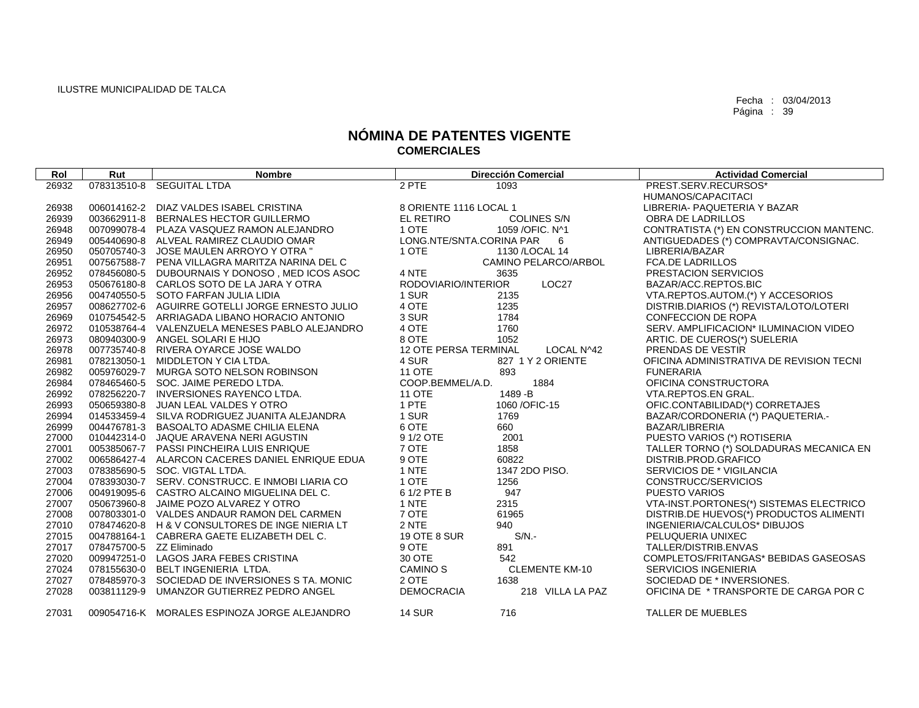ILUSTRE MUNICIPALIDAD DE TALCA

Fecha : 03/04/2013
Página : 39

# NÓMINA DE PATENTES VIGENTE
## COMERCIALES

| Rol | Rut | Nombre | Dirección Comercial | | Actividad Comercial |
|---|---|---|---|---|---|
| 26932 | 078313510-8 | SEGUITAL LTDA | 2 PTE | 1093 | PREST.SERV.RECURSOS* HUMANOS/CAPACITACI |
| 26938 | 006014162-2 | DIAZ VALDES ISABEL CRISTINA | 8 ORIENTE 1116 LOCAL 1 | | LIBRERIA- PAQUETERIA Y BAZAR |
| 26939 | 003662911-8 | BERNALES HECTOR GUILLERMO | EL RETIRO | COLINES S/N | OBRA DE LADRILLOS |
| 26948 | 007099078-4 | PLAZA VASQUEZ RAMON ALEJANDRO | 1 OTE | 1059 /OFIC. N^1 | CONTRATISTA (*) EN CONSTRUCCION MANTENC. |
| 26949 | 005440690-8 | ALVEAL RAMIREZ CLAUDIO OMAR | LONG.NTE/SNTA.CORINA PAR | 6 | ANTIGUEDADES (*) COMPRAVTA/CONSIGNAC. |
| 26950 | 050705740-3 | JOSE MAULEN ARROYO Y OTRA " | 1 OTE | 1130 /LOCAL 14 | LIBRERIA/BAZAR |
| 26951 | 007567588-7 | PENA VILLAGRA MARITZA NARINA DEL C | | CAMINO PELARCO/ARBOL | FCA.DE LADRILLOS |
| 26952 | 078456080-5 | DUBOURNAIS Y DONOSO , MED ICOS ASOC | 4 NTE | 3635 | PRESTACION SERVICIOS |
| 26953 | 050676180-8 | CARLOS SOTO DE LA JARA Y OTRA | RODOVIARIO/INTERIOR | LOC27 | BAZAR/ACC.REPTOS.BIC |
| 26956 | 004740550-5 | SOTO FARFAN JULIA LIDIA | 1 SUR | 2135 | VTA.REPTOS.AUTOM.(*) Y ACCESORIOS |
| 26957 | 008627702-6 | AGUIRRE GOTELLI JORGE ERNESTO JULIO | 4 OTE | 1235 | DISTRIB.DIARIOS (*) REVISTA/LOTO/LOTERI |
| 26969 | 010754542-5 | ARRIAGADA LIBANO HORACIO ANTONIO | 3 SUR | 1784 | CONFECCION DE ROPA |
| 26972 | 010538764-4 | VALENZUELA MENESES PABLO ALEJANDRO | 4 OTE | 1760 | SERV. AMPLIFICACION* ILUMINACION VIDEO |
| 26973 | 080940300-9 | ANGEL SOLARI E HIJO | 8 OTE | 1052 | ARTIC. DE CUEROS(*) SUELERIA |
| 26978 | 007735740-8 | RIVERA OYARCE JOSE WALDO | 12 OTE PERSA TERMINAL | LOCAL N^42 | PRENDAS DE VESTIR |
| 26981 | 078213050-1 | MIDDLETON Y CIA LTDA. | 4 SUR | 827 1 Y 2 ORIENTE | OFICINA ADMINISTRATIVA DE REVISION TECNI |
| 26982 | 005976029-7 | MURGA SOTO NELSON ROBINSON | 11 OTE | 893 | FUNERARIA |
| 26984 | 078465460-5 | SOC. JAIME PEREDO LTDA. | COOP.BEMMEL/A.D. | 1884 | OFICINA CONSTRUCTORA |
| 26992 | 078256220-7 | INVERSIONES RAYENCO LTDA. | 11 OTE | 1489 -B | VTA.REPTOS.EN GRAL. |
| 26993 | 050659380-8 | JUAN LEAL VALDES Y OTRO | 1 PTE | 1060 /OFIC-15 | OFIC.CONTABILIDAD(*) CORRETAJES |
| 26994 | 014533459-4 | SILVA RODRIGUEZ JUANITA ALEJANDRA | 1 SUR | 1769 | BAZAR/CORDONERIA (*) PAQUETERIA.- |
| 26999 | 004476781-3 | BASOALTO ADASME CHILIA ELENA | 6 OTE | 660 | BAZAR/LIBRERIA |
| 27000 | 010442314-0 | JAQUE ARAVENA NERI AGUSTIN | 9 1/2 OTE | 2001 | PUESTO VARIOS (*) ROTISERIA |
| 27001 | 005385067-7 | PASSI PINCHEIRA LUIS ENRIQUE | 7 OTE | 1858 | TALLER TORNO (*) SOLDADURAS MECANICA EN |
| 27002 | 006586427-4 | ALARCON CACERES DANIEL ENRIQUE EDUA | 9 OTE | 60822 | DISTRIB.PROD.GRAFICO |
| 27003 | 078385690-5 | SOC. VIGTAL LTDA. | 1 NTE | 1347 2DO PISO. | SERVICIOS DE * VIGILANCIA |
| 27004 | 078393030-7 | SERV. CONSTRUCC. E INMOBI LIARIA CO | 1 OTE | 1256 | CONSTRUCC/SERVICIOS |
| 27006 | 004919095-6 | CASTRO ALCAINO MIGUELINA DEL C. | 6 1/2 PTE B | 947 | PUESTO VARIOS |
| 27007 | 050673960-8 | JAIME POZO ALVAREZ Y OTRO | 1 NTE | 2315 | VTA-INST.PORTONES(*) SISTEMAS ELECTRICO |
| 27008 | 007803301-0 | VALDES ANDAUR RAMON DEL CARMEN | 7 OTE | 61965 | DISTRIB.DE HUEVOS(*) PRODUCTOS ALIMENTI |
| 27010 | 078474620-8 | H & V CONSULTORES DE INGE NIERIA LT | 2 NTE | 940 | INGENIERIA/CALCULOS* DIBUJOS |
| 27015 | 004788164-1 | CABRERA GAETE ELIZABETH DEL C. | 19 OTE 8 SUR | S/N.- | PELUQUERIA UNIXEC |
| 27017 | 078475700-5 | ZZ Eliminado | 9 OTE | 891 | TALLER/DISTRIB.ENVAS |
| 27020 | 009947251-0 | LAGOS JARA FEBES CRISTINA | 30 OTE | 542 | COMPLETOS/FRITANGAS* BEBIDAS GASEOSAS |
| 27024 | 078155630-0 | BELT INGENIERIA LTDA. | CAMINO S | CLEMENTE KM-10 | SERVICIOS INGENIERIA |
| 27027 | 078485970-3 | SOCIEDAD DE INVERSIONES S TA. MONIC | 2 OTE | 1638 | SOCIEDAD DE * INVERSIONES. |
| 27028 | 003811129-9 | UMANZOR GUTIERREZ PEDRO ANGEL | DEMOCRACIA | 218 VILLA LA PAZ | OFICINA DE * TRANSPORTE DE CARGA POR C |
| 27031 | 009054716-K | MORALES ESPINOZA JORGE ALEJANDRO | 14 SUR | 716 | TALLER DE MUEBLES |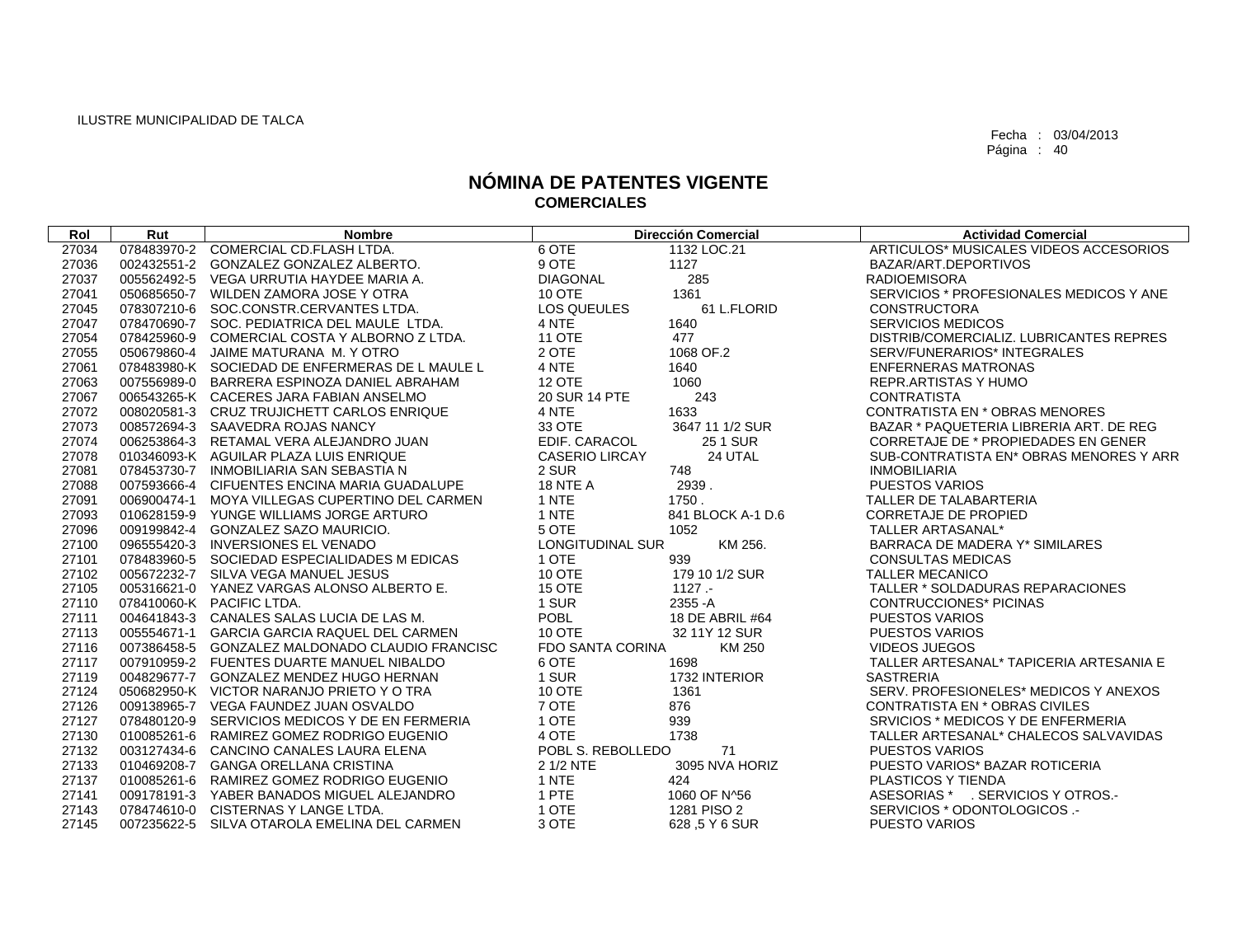ILUSTRE MUNICIPALIDAD DE TALCA

Fecha : 03/04/2013
Página : 40

# NÓMINA DE PATENTES VIGENTE
## COMERCIALES

| Rol | Rut | Nombre | Dirección Comercial | | Actividad Comercial |
|---|---|---|---|---|---|
| 27034 | 078483970-2 | COMERCIAL CD.FLASH LTDA. | 6 OTE | 1132 LOC.21 | ARTICULOS* MUSICALES VIDEOS ACCESORIOS |
| 27036 | 002432551-2 | GONZALEZ GONZALEZ ALBERTO. | 9 OTE | 1127 | BAZAR/ART.DEPORTIVOS |
| 27037 | 005562492-5 | VEGA URRUTIA HAYDEE MARIA A. | DIAGONAL | 285 | RADIOEMISORA |
| 27041 | 050685650-7 | WILDEN ZAMORA JOSE Y OTRA | 10 OTE | 1361 | SERVICIOS * PROFESIONALES MEDICOS Y ANE |
| 27045 | 078307210-6 | SOC.CONSTR.CERVANTES LTDA. | LOS QUEULES | 61 L.FLORID | CONSTRUCTORA |
| 27047 | 078470690-7 | SOC. PEDIATRICA DEL MAULE LTDA. | 4 NTE | 1640 | SERVICIOS MEDICOS |
| 27054 | 078425960-9 | COMERCIAL COSTA Y ALBORNO Z LTDA. | 11 OTE | 477 | DISTRIB/COMERCIALIZ. LUBRICANTES REPRES |
| 27055 | 050679860-4 | JAIME MATURANA M. Y OTRO | 2 OTE | 1068 OF.2 | SERV/FUNERARIOS* INTEGRALES |
| 27061 | 078483980-K | SOCIEDAD DE ENFERMERAS DE L MAULE L | 4 NTE | 1640 | ENFERNERAS MATRONAS |
| 27063 | 007556989-0 | BARRERA ESPINOZA DANIEL ABRAHAM | 12 OTE | 1060 | REPR.ARTISTAS Y HUMO |
| 27067 | 006543265-K | CACERES JARA FABIAN ANSELMO | 20 SUR 14 PTE | 243 | CONTRATISTA |
| 27072 | 008020581-3 | CRUZ TRUJICHETT CARLOS ENRIQUE | 4 NTE | 1633 | CONTRATISTA EN * OBRAS MENORES |
| 27073 | 008572694-3 | SAAVEDRA ROJAS NANCY | 33 OTE | 3647 11 1/2 SUR | BAZAR * PAQUETERIA LIBRERIA ART. DE REG |
| 27074 | 006253864-3 | RETAMAL VERA ALEJANDRO JUAN | EDIF. CARACOL | 25 1 SUR | CORRETAJE DE * PROPIEDADES EN GENER |
| 27078 | 010346093-K | AGUILAR PLAZA LUIS ENRIQUE | CASERIO LIRCAY | 24 UTAL | SUB-CONTRATISTA EN* OBRAS MENORES Y ARR |
| 27081 | 078453730-7 | INMOBILIARIA SAN SEBASTIA N | 2 SUR | 748 | INMOBILIARIA |
| 27088 | 007593666-4 | CIFUENTES ENCINA MARIA GUADALUPE | 18 NTE A | 2939 . | PUESTOS VARIOS |
| 27091 | 006900474-1 | MOYA VILLEGAS CUPERTINO DEL CARMEN | 1 NTE | 1750 . | TALLER DE TALABARTERIA |
| 27093 | 010628159-9 | YUNGE WILLIAMS JORGE ARTURO | 1 NTE | 841 BLOCK A-1 D.6 | CORRETAJE DE PROPIED |
| 27096 | 009199842-4 | GONZALEZ SAZO MAURICIO. | 5 OTE | 1052 | TALLER ARTASANAL* |
| 27100 | 096555420-3 | INVERSIONES EL VENADO | LONGITUDINAL SUR | KM 256. | BARRACA DE MADERA Y* SIMILARES |
| 27101 | 078483960-5 | SOCIEDAD ESPECIALIDADES M EDICAS | 1 OTE | 939 | CONSULTAS MEDICAS |
| 27102 | 005672232-7 | SILVA VEGA MANUEL JESUS | 10 OTE | 179 10 1/2 SUR | TALLER MECANICO |
| 27105 | 005316621-0 | YANEZ VARGAS ALONSO ALBERTO E. | 15 OTE | 1127 .- | TALLER * SOLDADURAS REPARACIONES |
| 27110 | 078410060-K | PACIFIC LTDA. | 1 SUR | 2355 -A | CONTRUCCIONES* PICINAS |
| 27111 | 004641843-3 | CANALES SALAS LUCIA DE LAS M. | POBL | 18 DE ABRIL #64 | PUESTOS VARIOS |
| 27113 | 005554671-1 | GARCIA GARCIA RAQUEL DEL CARMEN | 10 OTE | 32 11Y 12 SUR | PUESTOS VARIOS |
| 27116 | 007386458-5 | GONZALEZ MALDONADO CLAUDIO FRANCISC | FDO SANTA CORINA | KM 250 | VIDEOS JUEGOS |
| 27117 | 007910959-2 | FUENTES DUARTE MANUEL NIBALDO | 6 OTE | 1698 | TALLER ARTESANAL* TAPICERIA ARTESANIA E |
| 27119 | 004829677-7 | GONZALEZ MENDEZ HUGO HERNAN | 1 SUR | 1732 INTERIOR | SASTRERIA |
| 27124 | 050682950-K | VICTOR NARANJO PRIETO Y O TRA | 10 OTE | 1361 | SERV. PROFESIONELES* MEDICOS Y ANEXOS |
| 27126 | 009138965-7 | VEGA FAUNDEZ JUAN OSVALDO | 7 OTE | 876 | CONTRATISTA EN * OBRAS CIVILES |
| 27127 | 078480120-9 | SERVICIOS MEDICOS Y DE EN FERMERIA | 1 OTE | 939 | SRVICIOS * MEDICOS Y DE ENFERMERIA |
| 27130 | 010085261-6 | RAMIREZ GOMEZ RODRIGO EUGENIO | 4 OTE | 1738 | TALLER ARTESANAL* CHALECOS SALVAVIDAS |
| 27132 | 003127434-6 | CANCINO CANALES LAURA ELENA | POBL S. REBOLLEDO | 71 | PUESTOS VARIOS |
| 27133 | 010469208-7 | GANGA ORELLANA CRISTINA | 2 1/2 NTE | 3095 NVA HORIZ | PUESTO VARIOS* BAZAR ROTICERIA |
| 27137 | 010085261-6 | RAMIREZ GOMEZ RODRIGO EUGENIO | 1 NTE | 424 | PLASTICOS Y TIENDA |
| 27141 | 009178191-3 | YABER BANADOS MIGUEL ALEJANDRO | 1 PTE | 1060 OF N^56 | ASESORIAS * . SERVICIOS Y OTROS.- |
| 27143 | 078474610-0 | CISTERNAS Y LANGE LTDA. | 1 OTE | 1281 PISO 2 | SERVICIOS * ODONTOLOGICOS .- |
| 27145 | 007235622-5 | SILVA OTAROLA EMELINA DEL CARMEN | 3 OTE | 628 ,5 Y 6 SUR | PUESTO VARIOS |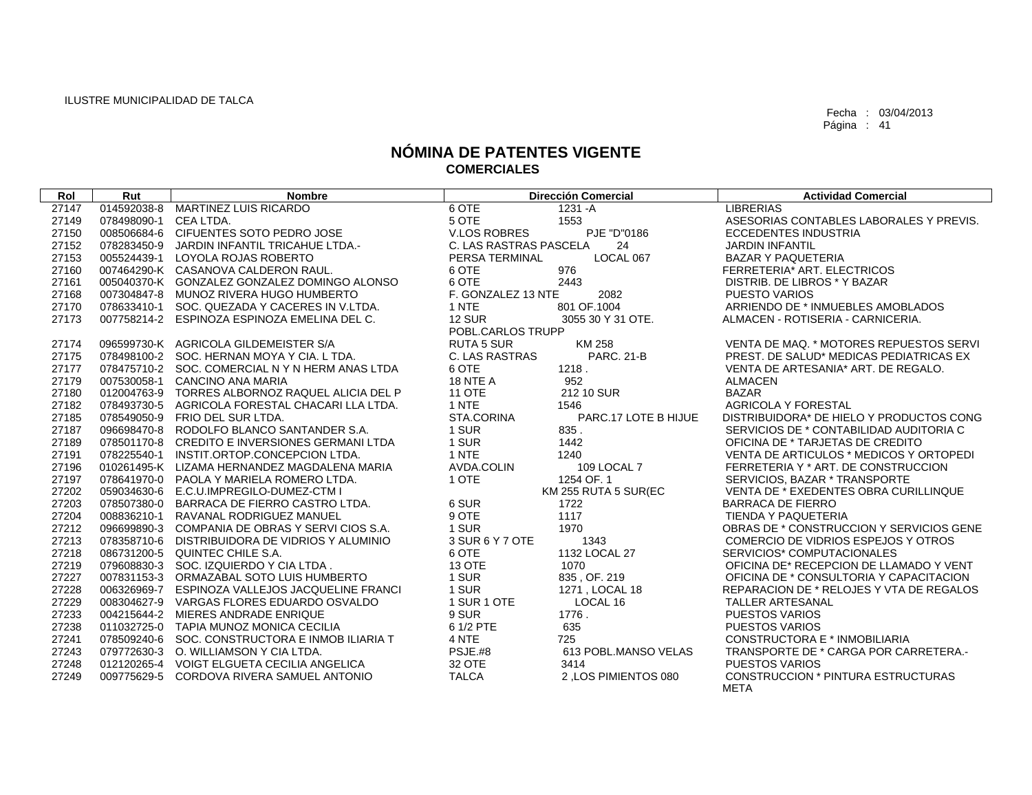ILUSTRE MUNICIPALIDAD DE TALCA

Fecha : 03/04/2013

# NÓMINA DE PATENTES VIGENTE
## COMERCIALES

| Rol | Rut | Nombre | Dirección Comercial | | Actividad Comercial |
|---|---|---|---|---|---|
| 27147 | 014592038-8 | MARTINEZ LUIS RICARDO | 6 OTE | 1231 -A | LIBRERIAS |
| 27149 | 078498090-1 | CEA LTDA. | 5 OTE | 1553 | ASESORIAS CONTABLES LABORALES Y PREVIS. |
| 27150 | 008506684-6 | CIFUENTES SOTO PEDRO JOSE | V.LOS ROBRES | PJE "D"0186 | ECCEDENTES INDUSTRIA |
| 27152 | 078283450-9 | JARDIN INFANTIL TRICAHUE LTDA.- | C. LAS RASTRAS PASCELA | 24 | JARDIN INFANTIL |
| 27153 | 005524439-1 | LOYOLA ROJAS ROBERTO | PERSA TERMINAL | LOCAL 067 | BAZAR Y PAQUETERIA |
| 27160 | 007464290-K | CASANOVA CALDERON RAUL. | 6 OTE | 976 | FERRETERIA* ART. ELECTRICOS |
| 27161 | 005040370-K | GONZALEZ GONZALEZ DOMINGO ALONSO | 6 OTE | 2443 | DISTRIB. DE LIBROS * Y BAZAR |
| 27168 | 007304847-8 | MUNOZ RIVERA HUGO HUMBERTO | F. GONZALEZ 13 NTE | 2082 | PUESTO VARIOS |
| 27170 | 078633410-1 | SOC. QUEZADA Y CACERES IN V.LTDA. | 1 NTE | 801 OF.1004 | ARRIENDO DE * INMUEBLES AMOBLADOS |
| 27173 | 007758214-2 | ESPINOZA ESPINOZA EMELINA DEL C. | 12 SUR POBL.CARLOS TRUPP | 3055 30 Y 31 OTE. | ALMACEN - ROTISERIA - CARNICERIA. |
| 27174 | 096599730-K | AGRICOLA GILDEMEISTER S/A | RUTA 5 SUR | KM 258 | VENTA DE MAQ. * MOTORES REPUESTOS SERVI |
| 27175 | 078498100-2 | SOC. HERNAN MOYA Y CIA. L TDA. | C. LAS RASTRAS | PARC. 21-B | PREST. DE SALUD* MEDICAS PEDIATRICAS EX |
| 27177 | 078475710-2 | SOC. COMERCIAL N Y N HERM ANAS LTDA | 6 OTE | 1218 . | VENTA DE ARTESANIA* ART. DE REGALO. |
| 27179 | 007530058-1 | CANCINO ANA MARIA | 18 NTE A | 952 | ALMACEN |
| 27180 | 012004763-9 | TORRES ALBORNOZ RAQUEL ALICIA DEL P | 11 OTE | 212 10 SUR | BAZAR |
| 27182 | 078493730-5 | AGRICOLA FORESTAL CHACARI LLA LTDA. | 1 NTE | 1546 | AGRICOLA Y FORESTAL |
| 27185 | 078549050-9 | FRIO DEL SUR LTDA. | STA.CORINA | PARC.17 LOTE B HIJUE | DISTRIBUIDORA* DE HIELO Y PRODUCTOS CONG |
| 27187 | 096698470-8 | RODOLFO BLANCO SANTANDER S.A. | 1 SUR | 835 . | SERVICIOS DE * CONTABILIDAD AUDITORIA C |
| 27189 | 078501170-8 | CREDITO E INVERSIONES GERMANI LTDA | 1 SUR | 1442 | OFICINA DE * TARJETAS DE CREDITO |
| 27191 | 078225540-1 | INSTIT.ORTOP.CONCEPCION LTDA. | 1 NTE | 1240 | VENTA DE ARTICULOS * MEDICOS Y ORTOPEDI |
| 27196 | 010261495-K | LIZAMA HERNANDEZ MAGDALENA MARIA | AVDA.COLIN | 109 LOCAL 7 | FERRETERIA Y * ART. DE CONSTRUCCION |
| 27197 | 078641970-0 | PAOLA Y MARIELA ROMERO LTDA. | 1 OTE | 1254 OF. 1 | SERVICIOS, BAZAR * TRANSPORTE |
| 27202 | 059034630-6 | E.C.U.IMPREGILO-DUMEZ-CTM I | | KM 255 RUTA 5 SUR(EC | VENTA DE * EXEDENTES OBRA CURILLINQUE |
| 27203 | 078507380-0 | BARRACA DE FIERRO CASTRO LTDA. | 6 SUR | 1722 | BARRACA DE FIERRO |
| 27204 | 008836210-1 | RAVANAL RODRIGUEZ MANUEL | 9 OTE | 1117 | TIENDA Y PAQUETERIA |
| 27212 | 096699890-3 | COMPANIA DE OBRAS Y SERVI CIOS S.A. | 1 SUR | 1970 | OBRAS DE * CONSTRUCCION Y SERVICIOS GENE |
| 27213 | 078358710-6 | DISTRIBUIDORA DE VIDRIOS Y ALUMINIO | 3 SUR 6 Y 7 OTE | 1343 | COMERCIO DE VIDRIOS ESPEJOS Y OTROS |
| 27218 | 086731200-5 | QUINTEC CHILE S.A. | 6 OTE | 1132 LOCAL 27 | SERVICIOS* COMPUTACIONALES |
| 27219 | 079608830-3 | SOC. IZQUIERDO Y CIA LTDA . | 13 OTE | 1070 | OFICINA DE* RECEPCION DE LLAMADO Y VENT |
| 27227 | 007831153-3 | ORMAZABAL SOTO LUIS HUMBERTO | 1 SUR | 835 , OF. 219 | OFICINA DE * CONSULTORIA Y CAPACITACION |
| 27228 | 006326969-7 | ESPINOZA VALLEJOS JACQUELINE FRANCI | 1 SUR | 1271 , LOCAL 18 | REPARACION DE * RELOJES Y VTA DE REGALOS |
| 27229 | 008304627-9 | VARGAS FLORES EDUARDO OSVALDO | 1 SUR 1 OTE | LOCAL 16 | TALLER ARTESANAL |
| 27233 | 004215644-2 | MIERES ANDRADE ENRIQUE | 9 SUR | 1776 . | PUESTOS VARIOS |
| 27238 | 011032725-0 | TAPIA MUNOZ MONICA CECILIA | 6 1/2 PTE | 635 | PUESTOS VARIOS |
| 27241 | 078509240-6 | SOC. CONSTRUCTORA E INMOB ILIARIA T | 4 NTE | 725 | CONSTRUCTORA E * INMOBILIARIA |
| 27243 | 079772630-3 | O. WILLIAMSON Y CIA LTDA. | PSJE.#8 | 613 POBL.MANSO VELAS | TRANSPORTE DE * CARGA POR CARRETERA.- |
| 27248 | 012120265-4 | VOIGT ELGUETA CECILIA ANGELICA | 32 OTE | 3414 | PUESTOS VARIOS |
| 27249 | 009775629-5 | CORDOVA RIVERA SAMUEL ANTONIO | TALCA | 2 ,LOS PIMIENTOS 080 | CONSTRUCCION * PINTURA ESTRUCTURAS META |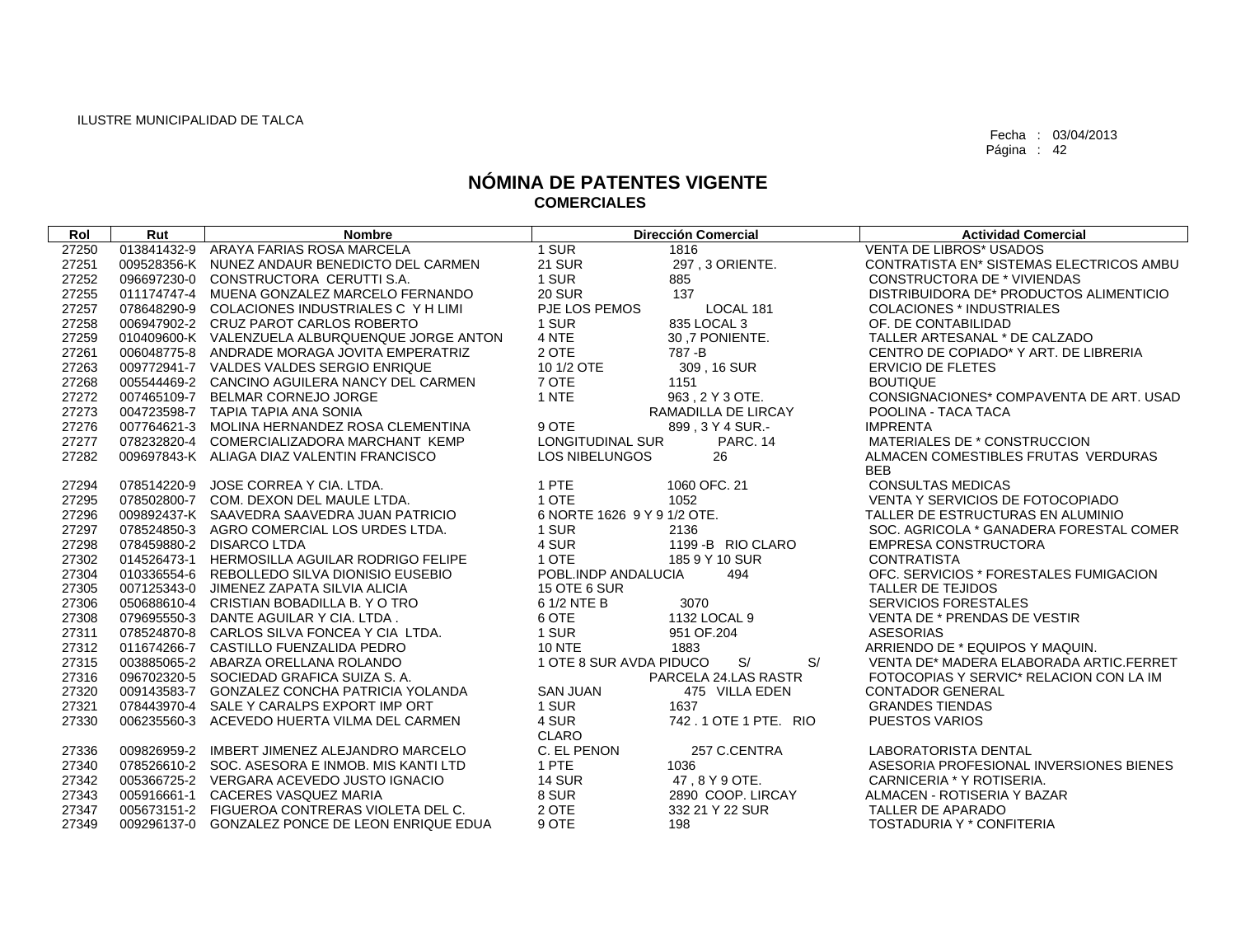ILUSTRE MUNICIPALIDAD DE TALCA

Fecha : 03/04/2013
Página : 42

# NÓMINA DE PATENTES VIGENTE
## COMERCIALES

| Rol | Rut | Nombre | Dirección Comercial | | Actividad Comercial |
|---|---|---|---|---|---|
| 27250 | 013841432-9 | ARAYA FARIAS ROSA MARCELA | 1 SUR | 1816 | VENTA DE LIBROS* USADOS |
| 27251 | 009528356-K | NUNEZ ANDAUR BENEDICTO DEL CARMEN | 21 SUR | 297 , 3 ORIENTE. | CONTRATISTA EN* SISTEMAS ELECTRICOS AMBU |
| 27252 | 096697230-0 | CONSTRUCTORA CERUTTI S.A. | 1 SUR | 885 | CONSTRUCTORA DE * VIVIENDAS |
| 27255 | 011174747-4 | MUENA GONZALEZ MARCELO FERNANDO | 20 SUR | 137 | DISTRIBUIDORA DE* PRODUCTOS ALIMENTICIO |
| 27257 | 078648290-9 | COLACIONES INDUSTRIALES C Y H LIMI | PJE LOS PEMOS | LOCAL 181 | COLACIONES * INDUSTRIALES |
| 27258 | 006947902-2 | CRUZ PAROT CARLOS ROBERTO | 1 SUR | 835 LOCAL 3 | OF. DE CONTABILIDAD |
| 27259 | 010409600-K | VALENZUELA ALBURQUENQUE JORGE ANTON | 4 NTE | 30 ,7 PONIENTE. | TALLER ARTESANAL * DE CALZADO |
| 27261 | 006048775-8 | ANDRADE MORAGA JOVITA EMPERATRIZ | 2 OTE | 787 -B | CENTRO DE COPIADO* Y ART. DE LIBRERIA |
| 27263 | 009772941-7 | VALDES VALDES SERGIO ENRIQUE | 10 1/2 OTE | 309 , 16 SUR | ERVICIO DE FLETES |
| 27268 | 005544469-2 | CANCINO AGUILERA NANCY DEL CARMEN | 7 OTE | 1151 | BOUTIQUE |
| 27272 | 007465109-7 | BELMAR CORNEJO JORGE | 1 NTE | 963 , 2 Y 3 OTE. | CONSIGNACIONES* COMPAVENTA DE ART. USAD |
| 27273 | 004723598-7 | TAPIA TAPIA ANA SONIA | | RAMADILLA DE LIRCAY | POOLINA - TACA TACA |
| 27276 | 007764621-3 | MOLINA HERNANDEZ ROSA CLEMENTINA | 9 OTE | 899 , 3 Y 4 SUR.- | IMPRENTA |
| 27277 | 078232820-4 | COMERCIALIZADORA MARCHANT KEMP | LONGITUDINAL SUR | PARC. 14 | MATERIALES DE * CONSTRUCCION |
| 27282 | 009697843-K | ALIAGA DIAZ VALENTIN FRANCISCO | LOS NIBELUNGOS | 26 | ALMACEN COMESTIBLES FRUTAS VERDURAS BEB |
| 27294 | 078514220-9 | JOSE CORREA Y CIA. LTDA. | 1 PTE | 1060 OFC. 21 | CONSULTAS MEDICAS |
| 27295 | 078502800-7 | COM. DEXON DEL MAULE LTDA. | 1 OTE | 1052 | VENTA Y SERVICIOS DE FOTOCOPIADO |
| 27296 | 009892437-K | SAAVEDRA SAAVEDRA JUAN PATRICIO | 6 NORTE 1626 9 Y 9 1/2 OTE. | | TALLER DE ESTRUCTURAS EN ALUMINIO |
| 27297 | 078524850-3 | AGRO COMERCIAL LOS URDES LTDA. | 1 SUR | 2136 | SOC. AGRICOLA * GANADERA FORESTAL COMER |
| 27298 | 078459880-2 | DISARCO LTDA | 4 SUR | 1199 -B RIO CLARO | EMPRESA CONSTRUCTORA |
| 27302 | 014526473-1 | HERMOSILLA AGUILAR RODRIGO FELIPE | 1 OTE | 185 9 Y 10 SUR | CONTRATISTA |
| 27304 | 010336554-6 | REBOLLEDO SILVA DIONISIO EUSEBIO | POBL.INDP ANDALUCIA | 494 | OFC. SERVICIOS * FORESTALES FUMIGACION |
| 27305 | 007125343-0 | JIMENEZ ZAPATA SILVIA ALICIA | 15 OTE 6 SUR | | TALLER DE TEJIDOS |
| 27306 | 050688610-4 | CRISTIAN BOBADILLA B. Y O TRO | 6 1/2 NTE B | 3070 | SERVICIOS FORESTALES |
| 27308 | 079695550-3 | DANTE AGUILAR Y CIA. LTDA . | 6 OTE | 1132 LOCAL 9 | VENTA DE * PRENDAS DE VESTIR |
| 27311 | 078524870-8 | CARLOS SILVA FONCEA Y CIA LTDA. | 1 SUR | 951 OF.204 | ASESORIAS |
| 27312 | 011674266-7 | CASTILLO FUENZALIDA PEDRO | 10 NTE | 1883 | ARRIENDO DE * EQUIPOS Y MAQUIN. |
| 27315 | 003885065-2 | ABARZA ORELLANA ROLANDO | 1 OTE 8 SUR AVDA PIDUCO | S/ S/ | VENTA DE* MADERA ELABORADA ARTIC.FERRET |
| 27316 | 096702320-5 | SOCIEDAD GRAFICA SUIZA S. A. | | PARCELA 24.LAS RASTR | FOTOCOPIAS Y SERVIC* RELACION CON LA IM |
| 27320 | 009143583-7 | GONZALEZ CONCHA PATRICIA YOLANDA | SAN JUAN | 475 VILLA EDEN | CONTADOR GENERAL |
| 27321 | 078443970-4 | SALE Y CARALPS EXPORT IMP ORT | 1 SUR | 1637 | GRANDES TIENDAS |
| 27330 | 006235560-3 | ACEVEDO HUERTA VILMA DEL CARMEN | 4 SUR CLARO | 742 . 1 OTE 1 PTE. RIO | PUESTOS VARIOS |
| 27336 | 009826959-2 | IMBERT JIMENEZ ALEJANDRO MARCELO | C. EL PENON | 257 C.CENTRA | LABORATORISTA DENTAL |
| 27340 | 078526610-2 | SOC. ASESORA E INMOB. MIS KANTI LTD | 1 PTE | 1036 | ASESORIA PROFESIONAL INVERSIONES BIENES |
| 27342 | 005366725-2 | VERGARA ACEVEDO JUSTO IGNACIO | 14 SUR | 47 , 8 Y 9 OTE. | CARNICERIA * Y ROTISERIA. |
| 27343 | 005916661-1 | CACERES VASQUEZ MARIA | 8 SUR | 2890 COOP. LIRCAY | ALMACEN - ROTISERIA Y BAZAR |
| 27347 | 005673151-2 | FIGUEROA CONTRERAS VIOLETA DEL C. | 2 OTE | 332 21 Y 22 SUR | TALLER DE APARADO |
| 27349 | 009296137-0 | GONZALEZ PONCE DE LEON ENRIQUE EDUA | 9 OTE | 198 | TOSTADURIA Y * CONFITERIA |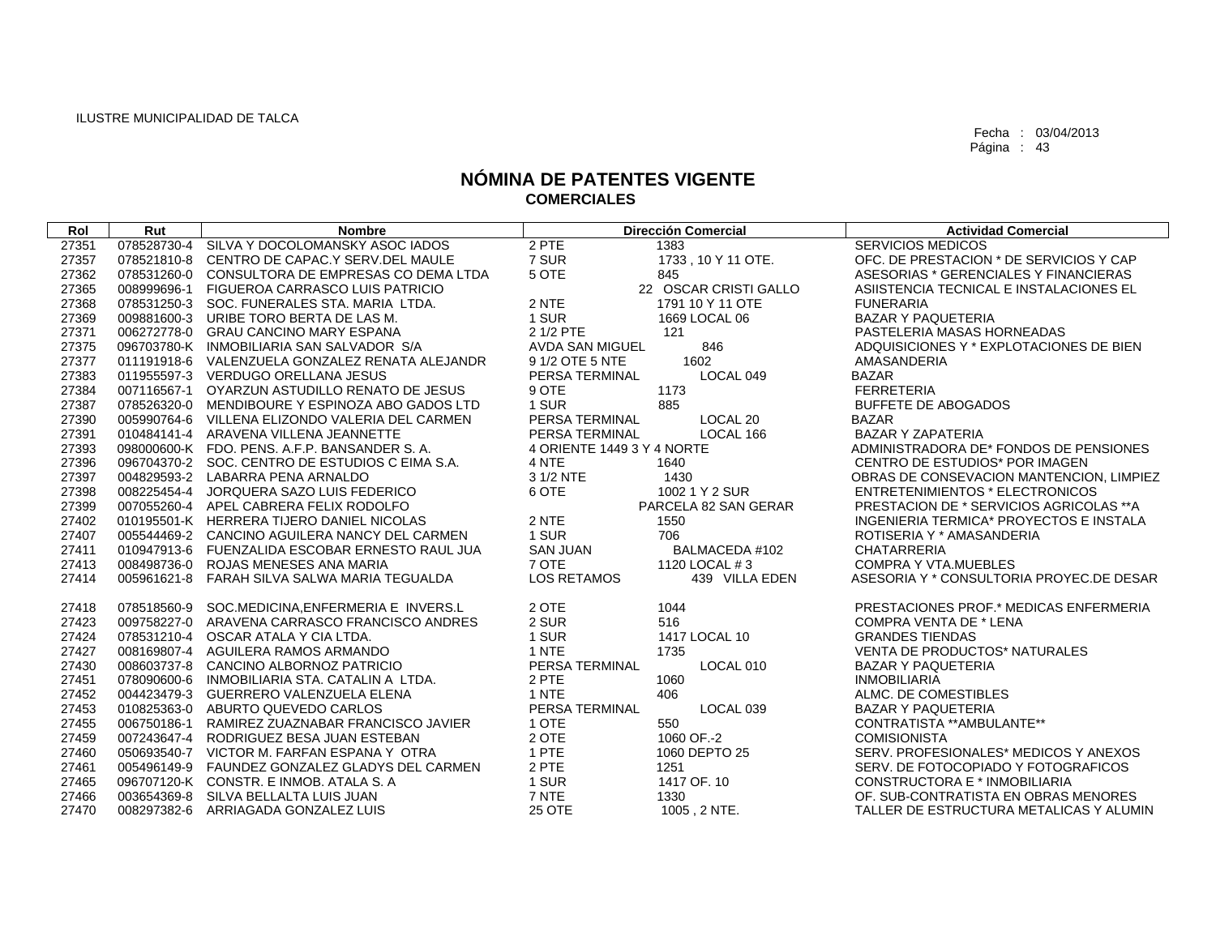ILUSTRE MUNICIPALIDAD DE TALCA

Fecha : 03/04/2013
Página : 43

# NÓMINA DE PATENTES VIGENTE
## COMERCIALES

| Rol | Rut | Nombre | Dirección Comercial | | Actividad Comercial |
|---|---|---|---|---|---|
| 27351 | 078528730-4 | SILVA Y DOCOLOMANSKY ASOC IADOS | 2 PTE | 1383 | SERVICIOS MEDICOS |
| 27357 | 078521810-8 | CENTRO DE CAPAC.Y SERV.DEL MAULE | 7 SUR | 1733 , 10 Y 11 OTE. | OFC. DE PRESTACION * DE SERVICIOS Y CAP |
| 27362 | 078531260-0 | CONSULTORA DE EMPRESAS CO DEMA LTDA | 5 OTE | 845 | ASESORIAS * GERENCIALES Y FINANCIERAS |
| 27365 | 008999696-1 | FIGUEROA CARRASCO LUIS PATRICIO | | 22 OSCAR CRISTI GALLO | ASIISTENCIA TECNICAL E INSTALACIONES EL |
| 27368 | 078531250-3 | SOC. FUNERALES STA. MARIA LTDA. | 2 NTE | 1791 10 Y 11 OTE | FUNERARIA |
| 27369 | 009881600-3 | URIBE TORO BERTA DE LAS M. | 1 SUR | 1669 LOCAL 06 | BAZAR Y PAQUETERIA |
| 27371 | 006272778-0 | GRAU CANCINO MARY ESPANA | 2 1/2 PTE | 121 | PASTELERIA MASAS HORNEADAS |
| 27375 | 096703780-K | INMOBILIARIA SAN SALVADOR S/A | AVDA SAN MIGUEL | 846 | ADQUISICIONES Y * EXPLOTACIONES DE BIEN |
| 27377 | 011191918-6 | VALENZUELA GONZALEZ RENATA ALEJANDR | 9 1/2 OTE 5 NTE | 1602 | AMASANDERIA |
| 27383 | 011955597-3 | VERDUGO ORELLANA JESUS | PERSA TERMINAL | LOCAL 049 | BAZAR |
| 27384 | 007116567-1 | OYARZUN ASTUDILLO RENATO DE JESUS | 9 OTE | 1173 | FERRETERIA |
| 27387 | 078526320-0 | MENDIBOURE Y ESPINOZA ABO GADOS LTD | 1 SUR | 885 | BUFFETE DE ABOGADOS |
| 27390 | 005990764-6 | VILLENA ELIZONDO VALERIA DEL CARMEN | PERSA TERMINAL | LOCAL 20 | BAZAR |
| 27391 | 010484141-4 | ARAVENA VILLENA JEANNETTE | PERSA TERMINAL | LOCAL 166 | BAZAR Y ZAPATERIA |
| 27393 | 098000600-K | FDO. PENS. A.F.P. BANSANDER S. A. | 4 ORIENTE 1449 3 Y 4 NORTE | | ADMINISTRADORA DE* FONDOS DE PENSIONES |
| 27396 | 096704370-2 | SOC. CENTRO DE ESTUDIOS C EIMA S.A. | 4 NTE | 1640 | CENTRO DE ESTUDIOS* POR IMAGEN |
| 27397 | 004829593-2 | LABARRA PENA ARNALDO | 3 1/2 NTE | 1430 | OBRAS DE CONSEVACION MANTENCION, LIMPIEZ |
| 27398 | 008225454-4 | JORQUERA SAZO LUIS FEDERICO | 6 OTE | 1002 1 Y 2 SUR | ENTRETENIMIENTOS * ELECTRONICOS |
| 27399 | 007055260-4 | APEL CABRERA FELIX RODOLFO | | PARCELA 82 SAN GERAR | PRESTACION DE * SERVICIOS AGRICOLAS **A |
| 27402 | 010195501-K | HERRERA TIJERO DANIEL NICOLAS | 2 NTE | 1550 | INGENIERIA TERMICA* PROYECTOS E INSTALA |
| 27407 | 005544469-2 | CANCINO AGUILERA NANCY DEL CARMEN | 1 SUR | 706 | ROTISERIA Y * AMASANDERIA |
| 27411 | 010947913-6 | FUENZALIDA ESCOBAR ERNESTO RAUL JUA | SAN JUAN | BALMACEDA #102 | CHATARRERIA |
| 27413 | 008498736-0 | ROJAS MENESES ANA MARIA | 7 OTE | 1120 LOCAL # 3 | COMPRA Y VTA.MUEBLES |
| 27414 | 005961621-8 | FARAH SILVA SALWA MARIA TEGUALDA | LOS RETAMOS | 439 VILLA EDEN | ASESORIA Y * CONSULTORIA PROYEC.DE DESAR |
| 27418 | 078518560-9 | SOC.MEDICINA,ENFERMERIA E INVERS.L | 2 OTE | 1044 | PRESTACIONES PROF.* MEDICAS ENFERMERIA |
| 27423 | 009758227-0 | ARAVENA CARRASCO FRANCISCO ANDRES | 2 SUR | 516 | COMPRA VENTA DE * LENA |
| 27424 | 078531210-4 | OSCAR ATALA Y CIA LTDA. | 1 SUR | 1417 LOCAL 10 | GRANDES TIENDAS |
| 27427 | 008169807-4 | AGUILERA RAMOS ARMANDO | 1 NTE | 1735 | VENTA DE PRODUCTOS* NATURALES |
| 27430 | 008603737-8 | CANCINO ALBORNOZ PATRICIO | PERSA TERMINAL | LOCAL 010 | BAZAR Y PAQUETERIA |
| 27451 | 078090600-6 | INMOBILIARIA STA. CATALIN A LTDA. | 2 PTE | 1060 | INMOBILIARIA |
| 27452 | 004423479-3 | GUERRERO VALENZUELA ELENA | 1 NTE | 406 | ALMC. DE COMESTIBLES |
| 27453 | 010825363-0 | ABURTO QUEVEDO CARLOS | PERSA TERMINAL | LOCAL 039 | BAZAR Y PAQUETERIA |
| 27455 | 006750186-1 | RAMIREZ ZUAZNABAR FRANCISCO JAVIER | 1 OTE | 550 | CONTRATISTA **AMBULANTE** |
| 27459 | 007243647-4 | RODRIGUEZ BESA JUAN ESTEBAN | 2 OTE | 1060 OF.-2 | COMISIONISTA |
| 27460 | 050693540-7 | VICTOR M. FARFAN ESPANA Y OTRA | 1 PTE | 1060 DEPTO 25 | SERV. PROFESIONALES* MEDICOS Y ANEXOS |
| 27461 | 005496149-9 | FAUNDEZ GONZALEZ GLADYS DEL CARMEN | 2 PTE | 1251 | SERV. DE FOTOCOPIADO Y FOTOGRAFICOS |
| 27465 | 096707120-K | CONSTR. E INMOB. ATALA S. A | 1 SUR | 1417 OF. 10 | CONSTRUCTORA E * INMOBILIARIA |
| 27466 | 003654369-8 | SILVA BELLALTA LUIS JUAN | 7 NTE | 1330 | OF. SUB-CONTRATISTA EN OBRAS MENORES |
| 27470 | 008297382-6 | ARRIAGADA GONZALEZ LUIS | 25 OTE | 1005 , 2 NTE. | TALLER DE ESTRUCTURA METALICAS Y ALUMIN |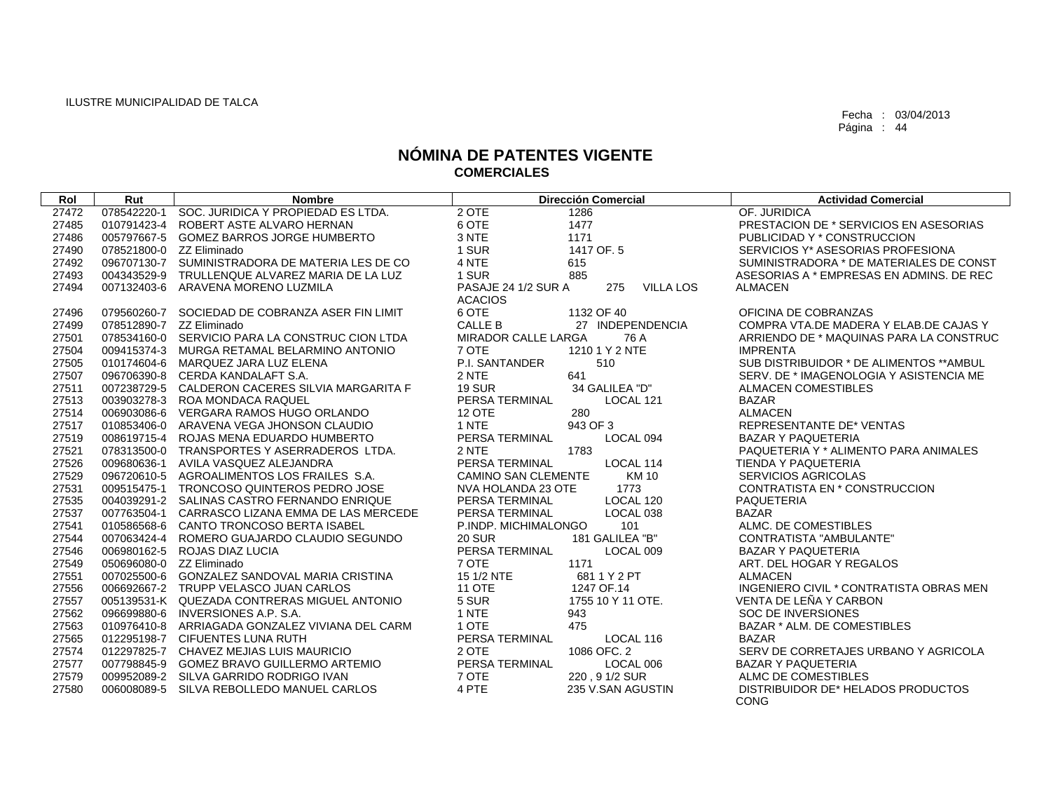ILUSTRE MUNICIPALIDAD DE TALCA

Fecha : 03/04/2013
Página : 44

# NÓMINA DE PATENTES VIGENTE
## COMERCIALES

| Rol | Rut | Nombre | Dirección Comercial | Actividad Comercial |
|---|---|---|---|---|
| 27472 | 078542220-1 | SOC. JURIDICA Y PROPIEDAD ES LTDA. | 2 OTE 1286 | OF. JURIDICA |
| 27485 | 010791423-4 | ROBERT ASTE ALVARO HERNAN | 6 OTE 1477 | PRESTACION DE * SERVICIOS EN ASESORIAS |
| 27486 | 005797667-5 | GOMEZ BARROS JORGE HUMBERTO | 3 NTE 1171 | PUBLICIDAD Y * CONSTRUCCION |
| 27490 | 078521800-0 | ZZ Eliminado | 1 SUR 1417 OF. 5 | SERVICIOS Y* ASESORIAS PROFESIONA |
| 27492 | 096707130-7 | SUMINISTRADORA DE MATERIA LES DE CO | 4 NTE 615 | SUMINISTRADORA * DE MATERIALES DE CONST |
| 27493 | 004343529-9 | TRULLENQUE ALVAREZ MARIA DE LA LUZ | 1 SUR 885 | ASESORIAS A * EMPRESAS EN ADMINS. DE REC |
| 27494 | 007132403-6 | ARAVENA MORENO LUZMILA | PASAJE 24 1/2 SUR A 275 VILLA LOS ACACIOS | ALMACEN |
| 27496 | 079560260-7 | SOCIEDAD DE COBRANZA ASER FIN LIMIT | 6 OTE 1132 OF 40 | OFICINA DE COBRANZAS |
| 27499 | 078512890-7 | ZZ Eliminado | CALLE B 27 INDEPENDENCIA | COMPRA VTA.DE MADERA Y ELAB.DE CAJAS Y |
| 27501 | 078534160-0 | SERVICIO PARA LA CONSTRUC CION LTDA | MIRADOR CALLE LARGA 76 A | ARRIENDO DE * MAQUINAS PARA LA CONSTRUC |
| 27504 | 009415374-3 | MURGA RETAMAL BELARMINO ANTONIO | 7 OTE 1210 1 Y 2 NTE | IMPRENTA |
| 27505 | 010174604-6 | MARQUEZ JARA LUZ ELENA | P.I. SANTANDER 510 | SUB DISTRIBUIDOR * DE ALIMENTOS **AMBUL |
| 27507 | 096706390-8 | CERDA KANDALAFT S.A. | 2 NTE 641 | SERV. DE * IMAGENOLOGIA Y ASISTENCIA ME |
| 27511 | 007238729-5 | CALDERON CACERES SILVIA MARGARITA F | 19 SUR 34 GALILEA "D" | ALMACEN COMESTIBLES |
| 27513 | 003903278-3 | ROA MONDACA RAQUEL | PERSA TERMINAL LOCAL 121 | BAZAR |
| 27514 | 006903086-6 | VERGARA RAMOS HUGO ORLANDO | 12 OTE 280 | ALMACEN |
| 27517 | 010853406-0 | ARAVENA VEGA JHONSON CLAUDIO | 1 NTE 943 OF 3 | REPRESENTANTE DE* VENTAS |
| 27519 | 008619715-4 | ROJAS MENA EDUARDO HUMBERTO | PERSA TERMINAL LOCAL 094 | BAZAR Y PAQUETERIA |
| 27521 | 078313500-0 | TRANSPORTES Y ASERRADEROS LTDA. | 2 NTE 1783 | PAQUETERIA Y * ALIMENTO PARA ANIMALES |
| 27526 | 009680636-1 | AVILA VASQUEZ ALEJANDRA | PERSA TERMINAL LOCAL 114 | TIENDA Y PAQUETERIA |
| 27529 | 096720610-5 | AGROALIMENTOS LOS FRAILES S.A. | CAMINO SAN CLEMENTE KM 10 | SERVICIOS AGRICOLAS |
| 27531 | 009515475-1 | TRONCOSO QUINTEROS PEDRO JOSE | NVA HOLANDA 23 OTE 1773 | CONTRATISTA EN * CONSTRUCCION |
| 27535 | 004039291-2 | SALINAS CASTRO FERNANDO ENRIQUE | PERSA TERMINAL LOCAL 120 | PAQUETERIA |
| 27537 | 007763504-1 | CARRASCO LIZANA EMMA DE LAS MERCEDE | PERSA TERMINAL LOCAL 038 | BAZAR |
| 27541 | 010586568-6 | CANTO TRONCOSO BERTA ISABEL | P.INDP. MICHIMALONGO 101 | ALMC. DE COMESTIBLES |
| 27544 | 007063424-4 | ROMERO GUAJARDO CLAUDIO SEGUNDO | 20 SUR 181 GALILEA "B" | CONTRATISTA "AMBULANTE" |
| 27546 | 006980162-5 | ROJAS DIAZ LUCIA | PERSA TERMINAL LOCAL 009 | BAZAR Y PAQUETERIA |
| 27549 | 050696080-0 | ZZ Eliminado | 7 OTE 1171 | ART. DEL HOGAR Y REGALOS |
| 27551 | 007025500-6 | GONZALEZ SANDOVAL MARIA CRISTINA | 15 1/2 NTE 681 1 Y 2 PT | ALMACEN |
| 27556 | 006692667-2 | TRUPP VELASCO JUAN CARLOS | 11 OTE 1247 OF.14 | INGENIERO CIVIL * CONTRATISTA OBRAS MEN |
| 27557 | 005139531-K | QUEZADA CONTRERAS MIGUEL ANTONIO | 5 SUR 1755 10 Y 11 OTE. | VENTA DE LEÑA Y CARBON |
| 27562 | 096699880-6 | INVERSIONES A.P. S.A. | 1 NTE 943 | SOC DE INVERSIONES |
| 27563 | 010976410-8 | ARRIAGADA GONZALEZ VIVIANA DEL CARM | 1 OTE 475 | BAZAR * ALM. DE COMESTIBLES |
| 27565 | 012295198-7 | CIFUENTES LUNA RUTH | PERSA TERMINAL LOCAL 116 | BAZAR |
| 27574 | 012297825-7 | CHAVEZ MEJIAS LUIS MAURICIO | 2 OTE 1086 OFC. 2 | SERV DE CORRETAJES URBANO Y AGRICOLA |
| 27577 | 007798845-9 | GOMEZ BRAVO GUILLERMO ARTEMIO | PERSA TERMINAL LOCAL 006 | BAZAR Y PAQUETERIA |
| 27579 | 009952089-2 | SILVA GARRIDO RODRIGO IVAN | 7 OTE 220 , 9 1/2 SUR | ALMC DE COMESTIBLES |
| 27580 | 006008089-5 | SILVA REBOLLEDO MANUEL CARLOS | 4 PTE 235 V.SAN AGUSTIN | DISTRIBUIDOR DE* HELADOS PRODUCTOS CONG |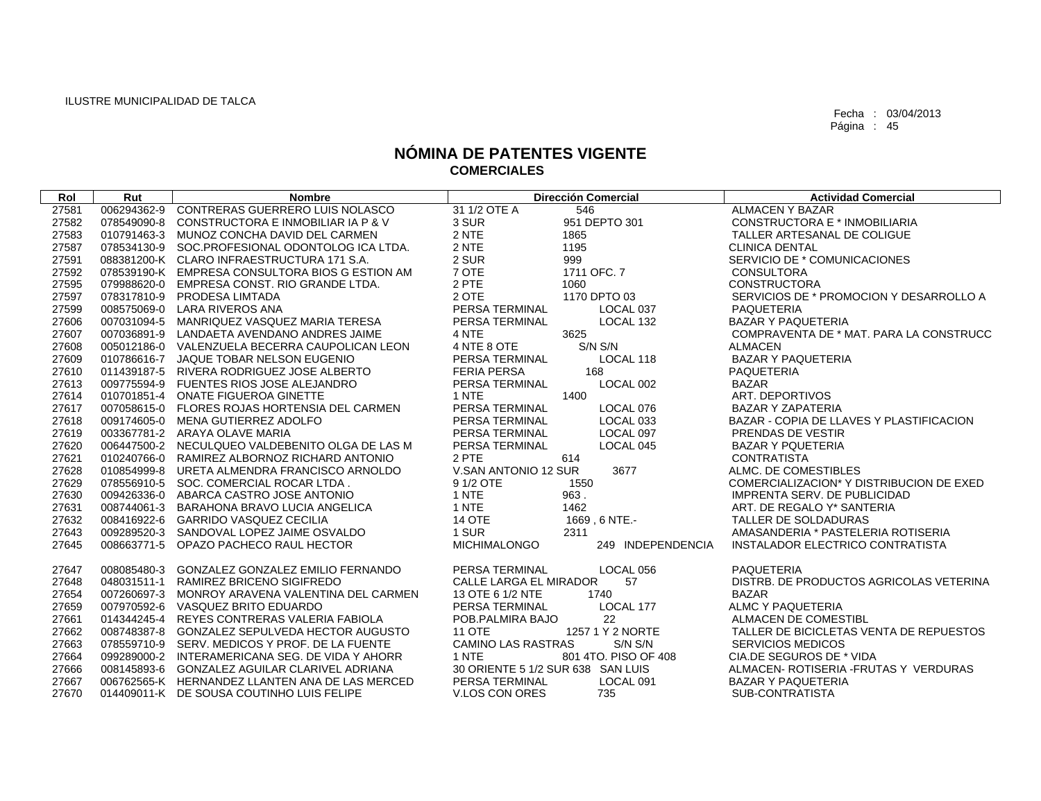ILUSTRE MUNICIPALIDAD DE TALCA

Fecha : 03/04/2013

# NÓMINA DE PATENTES VIGENTE
## COMERCIALES

| Rol | Rut | Nombre | Dirección Comercial | | Actividad Comercial |
|---|---|---|---|---|---|
| 27581 | 006294362-9 | CONTRERAS GUERRERO LUIS NOLASCO | 31 1/2 OTE A | 546 | ALMACEN Y BAZAR |
| 27582 | 078549090-8 | CONSTRUCTORA E INMOBILIAR IA P & V | 3 SUR | 951 DEPTO 301 | CONSTRUCTORA E * INMOBILIARIA |
| 27583 | 010791463-3 | MUNOZ CONCHA DAVID DEL CARMEN | 2 NTE | 1865 | TALLER ARTESANAL DE COLIGUE |
| 27587 | 078534130-9 | SOC.PROFESIONAL ODONTOLOG ICA LTDA. | 2 NTE | 1195 | CLINICA DENTAL |
| 27591 | 088381200-K | CLARO INFRAESTRUCTURA 171 S.A. | 2 SUR | 999 | SERVICIO DE * COMUNICACIONES |
| 27592 | 078539190-K | EMPRESA CONSULTORA BIOS G ESTION AM | 7 OTE | 1711 OFC. 7 | CONSULTORA |
| 27595 | 079988620-0 | EMPRESA CONST. RIO GRANDE LTDA. | 2 PTE | 1060 | CONSTRUCTORA |
| 27597 | 078317810-9 | PRODESA LIMTADA | 2 OTE | 1170 DPTO 03 | SERVICIOS DE * PROMOCION Y DESARROLLO A |
| 27599 | 008575069-0 | LARA RIVEROS ANA | PERSA TERMINAL | LOCAL 037 | PAQUETERIA |
| 27606 | 007031094-5 | MANRIQUEZ VASQUEZ MARIA TERESA | PERSA TERMINAL | LOCAL 132 | BAZAR Y PAQUETERIA |
| 27607 | 007036891-9 | LANDAETA AVENDANO ANDRES JAIME | 4 NTE | 3625 | COMPRAVENTA DE * MAT. PARA LA CONSTRUCC |
| 27608 | 005012186-0 | VALENZUELA BECERRA CAUPOLICAN LEON | 4 NTE 8 OTE | S/N S/N | ALMACEN |
| 27609 | 010786616-7 | JAQUE TOBAR NELSON EUGENIO | PERSA TERMINAL | LOCAL 118 | BAZAR Y PAQUETERIA |
| 27610 | 011439187-5 | RIVERA RODRIGUEZ JOSE ALBERTO | FERIA PERSA | 168 | PAQUETERIA |
| 27613 | 009775594-9 | FUENTES RIOS JOSE ALEJANDRO | PERSA TERMINAL | LOCAL 002 | BAZAR |
| 27614 | 010701851-4 | ONATE FIGUEROA GINETTE | 1 NTE | 1400 | ART. DEPORTIVOS |
| 27617 | 007058615-0 | FLORES ROJAS HORTENSIA DEL CARMEN | PERSA TERMINAL | LOCAL 076 | BAZAR Y ZAPATERIA |
| 27618 | 009174605-0 | MENA GUTIERREZ ADOLFO | PERSA TERMINAL | LOCAL 033 | BAZAR - COPIA DE LLAVES Y PLASTIFICACION |
| 27619 | 003367781-2 | ARAYA OLAVE MARIA | PERSA TERMINAL | LOCAL 097 | PRENDAS DE VESTIR |
| 27620 | 006447500-2 | NECULQUEO VALDEBENITO OLGA DE LAS M | PERSA TERMINAL | LOCAL 045 | BAZAR Y PQUETERIA |
| 27621 | 010240766-0 | RAMIREZ ALBORNOZ RICHARD ANTONIO | 2 PTE | 614 | CONTRATISTA |
| 27628 | 010854999-8 | URETA ALMENDRA FRANCISCO ARNOLDO | V.SAN ANTONIO 12 SUR | 3677 | ALMC. DE COMESTIBLES |
| 27629 | 078556910-5 | SOC. COMERCIAL ROCAR LTDA . | 9 1/2 OTE | 1550 | COMERCIALIZACION* Y DISTRIBUCION DE EXED |
| 27630 | 009426336-0 | ABARCA CASTRO JOSE ANTONIO | 1 NTE | 963 . | IMPRENTA SERV. DE PUBLICIDAD |
| 27631 | 008744061-3 | BARAHONA BRAVO LUCIA ANGELICA | 1 NTE | 1462 | ART. DE REGALO Y* SANTERIA |
| 27632 | 008416922-6 | GARRIDO VASQUEZ CECILIA | 14 OTE | 1669 , 6 NTE.- | TALLER DE SOLDADURAS |
| 27643 | 009289520-3 | SANDOVAL LOPEZ JAIME OSVALDO | 1 SUR | 2311 | AMASANDERIA * PASTELERIA ROTISERIA |
| 27645 | 008663771-5 | OPAZO PACHECO RAUL HECTOR | MICHIMALONGO | 249 INDEPENDENCIA | INSTALADOR ELECTRICO CONTRATISTA |
| 27647 | 008085480-3 | GONZALEZ GONZALEZ EMILIO FERNANDO | PERSA TERMINAL | LOCAL 056 | PAQUETERIA |
| 27648 | 048031511-1 | RAMIREZ BRICENO SIGIFREDO | CALLE LARGA EL MIRADOR | 57 | DISTRB. DE PRODUCTOS AGRICOLAS VETERINA |
| 27654 | 007260697-3 | MONROY ARAVENA VALENTINA DEL CARMEN | 13 OTE 6 1/2 NTE | 1740 | BAZAR |
| 27659 | 007970592-6 | VASQUEZ BRITO EDUARDO | PERSA TERMINAL | LOCAL 177 | ALMC Y PAQUETERIA |
| 27661 | 014344245-4 | REYES CONTRERAS VALERIA FABIOLA | POB.PALMIRA BAJO | 22 | ALMACEN DE COMESTIBL |
| 27662 | 008748387-8 | GONZALEZ SEPULVEDA HECTOR AUGUSTO | 11 OTE | 1257 1 Y 2 NORTE | TALLER DE BICICLETAS VENTA DE REPUESTOS |
| 27663 | 078559710-9 | SERV. MEDICOS Y PROF. DE LA FUENTE | CAMINO LAS RASTRAS | S/N S/N | SERVICIOS MEDICOS |
| 27664 | 099289000-2 | INTERAMERICANA SEG. DE VIDA Y AHORR | 1 NTE | 801 4TO. PISO OF 408 | CIA.DE SEGUROS DE * VIDA |
| 27666 | 008145893-6 | GONZALEZ AGUILAR CLARIVEL ADRIANA | 30 ORIENTE 5 1/2 SUR 638 | SAN LUIS | ALMACEN- ROTISERIA -FRUTAS Y VERDURAS |
| 27667 | 006762565-K | HERNANDEZ LLANTEN ANA DE LAS MERCED | PERSA TERMINAL | LOCAL 091 | BAZAR Y PAQUETERIA |
| 27670 | 014409011-K | DE SOUSA COUTINHO LUIS FELIPE | V.LOS CON ORES | 735 | SUB-CONTRATISTA |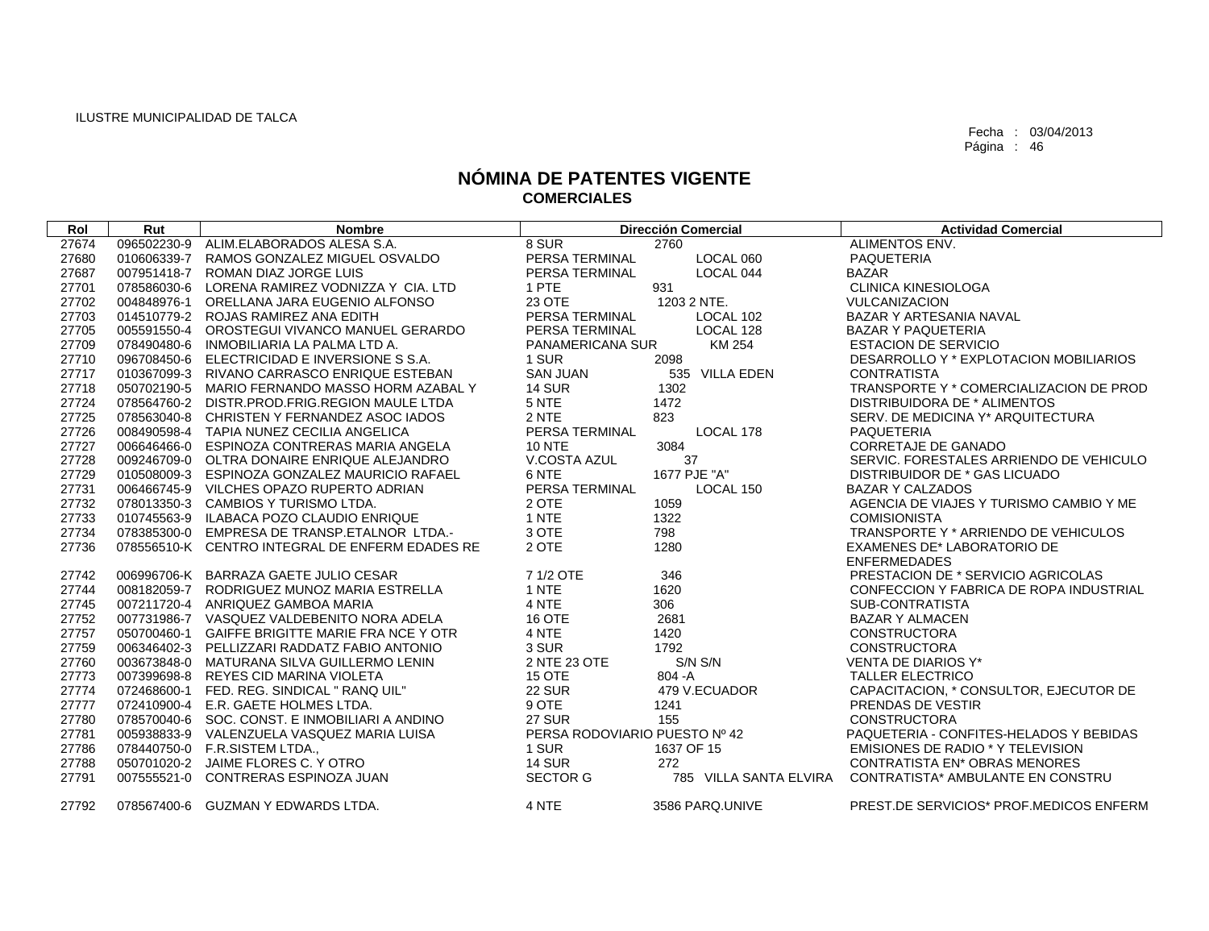ILUSTRE MUNICIPALIDAD DE TALCA

Fecha : 03/04/2013

# NÓMINA DE PATENTES VIGENTE
## COMERCIALES

| Rol | Rut | Nombre | Dirección Comercial | | Actividad Comercial |
|---|---|---|---|---|---|
| 27674 | 096502230-9 | ALIM.ELABORADOS ALESA S.A. | 8 SUR | 2760 | ALIMENTOS ENV. |
| 27680 | 010606339-7 | RAMOS GONZALEZ MIGUEL OSVALDO | PERSA TERMINAL | LOCAL 060 | PAQUETERIA |
| 27687 | 007951418-7 | ROMAN DIAZ JORGE LUIS | PERSA TERMINAL | LOCAL 044 | BAZAR |
| 27701 | 078586030-6 | LORENA RAMIREZ VODNIZZA Y CIA. LTD | 1 PTE | 931 | CLINICA KINESIOLOGA |
| 27702 | 004848976-1 | ORELLANA JARA EUGENIO ALFONSO | 23 OTE | 1203 2 NTE. | VULCANIZACION |
| 27703 | 014510779-2 | ROJAS RAMIREZ ANA EDITH | PERSA TERMINAL | LOCAL 102 | BAZAR Y ARTESANIA NAVAL |
| 27705 | 005591550-4 | OROSTEGUI VIVANCO MANUEL GERARDO | PERSA TERMINAL | LOCAL 128 | BAZAR Y PAQUETERIA |
| 27709 | 078490480-6 | INMOBILIARIA LA PALMA LTD A. | PANAMERICANA SUR | KM 254 | ESTACION DE SERVICIO |
| 27710 | 096708450-6 | ELECTRICIDAD E INVERSIONE S S.A. | 1 SUR | 2098 | DESARROLLO Y * EXPLOTACION MOBILIARIOS |
| 27717 | 010367099-3 | RIVANO CARRASCO ENRIQUE ESTEBAN | SAN JUAN | 535 VILLA EDEN | CONTRATISTA |
| 27718 | 050702190-5 | MARIO FERNANDO MASSO HORM AZABAL Y | 14 SUR | 1302 | TRANSPORTE Y * COMERCIALIZACION DE PROD |
| 27724 | 078564760-2 | DISTR.PROD.FRIG.REGION MAULE LTDA | 5 NTE | 1472 | DISTRIBUIDORA DE * ALIMENTOS |
| 27725 | 078563040-8 | CHRISTEN Y FERNANDEZ ASOC IADOS | 2 NTE | 823 | SERV. DE MEDICINA Y* ARQUITECTURA |
| 27726 | 008490598-4 | TAPIA NUNEZ CECILIA ANGELICA | PERSA TERMINAL | LOCAL 178 | PAQUETERIA |
| 27727 | 006646466-0 | ESPINOZA CONTRERAS MARIA ANGELA | 10 NTE | 3084 | CORRETAJE DE GANADO |
| 27728 | 009246709-0 | OLTRA DONAIRE ENRIQUE ALEJANDRO | V.COSTA AZUL | 37 | SERVIC. FORESTALES ARRIENDO DE VEHICULO |
| 27729 | 010508009-3 | ESPINOZA GONZALEZ MAURICIO RAFAEL | 6 NTE | 1677 PJE "A" | DISTRIBUIDOR DE * GAS LICUADO |
| 27731 | 006466745-9 | VILCHES OPAZO RUPERTO ADRIAN | PERSA TERMINAL | LOCAL 150 | BAZAR Y CALZADOS |
| 27732 | 078013350-3 | CAMBIOS Y TURISMO LTDA. | 2 OTE | 1059 | AGENCIA DE VIAJES Y TURISMO CAMBIO Y ME |
| 27733 | 010745563-9 | ILABACA POZO CLAUDIO ENRIQUE | 1 NTE | 1322 | COMISIONISTA |
| 27734 | 078385300-0 | EMPRESA DE TRANSP.ETALNOR LTDA.- | 3 OTE | 798 | TRANSPORTE Y * ARRIENDO DE VEHICULOS |
| 27736 | 078556510-K | CENTRO INTEGRAL DE ENFERM EDADES RE | 2 OTE | 1280 | EXAMENES DE* LABORATORIO DE ENFERMEDADES |
| 27742 | 006996706-K | BARRAZA GAETE JULIO CESAR | 7 1/2 OTE | 346 | PRESTACION DE * SERVICIO AGRICOLAS |
| 27744 | 008182059-7 | RODRIGUEZ MUNOZ MARIA ESTRELLA | 1 NTE | 1620 | CONFECCION Y FABRICA DE ROPA INDUSTRIAL |
| 27745 | 007211720-4 | ANRIQUEZ GAMBOA MARIA | 4 NTE | 306 | SUB-CONTRATISTA |
| 27752 | 007731986-7 | VASQUEZ VALDEBENITO NORA ADELA | 16 OTE | 2681 | BAZAR Y ALMACEN |
| 27757 | 050700460-1 | GAIFFE BRIGITTE MARIE FRA NCE Y OTR | 4 NTE | 1420 | CONSTRUCTORA |
| 27759 | 006346402-3 | PELLIZZARI RADDATZ FABIO ANTONIO | 3 SUR | 1792 | CONSTRUCTORA |
| 27760 | 003673848-0 | MATURANA SILVA GUILLERMO LENIN | 2 NTE 23 OTE | S/N S/N | VENTA DE DIARIOS Y* |
| 27773 | 007399698-8 | REYES CID MARINA VIOLETA | 15 OTE | 804 -A | TALLER ELECTRICO |
| 27774 | 072468600-1 | FED. REG. SINDICAL " RANQ UIL" | 22 SUR | 479 V.ECUADOR | CAPACITACION, * CONSULTOR, EJECUTOR DE |
| 27777 | 072410900-4 | E.R. GAETE HOLMES LTDA. | 9 OTE | 1241 | PRENDAS DE VESTIR |
| 27780 | 078570040-6 | SOC. CONST. E INMOBILIARI A ANDINO | 27 SUR | 155 | CONSTRUCTORA |
| 27781 | 005938833-9 | VALENZUELA VASQUEZ MARIA LUISA | PERSA RODOVIARIO PUESTO Nº 42 | | PAQUETERIA - CONFITES-HELADOS Y BEBIDAS |
| 27786 | 078440750-0 | F.R.SISTEM LTDA., | 1 SUR | 1637 OF 15 | EMISIONES DE RADIO * Y TELEVISION |
| 27788 | 050701020-2 | JAIME FLORES C. Y OTRO | 14 SUR | 272 | CONTRATISTA EN* OBRAS MENORES |
| 27791 | 007555521-0 | CONTRERAS ESPINOZA JUAN | SECTOR G | 785 VILLA SANTA ELVIRA | CONTRATISTA* AMBULANTE EN CONSTRU |
| 27792 | 078567400-6 | GUZMAN Y EDWARDS LTDA. | 4 NTE | 3586 PARQ.UNIVE | PREST.DE SERVICIOS* PROF.MEDICOS ENFERM |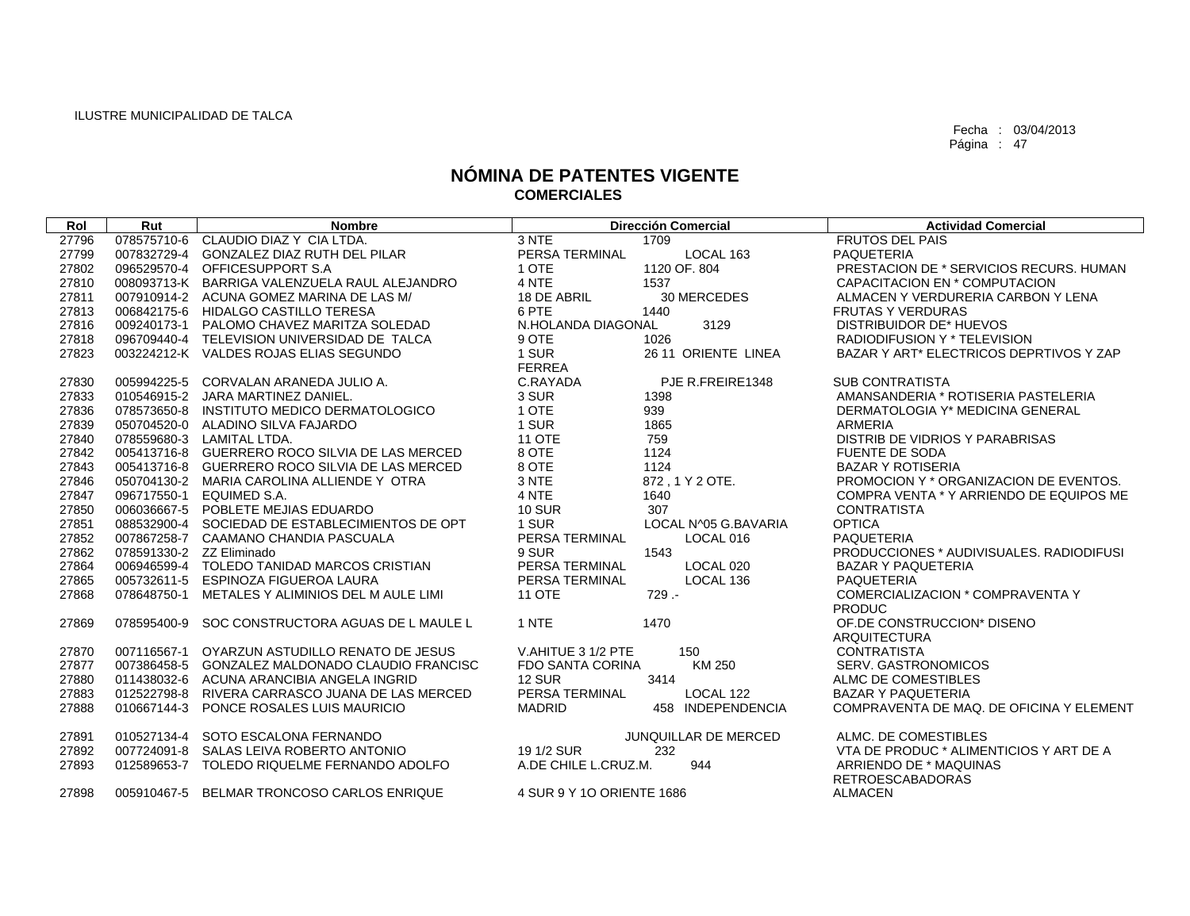ILUSTRE MUNICIPALIDAD DE TALCA

Fecha : 03/04/2013
Página : 47

# NÓMINA DE PATENTES VIGENTE
## COMERCIALES

| Rol | Rut | Nombre | Dirección Comercial | | Actividad Comercial |
|---|---|---|---|---|---|
| 27796 | 078575710-6 | CLAUDIO DIAZ Y CIA LTDA. | 3 NTE | 1709 | FRUTOS DEL PAIS |
| 27799 | 007832729-4 | GONZALEZ DIAZ RUTH DEL PILAR | PERSA TERMINAL | LOCAL 163 | PAQUETERIA |
| 27802 | 096529570-4 | OFFICESUPPORT S.A | 1 OTE | 1120 OF. 804 | PRESTACION DE * SERVICIOS RECURS. HUMAN |
| 27810 | 008093713-K | BARRIGA VALENZUELA RAUL ALEJANDRO | 4 NTE | 1537 | CAPACITACION EN * COMPUTACION |
| 27811 | 007910914-2 | ACUNA GOMEZ MARINA DE LAS M/ | 18 DE ABRIL | 30 MERCEDES | ALMACEN Y VERDURERIA CARBON Y LENA |
| 27813 | 006842175-6 | HIDALGO CASTILLO TERESA | 6 PTE | 1440 | FRUTAS Y VERDURAS |
| 27816 | 009240173-1 | PALOMO CHAVEZ MARITZA SOLEDAD | N.HOLANDA DIAGONAL | 3129 | DISTRIBUIDOR DE* HUEVOS |
| 27818 | 096709440-4 | TELEVISION UNIVERSIDAD DE TALCA | 9 OTE | 1026 | RADIODIFUSION Y * TELEVISION |
| 27823 | 003224212-K | VALDES ROJAS ELIAS SEGUNDO | 1 SUR FERREA | 26 11 ORIENTE LINEA | BAZAR Y ART* ELECTRICOS DEPRTIVOS Y ZAP |
| 27830 | 005994225-5 | CORVALAN ARANEDA JULIO A. | C.RAYADA | PJE R.FREIRE1348 | SUB CONTRATISTA |
| 27833 | 010546915-2 | JARA MARTINEZ DANIEL. | 3 SUR | 1398 | AMANSANDERIA * ROTISERIA PASTELERIA |
| 27836 | 078573650-8 | INSTITUTO MEDICO DERMATOLOGICO | 1 OTE | 939 | DERMATOLOGIA Y* MEDICINA GENERAL |
| 27839 | 050704520-0 | ALADINO SILVA FAJARDO | 1 SUR | 1865 | ARMERIA |
| 27840 | 078559680-3 | LAMITAL LTDA. | 11 OTE | 759 | DISTRIB DE VIDRIOS Y PARABRISAS |
| 27842 | 005413716-8 | GUERRERO ROCO SILVIA DE LAS MERCED | 8 OTE | 1124 | FUENTE DE SODA |
| 27843 | 005413716-8 | GUERRERO ROCO SILVIA DE LAS MERCED | 8 OTE | 1124 | BAZAR Y ROTISERIA |
| 27846 | 050704130-2 | MARIA CAROLINA ALLIENDE Y OTRA | 3 NTE | 872 , 1 Y 2 OTE. | PROMOCION Y * ORGANIZACION DE EVENTOS. |
| 27847 | 096717550-1 | EQUIMED S.A. | 4 NTE | 1640 | COMPRA VENTA * Y ARRIENDO DE EQUIPOS ME |
| 27850 | 006036667-5 | POBLETE MEJIAS EDUARDO | 10 SUR | 307 | CONTRATISTA |
| 27851 | 088532900-4 | SOCIEDAD DE ESTABLECIMIENTOS DE OPT | 1 SUR | LOCAL N^05 G.BAVARIA | OPTICA |
| 27852 | 007867258-7 | CAAMANO CHANDIA PASCUALA | PERSA TERMINAL | LOCAL 016 | PAQUETERIA |
| 27862 | 078591330-2 | ZZ Eliminado | 9 SUR | 1543 | PRODUCCIONES * AUDIVISUALES. RADIODIFUSI |
| 27864 | 006946599-4 | TOLEDO TANIDAD MARCOS CRISTIAN | PERSA TERMINAL | LOCAL 020 | BAZAR Y PAQUETERIA |
| 27865 | 005732611-5 | ESPINOZA FIGUEROA LAURA | PERSA TERMINAL | LOCAL 136 | PAQUETERIA |
| 27868 | 078648750-1 | METALES Y ALIMINIOS DEL M AULE LIMI | 11 OTE | 729 .- | COMERCIALIZACION * COMPRAVENTA Y PRODUC |
| 27869 | 078595400-9 | SOC CONSTRUCTORA AGUAS DE L MAULE L | 1 NTE | 1470 | OF.DE CONSTRUCCION* DISENO ARQUITECTURA |
| 27870 | 007116567-1 | OYARZUN ASTUDILLO RENATO DE JESUS | V.AHITUE 3 1/2 PTE | 150 | CONTRATISTA |
| 27877 | 007386458-5 | GONZALEZ MALDONADO CLAUDIO FRANCISC | FDO SANTA CORINA | KM 250 | SERV. GASTRONOMICOS |
| 27880 | 011438032-6 | ACUNA ARANCIBIA ANGELA INGRID | 12 SUR | 3414 | ALMC DE COMESTIBLES |
| 27883 | 012522798-8 | RIVERA CARRASCO JUANA DE LAS MERCED | PERSA TERMINAL | LOCAL 122 | BAZAR Y PAQUETERIA |
| 27888 | 010667144-3 | PONCE ROSALES LUIS MAURICIO | MADRID | 458 INDEPENDENCIA | COMPRAVENTA DE MAQ. DE OFICINA Y ELEMENT |
| 27891 | 010527134-4 | SOTO ESCALONA FERNANDO | | JUNQUILLAR DE MERCED | ALMC. DE COMESTIBLES |
| 27892 | 007724091-8 | SALAS LEIVA ROBERTO ANTONIO | 19 1/2 SUR | 232 | VTA DE PRODUC * ALIMENTICIOS Y ART DE A |
| 27893 | 012589653-7 | TOLEDO RIQUELME FERNANDO ADOLFO | A.DE CHILE L.CRUZ.M. | 944 | ARRIENDO DE * MAQUINAS RETROESCABADORAS |
| 27898 | 005910467-5 | BELMAR TRONCOSO CARLOS ENRIQUE | 4 SUR 9 Y 1O ORIENTE 1686 | | ALMACEN |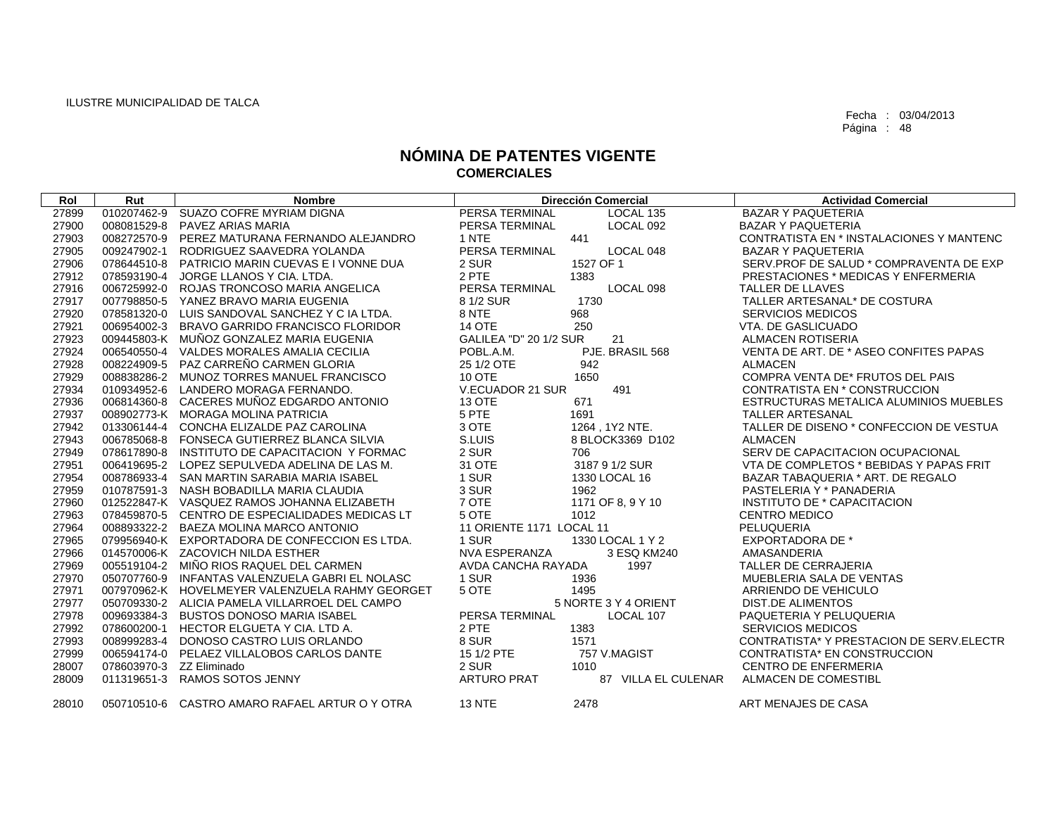ILUSTRE MUNICIPALIDAD DE TALCA

Fecha : 03/04/2013
Página : 48

# NÓMINA DE PATENTES VIGENTE
## COMERCIALES

| Rol | Rut | Nombre | Dirección Comercial | | Actividad Comercial |
|---|---|---|---|---|---|
| 27899 | 010207462-9 | SUAZO COFRE MYRIAM DIGNA | PERSA TERMINAL | LOCAL 135 | BAZAR Y PAQUETERIA |
| 27900 | 008081529-8 | PAVEZ ARIAS MARIA | PERSA TERMINAL | LOCAL 092 | BAZAR Y PAQUETERIA |
| 27903 | 008272570-9 | PEREZ MATURANA FERNANDO ALEJANDRO | 1 NTE | 441 | CONTRATISTA EN * INSTALACIONES Y MANTENC |
| 27905 | 009247902-1 | RODRIGUEZ SAAVEDRA YOLANDA | PERSA TERMINAL | LOCAL 048 | BAZAR Y PAQUETERIA |
| 27906 | 078644510-8 | PATRICIO MARIN CUEVAS E I VONNE DUA | 2 SUR | 1527 OF 1 | SERV.PROF DE SALUD * COMPRAVENTA DE EXP |
| 27912 | 078593190-4 | JORGE LLANOS Y CIA. LTDA. | 2 PTE | 1383 | PRESTACIONES * MEDICAS Y ENFERMERIA |
| 27916 | 006725992-0 | ROJAS TRONCOSO MARIA ANGELICA | PERSA TERMINAL | LOCAL 098 | TALLER DE LLAVES |
| 27917 | 007798850-5 | YANEZ BRAVO MARIA EUGENIA | 8 1/2 SUR | 1730 | TALLER ARTESANAL* DE COSTURA |
| 27920 | 078581320-0 | LUIS SANDOVAL SANCHEZ Y C IA LTDA. | 8 NTE | 968 | SERVICIOS MEDICOS |
| 27921 | 006954002-3 | BRAVO GARRIDO FRANCISCO FLORIDOR | 14 OTE | 250 | VTA. DE GASLICUADO |
| 27923 | 009445803-K | MUÑOZ GONZALEZ MARIA EUGENIA | GALILEA "D" 20 1/2 SUR | 21 | ALMACEN ROTISERIA |
| 27924 | 006540550-4 | VALDES MORALES AMALIA CECILIA | POBL.A.M. | PJE. BRASIL 568 | VENTA DE ART. DE * ASEO CONFITES PAPAS |
| 27928 | 008224909-5 | PAZ CARREÑO CARMEN GLORIA | 25 1/2 OTE | 942 | ALMACEN |
| 27929 | 008838286-2 | MUNOZ TORRES MANUEL FRANCISCO | 10 OTE | 1650 | COMPRA VENTA DE* FRUTOS DEL PAIS |
| 27934 | 010934952-6 | LANDERO MORAGA FERNANDO. | V.ECUADOR 21 SUR | 491 | CONTRATISTA EN * CONSTRUCCION |
| 27936 | 006814360-8 | CACERES MUÑOZ EDGARDO ANTONIO | 13 OTE | 671 | ESTRUCTURAS METALICA ALUMINIOS MUEBLES |
| 27937 | 008902773-K | MORAGA MOLINA PATRICIA | 5 PTE | 1691 | TALLER ARTESANAL |
| 27942 | 013306144-4 | CONCHA ELIZALDE PAZ CAROLINA | 3 OTE | 1264 , 1Y2 NTE. | TALLER DE DISENO * CONFECCION DE VESTUA |
| 27943 | 006785068-8 | FONSECA GUTIERREZ BLANCA SILVIA | S.LUIS | 8 BLOCK3369 D102 | ALMACEN |
| 27949 | 078617890-8 | INSTITUTO DE CAPACITACION Y FORMAC | 2 SUR | 706 | SERV DE CAPACITACION OCUPACIONAL |
| 27951 | 006419695-2 | LOPEZ SEPULVEDA ADELINA DE LAS M. | 31 OTE | 3187 9 1/2 SUR | VTA DE COMPLETOS * BEBIDAS Y PAPAS FRIT |
| 27954 | 008786933-4 | SAN MARTIN SARABIA MARIA ISABEL | 1 SUR | 1330 LOCAL 16 | BAZAR TABAQUERIA * ART. DE REGALO |
| 27959 | 010787591-3 | NASH BOBADILLA MARIA CLAUDIA | 3 SUR | 1962 | PASTELERIA Y * PANADERIA |
| 27960 | 012522847-K | VASQUEZ RAMOS JOHANNA ELIZABETH | 7 OTE | 1171 OF 8, 9 Y 10 | INSTITUTO DE * CAPACITACION |
| 27963 | 078459870-5 | CENTRO DE ESPECIALIDADES MEDICAS LT | 5 OTE | 1012 | CENTRO MEDICO |
| 27964 | 008893322-2 | BAEZA MOLINA MARCO ANTONIO | 11 ORIENTE 1171 LOCAL 11 | | PELUQUERIA |
| 27965 | 079956940-K | EXPORTADORA DE CONFECCION ES LTDA. | 1 SUR | 1330 LOCAL 1 Y 2 | EXPORTADORA DE * |
| 27966 | 014570006-K | ZACOVICH NILDA ESTHER | NVA ESPERANZA | 3 ESQ KM240 | AMASANDERIA |
| 27969 | 005519104-2 | MIÑO RIOS RAQUEL DEL CARMEN | AVDA CANCHA RAYADA | 1997 | TALLER DE CERRAJERIA |
| 27970 | 050707760-9 | INFANTAS VALENZUELA GABRI EL NOLASC | 1 SUR | 1936 | MUEBLERIA SALA DE VENTAS |
| 27971 | 007970962-K | HOVELMEYER VALENZUELA RAHMY GEORGET | 5 OTE | 1495 | ARRIENDO DE VEHICULO |
| 27977 | 050709330-2 | ALICIA PAMELA VILLARROEL DEL CAMPO | | 5 NORTE 3 Y 4 ORIENT | DIST.DE ALIMENTOS |
| 27978 | 009693384-3 | BUSTOS DONOSO MARIA ISABEL | PERSA TERMINAL | LOCAL 107 | PAQUETERIA Y PELUQUERIA |
| 27992 | 078600200-1 | HECTOR ELGUETA Y CIA. LTD A. | 2 PTE | 1383 | SERVICIOS MEDICOS |
| 27993 | 008999283-4 | DONOSO CASTRO LUIS ORLANDO | 8 SUR | 1571 | CONTRATISTA* Y PRESTACION DE SERV.ELECTR |
| 27999 | 006594174-0 | PELAEZ VILLALOBOS CARLOS DANTE | 15 1/2 PTE | 757 V.MAGIST | CONTRATISTA* EN CONSTRUCCION |
| 28007 | 078603970-3 | ZZ Eliminado | 2 SUR | 1010 | CENTRO DE ENFERMERIA |
| 28009 | 011319651-3 | RAMOS SOTOS JENNY | ARTURO PRAT | 87 VILLA EL CULENAR | ALMACEN DE COMESTIBL |
| 28010 | 050710510-6 | CASTRO AMARO RAFAEL ARTUR O Y OTRA | 13 NTE | 2478 | ART MENAJES DE CASA |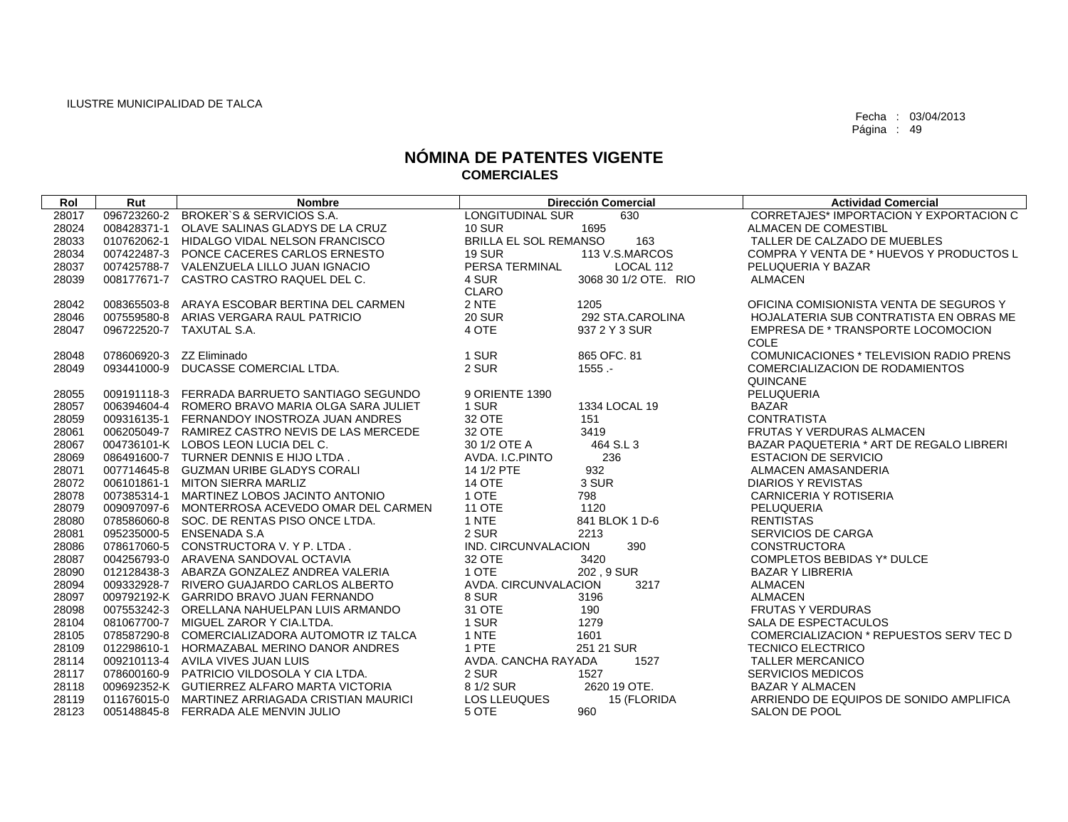ILUSTRE MUNICIPALIDAD DE TALCA

Fecha : 03/04/2013

# NÓMINA DE PATENTES VIGENTE
## COMERCIALES

| Rol | Rut | Nombre | Dirección Comercial | | Actividad Comercial |
|---|---|---|---|---|---|
| 28017 | 096723260-2 | BROKER`S & SERVICIOS S.A. | LONGITUDINAL SUR | 630 | CORRETAJES* IMPORTACION Y EXPORTACION C |
| 28024 | 008428371-1 | OLAVE SALINAS GLADYS DE LA CRUZ | 10 SUR | 1695 | ALMACEN DE COMESTIBL |
| 28033 | 010762062-1 | HIDALGO VIDAL NELSON FRANCISCO | BRILLA EL SOL REMANSO | 163 | TALLER DE CALZADO DE MUEBLES |
| 28034 | 007422487-3 | PONCE CACERES CARLOS ERNESTO | 19 SUR | 113 V.S.MARCOS | COMPRA Y VENTA DE * HUEVOS Y PRODUCTOS L |
| 28037 | 007425788-7 | VALENZUELA LILLO JUAN IGNACIO | PERSA TERMINAL | LOCAL 112 | PELUQUERIA Y BAZAR |
| 28039 | 008177671-7 | CASTRO CASTRO RAQUEL DEL C. | 4 SUR CLARO | 3068 30 1/2 OTE. RIO | ALMACEN |
| 28042 | 008365503-8 | ARAYA ESCOBAR BERTINA DEL CARMEN | 2 NTE | 1205 | OFICINA COMISIONISTA VENTA DE SEGUROS Y |
| 28046 | 007559580-8 | ARIAS VERGARA RAUL PATRICIO | 20 SUR | 292 STA.CAROLINA | HOJALATERIA SUB CONTRATISTA EN OBRAS ME |
| 28047 | 096722520-7 | TAXUTAL S.A. | 4 OTE | 937 2 Y 3 SUR | EMPRESA DE * TRANSPORTE LOCOMOCION COLE |
| 28048 | 078606920-3 | ZZ Eliminado | 1 SUR | 865 OFC. 81 | COMUNICACIONES * TELEVISION RADIO PRENS |
| 28049 | 093441000-9 | DUCASSE COMERCIAL LTDA. | 2 SUR | 1555 .- | COMERCIALIZACION DE RODAMIENTOS QUINCANE |
| 28055 | 009191118-3 | FERRADA BARRUETO SANTIAGO SEGUNDO | 9 ORIENTE 1390 | | PELUQUERIA |
| 28057 | 006394604-4 | ROMERO BRAVO MARIA OLGA SARA JULIET | 1 SUR | 1334 LOCAL 19 | BAZAR |
| 28059 | 009316135-1 | FERNANDOY INOSTROZA JUAN ANDRES | 32 OTE | 151 | CONTRATISTA |
| 28061 | 006205049-7 | RAMIREZ CASTRO NEVIS DE LAS MERCEDE | 32 OTE | 3419 | FRUTAS Y VERDURAS ALMACEN |
| 28067 | 004736101-K | LOBOS LEON LUCIA DEL C. | 30 1/2 OTE A | 464 S.L 3 | BAZAR PAQUETERIA * ART DE REGALO LIBRERI |
| 28069 | 086491600-7 | TURNER DENNIS E HIJO LTDA . | AVDA. I.C.PINTO | 236 | ESTACION DE SERVICIO |
| 28071 | 007714645-8 | GUZMAN URIBE GLADYS CORALI | 14 1/2 PTE | 932 | ALMACEN AMASANDERIA |
| 28072 | 006101861-1 | MITON SIERRA MARLIZ | 14 OTE | 3 SUR | DIARIOS Y REVISTAS |
| 28078 | 007385314-1 | MARTINEZ LOBOS JACINTO ANTONIO | 1 OTE | 798 | CARNICERIA Y ROTISERIA |
| 28079 | 009097097-6 | MONTERROSA ACEVEDO OMAR DEL CARMEN | 11 OTE | 1120 | PELUQUERIA |
| 28080 | 078586060-8 | SOC. DE RENTAS PISO ONCE LTDA. | 1 NTE | 841 BLOK 1 D-6 | RENTISTAS |
| 28081 | 095235000-5 | ENSENADA S.A | 2 SUR | 2213 | SERVICIOS DE CARGA |
| 28086 | 078617060-5 | CONSTRUCTORA V. Y P. LTDA . | IND. CIRCUNVALACION | 390 | CONSTRUCTORA |
| 28087 | 004256793-0 | ARAVENA SANDOVAL OCTAVIA | 32 OTE | 3420 | COMPLETOS BEBIDAS Y* DULCE |
| 28090 | 012128438-3 | ABARZA GONZALEZ ANDREA VALERIA | 1 OTE | 202 , 9 SUR | BAZAR Y LIBRERIA |
| 28094 | 009332928-7 | RIVERO GUAJARDO CARLOS ALBERTO | AVDA. CIRCUNVALACION | 3217 | ALMACEN |
| 28097 | 009792192-K | GARRIDO BRAVO JUAN FERNANDO | 8 SUR | 3196 | ALMACEN |
| 28098 | 007553242-3 | ORELLANA NAHUELPAN LUIS ARMANDO | 31 OTE | 190 | FRUTAS Y VERDURAS |
| 28104 | 081067700-7 | MIGUEL ZAROR Y CIA.LTDA. | 1 SUR | 1279 | SALA DE ESPECTACULOS |
| 28105 | 078587290-8 | COMERCIALIZADORA AUTOMOTR IZ TALCA | 1 NTE | 1601 | COMERCIALIZACION * REPUESTOS SERV TEC D |
| 28109 | 012298610-1 | HORMAZABAL MERINO DANOR ANDRES | 1 PTE | 251 21 SUR | TECNICO ELECTRICO |
| 28114 | 009210113-4 | AVILA VIVES JUAN LUIS | AVDA. CANCHA RAYADA | 1527 | TALLER MERCANICO |
| 28117 | 078600160-9 | PATRICIO VILDOSOLA Y CIA LTDA. | 2 SUR | 1527 | SERVICIOS MEDICOS |
| 28118 | 009692352-K | GUTIERREZ ALFARO MARTA VICTORIA | 8 1/2 SUR | 2620 19 OTE. | BAZAR Y ALMACEN |
| 28119 | 011676015-0 | MARTINEZ ARRIAGADA CRISTIAN MAURICI | LOS LLEUQUES | 15 (FLORIDA | ARRIENDO DE EQUIPOS DE SONIDO AMPLIFICA |
| 28123 | 005148845-8 | FERRADA ALE MENVIN JULIO | 5 OTE | 960 | SALON DE POOL |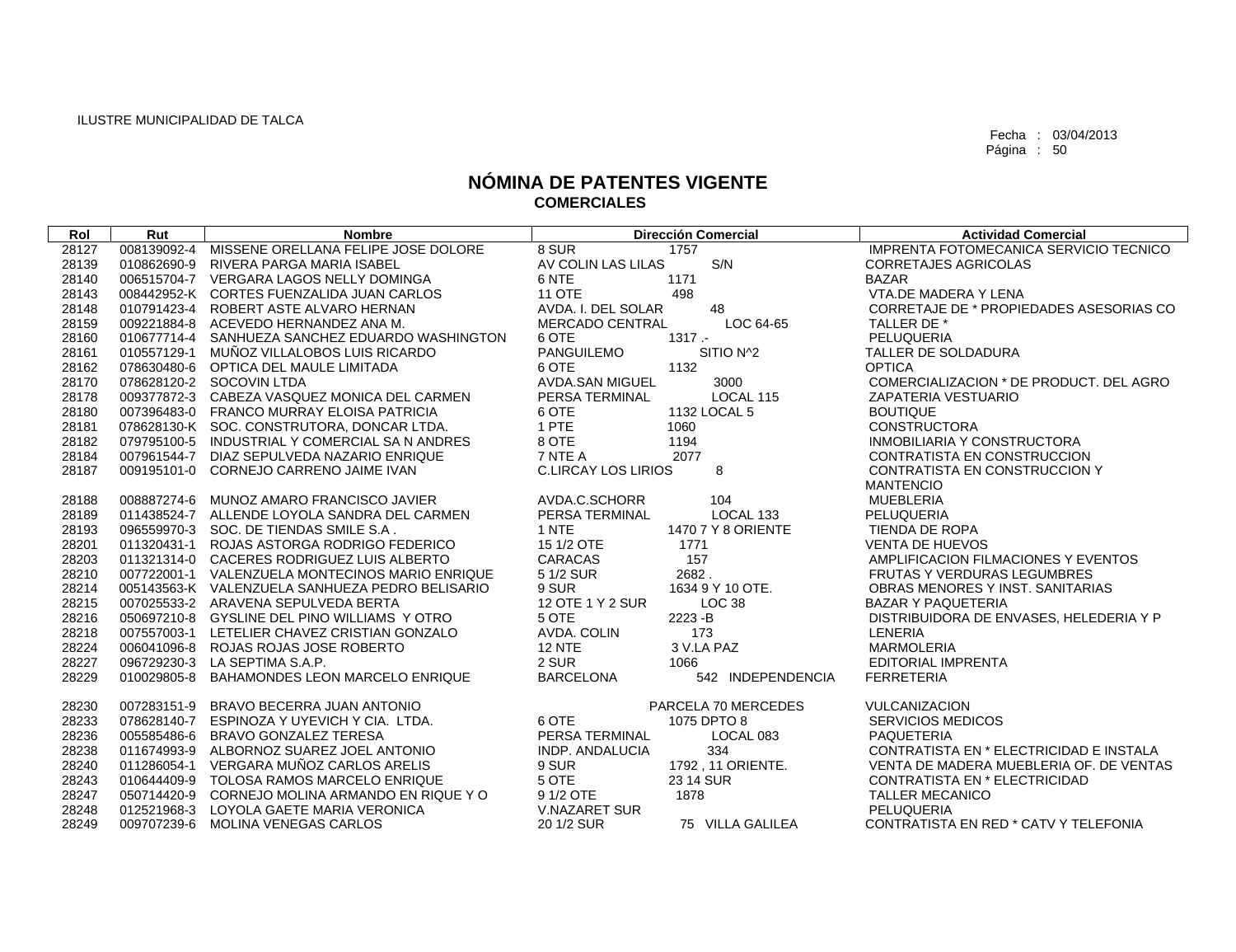ILUSTRE MUNICIPALIDAD DE TALCA

Fecha : 03/04/2013
Página : 50

# NÓMINA DE PATENTES VIGENTE
## COMERCIALES

| Rol | Rut | Nombre | Dirección Comercial | | Actividad Comercial |
|---|---|---|---|---|---|
| 28127 | 008139092-4 | MISSENE ORELLANA FELIPE JOSE DOLORE | 8 SUR | 1757 | IMPRENTA FOTOMECANICA SERVICIO TECNICO |
| 28139 | 010862690-9 | RIVERA PARGA MARIA ISABEL | AV COLIN LAS LILAS | S/N | CORRETAJES AGRICOLAS |
| 28140 | 006515704-7 | VERGARA LAGOS NELLY DOMINGA | 6 NTE | 1171 | BAZAR |
| 28143 | 008442952-K | CORTES FUENZALIDA JUAN CARLOS | 11 OTE | 498 | VTA.DE MADERA Y LENA |
| 28148 | 010791423-4 | ROBERT ASTE ALVARO HERNAN | AVDA. I. DEL SOLAR | 48 | CORRETAJE DE * PROPIEDADES ASESORIAS CO |
| 28159 | 009221884-8 | ACEVEDO HERNANDEZ ANA M. | MERCADO CENTRAL | LOC 64-65 | TALLER DE * |
| 28160 | 010677714-4 | SANHUEZA SANCHEZ EDUARDO WASHINGTON | 6 OTE | 1317 .- | PELUQUERIA |
| 28161 | 010557129-1 | MUÑOZ VILLALOBOS LUIS RICARDO | PANGUILEMO | SITIO N^2 | TALLER DE SOLDADURA |
| 28162 | 078630480-6 | OPTICA DEL MAULE LIMITADA | 6 OTE | 1132 | OPTICA |
| 28170 | 078628120-2 | SOCOVIN LTDA | AVDA.SAN MIGUEL | 3000 | COMERCIALIZACION * DE PRODUCT. DEL AGRO |
| 28178 | 009377872-3 | CABEZA VASQUEZ MONICA DEL CARMEN | PERSA TERMINAL | LOCAL 115 | ZAPATERIA VESTUARIO |
| 28180 | 007396483-0 | FRANCO MURRAY ELOISA PATRICIA | 6 OTE | 1132 LOCAL 5 | BOUTIQUE |
| 28181 | 078628130-K | SOC. CONSTRUTORA, DONCAR LTDA. | 1 PTE | 1060 | CONSTRUCTORA |
| 28182 | 079795100-5 | INDUSTRIAL Y COMERCIAL SA N ANDRES | 8 OTE | 1194 | INMOBILIARIA Y CONSTRUCTORA |
| 28184 | 007961544-7 | DIAZ SEPULVEDA NAZARIO ENRIQUE | 7 NTE A | 2077 | CONTRATISTA EN CONSTRUCCION |
| 28187 | 009195101-0 | CORNEJO CARRENO JAIME IVAN | C.LIRCAY LOS LIRIOS | 8 | CONTRATISTA EN CONSTRUCCION Y MANTENCIO |
| 28188 | 008887274-6 | MUNOZ AMARO FRANCISCO JAVIER | AVDA.C.SCHORR | 104 | MUEBLERIA |
| 28189 | 011438524-7 | ALLENDE LOYOLA SANDRA DEL CARMEN | PERSA TERMINAL | LOCAL 133 | PELUQUERIA |
| 28193 | 096559970-3 | SOC. DE TIENDAS SMILE S.A . | 1 NTE | 1470 7 Y 8 ORIENTE | TIENDA DE ROPA |
| 28201 | 011320431-1 | ROJAS ASTORGA RODRIGO FEDERICO | 15 1/2 OTE | 1771 | VENTA DE HUEVOS |
| 28203 | 011321314-0 | CACERES RODRIGUEZ LUIS ALBERTO | CARACAS | 157 | AMPLIFICACION FILMACIONES Y EVENTOS |
| 28210 | 007722001-1 | VALENZUELA MONTECINOS MARIO ENRIQUE | 5 1/2 SUR | 2682 . | FRUTAS Y VERDURAS LEGUMBRES |
| 28214 | 005143563-K | VALENZUELA SANHUEZA PEDRO BELISARIO | 9 SUR | 1634 9 Y 10 OTE. | OBRAS MENORES Y INST. SANITARIAS |
| 28215 | 007025533-2 | ARAVENA SEPULVEDA BERTA | 12 OTE 1 Y 2 SUR | LOC 38 | BAZAR Y PAQUETERIA |
| 28216 | 050697210-8 | GYSLINE DEL PINO WILLIAMS Y OTRO | 5 OTE | 2223 -B | DISTRIBUIDORA DE ENVASES, HELEDERIA Y P |
| 28218 | 007557003-1 | LETELIER CHAVEZ CRISTIAN GONZALO | AVDA. COLIN | 173 | LENERIA |
| 28224 | 006041096-8 | ROJAS ROJAS JOSE ROBERTO | 12 NTE | 3 V.LA PAZ | MARMOLERIA |
| 28227 | 096729230-3 | LA SEPTIMA S.A.P. | 2 SUR | 1066 | EDITORIAL IMPRENTA |
| 28229 | 010029805-8 | BAHAMONDES LEON MARCELO ENRIQUE | BARCELONA | 542 INDEPENDENCIA | FERRETERIA |
| 28230 | 007283151-9 | BRAVO BECERRA JUAN ANTONIO | | PARCELA 70 MERCEDES | VULCANIZACION |
| 28233 | 078628140-7 | ESPINOZA Y UYEVICH Y CIA. LTDA. | 6 OTE | 1075 DPTO 8 | SERVICIOS MEDICOS |
| 28236 | 005585486-6 | BRAVO GONZALEZ TERESA | PERSA TERMINAL | LOCAL 083 | PAQUETERIA |
| 28238 | 011674993-9 | ALBORNOZ SUAREZ JOEL ANTONIO | INDP. ANDALUCIA | 334 | CONTRATISTA EN * ELECTRICIDAD E INSTALA |
| 28240 | 011286054-1 | VERGARA MUÑOZ CARLOS ARELIS | 9 SUR | 1792 , 11 ORIENTE. | VENTA DE MADERA MUEBLERIA OF. DE VENTAS |
| 28243 | 010644409-9 | TOLOSA RAMOS MARCELO ENRIQUE | 5 OTE | 23 14 SUR | CONTRATISTA EN * ELECTRICIDAD |
| 28247 | 050714420-9 | CORNEJO MOLINA ARMANDO EN RIQUE Y O | 9 1/2 OTE | 1878 | TALLER MECANICO |
| 28248 | 012521968-3 | LOYOLA GAETE MARIA VERONICA | V.NAZARET SUR | | PELUQUERIA |
| 28249 | 009707239-6 | MOLINA VENEGAS CARLOS | 20 1/2 SUR | 75 VILLA GALILEA | CONTRATISTA EN RED * CATV Y TELEFONIA |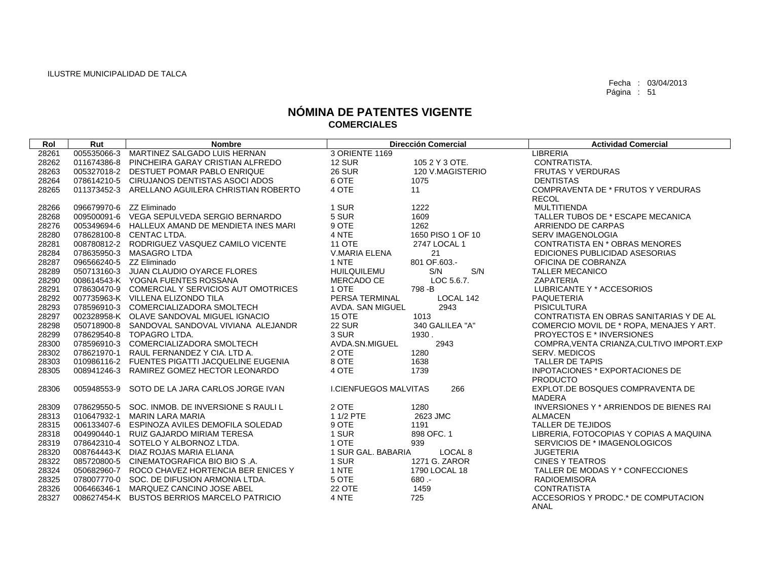ILUSTRE MUNICIPALIDAD DE TALCA

Fecha : 03/04/2013

# NÓMINA DE PATENTES VIGENTE
## COMERCIALES

| Rol | Rut | Nombre | Dirección Comercial | | Actividad Comercial |
|---|---|---|---|---|---|
| 28261 | 005535066-3 | MARTINEZ SALGADO LUIS HERNAN | 3 ORIENTE 1169 | | LIBRERIA |
| 28262 | 011674386-8 | PINCHEIRA GARAY CRISTIAN ALFREDO | 12 SUR | 105 2 Y 3 OTE. | CONTRATISTA. |
| 28263 | 005327018-2 | DESTUET POMAR PABLO ENRIQUE | 26 SUR | 120 V.MAGISTERIO | FRUTAS Y VERDURAS |
| 28264 | 078614210-5 | CIRUJANOS DENTISTAS ASOCI ADOS | 6 OTE | 1075 | DENTISTAS |
| 28265 | 011373452-3 | ARELLANO AGUILERA CHRISTIAN ROBERTO | 4 OTE | 11 | COMPRAVENTA DE * FRUTOS Y VERDURAS RECOL |
| 28266 | 096679970-6 | ZZ Eliminado | 1 SUR | 1222 | MULTITIENDA |
| 28268 | 009500091-6 | VEGA SEPULVEDA SERGIO BERNARDO | 5 SUR | 1609 | TALLER TUBOS DE * ESCAPE MECANICA |
| 28276 | 005349694-6 | HALLEUX AMAND DE MENDIETA INES MARI | 9 OTE | 1262 | ARRIENDO DE CARPAS |
| 28280 | 078628100-8 | CENTAC LTDA. | 4 NTE | 1650 PISO 1 OF 10 | SERV IMAGENOLOGIA |
| 28281 | 008780812-2 | RODRIGUEZ VASQUEZ CAMILO VICENTE | 11 OTE | 2747 LOCAL 1 | CONTRATISTA EN * OBRAS MENORES |
| 28284 | 078635950-3 | MASAGRO LTDA | V.MARIA ELENA | 21 | EDICIONES PUBLICIDAD ASESORIAS |
| 28287 | 096566240-5 | ZZ Eliminado | 1 NTE | 801 OF.603.- | OFICINA DE COBRANZA |
| 28289 | 050713160-3 | JUAN CLAUDIO OYARCE FLORES | HUILQUILEMU | S/N S/N | TALLER MECANICO |
| 28290 | 008614543-K | YOGNA FUENTES ROSSANA | MERCADO CE | LOC 5.6.7. | ZAPATERIA |
| 28291 | 078630470-9 | COMERCIAL Y SERVICIOS AUT OMOTRICES | 1 OTE | 798 -B | LUBRICANTE Y * ACCESORIOS |
| 28292 | 007735963-K | VILLENA ELIZONDO TILA | PERSA TERMINAL | LOCAL 142 | PAQUETERIA |
| 28293 | 078596910-3 | COMERCIALIZADORA SMOLTECH | AVDA. SAN MIGUEL | 2943 | PISICULTURA |
| 28297 | 002328958-K | OLAVE SANDOVAL MIGUEL IGNACIO | 15 OTE | 1013 | CONTRATISTA EN OBRAS SANITARIAS Y DE AL |
| 28298 | 050718900-8 | SANDOVAL SANDOVAL VIVIANA ALEJANDR | 22 SUR | 340 GALILEA "A" | COMERCIO MOVIL DE * ROPA, MENAJES Y ART. |
| 28299 | 078629540-8 | TOPAGRO LTDA. | 3 SUR | 1930 . | PROYECTOS E * INVERSIONES |
| 28300 | 078596910-3 | COMERCIALIZADORA SMOLTECH | AVDA.SN.MIGUEL | 2943 | COMPRA,VENTA CRIANZA,CULTIVO IMPORT.EXP |
| 28302 | 078621970-1 | RAUL FERNANDEZ Y CIA. LTD A. | 2 OTE | 1280 | SERV. MEDICOS |
| 28303 | 010986116-2 | FUENTES PIGATTI JACQUELINE EUGENIA | 8 OTE | 1638 | TALLER DE TAPIS |
| 28305 | 008941246-3 | RAMIREZ GOMEZ HECTOR LEONARDO | 4 OTE | 1739 | INPOTACIONES * EXPORTACIONES DE PRODUCTO |
| 28306 | 005948553-9 | SOTO DE LA JARA CARLOS JORGE IVAN | I.CIENFUEGOS MALVITAS | 266 | EXPLOT.DE BOSQUES COMPRAVENTA DE MADERA |
| 28309 | 078629550-5 | SOC. INMOB. DE INVERSIONE S RAULI L | 2 OTE | 1280 | INVERSIONES Y * ARRIENDOS DE BIENES RAI |
| 28313 | 010647932-1 | MARIN LARA MARIA | 1 1/2 PTE | 2623 JMC | ALMACEN |
| 28315 | 006133407-6 | ESPINOZA AVILES DEMOFILA SOLEDAD | 9 OTE | 1191 | TALLER DE TEJIDOS |
| 28318 | 004990440-1 | RUIZ GAJARDO MIRIAM TERESA | 1 SUR | 898 OFC. 1 | LIBRERIA, FOTOCOPIAS Y COPIAS A MAQUINA |
| 28319 | 078642310-4 | SOTELO Y ALBORNOZ LTDA. | 1 OTE | 939 | SERVICIOS DE * IMAGENOLOGICOS |
| 28320 | 008764443-K | DIAZ ROJAS MARIA ELIANA | 1 SUR GAL. BABARIA | LOCAL 8 | JUGETERIA |
| 28322 | 085720800-5 | CINEMATOGRAFICA BIO BIO S .A. | 1 SUR | 1271 G. ZAROR | CINES Y TEATROS |
| 28324 | 050682960-7 | ROCO CHAVEZ HORTENCIA BER ENICES Y | 1 NTE | 1790 LOCAL 18 | TALLER DE MODAS Y * CONFECCIONES |
| 28325 | 078007770-0 | SOC. DE DIFUSION ARMONIA LTDA. | 5 OTE | 680 .- | RADIOEMISORA |
| 28326 | 006466346-1 | MARQUEZ CANCINO JOSE ABEL | 22 OTE | 1459 | CONTRATISTA |
| 28327 | 008627454-K | BUSTOS BERRIOS MARCELO PATRICIO | 4 NTE | 725 | ACCESORIOS Y PRODC.* DE COMPUTACION ANAL |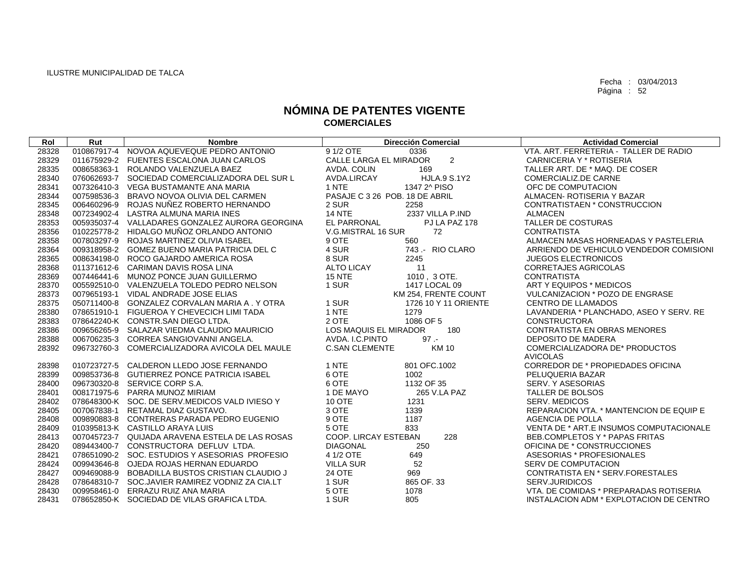ILUSTRE MUNICIPALIDAD DE TALCA

Fecha : 03/04/2013
Página : 52

# NÓMINA DE PATENTES VIGENTE
## COMERCIALES

| Rol | Rut | Nombre | Dirección Comercial | Actividad Comercial |
|---|---|---|---|---|
| 28328 | 010867917-4 | NOVOA AQUEVEQUE PEDRO ANTONIO | 9 1/2 OTE 0336 | VTA. ART. FERRETERIA - TALLER DE RADIO |
| 28329 | 011675929-2 | FUENTES ESCALONA JUAN CARLOS | CALLE LARGA EL MIRADOR 2 | CARNICERIA Y * ROTISERIA |
| 28335 | 008658363-1 | ROLANDO VALENZUELA BAEZ | AVDA. COLIN 169 | TALLER ART. DE * MAQ. DE COSER |
| 28340 | 076062693-7 | SOCIEDAD COMERCIALIZADORA DEL SUR L | AVDA.LIRCAY HJLA.9 S.1Y2 | COMERCIALIZ.DE CARNE |
| 28341 | 007326410-3 | VEGA BUSTAMANTE ANA MARIA | 1 NTE 1347 2^ PISO | OFC DE COMPUTACION |
| 28344 | 007598536-3 | BRAVO NOVOA OLIVIA DEL CARMEN | PASAJE C 3 26 POB. 18 DE ABRIL | ALMACEN- ROTISERIA Y BAZAR |
| 28345 | 006460296-9 | ROJAS NUÑEZ ROBERTO HERNANDO | 2 SUR 2258 | CONTRATISTAEN * CONSTRUCCION |
| 28348 | 007234902-4 | LASTRA ALMUNA MARIA INES | 14 NTE 2337 VILLA P.IND | ALMACEN |
| 28353 | 005935037-4 | VALLADARES GONZALEZ AURORA GEORGINA | EL PARRONAL PJ LA PAZ 178 | TALLER DE COSTURAS |
| 28356 | 010225778-2 | HIDALGO MUÑOZ ORLANDO ANTONIO | V.G.MISTRAL 16 SUR 72 | CONTRATISTA |
| 28358 | 007803297-9 | ROJAS MARTINEZ OLIVIA ISABEL | 9 OTE 560 | ALMACEN MASAS HORNEADAS Y PASTELERIA |
| 28364 | 009318958-2 | GOMEZ BUENO MARIA PATRICIA DEL C | 4 SUR 743 .- RIO CLARO | ARRIENDO DE VEHICULO VENDEDOR COMISIONI |
| 28365 | 008634198-0 | ROCO GAJARDO AMERICA ROSA | 8 SUR 2245 | JUEGOS ELECTRONICOS |
| 28368 | 011371612-6 | CARIMAN DAVIS ROSA LINA | ALTO LICAY 11 | CORRETAJES AGRICOLAS |
| 28369 | 007446441-6 | MUNOZ PONCE JUAN GUILLERMO | 15 NTE 1010 , 3 OTE. | CONTRATISTA |
| 28370 | 005592510-0 | VALENZUELA TOLEDO PEDRO NELSON | 1 SUR 1417 LOCAL 09 | ART Y EQUIPOS * MEDICOS |
| 28373 | 007965193-1 | VIDAL ANDRADE JOSE ELIAS | KM 254, FRENTE COUNT | VULCANIZACION * POZO DE ENGRASE |
| 28375 | 050711400-8 | GONZALEZ CORVALAN MARIA A . Y OTRA | 1 SUR 1726 10 Y 11 ORIENTE | CENTRO DE LLAMADOS |
| 28380 | 078651910-1 | FIGUEROA Y CHEVECICH LIMI TADA | 1 NTE 1279 | LAVANDERIA * PLANCHADO, ASEO Y SERV. RE |
| 28383 | 078642240-K | CONSTR.SAN DIEGO LTDA. | 2 OTE 1086 OF 5 | CONSTRUCTORA |
| 28386 | 009656265-9 | SALAZAR VIEDMA CLAUDIO MAURICIO | LOS MAQUIS EL MIRADOR 180 | CONTRATISTA EN OBRAS MENORES |
| 28388 | 006706235-3 | CORREA SANGIOVANNI ANGELA. | AVDA. I.C.PINTO 97 .- | DEPOSITO DE MADERA |
| 28392 | 096732760-3 | COMERCIALIZADORA AVICOLA DEL MAULE | C.SAN CLEMENTE KM 10 | COMERCIALIZADORA DE* PRODUCTOS AVICOLAS |
| 28398 | 010723727-5 | CALDERON LLEDO JOSE FERNANDO | 1 NTE 801 OFC.1002 | CORREDOR DE * PROPIEDADES OFICINA |
| 28399 | 009853736-8 | GUTIERREZ PONCE PATRICIA ISABEL | 6 OTE 1002 | PELUQUERIA BAZAR |
| 28400 | 096730320-8 | SERVICE CORP S.A. | 6 OTE 1132 OF 35 | SERV. Y ASESORIAS |
| 28401 | 008171975-6 | PARRA MUNOZ MIRIAM | 1 DE MAYO 265 V.LA PAZ | TALLER DE BOLSOS |
| 28402 | 078648300-K | SOC. DE SERV.MEDICOS VALD IVIESO Y | 10 OTE 1231 | SERV. MEDICOS |
| 28405 | 007067838-1 | RETAMAL DIAZ GUSTAVO. | 3 OTE 1339 | REPARACION VTA. * MANTENCION DE EQUIP E |
| 28408 | 009890883-8 | CONTRERAS PARADA PEDRO EUGENIO | 9 OTE 1187 | AGENCIA DE POLLA |
| 28409 | 010395813-K | CASTILLO ARAYA LUIS | 5 OTE 833 | VENTA DE * ART.E INSUMOS COMPUTACIONALE |
| 28413 | 007045723-7 | QUIJADA ARAVENA ESTELA DE LAS ROSAS | COOP. LIRCAY ESTEBAN 228 | BEB.COMPLETOS Y * PAPAS FRITAS |
| 28420 | 089443400-7 | CONSTRUCTORA DEFLUV LTDA. | DIAGONAL 250 | OFICINA DE * CONSTRUCCIONES |
| 28421 | 078651090-2 | SOC. ESTUDIOS Y ASESORIAS PROFESIO | 4 1/2 OTE 649 | ASESORIAS * PROFESIONALES |
| 28424 | 009943646-8 | OJEDA ROJAS HERNAN EDUARDO | VILLA SUR 52 | SERV DE COMPUTACION |
| 28427 | 009469088-9 | BOBADILLA BUSTOS CRISTIAN CLAUDIO J | 24 OTE 969 | CONTRATISTA EN * SERV.FORESTALES |
| 28428 | 078648310-7 | SOC.JAVIER RAMIREZ VODNIZ ZA CIA.LT | 1 SUR 865 OF. 33 | SERV.JURIDICOS |
| 28430 | 009958461-0 | ERRAZU RUIZ ANA MARIA | 5 OTE 1078 | VTA. DE COMIDAS * PREPARADAS ROTISERIA |
| 28431 | 078652850-K | SOCIEDAD DE VILAS GRAFICA LTDA. | 1 SUR 805 | INSTALACION ADM * EXPLOTACION DE CENTRO |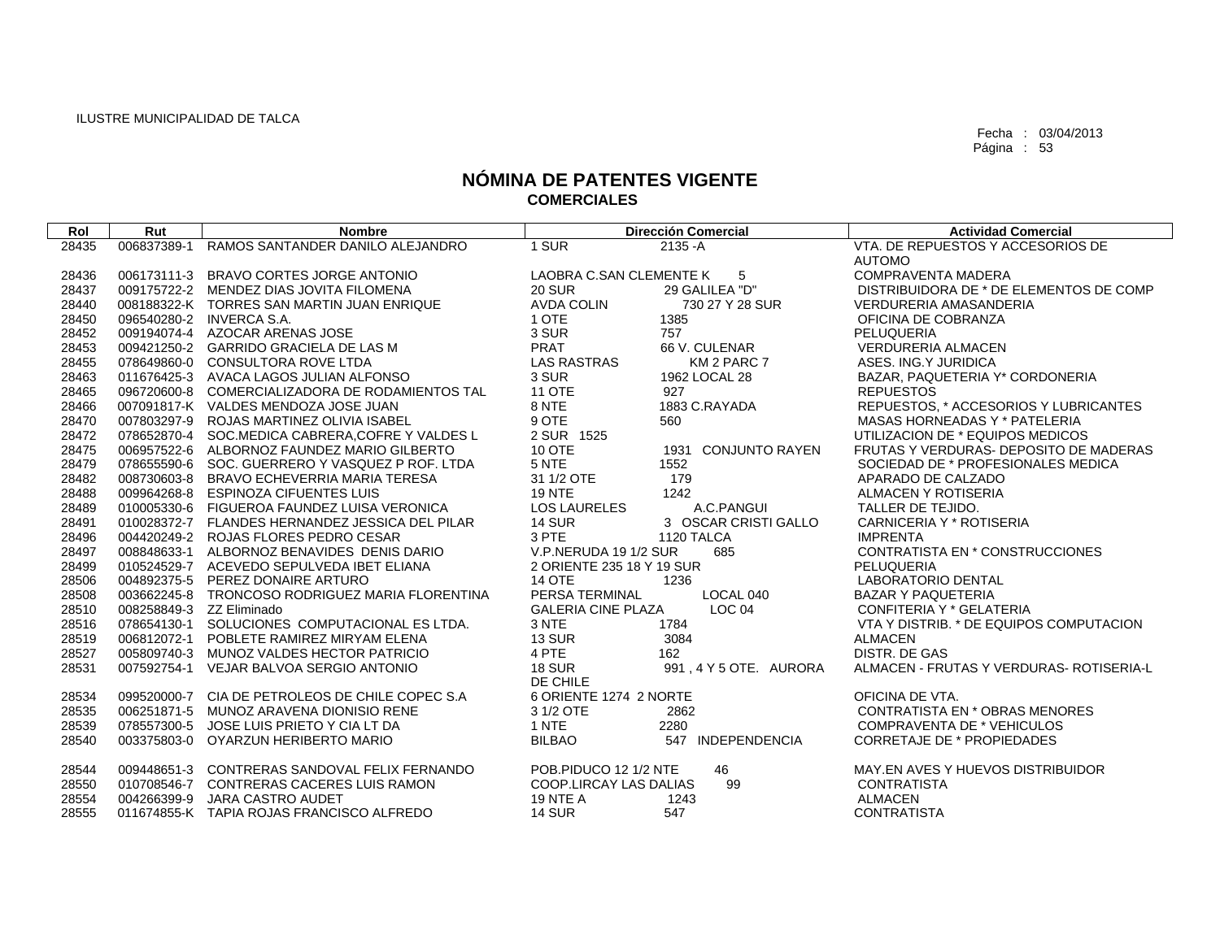ILUSTRE MUNICIPALIDAD DE TALCA

Fecha : 03/04/2013
Página : 53

# NÓMINA DE PATENTES VIGENTE
## COMERCIALES

| Rol | Rut | Nombre | Dirección Comercial | Actividad Comercial |
|---|---|---|---|---|
| 28435 | 006837389-1 | RAMOS SANTANDER DANILO ALEJANDRO | 1 SUR 2135 -A | VTA. DE REPUESTOS Y ACCESORIOS DE AUTOMO |
| 28436 | 006173111-3 | BRAVO CORTES JORGE ANTONIO | LAOBRA C.SAN CLEMENTE K 5 | COMPRAVENTA MADERA |
| 28437 | 009175722-2 | MENDEZ DIAS JOVITA FILOMENA | 20 SUR 29 GALILEA "D" | DISTRIBUIDORA DE * DE ELEMENTOS DE COMP |
| 28440 | 008188322-K | TORRES SAN MARTIN JUAN ENRIQUE | AVDA COLIN 730 27 Y 28 SUR | VERDURERIA AMASANDERIA |
| 28450 | 096540280-2 | INVERCA S.A. | 1 OTE 1385 | OFICINA DE COBRANZA |
| 28452 | 009194074-4 | AZOCAR ARENAS JOSE | 3 SUR 757 | PELUQUERIA |
| 28453 | 009421250-2 | GARRIDO GRACIELA DE LAS M | PRAT 66 V. CULENAR | VERDURERIA ALMACEN |
| 28455 | 078649860-0 | CONSULTORA ROVE LTDA | LAS RASTRAS KM 2 PARC 7 | ASES. ING.Y JURIDICA |
| 28463 | 011676425-3 | AVACA LAGOS JULIAN ALFONSO | 3 SUR 1962 LOCAL 28 | BAZAR, PAQUETERIA Y* CORDONERIA |
| 28465 | 096720600-8 | COMERCIALIZADORA DE RODAMIENTOS TAL | 11 OTE 927 | REPUESTOS |
| 28466 | 007091817-K | VALDES MENDOZA JOSE JUAN | 8 NTE 1883 C.RAYADA | REPUESTOS, * ACCESORIOS Y LUBRICANTES |
| 28470 | 007803297-9 | ROJAS MARTINEZ OLIVIA ISABEL | 9 OTE 560 | MASAS HORNEADAS Y * PATELERIA |
| 28472 | 078652870-4 | SOC.MEDICA CABRERA,COFRE Y VALDES L | 2 SUR 1525 | UTILIZACION DE * EQUIPOS MEDICOS |
| 28475 | 006957522-6 | ALBORNOZ FAUNDEZ MARIO GILBERTO | 10 OTE 1931 CONJUNTO RAYEN | FRUTAS Y VERDURAS- DEPOSITO DE MADERAS |
| 28479 | 078655590-6 | SOC. GUERRERO Y VASQUEZ P ROF. LTDA | 5 NTE 1552 | SOCIEDAD DE * PROFESIONALES MEDICA |
| 28482 | 008730603-8 | BRAVO ECHEVERRIA MARIA TERESA | 31 1/2 OTE 179 | APARADO DE CALZADO |
| 28488 | 009964268-8 | ESPINOZA CIFUENTES LUIS | 19 NTE 1242 | ALMACEN Y ROTISERIA |
| 28489 | 010005330-6 | FIGUEROA FAUNDEZ LUISA VERONICA | LOS LAURELES A.C.PANGUI | TALLER DE TEJIDO. |
| 28491 | 010028372-7 | FLANDES HERNANDEZ JESSICA DEL PILAR | 14 SUR 3 OSCAR CRISTI GALLO | CARNICERIA Y * ROTISERIA |
| 28496 | 004420249-2 | ROJAS FLORES PEDRO CESAR | 3 PTE 1120 TALCA | IMPRENTA |
| 28497 | 008848633-1 | ALBORNOZ BENAVIDES DENIS DARIO | V.P.NERUDA 19 1/2 SUR 685 | CONTRATISTA EN * CONSTRUCCIONES |
| 28499 | 010524529-7 | ACEVEDO SEPULVEDA IBET ELIANA | 2 ORIENTE 235 18 Y 19 SUR | PELUQUERIA |
| 28506 | 004892375-5 | PEREZ DONAIRE ARTURO | 14 OTE 1236 | LABORATORIO DENTAL |
| 28508 | 003662245-8 | TRONCOSO RODRIGUEZ MARIA FLORENTINA | PERSA TERMINAL LOCAL 040 | BAZAR Y PAQUETERIA |
| 28510 | 008258849-3 | ZZ Eliminado | GALERIA CINE PLAZA LOC 04 | CONFITERIA Y * GELATERIA |
| 28516 | 078654130-1 | SOLUCIONES COMPUTACIONAL ES LTDA. | 3 NTE 1784 | VTA Y DISTRIB. * DE EQUIPOS COMPUTACION |
| 28519 | 006812072-1 | POBLETE RAMIREZ MIRYAM ELENA | 13 SUR 3084 | ALMACEN |
| 28527 | 005809740-3 | MUNOZ VALDES HECTOR PATRICIO | 4 PTE 162 | DISTR. DE GAS |
| 28531 | 007592754-1 | VEJAR BALVOA SERGIO ANTONIO | 18 SUR 991 , 4 Y 5 OTE. AURORA DE CHILE | ALMACEN - FRUTAS Y VERDURAS- ROTISERIA-L |
| 28534 | 099520000-7 | CIA DE PETROLEOS DE CHILE COPEC S.A | 6 ORIENTE 1274 2 NORTE | OFICINA DE VTA. |
| 28535 | 006251871-5 | MUNOZ ARAVENA DIONISIO RENE | 3 1/2 OTE 2862 | CONTRATISTA EN * OBRAS MENORES |
| 28539 | 078557300-5 | JOSE LUIS PRIETO Y CIA LT DA | 1 NTE 2280 | COMPRAVENTA DE * VEHICULOS |
| 28540 | 003375803-0 | OYARZUN HERIBERTO MARIO | BILBAO 547 INDEPENDENCIA | CORRETAJE DE * PROPIEDADES |
| 28544 | 009448651-3 | CONTRERAS SANDOVAL FELIX FERNANDO | POB.PIDUCO 12 1/2 NTE 46 | MAY.EN AVES Y HUEVOS DISTRIBUIDOR |
| 28550 | 010708546-7 | CONTRERAS CACERES LUIS RAMON | COOP.LIRCAY LAS DALIAS 99 | CONTRATISTA |
| 28554 | 004266399-9 | JARA CASTRO AUDET | 19 NTE A 1243 | ALMACEN |
| 28555 | 011674855-K | TAPIA ROJAS FRANCISCO ALFREDO | 14 SUR 547 | CONTRATISTA |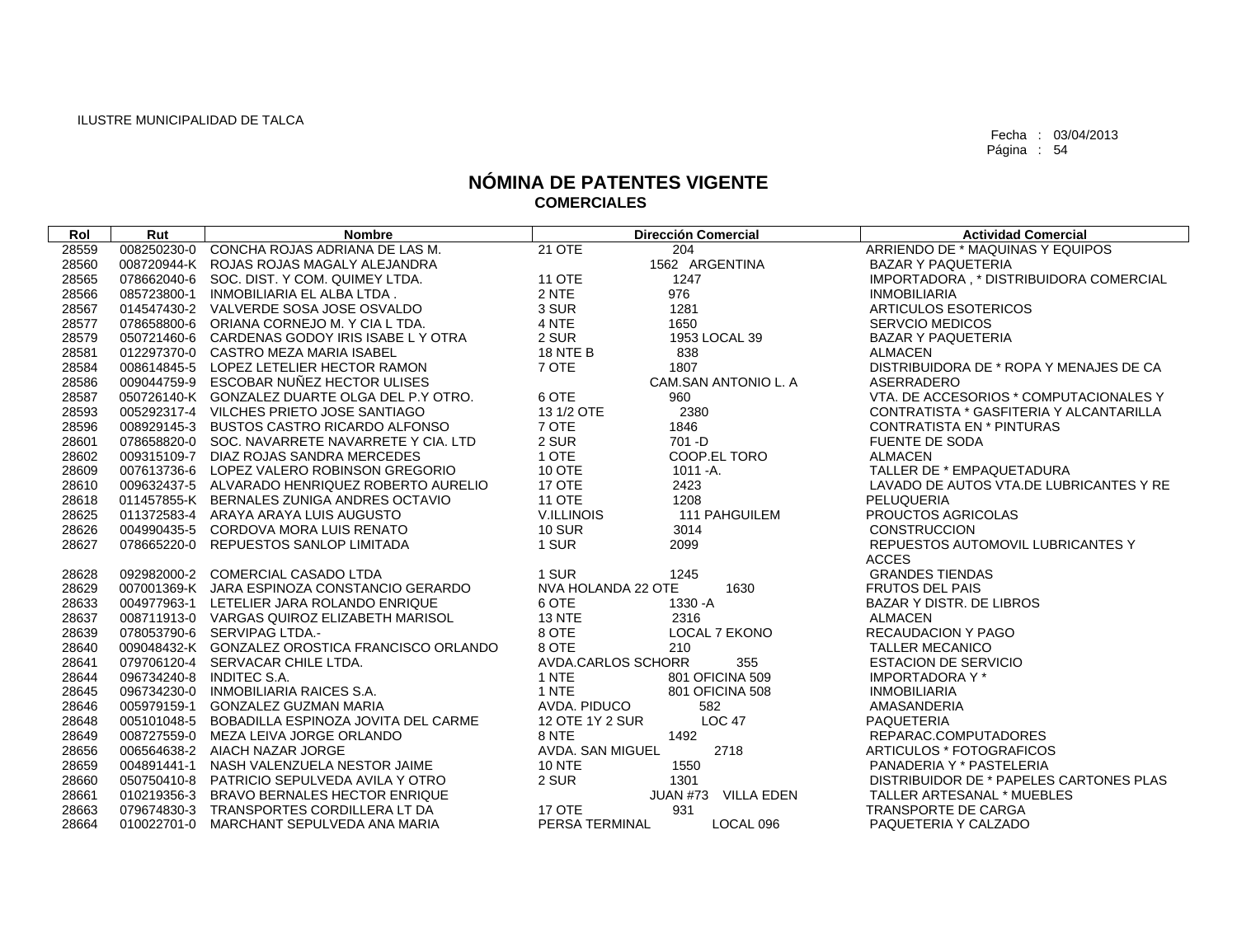ILUSTRE MUNICIPALIDAD DE TALCA

Fecha : 03/04/2013

# NÓMINA DE PATENTES VIGENTE
## COMERCIALES

| Rol | Rut | Nombre | Dirección Comercial | Actividad Comercial |
|---|---|---|---|---|
| 28559 | 008250230-0 | CONCHA ROJAS ADRIANA DE LAS M. | 21 OTE 204 | ARRIENDO DE * MAQUINAS Y EQUIPOS |
| 28560 | 008720944-K | ROJAS ROJAS MAGALY ALEJANDRA | 1562 ARGENTINA | BAZAR Y PAQUETERIA |
| 28565 | 078662040-6 | SOC. DIST. Y COM. QUIMEY LTDA. | 11 OTE 1247 | IMPORTADORA , * DISTRIBUIDORA COMERCIAL |
| 28566 | 085723800-1 | INMOBILIARIA EL ALBA LTDA . | 2 NTE 976 | INMOBILIARIA |
| 28567 | 014547430-2 | VALVERDE SOSA JOSE OSVALDO | 3 SUR 1281 | ARTICULOS ESOTERICOS |
| 28577 | 078658800-6 | ORIANA CORNEJO M. Y CIA L TDA. | 4 NTE 1650 | SERVCIO MEDICOS |
| 28579 | 050721460-6 | CARDENAS GODOY IRIS ISABE L Y OTRA | 2 SUR 1953 LOCAL 39 | BAZAR Y PAQUETERIA |
| 28581 | 012297370-0 | CASTRO MEZA MARIA ISABEL | 18 NTE B 838 | ALMACEN |
| 28584 | 008614845-5 | LOPEZ LETELIER HECTOR RAMON | 7 OTE 1807 | DISTRIBUIDORA DE * ROPA Y MENAJES DE CA |
| 28586 | 009044759-9 | ESCOBAR NUÑEZ HECTOR ULISES | CAM.SAN ANTONIO L. A | ASERRADERO |
| 28587 | 050726140-K | GONZALEZ DUARTE OLGA DEL P.Y OTRO. | 6 OTE 960 | VTA. DE ACCESORIOS * COMPUTACIONALES Y |
| 28593 | 005292317-4 | VILCHES PRIETO JOSE SANTIAGO | 13 1/2 OTE 2380 | CONTRATISTA * GASFITERIA Y ALCANTARILLA |
| 28596 | 008929145-3 | BUSTOS CASTRO RICARDO ALFONSO | 7 OTE 1846 | CONTRATISTA EN * PINTURAS |
| 28601 | 078658820-0 | SOC. NAVARRETE NAVARRETE Y CIA. LTD | 2 SUR 701 -D | FUENTE DE SODA |
| 28602 | 009315109-7 | DIAZ ROJAS SANDRA MERCEDES | 1 OTE COOP.EL TORO | ALMACEN |
| 28609 | 007613736-6 | LOPEZ VALERO ROBINSON GREGORIO | 10 OTE 1011 -A. | TALLER DE * EMPAQUETADURA |
| 28610 | 009632437-5 | ALVARADO HENRIQUEZ ROBERTO AURELIO | 17 OTE 2423 | LAVADO DE AUTOS VTA.DE LUBRICANTES Y RE |
| 28618 | 011457855-K | BERNALES ZUNIGA ANDRES OCTAVIO | 11 OTE 1208 | PELUQUERIA |
| 28625 | 011372583-4 | ARAYA ARAYA LUIS AUGUSTO | V.ILLINOIS 111 PAHGUILEM | PROUCTOS AGRICOLAS |
| 28626 | 004990435-5 | CORDOVA MORA LUIS RENATO | 10 SUR 3014 | CONSTRUCCION |
| 28627 | 078665220-0 | REPUESTOS SANLOP LIMITADA | 1 SUR 2099 | REPUESTOS AUTOMOVIL LUBRICANTES Y ACCES |
| 28628 | 092982000-2 | COMERCIAL CASADO LTDA | 1 SUR 1245 | GRANDES TIENDAS |
| 28629 | 007001369-K | JARA ESPINOZA CONSTANCIO GERARDO | NVA HOLANDA 22 OTE 1630 | FRUTOS DEL PAIS |
| 28633 | 004977963-1 | LETELIER JARA ROLANDO ENRIQUE | 6 OTE 1330 -A | BAZAR Y DISTR. DE LIBROS |
| 28637 | 008711913-0 | VARGAS QUIROZ ELIZABETH MARISOL | 13 NTE 2316 | ALMACEN |
| 28639 | 078053790-6 | SERVIPAG LTDA.- | 8 OTE LOCAL 7 EKONO | RECAUDACION Y PAGO |
| 28640 | 009048432-K | GONZALEZ OROSTICA FRANCISCO ORLANDO | 8 OTE 210 | TALLER MECANICO |
| 28641 | 079706120-4 | SERVACAR CHILE LTDA. | AVDA.CARLOS SCHORR 355 | ESTACION DE SERVICIO |
| 28644 | 096734240-8 | INDITEC S.A. | 1 NTE 801 OFICINA 509 | IMPORTADORA Y * |
| 28645 | 096734230-0 | INMOBILIARIA RAICES S.A. | 1 NTE 801 OFICINA 508 | INMOBILIARIA |
| 28646 | 005979159-1 | GONZALEZ GUZMAN MARIA | AVDA. PIDUCO 582 | AMASANDERIA |
| 28648 | 005101048-5 | BOBADILLA ESPINOZA JOVITA DEL CARME | 12 OTE 1Y 2 SUR LOC 47 | PAQUETERIA |
| 28649 | 008727559-0 | MEZA LEIVA JORGE ORLANDO | 8 NTE 1492 | REPARAC.COMPUTADORES |
| 28656 | 006564638-2 | AIACH NAZAR JORGE | AVDA. SAN MIGUEL 2718 | ARTICULOS * FOTOGRAFICOS |
| 28659 | 004891441-1 | NASH VALENZUELA NESTOR JAIME | 10 NTE 1550 | PANADERIA Y * PASTELERIA |
| 28660 | 050750410-8 | PATRICIO SEPULVEDA AVILA Y OTRO | 2 SUR 1301 | DISTRIBUIDOR DE * PAPELES CARTONES PLAS |
| 28661 | 010219356-3 | BRAVO BERNALES HECTOR ENRIQUE | JUAN #73 VILLA EDEN | TALLER ARTESANAL * MUEBLES |
| 28663 | 079674830-3 | TRANSPORTES CORDILLERA LT DA | 17 OTE 931 | TRANSPORTE DE CARGA |
| 28664 | 010022701-0 | MARCHANT SEPULVEDA ANA MARIA | PERSA TERMINAL LOCAL 096 | PAQUETERIA Y CALZADO |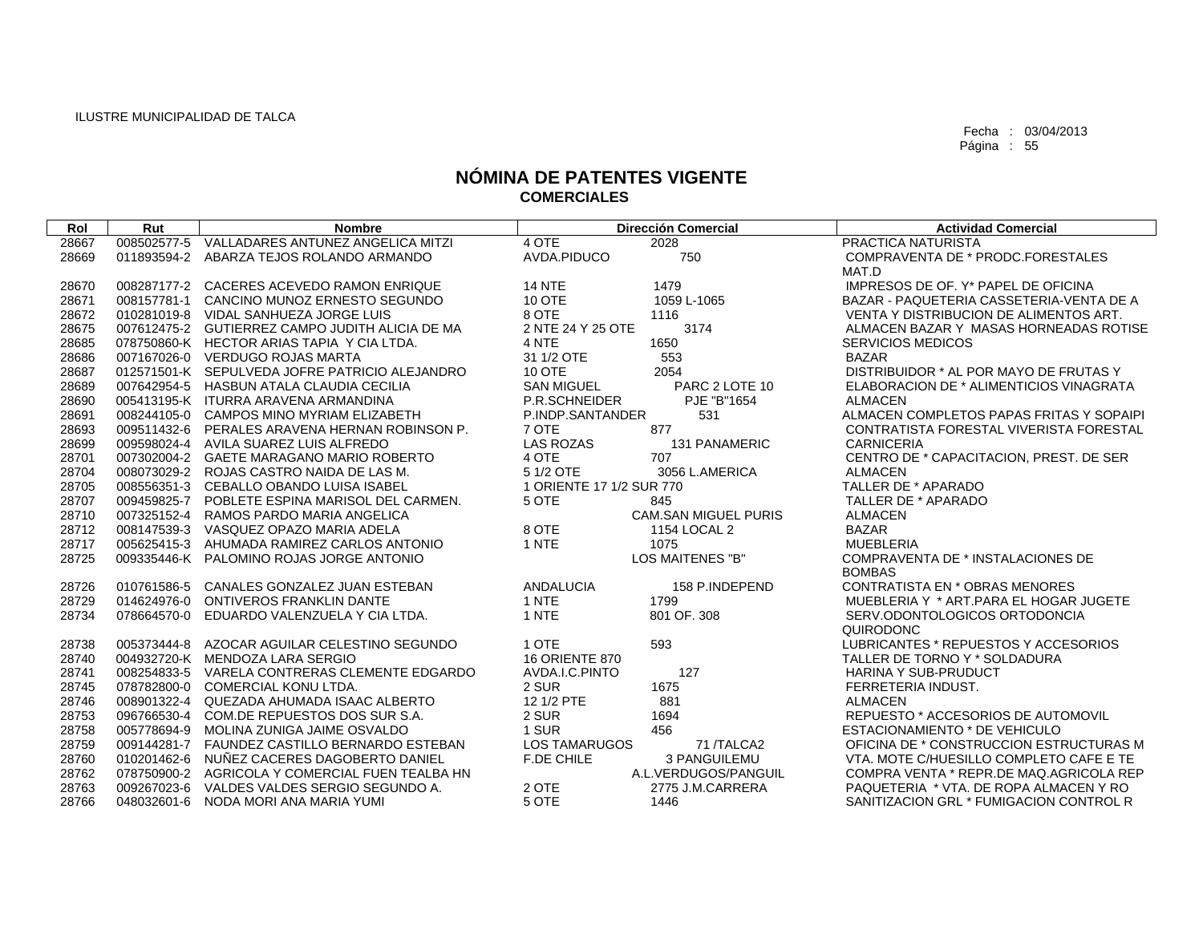ILUSTRE MUNICIPALIDAD DE TALCA

Fecha : 03/04/2013

# NÓMINA DE PATENTES VIGENTE
## COMERCIALES

| Rol | Rut | Nombre | Dirección Comercial | | Actividad Comercial |
|---|---|---|---|---|---|
| 28667 | 008502577-5 | VALLADARES ANTUNEZ ANGELICA MITZI | 4 OTE | 2028 | PRACTICA NATURISTA |
| 28669 | 011893594-2 | ABARZA TEJOS ROLANDO ARMANDO | AVDA.PIDUCO | 750 | COMPRAVENTA DE * PRODC.FORESTALES MAT.D |
| 28670 | 008287177-2 | CACERES ACEVEDO RAMON ENRIQUE | 14 NTE | 1479 | IMPRESOS DE OF. Y* PAPEL DE OFICINA |
| 28671 | 008157781-1 | CANCINO MUNOZ ERNESTO SEGUNDO | 10 OTE | 1059 L-1065 | BAZAR - PAQUETERIA CASSETERIA-VENTA DE A |
| 28672 | 010281019-8 | VIDAL SANHUEZA JORGE LUIS | 8 OTE | 1116 | VENTA Y DISTRIBUCION DE ALIMENTOS ART. |
| 28675 | 007612475-2 | GUTIERREZ CAMPO JUDITH ALICIA DE MA | 2 NTE 24 Y 25 OTE | 3174 | ALMACEN BAZAR Y MASAS HORNEADAS ROTISE |
| 28685 | 078750860-K | HECTOR ARIAS TAPIA Y CIA LTDA. | 4 NTE | 1650 | SERVICIOS MEDICOS |
| 28686 | 007167026-0 | VERDUGO ROJAS MARTA | 31 1/2 OTE | 553 | BAZAR |
| 28687 | 012571501-K | SEPULVEDA JOFRE PATRICIO ALEJANDRO | 10 OTE | 2054 | DISTRIBUIDOR * AL POR MAYO DE FRUTAS Y |
| 28689 | 007642954-5 | HASBUN ATALA CLAUDIA CECILIA | SAN MIGUEL | PARC 2 LOTE 10 | ELABORACION DE * ALIMENTICIOS VINAGRATA |
| 28690 | 005413195-K | ITURRA ARAVENA ARMANDINA | P.R.SCHNEIDER | PJE "B"1654 | ALMACEN |
| 28691 | 008244105-0 | CAMPOS MINO MYRIAM ELIZABETH | P.INDP.SANTANDER | 531 | ALMACEN COMPLETOS PAPAS FRITAS Y SOPAIPI |
| 28693 | 009511432-6 | PERALES ARAVENA HERNAN ROBINSON P. | 7 OTE | 877 | CONTRATISTA FORESTAL VIVERISTA FORESTAL |
| 28699 | 009598024-4 | AVILA SUAREZ LUIS ALFREDO | LAS ROZAS | 131 PANAMERIC | CARNICERIA |
| 28701 | 007302004-2 | GAETE MARAGANO MARIO ROBERTO | 4 OTE | 707 | CENTRO DE * CAPACITACION, PREST. DE SER |
| 28704 | 008073029-2 | ROJAS CASTRO NAIDA DE LAS M. | 5 1/2 OTE | 3056 L.AMERICA | ALMACEN |
| 28705 | 008556351-3 | CEBALLO OBANDO LUISA ISABEL | 1 ORIENTE 17 1/2 SUR 770 | | TALLER DE * APARADO |
| 28707 | 009459825-7 | POBLETE ESPINA MARISOL DEL CARMEN. | 5 OTE | 845 | TALLER DE * APARADO |
| 28710 | 007325152-4 | RAMOS PARDO MARIA ANGELICA | | CAM.SAN MIGUEL PURIS | ALMACEN |
| 28712 | 008147539-3 | VASQUEZ OPAZO MARIA ADELA | 8 OTE | 1154 LOCAL 2 | BAZAR |
| 28717 | 005625415-3 | AHUMADA RAMIREZ CARLOS ANTONIO | 1 NTE | 1075 | MUEBLERIA |
| 28725 | 009335446-K | PALOMINO ROJAS JORGE ANTONIO | | LOS MAITENES "B" | COMPRAVENTA DE * INSTALACIONES DE BOMBAS |
| 28726 | 010761586-5 | CANALES GONZALEZ JUAN ESTEBAN | ANDALUCIA | 158 P.INDEPEND | CONTRATISTA EN * OBRAS MENORES |
| 28729 | 014624976-0 | ONTIVEROS FRANKLIN DANTE | 1 NTE | 1799 | MUEBLERIA Y * ART.PARA EL HOGAR JUGETE |
| 28734 | 078664570-0 | EDUARDO VALENZUELA Y CIA LTDA. | 1 NTE | 801 OF. 308 | SERV.ODONTOLOGICOS ORTODONCIA QUIRODONC |
| 28738 | 005373444-8 | AZOCAR AGUILAR CELESTINO SEGUNDO | 1 OTE | 593 | LUBRICANTES * REPUESTOS Y ACCESORIOS |
| 28740 | 004932720-K | MENDOZA LARA SERGIO | 16 ORIENTE 870 | | TALLER DE TORNO Y * SOLDADURA |
| 28741 | 008254833-5 | VARELA CONTRERAS CLEMENTE EDGARDO | AVDA.I.C.PINTO | 127 | HARINA Y SUB-PRUDUCT |
| 28745 | 078782800-0 | COMERCIAL KONU LTDA. | 2 SUR | 1675 | FERRETERIA INDUST. |
| 28746 | 008901322-4 | QUEZADA AHUMADA ISAAC ALBERTO | 12 1/2 PTE | 881 | ALMACEN |
| 28753 | 096766530-4 | COM.DE REPUESTOS DOS SUR S.A. | 2 SUR | 1694 | REPUESTO * ACCESORIOS DE AUTOMOVIL |
| 28758 | 005778694-9 | MOLINA ZUNIGA JAIME OSVALDO | 1 SUR | 456 | ESTACIONAMIENTO * DE VEHICULO |
| 28759 | 009144281-7 | FAUNDEZ CASTILLO BERNARDO ESTEBAN | LOS TAMARUGOS | 71 /TALCA2 | OFICINA DE * CONSTRUCCION ESTRUCTURAS M |
| 28760 | 010201462-6 | NUÑEZ CACERES DAGOBERTO DANIEL | F.DE CHILE | 3 PANGUILEMU | VTA. MOTE C/HUESILLO COMPLETO CAFE E TE |
| 28762 | 078750900-2 | AGRICOLA Y COMERCIAL FUEN TEALBA HN | | A.L.VERDUGOS/PANGUIL | COMPRA VENTA * REPR.DE MAQ.AGRICOLA REP |
| 28763 | 009267023-6 | VALDES VALDES SERGIO SEGUNDO A. | 2 OTE | 2775 J.M.CARRERA | PAQUETERIA * VTA. DE ROPA ALMACEN Y RO |
| 28766 | 048032601-6 | NODA MORI ANA MARIA YUMI | 5 OTE | 1446 | SANITIZACION GRL * FUMIGACION CONTROL R |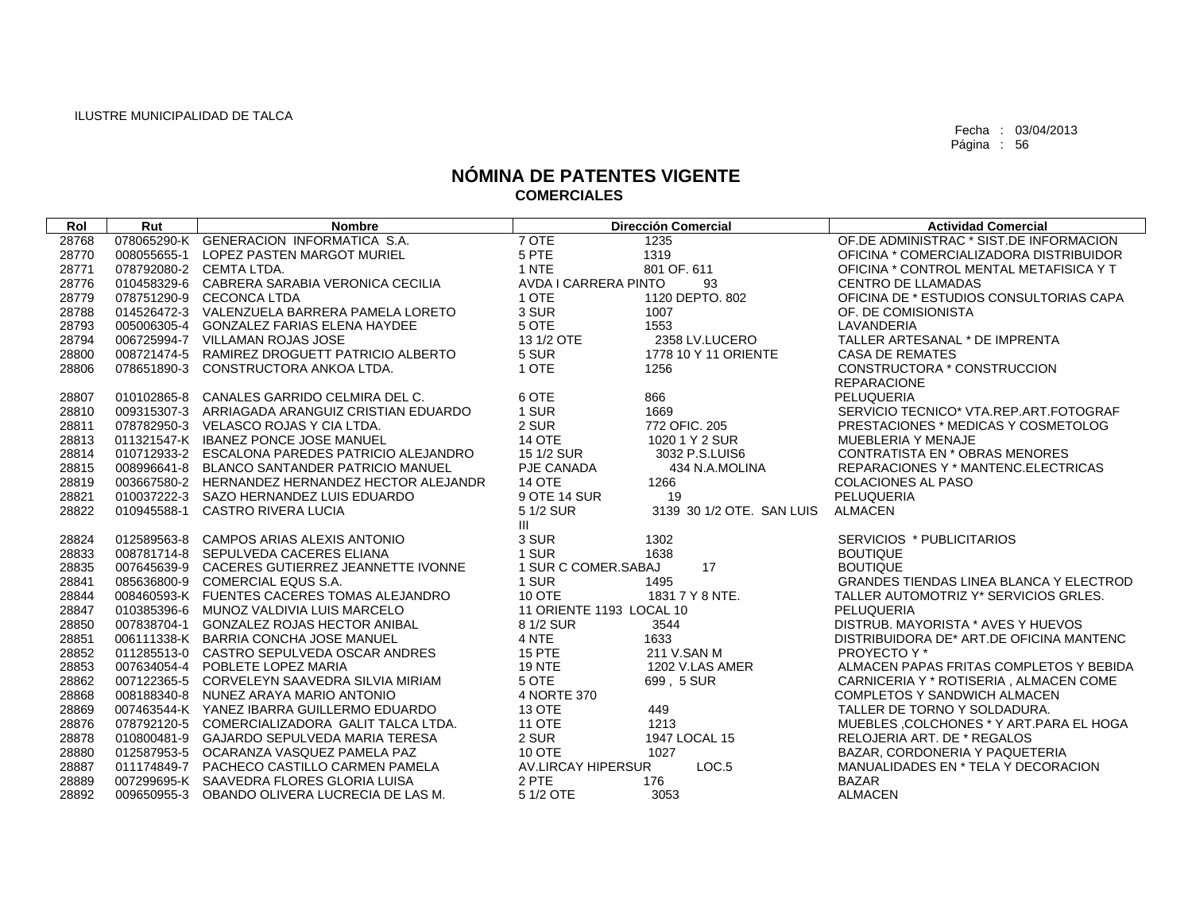ILUSTRE MUNICIPALIDAD DE TALCA

Fecha : 03/04/2013

# NÓMINA DE PATENTES VIGENTE
## COMERCIALES

| Rol | Rut | Nombre | Dirección Comercial | | Actividad Comercial |
|---|---|---|---|---|---|
| 28768 | 078065290-K | GENERACION INFORMATICA S.A. | 7 OTE | 1235 | OF.DE ADMINISTRAC * SIST.DE INFORMACION |
| 28770 | 008055655-1 | LOPEZ PASTEN MARGOT MURIEL | 5 PTE | 1319 | OFICINA * COMERCIALIZADORA DISTRIBUIDOR |
| 28771 | 078792080-2 | CEMTA LTDA. | 1 NTE | 801 OF. 611 | OFICINA * CONTROL MENTAL METAFISICA Y T |
| 28776 | 010458329-6 | CABRERA SARABIA VERONICA CECILIA | AVDA I CARRERA PINTO | 93 | CENTRO DE LLAMADAS |
| 28779 | 078751290-9 | CECONCA LTDA | 1 OTE | 1120 DEPTO. 802 | OFICINA DE * ESTUDIOS CONSULTORIAS CAPA |
| 28788 | 014526472-3 | VALENZUELA BARRERA PAMELA LORETO | 3 SUR | 1007 | OF. DE COMISIONISTA |
| 28793 | 005006305-4 | GONZALEZ FARIAS ELENA HAYDEE | 5 OTE | 1553 | LAVANDERIA |
| 28794 | 006725994-7 | VILLAMAN ROJAS JOSE | 13 1/2 OTE | 2358 LV.LUCERO | TALLER ARTESANAL * DE IMPRENTA |
| 28800 | 008721474-5 | RAMIREZ DROGUETT PATRICIO ALBERTO | 5 SUR | 1778 10 Y 11 ORIENTE | CASA DE REMATES |
| 28806 | 078651890-3 | CONSTRUCTORA ANKOA LTDA. | 1 OTE | 1256 | CONSTRUCTORA * CONSTRUCCION REPARACIONE |
| 28807 | 010102865-8 | CANALES GARRIDO CELMIRA DEL C. | 6 OTE | 866 | PELUQUERIA |
| 28810 | 009315307-3 | ARRIAGADA ARANGUIZ CRISTIAN EDUARDO | 1 SUR | 1669 | SERVICIO TECNICO* VTA.REP.ART.FOTOGRAF |
| 28811 | 078782950-3 | VELASCO ROJAS Y CIA LTDA. | 2 SUR | 772 OFIC. 205 | PRESTACIONES * MEDICAS Y COSMETOLOG |
| 28813 | 011321547-K | IBANEZ PONCE JOSE MANUEL | 14 OTE | 1020 1 Y 2 SUR | MUEBLERIA Y MENAJE |
| 28814 | 010712933-2 | ESCALONA PAREDES PATRICIO ALEJANDRO | 15 1/2 SUR | 3032 P.S.LUIS6 | CONTRATISTA EN * OBRAS MENORES |
| 28815 | 008996641-8 | BLANCO SANTANDER PATRICIO MANUEL | PJE CANADA | 434 N.A.MOLINA | REPARACIONES Y * MANTENC.ELECTRICAS |
| 28819 | 003667580-2 | HERNANDEZ HERNANDEZ HECTOR ALEJANDR | 14 OTE | 1266 | COLACIONES AL PASO |
| 28821 | 010037222-3 | SAZO HERNANDEZ LUIS EDUARDO | 9 OTE 14 SUR | 19 | PELUQUERIA |
| 28822 | 010945588-1 | CASTRO RIVERA LUCIA | 5 1/2 SUR | 3139 30 1/2 OTE. SAN LUIS III | ALMACEN |
| 28824 | 012589563-8 | CAMPOS ARIAS ALEXIS ANTONIO | 3 SUR | 1302 | SERVICIOS * PUBLICITARIOS |
| 28833 | 008781714-8 | SEPULVEDA CACERES ELIANA | 1 SUR | 1638 | BOUTIQUE |
| 28835 | 007645639-9 | CACERES GUTIERREZ JEANNETTE IVONNE | 1 SUR C COMER.SABAJ | 17 | BOUTIQUE |
| 28841 | 085636800-9 | COMERCIAL EQUS S.A. | 1 SUR | 1495 | GRANDES TIENDAS LINEA BLANCA Y ELECTROD |
| 28844 | 008460593-K | FUENTES CACERES TOMAS ALEJANDRO | 10 OTE | 1831 7 Y 8 NTE. | TALLER AUTOMOTRIZ Y* SERVICIOS GRLES. |
| 28847 | 010385396-6 | MUNOZ VALDIVIA LUIS MARCELO | 11 ORIENTE 1193 LOCAL 10 | | PELUQUERIA |
| 28850 | 007838704-1 | GONZALEZ ROJAS HECTOR ANIBAL | 8 1/2 SUR | 3544 | DISTRUB. MAYORISTA * AVES Y HUEVOS |
| 28851 | 006111338-K | BARRIA CONCHA JOSE MANUEL | 4 NTE | 1633 | DISTRIBUIDORA DE* ART.DE OFICINA MANTENC |
| 28852 | 011285513-0 | CASTRO SEPULVEDA OSCAR ANDRES | 15 PTE | 211 V.SAN M | PROYECTO Y * |
| 28853 | 007634054-4 | POBLETE LOPEZ MARIA | 19 NTE | 1202 V.LAS AMER | ALMACEN PAPAS FRITAS COMPLETOS Y BEBIDA |
| 28862 | 007122365-5 | CORVELEYN SAAVEDRA SILVIA MIRIAM | 5 OTE | 699 , 5 SUR | CARNICERIA Y * ROTISERIA , ALMACEN COME |
| 28868 | 008188340-8 | NUNEZ ARAYA MARIO ANTONIO | 4 NORTE 370 | | COMPLETOS Y SANDWICH ALMACEN |
| 28869 | 007463544-K | YANEZ IBARRA GUILLERMO EDUARDO | 13 OTE | 449 | TALLER DE TORNO Y SOLDADURA. |
| 28876 | 078792120-5 | COMERCIALIZADORA GALIT TALCA LTDA. | 11 OTE | 1213 | MUEBLES ,COLCHONES * Y ART.PARA EL HOGA |
| 28878 | 010800481-9 | GAJARDO SEPULVEDA MARIA TERESA | 2 SUR | 1947 LOCAL 15 | RELOJERIA ART. DE * REGALOS |
| 28880 | 012587953-5 | OCARANZA VASQUEZ PAMELA PAZ | 10 OTE | 1027 | BAZAR, CORDONERIA Y PAQUETERIA |
| 28887 | 011174849-7 | PACHECO CASTILLO CARMEN PAMELA | AV.LIRCAY HIPERSUR | LOC.5 | MANUALIDADES EN * TELA Y DECORACION |
| 28889 | 007299695-K | SAAVEDRA FLORES GLORIA LUISA | 2 PTE | 176 | BAZAR |
| 28892 | 009650955-3 | OBANDO OLIVERA LUCRECIA DE LAS M. | 5 1/2 OTE | 3053 | ALMACEN |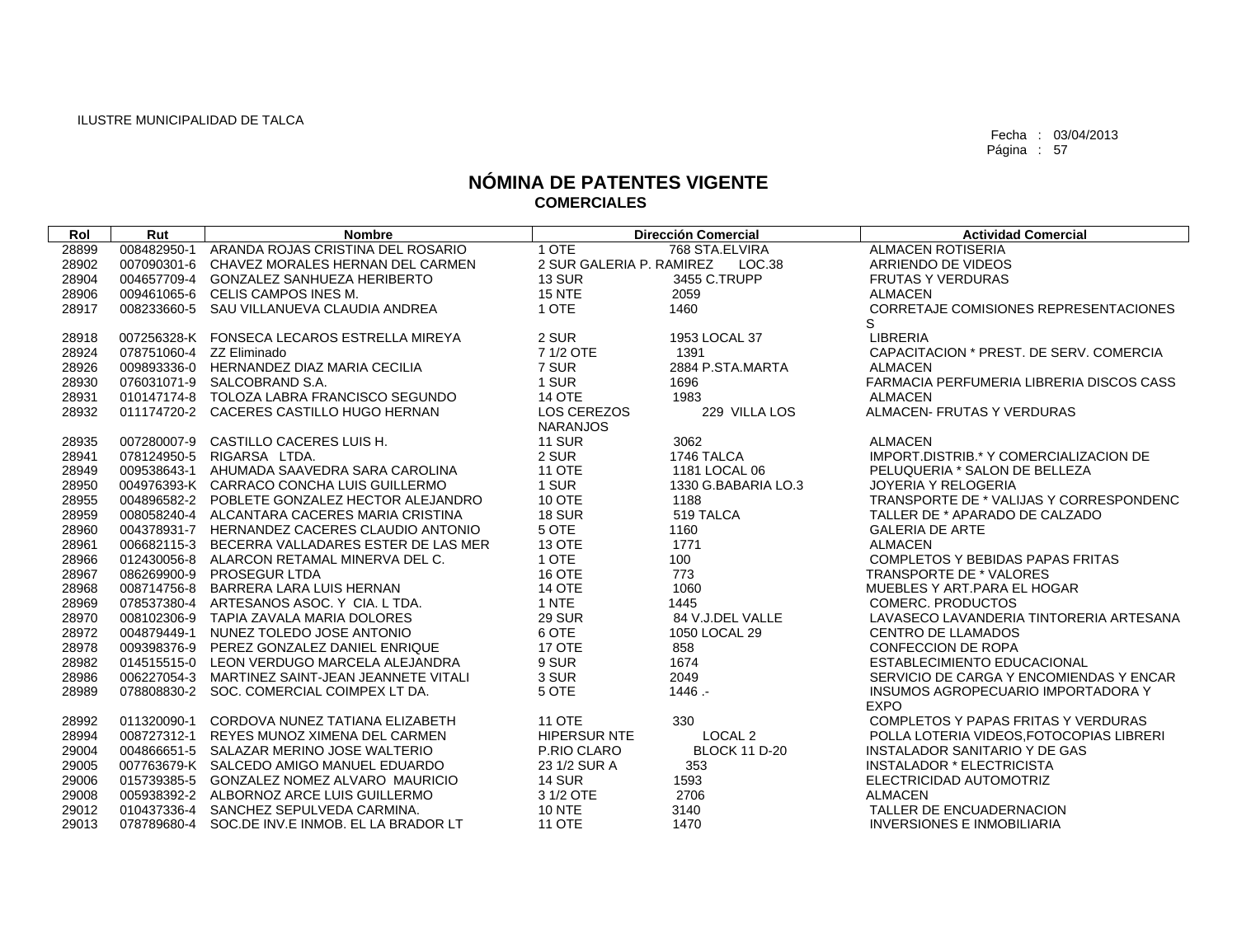ILUSTRE MUNICIPALIDAD DE TALCA

Fecha : 03/04/2013

# NÓMINA DE PATENTES VIGENTE
## COMERCIALES

| Rol | Rut | Nombre | Dirección Comercial | | Actividad Comercial |
|---|---|---|---|---|---|
| 28899 | 008482950-1 | ARANDA ROJAS CRISTINA DEL ROSARIO | 1 OTE | 768 STA.ELVIRA | ALMACEN ROTISERIA |
| 28902 | 007090301-6 | CHAVEZ MORALES HERNAN DEL CARMEN | 2 SUR GALERIA P. RAMIREZ | LOC.38 | ARRIENDO DE VIDEOS |
| 28904 | 004657709-4 | GONZALEZ SANHUEZA HERIBERTO | 13 SUR | 3455 C.TRUPP | FRUTAS Y VERDURAS |
| 28906 | 009461065-6 | CELIS CAMPOS INES M. | 15 NTE | 2059 | ALMACEN |
| 28917 | 008233660-5 | SAU VILLANUEVA CLAUDIA ANDREA | 1 OTE | 1460 | CORRETAJE COMISIONES REPRESENTACIONES S |
| 28918 | 007256328-K | FONSECA LECAROS ESTRELLA MIREYA | 2 SUR | 1953 LOCAL 37 | LIBRERIA |
| 28924 | 078751060-4 | ZZ Eliminado | 7 1/2 OTE | 1391 | CAPACITACION * PREST. DE SERV. COMERCIA |
| 28926 | 009893336-0 | HERNANDEZ DIAZ MARIA CECILIA | 7 SUR | 2884 P.STA.MARTA | ALMACEN |
| 28930 | 076031071-9 | SALCOBRAND S.A. | 1 SUR | 1696 | FARMACIA PERFUMERIA LIBRERIA DISCOS CASS |
| 28931 | 010147174-8 | TOLOZA LABRA FRANCISCO SEGUNDO | 14 OTE | 1983 | ALMACEN |
| 28932 | 011174720-2 | CACERES CASTILLO HUGO HERNAN | LOS CEREZOS NARANJOS | 229 VILLA LOS | ALMACEN- FRUTAS Y VERDURAS |
| 28935 | 007280007-9 | CASTILLO CACERES LUIS H. | 11 SUR | 3062 | ALMACEN |
| 28941 | 078124950-5 | RIGARSA LTDA. | 2 SUR | 1746 TALCA | IMPORT.DISTRIB.* Y COMERCIALIZACION DE |
| 28949 | 009538643-1 | AHUMADA SAAVEDRA SARA CAROLINA | 11 OTE | 1181 LOCAL 06 | PELUQUERIA * SALON DE BELLEZA |
| 28950 | 004976393-K | CARRACO CONCHA LUIS GUILLERMO | 1 SUR | 1330 G.BABARIA LO.3 | JOYERIA Y RELOGERIA |
| 28955 | 004896582-2 | POBLETE GONZALEZ HECTOR ALEJANDRO | 10 OTE | 1188 | TRANSPORTE DE * VALIJAS Y CORRESPONDENC |
| 28959 | 008058240-4 | ALCANTARA CACERES MARIA CRISTINA | 18 SUR | 519 TALCA | TALLER DE * APARADO DE CALZADO |
| 28960 | 004378931-7 | HERNANDEZ CACERES CLAUDIO ANTONIO | 5 OTE | 1160 | GALERIA DE ARTE |
| 28961 | 006682115-3 | BECERRA VALLADARES ESTER DE LAS MER | 13 OTE | 1771 | ALMACEN |
| 28966 | 012430056-8 | ALARCON RETAMAL MINERVA DEL C. | 1 OTE | 100 | COMPLETOS Y BEBIDAS PAPAS FRITAS |
| 28967 | 086269900-9 | PROSEGUR LTDA | 16 OTE | 773 | TRANSPORTE DE * VALORES |
| 28968 | 008714756-8 | BARRERA LARA LUIS HERNAN | 14 OTE | 1060 | MUEBLES Y ART.PARA EL HOGAR |
| 28969 | 078537380-4 | ARTESANOS ASOC. Y CIA. L TDA. | 1 NTE | 1445 | COMERC. PRODUCTOS |
| 28970 | 008102306-9 | TAPIA ZAVALA MARIA DOLORES | 29 SUR | 84 V.J.DEL VALLE | LAVASECO LAVANDERIA TINTORERIA ARTESANA |
| 28972 | 004879449-1 | NUNEZ TOLEDO JOSE ANTONIO | 6 OTE | 1050 LOCAL 29 | CENTRO DE LLAMADOS |
| 28978 | 009398376-9 | PEREZ GONZALEZ DANIEL ENRIQUE | 17 OTE | 858 | CONFECCION DE ROPA |
| 28982 | 014515515-0 | LEON VERDUGO MARCELA ALEJANDRA | 9 SUR | 1674 | ESTABLECIMIENTO EDUCACIONAL |
| 28986 | 006227054-3 | MARTINEZ SAINT-JEAN JEANNETE VITALI | 3 SUR | 2049 | SERVICIO DE CARGA Y ENCOMIENDAS Y ENCAR |
| 28989 | 078808830-2 | SOC. COMERCIAL COIMPEX LT DA. | 5 OTE | 1446 .- | INSUMOS AGROPECUARIO IMPORTADORA Y EXPO |
| 28992 | 011320090-1 | CORDOVA NUNEZ TATIANA ELIZABETH | 11 OTE | 330 | COMPLETOS Y PAPAS FRITAS Y VERDURAS |
| 28994 | 008727312-1 | REYES MUNOZ XIMENA DEL CARMEN | HIPERSUR NTE | LOCAL 2 | POLLA LOTERIA VIDEOS,FOTOCOPIAS LIBRERI |
| 29004 | 004866651-5 | SALAZAR MERINO JOSE WALTERIO | P.RIO CLARO | BLOCK 11 D-20 | INSTALADOR SANITARIO Y DE GAS |
| 29005 | 007763679-K | SALCEDO AMIGO MANUEL EDUARDO | 23 1/2 SUR A | 353 | INSTALADOR * ELECTRICISTA |
| 29006 | 015739385-5 | GONZALEZ NOMEZ ALVARO MAURICIO | 14 SUR | 1593 | ELECTRICIDAD AUTOMOTRIZ |
| 29008 | 005938392-2 | ALBORNOZ ARCE LUIS GUILLERMO | 3 1/2 OTE | 2706 | ALMACEN |
| 29012 | 010437336-4 | SANCHEZ SEPULVEDA CARMINA. | 10 NTE | 3140 | TALLER DE ENCUADERNACION |
| 29013 | 078789680-4 | SOC.DE INV.E INMOB. EL LA BRADOR LT | 11 OTE | 1470 | INVERSIONES E INMOBILIARIA |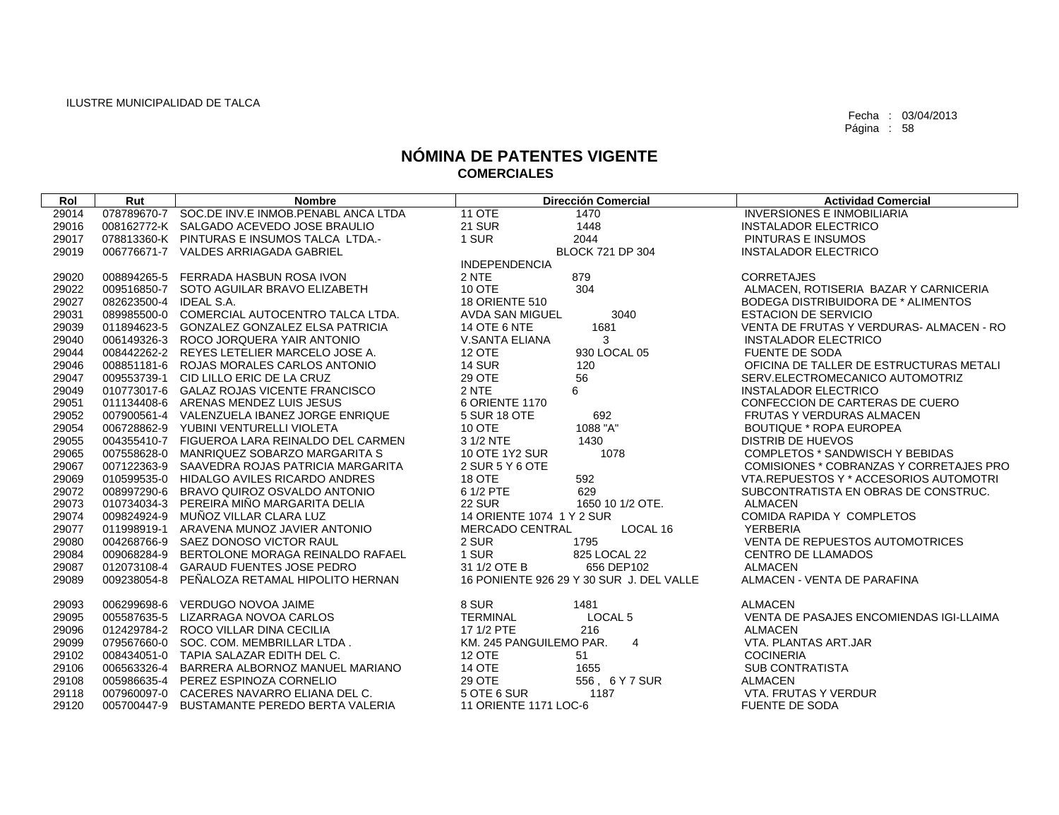ILUSTRE MUNICIPALIDAD DE TALCA

Fecha : 03/04/2013

# NÓMINA DE PATENTES VIGENTE
## COMERCIALES

| Rol | Rut | Nombre | Dirección Comercial | Actividad Comercial |
|---|---|---|---|---|
| 29014 | 078789670-7 | SOC.DE INV.E INMOB.PENABL ANCA LTDA | 11 OTE 1470 | INVERSIONES E INMOBILIARIA |
| 29016 | 008162772-K | SALGADO ACEVEDO JOSE BRAULIO | 21 SUR 1448 | INSTALADOR ELECTRICO |
| 29017 | 078813360-K | PINTURAS E INSUMOS TALCA LTDA.- | 1 SUR 2044 | PINTURAS E INSUMOS |
| 29019 | 006776671-7 | VALDES ARRIAGADA GABRIEL | BLOCK 721 DP 304 INDEPENDENCIA | INSTALADOR ELECTRICO |
| 29020 | 008894265-5 | FERRADA HASBUN ROSA IVON | 2 NTE 879 | CORRETAJES |
| 29022 | 009516850-7 | SOTO AGUILAR BRAVO ELIZABETH | 10 OTE 304 | ALMACEN, ROTISERIA BAZAR Y CARNICERIA |
| 29027 | 082623500-4 | IDEAL S.A. | 18 ORIENTE 510 | BODEGA DISTRIBUIDORA DE * ALIMENTOS |
| 29031 | 089985500-0 | COMERCIAL AUTOCENTRO TALCA LTDA. | AVDA SAN MIGUEL 3040 | ESTACION DE SERVICIO |
| 29039 | 011894623-5 | GONZALEZ GONZALEZ ELSA PATRICIA | 14 OTE 6 NTE 1681 | VENTA DE FRUTAS Y VERDURAS- ALMACEN - RO |
| 29040 | 006149326-3 | ROCO JORQUERA YAIR ANTONIO | V.SANTA ELIANA 3 | INSTALADOR ELECTRICO |
| 29044 | 008442262-2 | REYES LETELIER MARCELO JOSE A. | 12 OTE 930 LOCAL 05 | FUENTE DE SODA |
| 29046 | 008851181-6 | ROJAS MORALES CARLOS ANTONIO | 14 SUR 120 | OFICINA DE TALLER DE ESTRUCTURAS METALI |
| 29047 | 009553739-1 | CID LILLO ERIC DE LA CRUZ | 29 OTE 56 | SERV.ELECTROMECANICO AUTOMOTRIZ |
| 29049 | 010773017-6 | GALAZ ROJAS VICENTE FRANCISCO | 2 NTE 6 | INSTALADOR ELECTRICO |
| 29051 | 011134408-6 | ARENAS MENDEZ LUIS JESUS | 6 ORIENTE 1170 | CONFECCION DE CARTERAS DE CUERO |
| 29052 | 007900561-4 | VALENZUELA IBANEZ JORGE ENRIQUE | 5 SUR 18 OTE 692 | FRUTAS Y VERDURAS ALMACEN |
| 29054 | 006728862-9 | YUBINI VENTURELLI VIOLETA | 10 OTE 1088 "A" | BOUTIQUE * ROPA EUROPEA |
| 29055 | 004355410-7 | FIGUEROA LARA REINALDO DEL CARMEN | 3 1/2 NTE 1430 | DISTRIB DE HUEVOS |
| 29065 | 007558628-0 | MANRIQUEZ SOBARZO MARGARITA S | 10 OTE 1Y2 SUR 1078 | COMPLETOS * SANDWISCH Y BEBIDAS |
| 29067 | 007122363-9 | SAAVEDRA ROJAS PATRICIA MARGARITA | 2 SUR 5 Y 6 OTE | COMISIONES * COBRANZAS Y CORRETAJES PRO |
| 29069 | 010599535-0 | HIDALGO AVILES RICARDO ANDRES | 18 OTE 592 | VTA.REPUESTOS Y * ACCESORIOS AUTOMOTRI |
| 29072 | 008997290-6 | BRAVO QUIROZ OSVALDO ANTONIO | 6 1/2 PTE 629 | SUBCONTRATISTA EN OBRAS DE CONSTRUC. |
| 29073 | 010734034-3 | PEREIRA MIÑO MARGARITA DELIA | 22 SUR 1650 10 1/2 OTE. | ALMACEN |
| 29074 | 009824924-9 | MUÑOZ VILLAR CLARA LUZ | 14 ORIENTE 1074 1 Y 2 SUR | COMIDA RAPIDA Y COMPLETOS |
| 29077 | 011998919-1 | ARAVENA MUNOZ JAVIER ANTONIO | MERCADO CENTRAL LOCAL 16 | YERBERIA |
| 29080 | 004268766-9 | SAEZ DONOSO VICTOR RAUL | 2 SUR 1795 | VENTA DE REPUESTOS AUTOMOTRICES |
| 29084 | 009068284-9 | BERTOLONE MORAGA REINALDO RAFAEL | 1 SUR 825 LOCAL 22 | CENTRO DE LLAMADOS |
| 29087 | 012073108-4 | GARAUD FUENTES JOSE PEDRO | 31 1/2 OTE B 656 DEP102 | ALMACEN |
| 29089 | 009238054-8 | PEÑALOZA RETAMAL HIPOLITO HERNAN | 16 PONIENTE 926 29 Y 30 SUR J. DEL VALLE | ALMACEN - VENTA DE PARAFINA |
| 29093 | 006299698-6 | VERDUGO NOVOA JAIME | 8 SUR 1481 | ALMACEN |
| 29095 | 005587635-5 | LIZARRAGA NOVOA CARLOS | TERMINAL LOCAL 5 | VENTA DE PASAJES ENCOMIENDAS IGI-LLAIMA |
| 29096 | 012429784-2 | ROCO VILLAR DINA CECILIA | 17 1/2 PTE 216 | ALMACEN |
| 29099 | 079567660-0 | SOC. COM. MEMBRILLAR LTDA . | KM. 245 PANGUILEMO PAR. 4 | VTA. PLANTAS ART.JAR |
| 29102 | 008434051-0 | TAPIA SALAZAR EDITH DEL C. | 12 OTE 51 | COCINERIA |
| 29106 | 006563326-4 | BARRERA ALBORNOZ MANUEL MARIANO | 14 OTE 1655 | SUB CONTRATISTA |
| 29108 | 005986635-4 | PEREZ ESPINOZA CORNELIO | 29 OTE 556 , 6 Y 7 SUR | ALMACEN |
| 29118 | 007960097-0 | CACERES NAVARRO ELIANA DEL C. | 5 OTE 6 SUR 1187 | VTA. FRUTAS Y VERDUR |
| 29120 | 005700447-9 | BUSTAMANTE PEREDO BERTA VALERIA | 11 ORIENTE 1171 LOC-6 | FUENTE DE SODA |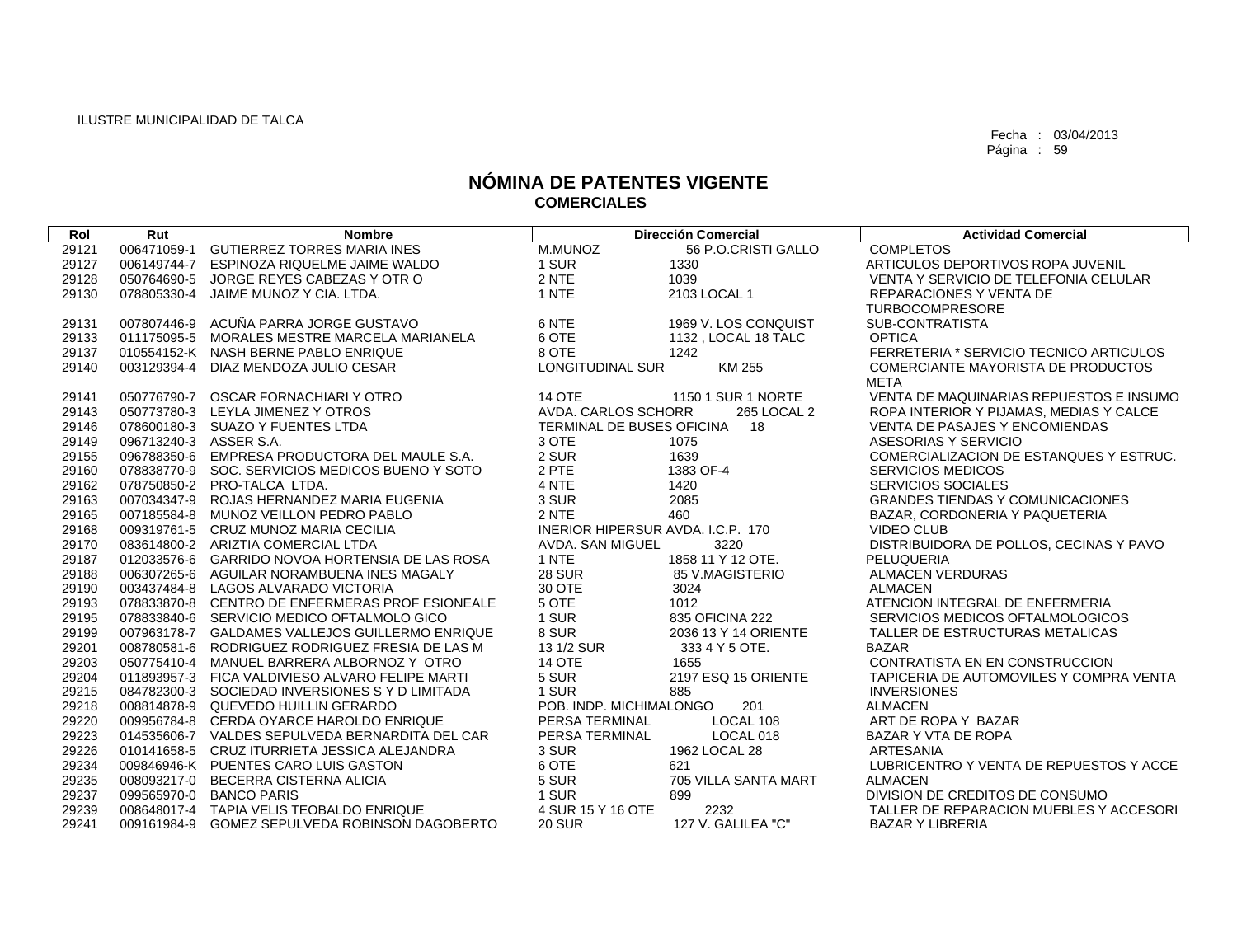ILUSTRE MUNICIPALIDAD DE TALCA

Fecha : 03/04/2013
Página : 59

# NÓMINA DE PATENTES VIGENTE
## COMERCIALES

| Rol | Rut | Nombre | Dirección Comercial | | Actividad Comercial |
|---|---|---|---|---|---|
| 29121 | 006471059-1 | GUTIERREZ TORRES MARIA INES | M.MUNOZ | 56 P.O.CRISTI GALLO | COMPLETOS |
| 29127 | 006149744-7 | ESPINOZA RIQUELME JAIME WALDO | 1 SUR | 1330 | ARTICULOS DEPORTIVOS ROPA JUVENIL |
| 29128 | 050764690-5 | JORGE REYES CABEZAS Y OTR O | 2 NTE | 1039 | VENTA Y SERVICIO DE TELEFONIA CELULAR |
| 29130 | 078805330-4 | JAIME MUNOZ Y CIA. LTDA. | 1 NTE | 2103 LOCAL 1 | REPARACIONES Y VENTA DE TURBOCOMPRESORE |
| 29131 | 007807446-9 | ACUÑA PARRA JORGE GUSTAVO | 6 NTE | 1969 V. LOS CONQUIST | SUB-CONTRATISTA |
| 29133 | 011175095-5 | MORALES MESTRE MARCELA MARIANELA | 6 OTE | 1132 , LOCAL 18 TALC | OPTICA |
| 29137 | 010554152-K | NASH BERNE PABLO ENRIQUE | 8 OTE | 1242 | FERRETERIA * SERVICIO TECNICO ARTICULOS |
| 29140 | 003129394-4 | DIAZ MENDOZA JULIO CESAR | LONGITUDINAL SUR | KM 255 | COMERCIANTE MAYORISTA DE PRODUCTOS META |
| 29141 | 050776790-7 | OSCAR FORNACHIARI Y OTRO | 14 OTE | 1150 1 SUR 1 NORTE | VENTA DE MAQUINARIAS REPUESTOS E INSUMO |
| 29143 | 050773780-3 | LEYLA JIMENEZ Y OTROS | AVDA. CARLOS SCHORR | 265 LOCAL 2 | ROPA INTERIOR Y PIJAMAS, MEDIAS Y CALCE |
| 29146 | 078600180-3 | SUAZO Y FUENTES LTDA | TERMINAL DE BUSES OFICINA | 18 | VENTA DE PASAJES Y ENCOMIENDAS |
| 29149 | 096713240-3 | ASSER S.A. | 3 OTE | 1075 | ASESORIAS Y SERVICIO |
| 29155 | 096788350-6 | EMPRESA PRODUCTORA DEL MAULE S.A. | 2 SUR | 1639 | COMERCIALIZACION DE ESTANQUES Y ESTRUC. |
| 29160 | 078838770-9 | SOC. SERVICIOS MEDICOS BUENO Y SOTO | 2 PTE | 1383 OF-4 | SERVICIOS MEDICOS |
| 29162 | 078750850-2 | PRO-TALCA LTDA. | 4 NTE | 1420 | SERVICIOS SOCIALES |
| 29163 | 007034347-9 | ROJAS HERNANDEZ MARIA EUGENIA | 3 SUR | 2085 | GRANDES TIENDAS Y COMUNICACIONES |
| 29165 | 007185584-8 | MUNOZ VEILLON PEDRO PABLO | 2 NTE | 460 | BAZAR, CORDONERIA Y PAQUETERIA |
| 29168 | 009319761-5 | CRUZ MUNOZ MARIA CECILIA | INERIOR HIPERSUR AVDA. I.C.P. | 170 | VIDEO CLUB |
| 29170 | 083614800-2 | ARIZTIA COMERCIAL LTDA | AVDA. SAN MIGUEL | 3220 | DISTRIBUIDORA DE POLLOS, CECINAS Y PAVO |
| 29187 | 012033576-6 | GARRIDO NOVOA HORTENSIA DE LAS ROSA | 1 NTE | 1858 11 Y 12 OTE. | PELUQUERIA |
| 29188 | 006307265-6 | AGUILAR NORAMBUENA INES MAGALY | 28 SUR | 85 V.MAGISTERIO | ALMACEN VERDURAS |
| 29190 | 003437484-8 | LAGOS ALVARADO VICTORIA | 30 OTE | 3024 | ALMACEN |
| 29193 | 078833870-8 | CENTRO DE ENFERMERAS PROF ESIONEALE | 5 OTE | 1012 | ATENCION INTEGRAL DE ENFERMERIA |
| 29195 | 078833840-6 | SERVICIO MEDICO OFTALMOLO GICO | 1 SUR | 835 OFICINA 222 | SERVICIOS MEDICOS OFTALMOLOGICOS |
| 29199 | 007963178-7 | GALDAMES VALLEJOS GUILLERMO ENRIQUE | 8 SUR | 2036 13 Y 14 ORIENTE | TALLER DE ESTRUCTURAS METALICAS |
| 29201 | 008780581-6 | RODRIGUEZ RODRIGUEZ FRESIA DE LAS M | 13 1/2 SUR | 333 4 Y 5 OTE. | BAZAR |
| 29203 | 050775410-4 | MANUEL BARRERA ALBORNOZ Y OTRO | 14 OTE | 1655 | CONTRATISTA EN EN CONSTRUCCION |
| 29204 | 011893957-3 | FICA VALDIVIESO ALVARO FELIPE MARTI | 5 SUR | 2197 ESQ 15 ORIENTE | TAPICERIA DE AUTOMOVILES Y COMPRA VENTA |
| 29215 | 084782300-3 | SOCIEDAD INVERSIONES S Y D LIMITADA | 1 SUR | 885 | INVERSIONES |
| 29218 | 008814878-9 | QUEVEDO HUILLIN GERARDO | POB. INDP. MICHIMALONGO | 201 | ALMACEN |
| 29220 | 009956784-8 | CERDA OYARCE HAROLDO ENRIQUE | PERSA TERMINAL | LOCAL 108 | ART DE ROPA Y BAZAR |
| 29223 | 014535606-7 | VALDES SEPULVEDA BERNARDITA DEL CAR | PERSA TERMINAL | LOCAL 018 | BAZAR Y VTA DE ROPA |
| 29226 | 010141658-5 | CRUZ ITURRIETA JESSICA ALEJANDRA | 3 SUR | 1962 LOCAL 28 | ARTESANIA |
| 29234 | 009846946-K | PUENTES CARO LUIS GASTON | 6 OTE | 621 | LUBRICENTRO Y VENTA DE REPUESTOS Y ACCE |
| 29235 | 008093217-0 | BECERRA CISTERNA ALICIA | 5 SUR | 705 VILLA SANTA MART | ALMACEN |
| 29237 | 099565970-0 | BANCO PARIS | 1 SUR | 899 | DIVISION DE CREDITOS DE CONSUMO |
| 29239 | 008648017-4 | TAPIA VELIS TEOBALDO ENRIQUE | 4 SUR 15 Y 16 OTE | 2232 | TALLER DE REPARACION MUEBLES Y ACCESORI |
| 29241 | 009161984-9 | GOMEZ SEPULVEDA ROBINSON DAGOBERTO | 20 SUR | 127 V. GALILEA "C" | BAZAR Y LIBRERIA |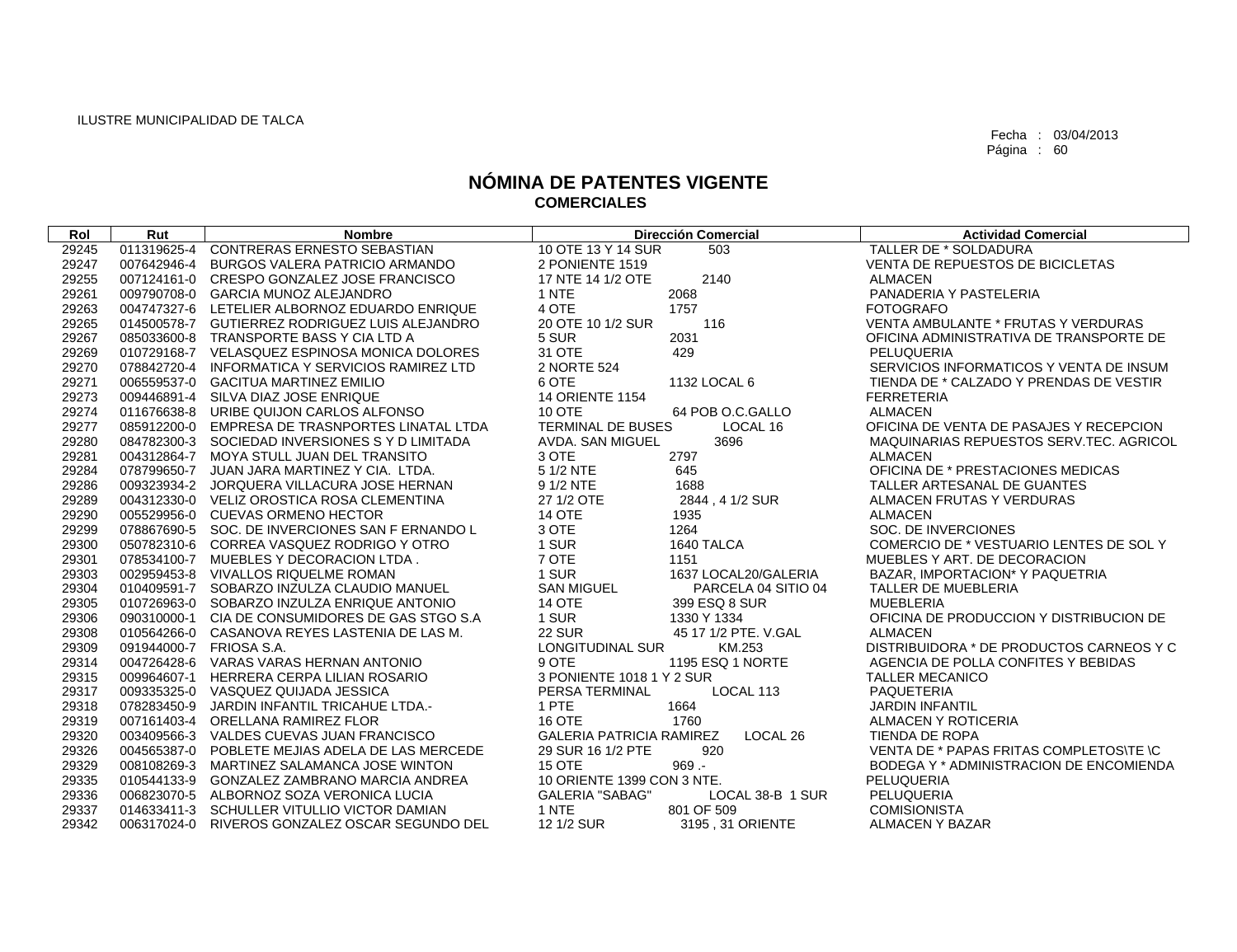ILUSTRE MUNICIPALIDAD DE TALCA

Fecha : 03/04/2013

# NÓMINA DE PATENTES VIGENTE
## COMERCIALES

| Rol | Rut | Nombre | Dirección Comercial | Actividad Comercial |
|---|---|---|---|---|
| 29245 | 011319625-4 | CONTRERAS ERNESTO SEBASTIAN | 10 OTE 13 Y 14 SUR 503 | TALLER DE * SOLDADURA |
| 29247 | 007642946-4 | BURGOS VALERA PATRICIO ARMANDO | 2 PONIENTE 1519 | VENTA DE REPUESTOS DE BICICLETAS |
| 29255 | 007124161-0 | CRESPO GONZALEZ JOSE FRANCISCO | 17 NTE 14 1/2 OTE 2140 | ALMACEN |
| 29261 | 009790708-0 | GARCIA MUNOZ ALEJANDRO | 1 NTE 2068 | PANADERIA Y PASTELERIA |
| 29263 | 004747327-6 | LETELIER ALBORNOZ EDUARDO ENRIQUE | 4 OTE 1757 | FOTOGRAFO |
| 29265 | 014500578-7 | GUTIERREZ RODRIGUEZ LUIS ALEJANDRO | 20 OTE 10 1/2 SUR 116 | VENTA AMBULANTE * FRUTAS Y VERDURAS |
| 29267 | 085033600-8 | TRANSPORTE BASS Y CIA LTD A | 5 SUR 2031 | OFICINA ADMINISTRATIVA DE TRANSPORTE DE |
| 29269 | 010729168-7 | VELASQUEZ ESPINOSA MONICA DOLORES | 31 OTE 429 | PELUQUERIA |
| 29270 | 078842720-4 | INFORMATICA Y SERVICIOS RAMIREZ LTD | 2 NORTE 524 | SERVICIOS INFORMATICOS Y VENTA DE INSUM |
| 29271 | 006559537-0 | GACITUA MARTINEZ EMILIO | 6 OTE 1132 LOCAL 6 | TIENDA DE * CALZADO Y PRENDAS DE VESTIR |
| 29273 | 009446891-4 | SILVA DIAZ JOSE ENRIQUE | 14 ORIENTE 1154 | FERRETERIA |
| 29274 | 011676638-8 | URIBE QUIJON CARLOS ALFONSO | 10 OTE 64 POB O.C.GALLO | ALMACEN |
| 29277 | 085912200-0 | EMPRESA DE TRASNPORTES LINATAL LTDA | TERMINAL DE BUSES LOCAL 16 | OFICINA DE VENTA DE PASAJES Y RECEPCION |
| 29280 | 084782300-3 | SOCIEDAD INVERSIONES S Y D LIMITADA | AVDA. SAN MIGUEL 3696 | MAQUINARIAS REPUESTOS SERV.TEC. AGRICOL |
| 29281 | 004312864-7 | MOYA STULL JUAN DEL TRANSITO | 3 OTE 2797 | ALMACEN |
| 29284 | 078799650-7 | JUAN JARA MARTINEZ Y CIA. LTDA. | 5 1/2 NTE 645 | OFICINA DE * PRESTACIONES MEDICAS |
| 29286 | 009323934-2 | JORQUERA VILLACURA JOSE HERNAN | 9 1/2 NTE 1688 | TALLER ARTESANAL DE GUANTES |
| 29289 | 004312330-0 | VELIZ OROSTICA ROSA CLEMENTINA | 27 1/2 OTE 2844 , 4 1/2 SUR | ALMACEN FRUTAS Y VERDURAS |
| 29290 | 005529956-0 | CUEVAS ORMENO HECTOR | 14 OTE 1935 | ALMACEN |
| 29299 | 078867690-5 | SOC. DE INVERCIONES SAN F ERNANDO L | 3 OTE 1264 | SOC. DE INVERCIONES |
| 29300 | 050782310-6 | CORREA VASQUEZ RODRIGO Y OTRO | 1 SUR 1640 TALCA | COMERCIO DE * VESTUARIO LENTES DE SOL Y |
| 29301 | 078534100-7 | MUEBLES Y DECORACION LTDA . | 7 OTE 1151 | MUEBLES Y ART. DE DECORACION |
| 29303 | 002959453-8 | VIVALLOS RIQUELME ROMAN | 1 SUR 1637 LOCAL20/GALERIA | BAZAR, IMPORTACION* Y PAQUETRIA |
| 29304 | 010409591-7 | SOBARZO INZULZA CLAUDIO MANUEL | SAN MIGUEL PARCELA 04 SITIO 04 | TALLER DE MUEBLERIA |
| 29305 | 010726963-0 | SOBARZO INZULZA ENRIQUE ANTONIO | 14 OTE 399 ESQ 8 SUR | MUEBLERIA |
| 29306 | 090310000-1 | CIA DE CONSUMIDORES DE GAS STGO S.A | 1 SUR 1330 Y 1334 | OFICINA DE PRODUCCION Y DISTRIBUCION DE |
| 29308 | 010564266-0 | CASANOVA REYES LASTENIA DE LAS M. | 22 SUR 45 17 1/2 PTE. V.GAL | ALMACEN |
| 29309 | 091944000-7 | FRIOSA S.A. | LONGITUDINAL SUR KM.253 | DISTRIBUIDORA * DE PRODUCTOS CARNEOS Y C |
| 29314 | 004726428-6 | VARAS VARAS HERNAN ANTONIO | 9 OTE 1195 ESQ 1 NORTE | AGENCIA DE POLLA CONFITES Y BEBIDAS |
| 29315 | 009964607-1 | HERRERA CERPA LILIAN ROSARIO | 3 PONIENTE 1018 1 Y 2 SUR | TALLER MECANICO |
| 29317 | 009335325-0 | VASQUEZ QUIJADA JESSICA | PERSA TERMINAL LOCAL 113 | PAQUETERIA |
| 29318 | 078283450-9 | JARDIN INFANTIL TRICAHUE LTDA.- | 1 PTE 1664 | JARDIN INFANTIL |
| 29319 | 007161403-4 | ORELLANA RAMIREZ FLOR | 16 OTE 1760 | ALMACEN Y ROTICERIA |
| 29320 | 003409566-3 | VALDES CUEVAS JUAN FRANCISCO | GALERIA PATRICIA RAMIREZ LOCAL 26 | TIENDA DE ROPA |
| 29326 | 004565387-0 | POBLETE MEJIAS ADELA DE LAS MERCEDE | 29 SUR 16 1/2 PTE 920 | VENTA DE * PAPAS FRITAS COMPLETOS\TE \C |
| 29329 | 008108269-3 | MARTINEZ SALAMANCA JOSE WINTON | 15 OTE 969 .- | BODEGA Y * ADMINISTRACION DE ENCOMIENDA |
| 29335 | 010544133-9 | GONZALEZ ZAMBRANO MARCIA ANDREA | 10 ORIENTE 1399 CON 3 NTE. | PELUQUERIA |
| 29336 | 006823070-5 | ALBORNOZ SOZA VERONICA LUCIA | GALERIA "SABAG" LOCAL 38-B 1 SUR | PELUQUERIA |
| 29337 | 014633411-3 | SCHULLER VITULLIO VICTOR DAMIAN | 1 NTE 801 OF 509 | COMISIONISTA |
| 29342 | 006317024-0 | RIVEROS GONZALEZ OSCAR SEGUNDO DEL | 12 1/2 SUR 3195 , 31 ORIENTE | ALMACEN Y BAZAR |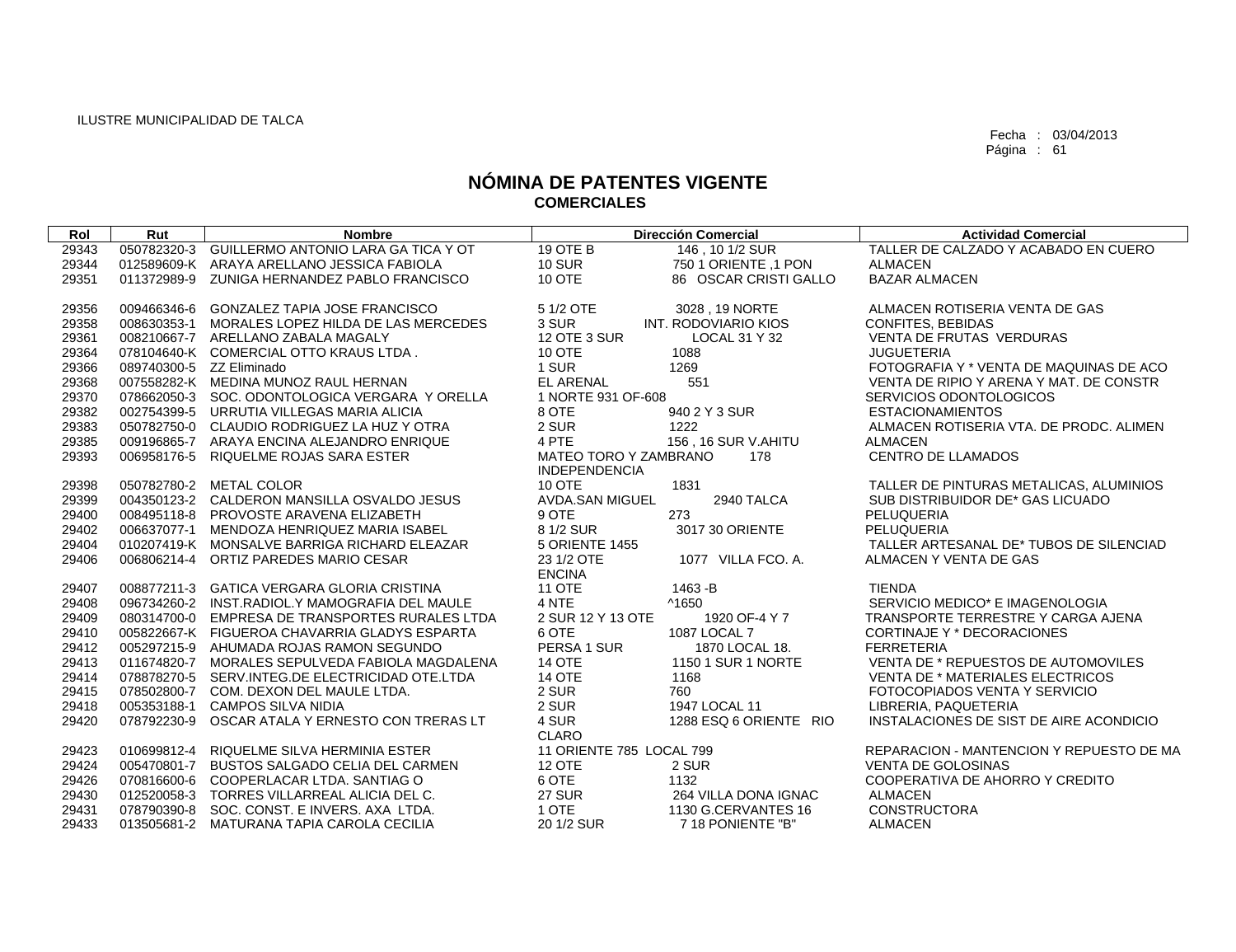ILUSTRE MUNICIPALIDAD DE TALCA

Fecha : 03/04/2013

# NÓMINA DE PATENTES VIGENTE
## COMERCIALES

| Rol | Rut | Nombre | Dirección Comercial | | Actividad Comercial |
|---|---|---|---|---|---|
| 29343 | 050782320-3 | GUILLERMO ANTONIO LARA GA TICA Y OT | 19 OTE B | 146 , 10 1/2 SUR | TALLER DE CALZADO Y ACABADO EN CUERO |
| 29344 | 012589609-K | ARAYA ARELLANO JESSICA FABIOLA | 10 SUR | 750 1 ORIENTE ,1 PON | ALMACEN |
| 29351 | 011372989-9 | ZUNIGA HERNANDEZ PABLO FRANCISCO | 10 OTE | 86 OSCAR CRISTI GALLO | BAZAR ALMACEN |
| 29356 | 009466346-6 | GONZALEZ TAPIA JOSE FRANCISCO | 5 1/2 OTE | 3028 , 19 NORTE | ALMACEN ROTISERIA VENTA DE GAS |
| 29358 | 008630353-1 | MORALES LOPEZ HILDA DE LAS MERCEDES | 3 SUR | INT. RODOVIARIO KIOS | CONFITES, BEBIDAS |
| 29361 | 008210667-7 | ARELLANO ZABALA MAGALY | 12 OTE 3 SUR | LOCAL 31 Y 32 | VENTA DE FRUTAS VERDURAS |
| 29364 | 078104640-K | COMERCIAL OTTO KRAUS LTDA . | 10 OTE | 1088 | JUGUETERIA |
| 29366 | 089740300-5 | ZZ Eliminado | 1 SUR | 1269 | FOTOGRAFIA Y * VENTA DE MAQUINAS DE ACO |
| 29368 | 007558282-K | MEDINA MUNOZ RAUL HERNAN | EL ARENAL | 551 | VENTA DE RIPIO Y ARENA Y MAT. DE CONSTR |
| 29370 | 078662050-3 | SOC. ODONTOLOGICA VERGARA Y ORELLA | 1 NORTE 931 OF-608 | | SERVICIOS ODONTOLOGICOS |
| 29382 | 002754399-5 | URRUTIA VILLEGAS MARIA ALICIA | 8 OTE | 940 2 Y 3 SUR | ESTACIONAMIENTOS |
| 29383 | 050782750-0 | CLAUDIO RODRIGUEZ LA HUZ Y OTRA | 2 SUR | 1222 | ALMACEN ROTISERIA VTA. DE PRODC. ALIMEN |
| 29385 | 009196865-7 | ARAYA ENCINA ALEJANDRO ENRIQUE | 4 PTE | 156 , 16 SUR V.AHITU | ALMACEN |
| 29393 | 006958176-5 | RIQUELME ROJAS SARA ESTER | MATEO TORO Y ZAMBRANO INDEPENDENCIA | 178 | CENTRO DE LLAMADOS |
| 29398 | 050782780-2 | METAL COLOR | 10 OTE | 1831 | TALLER DE PINTURAS METALICAS, ALUMINIOS |
| 29399 | 004350123-2 | CALDERON MANSILLA OSVALDO JESUS | AVDA.SAN MIGUEL | 2940 TALCA | SUB DISTRIBUIDOR DE* GAS LICUADO |
| 29400 | 008495118-8 | PROVOSTE ARAVENA ELIZABETH | 9 OTE | 273 | PELUQUERIA |
| 29402 | 006637077-1 | MENDOZA HENRIQUEZ MARIA ISABEL | 8 1/2 SUR | 3017 30 ORIENTE | PELUQUERIA |
| 29404 | 010207419-K | MONSALVE BARRIGA RICHARD ELEAZAR | 5 ORIENTE 1455 | | TALLER ARTESANAL DE* TUBOS DE SILENCIAD |
| 29406 | 006806214-4 | ORTIZ PAREDES MARIO CESAR | 23 1/2 OTE ENCINA | 1077 VILLA FCO. A. | ALMACEN Y VENTA DE GAS |
| 29407 | 008877211-3 | GATICA VERGARA GLORIA CRISTINA | 11 OTE | 1463 -B | TIENDA |
| 29408 | 096734260-2 | INST.RADIOL.Y MAMOGRAFIA DEL MAULE | 4 NTE | ^1650 | SERVICIO MEDICO* E IMAGENOLOGIA |
| 29409 | 080314700-0 | EMPRESA DE TRANSPORTES RURALES LTDA | 2 SUR 12 Y 13 OTE | 1920 OF-4 Y 7 | TRANSPORTE TERRESTRE Y CARGA AJENA |
| 29410 | 005822667-K | FIGUEROA CHAVARRIA GLADYS ESPARTA | 6 OTE | 1087 LOCAL 7 | CORTINAJE Y * DECORACIONES |
| 29412 | 005297215-9 | AHUMADA ROJAS RAMON SEGUNDO | PERSA 1 SUR | 1870 LOCAL 18. | FERRETERIA |
| 29413 | 011674820-7 | MORALES SEPULVEDA FABIOLA MAGDALENA | 14 OTE | 1150 1 SUR 1 NORTE | VENTA DE * REPUESTOS DE AUTOMOVILES |
| 29414 | 078878270-5 | SERV.INTEG.DE ELECTRICIDAD OTE.LTDA | 14 OTE | 1168 | VENTA DE * MATERIALES ELECTRICOS |
| 29415 | 078502800-7 | COM. DEXON DEL MAULE LTDA. | 2 SUR | 760 | FOTOCOPIADOS VENTA Y SERVICIO |
| 29418 | 005353188-1 | CAMPOS SILVA NIDIA | 2 SUR | 1947 LOCAL 11 | LIBRERIA, PAQUETERIA |
| 29420 | 078792230-9 | OSCAR ATALA Y ERNESTO CON TRERAS LT | 4 SUR CLARO | 1288 ESQ 6 ORIENTE RIO | INSTALACIONES DE SIST DE AIRE ACONDICIO |
| 29423 | 010699812-4 | RIQUELME SILVA HERMINIA ESTER | 11 ORIENTE 785 LOCAL 799 | | REPARACION - MANTENCION Y REPUESTO DE MA |
| 29424 | 005470801-7 | BUSTOS SALGADO CELIA DEL CARMEN | 12 OTE | 2 SUR | VENTA DE GOLOSINAS |
| 29426 | 070816600-6 | COOPERLACAR LTDA. SANTIAG O | 6 OTE | 1132 | COOPERATIVA DE AHORRO Y CREDITO |
| 29430 | 012520058-3 | TORRES VILLARREAL ALICIA DEL C. | 27 SUR | 264 VILLA DONA IGNAC | ALMACEN |
| 29431 | 078790390-8 | SOC. CONST. E INVERS. AXA LTDA. | 1 OTE | 1130 G.CERVANTES 16 | CONSTRUCTORA |
| 29433 | 013505681-2 | MATURANA TAPIA CAROLA CECILIA | 20 1/2 SUR | 7 18 PONIENTE "B" | ALMACEN |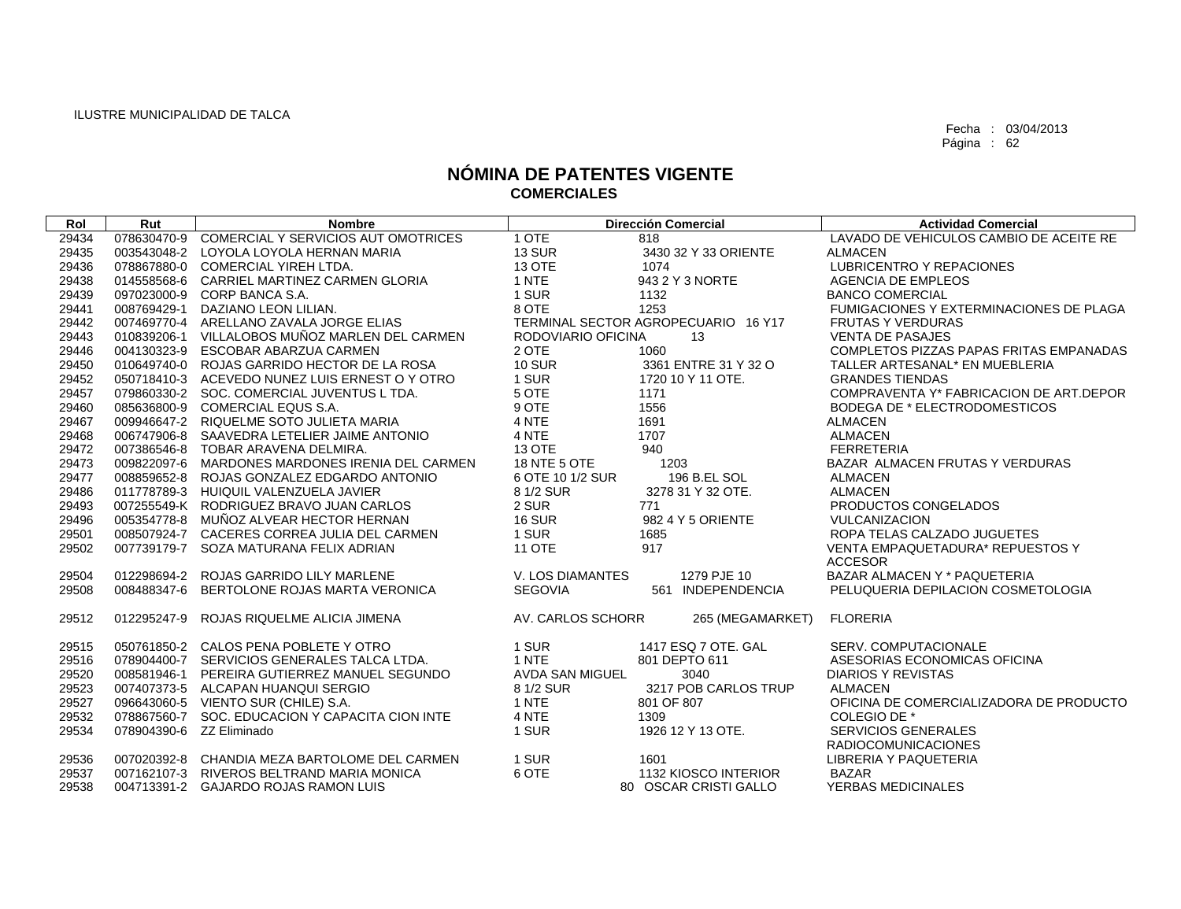ILUSTRE MUNICIPALIDAD DE TALCA

Fecha : 03/04/2013
Página : 62

# NÓMINA DE PATENTES VIGENTE
## COMERCIALES

| Rol | Rut | Nombre | Dirección Comercial | | Actividad Comercial |
|---|---|---|---|---|---|
| 29434 | 078630470-9 | COMERCIAL Y SERVICIOS AUT OMOTRICES | 1 OTE | 818 | LAVADO DE VEHICULOS CAMBIO DE ACEITE RE |
| 29435 | 003543048-2 | LOYOLA LOYOLA HERNAN MARIA | 13 SUR | 3430 32 Y 33 ORIENTE | ALMACEN |
| 29436 | 078867880-0 | COMERCIAL YIREH LTDA. | 13 OTE | 1074 | LUBRICENTRO Y REPACIONES |
| 29438 | 014558568-6 | CARRIEL MARTINEZ CARMEN GLORIA | 1 NTE | 943 2 Y 3 NORTE | AGENCIA DE EMPLEOS |
| 29439 | 097023000-9 | CORP BANCA S.A. | 1 SUR | 1132 | BANCO COMERCIAL |
| 29441 | 008769429-1 | DAZIANO LEON LILIAN. | 8 OTE | 1253 | FUMIGACIONES Y EXTERMINACIONES DE PLAGA |
| 29442 | 007469770-4 | ARELLANO ZAVALA JORGE ELIAS | TERMINAL SECTOR AGROPECUARIO | 16 Y17 | FRUTAS Y VERDURAS |
| 29443 | 010839206-1 | VILLALOBOS MUÑOZ MARLEN DEL CARMEN | RODOVIARIO OFICINA | 13 | VENTA DE PASAJES |
| 29446 | 004130323-9 | ESCOBAR ABARZUA CARMEN | 2 OTE | 1060 | COMPLETOS PIZZAS PAPAS FRITAS EMPANADAS |
| 29450 | 010649740-0 | ROJAS GARRIDO HECTOR DE LA ROSA | 10 SUR | 3361 ENTRE 31 Y 32 O | TALLER ARTESANAL* EN MUEBLERIA |
| 29452 | 050718410-3 | ACEVEDO NUNEZ LUIS ERNEST O Y OTRO | 1 SUR | 1720 10 Y 11 OTE. | GRANDES TIENDAS |
| 29457 | 079860330-2 | SOC. COMERCIAL JUVENTUS L TDA. | 5 OTE | 1171 | COMPRAVENTA Y* FABRICACION DE ART.DEPOR |
| 29460 | 085636800-9 | COMERCIAL EQUS S.A. | 9 OTE | 1556 | BODEGA DE * ELECTRODOMESTICOS |
| 29467 | 009946647-2 | RIQUELME SOTO JULIETA MARIA | 4 NTE | 1691 | ALMACEN |
| 29468 | 006747906-8 | SAAVEDRA LETELIER JAIME ANTONIO | 4 NTE | 1707 | ALMACEN |
| 29472 | 007386546-8 | TOBAR ARAVENA DELMIRA. | 13 OTE | 940 | FERRETERIA |
| 29473 | 009822097-6 | MARDONES MARDONES IRENIA DEL CARMEN | 18 NTE 5 OTE | 1203 | BAZAR ALMACEN FRUTAS Y VERDURAS |
| 29477 | 008859652-8 | ROJAS GONZALEZ EDGARDO ANTONIO | 6 OTE 10 1/2 SUR | 196 B.EL SOL | ALMACEN |
| 29486 | 011778789-3 | HUIQUIL VALENZUELA JAVIER | 8 1/2 SUR | 3278 31 Y 32 OTE. | ALMACEN |
| 29493 | 007255549-K | RODRIGUEZ BRAVO JUAN CARLOS | 2 SUR | 771 | PRODUCTOS CONGELADOS |
| 29496 | 005354778-8 | MUÑOZ ALVEAR HECTOR HERNAN | 16 SUR | 982 4 Y 5 ORIENTE | VULCANIZACION |
| 29501 | 008507924-7 | CACERES CORREA JULIA DEL CARMEN | 1 SUR | 1685 | ROPA TELAS CALZADO JUGUETES |
| 29502 | 007739179-7 | SOZA MATURANA FELIX ADRIAN | 11 OTE | 917 | VENTA EMPAQUETADURA* REPUESTOS Y ACCESOR |
| 29504 | 012298694-2 | ROJAS GARRIDO LILY MARLENE | V. LOS DIAMANTES | 1279 PJE 10 | BAZAR ALMACEN Y * PAQUETERIA |
| 29508 | 008488347-6 | BERTOLONE ROJAS MARTA VERONICA | SEGOVIA | 561 INDEPENDENCIA | PELUQUERIA DEPILACION COSMETOLOGIA |
| 29512 | 012295247-9 | ROJAS RIQUELME ALICIA JIMENA | AV. CARLOS SCHORR | 265 (MEGAMARKET) | FLORERIA |
| 29515 | 050761850-2 | CALOS PENA POBLETE Y OTRO | 1 SUR | 1417 ESQ 7 OTE. GAL | SERV. COMPUTACIONALE |
| 29516 | 078904400-7 | SERVICIOS GENERALES TALCA LTDA. | 1 NTE | 801 DEPTO 611 | ASESORIAS ECONOMICAS OFICINA |
| 29520 | 008581946-1 | PEREIRA GUTIERREZ MANUEL SEGUNDO | AVDA SAN MIGUEL | 3040 | DIARIOS Y REVISTAS |
| 29523 | 007407373-5 | ALCAPAN HUANQUI SERGIO | 8 1/2 SUR | 3217 POB CARLOS TRUP | ALMACEN |
| 29527 | 096643060-5 | VIENTO SUR (CHILE) S.A. | 1 NTE | 801 OF 807 | OFICINA DE COMERCIALIZADORA DE PRODUCTO |
| 29532 | 078867560-7 | SOC. EDUCACION Y CAPACITA CION INTE | 4 NTE | 1309 | COLEGIO DE * |
| 29534 | 078904390-6 | ZZ Eliminado | 1 SUR | 1926 12 Y 13 OTE. | SERVICIOS GENERALES RADIOCOMUNICACIONES |
| 29536 | 007020392-8 | CHANDIA MEZA BARTOLOME DEL CARMEN | 1 SUR | 1601 | LIBRERIA Y PAQUETERIA |
| 29537 | 007162107-3 | RIVEROS BELTRAND MARIA MONICA | 6 OTE | 1132 KIOSCO INTERIOR | BAZAR |
| 29538 | 004713391-2 | GAJARDO ROJAS RAMON LUIS | | 80 OSCAR CRISTI GALLO | YERBAS MEDICINALES |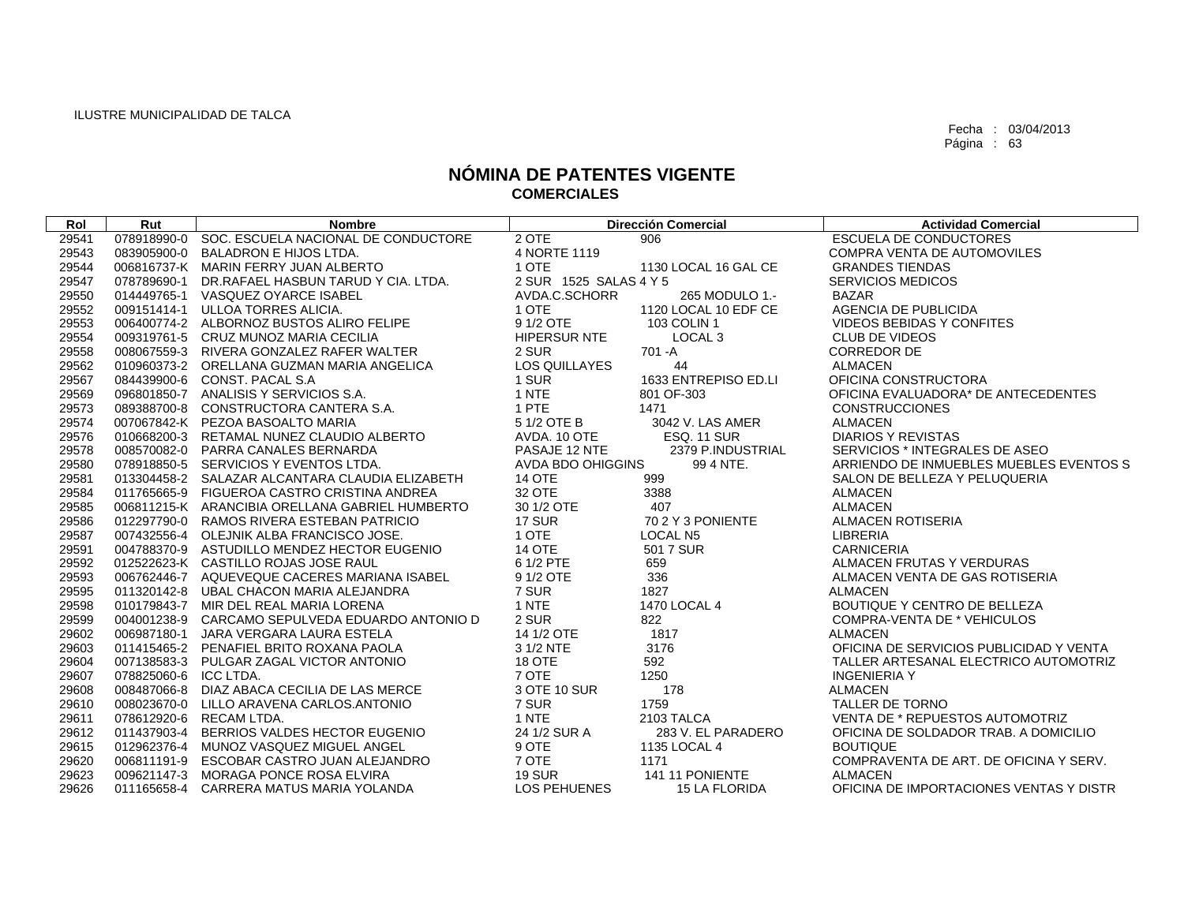ILUSTRE MUNICIPALIDAD DE TALCA

Fecha : 03/04/2013

# NÓMINA DE PATENTES VIGENTE
## COMERCIALES

| Rol | Rut | Nombre | Dirección Comercial | | Actividad Comercial |
|---|---|---|---|---|---|
| 29541 | 078918990-0 | SOC. ESCUELA NACIONAL DE CONDUCTORE | 2 OTE | 906 | ESCUELA DE CONDUCTORES |
| 29543 | 083905900-0 | BALADRON E HIJOS LTDA. | 4 NORTE 1119 | | COMPRA VENTA DE AUTOMOVILES |
| 29544 | 006816737-K | MARIN FERRY JUAN ALBERTO | 1 OTE | 1130 LOCAL 16 GAL CE | GRANDES TIENDAS |
| 29547 | 078789690-1 | DR.RAFAEL HASBUN TARUD Y CIA. LTDA. | 2 SUR 1525 SALAS 4 Y 5 | | SERVICIOS MEDICOS |
| 29550 | 014449765-1 | VASQUEZ OYARCE ISABEL | AVDA.C.SCHORR | 265 MODULO 1.- | BAZAR |
| 29552 | 009151414-1 | ULLOA TORRES ALICIA. | 1 OTE | 1120 LOCAL 10 EDF CE | AGENCIA DE PUBLICIDA |
| 29553 | 006400774-2 | ALBORNOZ BUSTOS ALIRO FELIPE | 9 1/2 OTE | 103 COLIN 1 | VIDEOS BEBIDAS Y CONFITES |
| 29554 | 009319761-5 | CRUZ MUNOZ MARIA CECILIA | HIPERSUR NTE | LOCAL 3 | CLUB DE VIDEOS |
| 29558 | 008067559-3 | RIVERA GONZALEZ RAFER WALTER | 2 SUR | 701 -A | CORREDOR DE |
| 29562 | 010960373-2 | ORELLANA GUZMAN MARIA ANGELICA | LOS QUILLAYES | 44 | ALMACEN |
| 29567 | 084439900-6 | CONST. PACAL S.A | 1 SUR | 1633 ENTREPISO ED.LI | OFICINA CONSTRUCTORA |
| 29569 | 096801850-7 | ANALISIS Y SERVICIOS S.A. | 1 NTE | 801 OF-303 | OFICINA EVALUADORA* DE ANTECEDENTES |
| 29573 | 089388700-8 | CONSTRUCTORA CANTERA S.A. | 1 PTE | 1471 | CONSTRUCCIONES |
| 29574 | 007067842-K | PEZOA BASOALTO MARIA | 5 1/2 OTE B | 3042 V. LAS AMER | ALMACEN |
| 29576 | 010668200-3 | RETAMAL NUNEZ CLAUDIO ALBERTO | AVDA. 10 OTE | ESQ. 11 SUR | DIARIOS Y REVISTAS |
| 29578 | 008570082-0 | PARRA CANALES BERNARDA | PASAJE 12 NTE | 2379 P.INDUSTRIAL | SERVICIOS * INTEGRALES DE ASEO |
| 29580 | 078918850-5 | SERVICIOS Y EVENTOS LTDA. | AVDA BDO OHIGGINS | 99 4 NTE. | ARRIENDO DE INMUEBLES MUEBLES EVENTOS S |
| 29581 | 013304458-2 | SALAZAR ALCANTARA CLAUDIA ELIZABETH | 14 OTE | 999 | SALON DE BELLEZA Y PELUQUERIA |
| 29584 | 011765665-9 | FIGUEROA CASTRO CRISTINA ANDREA | 32 OTE | 3388 | ALMACEN |
| 29585 | 006811215-K | ARANCIBIA ORELLANA GABRIEL HUMBERTO | 30 1/2 OTE | 407 | ALMACEN |
| 29586 | 012297790-0 | RAMOS RIVERA ESTEBAN PATRICIO | 17 SUR | 70 2 Y 3 PONIENTE | ALMACEN ROTISERIA |
| 29587 | 007432556-4 | OLEJNIK ALBA FRANCISCO JOSE. | 1 OTE | LOCAL N5 | LIBRERIA |
| 29591 | 004788370-9 | ASTUDILLO MENDEZ HECTOR EUGENIO | 14 OTE | 501 7 SUR | CARNICERIA |
| 29592 | 012522623-K | CASTILLO ROJAS JOSE RAUL | 6 1/2 PTE | 659 | ALMACEN FRUTAS Y VERDURAS |
| 29593 | 006762446-7 | AQUEVEQUE CACERES MARIANA ISABEL | 9 1/2 OTE | 336 | ALMACEN VENTA DE GAS ROTISERIA |
| 29595 | 011320142-8 | UBAL CHACON MARIA ALEJANDRA | 7 SUR | 1827 | ALMACEN |
| 29598 | 010179843-7 | MIR DEL REAL MARIA LORENA | 1 NTE | 1470 LOCAL 4 | BOUTIQUE Y CENTRO DE BELLEZA |
| 29599 | 004001238-9 | CARCAMO SEPULVEDA EDUARDO ANTONIO D | 2 SUR | 822 | COMPRA-VENTA DE * VEHICULOS |
| 29602 | 006987180-1 | JARA VERGARA LAURA ESTELA | 14 1/2 OTE | 1817 | ALMACEN |
| 29603 | 011415465-2 | PENAFIEL BRITO ROXANA PAOLA | 3 1/2 NTE | 3176 | OFICINA DE SERVICIOS PUBLICIDAD Y VENTA |
| 29604 | 007138583-3 | PULGAR ZAGAL VICTOR ANTONIO | 18 OTE | 592 | TALLER ARTESANAL ELECTRICO AUTOMOTRIZ |
| 29607 | 078825060-6 | ICC LTDA. | 7 OTE | 1250 | INGENIERIA Y |
| 29608 | 008487066-8 | DIAZ ABACA CECILIA DE LAS MERCE | 3 OTE 10 SUR | 178 | ALMACEN |
| 29610 | 008023670-0 | LILLO ARAVENA CARLOS.ANTONIO | 7 SUR | 1759 | TALLER DE TORNO |
| 29611 | 078612920-6 | RECAM LTDA. | 1 NTE | 2103 TALCA | VENTA DE * REPUESTOS AUTOMOTRIZ |
| 29612 | 011437903-4 | BERRIOS VALDES HECTOR EUGENIO | 24 1/2 SUR A | 283 V. EL PARADERO | OFICINA DE SOLDADOR TRAB. A DOMICILIO |
| 29615 | 012962376-4 | MUNOZ VASQUEZ MIGUEL ANGEL | 9 OTE | 1135 LOCAL 4 | BOUTIQUE |
| 29620 | 006811191-9 | ESCOBAR CASTRO JUAN ALEJANDRO | 7 OTE | 1171 | COMPRAVENTA DE ART. DE OFICINA Y SERV. |
| 29623 | 009621147-3 | MORAGA PONCE ROSA ELVIRA | 19 SUR | 141 11 PONIENTE | ALMACEN |
| 29626 | 011165658-4 | CARRERA MATUS MARIA YOLANDA | LOS PEHUENES | 15 LA FLORIDA | OFICINA DE IMPORTACIONES VENTAS Y DISTR |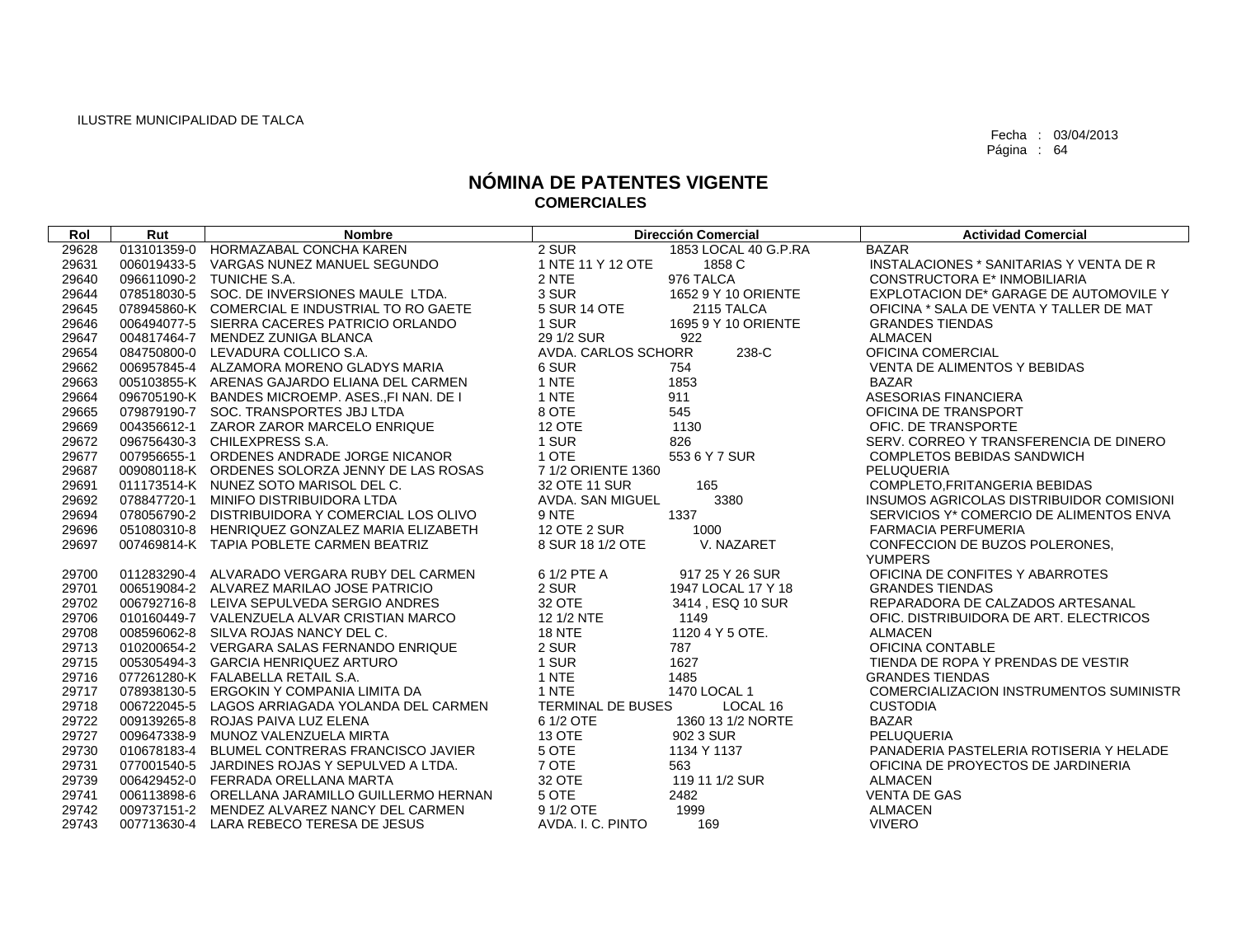ILUSTRE MUNICIPALIDAD DE TALCA

Fecha : 03/04/2013

# NÓMINA DE PATENTES VIGENTE
## COMERCIALES

| Rol | Rut | Nombre | Dirección Comercial | | Actividad Comercial |
|---|---|---|---|---|---|
| 29628 | 013101359-0 | HORMAZABAL CONCHA KAREN | 2 SUR | 1853 LOCAL 40 G.P.RA | BAZAR |
| 29631 | 006019433-5 | VARGAS NUNEZ MANUEL SEGUNDO | 1 NTE 11 Y 12 OTE | 1858 C | INSTALACIONES * SANITARIAS Y VENTA DE R |
| 29640 | 096611090-2 | TUNICHE S.A. | 2 NTE | 976 TALCA | CONSTRUCTORA E* INMOBILIARIA |
| 29644 | 078518030-5 | SOC. DE INVERSIONES MAULE LTDA. | 3 SUR | 1652 9 Y 10 ORIENTE | EXPLOTACION DE* GARAGE DE AUTOMOVILE Y |
| 29645 | 078945860-K | COMERCIAL E INDUSTRIAL TO RO GAETE | 5 SUR 14 OTE | 2115 TALCA | OFICINA * SALA DE VENTA Y TALLER DE MAT |
| 29646 | 006494077-5 | SIERRA CACERES PATRICIO ORLANDO | 1 SUR | 1695 9 Y 10 ORIENTE | GRANDES TIENDAS |
| 29647 | 004817464-7 | MENDEZ ZUNIGA BLANCA | 29 1/2 SUR | 922 | ALMACEN |
| 29654 | 084750800-0 | LEVADURA COLLICO S.A. | AVDA. CARLOS SCHORR | 238-C | OFICINA COMERCIAL |
| 29662 | 006957845-4 | ALZAMORA MORENO GLADYS MARIA | 6 SUR | 754 | VENTA DE ALIMENTOS Y BEBIDAS |
| 29663 | 005103855-K | ARENAS GAJARDO ELIANA DEL CARMEN | 1 NTE | 1853 | BAZAR |
| 29664 | 096705190-K | BANDES MICROEMP. ASES.,FI NAN. DE I | 1 NTE | 911 | ASESORIAS FINANCIERA |
| 29665 | 079879190-7 | SOC. TRANSPORTES JBJ LTDA | 8 OTE | 545 | OFICINA DE TRANSPORT |
| 29669 | 004356612-1 | ZAROR ZAROR MARCELO ENRIQUE | 12 OTE | 1130 | OFIC. DE TRANSPORTE |
| 29672 | 096756430-3 | CHILEXPRESS S.A. | 1 SUR | 826 | SERV. CORREO Y TRANSFERENCIA DE DINERO |
| 29677 | 007956655-1 | ORDENES ANDRADE JORGE NICANOR | 1 OTE | 553 6 Y 7 SUR | COMPLETOS BEBIDAS SANDWICH |
| 29687 | 009080118-K | ORDENES SOLORZA JENNY DE LAS ROSAS | 7 1/2 ORIENTE 1360 | | PELUQUERIA |
| 29691 | 011173514-K | NUNEZ SOTO MARISOL DEL C. | 32 OTE 11 SUR | 165 | COMPLETO,FRITANGERIA BEBIDAS |
| 29692 | 078847720-1 | MINIFO DISTRIBUIDORA LTDA | AVDA. SAN MIGUEL | 3380 | INSUMOS AGRICOLAS DISTRIBUIDOR COMISIONI |
| 29694 | 078056790-2 | DISTRIBUIDORA Y COMERCIAL LOS OLIVO | 9 NTE | 1337 | SERVICIOS Y* COMERCIO DE ALIMENTOS ENVA |
| 29696 | 051080310-8 | HENRIQUEZ GONZALEZ MARIA ELIZABETH | 12 OTE 2 SUR | 1000 | FARMACIA PERFUMERIA |
| 29697 | 007469814-K | TAPIA POBLETE CARMEN BEATRIZ | 8 SUR 18 1/2 OTE | V. NAZARET | CONFECCION DE BUZOS POLERONES, YUMPERS |
| 29700 | 011283290-4 | ALVARADO VERGARA RUBY DEL CARMEN | 6 1/2 PTE A | 917 25 Y 26 SUR | OFICINA DE CONFITES Y ABARROTES |
| 29701 | 006519084-2 | ALVAREZ MARILAO JOSE PATRICIO | 2 SUR | 1947 LOCAL 17 Y 18 | GRANDES TIENDAS |
| 29702 | 006792716-8 | LEIVA SEPULVEDA SERGIO ANDRES | 32 OTE | 3414 , ESQ 10 SUR | REPARADORA DE CALZADOS ARTESANAL |
| 29706 | 010160449-7 | VALENZUELA ALVAR CRISTIAN MARCO | 12 1/2 NTE | 1149 | OFIC. DISTRIBUIDORA DE ART. ELECTRICOS |
| 29708 | 008596062-8 | SILVA ROJAS NANCY DEL C. | 18 NTE | 1120 4 Y 5 OTE. | ALMACEN |
| 29713 | 010200654-2 | VERGARA SALAS FERNANDO ENRIQUE | 2 SUR | 787 | OFICINA CONTABLE |
| 29715 | 005305494-3 | GARCIA HENRIQUEZ ARTURO | 1 SUR | 1627 | TIENDA DE ROPA Y PRENDAS DE VESTIR |
| 29716 | 077261280-K | FALABELLA RETAIL S.A. | 1 NTE | 1485 | GRANDES TIENDAS |
| 29717 | 078938130-5 | ERGOKIN Y COMPANIA LIMITA DA | 1 NTE | 1470 LOCAL 1 | COMERCIALIZACION INSTRUMENTOS SUMINISTR |
| 29718 | 006722045-5 | LAGOS ARRIAGADA YOLANDA DEL CARMEN | TERMINAL DE BUSES | LOCAL 16 | CUSTODIA |
| 29722 | 009139265-8 | ROJAS PAIVA LUZ ELENA | 6 1/2 OTE | 1360 13 1/2 NORTE | BAZAR |
| 29727 | 009647338-9 | MUNOZ VALENZUELA MIRTA | 13 OTE | 902 3 SUR | PELUQUERIA |
| 29730 | 010678183-4 | BLUMEL CONTRERAS FRANCISCO JAVIER | 5 OTE | 1134 Y 1137 | PANADERIA PASTELERIA ROTISERIA Y HELADE |
| 29731 | 077001540-5 | JARDINES ROJAS Y SEPULVED A LTDA. | 7 OTE | 563 | OFICINA DE PROYECTOS DE JARDINERIA |
| 29739 | 006429452-0 | FERRADA ORELLANA MARTA | 32 OTE | 119 11 1/2 SUR | ALMACEN |
| 29741 | 006113898-6 | ORELLANA JARAMILLO GUILLERMO HERNAN | 5 OTE | 2482 | VENTA DE GAS |
| 29742 | 009737151-2 | MENDEZ ALVAREZ NANCY DEL CARMEN | 9 1/2 OTE | 1999 | ALMACEN |
| 29743 | 007713630-4 | LARA REBECO TERESA DE JESUS | AVDA. I. C. PINTO | 169 | VIVERO |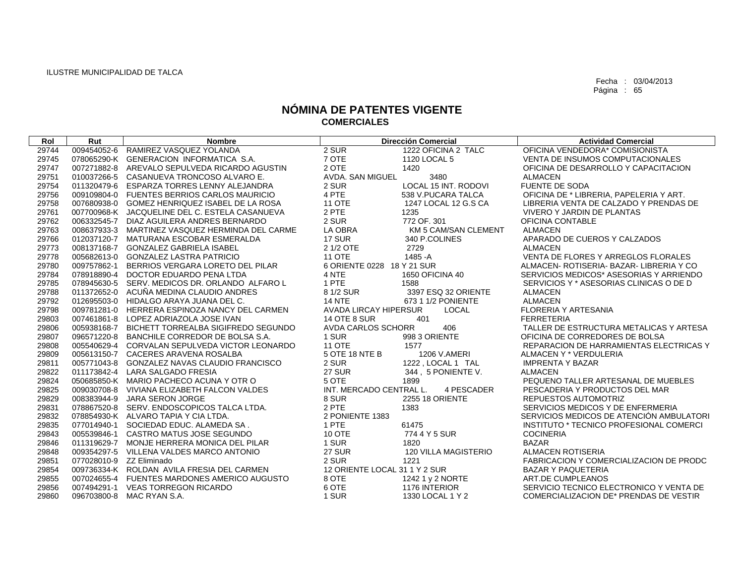ILUSTRE MUNICIPALIDAD DE TALCA

Fecha : 03/04/2013

# NÓMINA DE PATENTES VIGENTE
## COMERCIALES

| Rol | Rut | Nombre | Dirección Comercial | | Actividad Comercial |
|---|---|---|---|---|---|
| 29744 | 009454052-6 | RAMIREZ VASQUEZ YOLANDA | 2 SUR | 1222 OFICINA 2 TALC | OFICINA VENDEDORA* COMISIONISTA |
| 29745 | 078065290-K | GENERACION INFORMATICA S.A. | 7 OTE | 1120 LOCAL 5 | VENTA DE INSUMOS COMPUTACIONALES |
| 29747 | 007271882-8 | AREVALO SEPULVEDA RICARDO AGUSTIN | 2 OTE | 1420 | OFICINA DE DESARROLLO Y CAPACITACION |
| 29751 | 010037266-5 | CASANUEVA TRONCOSO ALVARO E. | AVDA. SAN MIGUEL | 3480 | ALMACEN |
| 29754 | 011320479-6 | ESPARZA TORRES LENNY ALEJANDRA | 2 SUR | LOCAL 15 INT. RODOVI | FUENTE DE SODA |
| 29756 | 009109804-0 | FUENTES BERRIOS CARLOS MAURICIO | 4 PTE | 538 V.PUCARA TALCA | OFICINA DE * LIBRERIA, PAPELERIA Y ART. |
| 29758 | 007680938-0 | GOMEZ HENRIQUEZ ISABEL DE LA ROSA | 11 OTE | 1247 LOCAL 12 G.S CA | LIBRERIA VENTA DE CALZADO Y PRENDAS DE |
| 29761 | 007700968-K | JACQUELINE DEL C. ESTELA CASANUEVA | 2 PTE | 1235 | VIVERO Y JARDIN DE PLANTAS |
| 29762 | 006332545-7 | DIAZ AGUILERA ANDRES BERNARDO | 2 SUR | 772 OF. 301 | OFICINA CONTABLE |
| 29763 | 008637933-3 | MARTINEZ VASQUEZ HERMINDA DEL CARME | LA OBRA | KM 5 CAM/SAN CLEMENT | ALMACEN |
| 29766 | 012037120-7 | MATURANA ESCOBAR ESMERALDA | 17 SUR | 340 P.COLINES | APARADO DE CUEROS Y CALZADOS |
| 29773 | 008137168-7 | GONZALEZ GABRIELA ISABEL | 2 1/2 OTE | 2729 | ALMACEN |
| 29778 | 005682613-0 | GONZALEZ LASTRA PATRICIO | 11 OTE | 1485 -A | VENTA DE FLORES Y ARREGLOS FLORALES |
| 29780 | 009757862-1 | BERRIOS VERGARA LORETO DEL PILAR | 6 ORIENTE 0228 | 18 Y 21 SUR | ALMACEN- ROTISERIA- BAZAR- LIBRERIA Y CO |
| 29784 | 078918890-4 | DOCTOR EDUARDO PENA LTDA | 4 NTE | 1650 OFICINA 40 | SERVICIOS MEDICOS* ASESORIAS Y ARRIENDO |
| 29785 | 078945630-5 | SERV. MEDICOS DR. ORLANDO ALFARO L | 1 PTE | 1588 | SERVICIOS Y * ASESORIAS CLINICAS O DE D |
| 29788 | 011372652-0 | ACUÑA MEDINA CLAUDIO ANDRES | 8 1/2 SUR | 3397 ESQ 32 ORIENTE | ALMACEN |
| 29792 | 012695503-0 | HIDALGO ARAYA JUANA DEL C. | 14 NTE | 673 1 1/2 PONIENTE | ALMACEN |
| 29798 | 009781281-0 | HERRERA ESPINOZA NANCY DEL CARMEN | AVADA LIRCAY HIPERSUR | LOCAL | FLORERIA Y ARTESANIA |
| 29803 | 007461861-8 | LOPEZ ADRIAZOLA JOSE IVAN | 14 OTE 8 SUR | 401 | FERRETERIA |
| 29806 | 005938168-7 | BICHETT TORREALBA SIGIFREDO SEGUNDO | AVDA CARLOS SCHORR | 406 | TALLER DE ESTRUCTURA METALICAS Y ARTESA |
| 29807 | 096571220-8 | BANCHILE CORREDOR DE BOLSA S.A. | 1 SUR | 998 3 ORIENTE | OFICINA DE CORREDORES DE BOLSA |
| 29808 | 005540629-4 | CORVALAN SEPULVEDA VICTOR LEONARDO | 11 OTE | 1577 | REPARACION DE HARRAMIENTAS ELECTRICAS Y |
| 29809 | 005613150-7 | CACERES ARAVENA ROSALBA | 5 OTE 18 NTE B | 1206 V.AMERI | ALMACEN Y * VERDULERIA |
| 29811 | 005771043-8 | GONZALEZ NAVAS CLAUDIO FRANCISCO | 2 SUR | 1222 , LOCAL 1 TAL | IMPRENTA Y BAZAR |
| 29822 | 011173842-4 | LARA SALGADO FRESIA | 27 SUR | 344 , 5 PONIENTE V. | ALMACEN |
| 29824 | 050685850-K | MARIO PACHECO ACUNA Y OTR O | 5 OTE | 1899 | PEQUENO TALLER ARTESANAL DE MUEBLES |
| 29825 | 009030708-8 | VIVIANA ELIZABETH FALCON VALDES | INT. MERCADO CENTRAL L. | 4 PESCADER | PESCADERIA Y PRODUCTOS DEL MAR |
| 29829 | 008383944-9 | JARA SERON JORGE | 8 SUR | 2255 18 ORIENTE | REPUESTOS AUTOMOTRIZ |
| 29831 | 078867520-8 | SERV. ENDOSCOPICOS TALCA LTDA. | 2 PTE | 1383 | SERVICIOS MEDICOS Y DE ENFERMERIA |
| 29832 | 078854930-K | ALVARO TAPIA Y CIA LTDA. | 2 PONIENTE 1383 | | SERVICIOS MEDICOS DE ATENCIÓN AMBULATORI |
| 29835 | 077014940-1 | SOCIEDAD EDUC. ALAMEDA SA . | 1 PTE | 61475 | INSTITUTO * TECNICO PROFESIONAL COMERCI |
| 29843 | 005539846-1 | CASTRO MATUS JOSE SEGUNDO | 10 OTE | 774 4 Y 5 SUR | COCINERIA |
| 29846 | 011319629-7 | MONJE HERRERA MONICA DEL PILAR | 1 SUR | 1820 | BAZAR |
| 29848 | 009354297-5 | VILLENA VALDES MARCO ANTONIO | 27 SUR | 120 VILLA MAGISTERIO | ALMACEN ROTISERIA |
| 29851 | 077028010-9 | ZZ Eliminado | 2 SUR | 1221 | FABRICACION Y COMERCIALIZACION DE PRODC |
| 29854 | 009736334-K | ROLDAN AVILA FRESIA DEL CARMEN | 12 ORIENTE LOCAL 31 1 Y 2 SUR | | BAZAR Y PAQUETERIA |
| 29855 | 007024655-4 | FUENTES MARDONES AMERICO AUGUSTO | 8 OTE | 1242 1 y 2 NORTE | ART.DE CUMPLEANOS |
| 29856 | 007494291-1 | VEAS TORREGON RICARDO | 6 OTE | 1176 INTERIOR | SERVICIO TECNICO ELECTRONICO Y VENTA DE |
| 29860 | 096703800-8 | MAC RYAN S.A. | 1 SUR | 1330 LOCAL 1 Y 2 | COMERCIALIZACION DE* PRENDAS DE VESTIR |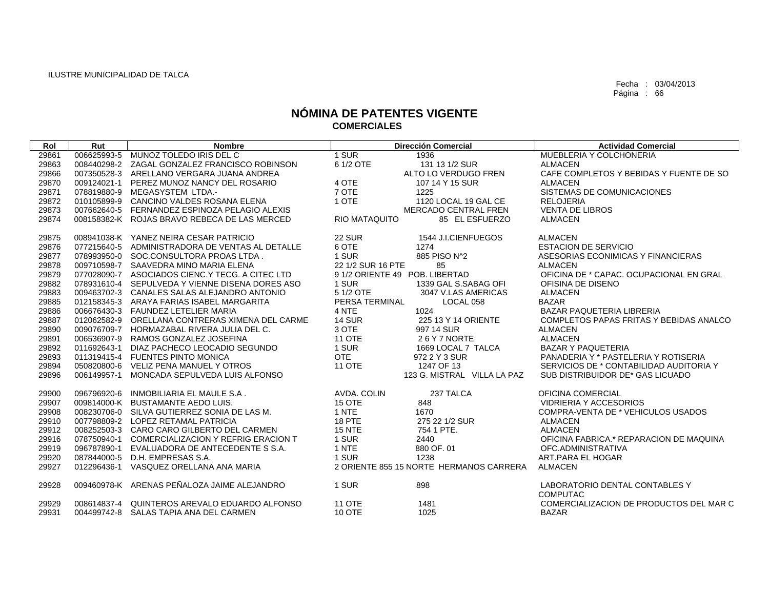ILUSTRE MUNICIPALIDAD DE TALCA

Fecha : 03/04/2013
Página : 66

# NÓMINA DE PATENTES VIGENTE
## COMERCIALES

| Rol | Rut | Nombre | Dirección Comercial | | Actividad Comercial |
|---|---|---|---|---|---|
| 29861 | 006625993-5 | MUNOZ TOLEDO IRIS DEL C | 1 SUR | 1936 | MUEBLERIA Y COLCHONERIA |
| 29863 | 008440298-2 | ZAGAL GONZALEZ FRANCISCO ROBINSON | 6 1/2 OTE | 131 13 1/2 SUR | ALMACEN |
| 29866 | 007350528-3 | ARELLANO VERGARA JUANA ANDREA | | ALTO LO VERDUGO FREN | CAFE COMPLETOS Y BEBIDAS Y FUENTE DE SO |
| 29870 | 009124021-1 | PEREZ MUNOZ NANCY DEL ROSARIO | 4 OTE | 107 14 Y 15 SUR | ALMACEN |
| 29871 | 078819880-9 | MEGASYSTEM LTDA.- | 7 OTE | 1225 | SISTEMAS DE COMUNICACIONES |
| 29872 | 010105899-9 | CANCINO VALDES ROSANA ELENA | 1 OTE | 1120 LOCAL 19 GAL CE | RELOJERIA |
| 29873 | 007662640-5 | FERNANDEZ ESPINOZA PELAGIO ALEXIS | | MERCADO CENTRAL FREN | VENTA DE LIBROS |
| 29874 | 008158382-K | ROJAS BRAVO REBECA DE LAS MERCED | RIO MATAQUITO | 85 EL ESFUERZO | ALMACEN |
| 29875 | 008941038-K | YANEZ NEIRA CESAR PATRICIO | 22 SUR | 1544 J.I.CIENFUEGOS | ALMACEN |
| 29876 | 077215640-5 | ADMINISTRADORA DE VENTAS AL DETALLE | 6 OTE | 1274 | ESTACION DE SERVICIO |
| 29877 | 078993950-0 | SOC.CONSULTORA PROAS LTDA . | 1 SUR | 885 PISO N^2 | ASESORIAS ECONIMICAS Y FINANCIERAS |
| 29878 | 009710598-7 | SAAVEDRA MINO MARIA ELENA | 22 1/2 SUR 16 PTE | 85 | ALMACEN |
| 29879 | 077028090-7 | ASOCIADOS CIENC.Y TECG. A CITEC LTD | 9 1/2 ORIENTE 49 | POB. LIBERTAD | OFICINA DE * CAPAC. OCUPACIONAL EN GRAL |
| 29882 | 078931610-4 | SEPULVEDA Y VIENNE DISENA DORES ASO | 1 SUR | 1339 GAL S.SABAG OFI | OFISINA DE DISENO |
| 29883 | 009463702-3 | CANALES SALAS ALEJANDRO ANTONIO | 5 1/2 OTE | 3047 V.LAS AMERICAS | ALMACEN |
| 29885 | 012158345-3 | ARAYA FARIAS ISABEL MARGARITA | PERSA TERMINAL | LOCAL 058 | BAZAR |
| 29886 | 006676430-3 | FAUNDEZ LETELIER MARIA | 4 NTE | 1024 | BAZAR PAQUETERIA LIBRERIA |
| 29887 | 012062582-9 | ORELLANA CONTRERAS XIMENA DEL CARME | 14 SUR | 225 13 Y 14 ORIENTE | COMPLETOS PAPAS FRITAS Y BEBIDAS ANALCO |
| 29890 | 009076709-7 | HORMAZABAL RIVERA JULIA DEL C. | 3 OTE | 997 14 SUR | ALMACEN |
| 29891 | 006536907-9 | RAMOS GONZALEZ JOSEFINA | 11 OTE | 2 6 Y 7 NORTE | ALMACEN |
| 29892 | 011692643-1 | DIAZ PACHECO LEOCADIO SEGUNDO | 1 SUR | 1669 LOCAL 7 TALCA | BAZAR Y PAQUETERIA |
| 29893 | 011319415-4 | FUENTES PINTO MONICA | OTE | 972 2 Y 3 SUR | PANADERIA Y * PASTELERIA Y ROTISERIA |
| 29894 | 050820800-6 | VELIZ PENA MANUEL Y OTROS | 11 OTE | 1247 OF 13 | SERVICIOS DE * CONTABILIDAD AUDITORIA Y |
| 29896 | 006149957-1 | MONCADA SEPULVEDA LUIS ALFONSO | | 123 G. MISTRAL VILLA LA PAZ | SUB DISTRIBUIDOR DE* GAS LICUADO |
| 29900 | 096796920-6 | INMOBILIARIA EL MAULE S.A . | AVDA. COLIN | 237 TALCA | OFICINA COMERCIAL |
| 29907 | 009814000-K | BUSTAMANTE AEDO LUIS. | 15 OTE | 848 | VIDRIERIA Y ACCESORIOS |
| 29908 | 008230706-0 | SILVA GUTIERREZ SONIA DE LAS M. | 1 NTE | 1670 | COMPRA-VENTA DE * VEHICULOS USADOS |
| 29910 | 007798809-2 | LOPEZ RETAMAL PATRICIA | 18 PTE | 275 22 1/2 SUR | ALMACEN |
| 29912 | 008252503-3 | CARO CARO GILBERTO DEL CARMEN | 15 NTE | 754 1 PTE. | ALMACEN |
| 29916 | 078750940-1 | COMERCIALIZACION Y REFRIG ERACION T | 1 SUR | 2440 | OFICINA FABRICA.* REPARACION DE MAQUINA |
| 29919 | 096787890-1 | EVALUADORA DE ANTECEDENTE S S.A. | 1 NTE | 880 OF. 01 | OFC.ADMINISTRATIVA |
| 29920 | 087844000-5 | D.H. EMPRESAS S.A. | 1 SUR | 1238 | ART.PARA EL HOGAR |
| 29927 | 012296436-1 | VASQUEZ ORELLANA ANA MARIA | 2 ORIENTE 855 15 NORTE | HERMANOS CARRERA | ALMACEN |
| 29928 | 009460978-K | ARENAS PEÑALOZA JAIME ALEJANDRO | 1 SUR | 898 | LABORATORIO DENTAL CONTABLES Y COMPUTAC |
| 29929 | 008614837-4 | QUINTEROS AREVALO EDUARDO ALFONSO | 11 OTE | 1481 | COMERCIALIZACION DE PRODUCTOS DEL MAR C |
| 29931 | 004499742-8 | SALAS TAPIA ANA DEL CARMEN | 10 OTE | 1025 | BAZAR |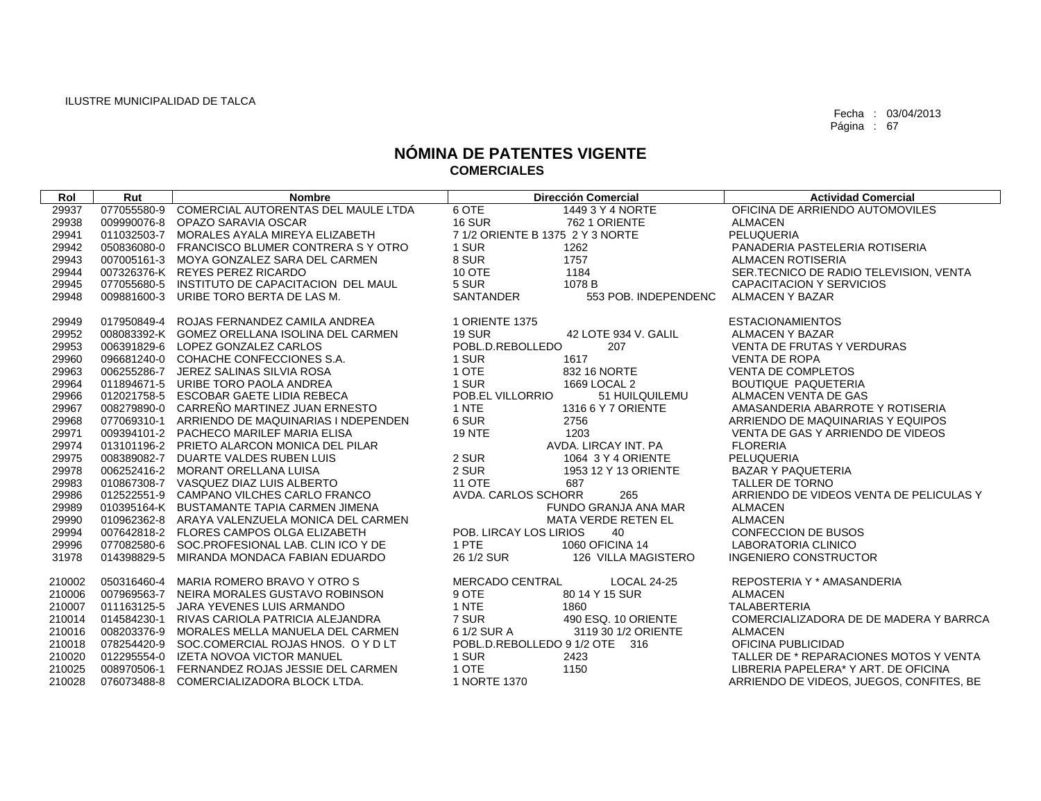ILUSTRE MUNICIPALIDAD DE TALCA

Fecha : 03/04/2013

# NÓMINA DE PATENTES VIGENTE
## COMERCIALES

| Rol | Rut | Nombre | Dirección Comercial | Actividad Comercial |
|---|---|---|---|---|
| 29937 | 077055580-9 | COMERCIAL AUTORENTAS DEL MAULE LTDA | 6 OTE 1449 3 Y 4 NORTE | OFICINA DE ARRIENDO AUTOMOVILES |
| 29938 | 009990076-8 | OPAZO SARAVIA OSCAR | 16 SUR 762 1 ORIENTE | ALMACEN |
| 29941 | 011032503-7 | MORALES AYALA MIREYA ELIZABETH | 7 1/2 ORIENTE B 1375 2 Y 3 NORTE | PELUQUERIA |
| 29942 | 050836080-0 | FRANCISCO BLUMER CONTRERA S Y OTRO | 1 SUR 1262 | PANADERIA PASTELERIA ROTISERIA |
| 29943 | 007005161-3 | MOYA GONZALEZ SARA DEL CARMEN | 8 SUR 1757 | ALMACEN ROTISERIA |
| 29944 | 007326376-K | REYES PEREZ RICARDO | 10 OTE 1184 | SER.TECNICO DE RADIO TELEVISION, VENTA |
| 29945 | 077055680-5 | INSTITUTO DE CAPACITACION DEL MAUL | 5 SUR 1078 B | CAPACITACION Y SERVICIOS |
| 29948 | 009881600-3 | URIBE TORO BERTA DE LAS M. | SANTANDER 553 POB. INDEPENDENC | ALMACEN Y BAZAR |
| 29949 | 017950849-4 | ROJAS FERNANDEZ CAMILA ANDREA | 1 ORIENTE 1375 | ESTACIONAMIENTOS |
| 29952 | 008083392-K | GOMEZ ORELLANA ISOLINA DEL CARMEN | 19 SUR 42 LOTE 934 V. GALIL | ALMACEN Y BAZAR |
| 29953 | 006391829-6 | LOPEZ GONZALEZ CARLOS | POBL.D.REBOLLEDO 207 | VENTA DE FRUTAS Y VERDURAS |
| 29960 | 096681240-0 | COHACHE CONFECCIONES S.A. | 1 SUR 1617 | VENTA DE ROPA |
| 29963 | 006255286-7 | JEREZ SALINAS SILVIA ROSA | 1 OTE 832 16 NORTE | VENTA DE COMPLETOS |
| 29964 | 011894671-5 | URIBE TORO PAOLA ANDREA | 1 SUR 1669 LOCAL 2 | BOUTIQUE PAQUETERIA |
| 29966 | 012021758-5 | ESCOBAR GAETE LIDIA REBECA | POB.EL VILLORRIO 51 HUILQUILEMU | ALMACEN VENTA DE GAS |
| 29967 | 008279890-0 | CARREÑO MARTINEZ JUAN ERNESTO | 1 NTE 1316 6 Y 7 ORIENTE | AMASANDERIA ABARROTE Y ROTISERIA |
| 29968 | 077069310-1 | ARRIENDO DE MAQUINARIAS I NDEPENDEN | 6 SUR 2756 | ARRIENDO DE MAQUINARIAS Y EQUIPOS |
| 29971 | 009394101-2 | PACHECO MARILEF MARIA ELISA | 19 NTE 1203 | VENTA DE GAS Y ARRIENDO DE VIDEOS |
| 29974 | 013101196-2 | PRIETO ALARCON MONICA DEL PILAR | AVDA. LIRCAY INT. PA | FLORERIA |
| 29975 | 008389082-7 | DUARTE VALDES RUBEN LUIS | 2 SUR 1064 3 Y 4 ORIENTE | PELUQUERIA |
| 29978 | 006252416-2 | MORANT ORELLANA LUISA | 2 SUR 1953 12 Y 13 ORIENTE | BAZAR Y PAQUETERIA |
| 29983 | 010867308-7 | VASQUEZ DIAZ LUIS ALBERTO | 11 OTE 687 | TALLER DE TORNO |
| 29986 | 012522551-9 | CAMPANO VILCHES CARLO FRANCO | AVDA. CARLOS SCHORR 265 | ARRIENDO DE VIDEOS VENTA DE PELICULAS Y |
| 29989 | 010395164-K | BUSTAMANTE TAPIA CARMEN JIMENA | FUNDO GRANJA ANA MAR | ALMACEN |
| 29990 | 010962362-8 | ARAYA VALENZUELA MONICA DEL CARMEN | MATA VERDE RETEN EL | ALMACEN |
| 29994 | 007642818-2 | FLORES CAMPOS OLGA ELIZABETH | POB. LIRCAY LOS LIRIOS 40 | CONFECCION DE BUSOS |
| 29996 | 077082580-6 | SOC.PROFESIONAL LAB. CLIN ICO Y DE | 1 PTE 1060 OFICINA 14 | LABORATORIA CLINICO |
| 31978 | 014398829-5 | MIRANDA MONDACA FABIAN EDUARDO | 26 1/2 SUR 126 VILLA MAGISTERO | INGENIERO CONSTRUCTOR |
| 210002 | 050316460-4 | MARIA ROMERO BRAVO Y OTRO S | MERCADO CENTRAL LOCAL 24-25 | REPOSTERIA Y * AMASANDERIA |
| 210006 | 007969563-7 | NEIRA MORALES GUSTAVO ROBINSON | 9 OTE 80 14 Y 15 SUR | ALMACEN |
| 210007 | 011163125-5 | JARA YEVENES LUIS ARMANDO | 1 NTE 1860 | TALABERTERIA |
| 210014 | 014584230-1 | RIVAS CARIOLA PATRICIA ALEJANDRA | 7 SUR 490 ESQ. 10 ORIENTE | COMERCIALIZADORA DE DE MADERA Y BARRCA |
| 210016 | 008203376-9 | MORALES MELLA MANUELA DEL CARMEN | 6 1/2 SUR A 3119 30 1/2 ORIENTE | ALMACEN |
| 210018 | 078254420-9 | SOC.COMERCIAL ROJAS HNOS. O Y D LT | POBL.D.REBOLLEDO 9 1/2 OTE 316 | OFICINA PUBLICIDAD |
| 210020 | 012295554-0 | IZETA NOVOA VICTOR MANUEL | 1 SUR 2423 | TALLER DE * REPARACIONES MOTOS Y VENTA |
| 210025 | 008970506-1 | FERNANDEZ ROJAS JESSIE DEL CARMEN | 1 OTE 1150 | LIBRERIA PAPELERA* Y ART. DE OFICINA |
| 210028 | 076073488-8 | COMERCIALIZADORA BLOCK LTDA. | 1 NORTE 1370 | ARRIENDO DE VIDEOS, JUEGOS, CONFITES, BE |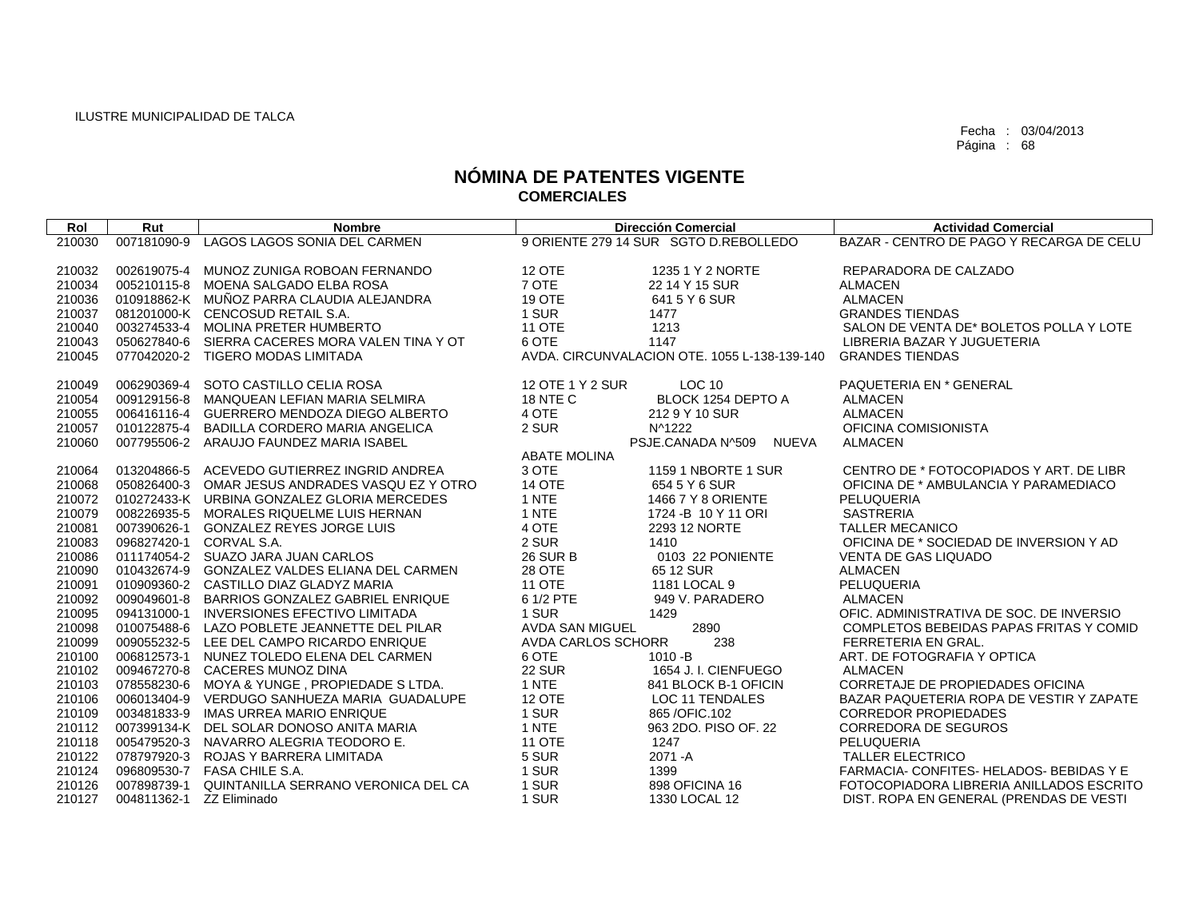ILUSTRE MUNICIPALIDAD DE TALCA

Fecha : 03/04/2013

# NÓMINA DE PATENTES VIGENTE
## COMERCIALES

| Rol | Rut | Nombre | Dirección Comercial | Actividad Comercial |
|---|---|---|---|---|
| 210030 | 007181090-9 | LAGOS LAGOS SONIA DEL CARMEN | 9 ORIENTE 279 14 SUR SGTO D.REBOLLEDO | BAZAR - CENTRO DE PAGO Y RECARGA DE CELU |
| 210032 | 002619075-4 | MUNOZ ZUNIGA ROBOAN FERNANDO | 12 OTE 1235 1 Y 2 NORTE | REPARADORA DE CALZADO |
| 210034 | 005210115-8 | MOENA SALGADO ELBA ROSA | 7 OTE 22 14 Y 15 SUR | ALMACEN |
| 210036 | 010918862-K | MUÑOZ PARRA CLAUDIA ALEJANDRA | 19 OTE 641 5 Y 6 SUR | ALMACEN |
| 210037 | 081201000-K | CENCOSUD RETAIL S.A. | 1 SUR 1477 | GRANDES TIENDAS |
| 210040 | 003274533-4 | MOLINA PRETER HUMBERTO | 11 OTE 1213 | SALON DE VENTA DE* BOLETOS POLLA Y LOTE |
| 210043 | 050627840-6 | SIERRA CACERES MORA VALEN TINA Y OT | 6 OTE 1147 | LIBRERIA BAZAR Y JUGUETERIA |
| 210045 | 077042020-2 | TIGERO MODAS LIMITADA | AVDA. CIRCUNVALACION OTE. 1055 L-138-139-140 | GRANDES TIENDAS |
| 210049 | 006290369-4 | SOTO CASTILLO CELIA ROSA | 12 OTE 1 Y 2 SUR LOC 10 | PAQUETERIA EN * GENERAL |
| 210054 | 009129156-8 | MANQUEAN LEFIAN MARIA SELMIRA | 18 NTE C BLOCK 1254 DEPTO A | ALMACEN |
| 210055 | 006416116-4 | GUERRERO MENDOZA DIEGO ALBERTO | 4 OTE 212 9 Y 10 SUR | ALMACEN |
| 210057 | 010122875-4 | BADILLA CORDERO MARIA ANGELICA | 2 SUR N^1222 | OFICINA COMISIONISTA |
| 210060 | 007795506-2 | ARAUJO FAUNDEZ MARIA ISABEL | PSJE.CANADA N^509 NUEVA ABATE MOLINA | ALMACEN |
| 210064 | 013204866-5 | ACEVEDO GUTIERREZ INGRID ANDREA | 3 OTE 1159 1 NBORTE 1 SUR | CENTRO DE * FOTOCOPIADOS Y ART. DE LIBR |
| 210068 | 050826400-3 | OMAR JESUS ANDRADES VASQU EZ Y OTRO | 14 OTE 654 5 Y 6 SUR | OFICINA DE * AMBULANCIA Y PARAMEDIACO |
| 210072 | 010272433-K | URBINA GONZALEZ GLORIA MERCEDES | 1 NTE 1466 7 Y 8 ORIENTE | PELUQUERIA |
| 210079 | 008226935-5 | MORALES RIQUELME LUIS HERNAN | 1 NTE 1724 -B 10 Y 11 ORI | SASTRERIA |
| 210081 | 007390626-1 | GONZALEZ REYES JORGE LUIS | 4 OTE 2293 12 NORTE | TALLER MECANICO |
| 210083 | 096827420-1 | CORVAL S.A. | 2 SUR 1410 | OFICINA DE * SOCIEDAD DE INVERSION Y AD |
| 210086 | 011174054-2 | SUAZO JARA JUAN CARLOS | 26 SUR B 0103 22 PONIENTE | VENTA DE GAS LIQUADO |
| 210090 | 010432674-9 | GONZALEZ VALDES ELIANA DEL CARMEN | 28 OTE 65 12 SUR | ALMACEN |
| 210091 | 010909360-2 | CASTILLO DIAZ GLADYZ MARIA | 11 OTE 1181 LOCAL 9 | PELUQUERIA |
| 210092 | 009049601-8 | BARRIOS GONZALEZ GABRIEL ENRIQUE | 6 1/2 PTE 949 V. PARADERO | ALMACEN |
| 210095 | 094131000-1 | INVERSIONES EFECTIVO LIMITADA | 1 SUR 1429 | OFIC. ADMINISTRATIVA DE SOC. DE INVERSIO |
| 210098 | 010075488-6 | LAZO POBLETE JEANNETTE DEL PILAR | AVDA SAN MIGUEL 2890 | COMPLETOS BEBEIDAS PAPAS FRITAS Y COMID |
| 210099 | 009055232-5 | LEE DEL CAMPO RICARDO ENRIQUE | AVDA CARLOS SCHORR 238 | FERRETERIA EN GRAL. |
| 210100 | 006812573-1 | NUNEZ TOLEDO ELENA DEL CARMEN | 6 OTE 1010 -B | ART. DE FOTOGRAFIA Y OPTICA |
| 210102 | 009467270-8 | CACERES MUNOZ DINA | 22 SUR 1654 J. I. CIENFUEGO | ALMACEN |
| 210103 | 078558230-6 | MOYA & YUNGE , PROPIEDADE S LTDA. | 1 NTE 841 BLOCK B-1 OFICIN | CORRETAJE DE PROPIEDADES OFICINA |
| 210106 | 006013404-9 | VERDUGO SANHUEZA MARIA GUADALUPE | 12 OTE LOC 11 TENDALES | BAZAR PAQUETERIA ROPA DE VESTIR Y ZAPATE |
| 210109 | 003481833-9 | IMAS URREA MARIO ENRIQUE | 1 SUR 865 /OFIC.102 | CORREDOR PROPIEDADES |
| 210112 | 007399134-K | DEL SOLAR DONOSO ANITA MARIA | 1 NTE 963 2DO. PISO OF. 22 | CORREDORA DE SEGUROS |
| 210118 | 005479520-3 | NAVARRO ALEGRIA TEODORO E. | 11 OTE 1247 | PELUQUERIA |
| 210122 | 078797920-3 | ROJAS Y BARRERA LIMITADA | 5 SUR 2071 -A | TALLER ELECTRICO |
| 210124 | 096809530-7 | FASA CHILE S.A. | 1 SUR 1399 | FARMACIA- CONFITES- HELADOS- BEBIDAS Y E |
| 210126 | 007898739-1 | QUINTANILLA SERRANO VERONICA DEL CA | 1 SUR 898 OFICINA 16 | FOTOCOPIADORA LIBRERIA ANILLADOS ESCRITO |
| 210127 | 004811362-1 | ZZ Eliminado | 1 SUR 1330 LOCAL 12 | DIST. ROPA EN GENERAL (PRENDAS DE VESTI |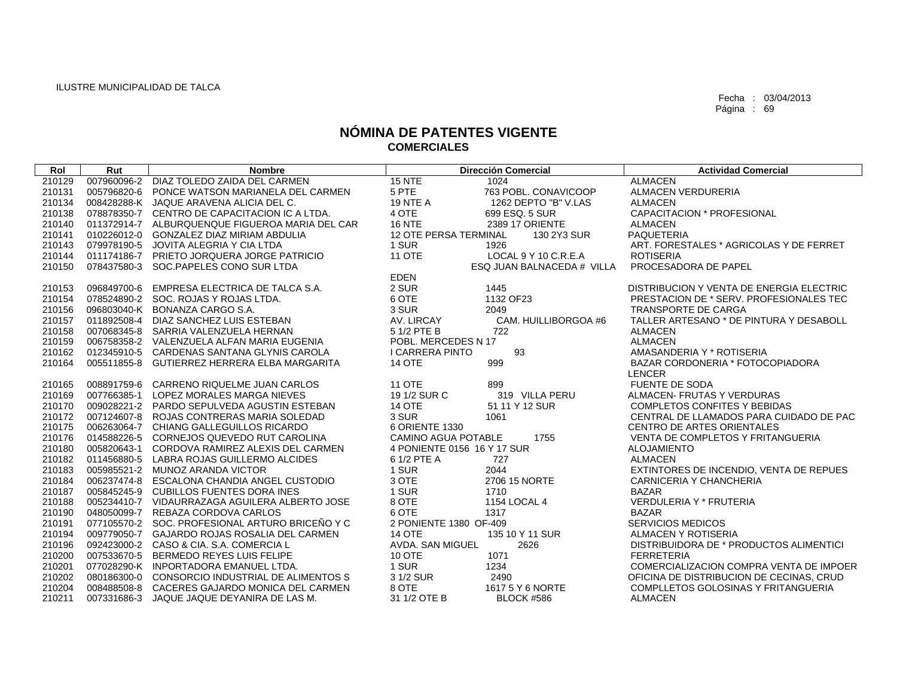ILUSTRE MUNICIPALIDAD DE TALCA

Fecha : 03/04/2013

# NÓMINA DE PATENTES VIGENTE
## COMERCIALES

| Rol | Rut | Nombre | Dirección Comercial | Actividad Comercial |
|---|---|---|---|---|
| 210129 | 007960096-2 | DIAZ TOLEDO ZAIDA DEL CARMEN | 15 NTE 1024 | ALMACEN |
| 210131 | 005796820-6 | PONCE WATSON MARIANELA DEL CARMEN | 5 PTE 763 POBL. CONAVICOOP | ALMACEN VERDURERIA |
| 210134 | 008428288-K | JAQUE ARAVENA ALICIA DEL C. | 19 NTE A 1262 DEPTO "B" V.LAS | ALMACEN |
| 210138 | 078878350-7 | CENTRO DE CAPACITACION IC A LTDA. | 4 OTE 699 ESQ. 5 SUR | CAPACITACION * PROFESIONAL |
| 210140 | 011372914-7 | ALBURQUENQUE FIGUEROA MARIA DEL CAR | 16 NTE 2389 17 ORIENTE | ALMACEN |
| 210141 | 010226012-0 | GONZALEZ DIAZ MIRIAM ABDULIA | 12 OTE PERSA TERMINAL 130 2Y3 SUR | PAQUETERIA |
| 210143 | 079978190-5 | JOVITA ALEGRIA Y CIA LTDA | 1 SUR 1926 | ART. FORESTALES * AGRICOLAS Y DE FERRET |
| 210144 | 011174186-7 | PRIETO JORQUERA JORGE PATRICIO | 11 OTE LOCAL 9 Y 10 C.R.E.A | ROTISERIA |
| 210150 | 078437580-3 | SOC.PAPELES CONO SUR LTDA | ESQ JUAN BALNACEDA # VILLA EDEN | PROCESADORA DE PAPEL |
| 210153 | 096849700-6 | EMPRESA ELECTRICA DE TALCA S.A. | 2 SUR 1445 | DISTRIBUCION Y VENTA DE ENERGIA ELECTRIC |
| 210154 | 078524890-2 | SOC. ROJAS Y ROJAS LTDA. | 6 OTE 1132 OF23 | PRESTACION DE * SERV. PROFESIONALES TEC |
| 210156 | 096803040-K | BONANZA CARGO S.A. | 3 SUR 2049 | TRANSPORTE DE CARGA |
| 210157 | 011892508-4 | DIAZ SANCHEZ LUIS ESTEBAN | AV. LIRCAY CAM. HUILLIBORGOA #6 | TALLER ARTESANO * DE PINTURA Y DESABOLL |
| 210158 | 007068345-8 | SARRIA VALENZUELA HERNAN | 5 1/2 PTE B 722 | ALMACEN |
| 210159 | 006758358-2 | VALENZUELA ALFAN MARIA EUGENIA | POBL. MERCEDES N 17 | ALMACEN |
| 210162 | 012345910-5 | CARDENAS SANTANA GLYNIS CAROLA | I CARRERA PINTO 93 | AMASANDERIA Y * ROTISERIA |
| 210164 | 005511855-8 | GUTIERREZ HERRERA ELBA MARGARITA | 14 OTE 999 | BAZAR CORDONERIA * FOTOCOPIADORA LENCER |
| 210165 | 008891759-6 | CARRENO RIQUELME JUAN CARLOS | 11 OTE 899 | FUENTE DE SODA |
| 210169 | 007766385-1 | LOPEZ MORALES MARGA NIEVES | 19 1/2 SUR C 319 VILLA PERU | ALMACEN- FRUTAS Y VERDURAS |
| 210170 | 009028221-2 | PARDO SEPULVEDA AGUSTIN ESTEBAN | 14 OTE 51 11 Y 12 SUR | COMPLETOS CONFITES Y BEBIDAS |
| 210172 | 007124607-8 | ROJAS CONTRERAS MARIA SOLEDAD | 3 SUR 1061 | CENTRAL DE LLAMADOS PARA CUIDADO DE PAC |
| 210175 | 006263064-7 | CHIANG GALLEGUILLOS RICARDO | 6 ORIENTE 1330 | CENTRO DE ARTES ORIENTALES |
| 210176 | 014588226-5 | CORNEJOS QUEVEDO RUT CAROLINA | CAMINO AGUA POTABLE 1755 | VENTA DE COMPLETOS Y FRITANGUERIA |
| 210180 | 005820643-1 | CORDOVA RAMIREZ ALEXIS DEL CARMEN | 4 PONIENTE 0156 16 Y 17 SUR | ALOJAMIENTO |
| 210182 | 011456880-5 | LABRA ROJAS GUILLERMO ALCIDES | 6 1/2 PTE A 727 | ALMACEN |
| 210183 | 005985521-2 | MUNOZ ARANDA VICTOR | 1 SUR 2044 | EXTINTORES DE INCENDIO, VENTA DE REPUES |
| 210184 | 006237474-8 | ESCALONA CHANDIA ANGEL CUSTODIO | 3 OTE 2706 15 NORTE | CARNICERIA Y CHANCHERIA |
| 210187 | 005845245-9 | CUBILLOS FUENTES DORA INES | 1 SUR 1710 | BAZAR |
| 210188 | 005234410-7 | VIDAURRAZAGA AGUILERA ALBERTO JOSE | 8 OTE 1154 LOCAL 4 | VERDULERIA Y * FRUTERIA |
| 210190 | 048050099-7 | REBAZA CORDOVA CARLOS | 6 OTE 1317 | BAZAR |
| 210191 | 077105570-2 | SOC. PROFESIONAL ARTURO BRICEÑO Y C | 2 PONIENTE 1380 OF-409 | SERVICIOS MEDICOS |
| 210194 | 009779050-7 | GAJARDO ROJAS ROSALIA DEL CARMEN | 14 OTE 135 10 Y 11 SUR | ALMACEN Y ROTISERIA |
| 210196 | 092423000-2 | CASO & CIA. S.A. COMERCIA L | AVDA. SAN MIGUEL 2626 | DISTRIBUIDORA DE * PRODUCTOS ALIMENTICI |
| 210200 | 007533670-5 | BERMEDO REYES LUIS FELIPE | 10 OTE 1071 | FERRETERIA |
| 210201 | 077028290-K | INPORTADORA EMANUEL LTDA. | 1 SUR 1234 | COMERCIALIZACION COMPRA VENTA DE IMPOER |
| 210202 | 080186300-0 | CONSORCIO INDUSTRIAL DE ALIMENTOS S | 3 1/2 SUR 2490 | OFICINA DE DISTRIBUCION DE CECINAS, CRUD |
| 210204 | 008488508-8 | CACERES GAJARDO MONICA DEL CARMEN | 8 OTE 1617 5 Y 6 NORTE | COMPLLETOS GOLOSINAS Y FRITANGUERIA |
| 210211 | 007331686-3 | JAQUE JAQUE DEYANIRA DE LAS M. | 31 1/2 OTE B BLOCK #586 | ALMACEN |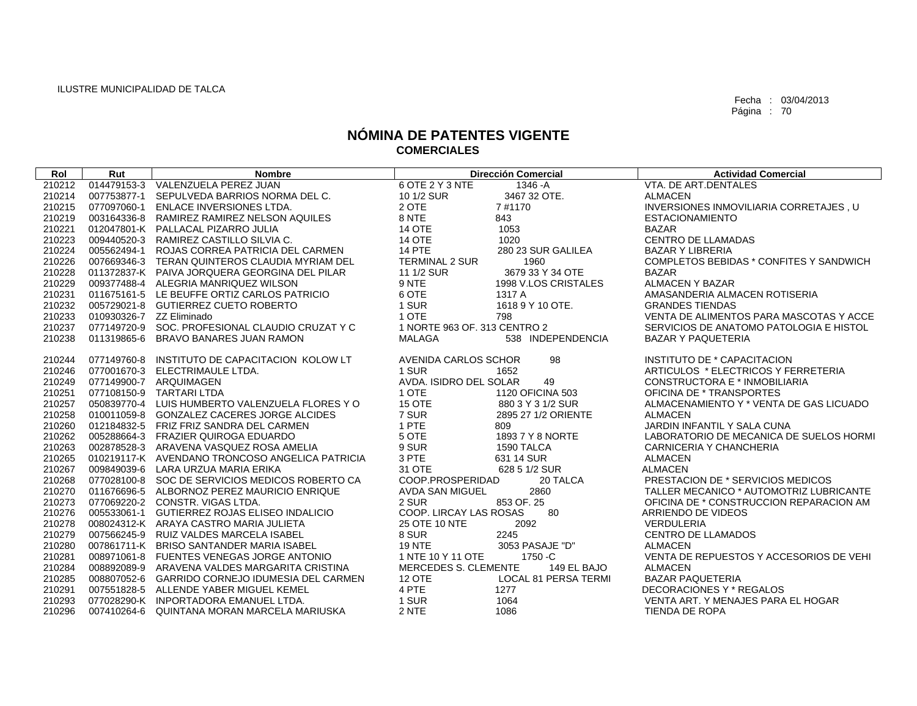ILUSTRE MUNICIPALIDAD DE TALCA

Fecha : 03/04/2013
Página : 70

# NÓMINA DE PATENTES VIGENTE
## COMERCIALES

| Rol | Rut | Nombre | Dirección Comercial | | Actividad Comercial |
|---|---|---|---|---|---|
| 210212 | 014479153-3 | VALENZUELA PEREZ JUAN | 6 OTE 2 Y 3 NTE | 1346 -A | VTA. DE ART.DENTALES |
| 210214 | 007753877-1 | SEPULVEDA BARRIOS NORMA DEL C. | 10 1/2 SUR | 3467 32 OTE. | ALMACEN |
| 210215 | 077097060-1 | ENLACE INVERSIONES LTDA. | 2 OTE | 7 #1170 | INVERSIONES INMOVILIARIA CORRETAJES , U |
| 210219 | 003164336-8 | RAMIREZ RAMIREZ NELSON AQUILES | 8 NTE | 843 | ESTACIONAMIENTO |
| 210221 | 012047801-K | PALLACAL PIZARRO JULIA | 14 OTE | 1053 | BAZAR |
| 210223 | 009440520-3 | RAMIREZ CASTILLO SILVIA C. | 14 OTE | 1020 | CENTRO DE LLAMADAS |
| 210224 | 005562494-1 | ROJAS CORREA PATRICIA DEL CARMEN | 14 PTE | 280 23 SUR GALILEA | BAZAR Y LIBRERIA |
| 210226 | 007669346-3 | TERAN QUINTEROS CLAUDIA MYRIAM DEL | TERMINAL 2 SUR | 1960 | COMPLETOS BEBIDAS * CONFITES Y SANDWICH |
| 210228 | 011372837-K | PAIVA JORQUERA GEORGINA DEL PILAR | 11 1/2 SUR | 3679 33 Y 34 OTE | BAZAR |
| 210229 | 009377488-4 | ALEGRIA MANRIQUEZ WILSON | 9 NTE | 1998 V.LOS CRISTALES | ALMACEN Y BAZAR |
| 210231 | 011675161-5 | LE BEUFFE ORTIZ CARLOS PATRICIO | 6 OTE | 1317 A | AMASANDERIA ALMACEN ROTISERIA |
| 210232 | 005729021-8 | GUTIERREZ CUETO ROBERTO | 1 SUR | 1618 9 Y 10 OTE. | GRANDES TIENDAS |
| 210233 | 010930326-7 | ZZ Eliminado | 1 OTE | 798 | VENTA DE ALIMENTOS PARA MASCOTAS Y ACCE |
| 210237 | 077149720-9 | SOC. PROFESIONAL CLAUDIO CRUZAT Y C | 1 NORTE 963 OF. 313 CENTRO 2 | | SERVICIOS DE ANATOMO PATOLOGIA E HISTOL |
| 210238 | 011319865-6 | BRAVO BANARES JUAN RAMON | MALAGA | 538 INDEPENDENCIA | BAZAR Y PAQUETERIA |
| 210244 | 077149760-8 | INSTITUTO DE CAPACITACION KOLOW LT | AVENIDA CARLOS SCHOR | 98 | INSTITUTO DE * CAPACITACION |
| 210246 | 077001670-3 | ELECTRIMAULE LTDA. | 1 SUR | 1652 | ARTICULOS * ELECTRICOS Y FERRETERIA |
| 210249 | 077149900-7 | ARQUIMAGEN | AVDA. ISIDRO DEL SOLAR | 49 | CONSTRUCTORA E * INMOBILIARIA |
| 210251 | 077108150-9 | TARTARI LTDA | 1 OTE | 1120 OFICINA 503 | OFICINA DE * TRANSPORTES |
| 210257 | 050839770-4 | LUIS HUMBERTO VALENZUELA FLORES Y O | 15 OTE | 880 3 Y 3 1/2 SUR | ALMACENAMIENTO Y * VENTA DE GAS LICUADO |
| 210258 | 010011059-8 | GONZALEZ CACERES JORGE ALCIDES | 7 SUR | 2895 27 1/2 ORIENTE | ALMACEN |
| 210260 | 012184832-5 | FRIZ FRIZ SANDRA DEL CARMEN | 1 PTE | 809 | JARDIN INFANTIL Y SALA CUNA |
| 210262 | 005288664-3 | FRAZIER QUIROGA EDUARDO | 5 OTE | 1893 7 Y 8 NORTE | LABORATORIO DE MECANICA DE SUELOS HORMI |
| 210263 | 002878528-3 | ARAVENA VASQUEZ ROSA AMELIA | 9 SUR | 1590 TALCA | CARNICERIA Y CHANCHERIA |
| 210265 | 010219117-K | AVENDANO TRONCOSO ANGELICA PATRICIA | 3 PTE | 631 14 SUR | ALMACEN |
| 210267 | 009849039-6 | LARA URZUA MARIA ERIKA | 31 OTE | 628 5 1/2 SUR | ALMACEN |
| 210268 | 077028100-8 | SOC DE SERVICIOS MEDICOS ROBERTO CA | COOP.PROSPERIDAD | 20 TALCA | PRESTACION DE * SERVICIOS MEDICOS |
| 210270 | 011676696-5 | ALBORNOZ PEREZ MAURICIO ENRIQUE | AVDA SAN MIGUEL | 2860 | TALLER MECANICO * AUTOMOTRIZ LUBRICANTE |
| 210273 | 077069220-2 | CONSTR. VIGAS LTDA. | 2 SUR | 853 OF. 25 | OFICINA DE * CONSTRUCCION REPARACION AM |
| 210276 | 005533061-1 | GUTIERREZ ROJAS ELISEO INDALICIO | COOP. LIRCAY LAS ROSAS | 80 | ARRIENDO DE VIDEOS |
| 210278 | 008024312-K | ARAYA CASTRO MARIA JULIETA | 25 OTE 10 NTE | 2092 | VERDULERIA |
| 210279 | 007566245-9 | RUIZ VALDES MARCELA ISABEL | 8 SUR | 2245 | CENTRO DE LLAMADOS |
| 210280 | 007861711-K | BRISO SANTANDER MARIA ISABEL | 19 NTE | 3053 PASAJE "D" | ALMACEN |
| 210281 | 008971061-8 | FUENTES VENEGAS JORGE ANTONIO | 1 NTE 10 Y 11 OTE | 1750 -C | VENTA DE REPUESTOS Y ACCESORIOS DE VEHI |
| 210284 | 008892089-9 | ARAVENA VALDES MARGARITA CRISTINA | MERCEDES S. CLEMENTE | 149 EL BAJO | ALMACEN |
| 210285 | 008807052-6 | GARRIDO CORNEJO IDUMESIA DEL CARMEN | 12 OTE | LOCAL 81 PERSA TERMI | BAZAR PAQUETERIA |
| 210291 | 007551828-5 | ALLENDE YABER MIGUEL KEMEL | 4 PTE | 1277 | DECORACIONES Y * REGALOS |
| 210293 | 077028290-K | INPORTADORA EMANUEL LTDA. | 1 SUR | 1064 | VENTA ART. Y MENAJES PARA EL HOGAR |
| 210296 | 007410264-6 | QUINTANA MORAN MARCELA MARIUSKA | 2 NTE | 1086 | TIENDA DE ROPA |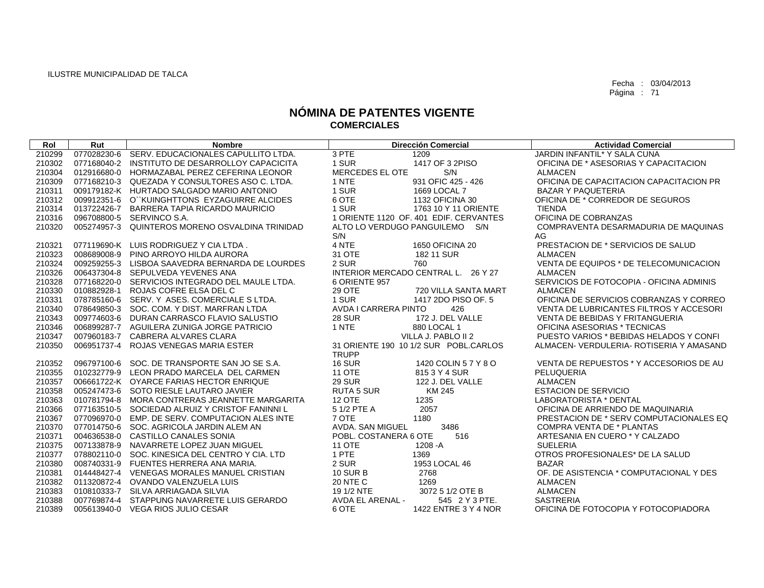ILUSTRE MUNICIPALIDAD DE TALCA

Fecha : 03/04/2013

# NÓMINA DE PATENTES VIGENTE
## COMERCIALES

| Rol | Rut | Nombre | Dirección Comercial | Actividad Comercial |
|---|---|---|---|---|
| 210299 | 077028230-6 | SERV. EDUCACIONALES CAPULLITO LTDA. | 3 PTE 1209 | JARDIN INFANTIL* Y SALA CUNA |
| 210302 | 077168040-2 | INSTITUTO DE DESARROLLOY CAPACICITA | 1 SUR 1417 OF 3 2PISO | OFICINA DE * ASESORIAS Y CAPACITACION |
| 210304 | 012916680-0 | HORMAZABAL PEREZ CEFERINA LEONOR | MERCEDES EL OTE S/N | ALMACEN |
| 210309 | 077168210-3 | QUEZADA Y CONSULTORES ASO C. LTDA. | 1 NTE 931 OFIC 425 - 426 | OFICINA DE CAPACITACION CAPACITACION PR |
| 210311 | 009179182-K | HURTADO SALGADO MARIO ANTONIO | 1 SUR 1669 LOCAL 7 | BAZAR Y PAQUETERIA |
| 210312 | 009912351-6 | O``KUINGHTTONS EYZAGUIRRE ALCIDES | 6 OTE 1132 OFICINA 30 | OFICINA DE * CORREDOR DE SEGUROS |
| 210314 | 013722426-7 | BARRERA TAPIA RICARDO MAURICIO | 1 SUR 1763 10 Y 11 ORIENTE | TIENDA |
| 210316 | 096708800-5 | SERVINCO S.A. | 1 ORIENTE 1120 OF. 401 EDIF. CERVANTES | OFICINA DE COBRANZAS |
| 210320 | 005274957-3 | QUINTEROS MORENO OSVALDINA TRINIDAD | ALTO LO VERDUGO PANGUILEMO S/N S/N | COMPRAVENTA DESARMADURIA DE MAQUINAS AG |
| 210321 | 077119690-K | LUIS RODRIGUEZ Y CIA LTDA . | 4 NTE 1650 OFICINA 20 | PRESTACION DE * SERVICIOS DE SALUD |
| 210323 | 008689008-9 | PINO ARROYO HILDA AURORA | 31 OTE 182 11 SUR | ALMACEN |
| 210324 | 009259255-3 | LISBOA SAAVEDRA BERNARDA DE LOURDES | 2 SUR 760 | VENTA DE EQUIPOS * DE TELECOMUNICACION |
| 210326 | 006437304-8 | SEPULVEDA YEVENES ANA | INTERIOR MERCADO CENTRAL L. 26 Y 27 | ALMACEN |
| 210328 | 077168220-0 | SERVICIOS INTEGRADO DEL MAULE LTDA. | 6 ORIENTE 957 | SERVICIOS DE FOTOCOPIA - OFICINA ADMINIS |
| 210330 | 010882928-1 | ROJAS COFRE ELSA DEL C | 29 OTE 720 VILLA SANTA MART | ALMACEN |
| 210331 | 078785160-6 | SERV. Y ASES. COMERCIALE S LTDA. | 1 SUR 1417 2DO PISO OF. 5 | OFICINA DE SERVICIOS COBRANZAS Y CORREO |
| 210340 | 078649850-3 | SOC. COM. Y DIST. MARFRAN LTDA | AVDA I CARRERA PINTO 426 | VENTA DE LUBRICANTES FILTROS Y ACCESORI |
| 210343 | 009774603-6 | DURAN CARRASCO FLAVIO SALUSTIO | 28 SUR 172 J. DEL VALLE | VENTA DE BEBIDAS Y FRITANGUERIA |
| 210346 | 006899287-7 | AGUILERA ZUNIGA JORGE PATRICIO | 1 NTE 880 LOCAL 1 | OFICINA ASESORIAS * TECNICAS |
| 210347 | 007960183-7 | CABRERA ALVARES CLARA | VILLA J. PABLO II 2 | PUESTO VARIOS * BEBIDAS HELADOS Y CONFI |
| 210350 | 006951737-4 | ROJAS VENEGAS MARIA ESTER | 31 ORIENTE 190 10 1/2 SUR POBL.CARLOS TRUPP | ALMACEN- VERDULERIA- ROTISERIA Y AMASAND |
| 210352 | 096797100-6 | SOC. DE TRANSPORTE SAN JO SE S.A. | 16 SUR 1420 COLIN 5 7 Y 8 O | VENTA DE REPUESTOS * Y ACCESORIOS DE AU |
| 210355 | 010232779-9 | LEON PRADO MARCELA DEL CARMEN | 11 OTE 815 3 Y 4 SUR | PELUQUERIA |
| 210357 | 006661722-K | OYARCE FARIAS HECTOR ENRIQUE | 29 SUR 122 J. DEL VALLE | ALMACEN |
| 210358 | 005247473-6 | SOTO RIESLE LAUTARO JAVIER | RUTA 5 SUR KM 245 | ESTACION DE SERVICIO |
| 210363 | 010781794-8 | MORA CONTRERAS JEANNETTE MARGARITA | 12 OTE 1235 | LABORATORISTA * DENTAL |
| 210366 | 077163510-5 | SOCIEDAD ALRUIZ Y CRISTOF FANINNI L | 5 1/2 PTE A 2057 | OFICINA DE ARRIENDO DE MAQUINARIA |
| 210367 | 077096970-0 | EMP. DE SERV. COMPUTACION ALES INTE | 7 OTE 1180 | PRESTACION DE * SERV COMPUTACIONALES EQ |
| 210370 | 077014750-6 | SOC. AGRICOLA JARDIN ALEM AN | AVDA. SAN MIGUEL 3486 | COMPRA VENTA DE * PLANTAS |
| 210371 | 004636538-0 | CASTILLO CANALES SONIA | POBL. COSTANERA 6 OTE 516 | ARTESANIA EN CUERO * Y CALZADO |
| 210375 | 007133878-9 | NAVARRETE LOPEZ JUAN MIGUEL | 11 OTE 1208 -A | SUELERIA |
| 210377 | 078802110-0 | SOC. KINESICA DEL CENTRO Y CIA. LTD | 1 PTE 1369 | OTROS PROFESIONALES* DE LA SALUD |
| 210380 | 008740331-9 | FUENTES HERRERA ANA MARIA. | 2 SUR 1953 LOCAL 46 | BAZAR |
| 210381 | 014448427-4 | VENEGAS MORALES MANUEL CRISTIAN | 10 SUR B 2768 | OF. DE ASISTENCIA * COMPUTACIONAL Y DES |
| 210382 | 011320872-4 | OVANDO VALENZUELA LUIS | 20 NTE C 1269 | ALMACEN |
| 210383 | 010810333-7 | SILVA ARRIAGADA SILVIA | 19 1/2 NTE 3072 5 1/2 OTE B | ALMACEN |
| 210388 | 007769874-4 | STAPPUNG NAVARRETE LUIS GERARDO | AVDA EL ARENAL - 545 2 Y 3 PTE. | SASTRERIA |
| 210389 | 005613940-0 | VEGA RIOS JULIO CESAR | 6 OTE 1422 ENTRE 3 Y 4 NOR | OFICINA DE FOTOCOPIA Y FOTOCOPIADORA |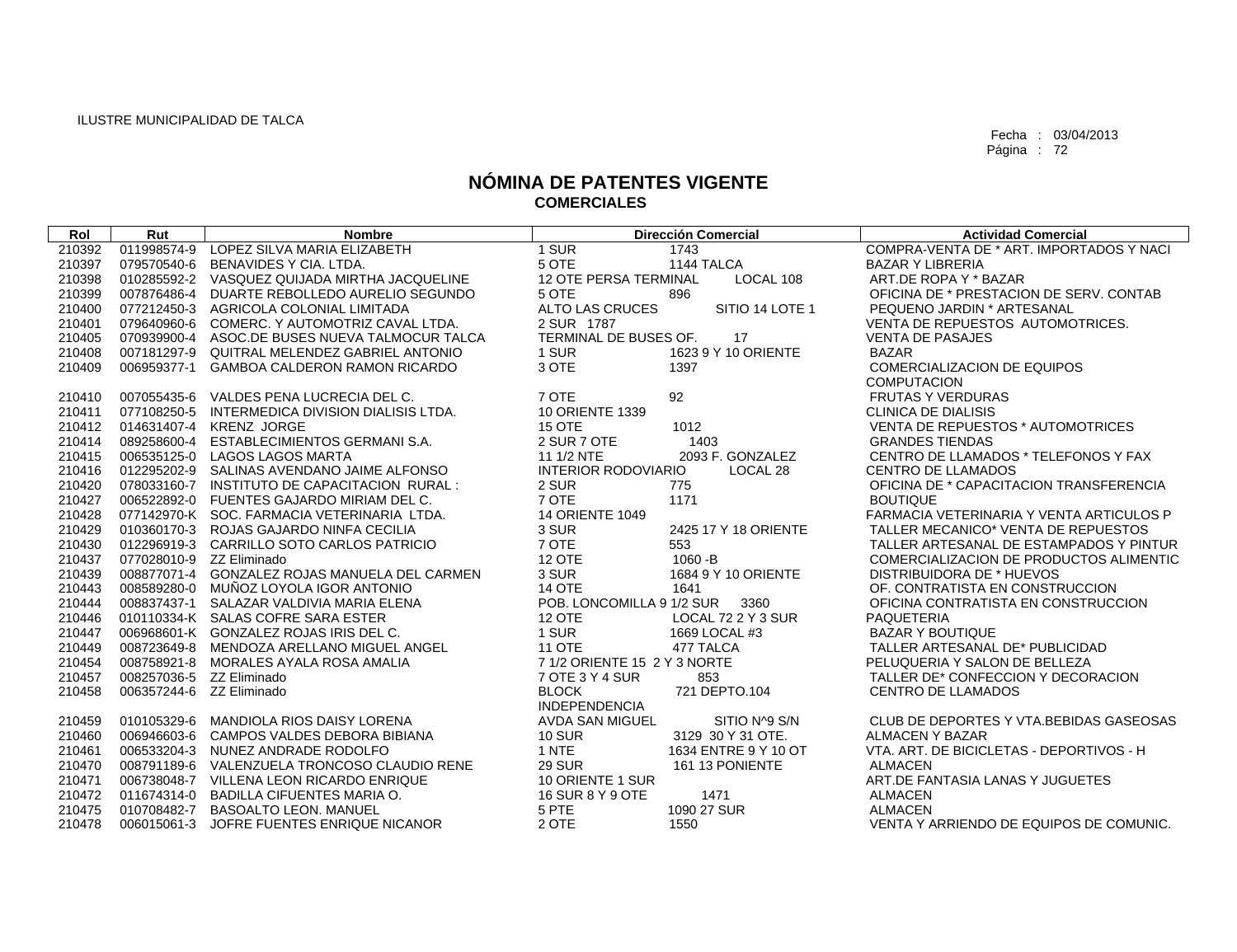ILUSTRE MUNICIPALIDAD DE TALCA

Fecha : 03/04/2013

# NÓMINA DE PATENTES VIGENTE
## COMERCIALES

| Rol | Rut | Nombre | Dirección Comercial | Actividad Comercial |
|---|---|---|---|---|
| 210392 | 011998574-9 | LOPEZ SILVA MARIA ELIZABETH | 1 SUR 1743 | COMPRA-VENTA DE * ART. IMPORTADOS Y NACI |
| 210397 | 079570540-6 | BENAVIDES Y CIA. LTDA. | 5 OTE 1144 TALCA | BAZAR Y LIBRERIA |
| 210398 | 010285592-2 | VASQUEZ QUIJADA MIRTHA JACQUELINE | 12 OTE PERSA TERMINAL LOCAL 108 | ART.DE ROPA Y * BAZAR |
| 210399 | 007876486-4 | DUARTE REBOLLEDO AURELIO SEGUNDO | 5 OTE 896 | OFICINA DE * PRESTACION DE SERV. CONTAB |
| 210400 | 077212450-3 | AGRICOLA COLONIAL LIMITADA | ALTO LAS CRUCES SITIO 14 LOTE 1 | PEQUENO JARDIN * ARTESANAL |
| 210401 | 079640960-6 | COMERC. Y AUTOMOTRIZ CAVAL LTDA. | 2 SUR 1787 | VENTA DE REPUESTOS AUTOMOTRICES. |
| 210405 | 070939900-4 | ASOC.DE BUSES NUEVA TALMOCUR TALCA | TERMINAL DE BUSES OF. 17 | VENTA DE PASAJES |
| 210408 | 007181297-9 | QUITRAL MELENDEZ GABRIEL ANTONIO | 1 SUR 1623 9 Y 10 ORIENTE | BAZAR |
| 210409 | 006959377-1 | GAMBOA CALDERON RAMON RICARDO | 3 OTE 1397 | COMERCIALIZACION DE EQUIPOS COMPUTACION |
| 210410 | 007055435-6 | VALDES PENA LUCRECIA DEL C. | 7 OTE 92 | FRUTAS Y VERDURAS |
| 210411 | 077108250-5 | INTERMEDICA DIVISION DIALISIS LTDA. | 10 ORIENTE 1339 | CLINICA DE DIALISIS |
| 210412 | 014631407-4 | KRENZ JORGE | 15 OTE 1012 | VENTA DE REPUESTOS * AUTOMOTRICES |
| 210414 | 089258600-4 | ESTABLECIMIENTOS GERMANI S.A. | 2 SUR 7 OTE 1403 | GRANDES TIENDAS |
| 210415 | 006535125-0 | LAGOS LAGOS MARTA | 11 1/2 NTE 2093 F. GONZALEZ | CENTRO DE LLAMADOS * TELEFONOS Y FAX |
| 210416 | 012295202-9 | SALINAS AVENDANO JAIME ALFONSO | INTERIOR RODOVIARIO LOCAL 28 | CENTRO DE LLAMADOS |
| 210420 | 078033160-7 | INSTITUTO DE CAPACITACION RURAL : | 2 SUR 775 | OFICINA DE * CAPACITACION TRANSFERENCIA |
| 210427 | 006522892-0 | FUENTES GAJARDO MIRIAM DEL C. | 7 OTE 1171 | BOUTIQUE |
| 210428 | 077142970-K | SOC. FARMACIA VETERINARIA LTDA. | 14 ORIENTE 1049 | FARMACIA VETERINARIA Y VENTA ARTICULOS P |
| 210429 | 010360170-3 | ROJAS GAJARDO NINFA CECILIA | 3 SUR 2425 17 Y 18 ORIENTE | TALLER MECANICO* VENTA DE REPUESTOS |
| 210430 | 012296919-3 | CARRILLO SOTO CARLOS PATRICIO | 7 OTE 553 | TALLER ARTESANAL DE ESTAMPADOS Y PINTUR |
| 210437 | 077028010-9 | ZZ Eliminado | 12 OTE 1060 -B | COMERCIALIZACION DE PRODUCTOS ALIMENTIC |
| 210439 | 008877071-4 | GONZALEZ ROJAS MANUELA DEL CARMEN | 3 SUR 1684 9 Y 10 ORIENTE | DISTRIBUIDORA DE * HUEVOS |
| 210443 | 008589280-0 | MUÑOZ LOYOLA IGOR ANTONIO | 14 OTE 1641 | OF. CONTRATISTA EN CONSTRUCCION |
| 210444 | 008837437-1 | SALAZAR VALDIVIA MARIA ELENA | POB. LONCOMILLA 9 1/2 SUR 3360 | OFICINA CONTRATISTA EN CONSTRUCCION |
| 210446 | 010110334-K | SALAS COFRE SARA ESTER | 12 OTE LOCAL 72 2 Y 3 SUR | PAQUETERIA |
| 210447 | 006968601-K | GONZALEZ ROJAS IRIS DEL C. | 1 SUR 1669 LOCAL #3 | BAZAR Y BOUTIQUE |
| 210449 | 008723649-8 | MENDOZA ARELLANO MIGUEL ANGEL | 11 OTE 477 TALCA | TALLER ARTESANAL DE* PUBLICIDAD |
| 210454 | 008758921-8 | MORALES AYALA ROSA AMALIA | 7 1/2 ORIENTE 15 2 Y 3 NORTE | PELUQUERIA Y SALON DE BELLEZA |
| 210457 | 008257036-5 | ZZ Eliminado | 7 OTE 3 Y 4 SUR 853 | TALLER DE* CONFECCION Y DECORACION |
| 210458 | 006357244-6 | ZZ Eliminado | BLOCK INDEPENDENCIA 721 DEPTO.104 | CENTRO DE LLAMADOS |
| 210459 | 010105329-6 | MANDIOLA RIOS DAISY LORENA | AVDA SAN MIGUEL SITIO N^9 S/N | CLUB DE DEPORTES Y VTA.BEBIDAS GASEOSAS |
| 210460 | 006946603-6 | CAMPOS VALDES DEBORA BIBIANA | 10 SUR 3129 30 Y 31 OTE. | ALMACEN Y BAZAR |
| 210461 | 006533204-3 | NUNEZ ANDRADE RODOLFO | 1 NTE 1634 ENTRE 9 Y 10 OT | VTA. ART. DE BICICLETAS - DEPORTIVOS - H |
| 210470 | 008791189-6 | VALENZUELA TRONCOSO CLAUDIO RENE | 29 SUR 161 13 PONIENTE | ALMACEN |
| 210471 | 006738048-7 | VILLENA LEON RICARDO ENRIQUE | 10 ORIENTE 1 SUR | ART.DE FANTASIA LANAS Y JUGUETES |
| 210472 | 011674314-0 | BADILLA CIFUENTES MARIA O. | 16 SUR 8 Y 9 OTE 1471 | ALMACEN |
| 210475 | 010708482-7 | BASOALTO LEON. MANUEL | 5 PTE 1090 27 SUR | ALMACEN |
| 210478 | 006015061-3 | JOFRE FUENTES ENRIQUE NICANOR | 2 OTE 1550 | VENTA Y ARRIENDO DE EQUIPOS DE COMUNIC. |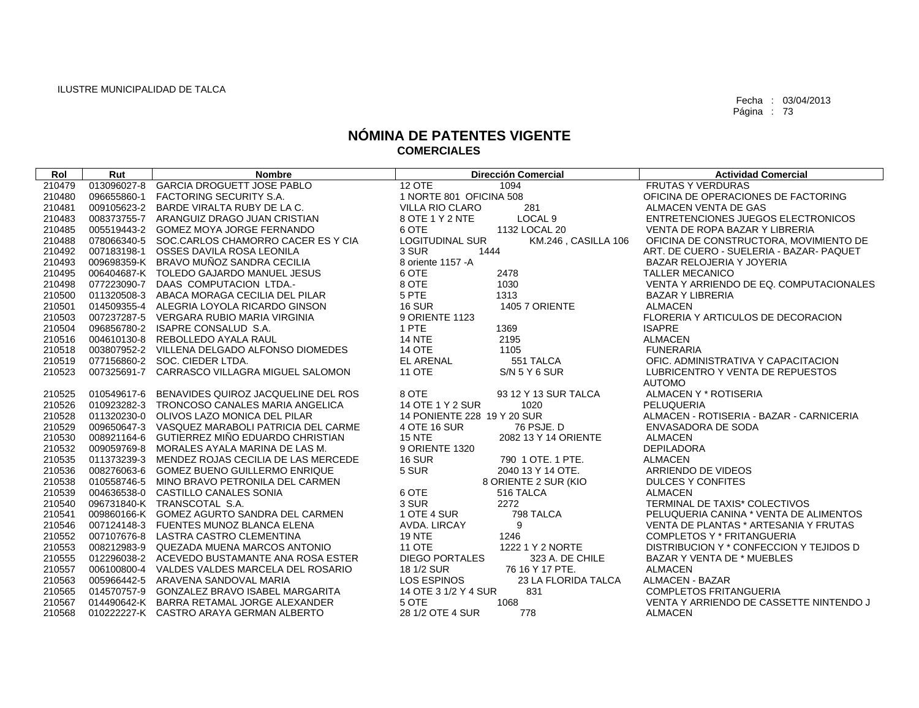ILUSTRE MUNICIPALIDAD DE TALCA

Fecha : 03/04/2013

# NÓMINA DE PATENTES VIGENTE
## COMERCIALES

| Rol | Rut | Nombre | Dirección Comercial | Actividad Comercial |
|---|---|---|---|---|
| 210479 | 013096027-8 | GARCIA DROGUETT JOSE PABLO | 12 OTE 1094 | FRUTAS Y VERDURAS |
| 210480 | 096655860-1 | FACTORING SECURITY S.A. | 1 NORTE 801 OFICINA 508 | OFICINA DE OPERACIONES DE FACTORING |
| 210481 | 009105623-2 | BARDE VIRALTA RUBY DE LA C. | VILLA RIO CLARO 281 | ALMACEN VENTA DE GAS |
| 210483 | 008373755-7 | ARANGUIZ DRAGO JUAN CRISTIAN | 8 OTE 1 Y 2 NTE LOCAL 9 | ENTRETENCIONES JUEGOS ELECTRONICOS |
| 210485 | 005519443-2 | GOMEZ MOYA JORGE FERNANDO | 6 OTE 1132 LOCAL 20 | VENTA DE ROPA BAZAR Y LIBRERIA |
| 210488 | 078066340-5 | SOC.CARLOS CHAMORRO CACER ES Y CIA | LOGITUDINAL SUR KM.246 , CASILLA 106 | OFICINA DE CONSTRUCTORA, MOVIMIENTO DE |
| 210492 | 007183198-1 | OSSES DAVILA ROSA LEONILA | 3 SUR 1444 | ART. DE CUERO - SUELERIA - BAZAR- PAQUET |
| 210493 | 009698359-K | BRAVO MUÑOZ SANDRA CECILIA | 8 oriente 1157 -A | BAZAR RELOJERIA Y JOYERIA |
| 210495 | 006404687-K | TOLEDO GAJARDO MANUEL JESUS | 6 OTE 2478 | TALLER MECANICO |
| 210498 | 077223090-7 | DAAS COMPUTACION LTDA.- | 8 OTE 1030 | VENTA Y ARRIENDO DE EQ. COMPUTACIONALES |
| 210500 | 011320508-3 | ABACA MORAGA CECILIA DEL PILAR | 5 PTE 1313 | BAZAR Y LIBRERIA |
| 210501 | 014509355-4 | ALEGRIA LOYOLA RICARDO GINSON | 16 SUR 1405 7 ORIENTE | ALMACEN |
| 210503 | 007237287-5 | VERGARA RUBIO MARIA VIRGINIA | 9 ORIENTE 1123 | FLORERIA Y ARTICULOS DE DECORACION |
| 210504 | 096856780-2 | ISAPRE CONSALUD S.A. | 1 PTE 1369 | ISAPRE |
| 210516 | 004610130-8 | REBOLLEDO AYALA RAUL | 14 NTE 2195 | ALMACEN |
| 210518 | 003807952-2 | VILLENA DELGADO ALFONSO DIOMEDES | 14 OTE 1105 | FUNERARIA |
| 210519 | 077156860-2 | SOC. CIEDER LTDA. | EL ARENAL 551 TALCA | OFIC. ADMINISTRATIVA Y CAPACITACION |
| 210523 | 007325691-7 | CARRASCO VILLAGRA MIGUEL SALOMON | 11 OTE S/N 5 Y 6 SUR | LUBRICENTRO Y VENTA DE REPUESTOS AUTOMO |
| 210525 | 010549617-6 | BENAVIDES QUIROZ JACQUELINE DEL ROS | 8 OTE 93 12 Y 13 SUR TALCA | ALMACEN Y * ROTISERIA |
| 210526 | 010923282-3 | TRONCOSO CANALES MARIA ANGELICA | 14 OTE 1 Y 2 SUR 1020 | PELUQUERIA |
| 210528 | 011320230-0 | OLIVOS LAZO MONICA DEL PILAR | 14 PONIENTE 228 19 Y 20 SUR | ALMACEN - ROTISERIA - BAZAR - CARNICERIA |
| 210529 | 009650647-3 | VASQUEZ MARABOLI PATRICIA DEL CARME | 4 OTE 16 SUR 76 PSJE. D | ENVASADORA DE SODA |
| 210530 | 008921164-6 | GUTIERREZ MIÑO EDUARDO CHRISTIAN | 15 NTE 2082 13 Y 14 ORIENTE | ALMACEN |
| 210532 | 009059769-8 | MORALES AYALA MARINA DE LAS M. | 9 ORIENTE 1320 | DEPILADORA |
| 210535 | 011373239-3 | MENDEZ ROJAS CECILIA DE LAS MERCEDE | 16 SUR 790 1 OTE. 1 PTE. | ALMACEN |
| 210536 | 008276063-6 | GOMEZ BUENO GUILLERMO ENRIQUE | 5 SUR 2040 13 Y 14 OTE. | ARRIENDO DE VIDEOS |
| 210538 | 010558746-5 | MINO BRAVO PETRONILA DEL CARMEN | 8 ORIENTE 2 SUR (KIO | DULCES Y CONFITES |
| 210539 | 004636538-0 | CASTILLO CANALES SONIA | 6 OTE 516 TALCA | ALMACEN |
| 210540 | 096731840-K | TRANSCOTAL S.A. | 3 SUR 2272 | TERMINAL DE TAXIS* COLECTIVOS |
| 210541 | 009860166-K | GOMEZ AGURTO SANDRA DEL CARMEN | 1 OTE 4 SUR 798 TALCA | PELUQUERIA CANINA * VENTA DE ALIMENTOS |
| 210546 | 007124148-3 | FUENTES MUNOZ BLANCA ELENA | AVDA. LIRCAY 9 | VENTA DE PLANTAS * ARTESANIA Y FRUTAS |
| 210552 | 007107676-8 | LASTRA CASTRO CLEMENTINA | 19 NTE 1246 | COMPLETOS Y * FRITANGUERIA |
| 210553 | 008212983-9 | QUEZADA MUENA MARCOS ANTONIO | 11 OTE 1222 1 Y 2 NORTE | DISTRIBUCION Y * CONFECCION Y TEJIDOS D |
| 210555 | 012296038-2 | ACEVEDO BUSTAMANTE ANA ROSA ESTER | DIEGO PORTALES 323 A. DE CHILE | BAZAR Y VENTA DE * MUEBLES |
| 210557 | 006100800-4 | VALDES VALDES MARCELA DEL ROSARIO | 18 1/2 SUR 76 16 Y 17 PTE. | ALMACEN |
| 210563 | 005966442-5 | ARAVENA SANDOVAL MARIA | LOS ESPINOS 23 LA FLORIDA TALCA | ALMACEN - BAZAR |
| 210565 | 014570757-9 | GONZALEZ BRAVO ISABEL MARGARITA | 14 OTE 3 1/2 Y 4 SUR 831 | COMPLETOS FRITANGUERIA |
| 210567 | 014490642-K | BARRA RETAMAL JORGE ALEXANDER | 5 OTE 1068 | VENTA Y ARRIENDO DE CASSETTE NINTENDO J |
| 210568 | 010222227-K | CASTRO ARAYA GERMAN ALBERTO | 28 1/2 OTE 4 SUR 778 | ALMACEN |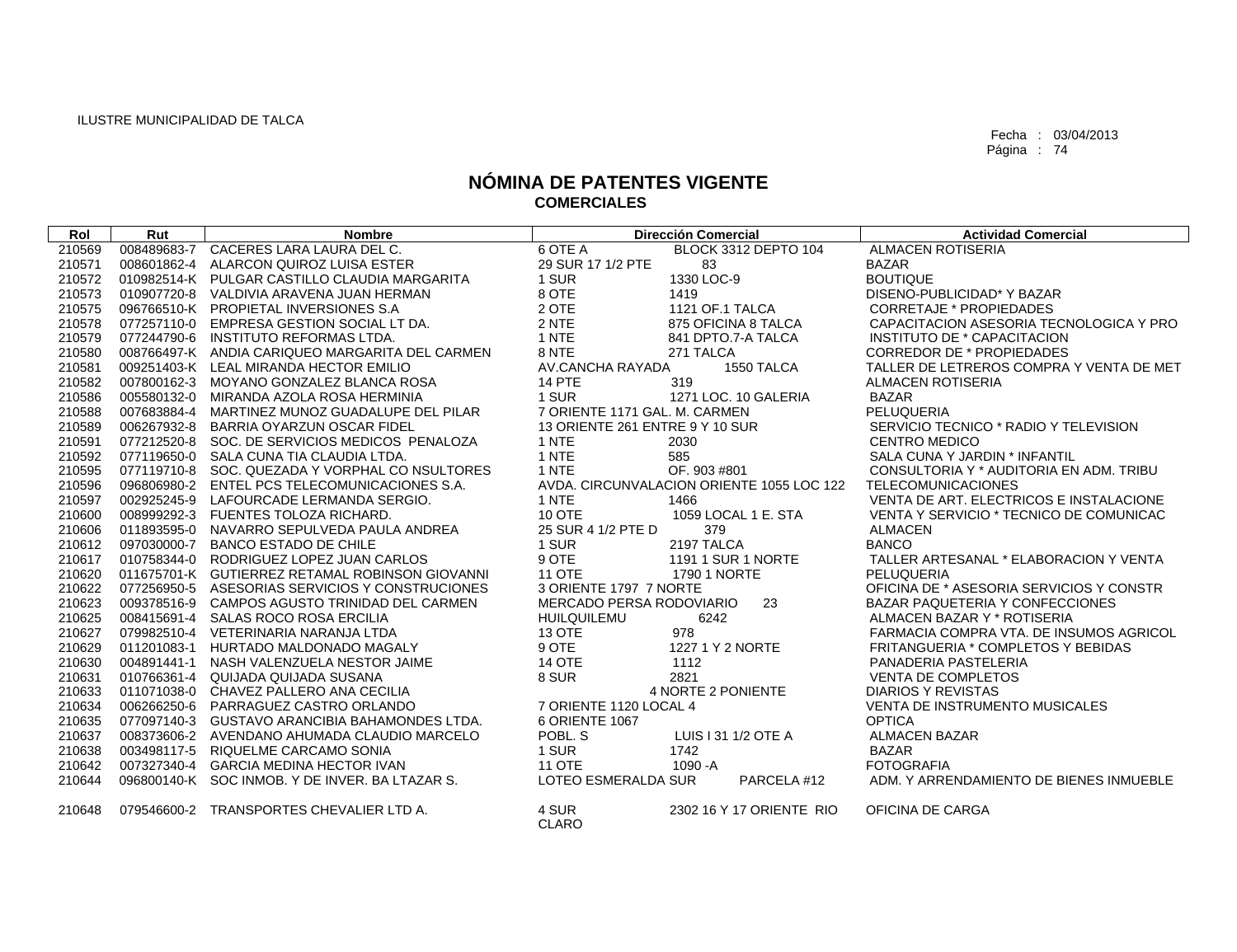ILUSTRE MUNICIPALIDAD DE TALCA

Fecha : 03/04/2013
Página : 74

# NÓMINA DE PATENTES VIGENTE
## COMERCIALES

| Rol | Rut | Nombre | Dirección Comercial | | Actividad Comercial |
|---|---|---|---|---|---|
| 210569 | 008489683-7 | CACERES LARA LAURA DEL C. | 6 OTE A | BLOCK 3312 DEPTO 104 | ALMACEN ROTISERIA |
| 210571 | 008601862-4 | ALARCON QUIROZ LUISA ESTER | 29 SUR 17 1/2 PTE | 83 | BAZAR |
| 210572 | 010982514-K | PULGAR CASTILLO CLAUDIA MARGARITA | 1 SUR | 1330 LOC-9 | BOUTIQUE |
| 210573 | 010907720-8 | VALDIVIA ARAVENA JUAN HERMAN | 8 OTE | 1419 | DISENO-PUBLICIDAD* Y BAZAR |
| 210575 | 096766510-K | PROPIETAL INVERSIONES S.A | 2 OTE | 1121 OF.1 TALCA | CORRETAJE * PROPIEDADES |
| 210578 | 077257110-0 | EMPRESA GESTION SOCIAL LT DA. | 2 NTE | 875 OFICINA 8 TALCA | CAPACITACION ASESORIA TECNOLOGICA Y PRO |
| 210579 | 077244790-6 | INSTITUTO REFORMAS LTDA. | 1 NTE | 841 DPTO.7-A TALCA | INSTITUTO DE * CAPACITACION |
| 210580 | 008766497-K | ANDIA CARIQUEO MARGARITA DEL CARMEN | 8 NTE | 271 TALCA | CORREDOR DE * PROPIEDADES |
| 210581 | 009251403-K | LEAL MIRANDA HECTOR EMILIO | AV.CANCHA RAYADA | 1550 TALCA | TALLER DE LETREROS COMPRA Y VENTA DE MET |
| 210582 | 007800162-3 | MOYANO GONZALEZ BLANCA ROSA | 14 PTE | 319 | ALMACEN ROTISERIA |
| 210586 | 005580132-0 | MIRANDA AZOLA ROSA HERMINIA | 1 SUR | 1271 LOC. 10 GALERIA | BAZAR |
| 210588 | 007683884-4 | MARTINEZ MUNOZ GUADALUPE DEL PILAR | 7 ORIENTE 1171 GAL. M. CARMEN | | PELUQUERIA |
| 210589 | 006267932-8 | BARRIA OYARZUN OSCAR FIDEL | 13 ORIENTE 261 ENTRE 9 Y 10 SUR | | SERVICIO TECNICO * RADIO Y TELEVISION |
| 210591 | 077212520-8 | SOC. DE SERVICIOS MEDICOS PENALOZA | 1 NTE | 2030 | CENTRO MEDICO |
| 210592 | 077119650-0 | SALA CUNA TIA CLAUDIA LTDA. | 1 NTE | 585 | SALA CUNA Y JARDIN * INFANTIL |
| 210595 | 077119710-8 | SOC. QUEZADA Y VORPHAL CO NSULTORES | 1 NTE | OF. 903 #801 | CONSULTORIA Y * AUDITORIA EN ADM. TRIBU |
| 210596 | 096806980-2 | ENTEL PCS TELECOMUNICACIONES S.A. | AVDA. CIRCUNVALACION ORIENTE 1055 LOC 122 | | TELECOMUNICACIONES |
| 210597 | 002925245-9 | LAFOURCADE LERMANDA SERGIO. | 1 NTE | 1466 | VENTA DE ART. ELECTRICOS E INSTALACIONE |
| 210600 | 008999292-3 | FUENTES TOLOZA RICHARD. | 10 OTE | 1059 LOCAL 1 E. STA | VENTA Y SERVICIO * TECNICO DE COMUNICAC |
| 210606 | 011893595-0 | NAVARRO SEPULVEDA PAULA ANDREA | 25 SUR 4 1/2 PTE D | 379 | ALMACEN |
| 210612 | 097030000-7 | BANCO ESTADO DE CHILE | 1 SUR | 2197 TALCA | BANCO |
| 210617 | 010758344-0 | RODRIGUEZ LOPEZ JUAN CARLOS | 9 OTE | 1191 1 SUR 1 NORTE | TALLER ARTESANAL * ELABORACION Y VENTA |
| 210620 | 011675701-K | GUTIERREZ RETAMAL ROBINSON GIOVANNI | 11 OTE | 1790 1 NORTE | PELUQUERIA |
| 210622 | 077256950-5 | ASESORIAS SERVICIOS Y CONSTRUCIONES | 3 ORIENTE 1797 7 NORTE | | OFICINA DE * ASESORIA SERVICIOS Y CONSTR |
| 210623 | 009378516-9 | CAMPOS AGUSTO TRINIDAD DEL CARMEN | MERCADO PERSA RODOVIARIO | 23 | BAZAR PAQUETERIA Y CONFECCIONES |
| 210625 | 008415691-4 | SALAS ROCO ROSA ERCILIA | HUILQUILEMU | 6242 | ALMACEN BAZAR Y * ROTISERIA |
| 210627 | 079982510-4 | VETERINARIA NARANJA LTDA | 13 OTE | 978 | FARMACIA COMPRA VTA. DE INSUMOS AGRICOL |
| 210629 | 011201083-1 | HURTADO MALDONADO MAGALY | 9 OTE | 1227 1 Y 2 NORTE | FRITANGUERIA * COMPLETOS Y BEBIDAS |
| 210630 | 004891441-1 | NASH VALENZUELA NESTOR JAIME | 14 OTE | 1112 | PANADERIA PASTELERIA |
| 210631 | 010766361-4 | QUIJADA QUIJADA SUSANA | 8 SUR | 2821 | VENTA DE COMPLETOS |
| 210633 | 011071038-0 | CHAVEZ PALLERO ANA CECILIA | | 4 NORTE 2 PONIENTE | DIARIOS Y REVISTAS |
| 210634 | 006266250-6 | PARRAGUEZ CASTRO ORLANDO | 7 ORIENTE 1120 LOCAL 4 | | VENTA DE INSTRUMENTO MUSICALES |
| 210635 | 077097140-3 | GUSTAVO ARANCIBIA BAHAMONDES LTDA. | 6 ORIENTE 1067 | | OPTICA |
| 210637 | 008373606-2 | AVENDANO AHUMADA CLAUDIO MARCELO | POBL. S | LUIS I 31 1/2 OTE A | ALMACEN BAZAR |
| 210638 | 003498117-5 | RIQUELME CARCAMO SONIA | 1 SUR | 1742 | BAZAR |
| 210642 | 007327340-4 | GARCIA MEDINA HECTOR IVAN | 11 OTE | 1090 -A | FOTOGRAFIA |
| 210644 | 096800140-K | SOC INMOB. Y DE INVER. BA LTAZAR S. | LOTEO ESMERALDA SUR | PARCELA #12 | ADM. Y ARRENDAMIENTO DE BIENES INMUEBLE |
| 210648 | 079546600-2 | TRANSPORTES CHEVALIER LTD A. | 4 SUR CLARO | 2302 16 Y 17 ORIENTE RIO | OFICINA DE CARGA |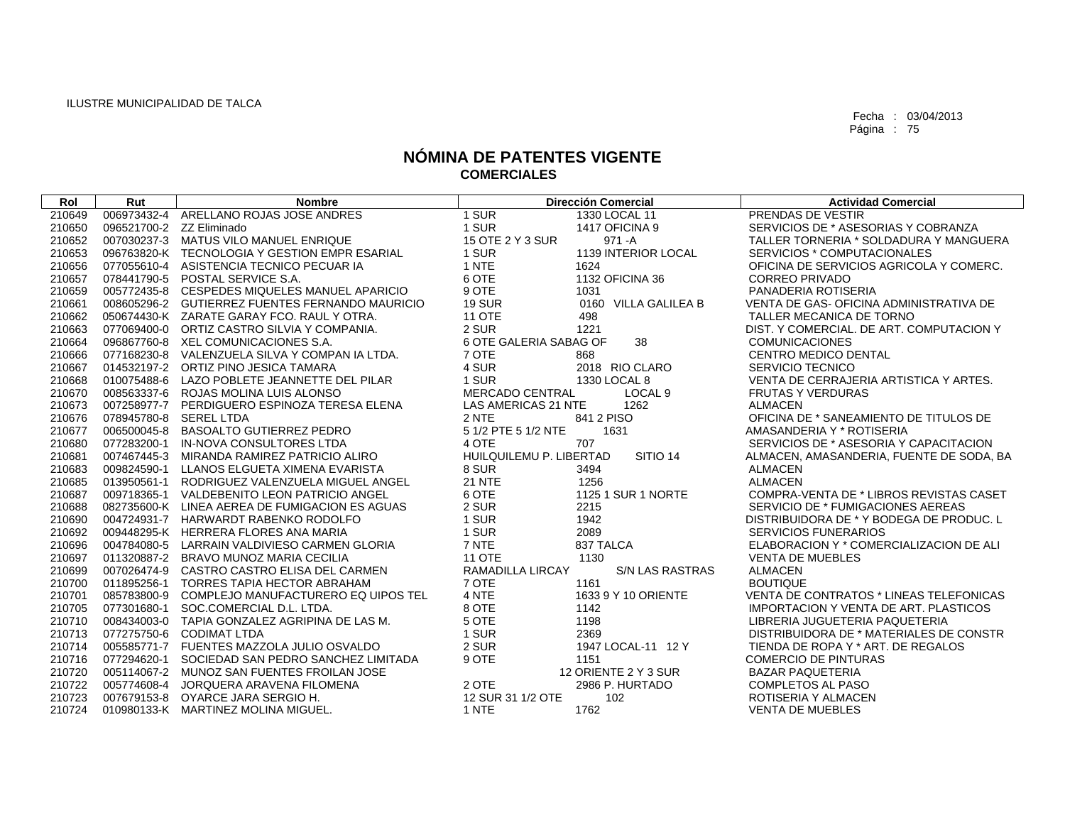ILUSTRE MUNICIPALIDAD DE TALCA

Fecha : 03/04/2013

# NÓMINA DE PATENTES VIGENTE
## COMERCIALES

| Rol | Rut | Nombre | Dirección Comercial | | Actividad Comercial |
|---|---|---|---|---|---|
| 210649 | 006973432-4 | ARELLANO ROJAS JOSE ANDRES | 1 SUR | 1330 LOCAL 11 | PRENDAS DE VESTIR |
| 210650 | 096521700-2 | ZZ Eliminado | 1 SUR | 1417 OFICINA 9 | SERVICIOS DE * ASESORIAS Y COBRANZA |
| 210652 | 007030237-3 | MATUS VILO MANUEL ENRIQUE | 15 OTE 2 Y 3 SUR | 971 -A | TALLER TORNERIA * SOLDADURA Y MANGUERA |
| 210653 | 096763820-K | TECNOLOGIA Y GESTION EMPR ESARIAL | 1 SUR | 1139 INTERIOR LOCAL | SERVICIOS * COMPUTACIONALES |
| 210656 | 077055610-4 | ASISTENCIA TECNICO PECUAR IA | 1 NTE | 1624 | OFICINA DE SERVICIOS AGRICOLA Y COMERC. |
| 210657 | 078441790-5 | POSTAL SERVICE S.A. | 6 OTE | 1132 OFICINA 36 | CORREO PRIVADO |
| 210659 | 005772435-8 | CESPEDES MIQUELES MANUEL APARICIO | 9 OTE | 1031 | PANADERIA ROTISERIA |
| 210661 | 008605296-2 | GUTIERREZ FUENTES FERNANDO MAURICIO | 19 SUR | 0160 VILLA GALILEA B | VENTA DE GAS- OFICINA ADMINISTRATIVA DE |
| 210662 | 050674430-K | ZARATE GARAY FCO. RAUL Y OTRA. | 11 OTE | 498 | TALLER MECANICA DE TORNO |
| 210663 | 077069400-0 | ORTIZ CASTRO SILVIA Y COMPANIA. | 2 SUR | 1221 | DIST. Y COMERCIAL. DE ART. COMPUTACION Y |
| 210664 | 096867760-8 | XEL COMUNICACIONES S.A. | 6 OTE GALERIA SABAG OF | 38 | COMUNICACIONES |
| 210666 | 077168230-8 | VALENZUELA SILVA Y COMPAN IA LTDA. | 7 OTE | 868 | CENTRO MEDICO DENTAL |
| 210667 | 014532197-2 | ORTIZ PINO JESICA TAMARA | 4 SUR | 2018 RIO CLARO | SERVICIO TECNICO |
| 210668 | 010075488-6 | LAZO POBLETE JEANNETTE DEL PILAR | 1 SUR | 1330 LOCAL 8 | VENTA DE CERRAJERIA ARTISTICA Y ARTES. |
| 210670 | 008563337-6 | ROJAS MOLINA LUIS ALONSO | MERCADO CENTRAL | LOCAL 9 | FRUTAS Y VERDURAS |
| 210673 | 007258977-7 | PERDIGUERO ESPINOZA TERESA ELENA | LAS AMERICAS 21 NTE | 1262 | ALMACEN |
| 210676 | 078945780-8 | SEREL LTDA | 2 NTE | 841 2 PISO | OFICINA DE * SANEAMIENTO DE TITULOS DE |
| 210677 | 006500045-8 | BASOALTO GUTIERREZ PEDRO | 5 1/2 PTE 5 1/2 NTE | 1631 | AMASANDERIA Y * ROTISERIA |
| 210680 | 077283200-1 | IN-NOVA CONSULTORES LTDA | 4 OTE | 707 | SERVICIOS DE * ASESORIA Y CAPACITACION |
| 210681 | 007467445-3 | MIRANDA RAMIREZ PATRICIO ALIRO | HUILQUILEMU P. LIBERTAD | SITIO 14 | ALMACEN, AMASANDERIA, FUENTE DE SODA, BA |
| 210683 | 009824590-1 | LLANOS ELGUETA XIMENA EVARISTA | 8 SUR | 3494 | ALMACEN |
| 210685 | 013950561-1 | RODRIGUEZ VALENZUELA MIGUEL ANGEL | 21 NTE | 1256 | ALMACEN |
| 210687 | 009718365-1 | VALDEBENITO LEON PATRICIO ANGEL | 6 OTE | 1125 1 SUR 1 NORTE | COMPRA-VENTA DE * LIBROS REVISTAS CASET |
| 210688 | 082735600-K | LINEA AEREA DE FUMIGACION ES AGUAS | 2 SUR | 2215 | SERVICIO DE * FUMIGACIONES AEREAS |
| 210690 | 004724931-7 | HARWARDT RABENKO RODOLFO | 1 SUR | 1942 | DISTRIBUIDORA DE * Y BODEGA DE PRODUC. L |
| 210692 | 009448295-K | HERRERA FLORES ANA MARIA | 1 SUR | 2089 | SERVICIOS FUNERARIOS |
| 210696 | 004784080-5 | LARRAIN VALDIVIESO CARMEN GLORIA | 7 NTE | 837 TALCA | ELABORACION Y * COMERCIALIZACION DE ALI |
| 210697 | 011320887-2 | BRAVO MUNOZ MARIA CECILIA | 11 OTE | 1130 | VENTA DE MUEBLES |
| 210699 | 007026474-9 | CASTRO CASTRO ELISA DEL CARMEN | RAMADILLA LIRCAY | S/N LAS RASTRAS | ALMACEN |
| 210700 | 011895256-1 | TORRES TAPIA HECTOR ABRAHAM | 7 OTE | 1161 | BOUTIQUE |
| 210701 | 085783800-9 | COMPLEJO MANUFACTURERO EQ UIPOS TEL | 4 NTE | 1633 9 Y 10 ORIENTE | VENTA DE CONTRATOS * LINEAS TELEFONICAS |
| 210705 | 077301680-1 | SOC.COMERCIAL D.L. LTDA. | 8 OTE | 1142 | IMPORTACION Y VENTA DE ART. PLASTICOS |
| 210710 | 008434003-0 | TAPIA GONZALEZ AGRIPINA DE LAS M. | 5 OTE | 1198 | LIBRERIA JUGUETERIA PAQUETERIA |
| 210713 | 077275750-6 | CODIMAT LTDA | 1 SUR | 2369 | DISTRIBUIDORA DE * MATERIALES DE CONSTR |
| 210714 | 005585771-7 | FUENTES MAZZOLA JULIO OSVALDO | 2 SUR | 1947 LOCAL-11 12 Y | TIENDA DE ROPA Y * ART. DE REGALOS |
| 210716 | 077294620-1 | SOCIEDAD SAN PEDRO SANCHEZ LIMITADA | 9 OTE | 1151 | COMERCIO DE PINTURAS |
| 210720 | 005114067-2 | MUNOZ SAN FUENTES FROILAN JOSE | | 12 ORIENTE 2 Y 3 SUR | BAZAR PAQUETERIA |
| 210722 | 005774608-4 | JORQUERA ARAVENA FILOMENA | 2 OTE | 2986 P. HURTADO | COMPLETOS AL PASO |
| 210723 | 007679153-8 | OYARCE JARA SERGIO H. | 12 SUR 31 1/2 OTE | 102 | ROTISERIA Y ALMACEN |
| 210724 | 010980133-K | MARTINEZ MOLINA MIGUEL. | 1 NTE | 1762 | VENTA DE MUEBLES |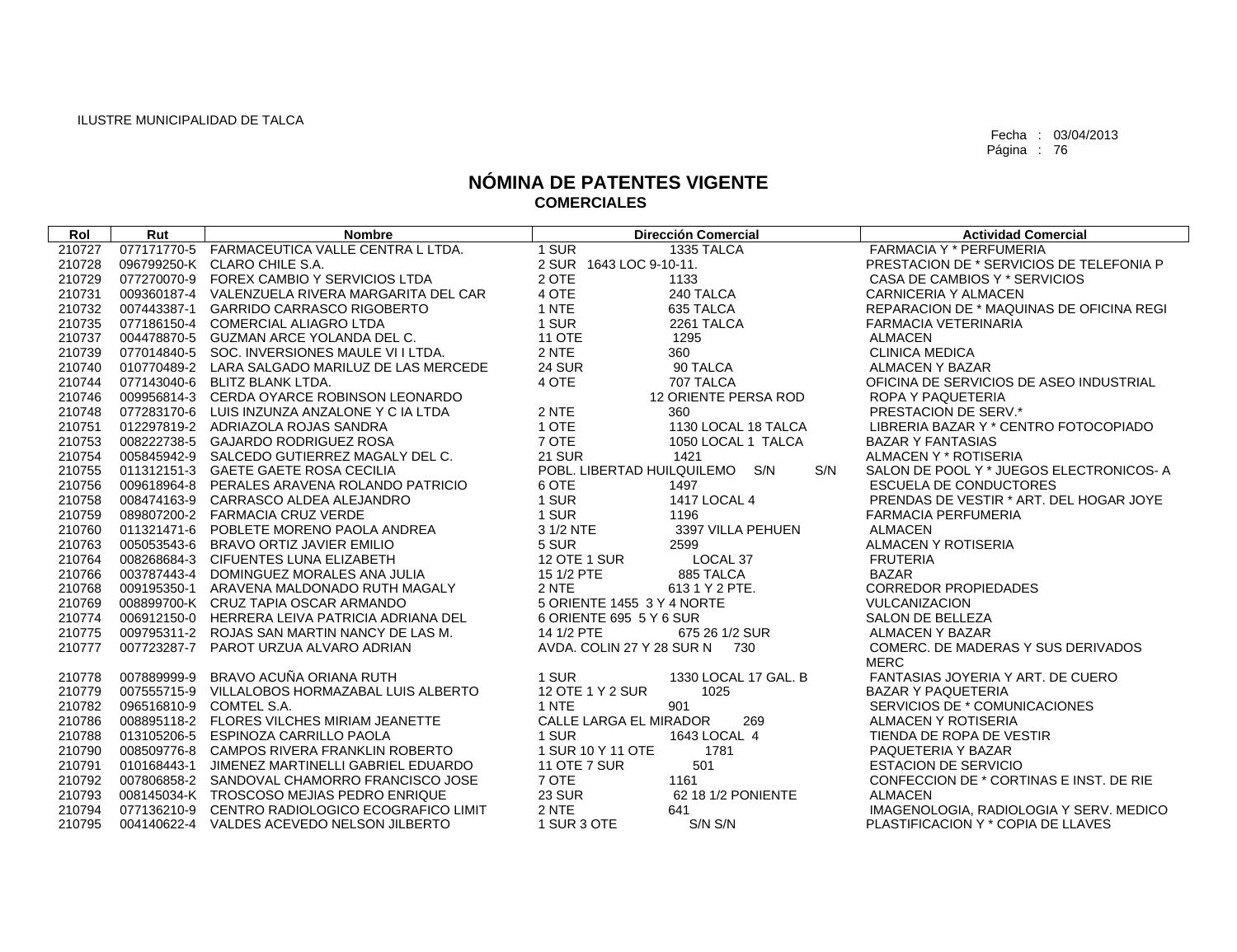ILUSTRE MUNICIPALIDAD DE TALCA

Fecha : 03/04/2013
Página : 76

# NÓMINA DE PATENTES VIGENTE
## COMERCIALES

| Rol | Rut | Nombre | Dirección Comercial | Actividad Comercial |
|---|---|---|---|---|
| 210727 | 077171770-5 | FARMACEUTICA VALLE CENTRA L LTDA. | 1 SUR 1335 TALCA | FARMACIA Y * PERFUMERIA |
| 210728 | 096799250-K | CLARO CHILE S.A. | 2 SUR 1643 LOC 9-10-11. | PRESTACION DE * SERVICIOS DE TELEFONIA P |
| 210729 | 077270070-9 | FOREX CAMBIO Y SERVICIOS LTDA | 2 OTE 1133 | CASA DE CAMBIOS Y * SERVICIOS |
| 210731 | 009360187-4 | VALENZUELA RIVERA MARGARITA DEL CAR | 4 OTE 240 TALCA | CARNICERIA Y ALMACEN |
| 210732 | 007443387-1 | GARRIDO CARRASCO RIGOBERTO | 1 NTE 635 TALCA | REPARACION DE * MAQUINAS DE OFICINA REGI |
| 210735 | 077186150-4 | COMERCIAL ALIAGRO LTDA | 1 SUR 2261 TALCA | FARMACIA VETERINARIA |
| 210737 | 004478870-5 | GUZMAN ARCE YOLANDA DEL C. | 11 OTE 1295 | ALMACEN |
| 210739 | 077014840-5 | SOC. INVERSIONES MAULE VI I LTDA. | 2 NTE 360 | CLINICA MEDICA |
| 210740 | 010770489-2 | LARA SALGADO MARILUZ DE LAS MERCEDE | 24 SUR 90 TALCA | ALMACEN Y BAZAR |
| 210744 | 077143040-6 | BLITZ BLANK LTDA. | 4 OTE 707 TALCA | OFICINA DE SERVICIOS DE ASEO INDUSTRIAL |
| 210746 | 009956814-3 | CERDA OYARCE ROBINSON LEONARDO | 12 ORIENTE PERSA ROD | ROPA Y PAQUETERIA |
| 210748 | 077283170-6 | LUIS INZUNZA ANZALONE Y C IA LTDA | 2 NTE 360 | PRESTACION DE SERV.* |
| 210751 | 012297819-2 | ADRIAZOLA ROJAS SANDRA | 1 OTE 1130 LOCAL 18 TALCA | LIBRERIA BAZAR Y * CENTRO FOTOCOPIADO |
| 210753 | 008222738-5 | GAJARDO RODRIGUEZ ROSA | 7 OTE 1050 LOCAL 1 TALCA | BAZAR Y FANTASIAS |
| 210754 | 005845942-9 | SALCEDO GUTIERREZ MAGALY DEL C. | 21 SUR 1421 | ALMACEN Y * ROTISERIA |
| 210755 | 011312151-3 | GAETE GAETE ROSA CECILIA | POBL. LIBERTAD HUILQUILEMO S/N S/N | SALON DE POOL Y * JUEGOS ELECTRONICOS- A |
| 210756 | 009618964-8 | PERALES ARAVENA ROLANDO PATRICIO | 6 OTE 1497 | ESCUELA DE CONDUCTORES |
| 210758 | 008474163-9 | CARRASCO ALDEA ALEJANDRO | 1 SUR 1417 LOCAL 4 | PRENDAS DE VESTIR * ART. DEL HOGAR JOYE |
| 210759 | 089807200-2 | FARMACIA CRUZ VERDE | 1 SUR 1196 | FARMACIA PERFUMERIA |
| 210760 | 011321471-6 | POBLETE MORENO PAOLA ANDREA | 3 1/2 NTE 3397 VILLA PEHUEN | ALMACEN |
| 210763 | 005053543-6 | BRAVO ORTIZ JAVIER EMILIO | 5 SUR 2599 | ALMACEN Y ROTISERIA |
| 210764 | 008268684-3 | CIFUENTES LUNA ELIZABETH | 12 OTE 1 SUR LOCAL 37 | FRUTERIA |
| 210766 | 003787443-4 | DOMINGUEZ MORALES ANA JULIA | 15 1/2 PTE 885 TALCA | BAZAR |
| 210768 | 009195350-1 | ARAVENA MALDONADO RUTH MAGALY | 2 NTE 613 1 Y 2 PTE. | CORREDOR PROPIEDADES |
| 210769 | 008899700-K | CRUZ TAPIA OSCAR ARMANDO | 5 ORIENTE 1455 3 Y 4 NORTE | VULCANIZACION |
| 210774 | 006912150-0 | HERRERA LEIVA PATRICIA ADRIANA DEL | 6 ORIENTE 695 5 Y 6 SUR | SALON DE BELLEZA |
| 210775 | 009795311-2 | ROJAS SAN MARTIN NANCY DE LAS M. | 14 1/2 PTE 675 26 1/2 SUR | ALMACEN Y BAZAR |
| 210777 | 007723287-7 | PAROT URZUA ALVARO ADRIAN | AVDA. COLIN 27 Y 28 SUR N 730 | COMERC. DE MADERAS Y SUS DERIVADOS MERC |
| 210778 | 007889999-9 | BRAVO ACUÑA ORIANA RUTH | 1 SUR 1330 LOCAL 17 GAL. B | FANTASIAS JOYERIA Y ART. DE CUERO |
| 210779 | 007555715-9 | VILLALOBOS HORMAZABAL LUIS ALBERTO | 12 OTE 1 Y 2 SUR 1025 | BAZAR Y PAQUETERIA |
| 210782 | 096516810-9 | COMTEL S.A. | 1 NTE 901 | SERVICIOS DE * COMUNICACIONES |
| 210786 | 008895118-2 | FLORES VILCHES MIRIAM JEANETTE | CALLE LARGA EL MIRADOR 269 | ALMACEN Y ROTISERIA |
| 210788 | 013105206-5 | ESPINOZA CARRILLO PAOLA | 1 SUR 1643 LOCAL 4 | TIENDA DE ROPA DE VESTIR |
| 210790 | 008509776-8 | CAMPOS RIVERA FRANKLIN ROBERTO | 1 SUR 10 Y 11 OTE 1781 | PAQUETERIA Y BAZAR |
| 210791 | 010168443-1 | JIMENEZ MARTINELLI GABRIEL EDUARDO | 11 OTE 7 SUR 501 | ESTACION DE SERVICIO |
| 210792 | 007806858-2 | SANDOVAL CHAMORRO FRANCISCO JOSE | 7 OTE 1161 | CONFECCION DE * CORTINAS E INST. DE RIE |
| 210793 | 008145034-K | TROSCOSO MEJIAS PEDRO ENRIQUE | 23 SUR 62 18 1/2 PONIENTE | ALMACEN |
| 210794 | 077136210-9 | CENTRO RADIOLOGICO ECOGRAFICO LIMIT | 2 NTE 641 | IMAGENOLOGIA, RADIOLOGIA Y SERV. MEDICO |
| 210795 | 004140622-4 | VALDES ACEVEDO NELSON JILBERTO | 1 SUR 3 OTE S/N S/N | PLASTIFICACION Y * COPIA DE LLAVES |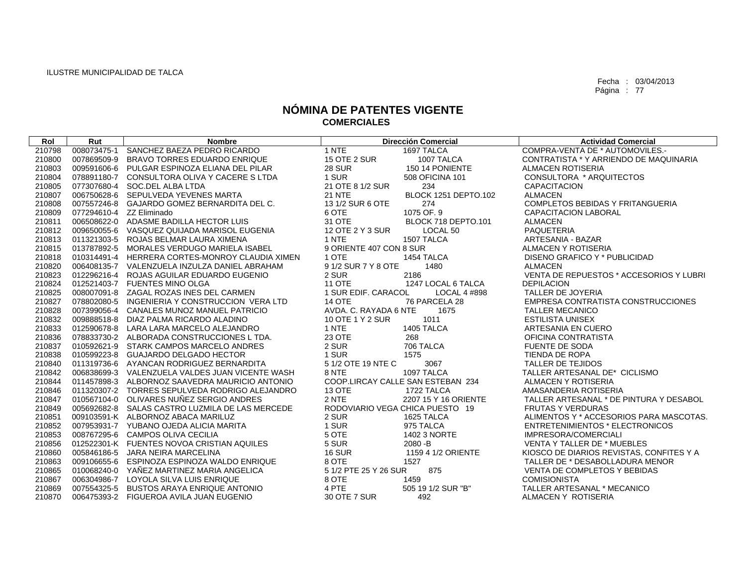ILUSTRE MUNICIPALIDAD DE TALCA

Fecha : 03/04/2013

# NÓMINA DE PATENTES VIGENTE
## COMERCIALES

| Rol | Rut | Nombre | Dirección Comercial | | Actividad Comercial |
|---|---|---|---|---|---|
| 210798 | 008073475-1 | SANCHEZ BAEZA PEDRO RICARDO | 1 NTE | 1697 TALCA | COMPRA-VENTA DE * AUTOMOVILES.- |
| 210800 | 007869509-9 | BRAVO TORRES EDUARDO ENRIQUE | 15 OTE 2 SUR | 1007 TALCA | CONTRATISTA * Y ARRIENDO DE MAQUINARIA |
| 210803 | 009591606-6 | PULGAR ESPINOZA ELIANA DEL PILAR | 28 SUR | 150 14 PONIENTE | ALMACEN ROTISERIA |
| 210804 | 078891180-7 | CONSULTORA OLIVA Y CACERE S LTDA | 1 SUR | 508 OFICINA 101 | CONSULTORA * ARQUITECTOS |
| 210805 | 077307680-4 | SOC.DEL ALBA LTDA | 21 OTE 8 1/2 SUR | 234 | CAPACITACION |
| 210807 | 006750628-6 | SEPULVEDA YEVENES MARTA | 21 NTE | BLOCK 1251 DEPTO.102 | ALMACEN |
| 210808 | 007557246-8 | GAJARDO GOMEZ BERNARDITA DEL C. | 13 1/2 SUR 6 OTE | 274 | COMPLETOS BEBIDAS Y FRITANGUERIA |
| 210809 | 077294610-4 | ZZ Eliminado | 6 OTE | 1075 OF. 9 | CAPACITACION LABORAL |
| 210811 | 006508622-0 | ADASME BADILLA HECTOR LUIS | 31 OTE | BLOCK 718 DEPTO.101 | ALMACEN |
| 210812 | 009650055-6 | VASQUEZ QUIJADA MARISOL EUGENIA | 12 OTE 2 Y 3 SUR | LOCAL 50 | PAQUETERIA |
| 210813 | 011321303-5 | ROJAS BELMAR LAURA XIMENA | 1 NTE | 1507 TALCA | ARTESANIA - BAZAR |
| 210815 | 013787892-5 | MORALES VERDUGO MARIELA ISABEL | 9 ORIENTE 407 CON 8 SUR | | ALMACEN Y ROTISERIA |
| 210818 | 010314491-4 | HERRERA CORTES-MONROY CLAUDIA XIMEN | 1 OTE | 1454 TALCA | DISENO GRAFICO Y * PUBLICIDAD |
| 210820 | 006408135-7 | VALENZUELA INZULZA DANIEL ABRAHAM | 9 1/2 SUR 7 Y 8 OTE | 1480 | ALMACEN |
| 210823 | 012296216-4 | ROJAS AGUILAR EDUARDO EUGENIO | 2 SUR | 2186 | VENTA DE REPUESTOS * ACCESORIOS Y LUBRI |
| 210824 | 012521403-7 | FUENTES MINO OLGA | 11 OTE | 1247 LOCAL 6 TALCA | DEPILACION |
| 210825 | 008007091-8 | ZAGAL ROZAS INES DEL CARMEN | 1 SUR EDIF. CARACOL | LOCAL 4 #898 | TALLER DE JOYERIA |
| 210827 | 078802080-5 | INGENIERIA Y CONSTRUCCION VERA LTD | 14 OTE | 76 PARCELA 28 | EMPRESA CONTRATISTA CONSTRUCCIONES |
| 210828 | 007399056-4 | CANALES MUNOZ MANUEL PATRICIO | AVDA. C. RAYADA 6 NTE | 1675 | TALLER MECANICO |
| 210832 | 009888518-8 | DIAZ PALMA RICARDO ALADINO | 10 OTE 1 Y 2 SUR | 1011 | ESTILISTA UNISEX |
| 210833 | 012590678-8 | LARA LARA MARCELO ALEJANDRO | 1 NTE | 1405 TALCA | ARTESANIA EN CUERO |
| 210836 | 078833730-2 | ALBORADA CONSTRUCCIONES L TDA. | 23 OTE | 268 | OFICINA CONTRATISTA |
| 210837 | 010592621-9 | STARK CAMPOS MARCELO ANDRES | 2 SUR | 706 TALCA | FUENTE DE SODA |
| 210838 | 010599223-8 | GUAJARDO DELGADO HECTOR | 1 SUR | 1575 | TIENDA DE ROPA |
| 210840 | 011319736-6 | AYANCAN RODRIGUEZ BERNARDITA | 5 1/2 OTE 19 NTE C | 3067 | TALLER DE TEJIDOS |
| 210842 | 006838699-3 | VALENZUELA VALDES JUAN VICENTE WASH | 8 NTE | 1097 TALCA | TALLER ARTESANAL DE* CICLISMO |
| 210844 | 011457898-3 | ALBORNOZ SAAVEDRA MAURICIO ANTONIO | COOP.LIRCAY CALLE SAN ESTEBAN 234 | | ALMACEN Y ROTISERIA |
| 210846 | 011320307-2 | TORRES SEPULVEDA RODRIGO ALEJANDRO | 13 OTE | 1722 TALCA | AMASANDERIA ROTISERIA |
| 210847 | 010567104-0 | OLIVARES NUÑEZ SERGIO ANDRES | 2 NTE | 2207 15 Y 16 ORIENTE | TALLER ARTESANAL * DE PINTURA Y DESABOL |
| 210849 | 005692682-8 | SALAS CASTRO LUZMILA DE LAS MERCEDE | RODOVIARIO VEGA CHICA PUESTO 19 | | FRUTAS Y VERDURAS |
| 210851 | 009103591-K | ALBORNOZ ABACA MARILUZ | 2 SUR | 1625 TALCA | ALIMENTOS Y * ACCESORIOS PARA MASCOTAS. |
| 210852 | 007953931-7 | YUBANO OJEDA ALICIA MARITA | 1 SUR | 975 TALCA | ENTRETENIMIENTOS * ELECTRONICOS |
| 210853 | 008767295-6 | CAMPOS OLIVA CECILIA | 5 OTE | 1402 3 NORTE | IMPRESORA/COMERCIALI |
| 210856 | 012522301-K | FUENTES NOVOA CRISTIAN AQUILES | 5 SUR | 2080 -B | VENTA Y TALLER DE * MUEBLES |
| 210860 | 005846186-5 | JARA NEIRA MARCELINA | 16 SUR | 1159 4 1/2 ORIENTE | KIOSCO DE DIARIOS REVISTAS, CONFITES Y A |
| 210863 | 009106655-6 | ESPINOZA ESPINOZA WALDO ENRIQUE | 8 OTE | 1527 | TALLER DE * DESABOLLADURA MENOR |
| 210865 | 010068240-0 | YAÑEZ MARTINEZ MARIA ANGELICA | 5 1/2 PTE 25 Y 26 SUR | 875 | VENTA DE COMPLETOS Y BEBIDAS |
| 210867 | 006304986-7 | LOYOLA SILVA LUIS ENRIQUE | 8 OTE | 1459 | COMISIONISTA |
| 210869 | 007554325-5 | BUSTOS ARAYA ENRIQUE ANTONIO | 4 PTE | 505 19 1/2 SUR "B" | TALLER ARTESANAL * MECANICO |
| 210870 | 006475393-2 | FIGUEROA AVILA JUAN EUGENIO | 30 OTE 7 SUR | 492 | ALMACEN Y ROTISERIA |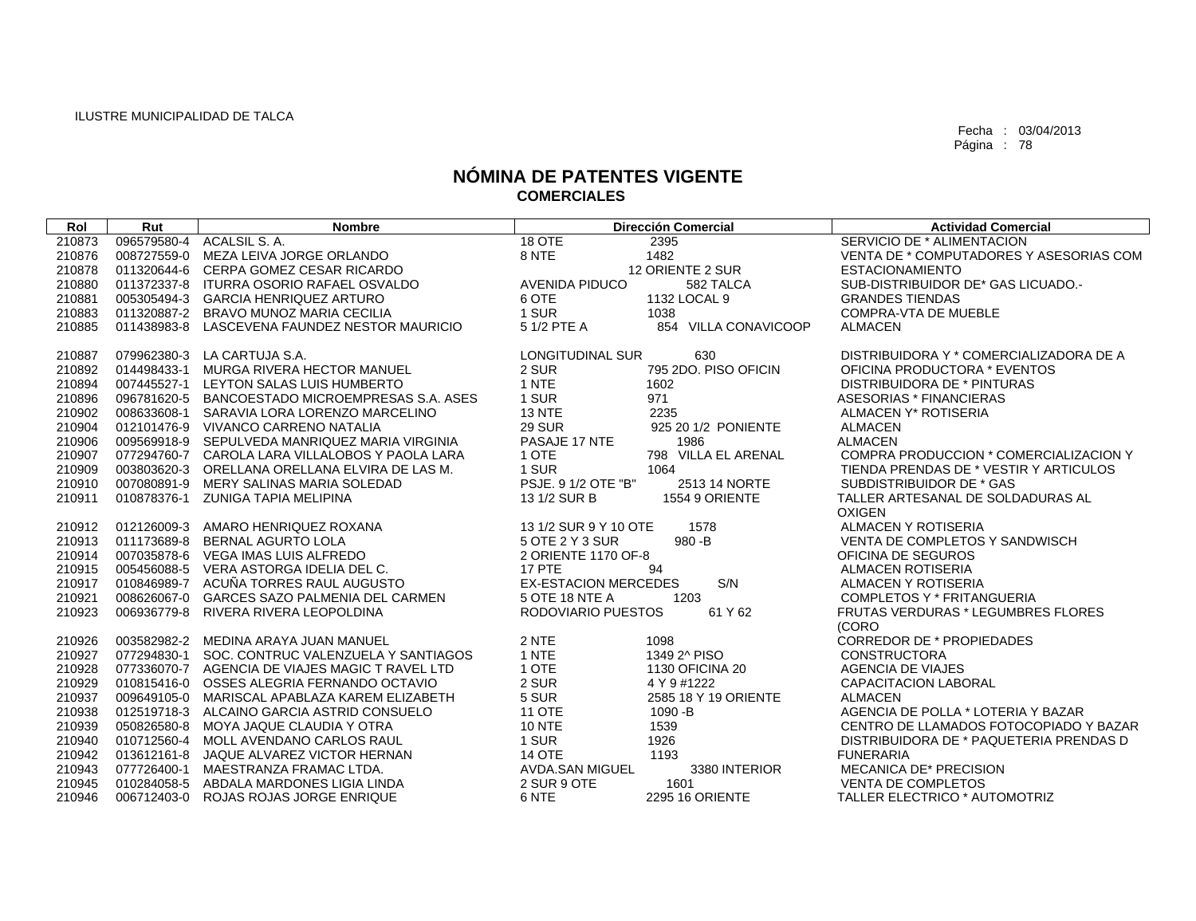ILUSTRE MUNICIPALIDAD DE TALCA

Fecha : 03/04/2013
Página : 78

# NÓMINA DE PATENTES VIGENTE
## COMERCIALES

| Rol | Rut | Nombre | Dirección Comercial | Actividad Comercial |
|---|---|---|---|---|
| 210873 | 096579580-4 | ACALSIL S. A. | 18 OTE 2395 | SERVICIO DE * ALIMENTACION |
| 210876 | 008727559-0 | MEZA LEIVA JORGE ORLANDO | 8 NTE 1482 | VENTA DE * COMPUTADORES Y ASESORIAS COM |
| 210878 | 011320644-6 | CERPA GOMEZ CESAR RICARDO | 12 ORIENTE 2 SUR | ESTACIONAMIENTO |
| 210880 | 011372337-8 | ITURRA OSORIO RAFAEL OSVALDO | AVENIDA PIDUCO 582 TALCA | SUB-DISTRIBUIDOR DE* GAS LICUADO.- |
| 210881 | 005305494-3 | GARCIA HENRIQUEZ ARTURO | 6 OTE 1132 LOCAL 9 | GRANDES TIENDAS |
| 210883 | 011320887-2 | BRAVO MUNOZ MARIA CECILIA | 1 SUR 1038 | COMPRA-VTA DE MUEBLE |
| 210885 | 011438983-8 | LASCEVENA FAUNDEZ NESTOR MAURICIO | 5 1/2 PTE A 854 VILLA CONAVICOOP | ALMACEN |
| 210887 | 079962380-3 | LA CARTUJA S.A. | LONGITUDINAL SUR 630 | DISTRIBUIDORA Y * COMERCIALIZADORA DE A |
| 210892 | 014498433-1 | MURGA RIVERA HECTOR MANUEL | 2 SUR 795 2DO. PISO OFICIN | OFICINA PRODUCTORA * EVENTOS |
| 210894 | 007445527-1 | LEYTON SALAS LUIS HUMBERTO | 1 NTE 1602 | DISTRIBUIDORA DE * PINTURAS |
| 210896 | 096781620-5 | BANCOESTADO MICROEMPRESAS S.A. ASES | 1 SUR 971 | ASESORIAS * FINANCIERAS |
| 210902 | 008633608-1 | SARAVIA LORA LORENZO MARCELINO | 13 NTE 2235 | ALMACEN Y* ROTISERIA |
| 210904 | 012101476-9 | VIVANCO CARRENO NATALIA | 29 SUR 925 20 1/2 PONIENTE | ALMACEN |
| 210906 | 009569918-9 | SEPULVEDA MANRIQUEZ MARIA VIRGINIA | PASAJE 17 NTE 1986 | ALMACEN |
| 210907 | 077294760-7 | CAROLA LARA VILLALOBOS Y PAOLA LARA | 1 OTE 798 VILLA EL ARENAL | COMPRA PRODUCCION * COMERCIALIZACION Y |
| 210909 | 003803620-3 | ORELLANA ORELLANA ELVIRA DE LAS M. | 1 SUR 1064 | TIENDA PRENDAS DE * VESTIR Y ARTICULOS |
| 210910 | 007080891-9 | MERY SALINAS MARIA SOLEDAD | PSJE. 9 1/2 OTE "B" 2513 14 NORTE | SUBDISTRIBUIDOR DE * GAS |
| 210911 | 010878376-1 | ZUNIGA TAPIA MELIPINA | 13 1/2 SUR B 1554 9 ORIENTE | TALLER ARTESANAL DE SOLDADURAS AL OXIGEN |
| 210912 | 012126009-3 | AMARO HENRIQUEZ ROXANA | 13 1/2 SUR 9 Y 10 OTE 1578 | ALMACEN Y ROTISERIA |
| 210913 | 011173689-8 | BERNAL AGURTO LOLA | 5 OTE 2 Y 3 SUR 980 -B | VENTA DE COMPLETOS Y SANDWISCH |
| 210914 | 007035878-6 | VEGA IMAS LUIS ALFREDO | 2 ORIENTE 1170 OF-8 | OFICINA DE SEGUROS |
| 210915 | 005456088-5 | VERA ASTORGA IDELIA DEL C. | 17 PTE 94 | ALMACEN ROTISERIA |
| 210917 | 010846989-7 | ACUÑA TORRES RAUL AUGUSTO | EX-ESTACION MERCEDES S/N | ALMACEN Y ROTISERIA |
| 210921 | 008626067-0 | GARCES SAZO PALMENIA DEL CARMEN | 5 OTE 18 NTE A 1203 | COMPLETOS Y * FRITANGUERIA |
| 210923 | 006936779-8 | RIVERA RIVERA LEOPOLDINA | RODOVIARIO PUESTOS 61 Y 62 | FRUTAS VERDURAS * LEGUMBRES FLORES (CORO |
| 210926 | 003582982-2 | MEDINA ARAYA JUAN MANUEL | 2 NTE 1098 | CORREDOR DE * PROPIEDADES |
| 210927 | 077294830-1 | SOC. CONTRUC VALENZUELA Y SANTIAGOS | 1 NTE 1349 2^ PISO | CONSTRUCTORA |
| 210928 | 077336070-7 | AGENCIA DE VIAJES MAGIC T RAVEL LTD | 1 OTE 1130 OFICINA 20 | AGENCIA DE VIAJES |
| 210929 | 010815416-0 | OSSES ALEGRIA FERNANDO OCTAVIO | 2 SUR 4 Y 9 #1222 | CAPACITACION LABORAL |
| 210937 | 009649105-0 | MARISCAL APABLAZA KAREM ELIZABETH | 5 SUR 2585 18 Y 19 ORIENTE | ALMACEN |
| 210938 | 012519718-3 | ALCAINO GARCIA ASTRID CONSUELO | 11 OTE 1090 -B | AGENCIA DE POLLA * LOTERIA Y BAZAR |
| 210939 | 050826580-8 | MOYA JAQUE CLAUDIA Y OTRA | 10 NTE 1539 | CENTRO DE LLAMADOS FOTOCOPIADO Y BAZAR |
| 210940 | 010712560-4 | MOLL AVENDANO CARLOS RAUL | 1 SUR 1926 | DISTRIBUIDORA DE * PAQUETERIA PRENDAS D |
| 210942 | 013612161-8 | JAQUE ALVAREZ VICTOR HERNAN | 14 OTE 1193 | FUNERARIA |
| 210943 | 077726400-1 | MAESTRANZA FRAMAC LTDA. | AVDA.SAN MIGUEL 3380 INTERIOR | MECANICA DE* PRECISION |
| 210945 | 010284058-5 | ABDALA MARDONES LIGIA LINDA | 2 SUR 9 OTE 1601 | VENTA DE COMPLETOS |
| 210946 | 006712403-0 | ROJAS ROJAS JORGE ENRIQUE | 6 NTE 2295 16 ORIENTE | TALLER ELECTRICO * AUTOMOTRIZ |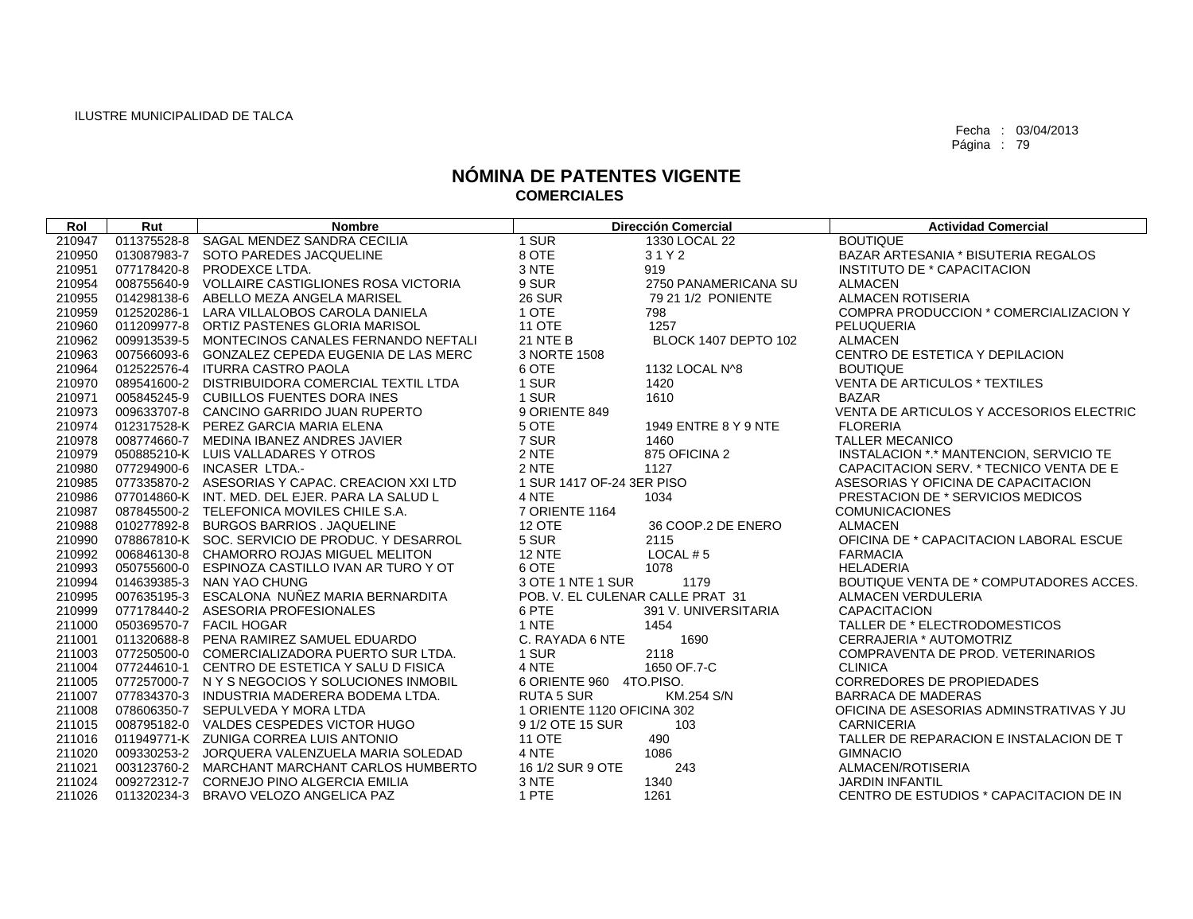ILUSTRE MUNICIPALIDAD DE TALCA

Fecha : 03/04/2013
Página : 79

# NÓMINA DE PATENTES VIGENTE
## COMERCIALES

| Rol | Rut | Nombre | Dirección Comercial | | Actividad Comercial |
|---|---|---|---|---|---|
| 210947 | 011375528-8 | SAGAL MENDEZ SANDRA CECILIA | 1 SUR | 1330 LOCAL 22 | BOUTIQUE |
| 210950 | 013087983-7 | SOTO PAREDES JACQUELINE | 8 OTE | 3 1 Y 2 | BAZAR ARTESANIA * BISUTERIA REGALOS |
| 210951 | 077178420-8 | PRODEXCE LTDA. | 3 NTE | 919 | INSTITUTO DE * CAPACITACION |
| 210954 | 008755640-9 | VOLLAIRE CASTIGLIONES ROSA VICTORIA | 9 SUR | 2750 PANAMERICANA SU | ALMACEN |
| 210955 | 014298138-6 | ABELLO MEZA ANGELA MARISEL | 26 SUR | 79 21 1/2 PONIENTE | ALMACEN ROTISERIA |
| 210959 | 012520286-1 | LARA VILLALOBOS CAROLA DANIELA | 1 OTE | 798 | COMPRA PRODUCCION * COMERCIALIZACION Y |
| 210960 | 011209977-8 | ORTIZ PASTENES GLORIA MARISOL | 11 OTE | 1257 | PELUQUERIA |
| 210962 | 009913539-5 | MONTECINOS CANALES FERNANDO NEFTALI | 21 NTE B | BLOCK 1407 DEPTO 102 | ALMACEN |
| 210963 | 007566093-6 | GONZALEZ CEPEDA EUGENIA DE LAS MERC | 3 NORTE 1508 | | CENTRO DE ESTETICA Y DEPILACION |
| 210964 | 012522576-4 | ITURRA CASTRO PAOLA | 6 OTE | 1132 LOCAL N^8 | BOUTIQUE |
| 210970 | 089541600-2 | DISTRIBUIDORA COMERCIAL TEXTIL LTDA | 1 SUR | 1420 | VENTA DE ARTICULOS * TEXTILES |
| 210971 | 005845245-9 | CUBILLOS FUENTES DORA INES | 1 SUR | 1610 | BAZAR |
| 210973 | 009633707-8 | CANCINO GARRIDO JUAN RUPERTO | 9 ORIENTE 849 | | VENTA DE ARTICULOS Y ACCESORIOS ELECTRIC |
| 210974 | 012317528-K | PEREZ GARCIA MARIA ELENA | 5 OTE | 1949 ENTRE 8 Y 9 NTE | FLORERIA |
| 210978 | 008774660-7 | MEDINA IBANEZ ANDRES JAVIER | 7 SUR | 1460 | TALLER MECANICO |
| 210979 | 050885210-K | LUIS VALLADARES Y OTROS | 2 NTE | 875 OFICINA 2 | INSTALACION *.* MANTENCION, SERVICIO TE |
| 210980 | 077294900-6 | INCASER LTDA.- | 2 NTE | 1127 | CAPACITACION SERV. * TECNICO VENTA DE E |
| 210985 | 077335870-2 | ASESORIAS Y CAPAC. CREACION XXI LTD | 1 SUR 1417 OF-24 3ER PISO | | ASESORIAS Y OFICINA DE CAPACITACION |
| 210986 | 077014860-K | INT. MED. DEL EJER. PARA LA SALUD L | 4 NTE | 1034 | PRESTACION DE * SERVICIOS MEDICOS |
| 210987 | 087845500-2 | TELEFONICA MOVILES CHILE S.A. | 7 ORIENTE 1164 | | COMUNICACIONES |
| 210988 | 010277892-8 | BURGOS BARRIOS . JAQUELINE | 12 OTE | 36 COOP.2 DE ENERO | ALMACEN |
| 210990 | 078867810-K | SOC. SERVICIO DE PRODUC. Y DESARROL | 5 SUR | 2115 | OFICINA DE * CAPACITACION LABORAL ESCUE |
| 210992 | 006846130-8 | CHAMORRO ROJAS MIGUEL MELITON | 12 NTE | LOCAL # 5 | FARMACIA |
| 210993 | 050755600-0 | ESPINOZA CASTILLO IVAN AR TURO Y OT | 6 OTE | 1078 | HELADERIA |
| 210994 | 014639385-3 | NAN YAO CHUNG | 3 OTE 1 NTE 1 SUR | 1179 | BOUTIQUE VENTA DE * COMPUTADORES ACCES. |
| 210995 | 007635195-3 | ESCALONA NUÑEZ MARIA BERNARDITA | POB. V. EL CULENAR CALLE PRAT 31 | | ALMACEN VERDULERIA |
| 210999 | 077178440-2 | ASESORIA PROFESIONALES | 6 PTE | 391 V. UNIVERSITARIA | CAPACITACION |
| 211000 | 050369570-7 | FACIL HOGAR | 1 NTE | 1454 | TALLER DE * ELECTRODOMESTICOS |
| 211001 | 011320688-8 | PENA RAMIREZ SAMUEL EDUARDO | C. RAYADA 6 NTE | 1690 | CERRAJERIA * AUTOMOTRIZ |
| 211003 | 077250500-0 | COMERCIALIZADORA PUERTO SUR LTDA. | 1 SUR | 2118 | COMPRAVENTA DE PROD. VETERINARIOS |
| 211004 | 077244610-1 | CENTRO DE ESTETICA Y SALU D FISICA | 4 NTE | 1650 OF.7-C | CLINICA |
| 211005 | 077257000-7 | N Y S NEGOCIOS Y SOLUCIONES INMOBIL | 6 ORIENTE 960 4TO.PISO. | | CORREDORES DE PROPIEDADES |
| 211007 | 077834370-3 | INDUSTRIA MADERERA BODEMA LTDA. | RUTA 5 SUR | KM.254 S/N | BARRACA DE MADERAS |
| 211008 | 078606350-7 | SEPULVEDA Y MORA LTDA | 1 ORIENTE 1120 OFICINA 302 | | OFICINA DE ASESORIAS ADMINSTRATIVAS Y JU |
| 211015 | 008795182-0 | VALDES CESPEDES VICTOR HUGO | 9 1/2 OTE 15 SUR | 103 | CARNICERIA |
| 211016 | 011949771-K | ZUNIGA CORREA LUIS ANTONIO | 11 OTE | 490 | TALLER DE REPARACION E INSTALACION DE T |
| 211020 | 009330253-2 | JORQUERA VALENZUELA MARIA SOLEDAD | 4 NTE | 1086 | GIMNACIO |
| 211021 | 003123760-2 | MARCHANT MARCHANT CARLOS HUMBERTO | 16 1/2 SUR 9 OTE | 243 | ALMACEN/ROTISERIA |
| 211024 | 009272312-7 | CORNEJO PINO ALGERCIA EMILIA | 3 NTE | 1340 | JARDIN INFANTIL |
| 211026 | 011320234-3 | BRAVO VELOZO ANGELICA PAZ | 1 PTE | 1261 | CENTRO DE ESTUDIOS * CAPACITACION DE IN |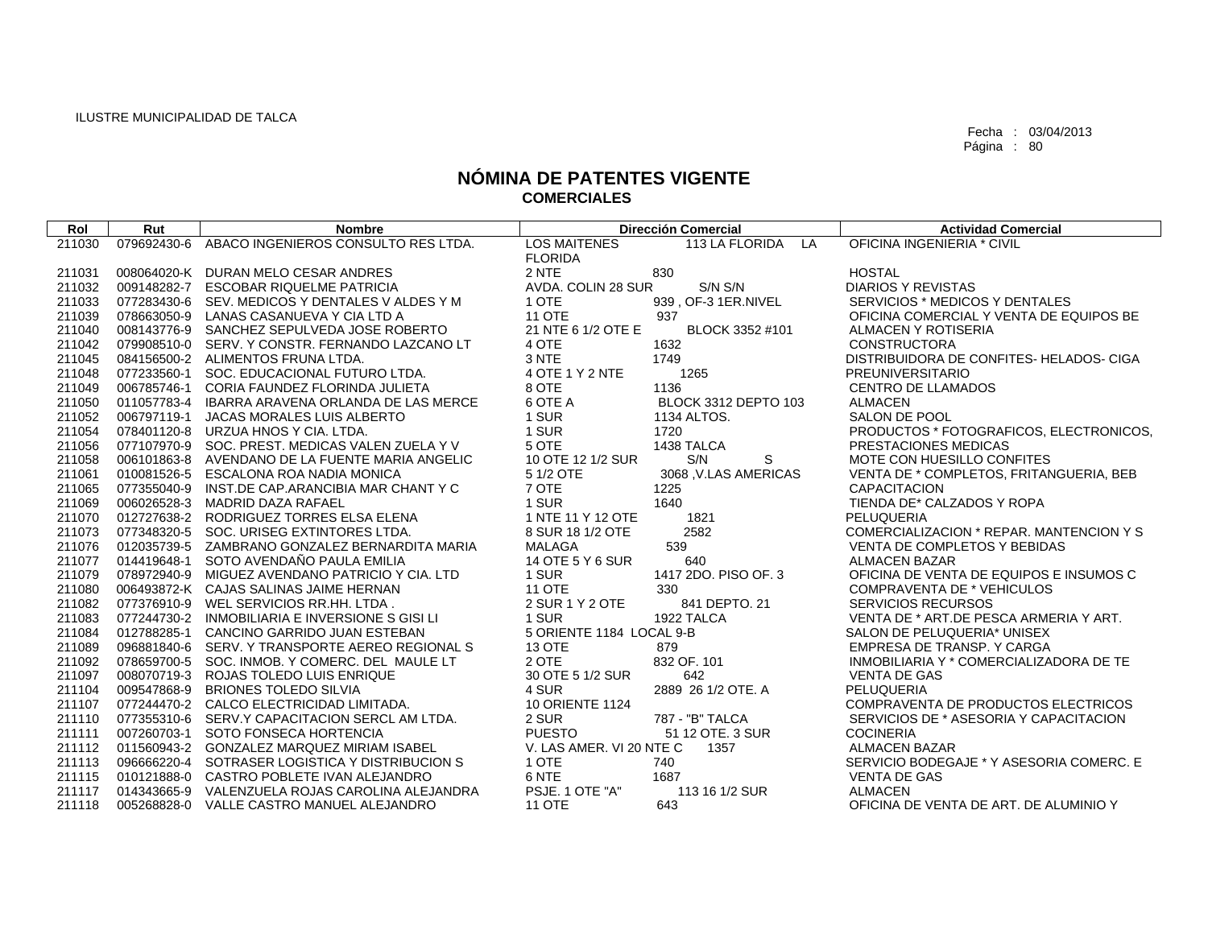ILUSTRE MUNICIPALIDAD DE TALCA

Fecha : 03/04/2013
Página : 80

# NÓMINA DE PATENTES VIGENTE
## COMERCIALES

| Rol | Rut | Nombre | Dirección Comercial | | Actividad Comercial |
|---|---|---|---|---|---|
| 211030 | 079692430-6 | ABACO INGENIEROS CONSULTO RES LTDA. | LOS MAITENES | 113 LA FLORIDA LA FLORIDA | OFICINA INGENIERIA * CIVIL |
| 211031 | 008064020-K | DURAN MELO CESAR ANDRES | 2 NTE | 830 | HOSTAL |
| 211032 | 009148282-7 | ESCOBAR RIQUELME PATRICIA | AVDA. COLIN 28 SUR | S/N S/N | DIARIOS Y REVISTAS |
| 211033 | 077283430-6 | SEV. MEDICOS Y DENTALES V ALDES Y M | 1 OTE | 939 , OF-3 1ER.NIVEL | SERVICIOS * MEDICOS Y DENTALES |
| 211039 | 078663050-9 | LANAS CASANUEVA Y CIA LTD A | 11 OTE | 937 | OFICINA COMERCIAL Y VENTA DE EQUIPOS BE |
| 211040 | 008143776-9 | SANCHEZ SEPULVEDA JOSE ROBERTO | 21 NTE 6 1/2 OTE E | BLOCK 3352 #101 | ALMACEN Y ROTISERIA |
| 211042 | 079908510-0 | SERV. Y CONSTR. FERNANDO LAZCANO LT | 4 OTE | 1632 | CONSTRUCTORA |
| 211045 | 084156500-2 | ALIMENTOS FRUNA LTDA. | 3 NTE | 1749 | DISTRIBUIDORA DE CONFITES- HELADOS- CIGA |
| 211048 | 077233560-1 | SOC. EDUCACIONAL FUTURO LTDA. | 4 OTE 1 Y 2 NTE | 1265 | PREUNIVERSITARIO |
| 211049 | 006785746-1 | CORIA FAUNDEZ FLORINDA JULIETA | 8 OTE | 1136 | CENTRO DE LLAMADOS |
| 211050 | 011057783-4 | IBARRA ARAVENA ORLANDA DE LAS MERCE | 6 OTE A | BLOCK 3312 DEPTO 103 | ALMACEN |
| 211052 | 006797119-1 | JACAS MORALES LUIS ALBERTO | 1 SUR | 1134 ALTOS. | SALON DE POOL |
| 211054 | 078401120-8 | URZUA HNOS Y CIA. LTDA. | 1 SUR | 1720 | PRODUCTOS * FOTOGRAFICOS, ELECTRONICOS, |
| 211056 | 077107970-9 | SOC. PREST. MEDICAS VALEN ZUELA Y V | 5 OTE | 1438 TALCA | PRESTACIONES MEDICAS |
| 211058 | 006101863-8 | AVENDANO DE LA FUENTE MARIA ANGELIC | 10 OTE 12 1/2 SUR | S/N S | MOTE CON HUESILLO CONFITES |
| 211061 | 010081526-5 | ESCALONA ROA NADIA MONICA | 5 1/2 OTE | 3068 ,V.LAS AMERICAS | VENTA DE * COMPLETOS, FRITANGUERIA, BEB |
| 211065 | 077355040-9 | INST.DE CAP.ARANCIBIA MAR CHANT Y C | 7 OTE | 1225 | CAPACITACION |
| 211069 | 006026528-3 | MADRID DAZA RAFAEL | 1 SUR | 1640 | TIENDA DE* CALZADOS Y ROPA |
| 211070 | 012727638-2 | RODRIGUEZ TORRES ELSA ELENA | 1 NTE 11 Y 12 OTE | 1821 | PELUQUERIA |
| 211073 | 077348320-5 | SOC. URISEG EXTINTORES LTDA. | 8 SUR 18 1/2 OTE | 2582 | COMERCIALIZACION * REPAR. MANTENCION Y S |
| 211076 | 012035739-5 | ZAMBRANO GONZALEZ BERNARDITA MARIA | MALAGA | 539 | VENTA DE COMPLETOS Y BEBIDAS |
| 211077 | 014419648-1 | SOTO AVENDAÑO PAULA EMILIA | 14 OTE 5 Y 6 SUR | 640 | ALMACEN BAZAR |
| 211079 | 078972940-9 | MIGUEZ AVENDANO PATRICIO Y CIA. LTD | 1 SUR | 1417 2DO. PISO OF. 3 | OFICINA DE VENTA DE EQUIPOS E INSUMOS C |
| 211080 | 006493872-K | CAJAS SALINAS JAIME HERNAN | 11 OTE | 330 | COMPRAVENTA DE * VEHICULOS |
| 211082 | 077376910-9 | WEL SERVICIOS RR.HH. LTDA . | 2 SUR 1 Y 2 OTE | 841 DEPTO. 21 | SERVICIOS RECURSOS |
| 211083 | 077244730-2 | INMOBILIARIA E INVERSIONE S GISI LI | 1 SUR | 1922 TALCA | VENTA DE * ART.DE PESCA ARMERIA Y ART. |
| 211084 | 012788285-1 | CANCINO GARRIDO JUAN ESTEBAN | 5 ORIENTE 1184 LOCAL 9-B | | SALON DE PELUQUERIA* UNISEX |
| 211089 | 096881840-6 | SERV. Y TRANSPORTE AEREO REGIONAL S | 13 OTE | 879 | EMPRESA DE TRANSP. Y CARGA |
| 211092 | 078659700-5 | SOC. INMOB. Y COMERC. DEL MAULE LT | 2 OTE | 832 OF. 101 | INMOBILIARIA Y * COMERCIALIZADORA DE TE |
| 211097 | 008070719-3 | ROJAS TOLEDO LUIS ENRIQUE | 30 OTE 5 1/2 SUR | 642 | VENTA DE GAS |
| 211104 | 009547868-9 | BRIONES TOLEDO SILVIA | 4 SUR | 2889 26 1/2 OTE. A | PELUQUERIA |
| 211107 | 077244470-2 | CALCO ELECTRICIDAD LIMITADA. | 10 ORIENTE 1124 | | COMPRAVENTA DE PRODUCTOS ELECTRICOS |
| 211110 | 077355310-6 | SERV.Y CAPACITACION SERCL AM LTDA. | 2 SUR | 787 - "B" TALCA | SERVICIOS DE * ASESORIA Y CAPACITACION |
| 211111 | 007260703-1 | SOTO FONSECA HORTENCIA | PUESTO | 51 12 OTE. 3 SUR | COCINERIA |
| 211112 | 011560943-2 | GONZALEZ MARQUEZ MIRIAM ISABEL | V. LAS AMER. VI 20 NTE C | 1357 | ALMACEN BAZAR |
| 211113 | 096666220-4 | SOTRASER LOGISTICA Y DISTRIBUCION S | 1 OTE | 740 | SERVICIO BODEGAJE * Y ASESORIA COMERC. E |
| 211115 | 010121888-0 | CASTRO POBLETE IVAN ALEJANDRO | 6 NTE | 1687 | VENTA DE GAS |
| 211117 | 014343665-9 | VALENZUELA ROJAS CAROLINA ALEJANDRA | PSJE. 1 OTE "A" | 113 16 1/2 SUR | ALMACEN |
| 211118 | 005268828-0 | VALLE CASTRO MANUEL ALEJANDRO | 11 OTE | 643 | OFICINA DE VENTA DE ART. DE ALUMINIO Y |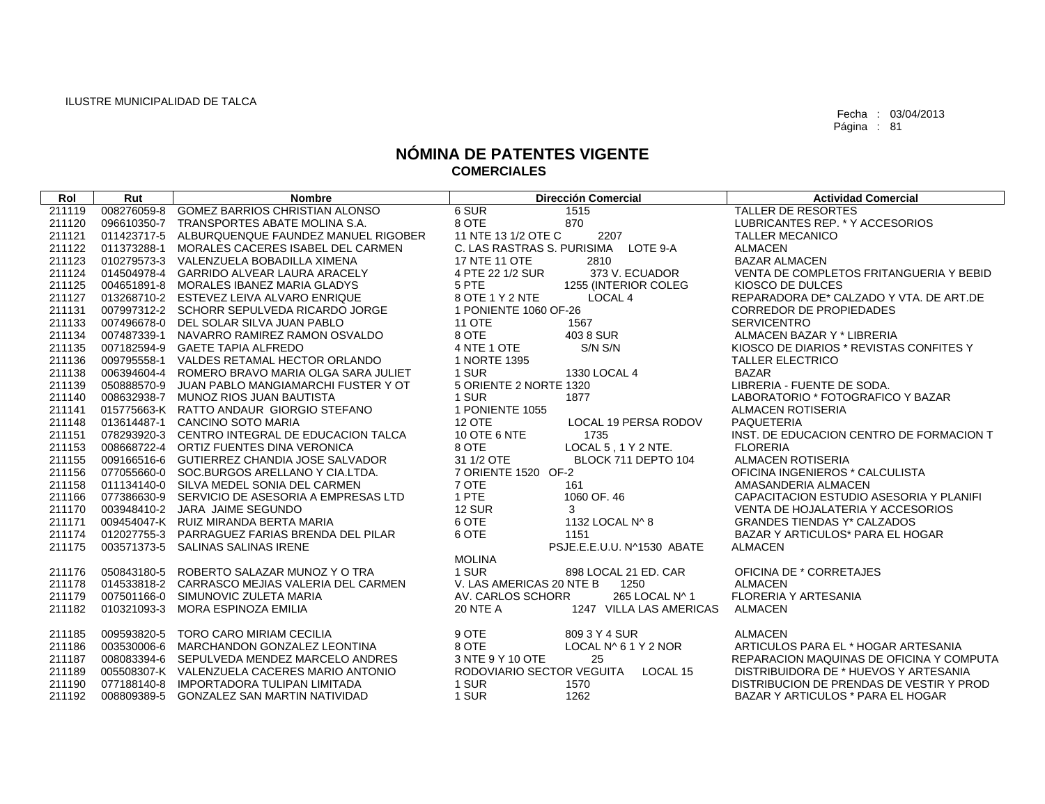ILUSTRE MUNICIPALIDAD DE TALCA

Fecha : 03/04/2013
Página : 81

# NÓMINA DE PATENTES VIGENTE
## COMERCIALES

| Rol | Rut | Nombre | Dirección Comercial | Actividad Comercial |
|---|---|---|---|---|
| 211119 | 008276059-8 | GOMEZ BARRIOS CHRISTIAN ALONSO | 6 SUR 1515 | TALLER DE RESORTES |
| 211120 | 096610350-7 | TRANSPORTES ABATE MOLINA S.A. | 8 OTE 870 | LUBRICANTES REP. * Y ACCESORIOS |
| 211121 | 011423717-5 | ALBURQUENQUE FAUNDEZ MANUEL RIGOBER | 11 NTE 13 1/2 OTE C 2207 | TALLER MECANICO |
| 211122 | 011373288-1 | MORALES CACERES ISABEL DEL CARMEN | C. LAS RASTRAS S. PURISIMA LOTE 9-A | ALMACEN |
| 211123 | 010279573-3 | VALENZUELA BOBADILLA XIMENA | 17 NTE 11 OTE 2810 | BAZAR ALMACEN |
| 211124 | 014504978-4 | GARRIDO ALVEAR LAURA ARACELY | 4 PTE 22 1/2 SUR 373 V. ECUADOR | VENTA DE COMPLETOS FRITANGUERIA Y BEBID |
| 211125 | 004651891-8 | MORALES IBANEZ MARIA GLADYS | 5 PTE 1255 (INTERIOR COLEG | KIOSCO DE DULCES |
| 211127 | 013268710-2 | ESTEVEZ LEIVA ALVARO ENRIQUE | 8 OTE 1 Y 2 NTE LOCAL 4 | REPARADORA DE* CALZADO Y VTA. DE ART.DE |
| 211131 | 007997312-2 | SCHORR SEPULVEDA RICARDO JORGE | 1 PONIENTE 1060 OF-26 | CORREDOR DE PROPIEDADES |
| 211133 | 007496678-0 | DEL SOLAR SILVA JUAN PABLO | 11 OTE 1567 | SERVICENTRO |
| 211134 | 007487339-1 | NAVARRO RAMIREZ RAMON OSVALDO | 8 OTE 403 8 SUR | ALMACEN BAZAR Y * LIBRERIA |
| 211135 | 007182594-9 | GAETE TAPIA ALFREDO | 4 NTE 1 OTE S/N S/N | KIOSCO DE DIARIOS * REVISTAS CONFITES Y |
| 211136 | 009795558-1 | VALDES RETAMAL HECTOR ORLANDO | 1 NORTE 1395 | TALLER ELECTRICO |
| 211138 | 006394604-4 | ROMERO BRAVO MARIA OLGA SARA JULIET | 1 SUR 1330 LOCAL 4 | BAZAR |
| 211139 | 050888570-9 | JUAN PABLO MANGIAMARCHI FUSTER Y OT | 5 ORIENTE 2 NORTE 1320 | LIBRERIA - FUENTE DE SODA. |
| 211140 | 008632938-7 | MUNOZ RIOS JUAN BAUTISTA | 1 SUR 1877 | LABORATORIO * FOTOGRAFICO Y BAZAR |
| 211141 | 015775663-K | RATTO ANDAUR GIORGIO STEFANO | 1 PONIENTE 1055 | ALMACEN ROTISERIA |
| 211148 | 013614487-1 | CANCINO SOTO MARIA | 12 OTE LOCAL 19 PERSA RODOV | PAQUETERIA |
| 211151 | 078293920-3 | CENTRO INTEGRAL DE EDUCACION TALCA | 10 OTE 6 NTE 1735 | INST. DE EDUCACION CENTRO DE FORMACION T |
| 211153 | 008668722-4 | ORTIZ FUENTES DINA VERONICA | 8 OTE LOCAL 5 , 1 Y 2 NTE. | FLORERIA |
| 211155 | 009166516-6 | GUTIERREZ CHANDIA JOSE SALVADOR | 31 1/2 OTE BLOCK 711 DEPTO 104 | ALMACEN ROTISERIA |
| 211156 | 077055660-0 | SOC.BURGOS ARELLANO Y CIA.LTDA. | 7 ORIENTE 1520 OF-2 | OFICINA INGENIEROS * CALCULISTA |
| 211158 | 011134140-0 | SILVA MEDEL SONIA DEL CARMEN | 7 OTE 161 | AMASANDERIA ALMACEN |
| 211166 | 077386630-9 | SERVICIO DE ASESORIA A EMPRESAS LTD | 1 PTE 1060 OF. 46 | CAPACITACION ESTUDIO ASESORIA Y PLANIFI |
| 211170 | 003948410-2 | JARA JAIME SEGUNDO | 12 SUR 3 | VENTA DE HOJALATERIA Y ACCESORIOS |
| 211171 | 009454047-K | RUIZ MIRANDA BERTA MARIA | 6 OTE 1132 LOCAL N^ 8 | GRANDES TIENDAS Y* CALZADOS |
| 211174 | 012027755-3 | PARRAGUEZ FARIAS BRENDA DEL PILAR | 6 OTE 1151 | BAZAR Y ARTICULOS* PARA EL HOGAR |
| 211175 | 003571373-5 | SALINAS SALINAS IRENE | PSJE.E.E.U.U. N^1530 ABATE MOLINA | ALMACEN |
| 211176 | 050843180-5 | ROBERTO SALAZAR MUNOZ Y O TRA | 1 SUR 898 LOCAL 21 ED. CAR | OFICINA DE * CORRETAJES |
| 211178 | 014533818-2 | CARRASCO MEJIAS VALERIA DEL CARMEN | V. LAS AMERICAS 20 NTE B 1250 | ALMACEN |
| 211179 | 007501166-0 | SIMUNOVIC ZULETA MARIA | AV. CARLOS SCHORR 265 LOCAL N^ 1 | FLORERIA Y ARTESANIA |
| 211182 | 010321093-3 | MORA ESPINOZA EMILIA | 20 NTE A 1247 VILLA LAS AMERICAS | ALMACEN |
| 211185 | 009593820-5 | TORO CARO MIRIAM CECILIA | 9 OTE 809 3 Y 4 SUR | ALMACEN |
| 211186 | 003530006-6 | MARCHANDON GONZALEZ LEONTINA | 8 OTE LOCAL N^ 6 1 Y 2 NOR | ARTICULOS PARA EL * HOGAR ARTESANIA |
| 211187 | 008083394-6 | SEPULVEDA MENDEZ MARCELO ANDRES | 3 NTE 9 Y 10 OTE 25 | REPARACION MAQUINAS DE OFICINA Y COMPUTA |
| 211189 | 005508307-K | VALENZUELA CACERES MARIO ANTONIO | RODOVIARIO SECTOR VEGUITA LOCAL 15 | DISTRIBUIDORA DE * HUEVOS Y ARTESANIA |
| 211190 | 077188140-8 | IMPORTADORA TULIPAN LIMITADA | 1 SUR 1570 | DISTRIBUCION DE PRENDAS DE VESTIR Y PROD |
| 211192 | 008809389-5 | GONZALEZ SAN MARTIN NATIVIDAD | 1 SUR 1262 | BAZAR Y ARTICULOS * PARA EL HOGAR |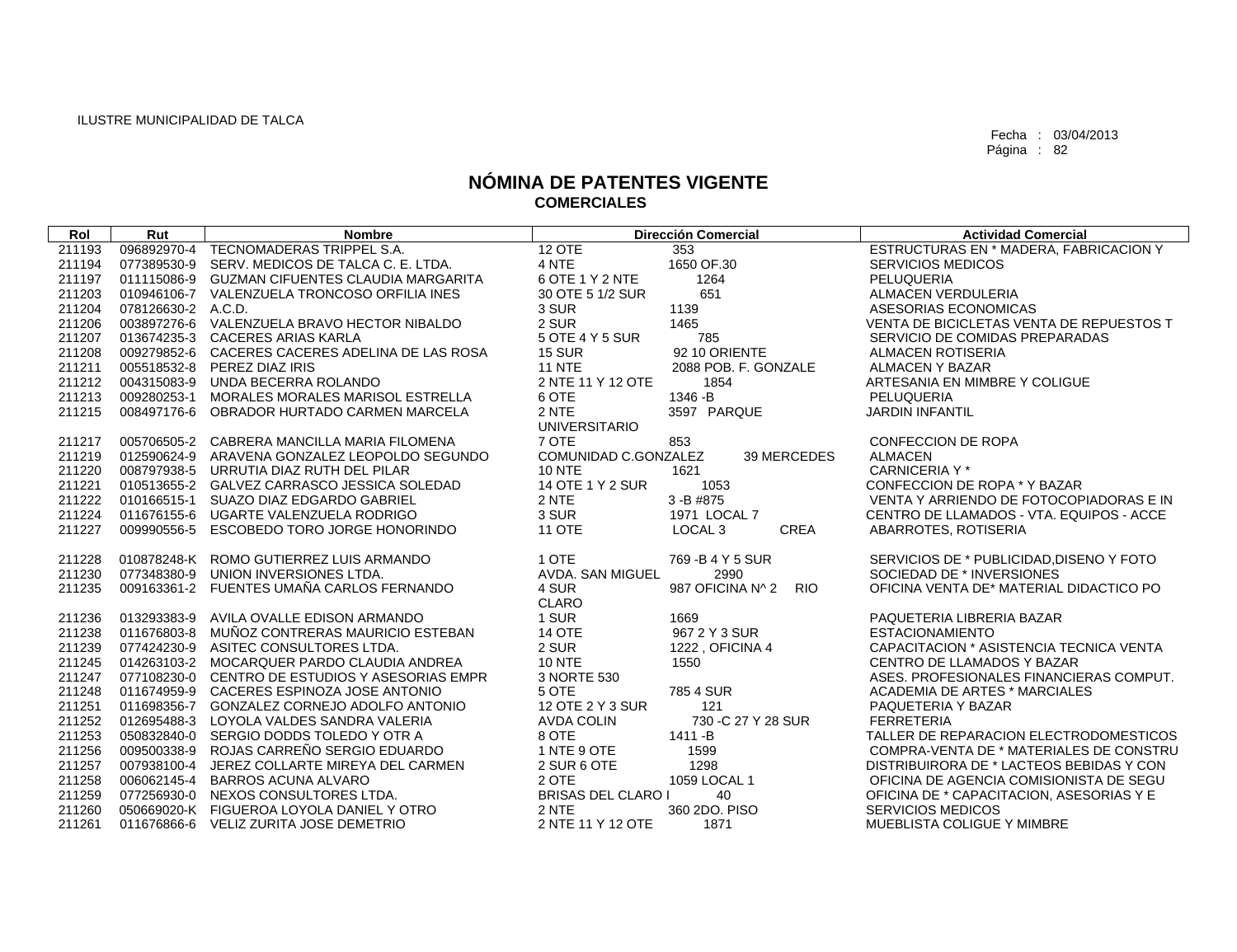ILUSTRE MUNICIPALIDAD DE TALCA

Fecha : 03/04/2013
Página : 82

# NÓMINA DE PATENTES VIGENTE
## COMERCIALES

| Rol | Rut | Nombre | Dirección Comercial | | Actividad Comercial |
|---|---|---|---|---|---|
| 211193 | 096892970-4 | TECNOMADERAS TRIPPEL S.A. | 12 OTE | 353 | ESTRUCTURAS EN * MADERA, FABRICACION Y |
| 211194 | 077389530-9 | SERV. MEDICOS DE TALCA C. E. LTDA. | 4 NTE | 1650 OF.30 | SERVICIOS MEDICOS |
| 211197 | 011115086-9 | GUZMAN CIFUENTES CLAUDIA MARGARITA | 6 OTE 1 Y 2 NTE | 1264 | PELUQUERIA |
| 211203 | 010946106-7 | VALENZUELA TRONCOSO ORFILIA INES | 30 OTE 5 1/2 SUR | 651 | ALMACEN VERDULERIA |
| 211204 | 078126630-2 | A.C.D. | 3 SUR | 1139 | ASESORIAS ECONOMICAS |
| 211206 | 003897276-6 | VALENZUELA BRAVO HECTOR NIBALDO | 2 SUR | 1465 | VENTA DE BICICLETAS VENTA DE REPUESTOS T |
| 211207 | 013674235-3 | CACERES ARIAS KARLA | 5 OTE 4 Y 5 SUR | 785 | SERVICIO DE COMIDAS PREPARADAS |
| 211208 | 009279852-6 | CACERES CACERES ADELINA DE LAS ROSA | 15 SUR | 92 10 ORIENTE | ALMACEN ROTISERIA |
| 211211 | 005518532-8 | PEREZ DIAZ IRIS | 11 NTE | 2088 POB. F. GONZALE | ALMACEN Y BAZAR |
| 211212 | 004315083-9 | UNDA BECERRA ROLANDO | 2 NTE 11 Y 12 OTE | 1854 | ARTESANIA EN MIMBRE Y COLIGUE |
| 211213 | 009280253-1 | MORALES MORALES MARISOL ESTRELLA | 6 OTE | 1346 -B | PELUQUERIA |
| 211215 | 008497176-6 | OBRADOR HURTADO CARMEN MARCELA | 2 NTE UNIVERSITARIO | 3597 PARQUE | JARDIN INFANTIL |
| 211217 | 005706505-2 | CABRERA MANCILLA MARIA FILOMENA | 7 OTE | 853 | CONFECCION DE ROPA |
| 211219 | 012590624-9 | ARAVENA GONZALEZ LEOPOLDO SEGUNDO | COMUNIDAD C.GONZALEZ | 39 MERCEDES | ALMACEN |
| 211220 | 008797938-5 | URRUTIA DIAZ RUTH DEL PILAR | 10 NTE | 1621 | CARNICERIA Y * |
| 211221 | 010513655-2 | GALVEZ CARRASCO JESSICA SOLEDAD | 14 OTE 1 Y 2 SUR | 1053 | CONFECCION DE ROPA * Y BAZAR |
| 211222 | 010166515-1 | SUAZO DIAZ EDGARDO GABRIEL | 2 NTE | 3 -B #875 | VENTA Y ARRIENDO DE FOTOCOPIADORAS E IN |
| 211224 | 011676155-6 | UGARTE VALENZUELA RODRIGO | 3 SUR | 1971 LOCAL 7 | CENTRO DE LLAMADOS - VTA. EQUIPOS - ACCE |
| 211227 | 009990556-5 | ESCOBEDO TORO JORGE HONORINDO | 11 OTE | LOCAL 3 CREA | ABARROTES, ROTISERIA |
| 211228 | 010878248-K | ROMO GUTIERREZ LUIS ARMANDO | 1 OTE | 769 -B 4 Y 5 SUR | SERVICIOS DE * PUBLICIDAD,DISENO Y FOTO |
| 211230 | 077348380-9 | UNION INVERSIONES LTDA. | AVDA. SAN MIGUEL | 2990 | SOCIEDAD DE * INVERSIONES |
| 211235 | 009163361-2 | FUENTES UMAÑA CARLOS FERNANDO | 4 SUR CLARO | 987 OFICINA N^ 2 RIO | OFICINA VENTA DE* MATERIAL DIDACTICO PO |
| 211236 | 013293383-9 | AVILA OVALLE EDISON ARMANDO | 1 SUR | 1669 | PAQUETERIA LIBRERIA BAZAR |
| 211238 | 011676803-8 | MUÑOZ CONTRERAS MAURICIO ESTEBAN | 14 OTE | 967 2 Y 3 SUR | ESTACIONAMIENTO |
| 211239 | 077424230-9 | ASITEC CONSULTORES LTDA. | 2 SUR | 1222 , OFICINA 4 | CAPACITACION * ASISTENCIA TECNICA VENTA |
| 211245 | 014263103-2 | MOCARQUER PARDO CLAUDIA ANDREA | 10 NTE | 1550 | CENTRO DE LLAMADOS Y BAZAR |
| 211247 | 077108230-0 | CENTRO DE ESTUDIOS Y ASESORIAS EMPR | 3 NORTE 530 | | ASES. PROFESIONALES FINANCIERAS COMPUT. |
| 211248 | 011674959-9 | CACERES ESPINOZA JOSE ANTONIO | 5 OTE | 785 4 SUR | ACADEMIA DE ARTES * MARCIALES |
| 211251 | 011698356-7 | GONZALEZ CORNEJO ADOLFO ANTONIO | 12 OTE 2 Y 3 SUR | 121 | PAQUETERIA Y BAZAR |
| 211252 | 012695488-3 | LOYOLA VALDES SANDRA VALERIA | AVDA COLIN | 730 -C 27 Y 28 SUR | FERRETERIA |
| 211253 | 050832840-0 | SERGIO DODDS TOLEDO Y OTR A | 8 OTE | 1411 -B | TALLER DE REPARACION ELECTRODOMESTICOS |
| 211256 | 009500338-9 | ROJAS CARREÑO SERGIO EDUARDO | 1 NTE 9 OTE | 1599 | COMPRA-VENTA DE * MATERIALES DE CONSTRU |
| 211257 | 007938100-4 | JEREZ COLLARTE MIREYA DEL CARMEN | 2 SUR 6 OTE | 1298 | DISTRIBUIRORA DE * LACTEOS BEBIDAS Y CON |
| 211258 | 006062145-4 | BARROS ACUNA ALVARO | 2 OTE | 1059 LOCAL 1 | OFICINA DE AGENCIA COMISIONISTA DE SEGU |
| 211259 | 077256930-0 | NEXOS CONSULTORES LTDA. | BRISAS DEL CLARO I | 40 | OFICINA DE * CAPACITACION, ASESORIAS Y E |
| 211260 | 050669020-K | FIGUEROA LOYOLA DANIEL Y OTRO | 2 NTE | 360 2DO. PISO | SERVICIOS MEDICOS |
| 211261 | 011676866-6 | VELIZ ZURITA JOSE DEMETRIO | 2 NTE 11 Y 12 OTE | 1871 | MUEBLISTA COLIGUE Y MIMBRE |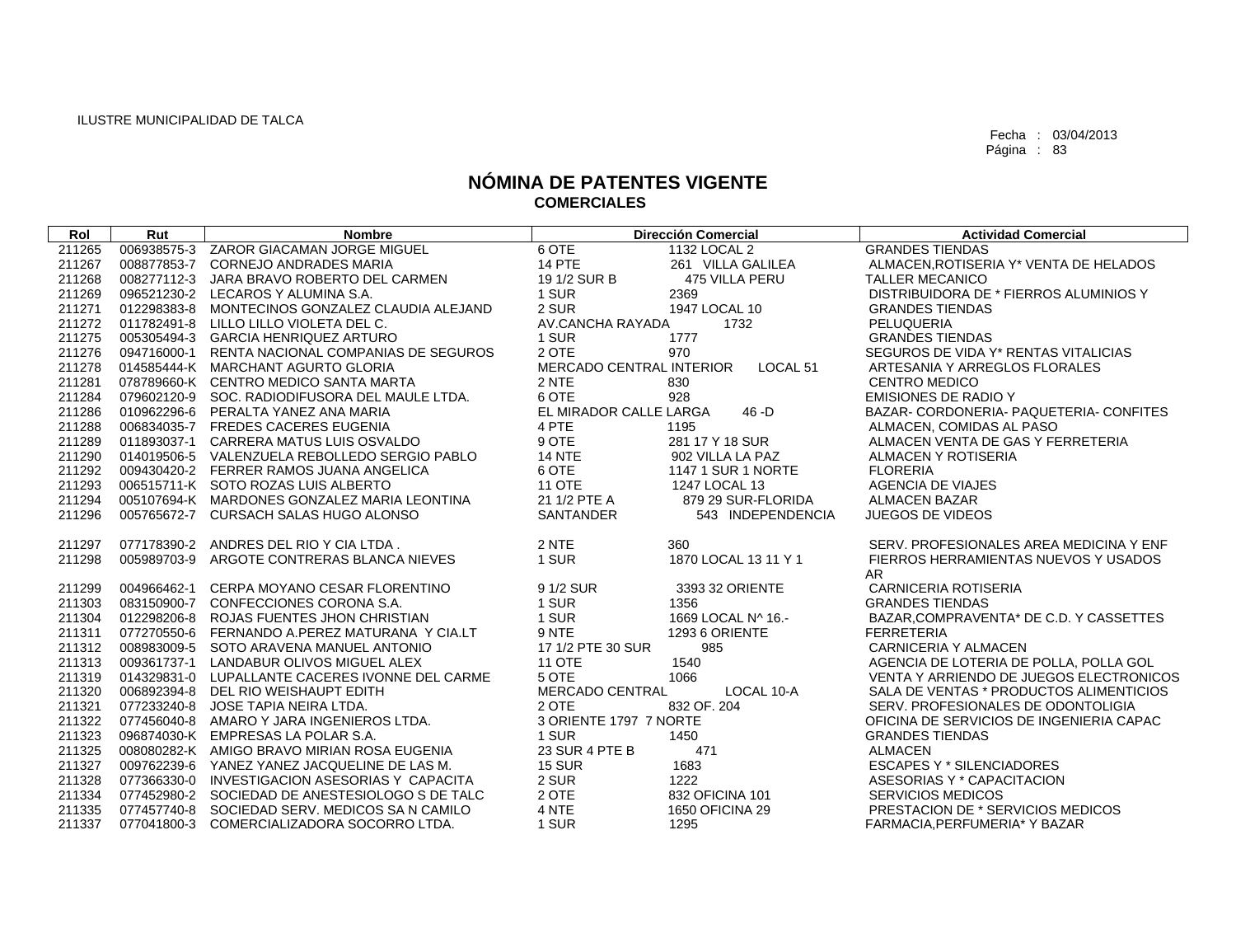ILUSTRE MUNICIPALIDAD DE TALCA

Fecha : 03/04/2013

# NÓMINA DE PATENTES VIGENTE
## COMERCIALES

| Rol | Rut | Nombre | Dirección Comercial | | Actividad Comercial |
|---|---|---|---|---|---|
| 211265 | 006938575-3 | ZAROR GIACAMAN JORGE MIGUEL | 6 OTE | 1132 LOCAL 2 | GRANDES TIENDAS |
| 211267 | 008877853-7 | CORNEJO ANDRADES MARIA | 14 PTE | 261 VILLA GALILEA | ALMACEN,ROTISERIA Y* VENTA DE HELADOS |
| 211268 | 008277112-3 | JARA BRAVO ROBERTO DEL CARMEN | 19 1/2 SUR B | 475 VILLA PERU | TALLER MECANICO |
| 211269 | 096521230-2 | LECAROS Y ALUMINA S.A. | 1 SUR | 2369 | DISTRIBUIDORA DE * FIERROS ALUMINIOS Y |
| 211271 | 012298383-8 | MONTECINOS GONZALEZ CLAUDIA ALEJAND | 2 SUR | 1947 LOCAL 10 | GRANDES TIENDAS |
| 211272 | 011782491-8 | LILLO LILLO VIOLETA DEL C. | AV.CANCHA RAYADA | 1732 | PELUQUERIA |
| 211275 | 005305494-3 | GARCIA HENRIQUEZ ARTURO | 1 SUR | 1777 | GRANDES TIENDAS |
| 211276 | 094716000-1 | RENTA NACIONAL COMPANIAS DE SEGUROS | 2 OTE | 970 | SEGUROS DE VIDA Y* RENTAS VITALICIAS |
| 211278 | 014585444-K | MARCHANT AGURTO GLORIA | MERCADO CENTRAL INTERIOR | LOCAL 51 | ARTESANIA Y ARREGLOS FLORALES |
| 211281 | 078789660-K | CENTRO MEDICO SANTA MARTA | 2 NTE | 830 | CENTRO MEDICO |
| 211284 | 079602120-9 | SOC. RADIODIFUSORA DEL MAULE LTDA. | 6 OTE | 928 | EMISIONES DE RADIO Y |
| 211286 | 010962296-6 | PERALTA YANEZ ANA MARIA | EL MIRADOR CALLE LARGA | 46 -D | BAZAR- CORDONERIA- PAQUETERIA- CONFITES |
| 211288 | 006834035-7 | FREDES CACERES EUGENIA | 4 PTE | 1195 | ALMACEN, COMIDAS AL PASO |
| 211289 | 011893037-1 | CARRERA MATUS LUIS OSVALDO | 9 OTE | 281 17 Y 18 SUR | ALMACEN VENTA DE GAS Y FERRETERIA |
| 211290 | 014019506-5 | VALENZUELA REBOLLEDO SERGIO PABLO | 14 NTE | 902 VILLA LA PAZ | ALMACEN Y ROTISERIA |
| 211292 | 009430420-2 | FERRER RAMOS JUANA ANGELICA | 6 OTE | 1147 1 SUR 1 NORTE | FLORERIA |
| 211293 | 006515711-K | SOTO ROZAS LUIS ALBERTO | 11 OTE | 1247 LOCAL 13 | AGENCIA DE VIAJES |
| 211294 | 005107694-K | MARDONES GONZALEZ MARIA LEONTINA | 21 1/2 PTE A | 879 29 SUR-FLORIDA | ALMACEN BAZAR |
| 211296 | 005765672-7 | CURSACH SALAS HUGO ALONSO | SANTANDER | 543 INDEPENDENCIA | JUEGOS DE VIDEOS |
| 211297 | 077178390-2 | ANDRES DEL RIO Y CIA LTDA . | 2 NTE | 360 | SERV. PROFESIONALES AREA MEDICINA Y ENF |
| 211298 | 005989703-9 | ARGOTE CONTRERAS BLANCA NIEVES | 1 SUR | 1870 LOCAL 13 11 Y 1 | FIERROS HERRAMIENTAS NUEVOS Y USADOS AR |
| 211299 | 004966462-1 | CERPA MOYANO CESAR FLORENTINO | 9 1/2 SUR | 3393 32 ORIENTE | CARNICERIA ROTISERIA |
| 211303 | 083150900-7 | CONFECCIONES CORONA S.A. | 1 SUR | 1356 | GRANDES TIENDAS |
| 211304 | 012298206-8 | ROJAS FUENTES JHON CHRISTIAN | 1 SUR | 1669 LOCAL N^ 16.- | BAZAR,COMPRAVENTA* DE C.D. Y CASSETTES |
| 211311 | 077270550-6 | FERNANDO A.PEREZ MATURANA Y CIA.LT | 9 NTE | 1293 6 ORIENTE | FERRETERIA |
| 211312 | 008983009-5 | SOTO ARAVENA MANUEL ANTONIO | 17 1/2 PTE 30 SUR | 985 | CARNICERIA Y ALMACEN |
| 211313 | 009361737-1 | LANDABUR OLIVOS MIGUEL ALEX | 11 OTE | 1540 | AGENCIA DE LOTERIA DE POLLA, POLLA GOL |
| 211319 | 014329831-0 | LUPALLANTE CACERES IVONNE DEL CARME | 5 OTE | 1066 | VENTA Y ARRIENDO DE JUEGOS ELECTRONICOS |
| 211320 | 006892394-8 | DEL RIO WEISHAUPT EDITH | MERCADO CENTRAL | LOCAL 10-A | SALA DE VENTAS * PRODUCTOS ALIMENTICIOS |
| 211321 | 077233240-8 | JOSE TAPIA NEIRA LTDA. | 2 OTE | 832 OF. 204 | SERV. PROFESIONALES DE ODONTOLIGIA |
| 211322 | 077456040-8 | AMARO Y JARA INGENIEROS LTDA. | 3 ORIENTE 1797 7 NORTE | | OFICINA DE SERVICIOS DE INGENIERIA CAPAC |
| 211323 | 096874030-K | EMPRESAS LA POLAR S.A. | 1 SUR | 1450 | GRANDES TIENDAS |
| 211325 | 008080282-K | AMIGO BRAVO MIRIAN ROSA EUGENIA | 23 SUR 4 PTE B | 471 | ALMACEN |
| 211327 | 009762239-6 | YANEZ YANEZ JACQUELINE DE LAS M. | 15 SUR | 1683 | ESCAPES Y * SILENCIADORES |
| 211328 | 077366330-0 | INVESTIGACION ASESORIAS Y CAPACITA | 2 SUR | 1222 | ASESORIAS Y * CAPACITACION |
| 211334 | 077452980-2 | SOCIEDAD DE ANESTESIOLOGO S DE TALC | 2 OTE | 832 OFICINA 101 | SERVICIOS MEDICOS |
| 211335 | 077457740-8 | SOCIEDAD SERV. MEDICOS SA N CAMILO | 4 NTE | 1650 OFICINA 29 | PRESTACION DE * SERVICIOS MEDICOS |
| 211337 | 077041800-3 | COMERCIALIZADORA SOCORRO LTDA. | 1 SUR | 1295 | FARMACIA,PERFUMERIA* Y BAZAR |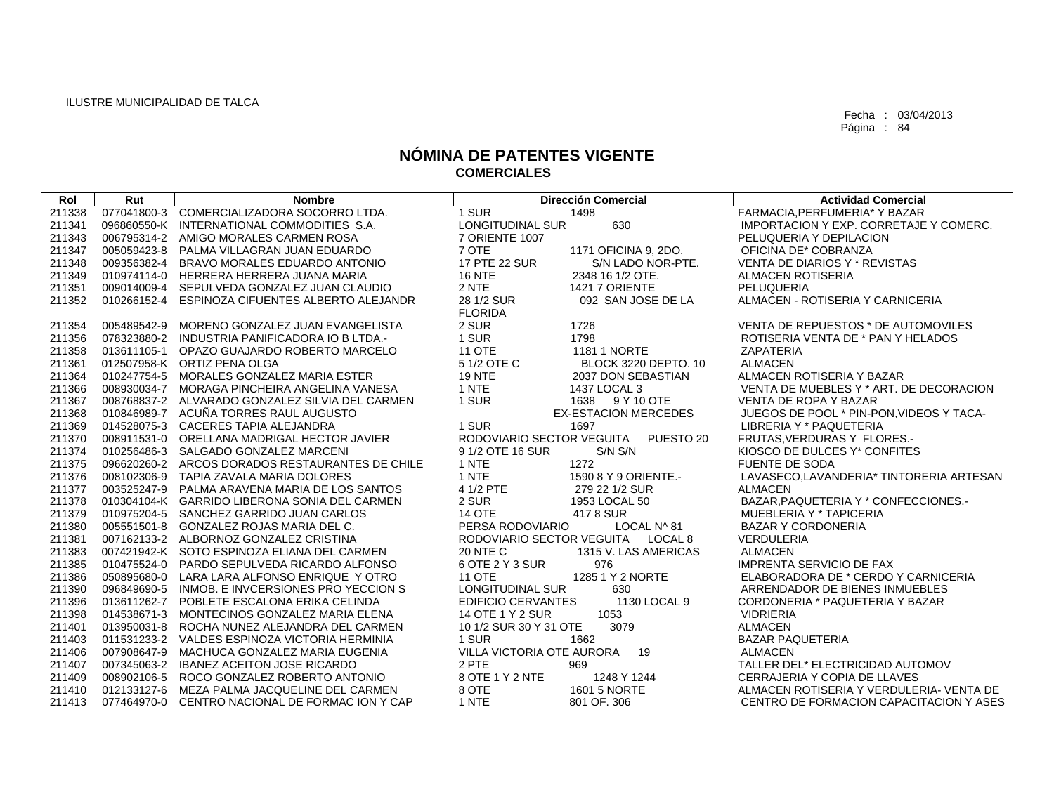ILUSTRE MUNICIPALIDAD DE TALCA

Fecha : 03/04/2013
Página : 84

# NÓMINA DE PATENTES VIGENTE
## COMERCIALES

| Rol | Rut | Nombre | Dirección Comercial | Actividad Comercial |
|---|---|---|---|---|
| 211338 | 077041800-3 | COMERCIALIZADORA SOCORRO LTDA. | 1 SUR 1498 | FARMACIA,PERFUMERIA* Y BAZAR |
| 211341 | 096860550-K | INTERNATIONAL COMMODITIES S.A. | LONGITUDINAL SUR 630 | IMPORTACION Y EXP. CORRETAJE Y COMERC. |
| 211343 | 006795314-2 | AMIGO MORALES CARMEN ROSA | 7 ORIENTE 1007 | PELUQUERIA Y DEPILACION |
| 211347 | 005059423-8 | PALMA VILLAGRAN JUAN EDUARDO | 7 OTE 1171 OFICINA 9, 2DO. | OFICINA DE* COBRANZA |
| 211348 | 009356382-4 | BRAVO MORALES EDUARDO ANTONIO | 17 PTE 22 SUR S/N LADO NOR-PTE. | VENTA DE DIARIOS Y * REVISTAS |
| 211349 | 010974114-0 | HERRERA HERRERA JUANA MARIA | 16 NTE 2348 16 1/2 OTE. | ALMACEN ROTISERIA |
| 211351 | 009014009-4 | SEPULVEDA GONZALEZ JUAN CLAUDIO | 2 NTE 1421 7 ORIENTE | PELUQUERIA |
| 211352 | 010266152-4 | ESPINOZA CIFUENTES ALBERTO ALEJANDR | 28 1/2 SUR 092 SAN JOSE DE LA FLORIDA | ALMACEN - ROTISERIA Y CARNICERIA |
| 211354 | 005489542-9 | MORENO GONZALEZ JUAN EVANGELISTA | 2 SUR 1726 | VENTA DE REPUESTOS * DE AUTOMOVILES |
| 211356 | 078323880-2 | INDUSTRIA PANIFICADORA IO B LTDA.- | 1 SUR 1798 | ROTISERIA VENTA DE * PAN Y HELADOS |
| 211358 | 013611105-1 | OPAZO GUAJARDO ROBERTO MARCELO | 11 OTE 1181 1 NORTE | ZAPATERIA |
| 211361 | 012507958-K | ORTIZ PENA OLGA | 5 1/2 OTE C BLOCK 3220 DEPTO. 10 | ALMACEN |
| 211364 | 010247754-5 | MORALES GONZALEZ MARIA ESTER | 19 NTE 2037 DON SEBASTIAN | ALMACEN ROTISERIA Y BAZAR |
| 211366 | 008930034-7 | MORAGA PINCHEIRA ANGELINA VANESA | 1 NTE 1437 LOCAL 3 | VENTA DE MUEBLES Y * ART. DE DECORACION |
| 211367 | 008768837-2 | ALVARADO GONZALEZ SILVIA DEL CARMEN | 1 SUR 1638 9 Y 10 OTE | VENTA DE ROPA Y BAZAR |
| 211368 | 010846989-7 | ACUÑA TORRES RAUL AUGUSTO | EX-ESTACION MERCEDES | JUEGOS DE POOL * PIN-PON,VIDEOS Y TACA- |
| 211369 | 014528075-3 | CACERES TAPIA ALEJANDRA | 1 SUR 1697 | LIBRERIA Y * PAQUETERIA |
| 211370 | 008911531-0 | ORELLANA MADRIGAL HECTOR JAVIER | RODOVIARIO SECTOR VEGUITA PUESTO 20 | FRUTAS,VERDURAS Y FLORES.- |
| 211374 | 010256486-3 | SALGADO GONZALEZ MARCENI | 9 1/2 OTE 16 SUR S/N S/N | KIOSCO DE DULCES Y* CONFITES |
| 211375 | 096620260-2 | ARCOS DORADOS RESTAURANTES DE CHILE | 1 NTE 1272 | FUENTE DE SODA |
| 211376 | 008102306-9 | TAPIA ZAVALA MARIA DOLORES | 1 NTE 1590 8 Y 9 ORIENTE.- | LAVASECO,LAVANDERIA* TINTORERIA ARTESAN |
| 211377 | 003525247-9 | PALMA ARAVENA MARIA DE LOS SANTOS | 4 1/2 PTE 279 22 1/2 SUR | ALMACEN |
| 211378 | 010304104-K | GARRIDO LIBERONA SONIA DEL CARMEN | 2 SUR 1953 LOCAL 50 | BAZAR,PAQUETERIA Y * CONFECCIONES.- |
| 211379 | 010975204-5 | SANCHEZ GARRIDO JUAN CARLOS | 14 OTE 417 8 SUR | MUEBLERIA Y * TAPICERIA |
| 211380 | 005551501-8 | GONZALEZ ROJAS MARIA DEL C. | PERSA RODOVIARIO LOCAL N^ 81 | BAZAR Y CORDONERIA |
| 211381 | 007162133-2 | ALBORNOZ GONZALEZ CRISTINA | RODOVIARIO SECTOR VEGUITA LOCAL 8 | VERDULERIA |
| 211383 | 007421942-K | SOTO ESPINOZA ELIANA DEL CARMEN | 20 NTE C 1315 V. LAS AMERICAS | ALMACEN |
| 211385 | 010475524-0 | PARDO SEPULVEDA RICARDO ALFONSO | 6 OTE 2 Y 3 SUR 976 | IMPRENTA SERVICIO DE FAX |
| 211386 | 050895680-0 | LARA LARA ALFONSO ENRIQUE Y OTRO | 11 OTE 1285 1 Y 2 NORTE | ELABORADORA DE * CERDO Y CARNICERIA |
| 211390 | 096849690-5 | INMOB. E INVCERSIONES PRO YECCION S | LONGITUDINAL SUR 630 | ARRENDADOR DE BIENES INMUEBLES |
| 211396 | 013611262-7 | POBLETE ESCALONA ERIKA CELINDA | EDIFICIO CERVANTES 1130 LOCAL 9 | CORDONERIA * PAQUETERIA Y BAZAR |
| 211398 | 014538671-3 | MONTECINOS GONZALEZ MARIA ELENA | 14 OTE 1 Y 2 SUR 1053 | VIDRIERIA |
| 211401 | 013950031-8 | ROCHA NUNEZ ALEJANDRA DEL CARMEN | 10 1/2 SUR 30 Y 31 OTE 3079 | ALMACEN |
| 211403 | 011531233-2 | VALDES ESPINOZA VICTORIA HERMINIA | 1 SUR 1662 | BAZAR PAQUETERIA |
| 211406 | 007908647-9 | MACHUCA GONZALEZ MARIA EUGENIA | VILLA VICTORIA OTE AURORA 19 | ALMACEN |
| 211407 | 007345063-2 | IBANEZ ACEITON JOSE RICARDO | 2 PTE 969 | TALLER DEL* ELECTRICIDAD AUTOMOV |
| 211409 | 008902106-5 | ROCO GONZALEZ ROBERTO ANTONIO | 8 OTE 1 Y 2 NTE 1248 Y 1244 | CERRAJERIA Y COPIA DE LLAVES |
| 211410 | 012133127-6 | MEZA PALMA JACQUELINE DEL CARMEN | 8 OTE 1601 5 NORTE | ALMACEN ROTISERIA Y VERDULERIA- VENTA DE |
| 211413 | 077464970-0 | CENTRO NACIONAL DE FORMAC ION Y CAP | 1 NTE 801 OF. 306 | CENTRO DE FORMACION CAPACITACION Y ASES |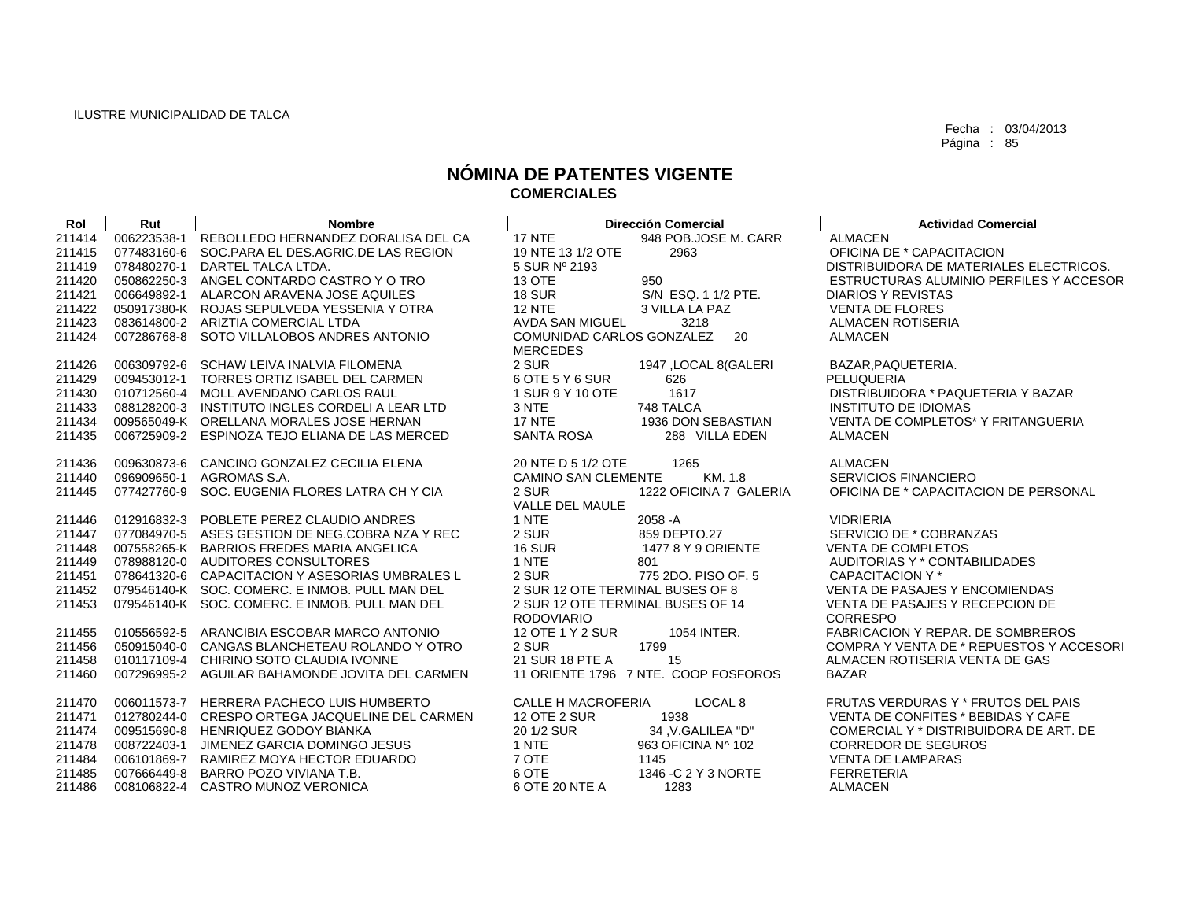ILUSTRE MUNICIPALIDAD DE TALCA

Fecha : 03/04/2013
Página : 85

# NÓMINA DE PATENTES VIGENTE
## COMERCIALES

| Rol | Rut | Nombre | Dirección Comercial | | Actividad Comercial |
|---|---|---|---|---|---|
| 211414 | 006223538-1 | REBOLLEDO HERNANDEZ DORALISA DEL CA | 17 NTE | 948 POB.JOSE M. CARR | ALMACEN |
| 211415 | 077483160-6 | SOC.PARA EL DES.AGRIC.DE LAS REGION | 19 NTE 13 1/2 OTE | 2963 | OFICINA DE * CAPACITACION |
| 211419 | 078480270-1 | DARTEL TALCA LTDA. | 5 SUR Nº 2193 | | DISTRIBUIDORA DE MATERIALES ELECTRICOS. |
| 211420 | 050862250-3 | ANGEL CONTARDO CASTRO Y O TRO | 13 OTE | 950 | ESTRUCTURAS ALUMINIO PERFILES Y ACCESOR |
| 211421 | 006649892-1 | ALARCON ARAVENA JOSE AQUILES | 18 SUR | S/N ESQ. 1 1/2 PTE. | DIARIOS Y REVISTAS |
| 211422 | 050917380-K | ROJAS SEPULVEDA YESSENIA Y OTRA | 12 NTE | 3 VILLA LA PAZ | VENTA DE FLORES |
| 211423 | 083614800-2 | ARIZTIA COMERCIAL LTDA | AVDA SAN MIGUEL | 3218 | ALMACEN ROTISERIA |
| 211424 | 007286768-8 | SOTO VILLALOBOS ANDRES ANTONIO | COMUNIDAD CARLOS GONZALEZ MERCEDES | 20 | ALMACEN |
| 211426 | 006309792-6 | SCHAW LEIVA INALVIA FILOMENA | 2 SUR | 1947 ,LOCAL 8(GALERI | BAZAR,PAQUETERIA. |
| 211429 | 009453012-1 | TORRES ORTIZ ISABEL DEL CARMEN | 6 OTE 5 Y 6 SUR | 626 | PELUQUERIA |
| 211430 | 010712560-4 | MOLL AVENDANO CARLOS RAUL | 1 SUR 9 Y 10 OTE | 1617 | DISTRIBUIDORA * PAQUETERIA Y BAZAR |
| 211433 | 088128200-3 | INSTITUTO INGLES CORDELI A LEAR LTD | 3 NTE | 748 TALCA | INSTITUTO DE IDIOMAS |
| 211434 | 009565049-K | ORELLANA MORALES JOSE HERNAN | 17 NTE | 1936 DON SEBASTIAN | VENTA DE COMPLETOS* Y FRITANGUERIA |
| 211435 | 006725909-2 | ESPINOZA TEJO ELIANA DE LAS MERCED | SANTA ROSA | 288 VILLA EDEN | ALMACEN |
| 211436 | 009630873-6 | CANCINO GONZALEZ CECILIA ELENA | 20 NTE D 5 1/2 OTE | 1265 | ALMACEN |
| 211440 | 096909650-1 | AGROMAS S.A. | CAMINO SAN CLEMENTE | KM. 1.8 | SERVICIOS FINANCIERO |
| 211445 | 077427760-9 | SOC. EUGENIA FLORES LATRA CH Y CIA | 2 SUR | 1222 OFICINA 7 GALERIA VALLE DEL MAULE | OFICINA DE * CAPACITACION DE PERSONAL |
| 211446 | 012916832-3 | POBLETE PEREZ CLAUDIO ANDRES | 1 NTE | 2058 -A | VIDRIERIA |
| 211447 | 077084970-5 | ASES GESTION DE NEG.COBRA NZA Y REC | 2 SUR | 859 DEPTO.27 | SERVICIO DE * COBRANZAS |
| 211448 | 007558265-K | BARRIOS FREDES MARIA ANGELICA | 16 SUR | 1477 8 Y 9 ORIENTE | VENTA DE COMPLETOS |
| 211449 | 078988120-0 | AUDITORES CONSULTORES | 1 NTE | 801 | AUDITORIAS Y * CONTABILIDADES |
| 211451 | 078641320-6 | CAPACITACION Y ASESORIAS UMBRALES L | 2 SUR | 775 2DO. PISO OF. 5 | CAPACITACION Y * |
| 211452 | 079546140-K | SOC. COMERC. E INMOB. PULL MAN DEL | 2 SUR 12 OTE TERMINAL BUSES OF 8 | | VENTA DE PASAJES Y ENCOMIENDAS |
| 211453 | 079546140-K | SOC. COMERC. E INMOB. PULL MAN DEL | 2 SUR 12 OTE TERMINAL BUSES OF 14 RODOVIARIO | | VENTA DE PASAJES Y RECEPCION DE CORRESPO |
| 211455 | 010556592-5 | ARANCIBIA ESCOBAR MARCO ANTONIO | 12 OTE 1 Y 2 SUR | 1054 INTER. | FABRICACION Y REPAR. DE SOMBREROS |
| 211456 | 050915040-0 | CANGAS BLANCHETEAU ROLANDO Y OTRO | 2 SUR | 1799 | COMPRA Y VENTA DE * REPUESTOS Y ACCESORI |
| 211458 | 010117109-4 | CHIRINO SOTO CLAUDIA IVONNE | 21 SUR 18 PTE A | 15 | ALMACEN ROTISERIA VENTA DE GAS |
| 211460 | 007296995-2 | AGUILAR BAHAMONDE JOVITA DEL CARMEN | 11 ORIENTE 1796 7 NTE. COOP FOSFOROS | | BAZAR |
| 211470 | 006011573-7 | HERRERA PACHECO LUIS HUMBERTO | CALLE H MACROFERIA | LOCAL 8 | FRUTAS VERDURAS Y * FRUTOS DEL PAIS |
| 211471 | 012780244-0 | CRESPO ORTEGA JACQUELINE DEL CARMEN | 12 OTE 2 SUR | 1938 | VENTA DE CONFITES * BEBIDAS Y CAFE |
| 211474 | 009515690-8 | HENRIQUEZ GODOY BIANKA | 20 1/2 SUR | 34 ,V.GALILEA "D" | COMERCIAL Y * DISTRIBUIDORA DE ART. DE |
| 211478 | 008722403-1 | JIMENEZ GARCIA DOMINGO JESUS | 1 NTE | 963 OFICINA N^ 102 | CORREDOR DE SEGUROS |
| 211484 | 006101869-7 | RAMIREZ MOYA HECTOR EDUARDO | 7 OTE | 1145 | VENTA DE LAMPARAS |
| 211485 | 007666449-8 | BARRO POZO VIVIANA T.B. | 6 OTE | 1346 -C 2 Y 3 NORTE | FERRETERIA |
| 211486 | 008106822-4 | CASTRO MUNOZ VERONICA | 6 OTE 20 NTE A | 1283 | ALMACEN |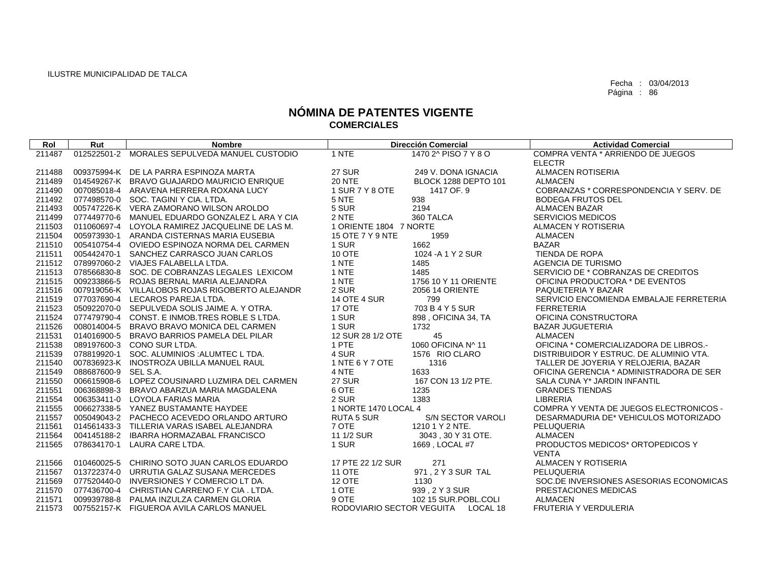ILUSTRE MUNICIPALIDAD DE TALCA

Fecha : 03/04/2013
Página : 86

# NÓMINA DE PATENTES VIGENTE
## COMERCIALES

| Rol | Rut | Nombre | Dirección Comercial | | Actividad Comercial |
|---|---|---|---|---|---|
| 211487 | 012522501-2 | MORALES SEPULVEDA MANUEL CUSTODIO | 1 NTE | 1470 2^ PISO 7 Y 8 O | COMPRA VENTA * ARRIENDO DE JUEGOS ELECTR |
| 211488 | 009375994-K | DE LA PARRA ESPINOZA MARTA | 27 SUR | 249 V. DONA IGNACIA | ALMACEN ROTISERIA |
| 211489 | 014549267-K | BRAVO GUAJARDO MAURICIO ENRIQUE | 20 NTE | BLOCK 1288 DEPTO 101 | ALMACEN |
| 211490 | 007085018-4 | ARAVENA HERRERA ROXANA LUCY | 1 SUR 7 Y 8 OTE | 1417 OF. 9 | COBRANZAS * CORRESPONDENCIA Y SERV. DE |
| 211492 | 077498570-0 | SOC. TAGINI Y CIA. LTDA. | 5 NTE | 938 | BODEGA FRUTOS DEL |
| 211493 | 005747226-K | VERA ZAMORANO WILSON AROLDO | 5 SUR | 2194 | ALMACEN BAZAR |
| 211499 | 077449770-6 | MANUEL EDUARDO GONZALEZ L ARA Y CIA | 2 NTE | 360 TALCA | SERVICIOS MEDICOS |
| 211503 | 011060697-4 | LOYOLA RAMIREZ JACQUELINE DE LAS M. | 1 ORIENTE 1804 7 NORTE | | ALMACEN Y ROTISERIA |
| 211504 | 005973930-1 | ARANDA CISTERNAS MARIA EUSEBIA | 15 OTE 7 Y 9 NTE | 1959 | ALMACEN |
| 211510 | 005410754-4 | OVIEDO ESPINOZA NORMA DEL CARMEN | 1 SUR | 1662 | BAZAR |
| 211511 | 005442470-1 | SANCHEZ CARRASCO JUAN CARLOS | 10 OTE | 1024 -A 1 Y 2 SUR | TIENDA DE ROPA |
| 211512 | 078997060-2 | VIAJES FALABELLA LTDA. | 1 NTE | 1485 | AGENCIA DE TURISMO |
| 211513 | 078566830-8 | SOC. DE COBRANZAS LEGALES LEXICOM | 1 NTE | 1485 | SERVICIO DE * COBRANZAS DE CREDITOS |
| 211515 | 009233866-5 | ROJAS BERNAL MARIA ALEJANDRA | 1 NTE | 1756 10 Y 11 ORIENTE | OFICINA PRODUCTORA * DE EVENTOS |
| 211516 | 007919056-K | VILLALOBOS ROJAS RIGOBERTO ALEJANDR | 2 SUR | 2056 14 ORIENTE | PAQUETERIA Y BAZAR |
| 211519 | 077037690-4 | LECAROS PAREJA LTDA. | 14 OTE 4 SUR | 799 | SERVICIO ENCOMIENDA EMBALAJE FERRETERIA |
| 211523 | 050922070-0 | SEPULVEDA SOLIS JAIME A. Y OTRA. | 17 OTE | 703 B 4 Y 5 SUR | FERRETERIA |
| 211524 | 077479790-4 | CONST. E INMOB.TRES ROBLE S LTDA. | 1 SUR | 898 , OFICINA 34, TA | OFICINA CONSTRUCTORA |
| 211526 | 008014004-5 | BRAVO BRAVO MONICA DEL CARMEN | 1 SUR | 1732 | BAZAR JUGUETERIA |
| 211531 | 014016900-5 | BRAVO BARRIOS PAMELA DEL PILAR | 12 SUR 28 1/2 OTE | 45 | ALMACEN |
| 211538 | 089197600-3 | CONO SUR LTDA. | 1 PTE | 1060 OFICINA N^ 11 | OFICINA * COMERCIALIZADORA DE LIBROS.- |
| 211539 | 078819920-1 | SOC. ALUMINIOS :ALUMTEC L TDA. | 4 SUR | 1576 RIO CLARO | DISTRIBUIDOR Y ESTRUC. DE ALUMINIO VTA. |
| 211540 | 007836923-K | INOSTROZA UBILLA MANUEL RAUL | 1 NTE 6 Y 7 OTE | 1316 | TALLER DE JOYERIA Y RELOJERIA, BAZAR |
| 211549 | 088687600-9 | SEL S.A. | 4 NTE | 1633 | OFICINA GERENCIA * ADMINISTRADORA DE SER |
| 211550 | 006615908-6 | LOPEZ COUSINARD LUZMIRA DEL CARMEN | 27 SUR | 167 CON 13 1/2 PTE. | SALA CUNA Y* JARDIN INFANTIL |
| 211551 | 006368898-3 | BRAVO ABARZUA MARIA MAGDALENA | 6 OTE | 1235 | GRANDES TIENDAS |
| 211554 | 006353411-0 | LOYOLA FARIAS MARIA | 2 SUR | 1383 | LIBRERIA |
| 211555 | 006627338-5 | YANEZ BUSTAMANTE HAYDEE | 1 NORTE 1470 LOCAL 4 | | COMPRA Y VENTA DE JUEGOS ELECTRONICOS - |
| 211557 | 005049043-2 | PACHECO ACEVEDO ORLANDO ARTURO | RUTA 5 SUR | S/N SECTOR VAROLI | DESARMADURIA DE* VEHICULOS MOTORIZADO |
| 211561 | 014561433-3 | TILLERIA VARAS ISABEL ALEJANDRA | 7 OTE | 1210 1 Y 2 NTE. | PELUQUERIA |
| 211564 | 004145188-2 | IBARRA HORMAZABAL FRANCISCO | 11 1/2 SUR | 3043 , 30 Y 31 OTE. | ALMACEN |
| 211565 | 078634170-1 | LAURA CARE LTDA. | 1 SUR | 1669 , LOCAL #7 | PRODUCTOS MEDICOS* ORTOPEDICOS Y VENTA |
| 211566 | 010460025-5 | CHIRINO SOTO JUAN CARLOS EDUARDO | 17 PTE 22 1/2 SUR | 271 | ALMACEN Y ROTISERIA |
| 211567 | 013722374-0 | URRUTIA GALAZ SUSANA MERCEDES | 11 OTE | 971 , 2 Y 3 SUR TAL | PELUQUERIA |
| 211569 | 077520440-0 | INVERSIONES Y COMERCIO LT DA. | 12 OTE | 1130 | SOC.DE INVERSIONES ASESORIAS ECONOMICAS |
| 211570 | 077436700-4 | CHRISTIAN CARRENO F.Y CIA . LTDA. | 1 OTE | 939 , 2 Y 3 SUR | PRESTACIONES MEDICAS |
| 211571 | 009939788-8 | PALMA INZULZA CARMEN GLORIA | 9 OTE | 102 15 SUR.POBL.COLI | ALMACEN |
| 211573 | 007552157-K | FIGUEROA AVILA CARLOS MANUEL | RODOVIARIO SECTOR VEGUITA | LOCAL 18 | FRUTERIA Y VERDULERIA |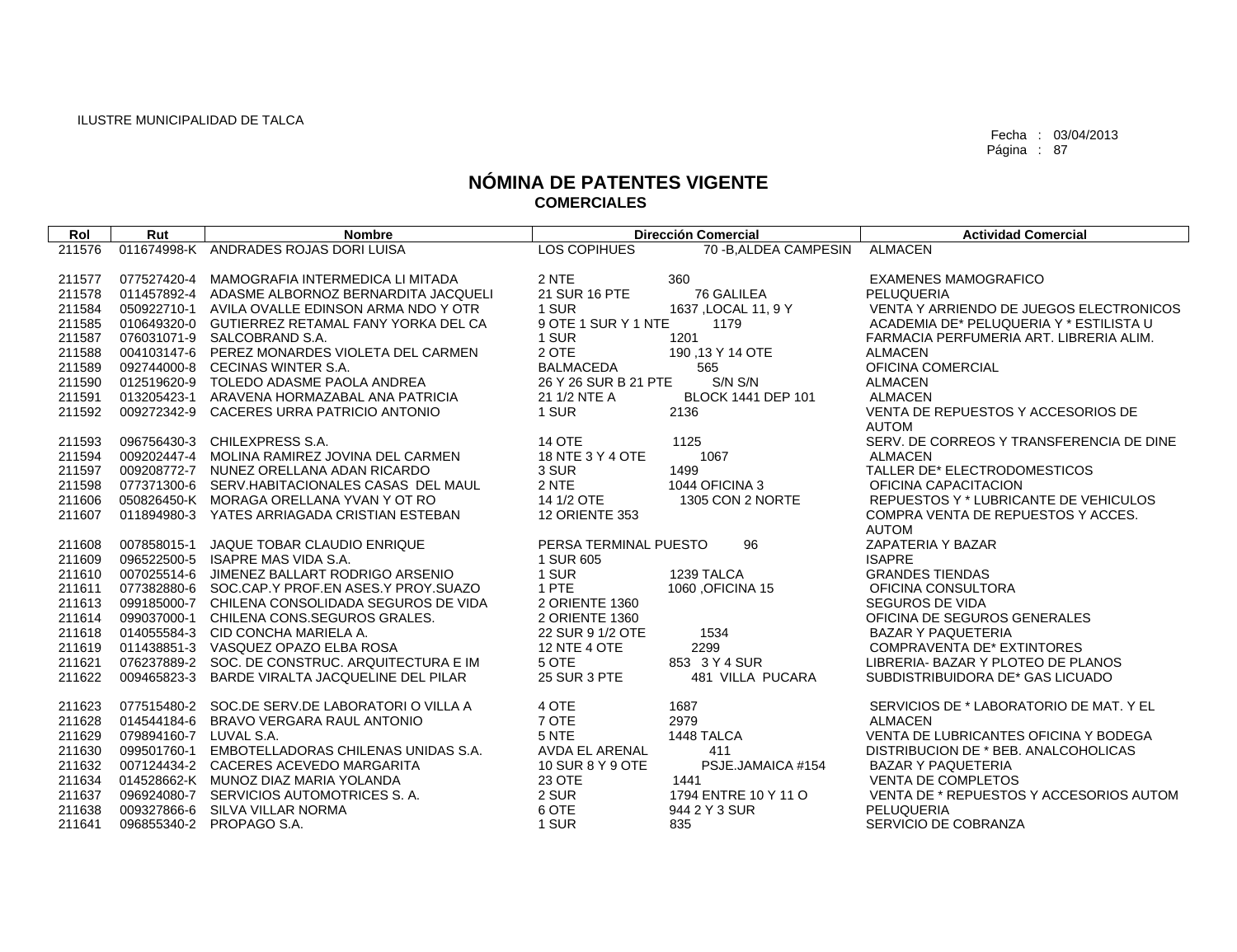ILUSTRE MUNICIPALIDAD DE TALCA

Fecha : 03/04/2013

# NÓMINA DE PATENTES VIGENTE
## COMERCIALES

| Rol | Rut | Nombre | Dirección Comercial | | Actividad Comercial |
|---|---|---|---|---|---|
| 211576 | 011674998-K | ANDRADES ROJAS DORI LUISA | LOS COPIHUES | 70 -B,ALDEA CAMPESIN | ALMACEN |
| 211577 | 077527420-4 | MAMOGRAFIA INTERMEDICA LI MITADA | 2 NTE | 360 | EXAMENES MAMOGRAFICO |
| 211578 | 011457892-4 | ADASME ALBORNOZ BERNARDITA JACQUELI | 21 SUR 16 PTE | 76 GALILEA | PELUQUERIA |
| 211584 | 050922710-1 | AVILA OVALLE EDINSON ARMA NDO Y OTR | 1 SUR | 1637 ,LOCAL 11, 9 Y | VENTA Y ARRIENDO DE JUEGOS ELECTRONICOS |
| 211585 | 010649320-0 | GUTIERREZ RETAMAL FANY YORKA DEL CA | 9 OTE 1 SUR Y 1 NTE | 1179 | ACADEMIA DE* PELUQUERIA Y * ESTILISTA U |
| 211587 | 076031071-9 | SALCOBRAND S.A. | 1 SUR | 1201 | FARMACIA PERFUMERIA ART. LIBRERIA ALIM. |
| 211588 | 004103147-6 | PEREZ MONARDES VIOLETA DEL CARMEN | 2 OTE | 190 ,13 Y 14 OTE | ALMACEN |
| 211589 | 092744000-8 | CECINAS WINTER S.A. | BALMACEDA | 565 | OFICINA COMERCIAL |
| 211590 | 012519620-9 | TOLEDO ADASME PAOLA ANDREA | 26 Y 26 SUR B 21 PTE | S/N S/N | ALMACEN |
| 211591 | 013205423-1 | ARAVENA HORMAZABAL ANA PATRICIA | 21 1/2 NTE A | BLOCK 1441 DEP 101 | ALMACEN |
| 211592 | 009272342-9 | CACERES URRA PATRICIO ANTONIO | 1 SUR | 2136 | VENTA DE REPUESTOS Y ACCESORIOS DE AUTOM |
| 211593 | 096756430-3 | CHILEXPRESS S.A. | 14 OTE | 1125 | SERV. DE CORREOS Y TRANSFERENCIA DE DINE |
| 211594 | 009202447-4 | MOLINA RAMIREZ JOVINA DEL CARMEN | 18 NTE 3 Y 4 OTE | 1067 | ALMACEN |
| 211597 | 009208772-7 | NUNEZ ORELLANA ADAN RICARDO | 3 SUR | 1499 | TALLER DE* ELECTRODOMESTICOS |
| 211598 | 077371300-6 | SERV.HABITACIONALES CASAS DEL MAUL | 2 NTE | 1044 OFICINA 3 | OFICINA CAPACITACION |
| 211606 | 050826450-K | MORAGA ORELLANA YVAN Y OT RO | 14 1/2 OTE | 1305 CON 2 NORTE | REPUESTOS Y * LUBRICANTE DE VEHICULOS |
| 211607 | 011894980-3 | YATES ARRIAGADA CRISTIAN ESTEBAN | 12 ORIENTE 353 | | COMPRA VENTA DE REPUESTOS Y ACCES. AUTOM |
| 211608 | 007858015-1 | JAQUE TOBAR CLAUDIO ENRIQUE | PERSA TERMINAL PUESTO | 96 | ZAPATERIA Y BAZAR |
| 211609 | 096522500-5 | ISAPRE MAS VIDA S.A. | 1 SUR 605 | | ISAPRE |
| 211610 | 007025514-6 | JIMENEZ BALLART RODRIGO ARSENIO | 1 SUR | 1239 TALCA | GRANDES TIENDAS |
| 211611 | 077382880-6 | SOC.CAP.Y PROF.EN ASES.Y PROY.SUAZO | 1 PTE | 1060 ,OFICINA 15 | OFICINA CONSULTORA |
| 211613 | 099185000-7 | CHILENA CONSOLIDADA SEGUROS DE VIDA | 2 ORIENTE 1360 | | SEGUROS DE VIDA |
| 211614 | 099037000-1 | CHILENA CONS.SEGUROS GRALES. | 2 ORIENTE 1360 | | OFICINA DE SEGUROS GENERALES |
| 211618 | 014055584-3 | CID CONCHA MARIELA A. | 22 SUR 9 1/2 OTE | 1534 | BAZAR Y PAQUETERIA |
| 211619 | 011438851-3 | VASQUEZ OPAZO ELBA ROSA | 12 NTE 4 OTE | 2299 | COMPRAVENTA DE* EXTINTORES |
| 211621 | 076237889-2 | SOC. DE CONSTRUC. ARQUITECTURA E IM | 5 OTE | 853 3 Y 4 SUR | LIBRERIA- BAZAR Y PLOTEO DE PLANOS |
| 211622 | 009465823-3 | BARDE VIRALTA JACQUELINE DEL PILAR | 25 SUR 3 PTE | 481 VILLA PUCARA | SUBDISTRIBUIDORA DE* GAS LICUADO |
| 211623 | 077515480-2 | SOC.DE SERV.DE LABORATORI O VILLA A | 4 OTE | 1687 | SERVICIOS DE * LABORATORIO DE MAT. Y EL |
| 211628 | 014544184-6 | BRAVO VERGARA RAUL ANTONIO | 7 OTE | 2979 | ALMACEN |
| 211629 | 079894160-7 | LUVAL S.A. | 5 NTE | 1448 TALCA | VENTA DE LUBRICANTES OFICINA Y BODEGA |
| 211630 | 099501760-1 | EMBOTELLADORAS CHILENAS UNIDAS S.A. | AVDA EL ARENAL | 411 | DISTRIBUCION DE * BEB. ANALCOHOLICAS |
| 211632 | 007124434-2 | CACERES ACEVEDO MARGARITA | 10 SUR 8 Y 9 OTE | PSJE.JAMAICA #154 | BAZAR Y PAQUETERIA |
| 211634 | 014528662-K | MUNOZ DIAZ MARIA YOLANDA | 23 OTE | 1441 | VENTA DE COMPLETOS |
| 211637 | 096924080-7 | SERVICIOS AUTOMOTRICES S. A. | 2 SUR | 1794 ENTRE 10 Y 11 O | VENTA DE * REPUESTOS Y ACCESORIOS AUTOM |
| 211638 | 009327866-6 | SILVA VILLAR NORMA | 6 OTE | 944 2 Y 3 SUR | PELUQUERIA |
| 211641 | 096855340-2 | PROPAGO S.A. | 1 SUR | 835 | SERVICIO DE COBRANZA |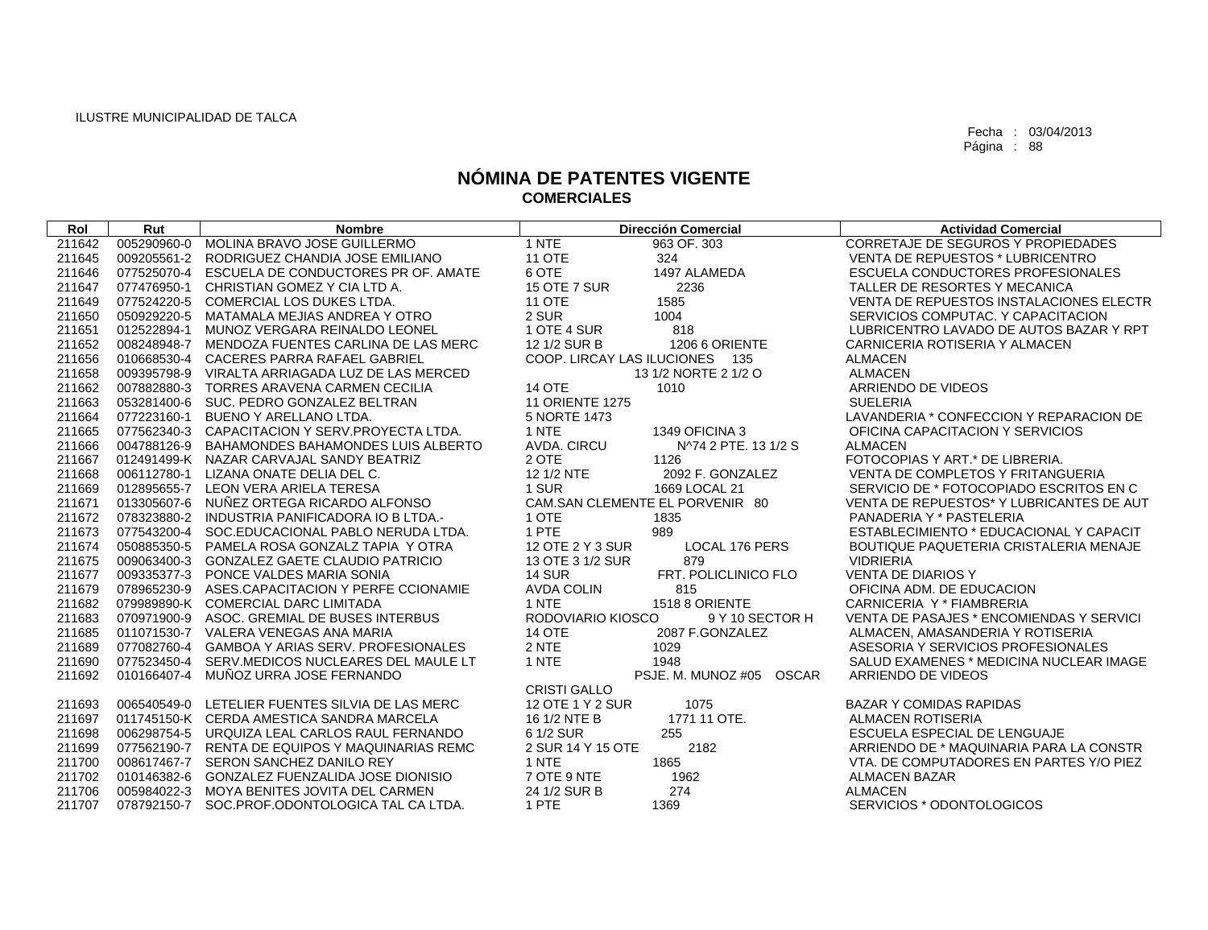ILUSTRE MUNICIPALIDAD DE TALCA

Fecha : 03/04/2013

# NÓMINA DE PATENTES VIGENTE
## COMERCIALES

| Rol | Rut | Nombre | Dirección Comercial | Actividad Comercial |
|---|---|---|---|---|
| 211642 | 005290960-0 | MOLINA BRAVO JOSE GUILLERMO | 1 NTE 963 OF. 303 | CORRETAJE DE SEGUROS Y PROPIEDADES |
| 211645 | 009205561-2 | RODRIGUEZ CHANDIA JOSE EMILIANO | 11 OTE 324 | VENTA DE REPUESTOS * LUBRICENTRO |
| 211646 | 077525070-4 | ESCUELA DE CONDUCTORES PR OF. AMATE | 6 OTE 1497 ALAMEDA | ESCUELA CONDUCTORES PROFESIONALES |
| 211647 | 077476950-1 | CHRISTIAN GOMEZ Y CIA LTD A. | 15 OTE 7 SUR 2236 | TALLER DE RESORTES Y MECANICA |
| 211649 | 077524220-5 | COMERCIAL LOS DUKES LTDA. | 11 OTE 1585 | VENTA DE REPUESTOS INSTALACIONES ELECTR |
| 211650 | 050929220-5 | MATAMALA MEJIAS ANDREA Y OTRO | 2 SUR 1004 | SERVICIOS COMPUTAC. Y CAPACITACION |
| 211651 | 012522894-1 | MUNOZ VERGARA REINALDO LEONEL | 1 OTE 4 SUR 818 | LUBRICENTRO LAVADO DE AUTOS BAZAR Y RPT |
| 211652 | 008248948-7 | MENDOZA FUENTES CARLINA DE LAS MERC | 12 1/2 SUR B 1206 6 ORIENTE | CARNICERIA ROTISERIA Y ALMACEN |
| 211656 | 010668530-4 | CACERES PARRA RAFAEL GABRIEL | COOP. LIRCAY LAS ILUCIONES 135 | ALMACEN |
| 211658 | 009395798-9 | VIRALTA ARRIAGADA LUZ DE LAS MERCED | 13 1/2 NORTE 2 1/2 O | ALMACEN |
| 211662 | 007882880-3 | TORRES ARAVENA CARMEN CECILIA | 14 OTE 1010 | ARRIENDO DE VIDEOS |
| 211663 | 053281400-6 | SUC. PEDRO GONZALEZ BELTRAN | 11 ORIENTE 1275 | SUELERIA |
| 211664 | 077223160-1 | BUENO Y ARELLANO LTDA. | 5 NORTE 1473 | LAVANDERIA * CONFECCION Y REPARACION DE |
| 211665 | 077562340-3 | CAPACITACION Y SERV.PROYECTA LTDA. | 1 NTE 1349 OFICINA 3 | OFICINA CAPACITACION Y SERVICIOS |
| 211666 | 004788126-9 | BAHAMONDES BAHAMONDES LUIS ALBERTO | AVDA. CIRCU N^74 2 PTE. 13 1/2 S | ALMACEN |
| 211667 | 012491499-K | NAZAR CARVAJAL SANDY BEATRIZ | 2 OTE 1126 | FOTOCOPIAS Y ART.* DE LIBRERIA. |
| 211668 | 006112780-1 | LIZANA ONATE DELIA DEL C. | 12 1/2 NTE 2092 F. GONZALEZ | VENTA DE COMPLETOS Y FRITANGUERIA |
| 211669 | 012895655-7 | LEON VERA ARIELA TERESA | 1 SUR 1669 LOCAL 21 | SERVICIO DE * FOTOCOPIADO ESCRITOS EN C |
| 211671 | 013305607-6 | NUÑEZ ORTEGA RICARDO ALFONSO | CAM.SAN CLEMENTE EL PORVENIR 80 | VENTA DE REPUESTOS* Y LUBRICANTES DE AUT |
| 211672 | 078323880-2 | INDUSTRIA PANIFICADORA IO B LTDA.- | 1 OTE 1835 | PANADERIA Y * PASTELERIA |
| 211673 | 077543200-4 | SOC.EDUCACIONAL PABLO NERUDA LTDA. | 1 PTE 989 | ESTABLECIMIENTO * EDUCACIONAL Y CAPACIT |
| 211674 | 050885350-5 | PAMELA ROSA GONZALZ TAPIA Y OTRA | 12 OTE 2 Y 3 SUR LOCAL 176 PERS | BOUTIQUE PAQUETERIA CRISTALERIA MENAJE |
| 211675 | 009063400-3 | GONZALEZ GAETE CLAUDIO PATRICIO | 13 OTE 3 1/2 SUR 879 | VIDRIERIA |
| 211677 | 009335377-3 | PONCE VALDES MARIA SONIA | 14 SUR FRT. POLICLINICO FLO | VENTA DE DIARIOS Y |
| 211679 | 078965230-9 | ASES.CAPACITACION Y PERFE CCIONAMIE | AVDA COLIN 815 | OFICINA ADM. DE EDUCACION |
| 211682 | 079989890-K | COMERCIAL DARC LIMITADA | 1 NTE 1518 8 ORIENTE | CARNICERIA Y * FIAMBRERIA |
| 211683 | 070971900-9 | ASOC. GREMIAL DE BUSES INTERBUS | RODOVIARIO KIOSCO 9 Y 10 SECTOR H | VENTA DE PASAJES * ENCOMIENDAS Y SERVICI |
| 211685 | 011071530-7 | VALERA VENEGAS ANA MARIA | 14 OTE 2087 F.GONZALEZ | ALMACEN, AMASANDERIA Y ROTISERIA |
| 211689 | 077082760-4 | GAMBOA Y ARIAS SERV. PROFESIONALES | 2 NTE 1029 | ASESORIA Y SERVICIOS PROFESIONALES |
| 211690 | 077523450-4 | SERV.MEDICOS NUCLEARES DEL MAULE LT | 1 NTE 1948 | SALUD EXAMENES * MEDICINA NUCLEAR IMAGE |
| 211692 | 010166407-4 | MUÑOZ URRA JOSE FERNANDO | PSJE. M. MUNOZ #05 OSCAR CRISTI GALLO | ARRIENDO DE VIDEOS |
| 211693 | 006540549-0 | LETELIER FUENTES SILVIA DE LAS MERC | 12 OTE 1 Y 2 SUR 1075 | BAZAR Y COMIDAS RAPIDAS |
| 211697 | 011745150-K | CERDA AMESTICA SANDRA MARCELA | 16 1/2 NTE B 1771 11 OTE. | ALMACEN ROTISERIA |
| 211698 | 006298754-5 | URQUIZA LEAL CARLOS RAUL FERNANDO | 6 1/2 SUR 255 | ESCUELA ESPECIAL DE LENGUAJE |
| 211699 | 077562190-7 | RENTA DE EQUIPOS Y MAQUINARIAS REMC | 2 SUR 14 Y 15 OTE 2182 | ARRIENDO DE * MAQUINARIA PARA LA CONSTR |
| 211700 | 008617467-7 | SERON SANCHEZ DANILO REY | 1 NTE 1865 | VTA. DE COMPUTADORES EN PARTES Y/O PIEZ |
| 211702 | 010146382-6 | GONZALEZ FUENZALIDA JOSE DIONISIO | 7 OTE 9 NTE 1962 | ALMACEN BAZAR |
| 211706 | 005984022-3 | MOYA BENITES JOVITA DEL CARMEN | 24 1/2 SUR B 274 | ALMACEN |
| 211707 | 078792150-7 | SOC.PROF.ODONTOLOGICA TAL CA LTDA. | 1 PTE 1369 | SERVICIOS * ODONTOLOGICOS |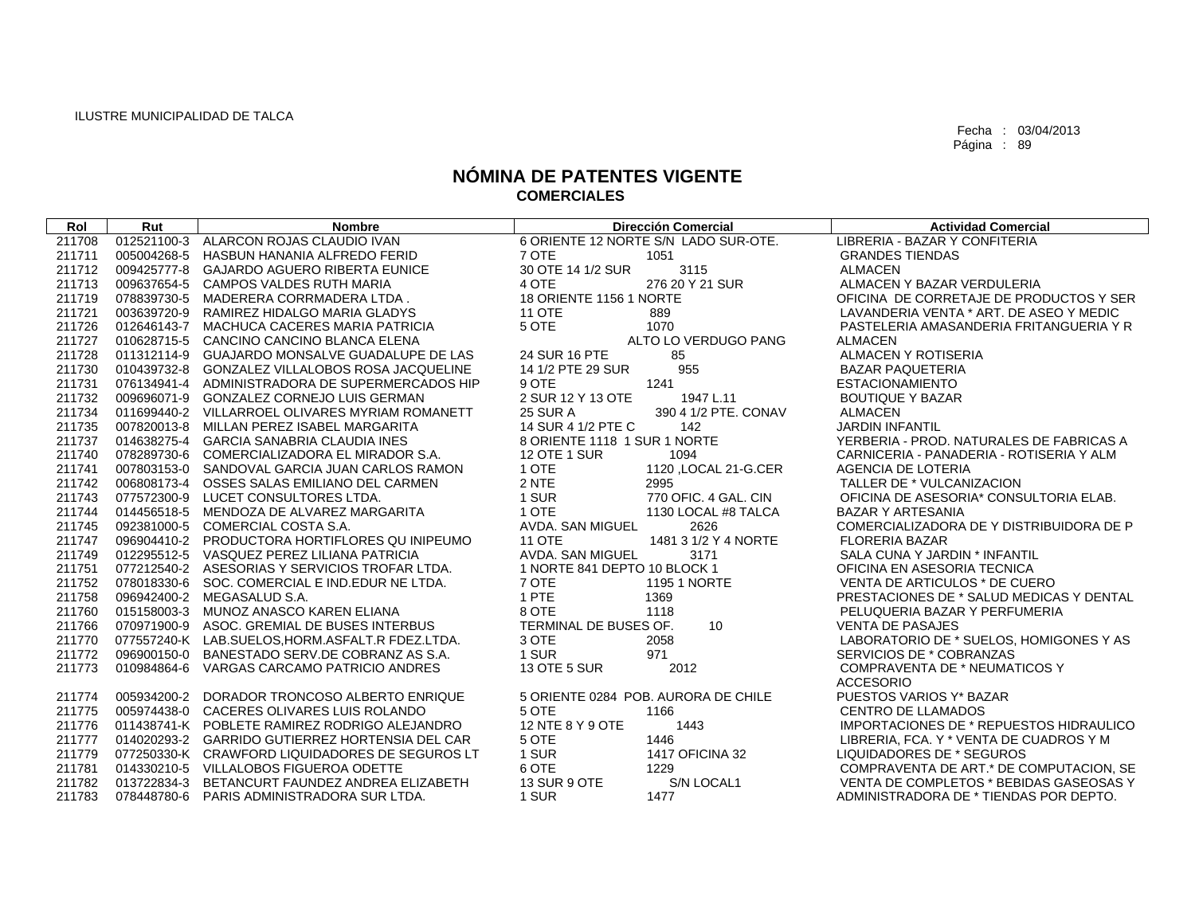ILUSTRE MUNICIPALIDAD DE TALCA

Fecha : 03/04/2013

# NÓMINA DE PATENTES VIGENTE
## COMERCIALES

| Rol | Rut | Nombre | Dirección Comercial | Actividad Comercial |
|---|---|---|---|---|
| 211708 | 012521100-3 | ALARCON ROJAS CLAUDIO IVAN | 6 ORIENTE 12 NORTE S/N LADO SUR-OTE. | LIBRERIA - BAZAR Y CONFITERIA |
| 211711 | 005004268-5 | HASBUN HANANIA ALFREDO FERID | 7 OTE 1051 | GRANDES TIENDAS |
| 211712 | 009425777-8 | GAJARDO AGUERO RIBERTA EUNICE | 30 OTE 14 1/2 SUR 3115 | ALMACEN |
| 211713 | 009637654-5 | CAMPOS VALDES RUTH MARIA | 4 OTE 276 20 Y 21 SUR | ALMACEN Y BAZAR VERDULERIA |
| 211719 | 078839730-5 | MADERERA CORRMADERA LTDA . | 18 ORIENTE 1156 1 NORTE | OFICINA DE CORRETAJE DE PRODUCTOS Y SER |
| 211721 | 003639720-9 | RAMIREZ HIDALGO MARIA GLADYS | 11 OTE 889 | LAVANDERIA VENTA * ART. DE ASEO Y MEDIC |
| 211726 | 012646143-7 | MACHUCA CACERES MARIA PATRICIA | 5 OTE 1070 | PASTELERIA AMASANDERIA FRITANGUERIA Y R |
| 211727 | 010628715-5 | CANCINO CANCINO BLANCA ELENA | ALTO LO VERDUGO PANG | ALMACEN |
| 211728 | 011312114-9 | GUAJARDO MONSALVE GUADALUPE DE LAS | 24 SUR 16 PTE 85 | ALMACEN Y ROTISERIA |
| 211730 | 010439732-8 | GONZALEZ VILLALOBOS ROSA JACQUELINE | 14 1/2 PTE 29 SUR 955 | BAZAR PAQUETERIA |
| 211731 | 076134941-4 | ADMINISTRADORA DE SUPERMERCADOS HIP | 9 OTE 1241 | ESTACIONAMIENTO |
| 211732 | 009696071-9 | GONZALEZ CORNEJO LUIS GERMAN | 2 SUR 12 Y 13 OTE 1947 L.11 | BOUTIQUE Y BAZAR |
| 211734 | 011699440-2 | VILLARROEL OLIVARES MYRIAM ROMANETT | 25 SUR A 390 4 1/2 PTE. CONAV | ALMACEN |
| 211735 | 007820013-8 | MILLAN PEREZ ISABEL MARGARITA | 14 SUR 4 1/2 PTE C 142 | JARDIN INFANTIL |
| 211737 | 014638275-4 | GARCIA SANABRIA CLAUDIA INES | 8 ORIENTE 1118 1 SUR 1 NORTE | YERBERIA - PROD. NATURALES DE FABRICAS A |
| 211740 | 078289730-6 | COMERCIALIZADORA EL MIRADOR S.A. | 12 OTE 1 SUR 1094 | CARNICERIA - PANADERIA - ROTISERIA Y ALM |
| 211741 | 007803153-0 | SANDOVAL GARCIA JUAN CARLOS RAMON | 1 OTE 1120 ,LOCAL 21-G.CER | AGENCIA DE LOTERIA |
| 211742 | 006808173-4 | OSSES SALAS EMILIANO DEL CARMEN | 2 NTE 2995 | TALLER DE * VULCANIZACION |
| 211743 | 077572300-9 | LUCET CONSULTORES LTDA. | 1 SUR 770 OFIC. 4 GAL. CIN | OFICINA DE ASESORIA* CONSULTORIA ELAB. |
| 211744 | 014456518-5 | MENDOZA DE ALVAREZ MARGARITA | 1 OTE 1130 LOCAL #8 TALCA | BAZAR Y ARTESANIA |
| 211745 | 092381000-5 | COMERCIAL COSTA S.A. | AVDA. SAN MIGUEL 2626 | COMERCIALIZADORA DE Y DISTRIBUIDORA DE P |
| 211747 | 096904410-2 | PRODUCTORA HORTIFLORES QU INIPEUMO | 11 OTE 1481 3 1/2 Y 4 NORTE | FLORERIA BAZAR |
| 211749 | 012295512-5 | VASQUEZ PEREZ LILIANA PATRICIA | AVDA. SAN MIGUEL 3171 | SALA CUNA Y JARDIN * INFANTIL |
| 211751 | 077212540-2 | ASESORIAS Y SERVICIOS TROFAR LTDA. | 1 NORTE 841 DEPTO 10 BLOCK 1 | OFICINA EN ASESORIA TECNICA |
| 211752 | 078018330-6 | SOC. COMERCIAL E IND.EDUR NE LTDA. | 7 OTE 1195 1 NORTE | VENTA DE ARTICULOS * DE CUERO |
| 211758 | 096942400-2 | MEGASALUD S.A. | 1 PTE 1369 | PRESTACIONES DE * SALUD MEDICAS Y DENTAL |
| 211760 | 015158003-3 | MUNOZ ANASCO KAREN ELIANA | 8 OTE 1118 | PELUQUERIA BAZAR Y PERFUMERIA |
| 211766 | 070971900-9 | ASOC. GREMIAL DE BUSES INTERBUS | TERMINAL DE BUSES OF. 10 | VENTA DE PASAJES |
| 211770 | 077557240-K | LAB.SUELOS,HORM.ASFALT.R FDEZ.LTDA. | 3 OTE 2058 | LABORATORIO DE * SUELOS, HOMIGONES Y AS |
| 211772 | 096900150-0 | BANESTADO SERV.DE COBRANZ AS S.A. | 1 SUR 971 | SERVICIOS DE * COBRANZAS |
| 211773 | 010984864-6 | VARGAS CARCAMO PATRICIO ANDRES | 13 OTE 5 SUR 2012 | COMPRAVENTA DE * NEUMATICOS Y ACCESORIO |
| 211774 | 005934200-2 | DORADOR TRONCOSO ALBERTO ENRIQUE | 5 ORIENTE 0284 POB. AURORA DE CHILE | PUESTOS VARIOS Y* BAZAR |
| 211775 | 005974438-0 | CACERES OLIVARES LUIS ROLANDO | 5 OTE 1166 | CENTRO DE LLAMADOS |
| 211776 | 011438741-K | POBLETE RAMIREZ RODRIGO ALEJANDRO | 12 NTE 8 Y 9 OTE 1443 | IMPORTACIONES DE * REPUESTOS HIDRAULICO |
| 211777 | 014020293-2 | GARRIDO GUTIERREZ HORTENSIA DEL CAR | 5 OTE 1446 | LIBRERIA, FCA. Y * VENTA DE CUADROS Y M |
| 211779 | 077250330-K | CRAWFORD LIQUIDADORES DE SEGUROS LT | 1 SUR 1417 OFICINA 32 | LIQUIDADORES DE * SEGUROS |
| 211781 | 014330210-5 | VILLALOBOS FIGUEROA ODETTE | 6 OTE 1229 | COMPRAVENTA DE ART.* DE COMPUTACION, SE |
| 211782 | 013722834-3 | BETANCURT FAUNDEZ ANDREA ELIZABETH | 13 SUR 9 OTE S/N LOCAL1 | VENTA DE COMPLETOS * BEBIDAS GASEOSAS Y |
| 211783 | 078448780-6 | PARIS ADMINISTRADORA SUR LTDA. | 1 SUR 1477 | ADMINISTRADORA DE * TIENDAS POR DEPTO. |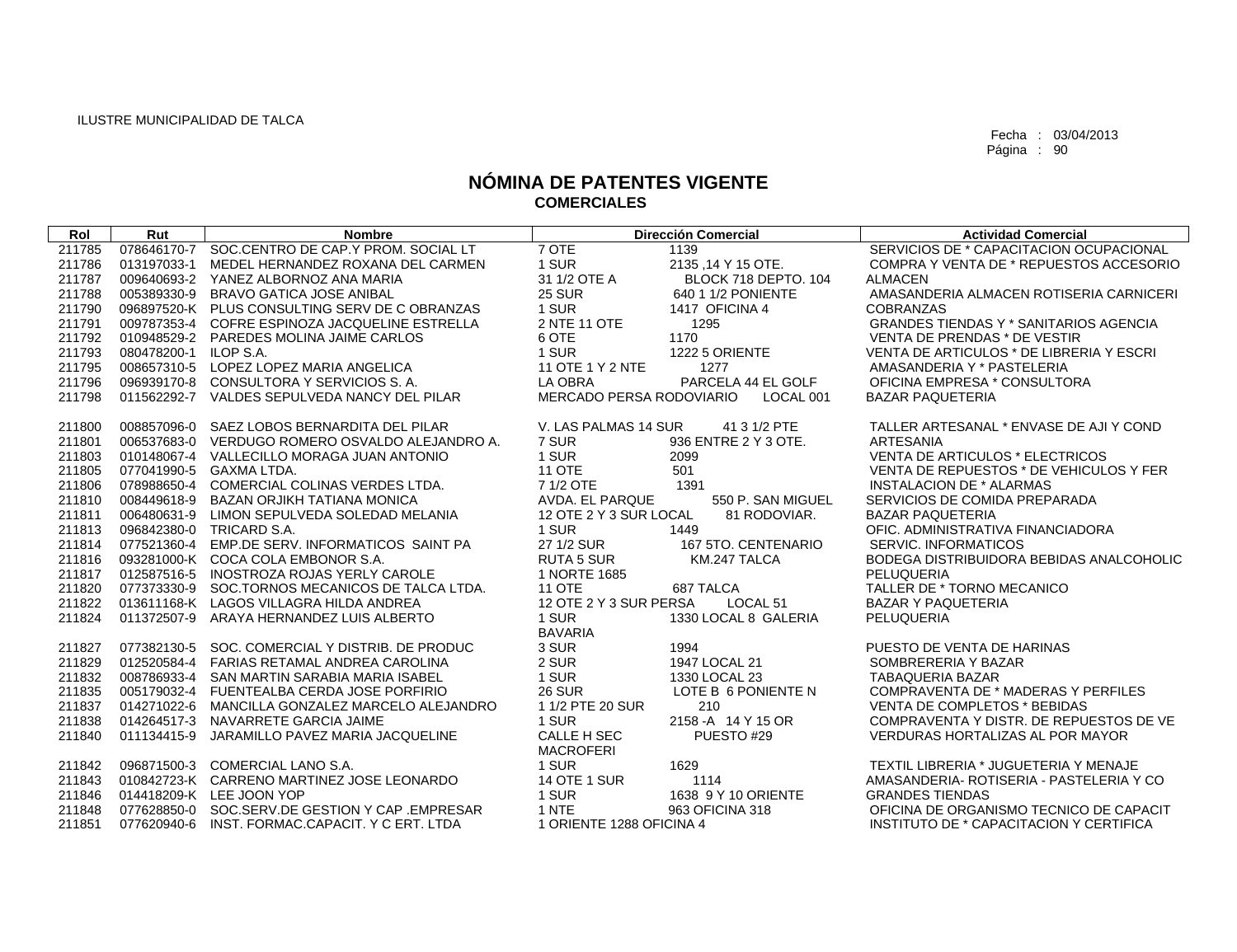ILUSTRE MUNICIPALIDAD DE TALCA

Fecha : 03/04/2013
Página : 90

# NÓMINA DE PATENTES VIGENTE
## COMERCIALES

| Rol | Rut | Nombre | Dirección Comercial | | Actividad Comercial |
|---|---|---|---|---|---|
| 211785 | 078646170-7 | SOC.CENTRO DE CAP.Y PROM. SOCIAL LT | 7 OTE | 1139 | SERVICIOS DE * CAPACITACION OCUPACIONAL |
| 211786 | 013197033-1 | MEDEL HERNANDEZ ROXANA DEL CARMEN | 1 SUR | 2135 ,14 Y 15 OTE. | COMPRA Y VENTA DE * REPUESTOS ACCESORIO |
| 211787 | 009640693-2 | YANEZ ALBORNOZ ANA MARIA | 31 1/2 OTE A | BLOCK 718 DEPTO. 104 | ALMACEN |
| 211788 | 005389330-9 | BRAVO GATICA JOSE ANIBAL | 25 SUR | 640 1 1/2 PONIENTE | AMASANDERIA ALMACEN ROTISERIA CARNICERI |
| 211790 | 096897520-K | PLUS CONSULTING SERV DE C OBRANZAS | 1 SUR | 1417 OFICINA 4 | COBRANZAS |
| 211791 | 009787353-4 | COFRE ESPINOZA JACQUELINE ESTRELLA | 2 NTE 11 OTE | 1295 | GRANDES TIENDAS Y * SANITARIOS AGENCIA |
| 211792 | 010948529-2 | PAREDES MOLINA JAIME CARLOS | 6 OTE | 1170 | VENTA DE PRENDAS * DE VESTIR |
| 211793 | 080478200-1 | ILOP S.A. | 1 SUR | 1222 5 ORIENTE | VENTA DE ARTICULOS * DE LIBRERIA Y ESCRI |
| 211795 | 008657310-5 | LOPEZ LOPEZ MARIA ANGELICA | 11 OTE 1 Y 2 NTE | 1277 | AMASANDERIA Y * PASTELERIA |
| 211796 | 096939170-8 | CONSULTORA Y SERVICIOS S. A. | LA OBRA | PARCELA 44 EL GOLF | OFICINA EMPRESA * CONSULTORA |
| 211798 | 011562292-7 | VALDES SEPULVEDA NANCY DEL PILAR | MERCADO PERSA RODOVIARIO | LOCAL 001 | BAZAR PAQUETERIA |
| 211800 | 008857096-0 | SAEZ LOBOS BERNARDITA DEL PILAR | V. LAS PALMAS 14 SUR | 41 3 1/2 PTE | TALLER ARTESANAL * ENVASE DE AJI Y COND |
| 211801 | 006537683-0 | VERDUGO ROMERO OSVALDO ALEJANDRO A. | 7 SUR | 936 ENTRE 2 Y 3 OTE. | ARTESANIA |
| 211803 | 010148067-4 | VALLECILLO MORAGA JUAN ANTONIO | 1 SUR | 2099 | VENTA DE ARTICULOS * ELECTRICOS |
| 211805 | 077041990-5 | GAXMA LTDA. | 11 OTE | 501 | VENTA DE REPUESTOS * DE VEHICULOS Y FER |
| 211806 | 078988650-4 | COMERCIAL COLINAS VERDES LTDA. | 7 1/2 OTE | 1391 | INSTALACION DE * ALARMAS |
| 211810 | 008449618-9 | BAZAN ORJIKH TATIANA MONICA | AVDA. EL PARQUE | 550 P. SAN MIGUEL | SERVICIOS DE COMIDA PREPARADA |
| 211811 | 006480631-9 | LIMON SEPULVEDA SOLEDAD MELANIA | 12 OTE 2 Y 3 SUR LOCAL | 81 RODOVIAR. | BAZAR PAQUETERIA |
| 211813 | 096842380-0 | TRICARD S.A. | 1 SUR | 1449 | OFIC. ADMINISTRATIVA FINANCIADORA |
| 211814 | 077521360-4 | EMP.DE SERV. INFORMATICOS SAINT PA | 27 1/2 SUR | 167 5TO. CENTENARIO | SERVIC. INFORMATICOS |
| 211816 | 093281000-K | COCA COLA EMBONOR S.A. | RUTA 5 SUR | KM.247 TALCA | BODEGA DISTRIBUIDORA BEBIDAS ANALCOHOLIC |
| 211817 | 012587516-5 | INOSTROZA ROJAS YERLY CAROLE | 1 NORTE 1685 | | PELUQUERIA |
| 211820 | 077373330-9 | SOC.TORNOS MECANICOS DE TALCA LTDA. | 11 OTE | 687 TALCA | TALLER DE * TORNO MECANICO |
| 211822 | 013611168-K | LAGOS VILLAGRA HILDA ANDREA | 12 OTE 2 Y 3 SUR PERSA | LOCAL 51 | BAZAR Y PAQUETERIA |
| 211824 | 011372507-9 | ARAYA HERNANDEZ LUIS ALBERTO | 1 SUR BAVARIA | 1330 LOCAL 8 GALERIA | PELUQUERIA |
| 211827 | 077382130-5 | SOC. COMERCIAL Y DISTRIB. DE PRODUC | 3 SUR | 1994 | PUESTO DE VENTA DE HARINAS |
| 211829 | 012520584-4 | FARIAS RETAMAL ANDREA CAROLINA | 2 SUR | 1947 LOCAL 21 | SOMBRERERIA Y BAZAR |
| 211832 | 008786933-4 | SAN MARTIN SARABIA MARIA ISABEL | 1 SUR | 1330 LOCAL 23 | TABAQUERIA BAZAR |
| 211835 | 005179032-4 | FUENTEALBA CERDA JOSE PORFIRIO | 26 SUR | LOTE B 6 PONIENTE N | COMPRAVENTA DE * MADERAS Y PERFILES |
| 211837 | 014271022-6 | MANCILLA GONZALEZ MARCELO ALEJANDRO | 1 1/2 PTE 20 SUR | 210 | VENTA DE COMPLETOS * BEBIDAS |
| 211838 | 014264517-3 | NAVARRETE GARCIA JAIME | 1 SUR | 2158 -A 14 Y 15 OR | COMPRAVENTA Y DISTR. DE REPUESTOS DE VE |
| 211840 | 011134415-9 | JARAMILLO PAVEZ MARIA JACQUELINE | CALLE H SEC MACROFERI | PUESTO #29 | VERDURAS HORTALIZAS AL POR MAYOR |
| 211842 | 096871500-3 | COMERCIAL LANO S.A. | 1 SUR | 1629 | TEXTIL LIBRERIA * JUGUETERIA Y MENAJE |
| 211843 | 010842723-K | CARRENO MARTINEZ JOSE LEONARDO | 14 OTE 1 SUR | 1114 | AMASANDERIA- ROTISERIA - PASTELERIA Y CO |
| 211846 | 014418209-K | LEE JOON YOP | 1 SUR | 1638 9 Y 10 ORIENTE | GRANDES TIENDAS |
| 211848 | 077628850-0 | SOC.SERV.DE GESTION Y CAP .EMPRESAR | 1 NTE | 963 OFICINA 318 | OFICINA DE ORGANISMO TECNICO DE CAPACIT |
| 211851 | 077620940-6 | INST. FORMAC.CAPACIT. Y C ERT. LTDA | 1 ORIENTE 1288 OFICINA 4 | | INSTITUTO DE * CAPACITACION Y CERTIFICA |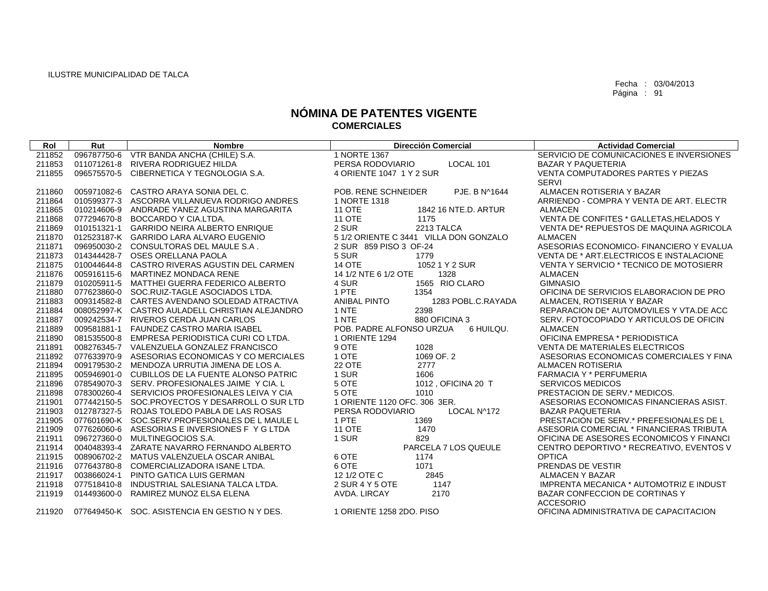ILUSTRE MUNICIPALIDAD DE TALCA

Fecha : 03/04/2013
Página : 91

# NÓMINA DE PATENTES VIGENTE
## COMERCIALES

| Rol | Rut | Nombre | Dirección Comercial | Actividad Comercial |
|---|---|---|---|---|
| 211852 | 096787750-6 | VTR BANDA ANCHA (CHILE) S.A. | 1 NORTE 1367 | SERVICIO DE COMUNICACIONES E INVERSIONES |
| 211853 | 011071261-8 | RIVERA RODRIGUEZ HILDA | PERSA RODOVIARIO LOCAL 101 | BAZAR Y PAQUETERIA |
| 211855 | 096575570-5 | CIBERNETICA Y TEGNOLOGIA S.A. | 4 ORIENTE 1047 1 Y 2 SUR | VENTA COMPUTADORES PARTES Y PIEZAS SERVI |
| 211860 | 005971082-6 | CASTRO ARAYA SONIA DEL C. | POB. RENE SCHNEIDER PJE. B N^1644 | ALMACEN ROTISERIA Y BAZAR |
| 211864 | 010599377-3 | ASCORRA VILLANUEVA RODRIGO ANDRES | 1 NORTE 1318 | ARRIENDO - COMPRA Y VENTA DE ART. ELECTR |
| 211865 | 010214606-9 | ANDRADE YANEZ AGUSTINA MARGARITA | 11 OTE 1842 16 NTE.D. ARTUR | ALMACEN |
| 211868 | 077294670-8 | BOCCARDO Y CIA.LTDA. | 11 OTE 1175 | VENTA DE CONFITES * GALLETAS,HELADOS Y |
| 211869 | 010151321-1 | GARRIDO NEIRA ALBERTO ENRIQUE | 2 SUR 2213 TALCA | VENTA DE* REPUESTOS DE MAQUINA AGRICOLA |
| 211870 | 012523187-K | GARRIDO LARA ALVARO EUGENIO | 5 1/2 ORIENTE C 3441 VILLA DON GONZALO | ALMACEN |
| 211871 | 096950030-2 | CONSULTORAS DEL MAULE S.A . | 2 SUR 859 PISO 3 OF-24 | ASESORIAS ECONOMICO- FINANCIERO Y EVALUA |
| 211873 | 014344428-7 | OSES ORELLANA PAOLA | 5 SUR 1779 | VENTA DE * ART.ELECTRICOS E INSTALACIONE |
| 211875 | 010044644-8 | CASTRO RIVERAS AGUSTIN DEL CARMEN | 14 OTE 1052 1 Y 2 SUR | VENTA Y SERVICIO * TECNICO DE MOTOSIERR |
| 211876 | 005916115-6 | MARTINEZ MONDACA RENE | 14 1/2 NTE 6 1/2 OTE 1328 | ALMACEN |
| 211879 | 010205911-5 | MATTHEI GUERRA FEDERICO ALBERTO | 4 SUR 1565 RIO CLARO | GIMNASIO |
| 211880 | 077623860-0 | SOC.RUIZ-TAGLE ASOCIADOS LTDA. | 1 PTE 1354 | OFICINA DE SERVICIOS ELABORACION DE PRO |
| 211883 | 009314582-8 | CARTES AVENDANO SOLEDAD ATRACTIVA | ANIBAL PINTO 1283 POBL.C.RAYADA | ALMACEN, ROTISERIA Y BAZAR |
| 211884 | 008052997-K | CASTRO AULADELL CHRISTIAN ALEJANDRO | 1 NTE 2398 | REPARACION DE* AUTOMOVILES Y VTA.DE ACC |
| 211887 | 009242534-7 | RIVEROS CERDA JUAN CARLOS | 1 NTE 880 OFICINA 3 | SERV. FOTOCOPIADO Y ARTICULOS DE OFICIN |
| 211889 | 009581881-1 | FAUNDEZ CASTRO MARIA ISABEL | POB. PADRE ALFONSO URZUA 6 HUILQU. | ALMACEN |
| 211890 | 081535500-8 | EMPRESA PERIODISTICA CURI CO LTDA. | 1 ORIENTE 1294 | OFICINA EMPRESA * PERIODISTICA |
| 211891 | 008276345-7 | VALENZUELA GONZALEZ FRANCISCO | 9 OTE 1028 | VENTA DE MATERIALES ELECTRICOS |
| 211892 | 077633970-9 | ASESORIAS ECONOMICAS Y CO MERCIALES | 1 OTE 1069 OF. 2 | ASESORIAS ECONOMICAS COMERCIALES Y FINA |
| 211894 | 009179530-2 | MENDOZA URRUTIA JIMENA DE LOS A. | 22 OTE 2777 | ALMACEN ROTISERIA |
| 211895 | 005946901-0 | CUBILLOS DE LA FUENTE ALONSO PATRIC | 1 SUR 1606 | FARMACIA Y * PERFUMERIA |
| 211896 | 078549070-3 | SERV. PROFESIONALES JAIME Y CIA. L | 5 OTE 1012 , OFICINA 20 T | SERVICOS MEDICOS |
| 211898 | 078300260-4 | SERVICIOS PROFESIONALES LEIVA Y CIA | 5 OTE 1010 | PRESTACION DE SERV.* MEDICOS. |
| 211901 | 077442150-5 | SOC.PROYECTOS Y DESARROLL O SUR LTD | 1 ORIENTE 1120 OFC. 306 3ER. | ASESORIAS ECONOMICAS FINANCIERAS ASIST. |
| 211903 | 012787327-5 | ROJAS TOLEDO PABLA DE LAS ROSAS | PERSA RODOVIARIO LOCAL N^172 | BAZAR PAQUETERIA |
| 211905 | 077601690-K | SOC.SERV.PROFESIONALES DE L MAULE L | 1 PTE 1369 | PRESTACION DE SERV.* PREFESIONALES DE L |
| 211909 | 077626060-6 | ASESORIAS E INVERSIONES F Y G LTDA | 11 OTE 1470 | ASESORIA COMERCIAL * FINANCIERAS TRIBUTA |
| 211911 | 096727360-0 | MULTINEGOCIOS S.A. | 1 SUR 829 | OFICINA DE ASESORES ECONOMICOS Y FINANCI |
| 211914 | 004048393-4 | ZARATE NAVARRO FERNANDO ALBERTO | PARCELA 7 LOS QUEULE | CENTRO DEPORTIVO * RECREATIVO, EVENTOS V |
| 211915 | 008906702-2 | MATUS VALENZUELA OSCAR ANIBAL | 6 OTE 1174 | OPTICA |
| 211916 | 077643780-8 | COMERCIALIZADORA ISANE LTDA. | 6 OTE 1071 | PRENDAS DE VESTIR |
| 211917 | 003866024-1 | PINTO GATICA LUIS GERMAN | 12 1/2 OTE C 2845 | ALMACEN Y BAZAR |
| 211918 | 077518410-8 | INDUSTRIAL SALESIANA TALCA LTDA. | 2 SUR 4 Y 5 OTE 1147 | IMPRENTA MECANICA * AUTOMOTRIZ E INDUST |
| 211919 | 014493600-0 | RAMIREZ MUNOZ ELSA ELENA | AVDA. LIRCAY 2170 | BAZAR CONFECCION DE CORTINAS Y ACCESORIO |
| 211920 | 077649450-K | SOC. ASISTENCIA EN GESTIO N Y DES. | 1 ORIENTE 1258 2DO. PISO | OFICINA ADMINISTRATIVA DE CAPACITACION |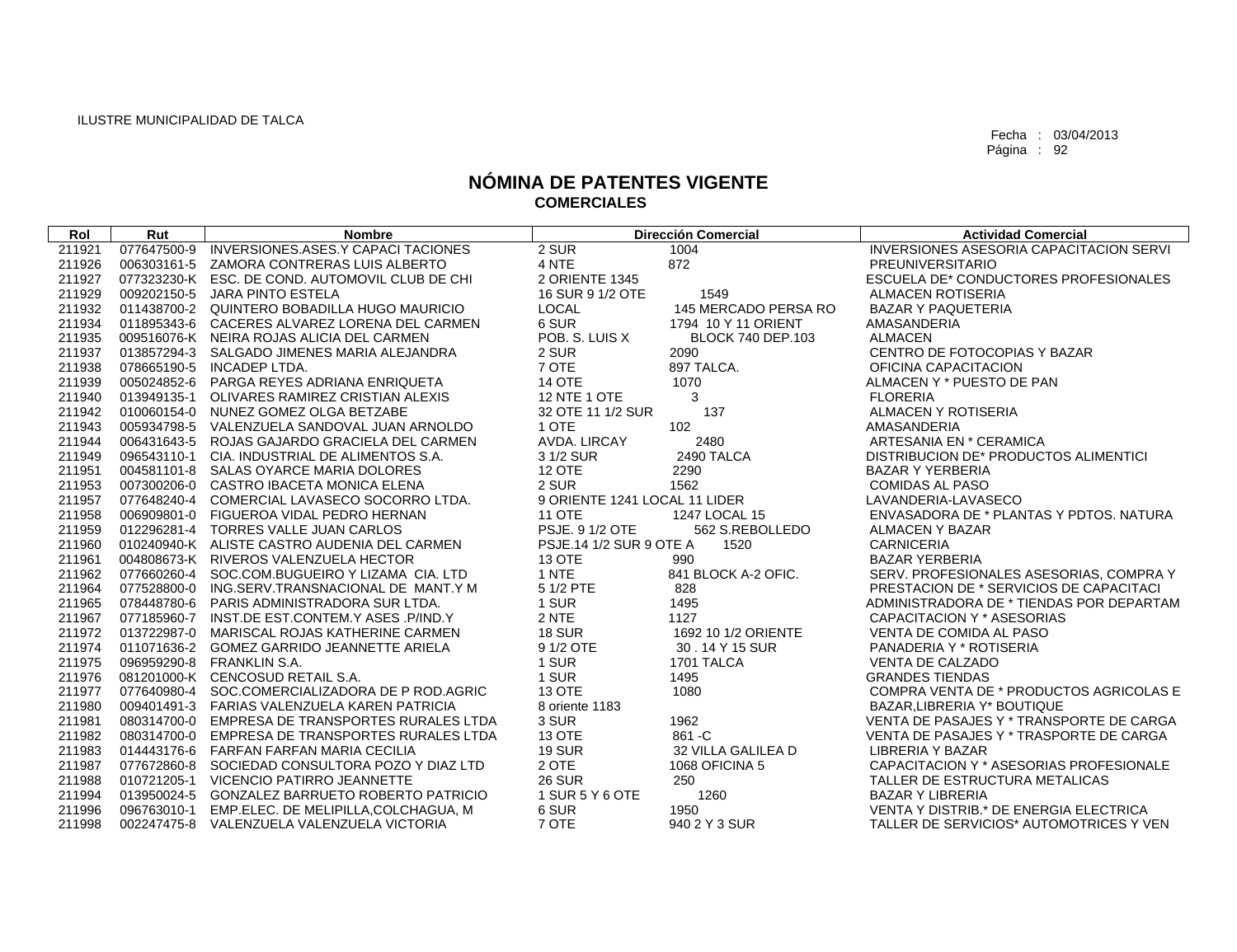ILUSTRE MUNICIPALIDAD DE TALCA

Fecha : 03/04/2013

# NÓMINA DE PATENTES VIGENTE
## COMERCIALES

| Rol | Rut | Nombre | Dirección Comercial | | Actividad Comercial |
|---|---|---|---|---|---|
| 211921 | 077647500-9 | INVERSIONES.ASES.Y CAPACI TACIONES | 2 SUR | 1004 | INVERSIONES ASESORIA CAPACITACION SERVI |
| 211926 | 006303161-5 | ZAMORA CONTRERAS LUIS ALBERTO | 4 NTE | 872 | PREUNIVERSITARIO |
| 211927 | 077323230-K | ESC. DE COND. AUTOMOVIL CLUB DE CHI | 2 ORIENTE 1345 | | ESCUELA DE* CONDUCTORES PROFESIONALES |
| 211929 | 009202150-5 | JARA PINTO ESTELA | 16 SUR 9 1/2 OTE | 1549 | ALMACEN ROTISERIA |
| 211932 | 011438700-2 | QUINTERO BOBADILLA HUGO MAURICIO | LOCAL | 145 MERCADO PERSA RO | BAZAR Y PAQUETERIA |
| 211934 | 011895343-6 | CACERES ALVAREZ LORENA DEL CARMEN | 6 SUR | 1794 10 Y 11 ORIENT | AMASANDERIA |
| 211935 | 009516076-K | NEIRA ROJAS ALICIA DEL CARMEN | POB. S. LUIS X | BLOCK 740 DEP.103 | ALMACEN |
| 211937 | 013857294-3 | SALGADO JIMENES MARIA ALEJANDRA | 2 SUR | 2090 | CENTRO DE FOTOCOPIAS Y BAZAR |
| 211938 | 078665190-5 | INCADEP LTDA. | 7 OTE | 897 TALCA. | OFICINA CAPACITACION |
| 211939 | 005024852-6 | PARGA REYES ADRIANA ENRIQUETA | 14 OTE | 1070 | ALMACEN Y * PUESTO DE PAN |
| 211940 | 013949135-1 | OLIVARES RAMIREZ CRISTIAN ALEXIS | 12 NTE 1 OTE | 3 | FLORERIA |
| 211942 | 010060154-0 | NUNEZ GOMEZ OLGA BETZABE | 32 OTE 11 1/2 SUR | 137 | ALMACEN Y ROTISERIA |
| 211943 | 005934798-5 | VALENZUELA SANDOVAL JUAN ARNOLDO | 1 OTE | 102 | AMASANDERIA |
| 211944 | 006431643-5 | ROJAS GAJARDO GRACIELA DEL CARMEN | AVDA. LIRCAY | 2480 | ARTESANIA EN * CERAMICA |
| 211949 | 096543110-1 | CIA. INDUSTRIAL DE ALIMENTOS S.A. | 3 1/2 SUR | 2490 TALCA | DISTRIBUCION DE* PRODUCTOS ALIMENTICI |
| 211951 | 004581101-8 | SALAS OYARCE MARIA DOLORES | 12 OTE | 2290 | BAZAR Y YERBERIA |
| 211953 | 007300206-0 | CASTRO IBACETA MONICA ELENA | 2 SUR | 1562 | COMIDAS AL PASO |
| 211957 | 077648240-4 | COMERCIAL LAVASECO SOCORRO LTDA. | 9 ORIENTE 1241 LOCAL 11 LIDER | | LAVANDERIA-LAVASECO |
| 211958 | 006909801-0 | FIGUEROA VIDAL PEDRO HERNAN | 11 OTE | 1247 LOCAL 15 | ENVASADORA DE * PLANTAS Y PDTOS. NATURA |
| 211959 | 012296281-4 | TORRES VALLE JUAN CARLOS | PSJE. 9 1/2 OTE | 562 S.REBOLLEDO | ALMACEN Y BAZAR |
| 211960 | 010240940-K | ALISTE CASTRO AUDENIA DEL CARMEN | PSJE.14 1/2 SUR 9 OTE A | 1520 | CARNICERIA |
| 211961 | 004808673-K | RIVEROS VALENZUELA HECTOR | 13 OTE | 990 | BAZAR YERBERIA |
| 211962 | 077660260-4 | SOC.COM.BUGUEIRO Y LIZAMA CIA. LTD | 1 NTE | 841 BLOCK A-2 OFIC. | SERV. PROFESIONALES ASESORIAS, COMPRA Y |
| 211964 | 077528800-0 | ING.SERV.TRANSNACIONAL DE MANT.Y M | 5 1/2 PTE | 828 | PRESTACION DE * SERVICIOS DE CAPACITACI |
| 211965 | 078448780-6 | PARIS ADMINISTRADORA SUR LTDA. | 1 SUR | 1495 | ADMINISTRADORA DE * TIENDAS POR DEPARTAM |
| 211967 | 077185960-7 | INST.DE EST.CONTEM.Y ASES .P/IND.Y | 2 NTE | 1127 | CAPACITACION Y * ASESORIAS |
| 211972 | 013722987-0 | MARISCAL ROJAS KATHERINE CARMEN | 18 SUR | 1692 10 1/2 ORIENTE | VENTA DE COMIDA AL PASO |
| 211974 | 011071636-2 | GOMEZ GARRIDO JEANNETTE ARIELA | 9 1/2 OTE | 30 . 14 Y 15 SUR | PANADERIA Y * ROTISERIA |
| 211975 | 096959290-8 | FRANKLIN S.A. | 1 SUR | 1701 TALCA | VENTA DE CALZADO |
| 211976 | 081201000-K | CENCOSUD RETAIL S.A. | 1 SUR | 1495 | GRANDES TIENDAS |
| 211977 | 077640980-4 | SOC.COMERCIALIZADORA DE P ROD.AGRIC | 13 OTE | 1080 | COMPRA VENTA DE * PRODUCTOS AGRICOLAS E |
| 211980 | 009401491-3 | FARIAS VALENZUELA KAREN PATRICIA | 8 oriente 1183 | | BAZAR,LIBRERIA Y* BOUTIQUE |
| 211981 | 080314700-0 | EMPRESA DE TRANSPORTES RURALES LTDA | 3 SUR | 1962 | VENTA DE PASAJES Y * TRANSPORTE DE CARGA |
| 211982 | 080314700-0 | EMPRESA DE TRANSPORTES RURALES LTDA | 13 OTE | 861 -C | VENTA DE PASAJES Y * TRASPORTE DE CARGA |
| 211983 | 014443176-6 | FARFAN FARFAN MARIA CECILIA | 19 SUR | 32 VILLA GALILEA D | LIBRERIA Y BAZAR |
| 211987 | 077672860-8 | SOCIEDAD CONSULTORA POZO Y DIAZ LTD | 2 OTE | 1068 OFICINA 5 | CAPACITACION Y * ASESORIAS PROFESIONALE |
| 211988 | 010721205-1 | VICENCIO PATIRRO JEANNETTE | 26 SUR | 250 | TALLER DE ESTRUCTURA METALICAS |
| 211994 | 013950024-5 | GONZALEZ BARRUETO ROBERTO PATRICIO | 1 SUR 5 Y 6 OTE | 1260 | BAZAR Y LIBRERIA |
| 211996 | 096763010-1 | EMP.ELEC. DE MELIPILLA,COLCHAGUA, M | 6 SUR | 1950 | VENTA Y DISTRIB.* DE ENERGIA ELECTRICA |
| 211998 | 002247475-8 | VALENZUELA VALENZUELA VICTORIA | 7 OTE | 940 2 Y 3 SUR | TALLER DE SERVICIOS* AUTOMOTRICES Y VEN |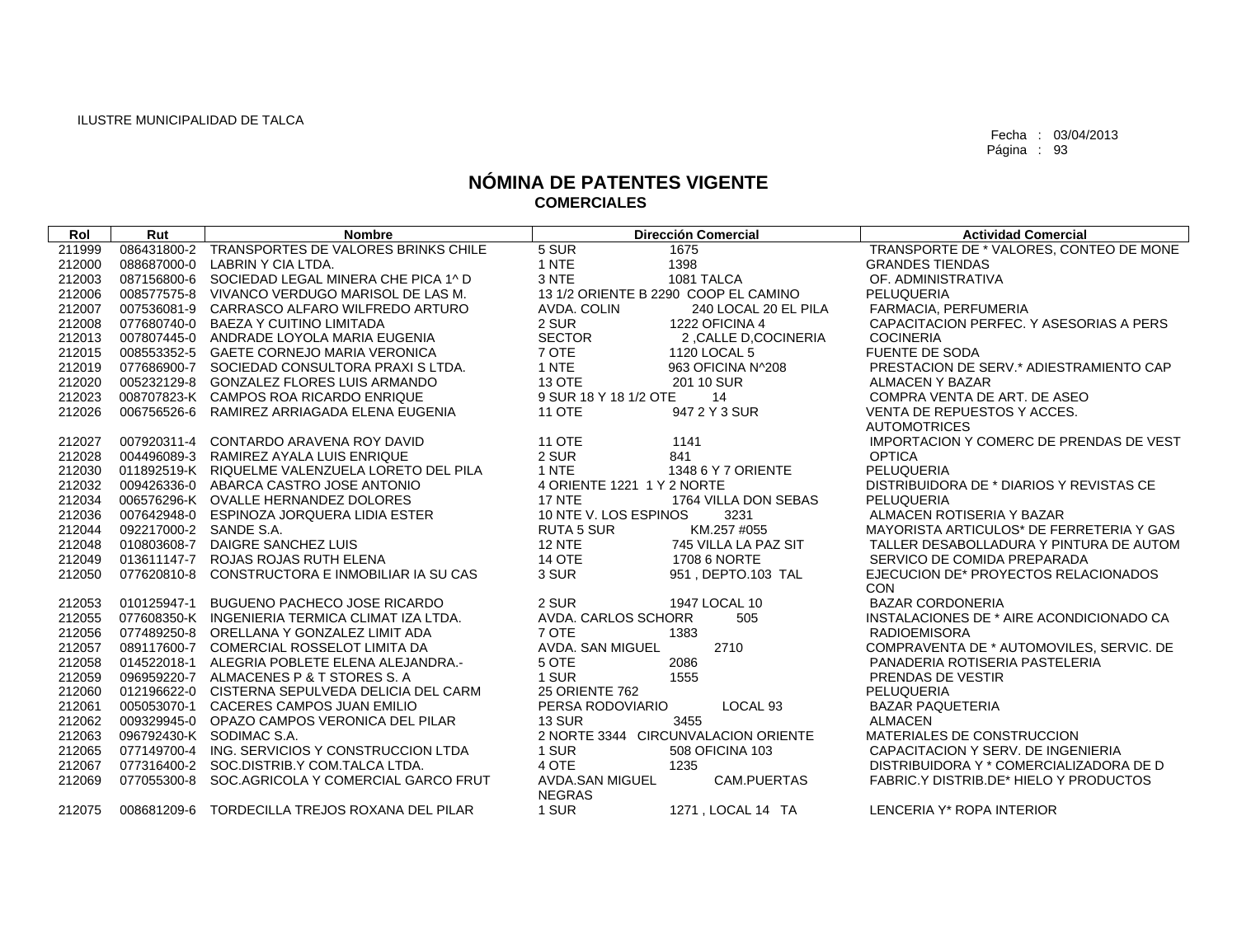ILUSTRE MUNICIPALIDAD DE TALCA

Fecha : 03/04/2013
Página : 93

# NÓMINA DE PATENTES VIGENTE
## COMERCIALES

| Rol | Rut | Nombre | Dirección Comercial | | Actividad Comercial |
|---|---|---|---|---|---|
| 211999 | 086431800-2 | TRANSPORTES DE VALORES BRINKS CHILE | 5 SUR | 1675 | TRANSPORTE DE * VALORES, CONTEO DE MONE |
| 212000 | 088687000-0 | LABRIN Y CIA LTDA. | 1 NTE | 1398 | GRANDES TIENDAS |
| 212003 | 087156800-6 | SOCIEDAD LEGAL MINERA CHE PICA 1^ D | 3 NTE | 1081 TALCA | OF. ADMINISTRATIVA |
| 212006 | 008577575-8 | VIVANCO VERDUGO MARISOL DE LAS M. | 13 1/2 ORIENTE B 2290 COOP EL CAMINO | | PELUQUERIA |
| 212007 | 007536081-9 | CARRASCO ALFARO WILFREDO ARTURO | AVDA. COLIN | 240 LOCAL 20 EL PILA | FARMACIA, PERFUMERIA |
| 212008 | 077680740-0 | BAEZA Y CUITINO LIMITADA | 2 SUR | 1222 OFICINA 4 | CAPACITACION PERFEC. Y ASESORIAS A PERS |
| 212013 | 007807445-0 | ANDRADE LOYOLA MARIA EUGENIA | SECTOR | 2 ,CALLE D,COCINERIA | COCINERIA |
| 212015 | 008553352-5 | GAETE CORNEJO MARIA VERONICA | 7 OTE | 1120 LOCAL 5 | FUENTE DE SODA |
| 212019 | 077686900-7 | SOCIEDAD CONSULTORA PRAXI S LTDA. | 1 NTE | 963 OFICINA N^208 | PRESTACION DE SERV.* ADIESTRAMIENTO CAP |
| 212020 | 005232129-8 | GONZALEZ FLORES LUIS ARMANDO | 13 OTE | 201 10 SUR | ALMACEN Y BAZAR |
| 212023 | 008707823-K | CAMPOS ROA RICARDO ENRIQUE | 9 SUR 18 Y 18 1/2 OTE | 14 | COMPRA VENTA DE ART. DE ASEO |
| 212026 | 006756526-6 | RAMIREZ ARRIAGADA ELENA EUGENIA | 11 OTE | 947 2 Y 3 SUR | VENTA DE REPUESTOS Y ACCES. AUTOMOTRICES |
| 212027 | 007920311-4 | CONTARDO ARAVENA ROY DAVID | 11 OTE | 1141 | IMPORTACION Y COMERC DE PRENDAS DE VEST |
| 212028 | 004496089-3 | RAMIREZ AYALA LUIS ENRIQUE | 2 SUR | 841 | OPTICA |
| 212030 | 011892519-K | RIQUELME VALENZUELA LORETO DEL PILA | 1 NTE | 1348 6 Y 7 ORIENTE | PELUQUERIA |
| 212032 | 009426336-0 | ABARCA CASTRO JOSE ANTONIO | 4 ORIENTE 1221 1 Y 2 NORTE | | DISTRIBUIDORA DE * DIARIOS Y REVISTAS CE |
| 212034 | 006576296-K | OVALLE HERNANDEZ DOLORES | 17 NTE | 1764 VILLA DON SEBAS | PELUQUERIA |
| 212036 | 007642948-0 | ESPINOZA JORQUERA LIDIA ESTER | 10 NTE V. LOS ESPINOS | 3231 | ALMACEN ROTISERIA Y BAZAR |
| 212044 | 092217000-2 | SANDE S.A. | RUTA 5 SUR | KM.257 #055 | MAYORISTA ARTICULOS* DE FERRETERIA Y GAS |
| 212048 | 010803608-7 | DAIGRE SANCHEZ LUIS | 12 NTE | 745 VILLA LA PAZ SIT | TALLER DESABOLLADURA Y PINTURA DE AUTOM |
| 212049 | 013611147-7 | ROJAS ROJAS RUTH ELENA | 14 OTE | 1708 6 NORTE | SERVICO DE COMIDA PREPARADA |
| 212050 | 077620810-8 | CONSTRUCTORA E INMOBILIAR IA SU CAS | 3 SUR | 951 , DEPTO.103 TAL | EJECUCION DE* PROYECTOS RELACIONADOS CON |
| 212053 | 010125947-1 | BUGUENO PACHECO JOSE RICARDO | 2 SUR | 1947 LOCAL 10 | BAZAR CORDONERIA |
| 212055 | 077608350-K | INGENIERIA TERMICA CLIMAT IZA LTDA. | AVDA. CARLOS SCHORR | 505 | INSTALACIONES DE * AIRE ACONDICIONADO CA |
| 212056 | 077489250-8 | ORELLANA Y GONZALEZ LIMIT ADA | 7 OTE | 1383 | RADIOEMISORA |
| 212057 | 089117600-7 | COMERCIAL ROSSELOT LIMITA DA | AVDA. SAN MIGUEL | 2710 | COMPRAVENTA DE * AUTOMOVILES, SERVIC. DE |
| 212058 | 014522018-1 | ALEGRIA POBLETE ELENA ALEJANDRA.- | 5 OTE | 2086 | PANADERIA ROTISERIA PASTELERIA |
| 212059 | 096959220-7 | ALMACENES P & T STORES S. A | 1 SUR | 1555 | PRENDAS DE VESTIR |
| 212060 | 012196622-0 | CISTERNA SEPULVEDA DELICIA DEL CARM | 25 ORIENTE 762 | | PELUQUERIA |
| 212061 | 005053070-1 | CACERES CAMPOS JUAN EMILIO | PERSA RODOVIARIO | LOCAL 93 | BAZAR PAQUETERIA |
| 212062 | 009329945-0 | OPAZO CAMPOS VERONICA DEL PILAR | 13 SUR | 3455 | ALMACEN |
| 212063 | 096792430-K | SODIMAC S.A. | 2 NORTE 3344 CIRCUNVALACION ORIENTE | | MATERIALES DE CONSTRUCCION |
| 212065 | 077149700-4 | ING. SERVICIOS Y CONSTRUCCION LTDA | 1 SUR | 508 OFICINA 103 | CAPACITACION Y SERV. DE INGENIERIA |
| 212067 | 077316400-2 | SOC.DISTRIB.Y COM.TALCA LTDA. | 4 OTE | 1235 | DISTRIBUIDORA Y * COMERCIALIZADORA DE D |
| 212069 | 077055300-8 | SOC.AGRICOLA Y COMERCIAL GARCO FRUT | AVDA.SAN MIGUEL NEGRAS | CAM.PUERTAS | FABRIC.Y DISTRIB.DE* HIELO Y PRODUCTOS |
| 212075 | 008681209-6 | TORDECILLA TREJOS ROXANA DEL PILAR | 1 SUR | 1271 , LOCAL 14 TA | LENCERIA Y* ROPA INTERIOR |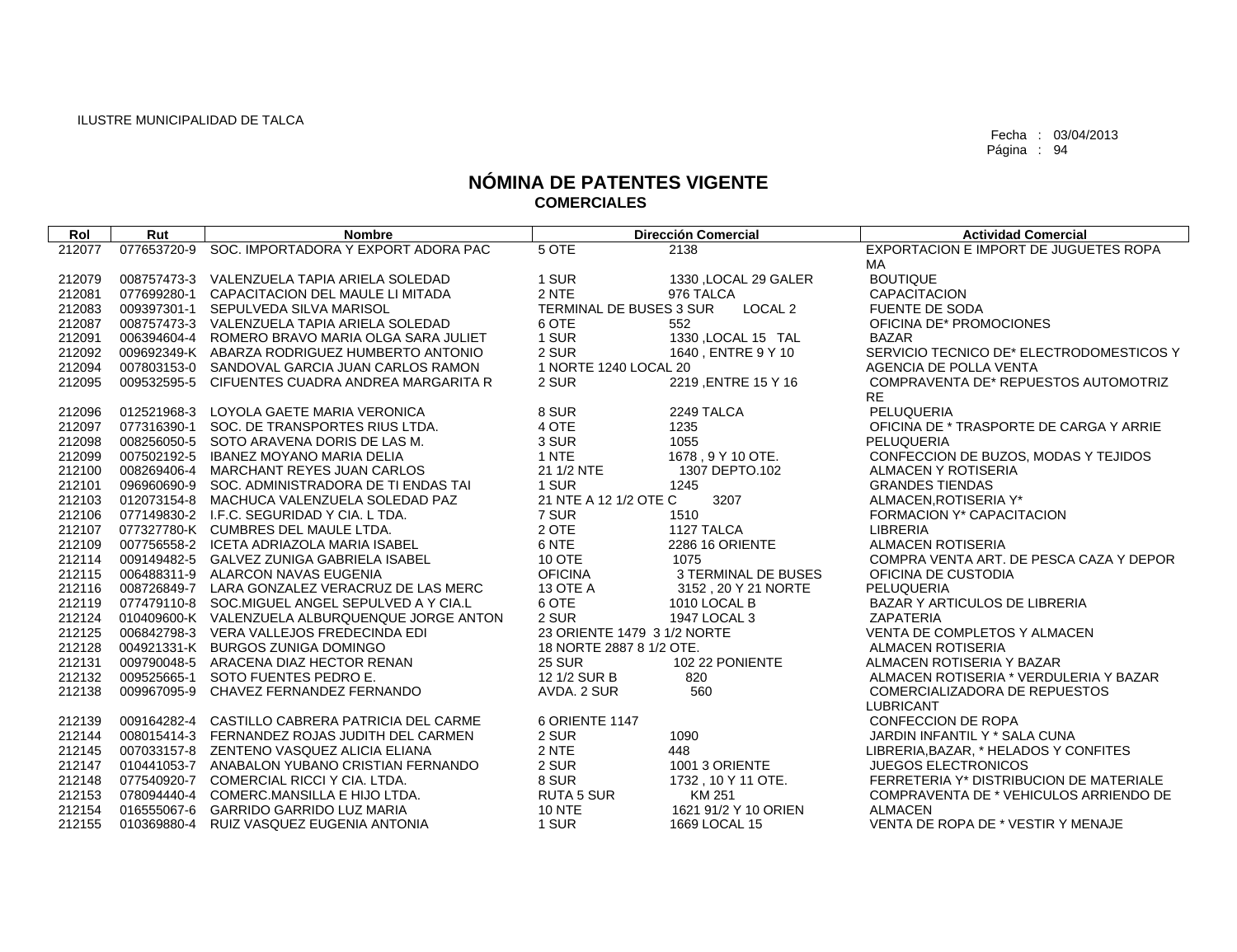ILUSTRE MUNICIPALIDAD DE TALCA

Fecha : 03/04/2013
Página : 94

# NÓMINA DE PATENTES VIGENTE
## COMERCIALES

| Rol | Rut | Nombre | Dirección Comercial | | Actividad Comercial |
|---|---|---|---|---|---|
| 212077 | 077653720-9 | SOC. IMPORTADORA Y EXPORT ADORA PAC | 5 OTE | 2138 | EXPORTACION E IMPORT DE JUGUETES ROPA MA |
| 212079 | 008757473-3 | VALENZUELA TAPIA ARIELA SOLEDAD | 1 SUR | 1330 ,LOCAL 29 GALER | BOUTIQUE |
| 212081 | 077699280-1 | CAPACITACION DEL MAULE LI MITADA | 2 NTE | 976 TALCA | CAPACITACION |
| 212083 | 009397301-1 | SEPULVEDA SILVA MARISOL | TERMINAL DE BUSES 3 SUR | LOCAL 2 | FUENTE DE SODA |
| 212087 | 008757473-3 | VALENZUELA TAPIA ARIELA SOLEDAD | 6 OTE | 552 | OFICINA DE* PROMOCIONES |
| 212091 | 006394604-4 | ROMERO BRAVO MARIA OLGA SARA JULIET | 1 SUR | 1330 ,LOCAL 15 TAL | BAZAR |
| 212092 | 009692349-K | ABARZA RODRIGUEZ HUMBERTO ANTONIO | 2 SUR | 1640 , ENTRE 9 Y 10 | SERVICIO TECNICO DE* ELECTRODOMESTICOS Y |
| 212094 | 007803153-0 | SANDOVAL GARCIA JUAN CARLOS RAMON | 1 NORTE 1240 LOCAL 20 | | AGENCIA DE POLLA VENTA |
| 212095 | 009532595-5 | CIFUENTES CUADRA ANDREA MARGARITA R | 2 SUR | 2219 ,ENTRE 15 Y 16 | COMPRAVENTA DE* REPUESTOS AUTOMOTRIZ RE |
| 212096 | 012521968-3 | LOYOLA GAETE MARIA VERONICA | 8 SUR | 2249 TALCA | PELUQUERIA |
| 212097 | 077316390-1 | SOC. DE TRANSPORTES RIUS LTDA. | 4 OTE | 1235 | OFICINA DE * TRASPORTE DE CARGA Y ARRIE |
| 212098 | 008256050-5 | SOTO ARAVENA DORIS DE LAS M. | 3 SUR | 1055 | PELUQUERIA |
| 212099 | 007502192-5 | IBANEZ MOYANO MARIA DELIA | 1 NTE | 1678 , 9 Y 10 OTE. | CONFECCION DE BUZOS, MODAS Y TEJIDOS |
| 212100 | 008269406-4 | MARCHANT REYES JUAN CARLOS | 21 1/2 NTE | 1307 DEPTO.102 | ALMACEN Y ROTISERIA |
| 212101 | 096960690-9 | SOC. ADMINISTRADORA DE TI ENDAS TAI | 1 SUR | 1245 | GRANDES TIENDAS |
| 212103 | 012073154-8 | MACHUCA VALENZUELA SOLEDAD PAZ | 21 NTE A 12 1/2 OTE C | 3207 | ALMACEN,ROTISERIA Y* |
| 212106 | 077149830-2 | I.F.C. SEGURIDAD Y CIA. L TDA. | 7 SUR | 1510 | FORMACION Y* CAPACITACION |
| 212107 | 077327780-K | CUMBRES DEL MAULE LTDA. | 2 OTE | 1127 TALCA | LIBRERIA |
| 212109 | 007756558-2 | ICETA ADRIAZOLA MARIA ISABEL | 6 NTE | 2286 16 ORIENTE | ALMACEN ROTISERIA |
| 212114 | 009149482-5 | GALVEZ ZUNIGA GABRIELA ISABEL | 10 OTE | 1075 | COMPRA VENTA ART. DE PESCA CAZA Y DEPOR |
| 212115 | 006488311-9 | ALARCON NAVAS EUGENIA | OFICINA | 3 TERMINAL DE BUSES | OFICINA DE CUSTODIA |
| 212116 | 008726849-7 | LARA GONZALEZ VERACRUZ DE LAS MERC | 13 OTE A | 3152 , 20 Y 21 NORTE | PELUQUERIA |
| 212119 | 077479110-8 | SOC.MIGUEL ANGEL SEPULVED A Y CIA.L | 6 OTE | 1010 LOCAL B | BAZAR Y ARTICULOS DE LIBRERIA |
| 212124 | 010409600-K | VALENZUELA ALBURQUENQUE JORGE ANTON | 2 SUR | 1947 LOCAL 3 | ZAPATERIA |
| 212125 | 006842798-3 | VERA VALLEJOS FREDECINDA EDI | 23 ORIENTE 1479 3 1/2 NORTE | | VENTA DE COMPLETOS Y ALMACEN |
| 212128 | 004921331-K | BURGOS ZUNIGA DOMINGO | 18 NORTE 2887 8 1/2 OTE. | | ALMACEN ROTISERIA |
| 212131 | 009790048-5 | ARACENA DIAZ HECTOR RENAN | 25 SUR | 102 22 PONIENTE | ALMACEN ROTISERIA Y BAZAR |
| 212132 | 009525665-1 | SOTO FUENTES PEDRO E. | 12 1/2 SUR B | 820 | ALMACEN ROTISERIA * VERDULERIA Y BAZAR |
| 212138 | 009967095-9 | CHAVEZ FERNANDEZ FERNANDO | AVDA. 2 SUR | 560 | COMERCIALIZADORA DE REPUESTOS LUBRICANT |
| 212139 | 009164282-4 | CASTILLO CABRERA PATRICIA DEL CARME | 6 ORIENTE 1147 | | CONFECCION DE ROPA |
| 212144 | 008015414-3 | FERNANDEZ ROJAS JUDITH DEL CARMEN | 2 SUR | 1090 | JARDIN INFANTIL Y * SALA CUNA |
| 212145 | 007033157-8 | ZENTENO VASQUEZ ALICIA ELIANA | 2 NTE | 448 | LIBRERIA,BAZAR, * HELADOS Y CONFITES |
| 212147 | 010441053-7 | ANABALON YUBANO CRISTIAN FERNANDO | 2 SUR | 1001 3 ORIENTE | JUEGOS ELECTRONICOS |
| 212148 | 077540920-7 | COMERCIAL RICCI Y CIA. LTDA. | 8 SUR | 1732 , 10 Y 11 OTE. | FERRETERIA Y* DISTRIBUCION DE MATERIALE |
| 212153 | 078094440-4 | COMERC.MANSILLA E HIJO LTDA. | RUTA 5 SUR | KM 251 | COMPRAVENTA DE * VEHICULOS ARRIENDO DE |
| 212154 | 016555067-6 | GARRIDO GARRIDO LUZ MARIA | 10 NTE | 1621 91/2 Y 10 ORIEN | ALMACEN |
| 212155 | 010369880-4 | RUIZ VASQUEZ EUGENIA ANTONIA | 1 SUR | 1669 LOCAL 15 | VENTA DE ROPA DE * VESTIR Y MENAJE |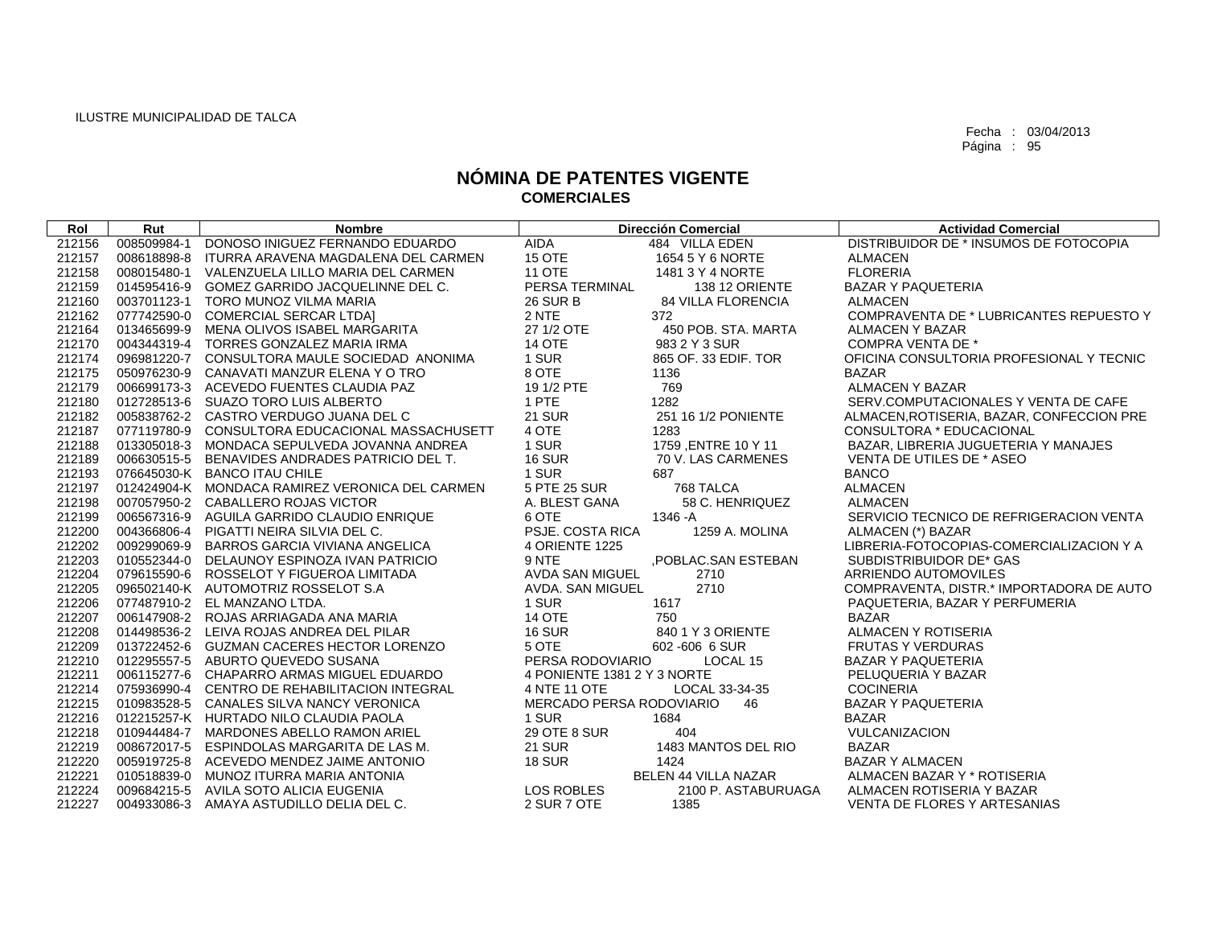ILUSTRE MUNICIPALIDAD DE TALCA

Fecha : 03/04/2013

# NÓMINA DE PATENTES VIGENTE
## COMERCIALES

| Rol | Rut | Nombre | Dirección Comercial | | Actividad Comercial |
|---|---|---|---|---|---|
| 212156 | 008509984-1 | DONOSO INIGUEZ FERNANDO EDUARDO | AIDA | 484 VILLA EDEN | DISTRIBUIDOR DE * INSUMOS DE FOTOCOPIA |
| 212157 | 008618898-8 | ITURRA ARAVENA MAGDALENA DEL CARMEN | 15 OTE | 1654 5 Y 6 NORTE | ALMACEN |
| 212158 | 008015480-1 | VALENZUELA LILLO MARIA DEL CARMEN | 11 OTE | 1481 3 Y 4 NORTE | FLORERIA |
| 212159 | 014595416-9 | GOMEZ GARRIDO JACQUELINNE DEL C. | PERSA TERMINAL | 138 12 ORIENTE | BAZAR Y PAQUETERIA |
| 212160 | 003701123-1 | TORO MUNOZ VILMA MARIA | 26 SUR B | 84 VILLA FLORENCIA | ALMACEN |
| 212162 | 077742590-0 | COMERCIAL SERCAR LTDA] | 2 NTE | 372 | COMPRAVENTA DE * LUBRICANTES REPUESTO Y |
| 212164 | 013465699-9 | MENA OLIVOS ISABEL MARGARITA | 27 1/2 OTE | 450 POB. STA. MARTA | ALMACEN Y BAZAR |
| 212170 | 004344319-4 | TORRES GONZALEZ MARIA IRMA | 14 OTE | 983 2 Y 3 SUR | COMPRA VENTA DE * |
| 212174 | 096981220-7 | CONSULTORA MAULE SOCIEDAD ANONIMA | 1 SUR | 865 OF. 33 EDIF. TOR | OFICINA CONSULTORIA PROFESIONAL Y TECNIC |
| 212175 | 050976230-9 | CANAVATI MANZUR ELENA Y O TRO | 8 OTE | 1136 | BAZAR |
| 212179 | 006699173-3 | ACEVEDO FUENTES CLAUDIA PAZ | 19 1/2 PTE | 769 | ALMACEN Y BAZAR |
| 212180 | 012728513-6 | SUAZO TORO LUIS ALBERTO | 1 PTE | 1282 | SERV.COMPUTACIONALES Y VENTA DE CAFE |
| 212182 | 005838762-2 | CASTRO VERDUGO JUANA DEL C | 21 SUR | 251 16 1/2 PONIENTE | ALMACEN,ROTISERIA, BAZAR, CONFECCION PRE |
| 212187 | 077119780-9 | CONSULTORA EDUCACIONAL MASSACHUSETT | 4 OTE | 1283 | CONSULTORA * EDUCACIONAL |
| 212188 | 013305018-3 | MONDACA SEPULVEDA JOVANNA ANDREA | 1 SUR | 1759 ,ENTRE 10 Y 11 | BAZAR, LIBRERIA JUGUETERIA Y MANAJES |
| 212189 | 006630515-5 | BENAVIDES ANDRADES PATRICIO DEL T. | 16 SUR | 70 V. LAS CARMENES | VENTA DE UTILES DE * ASEO |
| 212193 | 076645030-K | BANCO ITAU CHILE | 1 SUR | 687 | BANCO |
| 212197 | 012424904-K | MONDACA RAMIREZ VERONICA DEL CARMEN | 5 PTE 25 SUR | 768 TALCA | ALMACEN |
| 212198 | 007057950-2 | CABALLERO ROJAS VICTOR | A. BLEST GANA | 58 C. HENRIQUEZ | ALMACEN |
| 212199 | 006567316-9 | AGUILA GARRIDO CLAUDIO ENRIQUE | 6 OTE | 1346 -A | SERVICIO TECNICO DE REFRIGERACION VENTA |
| 212200 | 004366806-4 | PIGATTI NEIRA SILVIA DEL C. | PSJE. COSTA RICA | 1259 A. MOLINA | ALMACEN (*) BAZAR |
| 212202 | 009299069-9 | BARROS GARCIA VIVIANA ANGELICA | 4 ORIENTE 1225 | | LIBRERIA-FOTOCOPIAS-COMERCIALIZACION Y A |
| 212203 | 010552344-0 | DELAUNOY ESPINOZA IVAN PATRICIO | 9 NTE | ,POBLAC.SAN ESTEBAN | SUBDISTRIBUIDOR DE* GAS |
| 212204 | 079615590-6 | ROSSELOT Y FIGUEROA LIMITADA | AVDA SAN MIGUEL | 2710 | ARRIENDO AUTOMOVILES |
| 212205 | 096502140-K | AUTOMOTRIZ ROSSELOT S.A | AVDA. SAN MIGUEL | 2710 | COMPRAVENTA, DISTR.* IMPORTADORA DE AUTO |
| 212206 | 077487910-2 | EL MANZANO LTDA. | 1 SUR | 1617 | PAQUETERIA, BAZAR Y PERFUMERIA |
| 212207 | 006147908-2 | ROJAS ARRIAGADA ANA MARIA | 14 OTE | 750 | BAZAR |
| 212208 | 014498536-2 | LEIVA ROJAS ANDREA DEL PILAR | 16 SUR | 840 1 Y 3 ORIENTE | ALMACEN Y ROTISERIA |
| 212209 | 013722452-6 | GUZMAN CACERES HECTOR LORENZO | 5 OTE | 602 -606 6 SUR | FRUTAS Y VERDURAS |
| 212210 | 012295557-5 | ABURTO QUEVEDO SUSANA | PERSA RODOVIARIO | LOCAL 15 | BAZAR Y PAQUETERIA |
| 212211 | 006115277-6 | CHAPARRO ARMAS MIGUEL EDUARDO | 4 PONIENTE 1381 2 Y 3 NORTE | | PELUQUERIA Y BAZAR |
| 212214 | 075936990-4 | CENTRO DE REHABILITACION INTEGRAL | 4 NTE 11 OTE | LOCAL 33-34-35 | COCINERIA |
| 212215 | 010983528-5 | CANALES SILVA NANCY VERONICA | MERCADO PERSA RODOVIARIO | 46 | BAZAR Y PAQUETERIA |
| 212216 | 012215257-K | HURTADO NILO CLAUDIA PAOLA | 1 SUR | 1684 | BAZAR |
| 212218 | 010944484-7 | MARDONES ABELLO RAMON ARIEL | 29 OTE 8 SUR | 404 | VULCANIZACION |
| 212219 | 008672017-5 | ESPINDOLAS MARGARITA DE LAS M. | 21 SUR | 1483 MANTOS DEL RIO | BAZAR |
| 212220 | 005919725-8 | ACEVEDO MENDEZ JAIME ANTONIO | 18 SUR | 1424 | BAZAR Y ALMACEN |
| 212221 | 010518839-0 | MUNOZ ITURRA MARIA ANTONIA | | BELEN 44 VILLA NAZAR | ALMACEN BAZAR Y * ROTISERIA |
| 212224 | 009684215-5 | AVILA SOTO ALICIA EUGENIA | LOS ROBLES | 2100 P. ASTABURUAGA | ALMACEN ROTISERIA Y BAZAR |
| 212227 | 004933086-3 | AMAYA ASTUDILLO DELIA DEL C. | 2 SUR 7 OTE | 1385 | VENTA DE FLORES Y ARTESANIAS |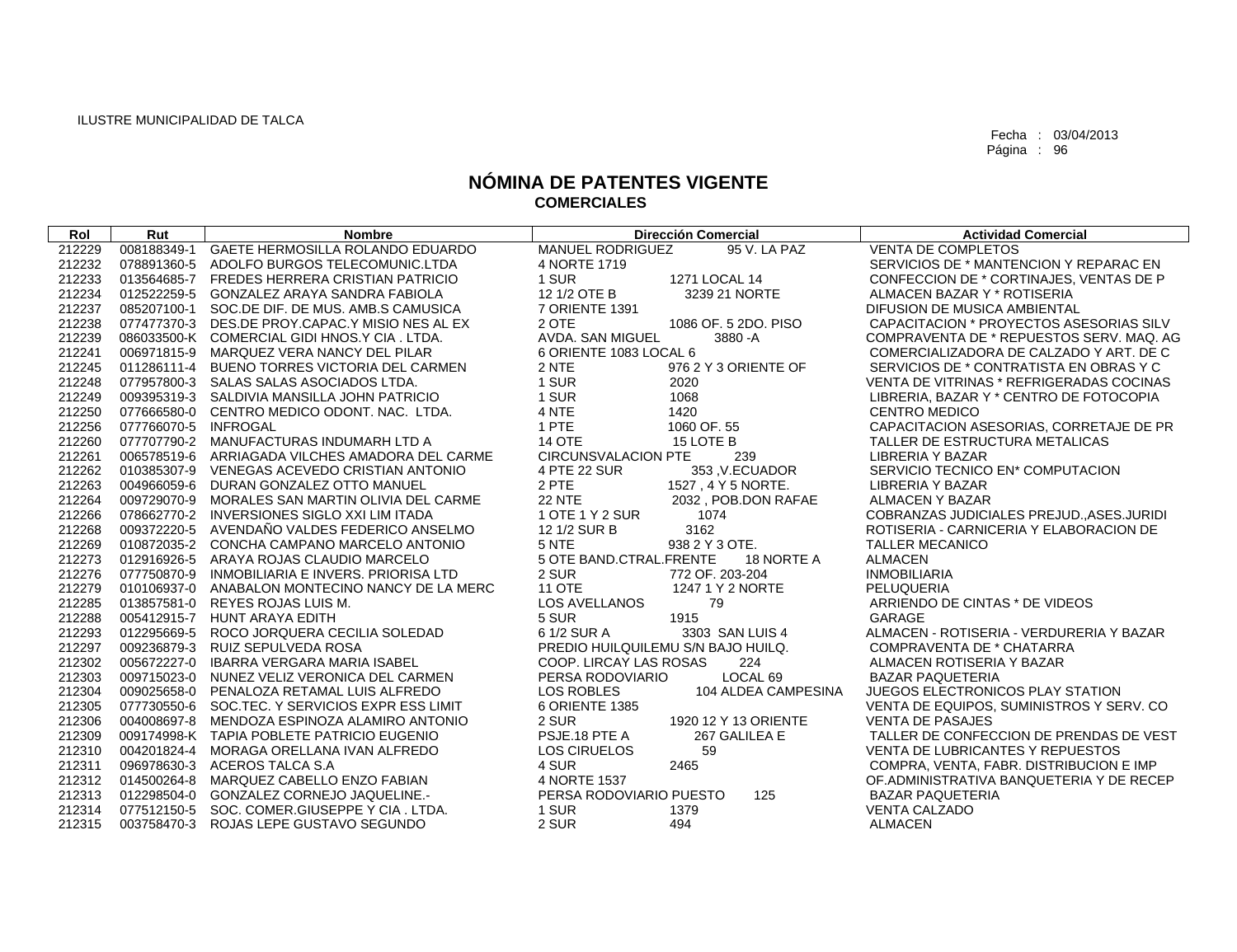ILUSTRE MUNICIPALIDAD DE TALCA

Fecha : 03/04/2013

# NÓMINA DE PATENTES VIGENTE
## COMERCIALES

| Rol | Rut | Nombre | Dirección Comercial | Actividad Comercial |
|---|---|---|---|---|
| 212229 | 008188349-1 | GAETE HERMOSILLA ROLANDO EDUARDO | MANUEL RODRIGUEZ 95 V. LA PAZ | VENTA DE COMPLETOS |
| 212232 | 078891360-5 | ADOLFO BURGOS TELECOMUNIC.LTDA | 4 NORTE 1719 | SERVICIOS DE * MANTENCION Y REPARAC EN |
| 212233 | 013564685-7 | FREDES HERRERA CRISTIAN PATRICIO | 1 SUR 1271 LOCAL 14 | CONFECCION DE * CORTINAJES, VENTAS DE P |
| 212234 | 012522259-5 | GONZALEZ ARAYA SANDRA FABIOLA | 12 1/2 OTE B 3239 21 NORTE | ALMACEN BAZAR Y * ROTISERIA |
| 212237 | 085207100-1 | SOC.DE DIF. DE MUS. AMB.S CAMUSICA | 7 ORIENTE 1391 | DIFUSION DE MUSICA AMBIENTAL |
| 212238 | 077477370-3 | DES.DE PROY.CAPAC.Y MISIO NES AL EX | 2 OTE 1086 OF. 5 2DO. PISO | CAPACITACION * PROYECTOS ASESORIAS SILV |
| 212239 | 086033500-K | COMERCIAL GIDI HNOS.Y CIA . LTDA. | AVDA. SAN MIGUEL 3880 -A | COMPRAVENTA DE * REPUESTOS SERV. MAQ. AG |
| 212241 | 006971815-9 | MARQUEZ VERA NANCY DEL PILAR | 6 ORIENTE 1083 LOCAL 6 | COMERCIALIZADORA DE CALZADO Y ART. DE C |
| 212245 | 011286111-4 | BUENO TORRES VICTORIA DEL CARMEN | 2 NTE 976 2 Y 3 ORIENTE OF | SERVICIOS DE * CONTRATISTA EN OBRAS Y C |
| 212248 | 077957800-3 | SALAS SALAS ASOCIADOS LTDA. | 1 SUR 2020 | VENTA DE VITRINAS * REFRIGERADAS COCINAS |
| 212249 | 009395319-3 | SALDIVIA MANSILLA JOHN PATRICIO | 1 SUR 1068 | LIBRERIA, BAZAR Y * CENTRO DE FOTOCOPIA |
| 212250 | 077666580-0 | CENTRO MEDICO ODONT. NAC. LTDA. | 4 NTE 1420 | CENTRO MEDICO |
| 212256 | 077766070-5 | INFROGAL | 1 PTE 1060 OF. 55 | CAPACITACION ASESORIAS, CORRETAJE DE PR |
| 212260 | 077707790-2 | MANUFACTURAS INDUMARH LTD A | 14 OTE 15 LOTE B | TALLER DE ESTRUCTURA METALICAS |
| 212261 | 006578519-6 | ARRIAGADA VILCHES AMADORA DEL CARME | CIRCUNSVALACION PTE 239 | LIBRERIA Y BAZAR |
| 212262 | 010385307-9 | VENEGAS ACEVEDO CRISTIAN ANTONIO | 4 PTE 22 SUR 353 ,V.ECUADOR | SERVICIO TECNICO EN* COMPUTACION |
| 212263 | 004966059-6 | DURAN GONZALEZ OTTO MANUEL | 2 PTE 1527 , 4 Y 5 NORTE. | LIBRERIA Y BAZAR |
| 212264 | 009729070-9 | MORALES SAN MARTIN OLIVIA DEL CARME | 22 NTE 2032 , POB.DON RAFAE | ALMACEN Y BAZAR |
| 212266 | 078662770-2 | INVERSIONES SIGLO XXI LIM ITADA | 1 OTE 1 Y 2 SUR 1074 | COBRANZAS JUDICIALES PREJUD.,ASES.JURIDI |
| 212268 | 009372220-5 | AVENDAÑO VALDES FEDERICO ANSELMO | 12 1/2 SUR B 3162 | ROTISERIA - CARNICERIA Y ELABORACION DE |
| 212269 | 010872035-2 | CONCHA CAMPANO MARCELO ANTONIO | 5 NTE 938 2 Y 3 OTE. | TALLER MECANICO |
| 212273 | 012916926-5 | ARAYA ROJAS CLAUDIO MARCELO | 5 OTE BAND.CTRAL.FRENTE 18 NORTE A | ALMACEN |
| 212276 | 077750870-9 | INMOBILIARIA E INVERS. PRIORISA LTD | 2 SUR 772 OF. 203-204 | INMOBILIARIA |
| 212279 | 010106937-0 | ANABALON MONTECINO NANCY DE LA MERC | 11 OTE 1247 1 Y 2 NORTE | PELUQUERIA |
| 212285 | 013857581-0 | REYES ROJAS LUIS M. | LOS AVELLANOS 79 | ARRIENDO DE CINTAS * DE VIDEOS |
| 212288 | 005412915-7 | HUNT ARAYA EDITH | 5 SUR 1915 | GARAGE |
| 212293 | 012295669-5 | ROCO JORQUERA CECILIA SOLEDAD | 6 1/2 SUR A 3303 SAN LUIS 4 | ALMACEN - ROTISERIA - VERDURERIA Y BAZAR |
| 212297 | 009236879-3 | RUIZ SEPULVEDA ROSA | PREDIO HUILQUILEMU S/N BAJO HUILQ. | COMPRAVENTA DE * CHATARRA |
| 212302 | 005672227-0 | IBARRA VERGARA MARIA ISABEL | COOP. LIRCAY LAS ROSAS 224 | ALMACEN ROTISERIA Y BAZAR |
| 212303 | 009715023-0 | NUNEZ VELIZ VERONICA DEL CARMEN | PERSA RODOVIARIO LOCAL 69 | BAZAR PAQUETERIA |
| 212304 | 009025658-0 | PENALOZA RETAMAL LUIS ALFREDO | LOS ROBLES 104 ALDEA CAMPESINA | JUEGOS ELECTRONICOS PLAY STATION |
| 212305 | 077730550-6 | SOC.TEC. Y SERVICIOS EXPR ESS LIMIT | 6 ORIENTE 1385 | VENTA DE EQUIPOS, SUMINISTROS Y SERV. CO |
| 212306 | 004008697-8 | MENDOZA ESPINOZA ALAMIRO ANTONIO | 2 SUR 1920 12 Y 13 ORIENTE | VENTA DE PASAJES |
| 212309 | 009174998-K | TAPIA POBLETE PATRICIO EUGENIO | PSJE.18 PTE A 267 GALILEA E | TALLER DE CONFECCION DE PRENDAS DE VEST |
| 212310 | 004201824-4 | MORAGA ORELLANA IVAN ALFREDO | LOS CIRUELOS 59 | VENTA DE LUBRICANTES Y REPUESTOS |
| 212311 | 096978630-3 | ACEROS TALCA S.A | 4 SUR 2465 | COMPRA, VENTA, FABR. DISTRIBUCION E IMP |
| 212312 | 014500264-8 | MARQUEZ CABELLO ENZO FABIAN | 4 NORTE 1537 | OF.ADMINISTRATIVA BANQUETERIA Y DE RECEP |
| 212313 | 012298504-0 | GONZALEZ CORNEJO JAQUELINE.- | PERSA RODOVIARIO PUESTO 125 | BAZAR PAQUETERIA |
| 212314 | 077512150-5 | SOC. COMER.GIUSEPPE Y CIA . LTDA. | 1 SUR 1379 | VENTA CALZADO |
| 212315 | 003758470-3 | ROJAS LEPE GUSTAVO SEGUNDO | 2 SUR 494 | ALMACEN |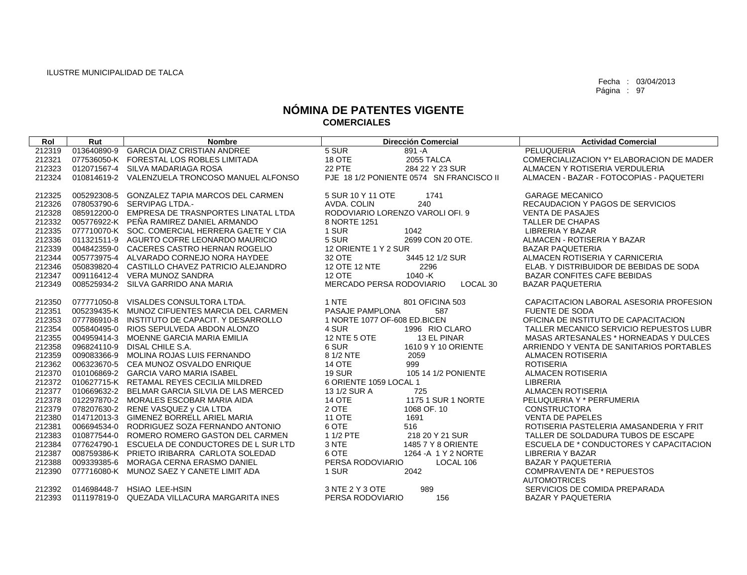ILUSTRE MUNICIPALIDAD DE TALCA

Fecha : 03/04/2013

# NÓMINA DE PATENTES VIGENTE
## COMERCIALES

| Rol | Rut | Nombre | Dirección Comercial | Actividad Comercial |
|---|---|---|---|---|
| 212319 | 013640890-9 | GARCIA DIAZ CRISTIAN ANDREE | 5 SUR 891 -A | PELUQUERIA |
| 212321 | 077536050-K | FORESTAL LOS ROBLES LIMITADA | 18 OTE 2055 TALCA | COMERCIALIZACION Y* ELABORACION DE MADER |
| 212323 | 012071567-4 | SILVA MADARIAGA ROSA | 22 PTE 284 22 Y 23 SUR | ALMACEN Y ROTISERIA VERDULERIA |
| 212324 | 010814619-2 | VALENZUELA TRONCOSO MANUEL ALFONSO | PJE 18 1/2 PONIENTE 0574 SN FRANCISCO II | ALMACEN - BAZAR - FOTOCOPIAS - PAQUETERI |
| 212325 | 005292308-5 | GONZALEZ TAPIA MARCOS DEL CARMEN | 5 SUR 10 Y 11 OTE 1741 | GARAGE MECANICO |
| 212326 | 078053790-6 | SERVIPAG LTDA.- | AVDA. COLIN 240 | RECAUDACION Y PAGOS DE SERVICIOS |
| 212328 | 085912200-0 | EMPRESA DE TRASNPORTES LINATAL LTDA | RODOVIARIO LORENZO VAROLI OFI. 9 | VENTA DE PASAJES |
| 212332 | 005776922-K | PEÑA RAMIREZ DANIEL ARMANDO | 8 NORTE 1251 | TALLER DE CHAPAS |
| 212335 | 077710070-K | SOC. COMERCIAL HERRERA GAETE Y CIA | 1 SUR 1042 | LIBRERIA Y BAZAR |
| 212336 | 011321511-9 | AGURTO COFRE LEONARDO MAURICIO | 5 SUR 2699 CON 20 OTE. | ALMACEN - ROTISERIA Y BAZAR |
| 212339 | 004842359-0 | CACERES CASTRO HERNAN ROGELIO | 12 ORIENTE 1 Y 2 SUR | BAZAR PAQUETERIA |
| 212344 | 005773975-4 | ALVARADO CORNEJO NORA HAYDEE | 32 OTE 3445 12 1/2 SUR | ALMACEN ROTISERIA Y CARNICERIA |
| 212346 | 050839820-4 | CASTILLO CHAVEZ PATRICIO ALEJANDRO | 12 OTE 12 NTE 2296 | ELAB. Y DISTRIBUIDOR DE BEBIDAS DE SODA |
| 212347 | 009116412-4 | VERA MUNOZ SANDRA | 12 OTE 1040 -K | BAZAR CONFITES CAFE BEBIDAS |
| 212349 | 008525934-2 | SILVA GARRIDO ANA MARIA | MERCADO PERSA RODOVIARIO LOCAL 30 | BAZAR PAQUETERIA |
| 212350 | 077771050-8 | VISALDES CONSULTORA LTDA. | 1 NTE 801 OFICINA 503 | CAPACITACION LABORAL ASESORIA PROFESION |
| 212351 | 005239435-K | MUNOZ CIFUENTES MARCIA DEL CARMEN | PASAJE PAMPLONA 587 | FUENTE DE SODA |
| 212353 | 077786910-8 | INSTITUTO DE CAPACIT. Y DESARROLLO | 1 NORTE 1077 OF-608 ED.BICEN | OFICINA DE INSTITUTO DE CAPACITACION |
| 212354 | 005840495-0 | RIOS SEPULVEDA ABDON ALONZO | 4 SUR 1996 RIO CLARO | TALLER MECANICO SERVICIO REPUESTOS LUBR |
| 212355 | 004959414-3 | MOENNE GARCIA MARIA EMILIA | 12 NTE 5 OTE 13 EL PINAR | MASAS ARTESANALES * HORNEADAS Y DULCES |
| 212358 | 096824110-9 | DISAL CHILE S.A. | 6 SUR 1610 9 Y 10 ORIENTE | ARRIENDO Y VENTA DE SANITARIOS PORTABLES |
| 212359 | 009083366-9 | MOLINA ROJAS LUIS FERNANDO | 8 1/2 NTE 2059 | ALMACEN ROTISERIA |
| 212362 | 006323670-5 | CEA MUNOZ OSVALDO ENRIQUE | 14 OTE 999 | ROTISERIA |
| 212370 | 010106869-2 | GARCIA VARO MARIA ISABEL | 19 SUR 105 14 1/2 PONIENTE | ALMACEN ROTISERIA |
| 212372 | 010627715-K | RETAMAL REYES CECILIA MILDRED | 6 ORIENTE 1059 LOCAL 1 | LIBRERIA |
| 212377 | 010669632-2 | BELMAR GARCIA SILVIA DE LAS MERCED | 13 1/2 SUR A 725 | ALMACEN ROTISERIA |
| 212378 | 012297870-2 | MORALES ESCOBAR MARIA AIDA | 14 OTE 1175 1 SUR 1 NORTE | PELUQUERIA Y * PERFUMERIA |
| 212379 | 078207630-2 | RENE VASQUEZ y CIA LTDA | 2 OTE 1068 OF. 10 | CONSTRUCTORA |
| 212380 | 014712013-3 | GIMENEZ BORRELL ARIEL MARIA | 11 OTE 1691 | VENTA DE PAPELES |
| 212381 | 006694534-0 | RODRIGUEZ SOZA FERNANDO ANTONIO | 6 OTE 516 | ROTISERIA PASTELERIA AMASANDERIA Y FRIT |
| 212383 | 010877544-0 | ROMERO ROMERO GASTON DEL CARMEN | 1 1/2 PTE 218 20 Y 21 SUR | TALLER DE SOLDADURA TUBOS DE ESCAPE |
| 212384 | 077624790-1 | ESCUELA DE CONDUCTORES DE L SUR LTD | 3 NTE 1485 7 Y 8 ORIENTE | ESCUELA DE * CONDUCTORES Y CAPACITACION |
| 212387 | 008759386-K | PRIETO IRIBARRA CARLOTA SOLEDAD | 6 OTE 1264 -A 1 Y 2 NORTE | LIBRERIA Y BAZAR |
| 212388 | 009339385-6 | MORAGA CERNA ERASMO DANIEL | PERSA RODOVIARIO LOCAL 106 | BAZAR Y PAQUETERIA |
| 212390 | 077716080-K | MUNOZ SAEZ Y CANETE LIMIT ADA | 1 SUR 2042 | COMPRAVENTA DE * REPUESTOS AUTOMOTRICES |
| 212392 | 014698448-7 | HSIAO LEE-HSIN | 3 NTE 2 Y 3 OTE 989 | SERVICIOS DE COMIDA PREPARADA |
| 212393 | 011197819-0 | QUEZADA VILLACURA MARGARITA INES | PERSA RODOVIARIO 156 | BAZAR Y PAQUETERIA |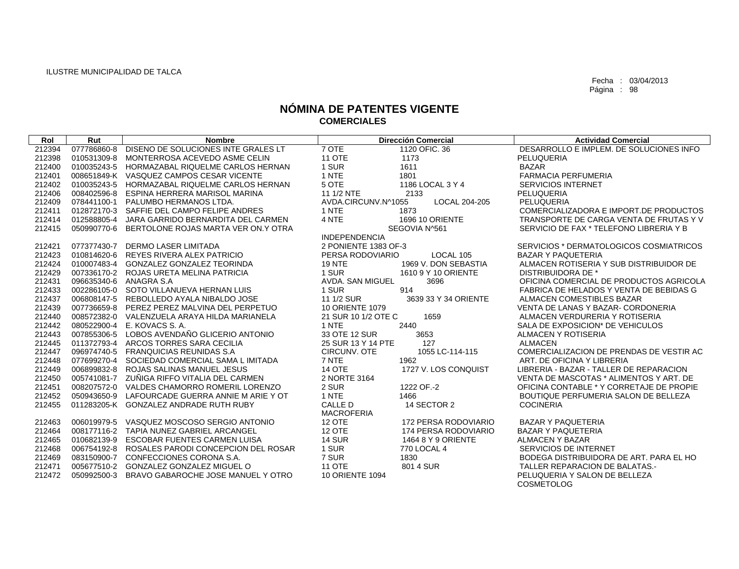ILUSTRE MUNICIPALIDAD DE TALCA

Fecha : 03/04/2013

# NÓMINA DE PATENTES VIGENTE
## COMERCIALES

| Rol | Rut | Nombre | Dirección Comercial | | Actividad Comercial |
|---|---|---|---|---|---|
| 212394 | 077786860-8 | DISENO DE SOLUCIONES INTE GRALES LT | 7 OTE | 1120 OFIC. 36 | DESARROLLO E IMPLEM. DE SOLUCIONES INFO |
| 212398 | 010531309-8 | MONTERROSA ACEVEDO ASME CELIN | 11 OTE | 1173 | PELUQUERIA |
| 212400 | 010035243-5 | HORMAZABAL RIQUELME CARLOS HERNAN | 1 SUR | 1611 | BAZAR |
| 212401 | 008651849-K | VASQUEZ CAMPOS CESAR VICENTE | 1 NTE | 1801 | FARMACIA PERFUMERIA |
| 212402 | 010035243-5 | HORMAZABAL RIQUELME CARLOS HERNAN | 5 OTE | 1186 LOCAL 3 Y 4 | SERVICIOS INTERNET |
| 212406 | 008402596-8 | ESPINA HERRERA MARISOL MARINA | 11 1/2 NTE | 2133 | PELUQUERIA |
| 212409 | 078441100-1 | PALUMBO HERMANOS LTDA. | AVDA.CIRCUNV.N^1055 | LOCAL 204-205 | PELUQUERIA |
| 212411 | 012872170-3 | SAFFIE DEL CAMPO FELIPE ANDRES | 1 NTE | 1873 | COMERCIALIZADORA E IMPORT.DE PRODUCTOS |
| 212414 | 012588805-4 | JARA GARRIDO BERNARDITA DEL CARMEN | 4 NTE | 1696 10 ORIENTE | TRANSPORTE DE CARGA VENTA DE FRUTAS Y V |
| 212415 | 050990770-6 | BERTOLONE ROJAS MARTA VER ON.Y OTRA | INDEPENDENCIA | SEGOVIA N^561 | SERVICIO DE FAX * TELEFONO LIBRERIA Y B |
| 212421 | 077377430-7 | DERMO LASER LIMITADA | 2 PONIENTE 1383 OF-3 | | SERVICIOS * DERMATOLOGICOS COSMIATRICOS |
| 212423 | 010814620-6 | REYES RIVERA ALEX PATRICIO | PERSA RODOVIARIO | LOCAL 105 | BAZAR Y PAQUETERIA |
| 212424 | 010007483-4 | GONZALEZ GONZALEZ TEORINDA | 19 NTE | 1969 V. DON SEBASTIA | ALMACEN ROTISERIA Y SUB DISTRIBUIDOR DE |
| 212429 | 007336170-2 | ROJAS URETA MELINA PATRICIA | 1 SUR | 1610 9 Y 10 ORIENTE | DISTRIBUIDORA DE * |
| 212431 | 096635340-6 | ANAGRA S.A | AVDA. SAN MIGUEL | 3696 | OFICINA COMERCIAL DE PRODUCTOS AGRICOLA |
| 212433 | 002286105-0 | SOTO VILLANUEVA HERNAN LUIS | 1 SUR | 914 | FABRICA DE HELADOS Y VENTA DE BEBIDAS G |
| 212437 | 006808147-5 | REBOLLEDO AYALA NIBALDO JOSE | 11 1/2 SUR | 3639 33 Y 34 ORIENTE | ALMACEN COMESTIBLES BAZAR |
| 212439 | 007736659-8 | PEREZ PEREZ MALVINA DEL PERPETUO | 10 ORIENTE 1079 | | VENTA DE LANAS Y BAZAR- CORDONERIA |
| 212440 | 008572382-0 | VALENZUELA ARAYA HILDA MARIANELA | 21 SUR 10 1/2 OTE C | 1659 | ALMACEN VERDURERIA Y ROTISERIA |
| 212442 | 080522900-4 | E. KOVACS S. A. | 1 NTE | 2440 | SALA DE EXPOSICION* DE VEHICULOS |
| 212443 | 007855306-5 | LOBOS AVENDAÑO GLICERIO ANTONIO | 33 OTE 12 SUR | 3653 | ALMACEN Y ROTISERIA |
| 212445 | 011372793-4 | ARCOS TORRES SARA CECILIA | 25 SUR 13 Y 14 PTE | 127 | ALMACEN |
| 212447 | 096974740-5 | FRANQUICIAS REUNIDAS S.A | CIRCUNV. OTE | 1055 LC-114-115 | COMERCIALIZACION DE PRENDAS DE VESTIR AC |
| 212448 | 077699270-4 | SOCIEDAD COMERCIAL SAMA L IMITADA | 7 NTE | 1962 | ART. DE OFICINA Y LIBRERIA |
| 212449 | 006899832-8 | ROJAS SALINAS MANUEL JESUS | 14 OTE | 1727 V. LOS CONQUIST | LIBRERIA - BAZAR - TALLER DE REPARACION |
| 212450 | 005741081-7 | ZUÑIGA RIFFO VITALIA DEL CARMEN | 2 NORTE 3164 | | VENTA DE MASCOTAS * ALIMENTOS Y ART. DE |
| 212451 | 008207572-0 | VALDES CHAMORRO ROMERIL LORENZO | 2 SUR | 1222 OF.-2 | OFICINA CONTABLE * Y CORRETAJE DE PROPIE |
| 212452 | 050943650-9 | LAFOURCADE GUERRA ANNIE M ARIE Y OT | 1 NTE | 1466 | BOUTIQUE PERFUMERIA SALON DE BELLEZA |
| 212455 | 011283205-K | GONZALEZ ANDRADE RUTH RUBY | CALLE D MACROFERIA | 14 SECTOR 2 | COCINERIA |
| 212463 | 006019979-5 | VASQUEZ MOSCOSO SERGIO ANTONIO | 12 OTE | 172 PERSA RODOVIARIO | BAZAR Y PAQUETERIA |
| 212464 | 008177116-2 | TAPIA NUNEZ GABRIEL ARCANGEL | 12 OTE | 174 PERSA RODOVIARIO | BAZAR Y PAQUETERIA |
| 212465 | 010682139-9 | ESCOBAR FUENTES CARMEN LUISA | 14 SUR | 1464 8 Y 9 ORIENTE | ALMACEN Y BAZAR |
| 212468 | 006754192-8 | ROSALES PARODI CONCEPCION DEL ROSAR | 1 SUR | 770 LOCAL 4 | SERVICIOS DE INTERNET |
| 212469 | 083150900-7 | CONFECCIONES CORONA S.A. | 7 SUR | 1830 | BODEGA DISTRIBUIDORA DE ART. PARA EL HO |
| 212471 | 005677510-2 | GONZALEZ GONZALEZ MIGUEL O | 11 OTE | 801 4 SUR | TALLER REPARACION DE BALATAS.- |
| 212472 | 050992500-3 | BRAVO GABAROCHE JOSE MANUEL Y OTRO | 10 ORIENTE 1094 | | PELUQUERIA Y SALON DE BELLEZA COSMETOLOG |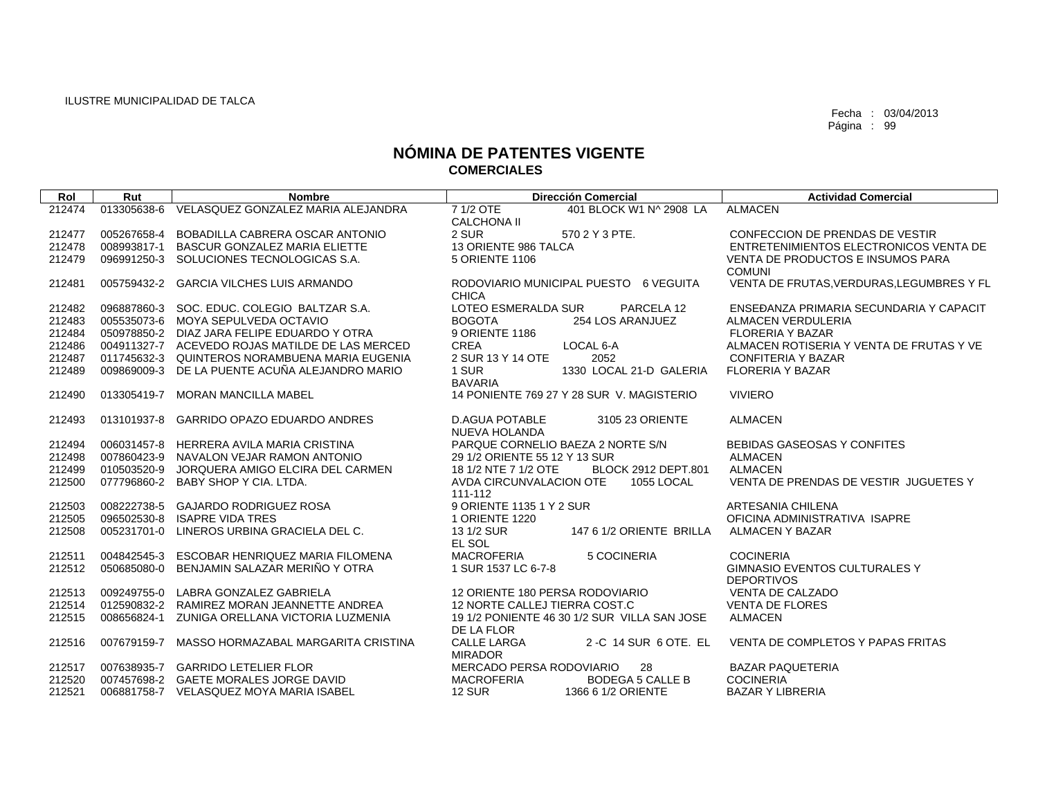ILUSTRE MUNICIPALIDAD DE TALCA

Fecha : 03/04/2013

# NÓMINA DE PATENTES VIGENTE
## COMERCIALES

| Rol | Rut | Nombre | Dirección Comercial | Actividad Comercial |
|---|---|---|---|---|
| 212474 | 013305638-6 | VELASQUEZ GONZALEZ MARIA ALEJANDRA | 7 1/2 OTE 401 BLOCK W1 N^ 2908 LA CALCHONA II | ALMACEN |
| 212477 | 005267658-4 | BOBADILLA CABRERA OSCAR ANTONIO | 2 SUR 570 2 Y 3 PTE. | CONFECCION DE PRENDAS DE VESTIR |
| 212478 | 008993817-1 | BASCUR GONZALEZ MARIA ELIETTE | 13 ORIENTE 986 TALCA | ENTRETENIMIENTOS ELECTRONICOS VENTA DE |
| 212479 | 096991250-3 | SOLUCIONES TECNOLOGICAS S.A. | 5 ORIENTE 1106 | VENTA DE PRODUCTOS E INSUMOS PARA COMUNI |
| 212481 | 005759432-2 | GARCIA VILCHES LUIS ARMANDO | RODOVIARIO MUNICIPAL PUESTO 6 VEGUITA CHICA | VENTA DE FRUTAS,VERDURAS,LEGUMBRES Y FL |
| 212482 | 096887860-3 | SOC. EDUC. COLEGIO BALTZAR S.A. | LOTEO ESMERALDA SUR PARCELA 12 | ENSEÐANZA PRIMARIA SECUNDARIA Y CAPACIT |
| 212483 | 005535073-6 | MOYA SEPULVEDA OCTAVIO | BOGOTA 254 LOS ARANJUEZ | ALMACEN VERDULERIA |
| 212484 | 050978850-2 | DIAZ JARA FELIPE EDUARDO Y OTRA | 9 ORIENTE 1186 | FLORERIA Y BAZAR |
| 212486 | 004911327-7 | ACEVEDO ROJAS MATILDE DE LAS MERCED | CREA LOCAL 6-A | ALMACEN ROTISERIA Y VENTA DE FRUTAS Y VE |
| 212487 | 011745632-3 | QUINTEROS NORAMBUENA MARIA EUGENIA | 2 SUR 13 Y 14 OTE 2052 | CONFITERIA Y BAZAR |
| 212489 | 009869009-3 | DE LA PUENTE ACUÑA ALEJANDRO MARIO | 1 SUR 1330 LOCAL 21-D GALERIA BAVARIA | FLORERIA Y BAZAR |
| 212490 | 013305419-7 | MORAN MANCILLA MABEL | 14 PONIENTE 769 27 Y 28 SUR V. MAGISTERIO | VIVIERO |
| 212493 | 013101937-8 | GARRIDO OPAZO EDUARDO ANDRES | D.AGUA POTABLE 3105 23 ORIENTE NUEVA HOLANDA | ALMACEN |
| 212494 | 006031457-8 | HERRERA AVILA MARIA CRISTINA | PARQUE CORNELIO BAEZA 2 NORTE S/N | BEBIDAS GASEOSAS Y CONFITES |
| 212498 | 007860423-9 | NAVALON VEJAR RAMON ANTONIO | 29 1/2 ORIENTE 55 12 Y 13 SUR | ALMACEN |
| 212499 | 010503520-9 | JORQUERA AMIGO ELCIRA DEL CARMEN | 18 1/2 NTE 7 1/2 OTE BLOCK 2912 DEPT.801 | ALMACEN |
| 212500 | 077796860-2 | BABY SHOP Y CIA. LTDA. | AVDA CIRCUNVALACION OTE 1055 LOCAL 111-112 | VENTA DE PRENDAS DE VESTIR JUGUETES Y |
| 212503 | 008222738-5 | GAJARDO RODRIGUEZ ROSA | 9 ORIENTE 1135 1 Y 2 SUR | ARTESANIA CHILENA |
| 212505 | 096502530-8 | ISAPRE VIDA TRES | 1 ORIENTE 1220 | OFICINA ADMINISTRATIVA ISAPRE |
| 212508 | 005231701-0 | LINEROS URBINA GRACIELA DEL C. | 13 1/2 SUR 147 6 1/2 ORIENTE BRILLA EL SOL | ALMACEN Y BAZAR |
| 212511 | 004842545-3 | ESCOBAR HENRIQUEZ MARIA FILOMENA | MACROFERIA 5 COCINERIA | COCINERIA |
| 212512 | 050685080-0 | BENJAMIN SALAZAR MERIÑO Y OTRA | 1 SUR 1537 LC 6-7-8 | GIMNASIO EVENTOS CULTURALES Y DEPORTIVOS |
| 212513 | 009249755-0 | LABRA GONZALEZ GABRIELA | 12 ORIENTE 180 PERSA RODOVIARIO | VENTA DE CALZADO |
| 212514 | 012590832-2 | RAMIREZ MORAN JEANNETTE ANDREA | 12 NORTE CALLEJ TIERRA COST.C | VENTA DE FLORES |
| 212515 | 008656824-1 | ZUNIGA ORELLANA VICTORIA LUZMENIA | 19 1/2 PONIENTE 46 30 1/2 SUR VILLA SAN JOSE DE LA FLOR | ALMACEN |
| 212516 | 007679159-7 | MASSO HORMAZABAL MARGARITA CRISTINA | CALLE LARGA 2 -C 14 SUR 6 OTE. EL MIRADOR | VENTA DE COMPLETOS Y PAPAS FRITAS |
| 212517 | 007638935-7 | GARRIDO LETELIER FLOR | MERCADO PERSA RODOVIARIO 28 | BAZAR PAQUETERIA |
| 212520 | 007457698-2 | GAETE MORALES JORGE DAVID | MACROFERIA BODEGA 5 CALLE B | COCINERIA |
| 212521 | 006881758-7 | VELASQUEZ MOYA MARIA ISABEL | 12 SUR 1366 6 1/2 ORIENTE | BAZAR Y LIBRERIA |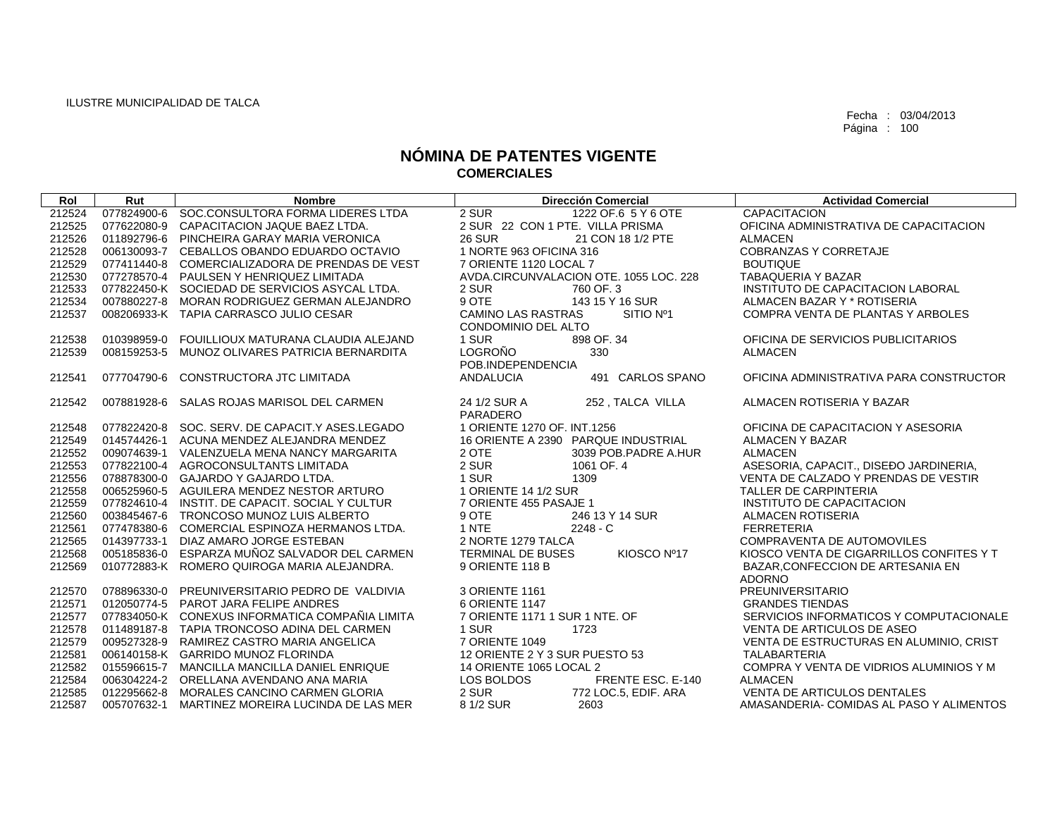ILUSTRE MUNICIPALIDAD DE TALCA

Fecha : 03/04/2013

# NÓMINA DE PATENTES VIGENTE
## COMERCIALES

| Rol | Rut | Nombre | Dirección Comercial | Actividad Comercial |
|---|---|---|---|---|
| 212524 | 077824900-6 | SOC.CONSULTORA FORMA LIDERES LTDA | 2 SUR 1222 OF.6 5 Y 6 OTE | CAPACITACION |
| 212525 | 077622080-9 | CAPACITACION JAQUE BAEZ LTDA. | 2 SUR 22 CON 1 PTE. VILLA PRISMA | OFICINA ADMINISTRATIVA DE CAPACITACION |
| 212526 | 011892796-6 | PINCHEIRA GARAY MARIA VERONICA | 26 SUR 21 CON 18 1/2 PTE | ALMACEN |
| 212528 | 006130093-7 | CEBALLOS OBANDO EDUARDO OCTAVIO | 1 NORTE 963 OFICINA 316 | COBRANZAS Y CORRETAJE |
| 212529 | 077411440-8 | COMERCIALIZADORA DE PRENDAS DE VEST | 7 ORIENTE 1120 LOCAL 7 | BOUTIQUE |
| 212530 | 077278570-4 | PAULSEN Y HENRIQUEZ LIMITADA | AVDA.CIRCUNVALACION OTE. 1055 LOC. 228 | TABAQUERIA Y BAZAR |
| 212533 | 077822450-K | SOCIEDAD DE SERVICIOS ASYCAL LTDA. | 2 SUR 760 OF. 3 | INSTITUTO DE CAPACITACION LABORAL |
| 212534 | 007880227-8 | MORAN RODRIGUEZ GERMAN ALEJANDRO | 9 OTE 143 15 Y 16 SUR | ALMACEN BAZAR Y * ROTISERIA |
| 212537 | 008206933-K | TAPIA CARRASCO JULIO CESAR | CAMINO LAS RASTRAS SITIO Nº1 CONDOMINIO DEL ALTO | COMPRA VENTA DE PLANTAS Y ARBOLES |
| 212538 | 010398959-0 | FOUILLIOUX MATURANA CLAUDIA ALEJAND | 1 SUR 898 OF. 34 | OFICINA DE SERVICIOS PUBLICITARIOS |
| 212539 | 008159253-5 | MUNOZ OLIVARES PATRICIA BERNARDITA | LOGROÑO 330 POB.INDEPENDENCIA | ALMACEN |
| 212541 | 077704790-6 | CONSTRUCTORA JTC LIMITADA | ANDALUCIA 491 CARLOS SPANO | OFICINA ADMINISTRATIVA PARA CONSTRUCTOR |
| 212542 | 007881928-6 | SALAS ROJAS MARISOL DEL CARMEN | 24 1/2 SUR A 252 , TALCA VILLA PARADERO | ALMACEN ROTISERIA Y BAZAR |
| 212548 | 077822420-8 | SOC. SERV. DE CAPACIT.Y ASES.LEGADO | 1 ORIENTE 1270 OF. INT.1256 | OFICINA DE CAPACITACION Y ASESORIA |
| 212549 | 014574426-1 | ACUNA MENDEZ ALEJANDRA MENDEZ | 16 ORIENTE A 2390 PARQUE INDUSTRIAL | ALMACEN Y BAZAR |
| 212552 | 009074639-1 | VALENZUELA MENA NANCY MARGARITA | 2 OTE 3039 POB.PADRE A.HUR | ALMACEN |
| 212553 | 077822100-4 | AGROCONSULTANTS LIMITADA | 2 SUR 1061 OF. 4 | ASESORIA, CAPACIT., DISEÐO JARDINERIA, |
| 212556 | 078878300-0 | GAJARDO Y GAJARDO LTDA. | 1 SUR 1309 | VENTA DE CALZADO Y PRENDAS DE VESTIR |
| 212558 | 006525960-5 | AGUILERA MENDEZ NESTOR ARTURO | 1 ORIENTE 14 1/2 SUR | TALLER DE CARPINTERIA |
| 212559 | 077824610-4 | INSTIT. DE CAPACIT. SOCIAL Y CULTUR | 7 ORIENTE 455 PASAJE 1 | INSTITUTO DE CAPACITACION |
| 212560 | 003845467-6 | TRONCOSO MUNOZ LUIS ALBERTO | 9 OTE 246 13 Y 14 SUR | ALMACEN ROTISERIA |
| 212561 | 077478380-6 | COMERCIAL ESPINOZA HERMANOS LTDA. | 1 NTE 2248 - C | FERRETERIA |
| 212565 | 014397733-1 | DIAZ AMARO JORGE ESTEBAN | 2 NORTE 1279 TALCA | COMPRAVENTA DE AUTOMOVILES |
| 212568 | 005185836-0 | ESPARZA MUÑOZ SALVADOR DEL CARMEN | TERMINAL DE BUSES KIOSCO Nº17 | KIOSCO VENTA DE CIGARRILLOS CONFITES Y T |
| 212569 | 010772883-K | ROMERO QUIROGA MARIA ALEJANDRA. | 9 ORIENTE 118 B | BAZAR,CONFECCION DE ARTESANIA EN ADORNO |
| 212570 | 078896330-0 | PREUNIVERSITARIO PEDRO DE VALDIVIA | 3 ORIENTE 1161 | PREUNIVERSITARIO |
| 212571 | 012050774-5 | PAROT JARA FELIPE ANDRES | 6 ORIENTE 1147 | GRANDES TIENDAS |
| 212577 | 077834050-K | CONEXUS INFORMATICA COMPAÑIA LIMITA | 7 ORIENTE 1171 1 SUR 1 NTE. OF | SERVICIOS INFORMATICOS Y COMPUTACIONALE |
| 212578 | 011489187-8 | TAPIA TRONCOSO ADINA DEL CARMEN | 1 SUR 1723 | VENTA DE ARTICULOS DE ASEO |
| 212579 | 009527328-9 | RAMIREZ CASTRO MARIA ANGELICA | 7 ORIENTE 1049 | VENTA DE ESTRUCTURAS EN ALUMINIO, CRIST |
| 212581 | 006140158-K | GARRIDO MUNOZ FLORINDA | 12 ORIENTE 2 Y 3 SUR PUESTO 53 | TALABARTERIA |
| 212582 | 015596615-7 | MANCILLA MANCILLA DANIEL ENRIQUE | 14 ORIENTE 1065 LOCAL 2 | COMPRA Y VENTA DE VIDRIOS ALUMINIOS Y M |
| 212584 | 006304224-2 | ORELLANA AVENDANO ANA MARIA | LOS BOLDOS FRENTE ESC. E-140 | ALMACEN |
| 212585 | 012295662-8 | MORALES CANCINO CARMEN GLORIA | 2 SUR 772 LOC.5, EDIF. ARA | VENTA DE ARTICULOS DENTALES |
| 212587 | 005707632-1 | MARTINEZ MOREIRA LUCINDA DE LAS MER | 8 1/2 SUR 2603 | AMASANDERIA- COMIDAS AL PASO Y ALIMENTOS |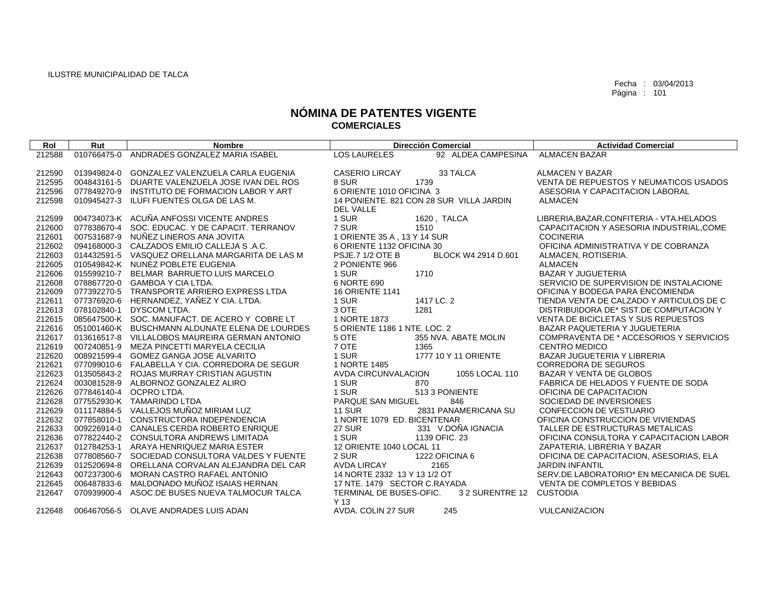ILUSTRE MUNICIPALIDAD DE TALCA

Fecha : 03/04/2013
Página : 101

# NÓMINA DE PATENTES VIGENTE
## COMERCIALES

| Rol | Rut | Nombre | Dirección Comercial | Actividad Comercial |
|---|---|---|---|---|
| 212588 | 010766475-0 | ANDRADES GONZALEZ MARIA ISABEL | LOS LAURELES 92 ALDEA CAMPESINA | ALMACEN BAZAR |
| 212590 | 013949824-0 | GONZALEZ VALENZUELA CARLA EUGENIA | CASERIO LIRCAY 33 TALCA | ALMACEN Y BAZAR |
| 212595 | 004843161-5 | DUARTE VALENZUELA JOSE IVAN DEL ROS | 8 SUR 1739 | VENTA DE REPUESTOS Y NEUMATICOS USADOS |
| 212596 | 077849270-9 | INSTITUTO DE FORMACION LABOR Y ART | 6 ORIENTE 1010 OFICINA 3 | ASESORIA Y CAPACITACION LABORAL |
| 212598 | 010945427-3 | ILUFI FUENTES OLGA DE LAS M. | 14 PONIENTE. 821 CON 28 SUR VILLA JARDIN DEL VALLE | ALMACEN |
| 212599 | 004734073-K | ACUÑA ANFOSSI VICENTE ANDRES | 1 SUR 1620 , TALCA | LIBRERIA,BAZAR,CONFITERIA - VTA.HELADOS |
| 212600 | 077838670-4 | SOC. EDUCAC. Y DE CAPACIT. TERRANOV | 7 SUR 1510 | CAPACITACION Y ASESORIA INDUSTRIAL,COME |
| 212601 | 007531687-9 | NUÑEZ LINEROS ANA JOVITA | 1 ORIENTE 35 A , 13 Y 14 SUR | COCINERIA |
| 212602 | 094168000-3 | CALZADOS EMILIO CALLEJA S .A.C. | 6 ORIENTE 1132 OFICINA 30 | OFICINA ADMINISTRATIVA Y DE COBRANZA |
| 212603 | 014432591-5 | VASQUEZ ORELLANA MARGARITA DE LAS M | PSJE.7 1/2 OTE B BLOCK W4 2914 D.601 | ALMACEN, ROTISERIA. |
| 212605 | 010549842-K | NUNEZ POBLETE EUGENIA | 2 PONIENTE 966 | ALMACEN |
| 212606 | 015599210-7 | BELMAR BARRUETO LUIS MARCELO | 1 SUR 1710 | BAZAR Y JUGUETERIA |
| 212608 | 078867720-0 | GAMBOA Y CIA LTDA. | 6 NORTE 690 | SERVICIO DE SUPERVISION DE INSTALACIONE |
| 212609 | 077392270-5 | TRANSPORTE ARRIERO EXPRESS LTDA | 16 ORIENTE 1141 | OFICINA Y BODEGA PARA ENCOMIENDA |
| 212611 | 077376920-6 | HERNANDEZ, YAÑEZ Y CIA. LTDA. | 1 SUR 1417 LC. 2 | TIENDA VENTA DE CALZADO Y ARTICULOS DE C |
| 212613 | 078102840-1 | DYSCOM LTDA. | 3 OTE 1281 | DISTRIBUIDORA DE* SIST.DE COMPUTACION Y |
| 212615 | 085647500-K | SOC. MANUFACT. DE ACERO Y COBRE LT | 1 NORTE 1873 | VENTA DE BICICLETAS Y SUS REPUESTOS |
| 212616 | 051001460-K | BUSCHMANN ALDUNATE ELENA DE LOURDES | 5 ORIENTE 1186 1 NTE. LOC. 2 | BAZAR PAQUETERIA Y JUGUETERIA |
| 212617 | 013616517-8 | VILLALOBOS MAUREIRA GERMAN ANTONIO | 5 OTE 355 NVA. ABATE MOLIN | COMPRAVENTA DE * ACCESORIOS Y SERVICIOS |
| 212619 | 007240851-9 | MEZA PINCETTI MARYELA CECILIA | 7 OTE 1365 | CENTRO MEDICO |
| 212620 | 008921599-4 | GOMEZ GANGA JOSE ALVARITO | 1 SUR 1777 10 Y 11 ORIENTE | BAZAR JUGUETERIA Y LIBRERIA |
| 212621 | 077099010-6 | FALABELLA Y CIA. CORREDORA DE SEGUR | 1 NORTE 1485 | CORREDORA DE SEGUROS |
| 212623 | 013505843-2 | ROJAS MURRAY CRISTIAN AGUSTIN | AVDA CIRCUNVALACION 1055 LOCAL 110 | BAZAR Y VENTA DE GLOBOS |
| 212624 | 003081528-9 | ALBORNOZ GONZALEZ ALIRO | 1 SUR 870 | FABRICA DE HELADOS Y FUENTE DE SODA |
| 212626 | 077846140-4 | OCPRO LTDA. | 1 SUR 513 3 PONIENTE | OFICINA DE CAPACITACION |
| 212628 | 077552930-K | TAMARINDO LTDA | PARQUE SAN MIGUEL 846 | SOCIEDAD DE INVERSIONES |
| 212629 | 011174884-5 | VALLEJOS MUÑOZ MIRIAM LUZ | 11 SUR 2831 PANAMERICANA SU | CONFECCION DE VESTUARIO |
| 212632 | 077858010-1 | CONSTRUCTORA INDEPENDENCIA | 1 NORTE 1079 ED. BICENTENAR | OFICINA CONSTRUCCION DE VIVIENDAS |
| 212633 | 009226914-0 | CANALES CERDA ROBERTO ENRIQUE | 27 SUR 331 V.DOÑA IGNACIA | TALLER DE ESTRUCTURAS METALICAS |
| 212636 | 077822440-2 | CONSULTORA ANDREWS LIMITADA | 1 SUR 1139 OFIC. 23 | OFICINA CONSULTORA Y CAPACITACION LABOR |
| 212637 | 012784253-1 | ARAYA HENRIQUEZ MARIA ESTER | 12 ORIENTE 1040 LOCAL 11 | ZAPATERIA, LIBRERIA Y BAZAR |
| 212638 | 077808560-7 | SOCIEDAD CONSULTORA VALDES Y FUENTE | 2 SUR 1222 OFICINA 6 | OFICINA DE CAPACITACION, ASESORIAS, ELA |
| 212639 | 012520694-8 | ORELLANA CORVALAN ALEJANDRA DEL CAR | AVDA LIRCAY 2165 | JARDIN INFANTIL |
| 212643 | 007237300-6 | MORAN CASTRO RAFAEL ANTONIO | 14 NORTE 2332 13 Y 13 1/2 OT | SERV.DE LABORATORIO* EN MECANICA DE SUEL |
| 212645 | 006487833-6 | MALDONADO MUÑOZ ISAIAS HERNAN | 17 NTE. 1479 SECTOR C.RAYADA | VENTA DE COMPLETOS Y BEBIDAS |
| 212647 | 070939900-4 | ASOC.DE BUSES NUEVA TALMOCUR TALCA | TERMINAL DE BUSES-OFIC. 3 2 SURENTRE 12 Y 13 | CUSTODIA |
| 212648 | 006467056-5 | OLAVE ANDRADES LUIS ADAN | AVDA. COLIN 27 SUR 245 | VULCANIZACION |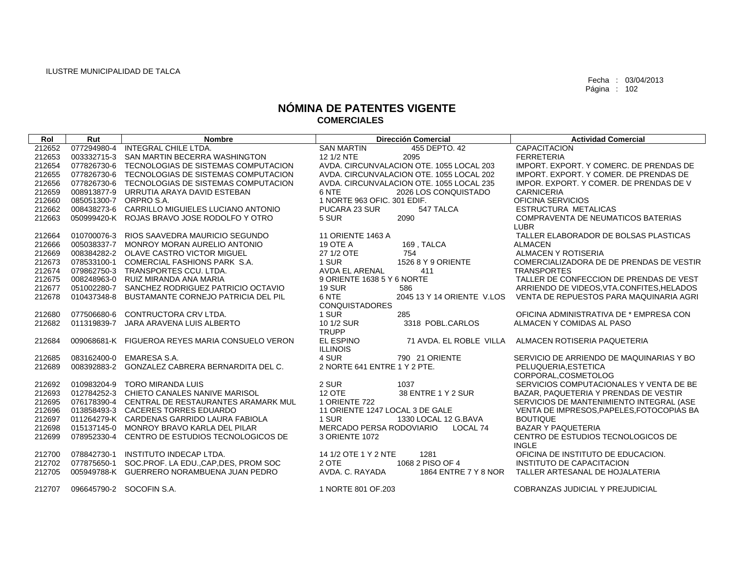ILUSTRE MUNICIPALIDAD DE TALCA

Fecha : 03/04/2013

# NÓMINA DE PATENTES VIGENTE
## COMERCIALES

| Rol | Rut | Nombre | Dirección Comercial | Actividad Comercial |
|---|---|---|---|---|
| 212652 | 077294980-4 | INTEGRAL CHILE LTDA. | SAN MARTIN 455 DEPTO. 42 | CAPACITACION |
| 212653 | 003332715-3 | SAN MARTIN BECERRA WASHINGTON | 12 1/2 NTE 2095 | FERRETERIA |
| 212654 | 077826730-6 | TECNOLOGIAS DE SISTEMAS COMPUTACION | AVDA. CIRCUNVALACION OTE. 1055 LOCAL 203 | IMPORT. EXPORT. Y COMERC. DE PRENDAS DE |
| 212655 | 077826730-6 | TECNOLOGIAS DE SISTEMAS COMPUTACION | AVDA. CIRCUNVALACION OTE. 1055 LOCAL 202 | IMPORT. EXPORT. Y COMER. DE PRENDAS DE |
| 212656 | 077826730-6 | TECNOLOGIAS DE SISTEMAS COMPUTACION | AVDA. CIRCUNVALACION OTE. 1055 LOCAL 235 | IMPOR. EXPORT. Y COMER. DE PRENDAS DE V |
| 212659 | 008913877-9 | URRUTIA ARAYA DAVID ESTEBAN | 6 NTE 2026 LOS CONQUISTADO | CARNICERIA |
| 212660 | 085051300-7 | ORPRO S.A. | 1 NORTE 963 OFIC. 301 EDIF. | OFICINA SERVICIOS |
| 212662 | 008438273-6 | CARRILLO MIGUIELES LUCIANO ANTONIO | PUCARA 23 SUR 547 TALCA | ESTRUCTURA METALICAS |
| 212663 | 050999420-K | ROJAS BRAVO JOSE RODOLFO Y OTRO | 5 SUR 2090 | COMPRAVENTA DE NEUMATICOS BATERIAS LUBR |
| 212664 | 010700076-3 | RIOS SAAVEDRA MAURICIO SEGUNDO | 11 ORIENTE 1463 A | TALLER ELABORADOR DE BOLSAS PLASTICAS |
| 212666 | 005038337-7 | MONROY MORAN AURELIO ANTONIO | 19 OTE A 169 , TALCA | ALMACEN |
| 212669 | 008384282-2 | OLAVE CASTRO VICTOR MIGUEL | 27 1/2 OTE 754 | ALMACEN Y ROTISERIA |
| 212673 | 078533100-1 | COMERCIAL FASHIONS PARK S.A. | 1 SUR 1526 8 Y 9 ORIENTE | COMERCIALIZADORA DE DE PRENDAS DE VESTIR |
| 212674 | 079862750-3 | TRANSPORTES CCU. LTDA. | AVDA EL ARENAL 411 | TRANSPORTES |
| 212675 | 008248963-0 | RUIZ MIRANDA ANA MARIA | 9 ORIENTE 1638 5 Y 6 NORTE | TALLER DE CONFECCION DE PRENDAS DE VEST |
| 212677 | 051002280-7 | SANCHEZ RODRIGUEZ PATRICIO OCTAVIO | 19 SUR 586 | ARRIENDO DE VIDEOS,VTA.CONFITES,HELADOS |
| 212678 | 010437348-8 | BUSTAMANTE CORNEJO PATRICIA DEL PIL | 6 NTE 2045 13 Y 14 ORIENTE V.LOS CONQUISTADORES | VENTA DE REPUESTOS PARA MAQUINARIA AGRI |
| 212680 | 077506680-6 | CONTRCTORA CRV LTDA. | 1 SUR 285 | OFICINA ADMINISTRATIVA DE * EMPRESA CON |
| 212682 | 011319839-7 | JARA ARAVENA LUIS ALBERTO | 10 1/2 SUR 3318 POBL.CARLOS TRUPP | ALMACEN Y COMIDAS AL PASO |
| 212684 | 009068681-K | FIGUEROA REYES MARIA CONSUELO VERON | EL ESPINO 71 AVDA. EL ROBLE VILLA ILLINOIS | ALMACEN ROTISERIA PAQUETERIA |
| 212685 | 083162400-0 | EMARESA S.A. | 4 SUR 790 21 ORIENTE | SERVICIO DE ARRIENDO DE MAQUINARIAS Y BO |
| 212689 | 008392883-2 | GONZALEZ CABRERA BERNARDITA DEL C. | 2 NORTE 641 ENTRE 1 Y 2 PTE. | PELUQUERIA,ESTETICA CORPORAL,COSMETOLOG |
| 212692 | 010983204-9 | TORO MIRANDA LUIS | 2 SUR 1037 | SERVICIOS COMPUTACIONALES Y VENTA DE BE |
| 212693 | 012784252-3 | CHIETO CANALES NANIVE MARISOL | 12 OTE 38 ENTRE 1 Y 2 SUR | BAZAR, PAQUETERIA Y PRENDAS DE VESTIR |
| 212695 | 076178390-4 | CENTRAL DE RESTAURANTES ARAMARK MUL | 1 ORIENTE 722 | SERVICIOS DE MANTENIMIENTO INTEGRAL (ASE |
| 212696 | 013858493-3 | CACERES TORRES EDUARDO | 11 ORIENTE 1247 LOCAL 3 DE GALE | VENTA DE IMPRESOS,PAPELES,FOTOCOPIAS BA |
| 212697 | 011264279-K | CARDENAS GARRIDO LAURA FABIOLA | 1 SUR 1330 LOCAL 12 G.BAVA | BOUTIQUE |
| 212698 | 015137145-0 | MONROY BRAVO KARLA DEL PILAR | MERCADO PERSA RODOVIARIO LOCAL 74 | BAZAR Y PAQUETERIA |
| 212699 | 078952330-4 | CENTRO DE ESTUDIOS TECNOLOGICOS DE | 3 ORIENTE 1072 | CENTRO DE ESTUDIOS TECNOLOGICOS DE INGLE |
| 212700 | 078842730-1 | INSTITUTO INDECAP LTDA. | 14 1/2 OTE 1 Y 2 NTE 1281 | OFICINA DE INSTITUTO DE EDUCACION. |
| 212702 | 077875650-1 | SOC.PROF. LA EDU.,CAP,DES, PROM SOC | 2 OTE 1068 2 PISO OF 4 | INSTITUTO DE CAPACITACION |
| 212705 | 005949788-K | GUERRERO NORAMBUENA JUAN PEDRO | AVDA. C. RAYADA 1864 ENTRE 7 Y 8 NOR | TALLER ARTESANAL DE HOJALATERIA |
| 212707 | 096645790-2 | SOCOFIN S.A. | 1 NORTE 801 OF.203 | COBRANZAS JUDICIAL Y PREJUDICIAL |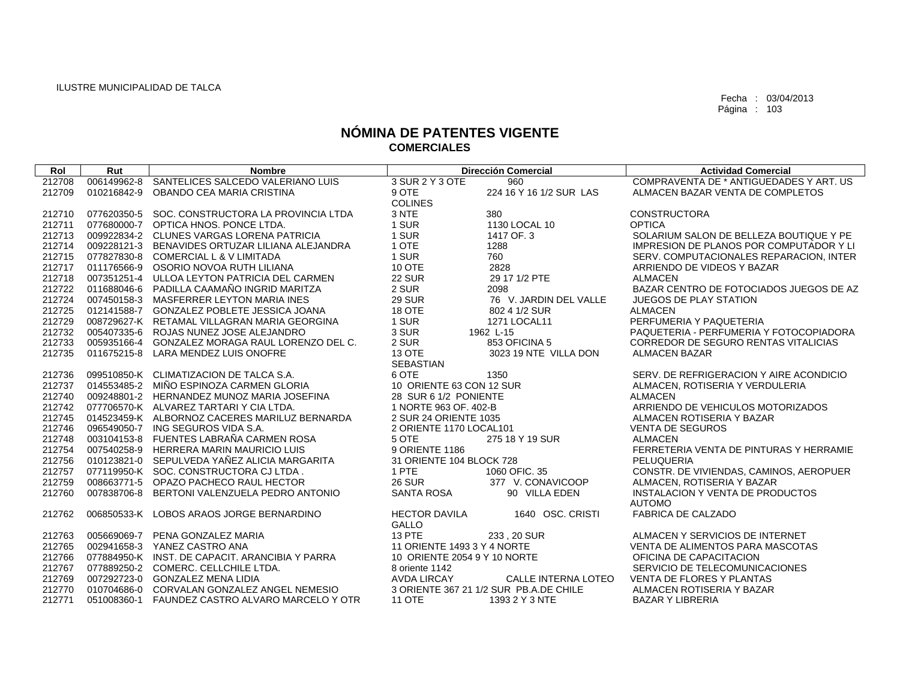ILUSTRE MUNICIPALIDAD DE TALCA

Fecha : 03/04/2013

# NÓMINA DE PATENTES VIGENTE
## COMERCIALES

| Rol | Rut | Nombre | Dirección Comercial | | Actividad Comercial |
|---|---|---|---|---|---|
| 212708 | 006149962-8 | SANTELICES SALCEDO VALERIANO LUIS | 3 SUR 2 Y 3 OTE | 960 | COMPRAVENTA DE * ANTIGUEDADES Y ART. US |
| 212709 | 010216842-9 | OBANDO CEA MARIA CRISTINA | 9 OTE COLINES | 224 16 Y 16 1/2 SUR LAS | ALMACEN BAZAR VENTA DE COMPLETOS |
| 212710 | 077620350-5 | SOC. CONSTRUCTORA LA PROVINCIA LTDA | 3 NTE | 380 | CONSTRUCTORA |
| 212711 | 077680000-7 | OPTICA HNOS. PONCE LTDA. | 1 SUR | 1130 LOCAL 10 | OPTICA |
| 212713 | 009922834-2 | CLUNES VARGAS LORENA PATRICIA | 1 SUR | 1417 OF. 3 | SOLARIUM SALON DE BELLEZA BOUTIQUE Y PE |
| 212714 | 009228121-3 | BENAVIDES ORTUZAR LILIANA ALEJANDRA | 1 OTE | 1288 | IMPRESION DE PLANOS POR COMPUTADOR Y LI |
| 212715 | 077827830-8 | COMERCIAL L & V LIMITADA | 1 SUR | 760 | SERV. COMPUTACIONALES REPARACION, INTER |
| 212717 | 011176566-9 | OSORIO NOVOA RUTH LILIANA | 10 OTE | 2828 | ARRIENDO DE VIDEOS Y BAZAR |
| 212718 | 007351251-4 | ULLOA LEYTON PATRICIA DEL CARMEN | 22 SUR | 29 17 1/2 PTE | ALMACEN |
| 212722 | 011688046-6 | PADILLA CAAMAÑO INGRID MARITZA | 2 SUR | 2098 | BAZAR CENTRO DE FOTOCIADOS JUEGOS DE AZ |
| 212724 | 007450158-3 | MASFERRER LEYTON MARIA INES | 29 SUR | 76 V. JARDIN DEL VALLE | JUEGOS DE PLAY STATION |
| 212725 | 012141588-7 | GONZALEZ POBLETE JESSICA JOANA | 18 OTE | 802 4 1/2 SUR | ALMACEN |
| 212729 | 008729627-K | RETAMAL VILLAGRAN MARIA GEORGINA | 1 SUR | 1271 LOCAL11 | PERFUMERIA Y PAQUETERIA |
| 212732 | 005407335-6 | ROJAS NUNEZ JOSE ALEJANDRO | 3 SUR | 1962 L-15 | PAQUETERIA - PERFUMERIA Y FOTOCOPIADORA |
| 212733 | 005935166-4 | GONZALEZ MORAGA RAUL LORENZO DEL C. | 2 SUR | 853 OFICINA 5 | CORREDOR DE SEGURO RENTAS VITALICIAS |
| 212735 | 011675215-8 | LARA MENDEZ LUIS ONOFRE | 13 OTE SEBASTIAN | 3023 19 NTE VILLA DON | ALMACEN BAZAR |
| 212736 | 099510850-K | CLIMATIZACION DE TALCA S.A. | 6 OTE | 1350 | SERV. DE REFRIGERACION Y AIRE ACONDICIO |
| 212737 | 014553485-2 | MIÑO ESPINOZA CARMEN GLORIA | 10 ORIENTE 63 CON 12 SUR | | ALMACEN, ROTISERIA Y VERDULERIA |
| 212740 | 009248801-2 | HERNANDEZ MUNOZ MARIA JOSEFINA | 28 SUR 6 1/2 PONIENTE | | ALMACEN |
| 212742 | 077706570-K | ALVAREZ TARTARI Y CIA LTDA. | 1 NORTE 963 OF. 402-B | | ARRIENDO DE VEHICULOS MOTORIZADOS |
| 212745 | 014523459-K | ALBORNOZ CACERES MARILUZ BERNARDA | 2 SUR 24 ORIENTE 1035 | | ALMACEN ROTISERIA Y BAZAR |
| 212746 | 096549050-7 | ING SEGUROS VIDA S.A. | 2 ORIENTE 1170 LOCAL101 | | VENTA DE SEGUROS |
| 212748 | 003104153-8 | FUENTES LABRAÑA CARMEN ROSA | 5 OTE | 275 18 Y 19 SUR | ALMACEN |
| 212754 | 007540258-9 | HERRERA MARIN MAURICIO LUIS | 9 ORIENTE 1186 | | FERRETERIA VENTA DE PINTURAS Y HERRAMIE |
| 212756 | 010123821-0 | SEPULVEDA YAÑEZ ALICIA MARGARITA | 31 ORIENTE 104 BLOCK 728 | | PELUQUERIA |
| 212757 | 077119950-K | SOC. CONSTRUCTORA CJ LTDA . | 1 PTE | 1060 OFIC. 35 | CONSTR. DE VIVIENDAS, CAMINOS, AEROPUER |
| 212759 | 008663771-5 | OPAZO PACHECO RAUL HECTOR | 26 SUR | 377 V. CONAVICOOP | ALMACEN, ROTISERIA Y BAZAR |
| 212760 | 007838706-8 | BERTONI VALENZUELA PEDRO ANTONIO | SANTA ROSA | 90 VILLA EDEN | INSTALACION Y VENTA DE PRODUCTOS AUTOMO |
| 212762 | 006850533-K | LOBOS ARAOS JORGE BERNARDINO | HECTOR DAVILA GALLO | 1640 OSC. CRISTI | FABRICA DE CALZADO |
| 212763 | 005669069-7 | PENA GONZALEZ MARIA | 13 PTE | 233 , 20 SUR | ALMACEN Y SERVICIOS DE INTERNET |
| 212765 | 002941658-3 | YANEZ CASTRO ANA | 11 ORIENTE 1493 3 Y 4 NORTE | | VENTA DE ALIMENTOS PARA MASCOTAS |
| 212766 | 077884950-K | INST. DE CAPACIT. ARANCIBIA Y PARRA | 10 ORIENTE 2054 9 Y 10 NORTE | | OFICINA DE CAPACITACION |
| 212767 | 077889250-2 | COMERC. CELLCHILE LTDA. | 8 oriente 1142 | | SERVICIO DE TELECOMUNICACIONES |
| 212769 | 007292723-0 | GONZALEZ MENA LIDIA | AVDA LIRCAY | CALLE INTERNA LOTEO | VENTA DE FLORES Y PLANTAS |
| 212770 | 010704686-0 | CORVALAN GONZALEZ ANGEL NEMESIO | 3 ORIENTE 367 21 1/2 SUR PB.A.DE CHILE | | ALMACEN ROTISERIA Y BAZAR |
| 212771 | 051008360-1 | FAUNDEZ CASTRO ALVARO MARCELO Y OTR | 11 OTE | 1393 2 Y 3 NTE | BAZAR Y LIBRERIA |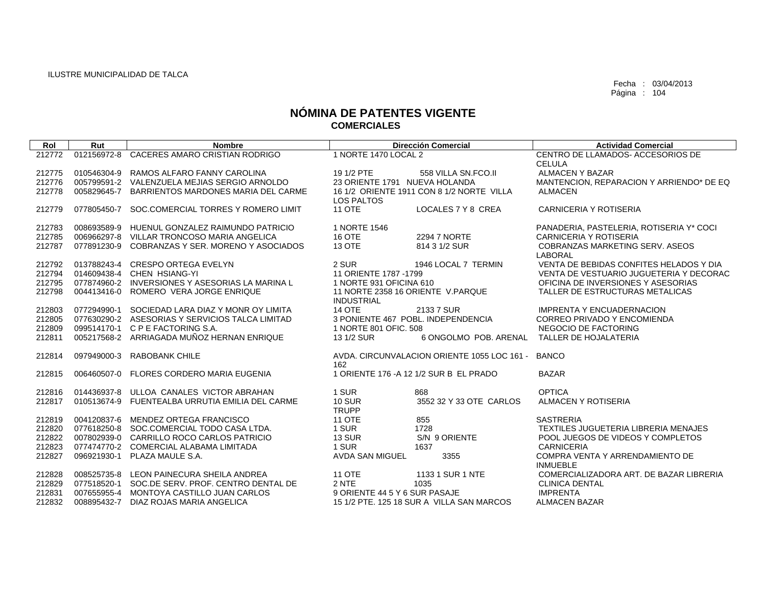ILUSTRE MUNICIPALIDAD DE TALCA

Fecha : 03/04/2013
Página : 104

# NÓMINA DE PATENTES VIGENTE
## COMERCIALES

| Rol | Rut | Nombre | Dirección Comercial | Actividad Comercial |
|---|---|---|---|---|
| 212772 | 012156972-8 | CACERES AMARO CRISTIAN RODRIGO | 1 NORTE 1470 LOCAL 2 | CENTRO DE LLAMADOS- ACCESORIOS DE CELULA |
| 212775 | 010546304-9 | RAMOS ALFARO FANNY CAROLINA | 19 1/2 PTE 558 VILLA SN.FCO.II | ALMACEN Y BAZAR |
| 212776 | 005799591-2 | VALENZUELA MEJIAS SERGIO ARNOLDO | 23 ORIENTE 1791 NUEVA HOLANDA | MANTENCION, REPARACION Y ARRIENDO* DE EQ |
| 212778 | 005829645-7 | BARRIENTOS MARDONES MARIA DEL CARME | 16 1/2 ORIENTE 1911 CON 8 1/2 NORTE VILLA LOS PALTOS | ALMACEN |
| 212779 | 077805450-7 | SOC.COMERCIAL TORRES Y ROMERO LIMIT | 11 OTE LOCALES 7 Y 8 CREA | CARNICERIA Y ROTISERIA |
| 212783 | 008693589-9 | HUENUL GONZALEZ RAIMUNDO PATRICIO | 1 NORTE 1546 | PANADERIA, PASTELERIA, ROTISERIA Y* COCI |
| 212785 | 006966297-8 | VILLAR TRONCOSO MARIA ANGELICA | 16 OTE 2294 7 NORTE | CARNICERIA Y ROTISERIA |
| 212787 | 077891230-9 | COBRANZAS Y SER. MORENO Y ASOCIADOS | 13 OTE 814 3 1/2 SUR | COBRANZAS MARKETING SERV. ASEOS LABORAL |
| 212792 | 013788243-4 | CRESPO ORTEGA EVELYN | 2 SUR 1946 LOCAL 7 TERMIN | VENTA DE BEBIDAS CONFITES HELADOS Y DIA |
| 212794 | 014609438-4 | CHEN HSIANG-YI | 11 ORIENTE 1787 -1799 | VENTA DE VESTUARIO JUGUETERIA Y DECORAC |
| 212795 | 077874960-2 | INVERSIONES Y ASESORIAS LA MARINA L | 1 NORTE 931 OFICINA 610 | OFICINA DE INVERSIONES Y ASESORIAS |
| 212798 | 004413416-0 | ROMERO VERA JORGE ENRIQUE | 11 NORTE 2358 16 ORIENTE V.PARQUE INDUSTRIAL | TALLER DE ESTRUCTURAS METALICAS |
| 212803 | 077294990-1 | SOCIEDAD LARA DIAZ Y MONR OY LIMITA | 14 OTE 2133 7 SUR | IMPRENTA Y ENCUADERNACION |
| 212805 | 077630290-2 | ASESORIAS Y SERVICIOS TALCA LIMITAD | 3 PONIENTE 467 POBL. INDEPENDENCIA | CORREO PRIVADO Y ENCOMIENDA |
| 212809 | 099514170-1 | C P E FACTORING S.A. | 1 NORTE 801 OFIC. 508 | NEGOCIO DE FACTORING |
| 212811 | 005217568-2 | ARRIAGADA MUÑOZ HERNAN ENRIQUE | 13 1/2 SUR 6 ONGOLMO POB. ARENAL | TALLER DE HOJALATERIA |
| 212814 | 097949000-3 | RABOBANK CHILE | AVDA. CIRCUNVALACION ORIENTE 1055 LOC 161 - 162 | BANCO |
| 212815 | 006460507-0 | FLORES CORDERO MARIA EUGENIA | 1 ORIENTE 176 -A 12 1/2 SUR B EL PRADO | BAZAR |
| 212816 | 014436937-8 | ULLOA CANALES VICTOR ABRAHAN | 1 SUR 868 | OPTICA |
| 212817 | 010513674-9 | FUENTEALBA URRUTIA EMILIA DEL CARME | 10 SUR 3552 32 Y 33 OTE CARLOS TRUPP | ALMACEN Y ROTISERIA |
| 212819 | 004120837-6 | MENDEZ ORTEGA FRANCISCO | 11 OTE 855 | SASTRERIA |
| 212820 | 077618250-8 | SOC.COMERCIAL TODO CASA LTDA. | 1 SUR 1728 | TEXTILES JUGUETERIA LIBRERIA MENAJES |
| 212822 | 007802939-0 | CARRILLO ROCO CARLOS PATRICIO | 13 SUR S/N 9 ORIENTE | POOL JUEGOS DE VIDEOS Y COMPLETOS |
| 212823 | 077474770-2 | COMERCIAL ALABAMA LIMITADA | 1 SUR 1637 | CARNICERIA |
| 212827 | 096921930-1 | PLAZA MAULE S.A. | AVDA SAN MIGUEL 3355 | COMPRA VENTA Y ARRENDAMIENTO DE INMUEBLE |
| 212828 | 008525735-8 | LEON PAINECURA SHEILA ANDREA | 11 OTE 1133 1 SUR 1 NTE | COMERCIALIZADORA ART. DE BAZAR LIBRERIA |
| 212829 | 077518520-1 | SOC.DE SERV. PROF. CENTRO DENTAL DE | 2 NTE 1035 | CLINICA DENTAL |
| 212831 | 007655955-4 | MONTOYA CASTILLO JUAN CARLOS | 9 ORIENTE 44 5 Y 6 SUR PASAJE | IMPRENTA |
| 212832 | 008895432-7 | DIAZ ROJAS MARIA ANGELICA | 15 1/2 PTE. 125 18 SUR A VILLA SAN MARCOS | ALMACEN BAZAR |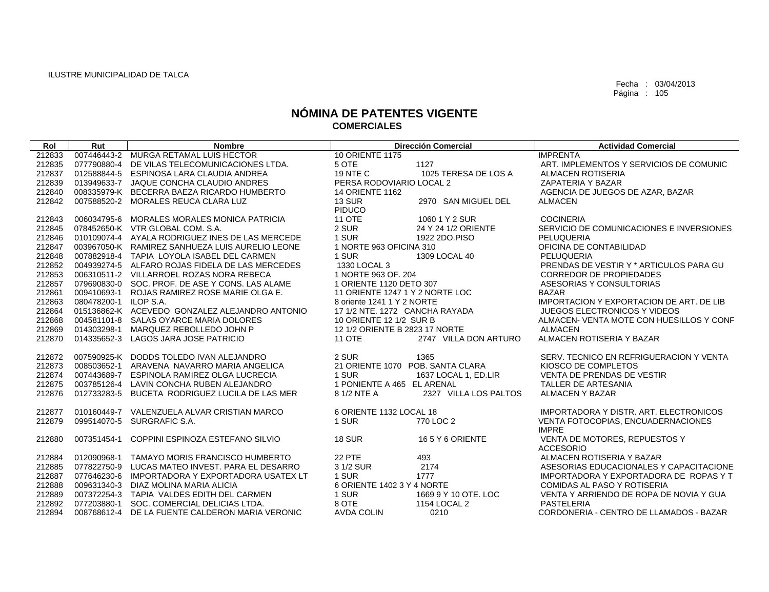ILUSTRE MUNICIPALIDAD DE TALCA

Fecha : 03/04/2013
Página : 105

# NÓMINA DE PATENTES VIGENTE
## COMERCIALES

| Rol | Rut | Nombre | Dirección Comercial | Actividad Comercial |
|---|---|---|---|---|
| 212833 | 007446443-2 | MURGA RETAMAL LUIS HECTOR | 10 ORIENTE 1175 | IMPRENTA |
| 212835 | 077790880-4 | DE VILAS TELECOMUNICACIONES LTDA. | 5 OTE 1127 | ART. IMPLEMENTOS Y SERVICIOS DE COMUNIC |
| 212837 | 012588844-5 | ESPINOSA LARA CLAUDIA ANDREA | 19 NTE C 1025 TERESA DE LOS A | ALMACEN ROTISERIA |
| 212839 | 013949633-7 | JAQUE CONCHA CLAUDIO ANDRES | PERSA RODOVIARIO LOCAL 2 | ZAPATERIA Y BAZAR |
| 212840 | 008335979-K | BECERRA BAEZA RICARDO HUMBERTO | 14 ORIENTE 1162 | AGENCIA DE JUEGOS DE AZAR, BAZAR |
| 212842 | 007588520-2 | MORALES REUCA CLARA LUZ | 13 SUR 2970 SAN MIGUEL DEL PIDUCO | ALMACEN |
| 212843 | 006034795-6 | MORALES MORALES MONICA PATRICIA | 11 OTE 1060 1 Y 2 SUR | COCINERIA |
| 212845 | 078452650-K | VTR GLOBAL COM. S.A. | 2 SUR 24 Y 24 1/2 ORIENTE | SERVICIO DE COMUNICACIONES E INVERSIONES |
| 212846 | 010109074-4 | AYALA RODRIGUEZ INES DE LAS MERCEDE | 1 SUR 1922 2DO.PISO | PELUQUERIA |
| 212847 | 003967050-K | RAMIREZ SANHUEZA LUIS AURELIO LEONE | 1 NORTE 963 OFICINA 310 | OFICINA DE CONTABILIDAD |
| 212848 | 007882918-4 | TAPIA LOYOLA ISABEL DEL CARMEN | 1 SUR 1309 LOCAL 40 | PELUQUERIA |
| 212852 | 004939274-5 | ALFARO ROJAS FIDELA DE LAS MERCEDES | 1330 LOCAL 3 | PRENDAS DE VESTIR Y * ARTICULOS PARA GU |
| 212853 | 006310511-2 | VILLARROEL ROZAS NORA REBECA | 1 NORTE 963 OF. 204 | CORREDOR DE PROPIEDADES |
| 212857 | 079690830-0 | SOC. PROF. DE ASE Y CONS. LAS ALAME | 1 ORIENTE 1120 DETO 307 | ASESORIAS Y CONSULTORIAS |
| 212861 | 009410693-1 | ROJAS RAMIREZ ROSE MARIE OLGA E. | 11 ORIENTE 1247 1 Y 2 NORTE LOC | BAZAR |
| 212863 | 080478200-1 | ILOP S.A. | 8 oriente 1241 1 Y 2 NORTE | IMPORTACION Y EXPORTACION DE ART. DE LIB |
| 212864 | 015136862-K | ACEVEDO GONZALEZ ALEJANDRO ANTONIO | 17 1/2 NTE. 1272 CANCHA RAYADA | JUEGOS ELECTRONICOS Y VIDEOS |
| 212868 | 004581101-8 | SALAS OYARCE MARIA DOLORES | 10 ORIENTE 12 1/2 SUR B | ALMACEN- VENTA MOTE CON HUESILLOS Y CONF |
| 212869 | 014303298-1 | MARQUEZ REBOLLEDO JOHN P | 12 1/2 ORIENTE B 2823 17 NORTE | ALMACEN |
| 212870 | 014335652-3 | LAGOS JARA JOSE PATRICIO | 11 OTE 2747 VILLA DON ARTURO | ALMACEN ROTISERIA Y BAZAR |
| 212872 | 007590925-K | DODDS TOLEDO IVAN ALEJANDRO | 2 SUR 1365 | SERV. TECNICO EN REFRIGUERACION Y VENTA |
| 212873 | 008503652-1 | ARAVENA NAVARRO MARIA ANGELICA | 21 ORIENTE 1070 POB. SANTA CLARA | KIOSCO DE COMPLETOS |
| 212874 | 007443689-7 | ESPINOLA RAMIREZ OLGA LUCRECIA | 1 SUR 1637 LOCAL 1, ED.LIR | VENTA DE PRENDAS DE VESTIR |
| 212875 | 003785126-4 | LAVIN CONCHA RUBEN ALEJANDRO | 1 PONIENTE A 465 EL ARENAL | TALLER DE ARTESANIA |
| 212876 | 012733283-5 | BUCETA RODRIGUEZ LUCILA DE LAS MER | 8 1/2 NTE A 2327 VILLA LOS PALTOS | ALMACEN Y BAZAR |
| 212877 | 010160449-7 | VALENZUELA ALVAR CRISTIAN MARCO | 6 ORIENTE 1132 LOCAL 18 | IMPORTADORA Y DISTR. ART. ELECTRONICOS |
| 212879 | 099514070-5 | SURGRAFIC S.A. | 1 SUR 770 LOC 2 | VENTA FOTOCOPIAS, ENCUADERNACIONES IMPRE |
| 212880 | 007351454-1 | COPPINI ESPINOZA ESTEFANO SILVIO | 18 SUR 16 5 Y 6 ORIENTE | VENTA DE MOTORES, REPUESTOS Y ACCESORIO |
| 212884 | 012090968-1 | TAMAYO MORIS FRANCISCO HUMBERTO | 22 PTE 493 | ALMACEN ROTISERIA Y BAZAR |
| 212885 | 077822750-9 | LUCAS MATEO INVEST. PARA EL DESARRO | 3 1/2 SUR 2174 | ASESORIAS EDUCACIONALES Y CAPACITACIONE |
| 212887 | 077646230-6 | IMPORTADORA Y EXPORTADORA USATEX LT | 1 SUR 1777 | IMPORTADORA Y EXPORTADORA DE ROPAS Y T |
| 212888 | 009631340-3 | DIAZ MOLINA MARIA ALICIA | 6 ORIENTE 1402 3 Y 4 NORTE | COMIDAS AL PASO Y ROTISERIA |
| 212889 | 007372254-3 | TAPIA VALDES EDITH DEL CARMEN | 1 SUR 1669 9 Y 10 OTE. LOC | VENTA Y ARRIENDO DE ROPA DE NOVIA Y GUA |
| 212892 | 077203880-1 | SOC. COMERCIAL DELICIAS LTDA. | 8 OTE 1154 LOCAL 2 | PASTELERIA |
| 212894 | 008768612-4 | DE LA FUENTE CALDERON MARIA VERONIC | AVDA COLIN 0210 | CORDONERIA - CENTRO DE LLAMADOS - BAZAR |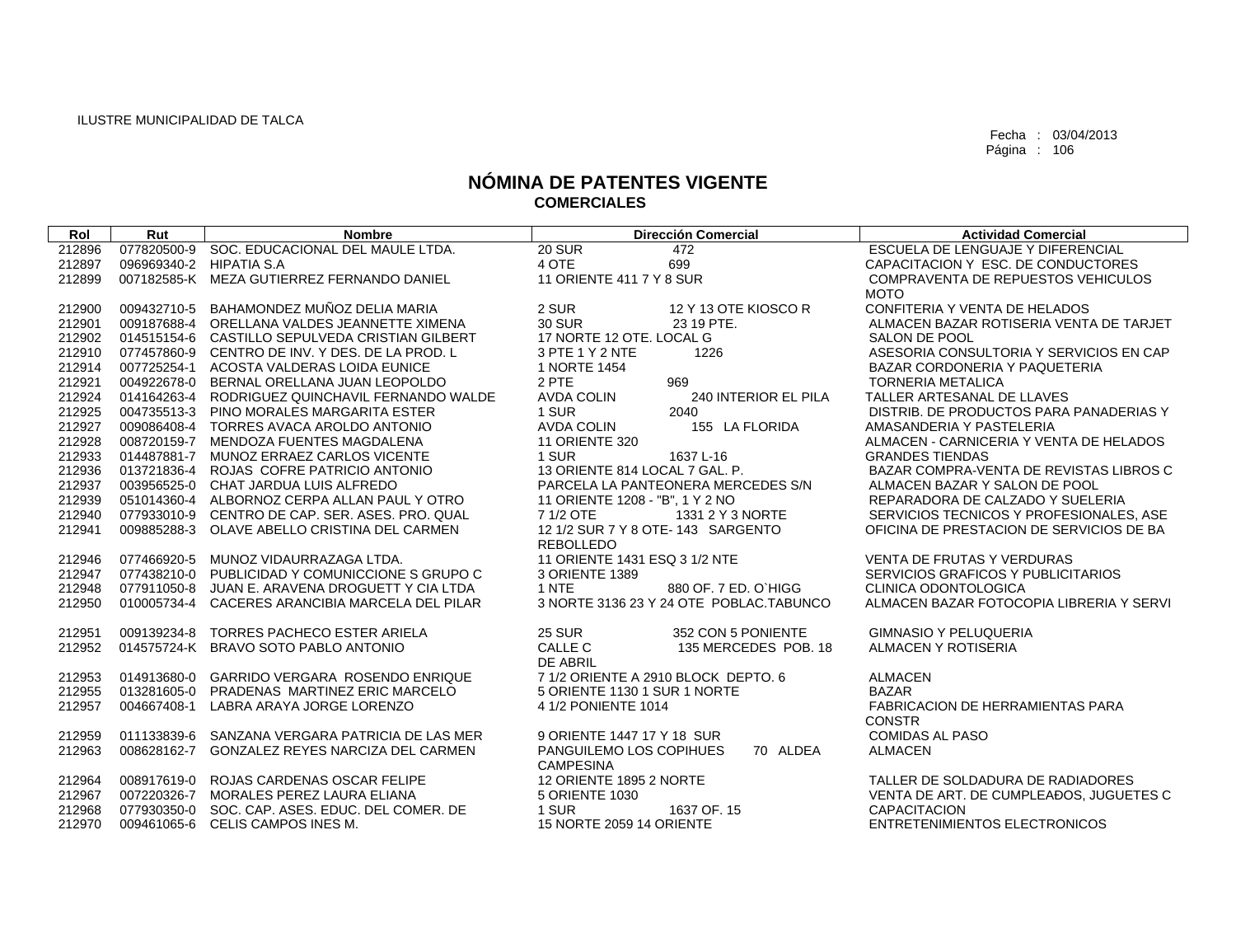ILUSTRE MUNICIPALIDAD DE TALCA

Fecha : 03/04/2013

# NÓMINA DE PATENTES VIGENTE
## COMERCIALES

| Rol | Rut | Nombre | Dirección Comercial | Actividad Comercial |
|---|---|---|---|---|
| 212896 | 077820500-9 | SOC. EDUCACIONAL DEL MAULE LTDA. | 20 SUR 472 | ESCUELA DE LENGUAJE Y DIFERENCIAL |
| 212897 | 096969340-2 | HIPATIA S.A | 4 OTE 699 | CAPACITACION Y ESC. DE CONDUCTORES |
| 212899 | 007182585-K | MEZA GUTIERREZ FERNANDO DANIEL | 11 ORIENTE 411 7 Y 8 SUR | COMPRAVENTA DE REPUESTOS VEHICULOS MOTO |
| 212900 | 009432710-5 | BAHAMONDEZ MUÑOZ DELIA MARIA | 2 SUR 12 Y 13 OTE KIOSCO R | CONFITERIA Y VENTA DE HELADOS |
| 212901 | 009187688-4 | ORELLANA VALDES JEANNETTE XIMENA | 30 SUR 23 19 PTE. | ALMACEN BAZAR ROTISERIA VENTA DE TARJET |
| 212902 | 014515154-6 | CASTILLO SEPULVEDA CRISTIAN GILBERT | 17 NORTE 12 OTE. LOCAL G | SALON DE POOL |
| 212910 | 077457860-9 | CENTRO DE INV. Y DES. DE LA PROD. L | 3 PTE 1 Y 2 NTE 1226 | ASESORIA CONSULTORIA Y SERVICIOS EN CAP |
| 212914 | 007725254-1 | ACOSTA VALDERAS LOIDA EUNICE | 1 NORTE 1454 | BAZAR CORDONERIA Y PAQUETERIA |
| 212921 | 004922678-0 | BERNAL ORELLANA JUAN LEOPOLDO | 2 PTE 969 | TORNERIA METALICA |
| 212924 | 014164263-4 | RODRIGUEZ QUINCHAVIL FERNANDO WALDE | AVDA COLIN 240 INTERIOR EL PILA | TALLER ARTESANAL DE LLAVES |
| 212925 | 004735513-3 | PINO MORALES MARGARITA ESTER | 1 SUR 2040 | DISTRIB. DE PRODUCTOS PARA PANADERIAS Y |
| 212927 | 009086408-4 | TORRES AVACA AROLDO ANTONIO | AVDA COLIN 155 LA FLORIDA | AMASANDERIA Y PASTELERIA |
| 212928 | 008720159-7 | MENDOZA FUENTES MAGDALENA | 11 ORIENTE 320 | ALMACEN - CARNICERIA Y VENTA DE HELADOS |
| 212933 | 014487881-7 | MUNOZ ERRAEZ CARLOS VICENTE | 1 SUR 1637 L-16 | GRANDES TIENDAS |
| 212936 | 013721836-4 | ROJAS COFRE PATRICIO ANTONIO | 13 ORIENTE 814 LOCAL 7 GAL. P. | BAZAR COMPRA-VENTA DE REVISTAS LIBROS C |
| 212937 | 003956525-0 | CHAT JARDUA LUIS ALFREDO | PARCELA LA PANTEONERA MERCEDES S/N | ALMACEN BAZAR Y SALON DE POOL |
| 212939 | 051014360-4 | ALBORNOZ CERPA ALLAN PAUL Y OTRO | 11 ORIENTE 1208 - "B", 1 Y 2 NO | REPARADORA DE CALZADO Y SUELERIA |
| 212940 | 077933010-9 | CENTRO DE CAP. SER. ASES. PRO. QUAL | 7 1/2 OTE 1331 2 Y 3 NORTE | SERVICIOS TECNICOS Y PROFESIONALES, ASE |
| 212941 | 009885288-3 | OLAVE ABELLO CRISTINA DEL CARMEN | 12 1/2 SUR 7 Y 8 OTE- 143 SARGENTO REBOLLEDO | OFICINA DE PRESTACION DE SERVICIOS DE BA |
| 212946 | 077466920-5 | MUNOZ VIDAURRAZAGA LTDA. | 11 ORIENTE 1431 ESQ 3 1/2 NTE | VENTA DE FRUTAS Y VERDURAS |
| 212947 | 077438210-0 | PUBLICIDAD Y COMUNICCIONE S GRUPO C | 3 ORIENTE 1389 | SERVICIOS GRAFICOS Y PUBLICITARIOS |
| 212948 | 077911050-8 | JUAN E. ARAVENA DROGUETT Y CIA LTDA | 1 NTE 880 OF. 7 ED. O`HIGG | CLINICA ODONTOLOGICA |
| 212950 | 010005734-4 | CACERES ARANCIBIA MARCELA DEL PILAR | 3 NORTE 3136 23 Y 24 OTE POBLAC.TABUNCO | ALMACEN BAZAR FOTOCOPIA LIBRERIA Y SERVI |
| 212951 | 009139234-8 | TORRES PACHECO ESTER ARIELA | 25 SUR 352 CON 5 PONIENTE | GIMNASIO Y PELUQUERIA |
| 212952 | 014575724-K | BRAVO SOTO PABLO ANTONIO | CALLE C 135 MERCEDES POB. 18 DE ABRIL | ALMACEN Y ROTISERIA |
| 212953 | 014913680-0 | GARRIDO VERGARA ROSENDO ENRIQUE | 7 1/2 ORIENTE A 2910 BLOCK DEPTO. 6 | ALMACEN |
| 212955 | 013281605-0 | PRADENAS MARTINEZ ERIC MARCELO | 5 ORIENTE 1130 1 SUR 1 NORTE | BAZAR |
| 212957 | 004667408-1 | LABRA ARAYA JORGE LORENZO | 4 1/2 PONIENTE 1014 | FABRICACION DE HERRAMIENTAS PARA CONSTR |
| 212959 | 011133839-6 | SANZANA VERGARA PATRICIA DE LAS MER | 9 ORIENTE 1447 17 Y 18 SUR | COMIDAS AL PASO |
| 212963 | 008628162-7 | GONZALEZ REYES NARCIZA DEL CARMEN | PANGUILEMO LOS COPIHUES 70 ALDEA CAMPESINA | ALMACEN |
| 212964 | 008917619-0 | ROJAS CARDENAS OSCAR FELIPE | 12 ORIENTE 1895 2 NORTE | TALLER DE SOLDADURA DE RADIADORES |
| 212967 | 007220326-7 | MORALES PEREZ LAURA ELIANA | 5 ORIENTE 1030 | VENTA DE ART. DE CUMPLEAÐOS, JUGUETES C |
| 212968 | 077930350-0 | SOC. CAP. ASES. EDUC. DEL COMER. DE | 1 SUR 1637 OF. 15 | CAPACITACION |
| 212970 | 009461065-6 | CELIS CAMPOS INES M. | 15 NORTE 2059 14 ORIENTE | ENTRETENIMIENTOS ELECTRONICOS |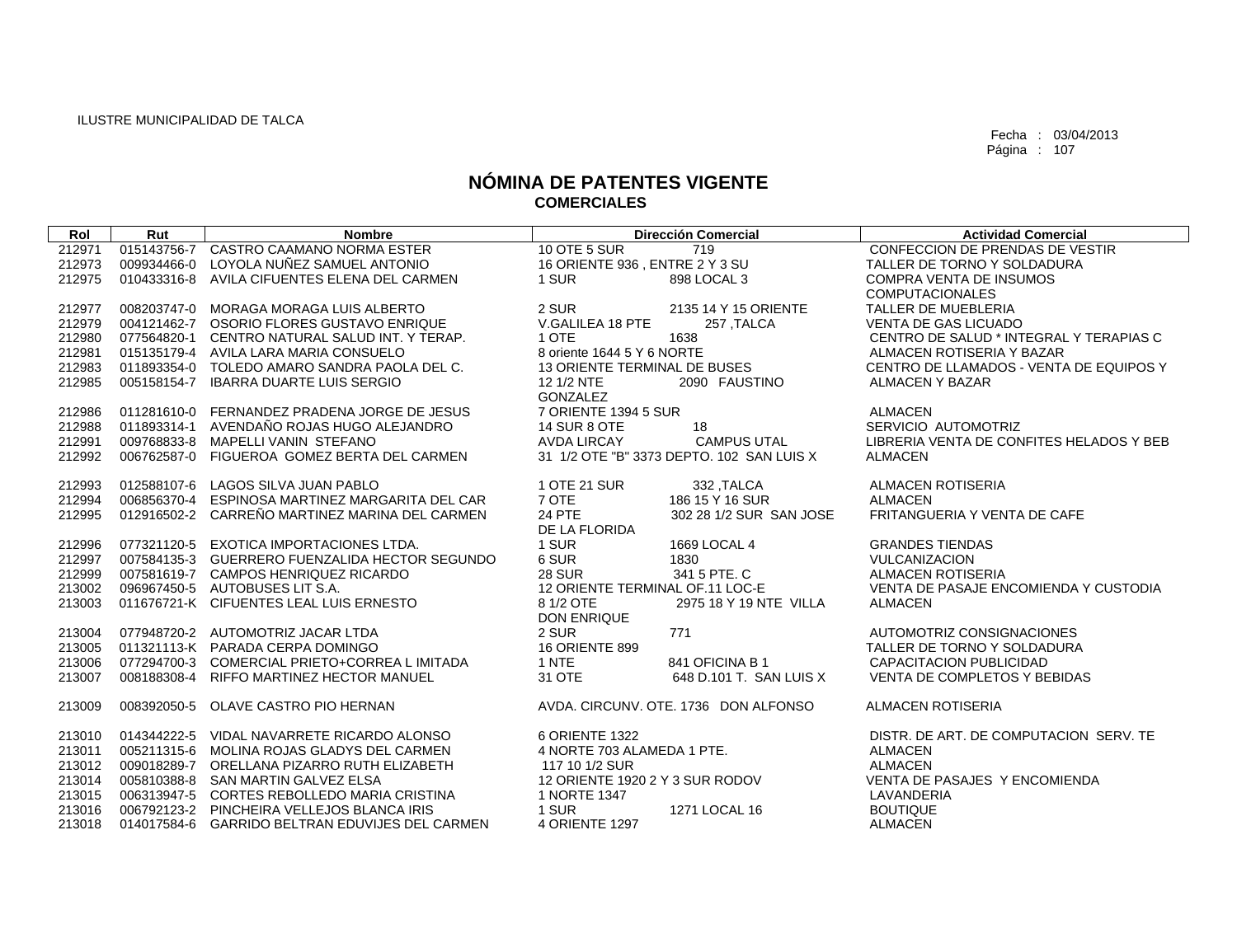ILUSTRE MUNICIPALIDAD DE TALCA

Fecha : 03/04/2013

# NÓMINA DE PATENTES VIGENTE
## COMERCIALES

| Rol | Rut | Nombre | Dirección Comercial | Actividad Comercial |
|---|---|---|---|---|
| 212971 | 015143756-7 | CASTRO CAAMANO NORMA ESTER | 10 OTE 5 SUR 719 | CONFECCION DE PRENDAS DE VESTIR |
| 212973 | 009934466-0 | LOYOLA NUÑEZ SAMUEL ANTONIO | 16 ORIENTE 936 , ENTRE 2 Y 3 SU | TALLER DE TORNO Y SOLDADURA |
| 212975 | 010433316-8 | AVILA CIFUENTES ELENA DEL CARMEN | 1 SUR 898 LOCAL 3 | COMPRA VENTA DE INSUMOS COMPUTACIONALES |
| 212977 | 008203747-0 | MORAGA MORAGA LUIS ALBERTO | 2 SUR 2135 14 Y 15 ORIENTE | TALLER DE MUEBLERIA |
| 212979 | 004121462-7 | OSORIO FLORES GUSTAVO ENRIQUE | V.GALILEA 18 PTE 257 ,TALCA | VENTA DE GAS LICUADO |
| 212980 | 077564820-1 | CENTRO NATURAL SALUD INT. Y TERAP. | 1 OTE 1638 | CENTRO DE SALUD * INTEGRAL Y TERAPIAS C |
| 212981 | 015135179-4 | AVILA LARA MARIA CONSUELO | 8 oriente 1644 5 Y 6 NORTE | ALMACEN ROTISERIA Y BAZAR |
| 212983 | 011893354-0 | TOLEDO AMARO SANDRA PAOLA DEL C. | 13 ORIENTE TERMINAL DE BUSES | CENTRO DE LLAMADOS - VENTA DE EQUIPOS Y |
| 212985 | 005158154-7 | IBARRA DUARTE LUIS SERGIO | 12 1/2 NTE 2090 FAUSTINO GONZALEZ | ALMACEN Y BAZAR |
| 212986 | 011281610-0 | FERNANDEZ PRADENA JORGE DE JESUS | 7 ORIENTE 1394 5 SUR | ALMACEN |
| 212988 | 011893314-1 | AVENDAÑO ROJAS HUGO ALEJANDRO | 14 SUR 8 OTE 18 | SERVICIO AUTOMOTRIZ |
| 212991 | 009768833-8 | MAPELLI VANIN STEFANO | AVDA LIRCAY CAMPUS UTAL | LIBRERIA VENTA DE CONFITES HELADOS Y BEB |
| 212992 | 006762587-0 | FIGUEROA GOMEZ BERTA DEL CARMEN | 31 1/2 OTE "B" 3373 DEPTO. 102 SAN LUIS X | ALMACEN |
| 212993 | 012588107-6 | LAGOS SILVA JUAN PABLO | 1 OTE 21 SUR 332 ,TALCA | ALMACEN ROTISERIA |
| 212994 | 006856370-4 | ESPINOSA MARTINEZ MARGARITA DEL CAR | 7 OTE 186 15 Y 16 SUR | ALMACEN |
| 212995 | 012916502-2 | CARREÑO MARTINEZ MARINA DEL CARMEN | 24 PTE 302 28 1/2 SUR SAN JOSE DE LA FLORIDA | FRITANGUERIA Y VENTA DE CAFE |
| 212996 | 077321120-5 | EXOTICA IMPORTACIONES LTDA. | 1 SUR 1669 LOCAL 4 | GRANDES TIENDAS |
| 212997 | 007584135-3 | GUERRERO FUENZALIDA HECTOR SEGUNDO | 6 SUR 1830 | VULCANIZACION |
| 212999 | 007581619-7 | CAMPOS HENRIQUEZ RICARDO | 28 SUR 341 5 PTE. C | ALMACEN ROTISERIA |
| 213002 | 096967450-5 | AUTOBUSES LIT S.A. | 12 ORIENTE TERMINAL OF.11 LOC-E | VENTA DE PASAJE ENCOMIENDA Y CUSTODIA |
| 213003 | 011676721-K | CIFUENTES LEAL LUIS ERNESTO | 8 1/2 OTE 2975 18 Y 19 NTE VILLA DON ENRIQUE | ALMACEN |
| 213004 | 077948720-2 | AUTOMOTRIZ JACAR LTDA | 2 SUR 771 | AUTOMOTRIZ CONSIGNACIONES |
| 213005 | 011321113-K | PARADA CERPA DOMINGO | 16 ORIENTE 899 | TALLER DE TORNO Y SOLDADURA |
| 213006 | 077294700-3 | COMERCIAL PRIETO+CORREA L IMITADA | 1 NTE 841 OFICINA B 1 | CAPACITACION PUBLICIDAD |
| 213007 | 008188308-4 | RIFFO MARTINEZ HECTOR MANUEL | 31 OTE 648 D.101 T. SAN LUIS X | VENTA DE COMPLETOS Y BEBIDAS |
| 213009 | 008392050-5 | OLAVE CASTRO PIO HERNAN | AVDA. CIRCUNV. OTE. 1736 DON ALFONSO | ALMACEN ROTISERIA |
| 213010 | 014344222-5 | VIDAL NAVARRETE RICARDO ALONSO | 6 ORIENTE 1322 | DISTR. DE ART. DE COMPUTACION SERV. TE |
| 213011 | 005211315-6 | MOLINA ROJAS GLADYS DEL CARMEN | 4 NORTE 703 ALAMEDA 1 PTE. | ALMACEN |
| 213012 | 009018289-7 | ORELLANA PIZARRO RUTH ELIZABETH | 117 10 1/2 SUR | ALMACEN |
| 213014 | 005810388-8 | SAN MARTIN GALVEZ ELSA | 12 ORIENTE 1920 2 Y 3 SUR RODOV | VENTA DE PASAJES Y ENCOMIENDA |
| 213015 | 006313947-5 | CORTES REBOLLEDO MARIA CRISTINA | 1 NORTE 1347 | LAVANDERIA |
| 213016 | 006792123-2 | PINCHEIRA VELLEJOS BLANCA IRIS | 1 SUR 1271 LOCAL 16 | BOUTIQUE |
| 213018 | 014017584-6 | GARRIDO BELTRAN EDUVIJES DEL CARMEN | 4 ORIENTE 1297 | ALMACEN |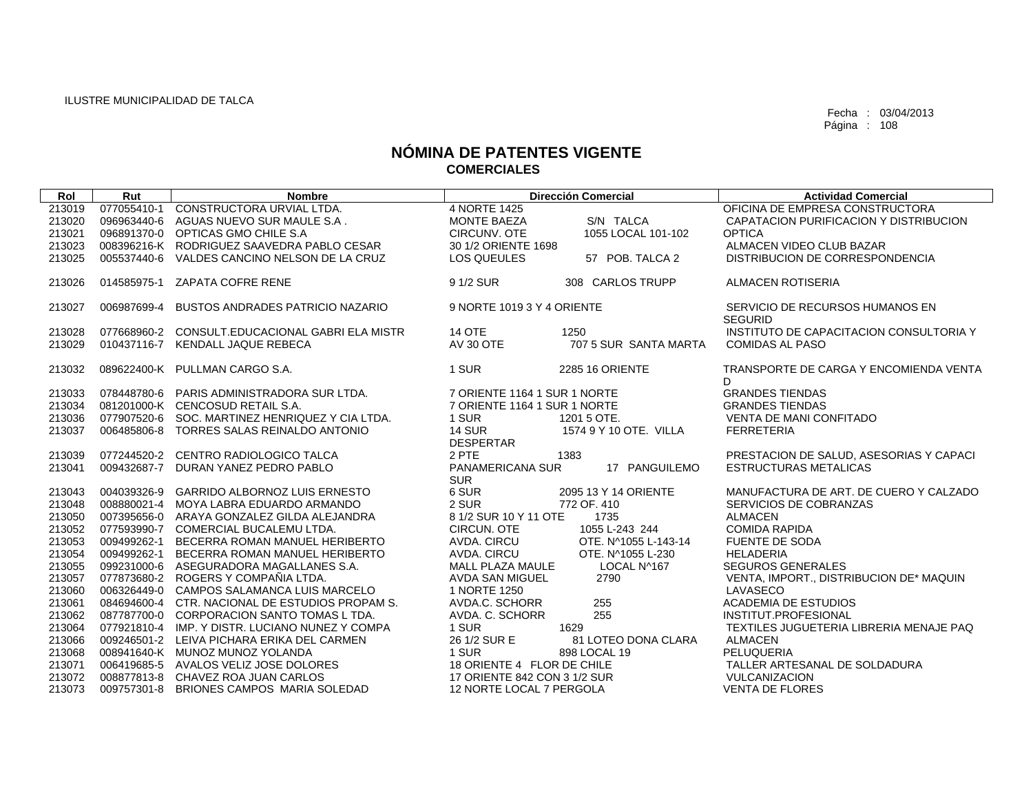ILUSTRE MUNICIPALIDAD DE TALCA

Fecha : 03/04/2013

# NÓMINA DE PATENTES VIGENTE
## COMERCIALES

| Rol | Rut | Nombre | Dirección Comercial | Actividad Comercial |
|---|---|---|---|---|
| 213019 | 077055410-1 | CONSTRUCTORA URVIAL LTDA. | 4 NORTE 1425 | OFICINA DE EMPRESA CONSTRUCTORA |
| 213020 | 096963440-6 | AGUAS NUEVO SUR MAULE S.A . | MONTE BAEZA S/N TALCA | CAPATACION PURIFICACION Y DISTRIBUCION |
| 213021 | 096891370-0 | OPTICAS GMO CHILE S.A | CIRCUNV. OTE 1055 LOCAL 101-102 | OPTICA |
| 213023 | 008396216-K | RODRIGUEZ SAAVEDRA PABLO CESAR | 30 1/2 ORIENTE 1698 | ALMACEN VIDEO CLUB BAZAR |
| 213025 | 005537440-6 | VALDES CANCINO NELSON DE LA CRUZ | LOS QUEULES 57 POB. TALCA 2 | DISTRIBUCION DE CORRESPONDENCIA |
| 213026 | 014585975-1 | ZAPATA COFRE RENE | 9 1/2 SUR 308 CARLOS TRUPP | ALMACEN ROTISERIA |
| 213027 | 006987699-4 | BUSTOS ANDRADES PATRICIO NAZARIO | 9 NORTE 1019 3 Y 4 ORIENTE | SERVICIO DE RECURSOS HUMANOS EN SEGURID |
| 213028 | 077668960-2 | CONSULT.EDUCACIONAL GABRI ELA MISTR | 14 OTE 1250 | INSTITUTO DE CAPACITACION CONSULTORIA Y |
| 213029 | 010437116-7 | KENDALL JAQUE REBECA | AV 30 OTE 707 5 SUR SANTA MARTA | COMIDAS AL PASO |
| 213032 | 089622400-K | PULLMAN CARGO S.A. | 1 SUR 2285 16 ORIENTE | TRANSPORTE DE CARGA Y ENCOMIENDA VENTA D |
| 213033 | 078448780-6 | PARIS ADMINISTRADORA SUR LTDA. | 7 ORIENTE 1164 1 SUR 1 NORTE | GRANDES TIENDAS |
| 213034 | 081201000-K | CENCOSUD RETAIL S.A. | 7 ORIENTE 1164 1 SUR 1 NORTE | GRANDES TIENDAS |
| 213036 | 077907520-6 | SOC. MARTINEZ HENRIQUEZ Y CIA LTDA. | 1 SUR 1201 5 OTE. | VENTA DE MANI CONFITADO |
| 213037 | 006485806-8 | TORRES SALAS REINALDO ANTONIO | 14 SUR 1574 9 Y 10 OTE. VILLA DESPERTAR | FERRETERIA |
| 213039 | 077244520-2 | CENTRO RADIOLOGICO TALCA | 2 PTE 1383 | PRESTACION DE SALUD, ASESORIAS Y CAPACI |
| 213041 | 009432687-7 | DURAN YANEZ PEDRO PABLO | PANAMERICANA SUR 17 PANGUILEMO SUR | ESTRUCTURAS METALICAS |
| 213043 | 004039326-9 | GARRIDO ALBORNOZ LUIS ERNESTO | 6 SUR 2095 13 Y 14 ORIENTE | MANUFACTURA DE ART. DE CUERO Y CALZADO |
| 213048 | 008880021-4 | MOYA LABRA EDUARDO ARMANDO | 2 SUR 772 OF. 410 | SERVICIOS DE COBRANZAS |
| 213050 | 007395656-0 | ARAYA GONZALEZ GILDA ALEJANDRA | 8 1/2 SUR 10 Y 11 OTE 1735 | ALMACEN |
| 213052 | 077593990-7 | COMERCIAL BUCALEMU LTDA. | CIRCUN. OTE 1055 L-243 244 | COMIDA RAPIDA |
| 213053 | 009499262-1 | BECERRA ROMAN MANUEL HERIBERTO | AVDA. CIRCU OTE. N^1055 L-143-14 | FUENTE DE SODA |
| 213054 | 009499262-1 | BECERRA ROMAN MANUEL HERIBERTO | AVDA. CIRCU OTE. N^1055 L-230 | HELADERIA |
| 213055 | 099231000-6 | ASEGURADORA MAGALLANES S.A. | MALL PLAZA MAULE LOCAL N^167 | SEGUROS GENERALES |
| 213057 | 077873680-2 | ROGERS Y COMPAÑIA LTDA. | AVDA SAN MIGUEL 2790 | VENTA, IMPORT., DISTRIBUCION DE* MAQUIN |
| 213060 | 006326449-0 | CAMPOS SALAMANCA LUIS MARCELO | 1 NORTE 1250 | LAVASECO |
| 213061 | 084694600-4 | CTR. NACIONAL DE ESTUDIOS PROPAM S. | AVDA.C. SCHORR 255 | ACADEMIA DE ESTUDIOS |
| 213062 | 087787700-0 | CORPORACION SANTO TOMAS L TDA. | AVDA. C. SCHORR 255 | INSTITUT.PROFESIONAL |
| 213064 | 077921810-4 | IMP. Y DISTR. LUCIANO NUNEZ Y COMPA | 1 SUR 1629 | TEXTILES JUGUETERIA LIBRERIA MENAJE PAQ |
| 213066 | 009246501-2 | LEIVA PICHARA ERIKA DEL CARMEN | 26 1/2 SUR E 81 LOTEO DONA CLARA | ALMACEN |
| 213068 | 008941640-K | MUNOZ MUNOZ YOLANDA | 1 SUR 898 LOCAL 19 | PELUQUERIA |
| 213071 | 006419685-5 | AVALOS VELIZ JOSE DOLORES | 18 ORIENTE 4 FLOR DE CHILE | TALLER ARTESANAL DE SOLDADURA |
| 213072 | 008877813-8 | CHAVEZ ROA JUAN CARLOS | 17 ORIENTE 842 CON 3 1/2 SUR | VULCANIZACION |
| 213073 | 009757301-8 | BRIONES CAMPOS MARIA SOLEDAD | 12 NORTE LOCAL 7 PERGOLA | VENTA DE FLORES |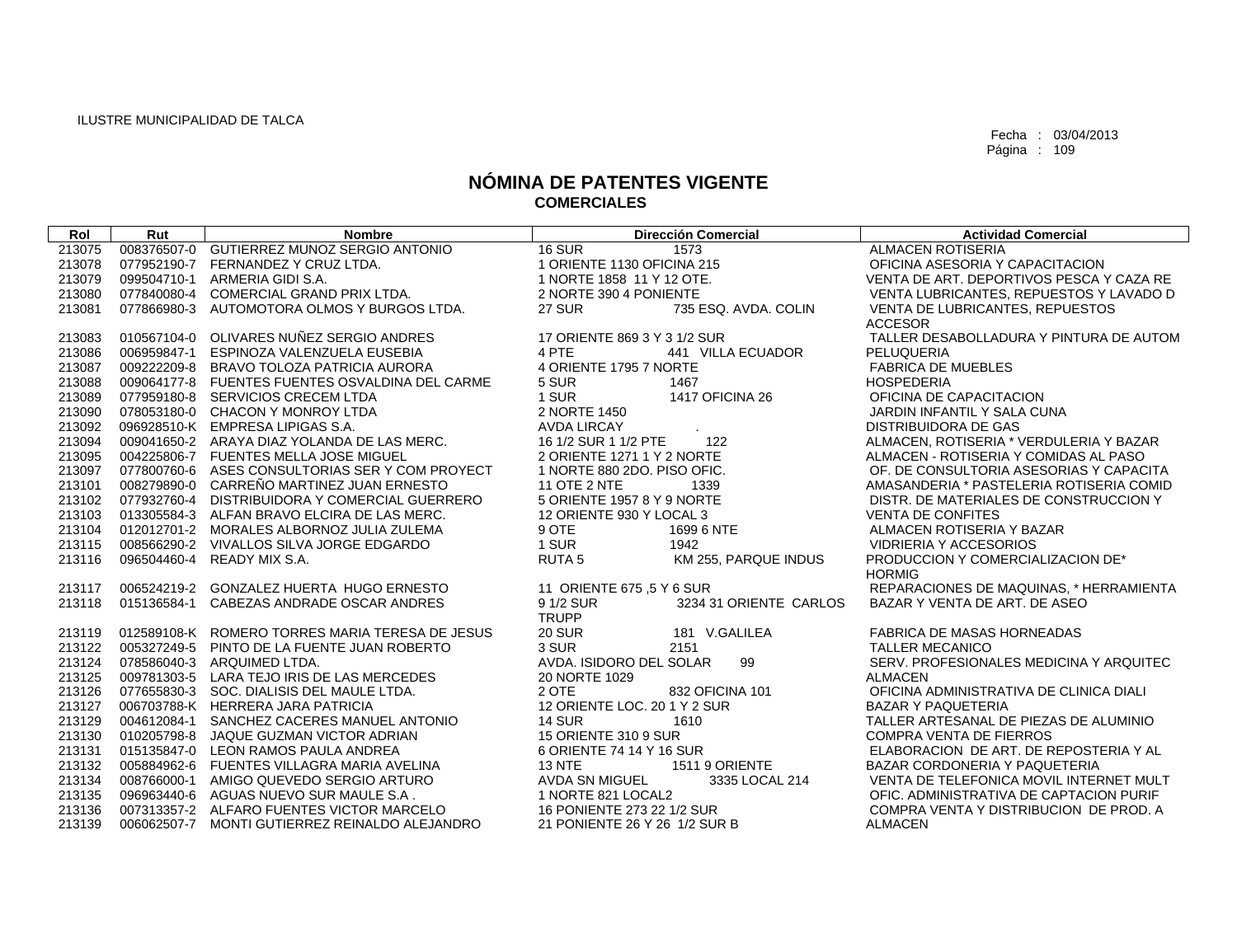ILUSTRE MUNICIPALIDAD DE TALCA

Fecha : 03/04/2013

# NÓMINA DE PATENTES VIGENTE
## COMERCIALES

| Rol | Rut | Nombre | Dirección Comercial | Actividad Comercial |
|---|---|---|---|---|
| 213075 | 008376507-0 | GUTIERREZ MUNOZ SERGIO ANTONIO | 16 SUR 1573 | ALMACEN ROTISERIA |
| 213078 | 077952190-7 | FERNANDEZ Y CRUZ LTDA. | 1 ORIENTE 1130 OFICINA 215 | OFICINA ASESORIA Y CAPACITACION |
| 213079 | 099504710-1 | ARMERIA GIDI S.A. | 1 NORTE 1858 11 Y 12 OTE. | VENTA DE ART. DEPORTIVOS PESCA Y CAZA RE |
| 213080 | 077840080-4 | COMERCIAL GRAND PRIX LTDA. | 2 NORTE 390 4 PONIENTE | VENTA LUBRICANTES, REPUESTOS Y LAVADO D |
| 213081 | 077866980-3 | AUTOMOTORA OLMOS Y BURGOS LTDA. | 27 SUR 735 ESQ. AVDA. COLIN | VENTA DE LUBRICANTES, REPUESTOS ACCESOR |
| 213083 | 010567104-0 | OLIVARES NUÑEZ SERGIO ANDRES | 17 ORIENTE 869 3 Y 3 1/2 SUR | TALLER DESABOLLADURA Y PINTURA DE AUTOM |
| 213086 | 006959847-1 | ESPINOZA VALENZUELA EUSEBIA | 4 PTE 441 VILLA ECUADOR | PELUQUERIA |
| 213087 | 009222209-8 | BRAVO TOLOZA PATRICIA AURORA | 4 ORIENTE 1795 7 NORTE | FABRICA DE MUEBLES |
| 213088 | 009064177-8 | FUENTES FUENTES OSVALDINA DEL CARME | 5 SUR 1467 | HOSPEDERIA |
| 213089 | 077959180-8 | SERVICIOS CRECEM LTDA | 1 SUR 1417 OFICINA 26 | OFICINA DE CAPACITACION |
| 213090 | 078053180-0 | CHACON Y MONROY LTDA | 2 NORTE 1450 | JARDIN INFANTIL Y SALA CUNA |
| 213092 | 096928510-K | EMPRESA LIPIGAS S.A. | AVDA LIRCAY . | DISTRIBUIDORA DE GAS |
| 213094 | 009041650-2 | ARAYA DIAZ YOLANDA DE LAS MERC. | 16 1/2 SUR 1 1/2 PTE 122 | ALMACEN, ROTISERIA * VERDULERIA Y BAZAR |
| 213095 | 004225806-7 | FUENTES MELLA JOSE MIGUEL | 2 ORIENTE 1271 1 Y 2 NORTE | ALMACEN - ROTISERIA Y COMIDAS AL PASO |
| 213097 | 077800760-6 | ASES CONSULTORIAS SER Y COM PROYECT | 1 NORTE 880 2DO. PISO OFIC. | OF. DE CONSULTORIA ASESORIAS Y CAPACITA |
| 213101 | 008279890-0 | CARREÑO MARTINEZ JUAN ERNESTO | 11 OTE 2 NTE 1339 | AMASANDERIA * PASTELERIA ROTISERIA COMID |
| 213102 | 077932760-4 | DISTRIBUIDORA Y COMERCIAL GUERRERO | 5 ORIENTE 1957 8 Y 9 NORTE | DISTR. DE MATERIALES DE CONSTRUCCION Y |
| 213103 | 013305584-3 | ALFAN BRAVO ELCIRA DE LAS MERC. | 12 ORIENTE 930 Y LOCAL 3 | VENTA DE CONFITES |
| 213104 | 012012701-2 | MORALES ALBORNOZ JULIA ZULEMA | 9 OTE 1699 6 NTE | ALMACEN ROTISERIA Y BAZAR |
| 213115 | 008566290-2 | VIVALLOS SILVA JORGE EDGARDO | 1 SUR 1942 | VIDRIERIA Y ACCESORIOS |
| 213116 | 096504460-4 | READY MIX S.A. | RUTA 5 KM 255, PARQUE INDUS | PRODUCCION Y COMERCIALIZACION DE* HORMIG |
| 213117 | 006524219-2 | GONZALEZ HUERTA HUGO ERNESTO | 11 ORIENTE 675 ,5 Y 6 SUR | REPARACIONES DE MAQUINAS, * HERRAMIENTA |
| 213118 | 015136584-1 | CABEZAS ANDRADE OSCAR ANDRES | 9 1/2 SUR 3234 31 ORIENTE CARLOS TRUPP | BAZAR Y VENTA DE ART. DE ASEO |
| 213119 | 012589108-K | ROMERO TORRES MARIA TERESA DE JESUS | 20 SUR 181 V.GALILEA | FABRICA DE MASAS HORNEADAS |
| 213122 | 005327249-5 | PINTO DE LA FUENTE JUAN ROBERTO | 3 SUR 2151 | TALLER MECANICO |
| 213124 | 078586040-3 | ARQUIMED LTDA. | AVDA. ISIDORO DEL SOLAR 99 | SERV. PROFESIONALES MEDICINA Y ARQUITEC |
| 213125 | 009781303-5 | LARA TEJO IRIS DE LAS MERCEDES | 20 NORTE 1029 | ALMACEN |
| 213126 | 077655830-3 | SOC. DIALISIS DEL MAULE LTDA. | 2 OTE 832 OFICINA 101 | OFICINA ADMINISTRATIVA DE CLINICA DIALI |
| 213127 | 006703788-K | HERRERA JARA PATRICIA | 12 ORIENTE LOC. 20 1 Y 2 SUR | BAZAR Y PAQUETERIA |
| 213129 | 004612084-1 | SANCHEZ CACERES MANUEL ANTONIO | 14 SUR 1610 | TALLER ARTESANAL DE PIEZAS DE ALUMINIO |
| 213130 | 010205798-8 | JAQUE GUZMAN VICTOR ADRIAN | 15 ORIENTE 310 9 SUR | COMPRA VENTA DE FIERROS |
| 213131 | 015135847-0 | LEON RAMOS PAULA ANDREA | 6 ORIENTE 74 14 Y 16 SUR | ELABORACION DE ART. DE REPOSTERIA Y AL |
| 213132 | 005884962-6 | FUENTES VILLAGRA MARIA AVELINA | 13 NTE 1511 9 ORIENTE | BAZAR CORDONERIA Y PAQUETERIA |
| 213134 | 008766000-1 | AMIGO QUEVEDO SERGIO ARTURO | AVDA SN MIGUEL 3335 LOCAL 214 | VENTA DE TELEFONICA MOVIL INTERNET MULT |
| 213135 | 096963440-6 | AGUAS NUEVO SUR MAULE S.A . | 1 NORTE 821 LOCAL2 | OFIC. ADMINISTRATIVA DE CAPTACION PURIF |
| 213136 | 007313357-2 | ALFARO FUENTES VICTOR MARCELO | 16 PONIENTE 273 22 1/2 SUR | COMPRA VENTA Y DISTRIBUCION DE PROD. A |
| 213139 | 006062507-7 | MONTI GUTIERREZ REINALDO ALEJANDRO | 21 PONIENTE 26 Y 26 1/2 SUR B | ALMACEN |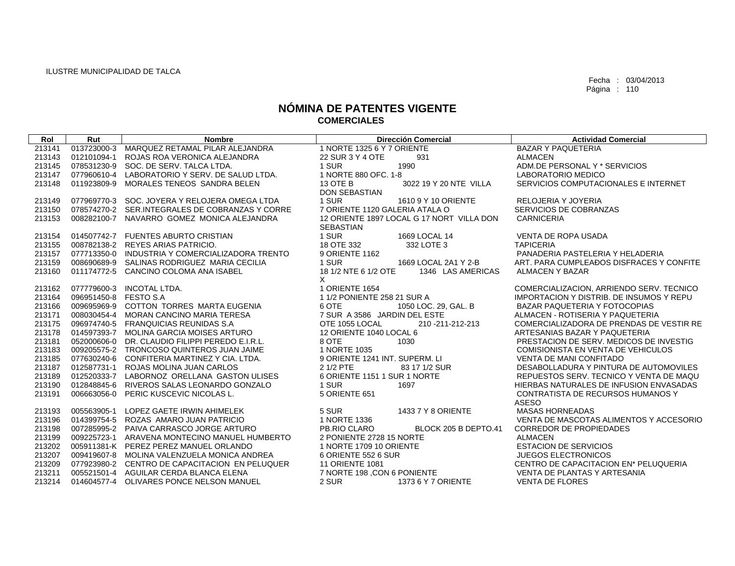ILUSTRE MUNICIPALIDAD DE TALCA

Fecha : 03/04/2013

# NÓMINA DE PATENTES VIGENTE
## COMERCIALES

| Rol | Rut | Nombre | Dirección Comercial | Actividad Comercial |
|---|---|---|---|---|
| 213141 | 013723000-3 | MARQUEZ RETAMAL PILAR ALEJANDRA | 1 NORTE 1325 6 Y 7 ORIENTE | BAZAR Y PAQUETERIA |
| 213143 | 012101094-1 | ROJAS ROA VERONICA ALEJANDRA | 22 SUR 3 Y 4 OTE 931 | ALMACEN |
| 213145 | 078531230-9 | SOC. DE SERV. TALCA LTDA. | 1 SUR 1990 | ADM.DE PERSONAL Y * SERVICIOS |
| 213147 | 077960610-4 | LABORATORIO Y SERV. DE SALUD LTDA. | 1 NORTE 880 OFC. 1-8 | LABORATORIO MEDICO |
| 213148 | 011923809-9 | MORALES TENEOS SANDRA BELEN | 13 OTE B 3022 19 Y 20 NTE VILLA DON SEBASTIAN | SERVICIOS COMPUTACIONALES E INTERNET |
| 213149 | 077969770-3 | SOC. JOYERA Y RELOJERA OMEGA LTDA | 1 SUR 1610 9 Y 10 ORIENTE | RELOJERIA Y JOYERIA |
| 213150 | 078574270-2 | SER.INTEGRALES DE COBRANZAS Y CORRE | 7 ORIENTE 1120 GALERIA ATALA O | SERVICIOS DE COBRANZAS |
| 213153 | 008282100-7 | NAVARRO GOMEZ MONICA ALEJANDRA | 12 ORIENTE 1897 LOCAL G 17 NORT VILLA DON SEBASTIAN | CARNICERIA |
| 213154 | 014507742-7 | FUENTES ABURTO CRISTIAN | 1 SUR 1669 LOCAL 14 | VENTA DE ROPA USADA |
| 213155 | 008782138-2 | REYES ARIAS PATRICIO. | 18 OTE 332 332 LOTE 3 | TAPICERIA |
| 213157 | 077713350-0 | INDUSTRIA Y COMERCIALIZADORA TRENTO | 9 ORIENTE 1162 | PANADERIA PASTELERIA Y HELADERIA |
| 213159 | 008690689-9 | SALINAS RODRIGUEZ MARIA CECILIA | 1 SUR 1669 LOCAL 2A1 Y 2-B | ART. PARA CUMPLEAÐOS DISFRACES Y CONFITE |
| 213160 | 011174772-5 | CANCINO COLOMA ANA ISABEL | 18 1/2 NTE 6 1/2 OTE 1346 LAS AMERICAS X | ALMACEN Y BAZAR |
| 213162 | 077779600-3 | INCOTAL LTDA. | 1 ORIENTE 1654 | COMERCIALIZACION, ARRIENDO SERV. TECNICO |
| 213164 | 096951450-8 | FESTO S.A | 1 1/2 PONIENTE 258 21 SUR A | IMPORTACION Y DISTRIB. DE INSUMOS Y REPU |
| 213166 | 009695969-9 | COTTON TORRES MARTA EUGENIA | 6 OTE 1050 LOC. 29, GAL. B | BAZAR PAQUETERIA Y FOTOCOPIAS |
| 213171 | 008030454-4 | MORAN CANCINO MARIA TERESA | 7 SUR A 3586 JARDIN DEL ESTE | ALMACEN - ROTISERIA Y PAQUETERIA |
| 213175 | 096974740-5 | FRANQUICIAS REUNIDAS S.A | OTE 1055 LOCAL 210 -211-212-213 | COMERCIALIZADORA DE PRENDAS DE VESTIR RE |
| 213178 | 014597393-7 | MOLINA GARCIA MOISES ARTURO | 12 ORIENTE 1040 LOCAL 6 | ARTESANIAS BAZAR Y PAQUETERIA |
| 213181 | 052000606-0 | DR. CLAUDIO FILIPPI PEREDO E.I.R.L. | 8 OTE 1030 | PRESTACION DE SERV. MEDICOS DE INVESTIG |
| 213183 | 009205575-2 | TRONCOSO QUINTEROS JUAN JAIME | 1 NORTE 1035 | COMISIONISTA EN VENTA DE VEHICULOS |
| 213185 | 077630240-6 | CONFITERIA MARTINEZ Y CIA. LTDA. | 9 ORIENTE 1241 INT. SUPERM. LI | VENTA DE MANI CONFITADO |
| 213187 | 012587731-1 | ROJAS MOLINA JUAN CARLOS | 2 1/2 PTE 83 17 1/2 SUR | DESABOLLADURA Y PINTURA DE AUTOMOVILES |
| 213189 | 012520333-7 | LABORNOZ ORELLANA GASTON ULISES | 6 ORIENTE 1151 1 SUR 1 NORTE | REPUESTOS SERV. TECNICO Y VENTA DE MAQU |
| 213190 | 012848845-6 | RIVEROS SALAS LEONARDO GONZALO | 1 SUR 1697 | HIERBAS NATURALES DE INFUSION ENVASADAS |
| 213191 | 006663056-0 | PERIC KUSCEVIC NICOLAS L. | 5 ORIENTE 651 | CONTRATISTA DE RECURSOS HUMANOS Y ASESO |
| 213193 | 005563905-1 | LOPEZ GAETE IRWIN AHIMELEK | 5 SUR 1433 7 Y 8 ORIENTE | MASAS HORNEADAS |
| 213196 | 014399754-5 | ROZAS AMARO JUAN PATRICIO | 1 NORTE 1336 | VENTA DE MASCOTAS ALIMENTOS Y ACCESORIO |
| 213198 | 007285995-2 | PAIVA CARRASCO JORGE ARTURO | PB.RIO CLARO BLOCK 205 B DEPTO.41 | CORREDOR DE PROPIEDADES |
| 213199 | 009225723-1 | ARAVENA MONTECINO MANUEL HUMBERTO | 2 PONIENTE 2728 15 NORTE | ALMACEN |
| 213202 | 005911381-K | PEREZ PEREZ MANUEL ORLANDO | 1 NORTE 1709 10 ORIENTE | ESTACION DE SERVICIOS |
| 213207 | 009419607-8 | MOLINA VALENZUELA MONICA ANDREA | 6 ORIENTE 552 6 SUR | JUEGOS ELECTRONICOS |
| 213209 | 077923980-2 | CENTRO DE CAPACITACION EN PELUQUER | 11 ORIENTE 1081 | CENTRO DE CAPACITACION EN* PELUQUERIA |
| 213211 | 005521501-4 | AGUILAR CERDA BLANCA ELENA | 7 NORTE 198 ,CON 6 PONIENTE | VENTA DE PLANTAS Y ARTESANIA |
| 213214 | 014604577-4 | OLIVARES PONCE NELSON MANUEL | 2 SUR 1373 6 Y 7 ORIENTE | VENTA DE FLORES |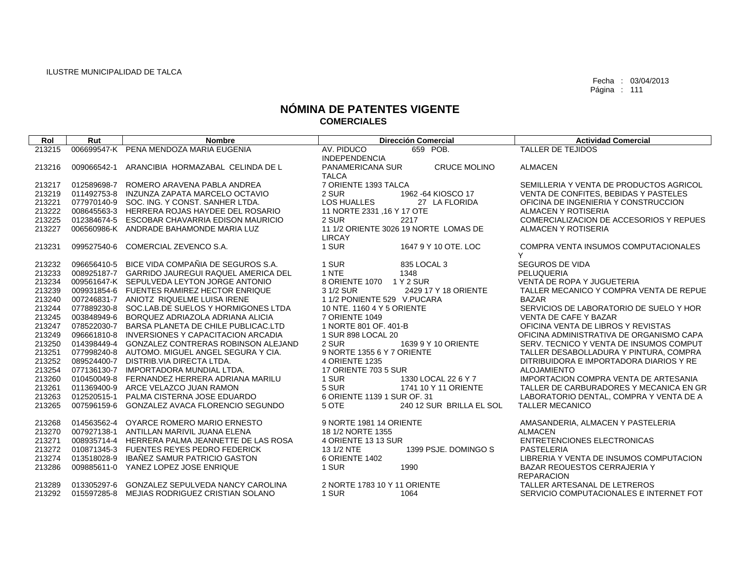ILUSTRE MUNICIPALIDAD DE TALCA

Fecha : 03/04/2013

# NÓMINA DE PATENTES VIGENTE
## COMERCIALES

| Rol | Rut | Nombre | Dirección Comercial | Actividad Comercial |
|---|---|---|---|---|
| 213215 | 006699547-K | PENA MENDOZA MARIA EUGENIA | AV. PIDUCO 659 POB. INDEPENDENCIA | TALLER DE TEJIDOS |
| 213216 | 009066542-1 | ARANCIBIA HORMAZABAL CELINDA DE L | PANAMERICANA SUR CRUCE MOLINO TALCA | ALMACEN |
| 213217 | 012589698-7 | ROMERO ARAVENA PABLA ANDREA | 7 ORIENTE 1393 TALCA | SEMILLERIA Y VENTA DE PRODUCTOS AGRICOL |
| 213219 | 011492753-8 | INZUNZA ZAPATA MARCELO OCTAVIO | 2 SUR 1962 -64 KIOSCO 17 | VENTA DE CONFITES, BEBIDAS Y PASTELES |
| 213221 | 077970140-9 | SOC. ING. Y CONST. SANHER LTDA. | LOS HUALLES 27 LA FLORIDA | OFICINA DE INGENIERIA Y CONSTRUCCION |
| 213222 | 008645563-3 | HERRERA ROJAS HAYDEE DEL ROSARIO | 11 NORTE 2331 ,16 Y 17 OTE | ALMACEN Y ROTISERIA |
| 213225 | 012384674-5 | ESCOBAR CHAVARRIA EDISON MAURICIO | 2 SUR 2217 | COMERCIALIZACION DE ACCESORIOS Y REPUES |
| 213227 | 006560986-K | ANDRADE BAHAMONDE MARIA LUZ | 11 1/2 ORIENTE 3026 19 NORTE LOMAS DE LIRCAY | ALMACEN Y ROTISERIA |
| 213231 | 099527540-6 | COMERCIAL ZEVENCO S.A. | 1 SUR 1647 9 Y 10 OTE. LOC | COMPRA VENTA INSUMOS COMPUTACIONALES Y |
| 213232 | 096656410-5 | BICE VIDA COMPAÑIA DE SEGUROS S.A. | 1 SUR 835 LOCAL 3 | SEGUROS DE VIDA |
| 213233 | 008925187-7 | GARRIDO JAUREGUI RAQUEL AMERICA DEL | 1 NTE 1348 | PELUQUERIA |
| 213234 | 009561647-K | SEPULVEDA LEYTON JORGE ANTONIO | 8 ORIENTE 1070 1 Y 2 SUR | VENTA DE ROPA Y JUGUETERIA |
| 213239 | 009931854-6 | FUENTES RAMIREZ HECTOR ENRIQUE | 3 1/2 SUR 2429 17 Y 18 ORIENTE | TALLER MECANICO Y COMPRA VENTA DE REPUE |
| 213240 | 007246831-7 | ANIOTZ RIQUELME LUISA IRENE | 1 1/2 PONIENTE 529 V.PUCARA | BAZAR |
| 213244 | 077889230-8 | SOC.LAB.DE SUELOS Y HORMIGONES LTDA | 10 NTE. 1160 4 Y 5 ORIENTE | SERVICIOS DE LABORATORIO DE SUELO Y HOR |
| 213245 | 003848949-6 | BORQUEZ ADRIAZOLA ADRIANA ALICIA | 7 ORIENTE 1049 | VENTA DE CAFE Y BAZAR |
| 213247 | 078522030-7 | BARSA PLANETA DE CHILE PUBLICAC.LTD | 1 NORTE 801 OF. 401-B | OFICINA VENTA DE LIBROS Y REVISTAS |
| 213249 | 096661810-8 | INVERSIONES Y CAPACITACION ARCADIA | 1 SUR 898 LOCAL 20 | OFICINA ADMINISTRATIVA DE ORGANISMO CAPA |
| 213250 | 014398449-4 | GONZALEZ CONTRERAS ROBINSON ALEJAND | 2 SUR 1639 9 Y 10 ORIENTE | SERV. TECNICO Y VENTA DE INSUMOS COMPUT |
| 213251 | 077998240-8 | AUTOMO. MIGUEL ANGEL SEGURA Y CIA. | 9 NORTE 1355 6 Y 7 ORIENTE | TALLER DESABOLLADURA Y PINTURA, COMPRA |
| 213252 | 089524400-7 | DISTRIB.VIA DIRECTA LTDA. | 4 ORIENTE 1235 | DITRIBUIDORA E IMPORTADORA DIARIOS Y RE |
| 213254 | 077136130-7 | IMPORTADORA MUNDIAL LTDA. | 17 ORIENTE 703 5 SUR | ALOJAMIENTO |
| 213260 | 010450049-8 | FERNANDEZ HERRERA ADRIANA MARILU | 1 SUR 1330 LOCAL 22 6 Y 7 | IMPORTACION COMPRA VENTA DE ARTESANIA |
| 213261 | 011369400-9 | ARCE VELAZCO JUAN RAMON | 5 SUR 1741 10 Y 11 ORIENTE | TALLER DE CARBURADORES Y MECANICA EN GR |
| 213263 | 012520515-1 | PALMA CISTERNA JOSE EDUARDO | 6 ORIENTE 1139 1 SUR OF. 31 | LABORATORIO DENTAL, COMPRA Y VENTA DE A |
| 213265 | 007596159-6 | GONZALEZ AVACA FLORENCIO SEGUNDO | 5 OTE 240 12 SUR BRILLA EL SOL | TALLER MECANICO |
| 213268 | 014563562-4 | OYARCE ROMERO MARIO ERNESTO | 9 NORTE 1981 14 ORIENTE | AMASANDERIA, ALMACEN Y PASTELERIA |
| 213270 | 007927138-1 | ANTILLAN MARIVIL JUANA ELENA | 18 1/2 NORTE 1355 | ALMACEN |
| 213271 | 008935714-4 | HERRERA PALMA JEANNETTE DE LAS ROSA | 4 ORIENTE 13 13 SUR | ENTRETENCIONES ELECTRONICAS |
| 213272 | 010871345-3 | FUENTES REYES PEDRO FEDERICK | 13 1/2 NTE 1399 PSJE. DOMINGO S | PASTELERIA |
| 213274 | 013518028-9 | IBAÑEZ SAMUR PATRICIO GASTON | 6 ORIENTE 1402 | LIBRERIA Y VENTA DE INSUMOS COMPUTACION |
| 213286 | 009885611-0 | YANEZ LOPEZ JOSE ENRIQUE | 1 SUR 1990 | BAZAR REOUESTOS CERRAJERIA Y REPARACION |
| 213289 | 013305297-6 | GONZALEZ SEPULVEDA NANCY CAROLINA | 2 NORTE 1783 10 Y 11 ORIENTE | TALLER ARTESANAL DE LETREROS |
| 213292 | 015597285-8 | MEJIAS RODRIGUEZ CRISTIAN SOLANO | 1 SUR 1064 | SERVICIO COMPUTACIONALES E INTERNET FOT |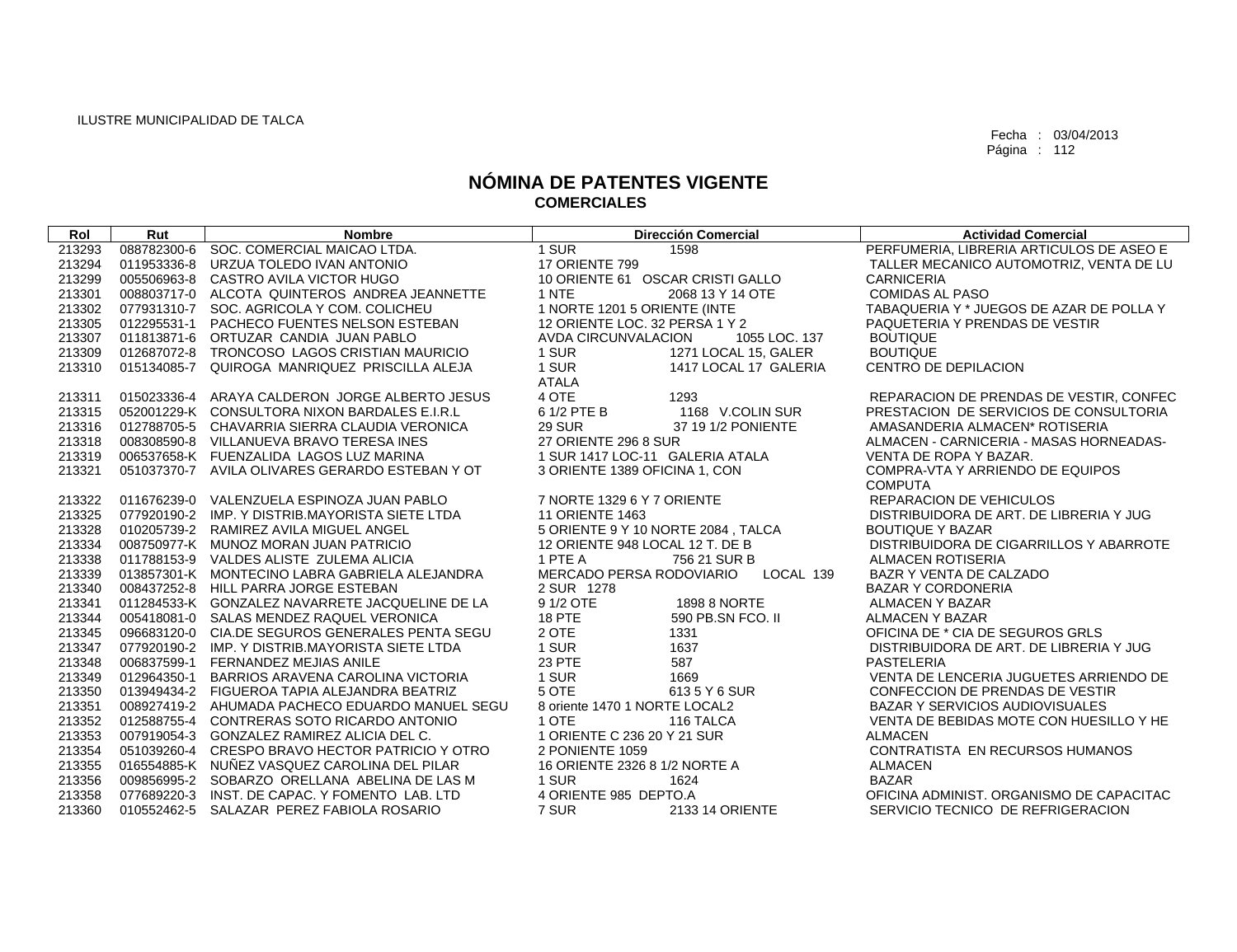ILUSTRE MUNICIPALIDAD DE TALCA

Fecha : 03/04/2013
Página : 112

# NÓMINA DE PATENTES VIGENTE
## COMERCIALES

| Rol | Rut | Nombre | Dirección Comercial | Actividad Comercial |
|---|---|---|---|---|
| 213293 | 088782300-6 | SOC. COMERCIAL MAICAO LTDA. | 1 SUR 1598 | PERFUMERIA, LIBRERIA ARTICULOS DE ASEO E |
| 213294 | 011953336-8 | URZUA TOLEDO IVAN ANTONIO | 17 ORIENTE 799 | TALLER MECANICO AUTOMOTRIZ, VENTA DE LU |
| 213299 | 005506963-8 | CASTRO AVILA VICTOR HUGO | 10 ORIENTE 61 OSCAR CRISTI GALLO | CARNICERIA |
| 213301 | 008803717-0 | ALCOTA QUINTEROS ANDREA JEANNETTE | 1 NTE 2068 13 Y 14 OTE | COMIDAS AL PASO |
| 213302 | 077931310-7 | SOC. AGRICOLA Y COM. COLICHEU | 1 NORTE 1201 5 ORIENTE (INTE | TABAQUERIA Y * JUEGOS DE AZAR DE POLLA Y |
| 213305 | 012295531-1 | PACHECO FUENTES NELSON ESTEBAN | 12 ORIENTE LOC. 32 PERSA 1 Y 2 | PAQUETERIA Y PRENDAS DE VESTIR |
| 213307 | 011813871-6 | ORTUZAR CANDIA JUAN PABLO | AVDA CIRCUNVALACION 1055 LOC. 137 | BOUTIQUE |
| 213309 | 012687072-8 | TRONCOSO LAGOS CRISTIAN MAURICIO | 1 SUR 1271 LOCAL 15, GALER | BOUTIQUE |
| 213310 | 015134085-7 | QUIROGA MANRIQUEZ PRISCILLA ALEJA | 1 SUR 1417 LOCAL 17 GALERIA ATALA | CENTRO DE DEPILACION |
| 213311 | 015023336-4 | ARAYA CALDERON JORGE ALBERTO JESUS | 4 OTE 1293 | REPARACION DE PRENDAS DE VESTIR, CONFEC |
| 213315 | 052001229-K | CONSULTORA NIXON BARDALES E.I.R.L | 6 1/2 PTE B 1168 V.COLIN SUR | PRESTACION DE SERVICIOS DE CONSULTORIA |
| 213316 | 012788705-5 | CHAVARRIA SIERRA CLAUDIA VERONICA | 29 SUR 37 19 1/2 PONIENTE | AMASANDERIA ALMACEN* ROTISERIA |
| 213318 | 008308590-8 | VILLANUEVA BRAVO TERESA INES | 27 ORIENTE 296 8 SUR | ALMACEN - CARNICERIA - MASAS HORNEADAS- |
| 213319 | 006537658-K | FUENZALIDA LAGOS LUZ MARINA | 1 SUR 1417 LOC-11 GALERIA ATALA | VENTA DE ROPA Y BAZAR. |
| 213321 | 051037370-7 | AVILA OLIVARES GERARDO ESTEBAN Y OT | 3 ORIENTE 1389 OFICINA 1, CON | COMPRA-VTA Y ARRIENDO DE EQUIPOS COMPUTA |
| 213322 | 011676239-0 | VALENZUELA ESPINOZA JUAN PABLO | 7 NORTE 1329 6 Y 7 ORIENTE | REPARACION DE VEHICULOS |
| 213325 | 077920190-2 | IMP. Y DISTRIB.MAYORISTA SIETE LTDA | 11 ORIENTE 1463 | DISTRIBUIDORA DE ART. DE LIBRERIA Y JUG |
| 213328 | 010205739-2 | RAMIREZ AVILA MIGUEL ANGEL | 5 ORIENTE 9 Y 10 NORTE 2084 , TALCA | BOUTIQUE Y BAZAR |
| 213334 | 008750977-K | MUNOZ MORAN JUAN PATRICIO | 12 ORIENTE 948 LOCAL 12 T. DE B | DISTRIBUIDORA DE CIGARRILLOS Y ABARROTE |
| 213338 | 011788153-9 | VALDES ALISTE ZULEMA ALICIA | 1 PTE A 756 21 SUR B | ALMACEN ROTISERIA |
| 213339 | 013857301-K | MONTECINO LABRA GABRIELA ALEJANDRA | MERCADO PERSA RODOVIARIO LOCAL 139 | BAZR Y VENTA DE CALZADO |
| 213340 | 008437252-8 | HILL PARRA JORGE ESTEBAN | 2 SUR 1278 | BAZAR Y CORDONERIA |
| 213341 | 011284533-K | GONZALEZ NAVARRETE JACQUELINE DE LA | 9 1/2 OTE 1898 8 NORTE | ALMACEN Y BAZAR |
| 213344 | 005418081-0 | SALAS MENDEZ RAQUEL VERONICA | 18 PTE 590 PB.SN FCO. II | ALMACEN Y BAZAR |
| 213345 | 096683120-0 | CIA.DE SEGUROS GENERALES PENTA SEGU | 2 OTE 1331 | OFICINA DE * CIA DE SEGUROS GRLS |
| 213347 | 077920190-2 | IMP. Y DISTRIB.MAYORISTA SIETE LTDA | 1 SUR 1637 | DISTRIBUIDORA DE ART. DE LIBRERIA Y JUG |
| 213348 | 006837599-1 | FERNANDEZ MEJIAS ANILE | 23 PTE 587 | PASTELERIA |
| 213349 | 012964350-1 | BARRIOS ARAVENA CAROLINA VICTORIA | 1 SUR 1669 | VENTA DE LENCERIA JUGUETES ARRIENDO DE |
| 213350 | 013949434-2 | FIGUEROA TAPIA ALEJANDRA BEATRIZ | 5 OTE 613 5 Y 6 SUR | CONFECCION DE PRENDAS DE VESTIR |
| 213351 | 008927419-2 | AHUMADA PACHECO EDUARDO MANUEL SEGU | 8 oriente 1470 1 NORTE LOCAL2 | BAZAR Y SERVICIOS AUDIOVISUALES |
| 213352 | 012588755-4 | CONTRERAS SOTO RICARDO ANTONIO | 1 OTE 116 TALCA | VENTA DE BEBIDAS MOTE CON HUESILLO Y HE |
| 213353 | 007919054-3 | GONZALEZ RAMIREZ ALICIA DEL C. | 1 ORIENTE C 236 20 Y 21 SUR | ALMACEN |
| 213354 | 051039260-4 | CRESPO BRAVO HECTOR PATRICIO Y OTRO | 2 PONIENTE 1059 | CONTRATISTA EN RECURSOS HUMANOS |
| 213355 | 016554885-K | NUÑEZ VASQUEZ CAROLINA DEL PILAR | 16 ORIENTE 2326 8 1/2 NORTE A | ALMACEN |
| 213356 | 009856995-2 | SOBARZO ORELLANA ABELINA DE LAS M | 1 SUR 1624 | BAZAR |
| 213358 | 077689220-3 | INST. DE CAPAC. Y FOMENTO LAB. LTD | 4 ORIENTE 985 DEPTO.A | OFICINA ADMINIST. ORGANISMO DE CAPACITAC |
| 213360 | 010552462-5 | SALAZAR PEREZ FABIOLA ROSARIO | 7 SUR 2133 14 ORIENTE | SERVICIO TECNICO DE REFRIGERACION |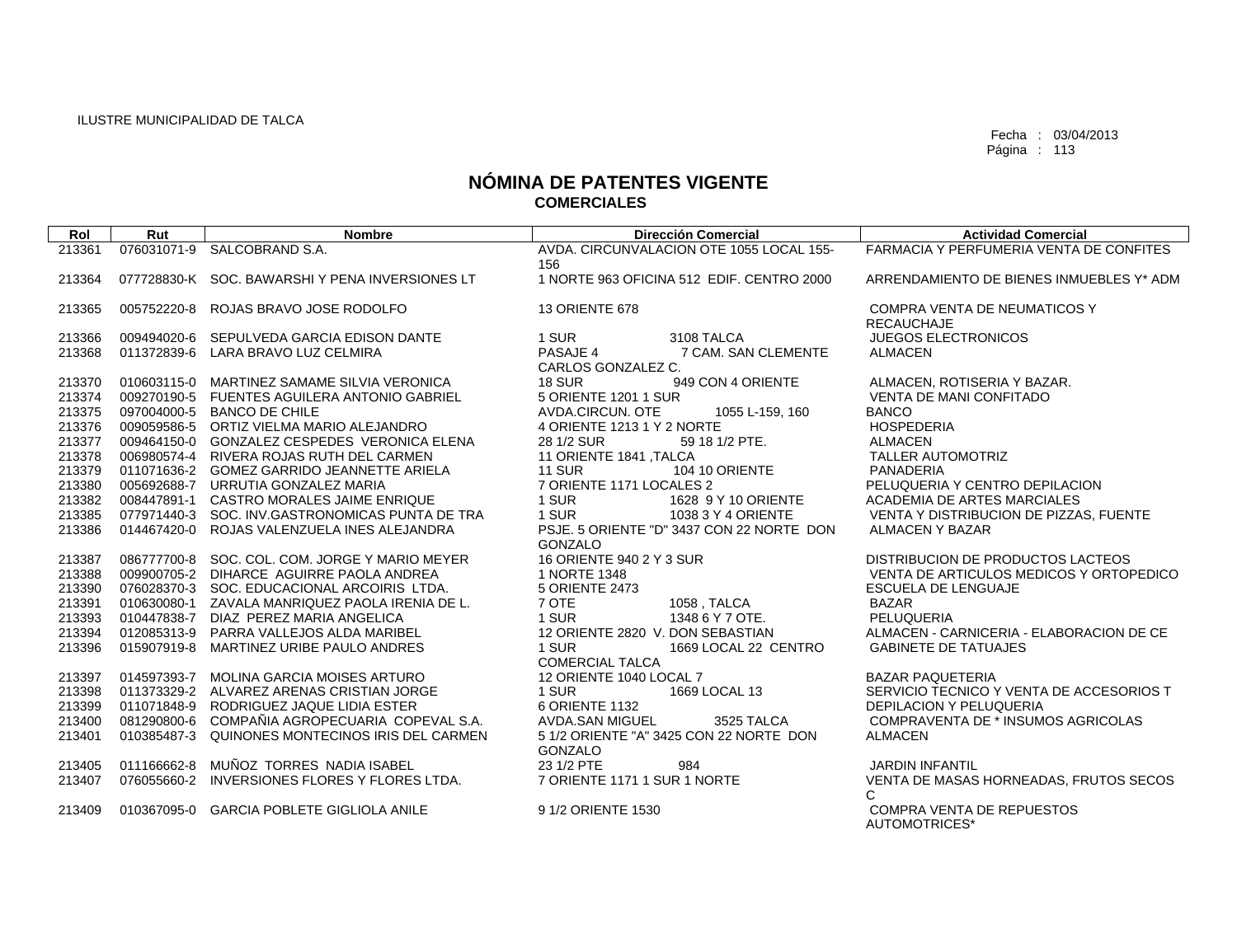ILUSTRE MUNICIPALIDAD DE TALCA

Fecha : 03/04/2013
Página : 113

# NÓMINA DE PATENTES VIGENTE
## COMERCIALES

| Rol | Rut | Nombre | Dirección Comercial | Actividad Comercial |
|---|---|---|---|---|
| 213361 | 076031071-9 | SALCOBRAND S.A. | AVDA. CIRCUNVALACION OTE 1055 LOCAL 155-156 | FARMACIA Y PERFUMERIA VENTA DE CONFITES |
| 213364 | 077728830-K | SOC. BAWARSHI Y PENA INVERSIONES LT | 1 NORTE 963 OFICINA 512 EDIF. CENTRO 2000 | ARRENDAMIENTO DE BIENES INMUEBLES Y* ADM |
| 213365 | 005752220-8 | ROJAS BRAVO JOSE RODOLFO | 13 ORIENTE 678 | COMPRA VENTA DE NEUMATICOS Y RECAUCHAJE |
| 213366 | 009494020-6 | SEPULVEDA GARCIA EDISON DANTE | 1 SUR 3108 TALCA | JUEGOS ELECTRONICOS |
| 213368 | 011372839-6 | LARA BRAVO LUZ CELMIRA | PASAJE 4 7 CAM. SAN CLEMENTE CARLOS GONZALEZ C. | ALMACEN |
| 213370 | 010603115-0 | MARTINEZ SAMAME SILVIA VERONICA | 18 SUR 949 CON 4 ORIENTE | ALMACEN, ROTISERIA Y BAZAR. |
| 213374 | 009270190-5 | FUENTES AGUILERA ANTONIO GABRIEL | 5 ORIENTE 1201 1 SUR | VENTA DE MANI CONFITADO |
| 213375 | 097004000-5 | BANCO DE CHILE | AVDA.CIRCUN. OTE 1055 L-159, 160 | BANCO |
| 213376 | 009059586-5 | ORTIZ VIELMA MARIO ALEJANDRO | 4 ORIENTE 1213 1 Y 2 NORTE | HOSPEDERIA |
| 213377 | 009464150-0 | GONZALEZ CESPEDES VERONICA ELENA | 28 1/2 SUR 59 18 1/2 PTE. | ALMACEN |
| 213378 | 006980574-4 | RIVERA ROJAS RUTH DEL CARMEN | 11 ORIENTE 1841 ,TALCA | TALLER AUTOMOTRIZ |
| 213379 | 011071636-2 | GOMEZ GARRIDO JEANNETTE ARIELA | 11 SUR 104 10 ORIENTE | PANADERIA |
| 213380 | 005692688-7 | URRUTIA GONZALEZ MARIA | 7 ORIENTE 1171 LOCALES 2 | PELUQUERIA Y CENTRO DEPILACION |
| 213382 | 008447891-1 | CASTRO MORALES JAIME ENRIQUE | 1 SUR 1628 9 Y 10 ORIENTE | ACADEMIA DE ARTES MARCIALES |
| 213385 | 077971440-3 | SOC. INV.GASTRONOMICAS PUNTA DE TRA | 1 SUR 1038 3 Y 4 ORIENTE | VENTA Y DISTRIBUCION DE PIZZAS, FUENTE |
| 213386 | 014467420-0 | ROJAS VALENZUELA INES ALEJANDRA | PSJE. 5 ORIENTE "D" 3437 CON 22 NORTE DON GONZALO | ALMACEN Y BAZAR |
| 213387 | 086777700-8 | SOC. COL. COM. JORGE Y MARIO MEYER | 16 ORIENTE 940 2 Y 3 SUR | DISTRIBUCION DE PRODUCTOS LACTEOS |
| 213388 | 009900705-2 | DIHARCE AGUIRRE PAOLA ANDREA | 1 NORTE 1348 | VENTA DE ARTICULOS MEDICOS Y ORTOPEDICO |
| 213390 | 076028370-3 | SOC. EDUCACIONAL ARCOIRIS LTDA. | 5 ORIENTE 2473 | ESCUELA DE LENGUAJE |
| 213391 | 010630080-1 | ZAVALA MANRIQUEZ PAOLA IRENIA DE L. | 7 OTE 1058 , TALCA | BAZAR |
| 213393 | 010447838-7 | DIAZ PEREZ MARIA ANGELICA | 1 SUR 1348 6 Y 7 OTE. | PELUQUERIA |
| 213394 | 012085313-9 | PARRA VALLEJOS ALDA MARIBEL | 12 ORIENTE 2820 V. DON SEBASTIAN | ALMACEN - CARNICERIA - ELABORACION DE CE |
| 213396 | 015907919-8 | MARTINEZ URIBE PAULO ANDRES | 1 SUR 1669 LOCAL 22 CENTRO COMERCIAL TALCA | GABINETE DE TATUAJES |
| 213397 | 014597393-7 | MOLINA GARCIA MOISES ARTURO | 12 ORIENTE 1040 LOCAL 7 | BAZAR PAQUETERIA |
| 213398 | 011373329-2 | ALVAREZ ARENAS CRISTIAN JORGE | 1 SUR 1669 LOCAL 13 | SERVICIO TECNICO Y VENTA DE ACCESORIOS T |
| 213399 | 011071848-9 | RODRIGUEZ JAQUE LIDIA ESTER | 6 ORIENTE 1132 | DEPILACION Y PELUQUERIA |
| 213400 | 081290800-6 | COMPAÑIA AGROPECUARIA COPEVAL S.A. | AVDA.SAN MIGUEL 3525 TALCA | COMPRAVENTA DE * INSUMOS AGRICOLAS |
| 213401 | 010385487-3 | QUINONES MONTECINOS IRIS DEL CARMEN | 5 1/2 ORIENTE "A" 3425 CON 22 NORTE DON GONZALO | ALMACEN |
| 213405 | 011166662-8 | MUÑOZ TORRES NADIA ISABEL | 23 1/2 PTE 984 | JARDIN INFANTIL |
| 213407 | 076055660-2 | INVERSIONES FLORES Y FLORES LTDA. | 7 ORIENTE 1171 1 SUR 1 NORTE | VENTA DE MASAS HORNEADAS, FRUTOS SECOS C |
| 213409 | 010367095-0 | GARCIA POBLETE GIGLIOLA ANILE | 9 1/2 ORIENTE 1530 | COMPRA VENTA DE REPUESTOS AUTOMOTRICES* |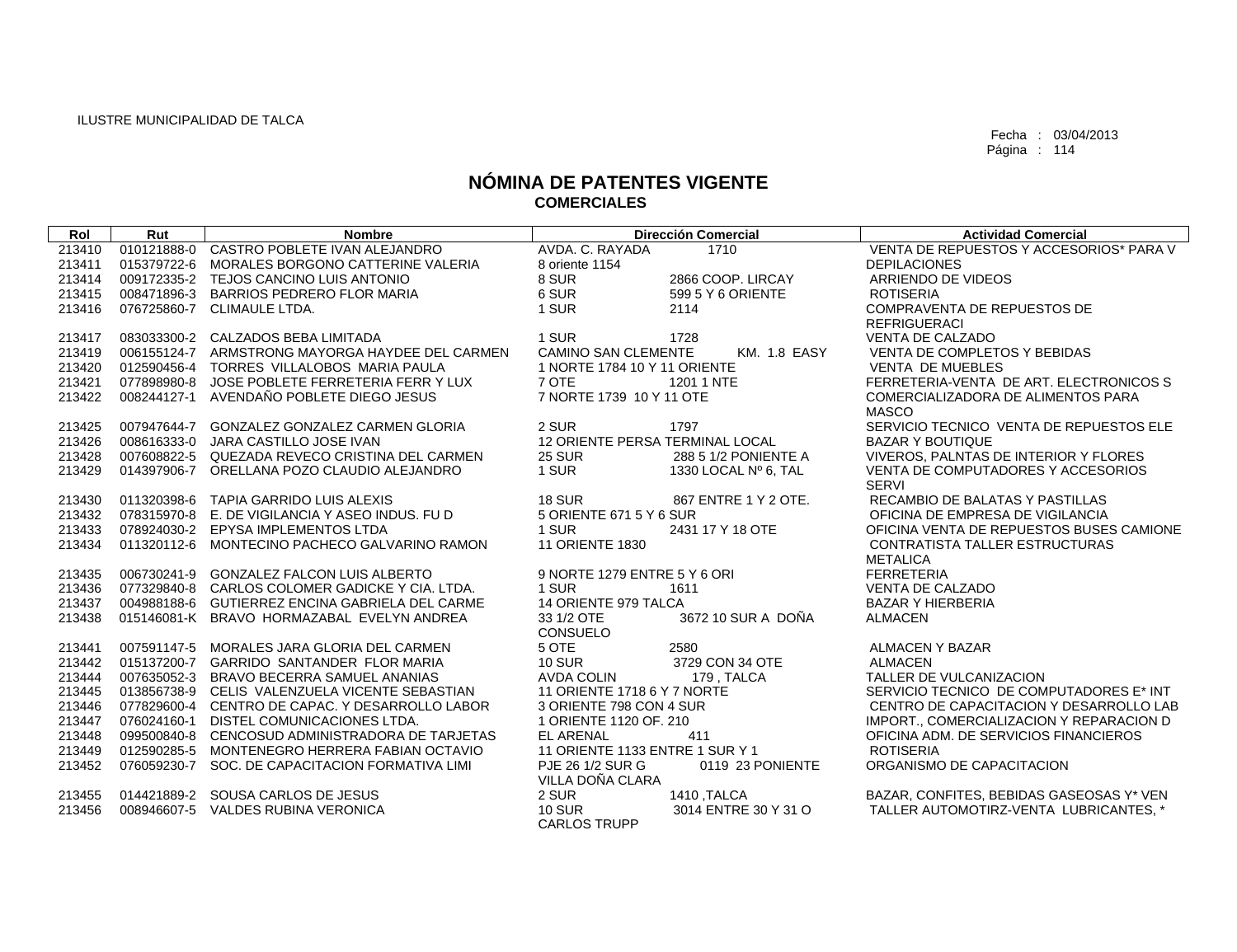ILUSTRE MUNICIPALIDAD DE TALCA

Fecha : 03/04/2013
Página : 114

# NÓMINA DE PATENTES VIGENTE
## COMERCIALES

| Rol | Rut | Nombre | Dirección Comercial | | Actividad Comercial |
|---|---|---|---|---|---|
| 213410 | 010121888-0 | CASTRO POBLETE IVAN ALEJANDRO | AVDA. C. RAYADA | 1710 | VENTA DE REPUESTOS Y ACCESORIOS* PARA V |
| 213411 | 015379722-6 | MORALES BORGONO CATTERINE VALERIA | 8 oriente 1154 | | DEPILACIONES |
| 213414 | 009172335-2 | TEJOS CANCINO LUIS ANTONIO | 8 SUR | 2866 COOP. LIRCAY | ARRIENDO DE VIDEOS |
| 213415 | 008471896-3 | BARRIOS PEDRERO FLOR MARIA | 6 SUR | 599 5 Y 6 ORIENTE | ROTISERIA |
| 213416 | 076725860-7 | CLIMAULE LTDA. | 1 SUR | 2114 | COMPRAVENTA DE REPUESTOS DE REFRIGUERACI |
| 213417 | 083033300-2 | CALZADOS BEBA LIMITADA | 1 SUR | 1728 | VENTA DE CALZADO |
| 213419 | 006155124-7 | ARMSTRONG MAYORGA HAYDEE DEL CARMEN | CAMINO SAN CLEMENTE | KM. 1.8 EASY | VENTA DE COMPLETOS Y BEBIDAS |
| 213420 | 012590456-4 | TORRES VILLALOBOS MARIA PAULA | 1 NORTE 1784 10 Y 11 ORIENTE | | VENTA DE MUEBLES |
| 213421 | 077898980-8 | JOSE POBLETE FERRETERIA FERR Y LUX | 7 OTE | 1201 1 NTE | FERRETERIA-VENTA DE ART. ELECTRONICOS S |
| 213422 | 008244127-1 | AVENDAÑO POBLETE DIEGO JESUS | 7 NORTE 1739 10 Y 11 OTE | | COMERCIALIZADORA DE ALIMENTOS PARA MASCO |
| 213425 | 007947644-7 | GONZALEZ GONZALEZ CARMEN GLORIA | 2 SUR | 1797 | SERVICIO TECNICO VENTA DE REPUESTOS ELE |
| 213426 | 008616333-0 | JARA CASTILLO JOSE IVAN | 12 ORIENTE PERSA TERMINAL LOCAL | | BAZAR Y BOUTIQUE |
| 213428 | 007608822-5 | QUEZADA REVECO CRISTINA DEL CARMEN | 25 SUR | 288 5 1/2 PONIENTE A | VIVEROS, PALNTAS DE INTERIOR Y FLORES |
| 213429 | 014397906-7 | ORELLANA POZO CLAUDIO ALEJANDRO | 1 SUR | 1330 LOCAL Nº 6, TAL | VENTA DE COMPUTADORES Y ACCESORIOS SERVI |
| 213430 | 011320398-6 | TAPIA GARRIDO LUIS ALEXIS | 18 SUR | 867 ENTRE 1 Y 2 OTE. | RECAMBIO DE BALATAS Y PASTILLAS |
| 213432 | 078315970-8 | E. DE VIGILANCIA Y ASEO INDUS. FU D | 5 ORIENTE 671 5 Y 6 SUR | | OFICINA DE EMPRESA DE VIGILANCIA |
| 213433 | 078924030-2 | EPYSA IMPLEMENTOS LTDA | 1 SUR | 2431 17 Y 18 OTE | OFICINA VENTA DE REPUESTOS BUSES CAMIONE |
| 213434 | 011320112-6 | MONTECINO PACHECO GALVARINO RAMON | 11 ORIENTE 1830 | | CONTRATISTA TALLER ESTRUCTURAS METALICA |
| 213435 | 006730241-9 | GONZALEZ FALCON LUIS ALBERTO | 9 NORTE 1279 ENTRE 5 Y 6 ORI | | FERRETERIA |
| 213436 | 077329840-8 | CARLOS COLOMER GADICKE Y CIA. LTDA. | 1 SUR | 1611 | VENTA DE CALZADO |
| 213437 | 004988188-6 | GUTIERREZ ENCINA GABRIELA DEL CARME | 14 ORIENTE 979 TALCA | | BAZAR Y HIERBERIA |
| 213438 | 015146081-K | BRAVO HORMAZABAL EVELYN ANDREA | 33 1/2 OTE CONSUELO | 3672 10 SUR A DOÑA | ALMACEN |
| 213441 | 007591147-5 | MORALES JARA GLORIA DEL CARMEN | 5 OTE | 2580 | ALMACEN Y BAZAR |
| 213442 | 015137200-7 | GARRIDO SANTANDER FLOR MARIA | 10 SUR | 3729 CON 34 OTE | ALMACEN |
| 213444 | 007635052-3 | BRAVO BECERRA SAMUEL ANANIAS | AVDA COLIN | 179 , TALCA | TALLER DE VULCANIZACION |
| 213445 | 013856738-9 | CELIS VALENZUELA VICENTE SEBASTIAN | 11 ORIENTE 1718 6 Y 7 NORTE | | SERVICIO TECNICO DE COMPUTADORES E* INT |
| 213446 | 077829600-4 | CENTRO DE CAPAC. Y DESARROLLO LABOR | 3 ORIENTE 798 CON 4 SUR | | CENTRO DE CAPACITACION Y DESARROLLO LAB |
| 213447 | 076024160-1 | DISTEL COMUNICACIONES LTDA. | 1 ORIENTE 1120 OF. 210 | | IMPORT., COMERCIALIZACION Y REPARACION D |
| 213448 | 099500840-8 | CENCOSUD ADMINISTRADORA DE TARJETAS | EL ARENAL | 411 | OFICINA ADM. DE SERVICIOS FINANCIEROS |
| 213449 | 012590285-5 | MONTENEGRO HERRERA FABIAN OCTAVIO | 11 ORIENTE 1133 ENTRE 1 SUR Y 1 | | ROTISERIA |
| 213452 | 076059230-7 | SOC. DE CAPACITACION FORMATIVA LIMI | PJE 26 1/2 SUR G VILLA DOÑA CLARA | 0119 23 PONIENTE | ORGANISMO DE CAPACITACION |
| 213455 | 014421889-2 | SOUSA CARLOS DE JESUS | 2 SUR | 1410 ,TALCA | BAZAR, CONFITES, BEBIDAS GASEOSAS Y* VEN |
| 213456 | 008946607-5 | VALDES RUBINA VERONICA | 10 SUR CARLOS TRUPP | 3014 ENTRE 30 Y 31 O | TALLER AUTOMOTIRZ-VENTA LUBRICANTES, * |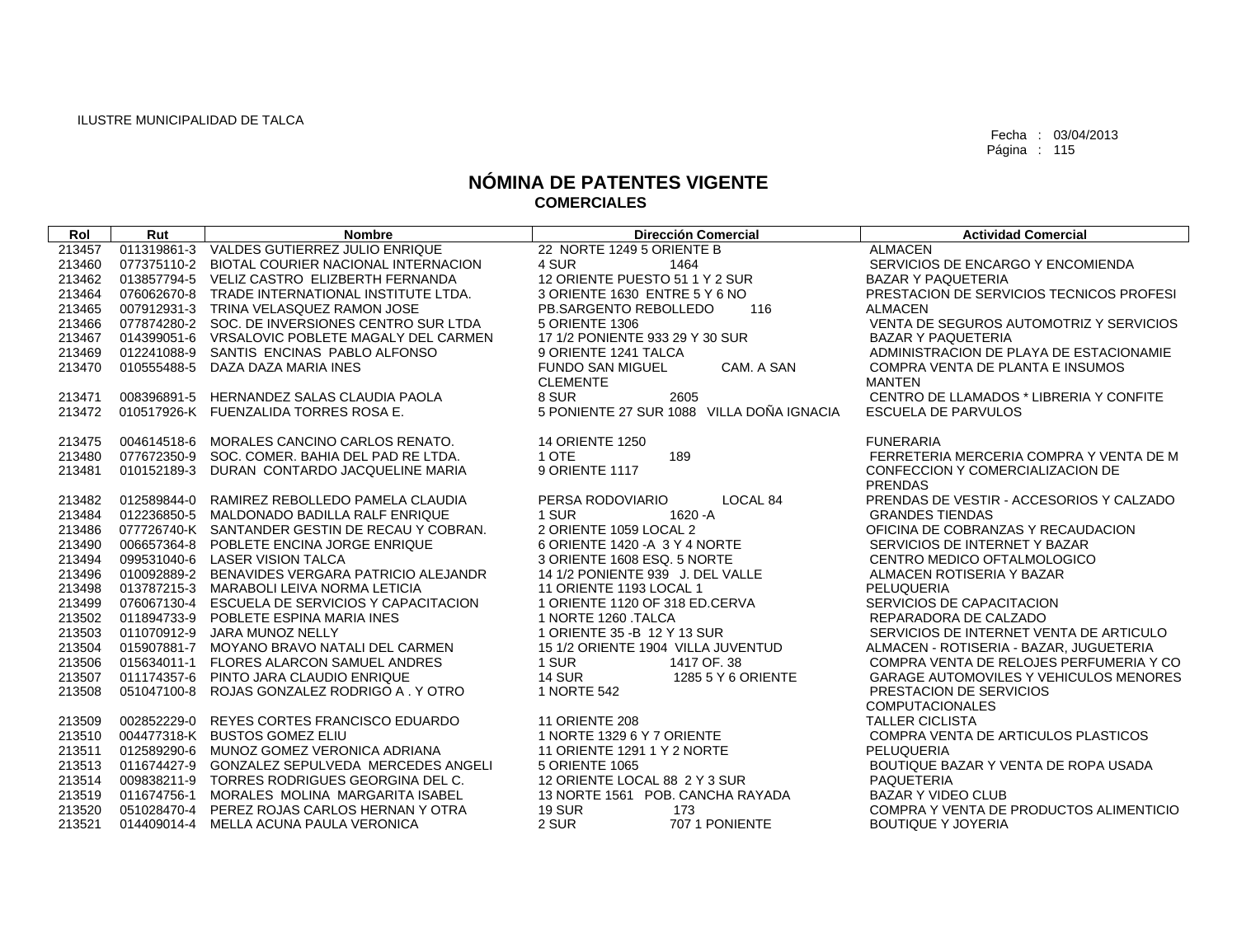ILUSTRE MUNICIPALIDAD DE TALCA

Fecha : 03/04/2013

# NÓMINA DE PATENTES VIGENTE
## COMERCIALES

| Rol | Rut | Nombre | Dirección Comercial | Actividad Comercial |
|---|---|---|---|---|
| 213457 | 011319861-3 | VALDES GUTIERREZ JULIO ENRIQUE | 22 NORTE 1249 5 ORIENTE B | ALMACEN |
| 213460 | 077375110-2 | BIOTAL COURIER NACIONAL INTERNACION | 4 SUR 1464 | SERVICIOS DE ENCARGO Y ENCOMIENDA |
| 213462 | 013857794-5 | VELIZ CASTRO ELIZBERTH FERNANDA | 12 ORIENTE PUESTO 51 1 Y 2 SUR | BAZAR Y PAQUETERIA |
| 213464 | 076062670-8 | TRADE INTERNATIONAL INSTITUTE LTDA. | 3 ORIENTE 1630 ENTRE 5 Y 6 NO | PRESTACION DE SERVICIOS TECNICOS PROFESI |
| 213465 | 007912931-3 | TRINA VELASQUEZ RAMON JOSE | PB.SARGENTO REBOLLEDO 116 | ALMACEN |
| 213466 | 077874280-2 | SOC. DE INVERSIONES CENTRO SUR LTDA | 5 ORIENTE 1306 | VENTA DE SEGUROS AUTOMOTRIZ Y SERVICIOS |
| 213467 | 014399051-6 | VRSALOVIC POBLETE MAGALY DEL CARMEN | 17 1/2 PONIENTE 933 29 Y 30 SUR | BAZAR Y PAQUETERIA |
| 213469 | 012241088-9 | SANTIS ENCINAS PABLO ALFONSO | 9 ORIENTE 1241 TALCA | ADMINISTRACION DE PLAYA DE ESTACIONAMIE |
| 213470 | 010555488-5 | DAZA DAZA MARIA INES | FUNDO SAN MIGUEL CAM. A SAN CLEMENTE | COMPRA VENTA DE PLANTA E INSUMOS MANTEN |
| 213471 | 008396891-5 | HERNANDEZ SALAS CLAUDIA PAOLA | 8 SUR 2605 | CENTRO DE LLAMADOS * LIBRERIA Y CONFITE |
| 213472 | 010517926-K | FUENZALIDA TORRES ROSA E. | 5 PONIENTE 27 SUR 1088 VILLA DOÑA IGNACIA | ESCUELA DE PARVULOS |
| 213475 | 004614518-6 | MORALES CANCINO CARLOS RENATO. | 14 ORIENTE 1250 | FUNERARIA |
| 213480 | 077672350-9 | SOC. COMER. BAHIA DEL PAD RE LTDA. | 1 OTE 189 | FERRETERIA MERCERIA COMPRA Y VENTA DE M |
| 213481 | 010152189-3 | DURAN CONTARDO JACQUELINE MARIA | 9 ORIENTE 1117 | CONFECCION Y COMERCIALIZACION DE PRENDAS |
| 213482 | 012589844-0 | RAMIREZ REBOLLEDO PAMELA CLAUDIA | PERSA RODOVIARIO LOCAL 84 | PRENDAS DE VESTIR - ACCESORIOS Y CALZADO |
| 213484 | 012236850-5 | MALDONADO BADILLA RALF ENRIQUE | 1 SUR 1620 -A | GRANDES TIENDAS |
| 213486 | 077726740-K | SANTANDER GESTIN DE RECAU Y COBRAN. | 2 ORIENTE 1059 LOCAL 2 | OFICINA DE COBRANZAS Y RECAUDACION |
| 213490 | 006657364-8 | POBLETE ENCINA JORGE ENRIQUE | 6 ORIENTE 1420 -A 3 Y 4 NORTE | SERVICIOS DE INTERNET Y BAZAR |
| 213494 | 099531040-6 | LASER VISION TALCA | 3 ORIENTE 1608 ESQ. 5 NORTE | CENTRO MEDICO OFTALMOLOGICO |
| 213496 | 010092889-2 | BENAVIDES VERGARA PATRICIO ALEJANDR | 14 1/2 PONIENTE 939 J. DEL VALLE | ALMACEN ROTISERIA Y BAZAR |
| 213498 | 013787215-3 | MARABOLI LEIVA NORMA LETICIA | 11 ORIENTE 1193 LOCAL 1 | PELUQUERIA |
| 213499 | 076067130-4 | ESCUELA DE SERVICIOS Y CAPACITACION | 1 ORIENTE 1120 OF 318 ED.CERVA | SERVICIOS DE CAPACITACION |
| 213502 | 011894733-9 | POBLETE ESPINA MARIA INES | 1 NORTE 1260 .TALCA | REPARADORA DE CALZADO |
| 213503 | 011070912-9 | JARA MUNOZ NELLY | 1 ORIENTE 35 -B 12 Y 13 SUR | SERVICIOS DE INTERNET VENTA DE ARTICULO |
| 213504 | 015907881-7 | MOYANO BRAVO NATALI DEL CARMEN | 15 1/2 ORIENTE 1904 VILLA JUVENTUD | ALMACEN - ROTISERIA - BAZAR, JUGUETERIA |
| 213506 | 015634011-1 | FLORES ALARCON SAMUEL ANDRES | 1 SUR 1417 OF. 38 | COMPRA VENTA DE RELOJES PERFUMERIA Y CO |
| 213507 | 011174357-6 | PINTO JARA CLAUDIO ENRIQUE | 14 SUR 1285 5 Y 6 ORIENTE | GARAGE AUTOMOVILES Y VEHICULOS MENORES |
| 213508 | 051047100-8 | ROJAS GONZALEZ RODRIGO A . Y OTRO | 1 NORTE 542 | PRESTACION DE SERVICIOS COMPUTACIONALES |
| 213509 | 002852229-0 | REYES CORTES FRANCISCO EDUARDO | 11 ORIENTE 208 | TALLER CICLISTA |
| 213510 | 004477318-K | BUSTOS GOMEZ ELIU | 1 NORTE 1329 6 Y 7 ORIENTE | COMPRA VENTA DE ARTICULOS PLASTICOS |
| 213511 | 012589290-6 | MUNOZ GOMEZ VERONICA ADRIANA | 11 ORIENTE 1291 1 Y 2 NORTE | PELUQUERIA |
| 213513 | 011674427-9 | GONZALEZ SEPULVEDA MERCEDES ANGELI | 5 ORIENTE 1065 | BOUTIQUE BAZAR Y VENTA DE ROPA USADA |
| 213514 | 009838211-9 | TORRES RODRIGUES GEORGINA DEL C. | 12 ORIENTE LOCAL 88 2 Y 3 SUR | PAQUETERIA |
| 213519 | 011674756-1 | MORALES MOLINA MARGARITA ISABEL | 13 NORTE 1561 POB. CANCHA RAYADA | BAZAR Y VIDEO CLUB |
| 213520 | 051028470-4 | PEREZ ROJAS CARLOS HERNAN Y OTRA | 19 SUR 173 | COMPRA Y VENTA DE PRODUCTOS ALIMENTICIO |
| 213521 | 014409014-4 | MELLA ACUNA PAULA VERONICA | 2 SUR 707 1 PONIENTE | BOUTIQUE Y JOYERIA |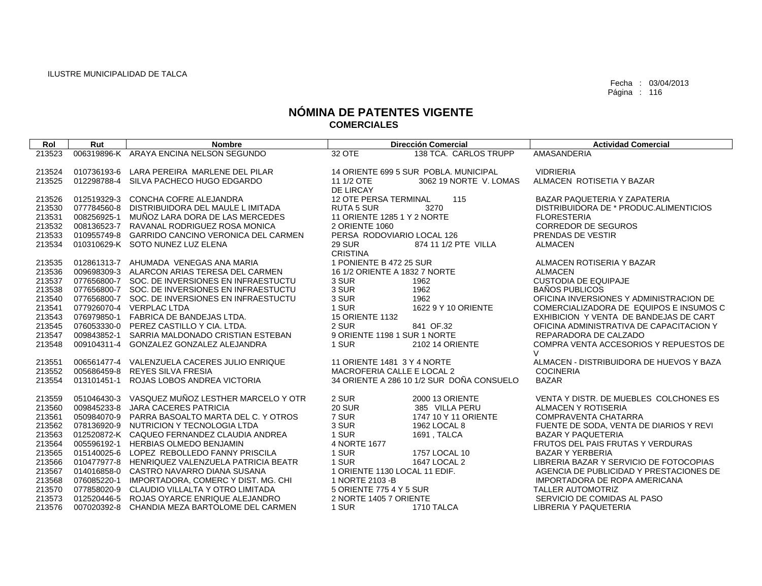ILUSTRE MUNICIPALIDAD DE TALCA

Fecha : 03/04/2013
Página : 116

# NÓMINA DE PATENTES VIGENTE
## COMERCIALES

| Rol | Rut | Nombre | Dirección Comercial | Actividad Comercial |
|---|---|---|---|---|
| 213523 | 006319896-K | ARAYA ENCINA NELSON SEGUNDO | 32 OTE 138 TCA. CARLOS TRUPP | AMASANDERIA |
| 213524 | 010736193-6 | LARA PEREIRA MARLENE DEL PILAR | 14 ORIENTE 699 5 SUR POBLA. MUNICIPAL | VIDRIERIA |
| 213525 | 012298788-4 | SILVA PACHECO HUGO EDGARDO | 11 1/2 OTE 3062 19 NORTE V. LOMAS DE LIRCAY | ALMACEN ROTISETIA Y BAZAR |
| 213526 | 012519329-3 | CONCHA COFRE ALEJANDRA | 12 OTE PERSA TERMINAL 115 | BAZAR PAQUETERIA Y ZAPATERIA |
| 213530 | 077784560-8 | DISTRIBUIDORA DEL MAULE L IMITADA | RUTA 5 SUR 3270 | DISTRIBUIDORA DE * PRODUC.ALIMENTICIOS |
| 213531 | 008256925-1 | MUÑOZ LARA DORA DE LAS MERCEDES | 11 ORIENTE 1285 1 Y 2 NORTE | FLORESTERIA |
| 213532 | 008136523-7 | RAVANAL RODRIGUEZ ROSA MONICA | 2 ORIENTE 1060 | CORREDOR DE SEGUROS |
| 213533 | 010955749-8 | GARRIDO CANCINO VERONICA DEL CARMEN | PERSA RODOVIARIO LOCAL 126 | PRENDAS DE VESTIR |
| 213534 | 010310629-K | SOTO NUNEZ LUZ ELENA | 29 SUR 874 11 1/2 PTE VILLA CRISTINA | ALMACEN |
| 213535 | 012861313-7 | AHUMADA VENEGAS ANA MARIA | 1 PONIENTE B 472 25 SUR | ALMACEN ROTISERIA Y BAZAR |
| 213536 | 009698309-3 | ALARCON ARIAS TERESA DEL CARMEN | 16 1/2 ORIENTE A 1832 7 NORTE | ALMACEN |
| 213537 | 077656800-7 | SOC. DE INVERSIONES EN INFRAESTUCTU | 3 SUR 1962 | CUSTODIA DE EQUIPAJE |
| 213538 | 077656800-7 | SOC. DE INVERSIONES EN INFRAESTUCTU | 3 SUR 1962 | BAÑOS PUBLICOS |
| 213540 | 077656800-7 | SOC. DE INVERSIONES EN INFRAESTUCTU | 3 SUR 1962 | OFICINA INVERSIONES Y ADMINISTRACION DE |
| 213541 | 077926070-4 | VERPLAC LTDA | 1 SUR 1622 9 Y 10 ORIENTE | COMERCIALIZADORA DE EQUIPOS E INSUMOS C |
| 213543 | 076979850-1 | FABRICA DE BANDEJAS LTDA. | 15 ORIENTE 1132 | EXHIBICION Y VENTA DE BANDEJAS DE CART |
| 213545 | 076053330-0 | PEREZ CASTILLO Y CIA. LTDA. | 2 SUR 841 OF.32 | OFICINA ADMINISTRATIVA DE CAPACITACION Y |
| 213547 | 009843852-1 | SARRIA MALDONADO CRISTIAN ESTEBAN | 9 ORIENTE 1198 1 SUR 1 NORTE | REPARADORA DE CALZADO |
| 213548 | 009104311-4 | GONZALEZ GONZALEZ ALEJANDRA | 1 SUR 2102 14 ORIENTE | COMPRA VENTA ACCESORIOS Y REPUESTOS DE V |
| 213551 | 006561477-4 | VALENZUELA CACERES JULIO ENRIQUE | 11 ORIENTE 1481 3 Y 4 NORTE | ALMACEN - DISTRIBUIDORA DE HUEVOS Y BAZA |
| 213552 | 005686459-8 | REYES SILVA FRESIA | MACROFERIA CALLE E LOCAL 2 | COCINERIA |
| 213554 | 013101451-1 | ROJAS LOBOS ANDREA VICTORIA | 34 ORIENTE A 286 10 1/2 SUR DOÑA CONSUELO | BAZAR |
| 213559 | 051046430-3 | VASQUEZ MUÑOZ LESTHER MARCELO Y OTR | 2 SUR 2000 13 ORIENTE | VENTA Y DISTR. DE MUEBLES COLCHONES ES |
| 213560 | 009845233-8 | JARA CACERES PATRICIA | 20 SUR 385 VILLA PERU | ALMACEN Y ROTISERIA |
| 213561 | 050984070-9 | PARRA BASOALTO MARTA DEL C. Y OTROS | 7 SUR 1747 10 Y 11 ORIENTE | COMPRAVENTA CHATARRA |
| 213562 | 078136920-9 | NUTRICION Y TECNOLOGIA LTDA | 3 SUR 1962 LOCAL 8 | FUENTE DE SODA, VENTA DE DIARIOS Y REVI |
| 213563 | 012520872-K | CAQUEO FERNANDEZ CLAUDIA ANDREA | 1 SUR 1691 , TALCA | BAZAR Y PAQUETERIA |
| 213564 | 005596192-1 | HERBIAS OLMEDO BENJAMIN | 4 NORTE 1677 | FRUTOS DEL PAIS FRUTAS Y VERDURAS |
| 213565 | 015140025-6 | LOPEZ REBOLLEDO FANNY PRISCILA | 1 SUR 1757 LOCAL 10 | BAZAR Y YERBERIA |
| 213566 | 010477977-8 | HENRIQUEZ VALENZUELA PATRICIA BEATR | 1 SUR 1647 LOCAL 2 | LIBRERIA BAZAR Y SERVICIO DE FOTOCOPIAS |
| 213567 | 014016858-0 | CASTRO NAVARRO DIANA SUSANA | 1 ORIENTE 1130 LOCAL 11 EDIF. | AGENCIA DE PUBLICIDAD Y PRESTACIONES DE |
| 213568 | 076085220-1 | IMPORTADORA, COMERC Y DIST. MG. CHI | 1 NORTE 2103 -B | IMPORTADORA DE ROPA AMERICANA |
| 213570 | 077858020-9 | CLAUDIO VILLALTA Y OTRO LIMITADA | 5 ORIENTE 775 4 Y 5 SUR | TALLER AUTOMOTRIZ |
| 213573 | 012520446-5 | ROJAS OYARCE ENRIQUE ALEJANDRO | 2 NORTE 1405 7 ORIENTE | SERVICIO DE COMIDAS AL PASO |
| 213576 | 007020392-8 | CHANDIA MEZA BARTOLOME DEL CARMEN | 1 SUR 1710 TALCA | LIBRERIA Y PAQUETERIA |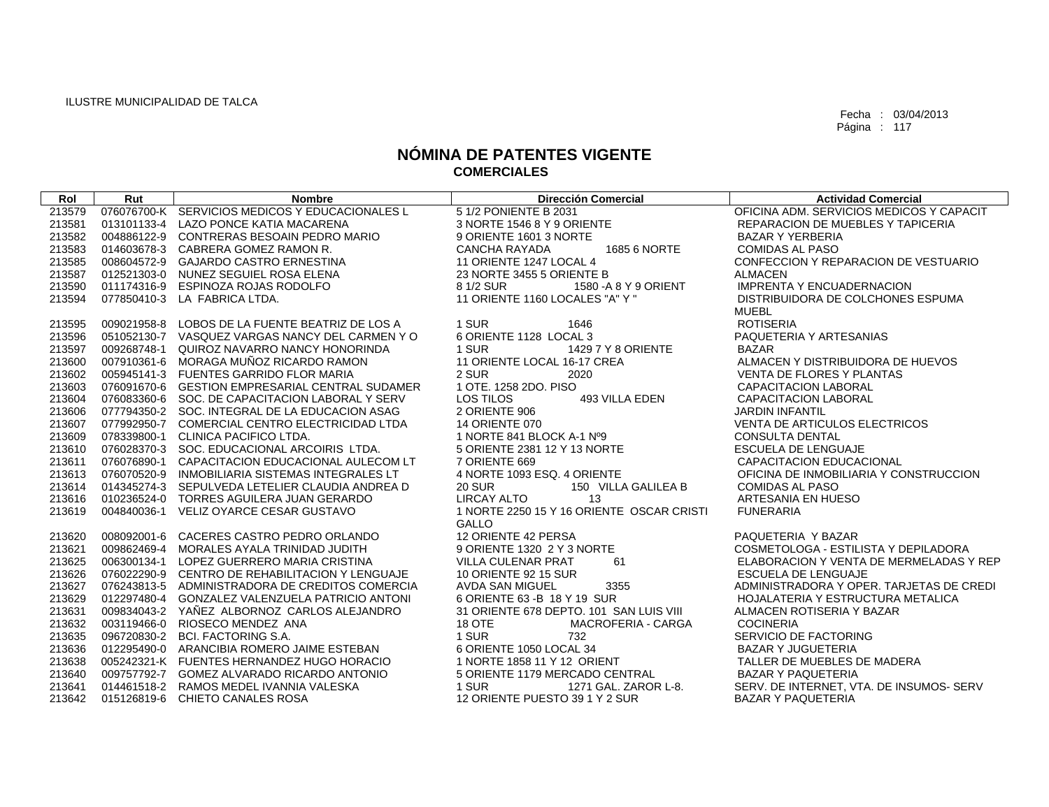ILUSTRE MUNICIPALIDAD DE TALCA

Fecha : 03/04/2013
Página : 117

# NÓMINA DE PATENTES VIGENTE
## COMERCIALES

| Rol | Rut | Nombre | Dirección Comercial | Actividad Comercial |
|---|---|---|---|---|
| 213579 | 076076700-K | SERVICIOS MEDICOS Y EDUCACIONALES L | 5 1/2 PONIENTE B 2031 | OFICINA ADM. SERVICIOS MEDICOS Y CAPACIT |
| 213581 | 013101133-4 | LAZO PONCE KATIA MACARENA | 3 NORTE 1546 8 Y 9 ORIENTE | REPARACION DE MUEBLES Y TAPICERIA |
| 213582 | 004886122-9 | CONTRERAS BESOAIN PEDRO MARIO | 9 ORIENTE 1601 3 NORTE | BAZAR Y YERBERIA |
| 213583 | 014603678-3 | CABRERA GOMEZ RAMON R. | CANCHA RAYADA 1685 6 NORTE | COMIDAS AL PASO |
| 213585 | 008604572-9 | GAJARDO CASTRO ERNESTINA | 11 ORIENTE 1247 LOCAL 4 | CONFECCION Y REPARACION DE VESTUARIO |
| 213587 | 012521303-0 | NUNEZ SEGUIEL ROSA ELENA | 23 NORTE 3455 5 ORIENTE B | ALMACEN |
| 213590 | 011174316-9 | ESPINOZA ROJAS RODOLFO | 8 1/2 SUR 1580 -A 8 Y 9 ORIENT | IMPRENTA Y ENCUADERNACION |
| 213594 | 077850410-3 | LA FABRICA LTDA. | 11 ORIENTE 1160 LOCALES "A" Y " | DISTRIBUIDORA DE COLCHONES ESPUMA MUEBL |
| 213595 | 009021958-8 | LOBOS DE LA FUENTE BEATRIZ DE LOS A | 1 SUR 1646 | ROTISERIA |
| 213596 | 051052130-7 | VASQUEZ VARGAS NANCY DEL CARMEN Y O | 6 ORIENTE 1128 LOCAL 3 | PAQUETERIA Y ARTESANIAS |
| 213597 | 009268748-1 | QUIROZ NAVARRO NANCY HONORINDA | 1 SUR 1429 7 Y 8 ORIENTE | BAZAR |
| 213600 | 007910361-6 | MORAGA MUÑOZ RICARDO RAMON | 11 ORIENTE LOCAL 16-17 CREA | ALMACEN Y DISTRIBUIDORA DE HUEVOS |
| 213602 | 005945141-3 | FUENTES GARRIDO FLOR MARIA | 2 SUR 2020 | VENTA DE FLORES Y PLANTAS |
| 213603 | 076091670-6 | GESTION EMPRESARIAL CENTRAL SUDAMER | 1 OTE. 1258 2DO. PISO | CAPACITACION LABORAL |
| 213604 | 076083360-6 | SOC. DE CAPACITACION LABORAL Y SERV | LOS TILOS 493 VILLA EDEN | CAPACITACION LABORAL |
| 213606 | 077794350-2 | SOC. INTEGRAL DE LA EDUCACION ASAG | 2 ORIENTE 906 | JARDIN INFANTIL |
| 213607 | 077992950-7 | COMERCIAL CENTRO ELECTRICIDAD LTDA | 14 ORIENTE 070 | VENTA DE ARTICULOS ELECTRICOS |
| 213609 | 078339800-1 | CLINICA PACIFICO LTDA. | 1 NORTE 841 BLOCK A-1 Nº9 | CONSULTA DENTAL |
| 213610 | 076028370-3 | SOC. EDUCACIONAL ARCOIRIS LTDA. | 5 ORIENTE 2381 12 Y 13 NORTE | ESCUELA DE LENGUAJE |
| 213611 | 076076890-1 | CAPACITACION EDUCACIONAL AULECOM LT | 7 ORIENTE 669 | CAPACITACION EDUCACIONAL |
| 213613 | 076070520-9 | INMOBILIARIA SISTEMAS INTEGRALES LT | 4 NORTE 1093 ESQ. 4 ORIENTE | OFICINA DE INMOBILIARIA Y CONSTRUCCION |
| 213614 | 014345274-3 | SEPULVEDA LETELIER CLAUDIA ANDREA D | 20 SUR 150 VILLA GALILEA B | COMIDAS AL PASO |
| 213616 | 010236524-0 | TORRES AGUILERA JUAN GERARDO | LIRCAY ALTO 13 | ARTESANIA EN HUESO |
| 213619 | 004840036-1 | VELIZ OYARCE CESAR GUSTAVO | 1 NORTE 2250 15 Y 16 ORIENTE OSCAR CRISTI GALLO | FUNERARIA |
| 213620 | 008092001-6 | CACERES CASTRO PEDRO ORLANDO | 12 ORIENTE 42 PERSA | PAQUETERIA Y BAZAR |
| 213621 | 009862469-4 | MORALES AYALA TRINIDAD JUDITH | 9 ORIENTE 1320 2 Y 3 NORTE | COSMETOLOGA - ESTILISTA Y DEPILADORA |
| 213625 | 006300134-1 | LOPEZ GUERRERO MARIA CRISTINA | VILLA CULENAR PRAT 61 | ELABORACION Y VENTA DE MERMELADAS Y REP |
| 213626 | 076022290-9 | CENTRO DE REHABILITACION Y LENGUAJE | 10 ORIENTE 92 15 SUR | ESCUELA DE LENGUAJE |
| 213627 | 076243813-5 | ADMINISTRADORA DE CREDITOS COMERCIA | AVDA SAN MIGUEL 3355 | ADMINISTRADORA Y OPER. TARJETAS DE CREDI |
| 213629 | 012297480-4 | GONZALEZ VALENZUELA PATRICIO ANTONI | 6 ORIENTE 63 -B 18 Y 19 SUR | HOJALATERIA Y ESTRUCTURA METALICA |
| 213631 | 009834043-2 | YAÑEZ ALBORNOZ CARLOS ALEJANDRO | 31 ORIENTE 678 DEPTO. 101 SAN LUIS VIII | ALMACEN ROTISERIA Y BAZAR |
| 213632 | 003119466-0 | RIOSECO MENDEZ ANA | 18 OTE MACROFERIA - CARGA | COCINERIA |
| 213635 | 096720830-2 | BCI. FACTORING S.A. | 1 SUR 732 | SERVICIO DE FACTORING |
| 213636 | 012295490-0 | ARANCIBIA ROMERO JAIME ESTEBAN | 6 ORIENTE 1050 LOCAL 34 | BAZAR Y JUGUETERIA |
| 213638 | 005242321-K | FUENTES HERNANDEZ HUGO HORACIO | 1 NORTE 1858 11 Y 12 ORIENT | TALLER DE MUEBLES DE MADERA |
| 213640 | 009757792-7 | GOMEZ ALVARADO RICARDO ANTONIO | 5 ORIENTE 1179 MERCADO CENTRAL | BAZAR Y PAQUETERIA |
| 213641 | 014461518-2 | RAMOS MEDEL IVANNIA VALESKA | 1 SUR 1271 GAL. ZAROR L-8. | SERV. DE INTERNET, VTA. DE INSUMOS- SERV |
| 213642 | 015126819-6 | CHIETO CANALES ROSA | 12 ORIENTE PUESTO 39 1 Y 2 SUR | BAZAR Y PAQUETERIA |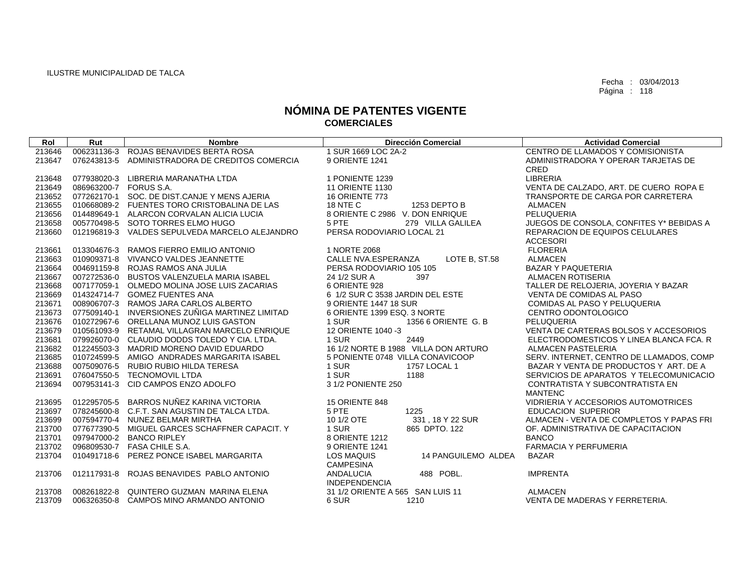ILUSTRE MUNICIPALIDAD DE TALCA

Fecha : 03/04/2013

# NÓMINA DE PATENTES VIGENTE
## COMERCIALES

| Rol | Rut | Nombre | Dirección Comercial | Actividad Comercial |
|---|---|---|---|---|
| 213646 | 006231136-3 | ROJAS BENAVIDES BERTA ROSA | 1 SUR 1669 LOC 2A-2 | CENTRO DE LLAMADOS Y COMISIONISTA |
| 213647 | 076243813-5 | ADMINISTRADORA DE CREDITOS COMERCIA | 9 ORIENTE 1241 | ADMINISTRADORA Y OPERAR TARJETAS DE CRED |
| 213648 | 077938020-3 | LIBRERIA MARANATHA LTDA | 1 PONIENTE 1239 | LIBRERIA |
| 213649 | 086963200-7 | FORUS S.A. | 11 ORIENTE 1130 | VENTA DE CALZADO, ART. DE CUERO ROPA E |
| 213652 | 077262170-1 | SOC. DE DIST.CANJE Y MENS AJERIA | 16 ORIENTE 773 | TRANSPORTE DE CARGA POR CARRETERA |
| 213655 | 010668089-2 | FUENTES TORO CRISTOBALINA DE LAS | 18 NTE C 1253 DEPTO B | ALMACEN |
| 213656 | 014489649-1 | ALARCON CORVALAN ALICIA LUCIA | 8 ORIENTE C 2986 V. DON ENRIQUE | PELUQUERIA |
| 213658 | 005770498-5 | SOTO TORRES ELMO HUGO | 5 PTE 279 VILLA GALILEA | JUEGOS DE CONSOLA, CONFITES Y* BEBIDAS A |
| 213660 | 012196819-3 | VALDES SEPULVEDA MARCELO ALEJANDRO | PERSA RODOVIARIO LOCAL 21 | REPARACION DE EQUIPOS CELULARES ACCESORI |
| 213661 | 013304676-3 | RAMOS FIERRO EMILIO ANTONIO | 1 NORTE 2068 | FLORERIA |
| 213663 | 010909371-8 | VIVANCO VALDES JEANNETTE | CALLE NVA.ESPERANZA LOTE B, ST.58 | ALMACEN |
| 213664 | 004691159-8 | ROJAS RAMOS ANA JULIA | PERSA RODOVIARIO 105 105 | BAZAR Y PAQUETERIA |
| 213667 | 007272536-0 | BUSTOS VALENZUELA MARIA ISABEL | 24 1/2 SUR A 397 | ALMACEN ROTISERIA |
| 213668 | 007177059-1 | OLMEDO MOLINA JOSE LUIS ZACARIAS | 6 ORIENTE 928 | TALLER DE RELOJERIA, JOYERIA Y BAZAR |
| 213669 | 014324714-7 | GOMEZ FUENTES ANA | 6 1/2 SUR C 3538 JARDIN DEL ESTE | VENTA DE COMIDAS AL PASO |
| 213671 | 008906707-3 | RAMOS JARA CARLOS ALBERTO | 9 ORIENTE 1447 18 SUR | COMIDAS AL PASO Y PELUQUERIA |
| 213673 | 077509140-1 | INVERSIONES ZUÑIGA MARTINEZ LIMITAD | 6 ORIENTE 1399 ESQ. 3 NORTE | CENTRO ODONTOLOGICO |
| 213676 | 010272967-6 | ORELLANA MUNOZ LUIS GASTON | 1 SUR 1356 6 ORIENTE G. B | PELUQUERIA |
| 213679 | 010561093-9 | RETAMAL VILLAGRAN MARCELO ENRIQUE | 12 ORIENTE 1040 -3 | VENTA DE CARTERAS BOLSOS Y ACCESORIOS |
| 213681 | 079926070-0 | CLAUDIO DODDS TOLEDO Y CIA. LTDA. | 1 SUR 2449 | ELECTRODOMESTICOS Y LINEA BLANCA FCA. R |
| 213682 | 012245503-3 | MADRID MORENO DAVID EDUARDO | 16 1/2 NORTE B 1988 VILLA DON ARTURO | ALMACEN PASTELERIA |
| 213685 | 010724599-5 | AMIGO ANDRADES MARGARITA ISABEL | 5 PONIENTE 0748 VILLA CONAVICOOP | SERV. INTERNET, CENTRO DE LLAMADOS, COMP |
| 213688 | 007509076-5 | RUBIO RUBIO HILDA TERESA | 1 SUR 1757 LOCAL 1 | BAZAR Y VENTA DE PRODUCTOS Y ART. DE A |
| 213691 | 076047550-5 | TECNOMOVIL LTDA | 1 SUR 1188 | SERVICIOS DE APARATOS Y TELECOMUNICACIO |
| 213694 | 007953141-3 | CID CAMPOS ENZO ADOLFO | 3 1/2 PONIENTE 250 | CONTRATISTA Y SUBCONTRATISTA EN MANTENC |
| 213695 | 012295705-5 | BARROS NUÑEZ KARINA VICTORIA | 15 ORIENTE 848 | VIDRIERIA Y ACCESORIOS AUTOMOTRICES |
| 213697 | 078245600-8 | C.F.T. SAN AGUSTIN DE TALCA LTDA. | 5 PTE 1225 | EDUCACION SUPERIOR |
| 213699 | 007594770-4 | NUNEZ BELMAR MIRTHA | 10 1/2 OTE 331 , 18 Y 22 SUR | ALMACEN - VENTA DE COMPLETOS Y PAPAS FRI |
| 213700 | 077677390-5 | MIGUEL GARCES SCHAFFNER CAPACIT. Y | 1 SUR 865 DPTO. 122 | OF. ADMINISTRATIVA DE CAPACITACION |
| 213701 | 097947000-2 | BANCO RIPLEY | 8 ORIENTE 1212 | BANCO |
| 213702 | 096809530-7 | FASA CHILE S.A. | 9 ORIENTE 1241 | FARMACIA Y PERFUMERIA |
| 213704 | 010491718-6 | PEREZ PONCE ISABEL MARGARITA | LOS MAQUIS 14 PANGUILEMO ALDEA CAMPESINA | BAZAR |
| 213706 | 012117931-8 | ROJAS BENAVIDES PABLO ANTONIO | ANDALUCIA 488 POBL. INDEPENDENCIA | IMPRENTA |
| 213708 | 008261822-8 | QUINTERO GUZMAN MARINA ELENA | 31 1/2 ORIENTE A 565 SAN LUIS 11 | ALMACEN |
| 213709 | 006326350-8 | CAMPOS MINO ARMANDO ANTONIO | 6 SUR 1210 | VENTA DE MADERAS Y FERRETERIA. |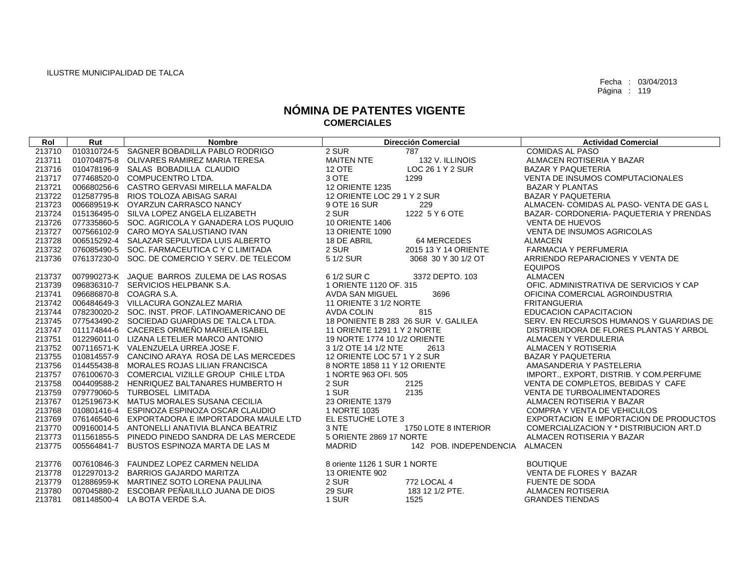ILUSTRE MUNICIPALIDAD DE TALCA

Fecha : 03/04/2013

# NÓMINA DE PATENTES VIGENTE
## COMERCIALES

| Rol | Rut | Nombre | Dirección Comercial | | Actividad Comercial |
|---|---|---|---|---|---|
| 213710 | 010310724-5 | SAGNER BOBADILLA PABLO RODRIGO | 2 SUR | 787 | COMIDAS AL PASO |
| 213711 | 010704875-8 | OLIVARES RAMIREZ MARIA TERESA | MAITEN NTE | 132 V. ILLINOIS | ALMACEN ROTISERIA Y BAZAR |
| 213716 | 010478196-9 | SALAS BOBADILLA CLAUDIO | 12 OTE | LOC 26 1 Y 2 SUR | BAZAR Y PAQUETERIA |
| 213717 | 077468520-0 | COMPUCENTRO LTDA. | 3 OTE | 1299 | VENTA DE INSUMOS COMPUTACIONALES |
| 213721 | 006680256-6 | CASTRO GERVASI MIRELLA MAFALDA | 12 ORIENTE 1235 | | BAZAR Y PLANTAS |
| 213722 | 012587795-8 | RIOS TOLOZA ABISAG SARAI | 12 ORIENTE LOC 29 1 Y 2 SUR | | BAZAR Y PAQUETERIA |
| 213723 | 006689519-K | OYARZUN CARRASCO NANCY | 9 OTE 16 SUR | 229 | ALMACEN- COMIDAS AL PASO- VENTA DE GAS L |
| 213724 | 015136495-0 | SILVA LOPEZ ANGELA ELIZABETH | 2 SUR | 1222 5 Y 6 OTE | BAZAR- CORDONERIA- PAQUETERIA Y PRENDAS |
| 213726 | 077335860-5 | SOC. AGRICOLA Y GANADERA LOS PUQUIO | 10 ORIENTE 1406 | | VENTA DE HUEVOS |
| 213727 | 007566102-9 | CARO MOYA SALUSTIANO IVAN | 13 ORIENTE 1090 | | VENTA DE INSUMOS AGRICOLAS |
| 213728 | 006515292-4 | SALAZAR SEPULVEDA LUIS ALBERTO | 18 DE ABRIL | 64 MERCEDES | ALMACEN |
| 213732 | 076085490-5 | SOC. FARMACEUTICA C Y C LIMITADA | 2 SUR | 2015 13 Y 14 ORIENTE | FARMACIA Y PERFUMERIA |
| 213736 | 076137230-0 | SOC. DE COMERCIO Y SERV. DE TELECOM | 5 1/2 SUR | 3068 30 Y 30 1/2 OT | ARRIENDO REPARACIONES Y VENTA DE EQUIPOS |
| 213737 | 007990273-K | JAQUE BARROS ZULEMA DE LAS ROSAS | 6 1/2 SUR C | 3372 DEPTO. 103 | ALMACEN |
| 213739 | 096836310-7 | SERVICIOS HELPBANK S.A. | 1 ORIENTE 1120 OF. 315 | | OFIC. ADMINISTRATIVA DE SERVICIOS Y CAP |
| 213741 | 096686870-8 | COAGRA S.A. | AVDA SAN MIGUEL | 3696 | OFICINA COMERCIAL AGROINDUSTRIA |
| 213742 | 006484649-3 | VILLACURA GONZALEZ MARIA | 11 ORIENTE 3 1/2 NORTE | | FRITANGUERIA |
| 213744 | 078230020-2 | SOC. INST. PROF. LATINOAMERICANO DE | AVDA COLIN | 815 | EDUCACION CAPACITACION |
| 213745 | 077543490-2 | SOCIEDAD GUARDIAS DE TALCA LTDA. | 18 PONIENTE B 283 26 SUR V. GALILEA | | SERV. EN RECURSOS HUMANOS Y GUARDIAS DE |
| 213747 | 011174844-6 | CACERES ORMEÑO MARIELA ISABEL | 11 ORIENTE 1291 1 Y 2 NORTE | | DISTRIBUIDORA DE FLORES PLANTAS Y ARBOL |
| 213751 | 012296011-0 | LIZANA LETELIER MARCO ANTONIO | 19 NORTE 1774 10 1/2 ORIENTE | | ALMACEN Y VERDULERIA |
| 213752 | 007116571-K | VALENZUELA URREA JOSE F. | 3 1/2 OTE 14 1/2 NTE | 2613 | ALMACEN Y ROTISERIA |
| 213755 | 010814557-9 | CANCINO ARAYA ROSA DE LAS MERCEDES | 12 ORIENTE LOC 57 1 Y 2 SUR | | BAZAR Y PAQUETERIA |
| 213756 | 014455438-8 | MORALES ROJAS LILIAN FRANCISCA | 8 NORTE 1858 11 Y 12 ORIENTE | | AMASANDERIA Y PASTELERIA |
| 213757 | 076100670-3 | COMERCIAL VIZILLE GROUP CHILE LTDA | 1 NORTE 963 OFI. 505 | | IMPORT., EXPORT, DISTRIB. Y COM.PERFUME |
| 213758 | 004409588-2 | HENRIQUEZ BALTANARES HUMBERTO H | 2 SUR | 2125 | VENTA DE COMPLETOS, BEBIDAS Y CAFE |
| 213759 | 079779060-5 | TURBOSEL LIMITADA | 1 SUR | 2135 | VENTA DE TURBOALIMENTADORES |
| 213767 | 012519673-K | MATUS MORALES SUSANA CECILIA | 23 ORIENTE 1379 | | ALMACEN ROTISERIA Y BAZAR |
| 213768 | 010801416-4 | ESPINOZA ESPINOZA OSCAR CLAUDIO | 1 NORTE 1035 | | COMPRA Y VENTA DE VEHICULOS |
| 213769 | 076146540-6 | EXPORTADORA E IMPORTADORA MAULE LTD | EL ESTUCHE LOTE 3 | | EXPORTACION E IMPORTACION DE PRODUCTOS |
| 213770 | 009160014-5 | ANTONELLI ANATIVIA BLANCA BEATRIZ | 3 NTE | 1750 LOTE 8 INTERIOR | COMERCIALIZACION Y * DISTRIBUCION ART.D |
| 213773 | 011561855-5 | PINEDO PINEDO SANDRA DE LAS MERCEDE | 5 ORIENTE 2869 17 NORTE | | ALMACEN ROTISERIA Y BAZAR |
| 213775 | 005564841-7 | BUSTOS ESPINOZA MARTA DE LAS M | MADRID | 142 POB. INDEPENDENCIA | ALMACEN |
| 213776 | 007610846-3 | FAUNDEZ LOPEZ CARMEN NELIDA | 8 oriente 1126 1 SUR 1 NORTE | | BOUTIQUE |
| 213778 | 012297013-2 | BARRIOS GAJARDO MARITZA | 13 ORIENTE 902 | | VENTA DE FLORES Y BAZAR |
| 213779 | 012886959-K | MARTINEZ SOTO LORENA PAULINA | 2 SUR | 772 LOCAL 4 | FUENTE DE SODA |
| 213780 | 007045880-2 | ESCOBAR PEÑAILILLO JUANA DE DIOS | 29 SUR | 183 12 1/2 PTE. | ALMACEN ROTISERIA |
| 213781 | 081148500-4 | LA BOTA VERDE S.A. | 1 SUR | 1525 | GRANDES TIENDAS |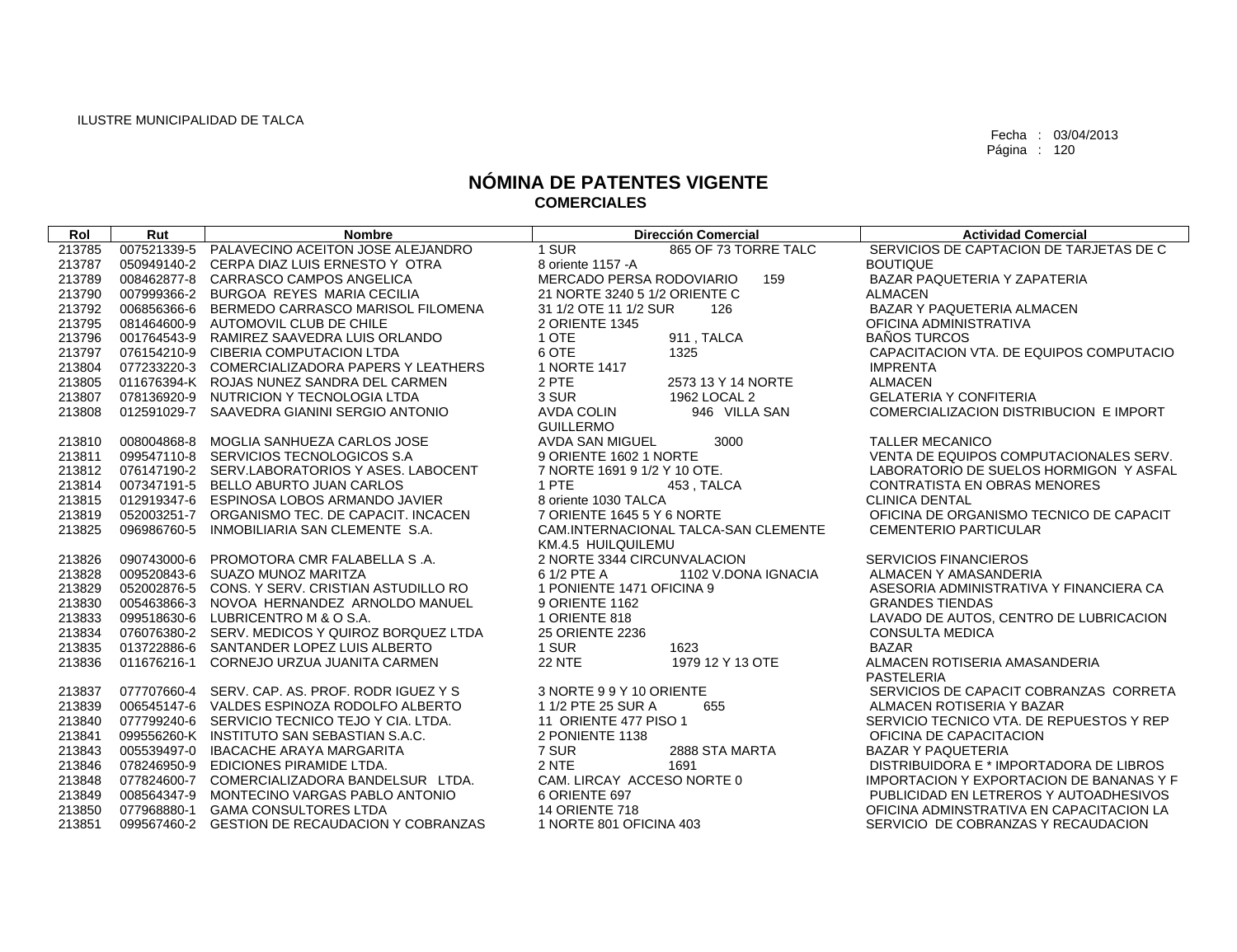ILUSTRE MUNICIPALIDAD DE TALCA

Fecha : 03/04/2013
Página : 120

# NÓMINA DE PATENTES VIGENTE
## COMERCIALES

| Rol | Rut | Nombre | Dirección Comercial | Actividad Comercial |
|---|---|---|---|---|
| 213785 | 007521339-5 | PALAVECINO ACEITON JOSE ALEJANDRO | 1 SUR 865 OF 73 TORRE TALC | SERVICIOS DE CAPTACION DE TARJETAS DE C |
| 213787 | 050949140-2 | CERPA DIAZ LUIS ERNESTO Y OTRA | 8 oriente 1157 -A | BOUTIQUE |
| 213789 | 008462877-8 | CARRASCO CAMPOS ANGELICA | MERCADO PERSA RODOVIARIO 159 | BAZAR PAQUETERIA Y ZAPATERIA |
| 213790 | 007999366-2 | BURGOA REYES MARIA CECILIA | 21 NORTE 3240 5 1/2 ORIENTE C | ALMACEN |
| 213792 | 006856366-6 | BERMEDO CARRASCO MARISOL FILOMENA | 31 1/2 OTE 11 1/2 SUR 126 | BAZAR Y PAQUETERIA ALMACEN |
| 213795 | 081464600-9 | AUTOMOVIL CLUB DE CHILE | 2 ORIENTE 1345 | OFICINA ADMINISTRATIVA |
| 213796 | 001764543-9 | RAMIREZ SAAVEDRA LUIS ORLANDO | 1 OTE 911 , TALCA | BAÑOS TURCOS |
| 213797 | 076154210-9 | CIBERIA COMPUTACION LTDA | 6 OTE 1325 | CAPACITACION VTA. DE EQUIPOS COMPUTACIO |
| 213804 | 077233220-3 | COMERCIALIZADORA PAPERS Y LEATHERS | 1 NORTE 1417 | IMPRENTA |
| 213805 | 011676394-K | ROJAS NUNEZ SANDRA DEL CARMEN | 2 PTE 2573 13 Y 14 NORTE | ALMACEN |
| 213807 | 078136920-9 | NUTRICION Y TECNOLOGIA LTDA | 3 SUR 1962 LOCAL 2 | GELATERIA Y CONFITERIA |
| 213808 | 012591029-7 | SAAVEDRA GIANINI SERGIO ANTONIO | AVDA COLIN 946 VILLA SAN GUILLERMO | COMERCIALIZACION DISTRIBUCION E IMPORT |
| 213810 | 008004868-8 | MOGLIA SANHUEZA CARLOS JOSE | AVDA SAN MIGUEL 3000 | TALLER MECANICO |
| 213811 | 099547110-8 | SERVICIOS TECNOLOGICOS S.A | 9 ORIENTE 1602 1 NORTE | VENTA DE EQUIPOS COMPUTACIONALES SERV. |
| 213812 | 076147190-2 | SERV.LABORATORIOS Y ASES. LABOCENT | 7 NORTE 1691 9 1/2 Y 10 OTE. | LABORATORIO DE SUELOS HORMIGON Y ASFAL |
| 213814 | 007347191-5 | BELLO ABURTO JUAN CARLOS | 1 PTE 453 , TALCA | CONTRATISTA EN OBRAS MENORES |
| 213815 | 012919347-6 | ESPINOSA LOBOS ARMANDO JAVIER | 8 oriente 1030 TALCA | CLINICA DENTAL |
| 213819 | 052003251-7 | ORGANISMO TEC. DE CAPACIT. INCACEN | 7 ORIENTE 1645 5 Y 6 NORTE | OFICINA DE ORGANISMO TECNICO DE CAPACIT |
| 213825 | 096986760-5 | INMOBILIARIA SAN CLEMENTE S.A. | CAM.INTERNACIONAL TALCA-SAN CLEMENTE KM.4.5 HUILQUILEMU | CEMENTERIO PARTICULAR |
| 213826 | 090743000-6 | PROMOTORA CMR FALABELLA S .A. | 2 NORTE 3344 CIRCUNVALACION | SERVICIOS FINANCIEROS |
| 213828 | 009520843-6 | SUAZO MUNOZ MARITZA | 6 1/2 PTE A 1102 V.DONA IGNACIA | ALMACEN Y AMASANDERIA |
| 213829 | 052002876-5 | CONS. Y SERV. CRISTIAN ASTUDILLO RO | 1 PONIENTE 1471 OFICINA 9 | ASESORIA ADMINISTRATIVA Y FINANCIERA CA |
| 213830 | 005463866-3 | NOVOA HERNANDEZ ARNOLDO MANUEL | 9 ORIENTE 1162 | GRANDES TIENDAS |
| 213833 | 099518630-6 | LUBRICENTRO M & O S.A. | 1 ORIENTE 818 | LAVADO DE AUTOS, CENTRO DE LUBRICACION |
| 213834 | 076076380-2 | SERV. MEDICOS Y QUIROZ BORQUEZ LTDA | 25 ORIENTE 2236 | CONSULTA MEDICA |
| 213835 | 013722886-6 | SANTANDER LOPEZ LUIS ALBERTO | 1 SUR 1623 | BAZAR |
| 213836 | 011676216-1 | CORNEJO URZUA JUANITA CARMEN | 22 NTE 1979 12 Y 13 OTE | ALMACEN ROTISERIA AMASANDERIA PASTELERIA |
| 213837 | 077707660-4 | SERV. CAP. AS. PROF. RODR IGUEZ Y S | 3 NORTE 9 9 Y 10 ORIENTE | SERVICIOS DE CAPACIT COBRANZAS CORRETA |
| 213839 | 006545147-6 | VALDES ESPINOZA RODOLFO ALBERTO | 1 1/2 PTE 25 SUR A 655 | ALMACEN ROTISERIA Y BAZAR |
| 213840 | 077799240-6 | SERVICIO TECNICO TEJO Y CIA. LTDA. | 11 ORIENTE 477 PISO 1 | SERVICIO TECNICO VTA. DE REPUESTOS Y REP |
| 213841 | 099556260-K | INSTITUTO SAN SEBASTIAN S.A.C. | 2 PONIENTE 1138 | OFICINA DE CAPACITACION |
| 213843 | 005539497-0 | IBACACHE ARAYA MARGARITA | 7 SUR 2888 STA MARTA | BAZAR Y PAQUETERIA |
| 213846 | 078246950-9 | EDICIONES PIRAMIDE LTDA. | 2 NTE 1691 | DISTRIBUIDORA E * IMPORTADORA DE LIBROS |
| 213848 | 077824600-7 | COMERCIALIZADORA BANDELSUR LTDA. | CAM. LIRCAY ACCESO NORTE 0 | IMPORTACION Y EXPORTACION DE BANANAS Y F |
| 213849 | 008564347-9 | MONTECINO VARGAS PABLO ANTONIO | 6 ORIENTE 697 | PUBLICIDAD EN LETREROS Y AUTOADHESIVOS |
| 213850 | 077968880-1 | GAMA CONSULTORES LTDA | 14 ORIENTE 718 | OFICINA ADMINSTRATIVA EN CAPACITACION LA |
| 213851 | 099567460-2 | GESTION DE RECAUDACION Y COBRANZAS | 1 NORTE 801 OFICINA 403 | SERVICIO DE COBRANZAS Y RECAUDACION |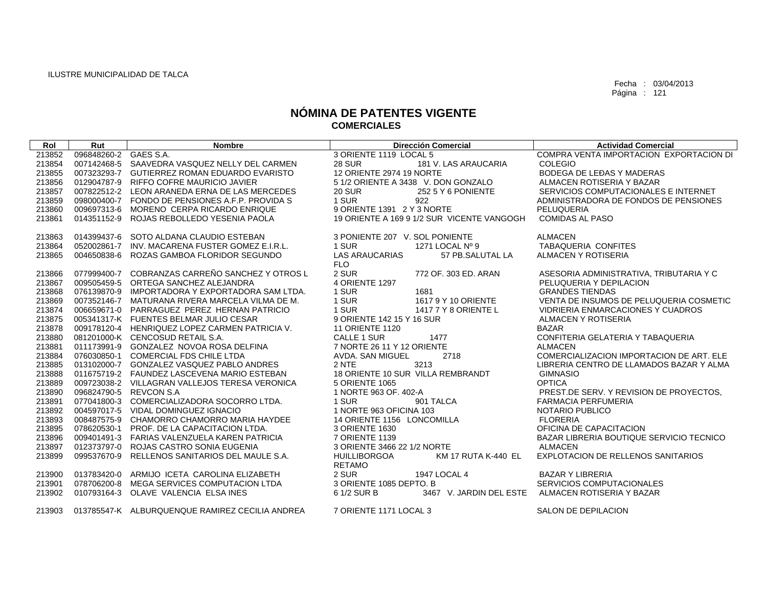ILUSTRE MUNICIPALIDAD DE TALCA

Fecha : 03/04/2013
Página : 121

# NÓMINA DE PATENTES VIGENTE
## COMERCIALES

| Rol | Rut | Nombre | Dirección Comercial | Actividad Comercial |
|---|---|---|---|---|
| 213852 | 096848260-2 | GAES S.A. | 3 ORIENTE 1119 LOCAL 5 | COMPRA VENTA IMPORTACION EXPORTACION DI |
| 213854 | 007142468-5 | SAAVEDRA VASQUEZ NELLY DEL CARMEN | 28 SUR 181 V. LAS ARAUCARIA | COLEGIO |
| 213855 | 007323293-7 | GUTIERREZ ROMAN EDUARDO EVARISTO | 12 ORIENTE 2974 19 NORTE | BODEGA DE LEĐAS Y MADERAS |
| 213856 | 012904787-9 | RIFFO COFRE MAURICIO JAVIER | 5 1/2 ORIENTE A 3438 V. DON GONZALO | ALMACEN ROTISERIA Y BAZAR |
| 213857 | 007822512-2 | LEON ARANEDA ERNA DE LAS MERCEDES | 20 SUR 252 5 Y 6 PONIENTE | SERVICIOS COMPUTACIONALES E INTERNET |
| 213859 | 098000400-7 | FONDO DE PENSIONES A.F.P. PROVIDA S | 1 SUR 922 | ADMINISTRADORA DE FONDOS DE PENSIONES |
| 213860 | 009697313-6 | MORENO CERPA RICARDO ENRIQUE | 9 ORIENTE 1391 2 Y 3 NORTE | PELUQUERIA |
| 213861 | 014351152-9 | ROJAS REBOLLEDO YESENIA PAOLA | 19 ORIENTE A 169 9 1/2 SUR VICENTE VANGOGH | COMIDAS AL PASO |
| 213863 | 014399437-6 | SOTO ALDANA CLAUDIO ESTEBAN | 3 PONIENTE 207 V. SOL PONIENTE | ALMACEN |
| 213864 | 052002861-7 | INV. MACARENA FUSTER GOMEZ E.I.R.L. | 1 SUR 1271 LOCAL Nº 9 | TABAQUERIA CONFITES |
| 213865 | 004650838-6 | ROZAS GAMBOA FLORIDOR SEGUNDO | LAS ARAUCARIAS 57 PB.SALUTAL LA FLO | ALMACEN Y ROTISERIA |
| 213866 | 077999400-7 | COBRANZAS CARREÑO SANCHEZ Y OTROS L | 2 SUR 772 OF. 303 ED. ARAN | ASESORIA ADMINISTRATIVA, TRIBUTARIA Y C |
| 213867 | 009505459-5 | ORTEGA SANCHEZ ALEJANDRA | 4 ORIENTE 1297 | PELUQUERIA Y DEPILACION |
| 213868 | 076139870-9 | IMPORTADORA Y EXPORTADORA SAM LTDA. | 1 SUR 1681 | GRANDES TIENDAS |
| 213869 | 007352146-7 | MATURANA RIVERA MARCELA VILMA DE M. | 1 SUR 1617 9 Y 10 ORIENTE | VENTA DE INSUMOS DE PELUQUERIA COSMETIC |
| 213874 | 006659671-0 | PARRAGUEZ PEREZ HERNAN PATRICIO | 1 SUR 1417 7 Y 8 ORIENTE L | VIDRIERIA ENMARCACIONES Y CUADROS |
| 213875 | 005341317-K | FUENTES BELMAR JULIO CESAR | 9 ORIENTE 142 15 Y 16 SUR | ALMACEN Y ROTISERIA |
| 213878 | 009178120-4 | HENRIQUEZ LOPEZ CARMEN PATRICIA V. | 11 ORIENTE 1120 | BAZAR |
| 213880 | 081201000-K | CENCOSUD RETAIL S.A. | CALLE 1 SUR 1477 | CONFITERIA GELATERIA Y TABAQUERIA |
| 213881 | 011173991-9 | GONZALEZ NOVOA ROSA DELFINA | 7 NORTE 26 11 Y 12 ORIENTE | ALMACEN |
| 213884 | 076030850-1 | COMERCIAL FDS CHILE LTDA | AVDA. SAN MIGUEL 2718 | COMERCIALIZACION IMPORTACION DE ART. ELE |
| 213885 | 013102000-7 | GONZALEZ VASQUEZ PABLO ANDRES | 2 NTE 3213 | LIBRERIA CENTRO DE LLAMADOS BAZAR Y ALMA |
| 213888 | 011675719-2 | FAUNDEZ LASCEVENA MARIO ESTEBAN | 18 ORIENTE 10 SUR VILLA REMBRANDT | GIMNASIO |
| 213889 | 009723038-2 | VILLAGRAN VALLEJOS TERESA VERONICA | 5 ORIENTE 1065 | OPTICA |
| 213890 | 096824790-5 | REVCON S.A | 1 NORTE 963 OF. 402-A | PREST.DE SERV. Y REVISION DE PROYECTOS, |
| 213891 | 077041800-3 | COMERCIALIZADORA SOCORRO LTDA. | 1 SUR 901 TALCA | FARMACIA PERFUMERIA |
| 213892 | 004597017-5 | VIDAL DOMINGUEZ IGNACIO | 1 NORTE 963 OFICINA 103 | NOTARIO PUBLICO |
| 213893 | 008487575-9 | CHAMORRO CHAMORRO MARIA HAYDEE | 14 ORIENTE 1156 LONCOMILLA | FLORERIA |
| 213895 | 078620530-1 | PROF. DE LA CAPACITACION LTDA. | 3 ORIENTE 1630 | OFICINA DE CAPACITACION |
| 213896 | 009401491-3 | FARIAS VALENZUELA KAREN PATRICIA | 7 ORIENTE 1139 | BAZAR LIBRERIA BOUTIQUE SERVICIO TECNICO |
| 213897 | 012373797-0 | ROJAS CASTRO SONIA EUGENIA | 3 ORIENTE 3466 22 1/2 NORTE | ALMACEN |
| 213899 | 099537670-9 | RELLENOS SANITARIOS DEL MAULE S.A. | HUILLIBORGOA KM 17 RUTA K-440 EL RETAMO | EXPLOTACION DE RELLENOS SANITARIOS |
| 213900 | 013783420-0 | ARMIJO ICETA CAROLINA ELIZABETH | 2 SUR 1947 LOCAL 4 | BAZAR Y LIBRERIA |
| 213901 | 078706200-8 | MEGA SERVICES COMPUTACION LTDA | 3 ORIENTE 1085 DEPTO. B | SERVICIOS COMPUTACIONALES |
| 213902 | 010793164-3 | OLAVE VALENCIA ELSA INES | 6 1/2 SUR B 3467 V. JARDIN DEL ESTE | ALMACEN ROTISERIA Y BAZAR |
| 213903 | 013785547-K | ALBURQUENQUE RAMIREZ CECILIA ANDREA | 7 ORIENTE 1171 LOCAL 3 | SALON DE DEPILACION |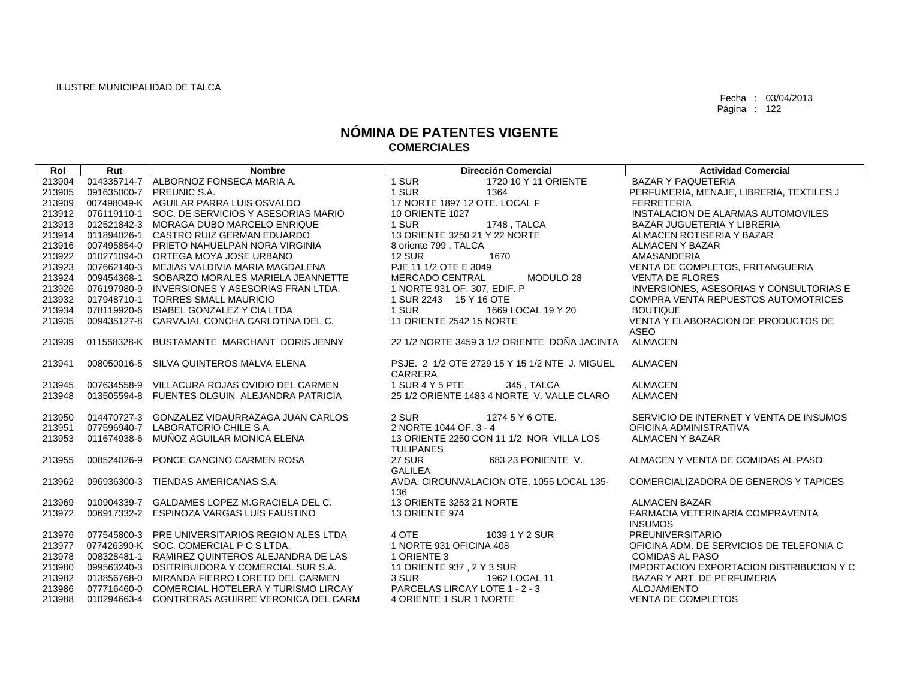ILUSTRE MUNICIPALIDAD DE TALCA

Fecha : 03/04/2013

# NÓMINA DE PATENTES VIGENTE
## COMERCIALES

| Rol | Rut | Nombre | Dirección Comercial | Actividad Comercial |
|---|---|---|---|---|
| 213904 | 014335714-7 | ALBORNOZ FONSECA MARIA A. | 1 SUR 1720 10 Y 11 ORIENTE | BAZAR Y PAQUETERIA |
| 213905 | 091635000-7 | PREUNIC S.A. | 1 SUR 1364 | PERFUMERIA, MENAJE, LIBRERIA, TEXTILES J |
| 213909 | 007498049-K | AGUILAR PARRA LUIS OSVALDO | 17 NORTE 1897 12 OTE. LOCAL F | FERRETERIA |
| 213912 | 076119110-1 | SOC. DE SERVICIOS Y ASESORIAS MARIO | 10 ORIENTE 1027 | INSTALACION DE ALARMAS AUTOMOVILES |
| 213913 | 012521842-3 | MORAGA DUBO MARCELO ENRIQUE | 1 SUR 1748 , TALCA | BAZAR JUGUETERIA Y LIBRERIA |
| 213914 | 011894026-1 | CASTRO RUIZ GERMAN EDUARDO | 13 ORIENTE 3250 21 Y 22 NORTE | ALMACEN ROTISERIA Y BAZAR |
| 213916 | 007495854-0 | PRIETO NAHUELPAN NORA VIRGINIA | 8 oriente 799 , TALCA | ALMACEN Y BAZAR |
| 213922 | 010271094-0 | ORTEGA MOYA JOSE URBANO | 12 SUR 1670 | AMASANDERIA |
| 213923 | 007662140-3 | MEJIAS VALDIVIA MARIA MAGDALENA | PJE 11 1/2 OTE E 3049 | VENTA DE COMPLETOS, FRITANGUERIA |
| 213924 | 009454368-1 | SOBARZO MORALES MARIELA JEANNETTE | MERCADO CENTRAL MODULO 28 | VENTA DE FLORES |
| 213926 | 076197980-9 | INVERSIONES Y ASESORIAS FRAN LTDA. | 1 NORTE 931 OF. 307, EDIF. P | INVERSIONES, ASESORIAS Y CONSULTORIAS E |
| 213932 | 017948710-1 | TORRES SMALL MAURICIO | 1 SUR 2243 15 Y 16 OTE | COMPRA VENTA REPUESTOS AUTOMOTRICES |
| 213934 | 078119920-6 | ISABEL GONZALEZ Y CIA LTDA | 1 SUR 1669 LOCAL 19 Y 20 | BOUTIQUE |
| 213935 | 009435127-8 | CARVAJAL CONCHA CARLOTINA DEL C. | 11 ORIENTE 2542 15 NORTE | VENTA Y ELABORACION DE PRODUCTOS DE ASEO |
| 213939 | 011558328-K | BUSTAMANTE MARCHANT DORIS JENNY | 22 1/2 NORTE 3459 3 1/2 ORIENTE DOÑA JACINTA | ALMACEN |
| 213941 | 008050016-5 | SILVA QUINTEROS MALVA ELENA | PSJE. 2 1/2 OTE 2729 15 Y 15 1/2 NTE J. MIGUEL CARRERA | ALMACEN |
| 213945 | 007634558-9 | VILLACURA ROJAS OVIDIO DEL CARMEN | 1 SUR 4 Y 5 PTE 345 , TALCA | ALMACEN |
| 213948 | 013505594-8 | FUENTES OLGUIN ALEJANDRA PATRICIA | 25 1/2 ORIENTE 1483 4 NORTE V. VALLE CLARO | ALMACEN |
| 213950 | 014470727-3 | GONZALEZ VIDAURRAZAGA JUAN CARLOS | 2 SUR 1274 5 Y 6 OTE. | SERVICIO DE INTERNET Y VENTA DE INSUMOS |
| 213951 | 077596940-7 | LABORATORIO CHILE S.A. | 2 NORTE 1044 OF. 3 - 4 | OFICINA ADMINISTRATIVA |
| 213953 | 011674938-6 | MUÑOZ AGUILAR MONICA ELENA | 13 ORIENTE 2250 CON 11 1/2 NOR VILLA LOS TULIPANES | ALMACEN Y BAZAR |
| 213955 | 008524026-9 | PONCE CANCINO CARMEN ROSA | 27 SUR 683 23 PONIENTE V. GALILEA | ALMACEN Y VENTA DE COMIDAS AL PASO |
| 213962 | 096936300-3 | TIENDAS AMERICANAS S.A. | AVDA. CIRCUNVALACION OTE. 1055 LOCAL 135-136 | COMERCIALIZADORA DE GENEROS Y TAPICES |
| 213969 | 010904339-7 | GALDAMES LOPEZ M.GRACIELA DEL C. | 13 ORIENTE 3253 21 NORTE | ALMACEN BAZAR |
| 213972 | 006917332-2 | ESPINOZA VARGAS LUIS FAUSTINO | 13 ORIENTE 974 | FARMACIA VETERINARIA COMPRAVENTA INSUMOS |
| 213976 | 077545800-3 | PRE UNIVERSITARIOS REGION ALES LTDA | 4 OTE 1039 1 Y 2 SUR | PREUNIVERSITARIO |
| 213977 | 077426390-K | SOC. COMERCIAL P C S LTDA. | 1 NORTE 931 OFICINA 408 | OFICINA ADM. DE SERVICIOS DE TELEFONIA C |
| 213978 | 008328481-1 | RAMIREZ QUINTEROS ALEJANDRA DE LAS | 1 ORIENTE 3 | COMIDAS AL PASO |
| 213980 | 099563240-3 | DSITRIBUIDORA Y COMERCIAL SUR S.A. | 11 ORIENTE 937 , 2 Y 3 SUR | IMPORTACION EXPORTACION DISTRIBUCION Y C |
| 213982 | 013856768-0 | MIRANDA FIERRO LORETO DEL CARMEN | 3 SUR 1962 LOCAL 11 | BAZAR Y ART. DE PERFUMERIA |
| 213986 | 077716460-0 | COMERCIAL HOTELERA Y TURISMO LIRCAY | PARCELAS LIRCAY LOTE 1 - 2 - 3 | ALOJAMIENTO |
| 213988 | 010294663-4 | CONTRERAS AGUIRRE VERONICA DEL CARM | 4 ORIENTE 1 SUR 1 NORTE | VENTA DE COMPLETOS |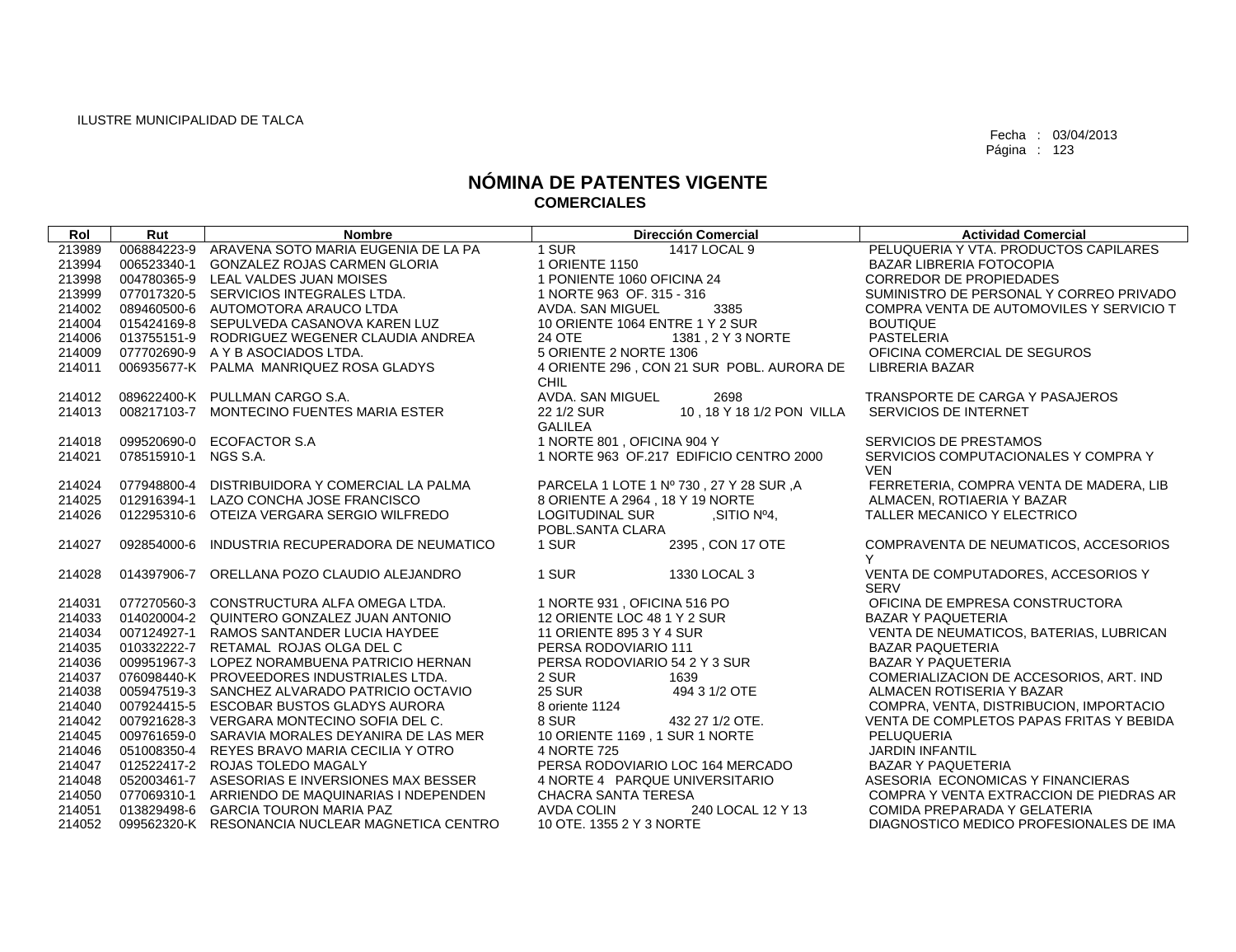ILUSTRE MUNICIPALIDAD DE TALCA

Fecha : 03/04/2013
Página : 123

# NÓMINA DE PATENTES VIGENTE
## COMERCIALES

| Rol | Rut | Nombre | Dirección Comercial | Actividad Comercial |
|---|---|---|---|---|
| 213989 | 006884223-9 | ARAVENA SOTO MARIA EUGENIA DE LA PA | 1 SUR 1417 LOCAL 9 | PELUQUERIA Y VTA. PRODUCTOS CAPILARES |
| 213994 | 006523340-1 | GONZALEZ ROJAS CARMEN GLORIA | 1 ORIENTE 1150 | BAZAR LIBRERIA FOTOCOPIA |
| 213998 | 004780365-9 | LEAL VALDES JUAN MOISES | 1 PONIENTE 1060 OFICINA 24 | CORREDOR DE PROPIEDADES |
| 213999 | 077017320-5 | SERVICIOS INTEGRALES LTDA. | 1 NORTE 963 OF. 315 - 316 | SUMINISTRO DE PERSONAL Y CORREO PRIVADO |
| 214002 | 089460500-6 | AUTOMOTORA ARAUCO LTDA | AVDA. SAN MIGUEL 3385 | COMPRA VENTA DE AUTOMOVILES Y SERVICIO T |
| 214004 | 015424169-8 | SEPULVEDA CASANOVA KAREN LUZ | 10 ORIENTE 1064 ENTRE 1 Y 2 SUR | BOUTIQUE |
| 214006 | 013755151-9 | RODRIGUEZ WEGENER CLAUDIA ANDREA | 24 OTE 1381 , 2 Y 3 NORTE | PASTELERIA |
| 214009 | 077702690-9 | A Y B ASOCIADOS LTDA. | 5 ORIENTE 2 NORTE 1306 | OFICINA COMERCIAL DE SEGUROS |
| 214011 | 006935677-K | PALMA MANRIQUEZ ROSA GLADYS | 4 ORIENTE 296 , CON 21 SUR POBL. AURORA DE CHIL | LIBRERIA BAZAR |
| 214012 | 089622400-K | PULLMAN CARGO S.A. | AVDA. SAN MIGUEL 2698 | TRANSPORTE DE CARGA Y PASAJEROS |
| 214013 | 008217103-7 | MONTECINO FUENTES MARIA ESTER | 22 1/2 SUR 10 , 18 Y 18 1/2 PON VILLA GALILEA | SERVICIOS DE INTERNET |
| 214018 | 099520690-0 | ECOFACTOR S.A | 1 NORTE 801 , OFICINA 904 Y | SERVICIOS DE PRESTAMOS |
| 214021 | 078515910-1 | NGS S.A. | 1 NORTE 963 OF.217 EDIFICIO CENTRO 2000 | SERVICIOS COMPUTACIONALES Y COMPRA Y VEN |
| 214024 | 077948800-4 | DISTRIBUIDORA Y COMERCIAL LA PALMA | PARCELA 1 LOTE 1 Nº 730 , 27 Y 28 SUR ,A | FERRETERIA, COMPRA VENTA DE MADERA, LIB |
| 214025 | 012916394-1 | LAZO CONCHA JOSE FRANCISCO | 8 ORIENTE A 2964 , 18 Y 19 NORTE | ALMACEN, ROTIAERIA Y BAZAR |
| 214026 | 012295310-6 | OTEIZA VERGARA SERGIO WILFREDO | LOGITUDINAL SUR ,SITIO Nº4, POBL.SANTA CLARA | TALLER MECANICO Y ELECTRICO |
| 214027 | 092854000-6 | INDUSTRIA RECUPERADORA DE NEUMATICO | 1 SUR 2395 , CON 17 OTE | COMPRAVENTA DE NEUMATICOS, ACCESORIOS Y |
| 214028 | 014397906-7 | ORELLANA POZO CLAUDIO ALEJANDRO | 1 SUR 1330 LOCAL 3 | VENTA DE COMPUTADORES, ACCESORIOS Y SERV |
| 214031 | 077270560-3 | CONSTRUCTURA ALFA OMEGA LTDA. | 1 NORTE 931 , OFICINA 516 PO | OFICINA DE EMPRESA CONSTRUCTORA |
| 214033 | 014020004-2 | QUINTERO GONZALEZ JUAN ANTONIO | 12 ORIENTE LOC 48 1 Y 2 SUR | BAZAR Y PAQUETERIA |
| 214034 | 007124927-1 | RAMOS SANTANDER LUCIA HAYDEE | 11 ORIENTE 895 3 Y 4 SUR | VENTA DE NEUMATICOS, BATERIAS, LUBRICAN |
| 214035 | 010332222-7 | RETAMAL ROJAS OLGA DEL C | PERSA RODOVIARIO 111 | BAZAR PAQUETERIA |
| 214036 | 009951967-3 | LOPEZ NORAMBUENA PATRICIO HERNAN | PERSA RODOVIARIO 54 2 Y 3 SUR | BAZAR Y PAQUETERIA |
| 214037 | 076098440-K | PROVEEDORES INDUSTRIALES LTDA. | 2 SUR 1639 | COMERIALIZACION DE ACCESORIOS, ART. IND |
| 214038 | 005947519-3 | SANCHEZ ALVARADO PATRICIO OCTAVIO | 25 SUR 494 3 1/2 OTE | ALMACEN ROTISERIA Y BAZAR |
| 214040 | 007924415-5 | ESCOBAR BUSTOS GLADYS AURORA | 8 oriente 1124 | COMPRA, VENTA, DISTRIBUCION, IMPORTACIO |
| 214042 | 007921628-3 | VERGARA MONTECINO SOFIA DEL C. | 8 SUR 432 27 1/2 OTE. | VENTA DE COMPLETOS PAPAS FRITAS Y BEBIDA |
| 214045 | 009761659-0 | SARAVIA MORALES DEYANIRA DE LAS MER | 10 ORIENTE 1169 , 1 SUR 1 NORTE | PELUQUERIA |
| 214046 | 051008350-4 | REYES BRAVO MARIA CECILIA Y OTRO | 4 NORTE 725 | JARDIN INFANTIL |
| 214047 | 012522417-2 | ROJAS TOLEDO MAGALY | PERSA RODOVIARIO LOC 164 MERCADO | BAZAR Y PAQUETERIA |
| 214048 | 052003461-7 | ASESORIAS E INVERSIONES MAX BESSER | 4 NORTE 4 PARQUE UNIVERSITARIO | ASESORIA ECONOMICAS Y FINANCIERAS |
| 214050 | 077069310-1 | ARRIENDO DE MAQUINARIAS I NDEPENDEN | CHACRA SANTA TERESA | COMPRA Y VENTA EXTRACCION DE PIEDRAS AR |
| 214051 | 013829498-6 | GARCIA TOURON MARIA PAZ | AVDA COLIN 240 LOCAL 12 Y 13 | COMIDA PREPARADA Y GELATERIA |
| 214052 | 099562320-K | RESONANCIA NUCLEAR MAGNETICA CENTRO | 10 OTE. 1355 2 Y 3 NORTE | DIAGNOSTICO MEDICO PROFESIONALES DE IMA |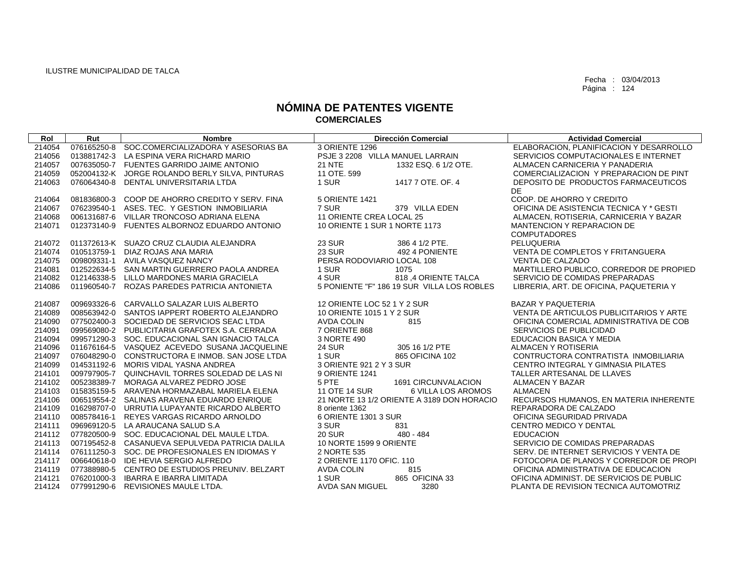ILUSTRE MUNICIPALIDAD DE TALCA

Fecha : 03/04/2013

# NÓMINA DE PATENTES VIGENTE
## COMERCIALES

| Rol | Rut | Nombre | Dirección Comercial | Actividad Comercial |
|---|---|---|---|---|
| 214054 | 076165250-8 | SOC.COMERCIALIZADORA Y ASESORIAS BA | 3 ORIENTE 1296 | ELABORACION, PLANIFICACION Y DESARROLLO |
| 214056 | 013881742-3 | LA ESPINA VERA RICHARD MARIO | PSJE 3 2208 VILLA MANUEL LARRAIN | SERVICIOS COMPUTACIONALES E INTERNET |
| 214057 | 007635050-7 | FUENTES GARRIDO JAIME ANTONIO | 21 NTE 1332 ESQ. 6 1/2 OTE. | ALMACEN CARNICERIA Y PANADERIA |
| 214059 | 052004132-K | JORGE ROLANDO BERLY SILVA, PINTURAS | 11 OTE. 599 | COMERCIALIZACION Y PREPARACION DE PINT |
| 214063 | 076064340-8 | DENTAL UNIVERSITARIA LTDA | 1 SUR 1417 7 OTE. OF. 4 | DEPOSITO DE PRODUCTOS FARMACEUTICOS DE |
| 214064 | 081836800-3 | COOP DE AHORRO CREDITO Y SERV. FINA | 5 ORIENTE 1421 | COOP. DE AHORRO Y CREDITO |
| 214067 | 076239540-1 | ASES. TEC. Y GESTION INMOBILIARIA | 7 SUR 379 VILLA EDEN | OFICINA DE ASISTENCIA TECNICA Y * GESTI |
| 214068 | 006131687-6 | VILLAR TRONCOSO ADRIANA ELENA | 11 ORIENTE CREA LOCAL 25 | ALMACEN, ROTISERIA, CARNICERIA Y BAZAR |
| 214071 | 012373140-9 | FUENTES ALBORNOZ EDUARDO ANTONIO | 10 ORIENTE 1 SUR 1 NORTE 1173 | MANTENCION Y REPARACION DE COMPUTADORES |
| 214072 | 011372613-K | SUAZO CRUZ CLAUDIA ALEJANDRA | 23 SUR 386 4 1/2 PTE. | PELUQUERIA |
| 214074 | 010513759-1 | DIAZ ROJAS ANA MARIA | 23 SUR 492 4 PONIENTE | VENTA DE COMPLETOS Y FRITANGUERA |
| 214075 | 009809331-1 | AVILA VASQUEZ NANCY | PERSA RODOVIARIO LOCAL 108 | VENTA DE CALZADO |
| 214081 | 012522634-5 | SAN MARTIN GUERRERO PAOLA ANDREA | 1 SUR 1075 | MARTILLERO PUBLICO, CORREDOR DE PROPIED |
| 214082 | 012146338-5 | LILLO MARDONES MARIA GRACIELA | 4 SUR 818 ,4 ORIENTE TALCA | SERVICIO DE COMIDAS PREPARADAS |
| 214086 | 011960540-7 | ROZAS PAREDES PATRICIA ANTONIETA | 5 PONIENTE "F" 186 19 SUR VILLA LOS ROBLES | LIBRERIA, ART. DE OFICINA, PAQUETERIA Y |
| 214087 | 009693326-6 | CARVALLO SALAZAR LUIS ALBERTO | 12 ORIENTE LOC 52 1 Y 2 SUR | BAZAR Y PAQUETERIA |
| 214089 | 008563942-0 | SANTOS IAPPERT ROBERTO ALEJANDRO | 10 ORIENTE 1015 1 Y 2 SUR | VENTA DE ARTICULOS PUBLICITARIOS Y ARTE |
| 214090 | 077502400-3 | SOCIEDAD DE SERVICIOS SEAC LTDA | AVDA COLIN 815 | OFICINA COMERCIAL ADMINISTRATIVA DE COB |
| 214091 | 099569080-2 | PUBLICITARIA GRAFOTEX S.A. CERRADA | 7 ORIENTE 868 | SERVICIOS DE PUBLICIDAD |
| 214094 | 099571290-3 | SOC. EDUCACIONAL SAN IGNACIO TALCA | 3 NORTE 490 | EDUCACION BASICA Y MEDIA |
| 214096 | 011676164-5 | VASQUEZ ACEVEDO SUSANA JACQUELINE | 24 SUR 305 16 1/2 PTE | ALMACEN Y ROTISERIA |
| 214097 | 076048290-0 | CONSTRUCTORA E INMOB. SAN JOSE LTDA | 1 SUR 865 OFICINA 102 | CONTRUCTORA CONTRATISTA INMOBILIARIA |
| 214099 | 014531192-6 | MORIS VIDAL YASNA ANDREA | 3 ORIENTE 921 2 Y 3 SUR | CENTRO INTEGRAL Y GIMNASIA PILATES |
| 214101 | 009797905-7 | QUINCHAVIL TORRES SOLEDAD DE LAS NI | 9 ORIENTE 1241 | TALLER ARTESANAL DE LLAVES |
| 214102 | 005238389-7 | MORAGA ALVAREZ PEDRO JOSE | 5 PTE 1691 CIRCUNVALACION | ALMACEN Y BAZAR |
| 214103 | 015835159-5 | ARAVENA HORMAZABAL MARIELA ELENA | 11 OTE 14 SUR 6 VILLA LOS AROMOS | ALMACEN |
| 214106 | 006519554-2 | SALINAS ARAVENA EDUARDO ENRIQUE | 21 NORTE 13 1/2 ORIENTE A 3189 DON HORACIO | RECURSOS HUMANOS, EN MATERIA INHERENTE |
| 214109 | 016298707-0 | URRUTIA LUPAYANTE RICARDO ALBERTO | 8 oriente 1362 | REPARADORA DE CALZADO |
| 214110 | 008578416-1 | REYES VARGAS RICARDO ARNOLDO | 6 ORIENTE 1301 3 SUR | OFICINA SEGURIDAD PRIVADA |
| 214111 | 096969120-5 | LA ARAUCANA SALUD S.A | 3 SUR 831 | CENTRO MEDICO Y DENTAL |
| 214112 | 077820500-9 | SOC. EDUCACIONAL DEL MAULE LTDA. | 20 SUR 480 - 484 | EDUCACION |
| 214113 | 007195452-8 | CASANUEVA SEPULVEDA PATRICIA DALILA | 10 NORTE 1599 9 ORIENTE | SERVICIO DE COMIDAS PREPARADAS |
| 214114 | 076111250-3 | SOC. DE PROFESIONALES EN IDIOMAS Y | 2 NORTE 535 | SERV. DE INTERNET SERVICIOS Y VENTA DE |
| 214117 | 006640618-0 | IDE HEVIA SERGIO ALFREDO | 2 ORIENTE 1170 OFIC. 110 | FOTOCOPIA DE PLANOS Y CORREDOR DE PROPI |
| 214119 | 077388980-5 | CENTRO DE ESTUDIOS PREUNIV. BELZART | AVDA COLIN 815 | OFICINA ADMINISTRATIVA DE EDUCACION |
| 214121 | 076201000-3 | IBARRA E IBARRA LIMITADA | 1 SUR 865 OFICINA 33 | OFICINA ADMINIST. DE SERVICIOS DE PUBLIC |
| 214124 | 077991290-6 | REVISIONES MAULE LTDA. | AVDA SAN MIGUEL 3280 | PLANTA DE REVISION TECNICA AUTOMOTRIZ |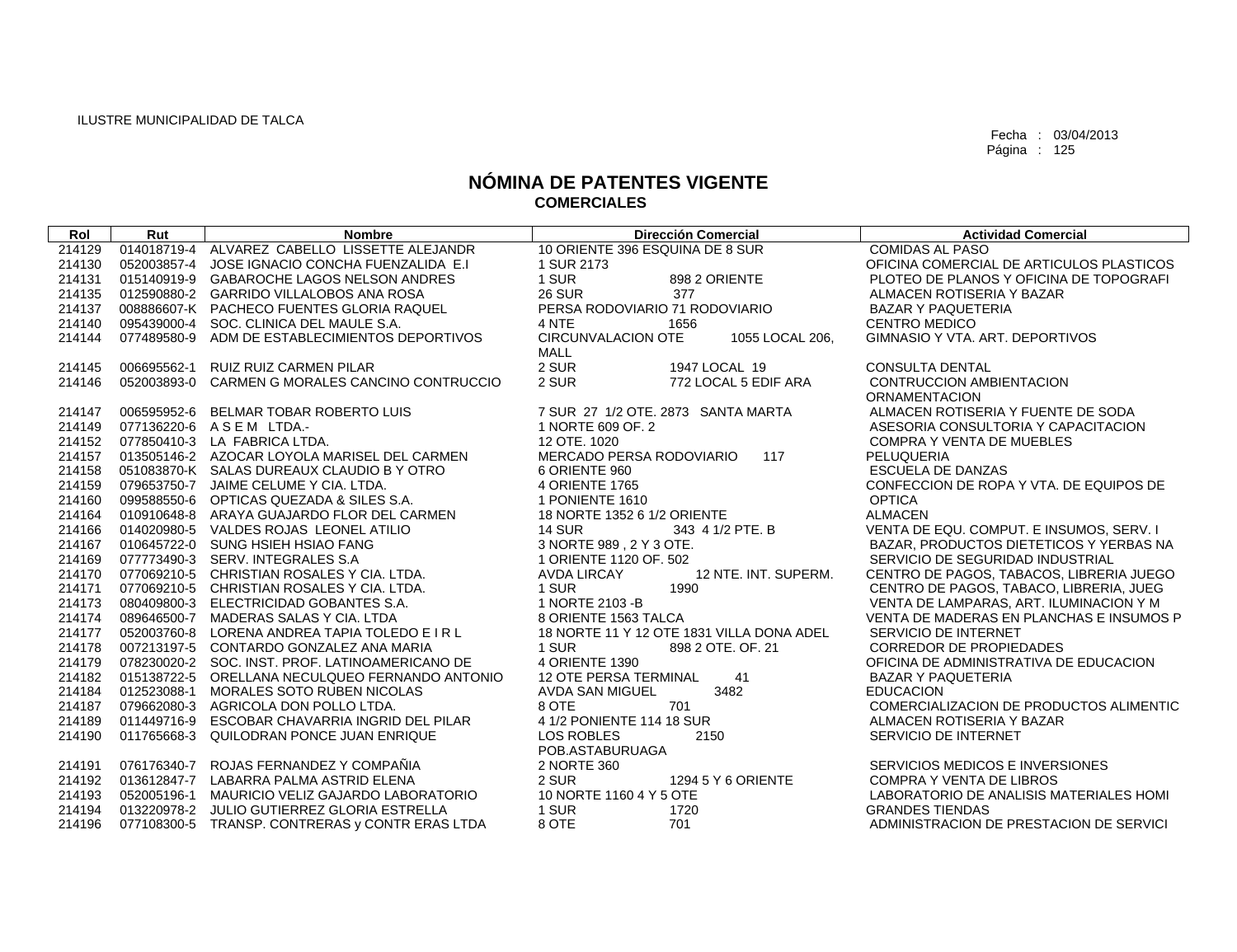ILUSTRE MUNICIPALIDAD DE TALCA

Fecha : 03/04/2013

# NÓMINA DE PATENTES VIGENTE
## COMERCIALES

| Rol | Rut | Nombre | Dirección Comercial | Actividad Comercial |
|---|---|---|---|---|
| 214129 | 014018719-4 | ALVAREZ CABELLO LISSETTE ALEJANDR | 10 ORIENTE 396 ESQUINA DE 8 SUR | COMIDAS AL PASO |
| 214130 | 052003857-4 | JOSE IGNACIO CONCHA FUENZALIDA E.I | 1 SUR 2173 | OFICINA COMERCIAL DE ARTICULOS PLASTICOS |
| 214131 | 015140919-9 | GABAROCHE LAGOS NELSON ANDRES | 1 SUR 898 2 ORIENTE | PLOTEO DE PLANOS Y OFICINA DE TOPOGRAFI |
| 214135 | 012590880-2 | GARRIDO VILLALOBOS ANA ROSA | 26 SUR 377 | ALMACEN ROTISERIA Y BAZAR |
| 214137 | 008886607-K | PACHECO FUENTES GLORIA RAQUEL | PERSA RODOVIARIO 71 RODOVIARIO | BAZAR Y PAQUETERIA |
| 214140 | 095439000-4 | SOC. CLINICA DEL MAULE S.A. | 4 NTE 1656 | CENTRO MEDICO |
| 214144 | 077489580-9 | ADM DE ESTABLECIMIENTOS DEPORTIVOS | CIRCUNVALACION OTE 1055 LOCAL 206, MALL | GIMNASIO Y VTA. ART. DEPORTIVOS |
| 214145 | 006695562-1 | RUIZ RUIZ CARMEN PILAR | 2 SUR 1947 LOCAL 19 | CONSULTA DENTAL |
| 214146 | 052003893-0 | CARMEN G MORALES CANCINO CONTRUCCIO | 2 SUR 772 LOCAL 5 EDIF ARA | CONTRUCCION AMBIENTACION ORNAMENTACION |
| 214147 | 006595952-6 | BELMAR TOBAR ROBERTO LUIS | 7 SUR 27 1/2 OTE. 2873 SANTA MARTA | ALMACEN ROTISERIA Y FUENTE DE SODA |
| 214149 | 077136220-6 | A S E M LTDA.- | 1 NORTE 609 OF. 2 | ASESORIA CONSULTORIA Y CAPACITACION |
| 214152 | 077850410-3 | LA FABRICA LTDA. | 12 OTE. 1020 | COMPRA Y VENTA DE MUEBLES |
| 214157 | 013505146-2 | AZOCAR LOYOLA MARISEL DEL CARMEN | MERCADO PERSA RODOVIARIO 117 | PELUQUERIA |
| 214158 | 051083870-K | SALAS DUREAUX CLAUDIO B Y OTRO | 6 ORIENTE 960 | ESCUELA DE DANZAS |
| 214159 | 079653750-7 | JAIME CELUME Y CIA. LTDA. | 4 ORIENTE 1765 | CONFECCION DE ROPA Y VTA. DE EQUIPOS DE |
| 214160 | 099588550-6 | OPTICAS QUEZADA & SILES S.A. | 1 PONIENTE 1610 | OPTICA |
| 214164 | 010910648-8 | ARAYA GUAJARDO FLOR DEL CARMEN | 18 NORTE 1352 6 1/2 ORIENTE | ALMACEN |
| 214166 | 014020980-5 | VALDES ROJAS LEONEL ATILIO | 14 SUR 343 4 1/2 PTE. B | VENTA DE EQU. COMPUT. E INSUMOS, SERV. I |
| 214167 | 010645722-0 | SUNG HSIEH HSIAO FANG | 3 NORTE 989 , 2 Y 3 OTE. | BAZAR, PRODUCTOS DIETETICOS Y YERBAS NA |
| 214169 | 077773490-3 | SERV. INTEGRALES S.A | 1 ORIENTE 1120 OF. 502 | SERVICIO DE SEGURIDAD INDUSTRIAL |
| 214170 | 077069210-5 | CHRISTIAN ROSALES Y CIA. LTDA. | AVDA LIRCAY 12 NTE. INT. SUPERM. | CENTRO DE PAGOS, TABACOS, LIBRERIA JUEGO |
| 214171 | 077069210-5 | CHRISTIAN ROSALES Y CIA. LTDA. | 1 SUR 1990 | CENTRO DE PAGOS, TABACO, LIBRERIA, JUEG |
| 214173 | 080409800-3 | ELECTRICIDAD GOBANTES S.A. | 1 NORTE 2103 -B | VENTA DE LAMPARAS, ART. ILUMINACION Y M |
| 214174 | 089646500-7 | MADERAS SALAS Y CIA. LTDA | 8 ORIENTE 1563 TALCA | VENTA DE MADERAS EN PLANCHAS E INSUMOS P |
| 214177 | 052003760-8 | LORENA ANDREA TAPIA TOLEDO E I R L | 18 NORTE 11 Y 12 OTE 1831 VILLA DONA ADEL | SERVICIO DE INTERNET |
| 214178 | 007213197-5 | CONTARDO GONZALEZ ANA MARIA | 1 SUR 898 2 OTE. OF. 21 | CORREDOR DE PROPIEDADES |
| 214179 | 078230020-2 | SOC. INST. PROF. LATINOAMERICANO DE | 4 ORIENTE 1390 | OFICINA DE ADMINISTRATIVA DE EDUCACION |
| 214182 | 015138722-5 | ORELLANA NECULQUEO FERNANDO ANTONIO | 12 OTE PERSA TERMINAL 41 | BAZAR Y PAQUETERIA |
| 214184 | 012523088-1 | MORALES SOTO RUBEN NICOLAS | AVDA SAN MIGUEL 3482 | EDUCACION |
| 214187 | 079662080-3 | AGRICOLA DON POLLO LTDA. | 8 OTE 701 | COMERCIALIZACION DE PRODUCTOS ALIMENTIC |
| 214189 | 011449716-9 | ESCOBAR CHAVARRIA INGRID DEL PILAR | 4 1/2 PONIENTE 114 18 SUR | ALMACEN ROTISERIA Y BAZAR |
| 214190 | 011765668-3 | QUILODRAN PONCE JUAN ENRIQUE | LOS ROBLES 2150 POB.ASTABURUAGA | SERVICIO DE INTERNET |
| 214191 | 076176340-7 | ROJAS FERNANDEZ Y COMPAÑIA | 2 NORTE 360 | SERVICIOS MEDICOS E INVERSIONES |
| 214192 | 013612847-7 | LABARRA PALMA ASTRID ELENA | 2 SUR 1294 5 Y 6 ORIENTE | COMPRA Y VENTA DE LIBROS |
| 214193 | 052005196-1 | MAURICIO VELIZ GAJARDO LABORATORIO | 10 NORTE 1160 4 Y 5 OTE | LABORATORIO DE ANALISIS MATERIALES HOMI |
| 214194 | 013220978-2 | JULIO GUTIERREZ GLORIA ESTRELLA | 1 SUR 1720 | GRANDES TIENDAS |
| 214196 | 077108300-5 | TRANSP. CONTRERAS y CONTR ERAS LTDA | 8 OTE 701 | ADMINISTRACION DE PRESTACION DE SERVICI |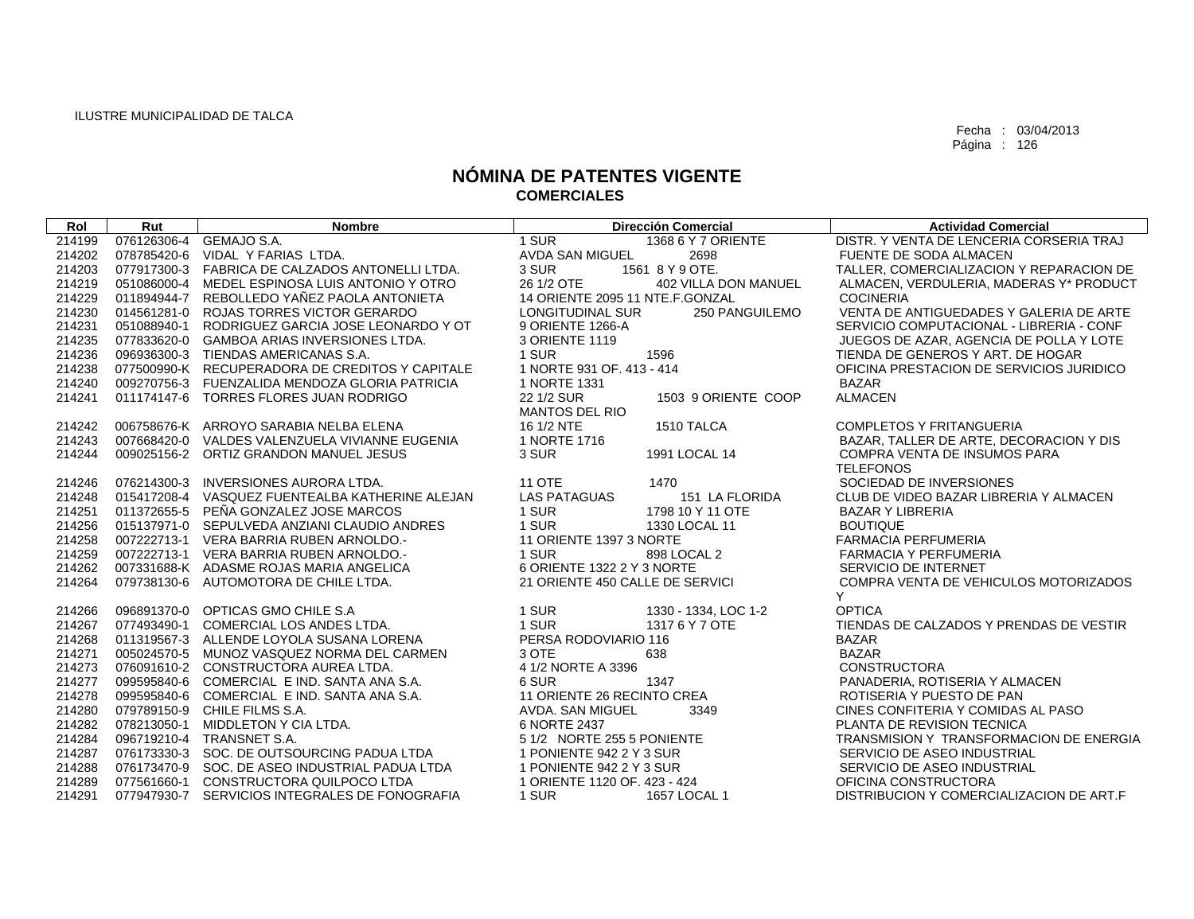ILUSTRE MUNICIPALIDAD DE TALCA

Fecha : 03/04/2013

# NÓMINA DE PATENTES VIGENTE
## COMERCIALES

| Rol | Rut | Nombre | Dirección Comercial | Actividad Comercial |
|---|---|---|---|---|
| 214199 | 076126306-4 | GEMAJO S.A. | 1 SUR 1368 6 Y 7 ORIENTE | DISTR. Y VENTA DE LENCERIA CORSERIA TRAJ |
| 214202 | 078785420-6 | VIDAL Y FARIAS LTDA. | AVDA SAN MIGUEL 2698 | FUENTE DE SODA ALMACEN |
| 214203 | 077917300-3 | FABRICA DE CALZADOS ANTONELLI LTDA. | 3 SUR 1561 8 Y 9 OTE. | TALLER, COMERCIALIZACION Y REPARACION DE |
| 214219 | 051086000-4 | MEDEL ESPINOSA LUIS ANTONIO Y OTRO | 26 1/2 OTE 402 VILLA DON MANUEL | ALMACEN, VERDULERIA, MADERAS Y* PRODUCT |
| 214229 | 011894944-7 | REBOLLEDO YAÑEZ PAOLA ANTONIETA | 14 ORIENTE 2095 11 NTE.F.GONZAL | COCINERIA |
| 214230 | 014561281-0 | ROJAS TORRES VICTOR GERARDO | LONGITUDINAL SUR 250 PANGUILEMO | VENTA DE ANTIGUEDADES Y GALERIA DE ARTE |
| 214231 | 051088940-1 | RODRIGUEZ GARCIA JOSE LEONARDO Y OT | 9 ORIENTE 1266-A | SERVICIO COMPUTACIONAL - LIBRERIA - CONF |
| 214235 | 077833620-0 | GAMBOA ARIAS INVERSIONES LTDA. | 3 ORIENTE 1119 | JUEGOS DE AZAR, AGENCIA DE POLLA Y LOTE |
| 214236 | 096936300-3 | TIENDAS AMERICANAS S.A. | 1 SUR 1596 | TIENDA DE GENEROS Y ART. DE HOGAR |
| 214238 | 077500990-K | RECUPERADORA DE CREDITOS Y CAPITALE | 1 NORTE 931 OF. 413 - 414 | OFICINA PRESTACION DE SERVICIOS JURIDICO |
| 214240 | 009270756-3 | FUENZALIDA MENDOZA GLORIA PATRICIA | 1 NORTE 1331 | BAZAR |
| 214241 | 011174147-6 | TORRES FLORES JUAN RODRIGO | 22 1/2 SUR 1503 9 ORIENTE COOP MANTOS DEL RIO | ALMACEN |
| 214242 | 006758676-K | ARROYO SARABIA NELBA ELENA | 16 1/2 NTE 1510 TALCA | COMPLETOS Y FRITANGUERIA |
| 214243 | 007668420-0 | VALDES VALENZUELA VIVIANNE EUGENIA | 1 NORTE 1716 | BAZAR, TALLER DE ARTE, DECORACION Y DIS |
| 214244 | 009025156-2 | ORTIZ GRANDON MANUEL JESUS | 3 SUR 1991 LOCAL 14 | COMPRA VENTA DE INSUMOS PARA TELEFONOS |
| 214246 | 076214300-3 | INVERSIONES AURORA LTDA. | 11 OTE 1470 | SOCIEDAD DE INVERSIONES |
| 214248 | 015417208-4 | VASQUEZ FUENTEALBA KATHERINE ALEJAN | LAS PATAGUAS 151 LA FLORIDA | CLUB DE VIDEO BAZAR LIBRERIA Y ALMACEN |
| 214251 | 011372655-5 | PEÑA GONZALEZ JOSE MARCOS | 1 SUR 1798 10 Y 11 OTE | BAZAR Y LIBRERIA |
| 214256 | 015137971-0 | SEPULVEDA ANZIANI CLAUDIO ANDRES | 1 SUR 1330 LOCAL 11 | BOUTIQUE |
| 214258 | 007222713-1 | VERA BARRIA RUBEN ARNOLDO.- | 11 ORIENTE 1397 3 NORTE | FARMACIA PERFUMERIA |
| 214259 | 007222713-1 | VERA BARRIA RUBEN ARNOLDO.- | 1 SUR 898 LOCAL 2 | FARMACIA Y PERFUMERIA |
| 214262 | 007331688-K | ADASME ROJAS MARIA ANGELICA | 6 ORIENTE 1322 2 Y 3 NORTE | SERVICIO DE INTERNET |
| 214264 | 079738130-6 | AUTOMOTORA DE CHILE LTDA. | 21 ORIENTE 450 CALLE DE SERVICI | COMPRA VENTA DE VEHICULOS MOTORIZADOS Y |
| 214266 | 096891370-0 | OPTICAS GMO CHILE S.A | 1 SUR 1330 - 1334, LOC 1-2 | OPTICA |
| 214267 | 077493490-1 | COMERCIAL LOS ANDES LTDA. | 1 SUR 1317 6 Y 7 OTE | TIENDAS DE CALZADOS Y PRENDAS DE VESTIR |
| 214268 | 011319567-3 | ALLENDE LOYOLA SUSANA LORENA | PERSA RODOVIARIO 116 | BAZAR |
| 214271 | 005024570-5 | MUNOZ VASQUEZ NORMA DEL CARMEN | 3 OTE 638 | BAZAR |
| 214273 | 076091610-2 | CONSTRUCTORA AUREA LTDA. | 4 1/2 NORTE A 3396 | CONSTRUCTORA |
| 214277 | 099595840-6 | COMERCIAL E IND. SANTA ANA S.A. | 6 SUR 1347 | PANADERIA, ROTISERIA Y ALMACEN |
| 214278 | 099595840-6 | COMERCIAL E IND. SANTA ANA S.A. | 11 ORIENTE 26 RECINTO CREA | ROTISERIA Y PUESTO DE PAN |
| 214280 | 079789150-9 | CHILE FILMS S.A. | AVDA. SAN MIGUEL 3349 | CINES CONFITERIA Y COMIDAS AL PASO |
| 214282 | 078213050-1 | MIDDLETON Y CIA LTDA. | 6 NORTE 2437 | PLANTA DE REVISION TECNICA |
| 214284 | 096719210-4 | TRANSNET S.A. | 5 1/2 NORTE 255 5 PONIENTE | TRANSMISION Y TRANSFORMACION DE ENERGIA |
| 214287 | 076173330-3 | SOC. DE OUTSOURCING PADUA LTDA | 1 PONIENTE 942 2 Y 3 SUR | SERVICIO DE ASEO INDUSTRIAL |
| 214288 | 076173470-9 | SOC. DE ASEO INDUSTRIAL PADUA LTDA | 1 PONIENTE 942 2 Y 3 SUR | SERVICIO DE ASEO INDUSTRIAL |
| 214289 | 077561660-1 | CONSTRUCTORA QUILPOCO LTDA | 1 ORIENTE 1120 OF. 423 - 424 | OFICINA CONSTRUCTORA |
| 214291 | 077947930-7 | SERVICIOS INTEGRALES DE FONOGRAFIA | 1 SUR 1657 LOCAL 1 | DISTRIBUCION Y COMERCIALIZACION DE ART.F |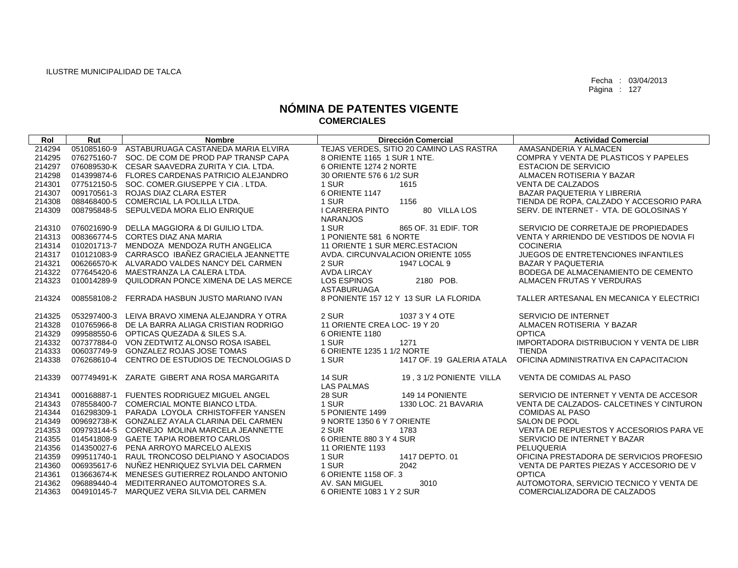ILUSTRE MUNICIPALIDAD DE TALCA

Fecha : 03/04/2013
Página : 127

# NÓMINA DE PATENTES VIGENTE
## COMERCIALES

| Rol | Rut | Nombre | Dirección Comercial | Actividad Comercial |
|---|---|---|---|---|
| 214294 | 051085160-9 | ASTABURUAGA CASTANEDA MARIA ELVIRA | TEJAS VERDES, SITIO 20 CAMINO LAS RASTRA | AMASANDERIA Y ALMACEN |
| 214295 | 076275160-7 | SOC. DE COM DE PROD PAP TRANSP CAPA | 8 ORIENTE 1165 1 SUR 1 NTE. | COMPRA Y VENTA DE PLASTICOS Y PAPELES |
| 214297 | 076089530-K | CESAR SAAVEDRA ZURITA Y CIA. LTDA. | 6 ORIENTE 1274 2 NORTE | ESTACION DE SERVICIO |
| 214298 | 014399874-6 | FLORES CARDENAS PATRICIO ALEJANDRO | 30 ORIENTE 576 6 1/2 SUR | ALMACEN ROTISERIA Y BAZAR |
| 214301 | 077512150-5 | SOC. COMER.GIUSEPPE Y CIA . LTDA. | 1 SUR 1615 | VENTA DE CALZADOS |
| 214307 | 009170561-3 | ROJAS DIAZ CLARA ESTER | 6 ORIENTE 1147 | BAZAR PAQUETERIA Y LIBRERIA |
| 214308 | 088468400-5 | COMERCIAL LA POLILLA LTDA. | 1 SUR 1156 | TIENDA DE ROPA, CALZADO Y ACCESORIO PARA |
| 214309 | 008795848-5 | SEPULVEDA MORA ELIO ENRIQUE | I CARRERA PINTO 80 VILLA LOS NARANJOS | SERV. DE INTERNET - VTA. DE GOLOSINAS Y |
| 214310 | 076021690-9 | DELLA MAGGIORA & DI GUILIO LTDA. | 1 SUR 865 OF. 31 EDIF. TOR | SERVICIO DE CORRETAJE DE PROPIEDADES |
| 214313 | 008366774-5 | CORTES DIAZ ANA MARIA | 1 PONIENTE 581 6 NORTE | VENTA Y ARRIENDO DE VESTIDOS DE NOVIA FI |
| 214314 | 010201713-7 | MENDOZA MENDOZA RUTH ANGELICA | 11 ORIENTE 1 SUR MERC.ESTACION | COCINERIA |
| 214317 | 010121083-9 | CARRASCO IBAÑEZ GRACIELA JEANNETTE | AVDA. CIRCUNVALACION ORIENTE 1055 | JUEGOS DE ENTRETENCIONES INFANTILES |
| 214321 | 006266570-K | ALVARADO VALDES NANCY DEL CARMEN | 2 SUR 1947 LOCAL 9 | BAZAR Y PAQUETERIA |
| 214322 | 077645420-6 | MAESTRANZA LA CALERA LTDA. | AVDA LIRCAY | BODEGA DE ALMACENAMIENTO DE CEMENTO |
| 214323 | 010014289-9 | QUILODRAN PONCE XIMENA DE LAS MERCE | LOS ESPINOS 2180 POB. ASTABURUAGA | ALMACEN FRUTAS Y VERDURAS |
| 214324 | 008558108-2 | FERRADA HASBUN JUSTO MARIANO IVAN | 8 PONIENTE 157 12 Y 13 SUR LA FLORIDA | TALLER ARTESANAL EN MECANICA Y ELECTRICI |
| 214325 | 053297400-3 | LEIVA BRAVO XIMENA ALEJANDRA Y OTRA | 2 SUR 1037 3 Y 4 OTE | SERVICIO DE INTERNET |
| 214328 | 010765966-8 | DE LA BARRA ALIAGA CRISTIAN RODRIGO | 11 ORIENTE CREA LOC- 19 Y 20 | ALMACEN ROTISERIA Y BAZAR |
| 214329 | 099588550-6 | OPTICAS QUEZADA & SILES S.A. | 6 ORIENTE 1180 | OPTICA |
| 214332 | 007377884-0 | VON ZEDTWITZ ALONSO ROSA ISABEL | 1 SUR 1271 | IMPORTADORA DISTRIBUCION Y VENTA DE LIBR |
| 214333 | 006037749-9 | GONZALEZ ROJAS JOSE TOMAS | 6 ORIENTE 1235 1 1/2 NORTE | TIENDA |
| 214338 | 076268610-4 | CENTRO DE ESTUDIOS DE TECNOLOGIAS D | 1 SUR 1417 OF. 19 GALERIA ATALA | OFICINA ADMINISTRATIVA EN CAPACITACION |
| 214339 | 007749491-K | ZARATE GIBERT ANA ROSA MARGARITA | 14 SUR 19 , 3 1/2 PONIENTE VILLA LAS PALMAS | VENTA DE COMIDAS AL PASO |
| 214341 | 000168887-1 | FUENTES RODRIGUEZ MIGUEL ANGEL | 28 SUR 149 14 PONIENTE | SERVICIO DE INTERNET Y VENTA DE ACCESOR |
| 214343 | 078558400-7 | COMERCIAL MONTE BIANCO LTDA. | 1 SUR 1330 LOC. 21 BAVARIA | VENTA DE CALZADOS- CALCETINES Y CINTURON |
| 214344 | 016298309-1 | PARADA LOYOLA CRHISTOFFER YANSEN | 5 PONIENTE 1499 | COMIDAS AL PASO |
| 214349 | 009692738-K | GONZALEZ AYALA CLARINA DEL CARMEN | 9 NORTE 1350 6 Y 7 ORIENTE | SALON DE POOL |
| 214353 | 009793144-5 | CORNEJO MOLINA MARCELA JEANNETTE | 2 SUR 1783 | VENTA DE REPUESTOS Y ACCESORIOS PARA VE |
| 214355 | 014541808-9 | GAETE TAPIA ROBERTO CARLOS | 6 ORIENTE 880 3 Y 4 SUR | SERVICIO DE INTERNET Y BAZAR |
| 214356 | 014350027-6 | PENA ARROYO MARCELO ALEXIS | 11 ORIENTE 1193 | PELUQUERIA |
| 214359 | 099511740-1 | RAUL TRONCOSO DELPIANO Y ASOCIADOS | 1 SUR 1417 DEPTO. 01 | OFICINA PRESTADORA DE SERVICIOS PROFESIO |
| 214360 | 006935617-6 | NUÑEZ HENRIQUEZ SYLVIA DEL CARMEN | 1 SUR 2042 | VENTA DE PARTES PIEZAS Y ACCESORIO DE V |
| 214361 | 013663674-K | MENESES GUTIERREZ ROLANDO ANTONIO | 6 ORIENTE 1158 OF. 3 | OPTICA |
| 214362 | 096889440-4 | MEDITERRANEO AUTOMOTORES S.A. | AV. SAN MIGUEL 3010 | AUTOMOTORA, SERVICIO TECNICO Y VENTA DE |
| 214363 | 004910145-7 | MARQUEZ VERA SILVIA DEL CARMEN | 6 ORIENTE 1083 1 Y 2 SUR | COMERCIALIZADORA DE CALZADOS |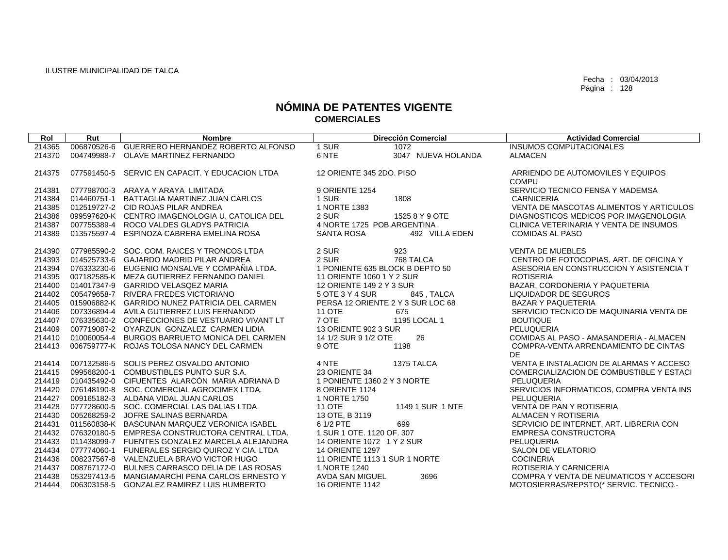ILUSTRE MUNICIPALIDAD DE TALCA

Fecha : 03/04/2013

# NÓMINA DE PATENTES VIGENTE
## COMERCIALES

| Rol | Rut | Nombre | Dirección Comercial | Actividad Comercial |
|---|---|---|---|---|
| 214365 | 006870526-6 | GUERRERO HERNANDEZ ROBERTO ALFONSO | 1 SUR 1072 | INSUMOS COMPUTACIONALES |
| 214370 | 004749988-7 | OLAVE MARTINEZ FERNANDO | 6 NTE 3047 NUEVA HOLANDA | ALMACEN |
| 214375 | 077591450-5 | SERVIC EN CAPACIT. Y EDUCACION LTDA | 12 ORIENTE 345 2DO. PISO | ARRIENDO DE AUTOMOVILES Y EQUIPOS COMPU |
| 214381 | 077798700-3 | ARAYA Y ARAYA LIMITADA | 9 ORIENTE 1254 | SERVICIO TECNICO FENSA Y MADEMSA |
| 214384 | 014460751-1 | BATTAGLIA MARTINEZ JUAN CARLOS | 1 SUR 1808 | CARNICERIA |
| 214385 | 012519727-2 | CID ROJAS PILAR ANDREA | 1 NORTE 1383 | VENTA DE MASCOTAS ALIMENTOS Y ARTICULOS |
| 214386 | 099597620-K | CENTRO IMAGENOLOGIA U. CATOLICA DEL | 2 SUR 1525 8 Y 9 OTE | DIAGNOSTICOS MEDICOS POR IMAGENOLOGIA |
| 214387 | 007755389-4 | ROCO VALDES GLADYS PATRICIA | 4 NORTE 1725 POB.ARGENTINA | CLINICA VETERINARIA Y VENTA DE INSUMOS |
| 214389 | 013575597-4 | ESPINOZA CABRERA EMELINA ROSA | SANTA ROSA 492 VILLA EDEN | COMIDAS AL PASO |
| 214390 | 077985590-2 | SOC. COM. RAICES Y TRONCOS LTDA | 2 SUR 923 | VENTA DE MUEBLES |
| 214393 | 014525733-6 | GAJARDO MADRID PILAR ANDREA | 2 SUR 768 TALCA | CENTRO DE FOTOCOPIAS, ART. DE OFICINA Y |
| 214394 | 076333230-6 | EUGENIO MONSALVE Y COMPAÑIA LTDA. | 1 PONIENTE 635 BLOCK B DEPTO 50 | ASESORIA EN CONSTRUCCION Y ASISTENCIA T |
| 214395 | 007182585-K | MEZA GUTIERREZ FERNANDO DANIEL | 11 ORIENTE 1060 1 Y 2 SUR | ROTISERIA |
| 214400 | 014017347-9 | GARRIDO VELASQEZ MARIA | 12 ORIENTE 149 2 Y 3 SUR | BAZAR, CORDONERIA Y PAQUETERIA |
| 214402 | 005479658-7 | RIVERA FREDES VICTORIANO | 5 OTE 3 Y 4 SUR 845 , TALCA | LIQUIDADOR DE SEGUROS |
| 214405 | 015906882-K | GARRIDO NUNEZ PATRICIA DEL CARMEN | PERSA 12 ORIENTE 2 Y 3 SUR LOC 68 | BAZAR Y PAQUETERIA |
| 214406 | 007336894-4 | AVILA GUTIERREZ LUIS FERNANDO | 11 OTE 675 | SERVICIO TECNICO DE MAQUINARIA VENTA DE |
| 214407 | 076335630-2 | CONFECCIONES DE VESTUARIO VIVANT LT | 7 OTE 1195 LOCAL 1 | BOUTIQUE |
| 214409 | 007719087-2 | OYARZUN GONZALEZ CARMEN LIDIA | 13 ORIENTE 902 3 SUR | PELUQUERIA |
| 214410 | 010060054-4 | BURGOS BARRUETO MONICA DEL CARMEN | 14 1/2 SUR 9 1/2 OTE 26 | COMIDAS AL PASO - AMASANDERIA - ALMACEN |
| 214413 | 006759777-K | ROJAS TOLOSA NANCY DEL CARMEN | 9 OTE 1198 | COMPRA-VENTA ARRENDAMIENTO DE CINTAS DE |
| 214414 | 007132586-5 | SOLIS PEREZ OSVALDO ANTONIO | 4 NTE 1375 TALCA | VENTA E INSTALACION DE ALARMAS Y ACCESO |
| 214415 | 099568200-1 | COMBUSTIBLES PUNTO SUR S.A. | 23 ORIENTE 34 | COMERCIALIZACION DE COMBUSTIBLE Y ESTACI |
| 214419 | 010435492-0 | CIFUENTES ALARCÓN MARIA ADRIANA D | 1 PONIENTE 1360 2 Y 3 NORTE | PELUQUERIA |
| 214420 | 076148190-8 | SOC. COMERCIAL AGROCIMEX LTDA. | 8 ORIENTE 1124 | SERVICIOS INFORMATICOS, COMPRA VENTA INS |
| 214427 | 009165182-3 | ALDANA VIDAL JUAN CARLOS | 1 NORTE 1750 | PELUQUERIA |
| 214428 | 077728600-5 | SOC. COMERCIAL LAS DALIAS LTDA. | 11 OTE 1149 1 SUR 1 NTE | VENTA DE PAN Y ROTISERIA |
| 214430 | 005268259-2 | JOFRE SALINAS BERNARDA | 13 OTE, B 3119 | ALMACEN Y ROTISERIA |
| 214431 | 011560838-K | BASCUNAN MARQUEZ VERONICA ISABEL | 6 1/2 PTE 699 | SERVICIO DE INTERNET, ART. LIBRERIA CON |
| 214432 | 076320180-5 | EMPRESA CONSTRUCTORA CENTRAL LTDA. | 1 SUR 1 OTE. 1120 OF. 307 | EMPRESA CONSTRUCTORA |
| 214433 | 011438099-7 | FUENTES GONZALEZ MARCELA ALEJANDRA | 14 ORIENTE 1072 1 Y 2 SUR | PELUQUERIA |
| 214434 | 077774060-1 | FUNERALES SERGIO QUIROZ Y CIA. LTDA | 14 ORIENTE 1297 | SALON DE VELATORIO |
| 214436 | 008237567-8 | VALENZUELA BRAVO VICTOR HUGO | 11 ORIENTE 1113 1 SUR 1 NORTE | COCINERIA |
| 214437 | 008767172-0 | BULNES CARRASCO DELIA DE LAS ROSAS | 1 NORTE 1240 | ROTISERIA Y CARNICERIA |
| 214438 | 053297413-5 | MANGIAMARCHI PENA CARLOS ERNESTO Y | AVDA SAN MIGUEL 3696 | COMPRA Y VENTA DE NEUMATICOS Y ACCESORI |
| 214444 | 006303158-5 | GONZALEZ RAMIREZ LUIS HUMBERTO | 16 ORIENTE 1142 | MOTOSIERRAS/REPSTO(* SERVIC. TECNICO.- |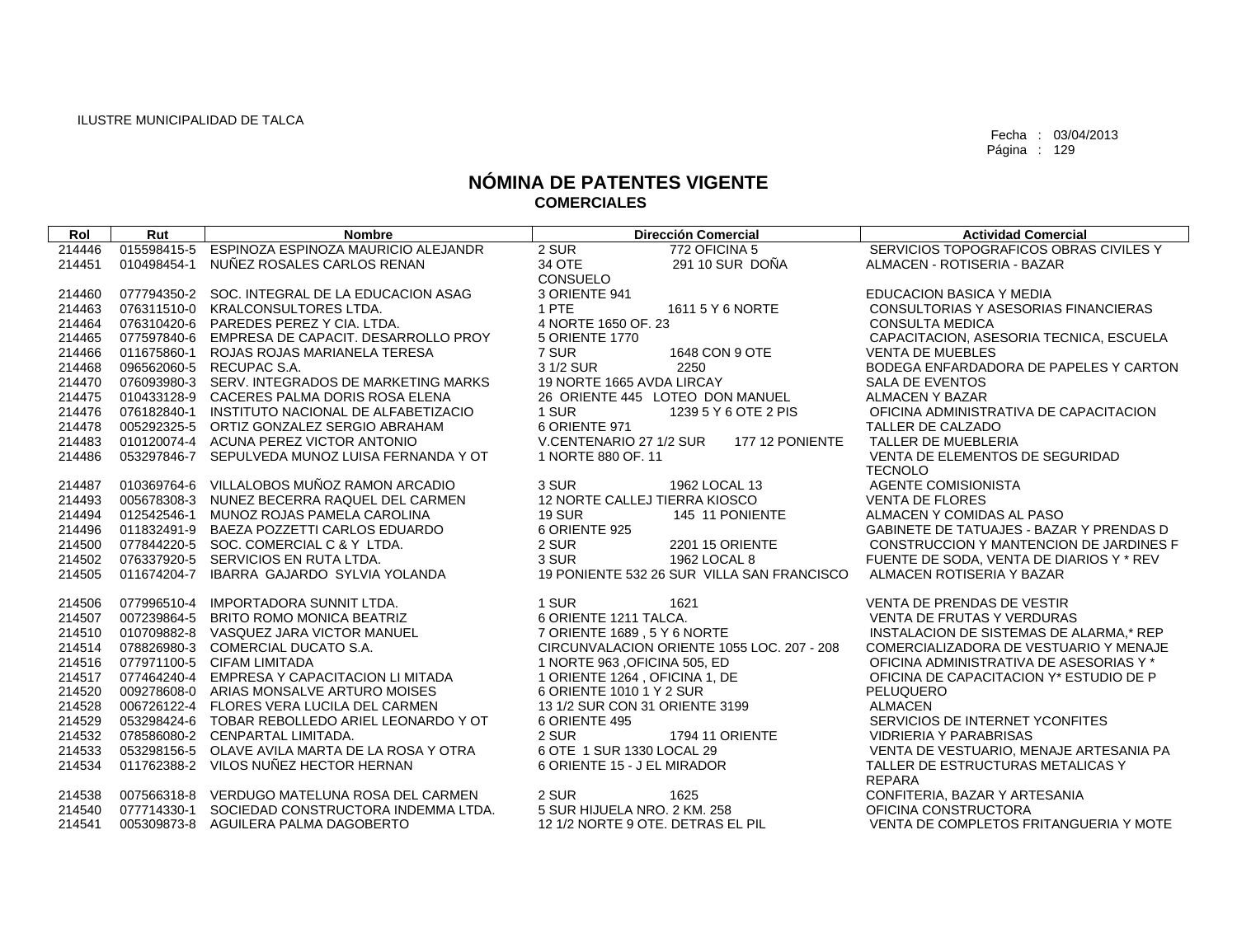ILUSTRE MUNICIPALIDAD DE TALCA

Fecha : 03/04/2013
Página : 129

# NÓMINA DE PATENTES VIGENTE
## COMERCIALES

| Rol | Rut | Nombre | Dirección Comercial | Actividad Comercial |
|---|---|---|---|---|
| 214446 | 015598415-5 | ESPINOZA ESPINOZA MAURICIO ALEJANDR | 2 SUR 772 OFICINA 5 | SERVICIOS TOPOGRAFICOS OBRAS CIVILES Y |
| 214451 | 010498454-1 | NUÑEZ ROSALES CARLOS RENAN | 34 OTE 291 10 SUR DOÑA CONSUELO | ALMACEN - ROTISERIA - BAZAR |
| 214460 | 077794350-2 | SOC. INTEGRAL DE LA EDUCACION ASAG | 3 ORIENTE 941 | EDUCACION BASICA Y MEDIA |
| 214463 | 076311510-0 | KRALCONSULTORES LTDA. | 1 PTE 1611 5 Y 6 NORTE | CONSULTORIAS Y ASESORIAS FINANCIERAS |
| 214464 | 076310420-6 | PAREDES PEREZ Y CIA. LTDA. | 4 NORTE 1650 OF. 23 | CONSULTA MEDICA |
| 214465 | 077597840-6 | EMPRESA DE CAPACIT. DESARROLLO PROY | 5 ORIENTE 1770 | CAPACITACION, ASESORIA TECNICA, ESCUELA |
| 214466 | 011675860-1 | ROJAS ROJAS MARIANELA TERESA | 7 SUR 1648 CON 9 OTE | VENTA DE MUEBLES |
| 214468 | 096562060-5 | RECUPAC S.A. | 3 1/2 SUR 2250 | BODEGA ENFARDADORA DE PAPELES Y CARTON |
| 214470 | 076093980-3 | SERV. INTEGRADOS DE MARKETING MARKS | 19 NORTE 1665 AVDA LIRCAY | SALA DE EVENTOS |
| 214475 | 010433128-9 | CACERES PALMA DORIS ROSA ELENA | 26 ORIENTE 445 LOTEO DON MANUEL | ALMACEN Y BAZAR |
| 214476 | 076182840-1 | INSTITUTO NACIONAL DE ALFABETIZACIO | 1 SUR 1239 5 Y 6 OTE 2 PIS | OFICINA ADMINISTRATIVA DE CAPACITACION |
| 214478 | 005292325-5 | ORTIZ GONZALEZ SERGIO ABRAHAM | 6 ORIENTE 971 | TALLER DE CALZADO |
| 214483 | 010120074-4 | ACUNA PEREZ VICTOR ANTONIO | V.CENTENARIO 27 1/2 SUR 177 12 PONIENTE | TALLER DE MUEBLERIA |
| 214486 | 053297846-7 | SEPULVEDA MUNOZ LUISA FERNANDA Y OT | 1 NORTE 880 OF. 11 | VENTA DE ELEMENTOS DE SEGURIDAD TECNOLO |
| 214487 | 010369764-6 | VILLALOBOS MUÑOZ RAMON ARCADIO | 3 SUR 1962 LOCAL 13 | AGENTE COMISIONISTA |
| 214493 | 005678308-3 | NUNEZ BECERRA RAQUEL DEL CARMEN | 12 NORTE CALLEJ TIERRA KIOSCO | VENTA DE FLORES |
| 214494 | 012542546-1 | MUNOZ ROJAS PAMELA CAROLINA | 19 SUR 145 11 PONIENTE | ALMACEN Y COMIDAS AL PASO |
| 214496 | 011832491-9 | BAEZA POZZETTI CARLOS EDUARDO | 6 ORIENTE 925 | GABINETE DE TATUAJES - BAZAR Y PRENDAS D |
| 214500 | 077844220-5 | SOC. COMERCIAL C & Y LTDA. | 2 SUR 2201 15 ORIENTE | CONSTRUCCION Y MANTENCION DE JARDINES F |
| 214502 | 076337920-5 | SERVICIOS EN RUTA LTDA. | 3 SUR 1962 LOCAL 8 | FUENTE DE SODA, VENTA DE DIARIOS Y * REV |
| 214505 | 011674204-7 | IBARRA GAJARDO SYLVIA YOLANDA | 19 PONIENTE 532 26 SUR VILLA SAN FRANCISCO | ALMACEN ROTISERIA Y BAZAR |
| 214506 | 077996510-4 | IMPORTADORA SUNNIT LTDA. | 1 SUR 1621 | VENTA DE PRENDAS DE VESTIR |
| 214507 | 007239864-5 | BRITO ROMO MONICA BEATRIZ | 6 ORIENTE 1211 TALCA. | VENTA DE FRUTAS Y VERDURAS |
| 214510 | 010709882-8 | VASQUEZ JARA VICTOR MANUEL | 7 ORIENTE 1689 , 5 Y 6 NORTE | INSTALACION DE SISTEMAS DE ALARMA,* REP |
| 214514 | 078826980-3 | COMERCIAL DUCATO S.A. | CIRCUNVALACION ORIENTE 1055 LOC. 207 - 208 | COMERCIALIZADORA DE VESTUARIO Y MENAJE |
| 214516 | 077971100-5 | CIFAM LIMITADA | 1 NORTE 963 ,OFICINA 505, ED | OFICINA ADMINISTRATIVA DE ASESORIAS Y * |
| 214517 | 077464240-4 | EMPRESA Y CAPACITACION LI MITADA | 1 ORIENTE 1264 , OFICINA 1, DE | OFICINA DE CAPACITACION Y* ESTUDIO DE P |
| 214520 | 009278608-0 | ARIAS MONSALVE ARTURO MOISES | 6 ORIENTE 1010 1 Y 2 SUR | PELUQUERO |
| 214528 | 006726122-4 | FLORES VERA LUCILA DEL CARMEN | 13 1/2 SUR CON 31 ORIENTE 3199 | ALMACEN |
| 214529 | 053298424-6 | TOBAR REBOLLEDO ARIEL LEONARDO Y OT | 6 ORIENTE 495 | SERVICIOS DE INTERNET YCONFITES |
| 214532 | 078586080-2 | CENPARTAL LIMITADA. | 2 SUR 1794 11 ORIENTE | VIDRIERIA Y PARABRISAS |
| 214533 | 053298156-5 | OLAVE AVILA MARTA DE LA ROSA Y OTRA | 6 OTE 1 SUR 1330 LOCAL 29 | VENTA DE VESTUARIO, MENAJE ARTESANIA PA |
| 214534 | 011762388-2 | VILOS NUÑEZ HECTOR HERNAN | 6 ORIENTE 15 - J EL MIRADOR | TALLER DE ESTRUCTURAS METALICAS Y REPARA |
| 214538 | 007566318-8 | VERDUGO MATELUNA ROSA DEL CARMEN | 2 SUR 1625 | CONFITERIA, BAZAR Y ARTESANIA |
| 214540 | 077714330-1 | SOCIEDAD CONSTRUCTORA INDEMMA LTDA. | 5 SUR HIJUELA NRO. 2 KM. 258 | OFICINA CONSTRUCTORA |
| 214541 | 005309873-8 | AGUILERA PALMA DAGOBERTO | 12 1/2 NORTE 9 OTE. DETRAS EL PIL | VENTA DE COMPLETOS FRITANGUERIA Y MOTE |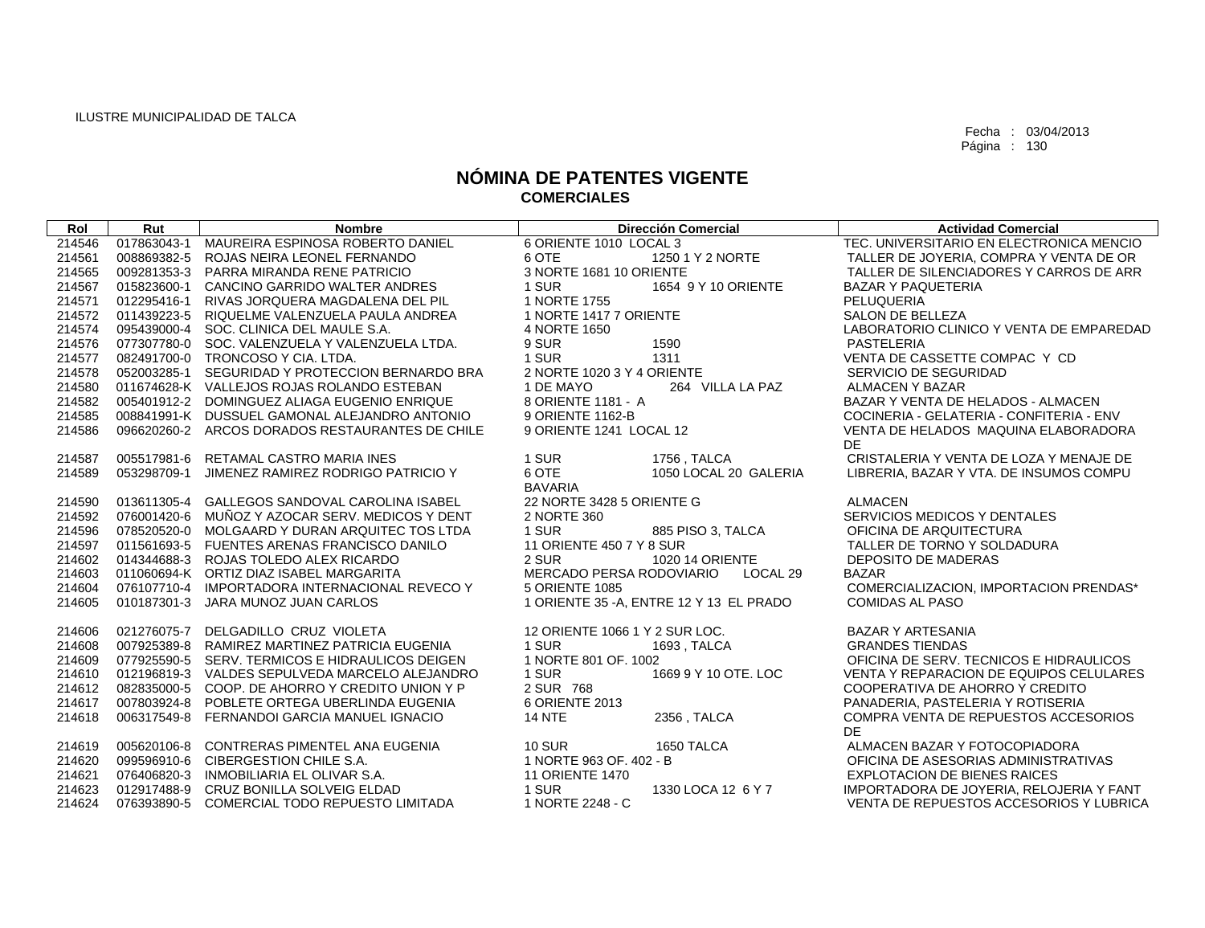ILUSTRE MUNICIPALIDAD DE TALCA

Fecha : 03/04/2013

# NÓMINA DE PATENTES VIGENTE
## COMERCIALES

| Rol | Rut | Nombre | Dirección Comercial | Actividad Comercial |
|---|---|---|---|---|
| 214546 | 017863043-1 | MAUREIRA ESPINOSA ROBERTO DANIEL | 6 ORIENTE 1010 LOCAL 3 | TEC. UNIVERSITARIO EN ELECTRONICA MENCIO |
| 214561 | 008869382-5 | ROJAS NEIRA LEONEL FERNANDO | 6 OTE 1250 1 Y 2 NORTE | TALLER DE JOYERIA, COMPRA Y VENTA DE OR |
| 214565 | 009281353-3 | PARRA MIRANDA RENE PATRICIO | 3 NORTE 1681 10 ORIENTE | TALLER DE SILENCIADORES Y CARROS DE ARR |
| 214567 | 015823600-1 | CANCINO GARRIDO WALTER ANDRES | 1 SUR 1654 9 Y 10 ORIENTE | BAZAR Y PAQUETERIA |
| 214571 | 012295416-1 | RIVAS JORQUERA MAGDALENA DEL PIL | 1 NORTE 1755 | PELUQUERIA |
| 214572 | 011439223-5 | RIQUELME VALENZUELA PAULA ANDREA | 1 NORTE 1417 7 ORIENTE | SALON DE BELLEZA |
| 214574 | 095439000-4 | SOC. CLINICA DEL MAULE S.A. | 4 NORTE 1650 | LABORATORIO CLINICO Y VENTA DE EMPAREDAD |
| 214576 | 077307780-0 | SOC. VALENZUELA Y VALENZUELA LTDA. | 9 SUR 1590 | PASTELERIA |
| 214577 | 082491700-0 | TRONCOSO Y CIA. LTDA. | 1 SUR 1311 | VENTA DE CASSETTE COMPAC Y CD |
| 214578 | 052003285-1 | SEGURIDAD Y PROTECCION BERNARDO BRA | 2 NORTE 1020 3 Y 4 ORIENTE | SERVICIO DE SEGURIDAD |
| 214580 | 011674628-K | VALLEJOS ROJAS ROLANDO ESTEBAN | 1 DE MAYO 264 VILLA LA PAZ | ALMACEN Y BAZAR |
| 214582 | 005401912-2 | DOMINGUEZ ALIAGA EUGENIO ENRIQUE | 8 ORIENTE 1181 - A | BAZAR Y VENTA DE HELADOS - ALMACEN |
| 214585 | 008841991-K | DUSSUEL GAMONAL ALEJANDRO ANTONIO | 9 ORIENTE 1162-B | COCINERIA - GELATERIA - CONFITERIA - ENV |
| 214586 | 096620260-2 | ARCOS DORADOS RESTAURANTES DE CHILE | 9 ORIENTE 1241 LOCAL 12 | VENTA DE HELADOS MAQUINA ELABORADORA DE |
| 214587 | 005517981-6 | RETAMAL CASTRO MARIA INES | 1 SUR 1756 , TALCA | CRISTALERIA Y VENTA DE LOZA Y MENAJE DE |
| 214589 | 053298709-1 | JIMENEZ RAMIREZ RODRIGO PATRICIO Y | 6 OTE 1050 LOCAL 20 GALERIA BAVARIA | LIBRERIA, BAZAR Y VTA. DE INSUMOS COMPU |
| 214590 | 013611305-4 | GALLEGOS SANDOVAL CAROLINA ISABEL | 22 NORTE 3428 5 ORIENTE G | ALMACEN |
| 214592 | 076001420-6 | MUÑOZ Y AZOCAR SERV. MEDICOS Y DENT | 2 NORTE 360 | SERVICIOS MEDICOS Y DENTALES |
| 214596 | 078520520-0 | MOLGAARD Y DURAN ARQUITEC TOS LTDA | 1 SUR 885 PISO 3, TALCA | OFICINA DE ARQUITECTURA |
| 214597 | 011561693-5 | FUENTES ARENAS FRANCISCO DANILO | 11 ORIENTE 450 7 Y 8 SUR | TALLER DE TORNO Y SOLDADURA |
| 214602 | 014344688-3 | ROJAS TOLEDO ALEX RICARDO | 2 SUR 1020 14 ORIENTE | DEPOSITO DE MADERAS |
| 214603 | 011060694-K | ORTIZ DIAZ ISABEL MARGARITA | MERCADO PERSA RODOVIARIO LOCAL 29 | BAZAR |
| 214604 | 076107710-4 | IMPORTADORA INTERNACIONAL REVECO Y | 5 ORIENTE 1085 | COMERCIALIZACION, IMPORTACION PRENDAS* |
| 214605 | 010187301-3 | JARA MUNOZ JUAN CARLOS | 1 ORIENTE 35 -A, ENTRE 12 Y 13 EL PRADO | COMIDAS AL PASO |
| 214606 | 021276075-7 | DELGADILLO CRUZ VIOLETA | 12 ORIENTE 1066 1 Y 2 SUR LOC. | BAZAR Y ARTESANIA |
| 214608 | 007925389-8 | RAMIREZ MARTINEZ PATRICIA EUGENIA | 1 SUR 1693 , TALCA | GRANDES TIENDAS |
| 214609 | 077925590-5 | SERV. TERMICOS E HIDRAULICOS DEIGEN | 1 NORTE 801 OF. 1002 | OFICINA DE SERV. TECNICOS E HIDRAULICOS |
| 214610 | 012196819-3 | VALDES SEPULVEDA MARCELO ALEJANDRO | 1 SUR 1669 9 Y 10 OTE. LOC | VENTA Y REPARACION DE EQUIPOS CELULARES |
| 214612 | 082835000-5 | COOP. DE AHORRO Y CREDITO UNION Y P | 2 SUR 768 | COOPERATIVA DE AHORRO Y CREDITO |
| 214617 | 007803924-8 | POBLETE ORTEGA UBERLINDA EUGENIA | 6 ORIENTE 2013 | PANADERIA, PASTELERIA Y ROTISERIA |
| 214618 | 006317549-8 | FERNANDOI GARCIA MANUEL IGNACIO | 14 NTE 2356 , TALCA | COMPRA VENTA DE REPUESTOS ACCESORIOS DE |
| 214619 | 005620106-8 | CONTRERAS PIMENTEL ANA EUGENIA | 10 SUR 1650 TALCA | ALMACEN BAZAR Y FOTOCOPIADORA |
| 214620 | 099596910-6 | CIBERGESTION CHILE S.A. | 1 NORTE 963 OF. 402 - B | OFICINA DE ASESORIAS ADMINISTRATIVAS |
| 214621 | 076406820-3 | INMOBILIARIA EL OLIVAR S.A. | 11 ORIENTE 1470 | EXPLOTACION DE BIENES RAICES |
| 214623 | 012917488-9 | CRUZ BONILLA SOLVEIG ELDAD | 1 SUR 1330 LOCA 12 6 Y 7 | IMPORTADORA DE JOYERIA, RELOJERIA Y FANT |
| 214624 | 076393890-5 | COMERCIAL TODO REPUESTO LIMITADA | 1 NORTE 2248 - C | VENTA DE REPUESTOS ACCESORIOS Y LUBRICA |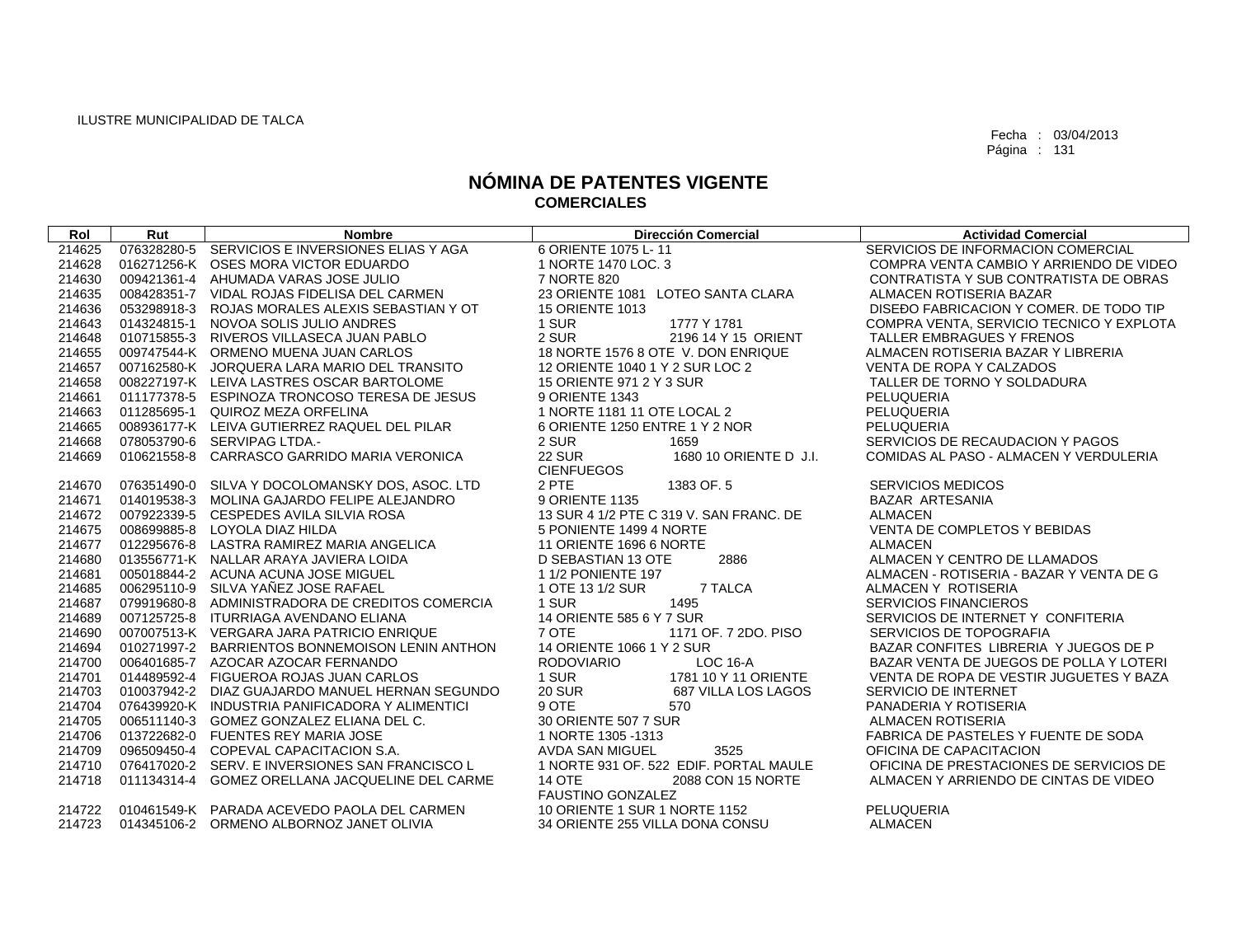ILUSTRE MUNICIPALIDAD DE TALCA

Fecha : 03/04/2013

# NÓMINA DE PATENTES VIGENTE
## COMERCIALES

| Rol | Rut | Nombre | Dirección Comercial | Actividad Comercial |
|---|---|---|---|---|
| 214625 | 076328280-5 | SERVICIOS E INVERSIONES ELIAS Y AGA | 6 ORIENTE 1075 L- 11 | SERVICIOS DE INFORMACION COMERCIAL |
| 214628 | 016271256-K | OSES MORA VICTOR EDUARDO | 1 NORTE 1470 LOC. 3 | COMPRA VENTA CAMBIO Y ARRIENDO DE VIDEO |
| 214630 | 009421361-4 | AHUMADA VARAS JOSE JULIO | 7 NORTE 820 | CONTRATISTA Y SUB CONTRATISTA DE OBRAS |
| 214635 | 008428351-7 | VIDAL ROJAS FIDELISA DEL CARMEN | 23 ORIENTE 1081 LOTEO SANTA CLARA | ALMACEN ROTISERIA BAZAR |
| 214636 | 053298918-3 | ROJAS MORALES ALEXIS SEBASTIAN Y OT | 15 ORIENTE 1013 | DISEÐO FABRICACION Y COMER. DE TODO TIP |
| 214643 | 014324815-1 | NOVOA SOLIS JULIO ANDRES | 1 SUR 1777 Y 1781 | COMPRA VENTA, SERVICIO TECNICO Y EXPLOTA |
| 214648 | 010715855-3 | RIVEROS VILLASECA JUAN PABLO | 2 SUR 2196 14 Y 15 ORIENT | TALLER EMBRAGUES Y FRENOS |
| 214655 | 009747544-K | ORMENO MUENA JUAN CARLOS | 18 NORTE 1576 8 OTE V. DON ENRIQUE | ALMACEN ROTISERIA BAZAR Y LIBRERIA |
| 214657 | 007162580-K | JORQUERA LARA MARIO DEL TRANSITO | 12 ORIENTE 1040 1 Y 2 SUR LOC 2 | VENTA DE ROPA Y CALZADOS |
| 214658 | 008227197-K | LEIVA LASTRES OSCAR BARTOLOME | 15 ORIENTE 971 2 Y 3 SUR | TALLER DE TORNO Y SOLDADURA |
| 214661 | 011177378-5 | ESPINOZA TRONCOSO TERESA DE JESUS | 9 ORIENTE 1343 | PELUQUERIA |
| 214663 | 011285695-1 | QUIROZ MEZA ORFELINA | 1 NORTE 1181 11 OTE LOCAL 2 | PELUQUERIA |
| 214665 | 008936177-K | LEIVA GUTIERREZ RAQUEL DEL PILAR | 6 ORIENTE 1250 ENTRE 1 Y 2 NOR | PELUQUERIA |
| 214668 | 078053790-6 | SERVIPAG LTDA.- | 2 SUR 1659 | SERVICIOS DE RECAUDACION Y PAGOS |
| 214669 | 010621558-8 | CARRASCO GARRIDO MARIA VERONICA | 22 SUR 1680 10 ORIENTE D J.I. CIENFUEGOS | COMIDAS AL PASO - ALMACEN Y VERDULERIA |
| 214670 | 076351490-0 | SILVA Y DOCOLOMANSKY DOS, ASOC. LTD | 2 PTE 1383 OF. 5 | SERVICIOS MEDICOS |
| 214671 | 014019538-3 | MOLINA GAJARDO FELIPE ALEJANDRO | 9 ORIENTE 1135 | BAZAR ARTESANIA |
| 214672 | 007922339-5 | CESPEDES AVILA SILVIA ROSA | 13 SUR 4 1/2 PTE C 319 V. SAN FRANC. DE | ALMACEN |
| 214675 | 008699885-8 | LOYOLA DIAZ HILDA | 5 PONIENTE 1499 4 NORTE | VENTA DE COMPLETOS Y BEBIDAS |
| 214677 | 012295676-8 | LASTRA RAMIREZ MARIA ANGELICA | 11 ORIENTE 1696 6 NORTE | ALMACEN |
| 214680 | 013556771-K | NALLAR ARAYA JAVIERA LOIDA | D SEBASTIAN 13 OTE 2886 | ALMACEN Y CENTRO DE LLAMADOS |
| 214681 | 005018844-2 | ACUNA ACUNA JOSE MIGUEL | 1 1/2 PONIENTE 197 | ALMACEN - ROTISERIA - BAZAR Y VENTA DE G |
| 214685 | 006295110-9 | SILVA YAÑEZ JOSE RAFAEL | 1 OTE 13 1/2 SUR 7 TALCA | ALMACEN Y ROTISERIA |
| 214687 | 079919680-8 | ADMINISTRADORA DE CREDITOS COMERCIA | 1 SUR 1495 | SERVICIOS FINANCIEROS |
| 214689 | 007125725-8 | ITURRIAGA AVENDANO ELIANA | 14 ORIENTE 585 6 Y 7 SUR | SERVICIOS DE INTERNET Y CONFITERIA |
| 214690 | 007007513-K | VERGARA JARA PATRICIO ENRIQUE | 7 OTE 1171 OF. 7 2DO. PISO | SERVICIOS DE TOPOGRAFIA |
| 214694 | 010271997-2 | BARRIENTOS BONNEMOISON LENIN ANTHON | 14 ORIENTE 1066 1 Y 2 SUR | BAZAR CONFITES LIBRERIA Y JUEGOS DE P |
| 214700 | 006401685-7 | AZOCAR AZOCAR FERNANDO | RODOVIARIO LOC 16-A | BAZAR VENTA DE JUEGOS DE POLLA Y LOTERI |
| 214701 | 014489592-4 | FIGUEROA ROJAS JUAN CARLOS | 1 SUR 1781 10 Y 11 ORIENTE | VENTA DE ROPA DE VESTIR JUGUETES Y BAZA |
| 214703 | 010037942-2 | DIAZ GUAJARDO MANUEL HERNAN SEGUNDO | 20 SUR 687 VILLA LOS LAGOS | SERVICIO DE INTERNET |
| 214704 | 076439920-K | INDUSTRIA PANIFICADORA Y ALIMENTICI | 9 OTE 570 | PANADERIA Y ROTISERIA |
| 214705 | 006511140-3 | GOMEZ GONZALEZ ELIANA DEL C. | 30 ORIENTE 507 7 SUR | ALMACEN ROTISERIA |
| 214706 | 013722682-0 | FUENTES REY MARIA JOSE | 1 NORTE 1305 -1313 | FABRICA DE PASTELES Y FUENTE DE SODA |
| 214709 | 096509450-4 | COPEVAL CAPACITACION S.A. | AVDA SAN MIGUEL 3525 | OFICINA DE CAPACITACION |
| 214710 | 076417020-2 | SERV. E INVERSIONES SAN FRANCISCO L | 1 NORTE 931 OF. 522 EDIF. PORTAL MAULE | OFICINA DE PRESTACIONES DE SERVICIOS DE |
| 214718 | 011134314-4 | GOMEZ ORELLANA JACQUELINE DEL CARME | 14 OTE 2088 CON 15 NORTE FAUSTINO GONZALEZ | ALMACEN Y ARRIENDO DE CINTAS DE VIDEO |
| 214722 | 010461549-K | PARADA ACEVEDO PAOLA DEL CARMEN | 10 ORIENTE 1 SUR 1 NORTE 1152 | PELUQUERIA |
| 214723 | 014345106-2 | ORMENO ALBORNOZ JANET OLIVIA | 34 ORIENTE 255 VILLA DONA CONSU | ALMACEN |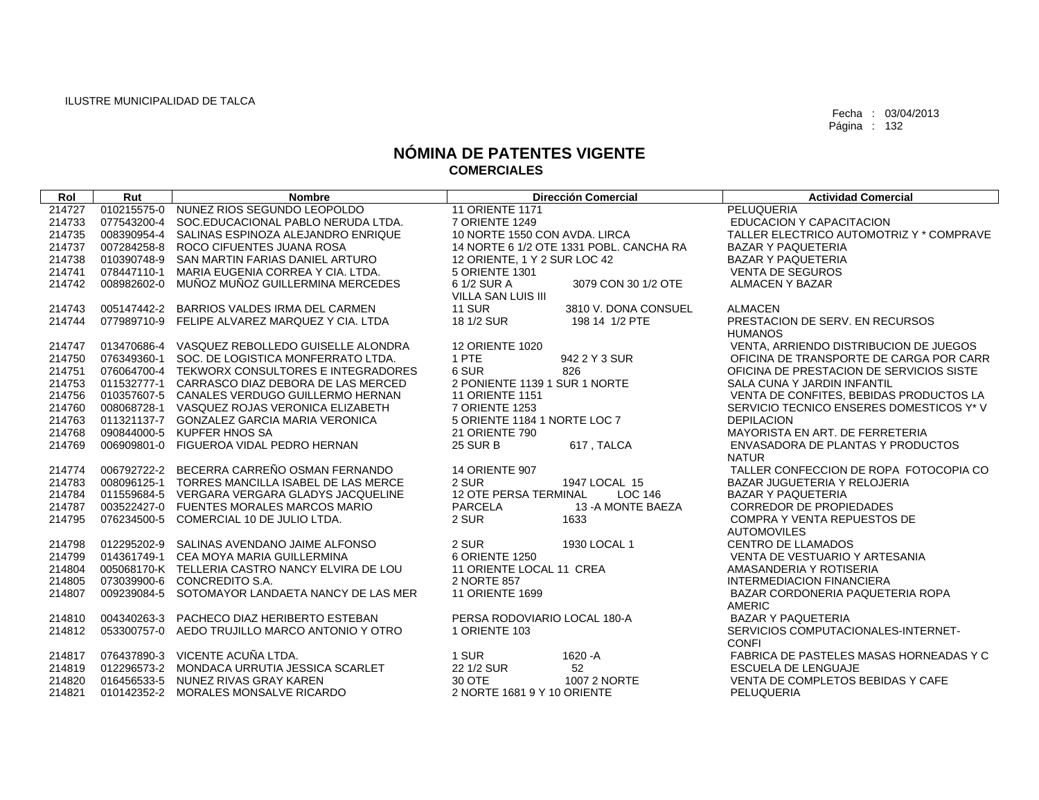ILUSTRE MUNICIPALIDAD DE TALCA

Fecha : 03/04/2013
Página : 132

# NÓMINA DE PATENTES VIGENTE
## COMERCIALES

| Rol | Rut | Nombre | Dirección Comercial | Actividad Comercial |
|---|---|---|---|---|
| 214727 | 010215575-0 | NUNEZ RIOS SEGUNDO LEOPOLDO | 11 ORIENTE 1171 | PELUQUERIA |
| 214733 | 077543200-4 | SOC.EDUCACIONAL PABLO NERUDA LTDA. | 7 ORIENTE 1249 | EDUCACION Y CAPACITACION |
| 214735 | 008390954-4 | SALINAS ESPINOZA ALEJANDRO ENRIQUE | 10 NORTE 1550 CON AVDA. LIRCA | TALLER ELECTRICO AUTOMOTRIZ Y * COMPRAVE |
| 214737 | 007284258-8 | ROCO CIFUENTES JUANA ROSA | 14 NORTE 6 1/2 OTE 1331 POBL. CANCHA RA | BAZAR Y PAQUETERIA |
| 214738 | 010390748-9 | SAN MARTIN FARIAS DANIEL ARTURO | 12 ORIENTE, 1 Y 2 SUR LOC 42 | BAZAR Y PAQUETERIA |
| 214741 | 078447110-1 | MARIA EUGENIA CORREA Y CIA. LTDA. | 5 ORIENTE 1301 | VENTA DE SEGUROS |
| 214742 | 008982602-0 | MUÑOZ MUÑOZ GUILLERMINA MERCEDES | 6 1/2 SUR A 3079 CON 30 1/2 OTE VILLA SAN LUIS III | ALMACEN Y BAZAR |
| 214743 | 005147442-2 | BARRIOS VALDES IRMA DEL CARMEN | 11 SUR 3810 V. DONA CONSUEL | ALMACEN |
| 214744 | 077989710-9 | FELIPE ALVAREZ MARQUEZ Y CIA. LTDA | 18 1/2 SUR 198 14 1/2 PTE | PRESTACION DE SERV. EN RECURSOS HUMANOS |
| 214747 | 013470686-4 | VASQUEZ REBOLLEDO GUISELLE ALONDRA | 12 ORIENTE 1020 | VENTA, ARRIENDO DISTRIBUCION DE JUEGOS |
| 214750 | 076349360-1 | SOC. DE LOGISTICA MONFERRATO LTDA. | 1 PTE 942 2 Y 3 SUR | OFICINA DE TRANSPORTE DE CARGA POR CARR |
| 214751 | 076064700-4 | TEKWORX CONSULTORES E INTEGRADORES | 6 SUR 826 | OFICINA DE PRESTACION DE SERVICIOS SISTE |
| 214753 | 011532777-1 | CARRASCO DIAZ DEBORA DE LAS MERCED | 2 PONIENTE 1139 1 SUR 1 NORTE | SALA CUNA Y JARDIN INFANTIL |
| 214756 | 010357607-5 | CANALES VERDUGO GUILLERMO HERNAN | 11 ORIENTE 1151 | VENTA DE CONFITES, BEBIDAS PRODUCTOS LA |
| 214760 | 008068728-1 | VASQUEZ ROJAS VERONICA ELIZABETH | 7 ORIENTE 1253 | SERVICIO TECNICO ENSERES DOMESTICOS Y* V |
| 214763 | 011321137-7 | GONZALEZ GARCIA MARIA VERONICA | 5 ORIENTE 1184 1 NORTE LOC 7 | DEPILACION |
| 214768 | 090844000-5 | KUPFER HNOS SA | 21 ORIENTE 790 | MAYORISTA EN ART. DE FERRETERIA |
| 214769 | 006909801-0 | FIGUEROA VIDAL PEDRO HERNAN | 25 SUR B 617 , TALCA | ENVASADORA DE PLANTAS Y PRODUCTOS NATUR |
| 214774 | 006792722-2 | BECERRA CARREÑO OSMAN FERNANDO | 14 ORIENTE 907 | TALLER CONFECCION DE ROPA FOTOCOPIA CO |
| 214783 | 008096125-1 | TORRES MANCILLA ISABEL DE LAS MERCE | 2 SUR 1947 LOCAL 15 | BAZAR JUGUETERIA Y RELOJERIA |
| 214784 | 011559684-5 | VERGARA VERGARA GLADYS JACQUELINE | 12 OTE PERSA TERMINAL LOC 146 | BAZAR Y PAQUETERIA |
| 214787 | 003522427-0 | FUENTES MORALES MARCOS MARIO | PARCELA 13 -A MONTE BAEZA | CORREDOR DE PROPIEDADES |
| 214795 | 076234500-5 | COMERCIAL 10 DE JULIO LTDA. | 2 SUR 1633 | COMPRA Y VENTA REPUESTOS DE AUTOMOVILES |
| 214798 | 012295202-9 | SALINAS AVENDANO JAIME ALFONSO | 2 SUR 1930 LOCAL 1 | CENTRO DE LLAMADOS |
| 214799 | 014361749-1 | CEA MOYA MARIA GUILLERMINA | 6 ORIENTE 1250 | VENTA DE VESTUARIO Y ARTESANIA |
| 214804 | 005068170-K | TELLERIA CASTRO NANCY ELVIRA DE LOU | 11 ORIENTE LOCAL 11 CREA | AMASANDERIA Y ROTISERIA |
| 214805 | 073039900-6 | CONCREDITO S.A. | 2 NORTE 857 | INTERMEDIACION FINANCIERA |
| 214807 | 009239084-5 | SOTOMAYOR LANDAETA NANCY DE LAS MER | 11 ORIENTE 1699 | BAZAR CORDONERIA PAQUETERIA ROPA AMERIC |
| 214810 | 004340263-3 | PACHECO DIAZ HERIBERTO ESTEBAN | PERSA RODOVIARIO LOCAL 180-A | BAZAR Y PAQUETERIA |
| 214812 | 053300757-0 | AEDO TRUJILLO MARCO ANTONIO Y OTRO | 1 ORIENTE 103 | SERVICIOS COMPUTACIONALES-INTERNET-CONFI |
| 214817 | 076437890-3 | VICENTE ACUÑA LTDA. | 1 SUR 1620 -A | FABRICA DE PASTELES MASAS HORNEADAS Y C |
| 214819 | 012296573-2 | MONDACA URRUTIA JESSICA SCARLET | 22 1/2 SUR 52 | ESCUELA DE LENGUAJE |
| 214820 | 016456533-5 | NUNEZ RIVAS GRAY KAREN | 30 OTE 1007 2 NORTE | VENTA DE COMPLETOS BEBIDAS Y CAFE |
| 214821 | 010142352-2 | MORALES MONSALVE RICARDO | 2 NORTE 1681 9 Y 10 ORIENTE | PELUQUERIA |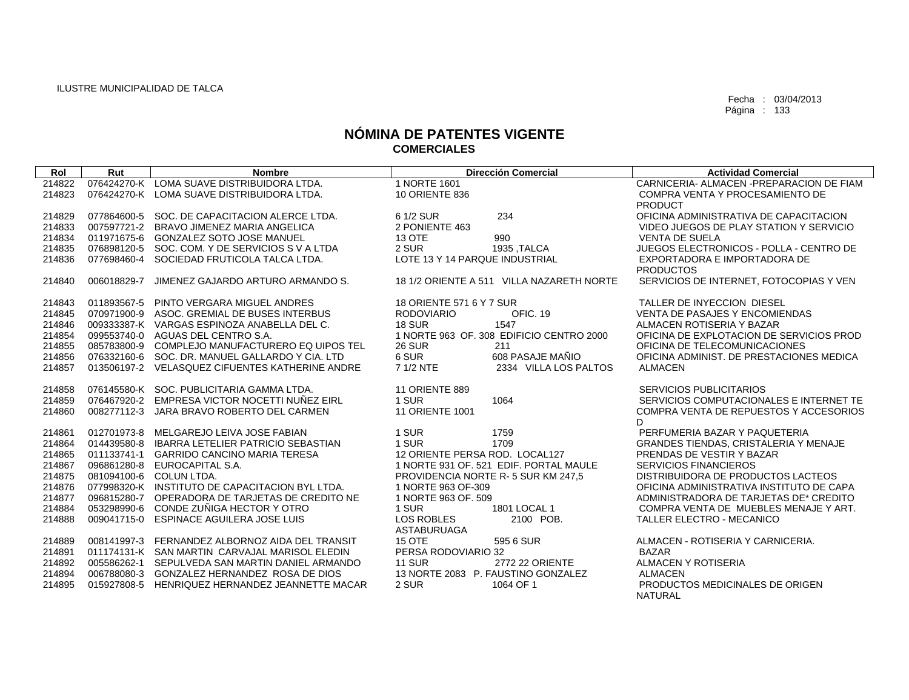ILUSTRE MUNICIPALIDAD DE TALCA

Fecha : 03/04/2013
Página : 133

# NÓMINA DE PATENTES VIGENTE
## COMERCIALES

| Rol | Rut | Nombre | Dirección Comercial | Actividad Comercial |
|---|---|---|---|---|
| 214822 | 076424270-K | LOMA SUAVE DISTRIBUIDORA LTDA. | 1 NORTE 1601 | CARNICERIA- ALMACEN -PREPARACION DE FIAM |
| 214823 | 076424270-K | LOMA SUAVE DISTRIBUIDORA LTDA. | 10 ORIENTE 836 | COMPRA VENTA Y PROCESAMIENTO DE PRODUCT |
| 214829 | 077864600-5 | SOC. DE CAPACITACION ALERCE LTDA. | 6 1/2 SUR 234 | OFICINA ADMINISTRATIVA DE CAPACITACION |
| 214833 | 007597721-2 | BRAVO JIMENEZ MARIA ANGELICA | 2 PONIENTE 463 | VIDEO JUEGOS DE PLAY STATION Y SERVICIO |
| 214834 | 011971675-6 | GONZALEZ SOTO JOSE MANUEL | 13 OTE 990 | VENTA DE SUELA |
| 214835 | 076898120-5 | SOC. COM. Y DE SERVICIOS S V A LTDA | 2 SUR 1935 ,TALCA | JUEGOS ELECTRONICOS - POLLA - CENTRO DE |
| 214836 | 077698460-4 | SOCIEDAD FRUTICOLA TALCA LTDA. | LOTE 13 Y 14 PARQUE INDUSTRIAL | EXPORTADORA E IMPORTADORA DE PRODUCTOS |
| 214840 | 006018829-7 | JIMENEZ GAJARDO ARTURO ARMANDO S. | 18 1/2 ORIENTE A 511 VILLA NAZARETH NORTE | SERVICIOS DE INTERNET, FOTOCOPIAS Y VEN |
| 214843 | 011893567-5 | PINTO VERGARA MIGUEL ANDRES | 18 ORIENTE 571 6 Y 7 SUR | TALLER DE INYECCION DIESEL |
| 214845 | 070971900-9 | ASOC. GREMIAL DE BUSES INTERBUS | RODOVIARIO OFIC. 19 | VENTA DE PASAJES Y ENCOMIENDAS |
| 214846 | 009333387-K | VARGAS ESPINOZA ANABELLA DEL C. | 18 SUR 1547 | ALMACEN ROTISERIA Y BAZAR |
| 214854 | 099553740-0 | AGUAS DEL CENTRO S.A. | 1 NORTE 963 OF. 308 EDIFICIO CENTRO 2000 | OFICINA DE EXPLOTACION DE SERVICIOS PROD |
| 214855 | 085783800-9 | COMPLEJO MANUFACTURERO EQ UIPOS TEL | 26 SUR 211 | OFICINA DE TELECOMUNICACIONES |
| 214856 | 076332160-6 | SOC. DR. MANUEL GALLARDO Y CIA. LTD | 6 SUR 608 PASAJE MAÑIO | OFICINA ADMINIST. DE PRESTACIONES MEDICA |
| 214857 | 013506197-2 | VELASQUEZ CIFUENTES KATHERINE ANDRE | 7 1/2 NTE 2334 VILLA LOS PALTOS | ALMACEN |
| 214858 | 076145580-K | SOC. PUBLICITARIA GAMMA LTDA. | 11 ORIENTE 889 | SERVICIOS PUBLICITARIOS |
| 214859 | 076467920-2 | EMPRESA VICTOR NOCETTI NUÑEZ EIRL | 1 SUR 1064 | SERVICIOS COMPUTACIONALES E INTERNET TE |
| 214860 | 008277112-3 | JARA BRAVO ROBERTO DEL CARMEN | 11 ORIENTE 1001 | COMPRA VENTA DE REPUESTOS Y ACCESORIOS D |
| 214861 | 012701973-8 | MELGAREJO LEIVA JOSE FABIAN | 1 SUR 1759 | PERFUMERIA BAZAR Y PAQUETERIA |
| 214864 | 014439580-8 | IBARRA LETELIER PATRICIO SEBASTIAN | 1 SUR 1709 | GRANDES TIENDAS, CRISTALERIA Y MENAJE |
| 214865 | 011133741-1 | GARRIDO CANCINO MARIA TERESA | 12 ORIENTE PERSA ROD. LOCAL127 | PRENDAS DE VESTIR Y BAZAR |
| 214867 | 096861280-8 | EUROCAPITAL S.A. | 1 NORTE 931 OF. 521 EDIF. PORTAL MAULE | SERVICIOS FINANCIEROS |
| 214875 | 081094100-6 | COLUN LTDA. | PROVIDENCIA NORTE R- 5 SUR KM 247,5 | DISTRIBUIDORA DE PRODUCTOS LACTEOS |
| 214876 | 077998320-K | INSTITUTO DE CAPACITACION BYL LTDA. | 1 NORTE 963 OF-309 | OFICINA ADMINISTRATIVA INSTITUTO DE CAPA |
| 214877 | 096815280-7 | OPERADORA DE TARJETAS DE CREDITO NE | 1 NORTE 963 OF. 509 | ADMINISTRADORA DE TARJETAS DE* CREDITO |
| 214884 | 053298990-6 | CONDE ZUÑIGA HECTOR Y OTRO | 1 SUR 1801 LOCAL 1 | COMPRA VENTA DE MUEBLES MENAJE Y ART. |
| 214888 | 009041715-0 | ESPINACE AGUILERA JOSE LUIS | LOS ROBLES 2100 POB. ASTABURUAGA | TALLER ELECTRO - MECANICO |
| 214889 | 008141997-3 | FERNANDEZ ALBORNOZ AIDA DEL TRANSIT | 15 OTE 595 6 SUR | ALMACEN - ROTISERIA Y CARNICERIA. |
| 214891 | 011174131-K | SAN MARTIN CARVAJAL MARISOL ELEDIN | PERSA RODOVIARIO 32 | BAZAR |
| 214892 | 005586262-1 | SEPULVEDA SAN MARTIN DANIEL ARMANDO | 11 SUR 2772 22 ORIENTE | ALMACEN Y ROTISERIA |
| 214894 | 006788080-3 | GONZALEZ HERNANDEZ ROSA DE DIOS | 13 NORTE 2083 P. FAUSTINO GONZALEZ | ALMACEN |
| 214895 | 015927808-5 | HENRIQUEZ HERNANDEZ JEANNETTE MACAR | 2 SUR 1064 OF 1 | PRODUCTOS MEDICINALES DE ORIGEN NATURAL |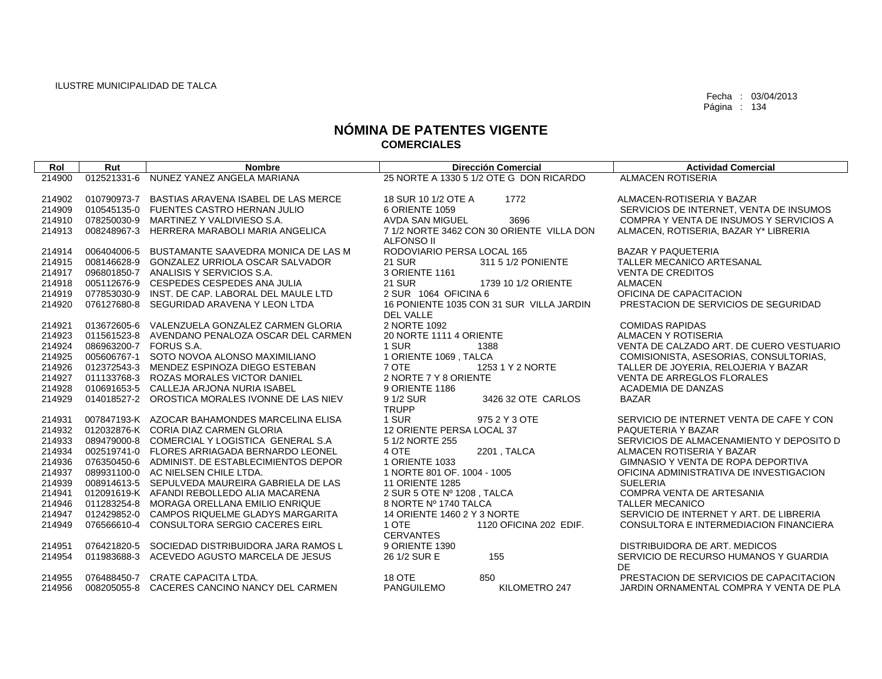ILUSTRE MUNICIPALIDAD DE TALCA

Fecha : 03/04/2013

# NÓMINA DE PATENTES VIGENTE
## COMERCIALES

| Rol | Rut | Nombre | Dirección Comercial | Actividad Comercial |
|---|---|---|---|---|
| 214900 | 012521331-6 | NUNEZ YANEZ ANGELA MARIANA | 25 NORTE A 1330 5 1/2 OTE G DON RICARDO | ALMACEN ROTISERIA |
| 214902 | 010790973-7 | BASTIAS ARAVENA ISABEL DE LAS MERCE | 18 SUR 10 1/2 OTE A 1772 | ALMACEN-ROTISERIA Y BAZAR |
| 214909 | 010545135-0 | FUENTES CASTRO HERNAN JULIO | 6 ORIENTE 1059 | SERVICIOS DE INTERNET, VENTA DE INSUMOS |
| 214910 | 078250030-9 | MARTINEZ Y VALDIVIESO S.A. | AVDA SAN MIGUEL 3696 | COMPRA Y VENTA DE INSUMOS Y SERVICIOS A |
| 214913 | 008248967-3 | HERRERA MARABOLI MARIA ANGELICA | 7 1/2 NORTE 3462 CON 30 ORIENTE VILLA DON ALFONSO II | ALMACEN, ROTISERIA, BAZAR Y* LIBRERIA |
| 214914 | 006404006-5 | BUSTAMANTE SAAVEDRA MONICA DE LAS M | RODOVIARIO PERSA LOCAL 165 | BAZAR Y PAQUETERIA |
| 214915 | 008146628-9 | GONZALEZ URRIOLA OSCAR SALVADOR | 21 SUR 311 5 1/2 PONIENTE | TALLER MECANICO ARTESANAL |
| 214917 | 096801850-7 | ANALISIS Y SERVICIOS S.A. | 3 ORIENTE 1161 | VENTA DE CREDITOS |
| 214918 | 005112676-9 | CESPEDES CESPEDES ANA JULIA | 21 SUR 1739 10 1/2 ORIENTE | ALMACEN |
| 214919 | 077853030-9 | INST. DE CAP. LABORAL DEL MAULE LTD | 2 SUR 1064 OFICINA 6 | OFICINA DE CAPACITACION |
| 214920 | 076127680-8 | SEGURIDAD ARAVENA Y LEON LTDA | 16 PONIENTE 1035 CON 31 SUR VILLA JARDIN DEL VALLE | PRESTACION DE SERVICIOS DE SEGURIDAD |
| 214921 | 013672605-6 | VALENZUELA GONZALEZ CARMEN GLORIA | 2 NORTE 1092 | COMIDAS RAPIDAS |
| 214923 | 011561523-8 | AVENDANO PENALOZA OSCAR DEL CARMEN | 20 NORTE 1111 4 ORIENTE | ALMACEN Y ROTISERIA |
| 214924 | 086963200-7 | FORUS S.A. | 1 SUR 1388 | VENTA DE CALZADO ART. DE CUERO VESTUARIO |
| 214925 | 005606767-1 | SOTO NOVOA ALONSO MAXIMILIANO | 1 ORIENTE 1069 , TALCA | COMISIONISTA, ASESORIAS, CONSULTORIAS, |
| 214926 | 012372543-3 | MENDEZ ESPINOZA DIEGO ESTEBAN | 7 OTE 1253 1 Y 2 NORTE | TALLER DE JOYERIA, RELOJERIA Y BAZAR |
| 214927 | 011133768-3 | ROZAS MORALES VICTOR DANIEL | 2 NORTE 7 Y 8 ORIENTE | VENTA DE ARREGLOS FLORALES |
| 214928 | 010691653-5 | CALLEJA ARJONA NURIA ISABEL | 9 ORIENTE 1186 | ACADEMIA DE DANZAS |
| 214929 | 014018527-2 | OROSTICA MORALES IVONNE DE LAS NIEV | 9 1/2 SUR 3426 32 OTE CARLOS TRUPP | BAZAR |
| 214931 | 007847193-K | AZOCAR BAHAMONDES MARCELINA ELISA | 1 SUR 975 2 Y 3 OTE | SERVICIO DE INTERNET VENTA DE CAFE Y CON |
| 214932 | 012032876-K | CORIA DIAZ CARMEN GLORIA | 12 ORIENTE PERSA LOCAL 37 | PAQUETERIA Y BAZAR |
| 214933 | 089479000-8 | COMERCIAL Y LOGISTICA GENERAL S.A | 5 1/2 NORTE 255 | SERVICIOS DE ALMACENAMIENTO Y DEPOSITO D |
| 214934 | 002519741-0 | FLORES ARRIAGADA BERNARDO LEONEL | 4 OTE 2201 , TALCA | ALMACEN ROTISERIA Y BAZAR |
| 214936 | 076350450-6 | ADMINIST. DE ESTABLECIMIENTOS DEPOR | 1 ORIENTE 1033 | GIMNASIO Y VENTA DE ROPA DEPORTIVA |
| 214937 | 089931100-0 | AC NIELSEN CHILE LTDA. | 1 NORTE 801 OF. 1004 - 1005 | OFICINA ADMINISTRATIVA DE INVESTIGACION |
| 214939 | 008914613-5 | SEPULVEDA MAUREIRA GABRIELA DE LAS | 11 ORIENTE 1285 | SUELERIA |
| 214941 | 012091619-K | AFANDI REBOLLEDO ALIA MACARENA | 2 SUR 5 OTE Nº 1208 , TALCA | COMPRA VENTA DE ARTESANIA |
| 214946 | 011283254-8 | MORAGA ORELLANA EMILIO ENRIQUE | 8 NORTE Nº 1740 TALCA | TALLER MECANICO |
| 214947 | 012429852-0 | CAMPOS RIQUELME GLADYS MARGARITA | 14 ORIENTE 1460 2 Y 3 NORTE | SERVICIO DE INTERNET Y ART. DE LIBRERIA |
| 214949 | 076566610-4 | CONSULTORA SERGIO CACERES EIRL | 1 OTE 1120 OFICINA 202 EDIF. CERVANTES | CONSULTORA E INTERMEDIACION FINANCIERA |
| 214951 | 076421820-5 | SOCIEDAD DISTRIBUIDORA JARA RAMOS L | 9 ORIENTE 1390 | DISTRIBUIDORA DE ART. MEDICOS |
| 214954 | 011983688-3 | ACEVEDO AGUSTO MARCELA DE JESUS | 26 1/2 SUR E 155 | SERVICIO DE RECURSO HUMANOS Y GUARDIA DE |
| 214955 | 076488450-7 | CRATE CAPACITA LTDA. | 18 OTE 850 | PRESTACION DE SERVICIOS DE CAPACITACION |
| 214956 | 008205055-8 | CACERES CANCINO NANCY DEL CARMEN | PANGUILEMO KILOMETRO 247 | JARDIN ORNAMENTAL COMPRA Y VENTA DE PLA |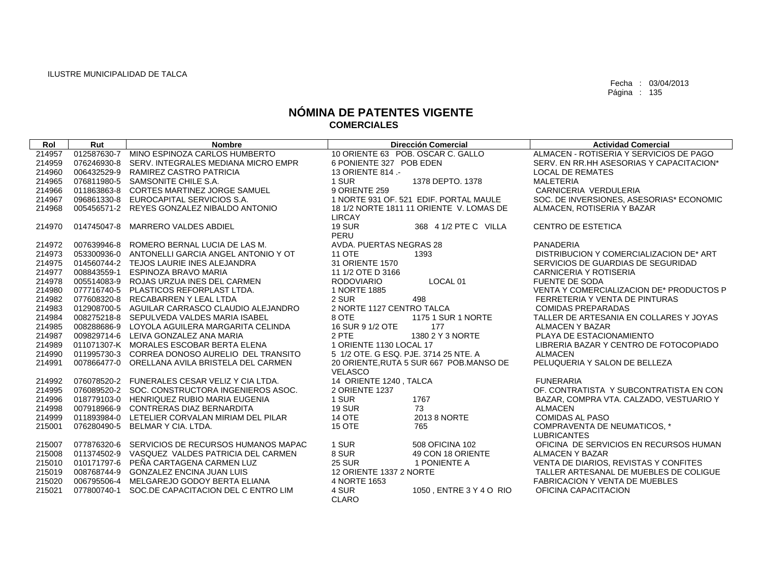ILUSTRE MUNICIPALIDAD DE TALCA

Fecha : 03/04/2013

# NÓMINA DE PATENTES VIGENTE
## COMERCIALES

| Rol | Rut | Nombre | Dirección Comercial | Actividad Comercial |
|---|---|---|---|---|
| 214957 | 012587630-7 | MINO ESPINOZA CARLOS HUMBERTO | 10 ORIENTE 63 POB. OSCAR C. GALLO | ALMACEN - ROTISERIA Y SERVICIOS DE PAGO |
| 214959 | 076246930-8 | SERV. INTEGRALES MEDIANA MICRO EMPR | 6 PONIENTE 327 POB EDEN | SERV. EN RR.HH ASESORIAS Y CAPACITACION* |
| 214960 | 006432529-9 | RAMIREZ CASTRO PATRICIA | 13 ORIENTE 814 .- | LOCAL DE REMATES |
| 214965 | 076811980-5 | SAMSONITE CHILE S.A. | 1 SUR 1378 DEPTO. 1378 | MALETERIA |
| 214966 | 011863863-8 | CORTES MARTINEZ JORGE SAMUEL | 9 ORIENTE 259 | CARNICERIA VERDULERIA |
| 214967 | 096861330-8 | EUROCAPITAL SERVICIOS S.A. | 1 NORTE 931 OF. 521 EDIF. PORTAL MAULE | SOC. DE INVERSIONES, ASESORIAS* ECONOMIC |
| 214968 | 005456571-2 | REYES GONZALEZ NIBALDO ANTONIO | 18 1/2 NORTE 1811 11 ORIENTE V. LOMAS DE LIRCAY | ALMACEN, ROTISERIA Y BAZAR |
| 214970 | 014745047-8 | MARRERO VALDES ABDIEL | 19 SUR 368 4 1/2 PTE C VILLA PERU | CENTRO DE ESTETICA |
| 214972 | 007639946-8 | ROMERO BERNAL LUCIA DE LAS M. | AVDA. PUERTAS NEGRAS 28 | PANADERIA |
| 214973 | 053300936-0 | ANTONELLI GARCIA ANGEL ANTONIO Y OT | 11 OTE 1393 | DISTRIBUCION Y COMERCIALIZACION DE* ART |
| 214975 | 014560744-2 | TEJOS LAURIE INES ALEJANDRA | 31 ORIENTE 1570 | SERVICIOS DE GUARDIAS DE SEGURIDAD |
| 214977 | 008843559-1 | ESPINOZA BRAVO MARIA | 11 1/2 OTE D 3166 | CARNICERIA Y ROTISERIA |
| 214978 | 005514083-9 | ROJAS URZUA INES DEL CARMEN | RODOVIARIO LOCAL 01 | FUENTE DE SODA |
| 214980 | 077716740-5 | PLASTICOS REFORPLAST LTDA. | 1 NORTE 1885 | VENTA Y COMERCIALIZACION DE* PRODUCTOS P |
| 214982 | 077608320-8 | RECABARREN Y LEAL LTDA | 2 SUR 498 | FERRETERIA Y VENTA DE PINTURAS |
| 214983 | 012908700-5 | AGUILAR CARRASCO CLAUDIO ALEJANDRO | 2 NORTE 1127 CENTRO TALCA | COMIDAS PREPARADAS |
| 214984 | 008275218-8 | SEPULVEDA VALDES MARIA ISABEL | 8 OTE 1175 1 SUR 1 NORTE | TALLER DE ARTESANIA EN COLLARES Y JOYAS |
| 214985 | 008288686-9 | LOYOLA AGUILERA MARGARITA CELINDA | 16 SUR 9 1/2 OTE 177 | ALMACEN Y BAZAR |
| 214987 | 009829714-6 | LEIVA GONZALEZ ANA MARIA | 2 PTE 1380 2 Y 3 NORTE | PLAYA DE ESTACIONAMIENTO |
| 214989 | 011071307-K | MORALES ESCOBAR BERTA ELENA | 1 ORIENTE 1130 LOCAL 17 | LIBRERIA BAZAR Y CENTRO DE FOTOCOPIADO |
| 214990 | 011995730-3 | CORREA DONOSO AURELIO DEL TRANSITO | 5 1/2 OTE. G ESQ. PJE. 3714 25 NTE. A | ALMACEN |
| 214991 | 007866477-0 | ORELLANA AVILA BRISTELA DEL CARMEN | 20 ORIENTE,RUTA 5 SUR 667 POB.MANSO DE VELASCO | PELUQUERIA Y SALON DE BELLEZA |
| 214992 | 076078520-2 | FUNERALES CESAR VELIZ Y CIA LTDA. | 14 ORIENTE 1240 , TALCA | FUNERARIA |
| 214995 | 076089520-2 | SOC. CONSTRUCTORA INGENIEROS ASOC. | 2 ORIENTE 1237 | OF. CONTRATISTA Y SUBCONTRATISTA EN CON |
| 214996 | 018779103-0 | HENRIQUEZ RUBIO MARIA EUGENIA | 1 SUR 1767 | BAZAR, COMPRA VTA. CALZADO, VESTUARIO Y |
| 214998 | 007918966-9 | CONTRERAS DIAZ BERNARDITA | 19 SUR 73 | ALMACEN |
| 214999 | 011893984-0 | LETELIER CORVALAN MIRIAM DEL PILAR | 14 OTE 2013 8 NORTE | COMIDAS AL PASO |
| 215001 | 076280490-5 | BELMAR Y CIA. LTDA. | 15 OTE 765 | COMPRAVENTA DE NEUMATICOS, * LUBRICANTES |
| 215007 | 077876320-6 | SERVICIOS DE RECURSOS HUMANOS MAPAC | 1 SUR 508 OFICINA 102 | OFICINA DE SERVICIOS EN RECURSOS HUMAN |
| 215008 | 011374502-9 | VASQUEZ VALDES PATRICIA DEL CARMEN | 8 SUR 49 CON 18 ORIENTE | ALMACEN Y BAZAR |
| 215010 | 010171797-6 | PEÑA CARTAGENA CARMEN LUZ | 25 SUR 1 PONIENTE A | VENTA DE DIARIOS, REVISTAS Y CONFITES |
| 215019 | 008768744-9 | GONZALEZ ENCINA JUAN LUIS | 12 ORIENTE 1337 2 NORTE | TALLER ARTESANAL DE MUEBLES DE COLIGUE |
| 215020 | 006795506-4 | MELGAREJO GODOY BERTA ELIANA | 4 NORTE 1653 | FABRICACION Y VENTA DE MUEBLES |
| 215021 | 077800740-1 | SOC.DE CAPACITACION DEL C ENTRO LIM | 4 SUR 1050 , ENTRE 3 Y 4 O RIO CLARO | OFICINA CAPACITACION |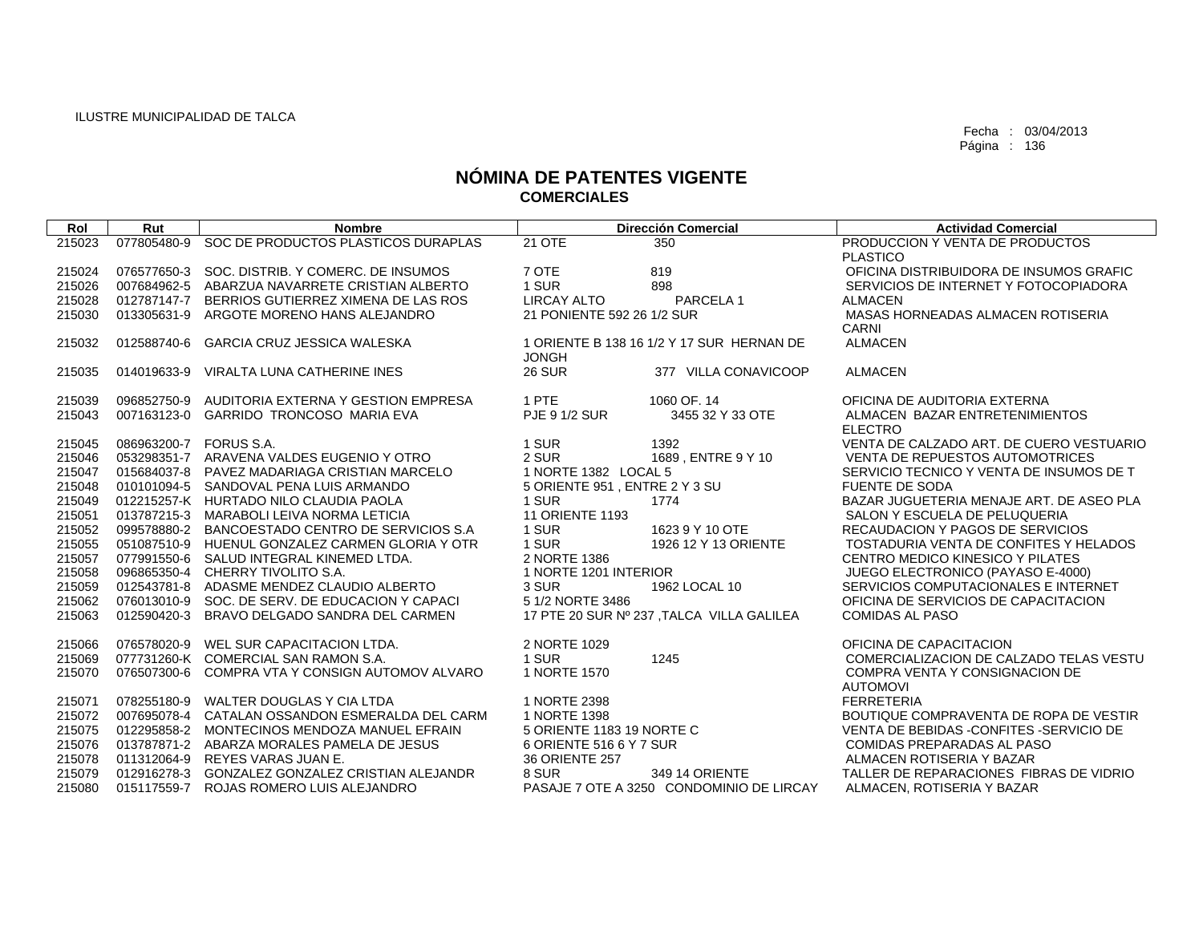ILUSTRE MUNICIPALIDAD DE TALCA

Fecha : 03/04/2013
Página : 136

# NÓMINA DE PATENTES VIGENTE
## COMERCIALES

| Rol | Rut | Nombre | Dirección Comercial | Actividad Comercial |
|---|---|---|---|---|
| 215023 | 077805480-9 | SOC DE PRODUCTOS PLASTICOS DURAPLAS | 21 OTE 350 | PRODUCCION Y VENTA DE PRODUCTOS PLASTICO |
| 215024 | 076577650-3 | SOC. DISTRIB. Y COMERC. DE INSUMOS | 7 OTE 819 | OFICINA DISTRIBUIDORA DE INSUMOS GRAFIC |
| 215026 | 007684962-5 | ABARZUA NAVARRETE CRISTIAN ALBERTO | 1 SUR 898 | SERVICIOS DE INTERNET Y FOTOCOPIADORA |
| 215028 | 012787147-7 | BERRIOS GUTIERREZ XIMENA DE LAS ROS | LIRCAY ALTO PARCELA 1 | ALMACEN |
| 215030 | 013305631-9 | ARGOTE MORENO HANS ALEJANDRO | 21 PONIENTE 592 26 1/2 SUR | MASAS HORNEADAS ALMACEN ROTISERIA CARNI |
| 215032 | 012588740-6 | GARCIA CRUZ JESSICA WALESKA | 1 ORIENTE B 138 16 1/2 Y 17 SUR HERNAN DE JONGH | ALMACEN |
| 215035 | 014019633-9 | VIRALTA LUNA CATHERINE INES | 26 SUR 377 VILLA CONAVICOOP | ALMACEN |
| 215039 | 096852750-9 | AUDITORIA EXTERNA Y GESTION EMPRESA | 1 PTE 1060 OF. 14 | OFICINA DE AUDITORIA EXTERNA |
| 215043 | 007163123-0 | GARRIDO TRONCOSO MARIA EVA | PJE 9 1/2 SUR 3455 32 Y 33 OTE | ALMACEN BAZAR ENTRETENIMIENTOS ELECTRO |
| 215045 | 086963200-7 | FORUS S.A. | 1 SUR 1392 | VENTA DE CALZADO ART. DE CUERO VESTUARIO |
| 215046 | 053298351-7 | ARAVENA VALDES EUGENIO Y OTRO | 2 SUR 1689 , ENTRE 9 Y 10 | VENTA DE REPUESTOS AUTOMOTRICES |
| 215047 | 015684037-8 | PAVEZ MADARIAGA CRISTIAN MARCELO | 1 NORTE 1382 LOCAL 5 | SERVICIO TECNICO Y VENTA DE INSUMOS DE T |
| 215048 | 010101094-5 | SANDOVAL PENA LUIS ARMANDO | 5 ORIENTE 951 , ENTRE 2 Y 3 SU | FUENTE DE SODA |
| 215049 | 012215257-K | HURTADO NILO CLAUDIA PAOLA | 1 SUR 1774 | BAZAR JUGUETERIA MENAJE ART. DE ASEO PLA |
| 215051 | 013787215-3 | MARABOLI LEIVA NORMA LETICIA | 11 ORIENTE 1193 | SALON Y ESCUELA DE PELUQUERIA |
| 215052 | 099578880-2 | BANCOESTADO CENTRO DE SERVICIOS S.A | 1 SUR 1623 9 Y 10 OTE | RECAUDACION Y PAGOS DE SERVICIOS |
| 215055 | 051087510-9 | HUENUL GONZALEZ CARMEN GLORIA Y OTR | 1 SUR 1926 12 Y 13 ORIENTE | TOSTADURIA VENTA DE CONFITES Y HELADOS |
| 215057 | 077991550-6 | SALUD INTEGRAL KINEMED LTDA. | 2 NORTE 1386 | CENTRO MEDICO KINESICO Y PILATES |
| 215058 | 096865350-4 | CHERRY TIVOLITO S.A. | 1 NORTE 1201 INTERIOR | JUEGO ELECTRONICO (PAYASO E-4000) |
| 215059 | 012543781-8 | ADASME MENDEZ CLAUDIO ALBERTO | 3 SUR 1962 LOCAL 10 | SERVICIOS COMPUTACIONALES E INTERNET |
| 215062 | 076013010-9 | SOC. DE SERV. DE EDUCACION Y CAPACI | 5 1/2 NORTE 3486 | OFICINA DE SERVICIOS DE CAPACITACION |
| 215063 | 012590420-3 | BRAVO DELGADO SANDRA DEL CARMEN | 17 PTE 20 SUR Nº 237 ,TALCA VILLA GALILEA | COMIDAS AL PASO |
| 215066 | 076578020-9 | WEL SUR CAPACITACION LTDA. | 2 NORTE 1029 | OFICINA DE CAPACITACION |
| 215069 | 077731260-K | COMERCIAL SAN RAMON S.A. | 1 SUR 1245 | COMERCIALIZACION DE CALZADO TELAS VESTU |
| 215070 | 076507300-6 | COMPRA VTA Y CONSIGN AUTOMOV ALVARO | 1 NORTE 1570 | COMPRA VENTA Y CONSIGNACION DE AUTOMOVI |
| 215071 | 078255180-9 | WALTER DOUGLAS Y CIA LTDA | 1 NORTE 2398 | FERRETERIA |
| 215072 | 007695078-4 | CATALAN OSSANDON ESMERALDA DEL CARM | 1 NORTE 1398 | BOUTIQUE COMPRAVENTA DE ROPA DE VESTIR |
| 215075 | 012295858-2 | MONTECINOS MENDOZA MANUEL EFRAIN | 5 ORIENTE 1183 19 NORTE C | VENTA DE BEBIDAS -CONFITES -SERVICIO DE |
| 215076 | 013787871-2 | ABARZA MORALES PAMELA DE JESUS | 6 ORIENTE 516 6 Y 7 SUR | COMIDAS PREPARADAS AL PASO |
| 215078 | 011312064-9 | REYES VARAS JUAN E. | 36 ORIENTE 257 | ALMACEN ROTISERIA Y BAZAR |
| 215079 | 012916278-3 | GONZALEZ GONZALEZ CRISTIAN ALEJANDR | 8 SUR 349 14 ORIENTE | TALLER DE REPARACIONES FIBRAS DE VIDRIO |
| 215080 | 015117559-7 | ROJAS ROMERO LUIS ALEJANDRO | PASAJE 7 OTE A 3250 CONDOMINIO DE LIRCAY | ALMACEN, ROTISERIA Y BAZAR |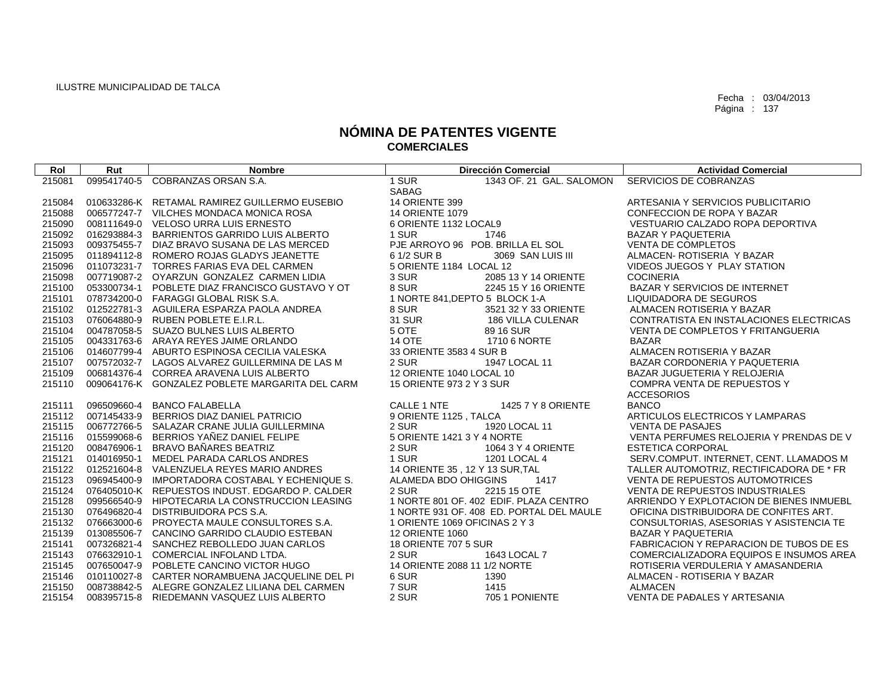ILUSTRE MUNICIPALIDAD DE TALCA

Fecha : 03/04/2013

# NÓMINA DE PATENTES VIGENTE
## COMERCIALES

| Rol | Rut | Nombre | Dirección Comercial | Actividad Comercial |
|---|---|---|---|---|
| 215081 | 099541740-5 | COBRANZAS ORSAN S.A. | 1 SUR 1343 OF. 21 GAL. SALOMON SABAG | SERVICIOS DE COBRANZAS |
| 215084 | 010633286-K | RETAMAL RAMIREZ GUILLERMO EUSEBIO | 14 ORIENTE 399 | ARTESANIA Y SERVICIOS PUBLICITARIO |
| 215088 | 006577247-7 | VILCHES MONDACA MONICA ROSA | 14 ORIENTE 1079 | CONFECCION DE ROPA Y BAZAR |
| 215090 | 008111649-0 | VELOSO URRA LUIS ERNESTO | 6 ORIENTE 1132 LOCAL9 | VESTUARIO CALZADO ROPA DEPORTIVA |
| 215092 | 016293884-3 | BARRIENTOS GARRIDO LUIS ALBERTO | 1 SUR 1746 | BAZAR Y PAQUETERIA |
| 215093 | 009375455-7 | DIAZ BRAVO SUSANA DE LAS MERCED | PJE ARROYO 96 POB. BRILLA EL SOL | VENTA DE COMPLETOS |
| 215095 | 011894112-8 | ROMERO ROJAS GLADYS JEANETTE | 6 1/2 SUR B 3069 SAN LUIS III | ALMACEN- ROTISERIA Y BAZAR |
| 215096 | 011073231-7 | TORRES FARIAS EVA DEL CARMEN | 5 ORIENTE 1184 LOCAL 12 | VIDEOS JUEGOS Y PLAY STATION |
| 215098 | 007719087-2 | OYARZUN GONZALEZ CARMEN LIDIA | 3 SUR 2085 13 Y 14 ORIENTE | COCINERIA |
| 215100 | 053300734-1 | POBLETE DIAZ FRANCISCO GUSTAVO Y OT | 8 SUR 2245 15 Y 16 ORIENTE | BAZAR Y SERVICIOS DE INTERNET |
| 215101 | 078734200-0 | FARAGGI GLOBAL RISK S.A. | 1 NORTE 841,DEPTO 5 BLOCK 1-A | LIQUIDADORA DE SEGUROS |
| 215102 | 012522781-3 | AGUILERA ESPARZA PAOLA ANDREA | 8 SUR 3521 32 Y 33 ORIENTE | ALMACEN ROTISERIA Y BAZAR |
| 215103 | 076064880-9 | RUBEN POBLETE E.I.R.L. | 31 SUR 186 VILLA CULENAR | CONTRATISTA EN INSTALACIONES ELECTRICAS |
| 215104 | 004787058-5 | SUAZO BULNES LUIS ALBERTO | 5 OTE 89 16 SUR | VENTA DE COMPLETOS Y FRITANGUERIA |
| 215105 | 004331763-6 | ARAYA REYES JAIME ORLANDO | 14 OTE 1710 6 NORTE | BAZAR |
| 215106 | 014607799-4 | ABURTO ESPINOSA CECILIA VALESKA | 33 ORIENTE 3583 4 SUR B | ALMACEN ROTISERIA Y BAZAR |
| 215107 | 007572032-7 | LAGOS ALVAREZ GUILLERMINA DE LAS M | 2 SUR 1947 LOCAL 11 | BAZAR CORDONERIA Y PAQUETERIA |
| 215109 | 006814376-4 | CORREA ARAVENA LUIS ALBERTO | 12 ORIENTE 1040 LOCAL 10 | BAZAR JUGUETERIA Y RELOJERIA |
| 215110 | 009064176-K | GONZALEZ POBLETE MARGARITA DEL CARM | 15 ORIENTE 973 2 Y 3 SUR | COMPRA VENTA DE REPUESTOS Y ACCESORIOS |
| 215111 | 096509660-4 | BANCO FALABELLA | CALLE 1 NTE 1425 7 Y 8 ORIENTE | BANCO |
| 215112 | 007145433-9 | BERRIOS DIAZ DANIEL PATRICIO | 9 ORIENTE 1125 , TALCA | ARTICULOS ELECTRICOS Y LAMPARAS |
| 215115 | 006772766-5 | SALAZAR CRANE JULIA GUILLERMINA | 2 SUR 1920 LOCAL 11 | VENTA DE PASAJES |
| 215116 | 015599068-6 | BERRIOS YAÑEZ DANIEL FELIPE | 5 ORIENTE 1421 3 Y 4 NORTE | VENTA PERFUMES RELOJERIA Y PRENDAS DE V |
| 215120 | 008476906-1 | BRAVO BAÑARES BEATRIZ | 2 SUR 1064 3 Y 4 ORIENTE | ESTETICA CORPORAL |
| 215121 | 014016950-1 | MEDEL PARADA CARLOS ANDRES | 1 SUR 1201 LOCAL 4 | SERV.COMPUT. INTERNET, CENT. LLAMADOS M |
| 215122 | 012521604-8 | VALENZUELA REYES MARIO ANDRES | 14 ORIENTE 35 , 12 Y 13 SUR,TAL | TALLER AUTOMOTRIZ, RECTIFICADORA DE * FR |
| 215123 | 096945400-9 | IMPORTADORA COSTABAL Y ECHENIQUE S. | ALAMEDA BDO OHIGGINS 1417 | VENTA DE REPUESTOS AUTOMOTRICES |
| 215124 | 076405010-K | REPUESTOS INDUST. EDGARDO P. CALDER | 2 SUR 2215 15 OTE | VENTA DE REPUESTOS INDUSTRIALES |
| 215128 | 099566540-9 | HIPOTECARIA LA CONSTRUCCION LEASING | 1 NORTE 801 OF. 402 EDIF. PLAZA CENTRO | ARRIENDO Y EXPLOTACION DE BIENES INMUEBL |
| 215130 | 076496820-4 | DISTRIBUIDORA PCS S.A. | 1 NORTE 931 OF. 408 ED. PORTAL DEL MAULE | OFICINA DISTRIBUIDORA DE CONFITES ART. |
| 215132 | 076663000-6 | PROYECTA MAULE CONSULTORES S.A. | 1 ORIENTE 1069 OFICINAS 2 Y 3 | CONSULTORIAS, ASESORIAS Y ASISTENCIA TE |
| 215139 | 013085506-7 | CANCINO GARRIDO CLAUDIO ESTEBAN | 12 ORIENTE 1060 | BAZAR Y PAQUETERIA |
| 215141 | 007326821-4 | SANCHEZ REBOLLEDO JUAN CARLOS | 18 ORIENTE 707 5 SUR | FABRICACION Y REPARACION DE TUBOS DE ES |
| 215143 | 076632910-1 | COMERCIAL INFOLAND LTDA. | 2 SUR 1643 LOCAL 7 | COMERCIALIZADORA EQUIPOS E INSUMOS AREA |
| 215145 | 007650047-9 | POBLETE CANCINO VICTOR HUGO | 14 ORIENTE 2088 11 1/2 NORTE | ROTISERIA VERDULERIA Y AMASANDERIA |
| 215146 | 010110027-8 | CARTER NORAMBUENA JACQUELINE DEL PI | 6 SUR 1390 | ALMACEN - ROTISERIA Y BAZAR |
| 215150 | 008738842-5 | ALEGRE GONZALEZ LILIANA DEL CARMEN | 7 SUR 1415 | ALMACEN |
| 215154 | 008395715-8 | RIEDEMANN VASQUEZ LUIS ALBERTO | 2 SUR 705 1 PONIENTE | VENTA DE PAÐALES Y ARTESANIA |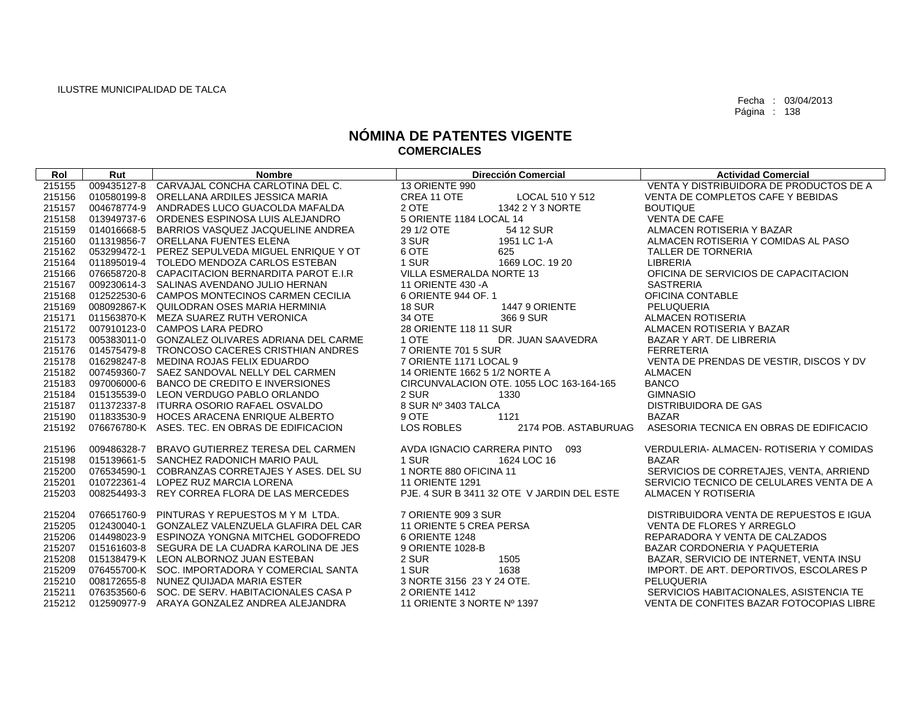ILUSTRE MUNICIPALIDAD DE TALCA

Fecha : 03/04/2013

# NÓMINA DE PATENTES VIGENTE
## COMERCIALES

| Rol | Rut | Nombre | Dirección Comercial | Actividad Comercial |
|---|---|---|---|---|
| 215155 | 009435127-8 | CARVAJAL CONCHA CARLOTINA DEL C. | 13 ORIENTE 990 | VENTA Y DISTRIBUIDORA DE PRODUCTOS DE A |
| 215156 | 010580199-8 | ORELLANA ARDILES JESSICA MARIA | CREA 11 OTE LOCAL 510 Y 512 | VENTA DE COMPLETOS CAFE Y BEBIDAS |
| 215157 | 004678774-9 | ANDRADES LUCO GUACOLDA MAFALDA | 2 OTE 1342 2 Y 3 NORTE | BOUTIQUE |
| 215158 | 013949737-6 | ORDENES ESPINOSA LUIS ALEJANDRO | 5 ORIENTE 1184 LOCAL 14 | VENTA DE CAFE |
| 215159 | 014016668-5 | BARRIOS VASQUEZ JACQUELINE ANDREA | 29 1/2 OTE 54 12 SUR | ALMACEN ROTISERIA Y BAZAR |
| 215160 | 011319856-7 | ORELLANA FUENTES ELENA | 3 SUR 1951 LC 1-A | ALMACEN ROTISERIA Y COMIDAS AL PASO |
| 215162 | 053299472-1 | PEREZ SEPULVEDA MIGUEL ENRIQUE Y OT | 6 OTE 625 | TALLER DE TORNERIA |
| 215164 | 011895019-4 | TOLEDO MENDOZA CARLOS ESTEBAN | 1 SUR 1669 LOC. 19 20 | LIBRERIA |
| 215166 | 076658720-8 | CAPACITACION BERNARDITA PAROT E.I.R | VILLA ESMERALDA NORTE 13 | OFICINA DE SERVICIOS DE CAPACITACION |
| 215167 | 009230614-3 | SALINAS AVENDANO JULIO HERNAN | 11 ORIENTE 430 -A | SASTRERIA |
| 215168 | 012522530-6 | CAMPOS MONTECINOS CARMEN CECILIA | 6 ORIENTE 944 OF. 1 | OFICINA CONTABLE |
| 215169 | 008092867-K | QUILODRAN OSES MARIA HERMINIA | 18 SUR 1447 9 ORIENTE | PELUQUERIA |
| 215171 | 011563870-K | MEZA SUAREZ RUTH VERONICA | 34 OTE 366 9 SUR | ALMACEN ROTISERIA |
| 215172 | 007910123-0 | CAMPOS LARA PEDRO | 28 ORIENTE 118 11 SUR | ALMACEN ROTISERIA Y BAZAR |
| 215173 | 005383011-0 | GONZALEZ OLIVARES ADRIANA DEL CARME | 1 OTE DR. JUAN SAAVEDRA | BAZAR Y ART. DE LIBRERIA |
| 215176 | 014575479-8 | TRONCOSO CACERES CRISTHIAN ANDRES | 7 ORIENTE 701 5 SUR | FERRETERIA |
| 215178 | 016298247-8 | MEDINA ROJAS FELIX EDUARDO | 7 ORIENTE 1171 LOCAL 9 | VENTA DE PRENDAS DE VESTIR, DISCOS Y DV |
| 215182 | 007459360-7 | SAEZ SANDOVAL NELLY DEL CARMEN | 14 ORIENTE 1662 5 1/2 NORTE A | ALMACEN |
| 215183 | 097006000-6 | BANCO DE CREDITO E INVERSIONES | CIRCUNVALACION OTE. 1055 LOC 163-164-165 | BANCO |
| 215184 | 015135539-0 | LEON VERDUGO PABLO ORLANDO | 2 SUR 1330 | GIMNASIO |
| 215187 | 011372337-8 | ITURRA OSORIO RAFAEL OSVALDO | 8 SUR Nº 3403 TALCA | DISTRIBUIDORA DE GAS |
| 215190 | 011833530-9 | HOCES ARACENA ENRIQUE ALBERTO | 9 OTE 1121 | BAZAR |
| 215192 | 076676780-K | ASES. TEC. EN OBRAS DE EDIFICACION | LOS ROBLES 2174 POB. ASTABURUAG | ASESORIA TECNICA EN OBRAS DE EDIFICACIO |
| 215196 | 009486328-7 | BRAVO GUTIERREZ TERESA DEL CARMEN | AVDA IGNACIO CARRERA PINTO 093 | VERDULERIA- ALMACEN- ROTISERIA Y COMIDAS |
| 215198 | 015139661-5 | SANCHEZ RADONICH MARIO PAUL | 1 SUR 1624 LOC 16 | BAZAR |
| 215200 | 076534590-1 | COBRANZAS CORRETAJES Y ASES. DEL SU | 1 NORTE 880 OFICINA 11 | SERVICIOS DE CORRETAJES, VENTA, ARRIEND |
| 215201 | 010722361-4 | LOPEZ RUZ MARCIA LORENA | 11 ORIENTE 1291 | SERVICIO TECNICO DE CELULARES VENTA DE A |
| 215203 | 008254493-3 | REY CORREA FLORA DE LAS MERCEDES | PJE. 4 SUR B 3411 32 OTE V JARDIN DEL ESTE | ALMACEN Y ROTISERIA |
| 215204 | 076651760-9 | PINTURAS Y REPUESTOS M Y M LTDA. | 7 ORIENTE 909 3 SUR | DISTRIBUIDORA VENTA DE REPUESTOS E IGUA |
| 215205 | 012430040-1 | GONZALEZ VALENZUELA GLAFIRA DEL CAR | 11 ORIENTE 5 CREA PERSA | VENTA DE FLORES Y ARREGLO |
| 215206 | 014498023-9 | ESPINOZA YONGNA MITCHEL GODOFREDO | 6 ORIENTE 1248 | REPARADORA Y VENTA DE CALZADOS |
| 215207 | 015161603-8 | SEGURA DE LA CUADRA KAROLINA DE JES | 9 ORIENTE 1028-B | BAZAR CORDONERIA Y PAQUETERIA |
| 215208 | 015138479-K | LEON ALBORNOZ JUAN ESTEBAN | 2 SUR 1505 | BAZAR, SERVICIO DE INTERNET, VENTA INSU |
| 215209 | 076455700-K | SOC. IMPORTADORA Y COMERCIAL SANTA | 1 SUR 1638 | IMPORT. DE ART. DEPORTIVOS, ESCOLARES P |
| 215210 | 008172655-8 | NUNEZ QUIJADA MARIA ESTER | 3 NORTE 3156 23 Y 24 OTE. | PELUQUERIA |
| 215211 | 076353560-6 | SOC. DE SERV. HABITACIONALES CASA P | 2 ORIENTE 1412 | SERVICIOS HABITACIONALES, ASISTENCIA TE |
| 215212 | 012590977-9 | ARAYA GONZALEZ ANDREA ALEJANDRA | 11 ORIENTE 3 NORTE Nº 1397 | VENTA DE CONFITES BAZAR FOTOCOPIAS LIBRE |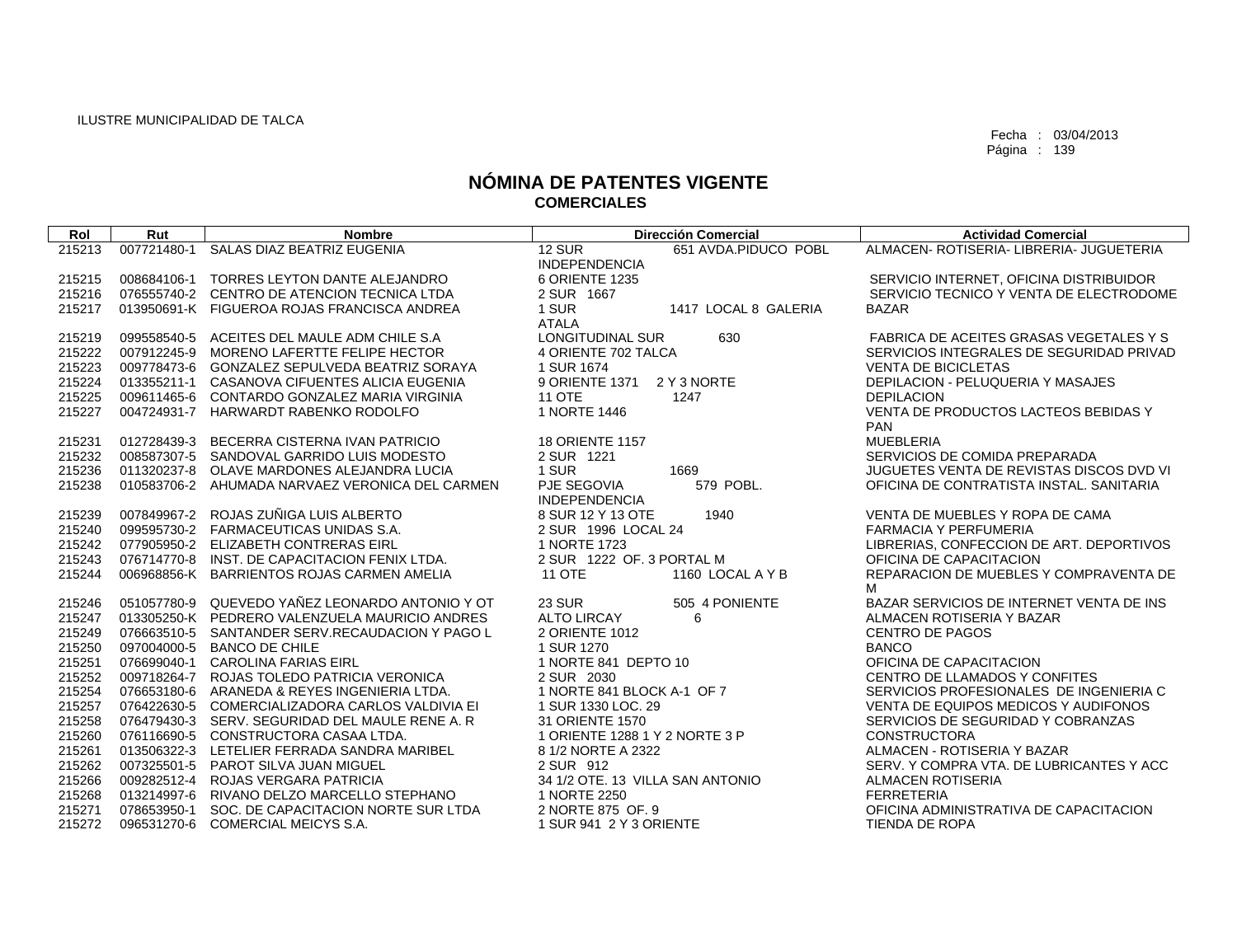ILUSTRE MUNICIPALIDAD DE TALCA

Fecha : 03/04/2013

# NÓMINA DE PATENTES VIGENTE
## COMERCIALES

| Rol | Rut | Nombre | Dirección Comercial | Actividad Comercial |
|---|---|---|---|---|
| 215213 | 007721480-1 | SALAS DIAZ BEATRIZ EUGENIA | 12 SUR 651 AVDA.PIDUCO POBL INDEPENDENCIA | ALMACEN- ROTISERIA- LIBRERIA- JUGUETERIA |
| 215215 | 008684106-1 | TORRES LEYTON DANTE ALEJANDRO | 6 ORIENTE 1235 | SERVICIO INTERNET, OFICINA DISTRIBUIDOR |
| 215216 | 076555740-2 | CENTRO DE ATENCION TECNICA LTDA | 2 SUR 1667 | SERVICIO TECNICO Y VENTA DE ELECTRODOME |
| 215217 | 013950691-K | FIGUEROA ROJAS FRANCISCA ANDREA | 1 SUR 1417 LOCAL 8 GALERIA ATALA | BAZAR |
| 215219 | 099558540-5 | ACEITES DEL MAULE ADM CHILE S.A | LONGITUDINAL SUR 630 | FABRICA DE ACEITES GRASAS VEGETALES Y S |
| 215222 | 007912245-9 | MORENO LAFERTTE FELIPE HECTOR | 4 ORIENTE 702 TALCA | SERVICIOS INTEGRALES DE SEGURIDAD PRIVAD |
| 215223 | 009778473-6 | GONZALEZ SEPULVEDA BEATRIZ SORAYA | 1 SUR 1674 | VENTA DE BICICLETAS |
| 215224 | 013355211-1 | CASANOVA CIFUENTES ALICIA EUGENIA | 9 ORIENTE 1371 2 Y 3 NORTE | DEPILACION - PELUQUERIA Y MASAJES |
| 215225 | 009611465-6 | CONTARDO GONZALEZ MARIA VIRGINIA | 11 OTE 1247 | DEPILACION |
| 215227 | 004724931-7 | HARWARDT RABENKO RODOLFO | 1 NORTE 1446 | VENTA DE PRODUCTOS LACTEOS BEBIDAS Y PAN |
| 215231 | 012728439-3 | BECERRA CISTERNA IVAN PATRICIO | 18 ORIENTE 1157 | MUEBLERIA |
| 215232 | 008587307-5 | SANDOVAL GARRIDO LUIS MODESTO | 2 SUR 1221 | SERVICIOS DE COMIDA PREPARADA |
| 215236 | 011320237-8 | OLAVE MARDONES ALEJANDRA LUCIA | 1 SUR 1669 | JUGUETES VENTA DE REVISTAS DISCOS DVD VI |
| 215238 | 010583706-2 | AHUMADA NARVAEZ VERONICA DEL CARMEN | PJE SEGOVIA 579 POBL. INDEPENDENCIA | OFICINA DE CONTRATISTA INSTAL. SANITARIA |
| 215239 | 007849967-2 | ROJAS ZUÑIGA LUIS ALBERTO | 8 SUR 12 Y 13 OTE 1940 | VENTA DE MUEBLES Y ROPA DE CAMA |
| 215240 | 099595730-2 | FARMACEUTICAS UNIDAS S.A. | 2 SUR 1996 LOCAL 24 | FARMACIA Y PERFUMERIA |
| 215242 | 077905950-2 | ELIZABETH CONTRERAS EIRL | 1 NORTE 1723 | LIBRERIAS, CONFECCION DE ART. DEPORTIVOS |
| 215243 | 076714770-8 | INST. DE CAPACITACION FENIX LTDA. | 2 SUR 1222 OF. 3 PORTAL M | OFICINA DE CAPACITACION |
| 215244 | 006968856-K | BARRIENTOS ROJAS CARMEN AMELIA | 11 OTE 1160 LOCAL A Y B | REPARACION DE MUEBLES Y COMPRAVENTA DE M |
| 215246 | 051057780-9 | QUEVEDO YAÑEZ LEONARDO ANTONIO Y OT | 23 SUR 505 4 PONIENTE | BAZAR SERVICIOS DE INTERNET VENTA DE INS |
| 215247 | 013305250-K | PEDRERO VALENZUELA MAURICIO ANDRES | ALTO LIRCAY 6 | ALMACEN ROTISERIA Y BAZAR |
| 215249 | 076663510-5 | SANTANDER SERV.RECAUDACION Y PAGO L | 2 ORIENTE 1012 | CENTRO DE PAGOS |
| 215250 | 097004000-5 | BANCO DE CHILE | 1 SUR 1270 | BANCO |
| 215251 | 076699040-1 | CAROLINA FARIAS EIRL | 1 NORTE 841 DEPTO 10 | OFICINA DE CAPACITACION |
| 215252 | 009718264-7 | ROJAS TOLEDO PATRICIA VERONICA | 2 SUR 2030 | CENTRO DE LLAMADOS Y CONFITES |
| 215254 | 076653180-6 | ARANEDA & REYES INGENIERIA LTDA. | 1 NORTE 841 BLOCK A-1 OF 7 | SERVICIOS PROFESIONALES DE INGENIERIA C |
| 215257 | 076422630-5 | COMERCIALIZADORA CARLOS VALDIVIA EI | 1 SUR 1330 LOC. 29 | VENTA DE EQUIPOS MEDICOS Y AUDIFONOS |
| 215258 | 076479430-3 | SERV. SEGURIDAD DEL MAULE RENE A. R | 31 ORIENTE 1570 | SERVICIOS DE SEGURIDAD Y COBRANZAS |
| 215260 | 076116690-5 | CONSTRUCTORA CASAA LTDA. | 1 ORIENTE 1288 1 Y 2 NORTE 3 P | CONSTRUCTORA |
| 215261 | 013506322-3 | LETELIER FERRADA SANDRA MARIBEL | 8 1/2 NORTE A 2322 | ALMACEN - ROTISERIA Y BAZAR |
| 215262 | 007325501-5 | PAROT SILVA JUAN MIGUEL | 2 SUR 912 | SERV. Y COMPRA VTA. DE LUBRICANTES Y ACC |
| 215266 | 009282512-4 | ROJAS VERGARA PATRICIA | 34 1/2 OTE. 13 VILLA SAN ANTONIO | ALMACEN ROTISERIA |
| 215268 | 013214997-6 | RIVANO DELZO MARCELLO STEPHANO | 1 NORTE 2250 | FERRETERIA |
| 215271 | 078653950-1 | SOC. DE CAPACITACION NORTE SUR LTDA | 2 NORTE 875 OF. 9 | OFICINA ADMINISTRATIVA DE CAPACITACION |
| 215272 | 096531270-6 | COMERCIAL MEICYS S.A. | 1 SUR 941 2 Y 3 ORIENTE | TIENDA DE ROPA |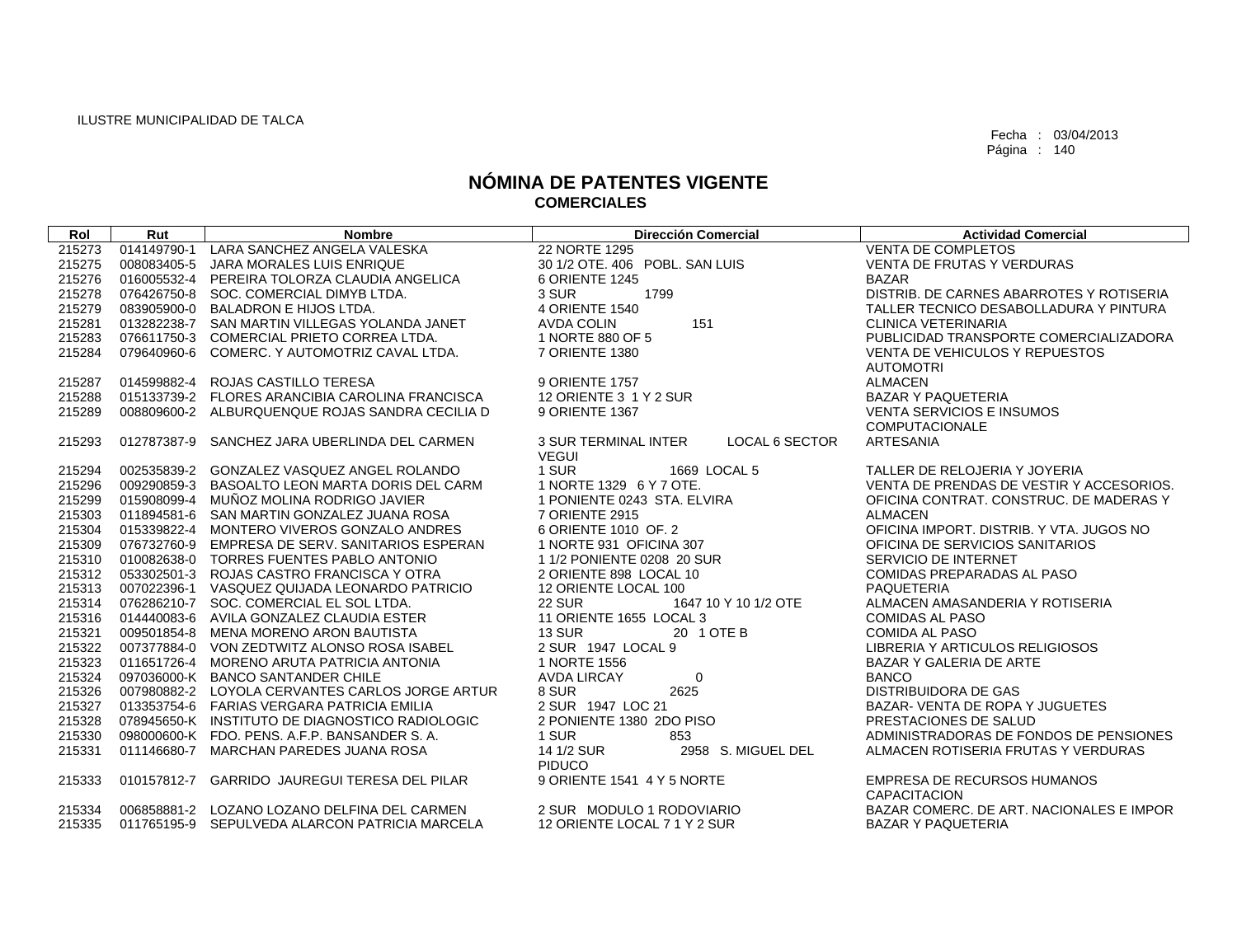ILUSTRE MUNICIPALIDAD DE TALCA

Fecha : 03/04/2013
Página : 140

# NÓMINA DE PATENTES VIGENTE
## COMERCIALES

| Rol | Rut | Nombre | Dirección Comercial | Actividad Comercial |
|---|---|---|---|---|
| 215273 | 014149790-1 | LARA SANCHEZ ANGELA VALESKA | 22 NORTE 1295 | VENTA DE COMPLETOS |
| 215275 | 008083405-5 | JARA MORALES LUIS ENRIQUE | 30 1/2 OTE. 406 POBL. SAN LUIS | VENTA DE FRUTAS Y VERDURAS |
| 215276 | 016005532-4 | PEREIRA TOLORZA CLAUDIA ANGELICA | 6 ORIENTE 1245 | BAZAR |
| 215278 | 076426750-8 | SOC. COMERCIAL DIMYB LTDA. | 3 SUR 1799 | DISTRIB. DE CARNES ABARROTES Y ROTISERIA |
| 215279 | 083905900-0 | BALADRON E HIJOS LTDA. | 4 ORIENTE 1540 | TALLER TECNICO DESABOLLADURA Y PINTURA |
| 215281 | 013282238-7 | SAN MARTIN VILLEGAS YOLANDA JANET | AVDA COLIN 151 | CLINICA VETERINARIA |
| 215283 | 076611750-3 | COMERCIAL PRIETO CORREA LTDA. | 1 NORTE 880 OF 5 | PUBLICIDAD TRANSPORTE COMERCIALIZADORA |
| 215284 | 079640960-6 | COMERC. Y AUTOMOTRIZ CAVAL LTDA. | 7 ORIENTE 1380 | VENTA DE VEHICULOS Y REPUESTOS AUTOMOTRI |
| 215287 | 014599882-4 | ROJAS CASTILLO TERESA | 9 ORIENTE 1757 | ALMACEN |
| 215288 | 015133739-2 | FLORES ARANCIBIA CAROLINA FRANCISCA | 12 ORIENTE 3 1 Y 2 SUR | BAZAR Y PAQUETERIA |
| 215289 | 008809600-2 | ALBURQUENQUE ROJAS SANDRA CECILIA D | 9 ORIENTE 1367 | VENTA SERVICIOS E INSUMOS COMPUTACIONALE |
| 215293 | 012787387-9 | SANCHEZ JARA UBERLINDA DEL CARMEN | 3 SUR TERMINAL INTER LOCAL 6 SECTOR VEGUI | ARTESANIA |
| 215294 | 002535839-2 | GONZALEZ VASQUEZ ANGEL ROLANDO | 1 SUR 1669 LOCAL 5 | TALLER DE RELOJERIA Y JOYERIA |
| 215296 | 009290859-3 | BASOALTO LEON MARTA DORIS DEL CARM | 1 NORTE 1329 6 Y 7 OTE. | VENTA DE PRENDAS DE VESTIR Y ACCESORIOS. |
| 215299 | 015908099-4 | MUÑOZ MOLINA RODRIGO JAVIER | 1 PONIENTE 0243 STA. ELVIRA | OFICINA CONTRAT. CONSTRUC. DE MADERAS Y |
| 215303 | 011894581-6 | SAN MARTIN GONZALEZ JUANA ROSA | 7 ORIENTE 2915 | ALMACEN |
| 215304 | 015339822-4 | MONTERO VIVEROS GONZALO ANDRES | 6 ORIENTE 1010 OF. 2 | OFICINA IMPORT. DISTRIB. Y VTA. JUGOS NO |
| 215309 | 076732760-9 | EMPRESA DE SERV. SANITARIOS ESPERAN | 1 NORTE 931 OFICINA 307 | OFICINA DE SERVICIOS SANITARIOS |
| 215310 | 010082638-0 | TORRES FUENTES PABLO ANTONIO | 1 1/2 PONIENTE 0208 20 SUR | SERVICIO DE INTERNET |
| 215312 | 053302501-3 | ROJAS CASTRO FRANCISCA Y OTRA | 2 ORIENTE 898 LOCAL 10 | COMIDAS PREPARADAS AL PASO |
| 215313 | 007022396-1 | VASQUEZ QUIJADA LEONARDO PATRICIO | 12 ORIENTE LOCAL 100 | PAQUETERIA |
| 215314 | 076286210-7 | SOC. COMERCIAL EL SOL LTDA. | 22 SUR 1647 10 Y 10 1/2 OTE | ALMACEN AMASANDERIA Y ROTISERIA |
| 215316 | 014440083-6 | AVILA GONZALEZ CLAUDIA ESTER | 11 ORIENTE 1655 LOCAL 3 | COMIDAS AL PASO |
| 215321 | 009501854-8 | MENA MORENO ARON BAUTISTA | 13 SUR 20 1 OTE B | COMIDA AL PASO |
| 215322 | 007377884-0 | VON ZEDTWITZ ALONSO ROSA ISABEL | 2 SUR 1947 LOCAL 9 | LIBRERIA Y ARTICULOS RELIGIOSOS |
| 215323 | 011651726-4 | MORENO ARUTA PATRICIA ANTONIA | 1 NORTE 1556 | BAZAR Y GALERIA DE ARTE |
| 215324 | 097036000-K | BANCO SANTANDER CHILE | AVDA LIRCAY 0 | BANCO |
| 215326 | 007980882-2 | LOYOLA CERVANTES CARLOS JORGE ARTUR | 8 SUR 2625 | DISTRIBUIDORA DE GAS |
| 215327 | 013353754-6 | FARIAS VERGARA PATRICIA EMILIA | 2 SUR 1947 LOC 21 | BAZAR- VENTA DE ROPA Y JUGUETES |
| 215328 | 078945650-K | INSTITUTO DE DIAGNOSTICO RADIOLOGIC | 2 PONIENTE 1380 2DO PISO | PRESTACIONES DE SALUD |
| 215330 | 098000600-K | FDO. PENS. A.F.P. BANSANDER S. A. | 1 SUR 853 | ADMINISTRADORAS DE FONDOS DE PENSIONES |
| 215331 | 011146680-7 | MARCHAN PAREDES JUANA ROSA | 14 1/2 SUR 2958 S. MIGUEL DEL PIDUCO | ALMACEN ROTISERIA FRUTAS Y VERDURAS |
| 215333 | 010157812-7 | GARRIDO JAUREGUI TERESA DEL PILAR | 9 ORIENTE 1541 4 Y 5 NORTE | EMPRESA DE RECURSOS HUMANOS CAPACITACION |
| 215334 | 006858881-2 | LOZANO LOZANO DELFINA DEL CARMEN | 2 SUR MODULO 1 RODOVIARIO | BAZAR COMERC. DE ART. NACIONALES E IMPOR |
| 215335 | 011765195-9 | SEPULVEDA ALARCON PATRICIA MARCELA | 12 ORIENTE LOCAL 7 1 Y 2 SUR | BAZAR Y PAQUETERIA |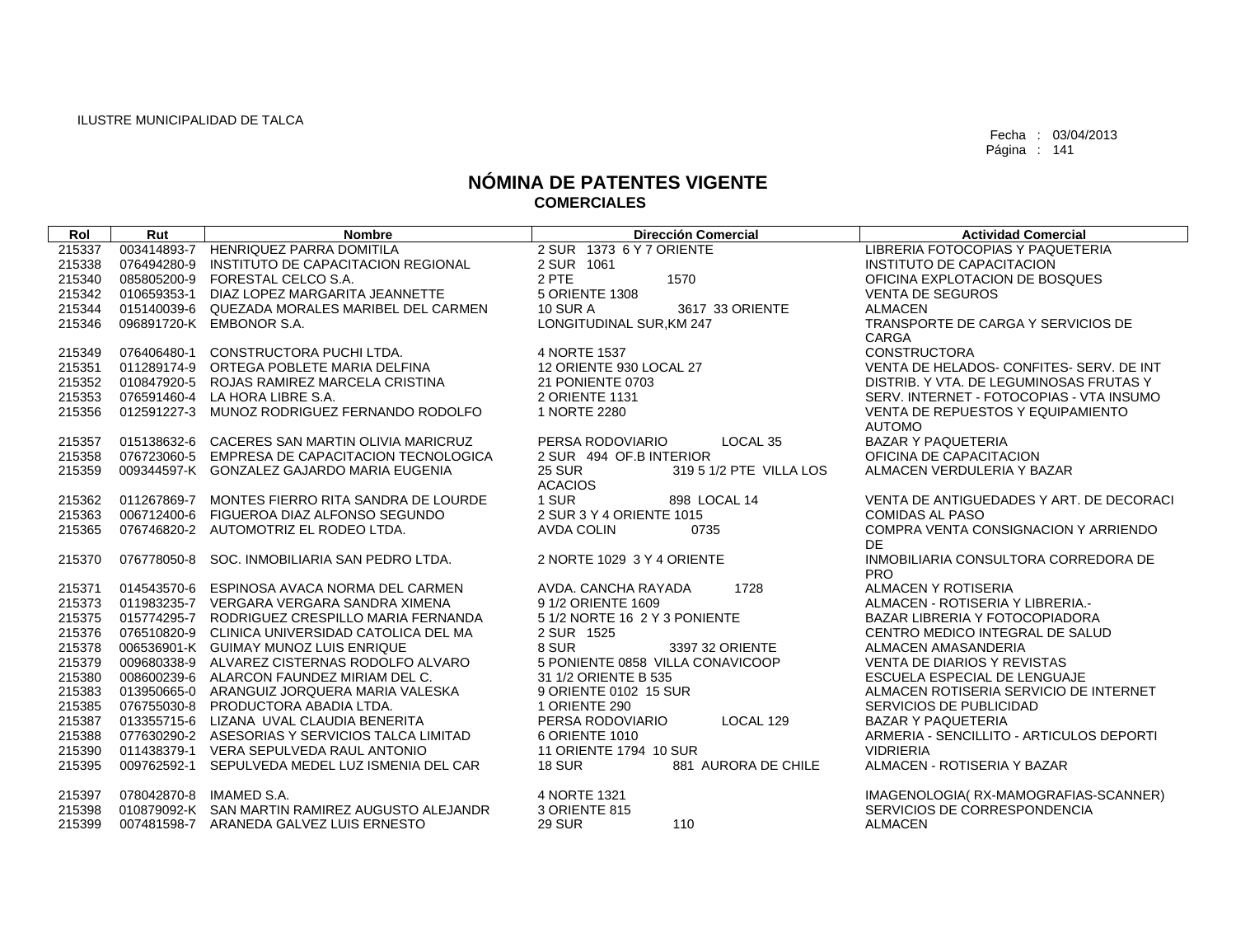ILUSTRE MUNICIPALIDAD DE TALCA

Fecha : 03/04/2013
Página : 141

# NÓMINA DE PATENTES VIGENTE
## COMERCIALES

| Rol | Rut | Nombre | Dirección Comercial | Actividad Comercial |
|---|---|---|---|---|
| 215337 | 003414893-7 | HENRIQUEZ PARRA DOMITILA | 2 SUR 1373 6 Y 7 ORIENTE | LIBRERIA FOTOCOPIAS Y PAQUETERIA |
| 215338 | 076494280-9 | INSTITUTO DE CAPACITACION REGIONAL | 2 SUR 1061 | INSTITUTO DE CAPACITACION |
| 215340 | 085805200-9 | FORESTAL CELCO S.A. | 2 PTE 1570 | OFICINA EXPLOTACION DE BOSQUES |
| 215342 | 010659353-1 | DIAZ LOPEZ MARGARITA JEANNETTE | 5 ORIENTE 1308 | VENTA DE SEGUROS |
| 215344 | 015140039-6 | QUEZADA MORALES MARIBEL DEL CARMEN | 10 SUR A 3617 33 ORIENTE | ALMACEN |
| 215346 | 096891720-K | EMBONOR S.A. | LONGITUDINAL SUR,KM 247 | TRANSPORTE DE CARGA Y SERVICIOS DE CARGA |
| 215349 | 076406480-1 | CONSTRUCTORA PUCHI LTDA. | 4 NORTE 1537 | CONSTRUCTORA |
| 215351 | 011289174-9 | ORTEGA POBLETE MARIA DELFINA | 12 ORIENTE 930 LOCAL 27 | VENTA DE HELADOS- CONFITES- SERV. DE INT |
| 215352 | 010847920-5 | ROJAS RAMIREZ MARCELA CRISTINA | 21 PONIENTE 0703 | DISTRIB. Y VTA. DE LEGUMINOSAS FRUTAS Y |
| 215353 | 076591460-4 | LA HORA LIBRE S.A. | 2 ORIENTE 1131 | SERV. INTERNET - FOTOCOPIAS - VTA INSUMO |
| 215356 | 012591227-3 | MUNOZ RODRIGUEZ FERNANDO RODOLFO | 1 NORTE 2280 | VENTA DE REPUESTOS Y EQUIPAMIENTO AUTOMO |
| 215357 | 015138632-6 | CACERES SAN MARTIN OLIVIA MARICRUZ | PERSA RODOVIARIO LOCAL 35 | BAZAR Y PAQUETERIA |
| 215358 | 076723060-5 | EMPRESA DE CAPACITACION TECNOLOGICA | 2 SUR 494 OF.B INTERIOR | OFICINA DE CAPACITACION |
| 215359 | 009344597-K | GONZALEZ GAJARDO MARIA EUGENIA | 25 SUR 319 5 1/2 PTE VILLA LOS ACACIOS | ALMACEN VERDULERIA Y BAZAR |
| 215362 | 011267869-7 | MONTES FIERRO RITA SANDRA DE LOURDE | 1 SUR 898 LOCAL 14 | VENTA DE ANTIGUEDADES Y ART. DE DECORACI |
| 215363 | 006712400-6 | FIGUEROA DIAZ ALFONSO SEGUNDO | 2 SUR 3 Y 4 ORIENTE 1015 | COMIDAS AL PASO |
| 215365 | 076746820-2 | AUTOMOTRIZ EL RODEO LTDA. | AVDA COLIN 0735 | COMPRA VENTA CONSIGNACION Y ARRIENDO DE |
| 215370 | 076778050-8 | SOC. INMOBILIARIA SAN PEDRO LTDA. | 2 NORTE 1029 3 Y 4 ORIENTE | INMOBILIARIA CONSULTORA CORREDORA DE PRO |
| 215371 | 014543570-6 | ESPINOSA AVACA NORMA DEL CARMEN | AVDA. CANCHA RAYADA 1728 | ALMACEN Y ROTISERIA |
| 215373 | 011983235-7 | VERGARA VERGARA SANDRA XIMENA | 9 1/2 ORIENTE 1609 | ALMACEN - ROTISERIA Y LIBRERIA.- |
| 215375 | 015774295-7 | RODRIGUEZ CRESPILLO MARIA FERNANDA | 5 1/2 NORTE 16 2 Y 3 PONIENTE | BAZAR LIBRERIA Y FOTOCOPIADORA |
| 215376 | 076510820-9 | CLINICA UNIVERSIDAD CATOLICA DEL MA | 2 SUR 1525 | CENTRO MEDICO INTEGRAL DE SALUD |
| 215378 | 006536901-K | GUIMAY MUNOZ LUIS ENRIQUE | 8 SUR 3397 32 ORIENTE | ALMACEN AMASANDERIA |
| 215379 | 009680338-9 | ALVAREZ CISTERNAS RODOLFO ALVARO | 5 PONIENTE 0858 VILLA CONAVICOOP | VENTA DE DIARIOS Y REVISTAS |
| 215380 | 008600239-6 | ALARCON FAUNDEZ MIRIAM DEL C. | 31 1/2 ORIENTE B 535 | ESCUELA ESPECIAL DE LENGUAJE |
| 215383 | 013950665-0 | ARANGUIZ JORQUERA MARIA VALESKA | 9 ORIENTE 0102 15 SUR | ALMACEN ROTISERIA SERVICIO DE INTERNET |
| 215385 | 076755030-8 | PRODUCTORA ABADIA LTDA. | 1 ORIENTE 290 | SERVICIOS DE PUBLICIDAD |
| 215387 | 013355715-6 | LIZANA UVAL CLAUDIA BENERITA | PERSA RODOVIARIO LOCAL 129 | BAZAR Y PAQUETERIA |
| 215388 | 077630290-2 | ASESORIAS Y SERVICIOS TALCA LIMITAD | 6 ORIENTE 1010 | ARMERIA - SENCILLITO - ARTICULOS DEPORTI |
| 215390 | 011438379-1 | VERA SEPULVEDA RAUL ANTONIO | 11 ORIENTE 1794 10 SUR | VIDRIERIA |
| 215395 | 009762592-1 | SEPULVEDA MEDEL LUZ ISMENIA DEL CAR | 18 SUR 881 AURORA DE CHILE | ALMACEN - ROTISERIA Y BAZAR |
| 215397 | 078042870-8 | IMAMED S.A. | 4 NORTE 1321 | IMAGENOLOGIA( RX-MAMOGRAFIAS-SCANNER) |
| 215398 | 010879092-K | SAN MARTIN RAMIREZ AUGUSTO ALEJANDR | 3 ORIENTE 815 | SERVICIOS DE CORRESPONDENCIA |
| 215399 | 007481598-7 | ARANEDA GALVEZ LUIS ERNESTO | 29 SUR 110 | ALMACEN |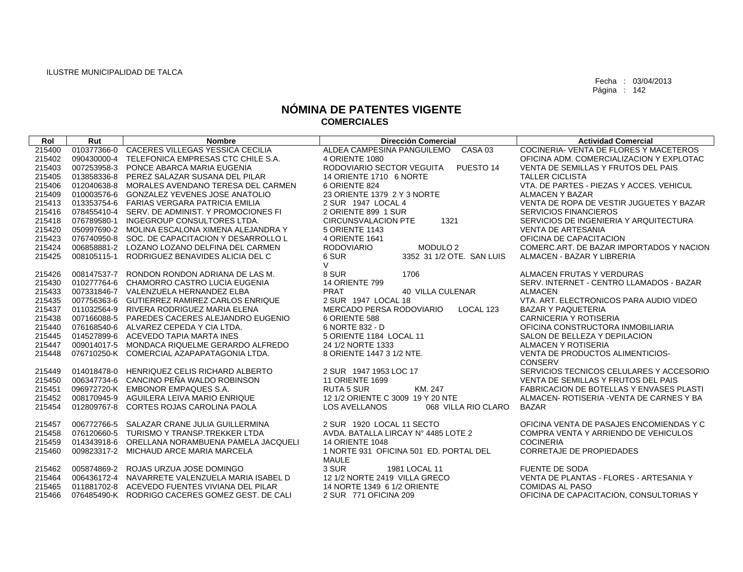ILUSTRE MUNICIPALIDAD DE TALCA

Fecha : 03/04/2013
Página : 142

# NÓMINA DE PATENTES VIGENTE
## COMERCIALES

| Rol | Rut | Nombre | Dirección Comercial | Actividad Comercial |
|---|---|---|---|---|
| 215400 | 010377366-0 | CACERES VILLEGAS YESSICA CECILIA | ALDEA CAMPESINA PANGUILEMO CASA 03 | COCINERIA- VENTA DE FLORES Y MACETEROS |
| 215402 | 090430000-4 | TELEFONICA EMPRESAS CTC CHILE S.A. | 4 ORIENTE 1080 | OFICINA ADM. COMERCIALIZACION Y EXPLOTAC |
| 215403 | 007253958-3 | PONCE ABARCA MARIA EUGENIA | RODOVIARIO SECTOR VEGUITA PUESTO 14 | VENTA DE SEMILLAS Y FRUTOS DEL PAIS |
| 215405 | 013858336-8 | PEREZ SALAZAR SUSANA DEL PILAR | 14 ORIENTE 1710 6 NORTE | TALLER CICLISTA |
| 215406 | 012040638-8 | MORALES AVENDANO TERESA DEL CARMEN | 6 ORIENTE 824 | VTA. DE PARTES - PIEZAS Y ACCES. VEHICUL |
| 215409 | 010003576-6 | GONZALEZ YEVENES JOSE ANATOLIO | 23 ORIENTE 1379 2 Y 3 NORTE | ALMACEN Y BAZAR |
| 215413 | 013353754-6 | FARIAS VERGARA PATRICIA EMILIA | 2 SUR 1947 LOCAL 4 | VENTA DE ROPA DE VESTIR JUGUETES Y BAZAR |
| 215416 | 078455410-4 | SERV. DE ADMINIST. Y PROMOCIONES FI | 2 ORIENTE 899 1 SUR | SERVICIOS FINANCIEROS |
| 215418 | 076789580-1 | INGEGROUP CONSULTORES LTDA. | CIRCUNSVALACION PTE 1321 | SERVICIOS DE INGENIERIA Y ARQUITECTURA |
| 215420 | 050997690-2 | MOLINA ESCALONA XIMENA ALEJANDRA Y | 5 ORIENTE 1143 | VENTA DE ARTESANIA |
| 215423 | 076740950-8 | SOC. DE CAPACITACION Y DESARROLLO L | 4 ORIENTE 1641 | OFICINA DE CAPACITACION |
| 215424 | 006858881-2 | LOZANO LOZANO DELFINA DEL CARMEN | RODOVIARIO MODULO 2 | COMERC.ART. DE BAZAR IMPORTADOS Y NACION |
| 215425 | 008105115-1 | RODRIGUEZ BENAVIDES ALICIA DEL C | 6 SUR 3352 31 1/2 OTE. SAN LUIS V | ALMACEN - BAZAR Y LIBRERIA |
| 215426 | 008147537-7 | RONDON RONDON ADRIANA DE LAS M. | 8 SUR 1706 | ALMACEN FRUTAS Y VERDURAS |
| 215430 | 010277764-6 | CHAMORRO CASTRO LUCIA EUGENIA | 14 ORIENTE 799 | SERV. INTERNET - CENTRO LLAMADOS - BAZAR |
| 215433 | 007331846-7 | VALENZUELA HERNANDEZ ELBA | PRAT 40 VILLA CULENAR | ALMACEN |
| 215435 | 007756363-6 | GUTIERREZ RAMIREZ CARLOS ENRIQUE | 2 SUR 1947 LOCAL 18 | VTA. ART. ELECTRONICOS PARA AUDIO VIDEO |
| 215437 | 011032564-9 | RIVERA RODRIGUEZ MARIA ELENA | MERCADO PERSA RODOVIARIO LOCAL 123 | BAZAR Y PAQUETERIA |
| 215438 | 007166088-5 | PAREDES CACERES ALEJANDRO EUGENIO | 6 ORIENTE 588 | CARNICERIA Y ROTISERIA |
| 215440 | 076168540-6 | ALVAREZ CEPEDA Y CIA LTDA. | 6 NORTE 832 - D | OFICINA CONSTRUCTORA INMOBILIARIA |
| 215445 | 014527899-6 | ACEVEDO TAPIA MARTA INES | 5 ORIENTE 1184 LOCAL 11 | SALON DE BELLEZA Y DEPILACION |
| 215447 | 009014017-5 | MONDACA RIQUELME GERARDO ALFREDO | 24 1/2 NORTE 1333 | ALMACEN Y ROTISERIA |
| 215448 | 076710250-K | COMERCIAL AZAPAPATAGONIA LTDA. | 8 ORIENTE 1447 3 1/2 NTE. | VENTA DE PRODUCTOS ALIMENTICIOS-CONSERV |
| 215449 | 014018478-0 | HENRIQUEZ CELIS RICHARD ALBERTO | 2 SUR 1947 1953 LOC 17 | SERVICIOS TECNICOS CELULARES Y ACCESORIO |
| 215450 | 006347734-6 | CANCINO PEÑA WALDO ROBINSON | 11 ORIENTE 1699 | VENTA DE SEMILLAS Y FRUTOS DEL PAIS |
| 215451 | 096972720-K | EMBONOR EMPAQUES S.A. | RUTA 5 SUR KM. 247 | FABRICACION DE BOTELLAS Y ENVASES PLASTI |
| 215452 | 008170945-9 | AGUILERA LEIVA MARIO ENRIQUE | 12 1/2 ORIENTE C 3009 19 Y 20 NTE | ALMACEN- ROTISERIA -VENTA DE CARNES Y BA |
| 215454 | 012809767-8 | CORTES ROJAS CAROLINA PAOLA | LOS AVELLANOS 068 VILLA RIO CLARO | BAZAR |
| 215457 | 006772766-5 | SALAZAR CRANE JULIA GUILLERMINA | 2 SUR 1920 LOCAL 11 SECTO | OFICINA VENTA DE PASAJES ENCOMIENDAS Y C |
| 215458 | 076120660-5 | TURISMO Y TRANSP.TREKKER LTDA | AVDA. BATALLA LIRCAY N° 4485 LOTE 2 | COMPRA VENTA Y ARRIENDO DE VEHICULOS |
| 215459 | 014343918-6 | ORELLANA NORAMBUENA PAMELA JACQUELI | 14 ORIENTE 1048 | COCINERIA |
| 215460 | 009823317-2 | MICHAUD ARCE MARIA MARCELA | 1 NORTE 931 OFICINA 501 ED. PORTAL DEL MAULE | CORRETAJE DE PROPIEDADES |
| 215462 | 005874869-2 | ROJAS URZUA JOSE DOMINGO | 3 SUR 1981 LOCAL 11 | FUENTE DE SODA |
| 215464 | 006436172-4 | NAVARRETE VALENZUELA MARIA ISABEL D | 12 1/2 NORTE 2419 VILLA GRECO | VENTA DE PLANTAS - FLORES - ARTESANIA Y |
| 215465 | 011881702-8 | ACEVEDO FUENTES VIVIANA DEL PILAR | 14 NORTE 1349 6 1/2 ORIENTE | COMIDAS AL PASO |
| 215466 | 076485490-K | RODRIGO CACERES GOMEZ GEST. DE CALI | 2 SUR 771 OFICINA 209 | OFICINA DE CAPACITACION, CONSULTORIAS Y |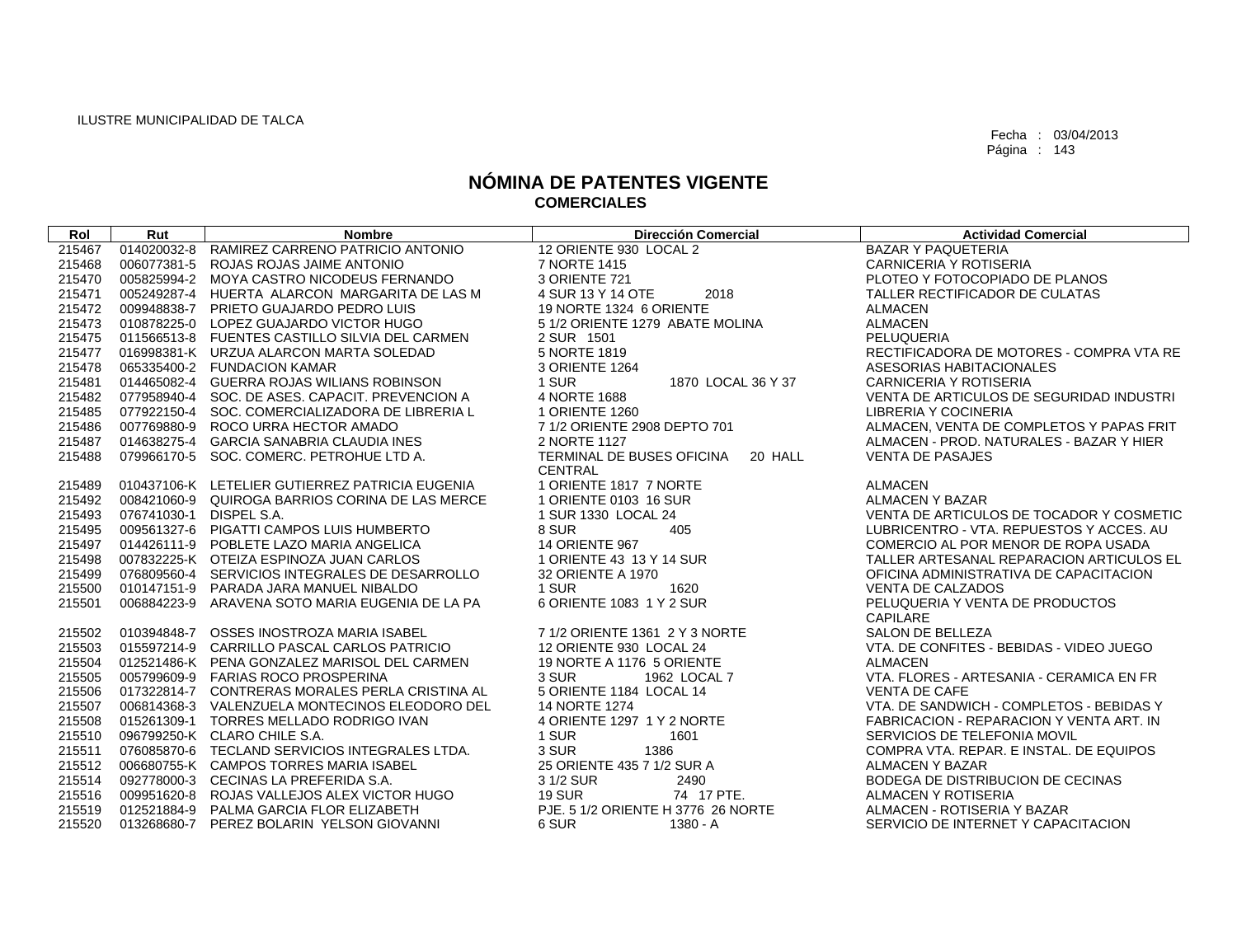ILUSTRE MUNICIPALIDAD DE TALCA

Fecha : 03/04/2013
Página : 143

# NÓMINA DE PATENTES VIGENTE
## COMERCIALES

| Rol | Rut | Nombre | Dirección Comercial | Actividad Comercial |
|---|---|---|---|---|
| 215467 | 014020032-8 | RAMIREZ CARRENO PATRICIO ANTONIO | 12 ORIENTE 930 LOCAL 2 | BAZAR Y PAQUETERIA |
| 215468 | 006077381-5 | ROJAS ROJAS JAIME ANTONIO | 7 NORTE 1415 | CARNICERIA Y ROTISERIA |
| 215470 | 005825994-2 | MOYA CASTRO NICODEUS FERNANDO | 3 ORIENTE 721 | PLOTEO Y FOTOCOPIADO DE PLANOS |
| 215471 | 005249287-4 | HUERTA ALARCON MARGARITA DE LAS M | 4 SUR 13 Y 14 OTE 2018 | TALLER RECTIFICADOR DE CULATAS |
| 215472 | 009948838-7 | PRIETO GUAJARDO PEDRO LUIS | 19 NORTE 1324 6 ORIENTE | ALMACEN |
| 215473 | 010878225-0 | LOPEZ GUAJARDO VICTOR HUGO | 5 1/2 ORIENTE 1279 ABATE MOLINA | ALMACEN |
| 215475 | 011566513-8 | FUENTES CASTILLO SILVIA DEL CARMEN | 2 SUR 1501 | PELUQUERIA |
| 215477 | 016998381-K | URZUA ALARCON MARTA SOLEDAD | 5 NORTE 1819 | RECTIFICADORA DE MOTORES - COMPRA VTA RE |
| 215478 | 065335400-2 | FUNDACION KAMAR | 3 ORIENTE 1264 | ASESORIAS HABITACIONALES |
| 215481 | 014465082-4 | GUERRA ROJAS WILIANS ROBINSON | 1 SUR 1870 LOCAL 36 Y 37 | CARNICERIA Y ROTISERIA |
| 215482 | 077958940-4 | SOC. DE ASES. CAPACIT. PREVENCION A | 4 NORTE 1688 | VENTA DE ARTICULOS DE SEGURIDAD INDUSTRI |
| 215485 | 077922150-4 | SOC. COMERCIALIZADORA DE LIBRERIA L | 1 ORIENTE 1260 | LIBRERIA Y COCINERIA |
| 215486 | 007769880-9 | ROCO URRA HECTOR AMADO | 7 1/2 ORIENTE 2908 DEPTO 701 | ALMACEN, VENTA DE COMPLETOS Y PAPAS FRIT |
| 215487 | 014638275-4 | GARCIA SANABRIA CLAUDIA INES | 2 NORTE 1127 | ALMACEN - PROD. NATURALES - BAZAR Y HIER |
| 215488 | 079966170-5 | SOC. COMERC. PETROHUE LTD A. | TERMINAL DE BUSES OFICINA 20 HALL CENTRAL | VENTA DE PASAJES |
| 215489 | 010437106-K | LETELIER GUTIERREZ PATRICIA EUGENIA | 1 ORIENTE 1817 7 NORTE | ALMACEN |
| 215492 | 008421060-9 | QUIROGA BARRIOS CORINA DE LAS MERCE | 1 ORIENTE 0103 16 SUR | ALMACEN Y BAZAR |
| 215493 | 076741030-1 | DISPEL S.A. | 1 SUR 1330 LOCAL 24 | VENTA DE ARTICULOS DE TOCADOR Y COSMETIC |
| 215495 | 009561327-6 | PIGATTI CAMPOS LUIS HUMBERTO | 8 SUR 405 | LUBRICENTRO - VTA. REPUESTOS Y ACCES. AU |
| 215497 | 014426111-9 | POBLETE LAZO MARIA ANGELICA | 14 ORIENTE 967 | COMERCIO AL POR MENOR DE ROPA USADA |
| 215498 | 007832225-K | OTEIZA ESPINOZA JUAN CARLOS | 1 ORIENTE 43 13 Y 14 SUR | TALLER ARTESANAL REPARACION ARTICULOS EL |
| 215499 | 076809560-4 | SERVICIOS INTEGRALES DE DESARROLLO | 32 ORIENTE A 1970 | OFICINA ADMINISTRATIVA DE CAPACITACION |
| 215500 | 010147151-9 | PARADA JARA MANUEL NIBALDO | 1 SUR 1620 | VENTA DE CALZADOS |
| 215501 | 006884223-9 | ARAVENA SOTO MARIA EUGENIA DE LA PA | 6 ORIENTE 1083 1 Y 2 SUR | PELUQUERIA Y VENTA DE PRODUCTOS CAPILARE |
| 215502 | 010394848-7 | OSSES INOSTROZA MARIA ISABEL | 7 1/2 ORIENTE 1361 2 Y 3 NORTE | SALON DE BELLEZA |
| 215503 | 015597214-9 | CARRILLO PASCAL CARLOS PATRICIO | 12 ORIENTE 930 LOCAL 24 | VTA. DE CONFITES - BEBIDAS - VIDEO JUEGO |
| 215504 | 012521486-K | PENA GONZALEZ MARISOL DEL CARMEN | 19 NORTE A 1176 5 ORIENTE | ALMACEN |
| 215505 | 005799609-9 | FARIAS ROCO PROSPERINA | 3 SUR 1962 LOCAL 7 | VTA. FLORES - ARTESANIA - CERAMICA EN FR |
| 215506 | 017322814-7 | CONTRERAS MORALES PERLA CRISTINA AL | 5 ORIENTE 1184 LOCAL 14 | VENTA DE CAFE |
| 215507 | 006814368-3 | VALENZUELA MONTECINOS ELEODORO DEL | 14 NORTE 1274 | VTA. DE SANDWICH - COMPLETOS - BEBIDAS Y |
| 215508 | 015261309-1 | TORRES MELLADO RODRIGO IVAN | 4 ORIENTE 1297 1 Y 2 NORTE | FABRICACION - REPARACION Y VENTA ART. IN |
| 215510 | 096799250-K | CLARO CHILE S.A. | 1 SUR 1601 | SERVICIOS DE TELEFONIA MOVIL |
| 215511 | 076085870-6 | TECLAND SERVICIOS INTEGRALES LTDA. | 3 SUR 1386 | COMPRA VTA. REPAR. E INSTAL. DE EQUIPOS |
| 215512 | 006680755-K | CAMPOS TORRES MARIA ISABEL | 25 ORIENTE 435 7 1/2 SUR A | ALMACEN Y BAZAR |
| 215514 | 092778000-3 | CECINAS LA PREFERIDA S.A. | 3 1/2 SUR 2490 | BODEGA DE DISTRIBUCION DE CECINAS |
| 215516 | 009951620-8 | ROJAS VALLEJOS ALEX VICTOR HUGO | 19 SUR 74 17 PTE. | ALMACEN Y ROTISERIA |
| 215519 | 012521884-9 | PALMA GARCIA FLOR ELIZABETH | PJE. 5 1/2 ORIENTE H 3776 26 NORTE | ALMACEN - ROTISERIA Y BAZAR |
| 215520 | 013268680-7 | PEREZ BOLARIN YELSON GIOVANNI | 6 SUR 1380 - A | SERVICIO DE INTERNET Y CAPACITACION |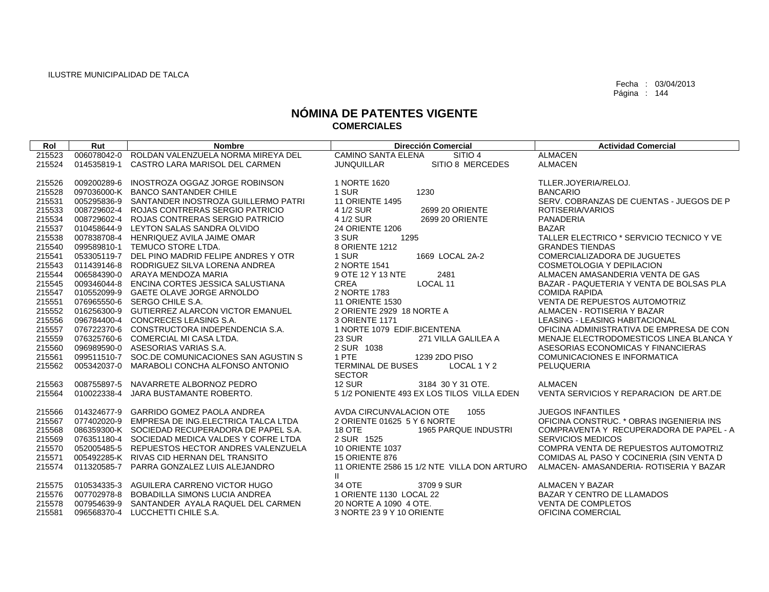ILUSTRE MUNICIPALIDAD DE TALCA

Fecha : 03/04/2013
Página : 144

# NÓMINA DE PATENTES VIGENTE
## COMERCIALES

| Rol | Rut | Nombre | Dirección Comercial | Actividad Comercial |
|---|---|---|---|---|
| 215523 | 006078042-0 | ROLDAN VALENZUELA NORMA MIREYA DEL | CAMINO SANTA ELENA SITIO 4 | ALMACEN |
| 215524 | 014535819-1 | CASTRO LARA MARISOL DEL CARMEN | JUNQUILLAR SITIO 8 MERCEDES | ALMACEN |
| 215526 | 009200289-6 | INOSTROZA OGGAZ JORGE ROBINSON | 1 NORTE 1620 | TLLER.JOYERIA/RELOJ. |
| 215528 | 097036000-K | BANCO SANTANDER CHILE | 1 SUR 1230 | BANCARIO |
| 215531 | 005295836-9 | SANTANDER INOSTROZA GUILLERMO PATRI | 11 ORIENTE 1495 | SERV. COBRANZAS DE CUENTAS - JUEGOS DE P |
| 215533 | 008729602-4 | ROJAS CONTRERAS SERGIO PATRICIO | 4 1/2 SUR 2699 20 ORIENTE | ROTISERIA/VARIOS |
| 215534 | 008729602-4 | ROJAS CONTRERAS SERGIO PATRICIO | 4 1/2 SUR 2699 20 ORIENTE | PANADERIA |
| 215537 | 010458644-9 | LEYTON SALAS SANDRA OLVIDO | 24 ORIENTE 1206 | BAZAR |
| 215538 | 007838708-4 | HENRIQUEZ AVILA JAIME OMAR | 3 SUR 1295 | TALLER ELECTRICO * SERVICIO TECNICO Y VE |
| 215540 | 099589810-1 | TEMUCO STORE LTDA. | 8 ORIENTE 1212 | GRANDES TIENDAS |
| 215541 | 053305119-7 | DEL PINO MADRID FELIPE ANDRES Y OTR | 1 SUR 1669 LOCAL 2A-2 | COMERCIALIZADORA DE JUGUETES |
| 215543 | 011439146-8 | RODRIGUEZ SILVA LORENA ANDREA | 2 NORTE 1541 | COSMETOLOGIA Y DEPILACION |
| 215544 | 006584390-0 | ARAYA MENDOZA MARIA | 9 OTE 12 Y 13 NTE 2481 | ALMACEN AMASANDERIA VENTA DE GAS |
| 215545 | 009346044-8 | ENCINA CORTES JESSICA SALUSTIANA | CREA LOCAL 11 | BAZAR - PAQUETERIA Y VENTA DE BOLSAS PLA |
| 215547 | 010552099-9 | GAETE OLAVE JORGE ARNOLDO | 2 NORTE 1783 | COMIDA RAPIDA |
| 215551 | 076965550-6 | SERGO CHILE S.A. | 11 ORIENTE 1530 | VENTA DE REPUESTOS AUTOMOTRIZ |
| 215552 | 016256300-9 | GUTIERREZ ALARCON VICTOR EMANUEL | 2 ORIENTE 2929 18 NORTE A | ALMACEN - ROTISERIA Y BAZAR |
| 215556 | 096784400-4 | CONCRECES LEASING S.A. | 3 ORIENTE 1171 | LEASING - LEASING HABITACIONAL |
| 215557 | 076722370-6 | CONSTRUCTORA INDEPENDENCIA S.A. | 1 NORTE 1079 EDIF.BICENTENA | OFICINA ADMINISTRATIVA DE EMPRESA DE CON |
| 215559 | 076325760-6 | COMERCIAL MI CASA LTDA. | 23 SUR 271 VILLA GALILEA A | MENAJE ELECTRODOMESTICOS LINEA BLANCA Y |
| 215560 | 096989590-0 | ASESORIAS VARIAS S.A. | 2 SUR 1038 | ASESORIAS ECONOMICAS Y FINANCIERAS |
| 215561 | 099511510-7 | SOC.DE COMUNICACIONES SAN AGUSTIN S | 1 PTE 1239 2DO PISO | COMUNICACIONES E INFORMATICA |
| 215562 | 005342037-0 | MARABOLI CONCHA ALFONSO ANTONIO | TERMINAL DE BUSES LOCAL 1 Y 2 SECTOR | PELUQUERIA |
| 215563 | 008755897-5 | NAVARRETE ALBORNOZ PEDRO | 12 SUR 3184 30 Y 31 OTE. | ALMACEN |
| 215564 | 010022338-4 | JARA BUSTAMANTE ROBERTO. | 5 1/2 PONIENTE 493 EX LOS TILOS VILLA EDEN | VENTA SERVICIOS Y REPARACION DE ART.DE |
| 215566 | 014324677-9 | GARRIDO GOMEZ PAOLA ANDREA | AVDA CIRCUNVALACION OTE 1055 | JUEGOS INFANTILES |
| 215567 | 077402020-9 | EMPRESA DE ING.ELECTRICA TALCA LTDA | 2 ORIENTE 01625 5 Y 6 NORTE | OFICINA CONSTRUC. * OBRAS INGENIERIA INS |
| 215568 | 086359300-K | SOCIEDAD RECUPERADORA DE PAPEL S.A. | 18 OTE 1965 PARQUE INDUSTRI | COMPRAVENTA Y RECUPERADORA DE PAPEL - A |
| 215569 | 076351180-4 | SOCIEDAD MEDICA VALDES Y COFRE LTDA | 2 SUR 1525 | SERVICIOS MEDICOS |
| 215570 | 052005485-5 | REPUESTOS HECTOR ANDRES VALENZUELA | 10 ORIENTE 1037 | COMPRA VENTA DE REPUESTOS AUTOMOTRIZ |
| 215571 | 005492285-K | RIVAS CID HERNAN DEL TRANSITO | 15 ORIENTE 876 | COMIDAS AL PASO Y COCINERIA (SIN VENTA D |
| 215574 | 011320585-7 | PARRA GONZALEZ LUIS ALEJANDRO | 11 ORIENTE 2586 15 1/2 NTE VILLA DON ARTURO II | ALMACEN- AMASANDERIA- ROTISERIA Y BAZAR |
| 215575 | 010534335-3 | AGUILERA CARRENO VICTOR HUGO | 34 OTE 3709 9 SUR | ALMACEN Y BAZAR |
| 215576 | 007702978-8 | BOBADILLA SIMONS LUCIA ANDREA | 1 ORIENTE 1130 LOCAL 22 | BAZAR Y CENTRO DE LLAMADOS |
| 215578 | 007954639-9 | SANTANDER AYALA RAQUEL DEL CARMEN | 20 NORTE A 1090 4 OTE. | VENTA DE COMPLETOS |
| 215581 | 096568370-4 | LUCCHETTI CHILE S.A. | 3 NORTE 23 9 Y 10 ORIENTE | OFICINA COMERCIAL |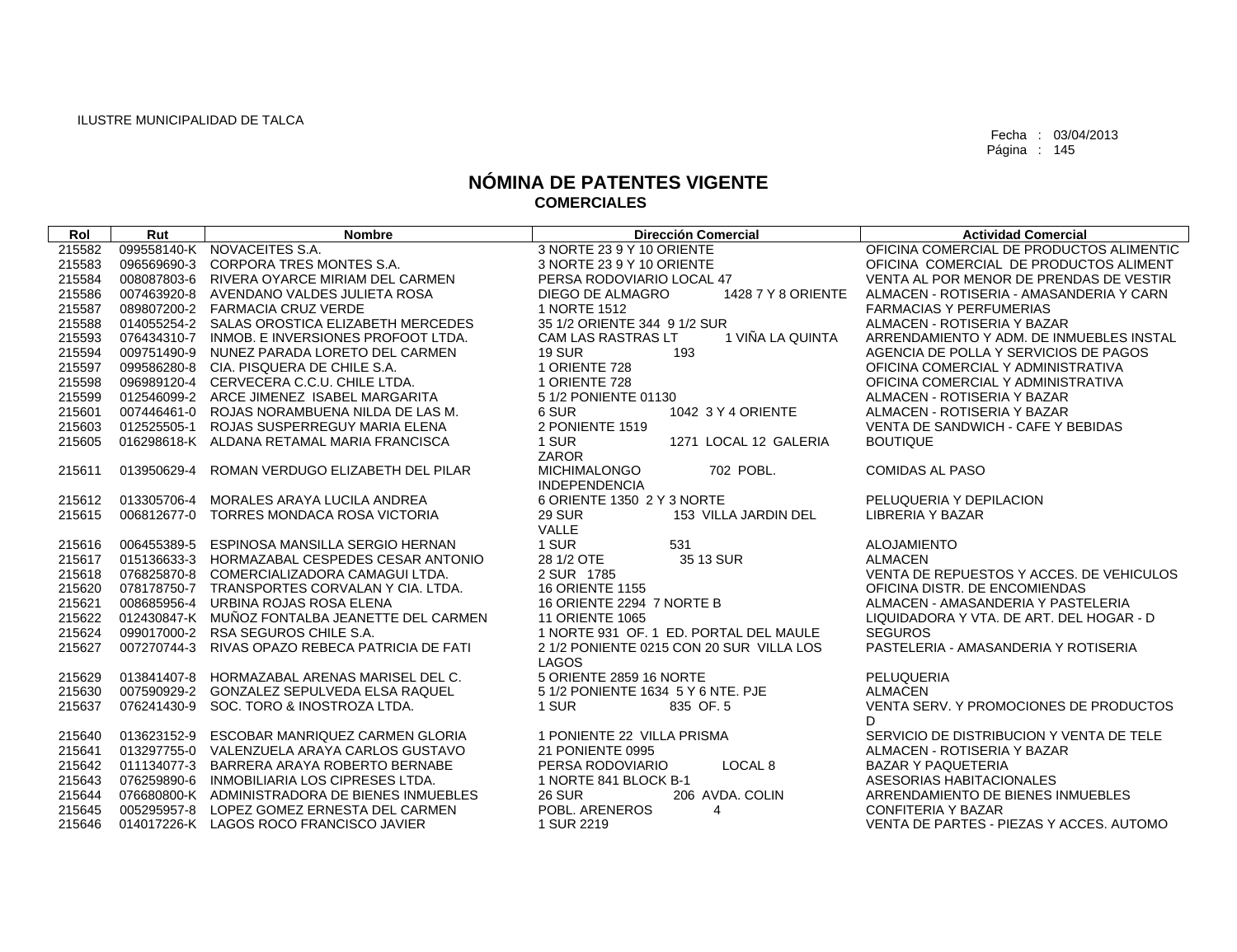ILUSTRE MUNICIPALIDAD DE TALCA

Fecha : 03/04/2013

# NÓMINA DE PATENTES VIGENTE
## COMERCIALES

| Rol | Rut | Nombre | Dirección Comercial | Actividad Comercial |
|---|---|---|---|---|
| 215582 | 099558140-K | NOVACEITES S.A. | 3 NORTE 23 9 Y 10 ORIENTE | OFICINA COMERCIAL DE PRODUCTOS ALIMENTIC |
| 215583 | 096569690-3 | CORPORA TRES MONTES S.A. | 3 NORTE 23 9 Y 10 ORIENTE | OFICINA COMERCIAL DE PRODUCTOS ALIMENT |
| 215584 | 008087803-6 | RIVERA OYARCE MIRIAM DEL CARMEN | PERSA RODOVIARIO LOCAL 47 | VENTA AL POR MENOR DE PRENDAS DE VESTIR |
| 215586 | 007463920-8 | AVENDANO VALDES JULIETA ROSA | DIEGO DE ALMAGRO 1428 7 Y 8 ORIENTE | ALMACEN - ROTISERIA - AMASANDERIA Y CARN |
| 215587 | 089807200-2 | FARMACIA CRUZ VERDE | 1 NORTE 1512 | FARMACIAS Y PERFUMERIAS |
| 215588 | 014055254-2 | SALAS OROSTICA ELIZABETH MERCEDES | 35 1/2 ORIENTE 344 9 1/2 SUR | ALMACEN - ROTISERIA Y BAZAR |
| 215593 | 076434310-7 | INMOB. E INVERSIONES PROFOOT LTDA. | CAM LAS RASTRAS LT 1 VIÑA LA QUINTA | ARRENDAMIENTO Y ADM. DE INMUEBLES INSTAL |
| 215594 | 009751490-9 | NUNEZ PARADA LORETO DEL CARMEN | 19 SUR 193 | AGENCIA DE POLLA Y SERVICIOS DE PAGOS |
| 215597 | 099586280-8 | CIA. PISQUERA DE CHILE S.A. | 1 ORIENTE 728 | OFICINA COMERCIAL Y ADMINISTRATIVA |
| 215598 | 096989120-4 | CERVECERA C.C.U. CHILE LTDA. | 1 ORIENTE 728 | OFICINA COMERCIAL Y ADMINISTRATIVA |
| 215599 | 012546099-2 | ARCE JIMENEZ ISABEL MARGARITA | 5 1/2 PONIENTE 01130 | ALMACEN - ROTISERIA Y BAZAR |
| 215601 | 007446461-0 | ROJAS NORAMBUENA NILDA DE LAS M. | 6 SUR 1042 3 Y 4 ORIENTE | ALMACEN - ROTISERIA Y BAZAR |
| 215603 | 012525505-1 | ROJAS SUSPERREGUY MARIA ELENA | 2 PONIENTE 1519 | VENTA DE SANDWICH - CAFE Y BEBIDAS |
| 215605 | 016298618-K | ALDANA RETAMAL MARIA FRANCISCA | 1 SUR 1271 LOCAL 12 GALERIA ZAROR | BOUTIQUE |
| 215611 | 013950629-4 | ROMAN VERDUGO ELIZABETH DEL PILAR | MICHIMALONGO 702 POBL. INDEPENDENCIA | COMIDAS AL PASO |
| 215612 | 013305706-4 | MORALES ARAYA LUCILA ANDREA | 6 ORIENTE 1350 2 Y 3 NORTE | PELUQUERIA Y DEPILACION |
| 215615 | 006812677-0 | TORRES MONDACA ROSA VICTORIA | 29 SUR 153 VILLA JARDIN DEL VALLE | LIBRERIA Y BAZAR |
| 215616 | 006455389-5 | ESPINOSA MANSILLA SERGIO HERNAN | 1 SUR 531 | ALOJAMIENTO |
| 215617 | 015136633-3 | HORMAZABAL CESPEDES CESAR ANTONIO | 28 1/2 OTE 35 13 SUR | ALMACEN |
| 215618 | 076825870-8 | COMERCIALIZADORA CAMAGUI LTDA. | 2 SUR 1785 | VENTA DE REPUESTOS Y ACCES. DE VEHICULOS |
| 215620 | 078178750-7 | TRANSPORTES CORVALAN Y CIA. LTDA. | 16 ORIENTE 1155 | OFICINA DISTR. DE ENCOMIENDAS |
| 215621 | 008685956-4 | URBINA ROJAS ROSA ELENA | 16 ORIENTE 2294 7 NORTE B | ALMACEN - AMASANDERIA Y PASTELERIA |
| 215622 | 012430847-K | MUÑOZ FONTALBA JEANETTE DEL CARMEN | 11 ORIENTE 1065 | LIQUIDADORA Y VTA. DE ART. DEL HOGAR - D |
| 215624 | 099017000-2 | RSA SEGUROS CHILE S.A. | 1 NORTE 931 OF. 1 ED. PORTAL DEL MAULE | SEGUROS |
| 215627 | 007270744-3 | RIVAS OPAZO REBECA PATRICIA DE FATI | 2 1/2 PONIENTE 0215 CON 20 SUR VILLA LOS LAGOS | PASTELERIA - AMASANDERIA Y ROTISERIA |
| 215629 | 013841407-8 | HORMAZABAL ARENAS MARISEL DEL C. | 5 ORIENTE 2859 16 NORTE | PELUQUERIA |
| 215630 | 007590929-2 | GONZALEZ SEPULVEDA ELSA RAQUEL | 5 1/2 PONIENTE 1634 5 Y 6 NTE. PJE | ALMACEN |
| 215637 | 076241430-9 | SOC. TORO & INOSTROZA LTDA. | 1 SUR 835 OF. 5 | VENTA SERV. Y PROMOCIONES DE PRODUCTOS D |
| 215640 | 013623152-9 | ESCOBAR MANRIQUEZ CARMEN GLORIA | 1 PONIENTE 22 VILLA PRISMA | SERVICIO DE DISTRIBUCION Y VENTA DE TELE |
| 215641 | 013297755-0 | VALENZUELA ARAYA CARLOS GUSTAVO | 21 PONIENTE 0995 | ALMACEN - ROTISERIA Y BAZAR |
| 215642 | 011134077-3 | BARRERA ARAYA ROBERTO BERNABE | PERSA RODOVIARIO LOCAL 8 | BAZAR Y PAQUETERIA |
| 215643 | 076259890-6 | INMOBILIARIA LOS CIPRESES LTDA. | 1 NORTE 841 BLOCK B-1 | ASESORIAS HABITACIONALES |
| 215644 | 076680800-K | ADMINISTRADORA DE BIENES INMUEBLES | 26 SUR 206 AVDA. COLIN | ARRENDAMIENTO DE BIENES INMUEBLES |
| 215645 | 005295957-8 | LOPEZ GOMEZ ERNESTA DEL CARMEN | POBL. ARENEROS 4 | CONFITERIA Y BAZAR |
| 215646 | 014017226-K | LAGOS ROCO FRANCISCO JAVIER | 1 SUR 2219 | VENTA DE PARTES - PIEZAS Y ACCES. AUTOMO |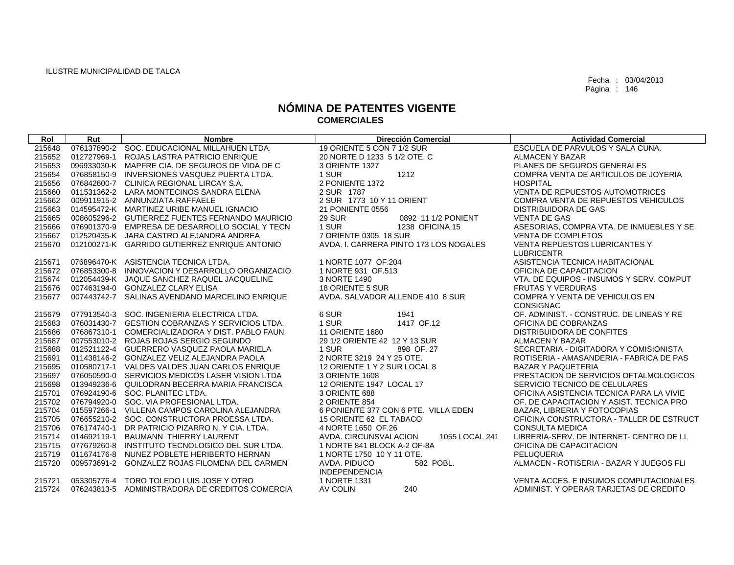ILUSTRE MUNICIPALIDAD DE TALCA

Fecha : 03/04/2013

# NÓMINA DE PATENTES VIGENTE
## COMERCIALES

| Rol | Rut | Nombre | Dirección Comercial | Actividad Comercial |
|---|---|---|---|---|
| 215648 | 076137890-2 | SOC. EDUCACIONAL MILLAHUEN LTDA. | 19 ORIENTE 5 CON 7 1/2 SUR | ESCUELA DE PARVULOS Y SALA CUNA. |
| 215652 | 012727969-1 | ROJAS LASTRA PATRICIO ENRIQUE | 20 NORTE D 1233 5 1/2 OTE. C | ALMACEN Y BAZAR |
| 215653 | 096933030-K | MAPFRE CIA. DE SEGUROS DE VIDA DE C | 3 ORIENTE 1327 | PLANES DE SEGUROS GENERALES |
| 215654 | 076858150-9 | INVERSIONES VASQUEZ PUERTA LTDA. | 1 SUR 1212 | COMPRA VENTA DE ARTICULOS DE JOYERIA |
| 215656 | 076842600-7 | CLINICA REGIONAL LIRCAY S.A. | 2 PONIENTE 1372 | HOSPITAL |
| 215660 | 011531362-2 | LARA MONTECINOS SANDRA ELENA | 2 SUR 1787 | VENTA DE REPUESTOS AUTOMOTRICES |
| 215662 | 009911915-2 | ANNUNZIATA RAFFAELE | 2 SUR 1773 10 Y 11 ORIENT | COMPRA VENTA DE REPUESTOS VEHICULOS |
| 215663 | 014595472-K | MARTINEZ URIBE MANUEL IGNACIO | 21 PONIENTE 0556 | DISTRIBUIDORA DE GAS |
| 215665 | 008605296-2 | GUTIERREZ FUENTES FERNANDO MAURICIO | 29 SUR 0892 11 1/2 PONIENT | VENTA DE GAS |
| 215666 | 076901370-9 | EMPRESA DE DESARROLLO SOCIAL Y TECN | 1 SUR 1238 OFICINA 15 | ASESORIAS, COMPRA VTA. DE INMUEBLES Y SE |
| 215667 | 012520435-K | JARA CASTRO ALEJANDRA ANDREA | 7 ORIENTE 0305 18 SUR | VENTA DE COMPLETOS |
| 215670 | 012100271-K | GARRIDO GUTIERREZ ENRIQUE ANTONIO | AVDA. I. CARRERA PINTO 173 LOS NOGALES | VENTA REPUESTOS LUBRICANTES Y LUBRICENTR |
| 215671 | 076896470-K | ASISTENCIA TECNICA LTDA. | 1 NORTE 1077 OF.204 | ASISTENCIA TECNICA HABITACIONAL |
| 215672 | 076853300-8 | INNOVACION Y DESARROLLO ORGANIZACIO | 1 NORTE 931 OF.513 | OFICINA DE CAPACITACION |
| 215674 | 012054439-K | JAQUE SANCHEZ RAQUEL JACQUELINE | 3 NORTE 1490 | VTA. DE EQUIPOS - INSUMOS Y SERV. COMPUT |
| 215676 | 007463194-0 | GONZALEZ CLARY ELISA | 18 ORIENTE 5 SUR | FRUTAS Y VERDURAS |
| 215677 | 007443742-7 | SALINAS AVENDANO MARCELINO ENRIQUE | AVDA. SALVADOR ALLENDE 410 8 SUR | COMPRA Y VENTA DE VEHICULOS EN CONSIGNAC |
| 215679 | 077913540-3 | SOC. INGENIERIA ELECTRICA LTDA. | 6 SUR 1941 | OF. ADMINIST. - CONSTRUC. DE LINEAS Y RE |
| 215683 | 076031430-7 | GESTION COBRANZAS Y SERVICIOS LTDA. | 1 SUR 1417 OF.12 | OFICINA DE COBRANZAS |
| 215686 | 076867310-1 | COMERCIALIZADORA Y DIST. PABLO FAUN | 11 ORIENTE 1680 | DISTRIBUIDORA DE CONFITES |
| 215687 | 007553010-2 | ROJAS ROJAS SERGIO SEGUNDO | 29 1/2 ORIENTE 42 12 Y 13 SUR | ALMACEN Y BAZAR |
| 215688 | 012521122-4 | GUERRERO VASQUEZ PAOLA MARIELA | 1 SUR 898 OF. 27 | SECRETARIA - DIGITADORA Y COMISIONISTA |
| 215691 | 011438146-2 | GONZALEZ VELIZ ALEJANDRA PAOLA | 2 NORTE 3219 24 Y 25 OTE. | ROTISERIA - AMASANDERIA - FABRICA DE PAS |
| 215695 | 010580717-1 | VALDES VALDES JUAN CARLOS ENRIQUE | 12 ORIENTE 1 Y 2 SUR LOCAL 8 | BAZAR Y PAQUETERIA |
| 215697 | 076050590-0 | SERVICIOS MEDICOS LASER VISION LTDA | 3 ORIENTE 1608 | PRESTACION DE SERVICIOS OFTALMOLOGICOS |
| 215698 | 013949236-6 | QUILODRAN BECERRA MARIA FRANCISCA | 12 ORIENTE 1947 LOCAL 17 | SERVICIO TECNICO DE CELULARES |
| 215701 | 076924190-6 | SOC. PLANITEC LTDA. | 3 ORIENTE 688 | OFICINA ASISTENCIA TECNICA PARA LA VIVIE |
| 215702 | 076794920-0 | SOC. VIA PROFESIONAL LTDA. | 2 ORIENTE 854 | OF. DE CAPACITACION Y ASIST. TECNICA PRO |
| 215704 | 015597266-1 | VILLENA CAMPOS CAROLINA ALEJANDRA | 6 PONIENTE 377 CON 6 PTE. VILLA EDEN | BAZAR, LIBRERIA Y FOTOCOPIAS |
| 215705 | 076655210-2 | SOC. CONSTRUCTORA PROESSA LTDA. | 15 ORIENTE 62 EL TABACO | OFICINA CONSTRUCTORA - TALLER DE ESTRUCT |
| 215706 | 076174740-1 | DR PATRICIO PIZARRO N. Y CIA. LTDA. | 4 NORTE 1650 OF.26 | CONSULTA MEDICA |
| 215714 | 014692119-1 | BAUMANN THIERRY LAURENT | AVDA. CIRCUNSVALACION 1055 LOCAL 241 | LIBRERIA-SERV. DE INTERNET- CENTRO DE LL |
| 215715 | 077679260-8 | INSTITUTO TECNOLOGICO DEL SUR LTDA. | 1 NORTE 841 BLOCK A-2 OF-8A | OFICINA DE CAPACITACION |
| 215719 | 011674176-8 | NUNEZ POBLETE HERIBERTO HERNAN | 1 NORTE 1750 10 Y 11 OTE. | PELUQUERIA |
| 215720 | 009573691-2 | GONZALEZ ROJAS FILOMENA DEL CARMEN | AVDA. PIDUCO 582 POBL. INDEPENDENCIA | ALMACEN - ROTISERIA - BAZAR Y JUEGOS FLI |
| 215721 | 053305776-4 | TORO TOLEDO LUIS JOSE Y OTRO | 1 NORTE 1331 | VENTA ACCES. E INSUMOS COMPUTACIONALES |
| 215724 | 076243813-5 | ADMINISTRADORA DE CREDITOS COMERCIA | AV COLIN 240 | ADMINIST. Y OPERAR TARJETAS DE CREDITO |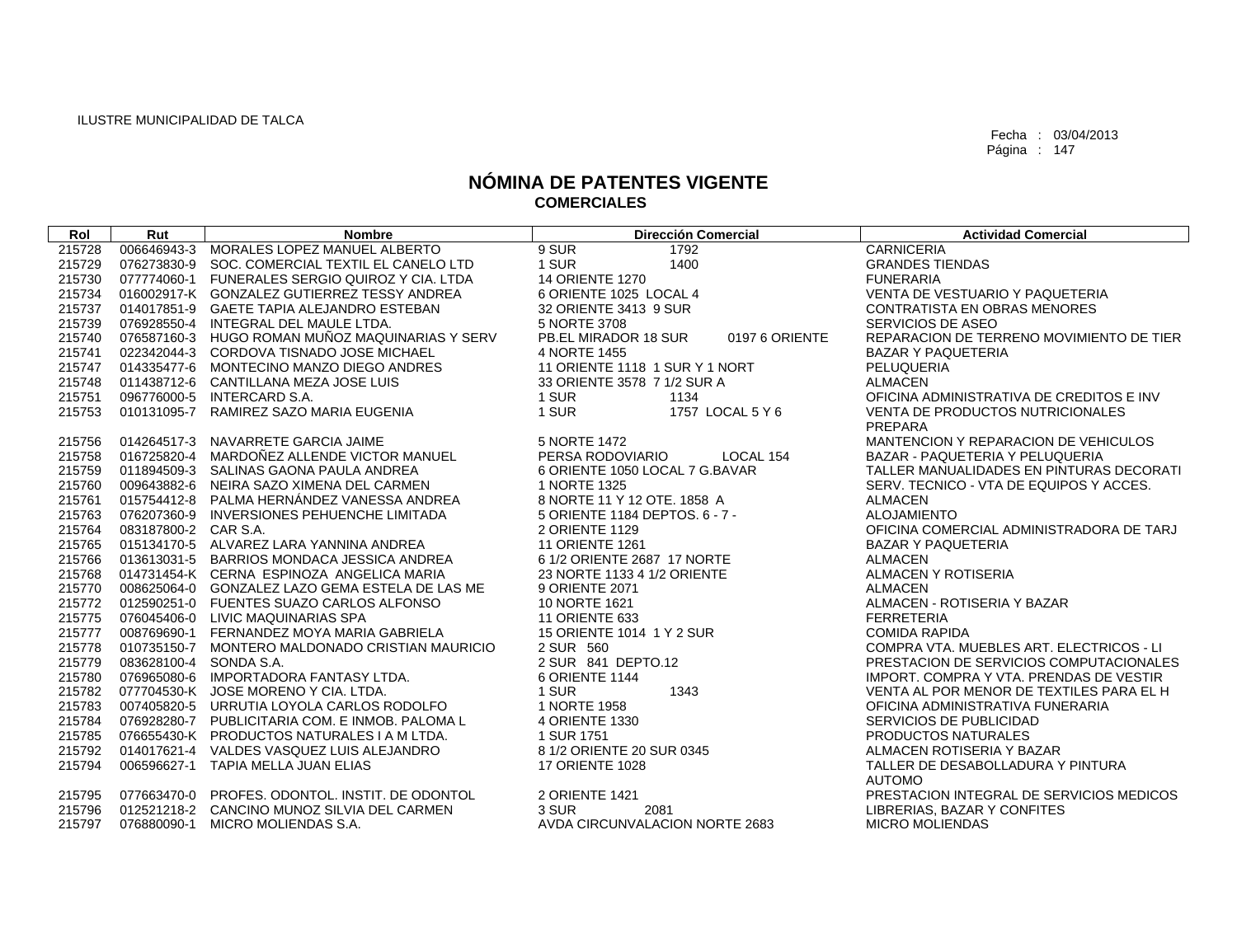ILUSTRE MUNICIPALIDAD DE TALCA

Fecha : 03/04/2013

# NÓMINA DE PATENTES VIGENTE
## COMERCIALES

| Rol | Rut | Nombre | Dirección Comercial | Actividad Comercial |
|---|---|---|---|---|
| 215728 | 006646943-3 | MORALES LOPEZ MANUEL ALBERTO | 9 SUR 1792 | CARNICERIA |
| 215729 | 076273830-9 | SOC. COMERCIAL TEXTIL EL CANELO LTD | 1 SUR 1400 | GRANDES TIENDAS |
| 215730 | 077774060-1 | FUNERALES SERGIO QUIROZ Y CIA. LTDA | 14 ORIENTE 1270 | FUNERARIA |
| 215734 | 016002917-K | GONZALEZ GUTIERREZ TESSY ANDREA | 6 ORIENTE 1025 LOCAL 4 | VENTA DE VESTUARIO Y PAQUETERIA |
| 215737 | 014017851-9 | GAETE TAPIA ALEJANDRO ESTEBAN | 32 ORIENTE 3413 9 SUR | CONTRATISTA EN OBRAS MENORES |
| 215739 | 076928550-4 | INTEGRAL DEL MAULE LTDA. | 5 NORTE 3708 | SERVICIOS DE ASEO |
| 215740 | 076587160-3 | HUGO ROMAN MUÑOZ MAQUINARIAS Y SERV | PB.EL MIRADOR 18 SUR 0197 6 ORIENTE | REPARACION DE TERRENO MOVIMIENTO DE TIER |
| 215741 | 022342044-3 | CORDOVA TISNADO JOSE MICHAEL | 4 NORTE 1455 | BAZAR Y PAQUETERIA |
| 215747 | 014335477-6 | MONTECINO MANZO DIEGO ANDRES | 11 ORIENTE 1118 1 SUR Y 1 NORT | PELUQUERIA |
| 215748 | 011438712-6 | CANTILLANA MEZA JOSE LUIS | 33 ORIENTE 3578 7 1/2 SUR A | ALMACEN |
| 215751 | 096776000-5 | INTERCARD S.A. | 1 SUR 1134 | OFICINA ADMINISTRATIVA DE CREDITOS E INV |
| 215753 | 010131095-7 | RAMIREZ SAZO MARIA EUGENIA | 1 SUR 1757 LOCAL 5 Y 6 | VENTA DE PRODUCTOS NUTRICIONALES PREPARA |
| 215756 | 014264517-3 | NAVARRETE GARCIA JAIME | 5 NORTE 1472 | MANTENCION Y REPARACION DE VEHICULOS |
| 215758 | 016725820-4 | MARDOÑEZ ALLENDE VICTOR MANUEL | PERSA RODOVIARIO LOCAL 154 | BAZAR - PAQUETERIA Y PELUQUERIA |
| 215759 | 011894509-3 | SALINAS GAONA PAULA ANDREA | 6 ORIENTE 1050 LOCAL 7 G.BAVAR | TALLER MANUALIDADES EN PINTURAS DECORATI |
| 215760 | 009643882-6 | NEIRA SAZO XIMENA DEL CARMEN | 1 NORTE 1325 | SERV. TECNICO - VTA DE EQUIPOS Y ACCES. |
| 215761 | 015754412-8 | PALMA HERNÁNDEZ VANESSA ANDREA | 8 NORTE 11 Y 12 OTE. 1858 A | ALMACEN |
| 215763 | 076207360-9 | INVERSIONES PEHUENCHE LIMITADA | 5 ORIENTE 1184 DEPTOS. 6 - 7 - | ALOJAMIENTO |
| 215764 | 083187800-2 | CAR S.A. | 2 ORIENTE 1129 | OFICINA COMERCIAL ADMINISTRADORA DE TARJ |
| 215765 | 015134170-5 | ALVAREZ LARA YANNINA ANDREA | 11 ORIENTE 1261 | BAZAR Y PAQUETERIA |
| 215766 | 013613031-5 | BARRIOS MONDACA JESSICA ANDREA | 6 1/2 ORIENTE 2687 17 NORTE | ALMACEN |
| 215768 | 014731454-K | CERNA ESPINOZA ANGELICA MARIA | 23 NORTE 1133 4 1/2 ORIENTE | ALMACEN Y ROTISERIA |
| 215770 | 008625064-0 | GONZALEZ LAZO GEMA ESTELA DE LAS ME | 9 ORIENTE 2071 | ALMACEN |
| 215772 | 012590251-0 | FUENTES SUAZO CARLOS ALFONSO | 10 NORTE 1621 | ALMACEN - ROTISERIA Y BAZAR |
| 215775 | 076045406-0 | LIVIC MAQUINARIAS SPA | 11 ORIENTE 633 | FERRETERIA |
| 215777 | 008769690-1 | FERNANDEZ MOYA MARIA GABRIELA | 15 ORIENTE 1014 1 Y 2 SUR | COMIDA RAPIDA |
| 215778 | 010735150-7 | MONTERO MALDONADO CRISTIAN MAURICIO | 2 SUR 560 | COMPRA VTA. MUEBLES ART. ELECTRICOS - LI |
| 215779 | 083628100-4 | SONDA S.A. | 2 SUR 841 DEPTO.12 | PRESTACION DE SERVICIOS COMPUTACIONALES |
| 215780 | 076965080-6 | IMPORTADORA FANTASY LTDA. | 6 ORIENTE 1144 | IMPORT. COMPRA Y VTA. PRENDAS DE VESTIR |
| 215782 | 077704530-K | JOSE MORENO Y CIA. LTDA. | 1 SUR 1343 | VENTA AL POR MENOR DE TEXTILES PARA EL H |
| 215783 | 007405820-5 | URRUTIA LOYOLA CARLOS RODOLFO | 1 NORTE 1958 | OFICINA ADMINISTRATIVA FUNERARIA |
| 215784 | 076928280-7 | PUBLICITARIA COM. E INMOB. PALOMA L | 4 ORIENTE 1330 | SERVICIOS DE PUBLICIDAD |
| 215785 | 076655430-K | PRODUCTOS NATURALES I A M LTDA. | 1 SUR 1751 | PRODUCTOS NATURALES |
| 215792 | 014017621-4 | VALDES VASQUEZ LUIS ALEJANDRO | 8 1/2 ORIENTE 20 SUR 0345 | ALMACEN ROTISERIA Y BAZAR |
| 215794 | 006596627-1 | TAPIA MELLA JUAN ELIAS | 17 ORIENTE 1028 | TALLER DE DESABOLLADURA Y PINTURA AUTOMO |
| 215795 | 077663470-0 | PROFES. ODONTOL. INSTIT. DE ODONTOL | 2 ORIENTE 1421 | PRESTACION INTEGRAL DE SERVICIOS MEDICOS |
| 215796 | 012521218-2 | CANCINO MUNOZ SILVIA DEL CARMEN | 3 SUR 2081 | LIBRERIAS, BAZAR Y CONFITES |
| 215797 | 076880090-1 | MICRO MOLIENDAS S.A. | AVDA CIRCUNVALACION NORTE 2683 | MICRO MOLIENDAS |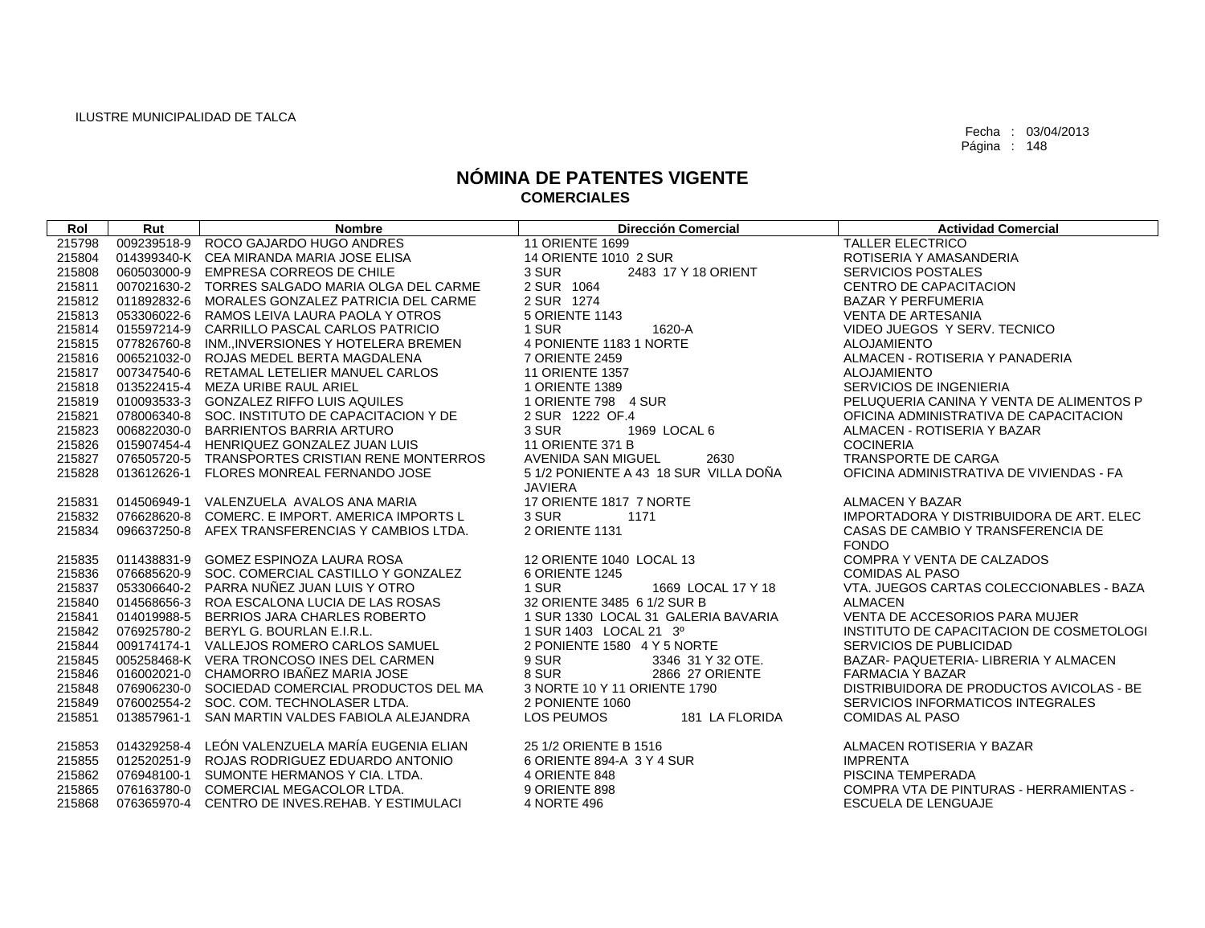ILUSTRE MUNICIPALIDAD DE TALCA

Fecha : 03/04/2013
Página : 148

# NÓMINA DE PATENTES VIGENTE
## COMERCIALES

| Rol | Rut | Nombre | Dirección Comercial | Actividad Comercial |
|---|---|---|---|---|
| 215798 | 009239518-9 | ROCO GAJARDO HUGO ANDRES | 11 ORIENTE 1699 | TALLER ELECTRICO |
| 215804 | 014399340-K | CEA MIRANDA MARIA JOSE ELISA | 14 ORIENTE 1010 2 SUR | ROTISERIA Y AMASANDERIA |
| 215808 | 060503000-9 | EMPRESA CORREOS DE CHILE | 3 SUR 2483 17 Y 18 ORIENT | SERVICIOS POSTALES |
| 215811 | 007021630-2 | TORRES SALGADO MARIA OLGA DEL CARME | 2 SUR 1064 | CENTRO DE CAPACITACION |
| 215812 | 011892832-6 | MORALES GONZALEZ PATRICIA DEL CARME | 2 SUR 1274 | BAZAR Y PERFUMERIA |
| 215813 | 053306022-6 | RAMOS LEIVA LAURA PAOLA Y OTROS | 5 ORIENTE 1143 | VENTA DE ARTESANIA |
| 215814 | 015597214-9 | CARRILLO PASCAL CARLOS PATRICIO | 1 SUR 1620-A | VIDEO JUEGOS Y SERV. TECNICO |
| 215815 | 077826760-8 | INM.,INVERSIONES Y HOTELERA BREMEN | 4 PONIENTE 1183 1 NORTE | ALOJAMIENTO |
| 215816 | 006521032-0 | ROJAS MEDEL BERTA MAGDALENA | 7 ORIENTE 2459 | ALMACEN - ROTISERIA Y PANADERIA |
| 215817 | 007347540-6 | RETAMAL LETELIER MANUEL CARLOS | 11 ORIENTE 1357 | ALOJAMIENTO |
| 215818 | 013522415-4 | MEZA URIBE RAUL ARIEL | 1 ORIENTE 1389 | SERVICIOS DE INGENIERIA |
| 215819 | 010093533-3 | GONZALEZ RIFFO LUIS AQUILES | 1 ORIENTE 798 4 SUR | PELUQUERIA CANINA Y VENTA DE ALIMENTOS P |
| 215821 | 078006340-8 | SOC. INSTITUTO DE CAPACITACION Y DE | 2 SUR 1222 OF.4 | OFICINA ADMINISTRATIVA DE CAPACITACION |
| 215823 | 006822030-0 | BARRIENTOS BARRIA ARTURO | 3 SUR 1969 LOCAL 6 | ALMACEN - ROTISERIA Y BAZAR |
| 215826 | 015907454-4 | HENRIQUEZ GONZALEZ JUAN LUIS | 11 ORIENTE 371 B | COCINERIA |
| 215827 | 076505720-5 | TRANSPORTES CRISTIAN RENE MONTERROS | AVENIDA SAN MIGUEL 2630 | TRANSPORTE DE CARGA |
| 215828 | 013612626-1 | FLORES MONREAL FERNANDO JOSE | 5 1/2 PONIENTE A 43 18 SUR VILLA DOÑA JAVIERA | OFICINA ADMINISTRATIVA DE VIVIENDAS - FA |
| 215831 | 014506949-1 | VALENZUELA AVALOS ANA MARIA | 17 ORIENTE 1817 7 NORTE | ALMACEN Y BAZAR |
| 215832 | 076628620-8 | COMERC. E IMPORT. AMERICA IMPORTS L | 3 SUR 1171 | IMPORTADORA Y DISTRIBUIDORA DE ART. ELEC |
| 215834 | 096637250-8 | AFEX TRANSFERENCIAS Y CAMBIOS LTDA. | 2 ORIENTE 1131 | CASAS DE CAMBIO Y TRANSFERENCIA DE FONDO |
| 215835 | 011438831-9 | GOMEZ ESPINOZA LAURA ROSA | 12 ORIENTE 1040 LOCAL 13 | COMPRA Y VENTA DE CALZADOS |
| 215836 | 076685620-9 | SOC. COMERCIAL CASTILLO Y GONZALEZ | 6 ORIENTE 1245 | COMIDAS AL PASO |
| 215837 | 053306640-2 | PARRA NUÑEZ JUAN LUIS Y OTRO | 1 SUR 1669 LOCAL 17 Y 18 | VTA. JUEGOS CARTAS COLECCIONABLES - BAZA |
| 215840 | 014568656-3 | ROA ESCALONA LUCIA DE LAS ROSAS | 32 ORIENTE 3485 6 1/2 SUR B | ALMACEN |
| 215841 | 014019988-5 | BERRIOS JARA CHARLES ROBERTO | 1 SUR 1330 LOCAL 31 GALERIA BAVARIA | VENTA DE ACCESORIOS PARA MUJER |
| 215842 | 076925780-2 | BERYL G. BOURLAN E.I.R.L. | 1 SUR 1403 LOCAL 21 3º | INSTITUTO DE CAPACITACION DE COSMETOLOGI |
| 215844 | 009174174-1 | VALLEJOS ROMERO CARLOS SAMUEL | 2 PONIENTE 1580 4 Y 5 NORTE | SERVICIOS DE PUBLICIDAD |
| 215845 | 005258468-K | VERA TRONCOSO INES DEL CARMEN | 9 SUR 3346 31 Y 32 OTE. | BAZAR- PAQUETERIA- LIBRERIA Y ALMACEN |
| 215846 | 016002021-0 | CHAMORRO IBAÑEZ MARIA JOSE | 8 SUR 2866 27 ORIENTE | FARMACIA Y BAZAR |
| 215848 | 076906230-0 | SOCIEDAD COMERCIAL PRODUCTOS DEL MA | 3 NORTE 10 Y 11 ORIENTE 1790 | DISTRIBUIDORA DE PRODUCTOS AVICOLAS - BE |
| 215849 | 076002554-2 | SOC. COM. TECHNOLASER LTDA. | 2 PONIENTE 1060 | SERVICIOS INFORMATICOS INTEGRALES |
| 215851 | 013857961-1 | SAN MARTIN VALDES FABIOLA ALEJANDRA | LOS PEUMOS 181 LA FLORIDA | COMIDAS AL PASO |
| 215853 | 014329258-4 | LEÓN VALENZUELA MARÍA EUGENIA ELIAN | 25 1/2 ORIENTE B 1516 | ALMACEN ROTISERIA Y BAZAR |
| 215855 | 012520251-9 | ROJAS RODRIGUEZ EDUARDO ANTONIO | 6 ORIENTE 894-A 3 Y 4 SUR | IMPRENTA |
| 215862 | 076948100-1 | SUMONTE HERMANOS Y CIA. LTDA. | 4 ORIENTE 848 | PISCINA TEMPERADA |
| 215865 | 076163780-0 | COMERCIAL MEGACOLOR LTDA. | 9 ORIENTE 898 | COMPRA VTA DE PINTURAS - HERRAMIENTAS - |
| 215868 | 076365970-4 | CENTRO DE INVES.REHAB. Y ESTIMULACI | 4 NORTE 496 | ESCUELA DE LENGUAJE |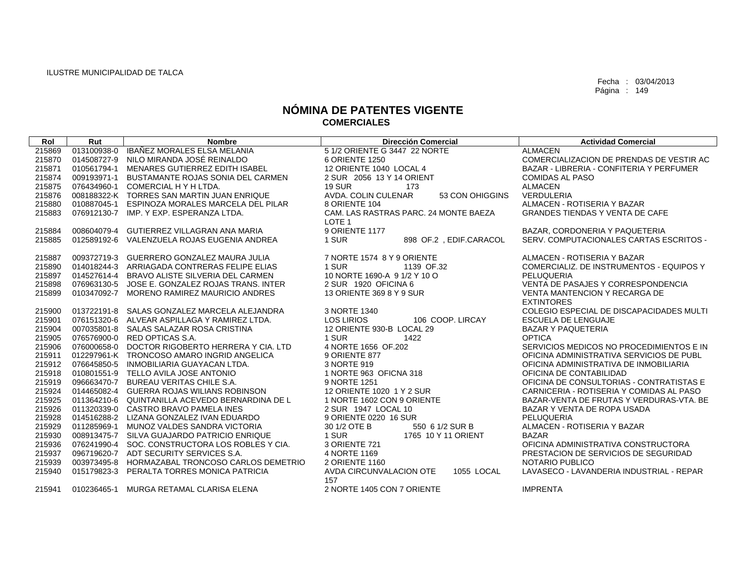ILUSTRE MUNICIPALIDAD DE TALCA

Fecha : 03/04/2013
Página : 149

# NÓMINA DE PATENTES VIGENTE
## COMERCIALES

| Rol | Rut | Nombre | Dirección Comercial | Actividad Comercial |
|---|---|---|---|---|
| 215869 | 013100938-0 | IBAÑEZ MORALES ELSA MELANIA | 5 1/2 ORIENTE G 3447 22 NORTE | ALMACEN |
| 215870 | 014508727-9 | NILO MIRANDA JOSÉ REINALDO | 6 ORIENTE 1250 | COMERCIALIZACION DE PRENDAS DE VESTIR AC |
| 215871 | 010561794-1 | MENARES GUTIERREZ EDITH ISABEL | 12 ORIENTE 1040 LOCAL 4 | BAZAR - LIBRERIA - CONFITERIA Y PERFUMER |
| 215874 | 009193971-1 | BUSTAMANTE ROJAS SONIA DEL CARMEN | 2 SUR 2056 13 Y 14 ORIENT | COMIDAS AL PASO |
| 215875 | 076434960-1 | COMERCIAL H Y H LTDA. | 19 SUR 173 | ALMACEN |
| 215876 | 008188322-K | TORRES SAN MARTIN JUAN ENRIQUE | AVDA. COLIN CULENAR 53 CON OHIGGINS | VERDULERIA |
| 215880 | 010887045-1 | ESPINOZA MORALES MARCELA DEL PILAR | 8 ORIENTE 104 | ALMACEN - ROTISERIA Y BAZAR |
| 215883 | 076912130-7 | IMP. Y EXP. ESPERANZA LTDA. | CAM. LAS RASTRAS PARC. 24 MONTE BAEZA LOTE 1 | GRANDES TIENDAS Y VENTA DE CAFE |
| 215884 | 008604079-4 | GUTIERREZ VILLAGRAN ANA MARIA | 9 ORIENTE 1177 | BAZAR, CORDONERIA Y PAQUETERIA |
| 215885 | 012589192-6 | VALENZUELA ROJAS EUGENIA ANDREA | 1 SUR 898 OF.2 , EDIF.CARACOL | SERV. COMPUTACIONALES CARTAS ESCRITOS - |
| 215887 | 009372719-3 | GUERRERO GONZALEZ MAURA JULIA | 7 NORTE 1574 8 Y 9 ORIENTE | ALMACEN - ROTISERIA Y BAZAR |
| 215890 | 014018244-3 | ARRIAGADA CONTRERAS FELIPE ELIAS | 1 SUR 1139 OF.32 | COMERCIALIZ. DE INSTRUMENTOS - EQUIPOS Y |
| 215897 | 014527614-4 | BRAVO ALISTE SILVERIA DEL CARMEN | 10 NORTE 1690-A 9 1/2 Y 10 O | PELUQUERIA |
| 215898 | 076963130-5 | JOSE E. GONZALEZ ROJAS TRANS. INTER | 2 SUR 1920 OFICINA 6 | VENTA DE PASAJES Y CORRESPONDENCIA |
| 215899 | 010347092-7 | MORENO RAMIREZ MAURICIO ANDRES | 13 ORIENTE 369 8 Y 9 SUR | VENTA MANTENCION Y RECARGA DE EXTINTORES |
| 215900 | 013722191-8 | SALAS GONZALEZ MARCELA ALEJANDRA | 3 NORTE 1340 | COLEGIO ESPECIAL DE DISCAPACIDADES MULTI |
| 215901 | 076151320-6 | ALVEAR ASPILLAGA Y RAMIREZ LTDA. | LOS LIRIOS 106 COOP. LIRCAY | ESCUELA DE LENGUAJE |
| 215904 | 007035801-8 | SALAS SALAZAR ROSA CRISTINA | 12 ORIENTE 930-B LOCAL 29 | BAZAR Y PAQUETERIA |
| 215905 | 076576900-0 | RED OPTICAS S.A. | 1 SUR 1422 | OPTICA |
| 215906 | 076000658-0 | DOCTOR RIGOBERTO HERRERA Y CIA. LTD | 4 NORTE 1656 OF.202 | SERVICIOS MEDICOS NO PROCEDIMIENTOS E IN |
| 215911 | 012297961-K | TRONCOSO AMARO INGRID ANGELICA | 9 ORIENTE 877 | OFICINA ADMINISTRATIVA SERVICIOS DE PUBL |
| 215912 | 076645850-5 | INMOBILIARIA GUAYACAN LTDA. | 3 NORTE 919 | OFICINA ADMINISTRATIVA DE INMOBILIARIA |
| 215918 | 010801551-9 | TELLO AVILA JOSE ANTONIO | 1 NORTE 963 OFICNA 318 | OFICINA DE CONTABILIDAD |
| 215919 | 096663470-7 | BUREAU VERITAS CHILE S.A. | 9 NORTE 1251 | OFICINA DE CONSULTORIAS - CONTRATISTAS E |
| 215924 | 014465082-4 | GUERRA ROJAS WILIANS ROBINSON | 12 ORIENTE 1020 1 Y 2 SUR | CARNICERIA - ROTISERIA Y COMIDAS AL PASO |
| 215925 | 011364210-6 | QUINTANILLA ACEVEDO BERNARDINA DE L | 1 NORTE 1602 CON 9 ORIENTE | BAZAR-VENTA DE FRUTAS Y VERDURAS-VTA. BE |
| 215926 | 011320339-0 | CASTRO BRAVO PAMELA INES | 2 SUR 1947 LOCAL 10 | BAZAR Y VENTA DE ROPA USADA |
| 215928 | 014516288-2 | LIZANA GONZALEZ IVAN EDUARDO | 9 ORIENTE 0220 16 SUR | PELUQUERIA |
| 215929 | 011285969-1 | MUNOZ VALDES SANDRA VICTORIA | 30 1/2 OTE B 550 6 1/2 SUR B | ALMACEN - ROTISERIA Y BAZAR |
| 215930 | 008913475-7 | SILVA GUAJARDO PATRICIO ENRIQUE | 1 SUR 1765 10 Y 11 ORIENT | BAZAR |
| 215936 | 076241990-4 | SOC. CONSTRUCTORA LOS ROBLES Y CIA. | 3 ORIENTE 721 | OFICINA ADMINISTRATIVA CONSTRUCTORA |
| 215937 | 096719620-7 | ADT SECURITY SERVICES S.A. | 4 NORTE 1169 | PRESTACION DE SERVICIOS DE SEGURIDAD |
| 215939 | 003973495-8 | HORMAZABAL TRONCOSO CARLOS DEMETRIO | 2 ORIENTE 1160 | NOTARIO PUBLICO |
| 215940 | 015179823-3 | PERALTA TORRES MONICA PATRICIA | AVDA CIRCUNVALACION OTE 1055 LOCAL 157 | LAVASECO - LAVANDERIA INDUSTRIAL - REPAR |
| 215941 | 010236465-1 | MURGA RETAMAL CLARISA ELENA | 2 NORTE 1405 CON 7 ORIENTE | IMPRENTA |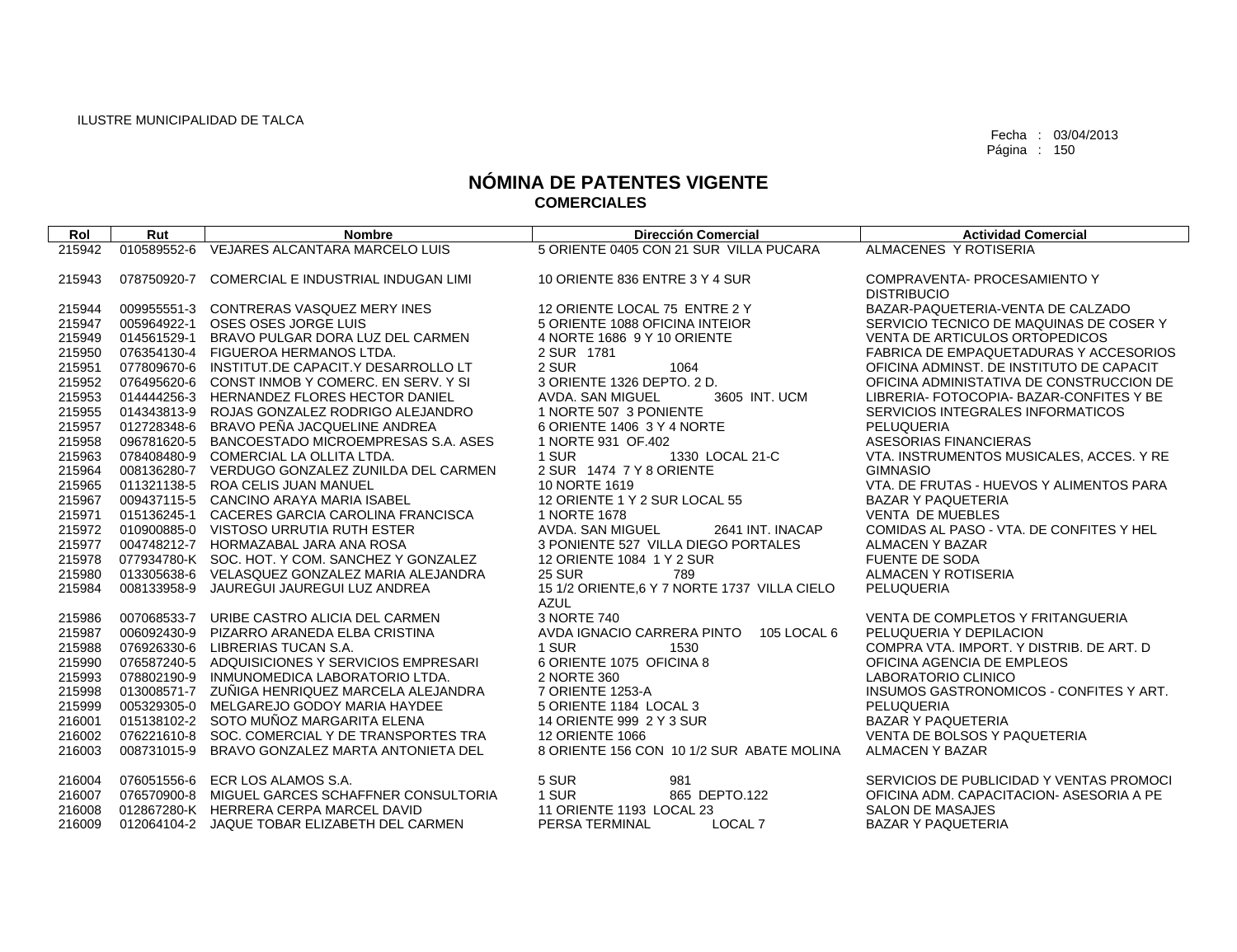ILUSTRE MUNICIPALIDAD DE TALCA

Fecha : 03/04/2013

# NÓMINA DE PATENTES VIGENTE
## COMERCIALES

| Rol | Rut | Nombre | Dirección Comercial | Actividad Comercial |
|---|---|---|---|---|
| 215942 | 010589552-6 | VEJARES ALCANTARA MARCELO LUIS | 5 ORIENTE 0405 CON 21 SUR VILLA PUCARA | ALMACENES Y ROTISERIA |
| 215943 | 078750920-7 | COMERCIAL E INDUSTRIAL INDUGAN LIMI | 10 ORIENTE 836 ENTRE 3 Y 4 SUR | COMPRAVENTA- PROCESAMIENTO Y DISTRIBUCIO |
| 215944 | 009955551-3 | CONTRERAS VASQUEZ MERY INES | 12 ORIENTE LOCAL 75 ENTRE 2 Y | BAZAR-PAQUETERIA-VENTA DE CALZADO |
| 215947 | 005964922-1 | OSES OSES JORGE LUIS | 5 ORIENTE 1088 OFICINA INTEIOR | SERVICIO TECNICO DE MAQUINAS DE COSER Y |
| 215949 | 014561529-1 | BRAVO PULGAR DORA LUZ DEL CARMEN | 4 NORTE 1686 9 Y 10 ORIENTE | VENTA DE ARTICULOS ORTOPEDICOS |
| 215950 | 076354130-4 | FIGUEROA HERMANOS LTDA. | 2 SUR 1781 | FABRICA DE EMPAQUETADURAS Y ACCESORIOS |
| 215951 | 077809670-6 | INSTITUT.DE CAPACIT.Y DESARROLLO LT | 2 SUR 1064 | OFICINA ADMINST. DE INSTITUTO DE CAPACIT |
| 215952 | 076495620-6 | CONST INMOB Y COMERC. EN SERV. Y SI | 3 ORIENTE 1326 DEPTO. 2 D. | OFICINA ADMINISTATIVA DE CONSTRUCCION DE |
| 215953 | 014444256-3 | HERNANDEZ FLORES HECTOR DANIEL | AVDA. SAN MIGUEL 3605 INT. UCM | LIBRERIA- FOTOCOPIA- BAZAR-CONFITES Y BE |
| 215955 | 014343813-9 | ROJAS GONZALEZ RODRIGO ALEJANDRO | 1 NORTE 507 3 PONIENTE | SERVICIOS INTEGRALES INFORMATICOS |
| 215957 | 012728348-6 | BRAVO PEÑA JACQUELINE ANDREA | 6 ORIENTE 1406 3 Y 4 NORTE | PELUQUERIA |
| 215958 | 096781620-5 | BANCOESTADO MICROEMPRESAS S.A. ASES | 1 NORTE 931 OF.402 | ASESORIAS FINANCIERAS |
| 215963 | 078408480-9 | COMERCIAL LA OLLITA LTDA. | 1 SUR 1330 LOCAL 21-C | VTA. INSTRUMENTOS MUSICALES, ACCES. Y RE |
| 215964 | 008136280-7 | VERDUGO GONZALEZ ZUNILDA DEL CARMEN | 2 SUR 1474 7 Y 8 ORIENTE | GIMNASIO |
| 215965 | 011321138-5 | ROA CELIS JUAN MANUEL | 10 NORTE 1619 | VTA. DE FRUTAS - HUEVOS Y ALIMENTOS PARA |
| 215967 | 009437115-5 | CANCINO ARAYA MARIA ISABEL | 12 ORIENTE 1 Y 2 SUR LOCAL 55 | BAZAR Y PAQUETERIA |
| 215971 | 015136245-1 | CACERES GARCIA CAROLINA FRANCISCA | 1 NORTE 1678 | VENTA DE MUEBLES |
| 215972 | 010900885-0 | VISTOSO URRUTIA RUTH ESTER | AVDA. SAN MIGUEL 2641 INT. INACAP | COMIDAS AL PASO - VTA. DE CONFITES Y HEL |
| 215977 | 004748212-7 | HORMAZABAL JARA ANA ROSA | 3 PONIENTE 527 VILLA DIEGO PORTALES | ALMACEN Y BAZAR |
| 215978 | 077934780-K | SOC. HOT. Y COM. SANCHEZ Y GONZALEZ | 12 ORIENTE 1084 1 Y 2 SUR | FUENTE DE SODA |
| 215980 | 013305638-6 | VELASQUEZ GONZALEZ MARIA ALEJANDRA | 25 SUR 789 | ALMACEN Y ROTISERIA |
| 215984 | 008133958-9 | JAUREGUI JAUREGUI LUZ ANDREA | 15 1/2 ORIENTE,6 Y 7 NORTE 1737 VILLA CIELO AZUL | PELUQUERIA |
| 215986 | 007068533-7 | URIBE CASTRO ALICIA DEL CARMEN | 3 NORTE 740 | VENTA DE COMPLETOS Y FRITANGUERIA |
| 215987 | 006092430-9 | PIZARRO ARANEDA ELBA CRISTINA | AVDA IGNACIO CARRERA PINTO 105 LOCAL 6 | PELUQUERIA Y DEPILACION |
| 215988 | 076926330-6 | LIBRERIAS TUCAN S.A. | 1 SUR 1530 | COMPRA VTA. IMPORT. Y DISTRIB. DE ART. D |
| 215990 | 076587240-5 | ADQUISICIONES Y SERVICIOS EMPRESARI | 6 ORIENTE 1075 OFICINA 8 | OFICINA AGENCIA DE EMPLEOS |
| 215993 | 078802190-9 | INMUNOMEDICA LABORATORIO LTDA. | 2 NORTE 360 | LABORATORIO CLINICO |
| 215998 | 013008571-7 | ZUÑIGA HENRIQUEZ MARCELA ALEJANDRA | 7 ORIENTE 1253-A | INSUMOS GASTRONOMICOS - CONFITES Y ART. |
| 215999 | 005329305-0 | MELGAREJO GODOY MARIA HAYDEE | 5 ORIENTE 1184 LOCAL 3 | PELUQUERIA |
| 216001 | 015138102-2 | SOTO MUÑOZ MARGARITA ELENA | 14 ORIENTE 999 2 Y 3 SUR | BAZAR Y PAQUETERIA |
| 216002 | 076221610-8 | SOC. COMERCIAL Y DE TRANSPORTES TRA | 12 ORIENTE 1066 | VENTA DE BOLSOS Y PAQUETERIA |
| 216003 | 008731015-9 | BRAVO GONZALEZ MARTA ANTONIETA DEL | 8 ORIENTE 156 CON 10 1/2 SUR ABATE MOLINA | ALMACEN Y BAZAR |
| 216004 | 076051556-6 | ECR LOS ALAMOS S.A. | 5 SUR 981 | SERVICIOS DE PUBLICIDAD Y VENTAS PROMOCI |
| 216007 | 076570900-8 | MIGUEL GARCES SCHAFFNER CONSULTORIA | 1 SUR 865 DEPTO.122 | OFICINA ADM. CAPACITACION- ASESORIA A PE |
| 216008 | 012867280-K | HERRERA CERPA MARCEL DAVID | 11 ORIENTE 1193 LOCAL 23 | SALON DE MASAJES |
| 216009 | 012064104-2 | JAQUE TOBAR ELIZABETH DEL CARMEN | PERSA TERMINAL LOCAL 7 | BAZAR Y PAQUETERIA |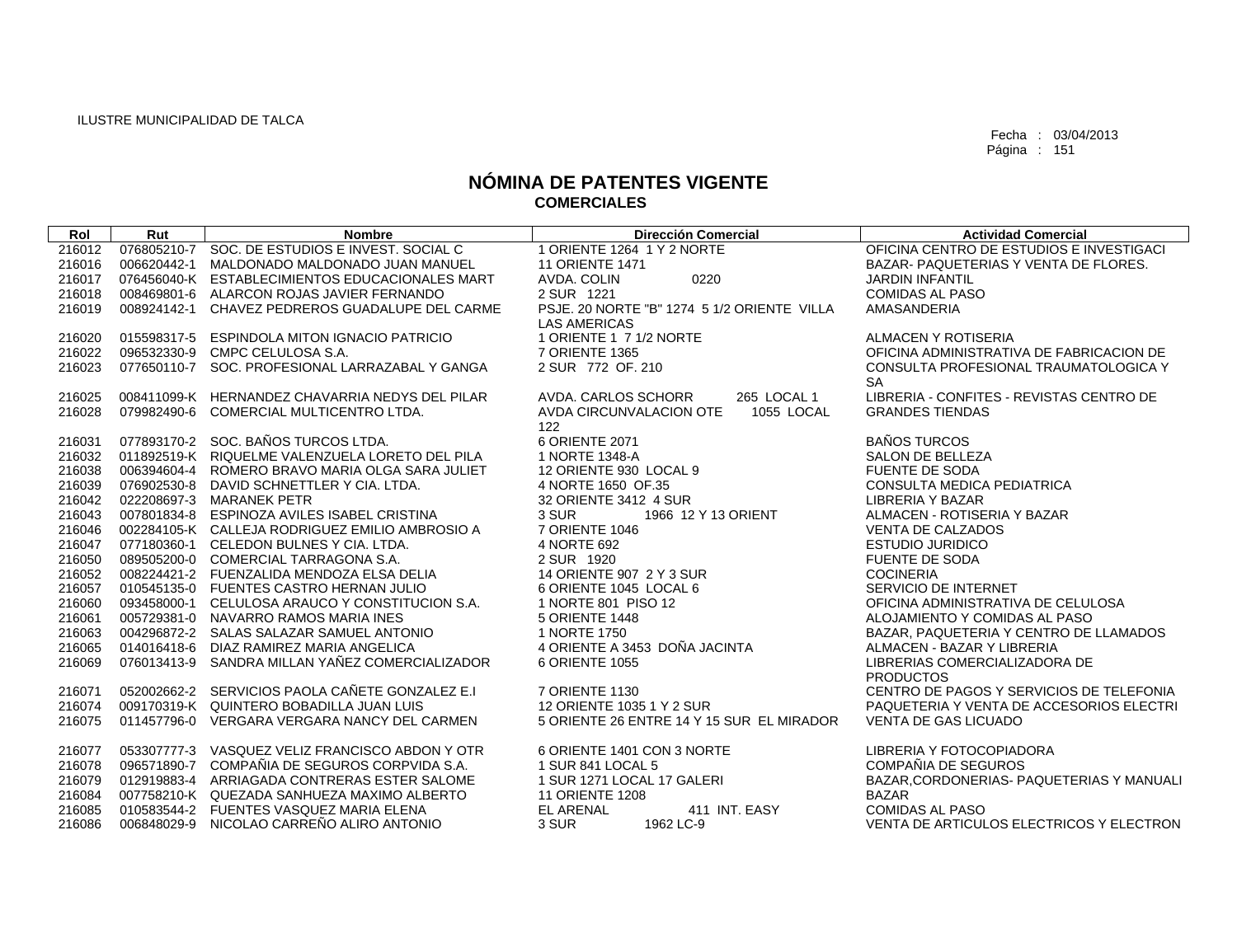ILUSTRE MUNICIPALIDAD DE TALCA

Fecha : 03/04/2013
Página : 151

# NÓMINA DE PATENTES VIGENTE
## COMERCIALES

| Rol | Rut | Nombre | Dirección Comercial | Actividad Comercial |
|---|---|---|---|---|
| 216012 | 076805210-7 | SOC. DE ESTUDIOS E INVEST. SOCIAL C | 1 ORIENTE 1264 1 Y 2 NORTE | OFICINA CENTRO DE ESTUDIOS E INVESTIGACI |
| 216016 | 006620442-1 | MALDONADO MALDONADO JUAN MANUEL | 11 ORIENTE 1471 | BAZAR- PAQUETERIAS Y VENTA DE FLORES. |
| 216017 | 076456040-K | ESTABLECIMIENTOS EDUCACIONALES MART | AVDA. COLIN 0220 | JARDIN INFANTIL |
| 216018 | 008469801-6 | ALARCON ROJAS JAVIER FERNANDO | 2 SUR 1221 | COMIDAS AL PASO |
| 216019 | 008924142-1 | CHAVEZ PEDREROS GUADALUPE DEL CARME | PSJE. 20 NORTE "B" 1274 5 1/2 ORIENTE VILLA LAS AMERICAS | AMASANDERIA |
| 216020 | 015598317-5 | ESPINDOLA MITON IGNACIO PATRICIO | 1 ORIENTE 1 7 1/2 NORTE | ALMACEN Y ROTISERIA |
| 216022 | 096532330-9 | CMPC CELULOSA S.A. | 7 ORIENTE 1365 | OFICINA ADMINISTRATIVA DE FABRICACION DE |
| 216023 | 077650110-7 | SOC. PROFESIONAL LARRAZABAL Y GANGA | 2 SUR 772 OF. 210 | CONSULTA PROFESIONAL TRAUMATOLOGICA Y SA |
| 216025 | 008411099-K | HERNANDEZ CHAVARRIA NEDYS DEL PILAR | AVDA. CARLOS SCHORR 265 LOCAL 1 | LIBRERIA - CONFITES - REVISTAS CENTRO DE |
| 216028 | 079982490-6 | COMERCIAL MULTICENTRO LTDA. | AVDA CIRCUNVALACION OTE 1055 LOCAL 122 | GRANDES TIENDAS |
| 216031 | 077893170-2 | SOC. BAÑOS TURCOS LTDA. | 6 ORIENTE 2071 | BAÑOS TURCOS |
| 216032 | 011892519-K | RIQUELME VALENZUELA LORETO DEL PILA | 1 NORTE 1348-A | SALON DE BELLEZA |
| 216038 | 006394604-4 | ROMERO BRAVO MARIA OLGA SARA JULIET | 12 ORIENTE 930 LOCAL 9 | FUENTE DE SODA |
| 216039 | 076902530-8 | DAVID SCHNETTLER Y CIA. LTDA. | 4 NORTE 1650 OF.35 | CONSULTA MEDICA PEDIATRICA |
| 216042 | 022208697-3 | MARANEK PETR | 32 ORIENTE 3412 4 SUR | LIBRERIA Y BAZAR |
| 216043 | 007801834-8 | ESPINOZA AVILES ISABEL CRISTINA | 3 SUR 1966 12 Y 13 ORIENT | ALMACEN - ROTISERIA Y BAZAR |
| 216046 | 002284105-K | CALLEJA RODRIGUEZ EMILIO AMBROSIO A | 7 ORIENTE 1046 | VENTA DE CALZADOS |
| 216047 | 077180360-1 | CELEDON BULNES Y CIA. LTDA. | 4 NORTE 692 | ESTUDIO JURIDICO |
| 216050 | 089505200-0 | COMERCIAL TARRAGONA S.A. | 2 SUR 1920 | FUENTE DE SODA |
| 216052 | 008224421-2 | FUENZALIDA MENDOZA ELSA DELIA | 14 ORIENTE 907 2 Y 3 SUR | COCINERIA |
| 216057 | 010545135-0 | FUENTES CASTRO HERNAN JULIO | 6 ORIENTE 1045 LOCAL 6 | SERVICIO DE INTERNET |
| 216060 | 093458000-1 | CELULOSA ARAUCO Y CONSTITUCION S.A. | 1 NORTE 801 PISO 12 | OFICINA ADMINISTRATIVA DE CELULOSA |
| 216061 | 005729381-0 | NAVARRO RAMOS MARIA INES | 5 ORIENTE 1448 | ALOJAMIENTO Y COMIDAS AL PASO |
| 216063 | 004296872-2 | SALAS SALAZAR SAMUEL ANTONIO | 1 NORTE 1750 | BAZAR, PAQUETERIA Y CENTRO DE LLAMADOS |
| 216065 | 014016418-6 | DIAZ RAMIREZ MARIA ANGELICA | 4 ORIENTE A 3453 DOÑA JACINTA | ALMACEN - BAZAR Y LIBRERIA |
| 216069 | 076013413-9 | SANDRA MILLAN YAÑEZ COMERCIALIZADOR | 6 ORIENTE 1055 | LIBRERIAS COMERCIALIZADORA DE PRODUCTOS |
| 216071 | 052002662-2 | SERVICIOS PAOLA CAÑETE GONZALEZ E.I | 7 ORIENTE 1130 | CENTRO DE PAGOS Y SERVICIOS DE TELEFONIA |
| 216074 | 009170319-K | QUINTERO BOBADILLA JUAN LUIS | 12 ORIENTE 1035 1 Y 2 SUR | PAQUETERIA Y VENTA DE ACCESORIOS ELECTRI |
| 216075 | 011457796-0 | VERGARA VERGARA NANCY DEL CARMEN | 5 ORIENTE 26 ENTRE 14 Y 15 SUR EL MIRADOR | VENTA DE GAS LICUADO |
| 216077 | 053307777-3 | VASQUEZ VELIZ FRANCISCO ABDON Y OTR | 6 ORIENTE 1401 CON 3 NORTE | LIBRERIA Y FOTOCOPIADORA |
| 216078 | 096571890-7 | COMPAÑIA DE SEGUROS CORPVIDA S.A. | 1 SUR 841 LOCAL 5 | COMPAÑIA DE SEGUROS |
| 216079 | 012919883-4 | ARRIAGADA CONTRERAS ESTER SALOME | 1 SUR 1271 LOCAL 17 GALERI | BAZAR,CORDONERIAS- PAQUETERIAS Y MANUALI |
| 216084 | 007758210-K | QUEZADA SANHUEZA MAXIMO ALBERTO | 11 ORIENTE 1208 | BAZAR |
| 216085 | 010583544-2 | FUENTES VASQUEZ MARIA ELENA | EL ARENAL 411 INT. EASY | COMIDAS AL PASO |
| 216086 | 006848029-9 | NICOLAO CARREÑO ALIRO ANTONIO | 3 SUR 1962 LC-9 | VENTA DE ARTICULOS ELECTRICOS Y ELECTRON |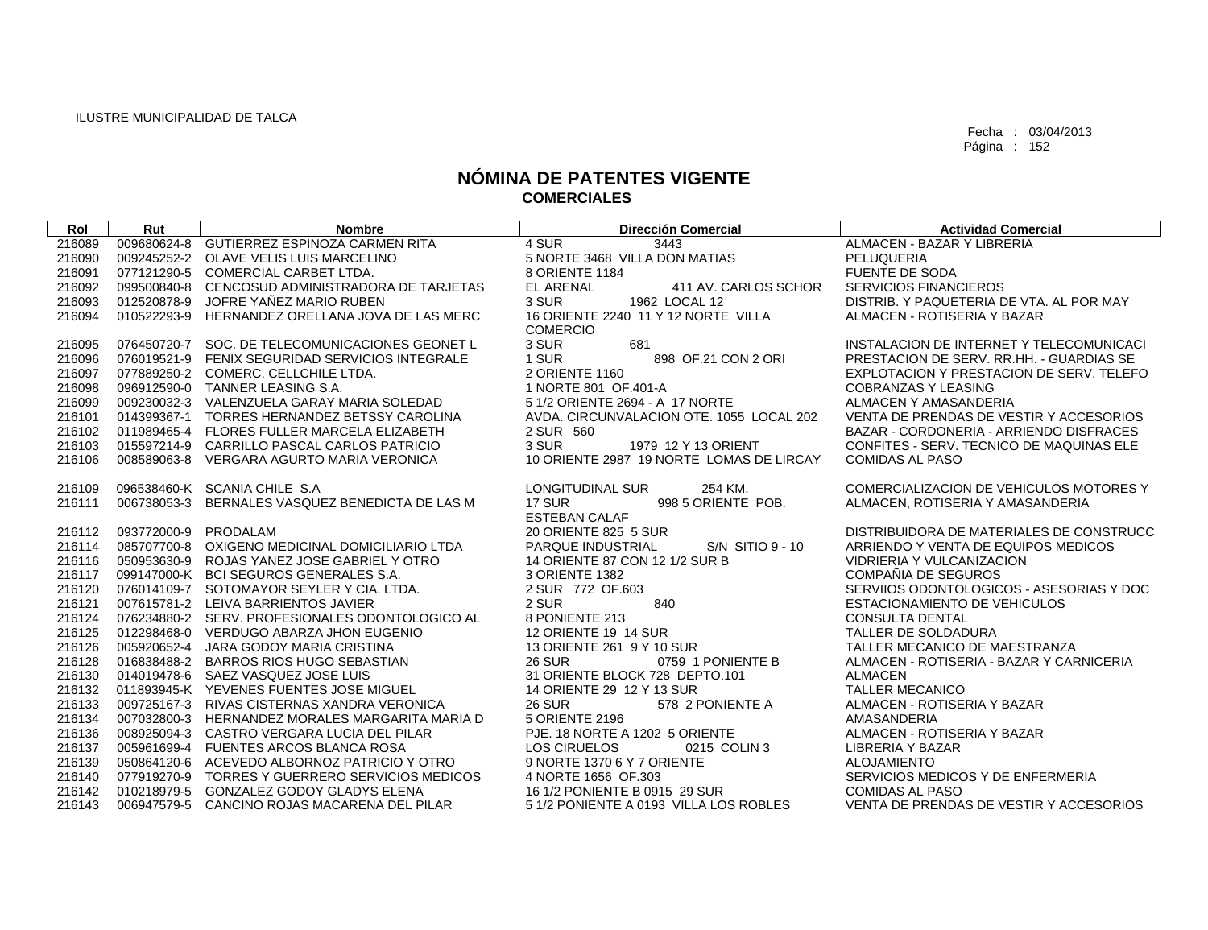ILUSTRE MUNICIPALIDAD DE TALCA

Fecha : 03/04/2013
Página : 152

# NÓMINA DE PATENTES VIGENTE
## COMERCIALES

| Rol | Rut | Nombre | Dirección Comercial | Actividad Comercial |
|---|---|---|---|---|
| 216089 | 009680624-8 | GUTIERREZ ESPINOZA CARMEN RITA | 4 SUR 3443 | ALMACEN - BAZAR Y LIBRERIA |
| 216090 | 009245252-2 | OLAVE VELIS LUIS MARCELINO | 5 NORTE 3468 VILLA DON MATIAS | PELUQUERIA |
| 216091 | 077121290-5 | COMERCIAL CARBET LTDA. | 8 ORIENTE 1184 | FUENTE DE SODA |
| 216092 | 099500840-8 | CENCOSUD ADMINISTRADORA DE TARJETAS | EL ARENAL 411 AV. CARLOS SCHOR | SERVICIOS FINANCIEROS |
| 216093 | 012520878-9 | JOFRE YAÑEZ MARIO RUBEN | 3 SUR 1962 LOCAL 12 | DISTRIB. Y PAQUETERIA DE VTA. AL POR MAY |
| 216094 | 010522293-9 | HERNANDEZ ORELLANA JOVA DE LAS MERC | 16 ORIENTE 2240 11 Y 12 NORTE VILLA COMERCIO | ALMACEN - ROTISERIA Y BAZAR |
| 216095 | 076450720-7 | SOC. DE TELECOMUNICACIONES GEONET L | 3 SUR 681 | INSTALACION DE INTERNET Y TELECOMUNICACI |
| 216096 | 076019521-9 | FENIX SEGURIDAD SERVICIOS INTEGRALE | 1 SUR 898 OF.21 CON 2 ORI | PRESTACION DE SERV. RR.HH. - GUARDIAS SE |
| 216097 | 077889250-2 | COMERC. CELLCHILE LTDA. | 2 ORIENTE 1160 | EXPLOTACION Y PRESTACION DE SERV. TELEFO |
| 216098 | 096912590-0 | TANNER LEASING S.A. | 1 NORTE 801 OF.401-A | COBRANZAS Y LEASING |
| 216099 | 009230032-3 | VALENZUELA GARAY MARIA SOLEDAD | 5 1/2 ORIENTE 2694 - A 17 NORTE | ALMACEN Y AMASANDERIA |
| 216101 | 014399367-1 | TORRES HERNANDEZ BETSSY CAROLINA | AVDA. CIRCUNVALACION OTE. 1055 LOCAL 202 | VENTA DE PRENDAS DE VESTIR Y ACCESORIOS |
| 216102 | 011989465-4 | FLORES FULLER MARCELA ELIZABETH | 2 SUR 560 | BAZAR - CORDONERIA - ARRIENDO DISFRACES |
| 216103 | 015597214-9 | CARRILLO PASCAL CARLOS PATRICIO | 3 SUR 1979 12 Y 13 ORIENT | CONFITES - SERV. TECNICO DE MAQUINAS ELE |
| 216106 | 008589063-8 | VERGARA AGURTO MARIA VERONICA | 10 ORIENTE 2987 19 NORTE LOMAS DE LIRCAY | COMIDAS AL PASO |
| 216109 | 096538460-K | SCANIA CHILE S.A | LONGITUDINAL SUR 254 KM. | COMERCIALIZACION DE VEHICULOS MOTORES Y |
| 216111 | 006738053-3 | BERNALES VASQUEZ BENEDICTA DE LAS M | 17 SUR 998 5 ORIENTE POB. ESTEBAN CALAF | ALMACEN, ROTISERIA Y AMASANDERIA |
| 216112 | 093772000-9 | PRODALAM | 20 ORIENTE 825 5 SUR | DISTRIBUIDORA DE MATERIALES DE CONSTRUCC |
| 216114 | 085707700-8 | OXIGENO MEDICINAL DOMICILIARIO LTDA | PARQUE INDUSTRIAL S/N SITIO 9 - 10 | ARRIENDO Y VENTA DE EQUIPOS MEDICOS |
| 216116 | 050953630-9 | ROJAS YANEZ JOSE GABRIEL Y OTRO | 14 ORIENTE 87 CON 12 1/2 SUR B | VIDRIERIA Y VULCANIZACION |
| 216117 | 099147000-K | BCI SEGUROS GENERALES S.A. | 3 ORIENTE 1382 | COMPAÑIA DE SEGUROS |
| 216120 | 076014109-7 | SOTOMAYOR SEYLER Y CIA. LTDA. | 2 SUR 772 OF.603 | SERVIIOS ODONTOLOGICOS - ASESORIAS Y DOC |
| 216121 | 007615781-2 | LEIVA BARRIENTOS JAVIER | 2 SUR 840 | ESTACIONAMIENTO DE VEHICULOS |
| 216124 | 076234880-2 | SERV. PROFESIONALES ODONTOLOGICO AL | 8 PONIENTE 213 | CONSULTA DENTAL |
| 216125 | 012298468-0 | VERDUGO ABARZA JHON EUGENIO | 12 ORIENTE 19 14 SUR | TALLER DE SOLDADURA |
| 216126 | 005920652-4 | JARA GODOY MARIA CRISTINA | 13 ORIENTE 261 9 Y 10 SUR | TALLER MECANICO DE MAESTRANZA |
| 216128 | 016838488-2 | BARROS RIOS HUGO SEBASTIAN | 26 SUR 0759 1 PONIENTE B | ALMACEN - ROTISERIA - BAZAR Y CARNICERIA |
| 216130 | 014019478-6 | SAEZ VASQUEZ JOSE LUIS | 31 ORIENTE BLOCK 728 DEPTO.101 | ALMACEN |
| 216132 | 011893945-K | YEVENES FUENTES JOSE MIGUEL | 14 ORIENTE 29 12 Y 13 SUR | TALLER MECANICO |
| 216133 | 009725167-3 | RIVAS CISTERNAS XANDRA VERONICA | 26 SUR 578 2 PONIENTE A | ALMACEN - ROTISERIA Y BAZAR |
| 216134 | 007032800-3 | HERNANDEZ MORALES MARGARITA MARIA D | 5 ORIENTE 2196 | AMASANDERIA |
| 216136 | 008925094-3 | CASTRO VERGARA LUCIA DEL PILAR | PJE. 18 NORTE A 1202 5 ORIENTE | ALMACEN - ROTISERIA Y BAZAR |
| 216137 | 005961699-4 | FUENTES ARCOS BLANCA ROSA | LOS CIRUELOS 0215 COLIN 3 | LIBRERIA Y BAZAR |
| 216139 | 050864120-6 | ACEVEDO ALBORNOZ PATRICIO Y OTRO | 9 NORTE 1370 6 Y 7 ORIENTE | ALOJAMIENTO |
| 216140 | 077919270-9 | TORRES Y GUERRERO SERVICIOS MEDICOS | 4 NORTE 1656 OF.303 | SERVICIOS MEDICOS Y DE ENFERMERIA |
| 216142 | 010218979-5 | GONZALEZ GODOY GLADYS ELENA | 16 1/2 PONIENTE B 0915 29 SUR | COMIDAS AL PASO |
| 216143 | 006947579-5 | CANCINO ROJAS MACARENA DEL PILAR | 5 1/2 PONIENTE A 0193 VILLA LOS ROBLES | VENTA DE PRENDAS DE VESTIR Y ACCESORIOS |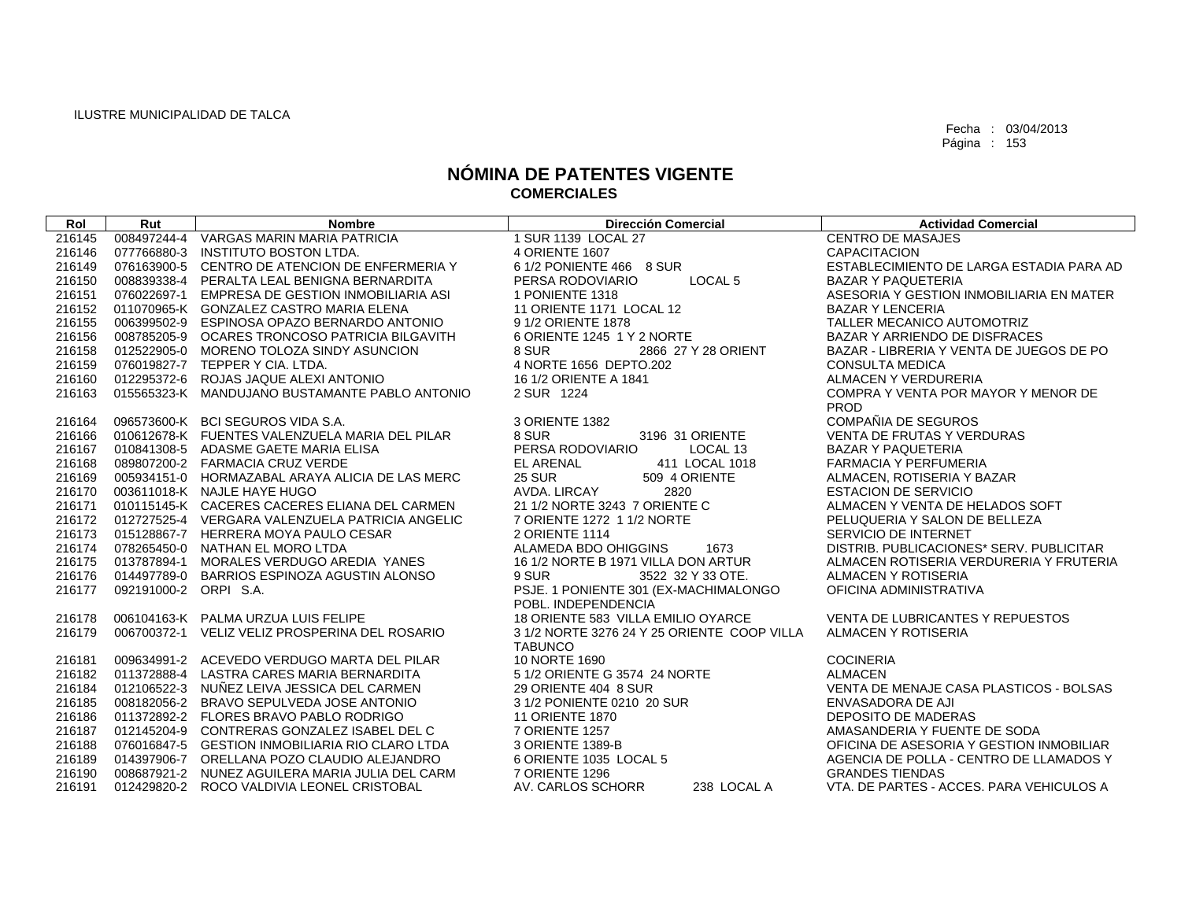ILUSTRE MUNICIPALIDAD DE TALCA

Fecha : 03/04/2013
Página : 153

# NÓMINA DE PATENTES VIGENTE
## COMERCIALES

| Rol | Rut | Nombre | Dirección Comercial | Actividad Comercial |
|---|---|---|---|---|
| 216145 | 008497244-4 | VARGAS MARIN MARIA PATRICIA | 1 SUR 1139 LOCAL 27 | CENTRO DE MASAJES |
| 216146 | 077766880-3 | INSTITUTO BOSTON LTDA. | 4 ORIENTE 1607 | CAPACITACION |
| 216149 | 076163900-5 | CENTRO DE ATENCION DE ENFERMERIA Y | 6 1/2 PONIENTE 466 8 SUR | ESTABLECIMIENTO DE LARGA ESTADIA PARA AD |
| 216150 | 008839338-4 | PERALTA LEAL BENIGNA BERNARDITA | PERSA RODOVIARIO LOCAL 5 | BAZAR Y PAQUETERIA |
| 216151 | 076022697-1 | EMPRESA DE GESTION INMOBILIARIA ASI | 1 PONIENTE 1318 | ASESORIA Y GESTION INMOBILIARIA EN MATER |
| 216152 | 011070965-K | GONZALEZ CASTRO MARIA ELENA | 11 ORIENTE 1171 LOCAL 12 | BAZAR Y LENCERIA |
| 216155 | 006399502-9 | ESPINOSA OPAZO BERNARDO ANTONIO | 9 1/2 ORIENTE 1878 | TALLER MECANICO AUTOMOTRIZ |
| 216156 | 008785205-9 | OCARES TRONCOSO PATRICIA BILGAVITH | 6 ORIENTE 1245 1 Y 2 NORTE | BAZAR Y ARRIENDO DE DISFRACES |
| 216158 | 012522905-0 | MORENO TOLOZA SINDY ASUNCION | 8 SUR 2866 27 Y 28 ORIENT | BAZAR - LIBRERIA Y VENTA DE JUEGOS DE PO |
| 216159 | 076019827-7 | TEPPER Y CIA. LTDA. | 4 NORTE 1656 DEPTO.202 | CONSULTA MEDICA |
| 216160 | 012295372-6 | ROJAS JAQUE ALEXI ANTONIO | 16 1/2 ORIENTE A 1841 | ALMACEN Y VERDURERIA |
| 216163 | 015565323-K | MANDUJANO BUSTAMANTE PABLO ANTONIO | 2 SUR 1224 | COMPRA Y VENTA POR MAYOR Y MENOR DE PROD |
| 216164 | 096573600-K | BCI SEGUROS VIDA S.A. | 3 ORIENTE 1382 | COMPAÑIA DE SEGUROS |
| 216166 | 010612678-K | FUENTES VALENZUELA MARIA DEL PILAR | 8 SUR 3196 31 ORIENTE | VENTA DE FRUTAS Y VERDURAS |
| 216167 | 010841308-5 | ADASME GAETE MARIA ELISA | PERSA RODOVIARIO LOCAL 13 | BAZAR Y PAQUETERIA |
| 216168 | 089807200-2 | FARMACIA CRUZ VERDE | EL ARENAL 411 LOCAL 1018 | FARMACIA Y PERFUMERIA |
| 216169 | 005934151-0 | HORMAZABAL ARAYA ALICIA DE LAS MERC | 25 SUR 509 4 ORIENTE | ALMACEN, ROTISERIA Y BAZAR |
| 216170 | 003611018-K | NAJLE HAYE HUGO | AVDA. LIRCAY 2820 | ESTACION DE SERVICIO |
| 216171 | 010115145-K | CACERES CACERES ELIANA DEL CARMEN | 21 1/2 NORTE 3243 7 ORIENTE C | ALMACEN Y VENTA DE HELADOS SOFT |
| 216172 | 012727525-4 | VERGARA VALENZUELA PATRICIA ANGELIC | 7 ORIENTE 1272 1 1/2 NORTE | PELUQUERIA Y SALON DE BELLEZA |
| 216173 | 015128867-7 | HERRERA MOYA PAULO CESAR | 2 ORIENTE 1114 | SERVICIO DE INTERNET |
| 216174 | 078265450-0 | NATHAN EL MORO LTDA | ALAMEDA BDO OHIGGINS 1673 | DISTRIB. PUBLICACIONES* SERV. PUBLICITAR |
| 216175 | 013787894-1 | MORALES VERDUGO AREDIA YANES | 16 1/2 NORTE B 1971 VILLA DON ARTUR | ALMACEN ROTISERIA VERDURERIA Y FRUTERIA |
| 216176 | 014497789-0 | BARRIOS ESPINOZA AGUSTIN ALONSO | 9 SUR 3522 32 Y 33 OTE. | ALMACEN Y ROTISERIA |
| 216177 | 092191000-2 | ORPI S.A. | PSJE. 1 PONIENTE 301 (EX-MACHIMALONGO POBL. INDEPENDENCIA | OFICINA ADMINISTRATIVA |
| 216178 | 006104163-K | PALMA URZUA LUIS FELIPE | 18 ORIENTE 583 VILLA EMILIO OYARCE | VENTA DE LUBRICANTES Y REPUESTOS |
| 216179 | 006700372-1 | VELIZ VELIZ PROSPERINA DEL ROSARIO | 3 1/2 NORTE 3276 24 Y 25 ORIENTE COOP VILLA TABUNCO | ALMACEN Y ROTISERIA |
| 216181 | 009634991-2 | ACEVEDO VERDUGO MARTA DEL PILAR | 10 NORTE 1690 | COCINERIA |
| 216182 | 011372888-4 | LASTRA CARES MARIA BERNARDITA | 5 1/2 ORIENTE G 3574 24 NORTE | ALMACEN |
| 216184 | 012106522-3 | NUÑEZ LEIVA JESSICA DEL CARMEN | 29 ORIENTE 404 8 SUR | VENTA DE MENAJE CASA PLASTICOS - BOLSAS |
| 216185 | 008182056-2 | BRAVO SEPULVEDA JOSE ANTONIO | 3 1/2 PONIENTE 0210 20 SUR | ENVASADORA DE AJI |
| 216186 | 011372892-2 | FLORES BRAVO PABLO RODRIGO | 11 ORIENTE 1870 | DEPOSITO DE MADERAS |
| 216187 | 012145204-9 | CONTRERAS GONZALEZ ISABEL DEL C | 7 ORIENTE 1257 | AMASANDERIA Y FUENTE DE SODA |
| 216188 | 076016847-5 | GESTION INMOBILIARIA RIO CLARO LTDA | 3 ORIENTE 1389-B | OFICINA DE ASESORIA Y GESTION INMOBILIAR |
| 216189 | 014397906-7 | ORELLANA POZO CLAUDIO ALEJANDRO | 6 ORIENTE 1035 LOCAL 5 | AGENCIA DE POLLA - CENTRO DE LLAMADOS Y |
| 216190 | 008687921-2 | NUNEZ AGUILERA MARIA JULIA DEL CARM | 7 ORIENTE 1296 | GRANDES TIENDAS |
| 216191 | 012429820-2 | ROCO VALDIVIA LEONEL CRISTOBAL | AV. CARLOS SCHORR 238 LOCAL A | VTA. DE PARTES - ACCES. PARA VEHICULOS A |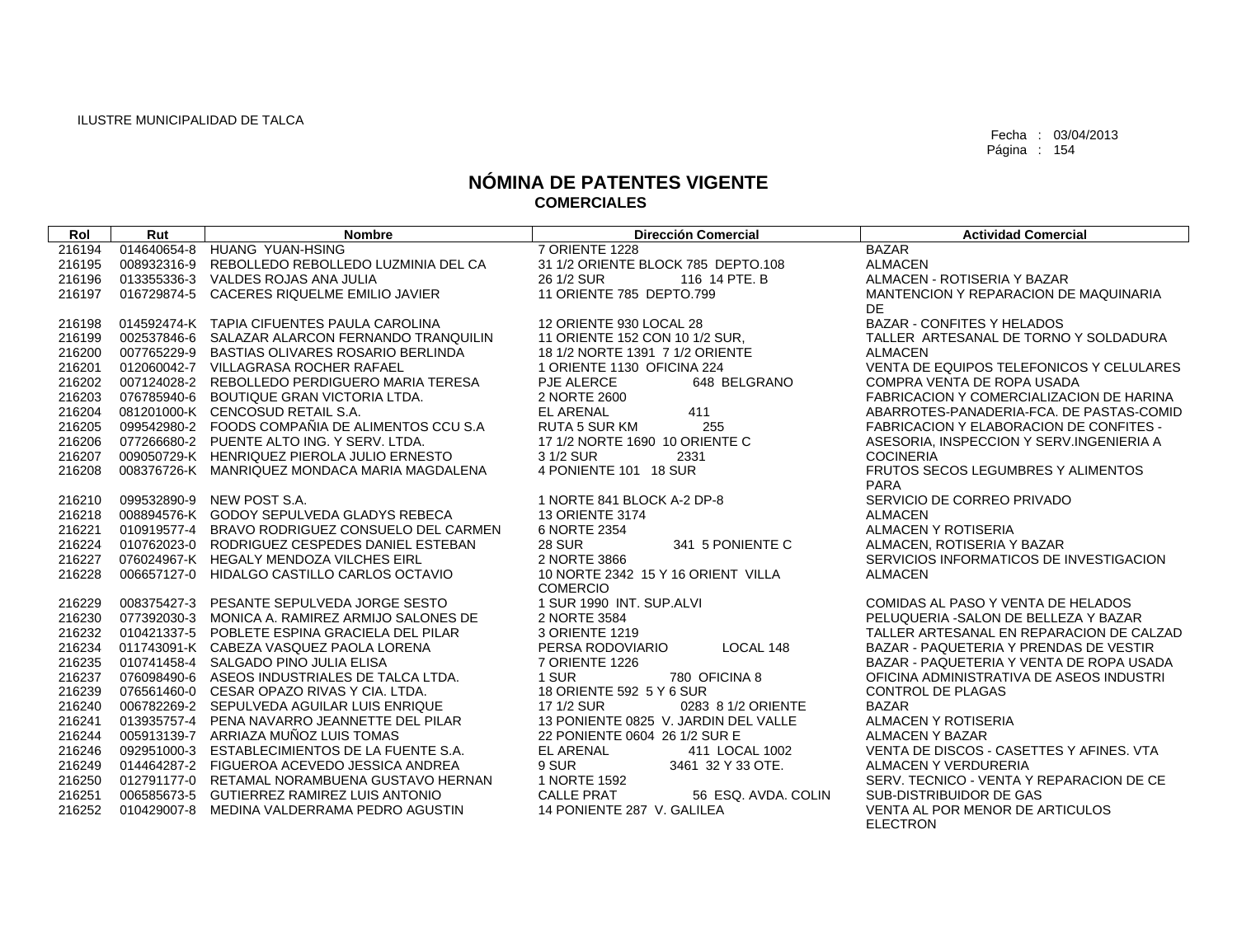ILUSTRE MUNICIPALIDAD DE TALCA

Fecha : 03/04/2013
Página : 154

# NÓMINA DE PATENTES VIGENTE
## COMERCIALES

| Rol | Rut | Nombre | Dirección Comercial | Actividad Comercial |
|---|---|---|---|---|
| 216194 | 014640654-8 | HUANG YUAN-HSING | 7 ORIENTE 1228 | BAZAR |
| 216195 | 008932316-9 | REBOLLEDO REBOLLEDO LUZMINIA DEL CA | 31 1/2 ORIENTE BLOCK 785 DEPTO.108 | ALMACEN |
| 216196 | 013355336-3 | VALDES ROJAS ANA JULIA | 26 1/2 SUR 116 14 PTE. B | ALMACEN - ROTISERIA Y BAZAR |
| 216197 | 016729874-5 | CACERES RIQUELME EMILIO JAVIER | 11 ORIENTE 785 DEPTO.799 | MANTENCION Y REPARACION DE MAQUINARIA DE |
| 216198 | 014592474-K | TAPIA CIFUENTES PAULA CAROLINA | 12 ORIENTE 930 LOCAL 28 | BAZAR - CONFITES Y HELADOS |
| 216199 | 002537846-6 | SALAZAR ALARCON FERNANDO TRANQUILIN | 11 ORIENTE 152 CON 10 1/2 SUR, | TALLER ARTESANAL DE TORNO Y SOLDADURA |
| 216200 | 007765229-9 | BASTIAS OLIVARES ROSARIO BERLINDA | 18 1/2 NORTE 1391 7 1/2 ORIENTE | ALMACEN |
| 216201 | 012060042-7 | VILLAGRASA ROCHER RAFAEL | 1 ORIENTE 1130 OFICINA 224 | VENTA DE EQUIPOS TELEFONICOS Y CELULARES |
| 216202 | 007124028-2 | REBOLLEDO PERDIGUERO MARIA TERESA | PJE ALERCE 648 BELGRANO | COMPRA VENTA DE ROPA USADA |
| 216203 | 076785940-6 | BOUTIQUE GRAN VICTORIA LTDA. | 2 NORTE 2600 | FABRICACION Y COMERCIALIZACION DE HARINA |
| 216204 | 081201000-K | CENCOSUD RETAIL S.A. | EL ARENAL 411 | ABARROTES-PANADERIA-FCA. DE PASTAS-COMID |
| 216205 | 099542980-2 | FOODS COMPAÑIA DE ALIMENTOS CCU S.A | RUTA 5 SUR KM 255 | FABRICACION Y ELABORACION DE CONFITES - |
| 216206 | 077266680-2 | PUENTE ALTO ING. Y SERV. LTDA. | 17 1/2 NORTE 1690 10 ORIENTE C | ASESORIA, INSPECCION Y SERV.INGENIERIA A |
| 216207 | 009050729-K | HENRIQUEZ PIEROLA JULIO ERNESTO | 3 1/2 SUR 2331 | COCINERIA |
| 216208 | 008376726-K | MANRIQUEZ MONDACA MARIA MAGDALENA | 4 PONIENTE 101 18 SUR | FRUTOS SECOS LEGUMBRES Y ALIMENTOS PARA |
| 216210 | 099532890-9 | NEW POST S.A. | 1 NORTE 841 BLOCK A-2 DP-8 | SERVICIO DE CORREO PRIVADO |
| 216218 | 008894576-K | GODOY SEPULVEDA GLADYS REBECA | 13 ORIENTE 3174 | ALMACEN |
| 216221 | 010919577-4 | BRAVO RODRIGUEZ CONSUELO DEL CARMEN | 6 NORTE 2354 | ALMACEN Y ROTISERIA |
| 216224 | 010762023-0 | RODRIGUEZ CESPEDES DANIEL ESTEBAN | 28 SUR 341 5 PONIENTE C | ALMACEN, ROTISERIA Y BAZAR |
| 216227 | 076024967-K | HEGALY MENDOZA VILCHES EIRL | 2 NORTE 3866 | SERVICIOS INFORMATICOS DE INVESTIGACION |
| 216228 | 006657127-0 | HIDALGO CASTILLO CARLOS OCTAVIO | 10 NORTE 2342 15 Y 16 ORIENT VILLA COMERCIO | ALMACEN |
| 216229 | 008375427-3 | PESANTE SEPULVEDA JORGE SESTO | 1 SUR 1990 INT. SUP.ALVI | COMIDAS AL PASO Y VENTA DE HELADOS |
| 216230 | 077392030-3 | MONICA A. RAMIREZ ARMIJO SALONES DE | 2 NORTE 3584 | PELUQUERIA -SALON DE BELLEZA Y BAZAR |
| 216232 | 010421337-5 | POBLETE ESPINA GRACIELA DEL PILAR | 3 ORIENTE 1219 | TALLER ARTESANAL EN REPARACION DE CALZAD |
| 216234 | 011743091-K | CABEZA VASQUEZ PAOLA LORENA | PERSA RODOVIARIO LOCAL 148 | BAZAR - PAQUETERIA Y PRENDAS DE VESTIR |
| 216235 | 010741458-4 | SALGADO PINO JULIA ELISA | 7 ORIENTE 1226 | BAZAR - PAQUETERIA Y VENTA DE ROPA USADA |
| 216237 | 076098490-6 | ASEOS INDUSTRIALES DE TALCA LTDA. | 1 SUR 780 OFICINA 8 | OFICINA ADMINISTRATIVA DE ASEOS INDUSTRI |
| 216239 | 076561460-0 | CESAR OPAZO RIVAS Y CIA. LTDA. | 18 ORIENTE 592 5 Y 6 SUR | CONTROL DE PLAGAS |
| 216240 | 006782269-2 | SEPULVEDA AGUILAR LUIS ENRIQUE | 17 1/2 SUR 0283 8 1/2 ORIENTE | BAZAR |
| 216241 | 013935757-4 | PENA NAVARRO JEANNETTE DEL PILAR | 13 PONIENTE 0825 V. JARDIN DEL VALLE | ALMACEN Y ROTISERIA |
| 216244 | 005913139-7 | ARRIAZA MUÑOZ LUIS TOMAS | 22 PONIENTE 0604 26 1/2 SUR E | ALMACEN Y BAZAR |
| 216246 | 092951000-3 | ESTABLECIMIENTOS DE LA FUENTE S.A. | EL ARENAL 411 LOCAL 1002 | VENTA DE DISCOS - CASETTES Y AFINES. VTA |
| 216249 | 014464287-2 | FIGUEROA ACEVEDO JESSICA ANDREA | 9 SUR 3461 32 Y 33 OTE. | ALMACEN Y VERDURERIA |
| 216250 | 012791177-0 | RETAMAL NORAMBUENA GUSTAVO HERNAN | 1 NORTE 1592 | SERV. TECNICO - VENTA Y REPARACION DE CE |
| 216251 | 006585673-5 | GUTIERREZ RAMIREZ LUIS ANTONIO | CALLE PRAT 56 ESQ. AVDA. COLIN | SUB-DISTRIBUIDOR DE GAS |
| 216252 | 010429007-8 | MEDINA VALDERRAMA PEDRO AGUSTIN | 14 PONIENTE 287 V. GALILEA | VENTA AL POR MENOR DE ARTICULOS ELECTRON |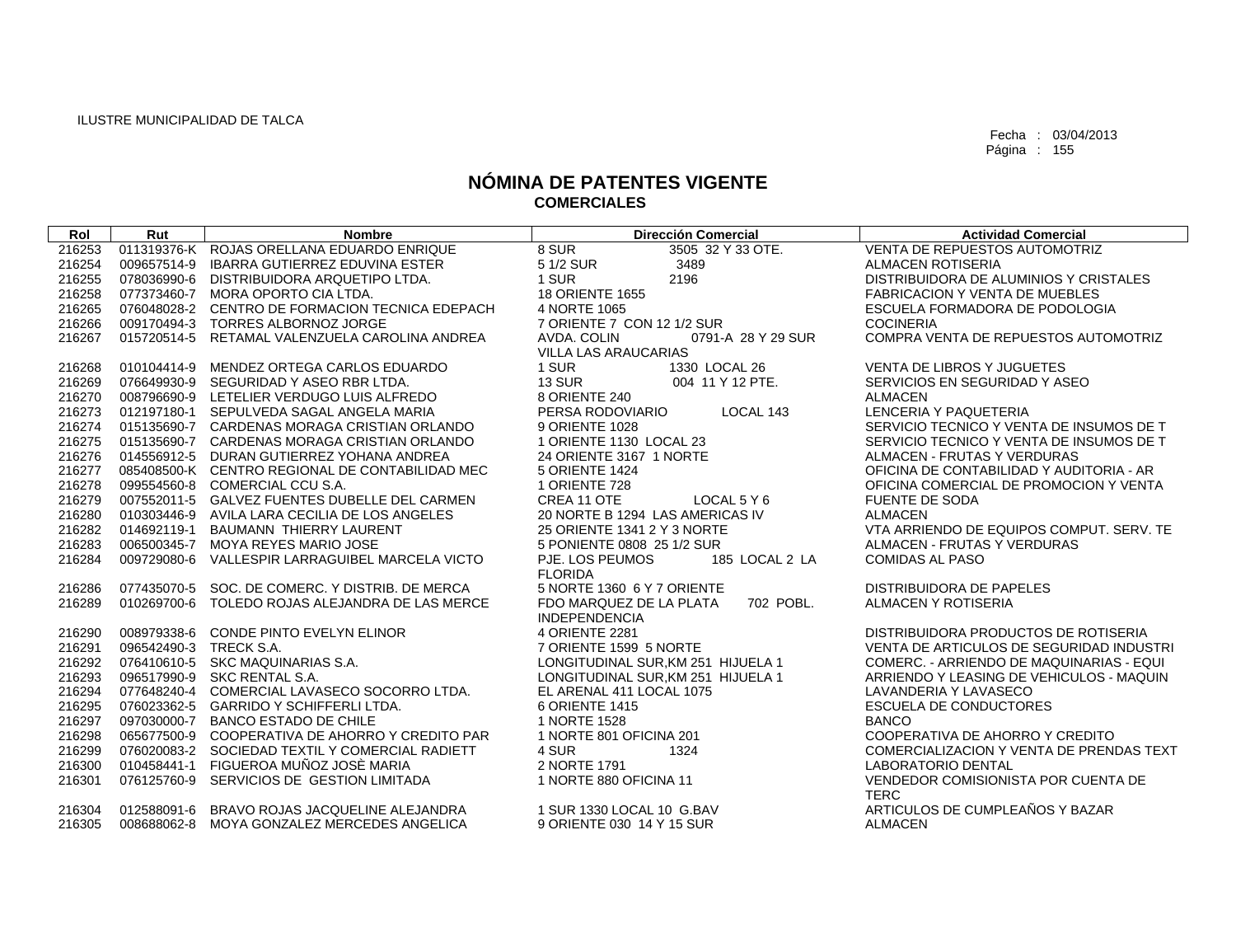ILUSTRE MUNICIPALIDAD DE TALCA

Fecha : 03/04/2013
Página : 155

# NÓMINA DE PATENTES VIGENTE
## COMERCIALES

| Rol | Rut | Nombre | Dirección Comercial | Actividad Comercial |
|---|---|---|---|---|
| 216253 | 011319376-K | ROJAS ORELLANA EDUARDO ENRIQUE | 8 SUR 3505 32 Y 33 OTE. | VENTA DE REPUESTOS AUTOMOTRIZ |
| 216254 | 009657514-9 | IBARRA GUTIERREZ EDUVINA ESTER | 5 1/2 SUR 3489 | ALMACEN ROTISERIA |
| 216255 | 078036990-6 | DISTRIBUIDORA ARQUETIPO LTDA. | 1 SUR 2196 | DISTRIBUIDORA DE ALUMINIOS Y CRISTALES |
| 216258 | 077373460-7 | MORA OPORTO CIA LTDA. | 18 ORIENTE 1655 | FABRICACION Y VENTA DE MUEBLES |
| 216265 | 076048028-2 | CENTRO DE FORMACION TECNICA EDEPACH | 4 NORTE 1065 | ESCUELA FORMADORA DE PODOLOGIA |
| 216266 | 009170494-3 | TORRES ALBORNOZ JORGE | 7 ORIENTE 7 CON 12 1/2 SUR | COCINERIA |
| 216267 | 015720514-5 | RETAMAL VALENZUELA CAROLINA ANDREA | AVDA. COLIN 0791-A 28 Y 29 SUR VILLA LAS ARAUCARIAS | COMPRA VENTA DE REPUESTOS AUTOMOTRIZ |
| 216268 | 010104414-9 | MENDEZ ORTEGA CARLOS EDUARDO | 1 SUR 1330 LOCAL 26 | VENTA DE LIBROS Y JUGUETES |
| 216269 | 076649930-9 | SEGURIDAD Y ASEO RBR LTDA. | 13 SUR 004 11 Y 12 PTE. | SERVICIOS EN SEGURIDAD Y ASEO |
| 216270 | 008796690-9 | LETELIER VERDUGO LUIS ALFREDO | 8 ORIENTE 240 | ALMACEN |
| 216273 | 012197180-1 | SEPULVEDA SAGAL ANGELA MARIA | PERSA RODOVIARIO LOCAL 143 | LENCERIA Y PAQUETERIA |
| 216274 | 015135690-7 | CARDENAS MORAGA CRISTIAN ORLANDO | 9 ORIENTE 1028 | SERVICIO TECNICO Y VENTA DE INSUMOS DE T |
| 216275 | 015135690-7 | CARDENAS MORAGA CRISTIAN ORLANDO | 1 ORIENTE 1130 LOCAL 23 | SERVICIO TECNICO Y VENTA DE INSUMOS DE T |
| 216276 | 014556912-5 | DURAN GUTIERREZ YOHANA ANDREA | 24 ORIENTE 3167 1 NORTE | ALMACEN - FRUTAS Y VERDURAS |
| 216277 | 085408500-K | CENTRO REGIONAL DE CONTABILIDAD MEC | 5 ORIENTE 1424 | OFICINA DE CONTABILIDAD Y AUDITORIA - AR |
| 216278 | 099554560-8 | COMERCIAL CCU S.A. | 1 ORIENTE 728 | OFICINA COMERCIAL DE PROMOCION Y VENTA |
| 216279 | 007552011-5 | GALVEZ FUENTES DUBELLE DEL CARMEN | CREA 11 OTE LOCAL 5 Y 6 | FUENTE DE SODA |
| 216280 | 010303446-9 | AVILA LARA CECILIA DE LOS ANGELES | 20 NORTE B 1294 LAS AMERICAS IV | ALMACEN |
| 216282 | 014692119-1 | BAUMANN THIERRY LAURENT | 25 ORIENTE 1341 2 Y 3 NORTE | VTA ARRIENDO DE EQUIPOS COMPUT. SERV. TE |
| 216283 | 006500345-7 | MOYA REYES MARIO JOSE | 5 PONIENTE 0808 25 1/2 SUR | ALMACEN - FRUTAS Y VERDURAS |
| 216284 | 009729080-6 | VALLESPIR LARRAGUIBEL MARCELA VICTO | PJE. LOS PEUMOS 185 LOCAL 2 LA FLORIDA | COMIDAS AL PASO |
| 216286 | 077435070-5 | SOC. DE COMERC. Y DISTRIB. DE MERCA | 5 NORTE 1360 6 Y 7 ORIENTE | DISTRIBUIDORA DE PAPELES |
| 216289 | 010269700-6 | TOLEDO ROJAS ALEJANDRA DE LAS MERCE | FDO MARQUEZ DE LA PLATA 702 POBL. INDEPENDENCIA | ALMACEN Y ROTISERIA |
| 216290 | 008979338-6 | CONDE PINTO EVELYN ELINOR | 4 ORIENTE 2281 | DISTRIBUIDORA PRODUCTOS DE ROTISERIA |
| 216291 | 096542490-3 | TRECK S.A. | 7 ORIENTE 1599 5 NORTE | VENTA DE ARTICULOS DE SEGURIDAD INDUSTRI |
| 216292 | 076410610-5 | SKC MAQUINARIAS S.A. | LONGITUDINAL SUR,KM 251 HIJUELA 1 | COMERC. - ARRIENDO DE MAQUINARIAS - EQUI |
| 216293 | 096517990-9 | SKC RENTAL S.A. | LONGITUDINAL SUR,KM 251 HIJUELA 1 | ARRIENDO Y LEASING DE VEHICULOS - MAQUIN |
| 216294 | 077648240-4 | COMERCIAL LAVASECO SOCORRO LTDA. | EL ARENAL 411 LOCAL 1075 | LAVANDERIA Y LAVASECO |
| 216295 | 076023362-5 | GARRIDO Y SCHIFFERLI LTDA. | 6 ORIENTE 1415 | ESCUELA DE CONDUCTORES |
| 216297 | 097030000-7 | BANCO ESTADO DE CHILE | 1 NORTE 1528 | BANCO |
| 216298 | 065677500-9 | COOPERATIVA DE AHORRO Y CREDITO PAR | 1 NORTE 801 OFICINA 201 | COOPERATIVA DE AHORRO Y CREDITO |
| 216299 | 076020083-2 | SOCIEDAD TEXTIL Y COMERCIAL RADIETT | 4 SUR 1324 | COMERCIALIZACION Y VENTA DE PRENDAS TEXT |
| 216300 | 010458441-1 | FIGUEROA MUÑOZ JOSÈ MARIA | 2 NORTE 1791 | LABORATORIO DENTAL |
| 216301 | 076125760-9 | SERVICIOS DE GESTION LIMITADA | 1 NORTE 880 OFICINA 11 | VENDEDOR COMISIONISTA POR CUENTA DE TERC |
| 216304 | 012588091-6 | BRAVO ROJAS JACQUELINE ALEJANDRA | 1 SUR 1330 LOCAL 10 G.BAV | ARTICULOS DE CUMPLEAÑOS Y BAZAR |
| 216305 | 008688062-8 | MOYA GONZALEZ MERCEDES ANGELICA | 9 ORIENTE 030 14 Y 15 SUR | ALMACEN |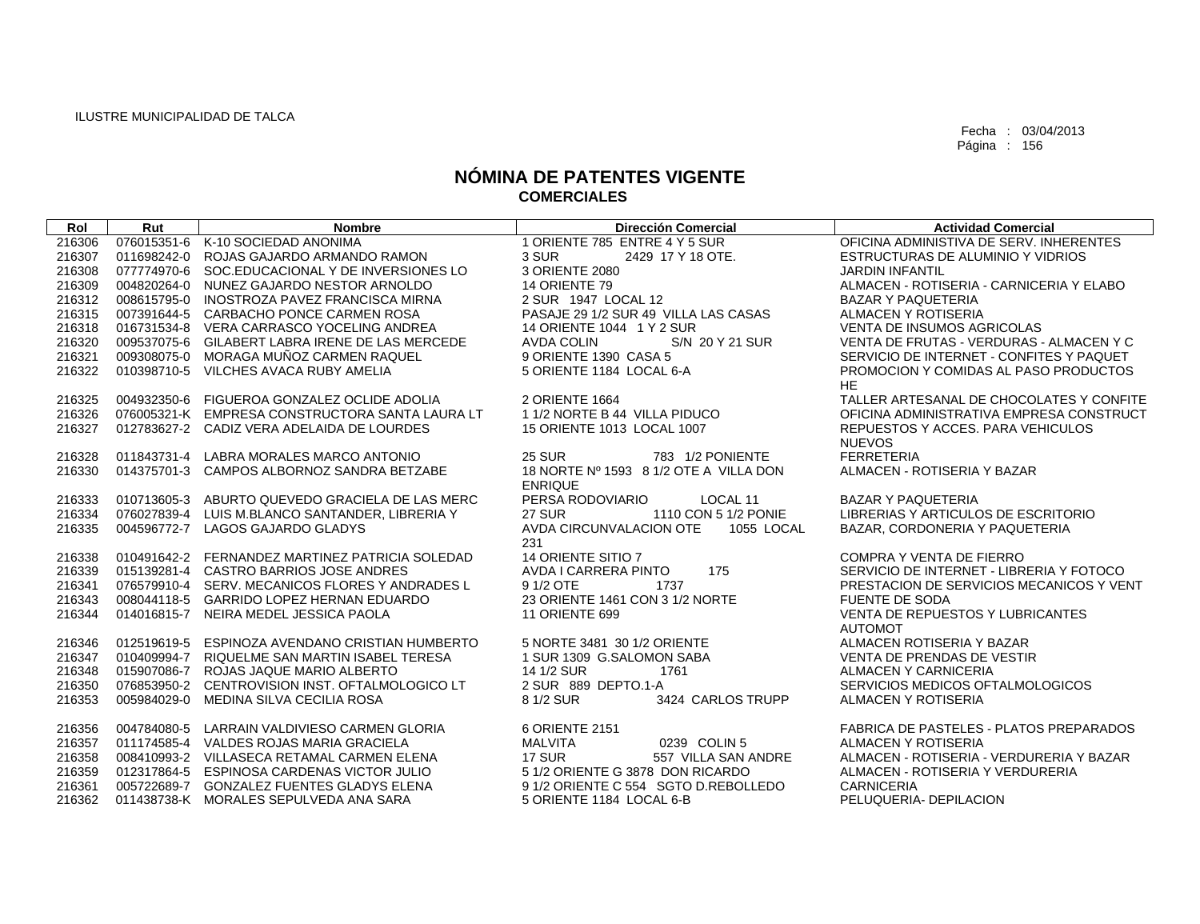ILUSTRE MUNICIPALIDAD DE TALCA

Fecha : 03/04/2013
Página : 156

# NÓMINA DE PATENTES VIGENTE
## COMERCIALES

| Rol | Rut | Nombre | Dirección Comercial | Actividad Comercial |
|---|---|---|---|---|
| 216306 | 076015351-6 | K-10 SOCIEDAD ANONIMA | 1 ORIENTE 785 ENTRE 4 Y 5 SUR | OFICINA ADMINISTIVA DE SERV. INHERENTES |
| 216307 | 011698242-0 | ROJAS GAJARDO ARMANDO RAMON | 3 SUR 2429 17 Y 18 OTE. | ESTRUCTURAS DE ALUMINIO Y VIDRIOS |
| 216308 | 077774970-6 | SOC.EDUCACIONAL Y DE INVERSIONES LO | 3 ORIENTE 2080 | JARDIN INFANTIL |
| 216309 | 004820264-0 | NUNEZ GAJARDO NESTOR ARNOLDO | 14 ORIENTE 79 | ALMACEN - ROTISERIA - CARNICERIA Y ELABO |
| 216312 | 008615795-0 | INOSTROZA PAVEZ FRANCISCA MIRNA | 2 SUR 1947 LOCAL 12 | BAZAR Y PAQUETERIA |
| 216315 | 007391644-5 | CARBACHO PONCE CARMEN ROSA | PASAJE 29 1/2 SUR 49 VILLA LAS CASAS | ALMACEN Y ROTISERIA |
| 216318 | 016731534-8 | VERA CARRASCO YOCELING ANDREA | 14 ORIENTE 1044 1 Y 2 SUR | VENTA DE INSUMOS AGRICOLAS |
| 216320 | 009537075-6 | GILABERT LABRA IRENE DE LAS MERCEDE | AVDA COLIN S/N 20 Y 21 SUR | VENTA DE FRUTAS - VERDURAS - ALMACEN Y C |
| 216321 | 009308075-0 | MORAGA MUÑOZ CARMEN RAQUEL | 9 ORIENTE 1390 CASA 5 | SERVICIO DE INTERNET - CONFITES Y PAQUET |
| 216322 | 010398710-5 | VILCHES AVACA RUBY AMELIA | 5 ORIENTE 1184 LOCAL 6-A | PROMOCION Y COMIDAS AL PASO PRODUCTOS HE |
| 216325 | 004932350-6 | FIGUEROA GONZALEZ OCLIDE ADOLIA | 2 ORIENTE 1664 | TALLER ARTESANAL DE CHOCOLATES Y CONFITE |
| 216326 | 076005321-K | EMPRESA CONSTRUCTORA SANTA LAURA LT | 1 1/2 NORTE B 44 VILLA PIDUCO | OFICINA ADMINISTRATIVA EMPRESA CONSTRUCT |
| 216327 | 012783627-2 | CADIZ VERA ADELAIDA DE LOURDES | 15 ORIENTE 1013 LOCAL 1007 | REPUESTOS Y ACCES. PARA VEHICULOS NUEVOS |
| 216328 | 011843731-4 | LABRA MORALES MARCO ANTONIO | 25 SUR 783 1/2 PONIENTE | FERRETERIA |
| 216330 | 014375701-3 | CAMPOS ALBORNOZ SANDRA BETZABE | 18 NORTE Nº 1593 8 1/2 OTE A VILLA DON ENRIQUE | ALMACEN - ROTISERIA Y BAZAR |
| 216333 | 010713605-3 | ABURTO QUEVEDO GRACIELA DE LAS MERC | PERSA RODOVIARIO LOCAL 11 | BAZAR Y PAQUETERIA |
| 216334 | 076027839-4 | LUIS M.BLANCO SANTANDER, LIBRERIA Y | 27 SUR 1110 CON 5 1/2 PONIE | LIBRERIAS Y ARTICULOS DE ESCRITORIO |
| 216335 | 004596772-7 | LAGOS GAJARDO GLADYS | AVDA CIRCUNVALACION OTE 1055 LOCAL 231 | BAZAR, CORDONERIA Y PAQUETERIA |
| 216338 | 010491642-2 | FERNANDEZ MARTINEZ PATRICIA SOLEDAD | 14 ORIENTE SITIO 7 | COMPRA Y VENTA DE FIERRO |
| 216339 | 015139281-4 | CASTRO BARRIOS JOSE ANDRES | AVDA I CARRERA PINTO 175 | SERVICIO DE INTERNET - LIBRERIA Y FOTOCO |
| 216341 | 076579910-4 | SERV. MECANICOS FLORES Y ANDRADES L | 9 1/2 OTE 1737 | PRESTACION DE SERVICIOS MECANICOS Y VENT |
| 216343 | 008044118-5 | GARRIDO LOPEZ HERNAN EDUARDO | 23 ORIENTE 1461 CON 3 1/2 NORTE | FUENTE DE SODA |
| 216344 | 014016815-7 | NEIRA MEDEL JESSICA PAOLA | 11 ORIENTE 699 | VENTA DE REPUESTOS Y LUBRICANTES AUTOMOT |
| 216346 | 012519619-5 | ESPINOZA AVENDANO CRISTIAN HUMBERTO | 5 NORTE 3481 30 1/2 ORIENTE | ALMACEN ROTISERIA Y BAZAR |
| 216347 | 010409994-7 | RIQUELME SAN MARTIN ISABEL TERESA | 1 SUR 1309 G.SALOMON SABA | VENTA DE PRENDAS DE VESTIR |
| 216348 | 015907086-7 | ROJAS JAQUE MARIO ALBERTO | 14 1/2 SUR 1761 | ALMACEN Y CARNICERIA |
| 216350 | 076853950-2 | CENTROVISION INST. OFTALMOLOGICO LT | 2 SUR 889 DEPTO.1-A | SERVICIOS MEDICOS OFTALMOLOGICOS |
| 216353 | 005984029-0 | MEDINA SILVA CECILIA ROSA | 8 1/2 SUR 3424 CARLOS TRUPP | ALMACEN Y ROTISERIA |
| 216356 | 004784080-5 | LARRAIN VALDIVIESO CARMEN GLORIA | 6 ORIENTE 2151 | FABRICA DE PASTELES - PLATOS PREPARADOS |
| 216357 | 011174585-4 | VALDES ROJAS MARIA GRACIELA | MALVITA 0239 COLIN 5 | ALMACEN Y ROTISERIA |
| 216358 | 008410993-2 | VILLASECA RETAMAL CARMEN ELENA | 17 SUR 557 VILLA SAN ANDRE | ALMACEN - ROTISERIA - VERDURERIA Y BAZAR |
| 216359 | 012317864-5 | ESPINOSA CARDENAS VICTOR JULIO | 5 1/2 ORIENTE G 3878 DON RICARDO | ALMACEN - ROTISERIA Y VERDURERIA |
| 216361 | 005722689-7 | GONZALEZ FUENTES GLADYS ELENA | 9 1/2 ORIENTE C 554 SGTO D.REBOLLEDO | CARNICERIA |
| 216362 | 011438738-K | MORALES SEPULVEDA ANA SARA | 5 ORIENTE 1184 LOCAL 6-B | PELUQUERIA- DEPILACION |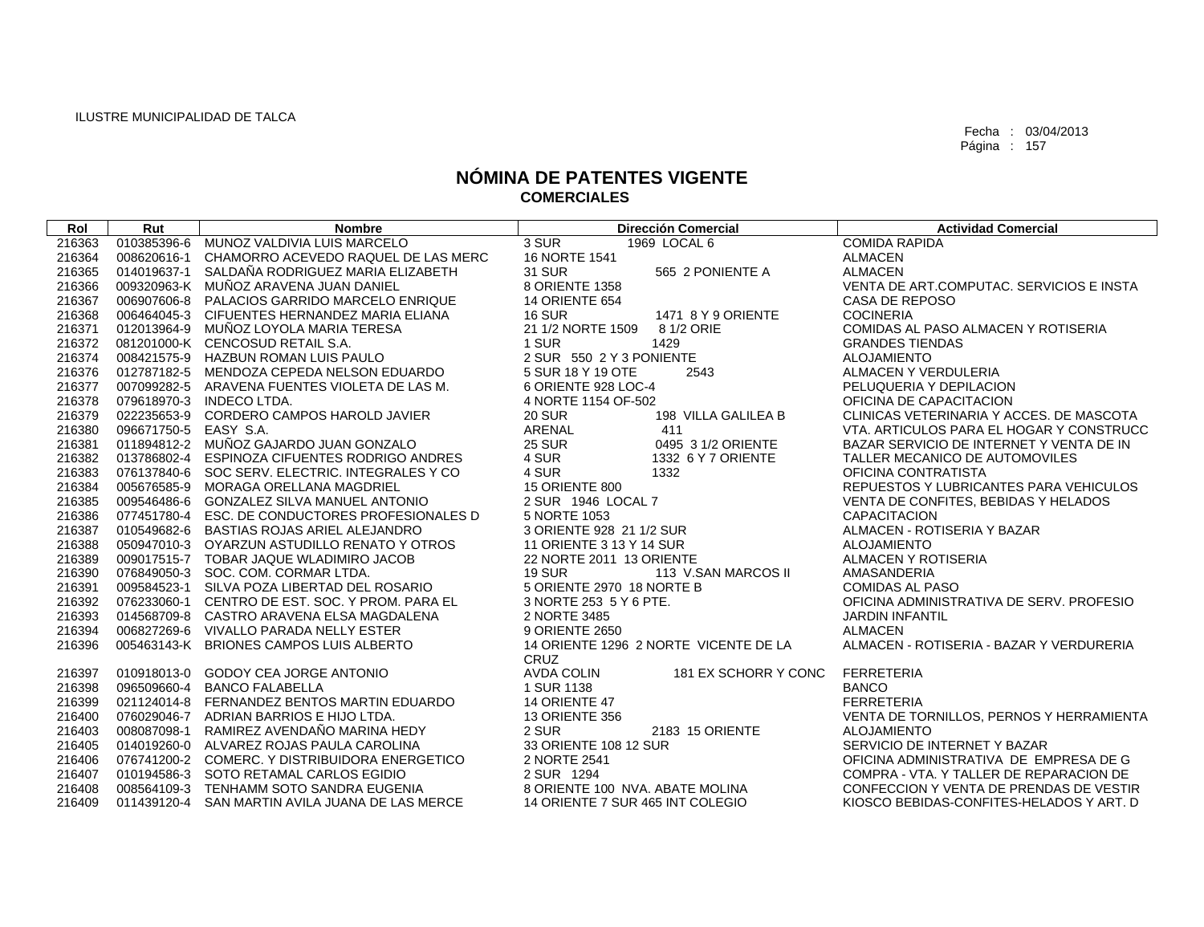ILUSTRE MUNICIPALIDAD DE TALCA

Fecha : 03/04/2013
Página : 157

# NÓMINA DE PATENTES VIGENTE
## COMERCIALES

| Rol | Rut | Nombre | Dirección Comercial | Actividad Comercial |
|---|---|---|---|---|
| 216363 | 010385396-6 | MUNOZ VALDIVIA LUIS MARCELO | 3 SUR 1969 LOCAL 6 | COMIDA RAPIDA |
| 216364 | 008620616-1 | CHAMORRO ACEVEDO RAQUEL DE LAS MERC | 16 NORTE 1541 | ALMACEN |
| 216365 | 014019637-1 | SALDAÑA RODRIGUEZ MARIA ELIZABETH | 31 SUR 565 2 PONIENTE A | ALMACEN |
| 216366 | 009320963-K | MUÑOZ ARAVENA JUAN DANIEL | 8 ORIENTE 1358 | VENTA DE ART.COMPUTAC. SERVICIOS E INSTA |
| 216367 | 006907606-8 | PALACIOS GARRIDO MARCELO ENRIQUE | 14 ORIENTE 654 | CASA DE REPOSO |
| 216368 | 006464045-3 | CIFUENTES HERNANDEZ MARIA ELIANA | 16 SUR 1471 8 Y 9 ORIENTE | COCINERIA |
| 216371 | 012013964-9 | MUÑOZ LOYOLA MARIA TERESA | 21 1/2 NORTE 1509 8 1/2 ORIE | COMIDAS AL PASO ALMACEN Y ROTISERIA |
| 216372 | 081201000-K | CENCOSUD RETAIL S.A. | 1 SUR 1429 | GRANDES TIENDAS |
| 216374 | 008421575-9 | HAZBUN ROMAN LUIS PAULO | 2 SUR 550 2 Y 3 PONIENTE | ALOJAMIENTO |
| 216376 | 012787182-5 | MENDOZA CEPEDA NELSON EDUARDO | 5 SUR 18 Y 19 OTE 2543 | ALMACEN Y VERDULERIA |
| 216377 | 007099282-5 | ARAVENA FUENTES VIOLETA DE LAS M. | 6 ORIENTE 928 LOC-4 | PELUQUERIA Y DEPILACION |
| 216378 | 079618970-3 | INDECO LTDA. | 4 NORTE 1154 OF-502 | OFICINA DE CAPACITACION |
| 216379 | 022235653-9 | CORDERO CAMPOS HAROLD JAVIER | 20 SUR 198 VILLA GALILEA B | CLINICAS VETERINARIA Y ACCES. DE MASCOTA |
| 216380 | 096671750-5 | EASY S.A. | ARENAL 411 | VTA. ARTICULOS PARA EL HOGAR Y CONSTRUCC |
| 216381 | 011894812-2 | MUÑOZ GAJARDO JUAN GONZALO | 25 SUR 0495 3 1/2 ORIENTE | BAZAR SERVICIO DE INTERNET Y VENTA DE IN |
| 216382 | 013786802-4 | ESPINOZA CIFUENTES RODRIGO ANDRES | 4 SUR 1332 6 Y 7 ORIENTE | TALLER MECANICO DE AUTOMOVILES |
| 216383 | 076137840-6 | SOC SERV. ELECTRIC. INTEGRALES Y CO | 4 SUR 1332 | OFICINA CONTRATISTA |
| 216384 | 005676585-9 | MORAGA ORELLANA MAGDRIEL | 15 ORIENTE 800 | REPUESTOS Y LUBRICANTES PARA VEHICULOS |
| 216385 | 009546486-6 | GONZALEZ SILVA MANUEL ANTONIO | 2 SUR 1946 LOCAL 7 | VENTA DE CONFITES, BEBIDAS Y HELADOS |
| 216386 | 077451780-4 | ESC. DE CONDUCTORES PROFESIONALES D | 5 NORTE 1053 | CAPACITACION |
| 216387 | 010549682-6 | BASTIAS ROJAS ARIEL ALEJANDRO | 3 ORIENTE 928 21 1/2 SUR | ALMACEN - ROTISERIA Y BAZAR |
| 216388 | 050947010-3 | OYARZUN ASTUDILLO RENATO Y OTROS | 11 ORIENTE 3 13 Y 14 SUR | ALOJAMIENTO |
| 216389 | 009017515-7 | TOBAR JAQUE WLADIMIRO JACOB | 22 NORTE 2011 13 ORIENTE | ALMACEN Y ROTISERIA |
| 216390 | 076849050-3 | SOC. COM. CORMAR LTDA. | 19 SUR 113 V.SAN MARCOS II | AMASANDERIA |
| 216391 | 009584523-1 | SILVA POZA LIBERTAD DEL ROSARIO | 5 ORIENTE 2970 18 NORTE B | COMIDAS AL PASO |
| 216392 | 076233060-1 | CENTRO DE EST. SOC. Y PROM. PARA EL | 3 NORTE 253 5 Y 6 PTE. | OFICINA ADMINISTRATIVA DE SERV. PROFESIO |
| 216393 | 014568709-8 | CASTRO ARAVENA ELSA MAGDALENA | 2 NORTE 3485 | JARDIN INFANTIL |
| 216394 | 006827269-6 | VIVALLO PARADA NELLY ESTER | 9 ORIENTE 2650 | ALMACEN |
| 216396 | 005463143-K | BRIONES CAMPOS LUIS ALBERTO | 14 ORIENTE 1296 2 NORTE VICENTE DE LA CRUZ | ALMACEN - ROTISERIA - BAZAR Y VERDURERIA |
| 216397 | 010918013-0 | GODOY CEA JORGE ANTONIO | AVDA COLIN 181 EX SCHORR Y CONC | FERRETERIA |
| 216398 | 096509660-4 | BANCO FALABELLA | 1 SUR 1138 | BANCO |
| 216399 | 021124014-8 | FERNANDEZ BENTOS MARTIN EDUARDO | 14 ORIENTE 47 | FERRETERIA |
| 216400 | 076029046-7 | ADRIAN BARRIOS E HIJO LTDA. | 13 ORIENTE 356 | VENTA DE TORNILLOS, PERNOS Y HERRAMIENTA |
| 216403 | 008087098-1 | RAMIREZ AVENDAÑO MARINA HEDY | 2 SUR 2183 15 ORIENTE | ALOJAMIENTO |
| 216405 | 014019260-0 | ALVAREZ ROJAS PAULA CAROLINA | 33 ORIENTE 108 12 SUR | SERVICIO DE INTERNET Y BAZAR |
| 216406 | 076741200-2 | COMERC. Y DISTRIBUIDORA ENERGETICO | 2 NORTE 2541 | OFICINA ADMINISTRATIVA DE EMPRESA DE G |
| 216407 | 010194586-3 | SOTO RETAMAL CARLOS EGIDIO | 2 SUR 1294 | COMPRA - VTA. Y TALLER DE REPARACION DE |
| 216408 | 008564109-3 | TENHAMM SOTO SANDRA EUGENIA | 8 ORIENTE 100 NVA. ABATE MOLINA | CONFECCION Y VENTA DE PRENDAS DE VESTIR |
| 216409 | 011439120-4 | SAN MARTIN AVILA JUANA DE LAS MERCE | 14 ORIENTE 7 SUR 465 INT COLEGIO | KIOSCO BEBIDAS-CONFITES-HELADOS Y ART. D |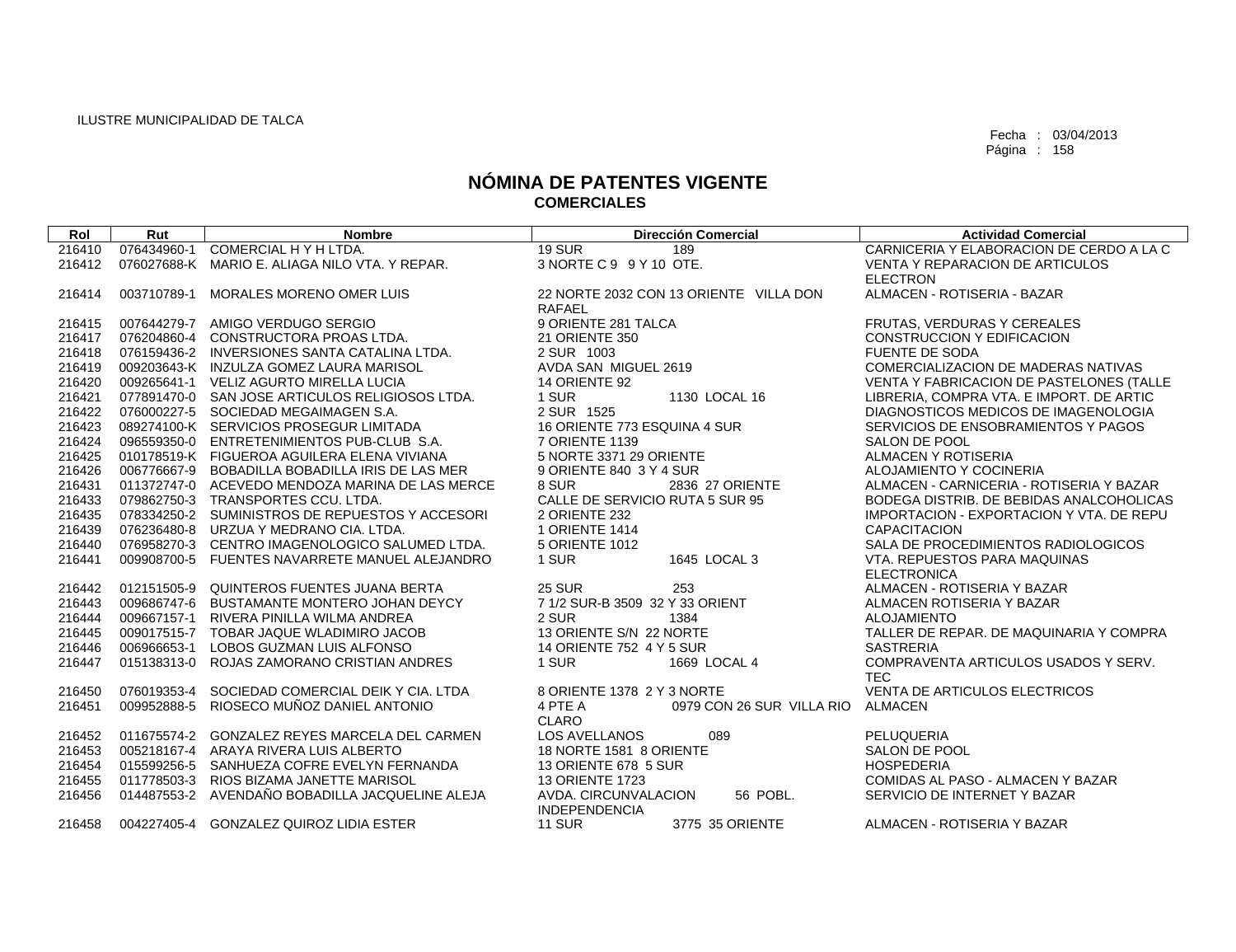ILUSTRE MUNICIPALIDAD DE TALCA

Fecha : 03/04/2013
Página : 158

# NÓMINA DE PATENTES VIGENTE
## COMERCIALES

| Rol | Rut | Nombre | Dirección Comercial | Actividad Comercial |
|---|---|---|---|---|
| 216410 | 076434960-1 | COMERCIAL H Y H LTDA. | 19 SUR 189 | CARNICERIA Y ELABORACION DE CERDO A LA C |
| 216412 | 076027688-K | MARIO E. ALIAGA NILO VTA. Y REPAR. | 3 NORTE C 9 9 Y 10 OTE. | VENTA Y REPARACION DE ARTICULOS ELECTRON |
| 216414 | 003710789-1 | MORALES MORENO OMER LUIS | 22 NORTE 2032 CON 13 ORIENTE VILLA DON RAFAEL | ALMACEN - ROTISERIA - BAZAR |
| 216415 | 007644279-7 | AMIGO VERDUGO SERGIO | 9 ORIENTE 281 TALCA | FRUTAS, VERDURAS Y CEREALES |
| 216417 | 076204860-4 | CONSTRUCTORA PROAS LTDA. | 21 ORIENTE 350 | CONSTRUCCION Y EDIFICACION |
| 216418 | 076159436-2 | INVERSIONES SANTA CATALINA LTDA. | 2 SUR 1003 | FUENTE DE SODA |
| 216419 | 009203643-K | INZULZA GOMEZ LAURA MARISOL | AVDA SAN MIGUEL 2619 | COMERCIALIZACION DE MADERAS NATIVAS |
| 216420 | 009265641-1 | VELIZ AGURTO MIRELLA LUCIA | 14 ORIENTE 92 | VENTA Y FABRICACION DE PASTELONES (TALLE |
| 216421 | 077891470-0 | SAN JOSE ARTICULOS RELIGIOSOS LTDA. | 1 SUR 1130 LOCAL 16 | LIBRERIA, COMPRA VTA. E IMPORT. DE ARTIC |
| 216422 | 076000227-5 | SOCIEDAD MEGAIMAGEN S.A. | 2 SUR 1525 | DIAGNOSTICOS MEDICOS DE IMAGENOLOGIA |
| 216423 | 089274100-K | SERVICIOS PROSEGUR LIMITADA | 16 ORIENTE 773 ESQUINA 4 SUR | SERVICIOS DE ENSOBRAMIENTOS Y PAGOS |
| 216424 | 096559350-0 | ENTRETENIMIENTOS PUB-CLUB S.A. | 7 ORIENTE 1139 | SALON DE POOL |
| 216425 | 010178519-K | FIGUEROA AGUILERA ELENA VIVIANA | 5 NORTE 3371 29 ORIENTE | ALMACEN Y ROTISERIA |
| 216426 | 006776667-9 | BOBADILLA BOBADILLA IRIS DE LAS MER | 9 ORIENTE 840 3 Y 4 SUR | ALOJAMIENTO Y COCINERIA |
| 216431 | 011372747-0 | ACEVEDO MENDOZA MARINA DE LAS MERCE | 8 SUR 2836 27 ORIENTE | ALMACEN - CARNICERIA - ROTISERIA Y BAZAR |
| 216433 | 079862750-3 | TRANSPORTES CCU. LTDA. | CALLE DE SERVICIO RUTA 5 SUR 95 | BODEGA DISTRIB. DE BEBIDAS ANALCOHOLICAS |
| 216435 | 078334250-2 | SUMINISTROS DE REPUESTOS Y ACCESORI | 2 ORIENTE 232 | IMPORTACION - EXPORTACION Y VTA. DE REPU |
| 216439 | 076236480-8 | URZUA Y MEDRANO CIA. LTDA. | 1 ORIENTE 1414 | CAPACITACION |
| 216440 | 076958270-3 | CENTRO IMAGENOLOGICO SALUMED LTDA. | 5 ORIENTE 1012 | SALA DE PROCEDIMIENTOS RADIOLOGICOS |
| 216441 | 009908700-5 | FUENTES NAVARRETE MANUEL ALEJANDRO | 1 SUR 1645 LOCAL 3 | VTA. REPUESTOS PARA MAQUINAS ELECTRONICA |
| 216442 | 012151505-9 | QUINTEROS FUENTES JUANA BERTA | 25 SUR 253 | ALMACEN - ROTISERIA Y BAZAR |
| 216443 | 009686747-6 | BUSTAMANTE MONTERO JOHAN DEYCY | 7 1/2 SUR-B 3509 32 Y 33 ORIENT | ALMACEN ROTISERIA Y BAZAR |
| 216444 | 009667157-1 | RIVERA PINILLA WILMA ANDREA | 2 SUR 1384 | ALOJAMIENTO |
| 216445 | 009017515-7 | TOBAR JAQUE WLADIMIRO JACOB | 13 ORIENTE S/N 22 NORTE | TALLER DE REPAR. DE MAQUINARIA Y COMPRA |
| 216446 | 006966653-1 | LOBOS GUZMAN LUIS ALFONSO | 14 ORIENTE 752 4 Y 5 SUR | SASTRERIA |
| 216447 | 015138313-0 | ROJAS ZAMORANO CRISTIAN ANDRES | 1 SUR 1669 LOCAL 4 | COMPRAVENTA ARTICULOS USADOS Y SERV. TEC |
| 216450 | 076019353-4 | SOCIEDAD COMERCIAL DEIK Y CIA. LTDA | 8 ORIENTE 1378 2 Y 3 NORTE | VENTA DE ARTICULOS ELECTRICOS |
| 216451 | 009952888-5 | RIOSECO MUÑOZ DANIEL ANTONIO | 4 PTE A 0979 CON 26 SUR VILLA RIO CLARO | ALMACEN |
| 216452 | 011675574-2 | GONZALEZ REYES MARCELA DEL CARMEN | LOS AVELLANOS 089 | PELUQUERIA |
| 216453 | 005218167-4 | ARAYA RIVERA LUIS ALBERTO | 18 NORTE 1581 8 ORIENTE | SALON DE POOL |
| 216454 | 015599256-5 | SANHUEZA COFRE EVELYN FERNANDA | 13 ORIENTE 678 5 SUR | HOSPEDERIA |
| 216455 | 011778503-3 | RIOS BIZAMA JANETTE MARISOL | 13 ORIENTE 1723 | COMIDAS AL PASO - ALMACEN Y BAZAR |
| 216456 | 014487553-2 | AVENDAÑO BOBADILLA JACQUELINE ALEJA | AVDA. CIRCUNVALACION 56 POBL. INDEPENDENCIA | SERVICIO DE INTERNET Y BAZAR |
| 216458 | 004227405-4 | GONZALEZ QUIROZ LIDIA ESTER | 11 SUR 3775 35 ORIENTE | ALMACEN - ROTISERIA Y BAZAR |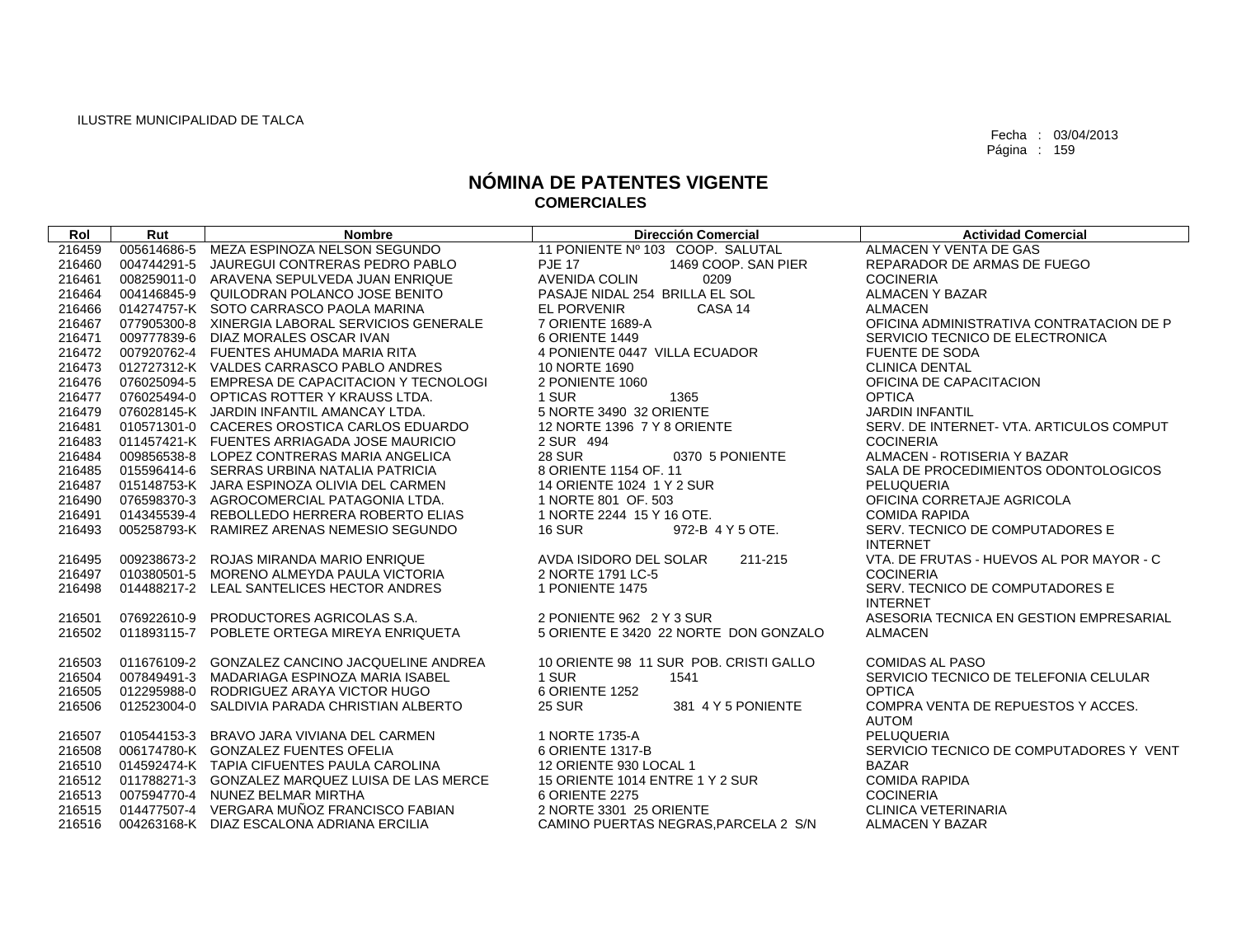ILUSTRE MUNICIPALIDAD DE TALCA

Fecha : 03/04/2013
Página : 159

# NÓMINA DE PATENTES VIGENTE
## COMERCIALES

| Rol | Rut | Nombre | Dirección Comercial | Actividad Comercial |
|---|---|---|---|---|
| 216459 | 005614686-5 | MEZA ESPINOZA NELSON SEGUNDO | 11 PONIENTE Nº 103 COOP. SALUTAL | ALMACEN Y VENTA DE GAS |
| 216460 | 004744291-5 | JAUREGUI CONTRERAS PEDRO PABLO | PJE 17 1469 COOP. SAN PIER | REPARADOR DE ARMAS DE FUEGO |
| 216461 | 008259011-0 | ARAVENA SEPULVEDA JUAN ENRIQUE | AVENIDA COLIN 0209 | COCINERIA |
| 216464 | 004146845-9 | QUILODRAN POLANCO JOSE BENITO | PASAJE NIDAL 254 BRILLA EL SOL | ALMACEN Y BAZAR |
| 216466 | 014274757-K | SOTO CARRASCO PAOLA MARINA | EL PORVENIR CASA 14 | ALMACEN |
| 216467 | 077905300-8 | XINERGIA LABORAL SERVICIOS GENERALE | 7 ORIENTE 1689-A | OFICINA ADMINISTRATIVA CONTRATACION DE P |
| 216471 | 009777839-6 | DIAZ MORALES OSCAR IVAN | 6 ORIENTE 1449 | SERVICIO TECNICO DE ELECTRONICA |
| 216472 | 007920762-4 | FUENTES AHUMADA MARIA RITA | 4 PONIENTE 0447 VILLA ECUADOR | FUENTE DE SODA |
| 216473 | 012727312-K | VALDES CARRASCO PABLO ANDRES | 10 NORTE 1690 | CLINICA DENTAL |
| 216476 | 076025094-5 | EMPRESA DE CAPACITACION Y TECNOLOGI | 2 PONIENTE 1060 | OFICINA DE CAPACITACION |
| 216477 | 076025494-0 | OPTICAS ROTTER Y KRAUSS LTDA. | 1 SUR 1365 | OPTICA |
| 216479 | 076028145-K | JARDIN INFANTIL AMANCAY LTDA. | 5 NORTE 3490 32 ORIENTE | JARDIN INFANTIL |
| 216481 | 010571301-0 | CACERES OROSTICA CARLOS EDUARDO | 12 NORTE 1396 7 Y 8 ORIENTE | SERV. DE INTERNET- VTA. ARTICULOS COMPUT |
| 216483 | 011457421-K | FUENTES ARRIAGADA JOSE MAURICIO | 2 SUR 494 | COCINERIA |
| 216484 | 009856538-8 | LOPEZ CONTRERAS MARIA ANGELICA | 28 SUR 0370 5 PONIENTE | ALMACEN - ROTISERIA Y BAZAR |
| 216485 | 015596414-6 | SERRAS URBINA NATALIA PATRICIA | 8 ORIENTE 1154 OF. 11 | SALA DE PROCEDIMIENTOS ODONTOLOGICOS |
| 216487 | 015148753-K | JARA ESPINOZA OLIVIA DEL CARMEN | 14 ORIENTE 1024 1 Y 2 SUR | PELUQUERIA |
| 216490 | 076598370-3 | AGROCOMERCIAL PATAGONIA LTDA. | 1 NORTE 801 OF. 503 | OFICINA CORRETAJE AGRICOLA |
| 216491 | 014345539-4 | REBOLLEDO HERRERA ROBERTO ELIAS | 1 NORTE 2244 15 Y 16 OTE. | COMIDA RAPIDA |
| 216493 | 005258793-K | RAMIREZ ARENAS NEMESIO SEGUNDO | 16 SUR 972-B 4 Y 5 OTE. | SERV. TECNICO DE COMPUTADORES E INTERNET |
| 216495 | 009238673-2 | ROJAS MIRANDA MARIO ENRIQUE | AVDA ISIDORO DEL SOLAR 211-215 | VTA. DE FRUTAS - HUEVOS AL POR MAYOR - C |
| 216497 | 010380501-5 | MORENO ALMEYDA PAULA VICTORIA | 2 NORTE 1791 LC-5 | COCINERIA |
| 216498 | 014488217-2 | LEAL SANTELICES HECTOR ANDRES | 1 PONIENTE 1475 | SERV. TECNICO DE COMPUTADORES E INTERNET |
| 216501 | 076922610-9 | PRODUCTORES AGRICOLAS S.A. | 2 PONIENTE 962 2 Y 3 SUR | ASESORIA TECNICA EN GESTION EMPRESARIAL |
| 216502 | 011893115-7 | POBLETE ORTEGA MIREYA ENRIQUETA | 5 ORIENTE E 3420 22 NORTE DON GONZALO | ALMACEN |
| 216503 | 011676109-2 | GONZALEZ CANCINO JACQUELINE ANDREA | 10 ORIENTE 98 11 SUR POB. CRISTI GALLO | COMIDAS AL PASO |
| 216504 | 007849491-3 | MADARIAGA ESPINOZA MARIA ISABEL | 1 SUR 1541 | SERVICIO TECNICO DE TELEFONIA CELULAR |
| 216505 | 012295988-0 | RODRIGUEZ ARAYA VICTOR HUGO | 6 ORIENTE 1252 | OPTICA |
| 216506 | 012523004-0 | SALDIVIA PARADA CHRISTIAN ALBERTO | 25 SUR 381 4 Y 5 PONIENTE | COMPRA VENTA DE REPUESTOS Y ACCES. AUTOM |
| 216507 | 010544153-3 | BRAVO JARA VIVIANA DEL CARMEN | 1 NORTE 1735-A | PELUQUERIA |
| 216508 | 006174780-K | GONZALEZ FUENTES OFELIA | 6 ORIENTE 1317-B | SERVICIO TECNICO DE COMPUTADORES Y VENT |
| 216510 | 014592474-K | TAPIA CIFUENTES PAULA CAROLINA | 12 ORIENTE 930 LOCAL 1 | BAZAR |
| 216512 | 011788271-3 | GONZALEZ MARQUEZ LUISA DE LAS MERCE | 15 ORIENTE 1014 ENTRE 1 Y 2 SUR | COMIDA RAPIDA |
| 216513 | 007594770-4 | NUNEZ BELMAR MIRTHA | 6 ORIENTE 2275 | COCINERIA |
| 216515 | 014477507-4 | VERGARA MUÑOZ FRANCISCO FABIAN | 2 NORTE 3301 25 ORIENTE | CLINICA VETERINARIA |
| 216516 | 004263168-K | DIAZ ESCALONA ADRIANA ERCILIA | CAMINO PUERTAS NEGRAS,PARCELA 2 S/N | ALMACEN Y BAZAR |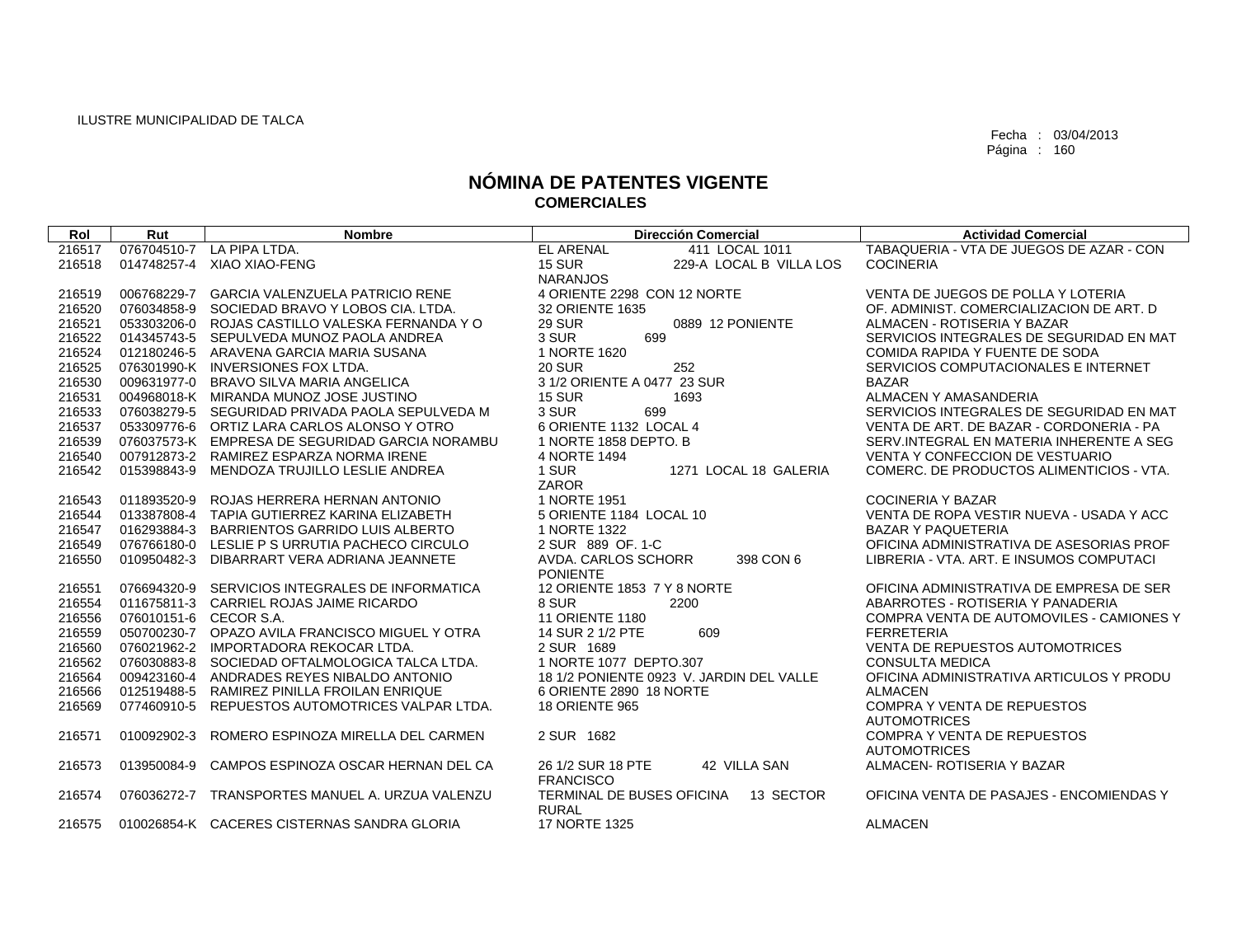ILUSTRE MUNICIPALIDAD DE TALCA

Fecha : 03/04/2013

# NÓMINA DE PATENTES VIGENTE
## COMERCIALES

| Rol | Rut | Nombre | Dirección Comercial | Actividad Comercial |
|---|---|---|---|---|
| 216517 | 076704510-7 | LA PIPA LTDA. | EL ARENAL 411 LOCAL 1011 | TABAQUERIA - VTA DE JUEGOS DE AZAR - CON |
| 216518 | 014748257-4 | XIAO XIAO-FENG | 15 SUR 229-A LOCAL B VILLA LOS NARANJOS | COCINERIA |
| 216519 | 006768229-7 | GARCIA VALENZUELA PATRICIO RENE | 4 ORIENTE 2298 CON 12 NORTE | VENTA DE JUEGOS DE POLLA Y LOTERIA |
| 216520 | 076034858-9 | SOCIEDAD BRAVO Y LOBOS CIA. LTDA. | 32 ORIENTE 1635 | OF. ADMINIST. COMERCIALIZACION DE ART. D |
| 216521 | 053303206-0 | ROJAS CASTILLO VALESKA FERNANDA Y O | 29 SUR 0889 12 PONIENTE | ALMACEN - ROTISERIA Y BAZAR |
| 216522 | 014345743-5 | SEPULVEDA MUNOZ PAOLA ANDREA | 3 SUR 699 | SERVICIOS INTEGRALES DE SEGURIDAD EN MAT |
| 216524 | 012180246-5 | ARAVENA GARCIA MARIA SUSANA | 1 NORTE 1620 | COMIDA RAPIDA Y FUENTE DE SODA |
| 216525 | 076301990-K | INVERSIONES FOX LTDA. | 20 SUR 252 | SERVICIOS COMPUTACIONALES E INTERNET |
| 216530 | 009631977-0 | BRAVO SILVA MARIA ANGELICA | 3 1/2 ORIENTE A 0477 23 SUR | BAZAR |
| 216531 | 004968018-K | MIRANDA MUNOZ JOSE JUSTINO | 15 SUR 1693 | ALMACEN Y AMASANDERIA |
| 216533 | 076038279-5 | SEGURIDAD PRIVADA PAOLA SEPULVEDA M | 3 SUR 699 | SERVICIOS INTEGRALES DE SEGURIDAD EN MAT |
| 216537 | 053309776-6 | ORTIZ LARA CARLOS ALONSO Y OTRO | 6 ORIENTE 1132 LOCAL 4 | VENTA DE ART. DE BAZAR - CORDONERIA - PA |
| 216539 | 076037573-K | EMPRESA DE SEGURIDAD GARCIA NORAMBU | 1 NORTE 1858 DEPTO. B | SERV.INTEGRAL EN MATERIA INHERENTE A SEG |
| 216540 | 007912873-2 | RAMIREZ ESPARZA NORMA IRENE | 4 NORTE 1494 | VENTA Y CONFECCION DE VESTUARIO |
| 216542 | 015398843-9 | MENDOZA TRUJILLO LESLIE ANDREA | 1 SUR 1271 LOCAL 18 GALERIA ZAROR | COMERC. DE PRODUCTOS ALIMENTICIOS - VTA. |
| 216543 | 011893520-9 | ROJAS HERRERA HERNAN ANTONIO | 1 NORTE 1951 | COCINERIA Y BAZAR |
| 216544 | 013387808-4 | TAPIA GUTIERREZ KARINA ELIZABETH | 5 ORIENTE 1184 LOCAL 10 | VENTA DE ROPA VESTIR NUEVA - USADA Y ACC |
| 216547 | 016293884-3 | BARRIENTOS GARRIDO LUIS ALBERTO | 1 NORTE 1322 | BAZAR Y PAQUETERIA |
| 216549 | 076766180-0 | LESLIE P S URRUTIA PACHECO CIRCULO | 2 SUR 889 OF. 1-C | OFICINA ADMINISTRATIVA DE ASESORIAS PROF |
| 216550 | 010950482-3 | DIBARRART VERA ADRIANA JEANNETE | AVDA. CARLOS SCHORR 398 CON 6 PONIENTE | LIBRERIA - VTA. ART. E INSUMOS COMPUTACI |
| 216551 | 076694320-9 | SERVICIOS INTEGRALES DE INFORMATICA | 12 ORIENTE 1853 7 Y 8 NORTE | OFICINA ADMINISTRATIVA DE EMPRESA DE SER |
| 216554 | 011675811-3 | CARRIEL ROJAS JAIME RICARDO | 8 SUR 2200 | ABARROTES - ROTISERIA Y PANADERIA |
| 216556 | 076010151-6 | CECOR S.A. | 11 ORIENTE 1180 | COMPRA VENTA DE AUTOMOVILES - CAMIONES Y |
| 216559 | 050700230-7 | OPAZO AVILA FRANCISCO MIGUEL Y OTRA | 14 SUR 2 1/2 PTE 609 | FERRETERIA |
| 216560 | 076021962-2 | IMPORTADORA REKOCAR LTDA. | 2 SUR 1689 | VENTA DE REPUESTOS AUTOMOTRICES |
| 216562 | 076030883-8 | SOCIEDAD OFTALMOLOGICA TALCA LTDA. | 1 NORTE 1077 DEPTO.307 | CONSULTA MEDICA |
| 216564 | 009423160-4 | ANDRADES REYES NIBALDO ANTONIO | 18 1/2 PONIENTE 0923 V. JARDIN DEL VALLE | OFICINA ADMINISTRATIVA ARTICULOS Y PRODU |
| 216566 | 012519488-5 | RAMIREZ PINILLA FROILAN ENRIQUE | 6 ORIENTE 2890 18 NORTE | ALMACEN |
| 216569 | 077460910-5 | REPUESTOS AUTOMOTRICES VALPAR LTDA. | 18 ORIENTE 965 | COMPRA Y VENTA DE REPUESTOS AUTOMOTRICES |
| 216571 | 010092902-3 | ROMERO ESPINOZA MIRELLA DEL CARMEN | 2 SUR 1682 | COMPRA Y VENTA DE REPUESTOS AUTOMOTRICES |
| 216573 | 013950084-9 | CAMPOS ESPINOZA OSCAR HERNAN DEL CA | 26 1/2 SUR 18 PTE 42 VILLA SAN FRANCISCO | ALMACEN- ROTISERIA Y BAZAR |
| 216574 | 076036272-7 | TRANSPORTES MANUEL A. URZUA VALENZU | TERMINAL DE BUSES OFICINA 13 SECTOR RURAL | OFICINA VENTA DE PASAJES - ENCOMIENDAS Y |
| 216575 | 010026854-K | CACERES CISTERNAS SANDRA GLORIA | 17 NORTE 1325 | ALMACEN |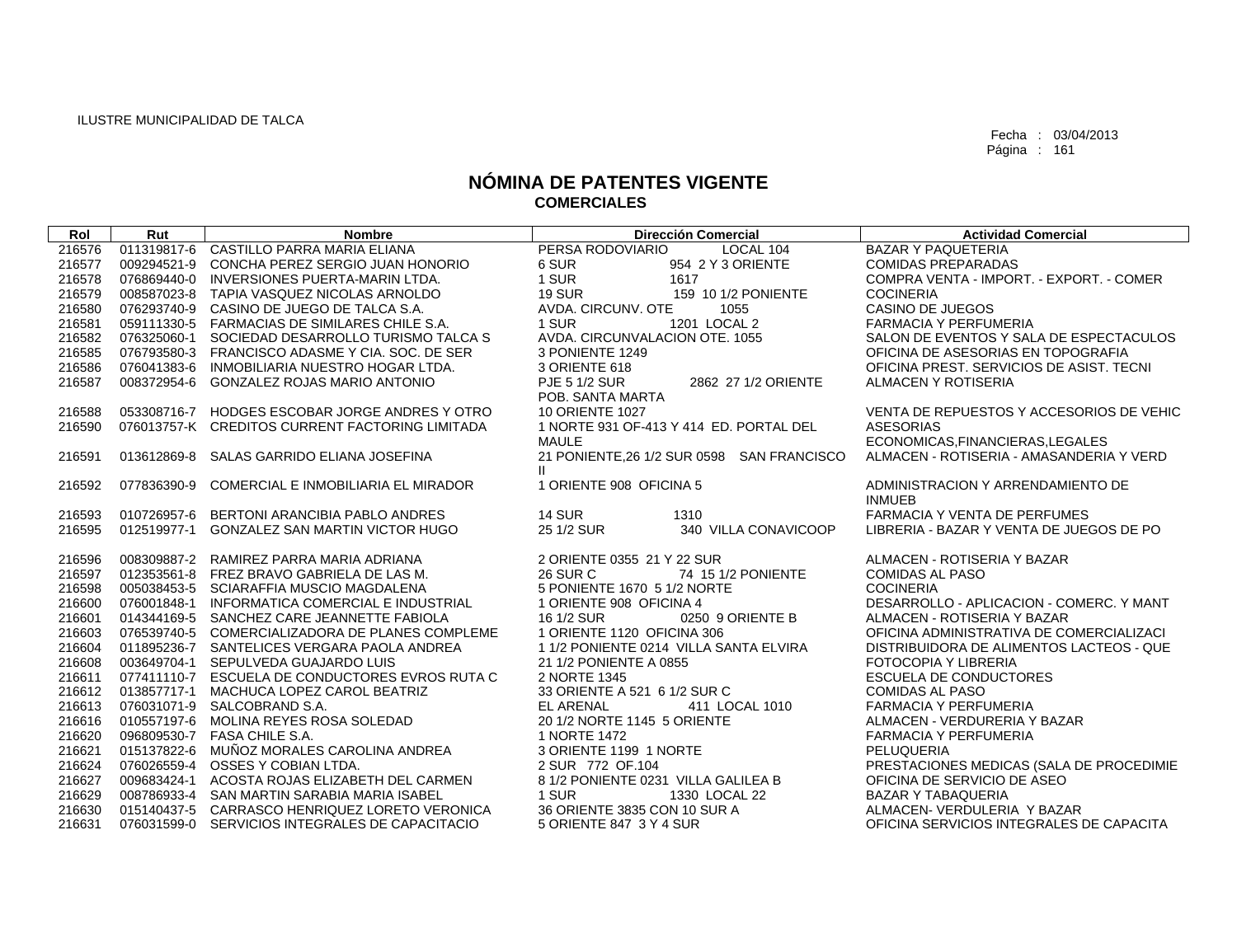ILUSTRE MUNICIPALIDAD DE TALCA

Fecha : 03/04/2013
Página : 161

# NÓMINA DE PATENTES VIGENTE
## COMERCIALES

| Rol | Rut | Nombre | Dirección Comercial | Actividad Comercial |
|---|---|---|---|---|
| 216576 | 011319817-6 | CASTILLO PARRA MARIA ELIANA | PERSA RODOVIARIO LOCAL 104 | BAZAR Y PAQUETERIA |
| 216577 | 009294521-9 | CONCHA PEREZ SERGIO JUAN HONORIO | 6 SUR 954 2 Y 3 ORIENTE | COMIDAS PREPARADAS |
| 216578 | 076869440-0 | INVERSIONES PUERTA-MARIN LTDA. | 1 SUR 1617 | COMPRA VENTA - IMPORT. - EXPORT. - COMER |
| 216579 | 008587023-8 | TAPIA VASQUEZ NICOLAS ARNOLDO | 19 SUR 159 10 1/2 PONIENTE | COCINERIA |
| 216580 | 076293740-9 | CASINO DE JUEGO DE TALCA S.A. | AVDA. CIRCUNV. OTE 1055 | CASINO DE JUEGOS |
| 216581 | 059111330-5 | FARMACIAS DE SIMILARES CHILE S.A. | 1 SUR 1201 LOCAL 2 | FARMACIA Y PERFUMERIA |
| 216582 | 076325060-1 | SOCIEDAD DESARROLLO TURISMO TALCA S | AVDA. CIRCUNVALACION OTE. 1055 | SALON DE EVENTOS Y SALA DE ESPECTACULOS |
| 216585 | 076793580-3 | FRANCISCO ADASME Y CIA. SOC. DE SER | 3 PONIENTE 1249 | OFICINA DE ASESORIAS EN TOPOGRAFIA |
| 216586 | 076041383-6 | INMOBILIARIA NUESTRO HOGAR LTDA. | 3 ORIENTE 618 | OFICINA PREST. SERVICIOS DE ASIST. TECNI |
| 216587 | 008372954-6 | GONZALEZ ROJAS MARIO ANTONIO | PJE 5 1/2 SUR 2862 27 1/2 ORIENTE POB. SANTA MARTA | ALMACEN Y ROTISERIA |
| 216588 | 053308716-7 | HODGES ESCOBAR JORGE ANDRES Y OTRO | 10 ORIENTE 1027 | VENTA DE REPUESTOS Y ACCESORIOS DE VEHIC |
| 216590 | 076013757-K | CREDITOS CURRENT FACTORING LIMITADA | 1 NORTE 931 OF-413 Y 414 ED. PORTAL DEL MAULE | ASESORIAS ECONOMICAS,FINANCIERAS,LEGALES |
| 216591 | 013612869-8 | SALAS GARRIDO ELIANA JOSEFINA | 21 PONIENTE,26 1/2 SUR 0598 SAN FRANCISCO II | ALMACEN - ROTISERIA - AMASANDERIA Y VERD |
| 216592 | 077836390-9 | COMERCIAL E INMOBILIARIA EL MIRADOR | 1 ORIENTE 908 OFICINA 5 | ADMINISTRACION Y ARRENDAMIENTO DE INMUEB |
| 216593 | 010726957-6 | BERTONI ARANCIBIA PABLO ANDRES | 14 SUR 1310 | FARMACIA Y VENTA DE PERFUMES |
| 216595 | 012519977-1 | GONZALEZ SAN MARTIN VICTOR HUGO | 25 1/2 SUR 340 VILLA CONAVICOOP | LIBRERIA - BAZAR Y VENTA DE JUEGOS DE PO |
| 216596 | 008309887-2 | RAMIREZ PARRA MARIA ADRIANA | 2 ORIENTE 0355 21 Y 22 SUR | ALMACEN - ROTISERIA Y BAZAR |
| 216597 | 012353561-8 | FREZ BRAVO GABRIELA DE LAS M. | 26 SUR C 74 15 1/2 PONIENTE | COMIDAS AL PASO |
| 216598 | 005038453-5 | SCIARAFFIA MUSCIO MAGDALENA | 5 PONIENTE 1670 5 1/2 NORTE | COCINERIA |
| 216600 | 076001848-1 | INFORMATICA COMERCIAL E INDUSTRIAL | 1 ORIENTE 908 OFICINA 4 | DESARROLLO - APLICACION - COMERC. Y MANT |
| 216601 | 014344169-5 | SANCHEZ CARE JEANNETTE FABIOLA | 16 1/2 SUR 0250 9 ORIENTE B | ALMACEN - ROTISERIA Y BAZAR |
| 216603 | 076539740-5 | COMERCIALIZADORA DE PLANES COMPLEME | 1 ORIENTE 1120 OFICINA 306 | OFICINA ADMINISTRATIVA DE COMERCIALIZACI |
| 216604 | 011895236-7 | SANTELICES VERGARA PAOLA ANDREA | 1 1/2 PONIENTE 0214 VILLA SANTA ELVIRA | DISTRIBUIDORA DE ALIMENTOS LACTEOS - QUE |
| 216608 | 003649704-1 | SEPULVEDA GUAJARDO LUIS | 21 1/2 PONIENTE A 0855 | FOTOCOPIA Y LIBRERIA |
| 216611 | 077411110-7 | ESCUELA DE CONDUCTORES EVROS RUTA C | 2 NORTE 1345 | ESCUELA DE CONDUCTORES |
| 216612 | 013857717-1 | MACHUCA LOPEZ CAROL BEATRIZ | 33 ORIENTE A 521 6 1/2 SUR C | COMIDAS AL PASO |
| 216613 | 076031071-9 | SALCOBRAND S.A. | EL ARENAL 411 LOCAL 1010 | FARMACIA Y PERFUMERIA |
| 216616 | 010557197-6 | MOLINA REYES ROSA SOLEDAD | 20 1/2 NORTE 1145 5 ORIENTE | ALMACEN - VERDURERIA Y BAZAR |
| 216620 | 096809530-7 | FASA CHILE S.A. | 1 NORTE 1472 | FARMACIA Y PERFUMERIA |
| 216621 | 015137822-6 | MUÑOZ MORALES CAROLINA ANDREA | 3 ORIENTE 1199 1 NORTE | PELUQUERIA |
| 216624 | 076026559-4 | OSSES Y COBIAN LTDA. | 2 SUR 772 OF.104 | PRESTACIONES MEDICAS (SALA DE PROCEDIMIE |
| 216627 | 009683424-1 | ACOSTA ROJAS ELIZABETH DEL CARMEN | 8 1/2 PONIENTE 0231 VILLA GALILEA B | OFICINA DE SERVICIO DE ASEO |
| 216629 | 008786933-4 | SAN MARTIN SARABIA MARIA ISABEL | 1 SUR 1330 LOCAL 22 | BAZAR Y TABAQUERIA |
| 216630 | 015140437-5 | CARRASCO HENRIQUEZ LORETO VERONICA | 36 ORIENTE 3835 CON 10 SUR A | ALMACEN- VERDULERIA Y BAZAR |
| 216631 | 076031599-0 | SERVICIOS INTEGRALES DE CAPACITACIO | 5 ORIENTE 847 3 Y 4 SUR | OFICINA SERVICIOS INTEGRALES DE CAPACITA |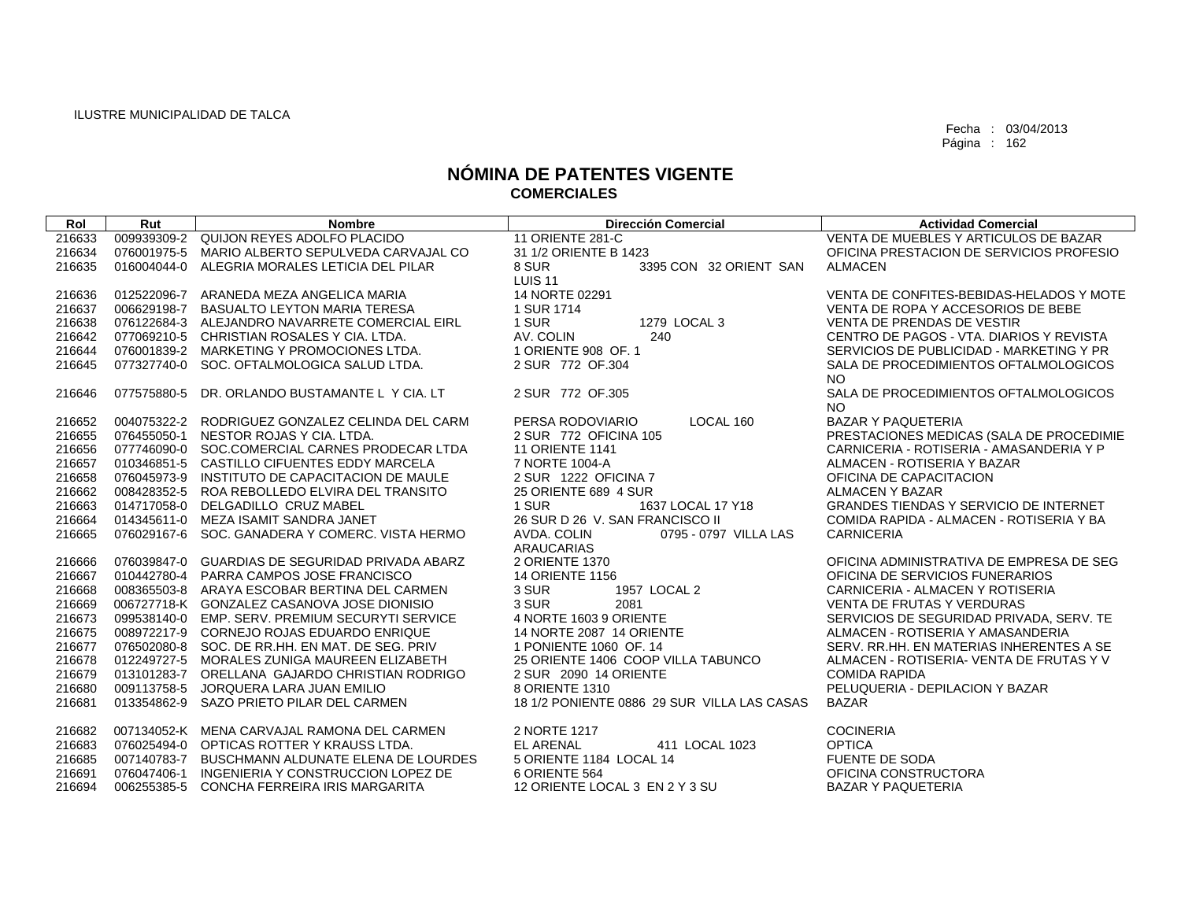ILUSTRE MUNICIPALIDAD DE TALCA

Fecha : 03/04/2013

# NÓMINA DE PATENTES VIGENTE
## COMERCIALES

| Rol | Rut | Nombre | Dirección Comercial | Actividad Comercial |
|---|---|---|---|---|
| 216633 | 009939309-2 | QUIJON REYES ADOLFO PLACIDO | 11 ORIENTE 281-C | VENTA DE MUEBLES Y ARTICULOS DE BAZAR |
| 216634 | 076001975-5 | MARIO ALBERTO SEPULVEDA CARVAJAL CO | 31 1/2 ORIENTE B 1423 | OFICINA PRESTACION DE SERVICIOS PROFESIO |
| 216635 | 016004044-0 | ALEGRIA MORALES LETICIA DEL PILAR | 8 SUR 3395 CON 32 ORIENT SAN LUIS 11 | ALMACEN |
| 216636 | 012522096-7 | ARANEDA MEZA ANGELICA MARIA | 14 NORTE 02291 | VENTA DE CONFITES-BEBIDAS-HELADOS Y MOTE |
| 216637 | 006629198-7 | BASUALTO LEYTON MARIA TERESA | 1 SUR 1714 | VENTA DE ROPA Y ACCESORIOS DE BEBE |
| 216638 | 076122684-3 | ALEJANDRO NAVARRETE COMERCIAL EIRL | 1 SUR 1279 LOCAL 3 | VENTA DE PRENDAS DE VESTIR |
| 216642 | 077069210-5 | CHRISTIAN ROSALES Y CIA. LTDA. | AV. COLIN 240 | CENTRO DE PAGOS - VTA. DIARIOS Y REVISTA |
| 216644 | 076001839-2 | MARKETING Y PROMOCIONES LTDA. | 1 ORIENTE 908 OF. 1 | SERVICIOS DE PUBLICIDAD - MARKETING Y PR |
| 216645 | 077327740-0 | SOC. OFTALMOLOGICA SALUD LTDA. | 2 SUR 772 OF.304 | SALA DE PROCEDIMIENTOS OFTALMOLOGICOS NO |
| 216646 | 077575880-5 | DR. ORLANDO BUSTAMANTE L Y CIA. LT | 2 SUR 772 OF.305 | SALA DE PROCEDIMIENTOS OFTALMOLOGICOS NO |
| 216652 | 004075322-2 | RODRIGUEZ GONZALEZ CELINDA DEL CARM | PERSA RODOVIARIO LOCAL 160 | BAZAR Y PAQUETERIA |
| 216655 | 076455050-1 | NESTOR ROJAS Y CIA. LTDA. | 2 SUR 772 OFICINA 105 | PRESTACIONES MEDICAS (SALA DE PROCEDIMIE |
| 216656 | 077746090-0 | SOC.COMERCIAL CARNES PRODECAR LTDA | 11 ORIENTE 1141 | CARNICERIA - ROTISERIA - AMASANDERIA Y P |
| 216657 | 010346851-5 | CASTILLO CIFUENTES EDDY MARCELA | 7 NORTE 1004-A | ALMACEN - ROTISERIA Y BAZAR |
| 216658 | 076045973-9 | INSTITUTO DE CAPACITACION DE MAULE | 2 SUR 1222 OFICINA 7 | OFICINA DE CAPACITACION |
| 216662 | 008428352-5 | ROA REBOLLEDO ELVIRA DEL TRANSITO | 25 ORIENTE 689 4 SUR | ALMACEN Y BAZAR |
| 216663 | 014717058-0 | DELGADILLO CRUZ MABEL | 1 SUR 1637 LOCAL 17 Y18 | GRANDES TIENDAS Y SERVICIO DE INTERNET |
| 216664 | 014345611-0 | MEZA ISAMIT SANDRA JANET | 26 SUR D 26 V. SAN FRANCISCO II | COMIDA RAPIDA - ALMACEN - ROTISERIA Y BA |
| 216665 | 076029167-6 | SOC. GANADERA Y COMERC. VISTA HERMO | AVDA. COLIN 0795 - 0797 VILLA LAS ARAUCARIAS | CARNICERIA |
| 216666 | 076039847-0 | GUARDIAS DE SEGURIDAD PRIVADA ABARZ | 2 ORIENTE 1370 | OFICINA ADMINISTRATIVA DE EMPRESA DE SEG |
| 216667 | 010442780-4 | PARRA CAMPOS JOSE FRANCISCO | 14 ORIENTE 1156 | OFICINA DE SERVICIOS FUNERARIOS |
| 216668 | 008365503-8 | ARAYA ESCOBAR BERTINA DEL CARMEN | 3 SUR 1957 LOCAL 2 | CARNICERIA - ALMACEN Y ROTISERIA |
| 216669 | 006727718-K | GONZALEZ CASANOVA JOSE DIONISIO | 3 SUR 2081 | VENTA DE FRUTAS Y VERDURAS |
| 216673 | 099538140-0 | EMP. SERV. PREMIUM SECURYTI SERVICE | 4 NORTE 1603 9 ORIENTE | SERVICIOS DE SEGURIDAD PRIVADA, SERV. TE |
| 216675 | 008972217-9 | CORNEJO ROJAS EDUARDO ENRIQUE | 14 NORTE 2087 14 ORIENTE | ALMACEN - ROTISERIA Y AMASANDERIA |
| 216677 | 076502080-8 | SOC. DE RR.HH. EN MAT. DE SEG. PRIV | 1 PONIENTE 1060 OF. 14 | SERV. RR.HH. EN MATERIAS INHERENTES A SE |
| 216678 | 012249727-5 | MORALES ZUNIGA MAUREEN ELIZABETH | 25 ORIENTE 1406 COOP VILLA TABUNCO | ALMACEN - ROTISERIA- VENTA DE FRUTAS Y V |
| 216679 | 013101283-7 | ORELLANA GAJARDO CHRISTIAN RODRIGO | 2 SUR 2090 14 ORIENTE | COMIDA RAPIDA |
| 216680 | 009113758-5 | JORQUERA LARA JUAN EMILIO | 8 ORIENTE 1310 | PELUQUERIA - DEPILACION Y BAZAR |
| 216681 | 013354862-9 | SAZO PRIETO PILAR DEL CARMEN | 18 1/2 PONIENTE 0886 29 SUR VILLA LAS CASAS | BAZAR |
| 216682 | 007134052-K | MENA CARVAJAL RAMONA DEL CARMEN | 2 NORTE 1217 | COCINERIA |
| 216683 | 076025494-0 | OPTICAS ROTTER Y KRAUSS LTDA. | EL ARENAL 411 LOCAL 1023 | OPTICA |
| 216685 | 007140783-7 | BUSCHMANN ALDUNATE ELENA DE LOURDES | 5 ORIENTE 1184 LOCAL 14 | FUENTE DE SODA |
| 216691 | 076047406-1 | INGENIERIA Y CONSTRUCCION LOPEZ DE | 6 ORIENTE 564 | OFICINA CONSTRUCTORA |
| 216694 | 006255385-5 | CONCHA FERREIRA IRIS MARGARITA | 12 ORIENTE LOCAL 3 EN 2 Y 3 SU | BAZAR Y PAQUETERIA |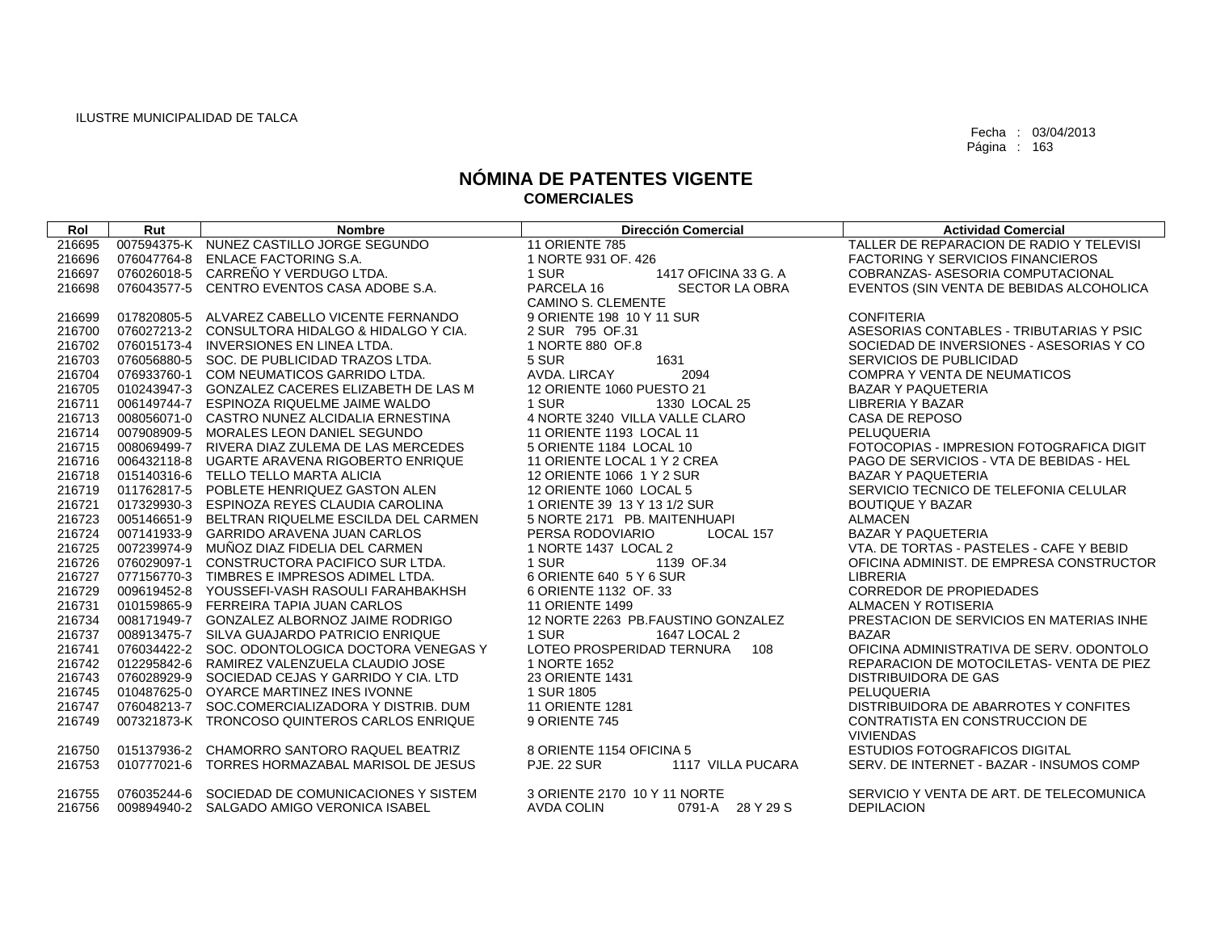ILUSTRE MUNICIPALIDAD DE TALCA

Fecha : 03/04/2013

# NÓMINA DE PATENTES VIGENTE
## COMERCIALES

| Rol | Rut | Nombre | Dirección Comercial | Actividad Comercial |
|---|---|---|---|---|
| 216695 | 007594375-K | NUNEZ CASTILLO JORGE SEGUNDO | 11 ORIENTE 785 | TALLER DE REPARACION DE RADIO Y TELEVISI |
| 216696 | 076047764-8 | ENLACE FACTORING S.A. | 1 NORTE 931 OF. 426 | FACTORING Y SERVICIOS FINANCIEROS |
| 216697 | 076026018-5 | CARREÑO Y VERDUGO LTDA. | 1 SUR 1417 OFICINA 33 G. A | COBRANZAS- ASESORIA COMPUTACIONAL |
| 216698 | 076043577-5 | CENTRO EVENTOS CASA ADOBE S.A. | PARCELA 16 SECTOR LA OBRA CAMINO S. CLEMENTE | EVENTOS (SIN VENTA DE BEBIDAS ALCOHOLICA |
| 216699 | 017820805-5 | ALVAREZ CABELLO VICENTE FERNANDO | 9 ORIENTE 198 10 Y 11 SUR | CONFITERIA |
| 216700 | 076027213-2 | CONSULTORA HIDALGO & HIDALGO Y CIA. | 2 SUR 795 OF.31 | ASESORIAS CONTABLES - TRIBUTARIAS Y PSIC |
| 216702 | 076015173-4 | INVERSIONES EN LINEA LTDA. | 1 NORTE 880 OF.8 | SOCIEDAD DE INVERSIONES - ASESORIAS Y CO |
| 216703 | 076056880-5 | SOC. DE PUBLICIDAD TRAZOS LTDA. | 5 SUR 1631 | SERVICIOS DE PUBLICIDAD |
| 216704 | 076933760-1 | COM NEUMATICOS GARRIDO LTDA. | AVDA. LIRCAY 2094 | COMPRA Y VENTA DE NEUMATICOS |
| 216705 | 010243947-3 | GONZALEZ CACERES ELIZABETH DE LAS M | 12 ORIENTE 1060 PUESTO 21 | BAZAR Y PAQUETERIA |
| 216711 | 006149744-7 | ESPINOZA RIQUELME JAIME WALDO | 1 SUR 1330 LOCAL 25 | LIBRERIA Y BAZAR |
| 216713 | 008056071-0 | CASTRO NUNEZ ALCIDALIA ERNESTINA | 4 NORTE 3240 VILLA VALLE CLARO | CASA DE REPOSO |
| 216714 | 007908909-5 | MORALES LEON DANIEL SEGUNDO | 11 ORIENTE 1193 LOCAL 11 | PELUQUERIA |
| 216715 | 008069499-7 | RIVERA DIAZ ZULEMA DE LAS MERCEDES | 5 ORIENTE 1184 LOCAL 10 | FOTOCOPIAS - IMPRESION FOTOGRAFICA DIGIT |
| 216716 | 006432118-8 | UGARTE ARAVENA RIGOBERTO ENRIQUE | 11 ORIENTE LOCAL 1 Y 2 CREA | PAGO DE SERVICIOS - VTA DE BEBIDAS - HEL |
| 216718 | 015140316-6 | TELLO TELLO MARTA ALICIA | 12 ORIENTE 1066 1 Y 2 SUR | BAZAR Y PAQUETERIA |
| 216719 | 011762817-5 | POBLETE HENRIQUEZ GASTON ALEN | 12 ORIENTE 1060 LOCAL 5 | SERVICIO TECNICO DE TELEFONIA CELULAR |
| 216721 | 017329930-3 | ESPINOZA REYES CLAUDIA CAROLINA | 1 ORIENTE 39 13 Y 13 1/2 SUR | BOUTIQUE Y BAZAR |
| 216723 | 005146651-9 | BELTRAN RIQUELME ESCILDA DEL CARMEN | 5 NORTE 2171 PB. MAITENHUAPI | ALMACEN |
| 216724 | 007141933-9 | GARRIDO ARAVENA JUAN CARLOS | PERSA RODOVIARIO LOCAL 157 | BAZAR Y PAQUETERIA |
| 216725 | 007239974-9 | MUÑOZ DIAZ FIDELIA DEL CARMEN | 1 NORTE 1437 LOCAL 2 | VTA. DE TORTAS - PASTELES - CAFE Y BEBID |
| 216726 | 076029097-1 | CONSTRUCTORA PACIFICO SUR LTDA. | 1 SUR 1139 OF.34 | OFICINA ADMINIST. DE EMPRESA CONSTRUCTOR |
| 216727 | 077156770-3 | TIMBRES E IMPRESOS ADIMEL LTDA. | 6 ORIENTE 640 5 Y 6 SUR | LIBRERIA |
| 216729 | 009619452-8 | YOUSSEFI-VASH RASOULI FARAHBAKHSH | 6 ORIENTE 1132 OF. 33 | CORREDOR DE PROPIEDADES |
| 216731 | 010159865-9 | FERREIRA TAPIA JUAN CARLOS | 11 ORIENTE 1499 | ALMACEN Y ROTISERIA |
| 216734 | 008171949-7 | GONZALEZ ALBORNOZ JAIME RODRIGO | 12 NORTE 2263 PB.FAUSTINO GONZALEZ | PRESTACION DE SERVICIOS EN MATERIAS INHE |
| 216737 | 008913475-7 | SILVA GUAJARDO PATRICIO ENRIQUE | 1 SUR 1647 LOCAL 2 | BAZAR |
| 216741 | 076034422-2 | SOC. ODONTOLOGICA DOCTORA VENEGAS Y | LOTEO PROSPERIDAD TERNURA 108 | OFICINA ADMINISTRATIVA DE SERV. ODONTOLO |
| 216742 | 012295842-6 | RAMIREZ VALENZUELA CLAUDIO JOSE | 1 NORTE 1652 | REPARACION DE MOTOCILETAS- VENTA DE PIEZ |
| 216743 | 076028929-9 | SOCIEDAD CEJAS Y GARRIDO Y CIA. LTD | 23 ORIENTE 1431 | DISTRIBUIDORA DE GAS |
| 216745 | 010487625-0 | OYARCE MARTINEZ INES IVONNE | 1 SUR 1805 | PELUQUERIA |
| 216747 | 076048213-7 | SOC.COMERCIALIZADORA Y DISTRIB. DUM | 11 ORIENTE 1281 | DISTRIBUIDORA DE ABARROTES Y CONFITES |
| 216749 | 007321873-K | TRONCOSO QUINTEROS CARLOS ENRIQUE | 9 ORIENTE 745 | CONTRATISTA EN CONSTRUCCION DE VIVIENDAS |
| 216750 | 015137936-2 | CHAMORRO SANTORO RAQUEL BEATRIZ | 8 ORIENTE 1154 OFICINA 5 | ESTUDIOS FOTOGRAFICOS DIGITAL |
| 216753 | 010777021-6 | TORRES HORMAZABAL MARISOL DE JESUS | PJE. 22 SUR 1117 VILLA PUCARA | SERV. DE INTERNET - BAZAR - INSUMOS COMP |
| 216755 | 076035244-6 | SOCIEDAD DE COMUNICACIONES Y SISTEM | 3 ORIENTE 2170 10 Y 11 NORTE | SERVICIO Y VENTA DE ART. DE TELECOMUNICA |
| 216756 | 009894940-2 | SALGADO AMIGO VERONICA ISABEL | AVDA COLIN 0791-A 28 Y 29 S | DEPILACION |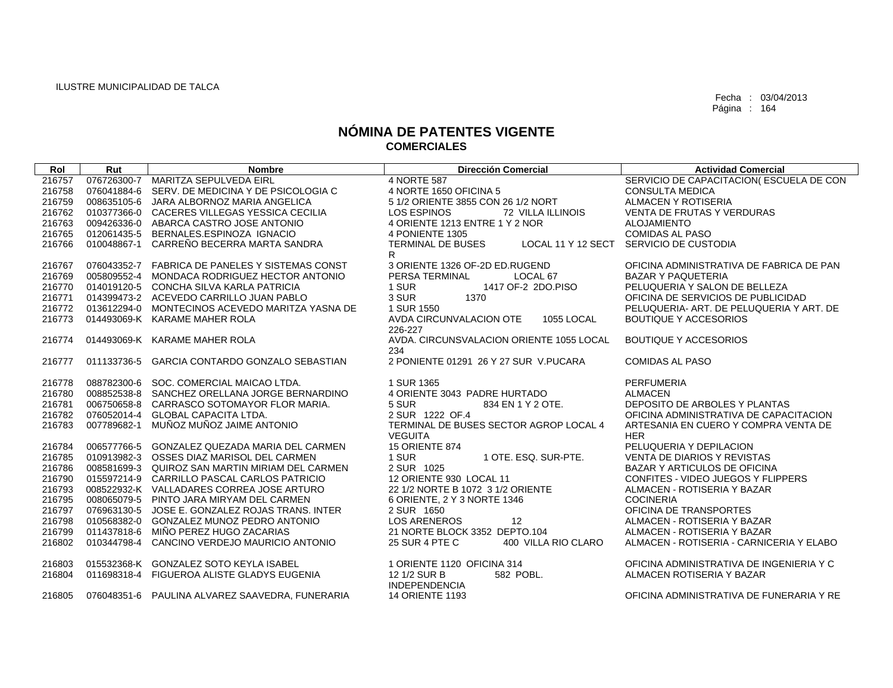ILUSTRE MUNICIPALIDAD DE TALCA

Fecha : 03/04/2013

# NÓMINA DE PATENTES VIGENTE
## COMERCIALES

| Rol | Rut | Nombre | Dirección Comercial | Actividad Comercial |
|---|---|---|---|---|
| 216757 | 076726300-7 | MARITZA SEPULVEDA EIRL | 4 NORTE 587 | SERVICIO DE CAPACITACION( ESCUELA DE CON |
| 216758 | 076041884-6 | SERV. DE MEDICINA Y DE PSICOLOGIA C | 4 NORTE 1650 OFICINA 5 | CONSULTA MEDICA |
| 216759 | 008635105-6 | JARA ALBORNOZ MARIA ANGELICA | 5 1/2 ORIENTE 3855 CON 26 1/2 NORT | ALMACEN Y ROTISERIA |
| 216762 | 010377366-0 | CACERES VILLEGAS YESSICA CECILIA | LOS ESPINOS 72 VILLA ILLINOIS | VENTA DE FRUTAS Y VERDURAS |
| 216763 | 009426336-0 | ABARCA CASTRO JOSE ANTONIO | 4 ORIENTE 1213 ENTRE 1 Y 2 NOR | ALOJAMIENTO |
| 216765 | 012061435-5 | BERNALES.ESPINOZA IGNACIO | 4 PONIENTE 1305 | COMIDAS AL PASO |
| 216766 | 010048867-1 | CARREÑO BECERRA MARTA SANDRA | TERMINAL DE BUSES LOCAL 11 Y 12 SECT R | SERVICIO DE CUSTODIA |
| 216767 | 076043352-7 | FABRICA DE PANELES Y SISTEMAS CONST | 3 ORIENTE 1326 OF-2D ED.RUGEND | OFICINA ADMINISTRATIVA DE FABRICA DE PAN |
| 216769 | 005809552-4 | MONDACA RODRIGUEZ HECTOR ANTONIO | PERSA TERMINAL LOCAL 67 | BAZAR Y PAQUETERIA |
| 216770 | 014019120-5 | CONCHA SILVA KARLA PATRICIA | 1 SUR 1417 OF-2 2DO.PISO | PELUQUERIA Y SALON DE BELLEZA |
| 216771 | 014399473-2 | ACEVEDO CARRILLO JUAN PABLO | 3 SUR 1370 | OFICINA DE SERVICIOS DE PUBLICIDAD |
| 216772 | 013612294-0 | MONTECINOS ACEVEDO MARITZA YASNA DE | 1 SUR 1550 | PELUQUERIA- ART. DE PELUQUERIA Y ART. DE |
| 216773 | 014493069-K | KARAME MAHER ROLA | AVDA CIRCUNVALACION OTE 1055 LOCAL 226-227 | BOUTIQUE Y ACCESORIOS |
| 216774 | 014493069-K | KARAME MAHER ROLA | AVDA. CIRCUNSVALACION ORIENTE 1055 LOCAL 234 | BOUTIQUE Y ACCESORIOS |
| 216777 | 011133736-5 | GARCIA CONTARDO GONZALO SEBASTIAN | 2 PONIENTE 01291 26 Y 27 SUR V.PUCARA | COMIDAS AL PASO |
| 216778 | 088782300-6 | SOC. COMERCIAL MAICAO LTDA. | 1 SUR 1365 | PERFUMERIA |
| 216780 | 008852538-8 | SANCHEZ ORELLANA JORGE BERNARDINO | 4 ORIENTE 3043 PADRE HURTADO | ALMACEN |
| 216781 | 006750658-8 | CARRASCO SOTOMAYOR FLOR MARIA. | 5 SUR 834 EN 1 Y 2 OTE. | DEPOSITO DE ARBOLES Y PLANTAS |
| 216782 | 076052014-4 | GLOBAL CAPACITA LTDA. | 2 SUR 1222 OF.4 | OFICINA ADMINISTRATIVA DE CAPACITACION |
| 216783 | 007789682-1 | MUÑOZ MUÑOZ JAIME ANTONIO | TERMINAL DE BUSES SECTOR AGROP LOCAL 4 VEGUITA | ARTESANIA EN CUERO Y COMPRA VENTA DE HER |
| 216784 | 006577766-5 | GONZALEZ QUEZADA MARIA DEL CARMEN | 15 ORIENTE 874 | PELUQUERIA Y DEPILACION |
| 216785 | 010913982-3 | OSSES DIAZ MARISOL DEL CARMEN | 1 SUR 1 OTE. ESQ. SUR-PTE. | VENTA DE DIARIOS Y REVISTAS |
| 216786 | 008581699-3 | QUIROZ SAN MARTIN MIRIAM DEL CARMEN | 2 SUR 1025 | BAZAR Y ARTICULOS DE OFICINA |
| 216790 | 015597214-9 | CARRILLO PASCAL CARLOS PATRICIO | 12 ORIENTE 930 LOCAL 11 | CONFITES - VIDEO JUEGOS Y FLIPPERS |
| 216793 | 008522932-K | VALLADARES CORREA JOSE ARTURO | 22 1/2 NORTE B 1072 3 1/2 ORIENTE | ALMACEN - ROTISERIA Y BAZAR |
| 216795 | 008065079-5 | PINTO JARA MIRYAM DEL CARMEN | 6 ORIENTE, 2 Y 3 NORTE 1346 | COCINERIA |
| 216797 | 076963130-5 | JOSE E. GONZALEZ ROJAS TRANS. INTER | 2 SUR 1650 | OFICINA DE TRANSPORTES |
| 216798 | 010568382-0 | GONZALEZ MUNOZ PEDRO ANTONIO | LOS ARENEROS 12 | ALMACEN - ROTISERIA Y BAZAR |
| 216799 | 011437818-6 | MIÑO PEREZ HUGO ZACARIAS | 21 NORTE BLOCK 3352 DEPTO.104 | ALMACEN - ROTISERIA Y BAZAR |
| 216802 | 010344798-4 | CANCINO VERDEJO MAURICIO ANTONIO | 25 SUR 4 PTE C 400 VILLA RIO CLARO | ALMACEN - ROTISERIA - CARNICERIA Y ELABO |
| 216803 | 015532368-K | GONZALEZ SOTO KEYLA ISABEL | 1 ORIENTE 1120 OFICINA 314 | OFICINA ADMINISTRATIVA DE INGENIERIA Y C |
| 216804 | 011698318-4 | FIGUEROA ALISTE GLADYS EUGENIA | 12 1/2 SUR B 582 POBL. INDEPENDENCIA | ALMACEN ROTISERIA Y BAZAR |
| 216805 | 076048351-6 | PAULINA ALVAREZ SAAVEDRA, FUNERARIA | 14 ORIENTE 1193 | OFICINA ADMINISTRATIVA DE FUNERARIA Y RE |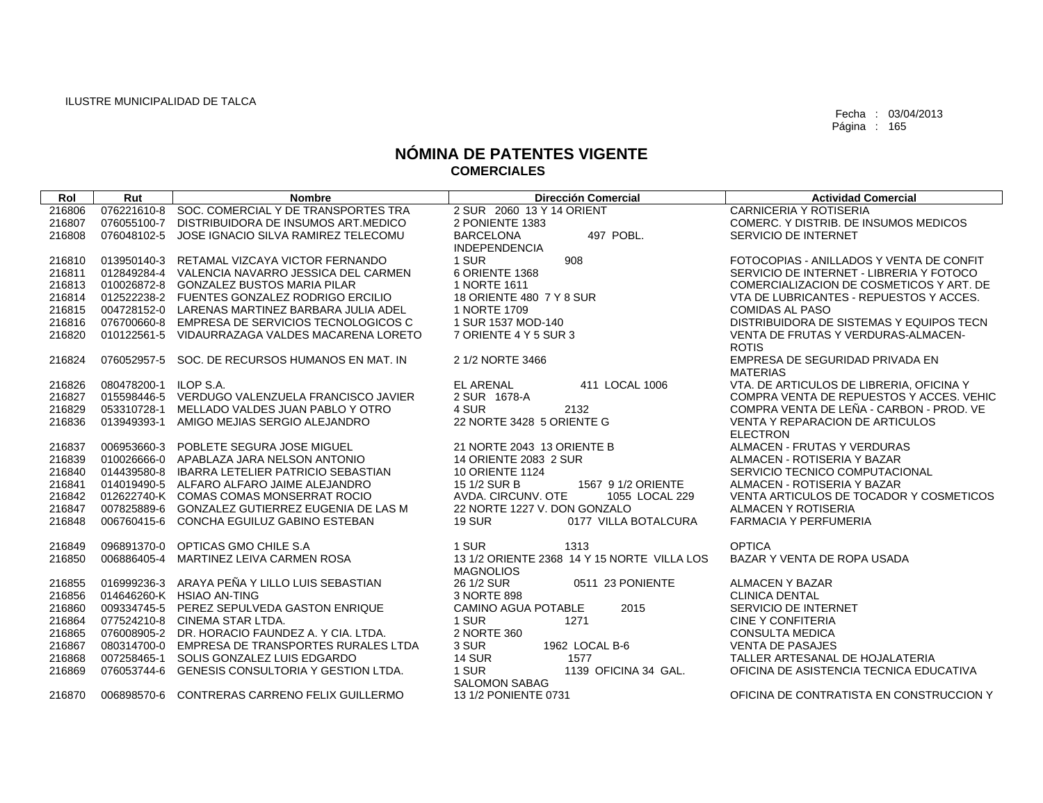ILUSTRE MUNICIPALIDAD DE TALCA

Fecha : 03/04/2013

# NÓMINA DE PATENTES VIGENTE
## COMERCIALES

| Rol | Rut | Nombre | Dirección Comercial | Actividad Comercial |
|---|---|---|---|---|
| 216806 | 076221610-8 | SOC. COMERCIAL Y DE TRANSPORTES TRA | 2 SUR 2060 13 Y 14 ORIENT | CARNICERIA Y ROTISERIA |
| 216807 | 076055100-7 | DISTRIBUIDORA DE INSUMOS ART.MEDICO | 2 PONIENTE 1383 | COMERC. Y DISTRIB. DE INSUMOS MEDICOS |
| 216808 | 076048102-5 | JOSE IGNACIO SILVA RAMIREZ TELECOMU | BARCELONA 497 POBL. INDEPENDENCIA | SERVICIO DE INTERNET |
| 216810 | 013950140-3 | RETAMAL VIZCAYA VICTOR FERNANDO | 1 SUR 908 | FOTOCOPIAS - ANILLADOS Y VENTA DE CONFIT |
| 216811 | 012849284-4 | VALENCIA NAVARRO JESSICA DEL CARMEN | 6 ORIENTE 1368 | SERVICIO DE INTERNET - LIBRERIA Y FOTOCO |
| 216813 | 010026872-8 | GONZALEZ BUSTOS MARIA PILAR | 1 NORTE 1611 | COMERCIALIZACION DE COSMETICOS Y ART. DE |
| 216814 | 012522238-2 | FUENTES GONZALEZ RODRIGO ERCILIO | 18 ORIENTE 480 7 Y 8 SUR | VTA DE LUBRICANTES - REPUESTOS Y ACCES. |
| 216815 | 004728152-0 | LARENAS MARTINEZ BARBARA JULIA ADEL | 1 NORTE 1709 | COMIDAS AL PASO |
| 216816 | 076700660-8 | EMPRESA DE SERVICIOS TECNOLOGICOS C | 1 SUR 1537 MOD-140 | DISTRIBUIDORA DE SISTEMAS Y EQUIPOS TECN |
| 216820 | 010122561-5 | VIDAURRAZAGA VALDES MACARENA LORETO | 7 ORIENTE 4 Y 5 SUR 3 | VENTA DE FRUTAS Y VERDURAS-ALMACEN-ROTIS |
| 216824 | 076052957-5 | SOC. DE RECURSOS HUMANOS EN MAT. IN | 2 1/2 NORTE 3466 | EMPRESA DE SEGURIDAD PRIVADA EN MATERIAS |
| 216826 | 080478200-1 | ILOP S.A. | EL ARENAL 411 LOCAL 1006 | VTA. DE ARTICULOS DE LIBRERIA, OFICINA Y |
| 216827 | 015598446-5 | VERDUGO VALENZUELA FRANCISCO JAVIER | 2 SUR 1678-A | COMPRA VENTA DE REPUESTOS Y ACCES. VEHIC |
| 216829 | 053310728-1 | MELLADO VALDES JUAN PABLO Y OTRO | 4 SUR 2132 | COMPRA VENTA DE LEÑA - CARBON - PROD. VE |
| 216836 | 013949393-1 | AMIGO MEJIAS SERGIO ALEJANDRO | 22 NORTE 3428 5 ORIENTE G | VENTA Y REPARACION DE ARTICULOS ELECTRON |
| 216837 | 006953660-3 | POBLETE SEGURA JOSE MIGUEL | 21 NORTE 2043 13 ORIENTE B | ALMACEN - FRUTAS Y VERDURAS |
| 216839 | 010026666-0 | APABLAZA JARA NELSON ANTONIO | 14 ORIENTE 2083 2 SUR | ALMACEN - ROTISERIA Y BAZAR |
| 216840 | 014439580-8 | IBARRA LETELIER PATRICIO SEBASTIAN | 10 ORIENTE 1124 | SERVICIO TECNICO COMPUTACIONAL |
| 216841 | 014019490-5 | ALFARO ALFARO JAIME ALEJANDRO | 15 1/2 SUR B 1567 9 1/2 ORIENTE | ALMACEN - ROTISERIA Y BAZAR |
| 216842 | 012622740-K | COMAS COMAS MONSERRAT ROCIO | AVDA. CIRCUNV. OTE 1055 LOCAL 229 | VENTA ARTICULOS DE TOCADOR Y COSMETICOS |
| 216847 | 007825889-6 | GONZALEZ GUTIERREZ EUGENIA DE LAS M | 22 NORTE 1227 V. DON GONZALO | ALMACEN Y ROTISERIA |
| 216848 | 006760415-6 | CONCHA EGUILUZ GABINO ESTEBAN | 19 SUR 0177 VILLA BOTALCURA | FARMACIA Y PERFUMERIA |
| 216849 | 096891370-0 | OPTICAS GMO CHILE S.A | 1 SUR 1313 | OPTICA |
| 216850 | 006886405-4 | MARTINEZ LEIVA CARMEN ROSA | 13 1/2 ORIENTE 2368 14 Y 15 NORTE VILLA LOS MAGNOLIOS | BAZAR Y VENTA DE ROPA USADA |
| 216855 | 016999236-3 | ARAYA PEÑA Y LILLO LUIS SEBASTIAN | 26 1/2 SUR 0511 23 PONIENTE | ALMACEN Y BAZAR |
| 216856 | 014646260-K | HSIAO AN-TING | 3 NORTE 898 | CLINICA DENTAL |
| 216860 | 009334745-5 | PEREZ SEPULVEDA GASTON ENRIQUE | CAMINO AGUA POTABLE 2015 | SERVICIO DE INTERNET |
| 216864 | 077524210-8 | CINEMA STAR LTDA. | 1 SUR 1271 | CINE Y CONFITERIA |
| 216865 | 076008905-2 | DR. HORACIO FAUNDEZ A. Y CIA. LTDA. | 2 NORTE 360 | CONSULTA MEDICA |
| 216867 | 080314700-0 | EMPRESA DE TRANSPORTES RURALES LTDA | 3 SUR 1962 LOCAL B-6 | VENTA DE PASAJES |
| 216868 | 007258465-1 | SOLIS GONZALEZ LUIS EDGARDO | 14 SUR 1577 | TALLER ARTESANAL DE HOJALATERIA |
| 216869 | 076053744-6 | GENESIS CONSULTORIA Y GESTION LTDA. | 1 SUR 1139 OFICINA 34 GAL. SALOMON SABAG | OFICINA DE ASISTENCIA TECNICA EDUCATIVA |
| 216870 | 006898570-6 | CONTRERAS CARRENO FELIX GUILLERMO | 13 1/2 PONIENTE 0731 | OFICINA DE CONTRATISTA EN CONSTRUCCION Y |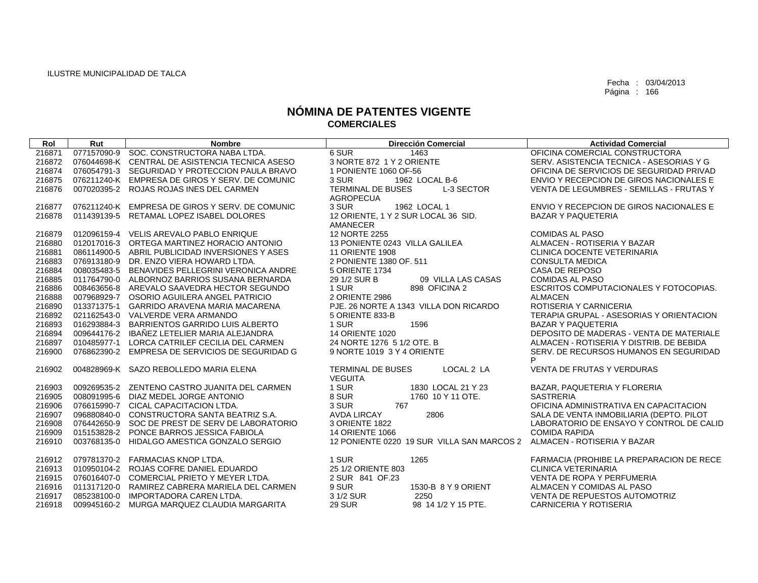ILUSTRE MUNICIPALIDAD DE TALCA

Fecha : 03/04/2013
Página : 166

# NÓMINA DE PATENTES VIGENTE
## COMERCIALES

| Rol | Rut | Nombre | Dirección Comercial | Actividad Comercial |
|---|---|---|---|---|
| 216871 | 077157090-9 | SOC. CONSTRUCTORA NABA LTDA. | 6 SUR 1463 | OFICINA COMERCIAL CONSTRUCTORA |
| 216872 | 076044698-K | CENTRAL DE ASISTENCIA TECNICA ASESO | 3 NORTE 872 1 Y 2 ORIENTE | SERV. ASISTENCIA TECNICA - ASESORIAS Y G |
| 216874 | 076054791-3 | SEGURIDAD Y PROTECCION PAULA BRAVO | 1 PONIENTE 1060 OF-56 | OFICINA DE SERVICIOS DE SEGURIDAD PRIVAD |
| 216875 | 076211240-K | EMPRESA DE GIROS Y SERV. DE COMUNIC | 3 SUR 1962 LOCAL B-6 | ENVIO Y RECEPCION DE GIROS NACIONALES E |
| 216876 | 007020395-2 | ROJAS ROJAS INES DEL CARMEN | TERMINAL DE BUSES L-3 SECTOR AGROPECUA | VENTA DE LEGUMBRES - SEMILLAS - FRUTAS Y |
| 216877 | 076211240-K | EMPRESA DE GIROS Y SERV. DE COMUNIC | 3 SUR 1962 LOCAL 1 | ENVIO Y RECEPCION DE GIROS NACIONALES E |
| 216878 | 011439139-5 | RETAMAL LOPEZ ISABEL DOLORES | 12 ORIENTE, 1 Y 2 SUR LOCAL 36 SID. AMANECER | BAZAR Y PAQUETERIA |
| 216879 | 012096159-4 | VELIS AREVALO PABLO ENRIQUE | 12 NORTE 2255 | COMIDAS AL PASO |
| 216880 | 012017016-3 | ORTEGA MARTINEZ HORACIO ANTONIO | 13 PONIENTE 0243 VILLA GALILEA | ALMACEN - ROTISERIA Y BAZAR |
| 216881 | 086114900-5 | ABRIL PUBLICIDAD INVERSIONES Y ASES | 11 ORIENTE 1908 | CLINICA DOCENTE VETERINARIA |
| 216883 | 076913180-9 | DR. ENZO VIERA HOWARD LTDA. | 2 PONIENTE 1380 OF. 511 | CONSULTA MEDICA |
| 216884 | 008035483-5 | BENAVIDES PELLEGRINI VERONICA ANDRE | 5 ORIENTE 1734 | CASA DE REPOSO |
| 216885 | 011764790-0 | ALBORNOZ BARRIOS SUSANA BERNARDA | 29 1/2 SUR B 09 VILLA LAS CASAS | COMIDAS AL PASO |
| 216886 | 008463656-8 | AREVALO SAAVEDRA HECTOR SEGUNDO | 1 SUR 898 OFICINA 2 | ESCRITOS COMPUTACIONALES Y FOTOCOPIAS. |
| 216888 | 007968929-7 | OSORIO AGUILERA ANGEL PATRICIO | 2 ORIENTE 2986 | ALMACEN |
| 216890 | 013371375-1 | GARRIDO ARAVENA MARIA MACARENA | PJE. 26 NORTE A 1343 VILLA DON RICARDO | ROTISERIA Y CARNICERIA |
| 216892 | 021162543-0 | VALVERDE VERA ARMANDO | 5 ORIENTE 833-B | TERAPIA GRUPAL - ASESORIAS Y ORIENTACION |
| 216893 | 016293884-3 | BARRIENTOS GARRIDO LUIS ALBERTO | 1 SUR 1596 | BAZAR Y PAQUETERIA |
| 216894 | 009644176-2 | IBAÑEZ LETELIER MARIA ALEJANDRA | 14 ORIENTE 1020 | DEPOSITO DE MADERAS - VENTA DE MATERIALE |
| 216897 | 010485977-1 | LORCA CATRILEF CECILIA DEL CARMEN | 24 NORTE 1276 5 1/2 OTE. B | ALMACEN - ROTISERIA Y DISTRIB. DE BEBIDA |
| 216900 | 076862390-2 | EMPRESA DE SERVICIOS DE SEGURIDAD G | 9 NORTE 1019 3 Y 4 ORIENTE | SERV. DE RECURSOS HUMANOS EN SEGURIDAD P |
| 216902 | 004828969-K | SAZO REBOLLEDO MARIA ELENA | TERMINAL DE BUSES LOCAL 2 LA VEGUITA | VENTA DE FRUTAS Y VERDURAS |
| 216903 | 009269535-2 | ZENTENO CASTRO JUANITA DEL CARMEN | 1 SUR 1830 LOCAL 21 Y 23 | BAZAR, PAQUETERIA Y FLORERIA |
| 216905 | 008091995-6 | DIAZ MEDEL JORGE ANTONIO | 8 SUR 1760 10 Y 11 OTE. | SASTRERIA |
| 216906 | 076615990-7 | CICAL CAPACITACION LTDA. | 3 SUR 767 | OFICINA ADMINISTRATIVA EN CAPACITACION |
| 216907 | 096880840-0 | CONSTRUCTORA SANTA BEATRIZ S.A. | AVDA LIRCAY 2806 | SALA DE VENTA INMOBILIARIA (DEPTO. PILOT |
| 216908 | 076442650-9 | SOC DE PREST DE SERV DE LABORATORIO | 3 ORIENTE 1822 | LABORATORIO DE ENSAYO Y CONTROL DE CALID |
| 216909 | 015153828-2 | PONCE BARROS JESSICA FABIOLA | 14 ORIENTE 1066 | COMIDA RAPIDA |
| 216910 | 003768135-0 | HIDALGO AMESTICA GONZALO SERGIO | 12 PONIENTE 0220 19 SUR VILLA SAN MARCOS 2 | ALMACEN - ROTISERIA Y BAZAR |
| 216912 | 079781370-2 | FARMACIAS KNOP LTDA. | 1 SUR 1265 | FARMACIA (PROHIBE LA PREPARACION DE RECE |
| 216913 | 010950104-2 | ROJAS COFRE DANIEL EDUARDO | 25 1/2 ORIENTE 803 | CLINICA VETERINARIA |
| 216915 | 076016407-0 | COMERCIAL PRIETO Y MEYER LTDA. | 2 SUR 841 OF.23 | VENTA DE ROPA Y PERFUMERIA |
| 216916 | 011317120-0 | RAMIREZ CABRERA MARIELA DEL CARMEN | 9 SUR 1530-B 8 Y 9 ORIENT | ALMACEN Y COMIDAS AL PASO |
| 216917 | 085238100-0 | IMPORTADORA CAREN LTDA. | 3 1/2 SUR 2250 | VENTA DE REPUESTOS AUTOMOTRIZ |
| 216918 | 009945160-2 | MURGA MARQUEZ CLAUDIA MARGARITA | 29 SUR 98 14 1/2 Y 15 PTE. | CARNICERIA Y ROTISERIA |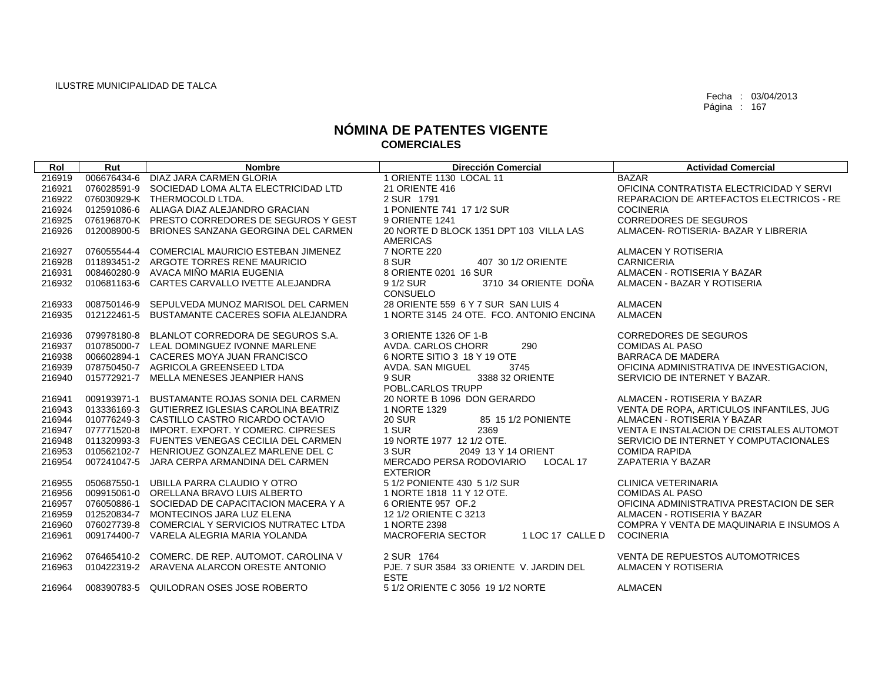ILUSTRE MUNICIPALIDAD DE TALCA

Fecha : 03/04/2013
Página : 167

# NÓMINA DE PATENTES VIGENTE
## COMERCIALES

| Rol | Rut | Nombre | Dirección Comercial | Actividad Comercial |
|---|---|---|---|---|
| 216919 | 006676434-6 | DIAZ JARA CARMEN GLORIA | 1 ORIENTE 1130 LOCAL 11 | BAZAR |
| 216921 | 076028591-9 | SOCIEDAD LOMA ALTA ELECTRICIDAD LTD | 21 ORIENTE 416 | OFICINA CONTRATISTA ELECTRICIDAD Y SERVI |
| 216922 | 076030929-K | THERMOCOLD LTDA. | 2 SUR 1791 | REPARACION DE ARTEFACTOS ELECTRICOS - RE |
| 216924 | 012591086-6 | ALIAGA DIAZ ALEJANDRO GRACIAN | 1 PONIENTE 741 17 1/2 SUR | COCINERIA |
| 216925 | 076196870-K | PRESTO CORREDORES DE SEGUROS Y GEST | 9 ORIENTE 1241 | CORREDORES DE SEGUROS |
| 216926 | 012008900-5 | BRIONES SANZANA GEORGINA DEL CARMEN | 20 NORTE D BLOCK 1351 DPT 103 VILLA LAS AMERICAS | ALMACEN- ROTISERIA- BAZAR Y LIBRERIA |
| 216927 | 076055544-4 | COMERCIAL MAURICIO ESTEBAN JIMENEZ | 7 NORTE 220 | ALMACEN Y ROTISERIA |
| 216928 | 011893451-2 | ARGOTE TORRES RENE MAURICIO | 8 SUR 407 30 1/2 ORIENTE | CARNICERIA |
| 216931 | 008460280-9 | AVACA MIÑO MARIA EUGENIA | 8 ORIENTE 0201 16 SUR | ALMACEN - ROTISERIA Y BAZAR |
| 216932 | 010681163-6 | CARTES CARVALLO IVETTE ALEJANDRA | 9 1/2 SUR 3710 34 ORIENTE DOÑA CONSUELO | ALMACEN - BAZAR Y ROTISERIA |
| 216933 | 008750146-9 | SEPULVEDA MUNOZ MARISOL DEL CARMEN | 28 ORIENTE 559 6 Y 7 SUR SAN LUIS 4 | ALMACEN |
| 216935 | 012122461-5 | BUSTAMANTE CACERES SOFIA ALEJANDRA | 1 NORTE 3145 24 OTE. FCO. ANTONIO ENCINA | ALMACEN |
| 216936 | 079978180-8 | BLANLOT CORREDORA DE SEGUROS S.A. | 3 ORIENTE 1326 OF 1-B | CORREDORES DE SEGUROS |
| 216937 | 010785000-7 | LEAL DOMINGUEZ IVONNE MARLENE | AVDA. CARLOS CHORR 290 | COMIDAS AL PASO |
| 216938 | 006602894-1 | CACERES MOYA JUAN FRANCISCO | 6 NORTE SITIO 3 18 Y 19 OTE | BARRACA DE MADERA |
| 216939 | 078750450-7 | AGRICOLA GREENSEED LTDA | AVDA. SAN MIGUEL 3745 | OFICINA ADMINISTRATIVA DE INVESTIGACION, |
| 216940 | 015772921-7 | MELLA MENESES JEANPIER HANS | 9 SUR 3388 32 ORIENTE POBL.CARLOS TRUPP | SERVICIO DE INTERNET Y BAZAR. |
| 216941 | 009193971-1 | BUSTAMANTE ROJAS SONIA DEL CARMEN | 20 NORTE B 1096 DON GERARDO | ALMACEN - ROTISERIA Y BAZAR |
| 216943 | 013336169-3 | GUTIERREZ IGLESIAS CAROLINA BEATRIZ | 1 NORTE 1329 | VENTA DE ROPA, ARTICULOS INFANTILES, JUG |
| 216944 | 010776249-3 | CASTILLO CASTRO RICARDO OCTAVIO | 20 SUR 85 15 1/2 PONIENTE | ALMACEN - ROTISERIA Y BAZAR |
| 216947 | 077771520-8 | IMPORT. EXPORT. Y COMERC. CIPRESES | 1 SUR 2369 | VENTA E INSTALACION DE CRISTALES AUTOMOT |
| 216948 | 011320993-3 | FUENTES VENEGAS CECILIA DEL CARMEN | 19 NORTE 1977 12 1/2 OTE. | SERVICIO DE INTERNET Y COMPUTACIONALES |
| 216953 | 010562102-7 | HENRIOUEZ GONZALEZ MARLENE DEL C | 3 SUR 2049 13 Y 14 ORIENT | COMIDA RAPIDA |
| 216954 | 007241047-5 | JARA CERPA ARMANDINA DEL CARMEN | MERCADO PERSA RODOVIARIO LOCAL 17 EXTERIOR | ZAPATERIA Y BAZAR |
| 216955 | 050687550-1 | UBILLA PARRA CLAUDIO Y OTRO | 5 1/2 PONIENTE 430 5 1/2 SUR | CLINICA VETERINARIA |
| 216956 | 009915061-0 | ORELLANA BRAVO LUIS ALBERTO | 1 NORTE 1818 11 Y 12 OTE. | COMIDAS AL PASO |
| 216957 | 076050886-1 | SOCIEDAD DE CAPACITACION MACERA Y A | 6 ORIENTE 957 OF.2 | OFICINA ADMINISTRATIVA PRESTACION DE SER |
| 216959 | 012520834-7 | MONTECINOS JARA LUZ ELENA | 12 1/2 ORIENTE C 3213 | ALMACEN - ROTISERIA Y BAZAR |
| 216960 | 076027739-8 | COMERCIAL Y SERVICIOS NUTRATEC LTDA | 1 NORTE 2398 | COMPRA Y VENTA DE MAQUINARIA E INSUMOS A |
| 216961 | 009174400-7 | VARELA ALEGRIA MARIA YOLANDA | MACROFERIA SECTOR 1 LOC 17 CALLE D | COCINERIA |
| 216962 | 076465410-2 | COMERC. DE REP. AUTOMOT. CAROLINA V | 2 SUR 1764 | VENTA DE REPUESTOS AUTOMOTRICES |
| 216963 | 010422319-2 | ARAVENA ALARCON ORESTE ANTONIO | PJE. 7 SUR 3584 33 ORIENTE V. JARDIN DEL ESTE | ALMACEN Y ROTISERIA |
| 216964 | 008390783-5 | QUILODRAN OSES JOSE ROBERTO | 5 1/2 ORIENTE C 3056 19 1/2 NORTE | ALMACEN |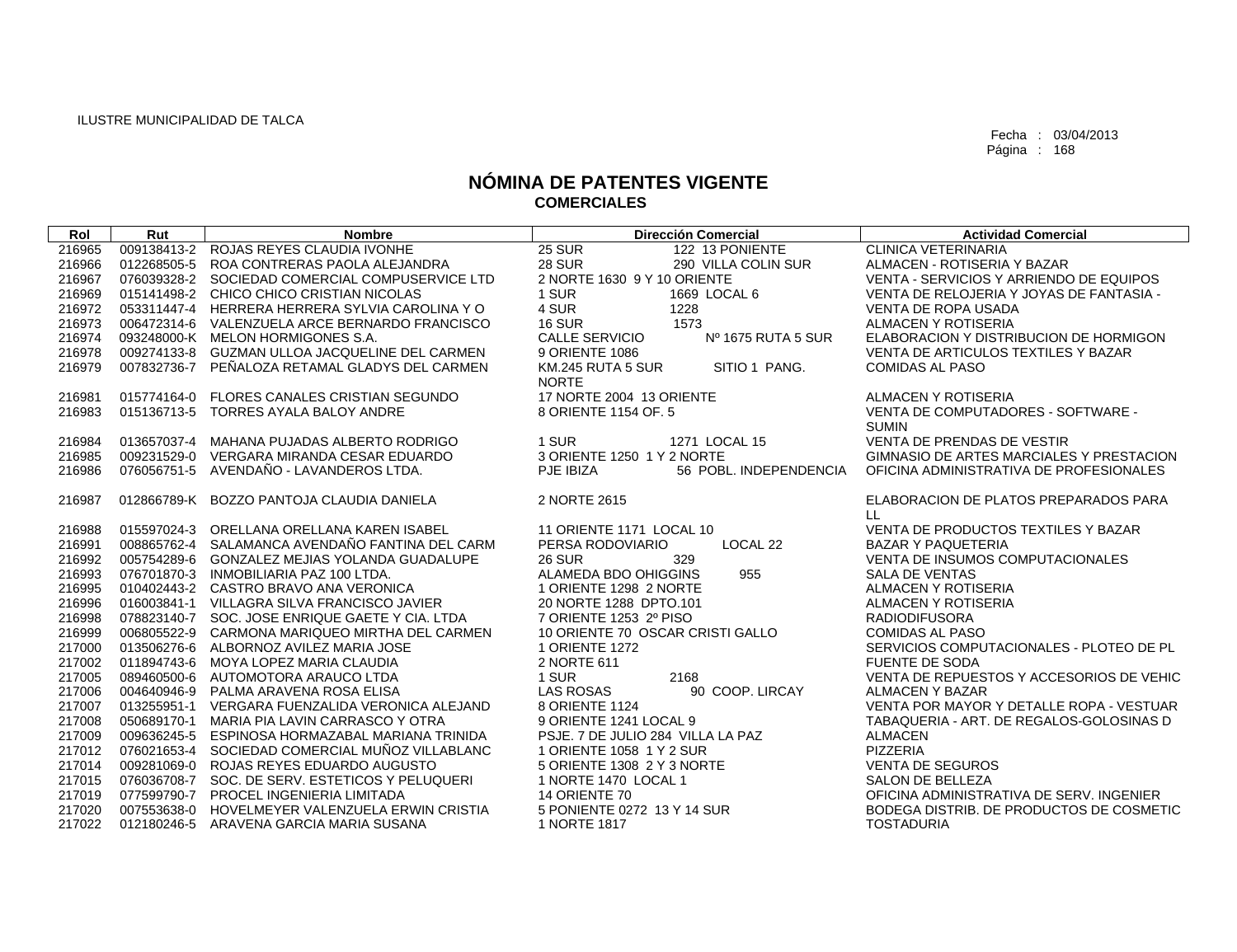ILUSTRE MUNICIPALIDAD DE TALCA

Fecha : 03/04/2013

# NÓMINA DE PATENTES VIGENTE
## COMERCIALES

| Rol | Rut | Nombre | Dirección Comercial | Actividad Comercial |
|---|---|---|---|---|
| 216965 | 009138413-2 | ROJAS REYES CLAUDIA IVONHE | 25 SUR 122 13 PONIENTE | CLINICA VETERINARIA |
| 216966 | 012268505-5 | ROA CONTRERAS PAOLA ALEJANDRA | 28 SUR 290 VILLA COLIN SUR | ALMACEN - ROTISERIA Y BAZAR |
| 216967 | 076039328-2 | SOCIEDAD COMERCIAL COMPUSERVICE LTD | 2 NORTE 1630 9 Y 10 ORIENTE | VENTA - SERVICIOS Y ARRIENDO DE EQUIPOS |
| 216969 | 015141498-2 | CHICO CHICO CRISTIAN NICOLAS | 1 SUR 1669 LOCAL 6 | VENTA DE RELOJERIA Y JOYAS DE FANTASIA - |
| 216972 | 053311447-4 | HERRERA HERRERA SYLVIA CAROLINA Y O | 4 SUR 1228 | VENTA DE ROPA USADA |
| 216973 | 006472314-6 | VALENZUELA ARCE BERNARDO FRANCISCO | 16 SUR 1573 | ALMACEN Y ROTISERIA |
| 216974 | 093248000-K | MELON HORMIGONES S.A. | CALLE SERVICIO Nº 1675 RUTA 5 SUR | ELABORACION Y DISTRIBUCION DE HORMIGON |
| 216978 | 009274133-8 | GUZMAN ULLOA JACQUELINE DEL CARMEN | 9 ORIENTE 1086 | VENTA DE ARTICULOS TEXTILES Y BAZAR |
| 216979 | 007832736-7 | PEÑALOZA RETAMAL GLADYS DEL CARMEN | KM.245 RUTA 5 SUR SITIO 1 PANG. NORTE | COMIDAS AL PASO |
| 216981 | 015774164-0 | FLORES CANALES CRISTIAN SEGUNDO | 17 NORTE 2004 13 ORIENTE | ALMACEN Y ROTISERIA |
| 216983 | 015136713-5 | TORRES AYALA BALOY ANDRE | 8 ORIENTE 1154 OF. 5 | VENTA DE COMPUTADORES - SOFTWARE - SUMIN |
| 216984 | 013657037-4 | MAHANA PUJADAS ALBERTO RODRIGO | 1 SUR 1271 LOCAL 15 | VENTA DE PRENDAS DE VESTIR |
| 216985 | 009231529-0 | VERGARA MIRANDA CESAR EDUARDO | 3 ORIENTE 1250 1 Y 2 NORTE | GIMNASIO DE ARTES MARCIALES Y PRESTACION |
| 216986 | 076056751-5 | AVENDAÑO - LAVANDEROS LTDA. | PJE IBIZA 56 POBL. INDEPENDENCIA | OFICINA ADMINISTRATIVA DE PROFESIONALES |
| 216987 | 012866789-K | BOZZO PANTOJA CLAUDIA DANIELA | 2 NORTE 2615 | ELABORACION DE PLATOS PREPARADOS PARA LL |
| 216988 | 015597024-3 | ORELLANA ORELLANA KAREN ISABEL | 11 ORIENTE 1171 LOCAL 10 | VENTA DE PRODUCTOS TEXTILES Y BAZAR |
| 216991 | 008865762-4 | SALAMANCA AVENDAÑO FANTINA DEL CARM | PERSA RODOVIARIO LOCAL 22 | BAZAR Y PAQUETERIA |
| 216992 | 005754289-6 | GONZALEZ MEJIAS YOLANDA GUADALUPE | 26 SUR 329 | VENTA DE INSUMOS COMPUTACIONALES |
| 216993 | 076701870-3 | INMOBILIARIA PAZ 100 LTDA. | ALAMEDA BDO OHIGGINS 955 | SALA DE VENTAS |
| 216995 | 010402443-2 | CASTRO BRAVO ANA VERONICA | 1 ORIENTE 1298 2 NORTE | ALMACEN Y ROTISERIA |
| 216996 | 016003841-1 | VILLAGRA SILVA FRANCISCO JAVIER | 20 NORTE 1288 DPTO.101 | ALMACEN Y ROTISERIA |
| 216998 | 078823140-7 | SOC. JOSE ENRIQUE GAETE Y CIA. LTDA | 7 ORIENTE 1253 2º PISO | RADIODIFUSORA |
| 216999 | 006805522-9 | CARMONA MARIQUEO MIRTHA DEL CARMEN | 10 ORIENTE 70 OSCAR CRISTI GALLO | COMIDAS AL PASO |
| 217000 | 013506276-6 | ALBORNOZ AVILEZ MARIA JOSE | 1 ORIENTE 1272 | SERVICIOS COMPUTACIONALES - PLOTEO DE PL |
| 217002 | 011894743-6 | MOYA LOPEZ MARIA CLAUDIA | 2 NORTE 611 | FUENTE DE SODA |
| 217005 | 089460500-6 | AUTOMOTORA ARAUCO LTDA | 1 SUR 2168 | VENTA DE REPUESTOS Y ACCESORIOS DE VEHIC |
| 217006 | 004640946-9 | PALMA ARAVENA ROSA ELISA | LAS ROSAS 90 COOP. LIRCAY | ALMACEN Y BAZAR |
| 217007 | 013255951-1 | VERGARA FUENZALIDA VERONICA ALEJAND | 8 ORIENTE 1124 | VENTA POR MAYOR Y DETALLE ROPA - VESTUAR |
| 217008 | 050689170-1 | MARIA PIA LAVIN CARRASCO Y OTRA | 9 ORIENTE 1241 LOCAL 9 | TABAQUERIA - ART. DE REGALOS-GOLOSINAS D |
| 217009 | 009636245-5 | ESPINOSA HORMAZABAL MARIANA TRINIDA | PSJE. 7 DE JULIO 284 VILLA LA PAZ | ALMACEN |
| 217012 | 076021653-4 | SOCIEDAD COMERCIAL MUÑOZ VILLABLANC | 1 ORIENTE 1058 1 Y 2 SUR | PIZZERIA |
| 217014 | 009281069-0 | ROJAS REYES EDUARDO AUGUSTO | 5 ORIENTE 1308 2 Y 3 NORTE | VENTA DE SEGUROS |
| 217015 | 076036708-7 | SOC. DE SERV. ESTETICOS Y PELUQUERI | 1 NORTE 1470 LOCAL 1 | SALON DE BELLEZA |
| 217019 | 077599790-7 | PROCEL INGENIERIA LIMITADA | 14 ORIENTE 70 | OFICINA ADMINISTRATIVA DE SERV. INGENIER |
| 217020 | 007553638-0 | HOVELMEYER VALENZUELA ERWIN CRISTIA | 5 PONIENTE 0272 13 Y 14 SUR | BODEGA DISTRIB. DE PRODUCTOS DE COSMETIC |
| 217022 | 012180246-5 | ARAVENA GARCIA MARIA SUSANA | 1 NORTE 1817 | TOSTADURIA |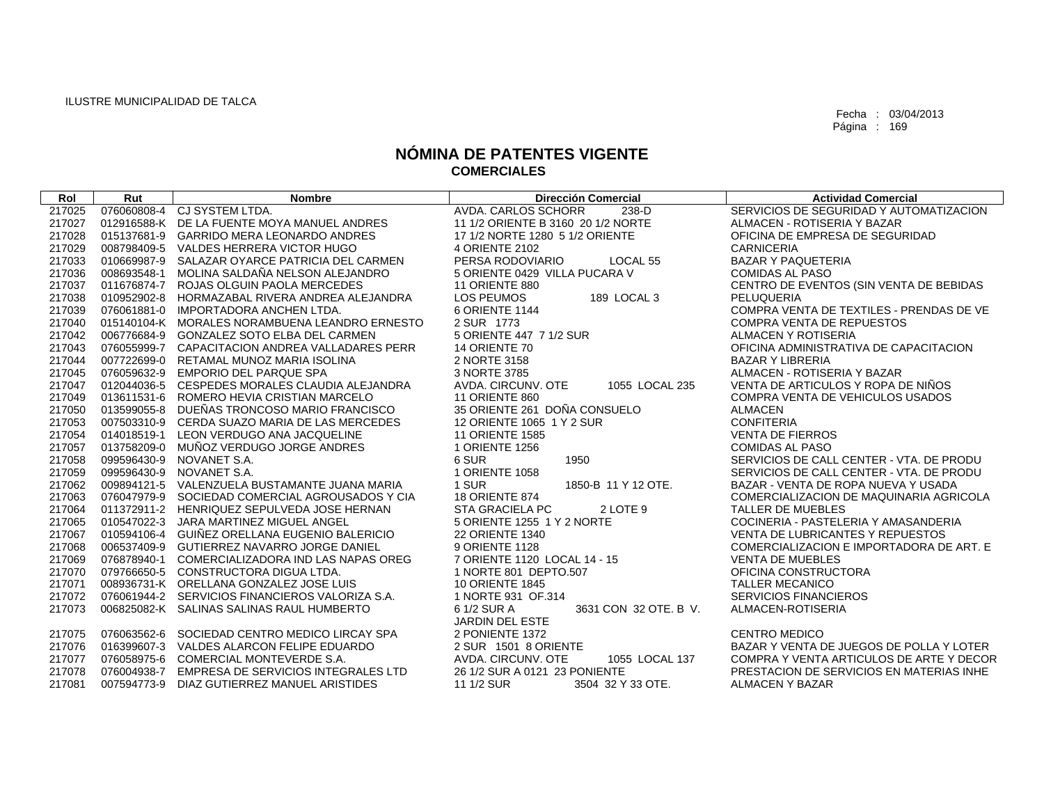ILUSTRE MUNICIPALIDAD DE TALCA

Fecha : 03/04/2013

# NÓMINA DE PATENTES VIGENTE
## COMERCIALES

| Rol | Rut | Nombre | Dirección Comercial | Actividad Comercial |
|---|---|---|---|---|
| 217025 | 076060808-4 | CJ SYSTEM LTDA. | AVDA. CARLOS SCHORR 238-D | SERVICIOS DE SEGURIDAD Y AUTOMATIZACION |
| 217027 | 012916588-K | DE LA FUENTE MOYA MANUEL ANDRES | 11 1/2 ORIENTE B 3160 20 1/2 NORTE | ALMACEN - ROTISERIA Y BAZAR |
| 217028 | 015137681-9 | GARRIDO MERA LEONARDO ANDRES | 17 1/2 NORTE 1280 5 1/2 ORIENTE | OFICINA DE EMPRESA DE SEGURIDAD |
| 217029 | 008798409-5 | VALDES HERRERA VICTOR HUGO | 4 ORIENTE 2102 | CARNICERIA |
| 217033 | 010669987-9 | SALAZAR OYARCE PATRICIA DEL CARMEN | PERSA RODOVIARIO LOCAL 55 | BAZAR Y PAQUETERIA |
| 217036 | 008693548-1 | MOLINA SALDAÑA NELSON ALEJANDRO | 5 ORIENTE 0429 VILLA PUCARA V | COMIDAS AL PASO |
| 217037 | 011676874-7 | ROJAS OLGUIN PAOLA MERCEDES | 11 ORIENTE 880 | CENTRO DE EVENTOS (SIN VENTA DE BEBIDAS |
| 217038 | 010952902-8 | HORMAZABAL RIVERA ANDREA ALEJANDRA | LOS PEUMOS 189 LOCAL 3 | PELUQUERIA |
| 217039 | 076061881-0 | IMPORTADORA ANCHEN LTDA. | 6 ORIENTE 1144 | COMPRA VENTA DE TEXTILES - PRENDAS DE VE |
| 217040 | 015140104-K | MORALES NORAMBUENA LEANDRO ERNESTO | 2 SUR 1773 | COMPRA VENTA DE REPUESTOS |
| 217042 | 006776684-9 | GONZALEZ SOTO ELBA DEL CARMEN | 5 ORIENTE 447 7 1/2 SUR | ALMACEN Y ROTISERIA |
| 217043 | 076055999-7 | CAPACITACION ANDREA VALLADARES PERR | 14 ORIENTE 70 | OFICINA ADMINISTRATIVA DE CAPACITACION |
| 217044 | 007722699-0 | RETAMAL MUNOZ MARIA ISOLINA | 2 NORTE 3158 | BAZAR Y LIBRERIA |
| 217045 | 076059632-9 | EMPORIO DEL PARQUE SPA | 3 NORTE 3785 | ALMACEN - ROTISERIA Y BAZAR |
| 217047 | 012044036-5 | CESPEDES MORALES CLAUDIA ALEJANDRA | AVDA. CIRCUNV. OTE 1055 LOCAL 235 | VENTA DE ARTICULOS Y ROPA DE NIÑOS |
| 217049 | 013611531-6 | ROMERO HEVIA CRISTIAN MARCELO | 11 ORIENTE 860 | COMPRA VENTA DE VEHICULOS USADOS |
| 217050 | 013599055-8 | DUEÑAS TRONCOSO MARIO FRANCISCO | 35 ORIENTE 261 DOÑA CONSUELO | ALMACEN |
| 217053 | 007503310-9 | CERDA SUAZO MARIA DE LAS MERCEDES | 12 ORIENTE 1065 1 Y 2 SUR | CONFITERIA |
| 217054 | 014018519-1 | LEON VERDUGO ANA JACQUELINE | 11 ORIENTE 1585 | VENTA DE FIERROS |
| 217057 | 013758209-0 | MUÑOZ VERDUGO JORGE ANDRES | 1 ORIENTE 1256 | COMIDAS AL PASO |
| 217058 | 099596430-9 | NOVANET S.A. | 6 SUR 1950 | SERVICIOS DE CALL CENTER - VTA. DE PRODU |
| 217059 | 099596430-9 | NOVANET S.A. | 1 ORIENTE 1058 | SERVICIOS DE CALL CENTER - VTA. DE PRODU |
| 217062 | 009894121-5 | VALENZUELA BUSTAMANTE JUANA MARIA | 1 SUR 1850-B 11 Y 12 OTE. | BAZAR - VENTA DE ROPA NUEVA Y USADA |
| 217063 | 076047979-9 | SOCIEDAD COMERCIAL AGROUSADOS Y CIA | 18 ORIENTE 874 | COMERCIALIZACION DE MAQUINARIA AGRICOLA |
| 217064 | 011372911-2 | HENRIQUEZ SEPULVEDA JOSE HERNAN | STA GRACIELA PC 2 LOTE 9 | TALLER DE MUEBLES |
| 217065 | 010547022-3 | JARA MARTINEZ MIGUEL ANGEL | 5 ORIENTE 1255 1 Y 2 NORTE | COCINERIA - PASTELERIA Y AMASANDERIA |
| 217067 | 010594106-4 | GUIÑEZ ORELLANA EUGENIO BALERICIO | 22 ORIENTE 1340 | VENTA DE LUBRICANTES Y REPUESTOS |
| 217068 | 006537409-9 | GUTIERREZ NAVARRO JORGE DANIEL | 9 ORIENTE 1128 | COMERCIALIZACION E IMPORTADORA DE ART. E |
| 217069 | 076878940-1 | COMERCIALIZADORA IND LAS NAPAS OREG | 7 ORIENTE 1120 LOCAL 14 - 15 | VENTA DE MUEBLES |
| 217070 | 079766650-5 | CONSTRUCTORA DIGUA LTDA. | 1 NORTE 801 DEPTO.507 | OFICINA CONSTRUCTORA |
| 217071 | 008936731-K | ORELLANA GONZALEZ JOSE LUIS | 10 ORIENTE 1845 | TALLER MECANICO |
| 217072 | 076061944-2 | SERVICIOS FINANCIEROS VALORIZA S.A. | 1 NORTE 931 OF.314 | SERVICIOS FINANCIEROS |
| 217073 | 006825082-K | SALINAS SALINAS RAUL HUMBERTO | 6 1/2 SUR A 3631 CON 32 OTE. B V. JARDIN DEL ESTE | ALMACEN-ROTISERIA |
| 217075 | 076063562-6 | SOCIEDAD CENTRO MEDICO LIRCAY SPA | 2 PONIENTE 1372 | CENTRO MEDICO |
| 217076 | 016399607-3 | VALDES ALARCON FELIPE EDUARDO | 2 SUR 1501 8 ORIENTE | BAZAR Y VENTA DE JUEGOS DE POLLA Y LOTER |
| 217077 | 076058975-6 | COMERCIAL MONTEVERDE S.A. | AVDA. CIRCUNV. OTE 1055 LOCAL 137 | COMPRA Y VENTA ARTICULOS DE ARTE Y DECOR |
| 217078 | 076004938-7 | EMPRESA DE SERVICIOS INTEGRALES LTD | 26 1/2 SUR A 0121 23 PONIENTE | PRESTACION DE SERVICIOS EN MATERIAS INHE |
| 217081 | 007594773-9 | DIAZ GUTIERREZ MANUEL ARISTIDES | 11 1/2 SUR 3504 32 Y 33 OTE. | ALMACEN Y BAZAR |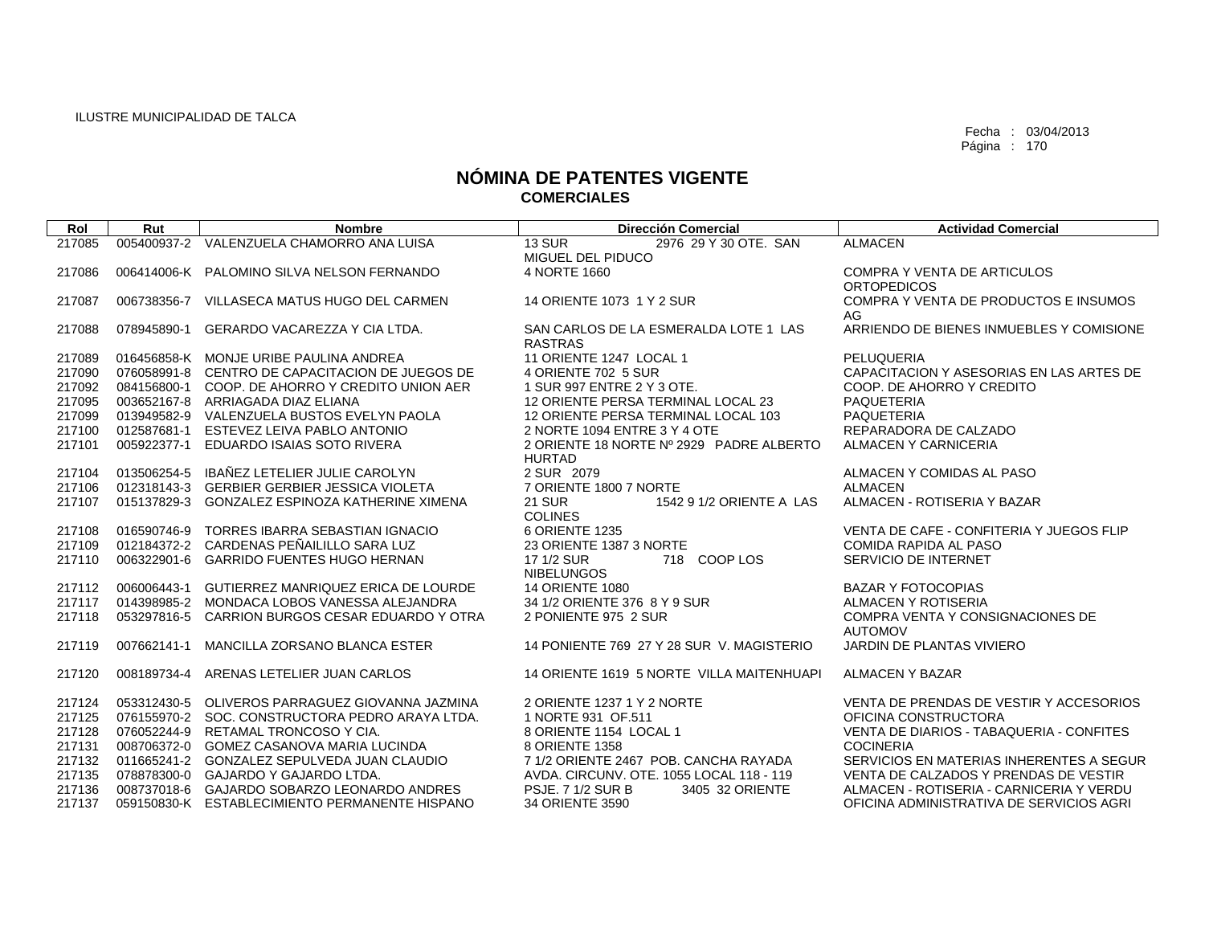ILUSTRE MUNICIPALIDAD DE TALCA

Fecha : 03/04/2013

# NÓMINA DE PATENTES VIGENTE
## COMERCIALES

| Rol | Rut | Nombre | Dirección Comercial | Actividad Comercial |
|---|---|---|---|---|
| 217085 | 005400937-2 | VALENZUELA CHAMORRO ANA LUISA | 13 SUR 2976 29 Y 30 OTE. SAN MIGUEL DEL PIDUCO | ALMACEN |
| 217086 | 006414006-K | PALOMINO SILVA NELSON FERNANDO | 4 NORTE 1660 | COMPRA Y VENTA DE ARTICULOS ORTOPEDICOS |
| 217087 | 006738356-7 | VILLASECA MATUS HUGO DEL CARMEN | 14 ORIENTE 1073 1 Y 2 SUR | COMPRA Y VENTA DE PRODUCTOS E INSUMOS AG |
| 217088 | 078945890-1 | GERARDO VACAREZZA Y CIA LTDA. | SAN CARLOS DE LA ESMERALDA LOTE 1 LAS RASTRAS | ARRIENDO DE BIENES INMUEBLES Y COMISIONE |
| 217089 | 016456858-K | MONJE URIBE PAULINA ANDREA | 11 ORIENTE 1247 LOCAL 1 | PELUQUERIA |
| 217090 | 076058991-8 | CENTRO DE CAPACITACION DE JUEGOS DE | 4 ORIENTE 702 5 SUR | CAPACITACION Y ASESORIAS EN LAS ARTES DE |
| 217092 | 084156800-1 | COOP. DE AHORRO Y CREDITO UNION AER | 1 SUR 997 ENTRE 2 Y 3 OTE. | COOP. DE AHORRO Y CREDITO |
| 217095 | 003652167-8 | ARRIAGADA DIAZ ELIANA | 12 ORIENTE PERSA TERMINAL LOCAL 23 | PAQUETERIA |
| 217099 | 013949582-9 | VALENZUELA BUSTOS EVELYN PAOLA | 12 ORIENTE PERSA TERMINAL LOCAL 103 | PAQUETERIA |
| 217100 | 012587681-1 | ESTEVEZ LEIVA PABLO ANTONIO | 2 NORTE 1094 ENTRE 3 Y 4 OTE | REPARADORA DE CALZADO |
| 217101 | 005922377-1 | EDUARDO ISAIAS SOTO RIVERA | 2 ORIENTE 18 NORTE Nº 2929 PADRE ALBERTO HURTAD | ALMACEN Y CARNICERIA |
| 217104 | 013506254-5 | IBAÑEZ LETELIER JULIE CAROLYN | 2 SUR 2079 | ALMACEN Y COMIDAS AL PASO |
| 217106 | 012318143-3 | GERBIER GERBIER JESSICA VIOLETA | 7 ORIENTE 1800 7 NORTE | ALMACEN |
| 217107 | 015137829-3 | GONZALEZ ESPINOZA KATHERINE XIMENA | 21 SUR 1542 9 1/2 ORIENTE A LAS COLINES | ALMACEN - ROTISERIA Y BAZAR |
| 217108 | 016590746-9 | TORRES IBARRA SEBASTIAN IGNACIO | 6 ORIENTE 1235 | VENTA DE CAFE - CONFITERIA Y JUEGOS FLIP |
| 217109 | 012184372-2 | CARDENAS PEÑAILILLO SARA LUZ | 23 ORIENTE 1387 3 NORTE | COMIDA RAPIDA AL PASO |
| 217110 | 006322901-6 | GARRIDO FUENTES HUGO HERNAN | 17 1/2 SUR 718 COOP LOS NIBELUNGOS | SERVICIO DE INTERNET |
| 217112 | 006006443-1 | GUTIERREZ MANRIQUEZ ERICA DE LOURDE | 14 ORIENTE 1080 | BAZAR Y FOTOCOPIAS |
| 217117 | 014398985-2 | MONDACA LOBOS VANESSA ALEJANDRA | 34 1/2 ORIENTE 376 8 Y 9 SUR | ALMACEN Y ROTISERIA |
| 217118 | 053297816-5 | CARRION BURGOS CESAR EDUARDO Y OTRA | 2 PONIENTE 975 2 SUR | COMPRA VENTA Y CONSIGNACIONES DE AUTOMOV |
| 217119 | 007662141-1 | MANCILLA ZORSANO BLANCA ESTER | 14 PONIENTE 769 27 Y 28 SUR V. MAGISTERIO | JARDIN DE PLANTAS VIVIERO |
| 217120 | 008189734-4 | ARENAS LETELIER JUAN CARLOS | 14 ORIENTE 1619 5 NORTE VILLA MAITENHUAPI | ALMACEN Y BAZAR |
| 217124 | 053312430-5 | OLIVEROS PARRAGUEZ GIOVANNA JAZMINA | 2 ORIENTE 1237 1 Y 2 NORTE | VENTA DE PRENDAS DE VESTIR Y ACCESORIOS |
| 217125 | 076155970-2 | SOC. CONSTRUCTORA PEDRO ARAYA LTDA. | 1 NORTE 931 OF.511 | OFICINA CONSTRUCTORA |
| 217128 | 076052244-9 | RETAMAL TRONCOSO Y CIA. | 8 ORIENTE 1154 LOCAL 1 | VENTA DE DIARIOS - TABAQUERIA - CONFITES |
| 217131 | 008706372-0 | GOMEZ CASANOVA MARIA LUCINDA | 8 ORIENTE 1358 | COCINERIA |
| 217132 | 011665241-2 | GONZALEZ SEPULVEDA JUAN CLAUDIO | 7 1/2 ORIENTE 2467 POB. CANCHA RAYADA | SERVICIOS EN MATERIAS INHERENTES A SEGUR |
| 217135 | 078878300-0 | GAJARDO Y GAJARDO LTDA. | AVDA. CIRCUNV. OTE. 1055 LOCAL 118 - 119 | VENTA DE CALZADOS Y PRENDAS DE VESTIR |
| 217136 | 008737018-6 | GAJARDO SOBARZO LEONARDO ANDRES | PSJE. 7 1/2 SUR B 3405 32 ORIENTE | ALMACEN - ROTISERIA - CARNICERIA Y VERDU |
| 217137 | 059150830-K | ESTABLECIMIENTO PERMANENTE HISPANO | 34 ORIENTE 3590 | OFICINA ADMINISTRATIVA DE SERVICIOS AGRI |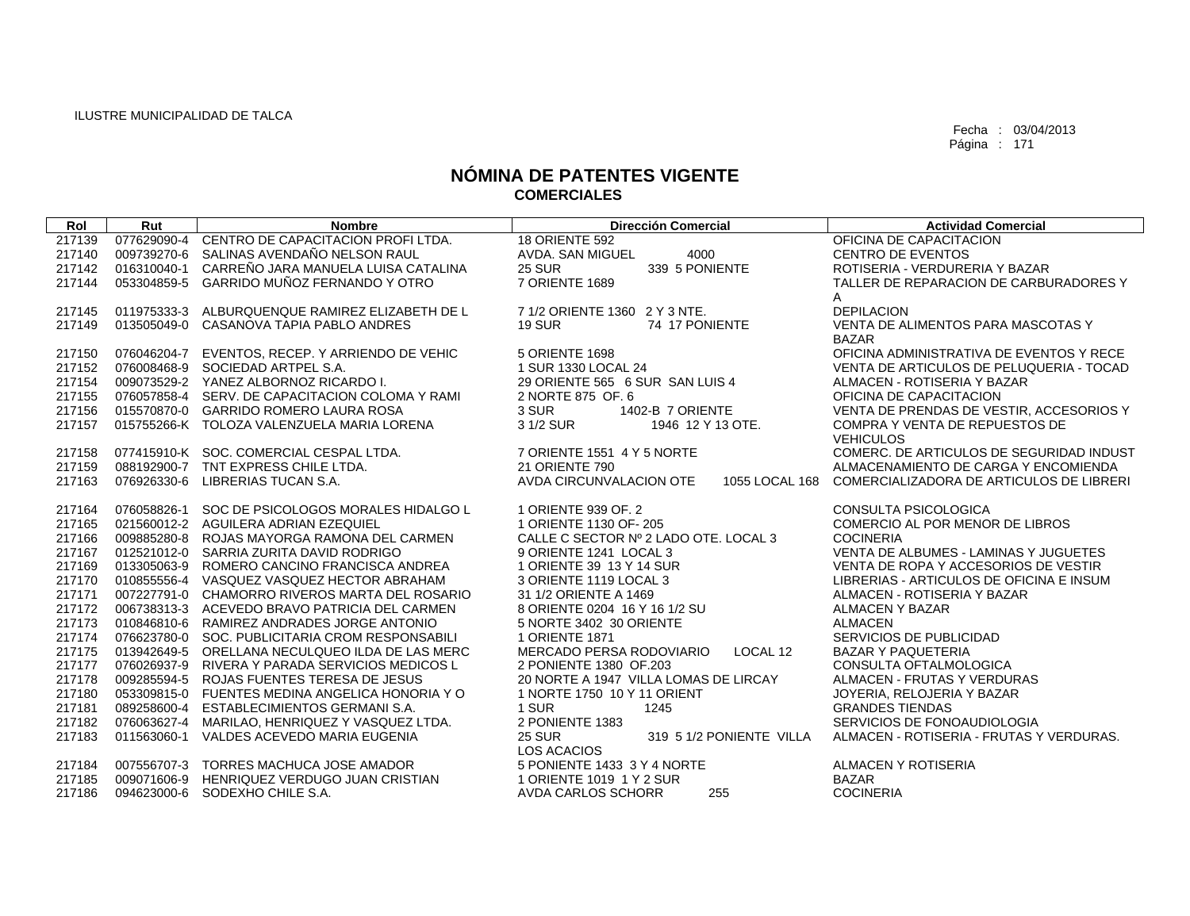ILUSTRE MUNICIPALIDAD DE TALCA

Fecha : 03/04/2013

# NÓMINA DE PATENTES VIGENTE
## COMERCIALES

| Rol | Rut | Nombre | Dirección Comercial | Actividad Comercial |
|---|---|---|---|---|
| 217139 | 077629090-4 | CENTRO DE CAPACITACION PROFI LTDA. | 18 ORIENTE 592 | OFICINA DE CAPACITACION |
| 217140 | 009739270-6 | SALINAS AVENDAÑO NELSON RAUL | AVDA. SAN MIGUEL 4000 | CENTRO DE EVENTOS |
| 217142 | 016310040-1 | CARREÑO JARA MANUELA LUISA CATALINA | 25 SUR 339 5 PONIENTE | ROTISERIA - VERDURERIA Y BAZAR |
| 217144 | 053304859-5 | GARRIDO MUÑOZ FERNANDO Y OTRO | 7 ORIENTE 1689 | TALLER DE REPARACION DE CARBURADORES Y A |
| 217145 | 011975333-3 | ALBURQUENQUE RAMIREZ ELIZABETH DE L | 7 1/2 ORIENTE 1360 2 Y 3 NTE. | DEPILACION |
| 217149 | 013505049-0 | CASANOVA TAPIA PABLO ANDRES | 19 SUR 74 17 PONIENTE | VENTA DE ALIMENTOS PARA MASCOTAS Y BAZAR |
| 217150 | 076046204-7 | EVENTOS, RECEP. Y ARRIENDO DE VEHIC | 5 ORIENTE 1698 | OFICINA ADMINISTRATIVA DE EVENTOS Y RECE |
| 217152 | 076008468-9 | SOCIEDAD ARTPEL S.A. | 1 SUR 1330 LOCAL 24 | VENTA DE ARTICULOS DE PELUQUERIA - TOCAD |
| 217154 | 009073529-2 | YANEZ ALBORNOZ RICARDO I. | 29 ORIENTE 565 6 SUR SAN LUIS 4 | ALMACEN - ROTISERIA Y BAZAR |
| 217155 | 076057858-4 | SERV. DE CAPACITACION COLOMA Y RAMI | 2 NORTE 875 OF. 6 | OFICINA DE CAPACITACION |
| 217156 | 015570870-0 | GARRIDO ROMERO LAURA ROSA | 3 SUR 1402-B 7 ORIENTE | VENTA DE PRENDAS DE VESTIR, ACCESORIOS Y |
| 217157 | 015755266-K | TOLOZA VALENZUELA MARIA LORENA | 3 1/2 SUR 1946 12 Y 13 OTE. | COMPRA Y VENTA DE REPUESTOS DE VEHICULOS |
| 217158 | 077415910-K | SOC. COMERCIAL CESPAL LTDA. | 7 ORIENTE 1551 4 Y 5 NORTE | COMERC. DE ARTICULOS DE SEGURIDAD INDUST |
| 217159 | 088192900-7 | TNT EXPRESS CHILE LTDA. | 21 ORIENTE 790 | ALMACENAMIENTO DE CARGA Y ENCOMIENDA |
| 217163 | 076926330-6 | LIBRERIAS TUCAN S.A. | AVDA CIRCUNVALACION OTE 1055 LOCAL 168 | COMERCIALIZADORA DE ARTICULOS DE LIBRERI |
| 217164 | 076058826-1 | SOC DE PSICOLOGOS MORALES HIDALGO L | 1 ORIENTE 939 OF. 2 | CONSULTA PSICOLOGICA |
| 217165 | 021560012-2 | AGUILERA ADRIAN EZEQUIEL | 1 ORIENTE 1130 OF- 205 | COMERCIO AL POR MENOR DE LIBROS |
| 217166 | 009885280-8 | ROJAS MAYORGA RAMONA DEL CARMEN | CALLE C SECTOR Nº 2 LADO OTE. LOCAL 3 | COCINERIA |
| 217167 | 012521012-0 | SARRIA ZURITA DAVID RODRIGO | 9 ORIENTE 1241 LOCAL 3 | VENTA DE ALBUMES - LAMINAS Y JUGUETES |
| 217169 | 013305063-9 | ROMERO CANCINO FRANCISCA ANDREA | 1 ORIENTE 39 13 Y 14 SUR | VENTA DE ROPA Y ACCESORIOS DE VESTIR |
| 217170 | 010855556-4 | VASQUEZ VASQUEZ HECTOR ABRAHAM | 3 ORIENTE 1119 LOCAL 3 | LIBRERIAS - ARTICULOS DE OFICINA E INSUM |
| 217171 | 007227791-0 | CHAMORRO RIVEROS MARTA DEL ROSARIO | 31 1/2 ORIENTE A 1469 | ALMACEN - ROTISERIA Y BAZAR |
| 217172 | 006738313-3 | ACEVEDO BRAVO PATRICIA DEL CARMEN | 8 ORIENTE 0204 16 Y 16 1/2 SU | ALMACEN Y BAZAR |
| 217173 | 010846810-6 | RAMIREZ ANDRADES JORGE ANTONIO | 5 NORTE 3402 30 ORIENTE | ALMACEN |
| 217174 | 076623780-0 | SOC. PUBLICITARIA CROM RESPONSABILI | 1 ORIENTE 1871 | SERVICIOS DE PUBLICIDAD |
| 217175 | 013942649-5 | ORELLANA NECULQUEO ILDA DE LAS MERC | MERCADO PERSA RODOVIARIO LOCAL 12 | BAZAR Y PAQUETERIA |
| 217177 | 076026937-9 | RIVERA Y PARADA SERVICIOS MEDICOS L | 2 PONIENTE 1380 OF.203 | CONSULTA OFTALMOLOGICA |
| 217178 | 009285594-5 | ROJAS FUENTES TERESA DE JESUS | 20 NORTE A 1947 VILLA LOMAS DE LIRCAY | ALMACEN - FRUTAS Y VERDURAS |
| 217180 | 053309815-0 | FUENTES MEDINA ANGELICA HONORIA Y O | 1 NORTE 1750 10 Y 11 ORIENT | JOYERIA, RELOJERIA Y BAZAR |
| 217181 | 089258600-4 | ESTABLECIMIENTOS GERMANI S.A. | 1 SUR 1245 | GRANDES TIENDAS |
| 217182 | 076063627-4 | MARILAO, HENRIQUEZ Y VASQUEZ LTDA. | 2 PONIENTE 1383 | SERVICIOS DE FONOAUDIOLOGIA |
| 217183 | 011563060-1 | VALDES ACEVEDO MARIA EUGENIA | 25 SUR 319 5 1/2 PONIENTE VILLA LOS ACACIOS | ALMACEN - ROTISERIA - FRUTAS Y VERDURAS. |
| 217184 | 007556707-3 | TORRES MACHUCA JOSE AMADOR | 5 PONIENTE 1433 3 Y 4 NORTE | ALMACEN Y ROTISERIA |
| 217185 | 009071606-9 | HENRIQUEZ VERDUGO JUAN CRISTIAN | 1 ORIENTE 1019 1 Y 2 SUR | BAZAR |
| 217186 | 094623000-6 | SODEXHO CHILE S.A. | AVDA CARLOS SCHORR 255 | COCINERIA |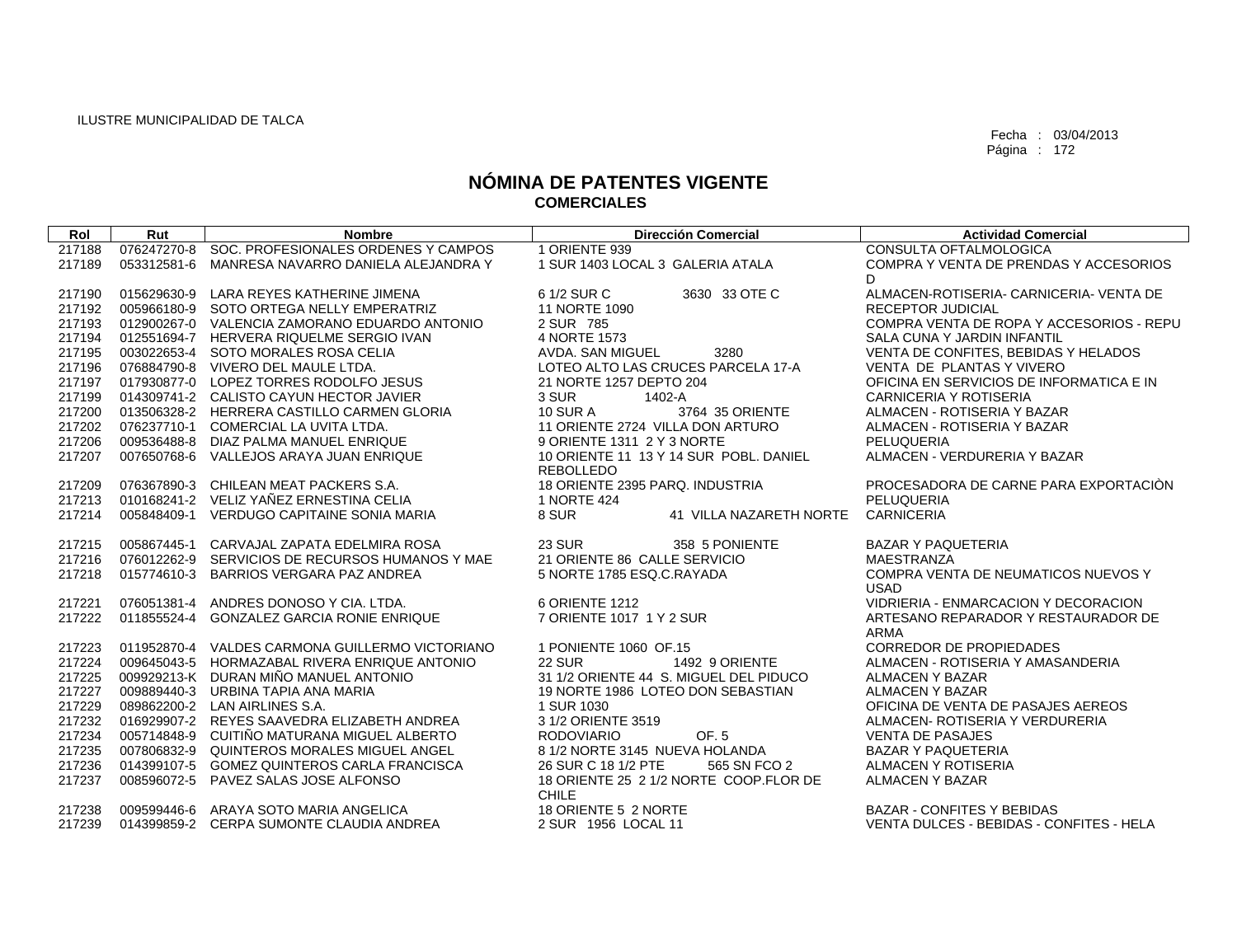ILUSTRE MUNICIPALIDAD DE TALCA

Fecha : 03/04/2013

# NÓMINA DE PATENTES VIGENTE
## COMERCIALES

| Rol | Rut | Nombre | Dirección Comercial | Actividad Comercial |
|---|---|---|---|---|
| 217188 | 076247270-8 | SOC. PROFESIONALES ORDENES Y CAMPOS | 1 ORIENTE 939 | CONSULTA OFTALMOLOGICA |
| 217189 | 053312581-6 | MANRESA NAVARRO DANIELA ALEJANDRA Y | 1 SUR 1403 LOCAL 3 GALERIA ATALA | COMPRA Y VENTA DE PRENDAS Y ACCESORIOS D |
| 217190 | 015629630-9 | LARA REYES KATHERINE JIMENA | 6 1/2 SUR C 3630 33 OTE C | ALMACEN-ROTISERIA- CARNICERIA- VENTA DE |
| 217192 | 005966180-9 | SOTO ORTEGA NELLY EMPERATRIZ | 11 NORTE 1090 | RECEPTOR JUDICIAL |
| 217193 | 012900267-0 | VALENCIA ZAMORANO EDUARDO ANTONIO | 2 SUR 785 | COMPRA VENTA DE ROPA Y ACCESORIOS - REPU |
| 217194 | 012551694-7 | HERVERA RIQUELME SERGIO IVAN | 4 NORTE 1573 | SALA CUNA Y JARDIN INFANTIL |
| 217195 | 003022653-4 | SOTO MORALES ROSA CELIA | AVDA. SAN MIGUEL 3280 | VENTA DE CONFITES, BEBIDAS Y HELADOS |
| 217196 | 076884790-8 | VIVERO DEL MAULE LTDA. | LOTEO ALTO LAS CRUCES PARCELA 17-A | VENTA DE PLANTAS Y VIVERO |
| 217197 | 017930877-0 | LOPEZ TORRES RODOLFO JESUS | 21 NORTE 1257 DEPTO 204 | OFICINA EN SERVICIOS DE INFORMATICA E IN |
| 217199 | 014309741-2 | CALISTO CAYUN HECTOR JAVIER | 3 SUR 1402-A | CARNICERIA Y ROTISERIA |
| 217200 | 013506328-2 | HERRERA CASTILLO CARMEN GLORIA | 10 SUR A 3764 35 ORIENTE | ALMACEN - ROTISERIA Y BAZAR |
| 217202 | 076237710-1 | COMERCIAL LA UVITA LTDA. | 11 ORIENTE 2724 VILLA DON ARTURO | ALMACEN - ROTISERIA Y BAZAR |
| 217206 | 009536488-8 | DIAZ PALMA MANUEL ENRIQUE | 9 ORIENTE 1311 2 Y 3 NORTE | PELUQUERIA |
| 217207 | 007650768-6 | VALLEJOS ARAYA JUAN ENRIQUE | 10 ORIENTE 11 13 Y 14 SUR POBL. DANIEL REBOLLEDO | ALMACEN - VERDURERIA Y BAZAR |
| 217209 | 076367890-3 | CHILEAN MEAT PACKERS S.A. | 18 ORIENTE 2395 PARQ. INDUSTRIA | PROCESADORA DE CARNE PARA EXPORTACIÒN |
| 217213 | 010168241-2 | VELIZ YAÑEZ ERNESTINA CELIA | 1 NORTE 424 | PELUQUERIA |
| 217214 | 005848409-1 | VERDUGO CAPITAINE SONIA MARIA | 8 SUR 41 VILLA NAZARETH NORTE | CARNICERIA |
| 217215 | 005867445-1 | CARVAJAL ZAPATA EDELMIRA ROSA | 23 SUR 358 5 PONIENTE | BAZAR Y PAQUETERIA |
| 217216 | 076012262-9 | SERVICIOS DE RECURSOS HUMANOS Y MAE | 21 ORIENTE 86 CALLE SERVICIO | MAESTRANZA |
| 217218 | 015774610-3 | BARRIOS VERGARA PAZ ANDREA | 5 NORTE 1785 ESQ.C.RAYADA | COMPRA VENTA DE NEUMATICOS NUEVOS Y USAD |
| 217221 | 076051381-4 | ANDRES DONOSO Y CIA. LTDA. | 6 ORIENTE 1212 | VIDRIERIA - ENMARCACION Y DECORACION |
| 217222 | 011855524-4 | GONZALEZ GARCIA RONIE ENRIQUE | 7 ORIENTE 1017 1 Y 2 SUR | ARTESANO REPARADOR Y RESTAURADOR DE ARMA |
| 217223 | 011952870-4 | VALDES CARMONA GUILLERMO VICTORIANO | 1 PONIENTE 1060 OF.15 | CORREDOR DE PROPIEDADES |
| 217224 | 009645043-5 | HORMAZABAL RIVERA ENRIQUE ANTONIO | 22 SUR 1492 9 ORIENTE | ALMACEN - ROTISERIA Y AMASANDERIA |
| 217225 | 009929213-K | DURAN MIÑO MANUEL ANTONIO | 31 1/2 ORIENTE 44 S. MIGUEL DEL PIDUCO | ALMACEN Y BAZAR |
| 217227 | 009889440-3 | URBINA TAPIA ANA MARIA | 19 NORTE 1986 LOTEO DON SEBASTIAN | ALMACEN Y BAZAR |
| 217229 | 089862200-2 | LAN AIRLINES S.A. | 1 SUR 1030 | OFICINA DE VENTA DE PASAJES AEREOS |
| 217232 | 016929907-2 | REYES SAAVEDRA ELIZABETH ANDREA | 3 1/2 ORIENTE 3519 | ALMACEN- ROTISERIA Y VERDURERIA |
| 217234 | 005714848-9 | CUITIÑO MATURANA MIGUEL ALBERTO | RODOVIARIO OF. 5 | VENTA DE PASAJES |
| 217235 | 007806832-9 | QUINTEROS MORALES MIGUEL ANGEL | 8 1/2 NORTE 3145 NUEVA HOLANDA | BAZAR Y PAQUETERIA |
| 217236 | 014399107-5 | GOMEZ QUINTEROS CARLA FRANCISCA | 26 SUR C 18 1/2 PTE 565 SN FCO 2 | ALMACEN Y ROTISERIA |
| 217237 | 008596072-5 | PAVEZ SALAS JOSE ALFONSO | 18 ORIENTE 25 2 1/2 NORTE COOP.FLOR DE CHILE | ALMACEN Y BAZAR |
| 217238 | 009599446-6 | ARAYA SOTO MARIA ANGELICA | 18 ORIENTE 5 2 NORTE | BAZAR - CONFITES Y BEBIDAS |
| 217239 | 014399859-2 | CERPA SUMONTE CLAUDIA ANDREA | 2 SUR 1956 LOCAL 11 | VENTA DULCES - BEBIDAS - CONFITES - HELA |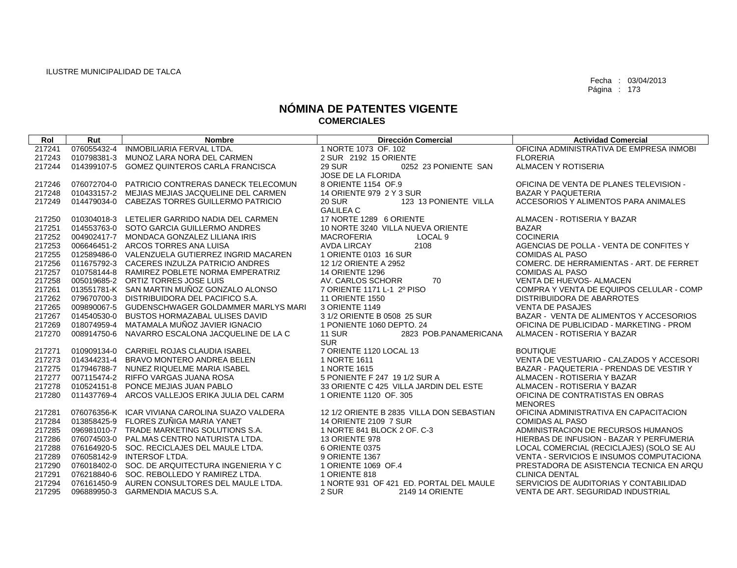ILUSTRE MUNICIPALIDAD DE TALCA

Fecha : 03/04/2013

# NÓMINA DE PATENTES VIGENTE
## COMERCIALES

| Rol | Rut | Nombre | Dirección Comercial | Actividad Comercial |
|---|---|---|---|---|
| 217241 | 076055432-4 | INMOBILIARIA FERVAL LTDA. | 1 NORTE 1073 OF. 102 | OFICINA ADMINISTRATIVA DE EMPRESA INMOBI |
| 217243 | 010798381-3 | MUNOZ LARA NORA DEL CARMEN | 2 SUR 2192 15 ORIENTE | FLORERIA |
| 217244 | 014399107-5 | GOMEZ QUINTEROS CARLA FRANCISCA | 29 SUR 0252 23 PONIENTE SAN JOSE DE LA FLORIDA | ALMACEN Y ROTISERIA |
| 217246 | 076072704-0 | PATRICIO CONTRERAS DANECK TELECOMUN | 8 ORIENTE 1154 OF.9 | OFICINA DE VENTA DE PLANES TELEVISION - |
| 217248 | 010433157-2 | MEJIAS MEJIAS JACQUELINE DEL CARMEN | 14 ORIENTE 979 2 Y 3 SUR | BAZAR Y PAQUETERIA |
| 217249 | 014479034-0 | CABEZAS TORRES GUILLERMO PATRICIO | 20 SUR 123 13 PONIENTE VILLA GALILEA C | ACCESORIOS Y ALIMENTOS PARA ANIMALES |
| 217250 | 010304018-3 | LETELIER GARRIDO NADIA DEL CARMEN | 17 NORTE 1289 6 ORIENTE | ALMACEN - ROTISERIA Y BAZAR |
| 217251 | 014553763-0 | SOTO GARCIA GUILLERMO ANDRES | 10 NORTE 3240 VILLA NUEVA ORIENTE | BAZAR |
| 217252 | 004902417-7 | MONDACA GONZALEZ LILIANA IRIS | MACROFERIA LOCAL 9 | COCINERIA |
| 217253 | 006646451-2 | ARCOS TORRES ANA LUISA | AVDA LIRCAY 2108 | AGENCIAS DE POLLA - VENTA DE CONFITES Y |
| 217255 | 012589486-0 | VALENZUELA GUTIERREZ INGRID MACAREN | 1 ORIENTE 0103 16 SUR | COMIDAS AL PASO |
| 217256 | 011675792-3 | CACERES INZULZA PATRICIO ANDRES | 12 1/2 ORIENTE A 2952 | COMERC. DE HERRAMIENTAS - ART. DE FERRET |
| 217257 | 010758144-8 | RAMIREZ POBLETE NORMA EMPERATRIZ | 14 ORIENTE 1296 | COMIDAS AL PASO |
| 217258 | 005019685-2 | ORTIZ TORRES JOSE LUIS | AV. CARLOS SCHORR 70 | VENTA DE HUEVOS- ALMACEN |
| 217261 | 013551781-K | SAN MARTIN MUÑOZ GONZALO ALONSO | 7 ORIENTE 1171 L-1 2º PISO | COMPRA Y VENTA DE EQUIPOS CELULAR - COMP |
| 217262 | 079670700-3 | DISTRIBUIDORA DEL PACIFICO S.A. | 11 ORIENTE 1550 | DISTRIBUIDORA DE ABARROTES |
| 217265 | 009890067-5 | GUDENSCHWAGER GOLDAMMER MARLYS MARI | 3 ORIENTE 1149 | VENTA DE PASAJES |
| 217267 | 014540530-0 | BUSTOS HORMAZABAL ULISES DAVID | 3 1/2 ORIENTE B 0508 25 SUR | BAZAR - VENTA DE ALIMENTOS Y ACCESORIOS |
| 217269 | 018074959-4 | MATAMALA MUÑOZ JAVIER IGNACIO | 1 PONIENTE 1060 DEPTO. 24 | OFICINA DE PUBLICIDAD - MARKETING - PROM |
| 217270 | 008914750-6 | NAVARRO ESCALONA JACQUELINE DE LA C | 11 SUR 2823 POB.PANAMERICANA SUR | ALMACEN - ROTISERIA Y BAZAR |
| 217271 | 010909134-0 | CARRIEL ROJAS CLAUDIA ISABEL | 7 ORIENTE 1120 LOCAL 13 | BOUTIQUE |
| 217273 | 014344231-4 | BRAVO MONTERO ANDREA BELEN | 1 NORTE 1611 | VENTA DE VESTUARIO - CALZADOS Y ACCESORI |
| 217275 | 017946788-7 | NUNEZ RIQUELME MARIA ISABEL | 1 NORTE 1615 | BAZAR - PAQUETERIA - PRENDAS DE VESTIR Y |
| 217277 | 007115474-2 | RIFFO VARGAS JUANA ROSA | 5 PONIENTE F 247 19 1/2 SUR A | ALMACEN - ROTISERIA Y BAZAR |
| 217278 | 010524151-8 | PONCE MEJIAS JUAN PABLO | 33 ORIENTE C 425 VILLA JARDIN DEL ESTE | ALMACEN - ROTISERIA Y BAZAR |
| 217280 | 011437769-4 | ARCOS VALLEJOS ERIKA JULIA DEL CARM | 1 ORIENTE 1120 OF. 305 | OFICINA DE CONTRATISTAS EN OBRAS MENORES |
| 217281 | 076076356-K | ICAR VIVIANA CAROLINA SUAZO VALDERA | 12 1/2 ORIENTE B 2835 VILLA DON SEBASTIAN | OFICINA ADMINISTRATIVA EN CAPACITACION |
| 217284 | 013858425-9 | FLORES ZUÑIGA MARIA YANET | 14 ORIENTE 2109 7 SUR | COMIDAS AL PASO |
| 217285 | 096981010-7 | TRADE MARKETING SOLUTIONS S.A. | 1 NORTE 841 BLOCK 2 OF. C-3 | ADMINISTRACION DE RECURSOS HUMANOS |
| 217286 | 076074503-0 | PAL.MAS CENTRO NATURISTA LTDA. | 13 ORIENTE 978 | HIERBAS DE INFUSION - BAZAR Y PERFUMERIA |
| 217288 | 076164920-5 | SOC. RECICLAJES DEL MAULE LTDA. | 6 ORIENTE 0375 | LOCAL COMERCIAL (RECICLAJES) (SOLO SE AU |
| 217289 | 076058142-9 | INTERSOF LTDA. | 9 ORIENTE 1367 | VENTA - SERVICIOS E INSUMOS COMPUTACIONA |
| 217290 | 076018402-0 | SOC. DE ARQUITECTURA INGENIERIA Y C | 1 ORIENTE 1069 OF.4 | PRESTADORA DE ASISTENCIA TECNICA EN ARQU |
| 217291 | 076218840-6 | SOC. REBOLLEDO Y RAMIREZ LTDA. | 1 ORIENTE 818 | CLINICA DENTAL |
| 217294 | 076161450-9 | AUREN CONSULTORES DEL MAULE LTDA. | 1 NORTE 931 OF 421 ED. PORTAL DEL MAULE | SERVICIOS DE AUDITORIAS Y CONTABILIDAD |
| 217295 | 096889950-3 | GARMENDIA MACUS S.A. | 2 SUR 2149 14 ORIENTE | VENTA DE ART. SEGURIDAD INDUSTRIAL |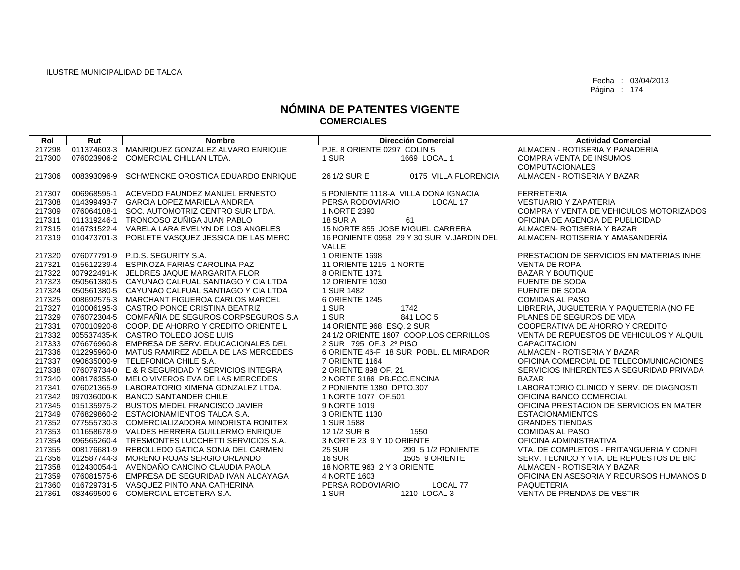ILUSTRE MUNICIPALIDAD DE TALCA

Fecha : 03/04/2013
Página : 174

# NÓMINA DE PATENTES VIGENTE
## COMERCIALES

| Rol | Rut | Nombre | Dirección Comercial | Actividad Comercial |
|---|---|---|---|---|
| 217298 | 011374603-3 | MANRIQUEZ GONZALEZ ALVARO ENRIQUE | PJE. 8 ORIENTE 0297 COLIN 5 | ALMACEN - ROTISERIA Y PANADERIA |
| 217300 | 076023906-2 | COMERCIAL CHILLAN LTDA. | 1 SUR 1669 LOCAL 1 | COMPRA VENTA DE INSUMOS COMPUTACIONALES |
| 217306 | 008393096-9 | SCHWENCKE OROSTICA EDUARDO ENRIQUE | 26 1/2 SUR E 0175 VILLA FLORENCIA | ALMACEN - ROTISERIA Y BAZAR |
| 217307 | 006968595-1 | ACEVEDO FAUNDEZ MANUEL ERNESTO | 5 PONIENTE 1118-A VILLA DOÑA IGNACIA | FERRETERIA |
| 217308 | 014399493-7 | GARCIA LOPEZ MARIELA ANDREA | PERSA RODOVIARIO LOCAL 17 | VESTUARIO Y ZAPATERIA |
| 217309 | 076064108-1 | SOC. AUTOMOTRIZ CENTRO SUR LTDA. | 1 NORTE 2390 | COMPRA Y VENTA DE VEHICULOS MOTORIZADOS |
| 217311 | 011319246-1 | TRONCOSO ZUÑIGA JUAN PABLO | 18 SUR A 61 | OFICINA DE AGENCIA DE PUBLICIDAD |
| 217315 | 016731522-4 | VARELA LARA EVELYN DE LOS ANGELES | 15 NORTE 855 JOSE MIGUEL CARRERA | ALMACEN- ROTISERIA Y BAZAR |
| 217319 | 010473701-3 | POBLETE VASQUEZ JESSICA DE LAS MERC | 16 PONIENTE 0958 29 Y 30 SUR V.JARDIN DEL VALLE | ALMACEN- ROTISERIA Y AMASANDERÌA |
| 217320 | 076077791-9 | P.D.S. SEGURITY S.A. | 1 ORIENTE 1698 | PRESTACION DE SERVICIOS EN MATERIAS INHE |
| 217321 | 015612239-4 | ESPINOZA FARIAS CAROLINA PAZ | 11 ORIENTE 1215 1 NORTE | VENTA DE ROPA |
| 217322 | 007922491-K | JELDRES JAQUE MARGARITA FLOR | 8 ORIENTE 1371 | BAZAR Y BOUTIQUE |
| 217323 | 050561380-5 | CAYUNAO CALFUAL SANTIAGO Y CIA LTDA | 12 ORIENTE 1030 | FUENTE DE SODA |
| 217324 | 050561380-5 | CAYUNAO CALFUAL SANTIAGO Y CIA LTDA | 1 SUR 1482 | FUENTE DE SODA |
| 217325 | 008692575-3 | MARCHANT FIGUEROA CARLOS MARCEL | 6 ORIENTE 1245 | COMIDAS AL PASO |
| 217327 | 010006195-3 | CASTRO PONCE CRISTINA BEATRIZ | 1 SUR 1742 | LIBRERIA, JUGUETERIA Y PAQUETERIA (NO FE |
| 217329 | 076072304-5 | COMPAÑIA DE SEGUROS CORPSEGUROS S.A | 1 SUR 841 LOC 5 | PLANES DE SEGUROS DE VIDA |
| 217331 | 070010920-8 | COOP. DE AHORRO Y CREDITO ORIENTE L | 14 ORIENTE 968 ESQ. 2 SUR | COOPERATIVA DE AHORRO Y CREDITO |
| 217332 | 005537435-K | CASTRO TOLEDO JOSE LUIS | 24 1/2 ORIENTE 1607 COOP.LOS CERRILLOS | VENTA DE REPUESTOS DE VEHICULOS Y ALQUIL |
| 217333 | 076676960-8 | EMPRESA DE SERV. EDUCACIONALES DEL | 2 SUR 795 OF.3 2º PISO | CAPACITACION |
| 217336 | 012295960-0 | MATUS RAMIREZ ADELA DE LAS MERCEDES | 6 ORIENTE 46-F 18 SUR POBL. EL MIRADOR | ALMACEN - ROTISERIA Y BAZAR |
| 217337 | 090635000-9 | TELEFONICA CHILE S.A. | 7 ORIENTE 1164 | OFICINA COMERCIAL DE TELECOMUNICACIONES |
| 217338 | 076079734-0 | E & R SEGURIDAD Y SERVICIOS INTEGRA | 2 ORIENTE 898 OF. 21 | SERVICIOS INHERENTES A SEGURIDAD PRIVADA |
| 217340 | 008176355-0 | MELO VIVEROS EVA DE LAS MERCEDES | 2 NORTE 3186 PB.FCO.ENCINA | BAZAR |
| 217341 | 076021365-9 | LABORATORIO XIMENA GONZALEZ LTDA. | 2 PONIENTE 1380 DPTO.307 | LABORATORIO CLINICO Y SERV. DE DIAGNOSTI |
| 217342 | 097036000-K | BANCO SANTANDER CHILE | 1 NORTE 1077 OF.501 | OFICINA BANCO COMERCIAL |
| 217345 | 015135975-2 | BUSTOS MEDEL FRANCISCO JAVIER | 9 NORTE 1019 | OFICINA PRESTACION DE SERVICIOS EN MATER |
| 217349 | 076829860-2 | ESTACIONAMIENTOS TALCA S.A. | 3 ORIENTE 1130 | ESTACIONAMIENTOS |
| 217352 | 077555730-3 | COMERCIALIZADORA MINORISTA RONITEX | 1 SUR 1588 | GRANDES TIENDAS |
| 217353 | 011658678-9 | VALDES HERRERA GUILLERMO ENRIQUE | 12 1/2 SUR B 1550 | COMIDAS AL PASO |
| 217354 | 096565260-4 | TRESMONTES LUCCHETTI SERVICIOS S.A. | 3 NORTE 23 9 Y 10 ORIENTE | OFICINA ADMINISTRATIVA |
| 217355 | 008176681-9 | REBOLLEDO GATICA SONIA DEL CARMEN | 25 SUR 299 5 1/2 PONIENTE | VTA. DE COMPLETOS - FRITANGUERIA Y CONFI |
| 217356 | 012587744-3 | MORENO ROJAS SERGIO ORLANDO | 16 SUR 1505 9 ORIENTE | SERV. TECNICO Y VTA. DE REPUESTOS DE BIC |
| 217358 | 012430054-1 | AVENDAÑO CANCINO CLAUDIA PAOLA | 18 NORTE 963 2 Y 3 ORIENTE | ALMACEN - ROTISERIA Y BAZAR |
| 217359 | 076081575-6 | EMPRESA DE SEGURIDAD IVAN ALCAYAGA | 4 NORTE 1603 | OFICINA EN ASESORIA Y RECURSOS HUMANOS D |
| 217360 | 016729731-5 | VASQUEZ PINTO ANA CATHERINA | PERSA RODOVIARIO LOCAL 77 | PAQUETERIA |
| 217361 | 083469500-6 | COMERCIAL ETCETERA S.A. | 1 SUR 1210 LOCAL 3 | VENTA DE PRENDAS DE VESTIR |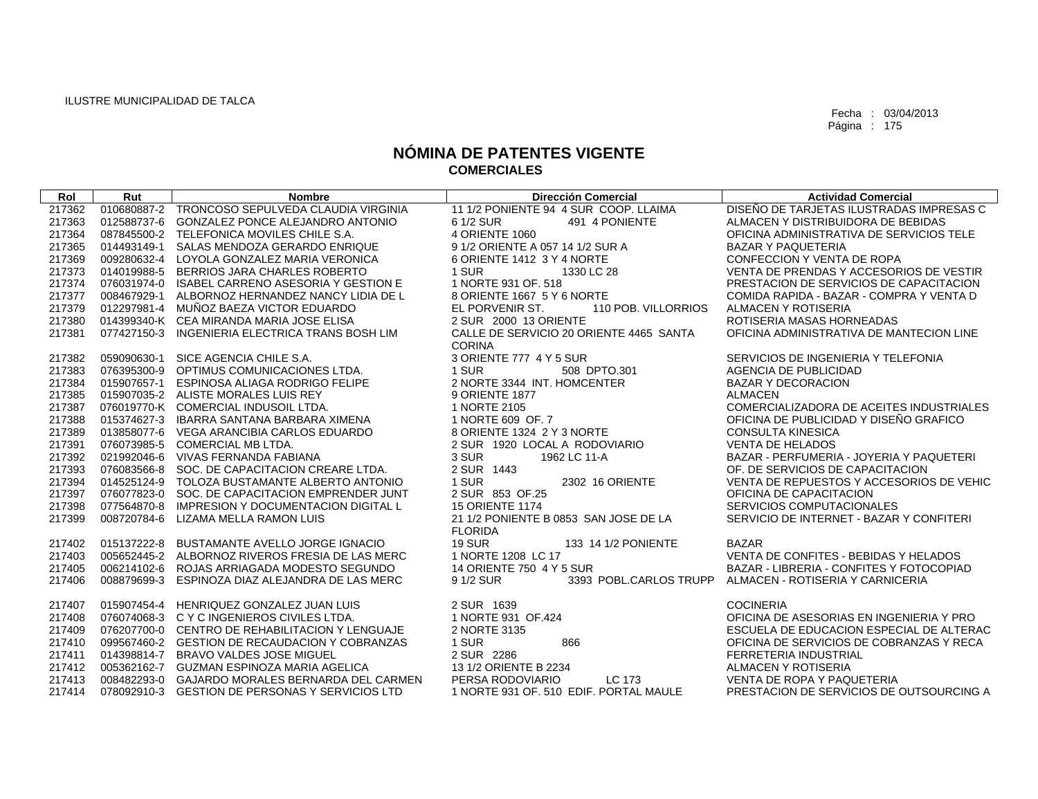ILUSTRE MUNICIPALIDAD DE TALCA

Fecha : 03/04/2013

# NÓMINA DE PATENTES VIGENTE
## COMERCIALES

| Rol | Rut | Nombre | Dirección Comercial | Actividad Comercial |
|---|---|---|---|---|
| 217362 | 010680887-2 | TRONCOSO SEPULVEDA CLAUDIA VIRGINIA | 11 1/2 PONIENTE 94 4 SUR COOP. LLAIMA | DISEÑO DE TARJETAS ILUSTRADAS IMPRESAS C |
| 217363 | 012588737-6 | GONZALEZ PONCE ALEJANDRO ANTONIO | 6 1/2 SUR 491 4 PONIENTE | ALMACEN Y DISTRIBUIDORA DE BEBIDAS |
| 217364 | 087845500-2 | TELEFONICA MOVILES CHILE S.A. | 4 ORIENTE 1060 | OFICINA ADMINISTRATIVA DE SERVICIOS TELE |
| 217365 | 014493149-1 | SALAS MENDOZA GERARDO ENRIQUE | 9 1/2 ORIENTE A 057 14 1/2 SUR A | BAZAR Y PAQUETERIA |
| 217369 | 009280632-4 | LOYOLA GONZALEZ MARIA VERONICA | 6 ORIENTE 1412 3 Y 4 NORTE | CONFECCION Y VENTA DE ROPA |
| 217373 | 014019988-5 | BERRIOS JARA CHARLES ROBERTO | 1 SUR 1330 LC 28 | VENTA DE PRENDAS Y ACCESORIOS DE VESTIR |
| 217374 | 076031974-0 | ISABEL CARRENO ASESORIA Y GESTION E | 1 NORTE 931 OF. 518 | PRESTACION DE SERVICIOS DE CAPACITACION |
| 217377 | 008467929-1 | ALBORNOZ HERNANDEZ NANCY LIDIA DE L | 8 ORIENTE 1667 5 Y 6 NORTE | COMIDA RAPIDA - BAZAR - COMPRA Y VENTA D |
| 217379 | 012297981-4 | MUÑOZ BAEZA VICTOR EDUARDO | EL PORVENIR ST. 110 POB. VILLORRIOS | ALMACEN Y ROTISERIA |
| 217380 | 014399340-K | CEA MIRANDA MARIA JOSE ELISA | 2 SUR 2000 13 ORIENTE | ROTISERIA MASAS HORNEADAS |
| 217381 | 077427150-3 | INGENIERIA ELECTRICA TRANS BOSH LIM | CALLE DE SERVICIO 20 ORIENTE 4465 SANTA CORINA | OFICINA ADMINISTRATIVA DE MANTECION LINE |
| 217382 | 059090630-1 | SICE AGENCIA CHILE S.A. | 3 ORIENTE 777 4 Y 5 SUR | SERVICIOS DE INGENIERIA Y TELEFONIA |
| 217383 | 076395300-9 | OPTIMUS COMUNICACIONES LTDA. | 1 SUR 508 DPTO.301 | AGENCIA DE PUBLICIDAD |
| 217384 | 015907657-1 | ESPINOSA ALIAGA RODRIGO FELIPE | 2 NORTE 3344 INT. HOMCENTER | BAZAR Y DECORACION |
| 217385 | 015907035-2 | ALISTE MORALES LUIS REY | 9 ORIENTE 1877 | ALMACEN |
| 217387 | 076019770-K | COMERCIAL INDUSOIL LTDA. | 1 NORTE 2105 | COMERCIALIZADORA DE ACEITES INDUSTRIALES |
| 217388 | 015374627-3 | IBARRA SANTANA BARBARA XIMENA | 1 NORTE 609 OF. 7 | OFICINA DE PUBLICIDAD Y DISEÑO GRAFICO |
| 217389 | 013858077-6 | VEGA ARANCIBIA CARLOS EDUARDO | 8 ORIENTE 1324 2 Y 3 NORTE | CONSULTA KINESICA |
| 217391 | 076073985-5 | COMERCIAL MB LTDA. | 2 SUR 1920 LOCAL A RODOVIARIO | VENTA DE HELADOS |
| 217392 | 021992046-6 | VIVAS FERNANDA FABIANA | 3 SUR 1962 LC 11-A | BAZAR - PERFUMERIA - JOYERIA Y PAQUETERI |
| 217393 | 076083566-8 | SOC. DE CAPACITACION CREARE LTDA. | 2 SUR 1443 | OF. DE SERVICIOS DE CAPACITACION |
| 217394 | 014525124-9 | TOLOZA BUSTAMANTE ALBERTO ANTONIO | 1 SUR 2302 16 ORIENTE | VENTA DE REPUESTOS Y ACCESORIOS DE VEHIC |
| 217397 | 076077823-0 | SOC. DE CAPACITACION EMPRENDER JUNT | 2 SUR 853 OF.25 | OFICINA DE CAPACITACION |
| 217398 | 077564870-8 | IMPRESION Y DOCUMENTACION DIGITAL L | 15 ORIENTE 1174 | SERVICIOS COMPUTACIONALES |
| 217399 | 008720784-6 | LIZAMA MELLA RAMON LUIS | 21 1/2 PONIENTE B 0853 SAN JOSE DE LA FLORIDA | SERVICIO DE INTERNET - BAZAR Y CONFITERI |
| 217402 | 015137222-8 | BUSTAMANTE AVELLO JORGE IGNACIO | 19 SUR 133 14 1/2 PONIENTE | BAZAR |
| 217403 | 005652445-2 | ALBORNOZ RIVEROS FRESIA DE LAS MERC | 1 NORTE 1208 LC 17 | VENTA DE CONFITES - BEBIDAS Y HELADOS |
| 217405 | 006214102-6 | ROJAS ARRIAGADA MODESTO SEGUNDO | 14 ORIENTE 750 4 Y 5 SUR | BAZAR - LIBRERIA - CONFITES Y FOTOCOPIAD |
| 217406 | 008879699-3 | ESPINOZA DIAZ ALEJANDRA DE LAS MERC | 9 1/2 SUR 3393 POBL.CARLOS TRUPP | ALMACEN - ROTISERIA Y CARNICERIA |
| 217407 | 015907454-4 | HENRIQUEZ GONZALEZ JUAN LUIS | 2 SUR 1639 | COCINERIA |
| 217408 | 076074068-3 | C Y C INGENIEROS CIVILES LTDA. | 1 NORTE 931 OF.424 | OFICINA DE ASESORIAS EN INGENIERIA Y PRO |
| 217409 | 076207700-0 | CENTRO DE REHABILITACION Y LENGUAJE | 2 NORTE 3135 | ESCUELA DE EDUCACION ESPECIAL DE ALTERAC |
| 217410 | 099567460-2 | GESTION DE RECAUDACION Y COBRANZAS | 1 SUR 866 | OFICINA DE SERVICIOS DE COBRANZAS Y RECA |
| 217411 | 014398814-7 | BRAVO VALDES JOSE MIGUEL | 2 SUR 2286 | FERRETERIA INDUSTRIAL |
| 217412 | 005362162-7 | GUZMAN ESPINOZA MARIA AGELICA | 13 1/2 ORIENTE B 2234 | ALMACEN Y ROTISERIA |
| 217413 | 008482293-0 | GAJARDO MORALES BERNARDA DEL CARMEN | PERSA RODOVIARIO LC 173 | VENTA DE ROPA Y PAQUETERIA |
| 217414 | 078092910-3 | GESTION DE PERSONAS Y SERVICIOS LTD | 1 NORTE 931 OF. 510 EDIF. PORTAL MAULE | PRESTACION DE SERVICIOS DE OUTSOURCING A |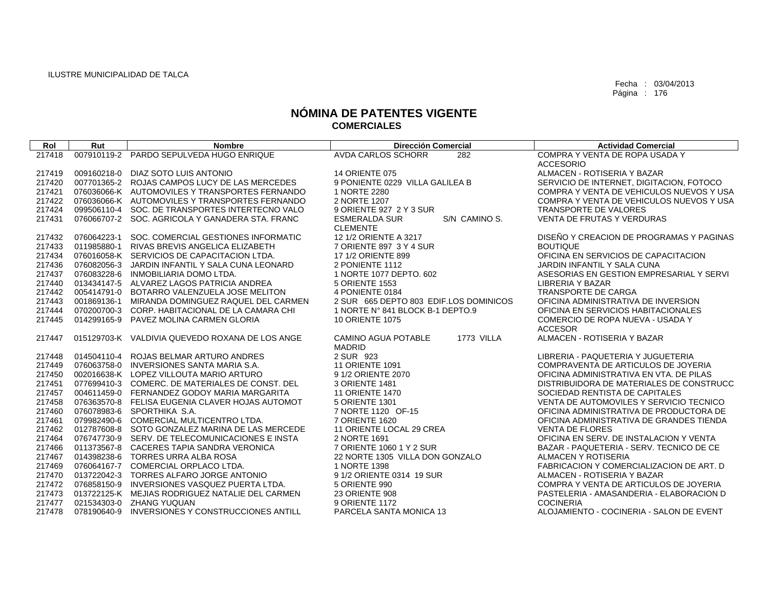ILUSTRE MUNICIPALIDAD DE TALCA

Fecha : 03/04/2013
Página : 176

# NÓMINA DE PATENTES VIGENTE
## COMERCIALES

| Rol | Rut | Nombre | Dirección Comercial | Actividad Comercial |
|---|---|---|---|---|
| 217418 | 007910119-2 | PARDO SEPULVEDA HUGO ENRIQUE | AVDA CARLOS SCHORR 282 | COMPRA Y VENTA DE ROPA USADA Y ACCESORIO |
| 217419 | 009160218-0 | DIAZ SOTO LUIS ANTONIO | 14 ORIENTE 075 | ALMACEN - ROTISERIA Y BAZAR |
| 217420 | 007701365-2 | ROJAS CAMPOS LUCY DE LAS MERCEDES | 9 PONIENTE 0229 VILLA GALILEA B | SERVICIO DE INTERNET, DIGITACION, FOTOCO |
| 217421 | 076036066-K | AUTOMOVILES Y TRANSPORTES FERNANDO | 1 NORTE 2280 | COMPRA Y VENTA DE VEHICULOS NUEVOS Y USA |
| 217422 | 076036066-K | AUTOMOVILES Y TRANSPORTES FERNANDO | 2 NORTE 1207 | COMPRA Y VENTA DE VEHICULOS NUEVOS Y USA |
| 217424 | 099506110-4 | SOC. DE TRANSPORTES INTERTECNO VALO | 9 ORIENTE 927 2 Y 3 SUR | TRANSPORTE DE VALORES |
| 217431 | 076066707-2 | SOC. AGRICOLA Y GANADERA STA. FRANC | ESMERALDA SUR S/N CAMINO S. CLEMENTE | VENTA DE FRUTAS Y VERDURAS |
| 217432 | 076064223-1 | SOC. COMERCIAL GESTIONES INFORMATIC | 12 1/2 ORIENTE A 3217 | DISEÑO Y CREACION DE PROGRAMAS Y PAGINAS |
| 217433 | 011985880-1 | RIVAS BREVIS ANGELICA ELIZABETH | 7 ORIENTE 897 3 Y 4 SUR | BOUTIQUE |
| 217434 | 076016058-K | SERVICIOS DE CAPACITACION LTDA. | 17 1/2 ORIENTE 899 | OFICINA EN SERVICIOS DE CAPACITACION |
| 217436 | 076082056-3 | JARDIN INFANTIL Y SALA CUNA LEONARD | 2 PONIENTE 1112 | JARDIN INFANTIL Y SALA CUNA |
| 217437 | 076083228-6 | INMOBILIARIA DOMO LTDA. | 1 NORTE 1077 DEPTO. 602 | ASESORIAS EN GESTION EMPRESARIAL Y SERVI |
| 217440 | 013434147-5 | ALVAREZ LAGOS PATRICIA ANDREA | 5 ORIENTE 1553 | LIBRERIA Y BAZAR |
| 217442 | 005414791-0 | BOTARRO VALENZUELA JOSE MELITON | 4 PONIENTE 0184 | TRANSPORTE DE CARGA |
| 217443 | 001869136-1 | MIRANDA DOMINGUEZ RAQUEL DEL CARMEN | 2 SUR 665 DEPTO 803 EDIF.LOS DOMINICOS | OFICINA ADMINISTRATIVA DE INVERSION |
| 217444 | 070200700-3 | CORP. HABITACIONAL DE LA CAMARA CHI | 1 NORTE N° 841 BLOCK B-1 DEPTO.9 | OFICINA EN SERVICIOS HABITACIONALES |
| 217445 | 014299165-9 | PAVEZ MOLINA CARMEN GLORIA | 10 ORIENTE 1075 | COMERCIO DE ROPA NUEVA - USADA Y ACCESOR |
| 217447 | 015129703-K | VALDIVIA QUEVEDO ROXANA DE LOS ANGE | CAMINO AGUA POTABLE 1773 VILLA MADRID | ALMACEN - ROTISERIA Y BAZAR |
| 217448 | 014504110-4 | ROJAS BELMAR ARTURO ANDRES | 2 SUR 923 | LIBRERIA - PAQUETERIA Y JUGUETERIA |
| 217449 | 076063758-0 | INVERSIONES SANTA MARIA S.A. | 11 ORIENTE 1091 | COMPRAVENTA DE ARTICULOS DE JOYERIA |
| 217450 | 002016638-K | LOPEZ VILLOUTA MARIO ARTURO | 9 1/2 ORIENTE 2070 | OFICINA ADMINISTRATIVA EN VTA. DE PILAS |
| 217451 | 077699410-3 | COMERC. DE MATERIALES DE CONST. DEL | 3 ORIENTE 1481 | DISTRIBUIDORA DE MATERIALES DE CONSTRUCC |
| 217457 | 004611459-0 | FERNANDEZ GODOY MARIA MARGARITA | 11 ORIENTE 1470 | SOCIEDAD RENTISTA DE CAPITALES |
| 217458 | 076363570-8 | FELISA EUGENIA CLAVER HOJAS AUTOMOT | 5 ORIENTE 1301 | VENTA DE AUTOMOVILES Y SERVICIO TECNICO |
| 217460 | 076078983-6 | SPORTHIKA S.A. | 7 NORTE 1120 OF-15 | OFICINA ADMINISTRATIVA DE PRODUCTORA DE |
| 217461 | 079982490-6 | COMERCIAL MULTICENTRO LTDA. | 7 ORIENTE 1620 | OFICINA ADMINISTRATIVA DE GRANDES TIENDA |
| 217462 | 012787608-8 | SOTO GONZALEZ MARINA DE LAS MERCEDE | 11 ORIENTE LOCAL 29 CREA | VENTA DE FLORES |
| 217464 | 076747730-9 | SERV. DE TELECOMUNICACIONES E INSTA | 2 NORTE 1691 | OFICINA EN SERV. DE INSTALACION Y VENTA |
| 217466 | 011373567-8 | CACERES TAPIA SANDRA VERONICA | 7 ORIENTE 1060 1 Y 2 SUR | BAZAR - PAQUETERIA - SERV. TECNICO DE CE |
| 217467 | 014398238-6 | TORRES URRA ALBA ROSA | 22 NORTE 1305 VILLA DON GONZALO | ALMACEN Y ROTISERIA |
| 217469 | 076064167-7 | COMERCIAL ORPLACO LTDA. | 1 NORTE 1398 | FABRICACION Y COMERCIALIZACION DE ART. D |
| 217470 | 013722042-3 | TORRES ALFARO JORGE ANTONIO | 9 1/2 ORIENTE 0314 19 SUR | ALMACEN - ROTISERIA Y BAZAR |
| 217472 | 076858150-9 | INVERSIONES VASQUEZ PUERTA LTDA. | 5 ORIENTE 990 | COMPRA Y VENTA DE ARTICULOS DE JOYERIA |
| 217473 | 013722125-K | MEJIAS RODRIGUEZ NATALIE DEL CARMEN | 23 ORIENTE 908 | PASTELERIA - AMASANDERIA - ELABORACION D |
| 217477 | 021534303-0 | ZHANG YUQUAN | 9 ORIENTE 1172 | COCINERIA |
| 217478 | 078190640-9 | INVERSIONES Y CONSTRUCCIONES ANTILL | PARCELA SANTA MONICA 13 | ALOJAMIENTO - COCINERIA - SALON DE EVENT |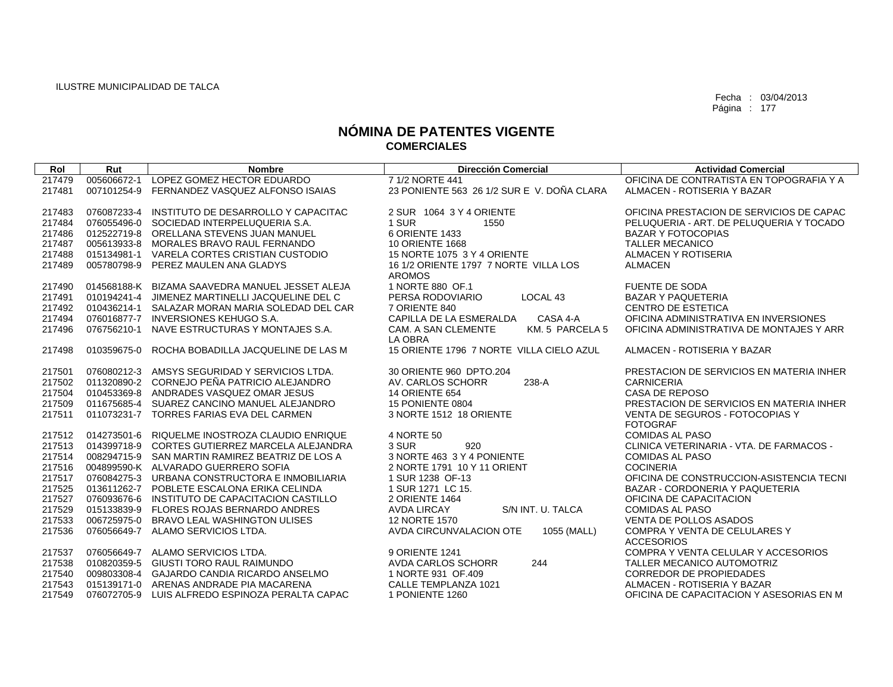ILUSTRE MUNICIPALIDAD DE TALCA

Fecha : 03/04/2013

# NÓMINA DE PATENTES VIGENTE
## COMERCIALES

| Rol | Rut | Nombre | Dirección Comercial | Actividad Comercial |
|---|---|---|---|---|
| 217479 | 005606672-1 | LOPEZ GOMEZ HECTOR EDUARDO | 7 1/2 NORTE 441 | OFICINA DE CONTRATISTA EN TOPOGRAFIA Y A |
| 217481 | 007101254-9 | FERNANDEZ VASQUEZ ALFONSO ISAIAS | 23 PONIENTE 563 26 1/2 SUR E V. DOÑA CLARA | ALMACEN - ROTISERIA Y BAZAR |
| 217483 | 076087233-4 | INSTITUTO DE DESARROLLO Y CAPACITAC | 2 SUR 1064 3 Y 4 ORIENTE | OFICINA PRESTACION DE SERVICIOS DE CAPAC |
| 217484 | 076055496-0 | SOCIEDAD INTERPELUQUERIA S.A. | 1 SUR 1550 | PELUQUERIA - ART. DE PELUQUERIA Y TOCADO |
| 217486 | 012522719-8 | ORELLANA STEVENS JUAN MANUEL | 6 ORIENTE 1433 | BAZAR Y FOTOCOPIAS |
| 217487 | 005613933-8 | MORALES BRAVO RAUL FERNANDO | 10 ORIENTE 1668 | TALLER MECANICO |
| 217488 | 015134981-1 | VARELA CORTES CRISTIAN CUSTODIO | 15 NORTE 1075 3 Y 4 ORIENTE | ALMACEN Y ROTISERIA |
| 217489 | 005780798-9 | PEREZ MAULEN ANA GLADYS | 16 1/2 ORIENTE 1797 7 NORTE VILLA LOS AROMOS | ALMACEN |
| 217490 | 014568188-K | BIZAMA SAAVEDRA MANUEL JESSET ALEJA | 1 NORTE 880 OF.1 | FUENTE DE SODA |
| 217491 | 010194241-4 | JIMENEZ MARTINELLI JACQUELINE DEL C | PERSA RODOVIARIO LOCAL 43 | BAZAR Y PAQUETERIA |
| 217492 | 010436214-1 | SALAZAR MORAN MARIA SOLEDAD DEL CAR | 7 ORIENTE 840 | CENTRO DE ESTETICA |
| 217494 | 076016877-7 | INVERSIONES KEHUGO S.A. | CAPILLA DE LA ESMERALDA CASA 4-A | OFICINA ADMINISTRATIVA EN INVERSIONES |
| 217496 | 076756210-1 | NAVE ESTRUCTURAS Y MONTAJES S.A. | CAM. A SAN CLEMENTE KM. 5 PARCELA 5 LA OBRA | OFICINA ADMINISTRATIVA DE MONTAJES Y ARR |
| 217498 | 010359675-0 | ROCHA BOBADILLA JACQUELINE DE LAS M | 15 ORIENTE 1796 7 NORTE VILLA CIELO AZUL | ALMACEN - ROTISERIA Y BAZAR |
| 217501 | 076080212-3 | AMSYS SEGURIDAD Y SERVICIOS LTDA. | 30 ORIENTE 960 DPTO.204 | PRESTACION DE SERVICIOS EN MATERIA INHER |
| 217502 | 011320890-2 | CORNEJO PEÑA PATRICIO ALEJANDRO | AV. CARLOS SCHORR 238-A | CARNICERIA |
| 217504 | 010453369-8 | ANDRADES VASQUEZ OMAR JESUS | 14 ORIENTE 654 | CASA DE REPOSO |
| 217509 | 011675685-4 | SUAREZ CANCINO MANUEL ALEJANDRO | 15 PONIENTE 0804 | PRESTACION DE SERVICIOS EN MATERIA INHER |
| 217511 | 011073231-7 | TORRES FARIAS EVA DEL CARMEN | 3 NORTE 1512 18 ORIENTE | VENTA DE SEGUROS - FOTOCOPIAS Y FOTOGRAF |
| 217512 | 014273501-6 | RIQUELME INOSTROZA CLAUDIO ENRIQUE | 4 NORTE 50 | COMIDAS AL PASO |
| 217513 | 014399718-9 | CORTES GUTIERREZ MARCELA ALEJANDRA | 3 SUR 920 | CLINICA VETERINARIA - VTA. DE FARMACOS - |
| 217514 | 008294715-9 | SAN MARTIN RAMIREZ BEATRIZ DE LOS A | 3 NORTE 463 3 Y 4 PONIENTE | COMIDAS AL PASO |
| 217516 | 004899590-K | ALVARADO GUERRERO SOFIA | 2 NORTE 1791 10 Y 11 ORIENT | COCINERIA |
| 217517 | 076084275-3 | URBANA CONSTRUCTORA E INMOBILIARIA | 1 SUR 1238 OF-13 | OFICINA DE CONSTRUCCION-ASISTENCIA TECNI |
| 217525 | 013611262-7 | POBLETE ESCALONA ERIKA CELINDA | 1 SUR 1271 LC 15. | BAZAR - CORDONERIA Y PAQUETERIA |
| 217527 | 076093676-6 | INSTITUTO DE CAPACITACION CASTILLO | 2 ORIENTE 1464 | OFICINA DE CAPACITACION |
| 217529 | 015133839-9 | FLORES ROJAS BERNARDO ANDRES | AVDA LIRCAY S/N INT. U. TALCA | COMIDAS AL PASO |
| 217533 | 006725975-0 | BRAVO LEAL WASHINGTON ULISES | 12 NORTE 1570 | VENTA DE POLLOS ASADOS |
| 217536 | 076056649-7 | ALAMO SERVICIOS LTDA. | AVDA CIRCUNVALACION OTE 1055 (MALL) | COMPRA Y VENTA DE CELULARES Y ACCESORIOS |
| 217537 | 076056649-7 | ALAMO SERVICIOS LTDA. | 9 ORIENTE 1241 | COMPRA Y VENTA CELULAR Y ACCESORIOS |
| 217538 | 010820359-5 | GIUSTI TORO RAUL RAIMUNDO | AVDA CARLOS SCHORR 244 | TALLER MECANICO AUTOMOTRIZ |
| 217540 | 009803308-4 | GAJARDO CANDIA RICARDO ANSELMO | 1 NORTE 931 OF.409 | CORREDOR DE PROPIEDADES |
| 217543 | 015139171-0 | ARENAS ANDRADE PIA MACARENA | CALLE TEMPLANZA 1021 | ALMACEN - ROTISERIA Y BAZAR |
| 217549 | 076072705-9 | LUIS ALFREDO ESPINOZA PERALTA CAPAC | 1 PONIENTE 1260 | OFICINA DE CAPACITACION Y ASESORIAS EN M |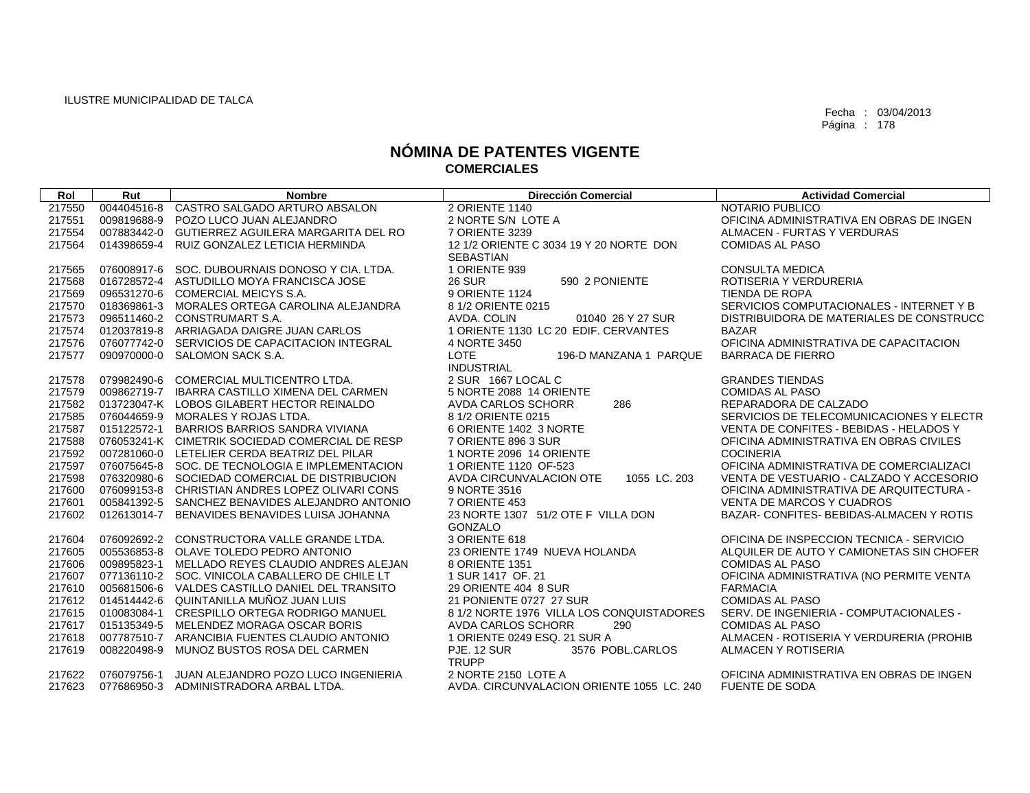ILUSTRE MUNICIPALIDAD DE TALCA

Fecha : 03/04/2013
Página : 178

# NÓMINA DE PATENTES VIGENTE
## COMERCIALES

| Rol | Rut | Nombre | Dirección Comercial | Actividad Comercial |
|---|---|---|---|---|
| 217550 | 004404516-8 | CASTRO SALGADO ARTURO ABSALON | 2 ORIENTE 1140 | NOTARIO PUBLICO |
| 217551 | 009819688-9 | POZO LUCO JUAN ALEJANDRO | 2 NORTE S/N LOTE A | OFICINA ADMINISTRATIVA EN OBRAS DE INGEN |
| 217554 | 007883442-0 | GUTIERREZ AGUILERA MARGARITA DEL RO | 7 ORIENTE 3239 | ALMACEN - FURTAS Y VERDURAS |
| 217564 | 014398659-4 | RUIZ GONZALEZ LETICIA HERMINDA | 12 1/2 ORIENTE C 3034 19 Y 20 NORTE DON SEBASTIAN | COMIDAS AL PASO |
| 217565 | 076008917-6 | SOC. DUBOURNAIS DONOSO Y CIA. LTDA. | 1 ORIENTE 939 | CONSULTA MEDICA |
| 217568 | 016728572-4 | ASTUDILLO MOYA FRANCISCA JOSE | 26 SUR 590 2 PONIENTE | ROTISERIA Y VERDURERIA |
| 217569 | 096531270-6 | COMERCIAL MEICYS S.A. | 9 ORIENTE 1124 | TIENDA DE ROPA |
| 217570 | 018369861-3 | MORALES ORTEGA CAROLINA ALEJANDRA | 8 1/2 ORIENTE 0215 | SERVICIOS COMPUTACIONALES - INTERNET Y B |
| 217573 | 096511460-2 | CONSTRUMART S.A. | AVDA. COLIN 01040 26 Y 27 SUR | DISTRIBUIDORA DE MATERIALES DE CONSTRUCC |
| 217574 | 012037819-8 | ARRIAGADA DAIGRE JUAN CARLOS | 1 ORIENTE 1130 LC 20 EDIF. CERVANTES | BAZAR |
| 217576 | 076077742-0 | SERVICIOS DE CAPACITACION INTEGRAL | 4 NORTE 3450 | OFICINA ADMINISTRATIVA DE CAPACITACION |
| 217577 | 090970000-0 | SALOMON SACK S.A. | LOTE 196-D MANZANA 1 PARQUE INDUSTRIAL | BARRACA DE FIERRO |
| 217578 | 079982490-6 | COMERCIAL MULTICENTRO LTDA. | 2 SUR 1667 LOCAL C | GRANDES TIENDAS |
| 217579 | 009862719-7 | IBARRA CASTILLO XIMENA DEL CARMEN | 5 NORTE 2088 14 ORIENTE | COMIDAS AL PASO |
| 217582 | 013723047-K | LOBOS GILABERT HECTOR REINALDO | AVDA CARLOS SCHORR 286 | REPARADORA DE CALZADO |
| 217585 | 076044659-9 | MORALES Y ROJAS LTDA. | 8 1/2 ORIENTE 0215 | SERVICIOS DE TELECOMUNICACIONES Y ELECTR |
| 217587 | 015122572-1 | BARRIOS BARRIOS SANDRA VIVIANA | 6 ORIENTE 1402 3 NORTE | VENTA DE CONFITES - BEBIDAS - HELADOS Y |
| 217588 | 076053241-K | CIMETRIK SOCIEDAD COMERCIAL DE RESP | 7 ORIENTE 896 3 SUR | OFICINA ADMINISTRATIVA EN OBRAS CIVILES |
| 217592 | 007281060-0 | LETELIER CERDA BEATRIZ DEL PILAR | 1 NORTE 2096 14 ORIENTE | COCINERIA |
| 217597 | 076075645-8 | SOC. DE TECNOLOGIA E IMPLEMENTACION | 1 ORIENTE 1120 OF-523 | OFICINA ADMINISTRATIVA DE COMERCIALIZACI |
| 217598 | 076320980-6 | SOCIEDAD COMERCIAL DE DISTRIBUCION | AVDA CIRCUNVALACION OTE 1055 LC. 203 | VENTA DE VESTUARIO - CALZADO Y ACCESORIO |
| 217600 | 076099153-8 | CHRISTIAN ANDRES LOPEZ OLIVARI CONS | 9 NORTE 3516 | OFICINA ADMINISTRATIVA DE ARQUITECTURA - |
| 217601 | 005841392-5 | SANCHEZ BENAVIDES ALEJANDRO ANTONIO | 7 ORIENTE 453 | VENTA DE MARCOS Y CUADROS |
| 217602 | 012613014-7 | BENAVIDES BENAVIDES LUISA JOHANNA | 23 NORTE 1307 51/2 OTE F VILLA DON GONZALO | BAZAR- CONFITES- BEBIDAS-ALMACEN Y ROTIS |
| 217604 | 076092692-2 | CONSTRUCTORA VALLE GRANDE LTDA. | 3 ORIENTE 618 | OFICINA DE INSPECCION TECNICA - SERVICIO |
| 217605 | 005536853-8 | OLAVE TOLEDO PEDRO ANTONIO | 23 ORIENTE 1749 NUEVA HOLANDA | ALQUILER DE AUTO Y CAMIONETAS SIN CHOFER |
| 217606 | 009895823-1 | MELLADO REYES CLAUDIO ANDRES ALEJAN | 8 ORIENTE 1351 | COMIDAS AL PASO |
| 217607 | 077136110-2 | SOC. VINICOLA CABALLERO DE CHILE LT | 1 SUR 1417 OF. 21 | OFICINA ADMINISTRATIVA (NO PERMITE VENTA |
| 217610 | 005681506-6 | VALDES CASTILLO DANIEL DEL TRANSITO | 29 ORIENTE 404 8 SUR | FARMACIA |
| 217612 | 014514442-6 | QUINTANILLA MUÑOZ JUAN LUIS | 21 PONIENTE 0727 27 SUR | COMIDAS AL PASO |
| 217615 | 010083084-1 | CRESPILLO ORTEGA RODRIGO MANUEL | 8 1/2 NORTE 1976 VILLA LOS CONQUISTADORES | SERV. DE INGENIERIA - COMPUTACIONALES - |
| 217617 | 015135349-5 | MELENDEZ MORAGA OSCAR BORIS | AVDA CARLOS SCHORR 290 | COMIDAS AL PASO |
| 217618 | 007787510-7 | ARANCIBIA FUENTES CLAUDIO ANTONIO | 1 ORIENTE 0249 ESQ. 21 SUR A | ALMACEN - ROTISERIA Y VERDURERIA (PROHIB |
| 217619 | 008220498-9 | MUNOZ BUSTOS ROSA DEL CARMEN | PJE. 12 SUR 3576 POBL.CARLOS TRUPP | ALMACEN Y ROTISERIA |
| 217622 | 076079756-1 | JUAN ALEJANDRO POZO LUCO INGENIERIA | 2 NORTE 2150 LOTE A | OFICINA ADMINISTRATIVA EN OBRAS DE INGEN |
| 217623 | 077686950-3 | ADMINISTRADORA ARBAL LTDA. | AVDA. CIRCUNVALACION ORIENTE 1055 LC. 240 | FUENTE DE SODA |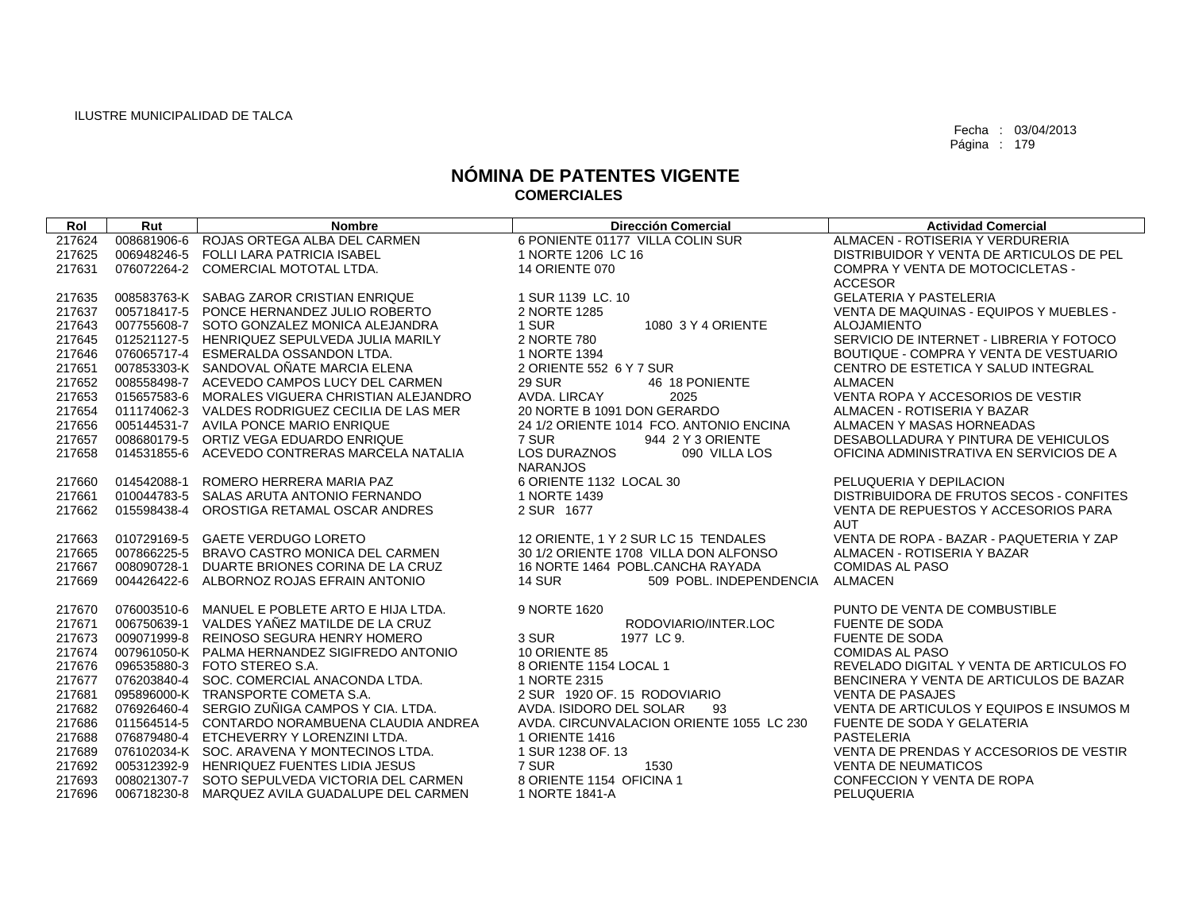ILUSTRE MUNICIPALIDAD DE TALCA

Fecha : 03/04/2013
Página : 179

# NÓMINA DE PATENTES VIGENTE
## COMERCIALES

| Rol | Rut | Nombre | Dirección Comercial | Actividad Comercial |
|---|---|---|---|---|
| 217624 | 008681906-6 | ROJAS ORTEGA ALBA DEL CARMEN | 6 PONIENTE 01177 VILLA COLIN SUR | ALMACEN - ROTISERIA Y VERDURERIA |
| 217625 | 006948246-5 | FOLLI LARA PATRICIA ISABEL | 1 NORTE 1206 LC 16 | DISTRIBUIDOR Y VENTA DE ARTICULOS DE PEL |
| 217631 | 076072264-2 | COMERCIAL MOTOTAL LTDA. | 14 ORIENTE 070 | COMPRA Y VENTA DE MOTOCICLETAS - ACCESOR |
| 217635 | 008583763-K | SABAG ZAROR CRISTIAN ENRIQUE | 1 SUR 1139 LC. 10 | GELATERIA Y PASTELERIA |
| 217637 | 005718417-5 | PONCE HERNANDEZ JULIO ROBERTO | 2 NORTE 1285 | VENTA DE MAQUINAS - EQUIPOS Y MUEBLES - |
| 217643 | 007755608-7 | SOTO GONZALEZ MONICA ALEJANDRA | 1 SUR 1080 3 Y 4 ORIENTE | ALOJAMIENTO |
| 217645 | 012521127-5 | HENRIQUEZ SEPULVEDA JULIA MARILY | 2 NORTE 780 | SERVICIO DE INTERNET - LIBRERIA Y FOTOCO |
| 217646 | 076065717-4 | ESMERALDA OSSANDON LTDA. | 1 NORTE 1394 | BOUTIQUE - COMPRA Y VENTA DE VESTUARIO |
| 217651 | 007853303-K | SANDOVAL OÑATE MARCIA ELENA | 2 ORIENTE 552 6 Y 7 SUR | CENTRO DE ESTETICA Y SALUD INTEGRAL |
| 217652 | 008558498-7 | ACEVEDO CAMPOS LUCY DEL CARMEN | 29 SUR 46 18 PONIENTE | ALMACEN |
| 217653 | 015657583-6 | MORALES VIGUERA CHRISTIAN ALEJANDRO | AVDA. LIRCAY 2025 | VENTA ROPA Y ACCESORIOS DE VESTIR |
| 217654 | 011174062-3 | VALDES RODRIGUEZ CECILIA DE LAS MER | 20 NORTE B 1091 DON GERARDO | ALMACEN - ROTISERIA Y BAZAR |
| 217656 | 005144531-7 | AVILA PONCE MARIO ENRIQUE | 24 1/2 ORIENTE 1014 FCO. ANTONIO ENCINA | ALMACEN Y MASAS HORNEADAS |
| 217657 | 008680179-5 | ORTIZ VEGA EDUARDO ENRIQUE | 7 SUR 944 2 Y 3 ORIENTE | DESABOLLADURA Y PINTURA DE VEHICULOS |
| 217658 | 014531855-6 | ACEVEDO CONTRERAS MARCELA NATALIA | LOS DURAZNOS 090 VILLA LOS NARANJOS | OFICINA ADMINISTRATIVA EN SERVICIOS DE A |
| 217660 | 014542088-1 | ROMERO HERRERA MARIA PAZ | 6 ORIENTE 1132 LOCAL 30 | PELUQUERIA Y DEPILACION |
| 217661 | 010044783-5 | SALAS ARUTA ANTONIO FERNANDO | 1 NORTE 1439 | DISTRIBUIDORA DE FRUTOS SECOS - CONFITES |
| 217662 | 015598438-4 | OROSTIGA RETAMAL OSCAR ANDRES | 2 SUR 1677 | VENTA DE REPUESTOS Y ACCESORIOS PARA AUT |
| 217663 | 010729169-5 | GAETE VERDUGO LORETO | 12 ORIENTE, 1 Y 2 SUR LC 15 TENDALES | VENTA DE ROPA - BAZAR - PAQUETERIA Y ZAP |
| 217665 | 007866225-5 | BRAVO CASTRO MONICA DEL CARMEN | 30 1/2 ORIENTE 1708 VILLA DON ALFONSO | ALMACEN - ROTISERIA Y BAZAR |
| 217667 | 008090728-1 | DUARTE BRIONES CORINA DE LA CRUZ | 16 NORTE 1464 POBL.CANCHA RAYADA | COMIDAS AL PASO |
| 217669 | 004426422-6 | ALBORNOZ ROJAS EFRAIN ANTONIO | 14 SUR 509 POBL. INDEPENDENCIA | ALMACEN |
| 217670 | 076003510-6 | MANUEL E POBLETE ARTO E HIJA LTDA. | 9 NORTE 1620 | PUNTO DE VENTA DE COMBUSTIBLE |
| 217671 | 006750639-1 | VALDES YAÑEZ MATILDE DE LA CRUZ | RODOVIARIO/INTER.LOC | FUENTE DE SODA |
| 217673 | 009071999-8 | REINOSO SEGURA HENRY HOMERO | 3 SUR 1977 LC 9. | FUENTE DE SODA |
| 217674 | 007961050-K | PALMA HERNANDEZ SIGIFREDO ANTONIO | 10 ORIENTE 85 | COMIDAS AL PASO |
| 217676 | 096535880-3 | FOTO STEREO S.A. | 8 ORIENTE 1154 LOCAL 1 | REVELADO DIGITAL Y VENTA DE ARTICULOS FO |
| 217677 | 076203840-4 | SOC. COMERCIAL ANACONDA LTDA. | 1 NORTE 2315 | BENCINERA Y VENTA DE ARTICULOS DE BAZAR |
| 217681 | 095896000-K | TRANSPORTE COMETA S.A. | 2 SUR 1920 OF. 15 RODOVIARIO | VENTA DE PASAJES |
| 217682 | 076926460-4 | SERGIO ZUÑIGA CAMPOS Y CIA. LTDA. | AVDA. ISIDORO DEL SOLAR 93 | VENTA DE ARTICULOS Y EQUIPOS E INSUMOS M |
| 217686 | 011564514-5 | CONTARDO NORAMBUENA CLAUDIA ANDREA | AVDA. CIRCUNVALACION ORIENTE 1055 LC 230 | FUENTE DE SODA Y GELATERIA |
| 217688 | 076879480-4 | ETCHEVERRY Y LORENZINI LTDA. | 1 ORIENTE 1416 | PASTELERIA |
| 217689 | 076102034-K | SOC. ARAVENA Y MONTECINOS LTDA. | 1 SUR 1238 OF. 13 | VENTA DE PRENDAS Y ACCESORIOS DE VESTIR |
| 217692 | 005312392-9 | HENRIQUEZ FUENTES LIDIA JESUS | 7 SUR 1530 | VENTA DE NEUMATICOS |
| 217693 | 008021307-7 | SOTO SEPULVEDA VICTORIA DEL CARMEN | 8 ORIENTE 1154 OFICINA 1 | CONFECCION Y VENTA DE ROPA |
| 217696 | 006718230-8 | MARQUEZ AVILA GUADALUPE DEL CARMEN | 1 NORTE 1841-A | PELUQUERIA |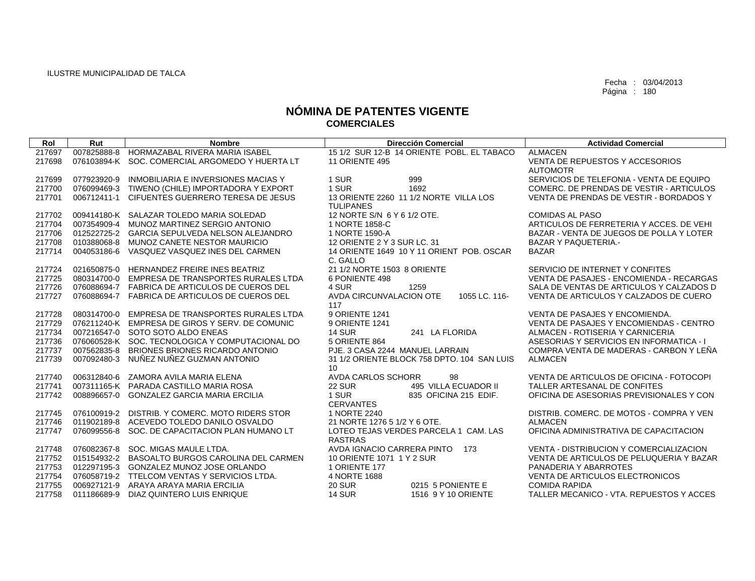ILUSTRE MUNICIPALIDAD DE TALCA

Fecha : 03/04/2013
Página : 180

# NÓMINA DE PATENTES VIGENTE
## COMERCIALES

| Rol | Rut | Nombre | Dirección Comercial | Actividad Comercial |
|---|---|---|---|---|
| 217697 | 007825888-8 | HORMAZABAL RIVERA MARIA ISABEL | 15 1/2 SUR 12-B 14 ORIENTE POBL. EL TABACO | ALMACEN |
| 217698 | 076103894-K | SOC. COMERCIAL ARGOMEDO Y HUERTA LT | 11 ORIENTE 495 | VENTA DE REPUESTOS Y ACCESORIOS AUTOMOTR |
| 217699 | 077923920-9 | INMOBILIARIA E INVERSIONES MACIAS Y | 1 SUR 999 | SERVICIOS DE TELEFONIA - VENTA DE EQUIPO |
| 217700 | 076099469-3 | TIWENO (CHILE) IMPORTADORA Y EXPORT | 1 SUR 1692 | COMERC. DE PRENDAS DE VESTIR - ARTICULOS |
| 217701 | 006712411-1 | CIFUENTES GUERRERO TERESA DE JESUS | 13 ORIENTE 2260 11 1/2 NORTE VILLA LOS TULIPANES | VENTA DE PRENDAS DE VESTIR - BORDADOS Y |
| 217702 | 009414180-K | SALAZAR TOLEDO MARIA SOLEDAD | 12 NORTE S/N 6 Y 6 1/2 OTE. | COMIDAS AL PASO |
| 217704 | 007354909-4 | MUNOZ MARTINEZ SERGIO ANTONIO | 1 NORTE 1858-C | ARTICULOS DE FERRETERIA Y ACCES. DE VEHI |
| 217706 | 012522725-2 | GARCIA SEPULVEDA NELSON ALEJANDRO | 1 NORTE 1590-A | BAZAR - VENTA DE JUEGOS DE POLLA Y LOTER |
| 217708 | 010388068-8 | MUNOZ CANETE NESTOR MAURICIO | 12 ORIENTE 2 Y 3 SUR LC. 31 | BAZAR Y PAQUETERIA.- |
| 217714 | 004053186-6 | VASQUEZ VASQUEZ INES DEL CARMEN | 14 ORIENTE 1649 10 Y 11 ORIENT POB. OSCAR C. GALLO | BAZAR |
| 217724 | 021650875-0 | HERNANDEZ FREIRE INES BEATRIZ | 21 1/2 NORTE 1503 8 ORIENTE | SERVICIO DE INTERNET Y CONFITES |
| 217725 | 080314700-0 | EMPRESA DE TRANSPORTES RURALES LTDA | 6 PONIENTE 498 | VENTA DE PASAJES - ENCOMIENDA - RECARGAS |
| 217726 | 076088694-7 | FABRICA DE ARTICULOS DE CUEROS DEL | 4 SUR 1259 | SALA DE VENTAS DE ARTICULOS Y CALZADOS D |
| 217727 | 076088694-7 | FABRICA DE ARTICULOS DE CUEROS DEL | AVDA CIRCUNVALACION OTE 1055 LC. 116-117 | VENTA DE ARTICULOS Y CALZADOS DE CUERO |
| 217728 | 080314700-0 | EMPRESA DE TRANSPORTES RURALES LTDA | 9 ORIENTE 1241 | VENTA DE PASAJES Y ENCOMIENDA. |
| 217729 | 076211240-K | EMPRESA DE GIROS Y SERV. DE COMUNIC | 9 ORIENTE 1241 | VENTA DE PASAJES Y ENCOMIENDAS - CENTRO |
| 217734 | 007216547-0 | SOTO SOTO ALDO ENEAS | 14 SUR 241 LA FLORIDA | ALMACEN - ROTISERIA Y CARNICERIA |
| 217736 | 076060528-K | SOC. TECNOLOGICA Y COMPUTACIONAL DO | 5 ORIENTE 864 | ASESORIAS Y SERVICIOS EN INFORMATICA - I |
| 217737 | 007562835-8 | BRIONES BRIONES RICARDO ANTONIO | PJE. 3 CASA 2244 MANUEL LARRAIN | COMPRA VENTA DE MADERAS - CARBON Y LEÑA |
| 217739 | 007092480-3 | NUÑEZ NUÑEZ GUZMAN ANTONIO | 31 1/2 ORIENTE BLOCK 758 DPTO. 104 SAN LUIS 10 | ALMACEN |
| 217740 | 006312840-6 | ZAMORA AVILA MARIA ELENA | AVDA CARLOS SCHORR 98 | VENTA DE ARTICULOS DE OFICINA - FOTOCOPI |
| 217741 | 007311165-K | PARADA CASTILLO MARIA ROSA | 22 SUR 495 VILLA ECUADOR II | TALLER ARTESANAL DE CONFITES |
| 217742 | 008896657-0 | GONZALEZ GARCIA MARIA ERCILIA | 1 SUR 835 OFICINA 215 EDIF. CERVANTES | OFICINA DE ASESORIAS PREVISIONALES Y CON |
| 217745 | 076100919-2 | DISTRIB. Y COMERC. MOTO RIDERS STOR | 1 NORTE 2240 | DISTRIB. COMERC. DE MOTOS - COMPRA Y VEN |
| 217746 | 011902189-8 | ACEVEDO TOLEDO DANILO OSVALDO | 21 NORTE 1276 5 1/2 Y 6 OTE. | ALMACEN |
| 217747 | 076099556-8 | SOC. DE CAPACITACION PLAN HUMANO LT | LOTEO TEJAS VERDES PARCELA 1 CAM. LAS RASTRAS | OFICINA ADMINISTRATIVA DE CAPACITACION |
| 217748 | 076082367-8 | SOC. MIGAS MAULE LTDA. | AVDA IGNACIO CARRERA PINTO 173 | VENTA - DISTRIBUCION Y COMERCIALIZACION |
| 217752 | 015154932-2 | BASOALTO BURGOS CAROLINA DEL CARMEN | 10 ORIENTE 1071 1 Y 2 SUR | VENTA DE ARTICULOS DE PELUQUERIA Y BAZAR |
| 217753 | 012297195-3 | GONZALEZ MUNOZ JOSE ORLANDO | 1 ORIENTE 177 | PANADERIA Y ABARROTES |
| 217754 | 076058719-2 | TTELCOM VENTAS Y SERVICIOS LTDA. | 4 NORTE 1688 | VENTA DE ARTICULOS ELECTRONICOS |
| 217755 | 006927121-9 | ARAYA ARAYA MARIA ERCILIA | 20 SUR 0215 5 PONIENTE E | COMIDA RAPIDA |
| 217758 | 011186689-9 | DIAZ QUINTERO LUIS ENRIQUE | 14 SUR 1516 9 Y 10 ORIENTE | TALLER MECANICO - VTA. REPUESTOS Y ACCES |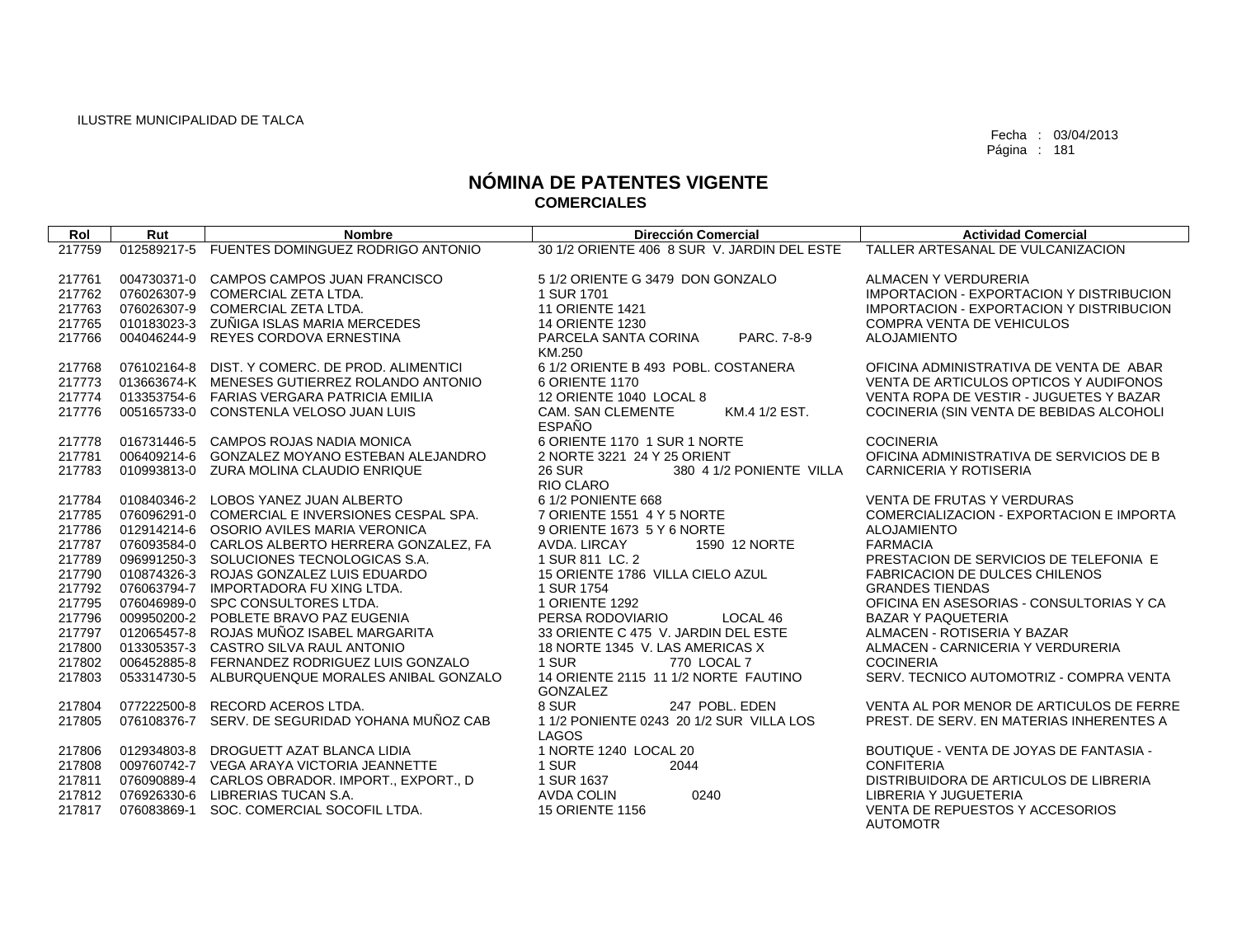ILUSTRE MUNICIPALIDAD DE TALCA

Fecha : 03/04/2013
Página : 181

# NÓMINA DE PATENTES VIGENTE
## COMERCIALES

| Rol | Rut | Nombre | Dirección Comercial | Actividad Comercial |
|---|---|---|---|---|
| 217759 | 012589217-5 | FUENTES DOMINGUEZ RODRIGO ANTONIO | 30 1/2 ORIENTE 406 8 SUR V. JARDIN DEL ESTE | TALLER ARTESANAL DE VULCANIZACION |
| 217761 | 004730371-0 | CAMPOS CAMPOS JUAN FRANCISCO | 5 1/2 ORIENTE G 3479 DON GONZALO | ALMACEN Y VERDURERIA |
| 217762 | 076026307-9 | COMERCIAL ZETA LTDA. | 1 SUR 1701 | IMPORTACION - EXPORTACION Y DISTRIBUCION |
| 217763 | 076026307-9 | COMERCIAL ZETA LTDA. | 11 ORIENTE 1421 | IMPORTACION - EXPORTACION Y DISTRIBUCION |
| 217765 | 010183023-3 | ZUÑIGA ISLAS MARIA MERCEDES | 14 ORIENTE 1230 | COMPRA VENTA DE VEHICULOS |
| 217766 | 004046244-9 | REYES CORDOVA ERNESTINA | PARCELA SANTA CORINA PARC. 7-8-9 KM.250 | ALOJAMIENTO |
| 217768 | 076102164-8 | DIST. Y COMERC. DE PROD. ALIMENTICI | 6 1/2 ORIENTE B 493 POBL. COSTANERA | OFICINA ADMINISTRATIVA DE VENTA DE ABAR |
| 217773 | 013663674-K | MENESES GUTIERREZ ROLANDO ANTONIO | 6 ORIENTE 1170 | VENTA DE ARTICULOS OPTICOS Y AUDIFONOS |
| 217774 | 013353754-6 | FARIAS VERGARA PATRICIA EMILIA | 12 ORIENTE 1040 LOCAL 8 | VENTA ROPA DE VESTIR - JUGUETES Y BAZAR |
| 217776 | 005165733-0 | CONSTENLA VELOSO JUAN LUIS | CAM. SAN CLEMENTE KM.4 1/2 EST. ESPAÑO | COCINERIA (SIN VENTA DE BEBIDAS ALCOHOLI |
| 217778 | 016731446-5 | CAMPOS ROJAS NADIA MONICA | 6 ORIENTE 1170 1 SUR 1 NORTE | COCINERIA |
| 217781 | 006409214-6 | GONZALEZ MOYANO ESTEBAN ALEJANDRO | 2 NORTE 3221 24 Y 25 ORIENT | OFICINA ADMINISTRATIVA DE SERVICIOS DE B |
| 217783 | 010993813-0 | ZURA MOLINA CLAUDIO ENRIQUE | 26 SUR 380 4 1/2 PONIENTE VILLA RIO CLARO | CARNICERIA Y ROTISERIA |
| 217784 | 010840346-2 | LOBOS YANEZ JUAN ALBERTO | 6 1/2 PONIENTE 668 | VENTA DE FRUTAS Y VERDURAS |
| 217785 | 076096291-0 | COMERCIAL E INVERSIONES CESPAL SPA. | 7 ORIENTE 1551 4 Y 5 NORTE | COMERCIALIZACION - EXPORTACION E IMPORTA |
| 217786 | 012914214-6 | OSORIO AVILES MARIA VERONICA | 9 ORIENTE 1673 5 Y 6 NORTE | ALOJAMIENTO |
| 217787 | 076093584-0 | CARLOS ALBERTO HERRERA GONZALEZ, FA | AVDA. LIRCAY 1590 12 NORTE | FARMACIA |
| 217789 | 096991250-3 | SOLUCIONES TECNOLOGICAS S.A. | 1 SUR 811 LC. 2 | PRESTACION DE SERVICIOS DE TELEFONIA E |
| 217790 | 010874326-3 | ROJAS GONZALEZ LUIS EDUARDO | 15 ORIENTE 1786 VILLA CIELO AZUL | FABRICACION DE DULCES CHILENOS |
| 217792 | 076063794-7 | IMPORTADORA FU XING LTDA. | 1 SUR 1754 | GRANDES TIENDAS |
| 217795 | 076046989-0 | SPC CONSULTORES LTDA. | 1 ORIENTE 1292 | OFICINA EN ASESORIAS - CONSULTORIAS Y CA |
| 217796 | 009950200-2 | POBLETE BRAVO PAZ EUGENIA | PERSA RODOVIARIO LOCAL 46 | BAZAR Y PAQUETERIA |
| 217797 | 012065457-8 | ROJAS MUÑOZ ISABEL MARGARITA | 33 ORIENTE C 475 V. JARDIN DEL ESTE | ALMACEN - ROTISERIA Y BAZAR |
| 217800 | 013305357-3 | CASTRO SILVA RAUL ANTONIO | 18 NORTE 1345 V. LAS AMERICAS X | ALMACEN - CARNICERIA Y VERDURERIA |
| 217802 | 006452885-8 | FERNANDEZ RODRIGUEZ LUIS GONZALO | 1 SUR 770 LOCAL 7 | COCINERIA |
| 217803 | 053314730-5 | ALBURQUENQUE MORALES ANIBAL GONZALO | 14 ORIENTE 2115 11 1/2 NORTE FAUTINO GONZALEZ | SERV. TECNICO AUTOMOTRIZ - COMPRA VENTA |
| 217804 | 077222500-8 | RECORD ACEROS LTDA. | 8 SUR 247 POBL. EDEN | VENTA AL POR MENOR DE ARTICULOS DE FERRE |
| 217805 | 076108376-7 | SERV. DE SEGURIDAD YOHANA MUÑOZ CAB | 1 1/2 PONIENTE 0243 20 1/2 SUR VILLA LOS LAGOS | PREST. DE SERV. EN MATERIAS INHERENTES A |
| 217806 | 012934803-8 | DROGUETT AZAT BLANCA LIDIA | 1 NORTE 1240 LOCAL 20 | BOUTIQUE - VENTA DE JOYAS DE FANTASIA - |
| 217808 | 009760742-7 | VEGA ARAYA VICTORIA JEANNETTE | 1 SUR 2044 | CONFITERIA |
| 217811 | 076090889-4 | CARLOS OBRADOR. IMPORT., EXPORT., D | 1 SUR 1637 | DISTRIBUIDORA DE ARTICULOS DE LIBRERIA |
| 217812 | 076926330-6 | LIBRERIAS TUCAN S.A. | AVDA COLIN 0240 | LIBRERIA Y JUGUETERIA |
| 217817 | 076083869-1 | SOC. COMERCIAL SOCOFIL LTDA. | 15 ORIENTE 1156 | VENTA DE REPUESTOS Y ACCESORIOS AUTOMOTR |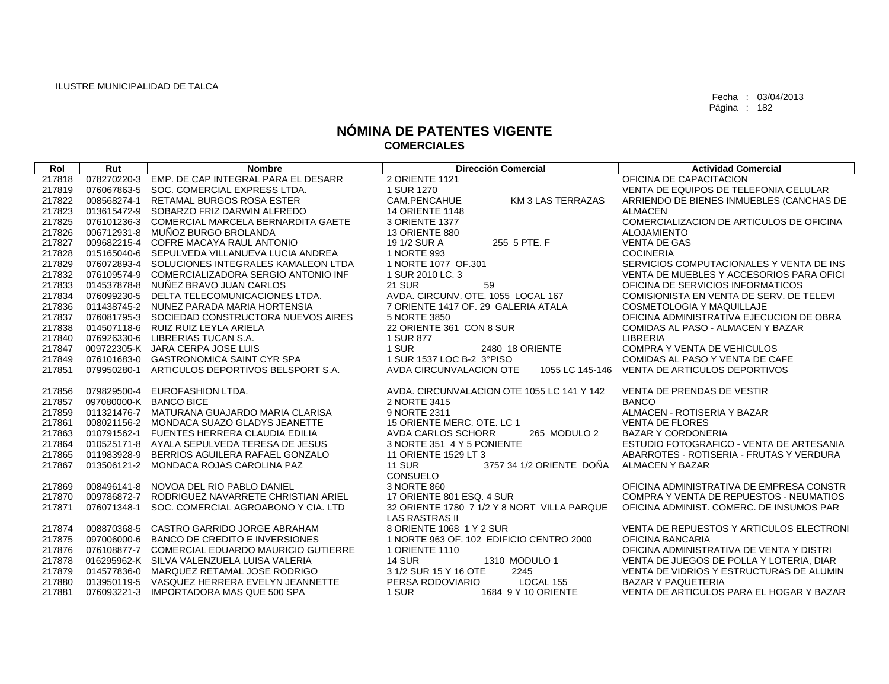ILUSTRE MUNICIPALIDAD DE TALCA

Fecha : 03/04/2013
Página : 182

# NÓMINA DE PATENTES VIGENTE
## COMERCIALES

| Rol | Rut | Nombre | Dirección Comercial | Actividad Comercial |
|---|---|---|---|---|
| 217818 | 078270220-3 | EMP. DE CAP INTEGRAL PARA EL DESARR | 2 ORIENTE 1121 | OFICINA DE CAPACITACION |
| 217819 | 076067863-5 | SOC. COMERCIAL EXPRESS LTDA. | 1 SUR 1270 | VENTA DE EQUIPOS DE TELEFONIA CELULAR |
| 217822 | 008568274-1 | RETAMAL BURGOS ROSA ESTER | CAM.PENCAHUE KM 3 LAS TERRAZAS | ARRIENDO DE BIENES INMUEBLES (CANCHAS DE |
| 217823 | 013615472-9 | SOBARZO FRIZ DARWIN ALFREDO | 14 ORIENTE 1148 | ALMACEN |
| 217825 | 076101236-3 | COMERCIAL MARCELA BERNARDITA GAETE | 3 ORIENTE 1377 | COMERCIALIZACION DE ARTICULOS DE OFICINA |
| 217826 | 006712931-8 | MUÑOZ BURGO BROLANDA | 13 ORIENTE 880 | ALOJAMIENTO |
| 217827 | 009682215-4 | COFRE MACAYA RAUL ANTONIO | 19 1/2 SUR A 255 5 PTE. F | VENTA DE GAS |
| 217828 | 015165040-6 | SEPULVEDA VILLANUEVA LUCIA ANDREA | 1 NORTE 993 | COCINERIA |
| 217829 | 076072893-4 | SOLUCIONES INTEGRALES KAMALEON LTDA | 1 NORTE 1077 OF.301 | SERVICIOS COMPUTACIONALES Y VENTA DE INS |
| 217832 | 076109574-9 | COMERCIALIZADORA SERGIO ANTONIO INF | 1 SUR 2010 LC. 3 | VENTA DE MUEBLES Y ACCESORIOS PARA OFICI |
| 217833 | 014537878-8 | NUÑEZ BRAVO JUAN CARLOS | 21 SUR 59 | OFICINA DE SERVICIOS INFORMATICOS |
| 217834 | 076099230-5 | DELTA TELECOMUNICACIONES LTDA. | AVDA. CIRCUNV. OTE. 1055 LOCAL 167 | COMISIONISTA EN VENTA DE SERV. DE TELEVI |
| 217836 | 011438745-2 | NUNEZ PARADA MARIA HORTENSIA | 7 ORIENTE 1417 OF. 29 GALERIA ATALA | COSMETOLOGIA Y MAQUILLAJE |
| 217837 | 076081795-3 | SOCIEDAD CONSTRUCTORA NUEVOS AIRES | 5 NORTE 3850 | OFICINA ADMINISTRATIVA EJECUCION DE OBRA |
| 217838 | 014507118-6 | RUIZ RUIZ LEYLA ARIELA | 22 ORIENTE 361 CON 8 SUR | COMIDAS AL PASO - ALMACEN Y BAZAR |
| 217840 | 076926330-6 | LIBRERIAS TUCAN S.A. | 1 SUR 877 | LIBRERIA |
| 217847 | 009722305-K | JARA CERPA JOSE LUIS | 1 SUR 2480 18 ORIENTE | COMPRA Y VENTA DE VEHICULOS |
| 217849 | 076101683-0 | GASTRONOMICA SAINT CYR SPA | 1 SUR 1537 LOC B-2 3°PISO | COMIDAS AL PASO Y VENTA DE CAFE |
| 217851 | 079950280-1 | ARTICULOS DEPORTIVOS BELSPORT S.A. | AVDA CIRCUNVALACION OTE 1055 LC 145-146 | VENTA DE ARTICULOS DEPORTIVOS |
| 217856 | 079829500-4 | EUROFASHION LTDA. | AVDA. CIRCUNVALACION OTE 1055 LC 141 Y 142 | VENTA DE PRENDAS DE VESTIR |
| 217857 | 097080000-K | BANCO BICE | 2 NORTE 3415 | BANCO |
| 217859 | 011321476-7 | MATURANA GUAJARDO MARIA CLARISA | 9 NORTE 2311 | ALMACEN - ROTISERIA Y BAZAR |
| 217861 | 008021156-2 | MONDACA SUAZO GLADYS JEANETTE | 15 ORIENTE MERC. OTE. LC 1 | VENTA DE FLORES |
| 217863 | 010791562-1 | FUENTES HERRERA CLAUDIA EDILIA | AVDA CARLOS SCHORR 265 MODULO 2 | BAZAR Y CORDONERIA |
| 217864 | 010525171-8 | AYALA SEPULVEDA TERESA DE JESUS | 3 NORTE 351 4 Y 5 PONIENTE | ESTUDIO FOTOGRAFICO - VENTA DE ARTESANIA |
| 217865 | 011983928-9 | BERRIOS AGUILERA RAFAEL GONZALO | 11 ORIENTE 1529 LT 3 | ABARROTES - ROTISERIA - FRUTAS Y VERDURA |
| 217867 | 013506121-2 | MONDACA ROJAS CAROLINA PAZ | 11 SUR 3757 34 1/2 ORIENTE DOÑA CONSUELO | ALMACEN Y BAZAR |
| 217869 | 008496141-8 | NOVOA DEL RIO PABLO DANIEL | 3 NORTE 860 | OFICINA ADMINISTRATIVA DE EMPRESA CONSTR |
| 217870 | 009786872-7 | RODRIGUEZ NAVARRETE CHRISTIAN ARIEL | 17 ORIENTE 801 ESQ. 4 SUR | COMPRA Y VENTA DE REPUESTOS - NEUMATIOS |
| 217871 | 076071348-1 | SOC. COMERCIAL AGROABONO Y CIA. LTD | 32 ORIENTE 1780 7 1/2 Y 8 NORT VILLA PARQUE LAS RASTRAS II | OFICINA ADMINIST. COMERC. DE INSUMOS PAR |
| 217874 | 008870368-5 | CASTRO GARRIDO JORGE ABRAHAM | 8 ORIENTE 1068 1 Y 2 SUR | VENTA DE REPUESTOS Y ARTICULOS ELECTRONI |
| 217875 | 097006000-6 | BANCO DE CREDITO E INVERSIONES | 1 NORTE 963 OF. 102 EDIFICIO CENTRO 2000 | OFICINA BANCARIA |
| 217876 | 076108877-7 | COMERCIAL EDUARDO MAURICIO GUTIERRE | 1 ORIENTE 1110 | OFICINA ADMINISTRATIVA DE VENTA Y DISTRI |
| 217878 | 016295962-K | SILVA VALENZUELA LUISA VALERIA | 14 SUR 1310 MODULO 1 | VENTA DE JUEGOS DE POLLA Y LOTERIA, DIAR |
| 217879 | 014577836-0 | MARQUEZ RETAMAL JOSE RODRIGO | 3 1/2 SUR 15 Y 16 OTE 2245 | VENTA DE VIDRIOS Y ESTRUCTURAS DE ALUMIN |
| 217880 | 013950119-5 | VASQUEZ HERRERA EVELYN JEANNETTE | PERSA RODOVIARIO LOCAL 155 | BAZAR Y PAQUETERIA |
| 217881 | 076093221-3 | IMPORTADORA MAS QUE 500 SPA | 1 SUR 1684 9 Y 10 ORIENTE | VENTA DE ARTICULOS PARA EL HOGAR Y BAZAR |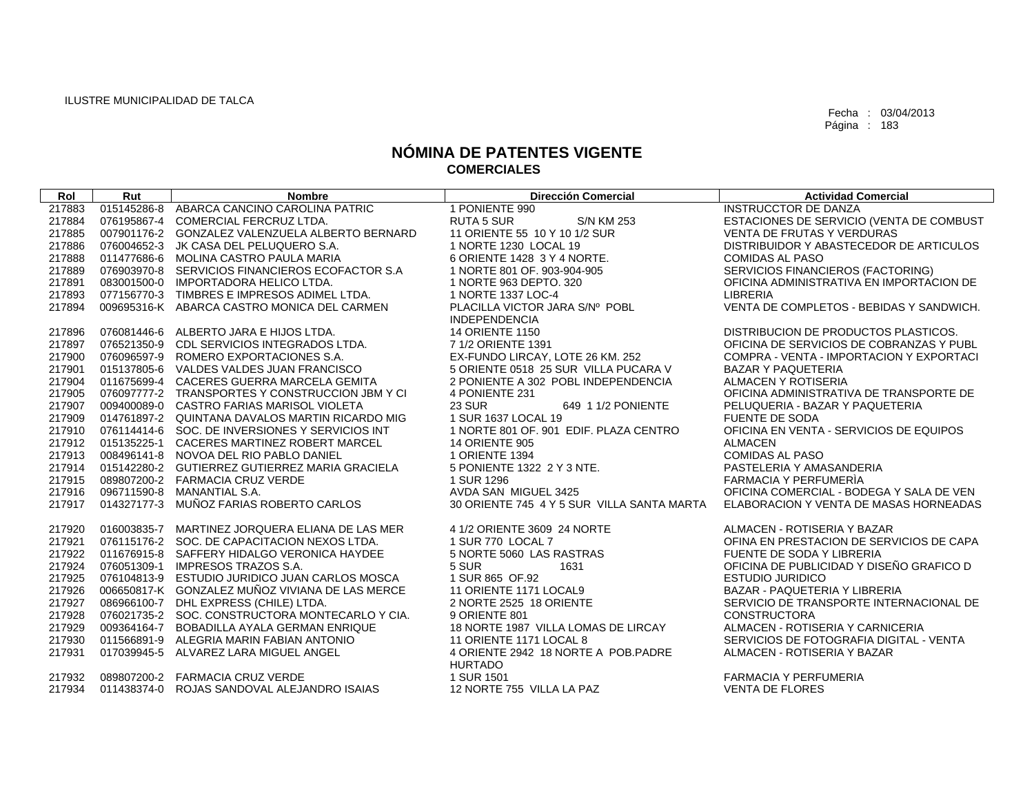ILUSTRE MUNICIPALIDAD DE TALCA

Fecha : 03/04/2013

# NÓMINA DE PATENTES VIGENTE

## COMERCIALES

| Rol | Rut | Nombre | Dirección Comercial | Actividad Comercial |
|---|---|---|---|---|
| 217883 | 015145286-8 | ABARCA CANCINO CAROLINA PATRIC | 1 PONIENTE 990 | INSTRUCCTOR DE DANZA |
| 217884 | 076195867-4 | COMERCIAL FERCRUZ LTDA. | RUTA 5 SUR S/N KM 253 | ESTACIONES DE SERVICIO (VENTA DE COMBUST |
| 217885 | 007901176-2 | GONZALEZ VALENZUELA ALBERTO BERNARD | 11 ORIENTE 55 10 Y 10 1/2 SUR | VENTA DE FRUTAS Y VERDURAS |
| 217886 | 076004652-3 | JK CASA DEL PELUQUERO S.A. | 1 NORTE 1230 LOCAL 19 | DISTRIBUIDOR Y ABASTECEDOR DE ARTICULOS |
| 217888 | 011477686-6 | MOLINA CASTRO PAULA MARIA | 6 ORIENTE 1428 3 Y 4 NORTE. | COMIDAS AL PASO |
| 217889 | 076903970-8 | SERVICIOS FINANCIEROS ECOFACTOR S.A | 1 NORTE 801 OF. 903-904-905 | SERVICIOS FINANCIEROS (FACTORING) |
| 217891 | 083001500-0 | IMPORTADORA HELICO LTDA. | 1 NORTE 963 DEPTO. 320 | OFICINA ADMINISTRATIVA EN IMPORTACION DE |
| 217893 | 077156770-3 | TIMBRES E IMPRESOS ADIMEL LTDA. | 1 NORTE 1337 LOC-4 | LIBRERIA |
| 217894 | 009695316-K | ABARCA CASTRO MONICA DEL CARMEN | PLACILLA VICTOR JARA S/Nº POBL INDEPENDENCIA | VENTA DE COMPLETOS - BEBIDAS Y SANDWICH. |
| 217896 | 076081446-6 | ALBERTO JARA E HIJOS LTDA. | 14 ORIENTE 1150 | DISTRIBUCION DE PRODUCTOS PLASTICOS. |
| 217897 | 076521350-9 | CDL SERVICIOS INTEGRADOS LTDA. | 7 1/2 ORIENTE 1391 | OFICINA DE SERVICIOS DE COBRANZAS Y PUBL |
| 217900 | 076096597-9 | ROMERO EXPORTACIONES S.A. | EX-FUNDO LIRCAY, LOTE 26 KM. 252 | COMPRA - VENTA - IMPORTACION Y EXPORTACI |
| 217901 | 015137805-6 | VALDES VALDES JUAN FRANCISCO | 5 ORIENTE 0518 25 SUR VILLA PUCARA V | BAZAR Y PAQUETERIA |
| 217904 | 011675699-4 | CACERES GUERRA MARCELA GEMITA | 2 PONIENTE A 302 POBL INDEPENDENCIA | ALMACEN Y ROTISERIA |
| 217905 | 076097777-2 | TRANSPORTES Y CONSTRUCCION JBM Y CI | 4 PONIENTE 231 | OFICINA ADMINISTRATIVA DE TRANSPORTE DE |
| 217907 | 009400089-0 | CASTRO FARIAS MARISOL VIOLETA | 23 SUR 649 1 1/2 PONIENTE | PELUQUERIA - BAZAR Y PAQUETERIA |
| 217909 | 014761897-2 | QUINTANA DAVALOS MARTIN RICARDO MIG | 1 SUR 1637 LOCAL 19 | FUENTE DE SODA |
| 217910 | 076114414-6 | SOC. DE INVERSIONES Y SERVICIOS INT | 1 NORTE 801 OF. 901 EDIF. PLAZA CENTRO | OFICINA EN VENTA - SERVICIOS DE EQUIPOS |
| 217912 | 015135225-1 | CACERES MARTINEZ ROBERT MARCEL | 14 ORIENTE 905 | ALMACEN |
| 217913 | 008496141-8 | NOVOA DEL RIO PABLO DANIEL | 1 ORIENTE 1394 | COMIDAS AL PASO |
| 217914 | 015142280-2 | GUTIERREZ GUTIERREZ MARIA GRACIELA | 5 PONIENTE 1322 2 Y 3 NTE. | PASTELERIA Y AMASANDERIA |
| 217915 | 089807200-2 | FARMACIA CRUZ VERDE | 1 SUR 1296 | FARMACIA Y PERFUMERÌA |
| 217916 | 096711590-8 | MANANTIAL S.A. | AVDA SAN MIGUEL 3425 | OFICINA COMERCIAL - BODEGA Y SALA DE VEN |
| 217917 | 014327177-3 | MUÑOZ FARIAS ROBERTO CARLOS | 30 ORIENTE 745 4 Y 5 SUR VILLA SANTA MARTA | ELABORACION Y VENTA DE MASAS HORNEADAS |
| 217920 | 016003835-7 | MARTINEZ JORQUERA ELIANA DE LAS MER | 4 1/2 ORIENTE 3609 24 NORTE | ALMACEN - ROTISERIA Y BAZAR |
| 217921 | 076115176-2 | SOC. DE CAPACITACION NEXOS LTDA. | 1 SUR 770 LOCAL 7 | OFINA EN PRESTACION DE SERVICIOS DE CAPA |
| 217922 | 011676915-8 | SAFFERY HIDALGO VERONICA HAYDEE | 5 NORTE 5060 LAS RASTRAS | FUENTE DE SODA Y LIBRERIA |
| 217924 | 076051309-1 | IMPRESOS TRAZOS S.A. | 5 SUR 1631 | OFICINA DE PUBLICIDAD Y DISEÑO GRAFICO D |
| 217925 | 076104813-9 | ESTUDIO JURIDICO JUAN CARLOS MOSCA | 1 SUR 865 OF.92 | ESTUDIO JURIDICO |
| 217926 | 006650817-K | GONZALEZ MUÑOZ VIVIANA DE LAS MERCE | 11 ORIENTE 1171 LOCAL9 | BAZAR - PAQUETERIA Y LIBRERIA |
| 217927 | 086966100-7 | DHL EXPRESS (CHILE) LTDA. | 2 NORTE 2525 18 ORIENTE | SERVICIO DE TRANSPORTE INTERNACIONAL DE |
| 217928 | 076021735-2 | SOC. CONSTRUCTORA MONTECARLO Y CIA. | 9 ORIENTE 801 | CONSTRUCTORA |
| 217929 | 009364164-7 | BOBADILLA AYALA GERMAN ENRIQUE | 18 NORTE 1987 VILLA LOMAS DE LIRCAY | ALMACEN - ROTISERIA Y CARNICERIA |
| 217930 | 011566891-9 | ALEGRIA MARIN FABIAN ANTONIO | 11 ORIENTE 1171 LOCAL 8 | SERVICIOS DE FOTOGRAFIA DIGITAL - VENTA |
| 217931 | 017039945-5 | ALVAREZ LARA MIGUEL ANGEL | 4 ORIENTE 2942 18 NORTE A POB.PADRE HURTADO | ALMACEN - ROTISERIA Y BAZAR |
| 217932 | 089807200-2 | FARMACIA CRUZ VERDE | 1 SUR 1501 | FARMACIA Y PERFUMERIA |
| 217934 | 011438374-0 | ROJAS SANDOVAL ALEJANDRO ISAIAS | 12 NORTE 755 VILLA LA PAZ | VENTA DE FLORES |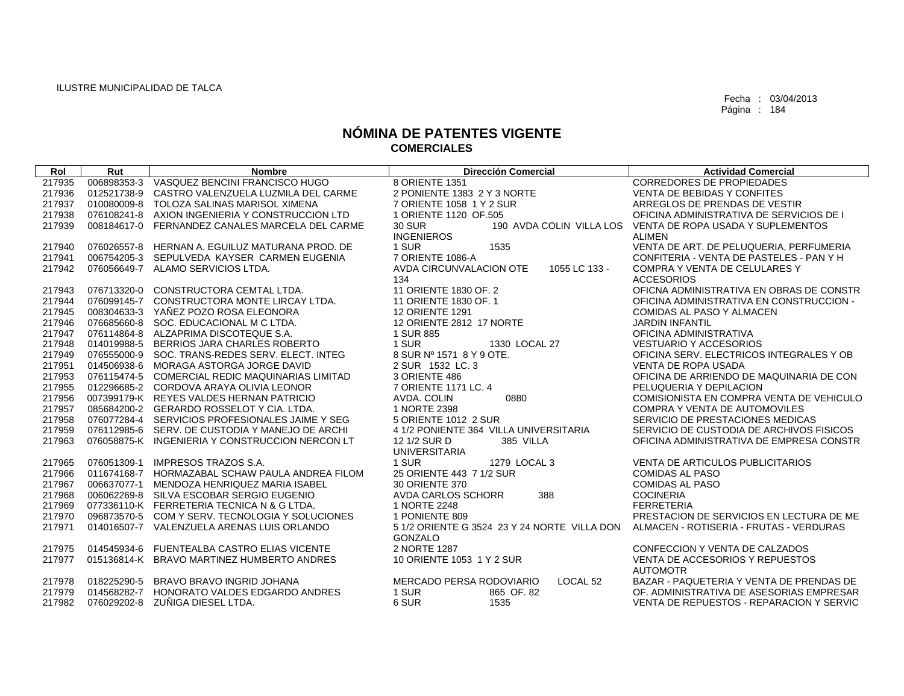ILUSTRE MUNICIPALIDAD DE TALCA

Fecha : 03/04/2013
Página : 184

# NÓMINA DE PATENTES VIGENTE
## COMERCIALES

| Rol | Rut | Nombre | Dirección Comercial | Actividad Comercial |
|---|---|---|---|---|
| 217935 | 006898353-3 | VASQUEZ BENCINI FRANCISCO HUGO | 8 ORIENTE 1351 | CORREDORES DE PROPIEDADES |
| 217936 | 012521738-9 | CASTRO VALENZUELA LUZMILA DEL CARME | 2 PONIENTE 1383 2 Y 3 NORTE | VENTA DE BEBIDAS Y CONFITES |
| 217937 | 010080009-8 | TOLOZA SALINAS MARISOL XIMENA | 7 ORIENTE 1058 1 Y 2 SUR | ARREGLOS DE PRENDAS DE VESTIR |
| 217938 | 076108241-8 | AXION INGENIERIA Y CONSTRUCCION LTD | 1 ORIENTE 1120 OF.505 | OFICINA ADMINISTRATIVA DE SERVICIOS DE I |
| 217939 | 008184617-0 | FERNANDEZ CANALES MARCELA DEL CARME | 30 SUR 190 AVDA COLIN VILLA LOS INGENIEROS | VENTA DE ROPA USADA Y SUPLEMENTOS ALIMEN |
| 217940 | 076026557-8 | HERNAN A. EGUILUZ MATURANA PROD. DE | 1 SUR 1535 | VENTA DE ART. DE PELUQUERIA, PERFUMERIA |
| 217941 | 006754205-3 | SEPULVEDA KAYSER CARMEN EUGENIA | 7 ORIENTE 1086-A | CONFITERIA - VENTA DE PASTELES - PAN Y H |
| 217942 | 076056649-7 | ALAMO SERVICIOS LTDA. | AVDA CIRCUNVALACION OTE 1055 LC 133 - 134 | COMPRA Y VENTA DE CELULARES Y ACCESORIOS |
| 217943 | 076713320-0 | CONSTRUCTORA CEMTAL LTDA. | 11 ORIENTE 1830 OF. 2 | OFICNA ADMINISTRATIVA EN OBRAS DE CONSTR |
| 217944 | 076099145-7 | CONSTRUCTORA MONTE LIRCAY LTDA. | 11 ORIENTE 1830 OF. 1 | OFICINA ADMINISTRATIVA EN CONSTRUCCION - |
| 217945 | 008304633-3 | YAÑEZ POZO ROSA ELEONORA | 12 ORIENTE 1291 | COMIDAS AL PASO Y ALMACEN |
| 217946 | 076685660-8 | SOC. EDUCACIONAL M C LTDA. | 12 ORIENTE 2812 17 NORTE | JARDIN INFANTIL |
| 217947 | 076114864-8 | ALZAPRIMA DISCOTEQUE S.A. | 1 SUR 885 | OFICINA ADMINISTRATIVA |
| 217948 | 014019988-5 | BERRIOS JARA CHARLES ROBERTO | 1 SUR 1330 LOCAL 27 | VESTUARIO Y ACCESORIOS |
| 217949 | 076555000-9 | SOC. TRANS-REDES SERV. ELECT. INTEG | 8 SUR Nº 1571 8 Y 9 OTE. | OFICINA SERV. ELECTRICOS INTEGRALES Y OB |
| 217951 | 014506938-6 | MORAGA ASTORGA JORGE DAVID | 2 SUR 1532 LC. 3 | VENTA DE ROPA USADA |
| 217953 | 076115474-5 | COMERCIAL REDIC MAQUINARIAS LIMITAD | 3 ORIENTE 486 | OFICINA DE ARRIENDO DE MAQUINARIA DE CON |
| 217955 | 012296685-2 | CORDOVA ARAYA OLIVIA LEONOR | 7 ORIENTE 1171 LC. 4 | PELUQUERIA Y DEPILACION |
| 217956 | 007399179-K | REYES VALDES HERNAN PATRICIO | AVDA. COLIN 0880 | COMISIONISTA EN COMPRA VENTA DE VEHICULO |
| 217957 | 085684200-2 | GERARDO ROSSELOT Y CIA. LTDA. | 1 NORTE 2398 | COMPRA Y VENTA DE AUTOMOVILES |
| 217958 | 076077284-4 | SERVICIOS PROFESIONALES JAIME Y SEG | 5 ORIENTE 1012 2 SUR | SERVICIO DE PRESTACIONES MEDICAS |
| 217959 | 076112985-6 | SERV. DE CUSTODIA Y MANEJO DE ARCHI | 4 1/2 PONIENTE 364 VILLA UNIVERSITARIA | SERVICIO DE CUSTODIA DE ARCHIVOS FISICOS |
| 217963 | 076058875-K | INGENIERIA Y CONSTRUCCION NERCON LT | 12 1/2 SUR D 385 VILLA UNIVERSITARIA | OFICINA ADMINISTRATIVA DE EMPRESA CONSTR |
| 217965 | 076051309-1 | IMPRESOS TRAZOS S.A. | 1 SUR 1279 LOCAL 3 | VENTA DE ARTICULOS PUBLICITARIOS |
| 217966 | 011674168-7 | HORMAZABAL SCHAW PAULA ANDREA FILOM | 25 ORIENTE 443 7 1/2 SUR | COMIDAS AL PASO |
| 217967 | 006637077-1 | MENDOZA HENRIQUEZ MARIA ISABEL | 30 ORIENTE 370 | COMIDAS AL PASO |
| 217968 | 006062269-8 | SILVA ESCOBAR SERGIO EUGENIO | AVDA CARLOS SCHORR 388 | COCINERIA |
| 217969 | 077336110-K | FERRETERIA TECNICA N & G LTDA. | 1 NORTE 2248 | FERRETERIA |
| 217970 | 096873570-5 | COM Y SERV. TECNOLOGIA Y SOLUCIONES | 1 PONIENTE 809 | PRESTACION DE SERVICIOS EN LECTURA DE ME |
| 217971 | 014016507-7 | VALENZUELA ARENAS LUIS ORLANDO | 5 1/2 ORIENTE G 3524 23 Y 24 NORTE VILLA DON GONZALO | ALMACEN - ROTISERIA - FRUTAS - VERDURAS |
| 217975 | 014545934-6 | FUENTEALBA CASTRO ELIAS VICENTE | 2 NORTE 1287 | CONFECCION Y VENTA DE CALZADOS |
| 217977 | 015136814-K | BRAVO MARTINEZ HUMBERTO ANDRES | 10 ORIENTE 1053 1 Y 2 SUR | VENTA DE ACCESORIOS Y REPUESTOS AUTOMOTR |
| 217978 | 018225290-5 | BRAVO BRAVO INGRID JOHANA | MERCADO PERSA RODOVIARIO LOCAL 52 | BAZAR - PAQUETERIA Y VENTA DE PRENDAS DE |
| 217979 | 014568282-7 | HONORATO VALDES EDGARDO ANDRES | 1 SUR 865 OF. 82 | OF. ADMINISTRATIVA DE ASESORIAS EMPRESAR |
| 217982 | 076029202-8 | ZUÑIGA DIESEL LTDA. | 6 SUR 1535 | VENTA DE REPUESTOS - REPARACION Y SERVIC |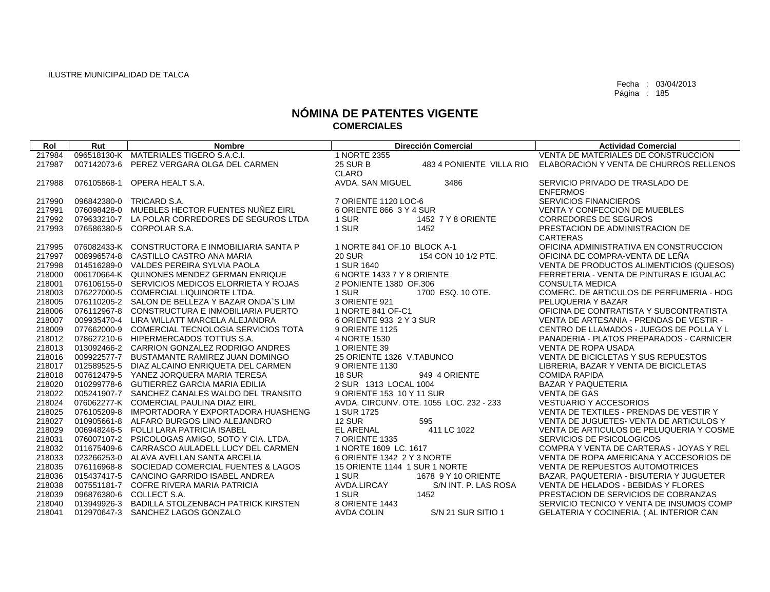ILUSTRE MUNICIPALIDAD DE TALCA

Fecha : 03/04/2013

# NÓMINA DE PATENTES VIGENTE
## COMERCIALES

| Rol | Rut | Nombre | Dirección Comercial | Actividad Comercial |
|---|---|---|---|---|
| 217984 | 096518130-K | MATERIALES TIGERO S.A.C.I. | 1 NORTE 2355 | VENTA DE MATERIALES DE CONSTRUCCION |
| 217987 | 007142073-6 | PEREZ VERGARA OLGA DEL CARMEN | 25 SUR B 483 4 PONIENTE VILLA RIO CLARO | ELABORACION Y VENTA DE CHURROS RELLENOS |
| 217988 | 076105868-1 | OPERA HEALT S.A. | AVDA. SAN MIGUEL 3486 | SERVICIO PRIVADO DE TRASLADO DE ENFERMOS |
| 217990 | 096842380-0 | TRICARD S.A. | 7 ORIENTE 1120 LOC-6 | SERVICIOS FINANCIEROS |
| 217991 | 076098428-0 | MUEBLES HECTOR FUENTES NUÑEZ EIRL | 6 ORIENTE 866 3 Y 4 SUR | VENTA Y CONFECCION DE MUEBLES |
| 217992 | 079633210-7 | LA POLAR CORREDORES DE SEGUROS LTDA | 1 SUR 1452 7 Y 8 ORIENTE | CORREDORES DE SEGUROS |
| 217993 | 076586380-5 | CORPOLAR S.A. | 1 SUR 1452 | PRESTACION DE ADMINISTRACION DE CARTERAS |
| 217995 | 076082433-K | CONSTRUCTORA E INMOBILIARIA SANTA P | 1 NORTE 841 OF.10 BLOCK A-1 | OFICINA ADMINISTRATIVA EN CONSTRUCCION |
| 217997 | 008996574-8 | CASTILLO CASTRO ANA MARIA | 20 SUR 154 CON 10 1/2 PTE. | OFICINA DE COMPRA-VENTA DE LEÑA |
| 217998 | 014516289-0 | VALDES PEREIRA SYLVIA PAOLA | 1 SUR 1640 | VENTA DE PRODUCTOS ALIMENTICIOS (QUESOS) |
| 218000 | 006170664-K | QUINONES MENDEZ GERMAN ENRIQUE | 6 NORTE 1433 7 Y 8 ORIENTE | FERRETERIA - VENTA DE PINTURAS E IGUALAC |
| 218001 | 076106155-0 | SERVICIOS MEDICOS ELORRIETA Y ROJAS | 2 PONIENTE 1380 OF.306 | CONSULTA MEDICA |
| 218003 | 076227000-5 | COMERCIAL LIQUINORTE LTDA. | 1 SUR 1700 ESQ. 10 OTE. | COMERC. DE ARTICULOS DE PERFUMERIA - HOG |
| 218005 | 076110205-2 | SALON DE BELLEZA Y BAZAR ONDA`S LIM | 3 ORIENTE 921 | PELUQUERIA Y BAZAR |
| 218006 | 076112967-8 | CONSTRUCTURA E INMOBILIARIA PUERTO | 1 NORTE 841 OF-C1 | OFICINA DE CONTRATISTA Y SUBCONTRATISTA |
| 218007 | 009935470-4 | LIRA WILLATT MARCELA ALEJANDRA | 6 ORIENTE 933 2 Y 3 SUR | VENTA DE ARTESANIA - PRENDAS DE VESTIR - |
| 218009 | 077662000-9 | COMERCIAL TECNOLOGIA SERVICIOS TOTA | 9 ORIENTE 1125 | CENTRO DE LLAMADOS - JUEGOS DE POLLA Y L |
| 218012 | 078627210-6 | HIPERMERCADOS TOTTUS S.A. | 4 NORTE 1530 | PANADERIA - PLATOS PREPARADOS - CARNICER |
| 218013 | 013092466-2 | CARRION GONZALEZ RODRIGO ANDRES | 1 ORIENTE 39 | VENTA DE ROPA USADA |
| 218016 | 009922577-7 | BUSTAMANTE RAMIREZ JUAN DOMINGO | 25 ORIENTE 1326 V.TABUNCO | VENTA DE BICICLETAS Y SUS REPUESTOS |
| 218017 | 012589525-5 | DIAZ ALCAINO ENRIQUETA DEL CARMEN | 9 ORIENTE 1130 | LIBRERIA, BAZAR Y VENTA DE BICICLETAS |
| 218018 | 007612479-5 | YANEZ JORQUERA MARIA TERESA | 18 SUR 949 4 ORIENTE | COMIDA RAPIDA |
| 218020 | 010299778-6 | GUTIERREZ GARCIA MARIA EDILIA | 2 SUR 1313 LOCAL 1004 | BAZAR Y PAQUETERIA |
| 218022 | 005241907-7 | SANCHEZ CANALES WALDO DEL TRANSITO | 9 ORIENTE 153 10 Y 11 SUR | VENTA DE GAS |
| 218024 | 076062277-K | COMERCIAL PAULINA DIAZ EIRL | AVDA. CIRCUNV. OTE. 1055 LOC. 232 - 233 | VESTUARIO Y ACCESORIOS |
| 218025 | 076105209-8 | IMPORTADORA Y EXPORTADORA HUASHENG | 1 SUR 1725 | VENTA DE TEXTILES - PRENDAS DE VESTIR Y |
| 218027 | 010905661-8 | ALFARO BURGOS LINO ALEJANDRO | 12 SUR 595 | VENTA DE JUGUETES- VENTA DE ARTICULOS Y |
| 218029 | 006948246-5 | FOLLI LARA PATRICIA ISABEL | EL ARENAL 411 LC 1022 | VENTA DE ARTICULOS DE PELUQUERIA Y COSME |
| 218031 | 076007107-2 | PSICOLOGAS AMIGO, SOTO Y CIA. LTDA. | 7 ORIENTE 1335 | SERVICIOS DE PSICOLOGICOS |
| 218032 | 011675409-6 | CARRASCO AULADELL LUCY DEL CARMEN | 1 NORTE 1609 LC. 1617 | COMPRA Y VENTA DE CARTERAS - JOYAS Y REL |
| 218033 | 023266253-0 | ALAVA AVELLAN SANTA ARCELIA | 6 ORIENTE 1342 2 Y 3 NORTE | VENTA DE ROPA AMERICANA Y ACCESORIOS DE |
| 218035 | 076116968-8 | SOCIEDAD COMERCIAL FUENTES & LAGOS | 15 ORIENTE 1144 1 SUR 1 NORTE | VENTA DE REPUESTOS AUTOMOTRICES |
| 218036 | 015437417-5 | CANCINO GARRIDO ISABEL ANDREA | 1 SUR 1678 9 Y 10 ORIENTE | BAZAR, PAQUETERIA - BISUTERIA Y JUGUETER |
| 218038 | 007551181-7 | COFRE RIVERA MARIA PATRICIA | AVDA.LIRCAY S/N INT. P. LAS ROSA | VENTA DE HELADOS - BEBIDAS Y FLORES |
| 218039 | 096876380-6 | COLLECT S.A. | 1 SUR 1452 | PRESTACION DE SERVICIOS DE COBRANZAS |
| 218040 | 013949926-3 | BADILLA STOLZENBACH PATRICK KIRSTEN | 8 ORIENTE 1443 | SERVICIO TECNICO Y VENTA DE INSUMOS COMP |
| 218041 | 012970647-3 | SANCHEZ LAGOS GONZALO | AVDA COLIN S/N 21 SUR SITIO 1 | GELATERIA Y COCINERIA. ( AL INTERIOR CAN |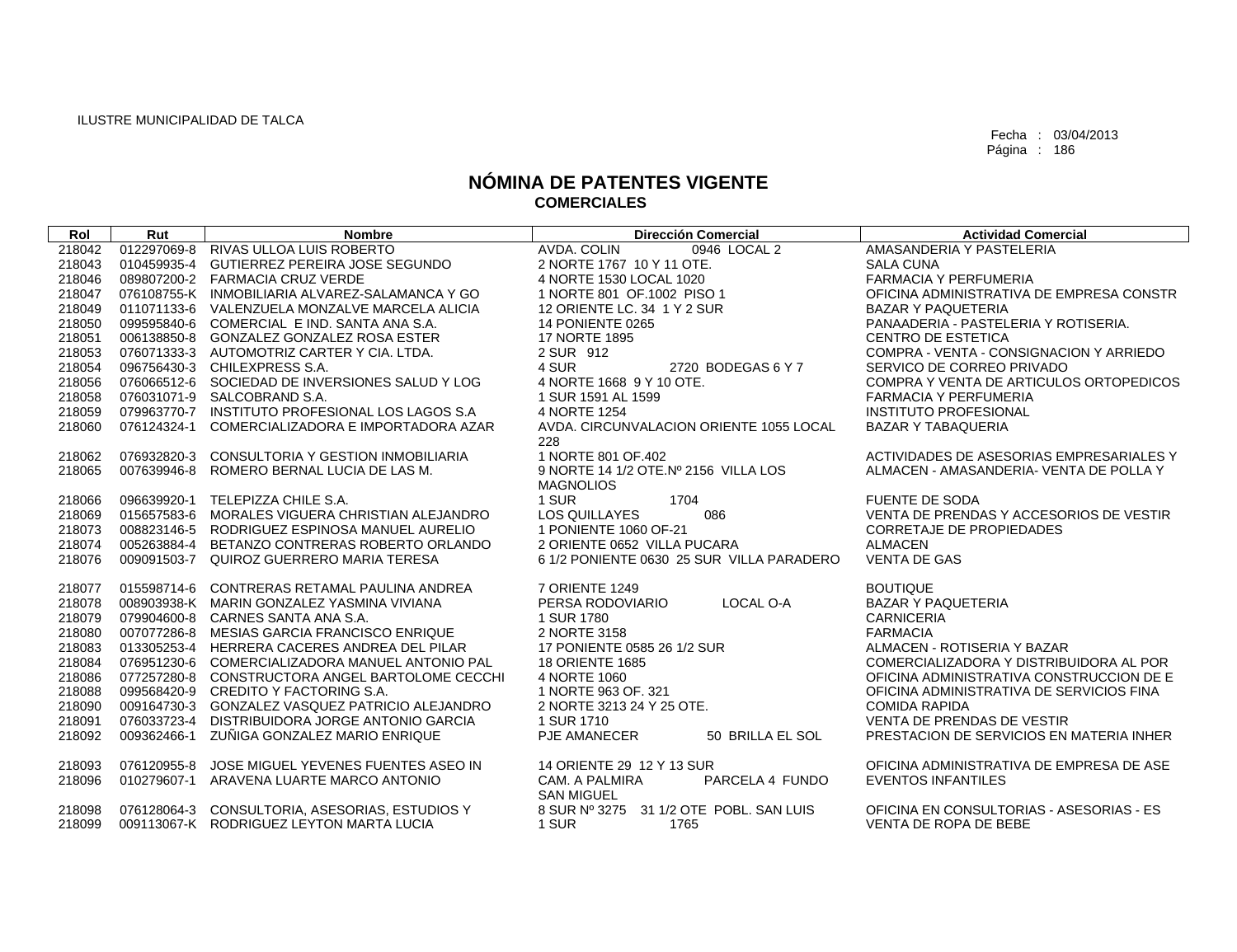ILUSTRE MUNICIPALIDAD DE TALCA

Fecha : 03/04/2013

# NÓMINA DE PATENTES VIGENTE
## COMERCIALES

| Rol | Rut | Nombre | Dirección Comercial | Actividad Comercial |
|---|---|---|---|---|
| 218042 | 012297069-8 | RIVAS ULLOA LUIS ROBERTO | AVDA. COLIN 0946 LOCAL 2 | AMASANDERIA Y PASTELERIA |
| 218043 | 010459935-4 | GUTIERREZ PEREIRA JOSE SEGUNDO | 2 NORTE 1767 10 Y 11 OTE. | SALA CUNA |
| 218046 | 089807200-2 | FARMACIA CRUZ VERDE | 4 NORTE 1530 LOCAL 1020 | FARMACIA Y PERFUMERIA |
| 218047 | 076108755-K | INMOBILIARIA ALVAREZ-SALAMANCA Y GO | 1 NORTE 801 OF.1002 PISO 1 | OFICINA ADMINISTRATIVA DE EMPRESA CONSTR |
| 218049 | 011071133-6 | VALENZUELA MONZALVE MARCELA ALICIA | 12 ORIENTE LC. 34 1 Y 2 SUR | BAZAR Y PAQUETERIA |
| 218050 | 099595840-6 | COMERCIAL E IND. SANTA ANA S.A. | 14 PONIENTE 0265 | PANAADERIA - PASTELERIA Y ROTISERIA. |
| 218051 | 006138850-8 | GONZALEZ GONZALEZ ROSA ESTER | 17 NORTE 1895 | CENTRO DE ESTETICA |
| 218053 | 076071333-3 | AUTOMOTRIZ CARTER Y CIA. LTDA. | 2 SUR 912 | COMPRA - VENTA - CONSIGNACION Y ARRIEDO |
| 218054 | 096756430-3 | CHILEXPRESS S.A. | 4 SUR 2720 BODEGAS 6 Y 7 | SERVICO DE CORREO PRIVADO |
| 218056 | 076066512-6 | SOCIEDAD DE INVERSIONES SALUD Y LOG | 4 NORTE 1668 9 Y 10 OTE. | COMPRA Y VENTA DE ARTICULOS ORTOPEDICOS |
| 218058 | 076031071-9 | SALCOBRAND S.A. | 1 SUR 1591 AL 1599 | FARMACIA Y PERFUMERIA |
| 218059 | 079963770-7 | INSTITUTO PROFESIONAL LOS LAGOS S.A | 4 NORTE 1254 | INSTITUTO PROFESIONAL |
| 218060 | 076124324-1 | COMERCIALIZADORA E IMPORTADORA AZAR | AVDA. CIRCUNVALACION ORIENTE 1055 LOCAL 228 | BAZAR Y TABAQUERIA |
| 218062 | 076932820-3 | CONSULTORIA Y GESTION INMOBILIARIA | 1 NORTE 801 OF.402 | ACTIVIDADES DE ASESORIAS EMPRESARIALES Y |
| 218065 | 007639946-8 | ROMERO BERNAL LUCIA DE LAS M. | 9 NORTE 14 1/2 OTE.Nº 2156 VILLA LOS MAGNOLIOS | ALMACEN - AMASANDERIA- VENTA DE POLLA Y |
| 218066 | 096639920-1 | TELEPIZZA CHILE S.A. | 1 SUR 1704 | FUENTE DE SODA |
| 218069 | 015657583-6 | MORALES VIGUERA CHRISTIAN ALEJANDRO | LOS QUILLAYES 086 | VENTA DE PRENDAS Y ACCESORIOS DE VESTIR |
| 218073 | 008823146-5 | RODRIGUEZ ESPINOSA MANUEL AURELIO | 1 PONIENTE 1060 OF-21 | CORRETAJE DE PROPIEDADES |
| 218074 | 005263884-4 | BETANZO CONTRERAS ROBERTO ORLANDO | 2 ORIENTE 0652 VILLA PUCARA | ALMACEN |
| 218076 | 009091503-7 | QUIROZ GUERRERO MARIA TERESA | 6 1/2 PONIENTE 0630 25 SUR VILLA PARADERO | VENTA DE GAS |
| 218077 | 015598714-6 | CONTRERAS RETAMAL PAULINA ANDREA | 7 ORIENTE 1249 | BOUTIQUE |
| 218078 | 008903938-K | MARIN GONZALEZ YASMINA VIVIANA | PERSA RODOVIARIO LOCAL O-A | BAZAR Y PAQUETERIA |
| 218079 | 079904600-8 | CARNES SANTA ANA S.A. | 1 SUR 1780 | CARNICERIA |
| 218080 | 007077286-8 | MESIAS GARCIA FRANCISCO ENRIQUE | 2 NORTE 3158 | FARMACIA |
| 218083 | 013305253-4 | HERRERA CACERES ANDREA DEL PILAR | 17 PONIENTE 0585 26 1/2 SUR | ALMACEN - ROTISERIA Y BAZAR |
| 218084 | 076951230-6 | COMERCIALIZADORA MANUEL ANTONIO PAL | 18 ORIENTE 1685 | COMERCIALIZADORA Y DISTRIBUIDORA AL POR |
| 218086 | 077257280-8 | CONSTRUCTORA ANGEL BARTOLOME CECCHI | 4 NORTE 1060 | OFICINA ADMINISTRATIVA CONSTRUCCION DE E |
| 218088 | 099568420-9 | CREDITO Y FACTORING S.A. | 1 NORTE 963 OF. 321 | OFICINA ADMINISTRATIVA DE SERVICIOS FINA |
| 218090 | 009164730-3 | GONZALEZ VASQUEZ PATRICIO ALEJANDRO | 2 NORTE 3213 24 Y 25 OTE. | COMIDA RAPIDA |
| 218091 | 076033723-4 | DISTRIBUIDORA JORGE ANTONIO GARCIA | 1 SUR 1710 | VENTA DE PRENDAS DE VESTIR |
| 218092 | 009362466-1 | ZUÑIGA GONZALEZ MARIO ENRIQUE | PJE AMANECER 50 BRILLA EL SOL | PRESTACION DE SERVICIOS EN MATERIA INHER |
| 218093 | 076120955-8 | JOSE MIGUEL YEVENES FUENTES ASEO IN | 14 ORIENTE 29 12 Y 13 SUR | OFICINA ADMINISTRATIVA DE EMPRESA DE ASE |
| 218096 | 010279607-1 | ARAVENA LUARTE MARCO ANTONIO | CAM. A PALMIRA PARCELA 4 FUNDO SAN MIGUEL | EVENTOS INFANTILES |
| 218098 | 076128064-3 | CONSULTORIA, ASESORIAS, ESTUDIOS Y | 8 SUR Nº 3275 31 1/2 OTE POBL. SAN LUIS | OFICINA EN CONSULTORIAS - ASESORIAS - ES |
| 218099 | 009113067-K | RODRIGUEZ LEYTON MARTA LUCIA | 1 SUR 1765 | VENTA DE ROPA DE BEBE |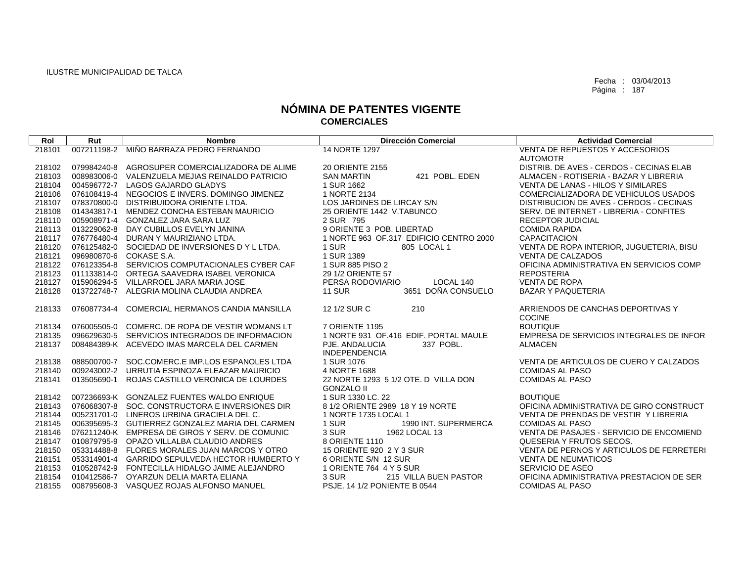ILUSTRE MUNICIPALIDAD DE TALCA

Fecha : 03/04/2013

# NÓMINA DE PATENTES VIGENTE
## COMERCIALES

| Rol | Rut | Nombre | Dirección Comercial | Actividad Comercial |
|---|---|---|---|---|
| 218101 | 007211198-2 | MIÑO BARRAZA PEDRO FERNANDO | 14 NORTE 1297 | VENTA DE REPUESTOS Y ACCESORIOS AUTOMOTR |
| 218102 | 079984240-8 | AGROSUPER COMERCIALIZADORA DE ALIME | 20 ORIENTE 2155 | DISTRIB. DE AVES - CERDOS - CECINAS ELAB |
| 218103 | 008983006-0 | VALENZUELA MEJIAS REINALDO PATRICIO | SAN MARTIN 421 POBL. EDEN | ALMACEN - ROTISERIA - BAZAR Y LIBRERIA |
| 218104 | 004596772-7 | LAGOS GAJARDO GLADYS | 1 SUR 1662 | VENTA DE LANAS - HILOS Y SIMILARES |
| 218106 | 076108419-4 | NEGOCIOS E INVERS. DOMINGO JIMENEZ | 1 NORTE 2134 | COMERCIALIZADORA DE VEHICULOS USADOS |
| 218107 | 078370800-0 | DISTRIBUIDORA ORIENTE LTDA. | LOS JARDINES DE LIRCAY S/N | DISTRIBUCION DE AVES - CERDOS - CECINAS |
| 218108 | 014343817-1 | MENDEZ CONCHA ESTEBAN MAURICIO | 25 ORIENTE 1442 V.TABUNCO | SERV. DE INTERNET - LIBRERIA - CONFITES |
| 218110 | 005908971-4 | GONZALEZ JARA SARA LUZ | 2 SUR 795 | RECEPTOR JUDICIAL |
| 218113 | 013229062-8 | DAY CUBILLOS EVELYN JANINA | 9 ORIENTE 3 POB. LIBERTAD | COMIDA RAPIDA |
| 218117 | 076776480-4 | DURAN Y MAURIZIANO LTDA. | 1 NORTE 963 OF.317 EDIFICIO CENTRO 2000 | CAPACITACION |
| 218120 | 076125482-0 | SOCIEDAD DE INVERSIONES D Y L LTDA. | 1 SUR 805 LOCAL 1 | VENTA DE ROPA INTERIOR, JUGUETERIA, BISU |
| 218121 | 096980870-6 | COKASE S.A. | 1 SUR 1389 | VENTA DE CALZADOS |
| 218122 | 076123354-8 | SERVICIOS COMPUTACIONALES CYBER CAF | 1 SUR 885 PISO 2 | OFICINA ADMINISTRATIVA EN SERVICIOS COMP |
| 218123 | 011133814-0 | ORTEGA SAAVEDRA ISABEL VERONICA | 29 1/2 ORIENTE 57 | REPOSTERIA |
| 218127 | 015906294-5 | VILLARROEL JARA MARIA JOSE | PERSA RODOVIARIO LOCAL 140 | VENTA DE ROPA |
| 218128 | 013722748-7 | ALEGRIA MOLINA CLAUDIA ANDREA | 11 SUR 3651 DOÑA CONSUELO | BAZAR Y PAQUETERIA |
| 218133 | 076087734-4 | COMERCIAL HERMANOS CANDIA MANSILLA | 12 1/2 SUR C 210 | ARRIENDOS DE CANCHAS DEPORTIVAS Y COCINE |
| 218134 | 076005505-0 | COMERC. DE ROPA DE VESTIR WOMANS LT | 7 ORIENTE 1195 | BOUTIQUE |
| 218135 | 096629630-5 | SERVICIOS INTEGRADOS DE INFORMACION | 1 NORTE 931 OF.416 EDIF. PORTAL MAULE | EMPRESA DE SERVICIOS INTEGRALES DE INFOR |
| 218137 | 008484389-K | ACEVEDO IMAS MARCELA DEL CARMEN | PJE. ANDALUCIA 337 POBL. INDEPENDENCIA | ALMACEN |
| 218138 | 088500700-7 | SOC.COMERC.E IMP.LOS ESPANOLES LTDA | 1 SUR 1076 | VENTA DE ARTICULOS DE CUERO Y CALZADOS |
| 218140 | 009243002-2 | URRUTIA ESPINOZA ELEAZAR MAURICIO | 4 NORTE 1688 | COMIDAS AL PASO |
| 218141 | 013505690-1 | ROJAS CASTILLO VERONICA DE LOURDES | 22 NORTE 1293 5 1/2 OTE. D VILLA DON GONZALO II | COMIDAS AL PASO |
| 218142 | 007236693-K | GONZALEZ FUENTES WALDO ENRIQUE | 1 SUR 1330 LC. 22 | BOUTIQUE |
| 218143 | 076068307-8 | SOC. CONSTRUCTORA E INVERSIONES DIR | 8 1/2 ORIENTE 2989 18 Y 19 NORTE | OFICINA ADMINISTRATIVA DE GIRO CONSTRUCT |
| 218144 | 005231701-0 | LINEROS URBINA GRACIELA DEL C. | 1 NORTE 1735 LOCAL 1 | VENTA DE PRENDAS DE VESTIR Y LIBRERIA |
| 218145 | 006395695-3 | GUTIERREZ GONZALEZ MARIA DEL CARMEN | 1 SUR 1990 INT. SUPERMERCA | COMIDAS AL PASO |
| 218146 | 076211240-K | EMPRESA DE GIROS Y SERV. DE COMUNIC | 3 SUR 1962 LOCAL 13 | VENTA DE PASAJES - SERVICIO DE ENCOMIEND |
| 218147 | 010879795-9 | OPAZO VILLALBA CLAUDIO ANDRES | 8 ORIENTE 1110 | QUESERIA Y FRUTOS SECOS. |
| 218150 | 053314488-8 | FLORES MORALES JUAN MARCOS Y OTRO | 15 ORIENTE 920 2 Y 3 SUR | VENTA DE PERNOS Y ARTICULOS DE FERRETERI |
| 218151 | 053314901-4 | GARRIDO SEPULVEDA HECTOR HUMBERTO Y | 6 ORIENTE S/N 12 SUR | VENTA DE NEUMATICOS |
| 218153 | 010528742-9 | FONTECILLA HIDALGO JAIME ALEJANDRO | 1 ORIENTE 764 4 Y 5 SUR | SERVICIO DE ASEO |
| 218154 | 010412586-7 | OYARZUN DELIA MARTA ELIANA | 3 SUR 215 VILLA BUEN PASTOR | OFICINA ADMINISTRATIVA PRESTACION DE SER |
| 218155 | 008795608-3 | VASQUEZ ROJAS ALFONSO MANUEL | PSJE. 14 1/2 PONIENTE B 0544 | COMIDAS AL PASO |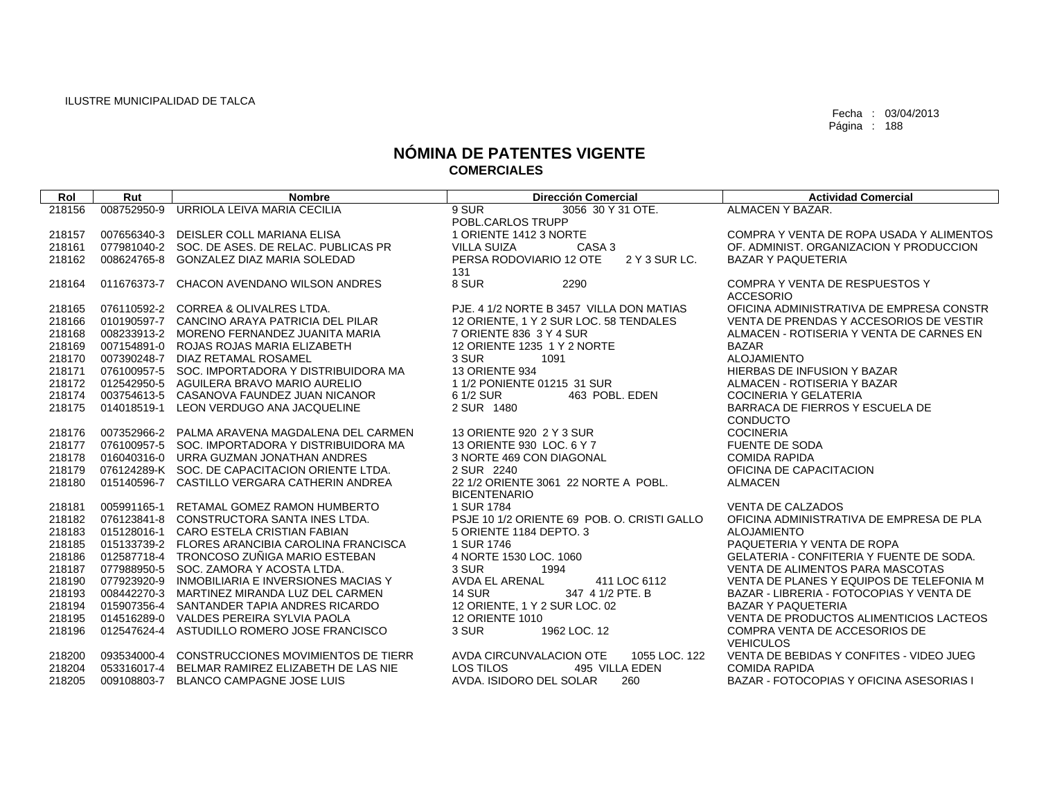ILUSTRE MUNICIPALIDAD DE TALCA

Fecha : 03/04/2013
Página : 188

# NÓMINA DE PATENTES VIGENTE
## COMERCIALES

| Rol | Rut | Nombre | Dirección Comercial | Actividad Comercial |
|---|---|---|---|---|
| 218156 | 008752950-9 | URRIOLA LEIVA MARIA CECILIA | 9 SUR 3056 30 Y 31 OTE. POBL.CARLOS TRUPP | ALMACEN Y BAZAR. |
| 218157 | 007656340-3 | DEISLER COLL MARIANA ELISA | 1 ORIENTE 1412 3 NORTE | COMPRA Y VENTA DE ROPA USADA Y ALIMENTOS |
| 218161 | 077981040-2 | SOC. DE ASES. DE RELAC. PUBLICAS PR | VILLA SUIZA CASA 3 | OF. ADMINIST. ORGANIZACION Y PRODUCCION |
| 218162 | 008624765-8 | GONZALEZ DIAZ MARIA SOLEDAD | PERSA RODOVIARIO 12 OTE 2 Y 3 SUR LC. 131 | BAZAR Y PAQUETERIA |
| 218164 | 011676373-7 | CHACON AVENDANO WILSON ANDRES | 8 SUR 2290 | COMPRA Y VENTA DE RESPUESTOS Y ACCESORIO |
| 218165 | 076110592-2 | CORREA & OLIVALRES LTDA. | PJE. 4 1/2 NORTE B 3457 VILLA DON MATIAS | OFICINA ADMINISTRATIVA DE EMPRESA CONSTR |
| 218166 | 010190597-7 | CANCINO ARAYA PATRICIA DEL PILAR | 12 ORIENTE, 1 Y 2 SUR LOC. 58 TENDALES | VENTA DE PRENDAS Y ACCESORIOS DE VESTIR |
| 218168 | 008233913-2 | MORENO FERNANDEZ JUANITA MARIA | 7 ORIENTE 836 3 Y 4 SUR | ALMACEN - ROTISERIA Y VENTA DE CARNES EN |
| 218169 | 007154891-0 | ROJAS ROJAS MARIA ELIZABETH | 12 ORIENTE 1235 1 Y 2 NORTE | BAZAR |
| 218170 | 007390248-7 | DIAZ RETAMAL ROSAMEL | 3 SUR 1091 | ALOJAMIENTO |
| 218171 | 076100957-5 | SOC. IMPORTADORA Y DISTRIBUIDORA MA | 13 ORIENTE 934 | HIERBAS DE INFUSION Y BAZAR |
| 218172 | 012542950-5 | AGUILERA BRAVO MARIO AURELIO | 1 1/2 PONIENTE 01215 31 SUR | ALMACEN - ROTISERIA Y BAZAR |
| 218174 | 003754613-5 | CASANOVA FAUNDEZ JUAN NICANOR | 6 1/2 SUR 463 POBL. EDEN | COCINERIA Y GELATERIA |
| 218175 | 014018519-1 | LEON VERDUGO ANA JACQUELINE | 2 SUR 1480 | BARRACA DE FIERROS Y ESCUELA DE CONDUCTO |
| 218176 | 007352966-2 | PALMA ARAVENA MAGDALENA DEL CARMEN | 13 ORIENTE 920 2 Y 3 SUR | COCINERIA |
| 218177 | 076100957-5 | SOC. IMPORTADORA Y DISTRIBUIDORA MA | 13 ORIENTE 930 LOC. 6 Y 7 | FUENTE DE SODA |
| 218178 | 016040316-0 | URRA GUZMAN JONATHAN ANDRES | 3 NORTE 469 CON DIAGONAL | COMIDA RAPIDA |
| 218179 | 076124289-K | SOC. DE CAPACITACION ORIENTE LTDA. | 2 SUR 2240 | OFICINA DE CAPACITACION |
| 218180 | 015140596-7 | CASTILLO VERGARA CATHERIN ANDREA | 22 1/2 ORIENTE 3061 22 NORTE A POBL. BICENTENARIO | ALMACEN |
| 218181 | 005991165-1 | RETAMAL GOMEZ RAMON HUMBERTO | 1 SUR 1784 | VENTA DE CALZADOS |
| 218182 | 076123841-8 | CONSTRUCTORA SANTA INES LTDA. | PSJE 10 1/2 ORIENTE 69 POB. O. CRISTI GALLO | OFICINA ADMINISTRATIVA DE EMPRESA DE PLA |
| 218183 | 015128016-1 | CARO ESTELA CRISTIAN FABIAN | 5 ORIENTE 1184 DEPTO. 3 | ALOJAMIENTO |
| 218185 | 015133739-2 | FLORES ARANCIBIA CAROLINA FRANCISCA | 1 SUR 1746 | PAQUETERIA Y VENTA DE ROPA |
| 218186 | 012587718-4 | TRONCOSO ZUÑIGA MARIO ESTEBAN | 4 NORTE 1530 LOC. 1060 | GELATERIA - CONFITERIA Y FUENTE DE SODA. |
| 218187 | 077988950-5 | SOC. ZAMORA Y ACOSTA LTDA. | 3 SUR 1994 | VENTA DE ALIMENTOS PARA MASCOTAS |
| 218190 | 077923920-9 | INMOBILIARIA E INVERSIONES MACIAS Y | AVDA EL ARENAL 411 LOC 6112 | VENTA DE PLANES Y EQUIPOS DE TELEFONIA M |
| 218193 | 008442270-3 | MARTINEZ MIRANDA LUZ DEL CARMEN | 14 SUR 347 4 1/2 PTE. B | BAZAR - LIBRERIA - FOTOCOPIAS Y VENTA DE |
| 218194 | 015907356-4 | SANTANDER TAPIA ANDRES RICARDO | 12 ORIENTE, 1 Y 2 SUR LOC. 02 | BAZAR Y PAQUETERIA |
| 218195 | 014516289-0 | VALDES PEREIRA SYLVIA PAOLA | 12 ORIENTE 1010 | VENTA DE PRODUCTOS ALIMENTICIOS LACTEOS |
| 218196 | 012547624-4 | ASTUDILLO ROMERO JOSE FRANCISCO | 3 SUR 1962 LOC. 12 | COMPRA VENTA DE ACCESORIOS DE VEHICULOS |
| 218200 | 093534000-4 | CONSTRUCCIONES MOVIMIENTOS DE TIERR | AVDA CIRCUNVALACION OTE 1055 LOC. 122 | VENTA DE BEBIDAS Y CONFITES - VIDEO JUEG |
| 218204 | 053316017-4 | BELMAR RAMIREZ ELIZABETH DE LAS NIE | LOS TILOS 495 VILLA EDEN | COMIDA RAPIDA |
| 218205 | 009108803-7 | BLANCO CAMPAGNE JOSE LUIS | AVDA. ISIDORO DEL SOLAR 260 | BAZAR - FOTOCOPIAS Y OFICINA ASESORIAS I |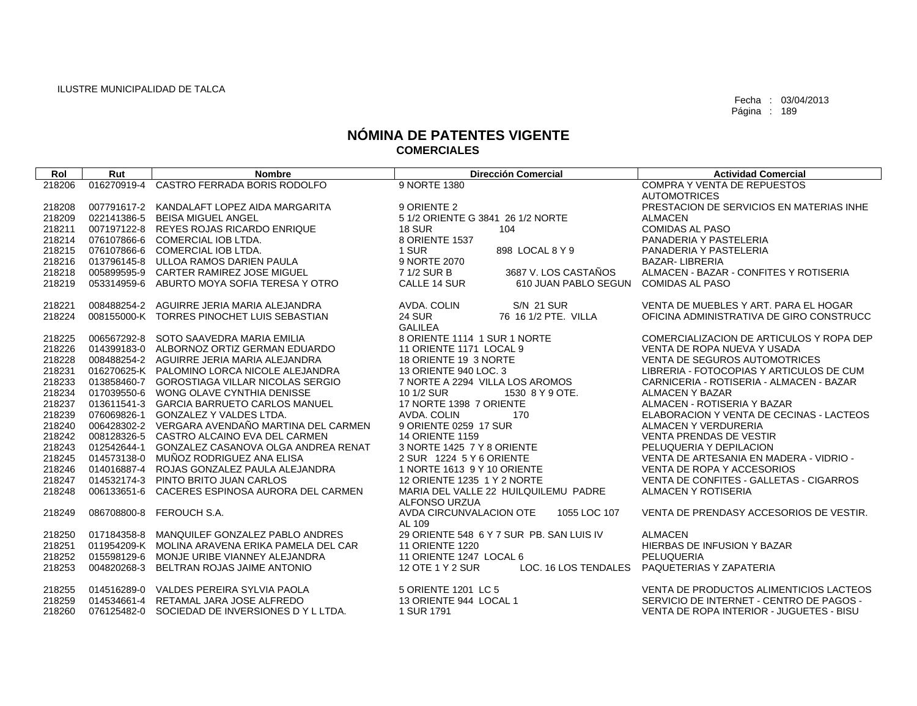ILUSTRE MUNICIPALIDAD DE TALCA

Fecha : 03/04/2013

# NÓMINA DE PATENTES VIGENTE
## COMERCIALES

| Rol | Rut | Nombre | Dirección Comercial | Actividad Comercial |
|---|---|---|---|---|
| 218206 | 016270919-4 | CASTRO FERRADA BORIS RODOLFO | 9 NORTE 1380 | COMPRA Y VENTA DE REPUESTOS AUTOMOTRICES |
| 218208 | 007791617-2 | KANDALAFT LOPEZ AIDA MARGARITA | 9 ORIENTE 2 | PRESTACION DE SERVICIOS EN MATERIAS INHE |
| 218209 | 022141386-5 | BEISA MIGUEL ANGEL | 5 1/2 ORIENTE G 3841 26 1/2 NORTE | ALMACEN |
| 218211 | 007197122-8 | REYES ROJAS RICARDO ENRIQUE | 18 SUR 104 | COMIDAS AL PASO |
| 218214 | 076107866-6 | COMERCIAL IOB LTDA. | 8 ORIENTE 1537 | PANADERIA Y PASTELERIA |
| 218215 | 076107866-6 | COMERCIAL IOB LTDA. | 1 SUR 898 LOCAL 8 Y 9 | PANADERIA Y PASTELERIA |
| 218216 | 013796145-8 | ULLOA RAMOS DARIEN PAULA | 9 NORTE 2070 | BAZAR- LIBRERIA |
| 218218 | 005899595-9 | CARTER RAMIREZ JOSE MIGUEL | 7 1/2 SUR B 3687 V. LOS CASTAÑOS | ALMACEN - BAZAR - CONFITES Y ROTISERIA |
| 218219 | 053314959-6 | ABURTO MOYA SOFIA TERESA Y OTRO | CALLE 14 SUR 610 JUAN PABLO SEGUN | COMIDAS AL PASO |
| 218221 | 008488254-2 | AGUIRRE JERIA MARIA ALEJANDRA | AVDA. COLIN S/N 21 SUR | VENTA DE MUEBLES Y ART. PARA EL HOGAR |
| 218224 | 008155000-K | TORRES PINOCHET LUIS SEBASTIAN | 24 SUR 76 16 1/2 PTE. VILLA GALILEA | OFICINA ADMINISTRATIVA DE GIRO CONSTRUCC |
| 218225 | 006567292-8 | SOTO SAAVEDRA MARIA EMILIA | 8 ORIENTE 1114 1 SUR 1 NORTE | COMERCIALIZACION DE ARTICULOS Y ROPA DEP |
| 218226 | 014399183-0 | ALBORNOZ ORTIZ GERMAN EDUARDO | 11 ORIENTE 1171 LOCAL 9 | VENTA DE ROPA NUEVA Y USADA |
| 218228 | 008488254-2 | AGUIRRE JERIA MARIA ALEJANDRA | 18 ORIENTE 19 3 NORTE | VENTA DE SEGUROS AUTOMOTRICES |
| 218231 | 016270625-K | PALOMINO LORCA NICOLE ALEJANDRA | 13 ORIENTE 940 LOC. 3 | LIBRERIA - FOTOCOPIAS Y ARTICULOS DE CUM |
| 218233 | 013858460-7 | GOROSTIAGA VILLAR NICOLAS SERGIO | 7 NORTE A 2294 VILLA LOS AROMOS | CARNICERIA - ROTISERIA - ALMACEN - BAZAR |
| 218234 | 017039550-6 | WONG OLAVE CYNTHIA DENISSE | 10 1/2 SUR 1530 8 Y 9 OTE. | ALMACEN Y BAZAR |
| 218237 | 013611541-3 | GARCIA BARRUETO CARLOS MANUEL | 17 NORTE 1398 7 ORIENTE | ALMACEN - ROTISERIA Y BAZAR |
| 218239 | 076069826-1 | GONZALEZ Y VALDES LTDA. | AVDA. COLIN 170 | ELABORACION Y VENTA DE CECINAS - LACTEOS |
| 218240 | 006428302-2 | VERGARA AVENDAÑO MARTINA DEL CARMEN | 9 ORIENTE 0259 17 SUR | ALMACEN Y VERDURERIA |
| 218242 | 008128326-5 | CASTRO ALCAINO EVA DEL CARMEN | 14 ORIENTE 1159 | VENTA PRENDAS DE VESTIR |
| 218243 | 012542644-1 | GONZALEZ CASANOVA OLGA ANDREA RENAT | 3 NORTE 1425 7 Y 8 ORIENTE | PELUQUERIA Y DEPILACION |
| 218245 | 014573138-0 | MUÑOZ RODRIGUEZ ANA ELISA | 2 SUR 1224 5 Y 6 ORIENTE | VENTA DE ARTESANIA EN MADERA - VIDRIO - |
| 218246 | 014016887-4 | ROJAS GONZALEZ PAULA ALEJANDRA | 1 NORTE 1613 9 Y 10 ORIENTE | VENTA DE ROPA Y ACCESORIOS |
| 218247 | 014532174-3 | PINTO BRITO JUAN CARLOS | 12 ORIENTE 1235 1 Y 2 NORTE | VENTA DE CONFITES - GALLETAS - CIGARROS |
| 218248 | 006133651-6 | CACERES ESPINOSA AURORA DEL CARMEN | MARIA DEL VALLE 22 HUILQUILEMU PADRE ALFONSO URZUA | ALMACEN Y ROTISERIA |
| 218249 | 086708800-8 | FEROUCH S.A. | AVDA CIRCUNVALACION OTE 1055 LOC 107 AL 109 | VENTA DE PRENDASY ACCESORIOS DE VESTIR. |
| 218250 | 017184358-8 | MANQUILEF GONZALEZ PABLO ANDRES | 29 ORIENTE 548 6 Y 7 SUR PB. SAN LUIS IV | ALMACEN |
| 218251 | 011954209-K | MOLINA ARAVENA ERIKA PAMELA DEL CAR | 11 ORIENTE 1220 | HIERBAS DE INFUSION Y BAZAR |
| 218252 | 015598129-6 | MONJE URIBE VIANNEY ALEJANDRA | 11 ORIENTE 1247 LOCAL 6 | PELUQUERIA |
| 218253 | 004820268-3 | BELTRAN ROJAS JAIME ANTONIO | 12 OTE 1 Y 2 SUR LOC. 16 LOS TENDALES | PAQUETERIAS Y ZAPATERIA |
| 218255 | 014516289-0 | VALDES PEREIRA SYLVIA PAOLA | 5 ORIENTE 1201 LC 5 | VENTA DE PRODUCTOS ALIMENTICIOS LACTEOS |
| 218259 | 014534661-4 | RETAMAL JARA JOSE ALFREDO | 13 ORIENTE 944 LOCAL 1 | SERVICIO DE INTERNET - CENTRO DE PAGOS - |
| 218260 | 076125482-0 | SOCIEDAD DE INVERSIONES D Y L LTDA. | 1 SUR 1791 | VENTA DE ROPA INTERIOR - JUGUETES - BISU |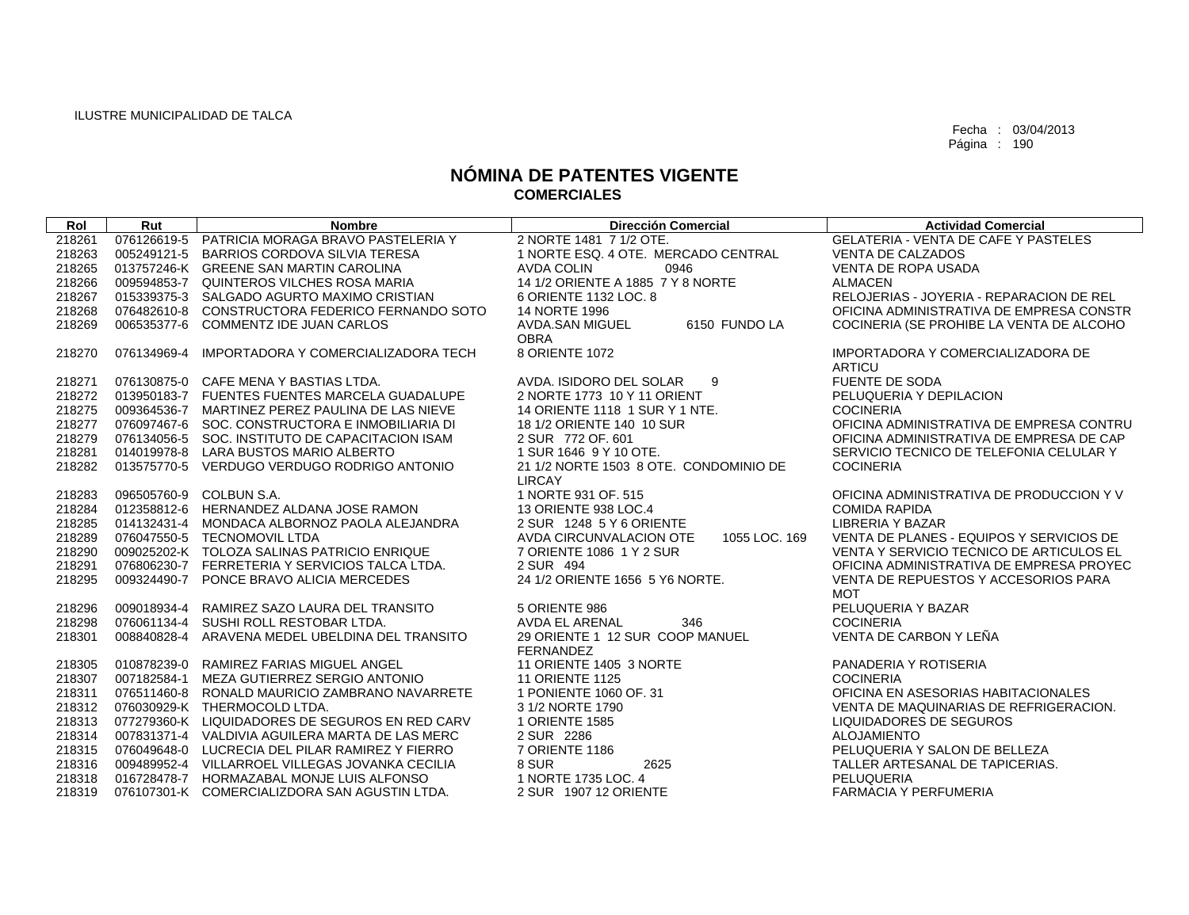ILUSTRE MUNICIPALIDAD DE TALCA

Fecha : 03/04/2013
Página : 190

# NÓMINA DE PATENTES VIGENTE
## COMERCIALES

| Rol | Rut | Nombre | Dirección Comercial | Actividad Comercial |
|---|---|---|---|---|
| 218261 | 076126619-5 | PATRICIA MORAGA BRAVO PASTELERIA Y | 2 NORTE 1481 7 1/2 OTE. | GELATERIA - VENTA DE CAFE Y PASTELES |
| 218263 | 005249121-5 | BARRIOS CORDOVA SILVIA TERESA | 1 NORTE ESQ. 4 OTE. MERCADO CENTRAL | VENTA DE CALZADOS |
| 218265 | 013757246-K | GREENE SAN MARTIN CAROLINA | AVDA COLIN 0946 | VENTA DE ROPA USADA |
| 218266 | 009594853-7 | QUINTEROS VILCHES ROSA MARIA | 14 1/2 ORIENTE A 1885 7 Y 8 NORTE | ALMACEN |
| 218267 | 015339375-3 | SALGADO AGURTO MAXIMO CRISTIAN | 6 ORIENTE 1132 LOC. 8 | RELOJERIAS - JOYERIA - REPARACION DE REL |
| 218268 | 076482610-8 | CONSTRUCTORA FEDERICO FERNANDO SOTO | 14 NORTE 1996 | OFICINA ADMINISTRATIVA DE EMPRESA CONSTR |
| 218269 | 006535377-6 | COMMENTZ IDE JUAN CARLOS | AVDA.SAN MIGUEL 6150 FUNDO LA OBRA | COCINERIA (SE PROHIBE LA VENTA DE ALCOHO |
| 218270 | 076134969-4 | IMPORTADORA Y COMERCIALIZADORA TECH | 8 ORIENTE 1072 | IMPORTADORA Y COMERCIALIZADORA DE ARTICU |
| 218271 | 076130875-0 | CAFE MENA Y BASTIAS LTDA. | AVDA. ISIDORO DEL SOLAR 9 | FUENTE DE SODA |
| 218272 | 013950183-7 | FUENTES FUENTES MARCELA GUADALUPE | 2 NORTE 1773 10 Y 11 ORIENT | PELUQUERIA Y DEPILACION |
| 218275 | 009364536-7 | MARTINEZ PEREZ PAULINA DE LAS NIEVE | 14 ORIENTE 1118 1 SUR Y 1 NTE. | COCINERIA |
| 218277 | 076097467-6 | SOC. CONSTRUCTORA E INMOBILIARIA DI | 18 1/2 ORIENTE 140 10 SUR | OFICINA ADMINISTRATIVA DE EMPRESA CONTRU |
| 218279 | 076134056-5 | SOC. INSTITUTO DE CAPACITACION ISAM | 2 SUR 772 OF. 601 | OFICINA ADMINISTRATIVA DE EMPRESA DE CAP |
| 218281 | 014019978-8 | LARA BUSTOS MARIO ALBERTO | 1 SUR 1646 9 Y 10 OTE. | SERVICIO TECNICO DE TELEFONIA CELULAR Y |
| 218282 | 013575770-5 | VERDUGO VERDUGO RODRIGO ANTONIO | 21 1/2 NORTE 1503 8 OTE. CONDOMINIO DE LIRCAY | COCINERIA |
| 218283 | 096505760-9 | COLBUN S.A. | 1 NORTE 931 OF. 515 | OFICINA ADMINISTRATIVA DE PRODUCCION Y V |
| 218284 | 012358812-6 | HERNANDEZ ALDANA JOSE RAMON | 13 ORIENTE 938 LOC.4 | COMIDA RAPIDA |
| 218285 | 014132431-4 | MONDACA ALBORNOZ PAOLA ALEJANDRA | 2 SUR 1248 5 Y 6 ORIENTE | LIBRERIA Y BAZAR |
| 218289 | 076047550-5 | TECNOMOVIL LTDA | AVDA CIRCUNVALACION OTE 1055 LOC. 169 | VENTA DE PLANES - EQUIPOS Y SERVICIOS DE |
| 218290 | 009025202-K | TOLOZA SALINAS PATRICIO ENRIQUE | 7 ORIENTE 1086 1 Y 2 SUR | VENTA Y SERVICIO TECNICO DE ARTICULOS EL |
| 218291 | 076806230-7 | FERRETERIA Y SERVICIOS TALCA LTDA. | 2 SUR 494 | OFICINA ADMINISTRATIVA DE EMPRESA PROYEC |
| 218295 | 009324490-7 | PONCE BRAVO ALICIA MERCEDES | 24 1/2 ORIENTE 1656 5 Y6 NORTE. | VENTA DE REPUESTOS Y ACCESORIOS PARA MOT |
| 218296 | 009018934-4 | RAMIREZ SAZO LAURA DEL TRANSITO | 5 ORIENTE 986 | PELUQUERIA Y BAZAR |
| 218298 | 076061134-4 | SUSHI ROLL RESTOBAR LTDA. | AVDA EL ARENAL 346 | COCINERIA |
| 218301 | 008840828-4 | ARAVENA MEDEL UBELDINA DEL TRANSITO | 29 ORIENTE 1 12 SUR COOP MANUEL FERNANDEZ | VENTA DE CARBON Y LEÑA |
| 218305 | 010878239-0 | RAMIREZ FARIAS MIGUEL ANGEL | 11 ORIENTE 1405 3 NORTE | PANADERIA Y ROTISERIA |
| 218307 | 007182584-1 | MEZA GUTIERREZ SERGIO ANTONIO | 11 ORIENTE 1125 | COCINERIA |
| 218311 | 076511460-8 | RONALD MAURICIO ZAMBRANO NAVARRETE | 1 PONIENTE 1060 OF. 31 | OFICINA EN ASESORIAS HABITACIONALES |
| 218312 | 076030929-K | THERMOCOLD LTDA. | 3 1/2 NORTE 1790 | VENTA DE MAQUINARIAS DE REFRIGERACION. |
| 218313 | 077279360-K | LIQUIDADORES DE SEGUROS EN RED CARV | 1 ORIENTE 1585 | LIQUIDADORES DE SEGUROS |
| 218314 | 007831371-4 | VALDIVIA AGUILERA MARTA DE LAS MERC | 2 SUR 2286 | ALOJAMIENTO |
| 218315 | 076049648-0 | LUCRECIA DEL PILAR RAMIREZ Y FIERRO | 7 ORIENTE 1186 | PELUQUERIA Y SALON DE BELLEZA |
| 218316 | 009489952-4 | VILLARROEL VILLEGAS JOVANKA CECILIA | 8 SUR 2625 | TALLER ARTESANAL DE TAPICERIAS. |
| 218318 | 016728478-7 | HORMAZABAL MONJE LUIS ALFONSO | 1 NORTE 1735 LOC. 4 | PELUQUERIA |
| 218319 | 076107301-K | COMERCIALIZDORA SAN AGUSTIN LTDA. | 2 SUR 1907 12 ORIENTE | FARMACIA Y PERFUMERIA |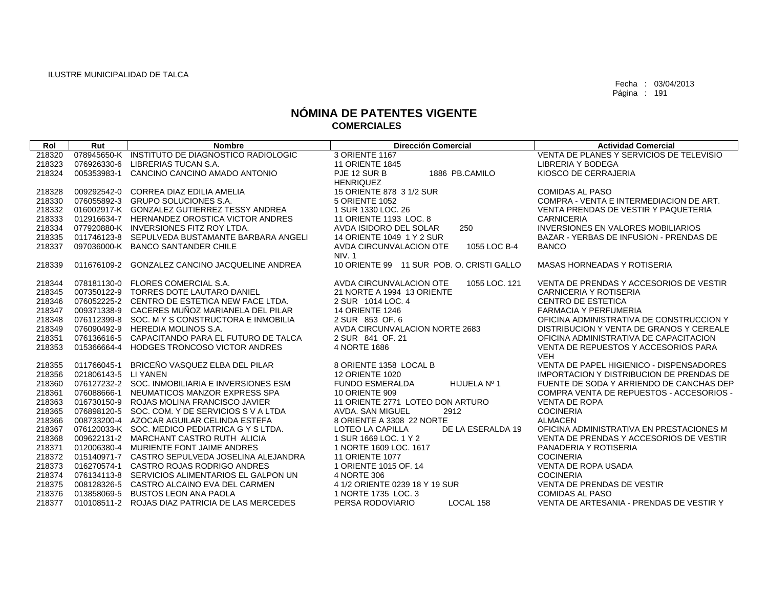ILUSTRE MUNICIPALIDAD DE TALCA

Fecha : 03/04/2013
Página : 191

# NÓMINA DE PATENTES VIGENTE
## COMERCIALES

| Rol | Rut | Nombre | Dirección Comercial | Actividad Comercial |
|---|---|---|---|---|
| 218320 | 078945650-K | INSTITUTO DE DIAGNOSTICO RADIOLOGIC | 3 ORIENTE 1167 | VENTA DE PLANES Y SERVICIOS DE TELEVISIO |
| 218323 | 076926330-6 | LIBRERIAS TUCAN S.A. | 11 ORIENTE 1845 | LIBRERIA Y BODEGA |
| 218324 | 005353983-1 | CANCINO CANCINO AMADO ANTONIO | PJE 12 SUR B 1886 PB.CAMILO HENRIQUEZ | KIOSCO DE CERRAJERIA |
| 218328 | 009292542-0 | CORREA DIAZ EDILIA AMELIA | 15 ORIENTE 878 3 1/2 SUR | COMIDAS AL PASO |
| 218330 | 076055892-3 | GRUPO SOLUCIONES S.A. | 5 ORIENTE 1052 | COMPRA - VENTA E INTERMEDIACION DE ART. |
| 218332 | 016002917-K | GONZALEZ GUTIERREZ TESSY ANDREA | 1 SUR 1330 LOC. 26 | VENTA PRENDAS DE VESTIR Y PAQUETERIA |
| 218333 | 012916634-7 | HERNANDEZ OROSTICA VICTOR ANDRES | 11 ORIENTE 1193 LOC. 8 | CARNICERIA |
| 218334 | 077920880-K | INVERSIONES FITZ ROY LTDA. | AVDA ISIDORO DEL SOLAR 250 | INVERSIONES EN VALORES MOBILIARIOS |
| 218335 | 011746123-8 | SEPULVEDA BUSTAMANTE BARBARA ANGELI | 14 ORIENTE 1049 1 Y 2 SUR | BAZAR - YERBAS DE INFUSION - PRENDAS DE |
| 218337 | 097036000-K | BANCO SANTANDER CHILE | AVDA CIRCUNVALACION OTE 1055 LOC B-4 NIV. 1 | BANCO |
| 218339 | 011676109-2 | GONZALEZ CANCINO JACQUELINE ANDREA | 10 ORIENTE 99 11 SUR POB. O. CRISTI GALLO | MASAS HORNEADAS Y ROTISERIA |
| 218344 | 078181130-0 | FLORES COMERCIAL S.A. | AVDA CIRCUNVALACION OTE 1055 LOC. 121 | VENTA DE PRENDAS Y ACCESORIOS DE VESTIR |
| 218345 | 007350122-9 | TORRES DOTE LAUTARO DANIEL | 21 NORTE A 1994 13 ORIENTE | CARNICERIA Y ROTISERIA |
| 218346 | 076052225-2 | CENTRO DE ESTETICA NEW FACE LTDA. | 2 SUR 1014 LOC. 4 | CENTRO DE ESTETICA |
| 218347 | 009371338-9 | CACERES MUÑOZ MARIANELA DEL PILAR | 14 ORIENTE 1246 | FARMACIA Y PERFUMERIA |
| 218348 | 076112399-8 | SOC. M Y S CONSTRUCTORA E INMOBILIA | 2 SUR 853 OF. 6 | OFICINA ADMINISTRATIVA DE CONSTRUCCION Y |
| 218349 | 076090492-9 | HEREDIA MOLINOS S.A. | AVDA CIRCUNVALACION NORTE 2683 | DISTRIBUCION Y VENTA DE GRANOS Y CEREALE |
| 218351 | 076136616-5 | CAPACITANDO PARA EL FUTURO DE TALCA | 2 SUR 841 OF. 21 | OFICINA ADMINISTRATIVA DE CAPACITACION |
| 218353 | 015366664-4 | HODGES TRONCOSO VICTOR ANDRES | 4 NORTE 1686 | VENTA DE REPUESTOS Y ACCESORIOS PARA VEH |
| 218355 | 011766045-1 | BRICEÑO VASQUEZ ELBA DEL PILAR | 8 ORIENTE 1358 LOCAL B | VENTA DE PAPEL HIGIENICO - DISPENSADORES |
| 218356 | 021806143-5 | LI YANEN | 12 ORIENTE 1020 | IMPORTACION Y DISTRIBUCION DE PRENDAS DE |
| 218360 | 076127232-2 | SOC. INMOBILIARIA E INVERSIONES ESM | FUNDO ESMERALDA HIJUELA Nº 1 | FUENTE DE SODA Y ARRIENDO DE CANCHAS DEP |
| 218361 | 076088666-1 | NEUMATICOS MANZOR EXPRESS SPA | 10 ORIENTE 909 | COMPRA VENTA DE REPUESTOS - ACCESORIOS - |
| 218363 | 016730150-9 | ROJAS MOLINA FRANCISCO JAVIER | 11 ORIENTE 2771 LOTEO DON ARTURO | VENTA DE ROPA |
| 218365 | 076898120-5 | SOC. COM. Y DE SERVICIOS S V A LTDA | AVDA. SAN MIGUEL 2912 | COCINERIA |
| 218366 | 008733200-4 | AZOCAR AGUILAR CELINDA ESTEFA | 8 ORIENTE A 3308 22 NORTE | ALMACEN |
| 218367 | 076120033-K | SOC. MEDICO PEDIATRICA G Y S LTDA. | LOTEO LA CAPILLA DE LA ESERALDA 19 | OFICINA ADMINISTRATIVA EN PRESTACIONES M |
| 218368 | 009622131-2 | MARCHANT CASTRO RUTH ALICIA | 1 SUR 1669 LOC. 1 Y 2 | VENTA DE PRENDAS Y ACCESORIOS DE VESTIR |
| 218371 | 012006380-4 | MURIENTE FONT JAIME ANDRES | 1 NORTE 1609 LOC. 1617 | PANADERIA Y ROTISERIA |
| 218372 | 015140971-7 | CASTRO SEPULVEDA JOSELINA ALEJANDRA | 11 ORIENTE 1077 | COCINERIA |
| 218373 | 016270574-1 | CASTRO ROJAS RODRIGO ANDRES | 1 ORIENTE 1015 OF. 14 | VENTA DE ROPA USADA |
| 218374 | 076134113-8 | SERVICIOS ALIMENTARIOS EL GALPON UN | 4 NORTE 306 | COCINERIA |
| 218375 | 008128326-5 | CASTRO ALCAINO EVA DEL CARMEN | 4 1/2 ORIENTE 0239 18 Y 19 SUR | VENTA DE PRENDAS DE VESTIR |
| 218376 | 013858069-5 | BUSTOS LEON ANA PAOLA | 1 NORTE 1735 LOC. 3 | COMIDAS AL PASO |
| 218377 | 010108511-2 | ROJAS DIAZ PATRICIA DE LAS MERCEDES | PERSA RODOVIARIO LOCAL 158 | VENTA DE ARTESANIA - PRENDAS DE VESTIR Y |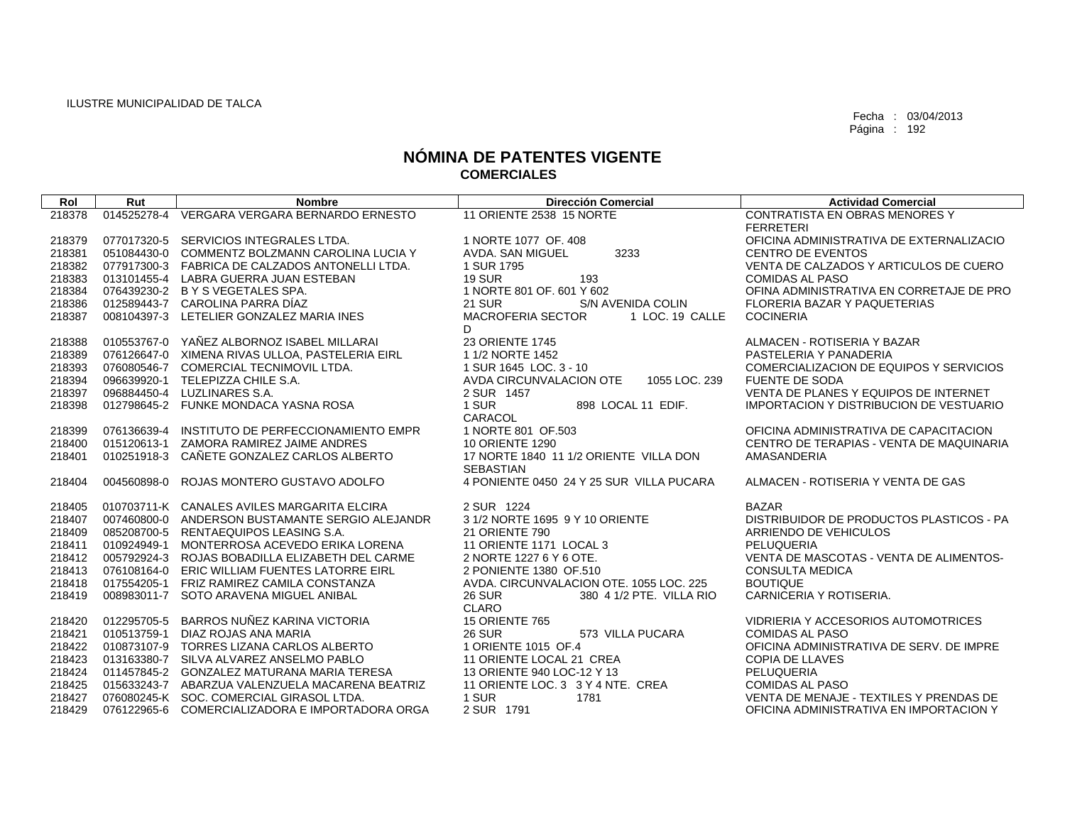ILUSTRE MUNICIPALIDAD DE TALCA

Fecha : 03/04/2013
Página : 192

# NÓMINA DE PATENTES VIGENTE
## COMERCIALES

| Rol | Rut | Nombre | Dirección Comercial | Actividad Comercial |
|---|---|---|---|---|
| 218378 | 014525278-4 | VERGARA VERGARA BERNARDO ERNESTO | 11 ORIENTE 2538 15 NORTE | CONTRATISTA EN OBRAS MENORES Y FERRETERI |
| 218379 | 077017320-5 | SERVICIOS INTEGRALES LTDA. | 1 NORTE 1077 OF. 408 | OFICINA ADMINISTRATIVA DE EXTERNALIZACIO |
| 218381 | 051084430-0 | COMMENTZ BOLZMANN CAROLINA LUCIA Y | AVDA. SAN MIGUEL 3233 | CENTRO DE EVENTOS |
| 218382 | 077917300-3 | FABRICA DE CALZADOS ANTONELLI LTDA. | 1 SUR 1795 | VENTA DE CALZADOS Y ARTICULOS DE CUERO |
| 218383 | 013101455-4 | LABRA GUERRA JUAN ESTEBAN | 19 SUR 193 | COMIDAS AL PASO |
| 218384 | 076439230-2 | B Y S VEGETALES SPA. | 1 NORTE 801 OF. 601 Y 602 | OFINA ADMINISTRATIVA EN CORRETAJE DE PRO |
| 218386 | 012589443-7 | CAROLINA PARRA DÍAZ | 21 SUR S/N AVENIDA COLIN | FLORERIA BAZAR Y PAQUETERIAS |
| 218387 | 008104397-3 | LETELIER GONZALEZ MARIA INES | MACROFERIA SECTOR 1 LOC. 19 CALLE D | COCINERIA |
| 218388 | 010553767-0 | YAÑEZ ALBORNOZ ISABEL MILLARAI | 23 ORIENTE 1745 | ALMACEN - ROTISERIA Y BAZAR |
| 218389 | 076126647-0 | XIMENA RIVAS ULLOA, PASTELERIA EIRL | 1 1/2 NORTE 1452 | PASTELERIA Y PANADERIA |
| 218393 | 076080546-7 | COMERCIAL TECNIMOVIL LTDA. | 1 SUR 1645 LOC. 3 - 10 | COMERCIALIZACION DE EQUIPOS Y SERVICIOS |
| 218394 | 096639920-1 | TELEPIZZA CHILE S.A. | AVDA CIRCUNVALACION OTE 1055 LOC. 239 | FUENTE DE SODA |
| 218397 | 096884450-4 | LUZLINARES S.A. | 2 SUR 1457 | VENTA DE PLANES Y EQUIPOS DE INTERNET |
| 218398 | 012798645-2 | FUNKE MONDACA YASNA ROSA | 1 SUR 898 LOCAL 11 EDIF. CARACOL | IMPORTACION Y DISTRIBUCION DE VESTUARIO |
| 218399 | 076136639-4 | INSTITUTO DE PERFECCIONAMIENTO EMPR | 1 NORTE 801 OF.503 | OFICINA ADMINISTRATIVA DE CAPACITACION |
| 218400 | 015120613-1 | ZAMORA RAMIREZ JAIME ANDRES | 10 ORIENTE 1290 | CENTRO DE TERAPIAS - VENTA DE MAQUINARIA |
| 218401 | 010251918-3 | CAÑETE GONZALEZ CARLOS ALBERTO | 17 NORTE 1840 11 1/2 ORIENTE VILLA DON SEBASTIAN | AMASANDERIA |
| 218404 | 004560898-0 | ROJAS MONTERO GUSTAVO ADOLFO | 4 PONIENTE 0450 24 Y 25 SUR VILLA PUCARA | ALMACEN - ROTISERIA Y VENTA DE GAS |
| 218405 | 010703711-K | CANALES AVILES MARGARITA ELCIRA | 2 SUR 1224 | BAZAR |
| 218407 | 007460800-0 | ANDERSON BUSTAMANTE SERGIO ALEJANDR | 3 1/2 NORTE 1695 9 Y 10 ORIENTE | DISTRIBUIDOR DE PRODUCTOS PLASTICOS - PA |
| 218409 | 085208700-5 | RENTAEQUIPOS LEASING S.A. | 21 ORIENTE 790 | ARRIENDO DE VEHICULOS |
| 218411 | 010924949-1 | MONTERROSA ACEVEDO ERIKA LORENA | 11 ORIENTE 1171 LOCAL 3 | PELUQUERIA |
| 218412 | 005792924-3 | ROJAS BOBADILLA ELIZABETH DEL CARME | 2 NORTE 1227 6 Y 6 OTE. | VENTA DE MASCOTAS - VENTA DE ALIMENTOS- |
| 218413 | 076108164-0 | ERIC WILLIAM FUENTES LATORRE EIRL | 2 PONIENTE 1380 OF.510 | CONSULTA MEDICA |
| 218418 | 017554205-1 | FRIZ RAMIREZ CAMILA CONSTANZA | AVDA. CIRCUNVALACION OTE. 1055 LOC. 225 | BOUTIQUE |
| 218419 | 008983011-7 | SOTO ARAVENA MIGUEL ANIBAL | 26 SUR 380 4 1/2 PTE. VILLA RIO CLARO | CARNICERIA Y ROTISERIA. |
| 218420 | 012295705-5 | BARROS NUÑEZ KARINA VICTORIA | 15 ORIENTE 765 | VIDRIERIA Y ACCESORIOS AUTOMOTRICES |
| 218421 | 010513759-1 | DIAZ ROJAS ANA MARIA | 26 SUR 573 VILLA PUCARA | COMIDAS AL PASO |
| 218422 | 010873107-9 | TORRES LIZANA CARLOS ALBERTO | 1 ORIENTE 1015 OF.4 | OFICINA ADMINISTRATIVA DE SERV. DE IMPRE |
| 218423 | 013163380-7 | SILVA ALVAREZ ANSELMO PABLO | 11 ORIENTE LOCAL 21 CREA | COPIA DE LLAVES |
| 218424 | 011457845-2 | GONZALEZ MATURANA MARIA TERESA | 13 ORIENTE 940 LOC-12 Y 13 | PELUQUERIA |
| 218425 | 015633243-7 | ABARZUA VALENZUELA MACARENA BEATRIZ | 11 ORIENTE LOC. 3 3 Y 4 NTE. CREA | COMIDAS AL PASO |
| 218427 | 076080245-K | SOC. COMERCIAL GIRASOL LTDA. | 1 SUR 1781 | VENTA DE MENAJE - TEXTILES Y PRENDAS DE |
| 218429 | 076122965-6 | COMERCIALIZADORA E IMPORTADORA ORGA | 2 SUR 1791 | OFICINA ADMINISTRATIVA EN IMPORTACION Y |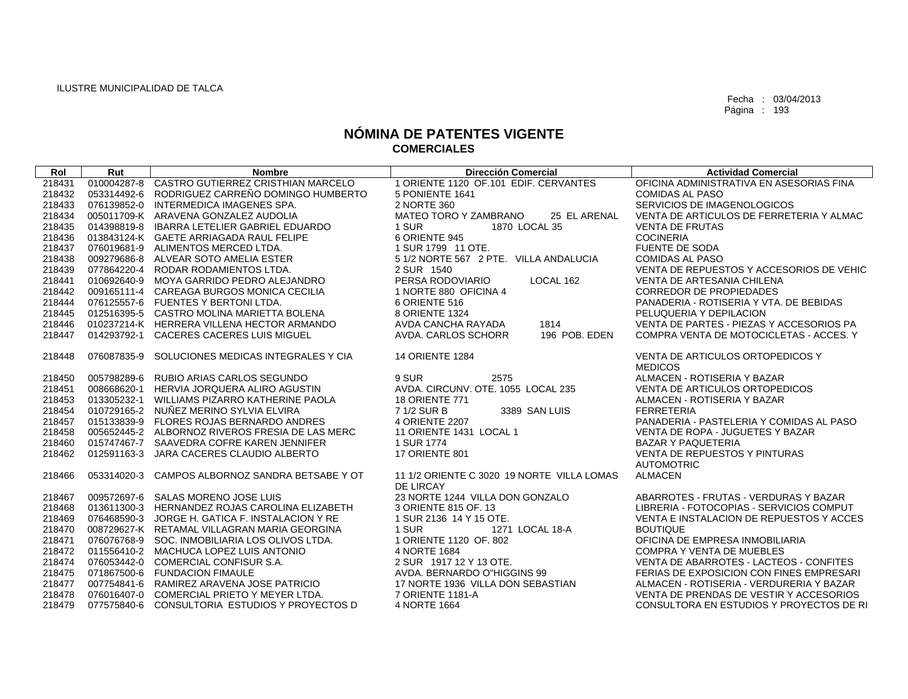ILUSTRE MUNICIPALIDAD DE TALCA

Fecha : 03/04/2013

# NÓMINA DE PATENTES VIGENTE
## COMERCIALES

| Rol | Rut | Nombre | Dirección Comercial | Actividad Comercial |
|---|---|---|---|---|
| 218431 | 010004287-8 | CASTRO GUTIERREZ CRISTHIAN MARCELO | 1 ORIENTE 1120 OF.101 EDIF. CERVANTES | OFICINA ADMINISTRATIVA EN ASESORIAS FINA |
| 218432 | 053314492-6 | RODRIGUEZ CARREÑO DOMINGO HUMBERTO | 5 PONIENTE 1641 | COMIDAS AL PASO |
| 218433 | 076139852-0 | INTERMEDICA IMAGENES SPA. | 2 NORTE 360 | SERVICIOS DE IMAGENOLOGICOS |
| 218434 | 005011709-K | ARAVENA GONZALEZ AUDOLIA | MATEO TORO Y ZAMBRANO 25 EL ARENAL | VENTA DE ARTICULOS DE FERRETERIA Y ALMAC |
| 218435 | 014398819-8 | IBARRA LETELIER GABRIEL EDUARDO | 1 SUR 1870 LOCAL 35 | VENTA DE FRUTAS |
| 218436 | 013843124-K | GAETE ARRIAGADA RAUL FELIPE | 6 ORIENTE 945 | COCINERIA |
| 218437 | 076019681-9 | ALIMENTOS MERCED LTDA. | 1 SUR 1799 11 OTE. | FUENTE DE SODA |
| 218438 | 009279686-8 | ALVEAR SOTO AMELIA ESTER | 5 1/2 NORTE 567 2 PTE. VILLA ANDALUCIA | COMIDAS AL PASO |
| 218439 | 077864220-4 | RODAR RODAMIENTOS LTDA. | 2 SUR 1540 | VENTA DE REPUESTOS Y ACCESORIOS DE VEHIC |
| 218441 | 010692640-9 | MOYA GARRIDO PEDRO ALEJANDRO | PERSA RODOVIARIO LOCAL 162 | VENTA DE ARTESANIA CHILENA |
| 218442 | 009165111-4 | CAREAGA BURGOS MONICA CECILIA | 1 NORTE 880 OFICINA 4 | CORREDOR DE PROPIEDADES |
| 218444 | 076125557-6 | FUENTES Y BERTONI LTDA. | 6 ORIENTE 516 | PANADERIA - ROTISERIA Y VTA. DE BEBIDAS |
| 218445 | 012516395-5 | CASTRO MOLINA MARIETTA BOLENA | 8 ORIENTE 1324 | PELUQUERIA Y DEPILACION |
| 218446 | 010237214-K | HERRERA VILLENA HECTOR ARMANDO | AVDA CANCHA RAYADA 1814 | VENTA DE PARTES - PIEZAS Y ACCESORIOS PA |
| 218447 | 014293792-1 | CACERES CACERES LUIS MIGUEL | AVDA. CARLOS SCHORR 196 POB. EDEN | COMPRA VENTA DE MOTOCICLETAS - ACCES. Y |
| 218448 | 076087835-9 | SOLUCIONES MEDICAS INTEGRALES Y CIA | 14 ORIENTE 1284 | VENTA DE ARTICULOS ORTOPEDICOS Y MEDICOS |
| 218450 | 005798289-6 | RUBIO ARIAS CARLOS SEGUNDO | 9 SUR 2575 | ALMACEN - ROTISERIA Y BAZAR |
| 218451 | 008668620-1 | HERVIA JORQUERA ALIRO AGUSTIN | AVDA. CIRCUNV. OTE. 1055 LOCAL 235 | VENTA DE ARTICULOS ORTOPEDICOS |
| 218453 | 013305232-1 | WILLIAMS PIZARRO KATHERINE PAOLA | 18 ORIENTE 771 | ALMACEN - ROTISERIA Y BAZAR |
| 218454 | 010729165-2 | NUÑEZ MERINO SYLVIA ELVIRA | 7 1/2 SUR B 3389 SAN LUIS | FERRETERIA |
| 218457 | 015133839-9 | FLORES ROJAS BERNARDO ANDRES | 4 ORIENTE 2207 | PANADERIA - PASTELERIA Y COMIDAS AL PASO |
| 218458 | 005652445-2 | ALBORNOZ RIVEROS FRESIA DE LAS MERC | 11 ORIENTE 1431 LOCAL 1 | VENTA DE ROPA - JUGUETES Y BAZAR |
| 218460 | 015747467-7 | SAAVEDRA COFRE KAREN JENNIFER | 1 SUR 1774 | BAZAR Y PAQUETERIA |
| 218462 | 012591163-3 | JARA CACERES CLAUDIO ALBERTO | 17 ORIENTE 801 | VENTA DE REPUESTOS Y PINTURAS AUTOMOTRIC |
| 218466 | 053314020-3 | CAMPOS ALBORNOZ SANDRA BETSABE Y OT | 11 1/2 ORIENTE C 3020 19 NORTE VILLA LOMAS DE LIRCAY | ALMACEN |
| 218467 | 009572697-6 | SALAS MORENO JOSE LUIS | 23 NORTE 1244 VILLA DON GONZALO | ABARROTES - FRUTAS - VERDURAS Y BAZAR |
| 218468 | 013611300-3 | HERNANDEZ ROJAS CAROLINA ELIZABETH | 3 ORIENTE 815 OF. 13 | LIBRERIA - FOTOCOPIAS - SERVICIOS COMPUT |
| 218469 | 076468590-3 | JORGE H. GATICA F. INSTALACION Y RE | 1 SUR 2136 14 Y 15 OTE. | VENTA E INSTALACION DE REPUESTOS Y ACCES |
| 218470 | 008729627-K | RETAMAL VILLAGRAN MARIA GEORGINA | 1 SUR 1271 LOCAL 18-A | BOUTIQUE |
| 218471 | 076076768-9 | SOC. INMOBILIARIA LOS OLIVOS LTDA. | 1 ORIENTE 1120 OF. 802 | OFICINA DE EMPRESA INMOBILIARIA |
| 218472 | 011556410-2 | MACHUCA LOPEZ LUIS ANTONIO | 4 NORTE 1684 | COMPRA Y VENTA DE MUEBLES |
| 218474 | 076053442-0 | COMERCIAL CONFISUR S.A. | 2 SUR 1917 12 Y 13 OTE. | VENTA DE ABARROTES - LACTEOS - CONFITES |
| 218475 | 071867500-6 | FUNDACION FIMAULE | AVDA. BERNARDO O"HIGGINS 99 | FERIAS DE EXPOSICION CON FINES EMPRESARI |
| 218477 | 007754841-6 | RAMIREZ ARAVENA JOSE PATRICIO | 17 NORTE 1936 VILLA DON SEBASTIAN | ALMACEN - ROTISERIA - VERDURERIA Y BAZAR |
| 218478 | 076016407-0 | COMERCIAL PRIETO Y MEYER LTDA. | 7 ORIENTE 1181-A | VENTA DE PRENDAS DE VESTIR Y ACCESORIOS |
| 218479 | 077575840-6 | CONSULTORIA ESTUDIOS Y PROYECTOS D | 4 NORTE 1664 | CONSULTORA EN ESTUDIOS Y PROYECTOS DE RI |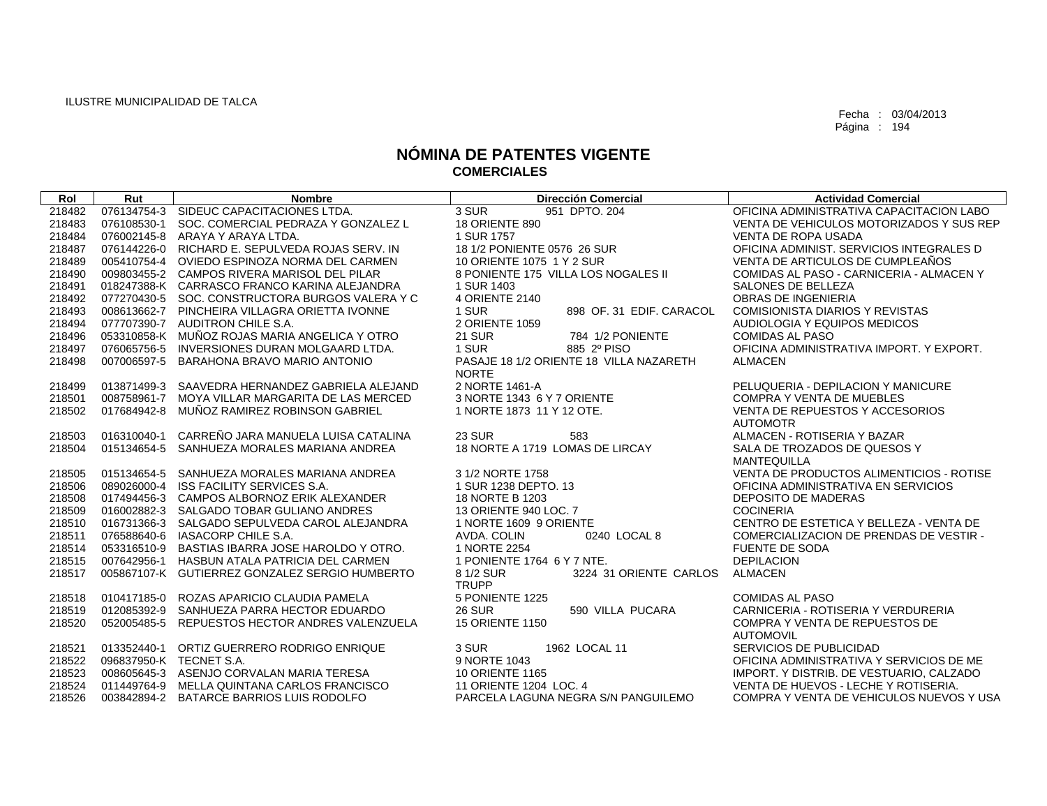ILUSTRE MUNICIPALIDAD DE TALCA

Fecha : 03/04/2013
Página : 194

# NÓMINA DE PATENTES VIGENTE
## COMERCIALES

| Rol | Rut | Nombre | Dirección Comercial | Actividad Comercial |
|---|---|---|---|---|
| 218482 | 076134754-3 | SIDEUC CAPACITACIONES LTDA. | 3 SUR 951 DPTO. 204 | OFICINA ADMINISTRATIVA CAPACITACION LABO |
| 218483 | 076108530-1 | SOC. COMERCIAL PEDRAZA Y GONZALEZ L | 18 ORIENTE 890 | VENTA DE VEHICULOS MOTORIZADOS Y SUS REP |
| 218484 | 076002145-8 | ARAYA Y ARAYA LTDA. | 1 SUR 1757 | VENTA DE ROPA USADA |
| 218487 | 076144226-0 | RICHARD E. SEPULVEDA ROJAS SERV. IN | 18 1/2 PONIENTE 0576 26 SUR | OFICINA ADMINIST. SERVICIOS INTEGRALES D |
| 218489 | 005410754-4 | OVIEDO ESPINOZA NORMA DEL CARMEN | 10 ORIENTE 1075 1 Y 2 SUR | VENTA DE ARTICULOS DE CUMPLEAÑOS |
| 218490 | 009803455-2 | CAMPOS RIVERA MARISOL DEL PILAR | 8 PONIENTE 175 VILLA LOS NOGALES II | COMIDAS AL PASO - CARNICERIA - ALMACEN Y |
| 218491 | 018247388-K | CARRASCO FRANCO KARINA ALEJANDRA | 1 SUR 1403 | SALONES DE BELLEZA |
| 218492 | 077270430-5 | SOC. CONSTRUCTORA BURGOS VALERA Y C | 4 ORIENTE 2140 | OBRAS DE INGENIERIA |
| 218493 | 008613662-7 | PINCHEIRA VILLAGRA ORIETTA IVONNE | 1 SUR 898 OF. 31 EDIF. CARACOL | COMISIONISTA DIARIOS Y REVISTAS |
| 218494 | 077707390-7 | AUDITRON CHILE S.A. | 2 ORIENTE 1059 | AUDIOLOGIA Y EQUIPOS MEDICOS |
| 218496 | 053310858-K | MUÑOZ ROJAS MARIA ANGELICA Y OTRO | 21 SUR 784 1/2 PONIENTE | COMIDAS AL PASO |
| 218497 | 076065756-5 | INVERSIONES DURAN MOLGAARD LTDA. | 1 SUR 885 2º PISO | OFICINA ADMINISTRATIVA IMPORT. Y EXPORT. |
| 218498 | 007006597-5 | BARAHONA BRAVO MARIO ANTONIO | PASAJE 18 1/2 ORIENTE 18 VILLA NAZARETH NORTE | ALMACEN |
| 218499 | 013871499-3 | SAAVEDRA HERNANDEZ GABRIELA ALEJAND | 2 NORTE 1461-A | PELUQUERIA - DEPILACION Y MANICURE |
| 218501 | 008758961-7 | MOYA VILLAR MARGARITA DE LAS MERCED | 3 NORTE 1343 6 Y 7 ORIENTE | COMPRA Y VENTA DE MUEBLES |
| 218502 | 017684942-8 | MUÑOZ RAMIREZ ROBINSON GABRIEL | 1 NORTE 1873 11 Y 12 OTE. | VENTA DE REPUESTOS Y ACCESORIOS AUTOMOTR |
| 218503 | 016310040-1 | CARREÑO JARA MANUELA LUISA CATALINA | 23 SUR 583 | ALMACEN - ROTISERIA Y BAZAR |
| 218504 | 015134654-5 | SANHUEZA MORALES MARIANA ANDREA | 18 NORTE A 1719 LOMAS DE LIRCAY | SALA DE TROZADOS DE QUESOS Y MANTEQUILLA |
| 218505 | 015134654-5 | SANHUEZA MORALES MARIANA ANDREA | 3 1/2 NORTE 1758 | VENTA DE PRODUCTOS ALIMENTICIOS - ROTISE |
| 218506 | 089026000-4 | ISS FACILITY SERVICES S.A. | 1 SUR 1238 DEPTO. 13 | OFICINA ADMINISTRATIVA EN SERVICIOS |
| 218508 | 017494456-3 | CAMPOS ALBORNOZ ERIK ALEXANDER | 18 NORTE B 1203 | DEPOSITO DE MADERAS |
| 218509 | 016002882-3 | SALGADO TOBAR GULIANO ANDRES | 13 ORIENTE 940 LOC. 7 | COCINERIA |
| 218510 | 016731366-3 | SALGADO SEPULVEDA CAROL ALEJANDRA | 1 NORTE 1609 9 ORIENTE | CENTRO DE ESTETICA Y BELLEZA - VENTA DE |
| 218511 | 076588640-6 | IASACORP CHILE S.A. | AVDA. COLIN 0240 LOCAL 8 | COMERCIALIZACION DE PRENDAS DE VESTIR - |
| 218514 | 053316510-9 | BASTIAS IBARRA JOSE HAROLDO Y OTRO. | 1 NORTE 2254 | FUENTE DE SODA |
| 218515 | 007642956-1 | HASBUN ATALA PATRICIA DEL CARMEN | 1 PONIENTE 1764 6 Y 7 NTE. | DEPILACION |
| 218517 | 005867107-K | GUTIERREZ GONZALEZ SERGIO HUMBERTO | 8 1/2 SUR 3224 31 ORIENTE CARLOS TRUPP | ALMACEN |
| 218518 | 010417185-0 | ROZAS APARICIO CLAUDIA PAMELA | 5 PONIENTE 1225 | COMIDAS AL PASO |
| 218519 | 012085392-9 | SANHUEZA PARRA HECTOR EDUARDO | 26 SUR 590 VILLA PUCARA | CARNICERIA - ROTISERIA Y VERDURERIA |
| 218520 | 052005485-5 | REPUESTOS HECTOR ANDRES VALENZUELA | 15 ORIENTE 1150 | COMPRA Y VENTA DE REPUESTOS DE AUTOMOVIL |
| 218521 | 013352440-1 | ORTIZ GUERRERO RODRIGO ENRIQUE | 3 SUR 1962 LOCAL 11 | SERVICIOS DE PUBLICIDAD |
| 218522 | 096837950-K | TECNET S.A. | 9 NORTE 1043 | OFICINA ADMINISTRATIVA Y SERVICIOS DE ME |
| 218523 | 008605645-3 | ASENJO CORVALAN MARIA TERESA | 10 ORIENTE 1165 | IMPORT. Y DISTRIB. DE VESTUARIO, CALZADO |
| 218524 | 011449764-9 | MELLA QUINTANA CARLOS FRANCISCO | 11 ORIENTE 1204 LOC. 4 | VENTA DE HUEVOS - LECHE Y ROTISERIA. |
| 218526 | 003842894-2 | BATARCE BARRIOS LUIS RODOLFO | PARCELA LAGUNA NEGRA S/N PANGUILEMO | COMPRA Y VENTA DE VEHICULOS NUEVOS Y USA |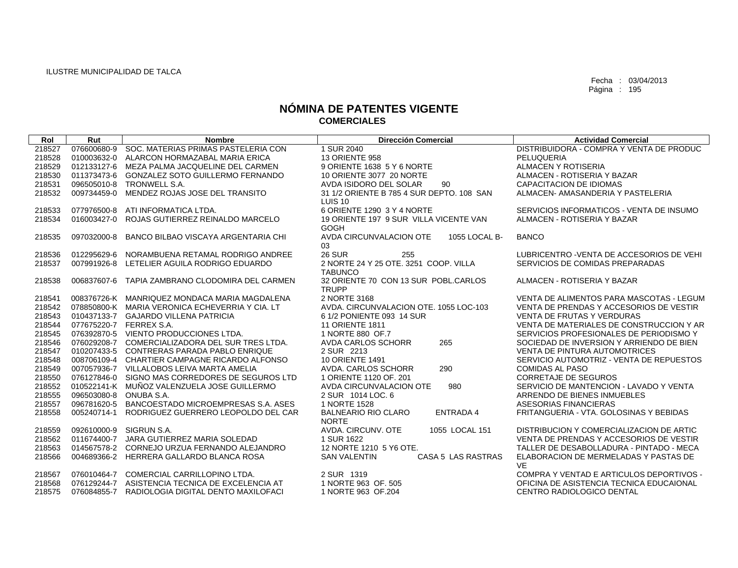ILUSTRE MUNICIPALIDAD DE TALCA

Fecha : 03/04/2013
Página : 195

# NÓMINA DE PATENTES VIGENTE
## COMERCIALES

| Rol | Rut | Nombre | Dirección Comercial | Actividad Comercial |
|---|---|---|---|---|
| 218527 | 076600680-9 | SOC. MATERIAS PRIMAS PASTELERIA CON | 1 SUR 2040 | DISTRIBUIDORA - COMPRA Y VENTA DE PRODUC |
| 218528 | 010003632-0 | ALARCON HORMAZABAL MARIA ERICA | 13 ORIENTE 958 | PELUQUERIA |
| 218529 | 012133127-6 | MEZA PALMA JACQUELINE DEL CARMEN | 9 ORIENTE 1638 5 Y 6 NORTE | ALMACEN Y ROTISERIA |
| 218530 | 011373473-6 | GONZALEZ SOTO GUILLERMO FERNANDO | 10 ORIENTE 3077 20 NORTE | ALMACEN - ROTISERIA Y BAZAR |
| 218531 | 096505010-8 | TRONWELL S.A. | AVDA ISIDORO DEL SOLAR 90 | CAPACITACION DE IDIOMAS |
| 218532 | 009734459-0 | MENDEZ ROJAS JOSE DEL TRANSITO | 31 1/2 ORIENTE B 785 4 SUR DEPTO. 108 SAN LUIS 10 | ALMACEN- AMASANDERIA Y PASTELERIA |
| 218533 | 077976500-8 | ATI INFORMATICA LTDA. | 6 ORIENTE 1290 3 Y 4 NORTE | SERVICIOS INFORMATICOS - VENTA DE INSUMO |
| 218534 | 016003427-0 | ROJAS GUTIERREZ REINALDO MARCELO | 19 ORIENTE 197 9 SUR VILLA VICENTE VAN GOGH | ALMACEN - ROTISERIA Y BAZAR |
| 218535 | 097032000-8 | BANCO BILBAO VISCAYA ARGENTARIA CHI | AVDA CIRCUNVALACION OTE 1055 LOCAL B-03 | BANCO |
| 218536 | 012295629-6 | NORAMBUENA RETAMAL RODRIGO ANDREE | 26 SUR 255 | LUBRICENTRO -VENTA DE ACCESORIOS DE VEHI |
| 218537 | 007991926-8 | LETELIER AGUILA RODRIGO EDUARDO | 2 NORTE 24 Y 25 OTE. 3251 COOP. VILLA TABUNCO | SERVICIOS DE COMIDAS PREPARADAS |
| 218538 | 006837607-6 | TAPIA ZAMBRANO CLODOMIRA DEL CARMEN | 32 ORIENTE 70 CON 13 SUR POBL.CARLOS TRUPP | ALMACEN - ROTISERIA Y BAZAR |
| 218541 | 008376726-K | MANRIQUEZ MONDACA MARIA MAGDALENA | 2 NORTE 3168 | VENTA DE ALIMENTOS PARA MASCOTAS - LEGUM |
| 218542 | 078850800-K | MARIA VERONICA ECHEVERRIA Y CIA. LT | AVDA. CIRCUNVALACION OTE. 1055 LOC-103 | VENTA DE PRENDAS Y ACCESORIOS DE VESTIR |
| 218543 | 010437133-7 | GAJARDO VILLENA PATRICIA | 6 1/2 PONIENTE 093 14 SUR | VENTA DE FRUTAS Y VERDURAS |
| 218544 | 077675220-7 | FERREX S.A. | 11 ORIENTE 1811 | VENTA DE MATERIALES DE CONSTRUCCION Y AR |
| 218545 | 076392870-5 | VIENTO PRODUCCIONES LTDA. | 1 NORTE 880 OF.7 | SERVICIOS PROFESIONALES DE PERIODISMO Y |
| 218546 | 076029208-7 | COMERCIALIZADORA DEL SUR TRES LTDA. | AVDA CARLOS SCHORR 265 | SOCIEDAD DE INVERSION Y ARRIENDO DE BIEN |
| 218547 | 010207433-5 | CONTRERAS PARADA PABLO ENRIQUE | 2 SUR 2213 | VENTA DE PINTURA AUTOMOTRICES |
| 218548 | 008706109-4 | CHARTIER CAMPAGNE RICARDO ALFONSO | 10 ORIENTE 1491 | SERVICIO AUTOMOTRIZ - VENTA DE REPUESTOS |
| 218549 | 007057936-7 | VILLALOBOS LEIVA MARTA AMELIA | AVDA. CARLOS SCHORR 290 | COMIDAS AL PASO |
| 218550 | 076127846-0 | SIGNO MAS CORREDORES DE SEGUROS LTD | 1 ORIENTE 1120 OF. 201 | CORRETAJE DE SEGUROS |
| 218552 | 010522141-K | MUÑOZ VALENZUELA JOSE GUILLERMO | AVDA CIRCUNVALACION OTE 980 | SERVICIO DE MANTENCION - LAVADO Y VENTA |
| 218555 | 096503080-8 | ONUBA S.A. | 2 SUR 1014 LOC. 6 | ARRENDO DE BIENES INMUEBLES |
| 218557 | 096781620-5 | BANCOESTADO MICROEMPRESAS S.A. ASES | 1 NORTE 1528 | ASESORIAS FINANCIERAS |
| 218558 | 005240714-1 | RODRIGUEZ GUERRERO LEOPOLDO DEL CAR | BALNEARIO RIO CLARO ENTRADA 4 NORTE | FRITANGUERIA - VTA. GOLOSINAS Y BEBIDAS |
| 218559 | 092610000-9 | SIGRUN S.A. | AVDA. CIRCUNV. OTE 1055 LOCAL 151 | DISTRIBUCION Y COMERCIALIZACION DE ARTIC |
| 218562 | 011674400-7 | JARA GUTIERREZ MARIA SOLEDAD | 1 SUR 1622 | VENTA DE PRENDAS Y ACCESORIOS DE VESTIR |
| 218563 | 014567578-2 | CORNEJO URZUA FERNANDO ALEJANDRO | 12 NORTE 1210 5 Y6 OTE. | TALLER DE DESABOLLADURA - PINTADO - MECA |
| 218566 | 004689366-2 | HERRERA GALLARDO BLANCA ROSA | SAN VALENTIN CASA 5 LAS RASTRAS | ELABORACION DE MERMELADAS Y PASTAS DE VE |
| 218567 | 076010464-7 | COMERCIAL CARRILLOPINO LTDA. | 2 SUR 1319 | COMPRA Y VENTAD E ARTICULOS DEPORTIVOS - |
| 218568 | 076129244-7 | ASISTENCIA TECNICA DE EXCELENCIA AT | 1 NORTE 963 OF. 505 | OFICINA DE ASISTENCIA TECNICA EDUCAIONAL |
| 218575 | 076084855-7 | RADIOLOGIA DIGITAL DENTO MAXILOFACI | 1 NORTE 963 OF.204 | CENTRO RADIOLOGICO DENTAL |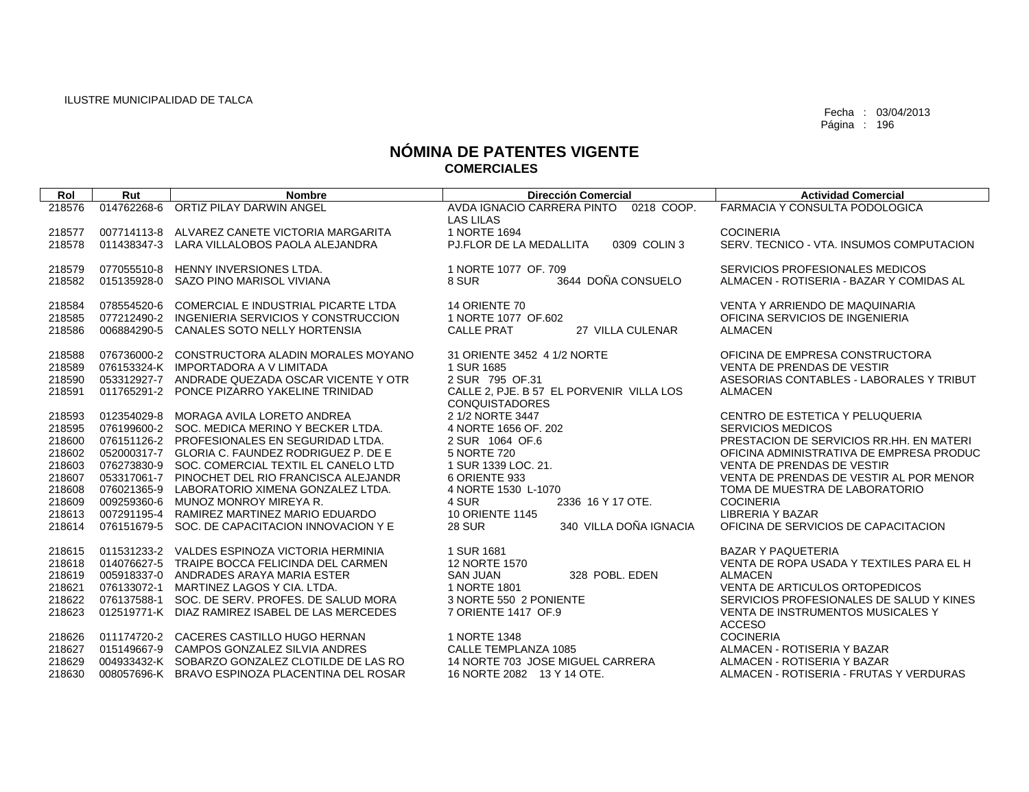ILUSTRE MUNICIPALIDAD DE TALCA

Fecha : 03/04/2013

# NÓMINA DE PATENTES VIGENTE
## COMERCIALES

| Rol | Rut | Nombre | Dirección Comercial | Actividad Comercial |
|---|---|---|---|---|
| 218576 | 014762268-6 | ORTIZ PILAY DARWIN ANGEL | AVDA IGNACIO CARRERA PINTO 0218 COOP. LAS LILAS | FARMACIA Y CONSULTA PODOLOGICA |
| 218577 | 007714113-8 | ALVAREZ CANETE VICTORIA MARGARITA | 1 NORTE 1694 | COCINERIA |
| 218578 | 011438347-3 | LARA VILLALOBOS PAOLA ALEJANDRA | PJ.FLOR DE LA MEDALLITA 0309 COLIN 3 | SERV. TECNICO - VTA. INSUMOS COMPUTACION |
| 218579 | 077055510-8 | HENNY INVERSIONES LTDA. | 1 NORTE 1077 OF. 709 | SERVICIOS PROFESIONALES MEDICOS |
| 218582 | 015135928-0 | SAZO PINO MARISOL VIVIANA | 8 SUR 3644 DOÑA CONSUELO | ALMACEN - ROTISERIA - BAZAR Y COMIDAS AL |
| 218584 | 078554520-6 | COMERCIAL E INDUSTRIAL PICARTE LTDA | 14 ORIENTE 70 | VENTA Y ARRIENDO DE MAQUINARIA |
| 218585 | 077212490-2 | INGENIERIA SERVICIOS Y CONSTRUCCION | 1 NORTE 1077 OF.602 | OFICINA SERVICIOS DE INGENIERIA |
| 218586 | 006884290-5 | CANALES SOTO NELLY HORTENSIA | CALLE PRAT 27 VILLA CULENAR | ALMACEN |
| 218588 | 076736000-2 | CONSTRUCTORA ALADIN MORALES MOYANO | 31 ORIENTE 3452 4 1/2 NORTE | OFICINA DE EMPRESA CONSTRUCTORA |
| 218589 | 076153324-K | IMPORTADORA A V LIMITADA | 1 SUR 1685 | VENTA DE PRENDAS DE VESTIR |
| 218590 | 053312927-7 | ANDRADE QUEZADA OSCAR VICENTE Y OTR | 2 SUR 795 OF.31 | ASESORIAS CONTABLES - LABORALES Y TRIBUT |
| 218591 | 011765291-2 | PONCE PIZARRO YAKELINE TRINIDAD | CALLE 2, PJE. B 57 EL PORVENIR VILLA LOS CONQUISTADORES | ALMACEN |
| 218593 | 012354029-8 | MORAGA AVILA LORETO ANDREA | 2 1/2 NORTE 3447 | CENTRO DE ESTETICA Y PELUQUERIA |
| 218595 | 076199600-2 | SOC. MEDICA MERINO Y BECKER LTDA. | 4 NORTE 1656 OF. 202 | SERVICIOS MEDICOS |
| 218600 | 076151126-2 | PROFESIONALES EN SEGURIDAD LTDA. | 2 SUR 1064 OF.6 | PRESTACION DE SERVICIOS RR.HH. EN MATERI |
| 218602 | 052000317-7 | GLORIA C. FAUNDEZ RODRIGUEZ P. DE E | 5 NORTE 720 | OFICINA ADMINISTRATIVA DE EMPRESA PRODUC |
| 218603 | 076273830-9 | SOC. COMERCIAL TEXTIL EL CANELO LTD | 1 SUR 1339 LOC. 21. | VENTA DE PRENDAS DE VESTIR |
| 218607 | 053317061-7 | PINOCHET DEL RIO FRANCISCA ALEJANDR | 6 ORIENTE 933 | VENTA DE PRENDAS DE VESTIR AL POR MENOR |
| 218608 | 076021365-9 | LABORATORIO XIMENA GONZALEZ LTDA. | 4 NORTE 1530 L-1070 | TOMA DE MUESTRA DE LABORATORIO |
| 218609 | 009259360-6 | MUNOZ MONROY MIREYA R. | 4 SUR 2336 16 Y 17 OTE. | COCINERIA |
| 218613 | 007291195-4 | RAMIREZ MARTINEZ MARIO EDUARDO | 10 ORIENTE 1145 | LIBRERIA Y BAZAR |
| 218614 | 076151679-5 | SOC. DE CAPACITACION INNOVACION Y E | 28 SUR 340 VILLA DOÑA IGNACIA | OFICINA DE SERVICIOS DE CAPACITACION |
| 218615 | 011531233-2 | VALDES ESPINOZA VICTORIA HERMINIA | 1 SUR 1681 | BAZAR Y PAQUETERIA |
| 218618 | 014076627-5 | TRAIPE BOCCA FELICINDA DEL CARMEN | 12 NORTE 1570 | VENTA DE ROPA USADA Y TEXTILES PARA EL H |
| 218619 | 005918337-0 | ANDRADES ARAYA MARIA ESTER | SAN JUAN 328 POBL. EDEN | ALMACEN |
| 218621 | 076133072-1 | MARTINEZ LAGOS Y CIA. LTDA. | 1 NORTE 1801 | VENTA DE ARTICULOS ORTOPEDICOS |
| 218622 | 076137588-1 | SOC. DE SERV. PROFES. DE SALUD MORA | 3 NORTE 550 2 PONIENTE | SERVICIOS PROFESIONALES DE SALUD Y KINES |
| 218623 | 012519771-K | DIAZ RAMIREZ ISABEL DE LAS MERCEDES | 7 ORIENTE 1417 OF.9 | VENTA DE INSTRUMENTOS MUSICALES Y ACCESO |
| 218626 | 011174720-2 | CACERES CASTILLO HUGO HERNAN | 1 NORTE 1348 | COCINERIA |
| 218627 | 015149667-9 | CAMPOS GONZALEZ SILVIA ANDRES | CALLE TEMPLANZA 1085 | ALMACEN - ROTISERIA Y BAZAR |
| 218629 | 004933432-K | SOBARZO GONZALEZ CLOTILDE DE LAS RO | 14 NORTE 703 JOSE MIGUEL CARRERA | ALMACEN - ROTISERIA Y BAZAR |
| 218630 | 008057696-K | BRAVO ESPINOZA PLACENTINA DEL ROSAR | 16 NORTE 2082 13 Y 14 OTE. | ALMACEN - ROTISERIA - FRUTAS Y VERDURAS |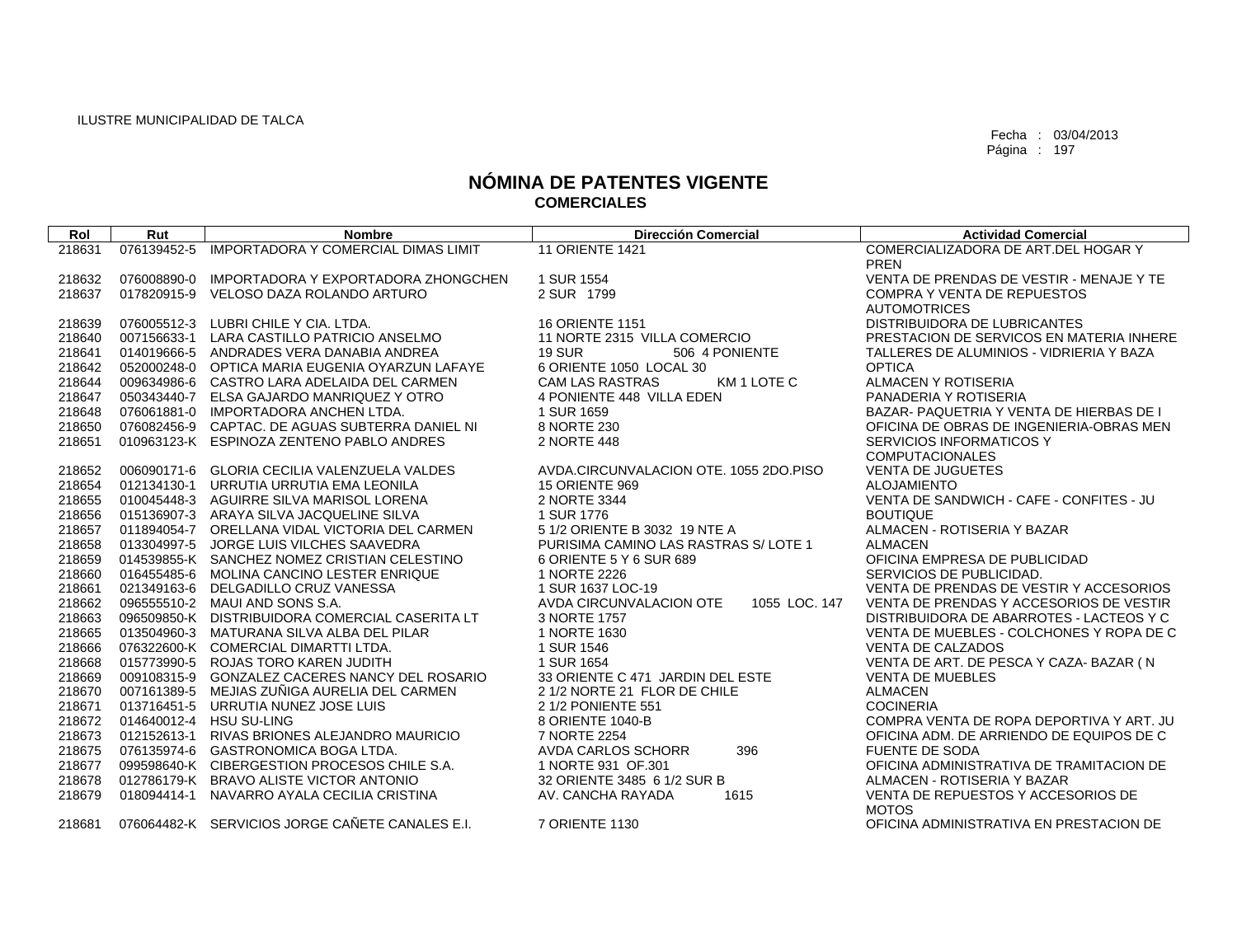ILUSTRE MUNICIPALIDAD DE TALCA

Fecha : 03/04/2013

# NÓMINA DE PATENTES VIGENTE
## COMERCIALES

| Rol | Rut | Nombre | Dirección Comercial | Actividad Comercial |
|---|---|---|---|---|
| 218631 | 076139452-5 | IMPORTADORA Y COMERCIAL DIMAS LIMIT | 11 ORIENTE 1421 | COMERCIALIZADORA DE ART.DEL HOGAR Y PREN |
| 218632 | 076008890-0 | IMPORTADORA Y EXPORTADORA ZHONGCHEN | 1 SUR 1554 | VENTA DE PRENDAS DE VESTIR - MENAJE Y TE |
| 218637 | 017820915-9 | VELOSO DAZA ROLANDO ARTURO | 2 SUR 1799 | COMPRA Y VENTA DE REPUESTOS AUTOMOTRICES |
| 218639 | 076005512-3 | LUBRI CHILE Y CIA. LTDA. | 16 ORIENTE 1151 | DISTRIBUIDORA DE LUBRICANTES |
| 218640 | 007156633-1 | LARA CASTILLO PATRICIO ANSELMO | 11 NORTE 2315 VILLA COMERCIO | PRESTACION DE SERVICOS EN MATERIA INHERE |
| 218641 | 014019666-5 | ANDRADES VERA DANABIA ANDREA | 19 SUR 506 4 PONIENTE | TALLERES DE ALUMINIOS - VIDRIERIA Y BAZA |
| 218642 | 052000248-0 | OPTICA MARIA EUGENIA OYARZUN LAFAYE | 6 ORIENTE 1050 LOCAL 30 | OPTICA |
| 218644 | 009634986-6 | CASTRO LARA ADELAIDA DEL CARMEN | CAM LAS RASTRAS KM 1 LOTE C | ALMACEN Y ROTISERIA |
| 218647 | 050343440-7 | ELSA GAJARDO MANRIQUEZ Y OTRO | 4 PONIENTE 448 VILLA EDEN | PANADERIA Y ROTISERIA |
| 218648 | 076061881-0 | IMPORTADORA ANCHEN LTDA. | 1 SUR 1659 | BAZAR- PAQUETRIA Y VENTA DE HIERBAS DE I |
| 218650 | 076082456-9 | CAPTAC. DE AGUAS SUBTERRA DANIEL NI | 8 NORTE 230 | OFICINA DE OBRAS DE INGENIERIA-OBRAS MEN |
| 218651 | 010963123-K | ESPINOZA ZENTENO PABLO ANDRES | 2 NORTE 448 | SERVICIOS INFORMATICOS Y COMPUTACIONALES |
| 218652 | 006090171-6 | GLORIA CECILIA VALENZUELA VALDES | AVDA.CIRCUNVALACION OTE. 1055 2DO.PISO | VENTA DE JUGUETES |
| 218654 | 012134130-1 | URRUTIA URRUTIA EMA LEONILA | 15 ORIENTE 969 | ALOJAMIENTO |
| 218655 | 010045448-3 | AGUIRRE SILVA MARISOL LORENA | 2 NORTE 3344 | VENTA DE SANDWICH - CAFE - CONFITES - JU |
| 218656 | 015136907-3 | ARAYA SILVA JACQUELINE SILVA | 1 SUR 1776 | BOUTIQUE |
| 218657 | 011894054-7 | ORELLANA VIDAL VICTORIA DEL CARMEN | 5 1/2 ORIENTE B 3032 19 NTE A | ALMACEN - ROTISERIA Y BAZAR |
| 218658 | 013304997-5 | JORGE LUIS VILCHES SAAVEDRA | PURISIMA CAMINO LAS RASTRAS S/ LOTE 1 | ALMACEN |
| 218659 | 014539855-K | SANCHEZ NOMEZ CRISTIAN CELESTINO | 6 ORIENTE 5 Y 6 SUR 689 | OFICINA EMPRESA DE PUBLICIDAD |
| 218660 | 016455485-6 | MOLINA CANCINO LESTER ENRIQUE | 1 NORTE 2226 | SERVICIOS DE PUBLICIDAD. |
| 218661 | 021349163-6 | DELGADILLO CRUZ VANESSA | 1 SUR 1637 LOC-19 | VENTA DE PRENDAS DE VESTIR Y ACCESORIOS |
| 218662 | 096555510-2 | MAUI AND SONS S.A. | AVDA CIRCUNVALACION OTE 1055 LOC. 147 | VENTA DE PRENDAS Y ACCESORIOS DE VESTIR |
| 218663 | 096509850-K | DISTRIBUIDORA COMERCIAL CASERITA LT | 3 NORTE 1757 | DISTRIBUIDORA DE ABARROTES - LACTEOS Y C |
| 218665 | 013504960-3 | MATURANA SILVA ALBA DEL PILAR | 1 NORTE 1630 | VENTA DE MUEBLES - COLCHONES Y ROPA DE C |
| 218666 | 076322600-K | COMERCIAL DIMARTTI LTDA. | 1 SUR 1546 | VENTA DE CALZADOS |
| 218668 | 015773990-5 | ROJAS TORO KAREN JUDITH | 1 SUR 1654 | VENTA DE ART. DE PESCA Y CAZA- BAZAR ( N |
| 218669 | 009108315-9 | GONZALEZ CACERES NANCY DEL ROSARIO | 33 ORIENTE C 471 JARDIN DEL ESTE | VENTA DE MUEBLES |
| 218670 | 007161389-5 | MEJIAS ZUÑIGA AURELIA DEL CARMEN | 2 1/2 NORTE 21 FLOR DE CHILE | ALMACEN |
| 218671 | 013716451-5 | URRUTIA NUNEZ JOSE LUIS | 2 1/2 PONIENTE 551 | COCINERIA |
| 218672 | 014640012-4 | HSU SU-LING | 8 ORIENTE 1040-B | COMPRA VENTA DE ROPA DEPORTIVA Y ART. JU |
| 218673 | 012152613-1 | RIVAS BRIONES ALEJANDRO MAURICIO | 7 NORTE 2254 | OFICINA ADM. DE ARRIENDO DE EQUIPOS DE C |
| 218675 | 076135974-6 | GASTRONOMICA BOGA LTDA. | AVDA CARLOS SCHORR 396 | FUENTE DE SODA |
| 218677 | 099598640-K | CIBERGESTION PROCESOS CHILE S.A. | 1 NORTE 931 OF.301 | OFICINA ADMINISTRATIVA DE TRAMITACION DE |
| 218678 | 012786179-K | BRAVO ALISTE VICTOR ANTONIO | 32 ORIENTE 3485 6 1/2 SUR B | ALMACEN - ROTISERIA Y BAZAR |
| 218679 | 018094414-1 | NAVARRO AYALA CECILIA CRISTINA | AV. CANCHA RAYADA 1615 | VENTA DE REPUESTOS Y ACCESORIOS DE MOTOS |
| 218681 | 076064482-K | SERVICIOS JORGE CAÑETE CANALES E.I. | 7 ORIENTE 1130 | OFICINA ADMINISTRATIVA EN PRESTACION DE |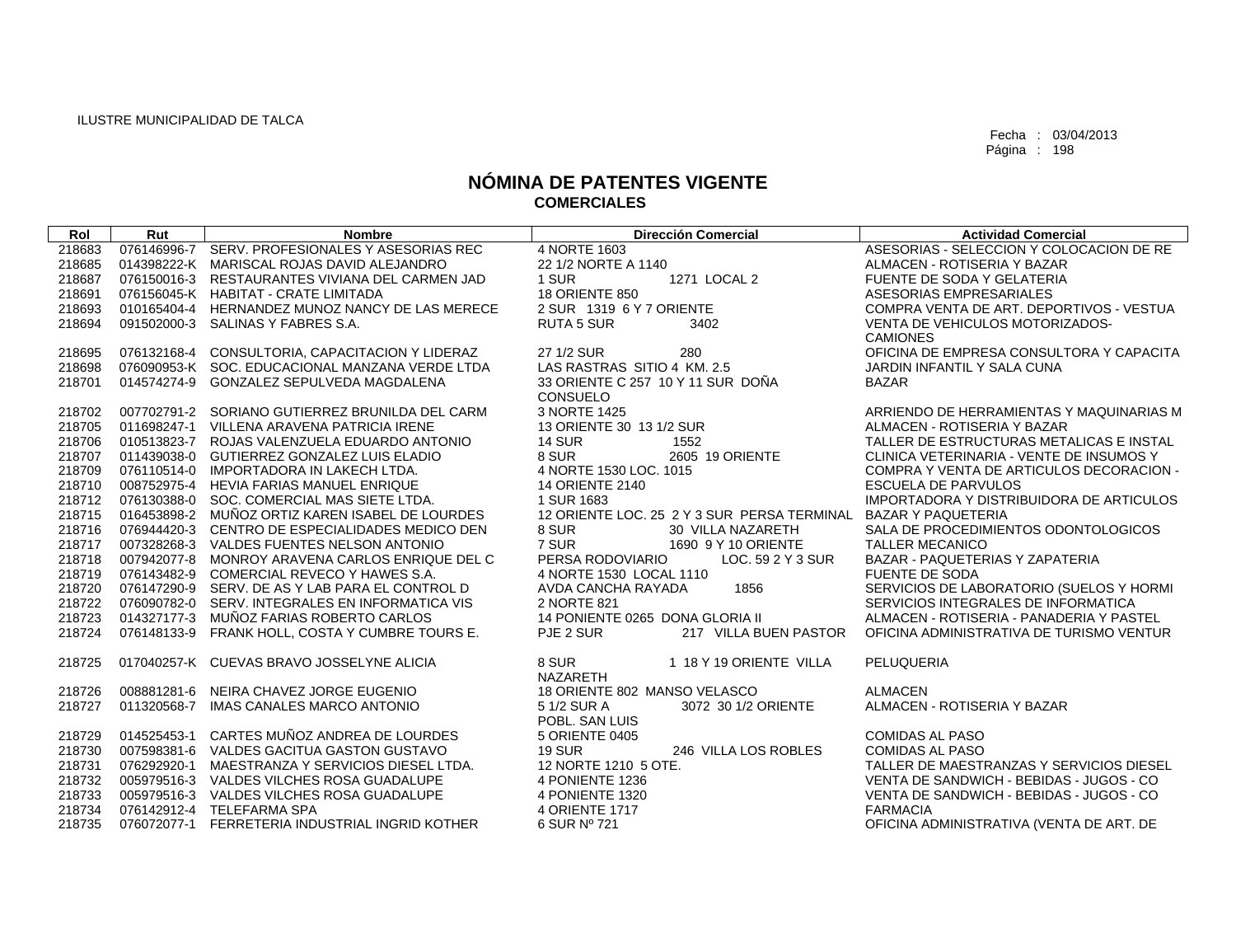ILUSTRE MUNICIPALIDAD DE TALCA

Fecha : 03/04/2013
Página : 198

# NÓMINA DE PATENTES VIGENTE
## COMERCIALES

| Rol | Rut | Nombre | Dirección Comercial | Actividad Comercial |
|---|---|---|---|---|
| 218683 | 076146996-7 | SERV. PROFESIONALES Y ASESORIAS REC | 4 NORTE 1603 | ASESORIAS - SELECCION Y COLOCACION DE RE |
| 218685 | 014398222-K | MARISCAL ROJAS DAVID ALEJANDRO | 22 1/2 NORTE A 1140 | ALMACEN - ROTISERIA Y BAZAR |
| 218687 | 076150016-3 | RESTAURANTES VIVIANA DEL CARMEN JAD | 1 SUR 1271 LOCAL 2 | FUENTE DE SODA Y GELATERIA |
| 218691 | 076156045-K | HABITAT - CRATE LIMITADA | 18 ORIENTE 850 | ASESORIAS EMPRESARIALES |
| 218693 | 010165404-4 | HERNANDEZ MUNOZ NANCY DE LAS MERECE | 2 SUR 1319 6 Y 7 ORIENTE | COMPRA VENTA DE ART. DEPORTIVOS - VESTUA |
| 218694 | 091502000-3 | SALINAS Y FABRES S.A. | RUTA 5 SUR 3402 | VENTA DE VEHICULOS MOTORIZADOS- CAMIONES |
| 218695 | 076132168-4 | CONSULTORIA, CAPACITACION Y LIDERAZ | 27 1/2 SUR 280 | OFICINA DE EMPRESA CONSULTORA Y CAPACITA |
| 218698 | 076090953-K | SOC. EDUCACIONAL MANZANA VERDE LTDA | LAS RASTRAS SITIO 4 KM. 2.5 | JARDIN INFANTIL Y SALA CUNA |
| 218701 | 014574274-9 | GONZALEZ SEPULVEDA MAGDALENA | 33 ORIENTE C 257 10 Y 11 SUR DOÑA CONSUELO | BAZAR |
| 218702 | 007702791-2 | SORIANO GUTIERREZ BRUNILDA DEL CARM | 3 NORTE 1425 | ARRIENDO DE HERRAMIENTAS Y MAQUINARIAS M |
| 218705 | 011698247-1 | VILLENA ARAVENA PATRICIA IRENE | 13 ORIENTE 30 13 1/2 SUR | ALMACEN - ROTISERIA Y BAZAR |
| 218706 | 010513823-7 | ROJAS VALENZUELA EDUARDO ANTONIO | 14 SUR 1552 | TALLER DE ESTRUCTURAS METALICAS E INSTAL |
| 218707 | 011439038-0 | GUTIERREZ GONZALEZ LUIS ELADIO | 8 SUR 2605 19 ORIENTE | CLINICA VETERINARIA - VENTE DE INSUMOS Y |
| 218709 | 076110514-0 | IMPORTADORA IN LAKECH LTDA. | 4 NORTE 1530 LOC. 1015 | COMPRA Y VENTA DE ARTICULOS DECORACION - |
| 218710 | 008752975-4 | HEVIA FARIAS MANUEL ENRIQUE | 14 ORIENTE 2140 | ESCUELA DE PARVULOS |
| 218712 | 076130388-0 | SOC. COMERCIAL MAS SIETE LTDA. | 1 SUR 1683 | IMPORTADORA Y DISTRIBUIDORA DE ARTICULOS |
| 218715 | 016453898-2 | MUÑOZ ORTIZ KAREN ISABEL DE LOURDES | 12 ORIENTE LOC. 25 2 Y 3 SUR PERSA TERMINAL | BAZAR Y PAQUETERIA |
| 218716 | 076944420-3 | CENTRO DE ESPECIALIDADES MEDICO DEN | 8 SUR 30 VILLA NAZARETH | SALA DE PROCEDIMIENTOS ODONTOLOGICOS |
| 218717 | 007328268-3 | VALDES FUENTES NELSON ANTONIO | 7 SUR 1690 9 Y 10 ORIENTE | TALLER MECANICO |
| 218718 | 007942077-8 | MONROY ARAVENA CARLOS ENRIQUE DEL C | PERSA RODOVIARIO LOC. 59 2 Y 3 SUR | BAZAR - PAQUETERIAS Y ZAPATERIA |
| 218719 | 076143482-9 | COMERCIAL REVECO Y HAWES S.A. | 4 NORTE 1530 LOCAL 1110 | FUENTE DE SODA |
| 218720 | 076147290-9 | SERV. DE AS Y LAB PARA EL CONTROL D | AVDA CANCHA RAYADA 1856 | SERVICIOS DE LABORATORIO (SUELOS Y HORMI |
| 218722 | 076090782-0 | SERV. INTEGRALES EN INFORMATICA VIS | 2 NORTE 821 | SERVICIOS INTEGRALES DE INFORMATICA |
| 218723 | 014327177-3 | MUÑOZ FARIAS ROBERTO CARLOS | 14 PONIENTE 0265 DONA GLORIA II | ALMACEN - ROTISERIA - PANADERIA Y PASTEL |
| 218724 | 076148133-9 | FRANK HOLL, COSTA Y CUMBRE TOURS E. | PJE 2 SUR 217 VILLA BUEN PASTOR | OFICINA ADMINISTRATIVA DE TURISMO VENTUR |
| 218725 | 017040257-K | CUEVAS BRAVO JOSSELYNE ALICIA | 8 SUR 1 18 Y 19 ORIENTE VILLA NAZARETH | PELUQUERIA |
| 218726 | 008881281-6 | NEIRA CHAVEZ JORGE EUGENIO | 18 ORIENTE 802 MANSO VELASCO | ALMACEN |
| 218727 | 011320568-7 | IMAS CANALES MARCO ANTONIO | 5 1/2 SUR A 3072 30 1/2 ORIENTE POBL. SAN LUIS | ALMACEN - ROTISERIA Y BAZAR |
| 218729 | 014525453-1 | CARTES MUÑOZ ANDREA DE LOURDES | 5 ORIENTE 0405 | COMIDAS AL PASO |
| 218730 | 007598381-6 | VALDES GACITUA GASTON GUSTAVO | 19 SUR 246 VILLA LOS ROBLES | COMIDAS AL PASO |
| 218731 | 076292920-1 | MAESTRANZA Y SERVICIOS DIESEL LTDA. | 12 NORTE 1210 5 OTE. | TALLER DE MAESTRANZAS Y SERVICIOS DIESEL |
| 218732 | 005979516-3 | VALDES VILCHES ROSA GUADALUPE | 4 PONIENTE 1236 | VENTA DE SANDWICH - BEBIDAS - JUGOS - CO |
| 218733 | 005979516-3 | VALDES VILCHES ROSA GUADALUPE | 4 PONIENTE 1320 | VENTA DE SANDWICH - BEBIDAS - JUGOS - CO |
| 218734 | 076142912-4 | TELEFARMA SPA | 4 ORIENTE 1717 | FARMACIA |
| 218735 | 076072077-1 | FERRETERIA INDUSTRIAL INGRID KOTHER | 6 SUR Nº 721 | OFICINA ADMINISTRATIVA (VENTA DE ART. DE |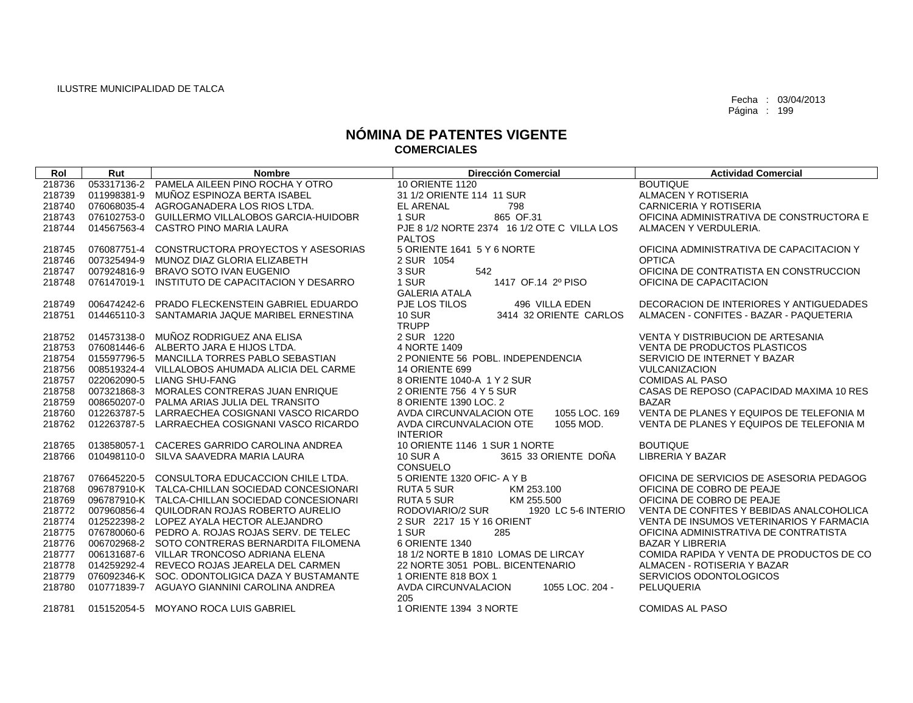ILUSTRE MUNICIPALIDAD DE TALCA

Fecha : 03/04/2013
Página : 199

# NÓMINA DE PATENTES VIGENTE
## COMERCIALES

| Rol | Rut | Nombre | Dirección Comercial | Actividad Comercial |
|---|---|---|---|---|
| 218736 | 053317136-2 | PAMELA AILEEN PINO ROCHA Y OTRO | 10 ORIENTE 1120 | BOUTIQUE |
| 218739 | 011998381-9 | MUÑOZ ESPINOZA BERTA ISABEL | 31 1/2 ORIENTE 114 11 SUR | ALMACEN Y ROTISERIA |
| 218740 | 076068035-4 | AGROGANADERA LOS RIOS LTDA. | EL ARENAL 798 | CARNICERIA Y ROTISERIA |
| 218743 | 076102753-0 | GUILLERMO VILLALOBOS GARCIA-HUIDOBR | 1 SUR 865 OF.31 | OFICINA ADMINISTRATIVA DE CONSTRUCTORA E |
| 218744 | 014567563-4 | CASTRO PINO MARIA LAURA | PJE 8 1/2 NORTE 2374 16 1/2 OTE C VILLA LOS PALTOS | ALMACEN Y VERDULERIA. |
| 218745 | 076087751-4 | CONSTRUCTORA PROYECTOS Y ASESORIAS | 5 ORIENTE 1641 5 Y 6 NORTE | OFICINA ADMINISTRATIVA DE CAPACITACION Y |
| 218746 | 007325494-9 | MUNOZ DIAZ GLORIA ELIZABETH | 2 SUR 1054 | OPTICA |
| 218747 | 007924816-9 | BRAVO SOTO IVAN EUGENIO | 3 SUR 542 | OFICINA DE CONTRATISTA EN CONSTRUCCION |
| 218748 | 076147019-1 | INSTITUTO DE CAPACITACION Y DESARRO | 1 SUR 1417 OF.14 2º PISO GALERIA ATALA | OFICINA DE CAPACITACION |
| 218749 | 006474242-6 | PRADO FLECKENSTEIN GABRIEL EDUARDO | PJE LOS TILOS 496 VILLA EDEN | DECORACION DE INTERIORES Y ANTIGUEDADES |
| 218751 | 014465110-3 | SANTAMARIA JAQUE MARIBEL ERNESTINA | 10 SUR 3414 32 ORIENTE CARLOS TRUPP | ALMACEN - CONFITES - BAZAR - PAQUETERIA |
| 218752 | 014573138-0 | MUÑOZ RODRIGUEZ ANA ELISA | 2 SUR 1220 | VENTA Y DISTRIBUCION DE ARTESANIA |
| 218753 | 076081446-6 | ALBERTO JARA E HIJOS LTDA. | 4 NORTE 1409 | VENTA DE PRODUCTOS PLASTICOS |
| 218754 | 015597796-5 | MANCILLA TORRES PABLO SEBASTIAN | 2 PONIENTE 56 POBL. INDEPENDENCIA | SERVICIO DE INTERNET Y BAZAR |
| 218756 | 008519324-4 | VILLALOBOS AHUMADA ALICIA DEL CARME | 14 ORIENTE 699 | VULCANIZACION |
| 218757 | 022062090-5 | LIANG SHU-FANG | 8 ORIENTE 1040-A 1 Y 2 SUR | COMIDAS AL PASO |
| 218758 | 007321868-3 | MORALES CONTRERAS JUAN ENRIQUE | 2 ORIENTE 756 4 Y 5 SUR | CASAS DE REPOSO (CAPACIDAD MAXIMA 10 RES |
| 218759 | 008650207-0 | PALMA ARIAS JULIA DEL TRANSITO | 8 ORIENTE 1390 LOC. 2 | BAZAR |
| 218760 | 012263787-5 | LARRAECHEA COSIGNANI VASCO RICARDO | AVDA CIRCUNVALACION OTE 1055 LOC. 169 | VENTA DE PLANES Y EQUIPOS DE TELEFONIA M |
| 218762 | 012263787-5 | LARRAECHEA COSIGNANI VASCO RICARDO | AVDA CIRCUNVALACION OTE 1055 MOD. INTERIOR | VENTA DE PLANES Y EQUIPOS DE TELEFONIA M |
| 218765 | 013858057-1 | CACERES GARRIDO CAROLINA ANDREA | 10 ORIENTE 1146 1 SUR 1 NORTE | BOUTIQUE |
| 218766 | 010498110-0 | SILVA SAAVEDRA MARIA LAURA | 10 SUR A 3615 33 ORIENTE DOÑA CONSUELO | LIBRERIA Y BAZAR |
| 218767 | 076645220-5 | CONSULTORA EDUCACCION CHILE LTDA. | 5 ORIENTE 1320 OFIC- A Y B | OFICINA DE SERVICIOS DE ASESORIA PEDAGOG |
| 218768 | 096787910-K | TALCA-CHILLAN SOCIEDAD CONCESIONARI | RUTA 5 SUR KM 253.100 | OFICINA DE COBRO DE PEAJE |
| 218769 | 096787910-K | TALCA-CHILLAN SOCIEDAD CONCESIONARI | RUTA 5 SUR KM 255.500 | OFICINA DE COBRO DE PEAJE |
| 218772 | 007960856-4 | QUILODRAN ROJAS ROBERTO AURELIO | RODOVIARIO/2 SUR 1920 LC 5-6 INTERIO | VENTA DE CONFITES Y BEBIDAS ANALCOHOLICA |
| 218774 | 012522398-2 | LOPEZ AYALA HECTOR ALEJANDRO | 2 SUR 2217 15 Y 16 ORIENT | VENTA DE INSUMOS VETERINARIOS Y FARMACIA |
| 218775 | 076780060-6 | PEDRO A. ROJAS ROJAS SERV. DE TELEC | 1 SUR 285 | OFICINA ADMINISTRATIVA DE CONTRATISTA |
| 218776 | 006702968-2 | SOTO CONTRERAS BERNARDITA FILOMENA | 6 ORIENTE 1340 | BAZAR Y LIBRERIA |
| 218777 | 006131687-6 | VILLAR TRONCOSO ADRIANA ELENA | 18 1/2 NORTE B 1810 LOMAS DE LIRCAY | COMIDA RAPIDA Y VENTA DE PRODUCTOS DE CO |
| 218778 | 014259292-4 | REVECO ROJAS JEARELA DEL CARMEN | 22 NORTE 3051 POBL. BICENTENARIO | ALMACEN - ROTISERIA Y BAZAR |
| 218779 | 076092346-K | SOC. ODONTOLIGICA DAZA Y BUSTAMANTE | 1 ORIENTE 818 BOX 1 | SERVICIOS ODONTOLOGICOS |
| 218780 | 010771839-7 | AGUAYO GIANNINI CAROLINA ANDREA | AVDA CIRCUNVALACION 1055 LOC. 204 - 205 | PELUQUERIA |
| 218781 | 015152054-5 | MOYANO ROCA LUIS GABRIEL | 1 ORIENTE 1394 3 NORTE | COMIDAS AL PASO |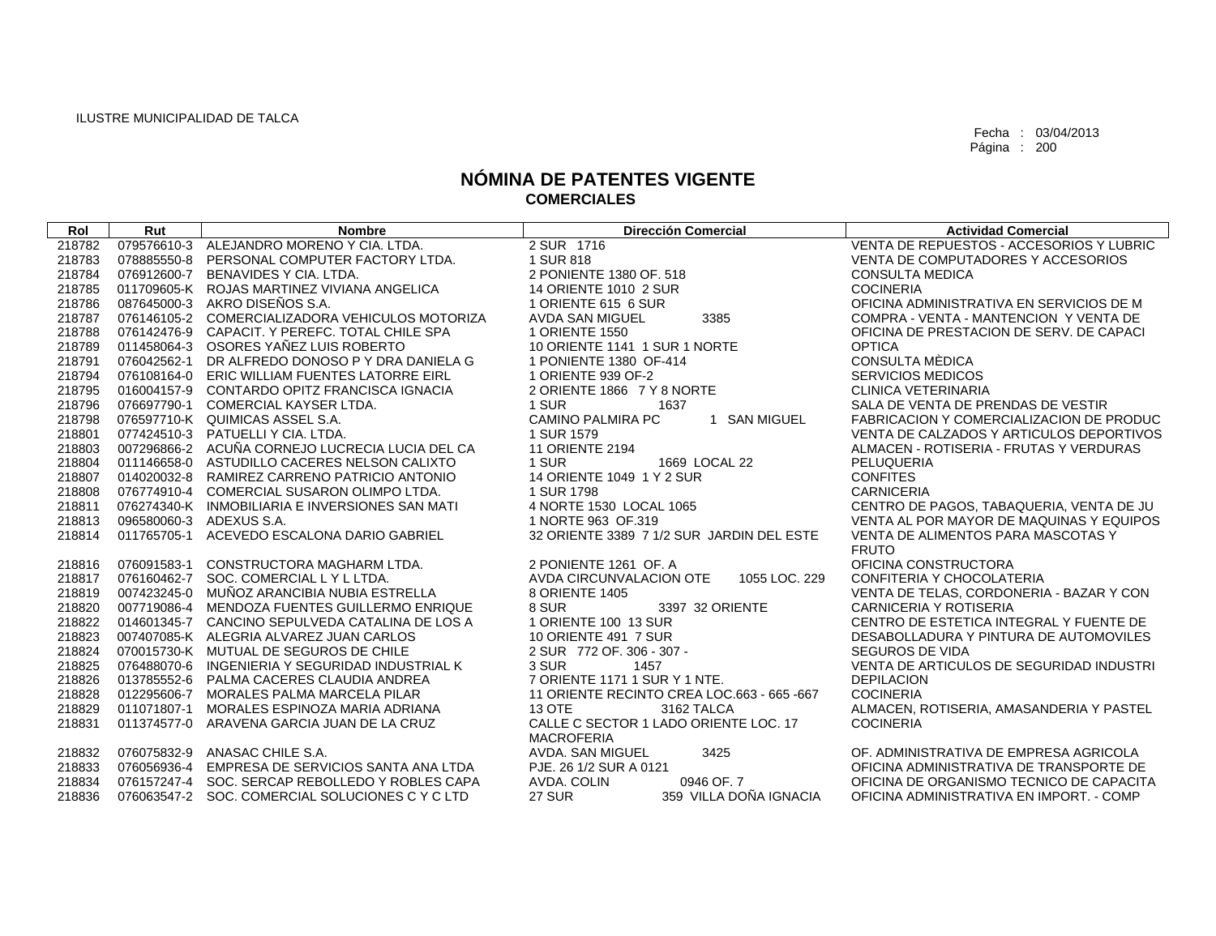ILUSTRE MUNICIPALIDAD DE TALCA

Fecha : 03/04/2013

# NÓMINA DE PATENTES VIGENTE
## COMERCIALES

| Rol | Rut | Nombre | Dirección Comercial | Actividad Comercial |
|---|---|---|---|---|
| 218782 | 079576610-3 | ALEJANDRO MORENO Y CIA. LTDA. | 2 SUR 1716 | VENTA DE REPUESTOS - ACCESORIOS Y LUBRIC |
| 218783 | 078885550-8 | PERSONAL COMPUTER FACTORY LTDA. | 1 SUR 818 | VENTA DE COMPUTADORES Y ACCESORIOS |
| 218784 | 076912600-7 | BENAVIDES Y CIA. LTDA. | 2 PONIENTE 1380 OF. 518 | CONSULTA MEDICA |
| 218785 | 011709605-K | ROJAS MARTINEZ VIVIANA ANGELICA | 14 ORIENTE 1010 2 SUR | COCINERIA |
| 218786 | 087645000-3 | AKRO DISEÑOS S.A. | 1 ORIENTE 615 6 SUR | OFICINA ADMINISTRATIVA EN SERVICIOS DE M |
| 218787 | 076146105-2 | COMERCIALIZADORA VEHICULOS MOTORIZA | AVDA SAN MIGUEL 3385 | COMPRA - VENTA - MANTENCION Y VENTA DE |
| 218788 | 076142476-9 | CAPACIT. Y PEREFC. TOTAL CHILE SPA | 1 ORIENTE 1550 | OFICINA DE PRESTACION DE SERV. DE CAPACI |
| 218789 | 011458064-3 | OSORES YAÑEZ LUIS ROBERTO | 10 ORIENTE 1141 1 SUR 1 NORTE | OPTICA |
| 218791 | 076042562-1 | DR ALFREDO DONOSO P Y DRA DANIELA G | 1 PONIENTE 1380 OF-414 | CONSULTA MÈDICA |
| 218794 | 076108164-0 | ERIC WILLIAM FUENTES LATORRE EIRL | 1 ORIENTE 939 OF-2 | SERVICIOS MEDICOS |
| 218795 | 016004157-9 | CONTARDO OPITZ FRANCISCA IGNACIA | 2 ORIENTE 1866 7 Y 8 NORTE | CLINICA VETERINARIA |
| 218796 | 076697790-1 | COMERCIAL KAYSER LTDA. | 1 SUR 1637 | SALA DE VENTA DE PRENDAS DE VESTIR |
| 218798 | 076597710-K | QUIMICAS ASSEL S.A. | CAMINO PALMIRA PC 1 SAN MIGUEL | FABRICACION Y COMERCIALIZACION DE PRODUC |
| 218801 | 077424510-3 | PATUELLI Y CIA. LTDA. | 1 SUR 1579 | VENTA DE CALZADOS Y ARTICULOS DEPORTIVOS |
| 218803 | 007296866-2 | ACUÑA CORNEJO LUCRECIA LUCIA DEL CA | 11 ORIENTE 2194 | ALMACEN - ROTISERIA - FRUTAS Y VERDURAS |
| 218804 | 011146658-0 | ASTUDILLO CACERES NELSON CALIXTO | 1 SUR 1669 LOCAL 22 | PELUQUERIA |
| 218807 | 014020032-8 | RAMIREZ CARRENO PATRICIO ANTONIO | 14 ORIENTE 1049 1 Y 2 SUR | CONFITES |
| 218808 | 076774910-4 | COMERCIAL SUSARON OLIMPO LTDA. | 1 SUR 1798 | CARNICERIA |
| 218811 | 076274340-K | INMOBILIARIA E INVERSIONES SAN MATI | 4 NORTE 1530 LOCAL 1065 | CENTRO DE PAGOS, TABAQUERIA, VENTA DE JU |
| 218813 | 096580060-3 | ADEXUS S.A. | 1 NORTE 963 OF.319 | VENTA AL POR MAYOR DE MAQUINAS Y EQUIPOS |
| 218814 | 011765705-1 | ACEVEDO ESCALONA DARIO GABRIEL | 32 ORIENTE 3389 7 1/2 SUR JARDIN DEL ESTE | VENTA DE ALIMENTOS PARA MASCOTAS Y FRUTO |
| 218816 | 076091583-1 | CONSTRUCTORA MAGHARM LTDA. | 2 PONIENTE 1261 OF. A | OFICINA CONSTRUCTORA |
| 218817 | 076160462-7 | SOC. COMERCIAL L Y L LTDA. | AVDA CIRCUNVALACION OTE 1055 LOC. 229 | CONFITERIA Y CHOCOLATERIA |
| 218819 | 007423245-0 | MUÑOZ ARANCIBIA NUBIA ESTRELLA | 8 ORIENTE 1405 | VENTA DE TELAS, CORDONERIA - BAZAR Y CON |
| 218820 | 007719086-4 | MENDOZA FUENTES GUILLERMO ENRIQUE | 8 SUR 3397 32 ORIENTE | CARNICERIA Y ROTISERIA |
| 218822 | 014601345-7 | CANCINO SEPULVEDA CATALINA DE LOS A | 1 ORIENTE 100 13 SUR | CENTRO DE ESTETICA INTEGRAL Y FUENTE DE |
| 218823 | 007407085-K | ALEGRIA ALVAREZ JUAN CARLOS | 10 ORIENTE 491 7 SUR | DESABOLLADURA Y PINTURA DE AUTOMOVILES |
| 218824 | 070015730-K | MUTUAL DE SEGUROS DE CHILE | 2 SUR 772 OF. 306 - 307 - | SEGUROS DE VIDA |
| 218825 | 076488070-6 | INGENIERIA Y SEGURIDAD INDUSTRIAL K | 3 SUR 1457 | VENTA DE ARTICULOS DE SEGURIDAD INDUSTRI |
| 218826 | 013785552-6 | PALMA CACERES CLAUDIA ANDREA | 7 ORIENTE 1171 1 SUR Y 1 NTE. | DEPILACION |
| 218828 | 012295606-7 | MORALES PALMA MARCELA PILAR | 11 ORIENTE RECINTO CREA LOC.663 - 665 -667 | COCINERIA |
| 218829 | 011071807-1 | MORALES ESPINOZA MARIA ADRIANA | 13 OTE 3162 TALCA | ALMACEN, ROTISERIA, AMASANDERIA Y PASTEL |
| 218831 | 011374577-0 | ARAVENA GARCIA JUAN DE LA CRUZ | CALLE C SECTOR 1 LADO ORIENTE LOC. 17 MACROFERIA | COCINERIA |
| 218832 | 076075832-9 | ANASAC CHILE S.A. | AVDA. SAN MIGUEL 3425 | OF. ADMINISTRATIVA DE EMPRESA AGRICOLA |
| 218833 | 076056936-4 | EMPRESA DE SERVICIOS SANTA ANA LTDA | PJE. 26 1/2 SUR A 0121 | OFICINA ADMINISTRATIVA DE TRANSPORTE DE |
| 218834 | 076157247-4 | SOC. SERCAP REBOLLEDO Y ROBLES CAPA | AVDA. COLIN 0946 OF. 7 | OFICINA DE ORGANISMO TECNICO DE CAPACITA |
| 218836 | 076063547-2 | SOC. COMERCIAL SOLUCIONES C Y C LTD | 27 SUR 359 VILLA DOÑA IGNACIA | OFICINA ADMINISTRATIVA EN IMPORT. - COMP |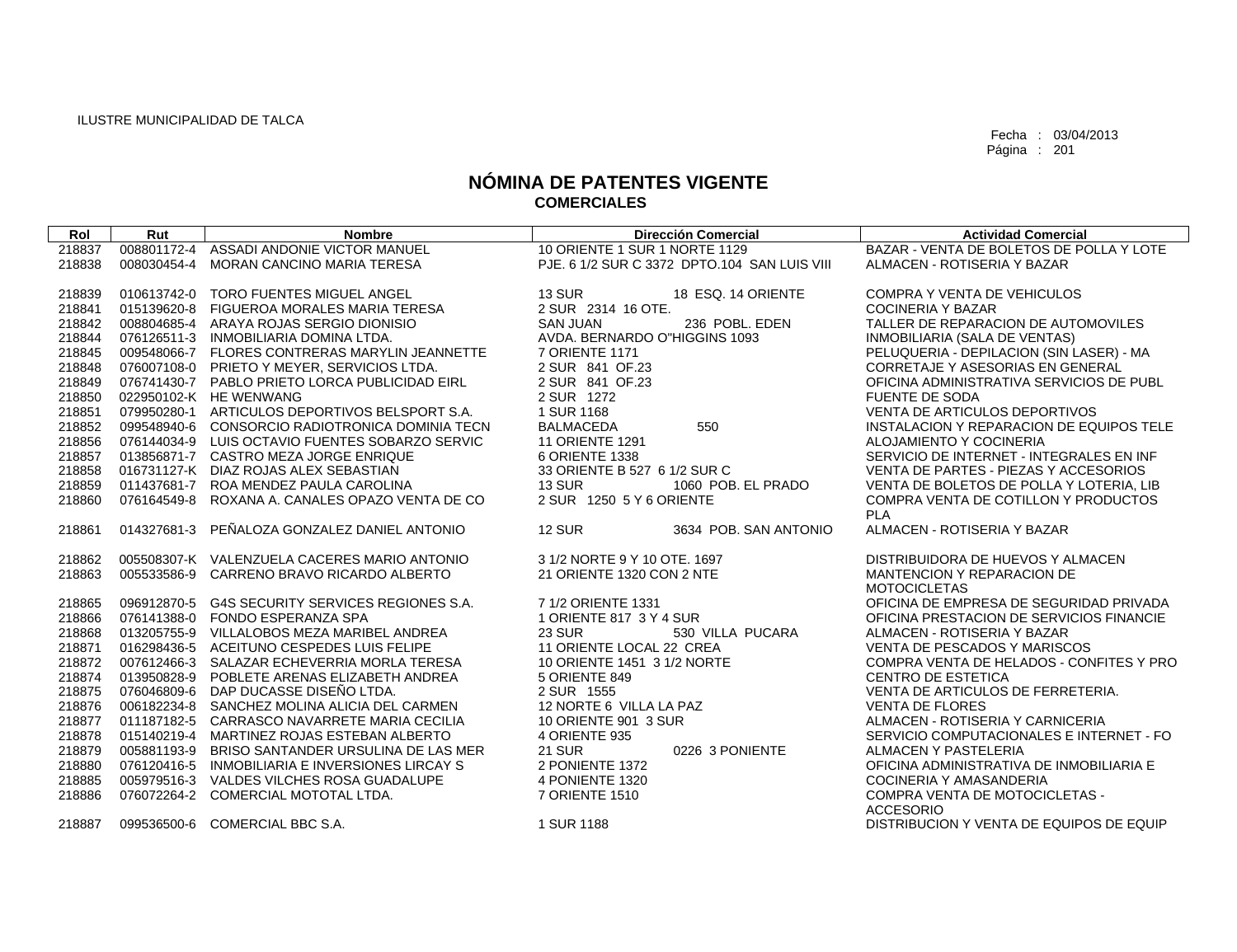ILUSTRE MUNICIPALIDAD DE TALCA

Fecha : 03/04/2013
Página : 201

# NÓMINA DE PATENTES VIGENTE
## COMERCIALES

| Rol | Rut | Nombre | Dirección Comercial | Actividad Comercial |
|---|---|---|---|---|
| 218837 | 008801172-4 | ASSADI ANDONIE VICTOR MANUEL | 10 ORIENTE 1 SUR 1 NORTE 1129 | BAZAR - VENTA DE BOLETOS DE POLLA Y LOTE |
| 218838 | 008030454-4 | MORAN CANCINO MARIA TERESA | PJE. 6 1/2 SUR C 3372 DPTO.104 SAN LUIS VIII | ALMACEN - ROTISERIA Y BAZAR |
| 218839 | 010613742-0 | TORO FUENTES MIGUEL ANGEL | 13 SUR 18 ESQ. 14 ORIENTE | COMPRA Y VENTA DE VEHICULOS |
| 218841 | 015139620-8 | FIGUEROA MORALES MARIA TERESA | 2 SUR 2314 16 OTE. | COCINERIA Y BAZAR |
| 218842 | 008804685-4 | ARAYA ROJAS SERGIO DIONISIO | SAN JUAN 236 POBL. EDEN | TALLER DE REPARACION DE AUTOMOVILES |
| 218844 | 076126511-3 | INMOBILIARIA DOMINA LTDA. | AVDA. BERNARDO O"HIGGINS 1093 | INMOBILIARIA (SALA DE VENTAS) |
| 218845 | 009548066-7 | FLORES CONTRERAS MARYLIN JEANNETTE | 7 ORIENTE 1171 | PELUQUERIA - DEPILACION (SIN LASER) - MA |
| 218848 | 076007108-0 | PRIETO Y MEYER, SERVICIOS LTDA. | 2 SUR 841 OF.23 | CORRETAJE Y ASESORIAS EN GENERAL |
| 218849 | 076741430-7 | PABLO PRIETO LORCA PUBLICIDAD EIRL | 2 SUR 841 OF.23 | OFICINA ADMINISTRATIVA SERVICIOS DE PUBL |
| 218850 | 022950102-K | HE WENWANG | 2 SUR 1272 | FUENTE DE SODA |
| 218851 | 079950280-1 | ARTICULOS DEPORTIVOS BELSPORT S.A. | 1 SUR 1168 | VENTA DE ARTICULOS DEPORTIVOS |
| 218852 | 099548940-6 | CONSORCIO RADIOTRONICA DOMINIA TECN | BALMACEDA 550 | INSTALACION Y REPARACION DE EQUIPOS TELE |
| 218856 | 076144034-9 | LUIS OCTAVIO FUENTES SOBARZO SERVIC | 11 ORIENTE 1291 | ALOJAMIENTO Y COCINERIA |
| 218857 | 013856871-7 | CASTRO MEZA JORGE ENRIQUE | 6 ORIENTE 1338 | SERVICIO DE INTERNET - INTEGRALES EN INF |
| 218858 | 016731127-K | DIAZ ROJAS ALEX SEBASTIAN | 33 ORIENTE B 527 6 1/2 SUR C | VENTA DE PARTES - PIEZAS Y ACCESORIOS |
| 218859 | 011437681-7 | ROA MENDEZ PAULA CAROLINA | 13 SUR 1060 POB. EL PRADO | VENTA DE BOLETOS DE POLLA Y LOTERIA, LIB |
| 218860 | 076164549-8 | ROXANA A. CANALES OPAZO VENTA DE CO | 2 SUR 1250 5 Y 6 ORIENTE | COMPRA VENTA DE COTILLON Y PRODUCTOS PLA |
| 218861 | 014327681-3 | PEÑALOZA GONZALEZ DANIEL ANTONIO | 12 SUR 3634 POB. SAN ANTONIO | ALMACEN - ROTISERIA Y BAZAR |
| 218862 | 005508307-K | VALENZUELA CACERES MARIO ANTONIO | 3 1/2 NORTE 9 Y 10 OTE. 1697 | DISTRIBUIDORA DE HUEVOS Y ALMACEN |
| 218863 | 005533586-9 | CARRENO BRAVO RICARDO ALBERTO | 21 ORIENTE 1320 CON 2 NTE | MANTENCION Y REPARACION DE MOTOCICLETAS |
| 218865 | 096912870-5 | G4S SECURITY SERVICES REGIONES S.A. | 7 1/2 ORIENTE 1331 | OFICINA DE EMPRESA DE SEGURIDAD PRIVADA |
| 218866 | 076141388-0 | FONDO ESPERANZA SPA | 1 ORIENTE 817 3 Y 4 SUR | OFICINA PRESTACION DE SERVICIOS FINANCIE |
| 218868 | 013205755-9 | VILLALOBOS MEZA MARIBEL ANDREA | 23 SUR 530 VILLA PUCARA | ALMACEN - ROTISERIA Y BAZAR |
| 218871 | 016298436-5 | ACEITUNO CESPEDES LUIS FELIPE | 11 ORIENTE LOCAL 22 CREA | VENTA DE PESCADOS Y MARISCOS |
| 218872 | 007612466-3 | SALAZAR ECHEVERRIA MORLA TERESA | 10 ORIENTE 1451 3 1/2 NORTE | COMPRA VENTA DE HELADOS - CONFITES Y PRO |
| 218874 | 013950828-9 | POBLETE ARENAS ELIZABETH ANDREA | 5 ORIENTE 849 | CENTRO DE ESTETICA |
| 218875 | 076046809-6 | DAP DUCASSE DISEÑO LTDA. | 2 SUR 1555 | VENTA DE ARTICULOS DE FERRETERIA. |
| 218876 | 006182234-8 | SANCHEZ MOLINA ALICIA DEL CARMEN | 12 NORTE 6 VILLA LA PAZ | VENTA DE FLORES |
| 218877 | 011187182-5 | CARRASCO NAVARRETE MARIA CECILIA | 10 ORIENTE 901 3 SUR | ALMACEN - ROTISERIA Y CARNICERIA |
| 218878 | 015140219-4 | MARTINEZ ROJAS ESTEBAN ALBERTO | 4 ORIENTE 935 | SERVICIO COMPUTACIONALES E INTERNET - FO |
| 218879 | 005881193-9 | BRISO SANTANDER URSULINA DE LAS MER | 21 SUR 0226 3 PONIENTE | ALMACEN Y PASTELERIA |
| 218880 | 076120416-5 | INMOBILIARIA E INVERSIONES LIRCAY S | 2 PONIENTE 1372 | OFICINA ADMINISTRATIVA DE INMOBILIARIA E |
| 218885 | 005979516-3 | VALDES VILCHES ROSA GUADALUPE | 4 PONIENTE 1320 | COCINERIA Y AMASANDERIA |
| 218886 | 076072264-2 | COMERCIAL MOTOTAL LTDA. | 7 ORIENTE 1510 | COMPRA VENTA DE MOTOCICLETAS - ACCESORIO |
| 218887 | 099536500-6 | COMERCIAL BBC S.A. | 1 SUR 1188 | DISTRIBUCION Y VENTA DE EQUIPOS DE EQUIP |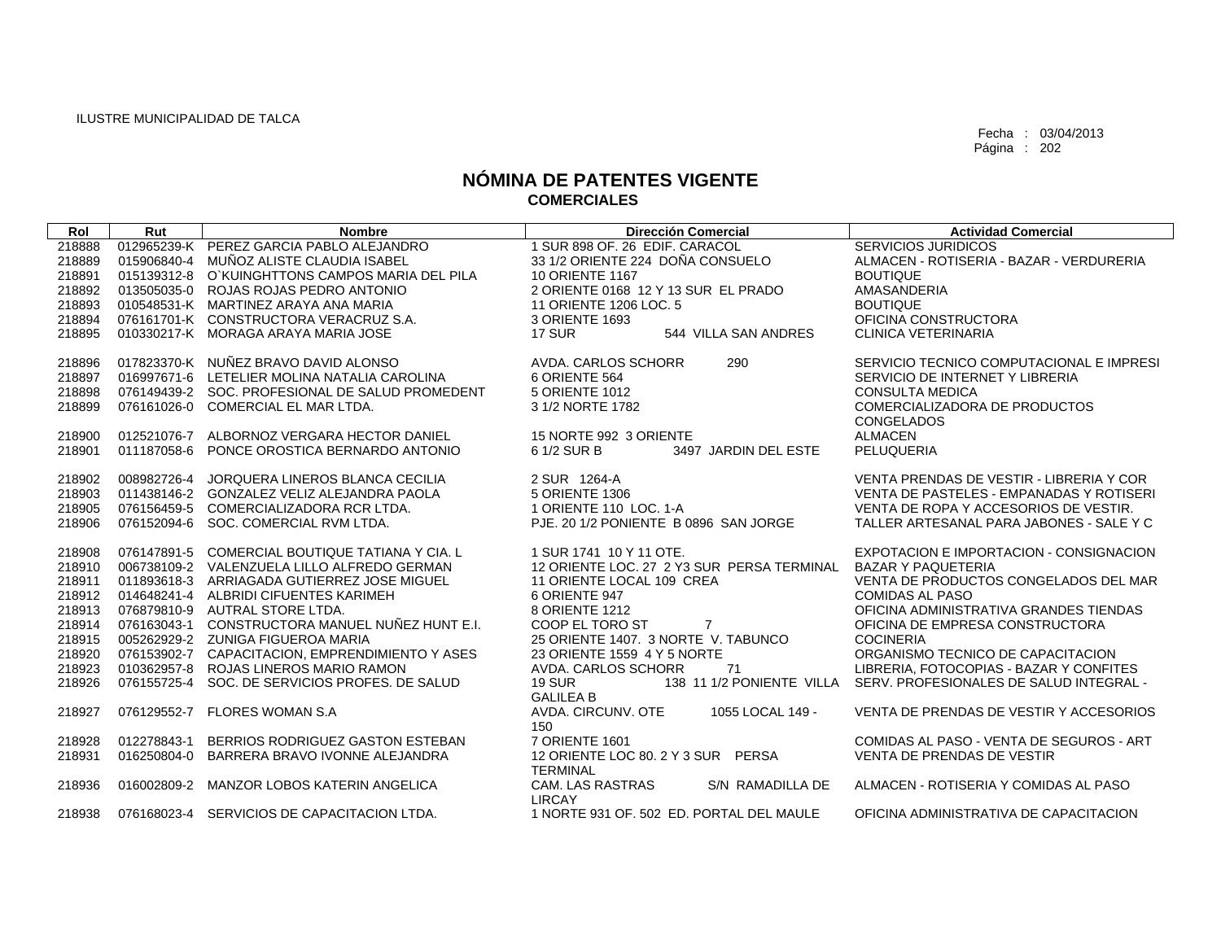ILUSTRE MUNICIPALIDAD DE TALCA

Fecha : 03/04/2013
Página : 202

# NÓMINA DE PATENTES VIGENTE
## COMERCIALES

| Rol | Rut | Nombre | Dirección Comercial | Actividad Comercial |
|---|---|---|---|---|
| 218888 | 012965239-K | PEREZ GARCIA PABLO ALEJANDRO | 1 SUR 898 OF. 26 EDIF. CARACOL | SERVICIOS JURIDICOS |
| 218889 | 015906840-4 | MUÑOZ ALISTE CLAUDIA ISABEL | 33 1/2 ORIENTE 224 DOÑA CONSUELO | ALMACEN - ROTISERIA - BAZAR - VERDURERIA |
| 218891 | 015139312-8 | O`KUINGHTTONS CAMPOS MARIA DEL PILA | 10 ORIENTE 1167 | BOUTIQUE |
| 218892 | 013505035-0 | ROJAS ROJAS PEDRO ANTONIO | 2 ORIENTE 0168 12 Y 13 SUR EL PRADO | AMASANDERIA |
| 218893 | 010548531-K | MARTINEZ ARAYA ANA MARIA | 11 ORIENTE 1206 LOC. 5 | BOUTIQUE |
| 218894 | 076161701-K | CONSTRUCTORA VERACRUZ S.A. | 3 ORIENTE 1693 | OFICINA CONSTRUCTORA |
| 218895 | 010330217-K | MORAGA ARAYA MARIA JOSE | 17 SUR 544 VILLA SAN ANDRES | CLINICA VETERINARIA |
| 218896 | 017823370-K | NUÑEZ BRAVO DAVID ALONSO | AVDA. CARLOS SCHORR 290 | SERVICIO TECNICO COMPUTACIONAL E IMPRESI |
| 218897 | 016997671-6 | LETELIER MOLINA NATALIA CAROLINA | 6 ORIENTE 564 | SERVICIO DE INTERNET Y LIBRERIA |
| 218898 | 076149439-2 | SOC. PROFESIONAL DE SALUD PROMEDENT | 5 ORIENTE 1012 | CONSULTA MEDICA |
| 218899 | 076161026-0 | COMERCIAL EL MAR LTDA. | 3 1/2 NORTE 1782 | COMERCIALIZADORA DE PRODUCTOS CONGELADOS |
| 218900 | 012521076-7 | ALBORNOZ VERGARA HECTOR DANIEL | 15 NORTE 992 3 ORIENTE | ALMACEN |
| 218901 | 011187058-6 | PONCE OROSTICA BERNARDO ANTONIO | 6 1/2 SUR B 3497 JARDIN DEL ESTE | PELUQUERIA |
| 218902 | 008982726-4 | JORQUERA LINEROS BLANCA CECILIA | 2 SUR 1264-A | VENTA PRENDAS DE VESTIR - LIBRERIA Y COR |
| 218903 | 011438146-2 | GONZALEZ VELIZ ALEJANDRA PAOLA | 5 ORIENTE 1306 | VENTA DE PASTELES - EMPANADAS Y ROTISERI |
| 218905 | 076156459-5 | COMERCIALIZADORA RCR LTDA. | 1 ORIENTE 110 LOC. 1-A | VENTA DE ROPA Y ACCESORIOS DE VESTIR. |
| 218906 | 076152094-6 | SOC. COMERCIAL RVM LTDA. | PJE. 20 1/2 PONIENTE B 0896 SAN JORGE | TALLER ARTESANAL PARA JABONES - SALE Y C |
| 218908 | 076147891-5 | COMERCIAL BOUTIQUE TATIANA Y CIA. L | 1 SUR 1741 10 Y 11 OTE. | EXPOTACION E IMPORTACION - CONSIGNACION |
| 218910 | 006738109-2 | VALENZUELA LILLO ALFREDO GERMAN | 12 ORIENTE LOC. 27 2 Y3 SUR PERSA TERMINAL | BAZAR Y PAQUETERIA |
| 218911 | 011893618-3 | ARRIAGADA GUTIERREZ JOSE MIGUEL | 11 ORIENTE LOCAL 109 CREA | VENTA DE PRODUCTOS CONGELADOS DEL MAR |
| 218912 | 014648241-4 | ALBRIDI CIFUENTES KARIMEH | 6 ORIENTE 947 | COMIDAS AL PASO |
| 218913 | 076879810-9 | AUTRAL STORE LTDA. | 8 ORIENTE 1212 | OFICINA ADMINISTRATIVA GRANDES TIENDAS |
| 218914 | 076163043-1 | CONSTRUCTORA MANUEL NUÑEZ HUNT E.I. | COOP EL TORO ST 7 | OFICINA DE EMPRESA CONSTRUCTORA |
| 218915 | 005262929-2 | ZUNIGA FIGUEROA MARIA | 25 ORIENTE 1407. 3 NORTE V. TABUNCO | COCINERIA |
| 218920 | 076153902-7 | CAPACITACION, EMPRENDIMIENTO Y ASES | 23 ORIENTE 1559 4 Y 5 NORTE | ORGANISMO TECNICO DE CAPACITACION |
| 218923 | 010362957-8 | ROJAS LINEROS MARIO RAMON | AVDA. CARLOS SCHORR 71 | LIBRERIA, FOTOCOPIAS - BAZAR Y CONFITES |
| 218926 | 076155725-4 | SOC. DE SERVICIOS PROFES. DE SALUD | 19 SUR 138 11 1/2 PONIENTE VILLA GALILEA B | SERV. PROFESIONALES DE SALUD INTEGRAL - |
| 218927 | 076129552-7 | FLORES WOMAN S.A | AVDA. CIRCUNV. OTE 1055 LOCAL 149 - 150 | VENTA DE PRENDAS DE VESTIR Y ACCESORIOS |
| 218928 | 012278843-1 | BERRIOS RODRIGUEZ GASTON ESTEBAN | 7 ORIENTE 1601 | COMIDAS AL PASO - VENTA DE SEGUROS - ART |
| 218931 | 016250804-0 | BARRERA BRAVO IVONNE ALEJANDRA | 12 ORIENTE LOC 80. 2 Y 3 SUR PERSA TERMINAL | VENTA DE PRENDAS DE VESTIR |
| 218936 | 016002809-2 | MANZOR LOBOS KATERIN ANGELICA | CAM. LAS RASTRAS S/N RAMADILLA DE LIRCAY | ALMACEN - ROTISERIA Y COMIDAS AL PASO |
| 218938 | 076168023-4 | SERVICIOS DE CAPACITACION LTDA. | 1 NORTE 931 OF. 502 ED. PORTAL DEL MAULE | OFICINA ADMINISTRATIVA DE CAPACITACION |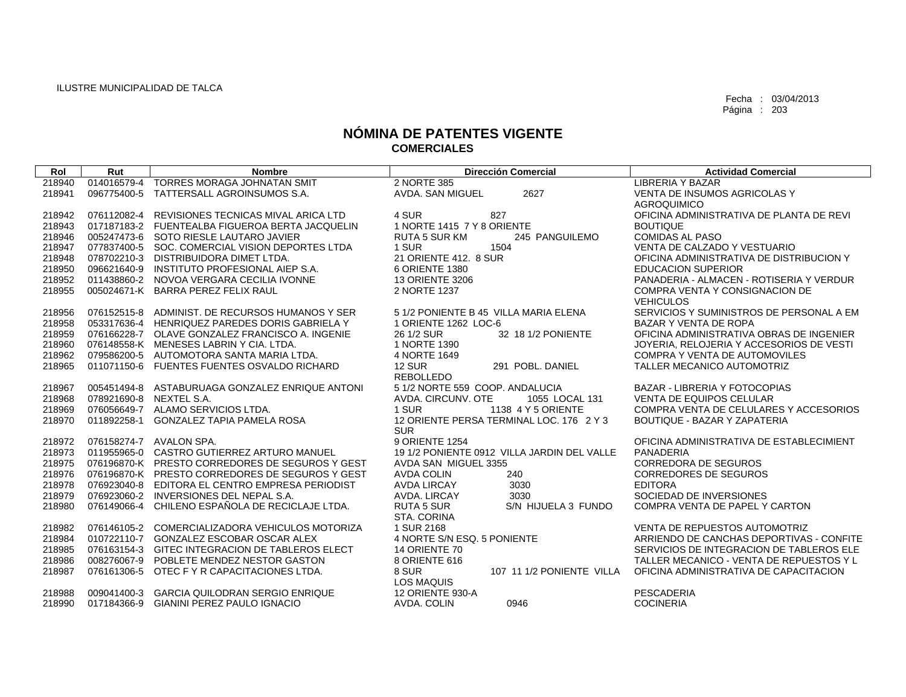ILUSTRE MUNICIPALIDAD DE TALCA

Fecha : 03/04/2013

# NÓMINA DE PATENTES VIGENTE
## COMERCIALES

| Rol | Rut | Nombre | Dirección Comercial | Actividad Comercial |
|---|---|---|---|---|
| 218940 | 014016579-4 | TORRES MORAGA JOHNATAN SMIT | 2 NORTE 385 | LIBRERIA Y BAZAR |
| 218941 | 096775400-5 | TATTERSALL AGROINSUMOS S.A. | AVDA. SAN MIGUEL 2627 | VENTA DE INSUMOS AGRICOLAS Y AGROQUIMICO |
| 218942 | 076112082-4 | REVISIONES TECNICAS MIVAL ARICA LTD | 4 SUR 827 | OFICINA ADMINISTRATIVA DE PLANTA DE REVI |
| 218943 | 017187183-2 | FUENTEALBA FIGUEROA BERTA JACQUELIN | 1 NORTE 1415 7 Y 8 ORIENTE | BOUTIQUE |
| 218946 | 005247473-6 | SOTO RIESLE LAUTARO JAVIER | RUTA 5 SUR KM 245 PANGUILEMO | COMIDAS AL PASO |
| 218947 | 077837400-5 | SOC. COMERCIAL VISION DEPORTES LTDA | 1 SUR 1504 | VENTA DE CALZADO Y VESTUARIO |
| 218948 | 078702210-3 | DISTRIBUIDORA DIMET LTDA. | 21 ORIENTE 412. 8 SUR | OFICINA ADMINISTRATIVA DE DISTRIBUCION Y |
| 218950 | 096621640-9 | INSTITUTO PROFESIONAL AIEP S.A. | 6 ORIENTE 1380 | EDUCACION SUPERIOR |
| 218952 | 011438860-2 | NOVOA VERGARA CECILIA IVONNE | 13 ORIENTE 3206 | PANADERIA - ALMACEN - ROTISERIA Y VERDUR |
| 218955 | 005024671-K | BARRA PEREZ FELIX RAUL | 2 NORTE 1237 | COMPRA VENTA Y CONSIGNACION DE VEHICULOS |
| 218956 | 076152515-8 | ADMINIST. DE RECURSOS HUMANOS Y SER | 5 1/2 PONIENTE B 45 VILLA MARIA ELENA | SERVICIOS Y SUMINISTROS DE PERSONAL A EM |
| 218958 | 053317636-4 | HENRIQUEZ PAREDES DORIS GABRIELA Y | 1 ORIENTE 1262 LOC-6 | BAZAR Y VENTA DE ROPA |
| 218959 | 076166228-7 | OLAVE GONZALEZ FRANCISCO A. INGENIE | 26 1/2 SUR 32 18 1/2 PONIENTE | OFICINA ADMINISTRATIVA OBRAS DE INGENIER |
| 218960 | 076148558-K | MENESES LABRIN Y CIA. LTDA. | 1 NORTE 1390 | JOYERIA, RELOJERIA Y ACCESORIOS DE VESTI |
| 218962 | 079586200-5 | AUTOMOTORA SANTA MARIA LTDA. | 4 NORTE 1649 | COMPRA Y VENTA DE AUTOMOVILES |
| 218965 | 011071150-6 | FUENTES FUENTES OSVALDO RICHARD | 12 SUR 291 POBL. DANIEL REBOLLEDO | TALLER MECANICO AUTOMOTRIZ |
| 218967 | 005451494-8 | ASTABURUAGA GONZALEZ ENRIQUE ANTONI | 5 1/2 NORTE 559 COOP. ANDALUCIA | BAZAR - LIBRERIA Y FOTOCOPIAS |
| 218968 | 078921690-8 | NEXTEL S.A. | AVDA. CIRCUNV. OTE 1055 LOCAL 131 | VENTA DE EQUIPOS CELULAR |
| 218969 | 076056649-7 | ALAMO SERVICIOS LTDA. | 1 SUR 1138 4 Y 5 ORIENTE | COMPRA VENTA DE CELULARES Y ACCESORIOS |
| 218970 | 011892258-1 | GONZALEZ TAPIA PAMELA ROSA | 12 ORIENTE PERSA TERMINAL LOC. 176 2 Y 3 SUR | BOUTIQUE - BAZAR Y ZAPATERIA |
| 218972 | 076158274-7 | AVALON SPA. | 9 ORIENTE 1254 | OFICINA ADMINISTRATIVA DE ESTABLECIMIENT |
| 218973 | 011955965-0 | CASTRO GUTIERREZ ARTURO MANUEL | 19 1/2 PONIENTE 0912 VILLA JARDIN DEL VALLE | PANADERIA |
| 218975 | 076196870-K | PRESTO CORREDORES DE SEGUROS Y GEST | AVDA SAN MIGUEL 3355 | CORREDORA DE SEGUROS |
| 218976 | 076196870-K | PRESTO CORREDORES DE SEGUROS Y GEST | AVDA COLIN 240 | CORREDORES DE SEGUROS |
| 218978 | 076923040-8 | EDITORA EL CENTRO EMPRESA PERIODIST | AVDA LIRCAY 3030 | EDITORA |
| 218979 | 076923060-2 | INVERSIONES DEL NEPAL S.A. | AVDA. LIRCAY 3030 | SOCIEDAD DE INVERSIONES |
| 218980 | 076149066-4 | CHILENO ESPAÑOLA DE RECICLAJE LTDA. | RUTA 5 SUR S/N HIJUELA 3 FUNDO STA. CORINA | COMPRA VENTA DE PAPEL Y CARTON |
| 218982 | 076146105-2 | COMERCIALIZADORA VEHICULOS MOTORIZA | 1 SUR 2168 | VENTA DE REPUESTOS AUTOMOTRIZ |
| 218984 | 010722110-7 | GONZALEZ ESCOBAR OSCAR ALEX | 4 NORTE S/N ESQ. 5 PONIENTE | ARRIENDO DE CANCHAS DEPORTIVAS - CONFITE |
| 218985 | 076163154-3 | GITEC INTEGRACION DE TABLEROS ELECT | 14 ORIENTE 70 | SERVICIOS DE INTEGRACION DE TABLEROS ELE |
| 218986 | 008276067-9 | POBLETE MENDEZ NESTOR GASTON | 8 ORIENTE 616 | TALLER MECANICO - VENTA DE REPUESTOS Y L |
| 218987 | 076161306-5 | OTEC F Y R CAPACITACIONES LTDA. | 8 SUR 107 11 1/2 PONIENTE VILLA LOS MAQUIS | OFICINA ADMINISTRATIVA DE CAPACITACION |
| 218988 | 009041400-3 | GARCIA QUILODRAN SERGIO ENRIQUE | 12 ORIENTE 930-A | PESCADERIA |
| 218990 | 017184366-9 | GIANINI PEREZ PAULO IGNACIO | AVDA. COLIN 0946 | COCINERIA |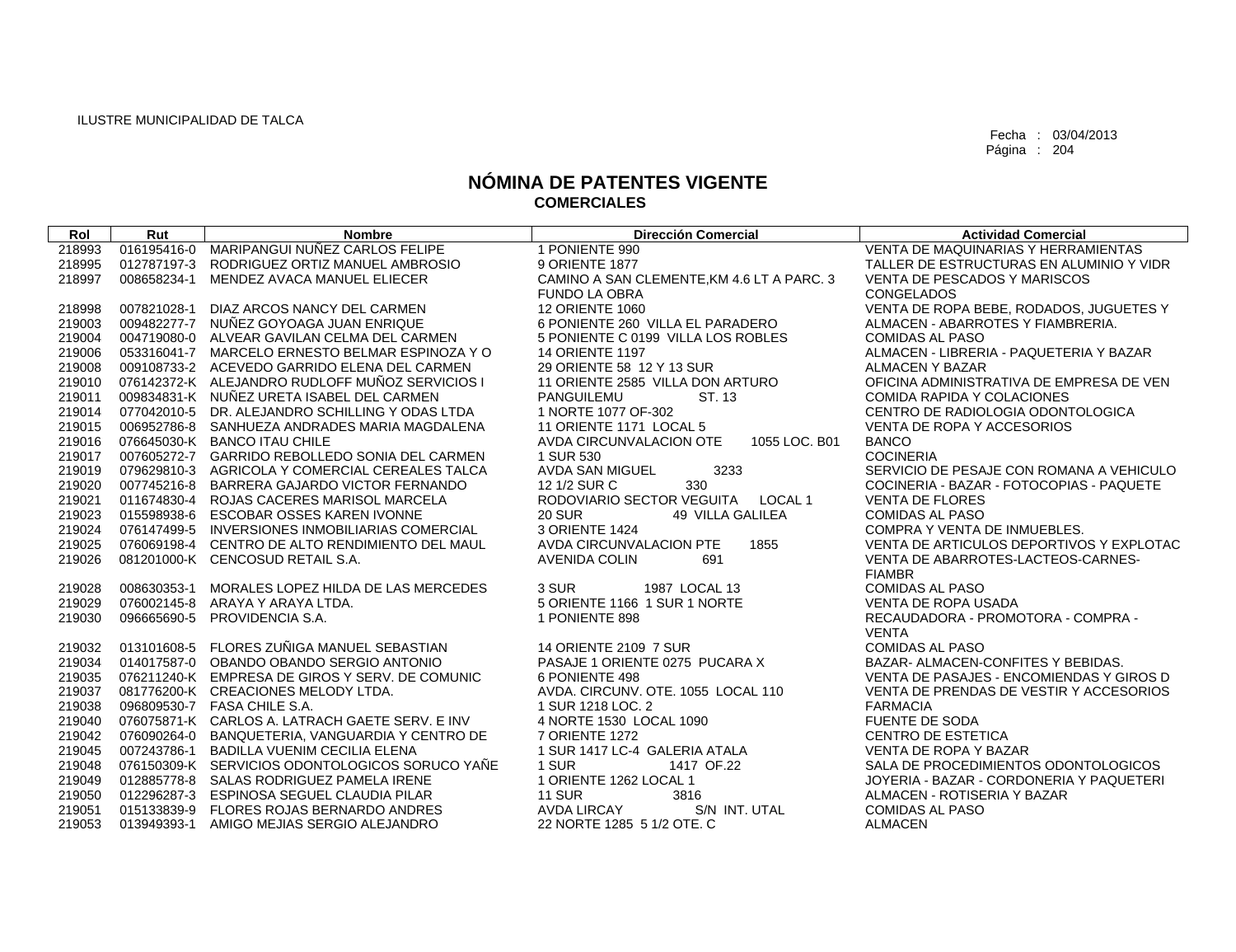ILUSTRE MUNICIPALIDAD DE TALCA

Fecha : 03/04/2013
Página : 204

# NÓMINA DE PATENTES VIGENTE
## COMERCIALES

| Rol | Rut | Nombre | Dirección Comercial | Actividad Comercial |
|---|---|---|---|---|
| 218993 | 016195416-0 | MARIPANGUI NUÑEZ CARLOS FELIPE | 1 PONIENTE 990 | VENTA DE MAQUINARIAS Y HERRAMIENTAS |
| 218995 | 012787197-3 | RODRIGUEZ ORTIZ MANUEL AMBROSIO | 9 ORIENTE 1877 | TALLER DE ESTRUCTURAS EN ALUMINIO Y VIDR |
| 218997 | 008658234-1 | MENDEZ AVACA MANUEL ELIECER | CAMINO A SAN CLEMENTE,KM 4.6 LT A PARC. 3 FUNDO LA OBRA | VENTA DE PESCADOS Y MARISCOS CONGELADOS |
| 218998 | 007821028-1 | DIAZ ARCOS NANCY DEL CARMEN | 12 ORIENTE 1060 | VENTA DE ROPA BEBE, RODADOS, JUGUETES Y |
| 219003 | 009482277-7 | NUÑEZ GOYOAGA JUAN ENRIQUE | 6 PONIENTE 260 VILLA EL PARADERO | ALMACEN - ABARROTES Y FIAMBRERIA. |
| 219004 | 004719080-0 | ALVEAR GAVILAN CELMA DEL CARMEN | 5 PONIENTE C 0199 VILLA LOS ROBLES | COMIDAS AL PASO |
| 219006 | 053316041-7 | MARCELO ERNESTO BELMAR ESPINOZA Y O | 14 ORIENTE 1197 | ALMACEN - LIBRERIA - PAQUETERIA Y BAZAR |
| 219008 | 009108733-2 | ACEVEDO GARRIDO ELENA DEL CARMEN | 29 ORIENTE 58 12 Y 13 SUR | ALMACEN Y BAZAR |
| 219010 | 076142372-K | ALEJANDRO RUDLOFF MUÑOZ SERVICIOS I | 11 ORIENTE 2585 VILLA DON ARTURO | OFICINA ADMINISTRATIVA DE EMPRESA DE VEN |
| 219011 | 009834831-K | NUÑEZ URETA ISABEL DEL CARMEN | PANGUILEMU ST. 13 | COMIDA RAPIDA Y COLACIONES |
| 219014 | 077042010-5 | DR. ALEJANDRO SCHILLING Y ODAS LTDA | 1 NORTE 1077 OF-302 | CENTRO DE RADIOLOGIA ODONTOLOGICA |
| 219015 | 006952786-8 | SANHUEZA ANDRADES MARIA MAGDALENA | 11 ORIENTE 1171 LOCAL 5 | VENTA DE ROPA Y ACCESORIOS |
| 219016 | 076645030-K | BANCO ITAU CHILE | AVDA CIRCUNVALACION OTE 1055 LOC. B01 | BANCO |
| 219017 | 007605272-7 | GARRIDO REBOLLEDO SONIA DEL CARMEN | 1 SUR 530 | COCINERIA |
| 219019 | 079629810-3 | AGRICOLA Y COMERCIAL CEREALES TALCA | AVDA SAN MIGUEL 3233 | SERVICIO DE PESAJE CON ROMANA A VEHICULO |
| 219020 | 007745216-8 | BARRERA GAJARDO VICTOR FERNANDO | 12 1/2 SUR C 330 | COCINERIA - BAZAR - FOTOCOPIAS - PAQUETE |
| 219021 | 011674830-4 | ROJAS CACERES MARISOL MARCELA | RODOVIARIO SECTOR VEGUITA LOCAL 1 | VENTA DE FLORES |
| 219023 | 015598938-6 | ESCOBAR OSSES KAREN IVONNE | 20 SUR 49 VILLA GALILEA | COMIDAS AL PASO |
| 219024 | 076147499-5 | INVERSIONES INMOBILIARIAS COMERCIAL | 3 ORIENTE 1424 | COMPRA Y VENTA DE INMUEBLES. |
| 219025 | 076069198-4 | CENTRO DE ALTO RENDIMIENTO DEL MAUL | AVDA CIRCUNVALACION PTE 1855 | VENTA DE ARTICULOS DEPORTIVOS Y EXPLOTAC |
| 219026 | 081201000-K | CENCOSUD RETAIL S.A. | AVENIDA COLIN 691 | VENTA DE ABARROTES-LACTEOS-CARNES-FIAMBR |
| 219028 | 008630353-1 | MORALES LOPEZ HILDA DE LAS MERCEDES | 3 SUR 1987 LOCAL 13 | COMIDAS AL PASO |
| 219029 | 076002145-8 | ARAYA Y ARAYA LTDA. | 5 ORIENTE 1166 1 SUR 1 NORTE | VENTA DE ROPA USADA |
| 219030 | 096665690-5 | PROVIDENCIA S.A. | 1 PONIENTE 898 | RECAUDADORA - PROMOTORA - COMPRA - VENTA |
| 219032 | 013101608-5 | FLORES ZUÑIGA MANUEL SEBASTIAN | 14 ORIENTE 2109 7 SUR | COMIDAS AL PASO |
| 219034 | 014017587-0 | OBANDO OBANDO SERGIO ANTONIO | PASAJE 1 ORIENTE 0275 PUCARA X | BAZAR- ALMACEN-CONFITES Y BEBIDAS. |
| 219035 | 076211240-K | EMPRESA DE GIROS Y SERV. DE COMUNIC | 6 PONIENTE 498 | VENTA DE PASAJES - ENCOMIENDAS Y GIROS D |
| 219037 | 081776200-K | CREACIONES MELODY LTDA. | AVDA. CIRCUNV. OTE. 1055 LOCAL 110 | VENTA DE PRENDAS DE VESTIR Y ACCESORIOS |
| 219038 | 096809530-7 | FASA CHILE S.A. | 1 SUR 1218 LOC. 2 | FARMACIA |
| 219040 | 076075871-K | CARLOS A. LATRACH GAETE SERV. E INV | 4 NORTE 1530 LOCAL 1090 | FUENTE DE SODA |
| 219042 | 076090264-0 | BANQUETERIA, VANGUARDIA Y CENTRO DE | 7 ORIENTE 1272 | CENTRO DE ESTETICA |
| 219045 | 007243786-1 | BADILLA VUENIM CECILIA ELENA | 1 SUR 1417 LC-4 GALERIA ATALA | VENTA DE ROPA Y BAZAR |
| 219048 | 076150309-K | SERVICIOS ODONTOLOGICOS SORUCO YAÑE | 1 SUR 1417 OF.22 | SALA DE PROCEDIMIENTOS ODONTOLOGICOS |
| 219049 | 012885778-8 | SALAS RODRIGUEZ PAMELA IRENE | 1 ORIENTE 1262 LOCAL 1 | JOYERIA - BAZAR - CORDONERIA Y PAQUETERI |
| 219050 | 012296287-3 | ESPINOSA SEGUEL CLAUDIA PILAR | 11 SUR 3816 | ALMACEN - ROTISERIA Y BAZAR |
| 219051 | 015133839-9 | FLORES ROJAS BERNARDO ANDRES | AVDA LIRCAY S/N INT. UTAL | COMIDAS AL PASO |
| 219053 | 013949393-1 | AMIGO MEJIAS SERGIO ALEJANDRO | 22 NORTE 1285 5 1/2 OTE. C | ALMACEN |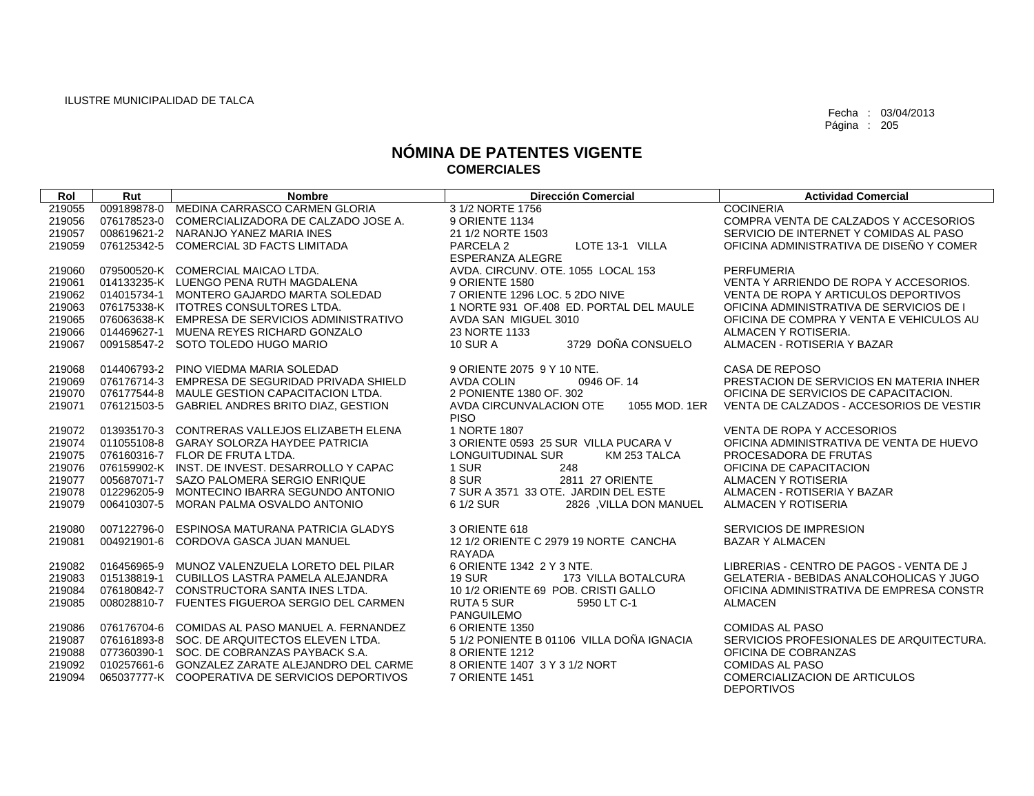ILUSTRE MUNICIPALIDAD DE TALCA

Fecha : 03/04/2013

# NÓMINA DE PATENTES VIGENTE
## COMERCIALES

| Rol | Rut | Nombre | Dirección Comercial | Actividad Comercial |
|---|---|---|---|---|
| 219055 | 009189878-0 | MEDINA CARRASCO CARMEN GLORIA | 3 1/2 NORTE 1756 | COCINERIA |
| 219056 | 076178523-0 | COMERCIALIZADORA DE CALZADO JOSE A. | 9 ORIENTE 1134 | COMPRA VENTA DE CALZADOS Y ACCESORIOS |
| 219057 | 008619621-2 | NARANJO YANEZ MARIA INES | 21 1/2 NORTE 1503 | SERVICIO DE INTERNET Y COMIDAS AL PASO |
| 219059 | 076125342-5 | COMERCIAL 3D FACTS LIMITADA | PARCELA 2 LOTE 13-1 VILLA ESPERANZA ALEGRE | OFICINA ADMINISTRATIVA DE DISEÑO Y COMER |
| 219060 | 079500520-K | COMERCIAL MAICAO LTDA. | AVDA. CIRCUNV. OTE. 1055 LOCAL 153 | PERFUMERIA |
| 219061 | 014133235-K | LUENGO PENA RUTH MAGDALENA | 9 ORIENTE 1580 | VENTA Y ARRIENDO DE ROPA Y ACCESORIOS. |
| 219062 | 014015734-1 | MONTERO GAJARDO MARTA SOLEDAD | 7 ORIENTE 1296 LOC. 5 2DO NIVE | VENTA DE ROPA Y ARTICULOS DEPORTIVOS |
| 219063 | 076175338-K | ITOTRES CONSULTORES LTDA. | 1 NORTE 931 OF.408 ED. PORTAL DEL MAULE | OFICINA ADMINISTRATIVA DE SERVICIOS DE I |
| 219065 | 076063638-K | EMPRESA DE SERVICIOS ADMINISTRATIVO | AVDA SAN MIGUEL 3010 | OFICINA DE COMPRA Y VENTA E VEHICULOS AU |
| 219066 | 014469627-1 | MUENA REYES RICHARD GONZALO | 23 NORTE 1133 | ALMACEN Y ROTISERIA. |
| 219067 | 009158547-2 | SOTO TOLEDO HUGO MARIO | 10 SUR A 3729 DOÑA CONSUELO | ALMACEN - ROTISERIA Y BAZAR |
| 219068 | 014406793-2 | PINO VIEDMA MARIA SOLEDAD | 9 ORIENTE 2075 9 Y 10 NTE. | CASA DE REPOSO |
| 219069 | 076176714-3 | EMPRESA DE SEGURIDAD PRIVADA SHIELD | AVDA COLIN 0946 OF. 14 | PRESTACION DE SERVICIOS EN MATERIA INHER |
| 219070 | 076177544-8 | MAULE GESTION CAPACITACION LTDA. | 2 PONIENTE 1380 OF. 302 | OFICINA DE SERVICIOS DE CAPACITACION. |
| 219071 | 076121503-5 | GABRIEL ANDRES BRITO DIAZ, GESTION | AVDA CIRCUNVALACION OTE 1055 MOD. 1ER PISO | VENTA DE CALZADOS - ACCESORIOS DE VESTIR |
| 219072 | 013935170-3 | CONTRERAS VALLEJOS ELIZABETH ELENA | 1 NORTE 1807 | VENTA DE ROPA Y ACCESORIOS |
| 219074 | 011055108-8 | GARAY SOLORZA HAYDEE PATRICIA | 3 ORIENTE 0593 25 SUR VILLA PUCARA V | OFICINA ADMINISTRATIVA DE VENTA DE HUEVO |
| 219075 | 076160316-7 | FLOR DE FRUTA LTDA. | LONGUITUDINAL SUR KM 253 TALCA | PROCESADORA DE FRUTAS |
| 219076 | 076159902-K | INST. DE INVEST. DESARROLLO Y CAPAC | 1 SUR 248 | OFICINA DE CAPACITACION |
| 219077 | 005687071-7 | SAZO PALOMERA SERGIO ENRIQUE | 8 SUR 2811 27 ORIENTE | ALMACEN Y ROTISERIA |
| 219078 | 012296205-9 | MONTECINO IBARRA SEGUNDO ANTONIO | 7 SUR A 3571 33 OTE. JARDIN DEL ESTE | ALMACEN - ROTISERIA Y BAZAR |
| 219079 | 006410307-5 | MORAN PALMA OSVALDO ANTONIO | 6 1/2 SUR 2826 ,VILLA DON MANUEL | ALMACEN Y ROTISERIA |
| 219080 | 007122796-0 | ESPINOSA MATURANA PATRICIA GLADYS | 3 ORIENTE 618 | SERVICIOS DE IMPRESION |
| 219081 | 004921901-6 | CORDOVA GASCA JUAN MANUEL | 12 1/2 ORIENTE C 2979 19 NORTE CANCHA RAYADA | BAZAR Y ALMACEN |
| 219082 | 016456965-9 | MUNOZ VALENZUELA LORETO DEL PILAR | 6 ORIENTE 1342 2 Y 3 NTE. | LIBRERIAS - CENTRO DE PAGOS - VENTA DE J |
| 219083 | 015138819-1 | CUBILLOS LASTRA PAMELA ALEJANDRA | 19 SUR 173 VILLA BOTALCURA | GELATERIA - BEBIDAS ANALCOHOLICAS Y JUGO |
| 219084 | 076180842-7 | CONSTRUCTORA SANTA INES LTDA. | 10 1/2 ORIENTE 69 POB. CRISTI GALLO | OFICINA ADMINISTRATIVA DE EMPRESA CONSTR |
| 219085 | 008028810-7 | FUENTES FIGUEROA SERGIO DEL CARMEN | RUTA 5 SUR 5950 LT C-1 PANGUILEMO | ALMACEN |
| 219086 | 076176704-6 | COMIDAS AL PASO MANUEL A. FERNANDEZ | 6 ORIENTE 1350 | COMIDAS AL PASO |
| 219087 | 076161893-8 | SOC. DE ARQUITECTOS ELEVEN LTDA. | 5 1/2 PONIENTE B 01106 VILLA DOÑA IGNACIA | SERVICIOS PROFESIONALES DE ARQUITECTURA. |
| 219088 | 077360390-1 | SOC. DE COBRANZAS PAYBACK S.A. | 8 ORIENTE 1212 | OFICINA DE COBRANZAS |
| 219092 | 010257661-6 | GONZALEZ ZARATE ALEJANDRO DEL CARME | 8 ORIENTE 1407 3 Y 3 1/2 NORT | COMIDAS AL PASO |
| 219094 | 065037777-K | COOPERATIVA DE SERVICIOS DEPORTIVOS | 7 ORIENTE 1451 | COMERCIALIZACION DE ARTICULOS DEPORTIVOS |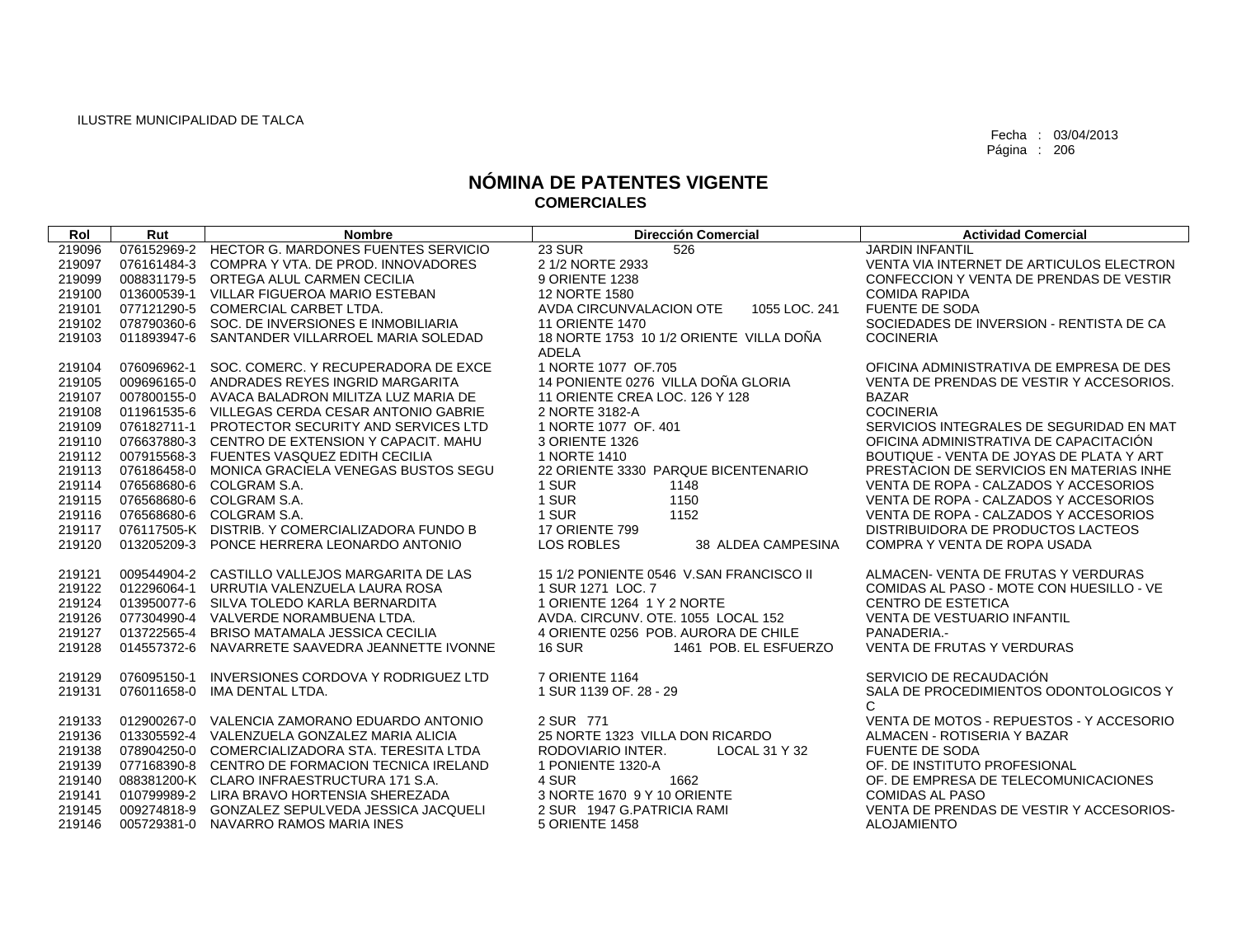ILUSTRE MUNICIPALIDAD DE TALCA

Fecha : 03/04/2013

# NÓMINA DE PATENTES VIGENTE
## COMERCIALES

| Rol | Rut | Nombre | Dirección Comercial | Actividad Comercial |
|---|---|---|---|---|
| 219096 | 076152969-2 | HECTOR G. MARDONES FUENTES SERVICIO | 23 SUR 526 | JARDIN INFANTIL |
| 219097 | 076161484-3 | COMPRA Y VTA. DE PROD. INNOVADORES | 2 1/2 NORTE 2933 | VENTA VIA INTERNET DE ARTICULOS ELECTRON |
| 219099 | 008831179-5 | ORTEGA ALUL CARMEN CECILIA | 9 ORIENTE 1238 | CONFECCION Y VENTA DE PRENDAS DE VESTIR |
| 219100 | 013600539-1 | VILLAR FIGUEROA MARIO ESTEBAN | 12 NORTE 1580 | COMIDA RAPIDA |
| 219101 | 077121290-5 | COMERCIAL CARBET LTDA. | AVDA CIRCUNVALACION OTE 1055 LOC. 241 | FUENTE DE SODA |
| 219102 | 078790360-6 | SOC. DE INVERSIONES E INMOBILIARIA | 11 ORIENTE 1470 | SOCIEDADES DE INVERSION - RENTISTA DE CA |
| 219103 | 011893947-6 | SANTANDER VILLARROEL MARIA SOLEDAD | 18 NORTE 1753 10 1/2 ORIENTE VILLA DOÑA ADELA | COCINERIA |
| 219104 | 076096962-1 | SOC. COMERC. Y RECUPERADORA DE EXCE | 1 NORTE 1077 OF.705 | OFICINA ADMINISTRATIVA DE EMPRESA DE DES |
| 219105 | 009696165-0 | ANDRADES REYES INGRID MARGARITA | 14 PONIENTE 0276 VILLA DOÑA GLORIA | VENTA DE PRENDAS DE VESTIR Y ACCESORIOS. |
| 219107 | 007800155-0 | AVACA BALADRON MILITZA LUZ MARIA DE | 11 ORIENTE CREA LOC. 126 Y 128 | BAZAR |
| 219108 | 011961535-6 | VILLEGAS CERDA CESAR ANTONIO GABRIE | 2 NORTE 3182-A | COCINERIA |
| 219109 | 076182711-1 | PROTECTOR SECURITY AND SERVICES LTD | 1 NORTE 1077 OF. 401 | SERVICIOS INTEGRALES DE SEGURIDAD EN MAT |
| 219110 | 076637880-3 | CENTRO DE EXTENSION Y CAPACIT. MAHU | 3 ORIENTE 1326 | OFICINA ADMINISTRATIVA DE CAPACITACIÓN |
| 219112 | 007915568-3 | FUENTES VASQUEZ EDITH CECILIA | 1 NORTE 1410 | BOUTIQUE - VENTA DE JOYAS DE PLATA Y ART |
| 219113 | 076186458-0 | MONICA GRACIELA VENEGAS BUSTOS SEGU | 22 ORIENTE 3330 PARQUE BICENTENARIO | PRESTACION DE SERVICIOS EN MATERIAS INHE |
| 219114 | 076568680-6 | COLGRAM S.A. | 1 SUR 1148 | VENTA DE ROPA - CALZADOS Y ACCESORIOS |
| 219115 | 076568680-6 | COLGRAM S.A. | 1 SUR 1150 | VENTA DE ROPA - CALZADOS Y ACCESORIOS |
| 219116 | 076568680-6 | COLGRAM S.A. | 1 SUR 1152 | VENTA DE ROPA - CALZADOS Y ACCESORIOS |
| 219117 | 076117505-K | DISTRIB. Y COMERCIALIZADORA FUNDO B | 17 ORIENTE 799 | DISTRIBUIDORA DE PRODUCTOS LACTEOS |
| 219120 | 013205209-3 | PONCE HERRERA LEONARDO ANTONIO | LOS ROBLES 38 ALDEA CAMPESINA | COMPRA Y VENTA DE ROPA USADA |
| 219121 | 009544904-2 | CASTILLO VALLEJOS MARGARITA DE LAS | 15 1/2 PONIENTE 0546 V.SAN FRANCISCO II | ALMACEN- VENTA DE FRUTAS Y VERDURAS |
| 219122 | 012296064-1 | URRUTIA VALENZUELA LAURA ROSA | 1 SUR 1271 LOC. 7 | COMIDAS AL PASO - MOTE CON HUESILLO - VE |
| 219124 | 013950077-6 | SILVA TOLEDO KARLA BERNARDITA | 1 ORIENTE 1264 1 Y 2 NORTE | CENTRO DE ESTETICA |
| 219126 | 077304990-4 | VALVERDE NORAMBUENA LTDA. | AVDA. CIRCUNV. OTE. 1055 LOCAL 152 | VENTA DE VESTUARIO INFANTIL |
| 219127 | 013722565-4 | BRISO MATAMALA JESSICA CECILIA | 4 ORIENTE 0256 POB. AURORA DE CHILE | PANADERIA.- |
| 219128 | 014557372-6 | NAVARRETE SAAVEDRA JEANNETTE IVONNE | 16 SUR 1461 POB. EL ESFUERZO | VENTA DE FRUTAS Y VERDURAS |
| 219129 | 076095150-1 | INVERSIONES CORDOVA Y RODRIGUEZ LTD | 7 ORIENTE 1164 | SERVICIO DE RECAUDACIÓN |
| 219131 | 076011658-0 | IMA DENTAL LTDA. | 1 SUR 1139 OF. 28 - 29 | SALA DE PROCEDIMIENTOS ODONTOLOGICOS Y C |
| 219133 | 012900267-0 | VALENCIA ZAMORANO EDUARDO ANTONIO | 2 SUR 771 | VENTA DE MOTOS - REPUESTOS - Y ACCESORIO |
| 219136 | 013305592-4 | VALENZUELA GONZALEZ MARIA ALICIA | 25 NORTE 1323 VILLA DON RICARDO | ALMACEN - ROTISERIA Y BAZAR |
| 219138 | 078904250-0 | COMERCIALIZADORA STA. TERESITA LTDA | RODOVIARIO INTER. LOCAL 31 Y 32 | FUENTE DE SODA |
| 219139 | 077168390-8 | CENTRO DE FORMACION TECNICA IRELAND | 1 PONIENTE 1320-A | OF. DE INSTITUTO PROFESIONAL |
| 219140 | 088381200-K | CLARO INFRAESTRUCTURA 171 S.A. | 4 SUR 1662 | OF. DE EMPRESA DE TELECOMUNICACIONES |
| 219141 | 010799989-2 | LIRA BRAVO HORTENSIA SHEREZADA | 3 NORTE 1670 9 Y 10 ORIENTE | COMIDAS AL PASO |
| 219145 | 009274818-9 | GONZALEZ SEPULVEDA JESSICA JACQUELI | 2 SUR 1947 G.PATRICIA RAMI | VENTA DE PRENDAS DE VESTIR Y ACCESORIOS- |
| 219146 | 005729381-0 | NAVARRO RAMOS MARIA INES | 5 ORIENTE 1458 | ALOJAMIENTO |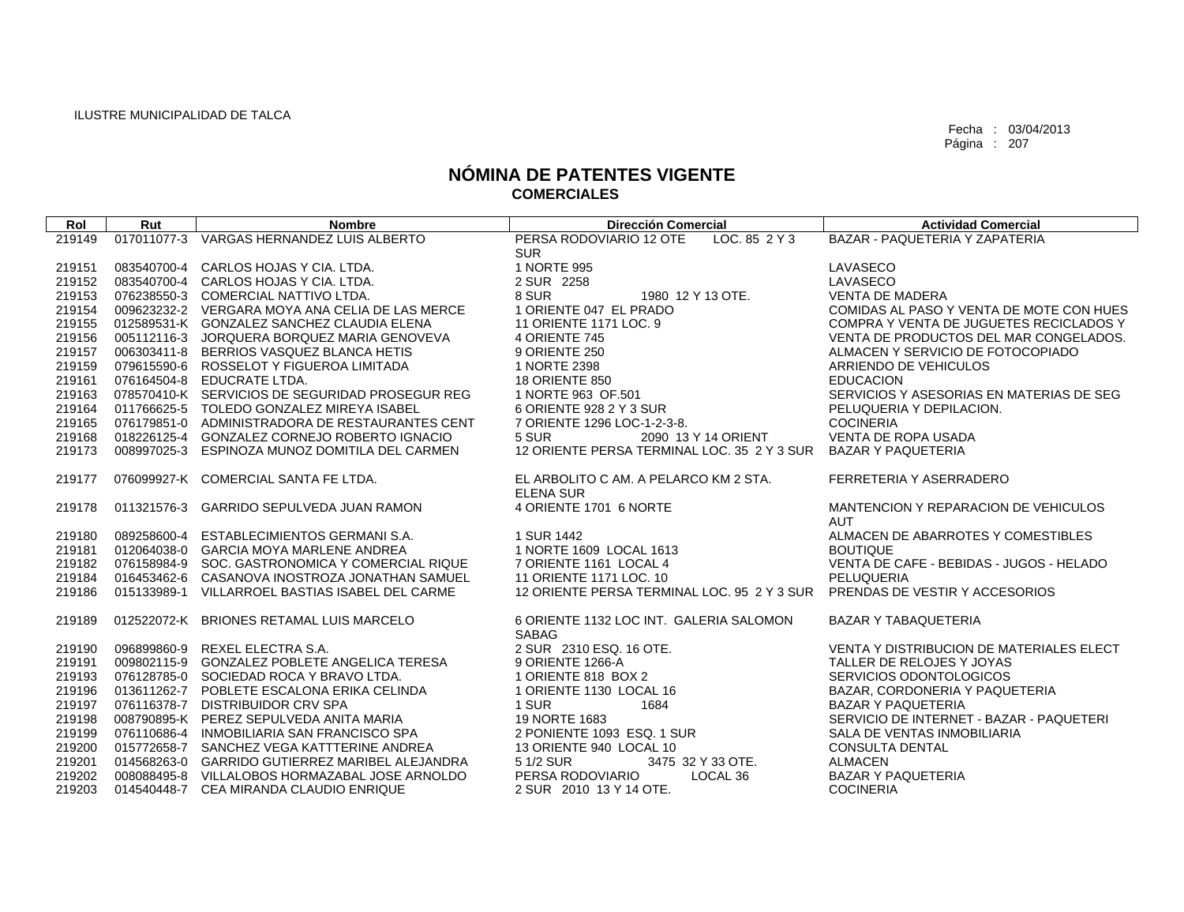ILUSTRE MUNICIPALIDAD DE TALCA

Fecha : 03/04/2013
Página : 207

# NÓMINA DE PATENTES VIGENTE
## COMERCIALES

| Rol | Rut | Nombre | Dirección Comercial | Actividad Comercial |
|---|---|---|---|---|
| 219149 | 017011077-3 | VARGAS HERNANDEZ LUIS ALBERTO | PERSA RODOVIARIO 12 OTE LOC. 85 2 Y 3 SUR | BAZAR - PAQUETERIA Y ZAPATERIA |
| 219151 | 083540700-4 | CARLOS HOJAS Y CIA. LTDA. | 1 NORTE 995 | LAVASECO |
| 219152 | 083540700-4 | CARLOS HOJAS Y CIA. LTDA. | 2 SUR 2258 | LAVASECO |
| 219153 | 076238550-3 | COMERCIAL NATTIVO LTDA. | 8 SUR 1980 12 Y 13 OTE. | VENTA DE MADERA |
| 219154 | 009623232-2 | VERGARA MOYA ANA CELIA DE LAS MERCE | 1 ORIENTE 047 EL PRADO | COMIDAS AL PASO Y VENTA DE MOTE CON HUES |
| 219155 | 012589531-K | GONZALEZ SANCHEZ CLAUDIA ELENA | 11 ORIENTE 1171 LOC. 9 | COMPRA Y VENTA DE JUGUETES RECICLADOS Y |
| 219156 | 005112116-3 | JORQUERA BORQUEZ MARIA GENOVEVA | 4 ORIENTE 745 | VENTA DE PRODUCTOS DEL MAR CONGELADOS. |
| 219157 | 006303411-8 | BERRIOS VASQUEZ BLANCA HETIS | 9 ORIENTE 250 | ALMACEN Y SERVICIO DE FOTOCOPIADO |
| 219159 | 079615590-6 | ROSSELOT Y FIGUEROA LIMITADA | 1 NORTE 2398 | ARRIENDO DE VEHICULOS |
| 219161 | 076164504-8 | EDUCRATE LTDA. | 18 ORIENTE 850 | EDUCACION |
| 219163 | 078570410-K | SERVICIOS DE SEGURIDAD PROSEGUR REG | 1 NORTE 963 OF.501 | SERVICIOS Y ASESORIAS EN MATERIAS DE SEG |
| 219164 | 011766625-5 | TOLEDO GONZALEZ MIREYA ISABEL | 6 ORIENTE 928 2 Y 3 SUR | PELUQUERIA Y DEPILACION. |
| 219165 | 076179851-0 | ADMINISTRADORA DE RESTAURANTES CENT | 7 ORIENTE 1296 LOC-1-2-3-8. | COCINERIA |
| 219168 | 018226125-4 | GONZALEZ CORNEJO ROBERTO IGNACIO | 5 SUR 2090 13 Y 14 ORIENT | VENTA DE ROPA USADA |
| 219173 | 008997025-3 | ESPINOZA MUNOZ DOMITILA DEL CARMEN | 12 ORIENTE PERSA TERMINAL LOC. 35 2 Y 3 SUR | BAZAR Y PAQUETERIA |
| 219177 | 076099927-K | COMERCIAL SANTA FE LTDA. | EL ARBOLITO C AM. A PELARCO KM 2 STA. ELENA SUR | FERRETERIA Y ASERRADERO |
| 219178 | 011321576-3 | GARRIDO SEPULVEDA JUAN RAMON | 4 ORIENTE 1701 6 NORTE | MANTENCION Y REPARACION DE VEHICULOS AUT |
| 219180 | 089258600-4 | ESTABLECIMIENTOS GERMANI S.A. | 1 SUR 1442 | ALMACEN DE ABARROTES Y COMESTIBLES |
| 219181 | 012064038-0 | GARCIA MOYA MARLENE ANDREA | 1 NORTE 1609 LOCAL 1613 | BOUTIQUE |
| 219182 | 076158984-9 | SOC. GASTRONOMICA Y COMERCIAL RIQUE | 7 ORIENTE 1161 LOCAL 4 | VENTA DE CAFE - BEBIDAS - JUGOS - HELADO |
| 219184 | 016453462-6 | CASANOVA INOSTROZA JONATHAN SAMUEL | 11 ORIENTE 1171 LOC. 10 | PELUQUERIA |
| 219186 | 015133989-1 | VILLARROEL BASTIAS ISABEL DEL CARME | 12 ORIENTE PERSA TERMINAL LOC. 95 2 Y 3 SUR | PRENDAS DE VESTIR Y ACCESORIOS |
| 219189 | 012522072-K | BRIONES RETAMAL LUIS MARCELO | 6 ORIENTE 1132 LOC INT. GALERIA SALOMON SABAG | BAZAR Y TABAQUETERIA |
| 219190 | 096899860-9 | REXEL ELECTRA S.A. | 2 SUR 2310 ESQ. 16 OTE. | VENTA Y DISTRIBUCION DE MATERIALES ELECT |
| 219191 | 009802115-9 | GONZALEZ POBLETE ANGELICA TERESA | 9 ORIENTE 1266-A | TALLER DE RELOJES Y JOYAS |
| 219193 | 076128785-0 | SOCIEDAD ROCA Y BRAVO LTDA. | 1 ORIENTE 818 BOX 2 | SERVICIOS ODONTOLOGICOS |
| 219196 | 013611262-7 | POBLETE ESCALONA ERIKA CELINDA | 1 ORIENTE 1130 LOCAL 16 | BAZAR, CORDONERIA Y PAQUETERIA |
| 219197 | 076116378-7 | DISTRIBUIDOR CRV SPA | 1 SUR 1684 | BAZAR Y PAQUETERIA |
| 219198 | 008790895-K | PEREZ SEPULVEDA ANITA MARIA | 19 NORTE 1683 | SERVICIO DE INTERNET - BAZAR - PAQUETERI |
| 219199 | 076110686-4 | INMOBILIARIA SAN FRANCISCO SPA | 2 PONIENTE 1093 ESQ. 1 SUR | SALA DE VENTAS INMOBILIARIA |
| 219200 | 015772658-7 | SANCHEZ VEGA KATTTERINE ANDREA | 13 ORIENTE 940 LOCAL 10 | CONSULTA DENTAL |
| 219201 | 014568263-0 | GARRIDO GUTIERREZ MARIBEL ALEJANDRA | 5 1/2 SUR 3475 32 Y 33 OTE. | ALMACEN |
| 219202 | 008088495-8 | VILLALOBOS HORMAZABAL JOSE ARNOLDO | PERSA RODOVIARIO LOCAL 36 | BAZAR Y PAQUETERIA |
| 219203 | 014540448-7 | CEA MIRANDA CLAUDIO ENRIQUE | 2 SUR 2010 13 Y 14 OTE. | COCINERIA |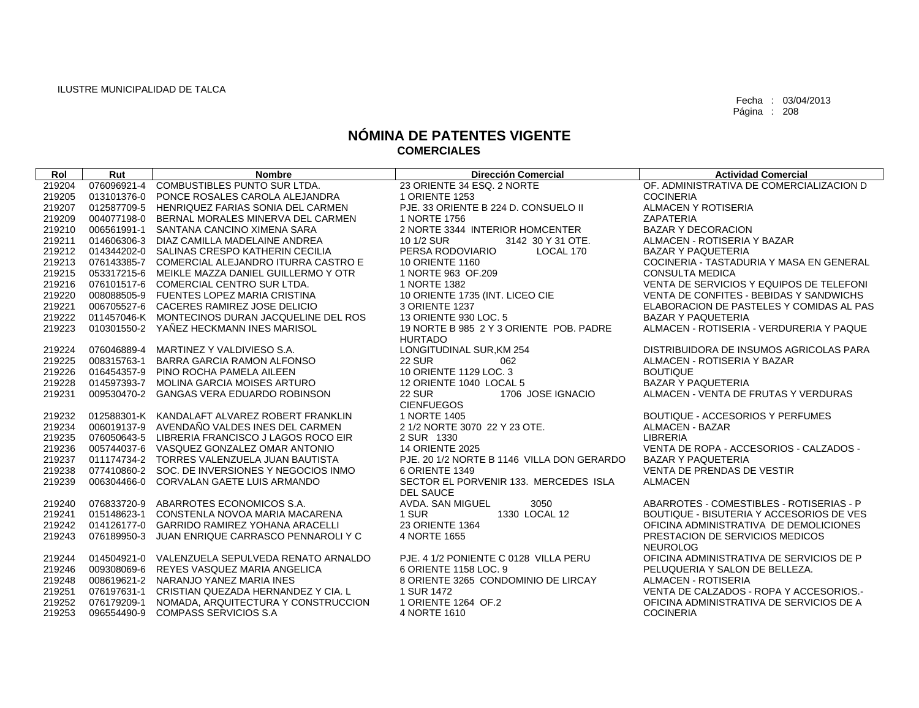ILUSTRE MUNICIPALIDAD DE TALCA

Fecha : 03/04/2013

# NÓMINA DE PATENTES VIGENTE
## COMERCIALES

| Rol | Rut | Nombre | Dirección Comercial | Actividad Comercial |
|---|---|---|---|---|
| 219204 | 076096921-4 | COMBUSTIBLES PUNTO SUR LTDA. | 23 ORIENTE 34 ESQ. 2 NORTE | OF. ADMINISTRATIVA DE COMERCIALIZACION D |
| 219205 | 013101376-0 | PONCE ROSALES CAROLA ALEJANDRA | 1 ORIENTE 1253 | COCINERIA |
| 219207 | 012587709-5 | HENRIQUEZ FARIAS SONIA DEL CARMEN | PJE. 33 ORIENTE B 224 D. CONSUELO II | ALMACEN Y ROTISERIA |
| 219209 | 004077198-0 | BERNAL MORALES MINERVA DEL CARMEN | 1 NORTE 1756 | ZAPATERIA |
| 219210 | 006561991-1 | SANTANA CANCINO XIMENA SARA | 2 NORTE 3344 INTERIOR HOMCENTER | BAZAR Y DECORACION |
| 219211 | 014606306-3 | DIAZ CAMILLA MADELAINE ANDREA | 10 1/2 SUR 3142 30 Y 31 OTE. | ALMACEN - ROTISERIA Y BAZAR |
| 219212 | 014344202-0 | SALINAS CRESPO KATHERIN CECILIA | PERSA RODOVIARIO LOCAL 170 | BAZAR Y PAQUETERIA |
| 219213 | 076143385-7 | COMERCIAL ALEJANDRO ITURRA CASTRO E | 10 ORIENTE 1160 | COCINERIA - TASTADURIA Y MASA EN GENERAL |
| 219215 | 053317215-6 | MEIKLE MAZZA DANIEL GUILLERMO Y OTR | 1 NORTE 963 OF.209 | CONSULTA MEDICA |
| 219216 | 076101517-6 | COMERCIAL CENTRO SUR LTDA. | 1 NORTE 1382 | VENTA DE SERVICIOS Y EQUIPOS DE TELEFONI |
| 219220 | 008088505-9 | FUENTES LOPEZ MARIA CRISTINA | 10 ORIENTE 1735 (INT. LICEO CIE | VENTA DE CONFITES - BEBIDAS Y SANDWICHS |
| 219221 | 006705527-6 | CACERES RAMIREZ JOSE DELICIO | 3 ORIENTE 1237 | ELABORACION DE PASTELES Y COMIDAS AL PAS |
| 219222 | 011457046-K | MONTECINOS DURAN JACQUELINE DEL ROS | 13 ORIENTE 930 LOC. 5 | BAZAR Y PAQUETERIA |
| 219223 | 010301550-2 | YAÑEZ HECKMANN INES MARISOL | NORTE B 985 2 Y 3 ORIENTE POB. PADRE HURTADO | ALMACEN - ROTISERIA - VERDURERIA Y PAQUE |
| 219224 | 076046889-4 | MARTINEZ Y VALDIVIESO S.A. | LONGITUDINAL SUR,KM 254 | DISTRIBUIDORA DE INSUMOS AGRICOLAS PARA |
| 219225 | 008315763-1 | BARRA GARCIA RAMON ALFONSO | 22 SUR 062 | ALMACEN - ROTISERIA Y BAZAR |
| 219226 | 016454357-9 | PINO ROCHA PAMELA AILEEN | 10 ORIENTE 1129 LOC. 3 | BOUTIQUE |
| 219228 | 014597393-7 | MOLINA GARCIA MOISES ARTURO | 12 ORIENTE 1040 LOCAL 5 | BAZAR Y PAQUETERIA |
| 219231 | 009530470-2 | GANGAS VERA EDUARDO ROBINSON | 22 SUR 1706 JOSE IGNACIO CIENFUEGOS | ALMACEN - VENTA DE FRUTAS Y VERDURAS |
| 219232 | 012588301-K | KANDALAFT ALVAREZ ROBERT FRANKLIN | 1 NORTE 1405 | BOUTIQUE - ACCESORIOS Y PERFUMES |
| 219234 | 006019137-9 | AVENDAÑO VALDES INES DEL CARMEN | 2 1/2 NORTE 3070 22 Y 23 OTE. | ALMACEN - BAZAR |
| 219235 | 076050643-5 | LIBRERIA FRANCISCO J LAGOS ROCO EIR | 2 SUR 1330 | LIBRERIA |
| 219236 | 005744037-6 | VASQUEZ GONZALEZ OMAR ANTONIO | 14 ORIENTE 2025 | VENTA DE ROPA - ACCESORIOS - CALZADOS - |
| 219237 | 011174734-2 | TORRES VALENZUELA JUAN BAUTISTA | PJE. 20 1/2 NORTE B 1146 VILLA DON GERARDO | BAZAR Y PAQUETERIA |
| 219238 | 077410860-2 | SOC. DE INVERSIONES Y NEGOCIOS INMO | 6 ORIENTE 1349 | VENTA DE PRENDAS DE VESTIR |
| 219239 | 006304466-0 | CORVALAN GAETE LUIS ARMANDO | SECTOR EL PORVENIR 133. MERCEDES ISLA DEL SAUCE | ALMACEN |
| 219240 | 076833720-9 | ABARROTES ECONOMICOS S.A. | AVDA. SAN MIGUEL 3050 | ABARROTES - COMESTIBLES - ROTISERIAS - P |
| 219241 | 015148623-1 | CONSTENLA NOVOA MARIA MACARENA | 1 SUR 1330 LOCAL 12 | BOUTIQUE - BISUTERIA Y ACCESORIOS DE VES |
| 219242 | 014126177-0 | GARRIDO RAMIREZ YOHANA ARACELLI | 23 ORIENTE 1364 | OFICINA ADMINISTRATIVA DE DEMOLICIONES |
| 219243 | 076189950-3 | JUAN ENRIQUE CARRASCO PENNAROLI Y C | 4 NORTE 1655 | PRESTACION DE SERVICIOS MEDICOS NEUROLOG |
| 219244 | 014504921-0 | VALENZUELA SEPULVEDA RENATO ARNALDO | PJE. 4 1/2 PONIENTE C 0128 VILLA PERU | OFICINA ADMINISTRATIVA DE SERVICIOS DE P |
| 219246 | 009308069-6 | REYES VASQUEZ MARIA ANGELICA | 6 ORIENTE 1158 LOC. 9 | PELUQUERIA Y SALON DE BELLEZA. |
| 219248 | 008619621-2 | NARANJO YANEZ MARIA INES | 8 ORIENTE 3265 CONDOMINIO DE LIRCAY | ALMACEN - ROTISERIA |
| 219251 | 076197631-1 | CRISTIAN QUEZADA HERNANDEZ Y CIA. L | 1 SUR 1472 | VENTA DE CALZADOS - ROPA Y ACCESORIOS.- |
| 219252 | 076179209-1 | NOMADA, ARQUITECTURA Y CONSTRUCCION | 1 ORIENTE 1264 OF.2 | OFICINA ADMINISTRATIVA DE SERVICIOS DE A |
| 219253 | 096554490-9 | COMPASS SERVICIOS S.A | 4 NORTE 1610 | COCINERIA |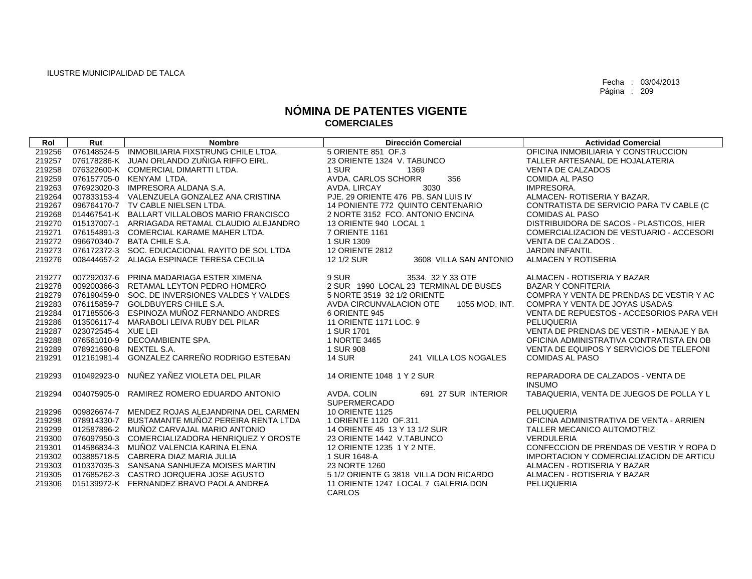ILUSTRE MUNICIPALIDAD DE TALCA

Fecha : 03/04/2013
Página : 209

# NÓMINA DE PATENTES VIGENTE
## COMERCIALES

| Rol | Rut | Nombre | Dirección Comercial | Actividad Comercial |
|---|---|---|---|---|
| 219256 | 076148524-5 | INMOBILIARIA FIXSTRUNG CHILE LTDA. | 5 ORIENTE 851 OF.3 | OFICINA INMOBILIARIA Y CONSTRUCCION |
| 219257 | 076178286-K | JUAN ORLANDO ZUÑIGA RIFFO EIRL. | 23 ORIENTE 1324 V. TABUNCO | TALLER ARTESANAL DE HOJALATERIA |
| 219258 | 076322600-K | COMERCIAL DIMARTTI LTDA. | 1 SUR 1369 | VENTA DE CALZADOS |
| 219259 | 076157705-0 | KENYAM LTDA. | AVDA. CARLOS SCHORR 356 | COMIDA AL PASO |
| 219263 | 076923020-3 | IMPRESORA ALDANA S.A. | AVDA. LIRCAY 3030 | IMPRESORA. |
| 219264 | 007833153-4 | VALENZUELA GONZALEZ ANA CRISTINA | PJE. 29 ORIENTE 476 PB. SAN LUIS IV | ALMACEN- ROTISERIA Y BAZAR. |
| 219267 | 096764170-7 | TV CABLE NIELSEN LTDA. | 14 PONIENTE 772 QUINTO CENTENARIO | CONTRATISTA DE SERVICIO PARA TV CABLE (C |
| 219268 | 014467541-K | BALLART VILLALOBOS MARIO FRANCISCO | 2 NORTE 3152 FCO. ANTONIO ENCINA | COMIDAS AL PASO |
| 219270 | 015137007-1 | ARRIAGADA RETAMAL CLAUDIO ALEJANDRO | 13 ORIENTE 940 LOCAL 1 | DISTRIBUIDORA DE SACOS - PLASTICOS, HIER |
| 219271 | 076154891-3 | COMERCIAL KARAME MAHER LTDA. | 7 ORIENTE 1161 | COMERCIALIZACION DE VESTUARIO - ACCESORI |
| 219272 | 096670340-7 | BATA CHILE S.A. | 1 SUR 1309 | VENTA DE CALZADOS . |
| 219273 | 076172372-3 | SOC. EDUCACIONAL RAYITO DE SOL LTDA | 12 ORIENTE 2812 | JARDIN INFANTIL |
| 219276 | 008444657-2 | ALIAGA ESPINACE TERESA CECILIA | 12 1/2 SUR 3608 VILLA SAN ANTONIO | ALMACEN Y ROTISERIA |
| 219277 | 007292037-6 | PRINA MADARIAGA ESTER XIMENA | 9 SUR 3534. 32 Y 33 OTE | ALMACEN - ROTISERIA Y BAZAR |
| 219278 | 009200366-3 | RETAMAL LEYTON PEDRO HOMERO | 2 SUR 1990 LOCAL 23 TERMINAL DE BUSES | BAZAR Y CONFITERIA |
| 219279 | 076190459-0 | SOC. DE INVERSIONES VALDES Y VALDES | 5 NORTE 3519 32 1/2 ORIENTE | COMPRA Y VENTA DE PRENDAS DE VESTIR Y AC |
| 219283 | 076115859-7 | GOLDBUYERS CHILE S.A. | AVDA CIRCUNVALACION OTE 1055 MOD. INT. | COMPRA Y VENTA DE JOYAS USADAS |
| 219284 | 017185506-3 | ESPINOZA MUÑOZ FERNANDO ANDRES | 6 ORIENTE 945 | VENTA DE REPUESTOS - ACCESORIOS PARA VEH |
| 219286 | 013506117-4 | MARABOLI LEIVA RUBY DEL PILAR | 11 ORIENTE 1171 LOC. 9 | PELUQUERIA |
| 219287 | 023072545-4 | XUE LEI | 1 SUR 1701 | VENTA DE PRENDAS DE VESTIR - MENAJE Y BA |
| 219288 | 076561010-9 | DECOAMBIENTE SPA. | 1 NORTE 3465 | OFICINA ADMINISTRATIVA CONTRATISTA EN OB |
| 219289 | 078921690-8 | NEXTEL S.A. | 1 SUR 908 | VENTA DE EQUIPOS Y SERVICIOS DE TELEFONI |
| 219291 | 012161981-4 | GONZALEZ CARREÑO RODRIGO ESTEBAN | 14 SUR 241 VILLA LOS NOGALES | COMIDAS AL PASO |
| 219293 | 010492923-0 | NUÑEZ YAÑEZ VIOLETA DEL PILAR | 14 ORIENTE 1048 1 Y 2 SUR | REPARADORA DE CALZADOS - VENTA DE INSUMO |
| 219294 | 004075905-0 | RAMIREZ ROMERO EDUARDO ANTONIO | AVDA. COLIN 691 27 SUR INTERIOR SUPERMERCADO | TABAQUERIA, VENTA DE JUEGOS DE POLLA Y L |
| 219296 | 009826674-7 | MENDEZ ROJAS ALEJANDRINA DEL CARMEN | 10 ORIENTE 1125 | PELUQUERIA |
| 219298 | 078914330-7 | BUSTAMANTE MUÑOZ PEREIRA RENTA LTDA | 1 ORIENTE 1120 OF.311 | OFICINA ADMINISTRATIVA DE VENTA - ARRIEN |
| 219299 | 012587896-2 | MUÑOZ CARVAJAL MARIO ANTONIO | 14 ORIENTE 45 13 Y 13 1/2 SUR | TALLER MECANICO AUTOMOTRIZ |
| 219300 | 076097950-3 | COMERCIALIZADORA HENRIQUEZ Y OROSTE | 23 ORIENTE 1442 V.TABUNCO | VERDULERIA |
| 219301 | 014586834-3 | MUÑOZ VALENCIA KARINA ELENA | 12 ORIENTE 1235 1 Y 2 NTE. | CONFECCION DE PRENDAS DE VESTIR Y ROPA D |
| 219302 | 003885718-5 | CABRERA DIAZ MARIA JULIA | 1 SUR 1648-A | IMPORTACION Y COMERCIALIZACION DE ARTICU |
| 219303 | 010337035-3 | SANSANA SANHUEZA MOISES MARTIN | 23 NORTE 1260 | ALMACEN - ROTISERIA Y BAZAR |
| 219305 | 017685262-3 | CASTRO JORQUERA JOSE AGUSTO | 5 1/2 ORIENTE G 3818 VILLA DON RICARDO | ALMACEN - ROTISERIA Y BAZAR |
| 219306 | 015139972-K | FERNANDEZ BRAVO PAOLA ANDREA | 11 ORIENTE 1247 LOCAL 7 GALERIA DON CARLOS | PELUQUERIA |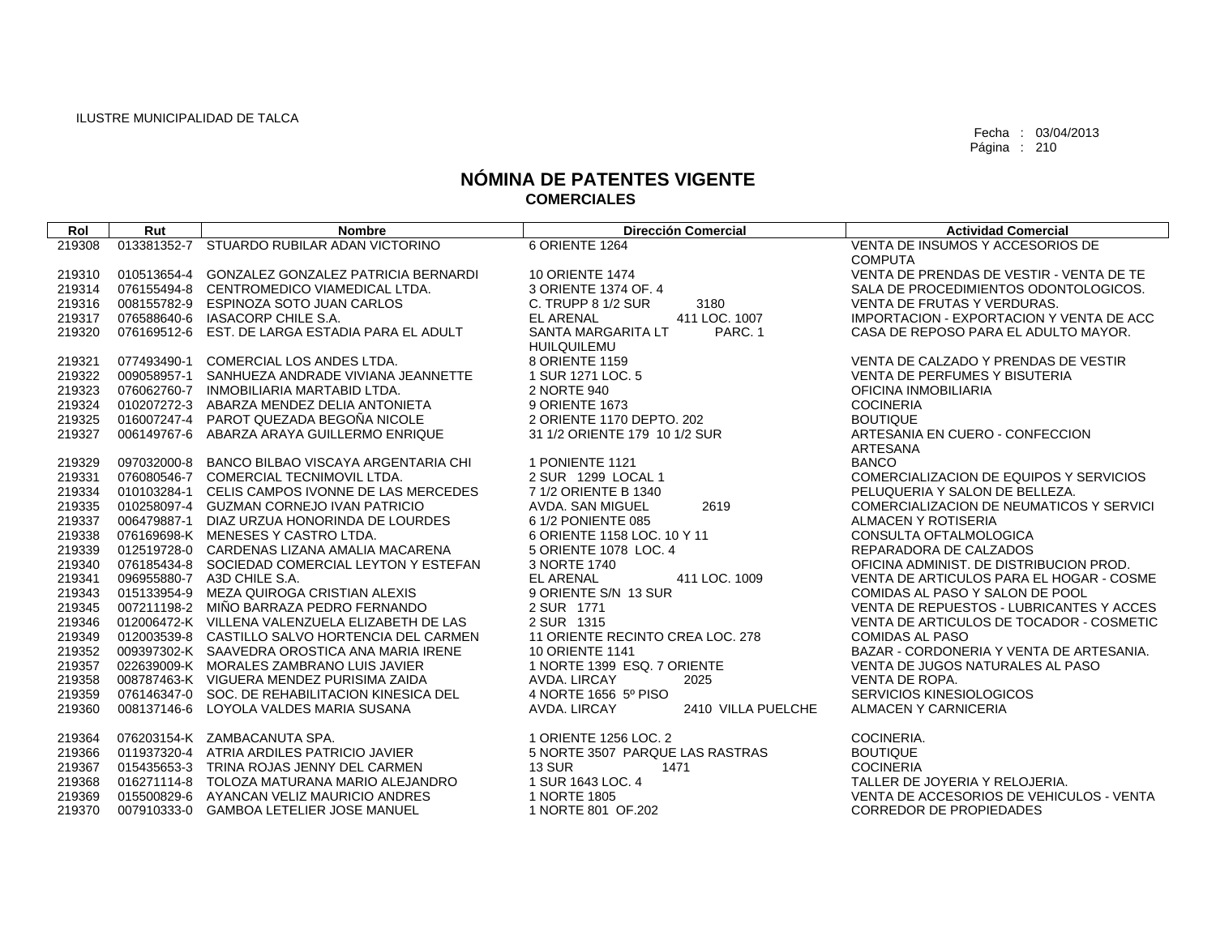ILUSTRE MUNICIPALIDAD DE TALCA

Fecha : 03/04/2013

# NÓMINA DE PATENTES VIGENTE
## COMERCIALES

| Rol | Rut | Nombre | Dirección Comercial | Actividad Comercial |
|---|---|---|---|---|
| 219308 | 013381352-7 | STUARDO RUBILAR ADAN VICTORINO | 6 ORIENTE 1264 | VENTA DE INSUMOS Y ACCESORIOS DE COMPUTA |
| 219310 | 010513654-4 | GONZALEZ GONZALEZ PATRICIA BERNARDI | 10 ORIENTE 1474 | VENTA DE PRENDAS DE VESTIR - VENTA DE TE |
| 219314 | 076155494-8 | CENTROMEDICO VIAMEDICAL LTDA. | 3 ORIENTE 1374 OF. 4 | SALA DE PROCEDIMIENTOS ODONTOLOGICOS. |
| 219316 | 008155782-9 | ESPINOZA SOTO JUAN CARLOS | C. TRUPP 8 1/2 SUR 3180 | VENTA DE FRUTAS Y VERDURAS. |
| 219317 | 076588640-6 | IASACORP CHILE S.A. | EL ARENAL 411 LOC. 1007 | IMPORTACION - EXPORTACION Y VENTA DE ACC |
| 219320 | 076169512-6 | EST. DE LARGA ESTADIA PARA EL ADULT | SANTA MARGARITA LT PARC. 1 HUILQUILEMU | CASA DE REPOSO PARA EL ADULTO MAYOR. |
| 219321 | 077493490-1 | COMERCIAL LOS ANDES LTDA. | 8 ORIENTE 1159 | VENTA DE CALZADO Y PRENDAS DE VESTIR |
| 219322 | 009058957-1 | SANHUEZA ANDRADE VIVIANA JEANNETTE | 1 SUR 1271 LOC. 5 | VENTA DE PERFUMES Y BISUTERIA |
| 219323 | 076062760-7 | INMOBILIARIA MARTABID LTDA. | 2 NORTE 940 | OFICINA INMOBILIARIA |
| 219324 | 010207272-3 | ABARZA MENDEZ DELIA ANTONIETA | 9 ORIENTE 1673 | COCINERIA |
| 219325 | 016007247-4 | PAROT QUEZADA BEGOÑA NICOLE | 2 ORIENTE 1170 DEPTO. 202 | BOUTIQUE |
| 219327 | 006149767-6 | ABARZA ARAYA GUILLERMO ENRIQUE | 31 1/2 ORIENTE 179 10 1/2 SUR | ARTESANIA EN CUERO - CONFECCION ARTESANA |
| 219329 | 097032000-8 | BANCO BILBAO VISCAYA ARGENTARIA CHI | 1 PONIENTE 1121 | BANCO |
| 219331 | 076080546-7 | COMERCIAL TECNIMOVIL LTDA. | 2 SUR 1299 LOCAL 1 | COMERCIALIZACION DE EQUIPOS Y SERVICIOS |
| 219334 | 010103284-1 | CELIS CAMPOS IVONNE DE LAS MERCEDES | 7 1/2 ORIENTE B 1340 | PELUQUERIA Y SALON DE BELLEZA. |
| 219335 | 010258097-4 | GUZMAN CORNEJO IVAN PATRICIO | AVDA. SAN MIGUEL 2619 | COMERCIALIZACION DE NEUMATICOS Y SERVICI |
| 219337 | 006479887-1 | DIAZ URZUA HONORINDA DE LOURDES | 6 1/2 PONIENTE 085 | ALMACEN Y ROTISERIA |
| 219338 | 076169698-K | MENESES Y CASTRO LTDA. | 6 ORIENTE 1158 LOC. 10 Y 11 | CONSULTA OFTALMOLOGICA |
| 219339 | 012519728-0 | CARDENAS LIZANA AMALIA MACARENA | 5 ORIENTE 1078 LOC. 4 | REPARADORA DE CALZADOS |
| 219340 | 076185434-8 | SOCIEDAD COMERCIAL LEYTON Y ESTEFAN | 3 NORTE 1740 | OFICINA ADMINIST. DE DISTRIBUCION PROD. |
| 219341 | 096955880-7 | A3D CHILE S.A. | EL ARENAL 411 LOC. 1009 | VENTA DE ARTICULOS PARA EL HOGAR - COSME |
| 219343 | 015133954-9 | MEZA QUIROGA CRISTIAN ALEXIS | 9 ORIENTE S/N 13 SUR | COMIDAS AL PASO Y SALON DE POOL |
| 219345 | 007211198-2 | MIÑO BARRAZA PEDRO FERNANDO | 2 SUR 1771 | VENTA DE REPUESTOS - LUBRICANTES Y ACCES |
| 219346 | 012006472-K | VILLENA VALENZUELA ELIZABETH DE LAS | 2 SUR 1315 | VENTA DE ARTICULOS DE TOCADOR - COSMETIC |
| 219349 | 012003539-8 | CASTILLO SALVO HORTENCIA DEL CARMEN | 11 ORIENTE RECINTO CREA LOC. 278 | COMIDAS AL PASO |
| 219352 | 009397302-K | SAAVEDRA OROSTICA ANA MARIA IRENE | 10 ORIENTE 1141 | BAZAR - CORDONERIA Y VENTA DE ARTESANIA. |
| 219357 | 022639009-K | MORALES ZAMBRANO LUIS JAVIER | 1 NORTE 1399 ESQ. 7 ORIENTE | VENTA DE JUGOS NATURALES AL PASO |
| 219358 | 008787463-K | VIGUERA MENDEZ PURISIMA ZAIDA | AVDA. LIRCAY 2025 | VENTA DE ROPA. |
| 219359 | 076146347-0 | SOC. DE REHABILITACION KINESICA DEL | 4 NORTE 1656 5º PISO | SERVICIOS KINESIOLOGICOS |
| 219360 | 008137146-6 | LOYOLA VALDES MARIA SUSANA | AVDA. LIRCAY 2410 VILLA PUELCHE | ALMACEN Y CARNICERIA |
| 219364 | 076203154-K | ZAMBACANUTA SPA. | 1 ORIENTE 1256 LOC. 2 | COCINERIA. |
| 219366 | 011937320-4 | ATRIA ARDILES PATRICIO JAVIER | 5 NORTE 3507 PARQUE LAS RASTRAS | BOUTIQUE |
| 219367 | 015435653-3 | TRINA ROJAS JENNY DEL CARMEN | 13 SUR 1471 | COCINERIA |
| 219368 | 016271114-8 | TOLOZA MATURANA MARIO ALEJANDRO | 1 SUR 1643 LOC. 4 | TALLER DE JOYERIA Y RELOJERIA. |
| 219369 | 015500829-6 | AYANCAN VELIZ MAURICIO ANDRES | 1 NORTE 1805 | VENTA DE ACCESORIOS DE VEHICULOS - VENTA |
| 219370 | 007910333-0 | GAMBOA LETELIER JOSE MANUEL | 1 NORTE 801 OF.202 | CORREDOR DE PROPIEDADES |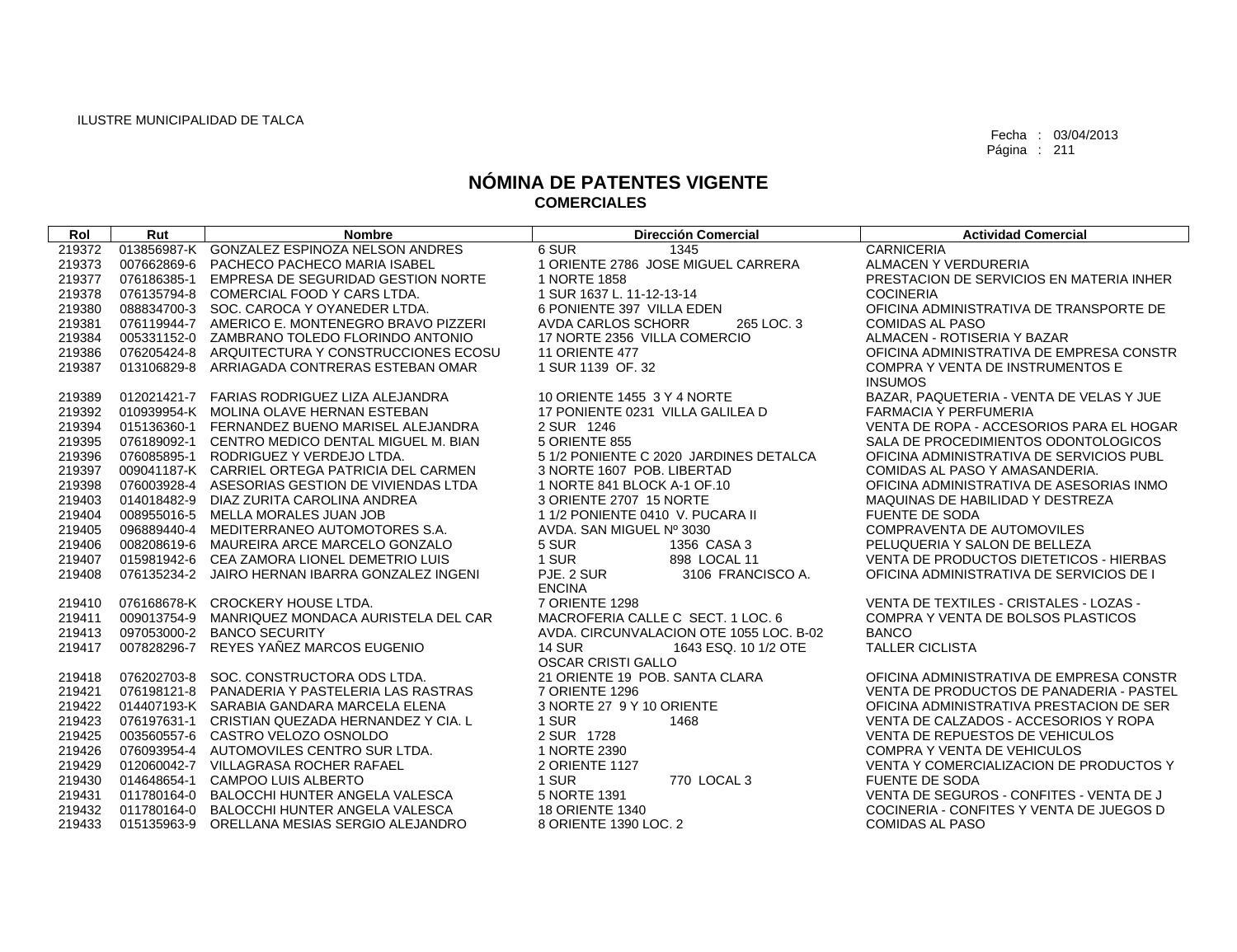ILUSTRE MUNICIPALIDAD DE TALCA

Fecha : 03/04/2013
Página : 211

# NÓMINA DE PATENTES VIGENTE
## COMERCIALES

| Rol | Rut | Nombre | Dirección Comercial | Actividad Comercial |
|---|---|---|---|---|
| 219372 | 013856987-K | GONZALEZ ESPINOZA NELSON ANDRES | 6 SUR 1345 | CARNICERIA |
| 219373 | 007662869-6 | PACHECO PACHECO MARIA ISABEL | 1 ORIENTE 2786 JOSE MIGUEL CARRERA | ALMACEN Y VERDURERIA |
| 219377 | 076186385-1 | EMPRESA DE SEGURIDAD GESTION NORTE | 1 NORTE 1858 | PRESTACION DE SERVICIOS EN MATERIA INHER |
| 219378 | 076135794-8 | COMERCIAL FOOD Y CARS LTDA. | 1 SUR 1637 L. 11-12-13-14 | COCINERIA |
| 219380 | 088834700-3 | SOC. CAROCA Y OYANEDER LTDA. | 6 PONIENTE 397 VILLA EDEN | OFICINA ADMINISTRATIVA DE TRANSPORTE DE |
| 219381 | 076119944-7 | AMERICO E. MONTENEGRO BRAVO PIZZERI | AVDA CARLOS SCHORR 265 LOC. 3 | COMIDAS AL PASO |
| 219384 | 005331152-0 | ZAMBRANO TOLEDO FLORINDO ANTONIO | 17 NORTE 2356 VILLA COMERCIO | ALMACEN - ROTISERIA Y BAZAR |
| 219386 | 076205424-8 | ARQUITECTURA Y CONSTRUCCIONES ECOSU | 11 ORIENTE 477 | OFICINA ADMINISTRATIVA DE EMPRESA CONSTR |
| 219387 | 013106829-8 | ARRIAGADA CONTRERAS ESTEBAN OMAR | 1 SUR 1139 OF. 32 | COMPRA Y VENTA DE INSTRUMENTOS E INSUMOS |
| 219389 | 012021421-7 | FARIAS RODRIGUEZ LIZA ALEJANDRA | 10 ORIENTE 1455 3 Y 4 NORTE | BAZAR, PAQUETERIA - VENTA DE VELAS Y JUE |
| 219392 | 010939954-K | MOLINA OLAVE HERNAN ESTEBAN | 17 PONIENTE 0231 VILLA GALILEA D | FARMACIA Y PERFUMERIA |
| 219394 | 015136360-1 | FERNANDEZ BUENO MARISEL ALEJANDRA | 2 SUR 1246 | VENTA DE ROPA - ACCESORIOS PARA EL HOGAR |
| 219395 | 076189092-1 | CENTRO MEDICO DENTAL MIGUEL M. BIAN | 5 ORIENTE 855 | SALA DE PROCEDIMIENTOS ODONTOLOGICOS |
| 219396 | 076085895-1 | RODRIGUEZ Y VERDEJO LTDA. | 5 1/2 PONIENTE C 2020 JARDINES DETALCA | OFICINA ADMINISTRATIVA DE SERVICIOS PUBL |
| 219397 | 009041187-K | CARRIEL ORTEGA PATRICIA DEL CARMEN | 3 NORTE 1607 POB. LIBERTAD | COMIDAS AL PASO Y AMASANDERIA. |
| 219398 | 076003928-4 | ASESORIAS GESTION DE VIVIENDAS LTDA | 1 NORTE 841 BLOCK A-1 OF.10 | OFICINA ADMINISTRATIVA DE ASESORIAS INMO |
| 219403 | 014018482-9 | DIAZ ZURITA CAROLINA ANDREA | 3 ORIENTE 2707 15 NORTE | MAQUINAS DE HABILIDAD Y DESTREZA |
| 219404 | 008955016-5 | MELLA MORALES JUAN JOB | 1 1/2 PONIENTE 0410 V. PUCARA II | FUENTE DE SODA |
| 219405 | 096889440-4 | MEDITERRANEO AUTOMOTORES S.A. | AVDA. SAN MIGUEL Nº 3030 | COMPRAVENTA DE AUTOMOVILES |
| 219406 | 008208619-6 | MAUREIRA ARCE MARCELO GONZALO | 5 SUR 1356 CASA 3 | PELUQUERIA Y SALON DE BELLEZA |
| 219407 | 015981942-6 | CEA ZAMORA LIONEL DEMETRIO LUIS | 1 SUR 898 LOCAL 11 | VENTA DE PRODUCTOS DIETETICOS - HIERBAS |
| 219408 | 076135234-2 | JAIRO HERNAN IBARRA GONZALEZ INGENI | PJE. 2 SUR 3106 FRANCISCO A. ENCINA | OFICINA ADMINISTRATIVA DE SERVICIOS DE I |
| 219410 | 076168678-K | CROCKERY HOUSE LTDA. | 7 ORIENTE 1298 | VENTA DE TEXTILES - CRISTALES - LOZAS - |
| 219411 | 009013754-9 | MANRIQUEZ MONDACA AURISTELA DEL CAR | MACROFERIA CALLE C SECT. 1 LOC. 6 | COMPRA Y VENTA DE BOLSOS PLASTICOS |
| 219413 | 097053000-2 | BANCO SECURITY | AVDA. CIRCUNVALACION OTE 1055 LOC. B-02 | BANCO |
| 219417 | 007828296-7 | REYES YAÑEZ MARCOS EUGENIO | 14 SUR 1643 ESQ. 10 1/2 OTE OSCAR CRISTI GALLO | TALLER CICLISTA |
| 219418 | 076202703-8 | SOC. CONSTRUCTORA ODS LTDA. | 21 ORIENTE 19 POB. SANTA CLARA | OFICINA ADMINISTRATIVA DE EMPRESA CONSTR |
| 219421 | 076198121-8 | PANADERIA Y PASTELERIA LAS RASTRAS | 7 ORIENTE 1296 | VENTA DE PRODUCTOS DE PANADERIA - PASTEL |
| 219422 | 014407193-K | SARABIA GANDARA MARCELA ELENA | 3 NORTE 27 9 Y 10 ORIENTE | OFICINA ADMINISTRATIVA PRESTACION DE SER |
| 219423 | 076197631-1 | CRISTIAN QUEZADA HERNANDEZ Y CIA. L | 1 SUR 1468 | VENTA DE CALZADOS - ACCESORIOS Y ROPA |
| 219425 | 003560557-6 | CASTRO VELOZO OSNOLDO | 2 SUR 1728 | VENTA DE REPUESTOS DE VEHICULOS |
| 219426 | 076093954-4 | AUTOMOVILES CENTRO SUR LTDA. | 1 NORTE 2390 | COMPRA Y VENTA DE VEHICULOS |
| 219429 | 012060042-7 | VILLAGRASA ROCHER RAFAEL | 2 ORIENTE 1127 | VENTA Y COMERCIALIZACION DE PRODUCTOS Y |
| 219430 | 014648654-1 | CAMPOO LUIS ALBERTO | 1 SUR 770 LOCAL 3 | FUENTE DE SODA |
| 219431 | 011780164-0 | BALOCCHI HUNTER ANGELA VALESCA | 5 NORTE 1391 | VENTA DE SEGUROS - CONFITES - VENTA DE J |
| 219432 | 011780164-0 | BALOCCHI HUNTER ANGELA VALESCA | 18 ORIENTE 1340 | COCINERIA - CONFITES Y VENTA DE JUEGOS D |
| 219433 | 015135963-9 | ORELLANA MESIAS SERGIO ALEJANDRO | 8 ORIENTE 1390 LOC. 2 | COMIDAS AL PASO |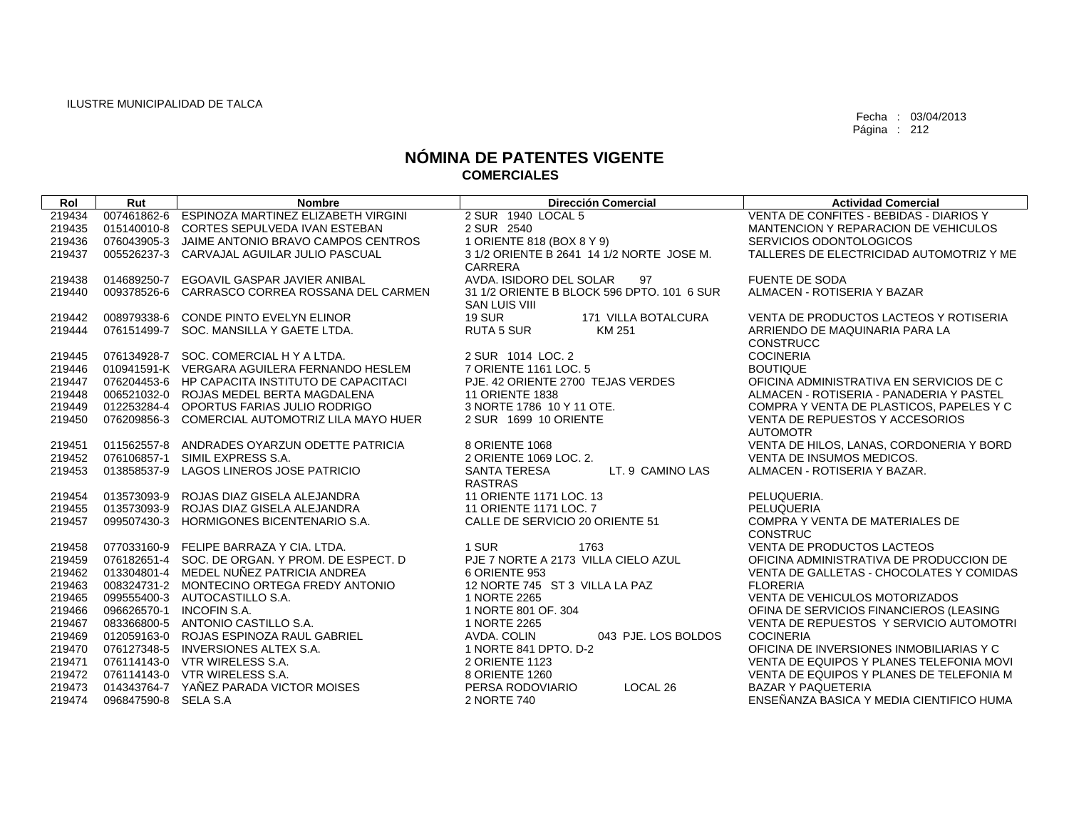ILUSTRE MUNICIPALIDAD DE TALCA

Fecha : 03/04/2013
Página : 212

# NÓMINA DE PATENTES VIGENTE
## COMERCIALES

| Rol | Rut | Nombre | Dirección Comercial | Actividad Comercial |
|---|---|---|---|---|
| 219434 | 007461862-6 | ESPINOZA MARTINEZ ELIZABETH VIRGINI | 2 SUR 1940 LOCAL 5 | VENTA DE CONFITES - BEBIDAS - DIARIOS Y |
| 219435 | 015140010-8 | CORTES SEPULVEDA IVAN ESTEBAN | 2 SUR 2540 | MANTENCION Y REPARACION DE VEHICULOS |
| 219436 | 076043905-3 | JAIME ANTONIO BRAVO CAMPOS CENTROS | 1 ORIENTE 818 (BOX 8 Y 9) | SERVICIOS ODONTOLOGICOS |
| 219437 | 005526237-3 | CARVAJAL AGUILAR JULIO PASCUAL | 3 1/2 ORIENTE B 2641 14 1/2 NORTE JOSE M. CARRERA | TALLERES DE ELECTRICIDAD AUTOMOTRIZ Y ME |
| 219438 | 014689250-7 | EGOAVIL GASPAR JAVIER ANIBAL | AVDA. ISIDORO DEL SOLAR 97 | FUENTE DE SODA |
| 219440 | 009378526-6 | CARRASCO CORREA ROSSANA DEL CARMEN | 31 1/2 ORIENTE B BLOCK 596 DPTO. 101 6 SUR SAN LUIS VIII | ALMACEN - ROTISERIA Y BAZAR |
| 219442 | 008979338-6 | CONDE PINTO EVELYN ELINOR | 19 SUR 171 VILLA BOTALCURA | VENTA DE PRODUCTOS LACTEOS Y ROTISERIA |
| 219444 | 076151499-7 | SOC. MANSILLA Y GAETE LTDA. | RUTA 5 SUR KM 251 | ARRIENDO DE MAQUINARIA PARA LA CONSTRUCC |
| 219445 | 076134928-7 | SOC. COMERCIAL H Y A LTDA. | 2 SUR 1014 LOC. 2 | COCINERIA |
| 219446 | 010941591-K | VERGARA AGUILERA FERNANDO HESLEM | 7 ORIENTE 1161 LOC. 5 | BOUTIQUE |
| 219447 | 076204453-6 | HP CAPACITA INSTITUTO DE CAPACITACI | PJE. 42 ORIENTE 2700 TEJAS VERDES | OFICINA ADMINISTRATIVA EN SERVICIOS DE C |
| 219448 | 006521032-0 | ROJAS MEDEL BERTA MAGDALENA | 11 ORIENTE 1838 | ALMACEN - ROTISERIA - PANADERIA Y PASTEL |
| 219449 | 012253284-4 | OPORTUS FARIAS JULIO RODRIGO | 3 NORTE 1786 10 Y 11 OTE. | COMPRA Y VENTA DE PLASTICOS, PAPELES Y C |
| 219450 | 076209856-3 | COMERCIAL AUTOMOTRIZ LILA MAYO HUER | 2 SUR 1699 10 ORIENTE | VENTA DE REPUESTOS Y ACCESORIOS AUTOMOTR |
| 219451 | 011562557-8 | ANDRADES OYARZUN ODETTE PATRICIA | 8 ORIENTE 1068 | VENTA DE HILOS, LANAS, CORDONERIA Y BORD |
| 219452 | 076106857-1 | SIMIL EXPRESS S.A. | 2 ORIENTE 1069 LOC. 2. | VENTA DE INSUMOS MEDICOS. |
| 219453 | 013858537-9 | LAGOS LINEROS JOSE PATRICIO | SANTA TERESA LT. 9 CAMINO LAS RASTRAS | ALMACEN - ROTISERIA Y BAZAR. |
| 219454 | 013573093-9 | ROJAS DIAZ GISELA ALEJANDRA | 11 ORIENTE 1171 LOC. 13 | PELUQUERIA. |
| 219455 | 013573093-9 | ROJAS DIAZ GISELA ALEJANDRA | 11 ORIENTE 1171 LOC. 7 | PELUQUERIA |
| 219457 | 099507430-3 | HORMIGONES BICENTENARIO S.A. | CALLE DE SERVICIO 20 ORIENTE 51 | COMPRA Y VENTA DE MATERIALES DE CONSTRUC |
| 219458 | 077033160-9 | FELIPE BARRAZA Y CIA. LTDA. | 1 SUR 1763 | VENTA DE PRODUCTOS LACTEOS |
| 219459 | 076182651-4 | SOC. DE ORGAN. Y PROM. DE ESPECT. D | PJE 7 NORTE A 2173 VILLA CIELO AZUL | OFICINA ADMINISTRATIVA DE PRODUCCION DE |
| 219462 | 013304801-4 | MEDEL NUÑEZ PATRICIA ANDREA | 6 ORIENTE 953 | VENTA DE GALLETAS - CHOCOLATES Y COMIDAS |
| 219463 | 008324731-2 | MONTECINO ORTEGA FREDY ANTONIO | 12 NORTE 745 ST 3 VILLA LA PAZ | FLORERIA |
| 219465 | 099555400-3 | AUTOCASTILLO S.A. | 1 NORTE 2265 | VENTA DE VEHICULOS MOTORIZADOS |
| 219466 | 096626570-1 | INCOFIN S.A. | 1 NORTE 801 OF. 304 | OFINA DE SERVICIOS FINANCIEROS (LEASING |
| 219467 | 083366800-5 | ANTONIO CASTILLO S.A. | 1 NORTE 2265 | VENTA DE REPUESTOS Y SERVICIO AUTOMOTRI |
| 219469 | 012059163-0 | ROJAS ESPINOZA RAUL GABRIEL | AVDA. COLIN 043 PJE. LOS BOLDOS | COCINERIA |
| 219470 | 076127348-5 | INVERSIONES ALTEX S.A. | 1 NORTE 841 DPTO. D-2 | OFICINA DE INVERSIONES INMOBILIARIAS Y C |
| 219471 | 076114143-0 | VTR WIRELESS S.A. | 2 ORIENTE 1123 | VENTA DE EQUIPOS Y PLANES TELEFONIA MOVI |
| 219472 | 076114143-0 | VTR WIRELESS S.A. | 8 ORIENTE 1260 | VENTA DE EQUIPOS Y PLANES DE TELEFONIA M |
| 219473 | 014343764-7 | YAÑEZ PARADA VICTOR MOISES | PERSA RODOVIARIO LOCAL 26 | BAZAR Y PAQUETERIA |
| 219474 | 096847590-8 | SELA S.A | 2 NORTE 740 | ENSEÑANZA BASICA Y MEDIA CIENTIFICO HUMA |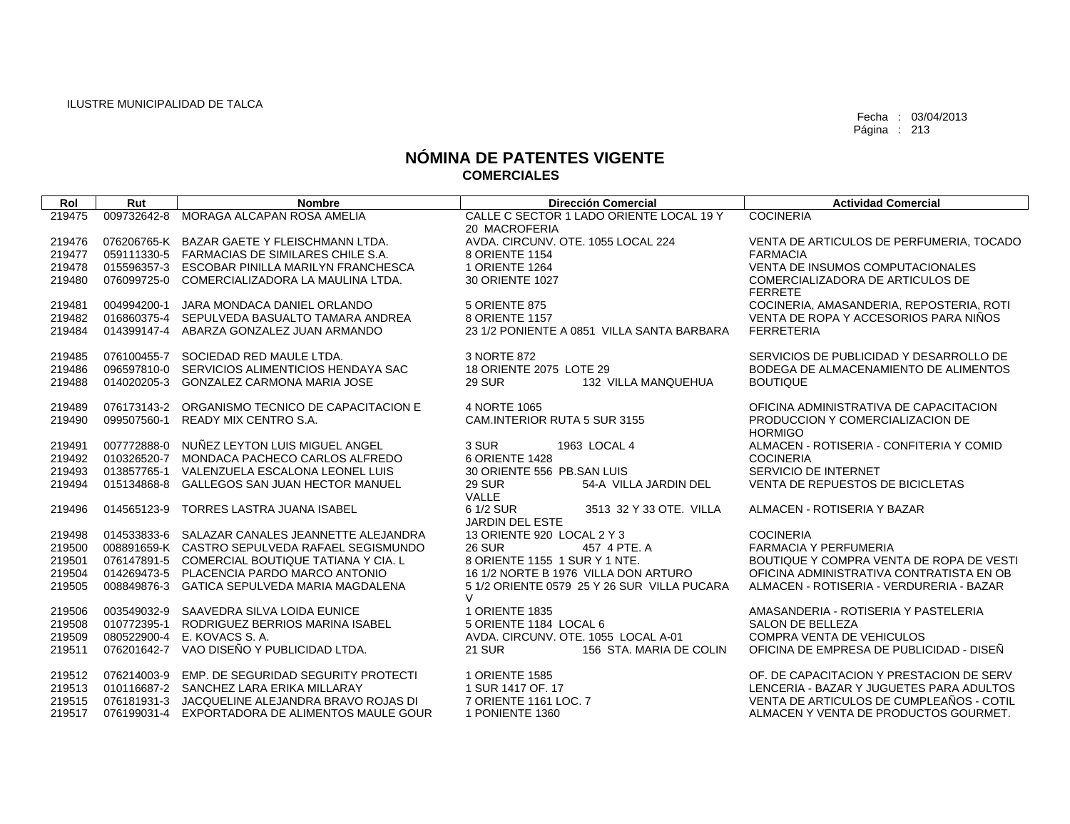ILUSTRE MUNICIPALIDAD DE TALCA

Fecha : 03/04/2013

# NÓMINA DE PATENTES VIGENTE
## COMERCIALES

| Rol | Rut | Nombre | Dirección Comercial | Actividad Comercial |
|---|---|---|---|---|
| 219475 | 009732642-8 | MORAGA ALCAPAN ROSA AMELIA | CALLE C SECTOR 1 LADO ORIENTE LOCAL 19 Y 20 MACROFERIA | COCINERIA |
| 219476 | 076206765-K | BAZAR GAETE Y FLEISCHMANN LTDA. | AVDA. CIRCUNV. OTE. 1055 LOCAL 224 | VENTA DE ARTICULOS DE PERFUMERIA, TOCADO |
| 219477 | 059111330-5 | FARMACIAS DE SIMILARES CHILE S.A. | 8 ORIENTE 1154 | FARMACIA |
| 219478 | 015596357-3 | ESCOBAR PINILLA MARILYN FRANCHESCA | 1 ORIENTE 1264 | VENTA DE INSUMOS COMPUTACIONALES |
| 219480 | 076099725-0 | COMERCIALIZADORA LA MAULINA LTDA. | 30 ORIENTE 1027 | COMERCIALIZADORA DE ARTICULOS DE FERRETE |
| 219481 | 004994200-1 | JARA MONDACA DANIEL ORLANDO | 5 ORIENTE 875 | COCINERIA, AMASANDERIA, REPOSTERIA, ROTI |
| 219482 | 016860375-4 | SEPULVEDA BASUALTO TAMARA ANDREA | 8 ORIENTE 1157 | VENTA DE ROPA Y ACCESORIOS PARA NIÑOS |
| 219484 | 014399147-4 | ABARZA GONZALEZ JUAN ARMANDO | 23 1/2 PONIENTE A 0851 VILLA SANTA BARBARA | FERRETERIA |
| 219485 | 076100455-7 | SOCIEDAD RED MAULE LTDA. | 3 NORTE 872 | SERVICIOS DE PUBLICIDAD Y DESARROLLO DE |
| 219486 | 096597810-0 | SERVICIOS ALIMENTICIOS HENDAYA SAC | 18 ORIENTE 2075 LOTE 29 | BODEGA DE ALMACENAMIENTO DE ALIMENTOS |
| 219488 | 014020205-3 | GONZALEZ CARMONA MARIA JOSE | 29 SUR 132 VILLA MANQUEHUA | BOUTIQUE |
| 219489 | 076173143-2 | ORGANISMO TECNICO DE CAPACITACION E | 4 NORTE 1065 | OFICINA ADMINISTRATIVA DE CAPACITACION |
| 219490 | 099507560-1 | READY MIX CENTRO S.A. | CAM.INTERIOR RUTA 5 SUR 3155 | PRODUCCION Y COMERCIALIZACION DE HORMIGO |
| 219491 | 007772888-0 | NUÑEZ LEYTON LUIS MIGUEL ANGEL | 3 SUR 1963 LOCAL 4 | ALMACEN - ROTISERIA - CONFITERIA Y COMID |
| 219492 | 010326520-7 | MONDACA PACHECO CARLOS ALFREDO | 6 ORIENTE 1428 | COCINERIA |
| 219493 | 013857765-1 | VALENZUELA ESCALONA LEONEL LUIS | 30 ORIENTE 556 PB.SAN LUIS | SERVICIO DE INTERNET |
| 219494 | 015134868-8 | GALLEGOS SAN JUAN HECTOR MANUEL | 29 SUR 54-A VILLA JARDIN DEL VALLE | VENTA DE REPUESTOS DE BICICLETAS |
| 219496 | 014565123-9 | TORRES LASTRA JUANA ISABEL | 6 1/2 SUR 3513 32 Y 33 OTE. VILLA JARDIN DEL ESTE | ALMACEN - ROTISERIA Y BAZAR |
| 219498 | 014533833-6 | SALAZAR CANALES JEANNETTE ALEJANDRA | 13 ORIENTE 920 LOCAL 2 Y 3 | COCINERIA |
| 219500 | 008891659-K | CASTRO SEPULVEDA RAFAEL SEGISMUNDO | 26 SUR 457 4 PTE. A | FARMACIA Y PERFUMERIA |
| 219501 | 076147891-5 | COMERCIAL BOUTIQUE TATIANA Y CIA. L | 8 ORIENTE 1155 1 SUR Y 1 NTE. | BOUTIQUE Y COMPRA VENTA DE ROPA DE VESTI |
| 219504 | 014269473-5 | PLACENCIA PARDO MARCO ANTONIO | 16 1/2 NORTE B 1976 VILLA DON ARTURO | OFICINA ADMINISTRATIVA CONTRATISTA EN OB |
| 219505 | 008849876-3 | GATICA SEPULVEDA MARIA MAGDALENA | 5 1/2 ORIENTE 0579 25 Y 26 SUR VILLA PUCARA V | ALMACEN - ROTISERIA - VERDURERIA - BAZAR |
| 219506 | 003549032-9 | SAAVEDRA SILVA LOIDA EUNICE | 1 ORIENTE 1835 | AMASANDERIA - ROTISERIA Y PASTELERIA |
| 219508 | 010772395-1 | RODRIGUEZ BERRIOS MARINA ISABEL | 5 ORIENTE 1184 LOCAL 6 | SALON DE BELLEZA |
| 219509 | 080522900-4 | E. KOVACS S. A. | AVDA. CIRCUNV. OTE. 1055 LOCAL A-01 | COMPRA VENTA DE VEHICULOS |
| 219511 | 076201642-7 | VAO DISEÑO Y PUBLICIDAD LTDA. | 21 SUR 156 STA. MARIA DE COLIN | OFICINA DE EMPRESA DE PUBLICIDAD - DISEÑ |
| 219512 | 076214003-9 | EMP. DE SEGURIDAD SEGURITY PROTECTI | 1 ORIENTE 1585 | OF. DE CAPACITACION Y PRESTACION DE SERV |
| 219513 | 010116687-2 | SANCHEZ LARA ERIKA MILLARAY | 1 SUR 1417 OF. 17 | LENCERIA - BAZAR Y JUGUETES PARA ADULTOS |
| 219515 | 076181931-3 | JACQUELINE ALEJANDRA BRAVO ROJAS DI | 7 ORIENTE 1161 LOC. 7 | VENTA DE ARTICULOS DE CUMPLEAÑOS - COTIL |
| 219517 | 076199031-4 | EXPORTADORA DE ALIMENTOS MAULE GOUR | 1 PONIENTE 1360 | ALMACEN Y VENTA DE PRODUCTOS GOURMET. |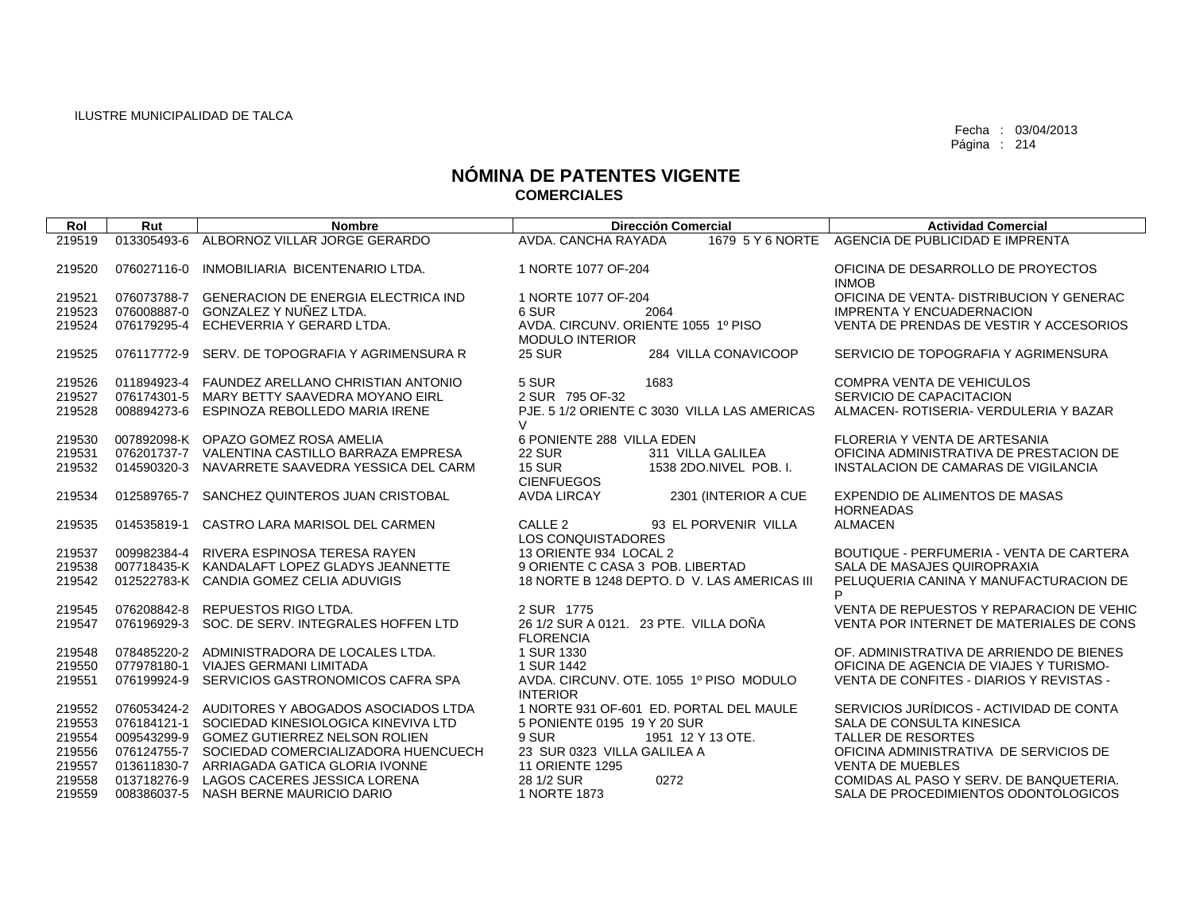ILUSTRE MUNICIPALIDAD DE TALCA

Fecha : 03/04/2013

# NÓMINA DE PATENTES VIGENTE
## COMERCIALES

| Rol | Rut | Nombre | Dirección Comercial | Actividad Comercial |
|---|---|---|---|---|
| 219519 | 013305493-6 | ALBORNOZ VILLAR JORGE GERARDO | AVDA. CANCHA RAYADA 1679 5 Y 6 NORTE | AGENCIA DE PUBLICIDAD E IMPRENTA |
| 219520 | 076027116-0 | INMOBILIARIA BICENTENARIO LTDA. | 1 NORTE 1077 OF-204 | OFICINA DE DESARROLLO DE PROYECTOS INMOB |
| 219521 | 076073788-7 | GENERACION DE ENERGIA ELECTRICA IND | 1 NORTE 1077 OF-204 | OFICINA DE VENTA- DISTRIBUCION Y GENERAC |
| 219523 | 076008887-0 | GONZALEZ Y NUÑEZ LTDA. | 6 SUR 2064 | IMPRENTA Y ENCUADERNACION |
| 219524 | 076179295-4 | ECHEVERRIA Y GERARD LTDA. | AVDA. CIRCUNV. ORIENTE 1055 1º PISO MODULO INTERIOR | VENTA DE PRENDAS DE VESTIR Y ACCESORIOS |
| 219525 | 076117772-9 | SERV. DE TOPOGRAFIA Y AGRIMENSURA R | 25 SUR 284 VILLA CONAVICOOP | SERVICIO DE TOPOGRAFIA Y AGRIMENSURA |
| 219526 | 011894923-4 | FAUNDEZ ARELLANO CHRISTIAN ANTONIO | 5 SUR 1683 | COMPRA VENTA DE VEHICULOS |
| 219527 | 076174301-5 | MARY BETTY SAAVEDRA MOYANO EIRL | 2 SUR 795 OF-32 | SERVICIO DE CAPACITACION |
| 219528 | 008894273-6 | ESPINOZA REBOLLEDO MARIA IRENE | PJE. 5 1/2 ORIENTE C 3030 VILLA LAS AMERICAS V | ALMACEN- ROTISERIA- VERDULERIA Y BAZAR |
| 219530 | 007892098-K | OPAZO GOMEZ ROSA AMELIA | 6 PONIENTE 288 VILLA EDEN | FLORERIA Y VENTA DE ARTESANIA |
| 219531 | 076201737-7 | VALENTINA CASTILLO BARRAZA EMPRESA | 22 SUR 311 VILLA GALILEA | OFICINA ADMINISTRATIVA DE PRESTACION DE |
| 219532 | 014590320-3 | NAVARRETE SAAVEDRA YESSICA DEL CARM | 15 SUR 1538 2DO.NIVEL POB. I. CIENFUEGOS | INSTALACION DE CAMARAS DE VIGILANCIA |
| 219534 | 012589765-7 | SANCHEZ QUINTEROS JUAN CRISTOBAL | AVDA LIRCAY 2301 (INTERIOR A CUE | EXPENDIO DE ALIMENTOS DE MASAS HORNEADAS |
| 219535 | 014535819-1 | CASTRO LARA MARISOL DEL CARMEN | CALLE 2 93 EL PORVENIR VILLA LOS CONQUISTADORES | ALMACEN |
| 219537 | 009982384-4 | RIVERA ESPINOSA TERESA RAYEN | 13 ORIENTE 934 LOCAL 2 | BOUTIQUE - PERFUMERIA - VENTA DE CARTERA |
| 219538 | 007718435-K | KANDALAFT LOPEZ GLADYS JEANNETTE | 9 ORIENTE C CASA 3 POB. LIBERTAD | SALA DE MASAJES QUIROPRAXIA |
| 219542 | 012522783-K | CANDIA GOMEZ CELIA ADUVIGIS | 18 NORTE B 1248 DEPTO. D V. LAS AMERICAS III | PELUQUERIA CANINA Y MANUFACTURACION DE P |
| 219545 | 076208842-8 | REPUESTOS RIGO LTDA. | 2 SUR 1775 | VENTA DE REPUESTOS Y REPARACION DE VEHIC |
| 219547 | 076196929-3 | SOC. DE SERV. INTEGRALES HOFFEN LTD | 26 1/2 SUR A 0121. 23 PTE. VILLA DOÑA FLORENCIA | VENTA POR INTERNET DE MATERIALES DE CONS |
| 219548 | 078485220-2 | ADMINISTRADORA DE LOCALES LTDA. | 1 SUR 1330 | OF. ADMINISTRATIVA DE ARRIENDO DE BIENES |
| 219550 | 077978180-1 | VIAJES GERMANI LIMITADA | 1 SUR 1442 | OFICINA DE AGENCIA DE VIAJES Y TURISMO- |
| 219551 | 076199924-9 | SERVICIOS GASTRONOMICOS CAFRA SPA | AVDA. CIRCUNV. OTE. 1055 1º PISO MODULO INTERIOR | VENTA DE CONFITES - DIARIOS Y REVISTAS - |
| 219552 | 076053424-2 | AUDITORES Y ABOGADOS ASOCIADOS LTDA | 1 NORTE 931 OF-601 ED. PORTAL DEL MAULE | SERVICIOS JURÍDICOS - ACTIVIDAD DE CONTA |
| 219553 | 076184121-1 | SOCIEDAD KINESIOLOGICA KINEVIVA LTD | 5 PONIENTE 0195 19 Y 20 SUR | SALA DE CONSULTA KINESICA |
| 219554 | 009543299-9 | GOMEZ GUTIERREZ NELSON ROLIEN | 9 SUR 1951 12 Y 13 OTE. | TALLER DE RESORTES |
| 219556 | 076124755-7 | SOCIEDAD COMERCIALIZADORA HUENCUECH | 23 SUR 0323 VILLA GALILEA A | OFICINA ADMINISTRATIVA DE SERVICIOS DE |
| 219557 | 013611830-7 | ARRIAGADA GATICA GLORIA IVONNE | 11 ORIENTE 1295 | VENTA DE MUEBLES |
| 219558 | 013718276-9 | LAGOS CACERES JESSICA LORENA | 28 1/2 SUR 0272 | COMIDAS AL PASO Y SERV. DE BANQUETERIA. |
| 219559 | 008386037-5 | NASH BERNE MAURICIO DARIO | 1 NORTE 1873 | SALA DE PROCEDIMIENTOS ODONTOLOGICOS |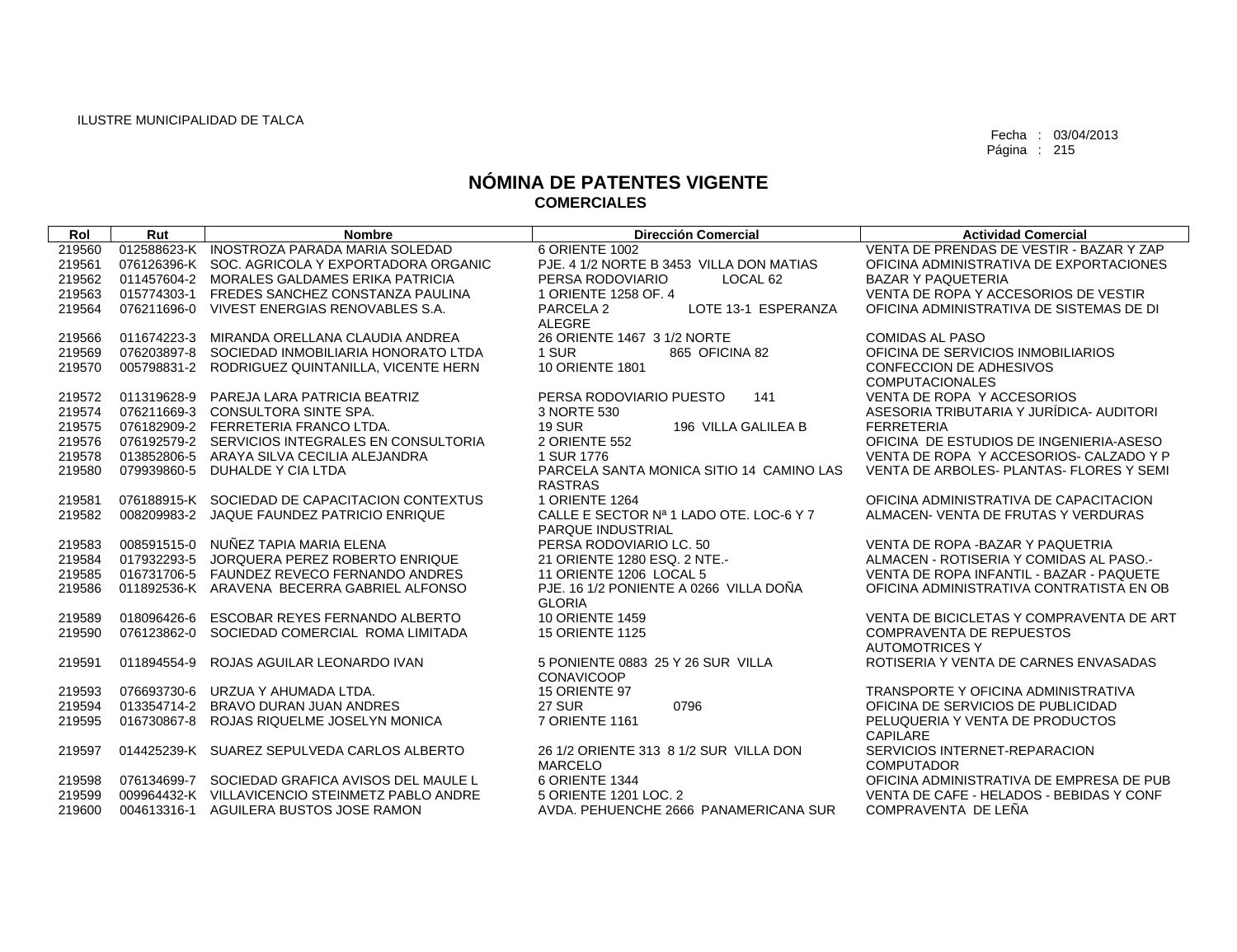ILUSTRE MUNICIPALIDAD DE TALCA

Fecha : 03/04/2013
Página : 215

# NÓMINA DE PATENTES VIGENTE
## COMERCIALES

| Rol | Rut | Nombre | Dirección Comercial | Actividad Comercial |
|---|---|---|---|---|
| 219560 | 012588623-K | INOSTROZA PARADA MARIA SOLEDAD | 6 ORIENTE 1002 | VENTA DE PRENDAS DE VESTIR - BAZAR Y ZAP |
| 219561 | 076126396-K | SOC. AGRICOLA Y EXPORTADORA ORGANIC | PJE. 4 1/2 NORTE B 3453 VILLA DON MATIAS | OFICINA ADMINISTRATIVA DE EXPORTACIONES |
| 219562 | 011457604-2 | MORALES GALDAMES ERIKA PATRICIA | PERSA RODOVIARIO LOCAL 62 | BAZAR Y PAQUETERIA |
| 219563 | 015774303-1 | FREDES SANCHEZ CONSTANZA PAULINA | 1 ORIENTE 1258 OF. 4 | VENTA DE ROPA Y ACCESORIOS DE VESTIR |
| 219564 | 076211696-0 | VIVEST ENERGIAS RENOVABLES S.A. | PARCELA 2 LOTE 13-1 ESPERANZA ALEGRE | OFICINA ADMINISTRATIVA DE SISTEMAS DE DI |
| 219566 | 011674223-3 | MIRANDA ORELLANA CLAUDIA ANDREA | 26 ORIENTE 1467 3 1/2 NORTE | COMIDAS AL PASO |
| 219569 | 076203897-8 | SOCIEDAD INMOBILIARIA HONORATO LTDA | 1 SUR 865 OFICINA 82 | OFICINA DE SERVICIOS INMOBILIARIOS |
| 219570 | 005798831-2 | RODRIGUEZ QUINTANILLA, VICENTE HERN | 10 ORIENTE 1801 | CONFECCION DE ADHESIVOS COMPUTACIONALES |
| 219572 | 011319628-9 | PAREJA LARA PATRICIA BEATRIZ | PERSA RODOVIARIO PUESTO 141 | VENTA DE ROPA Y ACCESORIOS |
| 219574 | 076211669-3 | CONSULTORA SINTE SPA. | 3 NORTE 530 | ASESORIA TRIBUTARIA Y JURÍDICA- AUDITORI |
| 219575 | 076182909-2 | FERRETERIA FRANCO LTDA. | 19 SUR 196 VILLA GALILEA B | FERRETERIA |
| 219576 | 076192579-2 | SERVICIOS INTEGRALES EN CONSULTORIA | 2 ORIENTE 552 | OFICINA DE ESTUDIOS DE INGENIERIA-ASESO |
| 219578 | 013852806-5 | ARAYA SILVA CECILIA ALEJANDRA | 1 SUR 1776 | VENTA DE ROPA Y ACCESORIOS- CALZADO Y P |
| 219580 | 079939860-5 | DUHALDE Y CIA LTDA | PARCELA SANTA MONICA SITIO 14 CAMINO LAS RASTRAS | VENTA DE ARBOLES- PLANTAS- FLORES Y SEMI |
| 219581 | 076188915-K | SOCIEDAD DE CAPACITACION CONTEXTUS | 1 ORIENTE 1264 | OFICINA ADMINISTRATIVA DE CAPACITACION |
| 219582 | 008209983-2 | JAQUE FAUNDEZ PATRICIO ENRIQUE | CALLE E SECTOR Nª 1 LADO OTE. LOC-6 Y 7 PARQUE INDUSTRIAL | ALMACEN- VENTA DE FRUTAS Y VERDURAS |
| 219583 | 008591515-0 | NUÑEZ TAPIA MARIA ELENA | PERSA RODOVIARIO LC. 50 | VENTA DE ROPA -BAZAR Y PAQUETRIA |
| 219584 | 017932293-5 | JORQUERA PEREZ ROBERTO ENRIQUE | 21 ORIENTE 1280 ESQ. 2 NTE.- | ALMACEN - ROTISERIA Y COMIDAS AL PASO.- |
| 219585 | 016731706-5 | FAUNDEZ REVECO FERNANDO ANDRES | 11 ORIENTE 1206 LOCAL 5 | VENTA DE ROPA INFANTIL - BAZAR - PAQUETE |
| 219586 | 011892536-K | ARAVENA BECERRA GABRIEL ALFONSO | PJE. 16 1/2 PONIENTE A 0266 VILLA DOÑA GLORIA | OFICINA ADMINISTRATIVA CONTRATISTA EN OB |
| 219589 | 018096426-6 | ESCOBAR REYES FERNANDO ALBERTO | 10 ORIENTE 1459 | VENTA DE BICICLETAS Y COMPRAVENTA DE ART |
| 219590 | 076123862-0 | SOCIEDAD COMERCIAL ROMA LIMITADA | 15 ORIENTE 1125 | COMPRAVENTA DE REPUESTOS AUTOMOTRICES Y |
| 219591 | 011894554-9 | ROJAS AGUILAR LEONARDO IVAN | 5 PONIENTE 0883 25 Y 26 SUR VILLA CONAVICOOP | ROTISERIA Y VENTA DE CARNES ENVASADAS |
| 219593 | 076693730-6 | URZUA Y AHUMADA LTDA. | 15 ORIENTE 97 | TRANSPORTE Y OFICINA ADMINISTRATIVA |
| 219594 | 013354714-2 | BRAVO DURAN JUAN ANDRES | 27 SUR 0796 | OFICINA DE SERVICIOS DE PUBLICIDAD |
| 219595 | 016730867-8 | ROJAS RIQUELME JOSELYN MONICA | 7 ORIENTE 1161 | PELUQUERIA Y VENTA DE PRODUCTOS CAPILARE |
| 219597 | 014425239-K | SUAREZ SEPULVEDA CARLOS ALBERTO | 26 1/2 ORIENTE 313 8 1/2 SUR VILLA DON MARCELO | SERVICIOS INTERNET-REPARACION COMPUTADOR |
| 219598 | 076134699-7 | SOCIEDAD GRAFICA AVISOS DEL MAULE L | 6 ORIENTE 1344 | OFICINA ADMINISTRATIVA DE EMPRESA DE PUB |
| 219599 | 009964432-K | VILLAVICENCIO STEINMETZ PABLO ANDRE | 5 ORIENTE 1201 LOC. 2 | VENTA DE CAFE - HELADOS - BEBIDAS Y CONF |
| 219600 | 004613316-1 | AGUILERA BUSTOS JOSE RAMON | AVDA. PEHUENCHE 2666 PANAMERICANA SUR | COMPRAVENTA DE LEÑA |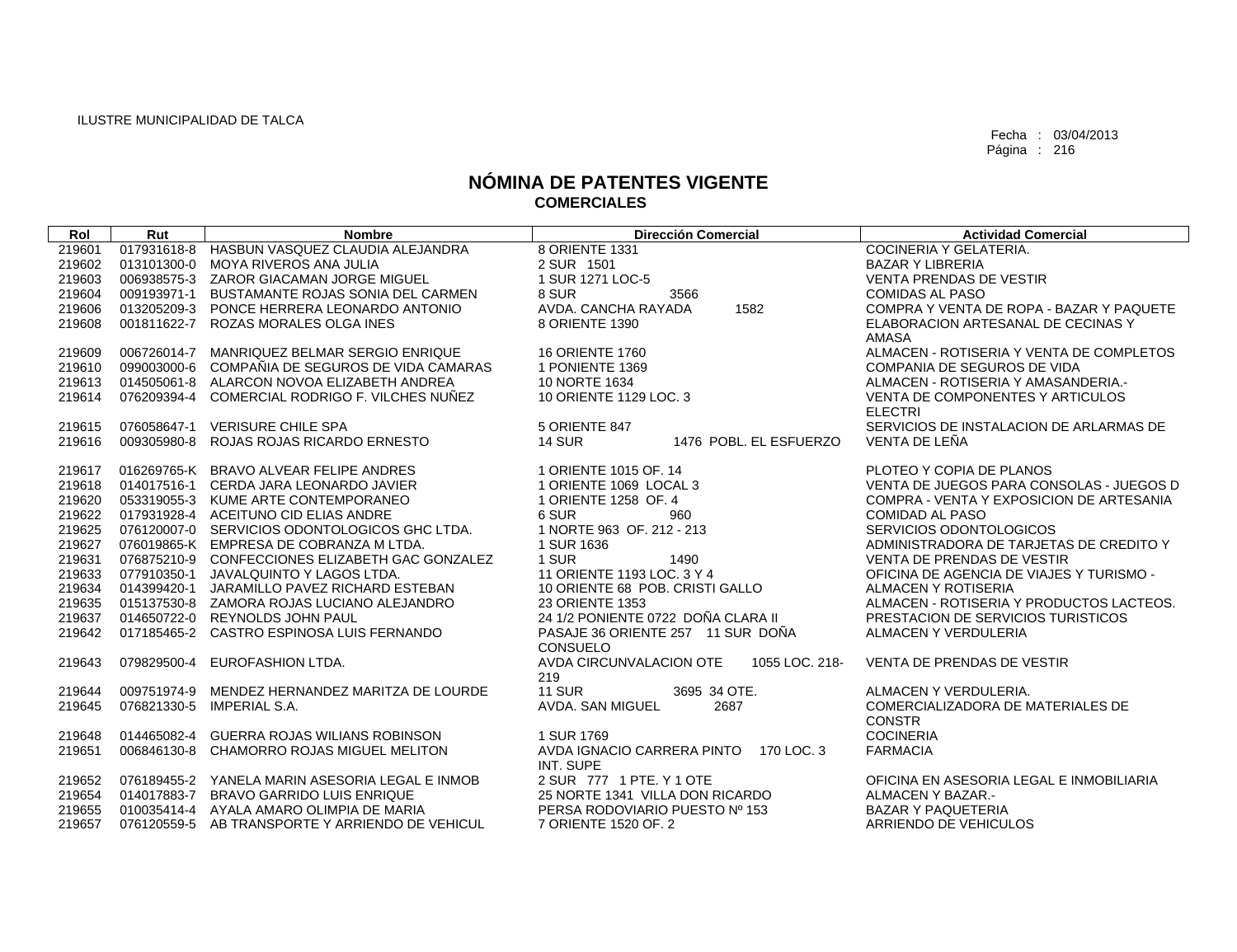ILUSTRE MUNICIPALIDAD DE TALCA

Fecha : 03/04/2013

# NÓMINA DE PATENTES VIGENTE
## COMERCIALES

| Rol | Rut | Nombre | Dirección Comercial | Actividad Comercial |
|---|---|---|---|---|
| 219601 | 017931618-8 | HASBUN VASQUEZ CLAUDIA ALEJANDRA | 8 ORIENTE 1331 | COCINERIA Y GELATERIA. |
| 219602 | 013101300-0 | MOYA RIVEROS ANA JULIA | 2 SUR 1501 | BAZAR Y LIBRERIA |
| 219603 | 006938575-3 | ZAROR GIACAMAN JORGE MIGUEL | 1 SUR 1271 LOC-5 | VENTA PRENDAS DE VESTIR |
| 219604 | 009193971-1 | BUSTAMANTE ROJAS SONIA DEL CARMEN | 8 SUR 3566 | COMIDAS AL PASO |
| 219606 | 013205209-3 | PONCE HERRERA LEONARDO ANTONIO | AVDA. CANCHA RAYADA 1582 | COMPRA Y VENTA DE ROPA - BAZAR Y PAQUETE |
| 219608 | 001811622-7 | ROZAS MORALES OLGA INES | 8 ORIENTE 1390 | ELABORACION ARTESANAL DE CECINAS Y AMASA |
| 219609 | 006726014-7 | MANRIQUEZ BELMAR SERGIO ENRIQUE | 16 ORIENTE 1760 | ALMACEN - ROTISERIA Y VENTA DE COMPLETOS |
| 219610 | 099003000-6 | COMPAÑIA DE SEGUROS DE VIDA CAMARAS | 1 PONIENTE 1369 | COMPANIA DE SEGUROS DE VIDA |
| 219613 | 014505061-8 | ALARCON NOVOA ELIZABETH ANDREA | 10 NORTE 1634 | ALMACEN - ROTISERIA Y AMASANDERIA.- |
| 219614 | 076209394-4 | COMERCIAL RODRIGO F. VILCHES NUÑEZ | 10 ORIENTE 1129 LOC. 3 | VENTA DE COMPONENTES Y ARTICULOS ELECTRI |
| 219615 | 076058647-1 | VERISURE CHILE SPA | 5 ORIENTE 847 | SERVICIOS DE INSTALACION DE ARLARMAS DE |
| 219616 | 009305980-8 | ROJAS ROJAS RICARDO ERNESTO | 14 SUR 1476 POBL. EL ESFUERZO | VENTA DE LEÑA |
| 219617 | 016269765-K | BRAVO ALVEAR FELIPE ANDRES | 1 ORIENTE 1015 OF. 14 | PLOTEO Y COPIA DE PLANOS |
| 219618 | 014017516-1 | CERDA JARA LEONARDO JAVIER | 1 ORIENTE 1069 LOCAL 3 | VENTA DE JUEGOS PARA CONSOLAS - JUEGOS D |
| 219620 | 053319055-3 | KUME ARTE CONTEMPORANEO | 1 ORIENTE 1258 OF. 4 | COMPRA - VENTA Y EXPOSICION DE ARTESANIA |
| 219622 | 017931928-4 | ACEITUNO CID ELIAS ANDRE | 6 SUR 960 | COMIDAD AL PASO |
| 219625 | 076120007-0 | SERVICIOS ODONTOLOGICOS GHC LTDA. | 1 NORTE 963 OF. 212 - 213 | SERVICIOS ODONTOLOGICOS |
| 219627 | 076019865-K | EMPRESA DE COBRANZA M LTDA. | 1 SUR 1636 | ADMINISTRADORA DE TARJETAS DE CREDITO Y |
| 219631 | 076875210-9 | CONFECCIONES ELIZABETH GAC GONZALEZ | 1 SUR 1490 | VENTA DE PRENDAS DE VESTIR |
| 219633 | 077910350-1 | JAVALQUINTO Y LAGOS LTDA. | 11 ORIENTE 1193 LOC. 3 Y 4 | OFICINA DE AGENCIA DE VIAJES Y TURISMO - |
| 219634 | 014399420-1 | JARAMILLO PAVEZ RICHARD ESTEBAN | 10 ORIENTE 68 POB. CRISTI GALLO | ALMACEN Y ROTISERIA |
| 219635 | 015137530-8 | ZAMORA ROJAS LUCIANO ALEJANDRO | 23 ORIENTE 1353 | ALMACEN - ROTISERIA Y PRODUCTOS LACTEOS. |
| 219637 | 014650722-0 | REYNOLDS JOHN PAUL | 24 1/2 PONIENTE 0722 DOÑA CLARA II | PRESTACION DE SERVICIOS TURISTICOS |
| 219642 | 017185465-2 | CASTRO ESPINOSA LUIS FERNANDO | PASAJE 36 ORIENTE 257 11 SUR DOÑA CONSUELO | ALMACEN Y VERDULERIA |
| 219643 | 079829500-4 | EUROFASHION LTDA. | AVDA CIRCUNVALACION OTE 1055 LOC. 218-219 | VENTA DE PRENDAS DE VESTIR |
| 219644 | 009751974-9 | MENDEZ HERNANDEZ MARITZA DE LOURDE | 11 SUR 3695 34 OTE. | ALMACEN Y VERDULERIA. |
| 219645 | 076821330-5 | IMPERIAL S.A. | AVDA. SAN MIGUEL 2687 | COMERCIALIZADORA DE MATERIALES DE CONSTR |
| 219648 | 014465082-4 | GUERRA ROJAS WILIANS ROBINSON | 1 SUR 1769 | COCINERIA |
| 219651 | 006846130-8 | CHAMORRO ROJAS MIGUEL MELITON | AVDA IGNACIO CARRERA PINTO 170 LOC. 3 INT. SUPE | FARMACIA |
| 219652 | 076189455-2 | YANELA MARIN ASESORIA LEGAL E INMOB | 2 SUR 777 1 PTE. Y 1 OTE | OFICINA EN ASESORIA LEGAL E INMOBILIARIA |
| 219654 | 014017883-7 | BRAVO GARRIDO LUIS ENRIQUE | 25 NORTE 1341 VILLA DON RICARDO | ALMACEN Y BAZAR.- |
| 219655 | 010035414-4 | AYALA AMARO OLIMPIA DE MARIA | PERSA RODOVIARIO PUESTO Nº 153 | BAZAR Y PAQUETERIA |
| 219657 | 076120559-5 | AB TRANSPORTE Y ARRIENDO DE VEHICUL | 7 ORIENTE 1520 OF. 2 | ARRIENDO DE VEHICULOS |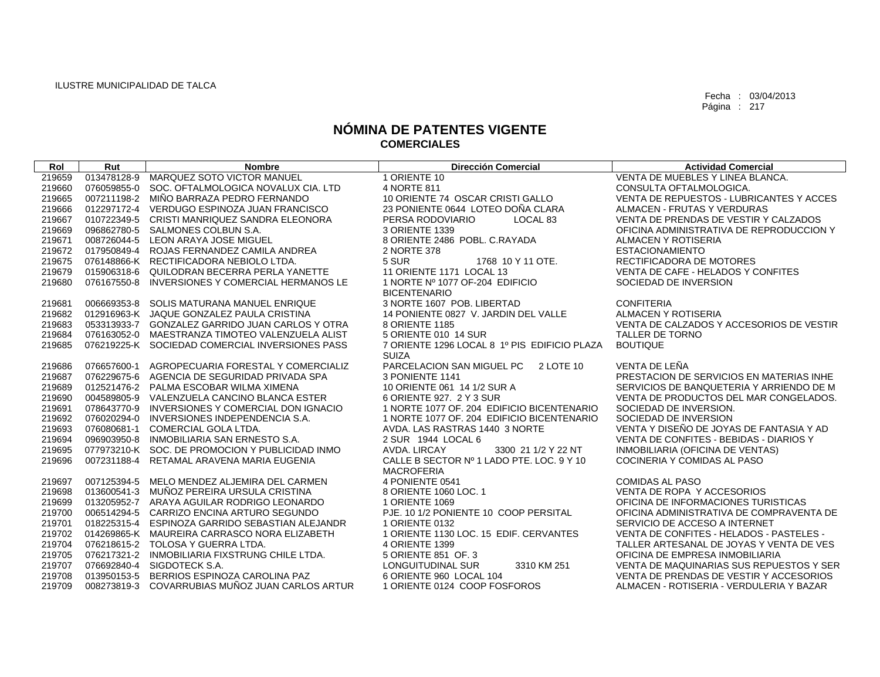ILUSTRE MUNICIPALIDAD DE TALCA

Fecha : 03/04/2013
Página : 217

# NÓMINA DE PATENTES VIGENTE
## COMERCIALES

| Rol | Rut | Nombre | Dirección Comercial | Actividad Comercial |
|---|---|---|---|---|
| 219659 | 013478128-9 | MARQUEZ SOTO VICTOR MANUEL | 1 ORIENTE 10 | VENTA DE MUEBLES Y LINEA BLANCA. |
| 219660 | 076059855-0 | SOC. OFTALMOLOGICA NOVALUX CIA. LTD | 4 NORTE 811 | CONSULTA OFTALMOLOGICA. |
| 219665 | 007211198-2 | MIÑO BARRAZA PEDRO FERNANDO | 10 ORIENTE 74 OSCAR CRISTI GALLO | VENTA DE REPUESTOS - LUBRICANTES Y ACCES |
| 219666 | 012297172-4 | VERDUGO ESPINOZA JUAN FRANCISCO | 23 PONIENTE 0644 LOTEO DOÑA CLARA | ALMACEN - FRUTAS Y VERDURAS |
| 219667 | 010722349-5 | CRISTI MANRIQUEZ SANDRA ELEONORA | PERSA RODOVIARIO LOCAL 83 | VENTA DE PRENDAS DE VESTIR Y CALZADOS |
| 219669 | 096862780-5 | SALMONES COLBUN S.A. | 3 ORIENTE 1339 | OFICINA ADMINISTRATIVA DE REPRODUCCION Y |
| 219671 | 008726044-5 | LEON ARAYA JOSE MIGUEL | 8 ORIENTE 2486 POBL. C.RAYADA | ALMACEN Y ROTISERIA |
| 219672 | 017950849-4 | ROJAS FERNANDEZ CAMILA ANDREA | 2 NORTE 378 | ESTACIONAMIENTO |
| 219675 | 076148866-K | RECTIFICADORA NEBIOLO LTDA. | 5 SUR 1768 10 Y 11 OTE. | RECTIFICADORA DE MOTORES |
| 219679 | 015906318-6 | QUILODRAN BECERRA PERLA YANETTE | 11 ORIENTE 1171 LOCAL 13 | VENTA DE CAFE - HELADOS Y CONFITES |
| 219680 | 076167550-8 | INVERSIONES Y COMERCIAL HERMANOS LE | 1 NORTE Nº 1077 OF-204 EDIFICIO BICENTENARIO | SOCIEDAD DE INVERSION |
| 219681 | 006669353-8 | SOLIS MATURANA MANUEL ENRIQUE | 3 NORTE 1607 POB. LIBERTAD | CONFITERIA |
| 219682 | 012916963-K | JAQUE GONZALEZ PAULA CRISTINA | 14 PONIENTE 0827 V. JARDIN DEL VALLE | ALMACEN Y ROTISERIA |
| 219683 | 053313933-7 | GONZALEZ GARRIDO JUAN CARLOS Y OTRA | 8 ORIENTE 1185 | VENTA DE CALZADOS Y ACCESORIOS DE VESTIR |
| 219684 | 076163052-0 | MAESTRANZA TIMOTEO VALENZUELA ALIST | 5 ORIENTE 010 14 SUR | TALLER DE TORNO |
| 219685 | 076219225-K | SOCIEDAD COMERCIAL INVERSIONES PASS | 7 ORIENTE 1296 LOCAL 8 1º PIS EDIFICIO PLAZA SUIZA | BOUTIQUE |
| 219686 | 076657600-1 | AGROPECUARIA FORESTAL Y COMERCIALIZ | PARCELACION SAN MIGUEL PC 2 LOTE 10 | VENTA DE LEÑA |
| 219687 | 076229675-6 | AGENCIA DE SEGURIDAD PRIVADA SPA | 3 PONIENTE 1141 | PRESTACION DE SERVICIOS EN MATERIAS INHE |
| 219689 | 012521476-2 | PALMA ESCOBAR WILMA XIMENA | 10 ORIENTE 061 14 1/2 SUR A | SERVICIOS DE BANQUETERIA Y ARRIENDO DE M |
| 219690 | 004589805-9 | VALENZUELA CANCINO BLANCA ESTER | 6 ORIENTE 927. 2 Y 3 SUR | VENTA DE PRODUCTOS DEL MAR CONGELADOS. |
| 219691 | 078643770-9 | INVERSIONES Y COMERCIAL DON IGNACIO | 1 NORTE 1077 OF. 204 EDIFICIO BICENTENARIO | SOCIEDAD DE INVERSION. |
| 219692 | 076020294-0 | INVERSIONES INDEPENDENCIA S.A. | 1 NORTE 1077 OF. 204 EDIFICIO BICENTENARIO | SOCIEDAD DE INVERSION |
| 219693 | 076080681-1 | COMERCIAL GOLA LTDA. | AVDA. LAS RASTRAS 1440 3 NORTE | VENTA Y DISEÑO DE JOYAS DE FANTASIA Y AD |
| 219694 | 096903950-8 | INMOBILIARIA SAN ERNESTO S.A. | 2 SUR 1944 LOCAL 6 | VENTA DE CONFITES - BEBIDAS - DIARIOS Y |
| 219695 | 077973210-K | SOC. DE PROMOCION Y PUBLICIDAD INMO | AVDA. LIRCAY 3300 21 1/2 Y 22 NT | INMOBILIARIA (OFICINA DE VENTAS) |
| 219696 | 007231188-4 | RETAMAL ARAVENA MARIA EUGENIA | CALLE B SECTOR Nº 1 LADO PTE. LOC. 9 Y 10 MACROFERIA | COCINERIA Y COMIDAS AL PASO |
| 219697 | 007125394-5 | MELO MENDEZ ALJEMIRA DEL CARMEN | 4 PONIENTE 0541 | COMIDAS AL PASO |
| 219698 | 013600541-3 | MUÑOZ PEREIRA URSULA CRISTINA | 8 ORIENTE 1060 LOC. 1 | VENTA DE ROPA Y ACCESORIOS |
| 219699 | 013205952-7 | ARAYA AGUILAR RODRIGO LEONARDO | 1 ORIENTE 1069 | OFICINA DE INFORMACIONES TURISTICAS |
| 219700 | 006514294-5 | CARRIZO ENCINA ARTURO SEGUNDO | PJE. 10 1/2 PONIENTE 10 COOP PERSITAL | OFICINA ADMINISTRATIVA DE COMPRAVENTA DE |
| 219701 | 018225315-4 | ESPINOZA GARRIDO SEBASTIAN ALEJANDR | 1 ORIENTE 0132 | SERVICIO DE ACCESO A INTERNET |
| 219702 | 014269865-K | MAUREIRA CARRASCO NORA ELIZABETH | 1 ORIENTE 1130 LOC. 15 EDIF. CERVANTES | VENTA DE CONFITES - HELADOS - PASTELES - |
| 219704 | 076218615-2 | TOLOSA Y GUERRA LTDA. | 4 ORIENTE 1399 | TALLER ARTESANAL DE JOYAS Y VENTA DE VES |
| 219705 | 076217321-2 | INMOBILIARIA FIXSTRUNG CHILE LTDA. | 5 ORIENTE 851 OF. 3 | OFICINA DE EMPRESA INMOBILIARIA |
| 219707 | 076692840-4 | SIGDOTECK S.A. | LONGUITUDINAL SUR 3310 KM 251 | VENTA DE MAQUINARIAS SUS REPUESTOS Y SER |
| 219708 | 013950153-5 | BERRIOS ESPINOZA CAROLINA PAZ | 6 ORIENTE 960 LOCAL 104 | VENTA DE PRENDAS DE VESTIR Y ACCESORIOS |
| 219709 | 008273819-3 | COVARRUBIAS MUÑOZ JUAN CARLOS ARTUR | 1 ORIENTE 0124 COOP FOSFOROS | ALMACEN - ROTISERIA - VERDULERIA Y BAZAR |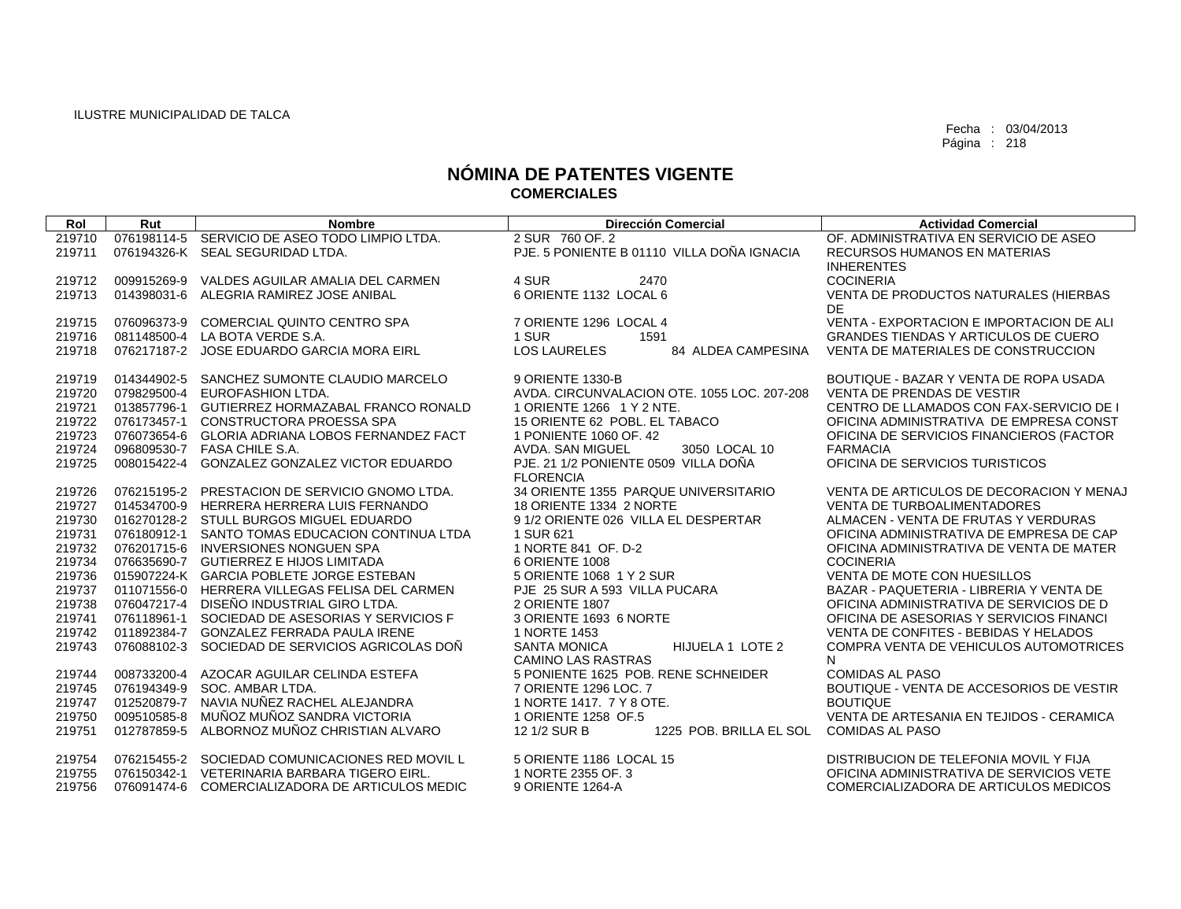ILUSTRE MUNICIPALIDAD DE TALCA

Fecha : 03/04/2013

# NÓMINA DE PATENTES VIGENTE
## COMERCIALES

| Rol | Rut | Nombre | Dirección Comercial | Actividad Comercial |
|---|---|---|---|---|
| 219710 | 076198114-5 | SERVICIO DE ASEO TODO LIMPIO LTDA. | 2 SUR 760 OF. 2 | OF. ADMINISTRATIVA EN SERVICIO DE ASEO |
| 219711 | 076194326-K | SEAL SEGURIDAD LTDA. | PJE. 5 PONIENTE B 01110 VILLA DOÑA IGNACIA | RECURSOS HUMANOS EN MATERIAS INHERENTES |
| 219712 | 009915269-9 | VALDES AGUILAR AMALIA DEL CARMEN | 4 SUR 2470 | COCINERIA |
| 219713 | 014398031-6 | ALEGRIA RAMIREZ JOSE ANIBAL | 6 ORIENTE 1132 LOCAL 6 | VENTA DE PRODUCTOS NATURALES (HIERBAS DE |
| 219715 | 076096373-9 | COMERCIAL QUINTO CENTRO SPA | 7 ORIENTE 1296 LOCAL 4 | VENTA - EXPORTACION E IMPORTACION DE ALI |
| 219716 | 081148500-4 | LA BOTA VERDE S.A. | 1 SUR 1591 | GRANDES TIENDAS Y ARTICULOS DE CUERO |
| 219718 | 076217187-2 | JOSE EDUARDO GARCIA MORA EIRL | LOS LAURELES 84 ALDEA CAMPESINA | VENTA DE MATERIALES DE CONSTRUCCION |
| 219719 | 014344902-5 | SANCHEZ SUMONTE CLAUDIO MARCELO | 9 ORIENTE 1330-B | BOUTIQUE - BAZAR Y VENTA DE ROPA USADA |
| 219720 | 079829500-4 | EUROFASHION LTDA. | AVDA. CIRCUNVALACION OTE. 1055 LOC. 207-208 | VENTA DE PRENDAS DE VESTIR |
| 219721 | 013857796-1 | GUTIERREZ HORMAZABAL FRANCO RONALD | 1 ORIENTE 1266 1 Y 2 NTE. | CENTRO DE LLAMADOS CON FAX-SERVICIO DE I |
| 219722 | 076173457-1 | CONSTRUCTORA PROESSA SPA | 15 ORIENTE 62 POBL. EL TABACO | OFICINA ADMINISTRATIVA DE EMPRESA CONST |
| 219723 | 076073654-6 | GLORIA ADRIANA LOBOS FERNANDEZ FACT | 1 PONIENTE 1060 OF. 42 | OFICINA DE SERVICIOS FINANCIEROS (FACTOR |
| 219724 | 096809530-7 | FASA CHILE S.A. | AVDA. SAN MIGUEL 3050 LOCAL 10 | FARMACIA |
| 219725 | 008015422-4 | GONZALEZ GONZALEZ VICTOR EDUARDO | PJE. 21 1/2 PONIENTE 0509 VILLA DOÑA FLORENCIA | OFICINA DE SERVICIOS TURISTICOS |
| 219726 | 076215195-2 | PRESTACION DE SERVICIO GNOMO LTDA. | 34 ORIENTE 1355 PARQUE UNIVERSITARIO | VENTA DE ARTICULOS DE DECORACION Y MENAJ |
| 219727 | 014534700-9 | HERRERA HERRERA LUIS FERNANDO | 18 ORIENTE 1334 2 NORTE | VENTA DE TURBOALIMENTADORES |
| 219730 | 016270128-2 | STULL BURGOS MIGUEL EDUARDO | 9 1/2 ORIENTE 026 VILLA EL DESPERTAR | ALMACEN - VENTA DE FRUTAS Y VERDURAS |
| 219731 | 076180912-1 | SANTO TOMAS EDUCACION CONTINUA LTDA | 1 SUR 621 | OFICINA ADMINISTRATIVA DE EMPRESA DE CAP |
| 219732 | 076201715-6 | INVERSIONES NONGUEN SPA | 1 NORTE 841 OF. D-2 | OFICINA ADMINISTRATIVA DE VENTA DE MATER |
| 219734 | 076635690-7 | GUTIERREZ E HIJOS LIMITADA | 6 ORIENTE 1008 | COCINERIA |
| 219736 | 015907224-K | GARCIA POBLETE JORGE ESTEBAN | 5 ORIENTE 1068 1 Y 2 SUR | VENTA DE MOTE CON HUESILLOS |
| 219737 | 011071556-0 | HERRERA VILLEGAS FELISA DEL CARMEN | PJE 25 SUR A 593 VILLA PUCARA | BAZAR - PAQUETERIA - LIBRERIA Y VENTA DE |
| 219738 | 076047217-4 | DISEÑO INDUSTRIAL GIRO LTDA. | 2 ORIENTE 1807 | OFICINA ADMINISTRATIVA DE SERVICIOS DE D |
| 219741 | 076118961-1 | SOCIEDAD DE ASESORIAS Y SERVICIOS F | 3 ORIENTE 1693 6 NORTE | OFICINA DE ASESORIAS Y SERVICIOS FINANCI |
| 219742 | 011892384-7 | GONZALEZ FERRADA PAULA IRENE | 1 NORTE 1453 | VENTA DE CONFITES - BEBIDAS Y HELADOS |
| 219743 | 076088102-3 | SOCIEDAD DE SERVICIOS AGRICOLAS DOÑ | SANTA MONICA HIJUELA 1 LOTE 2 CAMINO LAS RASTRAS | COMPRA VENTA DE VEHICULOS AUTOMOTRICES N |
| 219744 | 008733200-4 | AZOCAR AGUILAR CELINDA ESTEFA | 5 PONIENTE 1625 POB. RENE SCHNEIDER | COMIDAS AL PASO |
| 219745 | 076194349-9 | SOC. AMBAR LTDA. | 7 ORIENTE 1296 LOC. 7 | BOUTIQUE - VENTA DE ACCESORIOS DE VESTIR |
| 219747 | 012520879-7 | NAVIA NUÑEZ RACHEL ALEJANDRA | 1 NORTE 1417. 7 Y 8 OTE. | BOUTIQUE |
| 219750 | 009510585-8 | MUÑOZ MUÑOZ SANDRA VICTORIA | 1 ORIENTE 1258 OF.5 | VENTA DE ARTESANIA EN TEJIDOS - CERAMICA |
| 219751 | 012787859-5 | ALBORNOZ MUÑOZ CHRISTIAN ALVARO | 12 1/2 SUR B 1225 POB. BRILLA EL SOL | COMIDAS AL PASO |
| 219754 | 076215455-2 | SOCIEDAD COMUNICACIONES RED MOVIL L | 5 ORIENTE 1186 LOCAL 15 | DISTRIBUCION DE TELEFONIA MOVIL Y FIJA |
| 219755 | 076150342-1 | VETERINARIA BARBARA TIGERO EIRL. | 1 NORTE 2355 OF. 3 | OFICINA ADMINISTRATIVA DE SERVICIOS VETE |
| 219756 | 076091474-6 | COMERCIALIZADORA DE ARTICULOS MEDIC | 9 ORIENTE 1264-A | COMERCIALIZADORA DE ARTICULOS MEDICOS |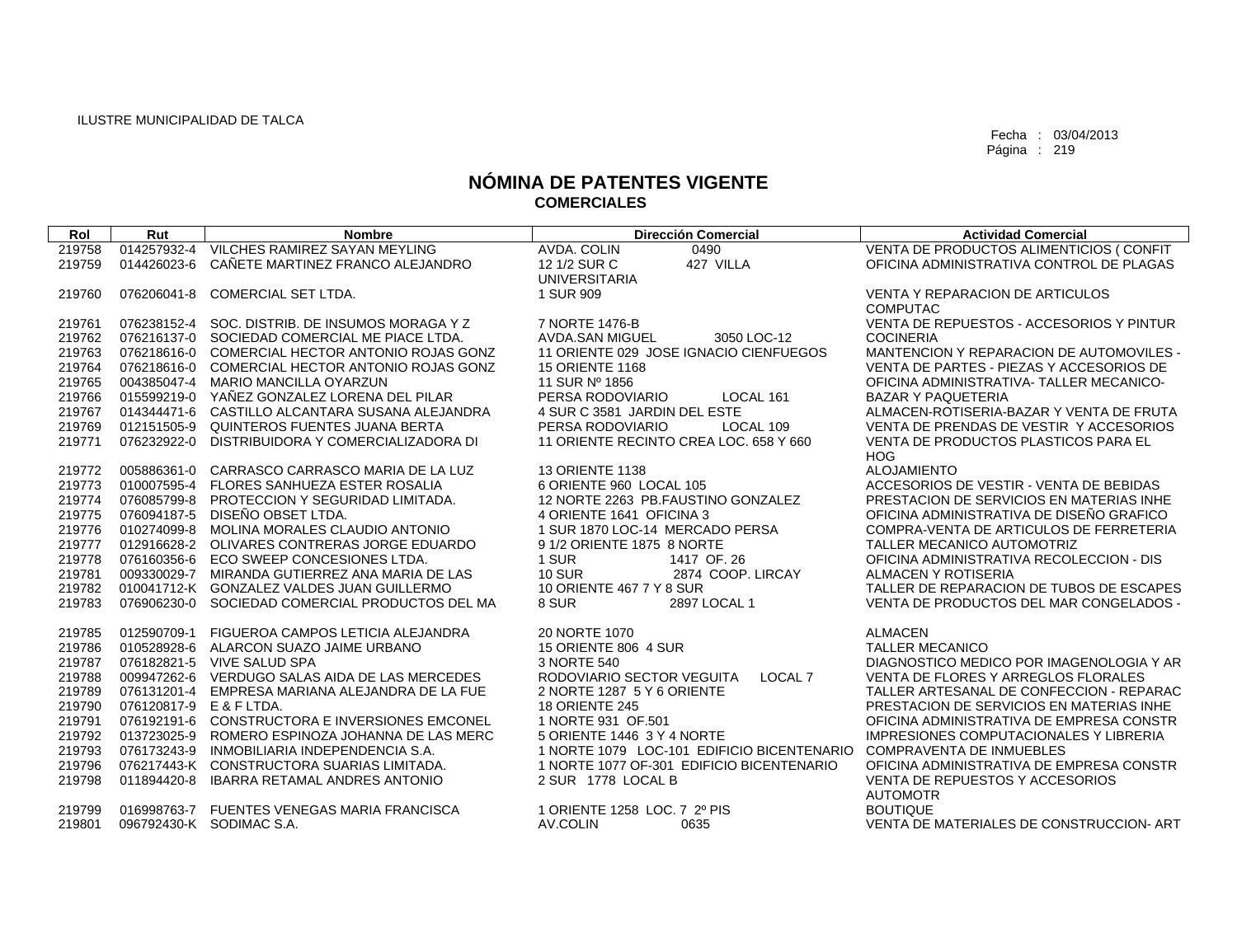ILUSTRE MUNICIPALIDAD DE TALCA

Fecha : 03/04/2013

# NÓMINA DE PATENTES VIGENTE
## COMERCIALES

| Rol | Rut | Nombre | Dirección Comercial | Actividad Comercial |
|---|---|---|---|---|
| 219758 | 014257932-4 | VILCHES RAMIREZ SAYAN MEYLING | AVDA. COLIN 0490 | VENTA DE PRODUCTOS ALIMENTICIOS ( CONFIT |
| 219759 | 014426023-6 | CAÑETE MARTINEZ FRANCO ALEJANDRO | 12 1/2 SUR C 427 VILLA UNIVERSITARIA | OFICINA ADMINISTRATIVA CONTROL DE PLAGAS |
| 219760 | 076206041-8 | COMERCIAL SET LTDA. | 1 SUR 909 | VENTA Y REPARACION DE ARTICULOS COMPUTAC |
| 219761 | 076238152-4 | SOC. DISTRIB. DE INSUMOS MORAGA Y Z | 7 NORTE 1476-B | VENTA DE REPUESTOS - ACCESORIOS Y PINTUR |
| 219762 | 076216137-0 | SOCIEDAD COMERCIAL ME PIACE LTDA. | AVDA.SAN MIGUEL 3050 LOC-12 | COCINERIA |
| 219763 | 076218616-0 | COMERCIAL HECTOR ANTONIO ROJAS GONZ | 11 ORIENTE 029 JOSE IGNACIO CIENFUEGOS | MANTENCION Y REPARACION DE AUTOMOVILES - |
| 219764 | 076218616-0 | COMERCIAL HECTOR ANTONIO ROJAS GONZ | 15 ORIENTE 1168 | VENTA DE PARTES - PIEZAS Y ACCESORIOS DE |
| 219765 | 004385047-4 | MARIO MANCILLA OYARZUN | 11 SUR Nº 1856 | OFICINA ADMINISTRATIVA- TALLER MECANICO- |
| 219766 | 015599219-0 | YAÑEZ GONZALEZ LORENA DEL PILAR | PERSA RODOVIARIO LOCAL 161 | BAZAR Y PAQUETERIA |
| 219767 | 014344471-6 | CASTILLO ALCANTARA SUSANA ALEJANDRA | 4 SUR C 3581 JARDIN DEL ESTE | ALMACEN-ROTISERIA-BAZAR Y VENTA DE FRUTA |
| 219769 | 012151505-9 | QUINTEROS FUENTES JUANA BERTA | PERSA RODOVIARIO LOCAL 109 | VENTA DE PRENDAS DE VESTIR Y ACCESORIOS |
| 219771 | 076232922-0 | DISTRIBUIDORA Y COMERCIALIZADORA DI | 11 ORIENTE RECINTO CREA LOC. 658 Y 660 | VENTA DE PRODUCTOS PLASTICOS PARA EL HOG |
| 219772 | 005886361-0 | CARRASCO CARRASCO MARIA DE LA LUZ | 13 ORIENTE 1138 | ALOJAMIENTO |
| 219773 | 010007595-4 | FLORES SANHUEZA ESTER ROSALIA | 6 ORIENTE 960 LOCAL 105 | ACCESORIOS DE VESTIR - VENTA DE BEBIDAS |
| 219774 | 076085799-8 | PROTECCION Y SEGURIDAD LIMITADA. | 12 NORTE 2263 PB.FAUSTINO GONZALEZ | PRESTACION DE SERVICIOS EN MATERIAS INHE |
| 219775 | 076094187-5 | DISEÑO OBSET LTDA. | 4 ORIENTE 1641 OFICINA 3 | OFICINA ADMINISTRATIVA DE DISEÑO GRAFICO |
| 219776 | 010274099-8 | MOLINA MORALES CLAUDIO ANTONIO | 1 SUR 1870 LOC-14 MERCADO PERSA | COMPRA-VENTA DE ARTICULOS DE FERRETERIA |
| 219777 | 012916628-2 | OLIVARES CONTRERAS JORGE EDUARDO | 9 1/2 ORIENTE 1875 8 NORTE | TALLER MECANICO AUTOMOTRIZ |
| 219778 | 076160356-6 | ECO SWEEP CONCESIONES LTDA. | 1 SUR 1417 OF. 26 | OFICINA ADMINISTRATIVA RECOLECCION - DIS |
| 219781 | 009330029-7 | MIRANDA GUTIERREZ ANA MARIA DE LAS | 10 SUR 2874 COOP. LIRCAY | ALMACEN Y ROTISERIA |
| 219782 | 010041712-K | GONZALEZ VALDES JUAN GUILLERMO | 10 ORIENTE 467 7 Y 8 SUR | TALLER DE REPARACION DE TUBOS DE ESCAPES |
| 219783 | 076906230-0 | SOCIEDAD COMERCIAL PRODUCTOS DEL MA | 8 SUR 2897 LOCAL 1 | VENTA DE PRODUCTOS DEL MAR CONGELADOS - |
| 219785 | 012590709-1 | FIGUEROA CAMPOS LETICIA ALEJANDRA | 20 NORTE 1070 | ALMACEN |
| 219786 | 010528928-6 | ALARCON SUAZO JAIME URBANO | 15 ORIENTE 806 4 SUR | TALLER MECANICO |
| 219787 | 076182821-5 | VIVE SALUD SPA | 3 NORTE 540 | DIAGNOSTICO MEDICO POR IMAGENOLOGIA Y AR |
| 219788 | 009947262-6 | VERDUGO SALAS AIDA DE LAS MERCEDES | RODOVIARIO SECTOR VEGUITA LOCAL 7 | VENTA DE FLORES Y ARREGLOS FLORALES |
| 219789 | 076131201-4 | EMPRESA MARIANA ALEJANDRA DE LA FUE | 2 NORTE 1287 5 Y 6 ORIENTE | TALLER ARTESANAL DE CONFECCION - REPARAC |
| 219790 | 076120817-9 | E & F LTDA. | 18 ORIENTE 245 | PRESTACION DE SERVICIOS EN MATERIAS INHE |
| 219791 | 076192191-6 | CONSTRUCTORA E INVERSIONES EMCONEL | 1 NORTE 931 OF.501 | OFICINA ADMINISTRATIVA DE EMPRESA CONSTR |
| 219792 | 013723025-9 | ROMERO ESPINOZA JOHANNA DE LAS MERC | 5 ORIENTE 1446 3 Y 4 NORTE | IMPRESIONES COMPUTACIONALES Y LIBRERIA |
| 219793 | 076173243-9 | INMOBILIARIA INDEPENDENCIA S.A. | 1 NORTE 1079 LOC-101 EDIFICIO BICENTENARIO | COMPRAVENTA DE INMUEBLES |
| 219796 | 076217443-K | CONSTRUCTORA SUARIAS LIMITADA. | 1 NORTE 1077 OF-301 EDIFICIO BICENTENARIO | OFICINA ADMINISTRATIVA DE EMPRESA CONSTR |
| 219798 | 011894420-8 | IBARRA RETAMAL ANDRES ANTONIO | 2 SUR 1778 LOCAL B | VENTA DE REPUESTOS Y ACCESORIOS AUTOMOTR |
| 219799 | 016998763-7 | FUENTES VENEGAS MARIA FRANCISCA | 1 ORIENTE 1258 LOC. 7 2º PIS | BOUTIQUE |
| 219801 | 096792430-K | SODIMAC S.A. | AV.COLIN 0635 | VENTA DE MATERIALES DE CONSTRUCCION- ART |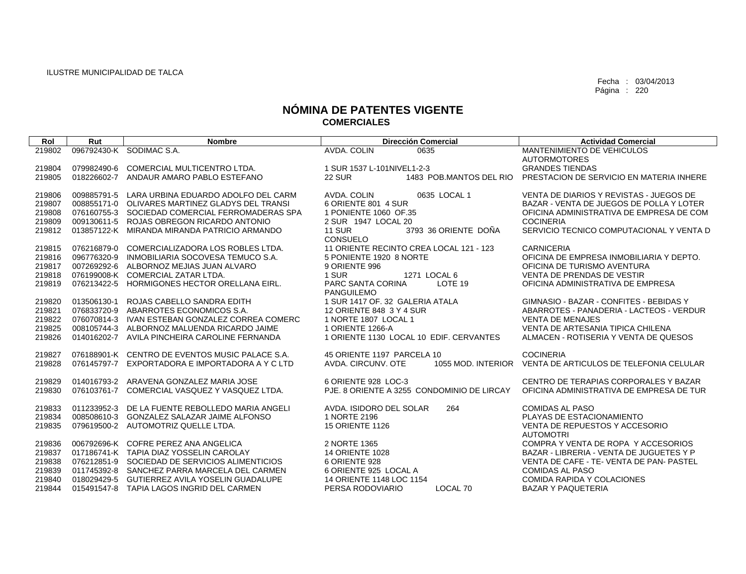ILUSTRE MUNICIPALIDAD DE TALCA

Fecha : 03/04/2013

# NÓMINA DE PATENTES VIGENTE
## COMERCIALES

| Rol | Rut | Nombre | Dirección Comercial | Actividad Comercial |
|---|---|---|---|---|
| 219802 | 096792430-K | SODIMAC S.A. | AVDA. COLIN 0635 | MANTENIMIENTO DE VEHICULOS AUTORMOTORES |
| 219804 | 079982490-6 | COMERCIAL MULTICENTRO LTDA. | 1 SUR 1537 L-101NIVEL1-2-3 | GRANDES TIENDAS |
| 219805 | 018226602-7 | ANDAUR AMARO PABLO ESTEFANO | 22 SUR 1483 POB.MANTOS DEL RIO | PRESTACION DE SERVICIO EN MATERIA INHERE |
| 219806 | 009885791-5 | LARA URBINA EDUARDO ADOLFO DEL CARM | AVDA. COLIN 0635 LOCAL 1 | VENTA DE DIARIOS Y REVISTAS - JUEGOS DE |
| 219807 | 008855171-0 | OLIVARES MARTINEZ GLADYS DEL TRANSI | 6 ORIENTE 801 4 SUR | BAZAR - VENTA DE JUEGOS DE POLLA Y LOTER |
| 219808 | 076160755-3 | SOCIEDAD COMERCIAL FERROMADERAS SPA | 1 PONIENTE 1060 OF.35 | OFICINA ADMINISTRATIVA DE EMPRESA DE COM |
| 219809 | 009130611-5 | ROJAS OBREGON RICARDO ANTONIO | 2 SUR 1947 LOCAL 20 | COCINERIA |
| 219812 | 013857122-K | MIRANDA MIRANDA PATRICIO ARMANDO | 11 SUR 3793 36 ORIENTE DOÑA CONSUELO | SERVICIO TECNICO COMPUTACIONAL Y VENTA D |
| 219815 | 076216879-0 | COMERCIALIZADORA LOS ROBLES LTDA. | 11 ORIENTE RECINTO CREA LOCAL 121 - 123 | CARNICERIA |
| 219816 | 096776320-9 | INMOBILIARIA SOCOVESA TEMUCO S.A. | 5 PONIENTE 1920 8 NORTE | OFICINA DE EMPRESA INMOBILIARIA Y DEPTO. |
| 219817 | 007269292-6 | ALBORNOZ MEJIAS JUAN ALVARO | 9 ORIENTE 996 | OFICINA DE TURISMO AVENTURA |
| 219818 | 076199008-K | COMERCIAL ZATAR LTDA. | 1 SUR 1271 LOCAL 6 | VENTA DE PRENDAS DE VESTIR |
| 219819 | 076213422-5 | HORMIGONES HECTOR ORELLANA EIRL. | PARC SANTA CORINA LOTE 19 PANGUILEMO | OFICINA ADMINISTRATIVA DE EMPRESA |
| 219820 | 013506130-1 | ROJAS CABELLO SANDRA EDITH | 1 SUR 1417 OF. 32 GALERIA ATALA | GIMNASIO - BAZAR - CONFITES - BEBIDAS Y |
| 219821 | 076833720-9 | ABARROTES ECONOMICOS S.A. | 12 ORIENTE 848 3 Y 4 SUR | ABARROTES - PANADERIA - LACTEOS - VERDUR |
| 219822 | 076070814-3 | IVAN ESTEBAN GONZALEZ CORREA COMERC | 1 NORTE 1807 LOCAL 1 | VENTA DE MENAJES |
| 219825 | 008105744-3 | ALBORNOZ MALUENDA RICARDO JAIME | 1 ORIENTE 1266-A | VENTA DE ARTESANIA TIPICA CHILENA |
| 219826 | 014016202-7 | AVILA PINCHEIRA CAROLINE FERNANDA | 1 ORIENTE 1130 LOCAL 10 EDIF. CERVANTES | ALMACEN - ROTISERIA Y VENTA DE QUESOS |
| 219827 | 076188901-K | CENTRO DE EVENTOS MUSIC PALACE S.A. | 45 ORIENTE 1197 PARCELA 10 | COCINERIA |
| 219828 | 076145797-7 | EXPORTADORA E IMPORTADORA A Y C LTD | AVDA. CIRCUNV. OTE 1055 MOD. INTERIOR | VENTA DE ARTICULOS DE TELEFONIA CELULAR |
| 219829 | 014016793-2 | ARAVENA GONZALEZ MARIA JOSE | 6 ORIENTE 928 LOC-3 | CENTRO DE TERAPIAS CORPORALES Y BAZAR |
| 219830 | 076103761-7 | COMERCIAL VASQUEZ Y VASQUEZ LTDA. | PJE. 8 ORIENTE A 3255 CONDOMINIO DE LIRCAY | OFICINA ADMINISTRATIVA DE EMPRESA DE TUR |
| 219833 | 011233952-3 | DE LA FUENTE REBOLLEDO MARIA ANGELI | AVDA. ISIDORO DEL SOLAR 264 | COMIDAS AL PASO |
| 219834 | 008508610-3 | GONZALEZ SALAZAR JAIME ALFONSO | 1 NORTE 2196 | PLAYAS DE ESTACIONAMIENTO |
| 219835 | 079619500-2 | AUTOMOTRIZ QUELLE LTDA. | 15 ORIENTE 1126 | VENTA DE REPUESTOS Y ACCESORIO AUTOMOTRI |
| 219836 | 006792696-K | COFRE PEREZ ANA ANGELICA | 2 NORTE 1365 | COMPRA Y VENTA DE ROPA Y ACCESORIOS |
| 219837 | 017186741-K | TAPIA DIAZ YOSSELIN CAROLAY | 14 ORIENTE 1028 | BAZAR - LIBRERIA - VENTA DE JUGUETES Y P |
| 219838 | 076212851-9 | SOCIEDAD DE SERVICIOS ALIMENTICIOS | 6 ORIENTE 928 | VENTA DE CAFE - TE- VENTA DE PAN- PASTEL |
| 219839 | 011745392-8 | SANCHEZ PARRA MARCELA DEL CARMEN | 6 ORIENTE 925 LOCAL A | COMIDAS AL PASO |
| 219840 | 018029429-5 | GUTIERREZ AVILA YOSELIN GUADALUPE | 14 ORIENTE 1148 LOC 1154 | COMIDA RAPIDA Y COLACIONES |
| 219844 | 015491547-8 | TAPIA LAGOS INGRID DEL CARMEN | PERSA RODOVIARIO LOCAL 70 | BAZAR Y PAQUETERIA |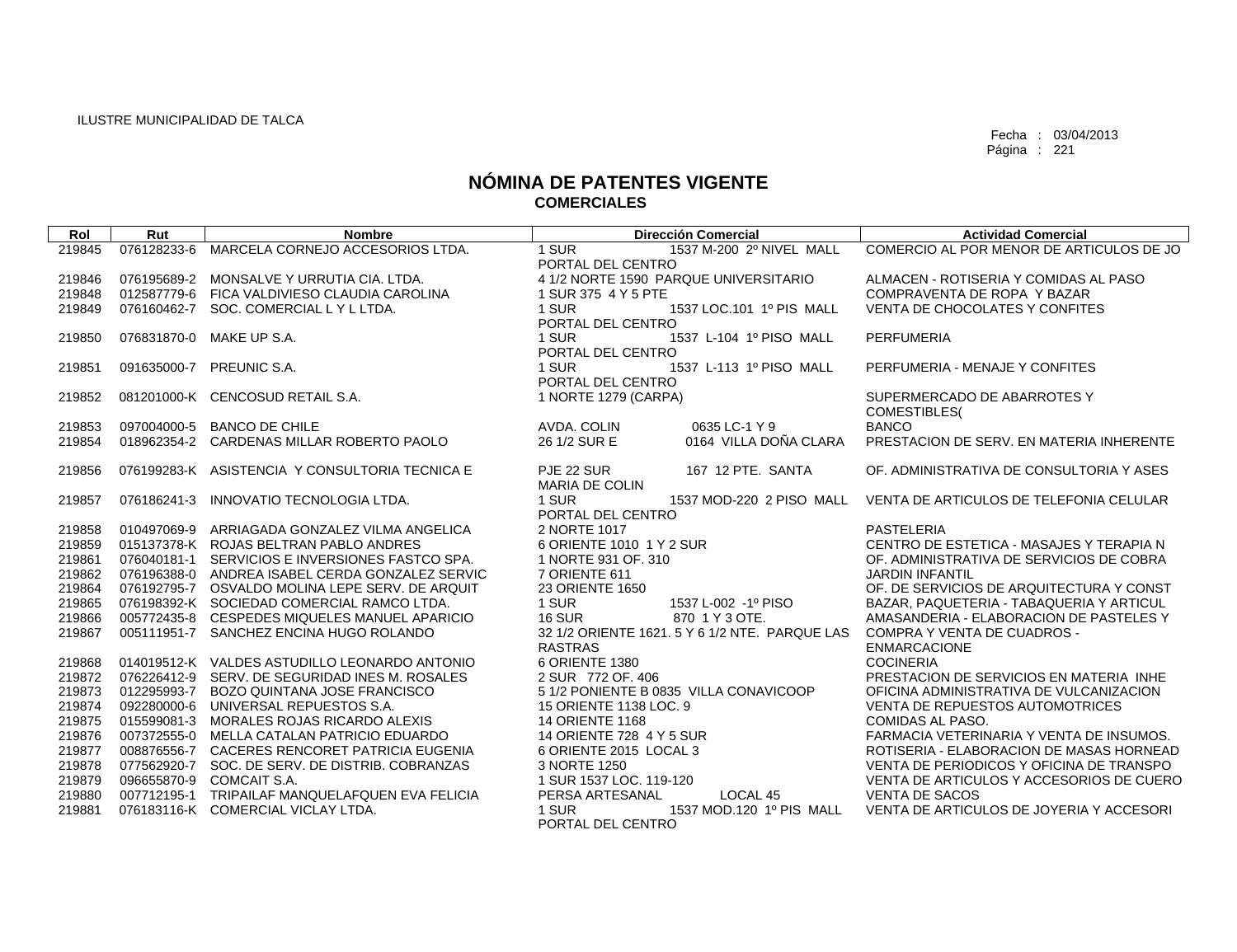ILUSTRE MUNICIPALIDAD DE TALCA

Fecha : 03/04/2013
Página : 221

# NÓMINA DE PATENTES VIGENTE
## COMERCIALES

| Rol | Rut | Nombre | Dirección Comercial | Actividad Comercial |
|---|---|---|---|---|
| 219845 | 076128233-6 | MARCELA CORNEJO ACCESORIOS LTDA. | 1 SUR 1537 M-200 2º NIVEL MALL PORTAL DEL CENTRO | COMERCIO AL POR MENOR DE ARTICULOS DE JO |
| 219846 | 076195689-2 | MONSALVE Y URRUTIA CIA. LTDA. | 4 1/2 NORTE 1590 PARQUE UNIVERSITARIO | ALMACEN - ROTISERIA Y COMIDAS AL PASO |
| 219848 | 012587779-6 | FICA VALDIVIESO CLAUDIA CAROLINA | 1 SUR 375 4 Y 5 PTE | COMPRAVENTA DE ROPA Y BAZAR |
| 219849 | 076160462-7 | SOC. COMERCIAL L Y L LTDA. | 1 SUR 1537 LOC.101 1º PIS MALL PORTAL DEL CENTRO | VENTA DE CHOCOLATES Y CONFITES |
| 219850 | 076831870-0 | MAKE UP S.A. | 1 SUR 1537 L-104 1º PISO MALL PORTAL DEL CENTRO | PERFUMERIA |
| 219851 | 091635000-7 | PREUNIC S.A. | 1 SUR 1537 L-113 1º PISO MALL PORTAL DEL CENTRO | PERFUMERIA - MENAJE Y CONFITES |
| 219852 | 081201000-K | CENCOSUD RETAIL S.A. | 1 NORTE 1279 (CARPA) | SUPERMERCADO DE ABARROTES Y COMESTIBLES( |
| 219853 | 097004000-5 | BANCO DE CHILE | AVDA. COLIN 0635 LC-1 Y 9 | BANCO |
| 219854 | 018962354-2 | CARDENAS MILLAR ROBERTO PAOLO | 26 1/2 SUR E 0164 VILLA DOÑA CLARA | PRESTACION DE SERV. EN MATERIA INHERENTE |
| 219856 | 076199283-K | ASISTENCIA Y CONSULTORIA TECNICA E | PJE 22 SUR 167 12 PTE. SANTA MARIA DE COLIN | OF. ADMINISTRATIVA DE CONSULTORIA Y ASES |
| 219857 | 076186241-3 | INNOVATIO TECNOLOGIA LTDA. | 1 SUR 1537 MOD-220 2 PISO MALL PORTAL DEL CENTRO | VENTA DE ARTICULOS DE TELEFONIA CELULAR |
| 219858 | 010497069-9 | ARRIAGADA GONZALEZ VILMA ANGELICA | 2 NORTE 1017 | PASTELERIA |
| 219859 | 015137378-K | ROJAS BELTRAN PABLO ANDRES | 6 ORIENTE 1010 1 Y 2 SUR | CENTRO DE ESTETICA - MASAJES Y TERAPIA N |
| 219861 | 076040181-1 | SERVICIOS E INVERSIONES FASTCO SPA. | 1 NORTE 931 OF. 310 | OF. ADMINISTRATIVA DE SERVICIOS DE COBRA |
| 219862 | 076196388-0 | ANDREA ISABEL CERDA GONZALEZ SERVIC | 7 ORIENTE 611 | JARDIN INFANTIL |
| 219864 | 076192795-7 | OSVALDO MOLINA LEPE SERV. DE ARQUIT | 23 ORIENTE 1650 | OF. DE SERVICIOS DE ARQUITECTURA Y CONST |
| 219865 | 076198392-K | SOCIEDAD COMERCIAL RAMCO LTDA. | 1 SUR 1537 L-002 -1º PISO | BAZAR, PAQUETERIA - TABAQUERIA Y ARTICUL |
| 219866 | 005772435-8 | CESPEDES MIQUELES MANUEL APARICIO | 16 SUR 870 1 Y 3 OTE. | AMASANDERIA - ELABORACION DE PASTELES Y |
| 219867 | 005111951-7 | SANCHEZ ENCINA HUGO ROLANDO | 32 1/2 ORIENTE 1621. 5 Y 6 1/2 NTE. PARQUE LAS RASTRAS | COMPRA Y VENTA DE CUADROS - ENMARCACIONE |
| 219868 | 014019512-K | VALDES ASTUDILLO LEONARDO ANTONIO | 6 ORIENTE 1380 | COCINERIA |
| 219872 | 076226412-9 | SERV. DE SEGURIDAD INES M. ROSALES | 2 SUR 772 OF. 406 | PRESTACION DE SERVICIOS EN MATERIA INHE |
| 219873 | 012295993-7 | BOZO QUINTANA JOSE FRANCISCO | 5 1/2 PONIENTE B 0835 VILLA CONAVICOOP | OFICINA ADMINISTRATIVA DE VULCANIZACION |
| 219874 | 092280000-6 | UNIVERSAL REPUESTOS S.A. | 15 ORIENTE 1138 LOC. 9 | VENTA DE REPUESTOS AUTOMOTRICES |
| 219875 | 015599081-3 | MORALES ROJAS RICARDO ALEXIS | 14 ORIENTE 1168 | COMIDAS AL PASO. |
| 219876 | 007372555-0 | MELLA CATALAN PATRICIO EDUARDO | 14 ORIENTE 728 4 Y 5 SUR | FARMACIA VETERINARIA Y VENTA DE INSUMOS. |
| 219877 | 008876556-7 | CACERES RENCORET PATRICIA EUGENIA | 6 ORIENTE 2015 LOCAL 3 | ROTISERIA - ELABORACION DE MASAS HORNEAD |
| 219878 | 077562920-7 | SOC. DE SERV. DE DISTRIB. COBRANZAS | 3 NORTE 1250 | VENTA DE PERIODICOS Y OFICINA DE TRANSPO |
| 219879 | 096655870-9 | COMCAIT S.A. | 1 SUR 1537 LOC. 119-120 | VENTA DE ARTICULOS Y ACCESORIOS DE CUERO |
| 219880 | 007712195-1 | TRIPAILAF MANQUELAFQUEN EVA FELICIA | PERSA ARTESANAL LOCAL 45 | VENTA DE SACOS |
| 219881 | 076183116-K | COMERCIAL VICLAY LTDA. | 1 SUR 1537 MOD.120 1º PIS MALL PORTAL DEL CENTRO | VENTA DE ARTICULOS DE JOYERIA Y ACCESORI |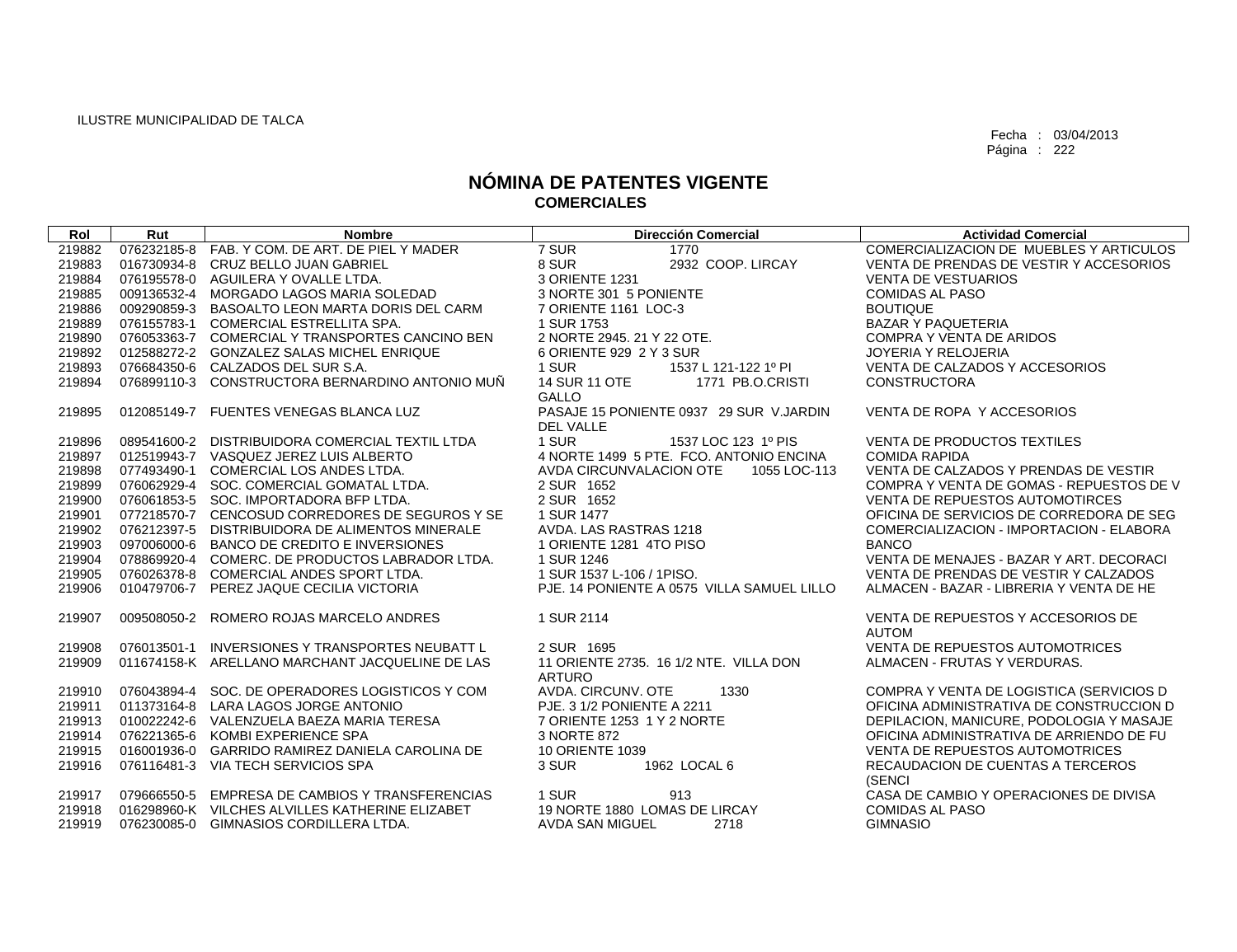ILUSTRE MUNICIPALIDAD DE TALCA

Fecha : 03/04/2013
Página : 222

# NÓMINA DE PATENTES VIGENTE
## COMERCIALES

| Rol | Rut | Nombre | Dirección Comercial | Actividad Comercial |
|---|---|---|---|---|
| 219882 | 076232185-8 | FAB. Y COM. DE ART. DE PIEL Y MADER | 7 SUR 1770 | COMERCIALIZACION DE MUEBLES Y ARTICULOS |
| 219883 | 016730934-8 | CRUZ BELLO JUAN GABRIEL | 8 SUR 2932 COOP. LIRCAY | VENTA DE PRENDAS DE VESTIR Y ACCESORIOS |
| 219884 | 076195578-0 | AGUILERA Y OVALLE LTDA. | 3 ORIENTE 1231 | VENTA DE VESTUARIOS |
| 219885 | 009136532-4 | MORGADO LAGOS MARIA SOLEDAD | 3 NORTE 301 5 PONIENTE | COMIDAS AL PASO |
| 219886 | 009290859-3 | BASOALTO LEON MARTA DORIS DEL CARM | 7 ORIENTE 1161 LOC-3 | BOUTIQUE |
| 219889 | 076155783-1 | COMERCIAL ESTRELLITA SPA. | 1 SUR 1753 | BAZAR Y PAQUETERIA |
| 219890 | 076053363-7 | COMERCIAL Y TRANSPORTES CANCINO BEN | 2 NORTE 2945. 21 Y 22 OTE. | COMPRA Y VENTA DE ARIDOS |
| 219892 | 012588272-2 | GONZALEZ SALAS MICHEL ENRIQUE | 6 ORIENTE 929 2 Y 3 SUR | JOYERIA Y RELOJERIA |
| 219893 | 076684350-6 | CALZADOS DEL SUR S.A. | 1 SUR 1537 L 121-122 1º PI | VENTA DE CALZADOS Y ACCESORIOS |
| 219894 | 076899110-3 | CONSTRUCTORA BERNARDINO ANTONIO MUÑ | 14 SUR 11 OTE 1771 PB.O.CRISTI GALLO | CONSTRUCTORA |
| 219895 | 012085149-7 | FUENTES VENEGAS BLANCA LUZ | PASAJE 15 PONIENTE 0937 29 SUR V.JARDIN DEL VALLE | VENTA DE ROPA Y ACCESORIOS |
| 219896 | 089541600-2 | DISTRIBUIDORA COMERCIAL TEXTIL LTDA | 1 SUR 1537 LOC 123 1º PIS | VENTA DE PRODUCTOS TEXTILES |
| 219897 | 012519943-7 | VASQUEZ JEREZ LUIS ALBERTO | 4 NORTE 1499 5 PTE. FCO. ANTONIO ENCINA | COMIDA RAPIDA |
| 219898 | 077493490-1 | COMERCIAL LOS ANDES LTDA. | AVDA CIRCUNVALACION OTE 1055 LOC-113 | VENTA DE CALZADOS Y PRENDAS DE VESTIR |
| 219899 | 076062929-4 | SOC. COMERCIAL GOMATAL LTDA. | 2 SUR 1652 | COMPRA Y VENTA DE GOMAS - REPUESTOS DE V |
| 219900 | 076061853-5 | SOC. IMPORTADORA BFP LTDA. | 2 SUR 1652 | VENTA DE REPUESTOS AUTOMOTIRCES |
| 219901 | 077218570-7 | CENCOSUD CORREDORES DE SEGUROS Y SE | 1 SUR 1477 | OFICINA DE SERVICIOS DE CORREDORA DE SEG |
| 219902 | 076212397-5 | DISTRIBUIDORA DE ALIMENTOS MINERALE | AVDA. LAS RASTRAS 1218 | COMERCIALIZACION - IMPORTACION - ELABORA |
| 219903 | 097006000-6 | BANCO DE CREDITO E INVERSIONES | 1 ORIENTE 1281 4TO PISO | BANCO |
| 219904 | 078869920-4 | COMERC. DE PRODUCTOS LABRADOR LTDA. | 1 SUR 1246 | VENTA DE MENAJES - BAZAR Y ART. DECORACI |
| 219905 | 076026378-8 | COMERCIAL ANDES SPORT LTDA. | 1 SUR 1537 L-106 / 1PISO. | VENTA DE PRENDAS DE VESTIR Y CALZADOS |
| 219906 | 010479706-7 | PEREZ JAQUE CECILIA VICTORIA | PJE. 14 PONIENTE A 0575 VILLA SAMUEL LILLO | ALMACEN - BAZAR - LIBRERIA Y VENTA DE HE |
| 219907 | 009508050-2 | ROMERO ROJAS MARCELO ANDRES | 1 SUR 2114 | VENTA DE REPUESTOS Y ACCESORIOS DE AUTOM |
| 219908 | 076013501-1 | INVERSIONES Y TRANSPORTES NEUBATT L | 2 SUR 1695 | VENTA DE REPUESTOS AUTOMOTRICES |
| 219909 | 011674158-K | ARELLANO MARCHANT JACQUELINE DE LAS | 11 ORIENTE 2735. 16 1/2 NTE. VILLA DON ARTURO | ALMACEN - FRUTAS Y VERDURAS. |
| 219910 | 076043894-4 | SOC. DE OPERADORES LOGISTICOS Y COM | AVDA. CIRCUNV. OTE 1330 | COMPRA Y VENTA DE LOGISTICA (SERVICIOS D |
| 219911 | 011373164-8 | LARA LAGOS JORGE ANTONIO | PJE. 3 1/2 PONIENTE A 2211 | OFICINA ADMINISTRATIVA DE CONSTRUCCION D |
| 219913 | 010022242-6 | VALENZUELA BAEZA MARIA TERESA | 7 ORIENTE 1253 1 Y 2 NORTE | DEPILACION, MANICURE, PODOLOGIA Y MASAJE |
| 219914 | 076221365-6 | KOMBI EXPERIENCE SPA | 3 NORTE 872 | OFICINA ADMINISTRATIVA DE ARRIENDO DE FU |
| 219915 | 016001936-0 | GARRIDO RAMIREZ DANIELA CAROLINA DE | 10 ORIENTE 1039 | VENTA DE REPUESTOS AUTOMOTRICES |
| 219916 | 076116481-3 | VIA TECH SERVICIOS SPA | 3 SUR 1962 LOCAL 6 | RECAUDACION DE CUENTAS A TERCEROS (SENCI |
| 219917 | 079666550-5 | EMPRESA DE CAMBIOS Y TRANSFERENCIAS | 1 SUR 913 | CASA DE CAMBIO Y OPERACIONES DE DIVISA |
| 219918 | 016298960-K | VILCHES ALVILLES KATHERINE ELIZABET | 19 NORTE 1880 LOMAS DE LIRCAY | COMIDAS AL PASO |
| 219919 | 076230085-0 | GIMNASIOS CORDILLERA LTDA. | AVDA SAN MIGUEL 2718 | GIMNASIO |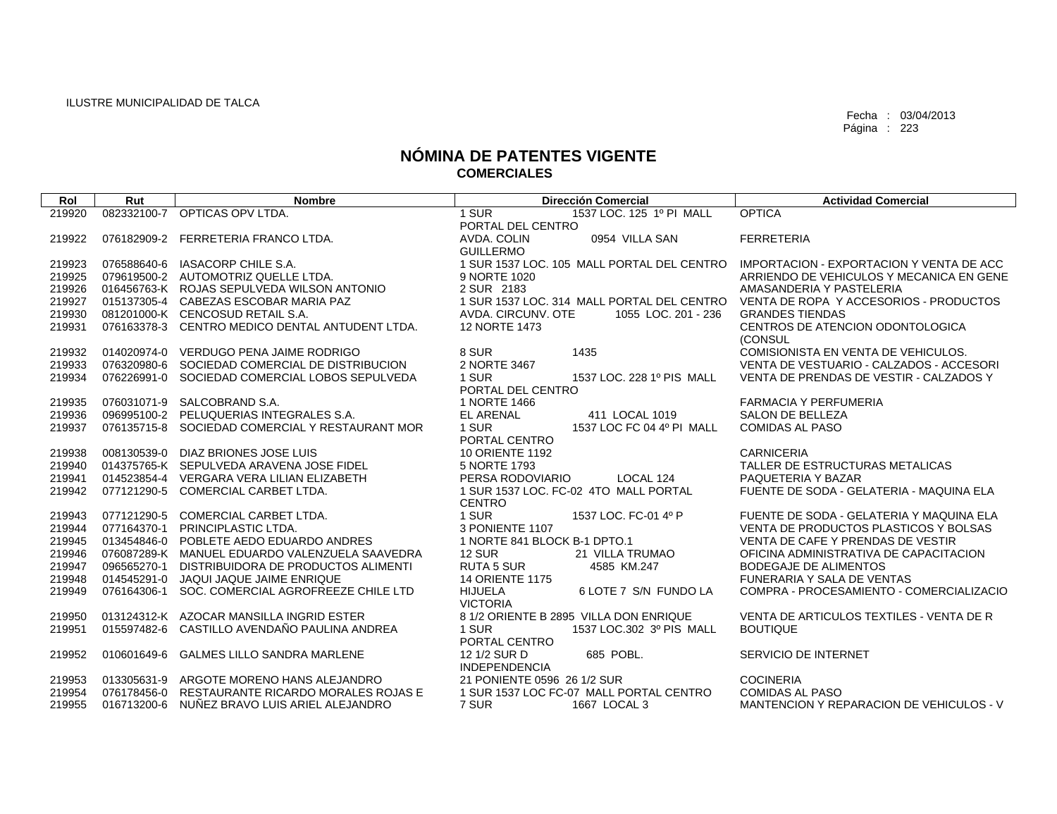ILUSTRE MUNICIPALIDAD DE TALCA

Fecha : 03/04/2013

# NÓMINA DE PATENTES VIGENTE
## COMERCIALES

| Rol | Rut | Nombre | Dirección Comercial | Actividad Comercial |
|---|---|---|---|---|
| 219920 | 082332100-7 | OPTICAS OPV LTDA. | 1 SUR 1537 LOC. 125 1º PI MALL PORTAL DEL CENTRO | OPTICA |
| 219922 | 076182909-2 | FERRETERIA FRANCO LTDA. | AVDA. COLIN 0954 VILLA SAN GUILLERMO | FERRETERIA |
| 219923 | 076588640-6 | IASACORP CHILE S.A. | 1 SUR 1537 LOC. 105 MALL PORTAL DEL CENTRO | IMPORTACION - EXPORTACION Y VENTA DE ACC |
| 219925 | 079619500-2 | AUTOMOTRIZ QUELLE LTDA. | 9 NORTE 1020 | ARRIENDO DE VEHICULOS Y MECANICA EN GENE |
| 219926 | 016456763-K | ROJAS SEPULVEDA WILSON ANTONIO | 2 SUR 2183 | AMASANDERIA Y PASTELERIA |
| 219927 | 015137305-4 | CABEZAS ESCOBAR MARIA PAZ | 1 SUR 1537 LOC. 314 MALL PORTAL DEL CENTRO | VENTA DE ROPA Y ACCESORIOS - PRODUCTOS |
| 219930 | 081201000-K | CENCOSUD RETAIL S.A. | AVDA. CIRCUNV. OTE 1055 LOC. 201 - 236 | GRANDES TIENDAS |
| 219931 | 076163378-3 | CENTRO MEDICO DENTAL ANTUDENT LTDA. | 12 NORTE 1473 | CENTROS DE ATENCION ODONTOLOGICA (CONSUL |
| 219932 | 014020974-0 | VERDUGO PENA JAIME RODRIGO | 8 SUR 1435 | COMISIONISTA EN VENTA DE VEHICULOS. |
| 219933 | 076320980-6 | SOCIEDAD COMERCIAL DE DISTRIBUCION | 2 NORTE 3467 | VENTA DE VESTUARIO - CALZADOS - ACCESORI |
| 219934 | 076226991-0 | SOCIEDAD COMERCIAL LOBOS SEPULVEDA | 1 SUR 1537 LOC. 228 1º PIS MALL PORTAL DEL CENTRO | VENTA DE PRENDAS DE VESTIR - CALZADOS Y |
| 219935 | 076031071-9 | SALCOBRAND S.A. | 1 NORTE 1466 | FARMACIA Y PERFUMERIA |
| 219936 | 096995100-2 | PELUQUERIAS INTEGRALES S.A. | EL ARENAL 411 LOCAL 1019 | SALON DE BELLEZA |
| 219937 | 076135715-8 | SOCIEDAD COMERCIAL Y RESTAURANT MOR | 1 SUR 1537 LOC FC 04 4º PI MALL PORTAL CENTRO | COMIDAS AL PASO |
| 219938 | 008130539-0 | DIAZ BRIONES JOSE LUIS | 10 ORIENTE 1192 | CARNICERIA |
| 219940 | 014375765-K | SEPULVEDA ARAVENA JOSE FIDEL | 5 NORTE 1793 | TALLER DE ESTRUCTURAS METALICAS |
| 219941 | 014523854-4 | VERGARA VERA LILIAN ELIZABETH | PERSA RODOVIARIO LOCAL 124 | PAQUETERIA Y BAZAR |
| 219942 | 077121290-5 | COMERCIAL CARBET LTDA. | 1 SUR 1537 LOC. FC-02 4TO MALL PORTAL CENTRO | FUENTE DE SODA - GELATERIA - MAQUINA ELA |
| 219943 | 077121290-5 | COMERCIAL CARBET LTDA. | 1 SUR 1537 LOC. FC-01 4º P | FUENTE DE SODA - GELATERIA Y MAQUINA ELA |
| 219944 | 077164370-1 | PRINCIPLASTIC LTDA. | 3 PONIENTE 1107 | VENTA DE PRODUCTOS PLASTICOS Y BOLSAS |
| 219945 | 013454846-0 | POBLETE AEDO EDUARDO ANDRES | 1 NORTE 841 BLOCK B-1 DPTO.1 | VENTA DE CAFE Y PRENDAS DE VESTIR |
| 219946 | 076087289-K | MANUEL EDUARDO VALENZUELA SAAVEDRA | 12 SUR 21 VILLA TRUMAO | OFICINA ADMINISTRATIVA DE CAPACITACION |
| 219947 | 096565270-1 | DISTRIBUIDORA DE PRODUCTOS ALIMENTI | RUTA 5 SUR 4585 KM.247 | BODEGAJE DE ALIMENTOS |
| 219948 | 014545291-0 | JAQUI JAQUE JAIME ENRIQUE | 14 ORIENTE 1175 | FUNERARIA Y SALA DE VENTAS |
| 219949 | 076164306-1 | SOC. COMERCIAL AGROFREEZE CHILE LTD | HIJUELA 6 LOTE 7 S/N FUNDO LA VICTORIA | COMPRA - PROCESAMIENTO - COMERCIALIZACIO |
| 219950 | 013124312-K | AZOCAR MANSILLA INGRID ESTER | 8 1/2 ORIENTE B 2895 VILLA DON ENRIQUE | VENTA DE ARTICULOS TEXTILES - VENTA DE R |
| 219951 | 015597482-6 | CASTILLO AVENDAÑO PAULINA ANDREA | 1 SUR 1537 LOC.302 3º PIS MALL PORTAL CENTRO | BOUTIQUE |
| 219952 | 010601649-6 | GALMES LILLO SANDRA MARLENE | 12 1/2 SUR D 685 POBL. INDEPENDENCIA | SERVICIO DE INTERNET |
| 219953 | 013305631-9 | ARGOTE MORENO HANS ALEJANDRO | 21 PONIENTE 0596 26 1/2 SUR | COCINERIA |
| 219954 | 076178456-0 | RESTAURANTE RICARDO MORALES ROJAS E | 1 SUR 1537 LOC FC-07 MALL PORTAL CENTRO | COMIDAS AL PASO |
| 219955 | 016713200-6 | NUÑEZ BRAVO LUIS ARIEL ALEJANDRO | 7 SUR 1667 LOCAL 3 | MANTENCION Y REPARACION DE VEHICULOS - V |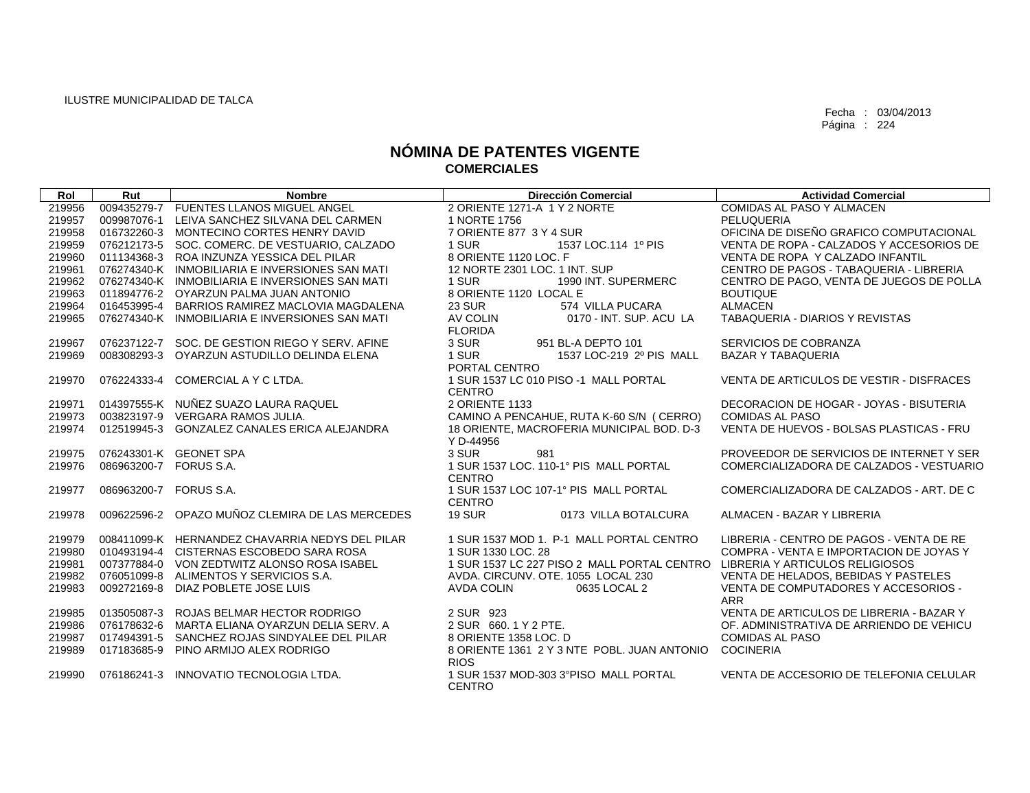ILUSTRE MUNICIPALIDAD DE TALCA

Fecha : 03/04/2013

# NÓMINA DE PATENTES VIGENTE
## COMERCIALES

| Rol | Rut | Nombre | Dirección Comercial | Actividad Comercial |
|---|---|---|---|---|
| 219956 | 009435279-7 | FUENTES LLANOS MIGUEL ANGEL | 2 ORIENTE 1271-A 1 Y 2 NORTE | COMIDAS AL PASO Y ALMACEN |
| 219957 | 009987076-1 | LEIVA SANCHEZ SILVANA DEL CARMEN | 1 NORTE 1756 | PELUQUERIA |
| 219958 | 016732260-3 | MONTECINO CORTES HENRY DAVID | 7 ORIENTE 877 3 Y 4 SUR | OFICINA DE DISEÑO GRAFICO COMPUTACIONAL |
| 219959 | 076212173-5 | SOC. COMERC. DE VESTUARIO, CALZADO | 1 SUR 1537 LOC.114 1º PIS | VENTA DE ROPA - CALZADOS Y ACCESORIOS DE |
| 219960 | 011134368-3 | ROA INZUNZA YESSICA DEL PILAR | 8 ORIENTE 1120 LOC. F | VENTA DE ROPA Y CALZADO INFANTIL |
| 219961 | 076274340-K | INMOBILIARIA E INVERSIONES SAN MATI | 12 NORTE 2301 LOC. 1 INT. SUP | CENTRO DE PAGOS - TABAQUERIA - LIBRERIA |
| 219962 | 076274340-K | INMOBILIARIA E INVERSIONES SAN MATI | 1 SUR 1990 INT. SUPERMERC | CENTRO DE PAGO, VENTA DE JUEGOS DE POLLA |
| 219963 | 011894776-2 | OYARZUN PALMA JUAN ANTONIO | 8 ORIENTE 1120 LOCAL E | BOUTIQUE |
| 219964 | 016453995-4 | BARRIOS RAMIREZ MACLOVIA MAGDALENA | 23 SUR 574 VILLA PUCARA | ALMACEN |
| 219965 | 076274340-K | INMOBILIARIA E INVERSIONES SAN MATI | AV COLIN 0170 - INT. SUP. ACU LA FLORIDA | TABAQUERIA - DIARIOS Y REVISTAS |
| 219967 | 076237122-7 | SOC. DE GESTION RIEGO Y SERV. AFINE | 3 SUR 951 BL-A DEPTO 101 | SERVICIOS DE COBRANZA |
| 219969 | 008308293-3 | OYARZUN ASTUDILLO DELINDA ELENA | 1 SUR 1537 LOC-219 2º PIS MALL PORTAL CENTRO | BAZAR Y TABAQUERIA |
| 219970 | 076224333-4 | COMERCIAL A Y C LTDA. | 1 SUR 1537 LC 010 PISO -1 MALL PORTAL CENTRO | VENTA DE ARTICULOS DE VESTIR - DISFRACES |
| 219971 | 014397555-K | NUÑEZ SUAZO LAURA RAQUEL | 2 ORIENTE 1133 | DECORACION DE HOGAR - JOYAS - BISUTERIA |
| 219973 | 003823197-9 | VERGARA RAMOS JULIA. | CAMINO A PENCAHUE, RUTA K-60 S/N ( CERRO) | COMIDAS AL PASO |
| 219974 | 012519945-3 | GONZALEZ CANALES ERICA ALEJANDRA | 18 ORIENTE, MACROFERIA MUNICIPAL BOD. D-3 Y D-44956 | VENTA DE HUEVOS - BOLSAS PLASTICAS - FRU |
| 219975 | 076243301-K | GEONET SPA | 3 SUR 981 | PROVEEDOR DE SERVICIOS DE INTERNET Y SER |
| 219976 | 086963200-7 | FORUS S.A. | 1 SUR 1537 LOC. 110-1° PIS MALL PORTAL CENTRO | COMERCIALIZADORA DE CALZADOS - VESTUARIO |
| 219977 | 086963200-7 | FORUS S.A. | 1 SUR 1537 LOC 107-1° PIS MALL PORTAL CENTRO | COMERCIALIZADORA DE CALZADOS - ART. DE C |
| 219978 | 009622596-2 | OPAZO MUÑOZ CLEMIRA DE LAS MERCEDES | 19 SUR 0173 VILLA BOTALCURA | ALMACEN - BAZAR Y LIBRERIA |
| 219979 | 008411099-K | HERNANDEZ CHAVARRIA NEDYS DEL PILAR | 1 SUR 1537 MOD 1. P-1 MALL PORTAL CENTRO | LIBRERIA - CENTRO DE PAGOS - VENTA DE RE |
| 219980 | 010493194-4 | CISTERNAS ESCOBEDO SARA ROSA | 1 SUR 1330 LOC. 28 | COMPRA - VENTA E IMPORTACION DE JOYAS Y |
| 219981 | 007377884-0 | VON ZEDTWITZ ALONSO ROSA ISABEL | 1 SUR 1537 LC 227 PISO 2 MALL PORTAL CENTRO | LIBRERIA Y ARTICULOS RELIGIOSOS |
| 219982 | 076051099-8 | ALIMENTOS Y SERVICIOS S.A. | AVDA. CIRCUNV. OTE. 1055 LOCAL 230 | VENTA DE HELADOS, BEBIDAS Y PASTELES |
| 219983 | 009272169-8 | DIAZ POBLETE JOSE LUIS | AVDA COLIN 0635 LOCAL 2 | VENTA DE COMPUTADORES Y ACCESORIOS - ARR |
| 219985 | 013505087-3 | ROJAS BELMAR HECTOR RODRIGO | 2 SUR 923 | VENTA DE ARTICULOS DE LIBRERIA - BAZAR Y |
| 219986 | 076178632-6 | MARTA ELIANA OYARZUN DELIA SERV. A | 2 SUR 660. 1 Y 2 PTE. | OF. ADMINISTRATIVA DE ARRIENDO DE VEHICU |
| 219987 | 017494391-5 | SANCHEZ ROJAS SINDYALEE DEL PILAR | 8 ORIENTE 1358 LOC. D | COMIDAS AL PASO |
| 219989 | 017183685-9 | PINO ARMIJO ALEX RODRIGO | 8 ORIENTE 1361 2 Y 3 NTE POBL. JUAN ANTONIO RIOS | COCINERIA |
| 219990 | 076186241-3 | INNOVATIO TECNOLOGIA LTDA. | 1 SUR 1537 MOD-303 3°PISO MALL PORTAL CENTRO | VENTA DE ACCESORIO DE TELEFONIA CELULAR |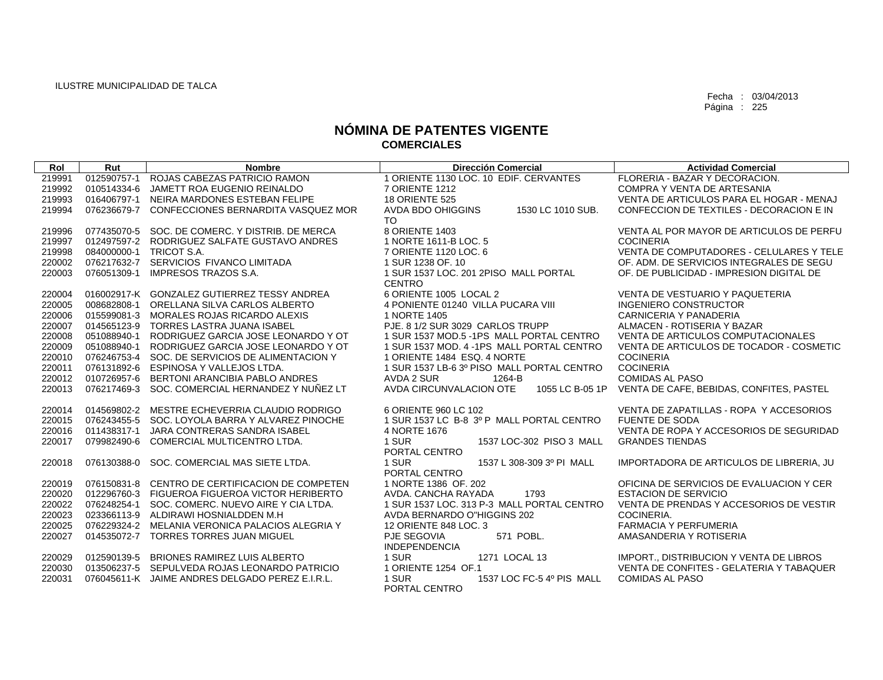ILUSTRE MUNICIPALIDAD DE TALCA

Fecha : 03/04/2013
Página : 225

# NÓMINA DE PATENTES VIGENTE
## COMERCIALES

| Rol | Rut | Nombre | Dirección Comercial | Actividad Comercial |
|---|---|---|---|---|
| 219991 | 012590757-1 | ROJAS CABEZAS PATRICIO RAMON | 1 ORIENTE 1130 LOC. 10 EDIF. CERVANTES | FLORERIA - BAZAR Y DECORACION. |
| 219992 | 010514334-6 | JAMETT ROA EUGENIO REINALDO | 7 ORIENTE 1212 | COMPRA Y VENTA DE ARTESANIA |
| 219993 | 016406797-1 | NEIRA MARDONES ESTEBAN FELIPE | 18 ORIENTE 525 | VENTA DE ARTICULOS PARA EL HOGAR - MENAJ |
| 219994 | 076236679-7 | CONFECCIONES BERNARDITA VASQUEZ MOR | AVDA BDO OHIGGINS 1530 LC 1010 SUB. TO | CONFECCION DE TEXTILES - DECORACION E IN |
| 219996 | 077435070-5 | SOC. DE COMERC. Y DISTRIB. DE MERCA | 8 ORIENTE 1403 | VENTA AL POR MAYOR DE ARTICULOS DE PERFU |
| 219997 | 012497597-2 | RODRIGUEZ SALFATE GUSTAVO ANDRES | 1 NORTE 1611-B LOC. 5 | COCINERIA |
| 219998 | 084000000-1 | TRICOT S.A. | 7 ORIENTE 1120 LOC. 6 | VENTA DE COMPUTADORES - CELULARES Y TELE |
| 220002 | 076217632-7 | SERVICIOS FIVANCO LIMITADA | 1 SUR 1238 OF. 10 | OF. ADM. DE SERVICIOS INTEGRALES DE SEGU |
| 220003 | 076051309-1 | IMPRESOS TRAZOS S.A. | 1 SUR 1537 LOC. 201 2PISO MALL PORTAL CENTRO | OF. DE PUBLICIDAD - IMPRESION DIGITAL DE |
| 220004 | 016002917-K | GONZALEZ GUTIERREZ TESSY ANDREA | 6 ORIENTE 1005 LOCAL 2 | VENTA DE VESTUARIO Y PAQUETERIA |
| 220005 | 008682808-1 | ORELLANA SILVA CARLOS ALBERTO | 4 PONIENTE 01240 VILLA PUCARA VIII | INGENIERO CONSTRUCTOR |
| 220006 | 015599081-3 | MORALES ROJAS RICARDO ALEXIS | 1 NORTE 1405 | CARNICERIA Y PANADERIA |
| 220007 | 014565123-9 | TORRES LASTRA JUANA ISABEL | PJE. 8 1/2 SUR 3029 CARLOS TRUPP | ALMACEN - ROTISERIA Y BAZAR |
| 220008 | 051088940-1 | RODRIGUEZ GARCIA JOSE LEONARDO Y OT | 1 SUR 1537 MOD.5 -1PS MALL PORTAL CENTRO | VENTA DE ARTICULOS COMPUTACIONALES |
| 220009 | 051088940-1 | RODRIGUEZ GARCIA JOSE LEONARDO Y OT | 1 SUR 1537 MOD. 4 -1PS MALL PORTAL CENTRO | VENTA DE ARTICULOS DE TOCADOR - COSMETIC |
| 220010 | 076246753-4 | SOC. DE SERVICIOS DE ALIMENTACION Y | 1 ORIENTE 1484 ESQ. 4 NORTE | COCINERIA |
| 220011 | 076131892-6 | ESPINOSA Y VALLEJOS LTDA. | 1 SUR 1537 LB-6 3º PISO MALL PORTAL CENTRO | COCINERIA |
| 220012 | 010726957-6 | BERTONI ARANCIBIA PABLO ANDRES | AVDA 2 SUR 1264-B | COMIDAS AL PASO |
| 220013 | 076217469-3 | SOC. COMERCIAL HERNANDEZ Y NUÑEZ LT | AVDA CIRCUNVALACION OTE 1055 LC B-05 1P | VENTA DE CAFE, BEBIDAS, CONFITES, PASTEL |
| 220014 | 014569802-2 | MESTRE ECHEVERRIA CLAUDIO RODRIGO | 6 ORIENTE 960 LC 102 | VENTA DE ZAPATILLAS - ROPA Y ACCESORIOS |
| 220015 | 076243455-5 | SOC. LOYOLA BARRA Y ALVAREZ PINOCHE | 1 SUR 1537 LC B-8 3º P MALL PORTAL CENTRO | FUENTE DE SODA |
| 220016 | 011438317-1 | JARA CONTRERAS SANDRA ISABEL | 4 NORTE 1676 | VENTA DE ROPA Y ACCESORIOS DE SEGURIDAD |
| 220017 | 079982490-6 | COMERCIAL MULTICENTRO LTDA. | 1 SUR 1537 LOC-302 PISO 3 MALL PORTAL CENTRO | GRANDES TIENDAS |
| 220018 | 076130388-0 | SOC. COMERCIAL MAS SIETE LTDA. | 1 SUR 1537 L 308-309 3º PI MALL PORTAL CENTRO | IMPORTADORA DE ARTICULOS DE LIBRERIA, JU |
| 220019 | 076150831-8 | CENTRO DE CERTIFICACION DE COMPETEN | 1 NORTE 1386 OF. 202 | OFICINA DE SERVICIOS DE EVALUACION Y CER |
| 220020 | 012296760-3 | FIGUEROA FIGUEROA VICTOR HERIBERTO | AVDA. CANCHA RAYADA 1793 | ESTACION DE SERVICIO |
| 220022 | 076248254-1 | SOC. COMERC. NUEVO AIRE Y CIA LTDA. | 1 SUR 1537 LOC. 313 P-3 MALL PORTAL CENTRO | VENTA DE PRENDAS Y ACCESORIOS DE VESTIR |
| 220023 | 023366113-9 | ALDIRAWI HOSNIALDDEN M.H | AVDA BERNARDO O"HIGGINS 202 | COCINERIA. |
| 220025 | 076229324-2 | MELANIA VERONICA PALACIOS ALEGRIA Y | 12 ORIENTE 848 LOC. 3 | FARMACIA Y PERFUMERIA |
| 220027 | 014535072-7 | TORRES TORRES JUAN MIGUEL | PJE SEGOVIA 571 POBL. INDEPENDENCIA | AMASANDERIA Y ROTISERIA |
| 220029 | 012590139-5 | BRIONES RAMIREZ LUIS ALBERTO | 1 SUR 1271 LOCAL 13 | IMPORT., DISTRIBUCION Y VENTA DE LIBROS |
| 220030 | 013506237-5 | SEPULVEDA ROJAS LEONARDO PATRICIO | 1 ORIENTE 1254 OF.1 | VENTA DE CONFITES - GELATERIA Y TABAQUER |
| 220031 | 076045611-K | JAIME ANDRES DELGADO PEREZ E.I.R.L. | 1 SUR 1537 LOC FC-5 4º PIS MALL PORTAL CENTRO | COMIDAS AL PASO |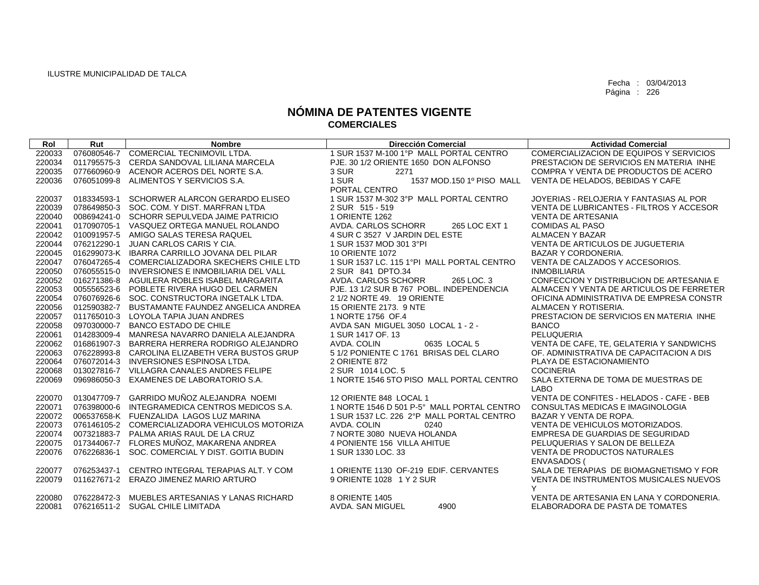ILUSTRE MUNICIPALIDAD DE TALCA

Fecha : 03/04/2013

# NÓMINA DE PATENTES VIGENTE
## COMERCIALES

| Rol | Rut | Nombre | Dirección Comercial | Actividad Comercial |
|---|---|---|---|---|
| 220033 | 076080546-7 | COMERCIAL TECNIMOVIL LTDA. | 1 SUR 1537 M-100 1°P MALL PORTAL CENTRO | COMERCIALIZACION DE EQUIPOS Y SERVICIOS |
| 220034 | 011795575-3 | CERDA SANDOVAL LILIANA MARCELA | PJE. 30 1/2 ORIENTE 1650 DON ALFONSO | PRESTACION DE SERVICIOS EN MATERIA INHE |
| 220035 | 077660960-9 | ACENOR ACEROS DEL NORTE S.A. | 3 SUR 2271 | COMPRA Y VENTA DE PRODUCTOS DE ACERO |
| 220036 | 076051099-8 | ALIMENTOS Y SERVICIOS S.A. | 1 SUR 1537 MOD.150 1º PISO MALL PORTAL CENTRO | VENTA DE HELADOS, BEBIDAS Y CAFE |
| 220037 | 018334593-1 | SCHORWER ALARCON GERARDO ELISEO | 1 SUR 1537 M-302 3°P MALL PORTAL CENTRO | JOYERIAS - RELOJERIA Y FANTASIAS AL POR |
| 220039 | 078649850-3 | SOC. COM. Y DIST. MARFRAN LTDA | 2 SUR 515 - 519 | VENTA DE LUBRICANTES - FILTROS Y ACCESOR |
| 220040 | 008694241-0 | SCHORR SEPULVEDA JAIME PATRICIO | 1 ORIENTE 1262 | VENTA DE ARTESANIA |
| 220041 | 017090705-1 | VASQUEZ ORTEGA MANUEL ROLANDO | AVDA. CARLOS SCHORR 265 LOC EXT 1 | COMIDAS AL PASO |
| 220042 | 010091957-5 | AMIGO SALAS TERESA RAQUEL | 4 SUR C 3527 V JARDIN DEL ESTE | ALMACEN Y BAZAR |
| 220044 | 076212290-1 | JUAN CARLOS CARIS Y CIA. | 1 SUR 1537 MOD 301 3°PI | VENTA DE ARTICULOS DE JUGUETERIA |
| 220045 | 016299073-K | IBARRA CARRILLO JOVANA DEL PILAR | 10 ORIENTE 1072 | BAZAR Y CORDONERIA. |
| 220047 | 076047265-4 | COMERCIALIZADORA SKECHERS CHILE LTD | 1 SUR 1537 LC. 115 1°PI MALL PORTAL CENTRO | VENTA DE CALZADOS Y ACCESORIOS. |
| 220050 | 076055515-0 | INVERSIONES E INMOBILIARIA DEL VALL | 2 SUR 841 DPTO.34 | INMOBILIARIA |
| 220052 | 016271386-8 | AGUILERA ROBLES ISABEL MARGARITA | AVDA. CARLOS SCHORR 265 LOC. 3 | CONFECCION Y DISTRIBUCION DE ARTESANIA E |
| 220053 | 005556523-6 | POBLETE RIVERA HUGO DEL CARMEN | PJE. 13 1/2 SUR B 767 POBL. INDEPENDENCIA | ALMACEN Y VENTA DE ARTICULOS DE FERRETER |
| 220054 | 076076926-6 | SOC. CONSTRUCTORA INGETALK LTDA. | 2 1/2 NORTE 49. 19 ORIENTE | OFICINA ADMINISTRATIVA DE EMPRESA CONSTR |
| 220056 | 012590382-7 | BUSTAMANTE FAUNDEZ ANGELICA ANDREA | 15 ORIENTE 2173. 9 NTE | ALMACEN Y ROTISERIA. |
| 220057 | 011765010-3 | LOYOLA TAPIA JUAN ANDRES | 1 NORTE 1756 OF.4 | PRESTACION DE SERVICIOS EN MATERIA INHE |
| 220058 | 097030000-7 | BANCO ESTADO DE CHILE | AVDA SAN MIGUEL 3050 LOCAL 1 - 2 - | BANCO |
| 220061 | 014283009-4 | MANRESA NAVARRO DANIELA ALEJANDRA | 1 SUR 1417 OF. 13 | PELUQUERIA |
| 220062 | 016861907-3 | BARRERA HERRERA RODRIGO ALEJANDRO | AVDA. COLIN 0635 LOCAL 5 | VENTA DE CAFE, TE, GELATERIA Y SANDWICHS |
| 220063 | 076228993-8 | CAROLINA ELIZABETH VERA BUSTOS GRUP | 5 1/2 PONIENTE C 1761 BRISAS DEL CLARO | OF. ADMINISTRATIVA DE CAPACITACION A DIS |
| 220064 | 076072014-3 | INVERSIONES ESPINOSA LTDA. | 2 ORIENTE 872 | PLAYA DE ESTACIONAMIENTO |
| 220068 | 013027816-7 | VILLAGRA CANALES ANDRES FELIPE | 2 SUR 1014 LOC. 5 | COCINERIA |
| 220069 | 096986050-3 | EXAMENES DE LABORATORIO S.A. | 1 NORTE 1546 5TO PISO MALL PORTAL CENTRO | SALA EXTERNA DE TOMA DE MUESTRAS DE LABO |
| 220070 | 013047709-7 | GARRIDO MUÑOZ ALEJANDRA NOEMI | 12 ORIENTE 848 LOCAL 1 | VENTA DE CONFITES - HELADOS - CAFE - BEB |
| 220071 | 076398000-6 | INTEGRAMEDICA CENTROS MEDICOS S.A. | 1 NORTE 1546 D 501 P-5° MALL PORTAL CENTRO | CONSULTAS MEDICAS E IMAGINOLOGIA |
| 220072 | 006537658-K | FUENZALIDA LAGOS LUZ MARINA | 1 SUR 1537 LC. 226 2°P MALL PORTAL CENTRO | BAZAR Y VENTA DE ROPA. |
| 220073 | 076146105-2 | COMERCIALIZADORA VEHICULOS MOTORIZA | AVDA. COLIN 0240 | VENTA DE VEHICULOS MOTORIZADOS. |
| 220074 | 007321883-7 | PALMA ARIAS RAUL DE LA CRUZ | 7 NORTE 3080 NUEVA HOLANDA | EMPRESA DE GUARDIAS DE SEGURIDAD |
| 220075 | 017344067-7 | FLORES MUÑOZ, MAKARENA ANDREA | 4 PONIENTE 156 VILLA AHITUE | PELUQUERIAS Y SALON DE BELLEZA |
| 220076 | 076226836-1 | SOC. COMERCIAL Y DIST. GOITIA BUDIN | 1 SUR 1330 LOC. 33 | VENTA DE PRODUCTOS NATURALES ENVASADOS ( |
| 220077 | 076253437-1 | CENTRO INTEGRAL TERAPIAS ALT. Y COM | 1 ORIENTE 1130 OF-219 EDIF. CERVANTES | SALA DE TERAPIAS DE BIOMAGNETISMO Y FOR |
| 220079 | 011627671-2 | ERAZO JIMENEZ MARIO ARTURO | 9 ORIENTE 1028 1 Y 2 SUR | VENTA DE INSTRUMENTOS MUSICALES NUEVOS Y |
| 220080 | 076228472-3 | MUEBLES ARTESANIAS Y LANAS RICHARD | 8 ORIENTE 1405 | VENTA DE ARTESANIA EN LANA Y CORDONERIA. |
| 220081 | 076216511-2 | SUGAL CHILE LIMITADA | AVDA. SAN MIGUEL 4900 | ELABORADORA DE PASTA DE TOMATES |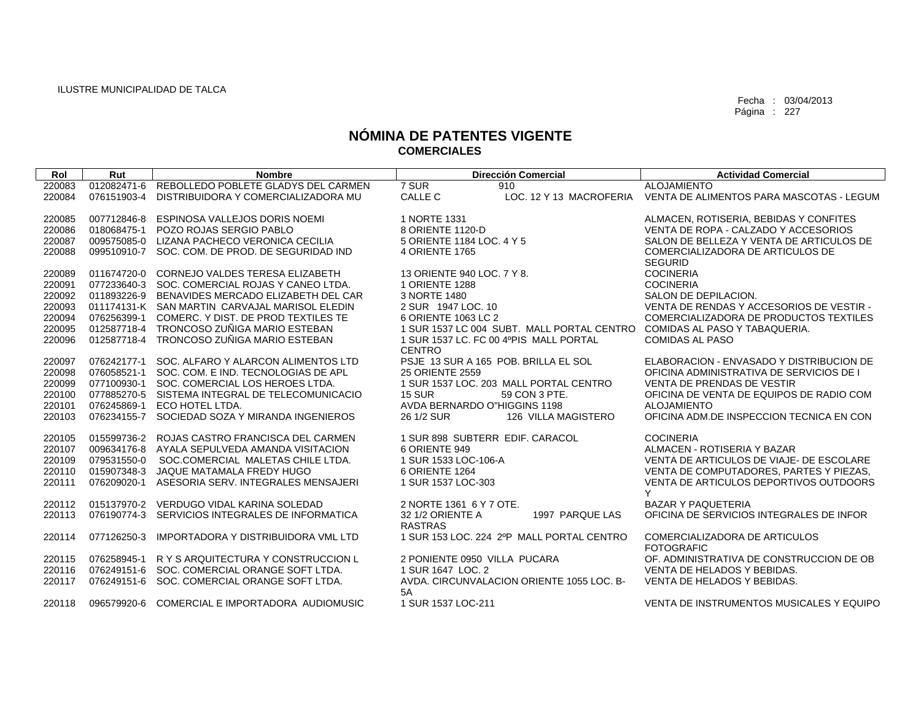ILUSTRE MUNICIPALIDAD DE TALCA

Fecha : 03/04/2013
Página : 227

# NÓMINA DE PATENTES VIGENTE
## COMERCIALES

| Rol | Rut | Nombre | Dirección Comercial | Actividad Comercial |
|---|---|---|---|---|
| 220083 | 012082471-6 | REBOLLEDO POBLETE GLADYS DEL CARMEN | 7 SUR 910 | ALOJAMIENTO |
| 220084 | 076151903-4 | DISTRIBUIDORA Y COMERCIALIZADORA MU | CALLE C LOC. 12 Y 13 MACROFERIA | VENTA DE ALIMENTOS PARA MASCOTAS - LEGUM |
| 220085 | 007712846-8 | ESPINOSA VALLEJOS DORIS NOEMI | 1 NORTE 1331 | ALMACEN, ROTISERIA, BEBIDAS Y CONFITES |
| 220086 | 018068475-1 | POZO ROJAS SERGIO PABLO | 8 ORIENTE 1120-D | VENTA DE ROPA - CALZADO Y ACCESORIOS |
| 220087 | 009575085-0 | LIZANA PACHECO VERONICA CECILIA | 5 ORIENTE 1184 LOC. 4 Y 5 | SALON DE BELLEZA Y VENTA DE ARTICULOS DE |
| 220088 | 099510910-7 | SOC. COM. DE PROD. DE SEGURIDAD IND | 4 ORIENTE 1765 | COMERCIALIZADORA DE ARTICULOS DE SEGURID |
| 220089 | 011674720-0 | CORNEJO VALDES TERESA ELIZABETH | 13 ORIENTE 940 LOC. 7 Y 8. | COCINERIA |
| 220091 | 077233640-3 | SOC. COMERCIAL ROJAS Y CANEO LTDA. | 1 ORIENTE 1288 | COCINERIA |
| 220092 | 011893226-9 | BENAVIDES MERCADO ELIZABETH DEL CAR | 3 NORTE 1480 | SALON DE DEPILACION. |
| 220093 | 011174131-K | SAN MARTIN CARVAJAL MARISOL ELEDIN | 2 SUR 1947 LOC. 10 | VENTA DE RENDAS Y ACCESORIOS DE VESTIR - |
| 220094 | 076256399-1 | COMERC. Y DIST. DE PROD TEXTILES TE | 6 ORIENTE 1063 LC 2 | COMERCIALIZADORA DE PRODUCTOS TEXTILES |
| 220095 | 012587718-4 | TRONCOSO ZUÑIGA MARIO ESTEBAN | 1 SUR 1537 LC 004 SUBT. MALL PORTAL CENTRO | COMIDAS AL PASO Y TABAQUERIA. |
| 220096 | 012587718-4 | TRONCOSO ZUÑIGA MARIO ESTEBAN | 1 SUR 1537 LC. FC 00 4ºPIS MALL PORTAL CENTRO | COMIDAS AL PASO |
| 220097 | 076242177-1 | SOC. ALFARO Y ALARCON ALIMENTOS LTD | PSJE 13 SUR A 165 POB. BRILLA EL SOL | ELABORACION - ENVASADO Y DISTRIBUCION DE |
| 220098 | 076058521-1 | SOC. COM. E IND. TECNOLOGIAS DE APL | 25 ORIENTE 2559 | OFICINA ADMINISTRATIVA DE SERVICIOS DE I |
| 220099 | 077100930-1 | SOC. COMERCIAL LOS HEROES LTDA. | 1 SUR 1537 LOC. 203 MALL PORTAL CENTRO | VENTA DE PRENDAS DE VESTIR |
| 220100 | 077885270-5 | SISTEMA INTEGRAL DE TELECOMUNICACIO | 15 SUR 59 CON 3 PTE. | OFICINA DE VENTA DE EQUIPOS DE RADIO COM |
| 220101 | 076245869-1 | ECO HOTEL LTDA. | AVDA BERNARDO O"HIGGINS 1198 | ALOJAMIENTO |
| 220103 | 076234155-7 | SOCIEDAD SOZA Y MIRANDA INGENIEROS | 26 1/2 SUR 126 VILLA MAGISTERO | OFICINA ADM.DE INSPECCION TECNICA EN CON |
| 220105 | 015599736-2 | ROJAS CASTRO FRANCISCA DEL CARMEN | 1 SUR 898 SUBTERR EDIF. CARACOL | COCINERIA |
| 220107 | 009634176-8 | AYALA SEPULVEDA AMANDA VISITACION | 6 ORIENTE 949 | ALMACEN - ROTISERIA Y BAZAR |
| 220109 | 079531550-0 | SOC.COMERCIAL MALETAS CHILE LTDA. | 1 SUR 1533 LOC-106-A | VENTA DE ARTICULOS DE VIAJE- DE ESCOLARE |
| 220110 | 015907348-3 | JAQUE MATAMALA FREDY HUGO | 6 ORIENTE 1264 | VENTA DE COMPUTADORES, PARTES Y PIEZAS, |
| 220111 | 076209020-1 | ASESORIA SERV. INTEGRALES MENSAJERI | 1 SUR 1537 LOC-303 | VENTA DE ARTICULOS DEPORTIVOS OUTDOORS Y |
| 220112 | 015137970-2 | VERDUGO VIDAL KARINA SOLEDAD | 2 NORTE 1361 6 Y 7 OTE. | BAZAR Y PAQUETERIA |
| 220113 | 076190774-3 | SERVICIOS INTEGRALES DE INFORMATICA | 32 1/2 ORIENTE A 1997 PARQUE LAS RASTRAS | OFICINA DE SERVICIOS INTEGRALES DE INFOR |
| 220114 | 077126250-3 | IMPORTADORA Y DISTRIBUIDORA VML LTD | 1 SUR 153 LOC. 224 2ºP MALL PORTAL CENTRO | COMERCIALIZADORA DE ARTICULOS FOTOGRAFIC |
| 220115 | 076258945-1 | R Y S ARQUITECTURA Y CONSTRUCCION L | 2 PONIENTE 0950 VILLA PUCARA | OF. ADMINISTRATIVA DE CONSTRUCCION DE OB |
| 220116 | 076249151-6 | SOC. COMERCIAL ORANGE SOFT LTDA. | 1 SUR 1647 LOC. 2 | VENTA DE HELADOS Y BEBIDAS. |
| 220117 | 076249151-6 | SOC. COMERCIAL ORANGE SOFT LTDA. | AVDA. CIRCUNVALACION ORIENTE 1055 LOC. B-5A | VENTA DE HELADOS Y BEBIDAS. |
| 220118 | 096579920-6 | COMERCIAL E IMPORTADORA AUDIOMUSIC | 1 SUR 1537 LOC-211 | VENTA DE INSTRUMENTOS MUSICALES Y EQUIPO |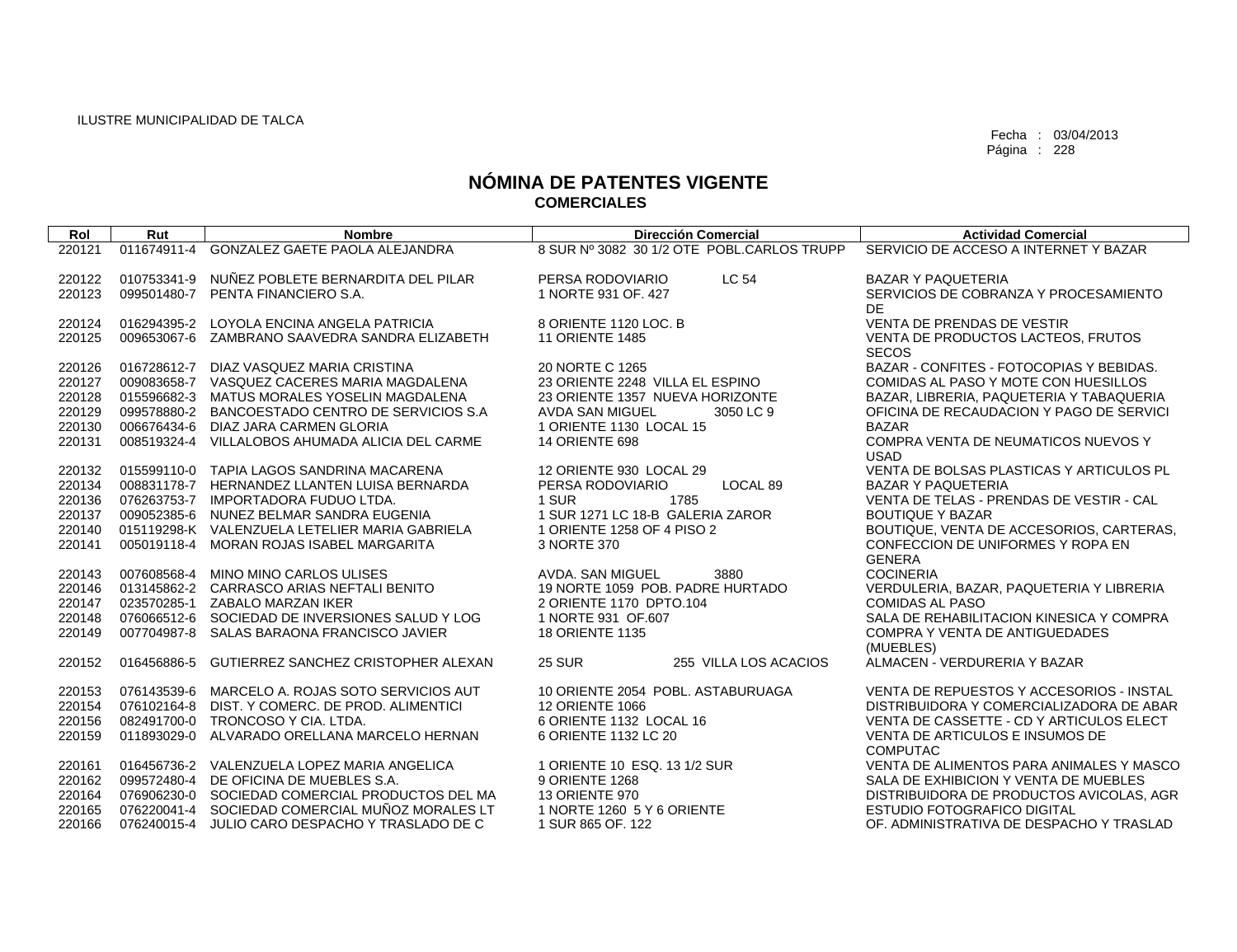ILUSTRE MUNICIPALIDAD DE TALCA

Fecha : 03/04/2013
Página : 228

# NÓMINA DE PATENTES VIGENTE
## COMERCIALES

| Rol | Rut | Nombre | Dirección Comercial | Actividad Comercial |
|---|---|---|---|---|
| 220121 | 011674911-4 | GONZALEZ GAETE PAOLA ALEJANDRA | 8 SUR Nº 3082 30 1/2 OTE POBL.CARLOS TRUPP | SERVICIO DE ACCESO A INTERNET Y BAZAR |
| 220122 | 010753341-9 | NUÑEZ POBLETE BERNARDITA DEL PILAR | PERSA RODOVIARIO LC 54 | BAZAR Y PAQUETERIA |
| 220123 | 099501480-7 | PENTA FINANCIERO S.A. | 1 NORTE 931 OF. 427 | SERVICIOS DE COBRANZA Y PROCESAMIENTO DE |
| 220124 | 016294395-2 | LOYOLA ENCINA ANGELA PATRICIA | 8 ORIENTE 1120 LOC. B | VENTA DE PRENDAS DE VESTIR |
| 220125 | 009653067-6 | ZAMBRANO SAAVEDRA SANDRA ELIZABETH | 11 ORIENTE 1485 | VENTA DE PRODUCTOS LACTEOS, FRUTOS SECOS |
| 220126 | 016728612-7 | DIAZ VASQUEZ MARIA CRISTINA | 20 NORTE C 1265 | BAZAR - CONFITES - FOTOCOPIAS Y BEBIDAS. |
| 220127 | 009083658-7 | VASQUEZ CACERES MARIA MAGDALENA | 23 ORIENTE 2248 VILLA EL ESPINO | COMIDAS AL PASO Y MOTE CON HUESILLOS |
| 220128 | 015596682-3 | MATUS MORALES YOSELIN MAGDALENA | 23 ORIENTE 1357 NUEVA HORIZONTE | BAZAR, LIBRERIA, PAQUETERIA Y TABAQUERIA |
| 220129 | 099578880-2 | BANCOESTADO CENTRO DE SERVICIOS S.A | AVDA SAN MIGUEL 3050 LC 9 | OFICINA DE RECAUDACION Y PAGO DE SERVICI |
| 220130 | 006676434-6 | DIAZ JARA CARMEN GLORIA | 1 ORIENTE 1130 LOCAL 15 | BAZAR |
| 220131 | 008519324-4 | VILLALOBOS AHUMADA ALICIA DEL CARME | 14 ORIENTE 698 | COMPRA VENTA DE NEUMATICOS NUEVOS Y USAD |
| 220132 | 015599110-0 | TAPIA LAGOS SANDRINA MACARENA | 12 ORIENTE 930 LOCAL 29 | VENTA DE BOLSAS PLASTICAS Y ARTICULOS PL |
| 220134 | 008831178-7 | HERNANDEZ LLANTEN LUISA BERNARDA | PERSA RODOVIARIO LOCAL 89 | BAZAR Y PAQUETERIA |
| 220136 | 076263753-7 | IMPORTADORA FUDUO LTDA. | 1 SUR 1785 | VENTA DE TELAS - PRENDAS DE VESTIR - CAL |
| 220137 | 009052385-6 | NUNEZ BELMAR SANDRA EUGENIA | 1 SUR 1271 LC 18-B GALERIA ZAROR | BOUTIQUE Y BAZAR |
| 220140 | 015119298-K | VALENZUELA LETELIER MARIA GABRIELA | 1 ORIENTE 1258 OF 4 PISO 2 | BOUTIQUE, VENTA DE ACCESORIOS, CARTERAS, |
| 220141 | 005019118-4 | MORAN ROJAS ISABEL MARGARITA | 3 NORTE 370 | CONFECCION DE UNIFORMES Y ROPA EN GENERA |
| 220143 | 007608568-4 | MINO MINO CARLOS ULISES | AVDA. SAN MIGUEL 3880 | COCINERIA |
| 220146 | 013145862-2 | CARRASCO ARIAS NEFTALI BENITO | 19 NORTE 1059 POB. PADRE HURTADO | VERDULERIA, BAZAR, PAQUETERIA Y LIBRERIA |
| 220147 | 023570285-1 | ZABALO MARZAN IKER | 2 ORIENTE 1170 DPTO.104 | COMIDAS AL PASO |
| 220148 | 076066512-6 | SOCIEDAD DE INVERSIONES SALUD Y LOG | 1 NORTE 931 OF.607 | SALA DE REHABILITACION KINESICA Y COMPRA |
| 220149 | 007704987-8 | SALAS BARAONA FRANCISCO JAVIER | 18 ORIENTE 1135 | COMPRA Y VENTA DE ANTIGUEDADES (MUEBLES) |
| 220152 | 016456886-5 | GUTIERREZ SANCHEZ CRISTOPHER ALEXAN | 25 SUR 255 VILLA LOS ACACIOS | ALMACEN - VERDURERIA Y BAZAR |
| 220153 | 076143539-6 | MARCELO A. ROJAS SOTO SERVICIOS AUT | 10 ORIENTE 2054 POBL. ASTABURUAGA | VENTA DE REPUESTOS Y ACCESORIOS - INSTAL |
| 220154 | 076102164-8 | DIST. Y COMERC. DE PROD. ALIMENTICI | 12 ORIENTE 1066 | DISTRIBUIDORA Y COMERCIALIZADORA DE ABAR |
| 220156 | 082491700-0 | TRONCOSO Y CIA. LTDA. | 6 ORIENTE 1132 LOCAL 16 | VENTA DE CASSETTE - CD Y ARTICULOS ELECT |
| 220159 | 011893029-0 | ALVARADO ORELLANA MARCELO HERNAN | 6 ORIENTE 1132 LC 20 | VENTA DE ARTICULOS E INSUMOS DE COMPUTAC |
| 220161 | 016456736-2 | VALENZUELA LOPEZ MARIA ANGELICA | 1 ORIENTE 10 ESQ. 13 1/2 SUR | VENTA DE ALIMENTOS PARA ANIMALES Y MASCO |
| 220162 | 099572480-4 | DE OFICINA DE MUEBLES S.A. | 9 ORIENTE 1268 | SALA DE EXHIBICION Y VENTA DE MUEBLES |
| 220164 | 076906230-0 | SOCIEDAD COMERCIAL PRODUCTOS DEL MA | 13 ORIENTE 970 | DISTRIBUIDORA DE PRODUCTOS AVICOLAS, AGR |
| 220165 | 076220041-4 | SOCIEDAD COMERCIAL MUÑOZ MORALES LT | 1 NORTE 1260 5 Y 6 ORIENTE | ESTUDIO FOTOGRAFICO DIGITAL |
| 220166 | 076240015-4 | JULIO CARO DESPACHO Y TRASLADO DE C | 1 SUR 865 OF. 122 | OF. ADMINISTRATIVA DE DESPACHO Y TRASLAD |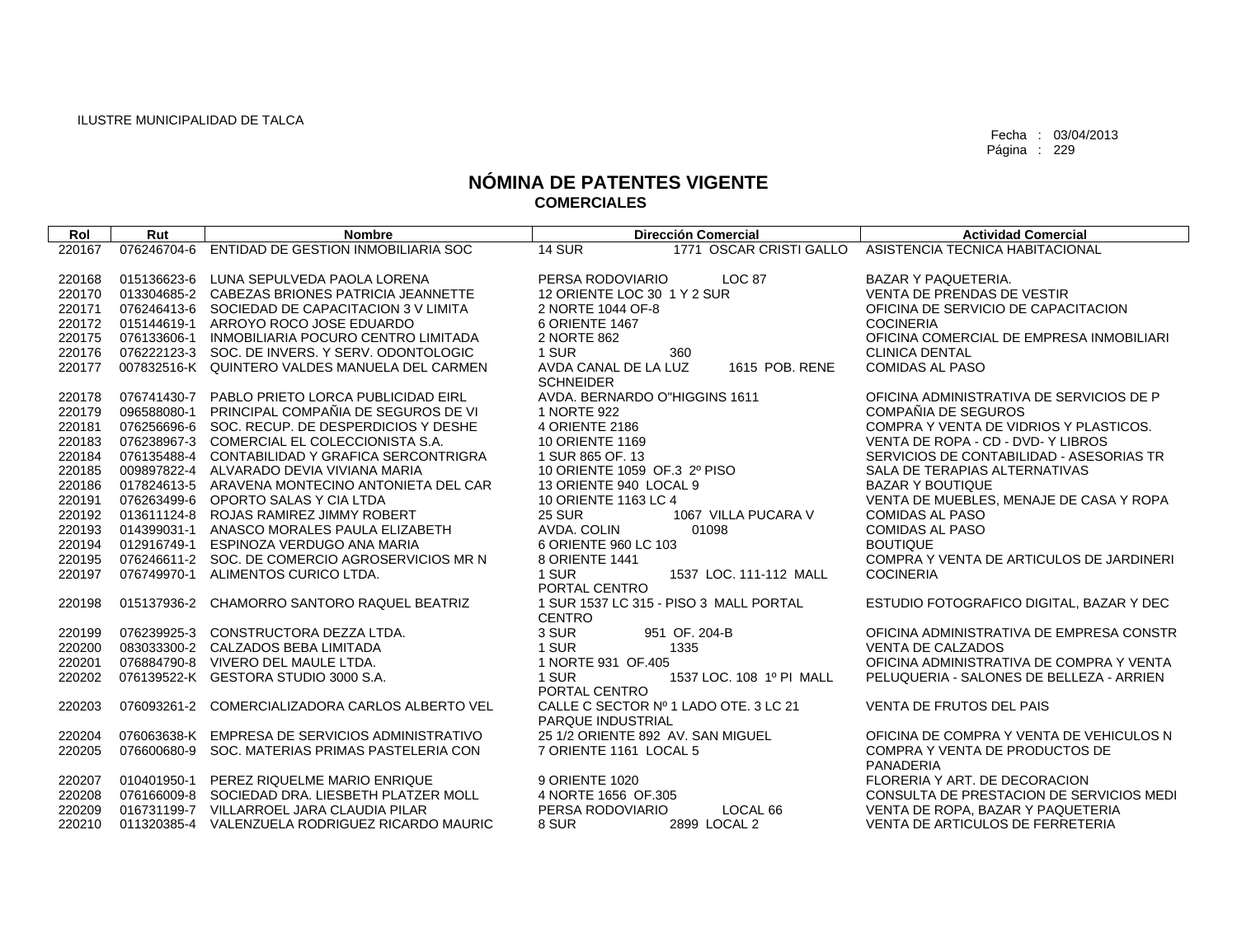ILUSTRE MUNICIPALIDAD DE TALCA

Fecha : 03/04/2013
Página : 229

# NÓMINA DE PATENTES VIGENTE
## COMERCIALES

| Rol | Rut | Nombre | Dirección Comercial | Actividad Comercial |
|---|---|---|---|---|
| 220167 | 076246704-6 | ENTIDAD DE GESTION INMOBILIARIA SOC | 14 SUR 1771 OSCAR CRISTI GALLO | ASISTENCIA TECNICA HABITACIONAL |
| 220168 | 015136623-6 | LUNA SEPULVEDA PAOLA LORENA | PERSA RODOVIARIO LOC 87 | BAZAR Y PAQUETERIA. |
| 220170 | 013304685-2 | CABEZAS BRIONES PATRICIA JEANNETTE | 12 ORIENTE LOC 30 1 Y 2 SUR | VENTA DE PRENDAS DE VESTIR |
| 220171 | 076246413-6 | SOCIEDAD DE CAPACITACION 3 V LIMITA | 2 NORTE 1044 OF-8 | OFICINA DE SERVICIO DE CAPACITACION |
| 220172 | 015144619-1 | ARROYO ROCO JOSE EDUARDO | 6 ORIENTE 1467 | COCINERIA |
| 220175 | 076133606-1 | INMOBILIARIA POCURO CENTRO LIMITADA | 2 NORTE 862 | OFICINA COMERCIAL DE EMPRESA INMOBILIARI |
| 220176 | 076222123-3 | SOC. DE INVERS. Y SERV. ODONTOLOGIC | 1 SUR 360 | CLINICA DENTAL |
| 220177 | 007832516-K | QUINTERO VALDES MANUELA DEL CARMEN | AVDA CANAL DE LA LUZ 1615 POB. RENE SCHNEIDER | COMIDAS AL PASO |
| 220178 | 076741430-7 | PABLO PRIETO LORCA PUBLICIDAD EIRL | AVDA. BERNARDO O"HIGGINS 1611 | OFICINA ADMINISTRATIVA DE SERVICIOS DE P |
| 220179 | 096588080-1 | PRINCIPAL COMPAÑIA DE SEGUROS DE VI | 1 NORTE 922 | COMPAÑIA DE SEGUROS |
| 220181 | 076256696-6 | SOC. RECUP. DE DESPERDICIOS Y DESHE | 4 ORIENTE 2186 | COMPRA Y VENTA DE VIDRIOS Y PLASTICOS. |
| 220183 | 076238967-3 | COMERCIAL EL COLECCIONISTA S.A. | 10 ORIENTE 1169 | VENTA DE ROPA - CD - DVD- Y LIBROS |
| 220184 | 076135488-4 | CONTABILIDAD Y GRAFICA SERCONTRIGRA | 1 SUR 865 OF. 13 | SERVICIOS DE CONTABILIDAD - ASESORIAS TR |
| 220185 | 009897822-4 | ALVARADO DEVIA VIVIANA MARIA | 10 ORIENTE 1059 OF.3 2º PISO | SALA DE TERAPIAS ALTERNATIVAS |
| 220186 | 017824613-5 | ARAVENA MONTECINO ANTONIETA DEL CAR | 13 ORIENTE 940 LOCAL 9 | BAZAR Y BOUTIQUE |
| 220191 | 076263499-6 | OPORTO SALAS Y CIA LTDA | 10 ORIENTE 1163 LC 4 | VENTA DE MUEBLES, MENAJE DE CASA Y ROPA |
| 220192 | 013611124-8 | ROJAS RAMIREZ JIMMY ROBERT | 25 SUR 1067 VILLA PUCARA V | COMIDAS AL PASO |
| 220193 | 014399031-1 | ANASCO MORALES PAULA ELIZABETH | AVDA. COLIN 01098 | COMIDAS AL PASO |
| 220194 | 012916749-1 | ESPINOZA VERDUGO ANA MARIA | 6 ORIENTE 960 LC 103 | BOUTIQUE |
| 220195 | 076246611-2 | SOC. DE COMERCIO AGROSERVICIOS MR N | 8 ORIENTE 1441 | COMPRA Y VENTA DE ARTICULOS DE JARDINERI |
| 220197 | 076749970-1 | ALIMENTOS CURICO LTDA. | 1 SUR 1537 LOC. 111-112 MALL PORTAL CENTRO | COCINERIA |
| 220198 | 015137936-2 | CHAMORRO SANTORO RAQUEL BEATRIZ | 1 SUR 1537 LC 315 - PISO 3 MALL PORTAL CENTRO | ESTUDIO FOTOGRAFICO DIGITAL, BAZAR Y DEC |
| 220199 | 076239925-3 | CONSTRUCTORA DEZZA LTDA. | 3 SUR 951 OF. 204-B | OFICINA ADMINISTRATIVA DE EMPRESA CONSTR |
| 220200 | 083033300-2 | CALZADOS BEBA LIMITADA | 1 SUR 1335 | VENTA DE CALZADOS |
| 220201 | 076884790-8 | VIVERO DEL MAULE LTDA. | 1 NORTE 931 OF.405 | OFICINA ADMINISTRATIVA DE COMPRA Y VENTA |
| 220202 | 076139522-K | GESTORA STUDIO 3000 S.A. | 1 SUR 1537 LOC. 108 1º PI MALL PORTAL CENTRO | PELUQUERIA - SALONES DE BELLEZA - ARRIEN |
| 220203 | 076093261-2 | COMERCIALIZADORA CARLOS ALBERTO VEL | CALLE C SECTOR Nº 1 LADO OTE. 3 LC 21 PARQUE INDUSTRIAL | VENTA DE FRUTOS DEL PAIS |
| 220204 | 076063638-K | EMPRESA DE SERVICIOS ADMINISTRATIVO | 25 1/2 ORIENTE 892 AV. SAN MIGUEL | OFICINA DE COMPRA Y VENTA DE VEHICULOS N |
| 220205 | 076600680-9 | SOC. MATERIAS PRIMAS PASTELERIA CON | 7 ORIENTE 1161 LOCAL 5 | COMPRA Y VENTA DE PRODUCTOS DE PANADERIA |
| 220207 | 010401950-1 | PEREZ RIQUELME MARIO ENRIQUE | 9 ORIENTE 1020 | FLORERIA Y ART. DE DECORACION |
| 220208 | 076166009-8 | SOCIEDAD DRA. LIESBETH PLATZER MOLL | 4 NORTE 1656 OF.305 | CONSULTA DE PRESTACION DE SERVICIOS MEDI |
| 220209 | 016731199-7 | VILLARROEL JARA CLAUDIA PILAR | PERSA RODOVIARIO LOCAL 66 | VENTA DE ROPA, BAZAR Y PAQUETERIA |
| 220210 | 011320385-4 | VALENZUELA RODRIGUEZ RICARDO MAURIC | 8 SUR 2899 LOCAL 2 | VENTA DE ARTICULOS DE FERRETERIA |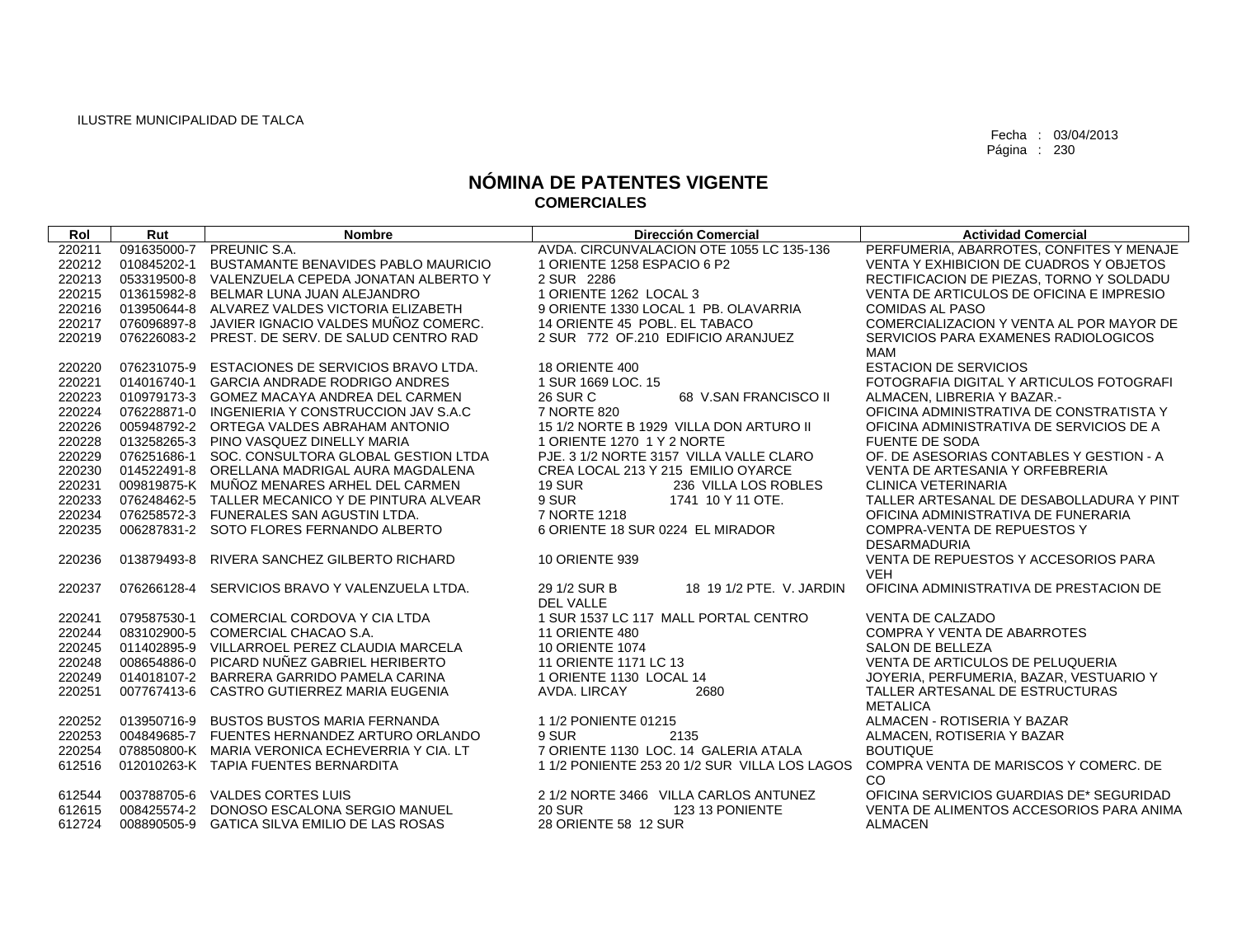ILUSTRE MUNICIPALIDAD DE TALCA

Fecha : 03/04/2013

# NÓMINA DE PATENTES VIGENTE
## COMERCIALES

| Rol | Rut | Nombre | Dirección Comercial | Actividad Comercial |
|---|---|---|---|---|
| 220211 | 091635000-7 | PREUNIC S.A. | AVDA. CIRCUNVALACION OTE 1055 LC 135-136 | PERFUMERIA, ABARROTES, CONFITES Y MENAJE |
| 220212 | 010845202-1 | BUSTAMANTE BENAVIDES PABLO MAURICIO | 1 ORIENTE 1258 ESPACIO 6 P2 | VENTA Y EXHIBICION DE CUADROS Y OBJETOS |
| 220213 | 053319500-8 | VALENZUELA CEPEDA JONATAN ALBERTO Y | 2 SUR 2286 | RECTIFICACION DE PIEZAS, TORNO Y SOLDADU |
| 220215 | 013615982-8 | BELMAR LUNA JUAN ALEJANDRO | 1 ORIENTE 1262 LOCAL 3 | VENTA DE ARTICULOS DE OFICINA E IMPRESIO |
| 220216 | 013950644-8 | ALVAREZ VALDES VICTORIA ELIZABETH | 9 ORIENTE 1330 LOCAL 1 PB. OLAVARRIA | COMIDAS AL PASO |
| 220217 | 076096897-8 | JAVIER IGNACIO VALDES MUÑOZ COMERC. | 14 ORIENTE 45 POBL. EL TABACO | COMERCIALIZACION Y VENTA AL POR MAYOR DE |
| 220219 | 076226083-2 | PREST. DE SERV. DE SALUD CENTRO RAD | 2 SUR 772 OF.210 EDIFICIO ARANJUEZ | SERVICIOS PARA EXAMENES RADIOLOGICOS MAM |
| 220220 | 076231075-9 | ESTACIONES DE SERVICIOS BRAVO LTDA. | 18 ORIENTE 400 | ESTACION DE SERVICIOS |
| 220221 | 014016740-1 | GARCIA ANDRADE RODRIGO ANDRES | 1 SUR 1669 LOC. 15 | FOTOGRAFIA DIGITAL Y ARTICULOS FOTOGRAFI |
| 220223 | 010979173-3 | GOMEZ MACAYA ANDREA DEL CARMEN | 26 SUR C 68 V.SAN FRANCISCO II | ALMACEN, LIBRERIA Y BAZAR.- |
| 220224 | 076228871-0 | INGENIERIA Y CONSTRUCCION JAV S.A.C | 7 NORTE 820 | OFICINA ADMINISTRATIVA DE CONSTRATISTA Y |
| 220226 | 005948792-2 | ORTEGA VALDES ABRAHAM ANTONIO | 15 1/2 NORTE B 1929 VILLA DON ARTURO II | OFICINA ADMINISTRATIVA DE SERVICIOS DE A |
| 220228 | 013258265-3 | PINO VASQUEZ DINELLY MARIA | 1 ORIENTE 1270 1 Y 2 NORTE | FUENTE DE SODA |
| 220229 | 076251686-1 | SOC. CONSULTORA GLOBAL GESTION LTDA | PJE. 3 1/2 NORTE 3157 VILLA VALLE CLARO | OF. DE ASESORIAS CONTABLES Y GESTION - A |
| 220230 | 014522491-8 | ORELLANA MADRIGAL AURA MAGDALENA | CREA LOCAL 213 Y 215 EMILIO OYARCE | VENTA DE ARTESANIA Y ORFEBRERIA |
| 220231 | 009819875-K | MUÑOZ MENARES ARHEL DEL CARMEN | 19 SUR 236 VILLA LOS ROBLES | CLINICA VETERINARIA |
| 220233 | 076248462-5 | TALLER MECANICO Y DE PINTURA ALVEAR | 9 SUR 1741 10 Y 11 OTE. | TALLER ARTESANAL DE DESABOLLADURA Y PINT |
| 220234 | 076258572-3 | FUNERALES SAN AGUSTIN LTDA. | 7 NORTE 1218 | OFICINA ADMINISTRATIVA DE FUNERARIA |
| 220235 | 006287831-2 | SOTO FLORES FERNANDO ALBERTO | 6 ORIENTE 18 SUR 0224 EL MIRADOR | COMPRA-VENTA DE REPUESTOS Y DESARMADURIA |
| 220236 | 013879493-8 | RIVERA SANCHEZ GILBERTO RICHARD | 10 ORIENTE 939 | VENTA DE REPUESTOS Y ACCESORIOS PARA VEH |
| 220237 | 076266128-4 | SERVICIOS BRAVO Y VALENZUELA LTDA. | 29 1/2 SUR B 18 19 1/2 PTE. V. JARDIN DEL VALLE | OFICINA ADMINISTRATIVA DE PRESTACION DE |
| 220241 | 079587530-1 | COMERCIAL CORDOVA Y CIA LTDA | 1 SUR 1537 LC 117 MALL PORTAL CENTRO | VENTA DE CALZADO |
| 220244 | 083102900-5 | COMERCIAL CHACAO S.A. | 11 ORIENTE 480 | COMPRA Y VENTA DE ABARROTES |
| 220245 | 011402895-9 | VILLARROEL PEREZ CLAUDIA MARCELA | 10 ORIENTE 1074 | SALON DE BELLEZA |
| 220248 | 008654886-0 | PICARD NUÑEZ GABRIEL HERIBERTO | 11 ORIENTE 1171 LC 13 | VENTA DE ARTICULOS DE PELUQUERIA |
| 220249 | 014018107-2 | BARRERA GARRIDO PAMELA CARINA | 1 ORIENTE 1130 LOCAL 14 | JOYERIA, PERFUMERIA, BAZAR, VESTUARIO Y |
| 220251 | 007767413-6 | CASTRO GUTIERREZ MARIA EUGENIA | AVDA. LIRCAY 2680 | TALLER ARTESANAL DE ESTRUCTURAS METALICA |
| 220252 | 013950716-9 | BUSTOS BUSTOS MARIA FERNANDA | 1 1/2 PONIENTE 01215 | ALMACEN - ROTISERIA Y BAZAR |
| 220253 | 004849685-7 | FUENTES HERNANDEZ ARTURO ORLANDO | 9 SUR 2135 | ALMACEN, ROTISERIA Y BAZAR |
| 220254 | 078850800-K | MARIA VERONICA ECHEVERRIA Y CIA. LT | 7 ORIENTE 1130 LOC. 14 GALERIA ATALA | BOUTIQUE |
| 612516 | 012010263-K | TAPIA FUENTES BERNARDITA | 1 1/2 PONIENTE 253 20 1/2 SUR VILLA LOS LAGOS | COMPRA VENTA DE MARISCOS Y COMERC. DE CO |
| 612544 | 003788705-6 | VALDES CORTES LUIS | 2 1/2 NORTE 3466 VILLA CARLOS ANTUNEZ | OFICINA SERVICIOS GUARDIAS DE* SEGURIDAD |
| 612615 | 008425574-2 | DONOSO ESCALONA SERGIO MANUEL | 20 SUR 123 13 PONIENTE | VENTA DE ALIMENTOS ACCESORIOS PARA ANIMA |
| 612724 | 008890505-9 | GATICA SILVA EMILIO DE LAS ROSAS | 28 ORIENTE 58 12 SUR | ALMACEN |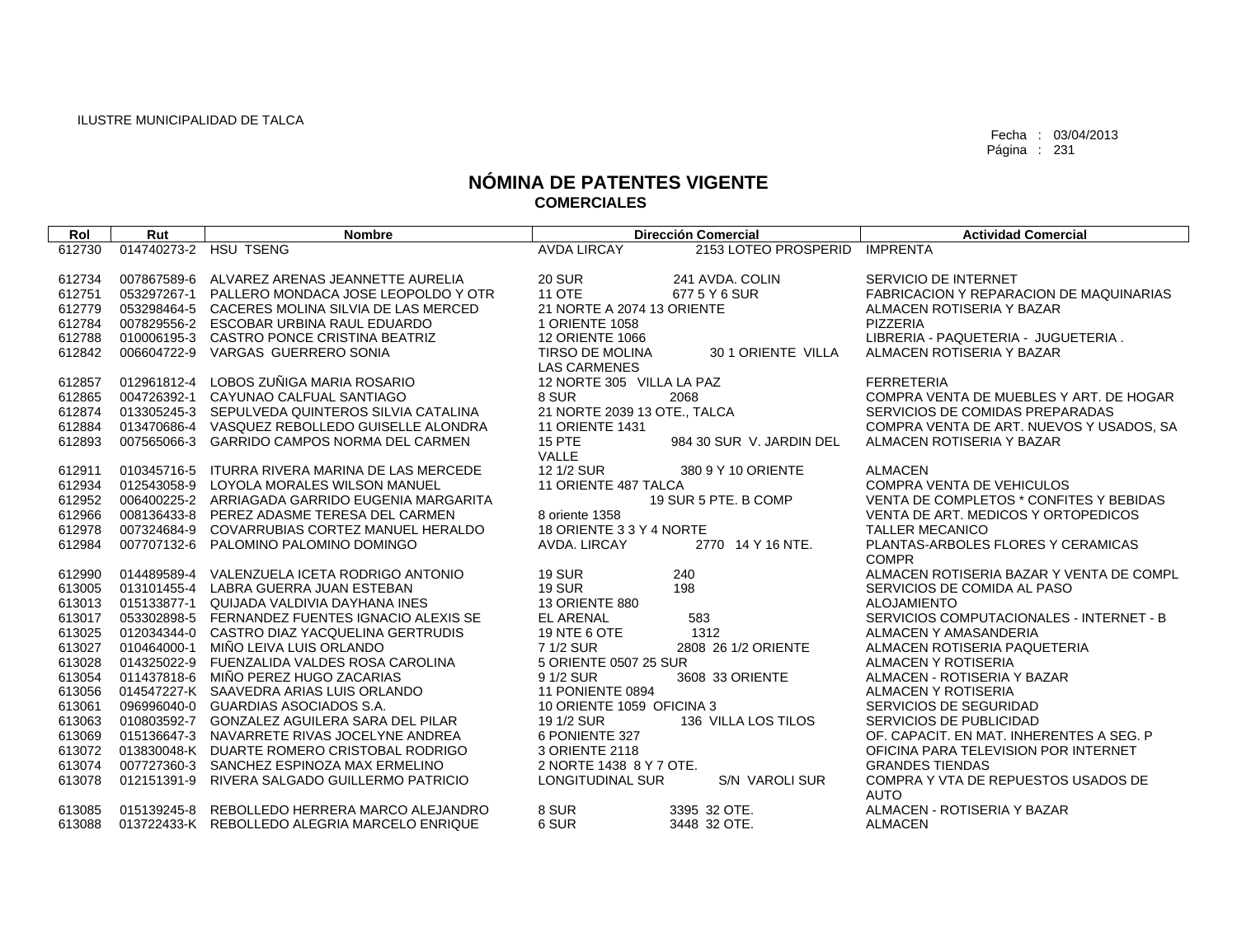ILUSTRE MUNICIPALIDAD DE TALCA

Fecha : 03/04/2013

# NÓMINA DE PATENTES VIGENTE
## COMERCIALES

| Rol | Rut | Nombre | Dirección Comercial | Actividad Comercial |
|---|---|---|---|---|
| 612730 | 014740273-2 | HSU TSENG | AVDA LIRCAY 2153 LOTEO PROSPERID | IMPRENTA |
| 612734 | 007867589-6 | ALVAREZ ARENAS JEANNETTE AURELIA | 20 SUR 241 AVDA. COLIN | SERVICIO DE INTERNET |
| 612751 | 053297267-1 | PALLERO MONDACA JOSE LEOPOLDO Y OTR | 11 OTE 677 5 Y 6 SUR | FABRICACION Y REPARACION DE MAQUINARIAS |
| 612779 | 053298464-5 | CACERES MOLINA SILVIA DE LAS MERCED | 21 NORTE A 2074 13 ORIENTE | ALMACEN ROTISERIA Y BAZAR |
| 612784 | 007829556-2 | ESCOBAR URBINA RAUL EDUARDO | 1 ORIENTE 1058 | PIZZERIA |
| 612788 | 010006195-3 | CASTRO PONCE CRISTINA BEATRIZ | 12 ORIENTE 1066 | LIBRERIA - PAQUETERIA - JUGUETERIA . |
| 612842 | 006604722-9 | VARGAS GUERRERO SONIA | TIRSO DE MOLINA 30 1 ORIENTE VILLA LAS CARMENES | ALMACEN ROTISERIA Y BAZAR |
| 612857 | 012961812-4 | LOBOS ZUÑIGA MARIA ROSARIO | 12 NORTE 305 VILLA LA PAZ | FERRETERIA |
| 612865 | 004726392-1 | CAYUNAO CALFUAL SANTIAGO | 8 SUR 2068 | COMPRA VENTA DE MUEBLES Y ART. DE HOGAR |
| 612874 | 013305245-3 | SEPULVEDA QUINTEROS SILVIA CATALINA | 21 NORTE 2039 13 OTE., TALCA | SERVICIOS DE COMIDAS PREPARADAS |
| 612884 | 013470686-4 | VASQUEZ REBOLLEDO GUISELLE ALONDRA | 11 ORIENTE 1431 | COMPRA VENTA DE ART. NUEVOS Y USADOS, SA |
| 612893 | 007565066-3 | GARRIDO CAMPOS NORMA DEL CARMEN | 15 PTE 984 30 SUR V. JARDIN DEL VALLE | ALMACEN ROTISERIA Y BAZAR |
| 612911 | 010345716-5 | ITURRA RIVERA MARINA DE LAS MERCEDE | 12 1/2 SUR 380 9 Y 10 ORIENTE | ALMACEN |
| 612934 | 012543058-9 | LOYOLA MORALES WILSON MANUEL | 11 ORIENTE 487 TALCA | COMPRA VENTA DE VEHICULOS |
| 612952 | 006400225-2 | ARRIAGADA GARRIDO EUGENIA MARGARITA | 19 SUR 5 PTE. B COMP | VENTA DE COMPLETOS * CONFITES Y BEBIDAS |
| 612966 | 008136433-8 | PEREZ ADASME TERESA DEL CARMEN | 8 oriente 1358 | VENTA DE ART. MEDICOS Y ORTOPEDICOS |
| 612978 | 007324684-9 | COVARRUBIAS CORTEZ MANUEL HERALDO | 18 ORIENTE 3 3 Y 4 NORTE | TALLER MECANICO |
| 612984 | 007707132-6 | PALOMINO PALOMINO DOMINGO | AVDA. LIRCAY 2770 14 Y 16 NTE. | PLANTAS-ARBOLES FLORES Y CERAMICAS COMPR |
| 612990 | 014489589-4 | VALENZUELA ICETA RODRIGO ANTONIO | 19 SUR 240 | ALMACEN ROTISERIA BAZAR Y VENTA DE COMPL |
| 613005 | 013101455-4 | LABRA GUERRA JUAN ESTEBAN | 19 SUR 198 | SERVICIOS DE COMIDA AL PASO |
| 613013 | 015133877-1 | QUIJADA VALDIVIA DAYHANA INES | 13 ORIENTE 880 | ALOJAMIENTO |
| 613017 | 053302898-5 | FERNANDEZ FUENTES IGNACIO ALEXIS SE | EL ARENAL 583 | SERVICIOS COMPUTACIONALES - INTERNET - B |
| 613025 | 012034344-0 | CASTRO DIAZ YACQUELINA GERTRUDIS | 19 NTE 6 OTE 1312 | ALMACEN Y AMASANDERIA |
| 613027 | 010464000-1 | MIÑO LEIVA LUIS ORLANDO | 7 1/2 SUR 2808 26 1/2 ORIENTE | ALMACEN ROTISERIA PAQUETERIA |
| 613028 | 014325022-9 | FUENZALIDA VALDES ROSA CAROLINA | 5 ORIENTE 0507 25 SUR | ALMACEN Y ROTISERIA |
| 613054 | 011437818-6 | MIÑO PEREZ HUGO ZACARIAS | 9 1/2 SUR 3608 33 ORIENTE | ALMACEN - ROTISERIA Y BAZAR |
| 613056 | 014547227-K | SAAVEDRA ARIAS LUIS ORLANDO | 11 PONIENTE 0894 | ALMACEN Y ROTISERIA |
| 613061 | 096996040-0 | GUARDIAS ASOCIADOS S.A. | 10 ORIENTE 1059 OFICINA 3 | SERVICIOS DE SEGURIDAD |
| 613063 | 010803592-7 | GONZALEZ AGUILERA SARA DEL PILAR | 19 1/2 SUR 136 VILLA LOS TILOS | SERVICIOS DE PUBLICIDAD |
| 613069 | 015136647-3 | NAVARRETE RIVAS JOCELYNE ANDREA | 6 PONIENTE 327 | OF. CAPACIT. EN MAT. INHERENTES A SEG. P |
| 613072 | 013830048-K | DUARTE ROMERO CRISTOBAL RODRIGO | 3 ORIENTE 2118 | OFICINA PARA TELEVISION POR INTERNET |
| 613074 | 007727360-3 | SANCHEZ ESPINOZA MAX ERMELINO | 2 NORTE 1438 8 Y 7 OTE. | GRANDES TIENDAS |
| 613078 | 012151391-9 | RIVERA SALGADO GUILLERMO PATRICIO | LONGITUDINAL SUR S/N VAROLI SUR | COMPRA Y VTA DE REPUESTOS USADOS DE AUTO |
| 613085 | 015139245-8 | REBOLLEDO HERRERA MARCO ALEJANDRO | 8 SUR 3395 32 OTE. | ALMACEN - ROTISERIA Y BAZAR |
| 613088 | 013722433-K | REBOLLEDO ALEGRIA MARCELO ENRIQUE | 6 SUR 3448 32 OTE. | ALMACEN |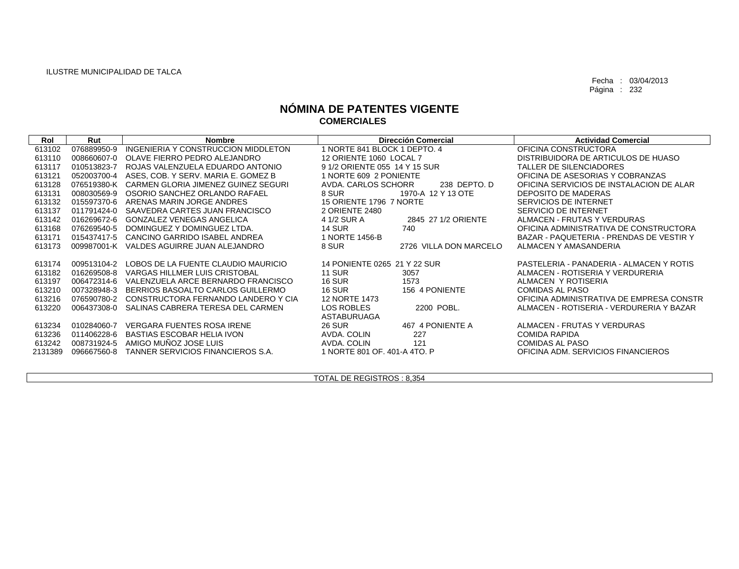ILUSTRE MUNICIPALIDAD DE TALCA

Fecha : 03/04/2013
Página : 232

# NÓMINA DE PATENTES VIGENTE
## COMERCIALES

| Rol | Rut | Nombre | Dirección Comercial | Actividad Comercial |
|---|---|---|---|---|
| 613102 | 076889950-9 | INGENIERIA Y CONSTRUCCION MIDDLETON | 1 NORTE 841 BLOCK 1 DEPTO. 4 | OFICINA CONSTRUCTORA |
| 613110 | 008660607-0 | OLAVE FIERRO PEDRO ALEJANDRO | 12 ORIENTE 1060 LOCAL 7 | DISTRIBUIDORA DE ARTICULOS DE HUASO |
| 613117 | 010513823-7 | ROJAS VALENZUELA EDUARDO ANTONIO | 9 1/2 ORIENTE 055 14 Y 15 SUR | TALLER DE SILENCIADORES |
| 613121 | 052003700-4 | ASES, COB. Y SERV. MARIA E. GOMEZ B | 1 NORTE 609 2 PONIENTE | OFICINA DE ASESORIAS Y COBRANZAS |
| 613128 | 076519380-K | CARMEN GLORIA JIMENEZ GUINEZ SEGURI | AVDA. CARLOS SCHORR 238 DEPTO. D | OFICINA SERVICIOS DE INSTALACION DE ALAR |
| 613131 | 008030569-9 | OSORIO SANCHEZ ORLANDO RAFAEL | 8 SUR 1970-A 12 Y 13 OTE | DEPOSITO DE MADERAS |
| 613132 | 015597370-6 | ARENAS MARIN JORGE ANDRES | 15 ORIENTE 1796 7 NORTE | SERVICIOS DE INTERNET |
| 613137 | 011791424-0 | SAAVEDRA CARTES JUAN FRANCISCO | 2 ORIENTE 2480 | SERVICIO DE INTERNET |
| 613142 | 016269672-6 | GONZALEZ VENEGAS ANGELICA | 4 1/2 SUR A 2845 27 1/2 ORIENTE | ALMACEN - FRUTAS Y VERDURAS |
| 613168 | 076269540-5 | DOMINGUEZ Y DOMINGUEZ LTDA. | 14 SUR 740 | OFICINA ADMINISTRATIVA DE CONSTRUCTORA |
| 613171 | 015437417-5 | CANCINO GARRIDO ISABEL ANDREA | 1 NORTE 1456-B | BAZAR - PAQUETERIA - PRENDAS DE VESTIR Y |
| 613173 | 009987001-K | VALDES AGUIRRE JUAN ALEJANDRO | 8 SUR 2726 VILLA DON MARCELO | ALMACEN Y AMASANDERIA |
| 613174 | 009513104-2 | LOBOS DE LA FUENTE CLAUDIO MAURICIO | 14 PONIENTE 0265 21 Y 22 SUR | PASTELERIA - PANADERIA - ALMACEN Y ROTIS |
| 613182 | 016269508-8 | VARGAS HILLMER LUIS CRISTOBAL | 11 SUR 3057 | ALMACEN - ROTISERIA Y VERDURERIA |
| 613197 | 006472314-6 | VALENZUELA ARCE BERNARDO FRANCISCO | 16 SUR 1573 | ALMACEN Y ROTISERIA |
| 613210 | 007328948-3 | BERRIOS BASOALTO CARLOS GUILLERMO | 16 SUR 156 4 PONIENTE | COMIDAS AL PASO |
| 613216 | 076590780-2 | CONSTRUCTORA FERNANDO LANDERO Y CIA | 12 NORTE 1473 | OFICINA ADMINISTRATIVA DE EMPRESA CONSTR |
| 613220 | 006437308-0 | SALINAS CABRERA TERESA DEL CARMEN | LOS ROBLES 2200 POBL. ASTABURUAGA | ALMACEN - ROTISERIA - VERDURERIA Y BAZAR |
| 613234 | 010284060-7 | VERGARA FUENTES ROSA IRENE | 26 SUR 467 4 PONIENTE A | ALMACEN - FRUTAS Y VERDURAS |
| 613236 | 011406228-6 | BASTIAS ESCOBAR HELIA IVON | AVDA. COLIN 227 | COMIDA RAPIDA |
| 613242 | 008731924-5 | AMIGO MUÑOZ JOSE LUIS | AVDA. COLIN 121 | COMIDAS AL PASO |
| 2131389 | 096667560-8 | TANNER SERVICIOS FINANCIEROS S.A. | 1 NORTE 801 OF. 401-A 4TO. P | OFICINA ADM. SERVICIOS FINANCIEROS |

TOTAL DE REGISTROS : 8,354